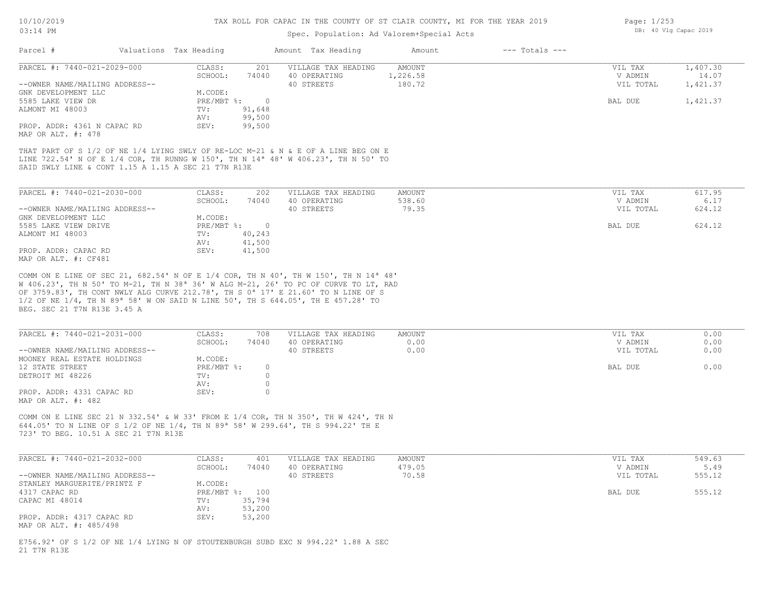TAX ROLL FOR CAPAC IN THE COUNTY OF ST CLAIR COUNTY, MI FOR THE YEAR 2019

Spec. Population: Ad Valorem+Special Acts

DB: 40 Vlg Capac 2019

10/10/2019
03:14 PM

| Parcel # | Valuations | Tax Heading | Amount | Tax Heading | Amount | --- Totals --- |
|---|---|---|---|---|---|---|

---

**PARCEL #: 7440-021-2029-000**

| | | | | | |
|---|---|---|---|---|---|
| CLASS: | 201 | VILLAGE TAX HEADING | AMOUNT | VIL TAX | 1,407.30 |
| SCHOOL: | 74040 | 40 OPERATING | 1,226.58 | V ADMIN | 14.07 |
| M.CODE: | | 40 STREETS | 180.72 | VIL TOTAL | 1,421.37 |
| PRE/MBT %: | 0 | | | BAL DUE | 1,421.37 |
| TV: | 91,648 | | | | |
| AV: | 99,500 | | | | |
| SEV: | 99,500 | | | | |

--OWNER NAME/MAILING ADDRESS--
GNK DEVELOPMENT LLC
5585 LAKE VIEW DR
ALMONT MI 48003

PROP. ADDR: 4361 N CAPAC RD
MAP OR ALT. #: 478

THAT PART OF S 1/2 OF NE 1/4 LYING SWLY OF RE-LOC M-21 & N & E OF A LINE BEG ON E LINE 722.54' N OF E 1/4 COR, TH RUNNG W 150', TH N 14ª 48' W 406.23', TH N 50' TO SAID SWLY LINE & CONT 1.15 A 1.15 A SEC 21 T7N R13E

---

**PARCEL #: 7440-021-2030-000**

| | | | | | |
|---|---|---|---|---|---|
| CLASS: | 202 | VILLAGE TAX HEADING | AMOUNT | VIL TAX | 617.95 |
| SCHOOL: | 74040 | 40 OPERATING | 538.60 | V ADMIN | 6.17 |
| M.CODE: | | 40 STREETS | 79.35 | VIL TOTAL | 624.12 |
| PRE/MBT %: | 0 | | | BAL DUE | 624.12 |
| TV: | 40,243 | | | | |
| AV: | 41,500 | | | | |
| SEV: | 41,500 | | | | |

--OWNER NAME/MAILING ADDRESS--
GNK DEVELOPMENT LLC
5585 LAKE VIEW DRIVE
ALMONT MI 48003

PROP. ADDR: CAPAC RD
MAP OR ALT. #: CF481

COMM ON E LINE OF SEC 21, 682.54' N OF E 1/4 COR, TH N 40', TH W 150', TH N 14ª 48' W 406.23', TH N 50' TO M-21, TH N 38ª 36' W ALG M-21, 26' TO PC OF CURVE TO LT, RAD OF 3759.83', TH CONT NWLY ALG CURVE 212.78', TH S 0ª 17' E 21.60' TO N LINE OF S 1/2 OF NE 1/4, TH N 89ª 58' W ON SAID N LINE 50', TH S 644.05', TH E 457.28' TO BEG. SEC 21 T7N R13E 3.45 A

---

**PARCEL #: 7440-021-2031-000**

| | | | | | |
|---|---|---|---|---|---|
| CLASS: | 708 | VILLAGE TAX HEADING | AMOUNT | VIL TAX | 0.00 |
| SCHOOL: | 74040 | 40 OPERATING | 0.00 | V ADMIN | 0.00 |
| M.CODE: | | 40 STREETS | 0.00 | VIL TOTAL | 0.00 |
| PRE/MBT %: | 0 | | | BAL DUE | 0.00 |
| TV: | 0 | | | | |
| AV: | 0 | | | | |
| SEV: | 0 | | | | |

--OWNER NAME/MAILING ADDRESS--
MOONEY REAL ESTATE HOLDINGS
12 STATE STREET
DETROIT MI 48226

PROP. ADDR: 4331 CAPAC RD
MAP OR ALT. #: 482

COMM ON E LINE SEC 21 N 332.54' & W 33' FROM E 1/4 COR, TH N 350', TH W 424', TH N 644.05' TO N LINE OF S 1/2 OF NE 1/4, TH N 89ª 58' W 299.64', TH S 994.22' TH E 723' TO BEG. 10.51 A SEC 21 T7N R13E

---

**PARCEL #: 7440-021-2032-000**

| | | | | | |
|---|---|---|---|---|---|
| CLASS: | 401 | VILLAGE TAX HEADING | AMOUNT | VIL TAX | 549.63 |
| SCHOOL: | 74040 | 40 OPERATING | 479.05 | V ADMIN | 5.49 |
| M.CODE: | | 40 STREETS | 70.58 | VIL TOTAL | 555.12 |
| PRE/MBT %: | 100 | | | BAL DUE | 555.12 |
| TV: | 35,794 | | | | |
| AV: | 53,200 | | | | |
| SEV: | 53,200 | | | | |

--OWNER NAME/MAILING ADDRESS--
STANLEY MARGUERITE/PRINTZ F
4317 CAPAC RD
CAPAC MI 48014

PROP. ADDR: 4317 CAPAC RD
MAP OR ALT. #: 485/498

E756.92' OF S 1/2 OF NE 1/4 LYING N OF STOUTENBURGH SUBD EXC N 994.22' 1.88 A SEC 21 T7N R13E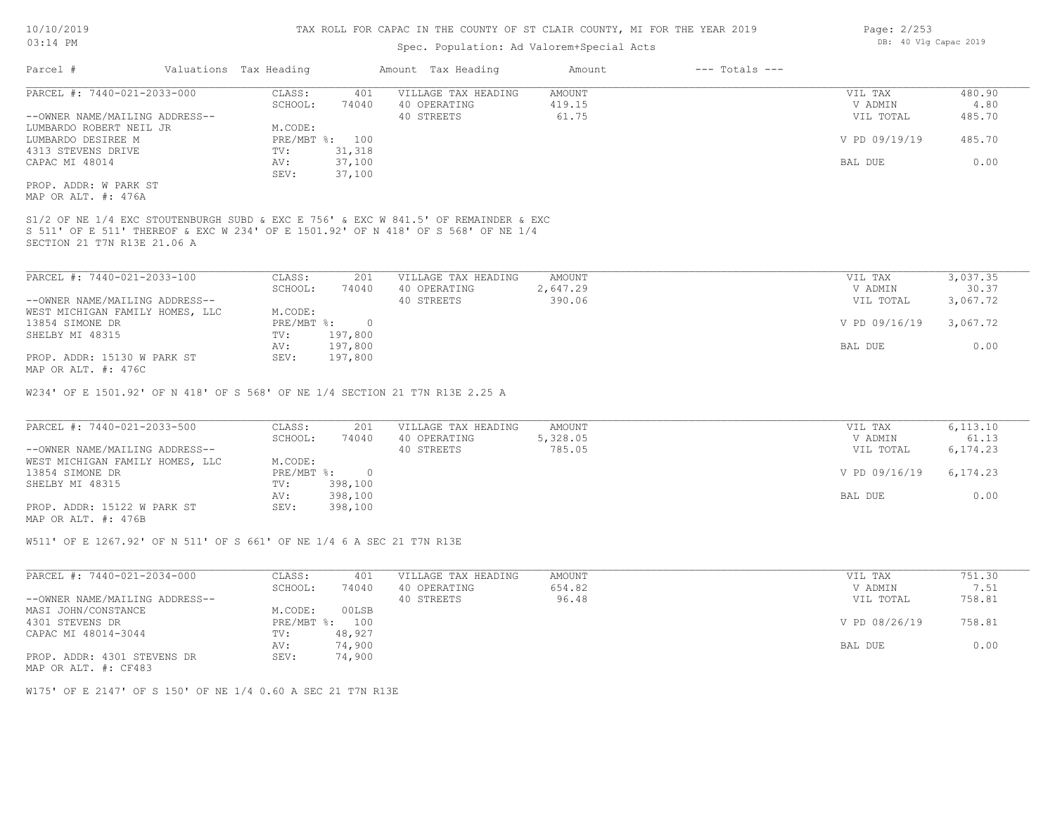TAX ROLL FOR CAPAC IN THE COUNTY OF ST CLAIR COUNTY, MI FOR THE YEAR 2019

Spec. Population: Ad Valorem+Special Acts

| Parcel # | Valuations | Tax Heading | Amount | Tax Heading | Amount | --- Totals --- | |
|---|---|---|---|---|---|---|---|
| PARCEL #: 7440-021-2033-000 | CLASS: | 401 | VILLAGE TAX HEADING | AMOUNT | | VIL TAX | 480.90 |
| | SCHOOL: | 74040 | 40 OPERATING | 419.15 | | V ADMIN | 4.80 |
| --OWNER NAME/MAILING ADDRESS-- | | | 40 STREETS | 61.75 | | VIL TOTAL | 485.70 |
| LUMBARDO ROBERT NEIL JR | M.CODE: | | | | | | |
| LUMBARDO DESIREE M | PRE/MBT %: | 100 | | | | V PD 09/19/19 | 485.70 |
| 4313 STEVENS DRIVE | TV: | 31,318 | | | | | |
| CAPAC MI 48014 | AV: | 37,100 | | | | BAL DUE | 0.00 |
| | SEV: | 37,100 | | | | | |
| PROP. ADDR: W PARK ST | | | | | | | |
| MAP OR ALT. #: 476A | | | | | | | |

S1/2 OF NE 1/4 EXC STOUTENBURGH SUBD & EXC E 756' & EXC W 841.5' OF REMAINDER & EXC S 511' OF E 511' THEREOF & EXC W 234' OF E 1501.92' OF N 418' OF S 568' OF NE 1/4 SECTION 21 T7N R13E 21.06 A

| Parcel # | Valuations | Tax Heading | Amount | Tax Heading | Amount | --- Totals --- | |
|---|---|---|---|---|---|---|---|
| PARCEL #: 7440-021-2033-100 | CLASS: | 201 | VILLAGE TAX HEADING | AMOUNT | | VIL TAX | 3,037.35 |
| | SCHOOL: | 74040 | 40 OPERATING | 2,647.29 | | V ADMIN | 30.37 |
| --OWNER NAME/MAILING ADDRESS-- | | | 40 STREETS | 390.06 | | VIL TOTAL | 3,067.72 |
| WEST MICHIGAN FAMILY HOMES, LLC | M.CODE: | | | | | | |
| 13854 SIMONE DR | PRE/MBT %: | 0 | | | | V PD 09/16/19 | 3,067.72 |
| SHELBY MI 48315 | TV: | 197,800 | | | | | |
| | AV: | 197,800 | | | | BAL DUE | 0.00 |
| PROP. ADDR: 15130 W PARK ST | SEV: | 197,800 | | | | | |
| MAP OR ALT. #: 476C | | | | | | | |

W234' OF E 1501.92' OF N 418' OF S 568' OF NE 1/4 SECTION 21 T7N R13E 2.25 A

| Parcel # | Valuations | Tax Heading | Amount | Tax Heading | Amount | --- Totals --- | |
|---|---|---|---|---|---|---|---|
| PARCEL #: 7440-021-2033-500 | CLASS: | 201 | VILLAGE TAX HEADING | AMOUNT | | VIL TAX | 6,113.10 |
| | SCHOOL: | 74040 | 40 OPERATING | 5,328.05 | | V ADMIN | 61.13 |
| --OWNER NAME/MAILING ADDRESS-- | | | 40 STREETS | 785.05 | | VIL TOTAL | 6,174.23 |
| WEST MICHIGAN FAMILY HOMES, LLC | M.CODE: | | | | | | |
| 13854 SIMONE DR | PRE/MBT %: | 0 | | | | V PD 09/16/19 | 6,174.23 |
| SHELBY MI 48315 | TV: | 398,100 | | | | | |
| | AV: | 398,100 | | | | BAL DUE | 0.00 |
| PROP. ADDR: 15122 W PARK ST | SEV: | 398,100 | | | | | |
| MAP OR ALT. #: 476B | | | | | | | |

W511' OF E 1267.92' OF N 511' OF S 661' OF NE 1/4 6 A SEC 21 T7N R13E

| Parcel # | Valuations | Tax Heading | Amount | Tax Heading | Amount | --- Totals --- | |
|---|---|---|---|---|---|---|---|
| PARCEL #: 7440-021-2034-000 | CLASS: | 401 | VILLAGE TAX HEADING | AMOUNT | | VIL TAX | 751.30 |
| | SCHOOL: | 74040 | 40 OPERATING | 654.82 | | V ADMIN | 7.51 |
| --OWNER NAME/MAILING ADDRESS-- | | | 40 STREETS | 96.48 | | VIL TOTAL | 758.81 |
| MASI JOHN/CONSTANCE | M.CODE: | 00LSB | | | | | |
| 4301 STEVENS DR | PRE/MBT %: | 100 | | | | V PD 08/26/19 | 758.81 |
| CAPAC MI 48014-3044 | TV: | 48,927 | | | | | |
| | AV: | 74,900 | | | | BAL DUE | 0.00 |
| PROP. ADDR: 4301 STEVENS DR | SEV: | 74,900 | | | | | |
| MAP OR ALT. #: CF483 | | | | | | | |

W175' OF E 2147' OF S 150' OF NE 1/4 0.60 A SEC 21 T7N R13E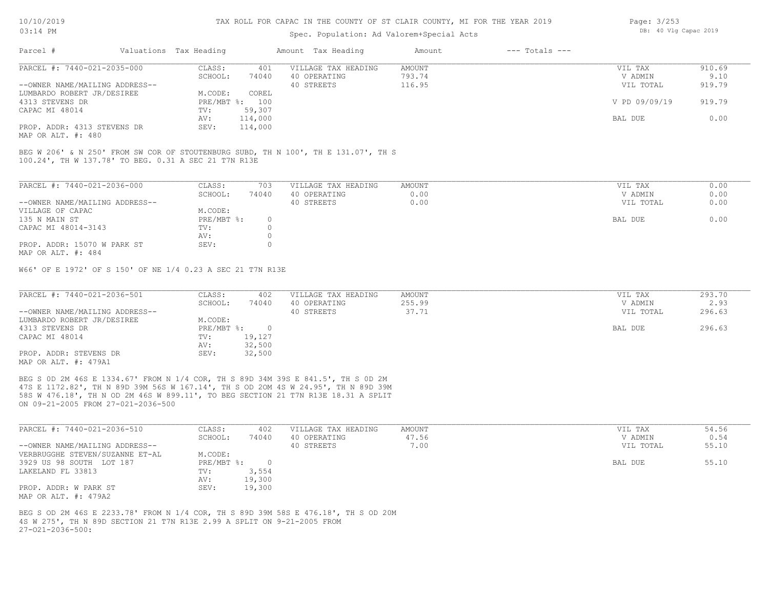# TAX ROLL FOR CAPAC IN THE COUNTY OF ST CLAIR COUNTY, MI FOR THE YEAR 2019

Spec. Population: Ad Valorem+Special Acts

10/10/2019 03:14 PM — DB: 40 Vlg Capac 2019

| Parcel # | Valuations | Tax Heading | Amount | Tax Heading | Amount | --- Totals --- | |
|---|---|---|---|---|---|---|---|

## PARCEL #: 7440-021-2035-000

| | | | | | |
|---|---|---|---|---|---|
| CLASS: | 401 | VILLAGE TAX HEADING | AMOUNT | VIL TAX | 910.69 |
| SCHOOL: | 74040 | 40 OPERATING | 793.74 | V ADMIN | 9.10 |
| | | 40 STREETS | 116.95 | VIL TOTAL | 919.79 |
| M.CODE: | COREL | | | | |
| PRE/MBT %: | 100 | | | V PD 09/09/19 | 919.79 |
| TV: | 59,307 | | | | |
| AV: | 114,000 | | | BAL DUE | 0.00 |
| SEV: | 114,000 | | | | |

--OWNER NAME/MAILING ADDRESS--
LUMBARDO ROBERT JR/DESIREE
4313 STEVENS DR
CAPAC MI 48014

PROP. ADDR: 4313 STEVENS DR
MAP OR ALT. #: 480

BEG W 206' & N 250' FROM SW COR OF STOUTENBURG SUBD, TH N 100', TH E 131.07', TH S 100.24', TH W 137.78' TO BEG. 0.31 A SEC 21 T7N R13E

## PARCEL #: 7440-021-2036-000

| | | | | | |
|---|---|---|---|---|---|
| CLASS: | 703 | VILLAGE TAX HEADING | AMOUNT | VIL TAX | 0.00 |
| SCHOOL: | 74040 | 40 OPERATING | 0.00 | V ADMIN | 0.00 |
| | | 40 STREETS | 0.00 | VIL TOTAL | 0.00 |
| M.CODE: | | | | | |
| PRE/MBT %: | 0 | | | BAL DUE | 0.00 |
| TV: | 0 | | | | |
| AV: | 0 | | | | |
| SEV: | 0 | | | | |

--OWNER NAME/MAILING ADDRESS--
VILLAGE OF CAPAC
135 N MAIN ST
CAPAC MI 48014-3143

PROP. ADDR: 15070 W PARK ST
MAP OR ALT. #: 484

W66' OF E 1972' OF S 150' OF NE 1/4 0.23 A SEC 21 T7N R13E

## PARCEL #: 7440-021-2036-501

| | | | | | |
|---|---|---|---|---|---|
| CLASS: | 402 | VILLAGE TAX HEADING | AMOUNT | VIL TAX | 293.70 |
| SCHOOL: | 74040 | 40 OPERATING | 255.99 | V ADMIN | 2.93 |
| | | 40 STREETS | 37.71 | VIL TOTAL | 296.63 |
| M.CODE: | | | | | |
| PRE/MBT %: | 0 | | | BAL DUE | 296.63 |
| TV: | 19,127 | | | | |
| AV: | 32,500 | | | | |
| SEV: | 32,500 | | | | |

--OWNER NAME/MAILING ADDRESS--
LUMBARDO ROBERT JR/DESIREE
4313 STEVENS DR
CAPAC MI 48014

PROP. ADDR: STEVENS DR
MAP OR ALT. #: 479A1

BEG S 0D 2M 46S E 1334.67' FROM N 1/4 COR, TH S 89D 34M 39S E 841.5', TH S 0D 2M 47S E 1172.82', TH N 89D 39M 56S W 167.14', TH S OD 20M 4S W 24.95', TH N 89D 39M 58S W 476.18', TH N OD 2M 46S W 899.11', TO BEG SECTION 21 T7N R13E 18.31 A SPLIT ON 09-21-2005 FROM 27-021-2036-500

## PARCEL #: 7440-021-2036-510

| | | | | | |
|---|---|---|---|---|---|
| CLASS: | 402 | VILLAGE TAX HEADING | AMOUNT | VIL TAX | 54.56 |
| SCHOOL: | 74040 | 40 OPERATING | 47.56 | V ADMIN | 0.54 |
| | | 40 STREETS | 7.00 | VIL TOTAL | 55.10 |
| M.CODE: | | | | | |
| PRE/MBT %: | 0 | | | BAL DUE | 55.10 |
| TV: | 3,554 | | | | |
| AV: | 19,300 | | | | |
| SEV: | 19,300 | | | | |

--OWNER NAME/MAILING ADDRESS--
VERBRUGGHE STEVEN/SUZANNE ET-AL
3929 US 98 SOUTH LOT 187
LAKELAND FL 33813

PROP. ADDR: W PARK ST
MAP OR ALT. #: 479A2

BEG S OD 2M 46S E 2233.78' FROM N 1/4 COR, TH S 89D 39M 58S E 476.18', TH S OD 20M 4S W 275', TH N 89D SECTION 21 T7N R13E 2.99 A SPLIT ON 9-21-2005 FROM 27-021-2036-500: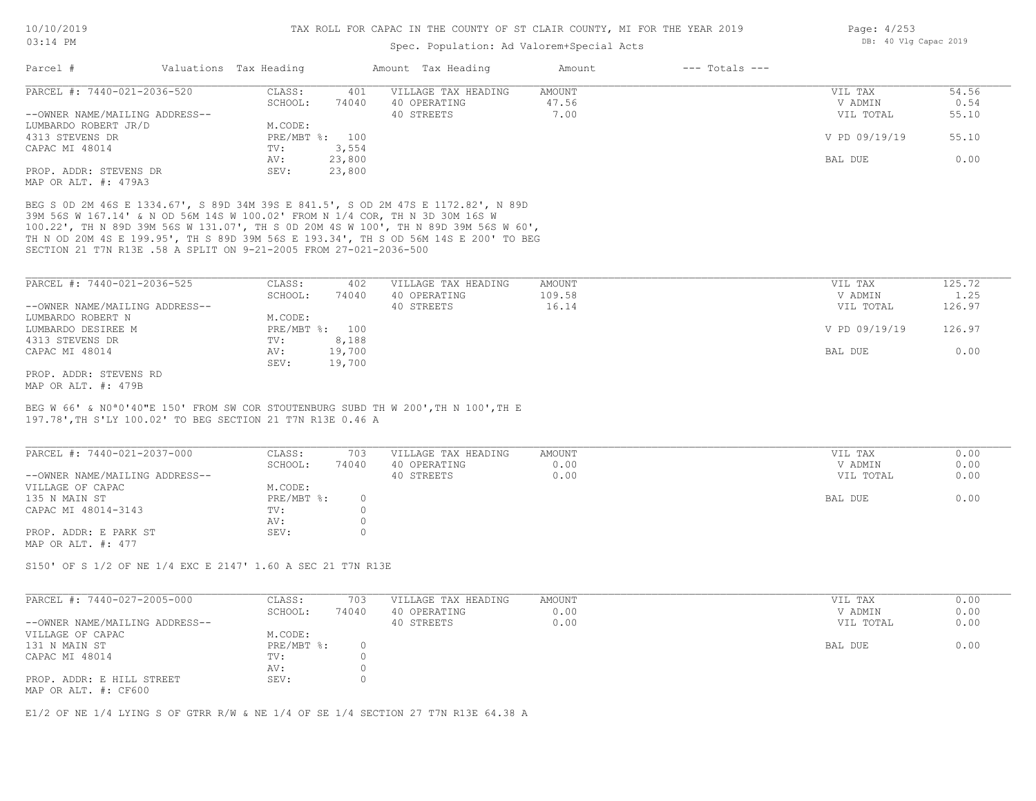# TAX ROLL FOR CAPAC IN THE COUNTY OF ST CLAIR COUNTY, MI FOR THE YEAR 2019

Spec. Population: Ad Valorem+Special Acts

DB: 40 Vlg Capac 2019

| Parcel # | Valuations | Tax Heading | Amount | Tax Heading | Amount | --- Totals --- | |
|---|---|---|---|---|---|---|---|
| PARCEL #: 7440-021-2036-520 | CLASS: | 401 | VILLAGE TAX HEADING | AMOUNT | | VIL TAX | 54.56 |
| | SCHOOL: | 74040 | 40 OPERATING | 47.56 | | V ADMIN | 0.54 |
| --OWNER NAME/MAILING ADDRESS-- | | | 40 STREETS | 7.00 | | VIL TOTAL | 55.10 |
| LUMBARDO ROBERT JR/D | M.CODE: | | | | | | |
| 4313 STEVENS DR | PRE/MBT %: | 100 | | | | V PD 09/19/19 | 55.10 |
| CAPAC MI 48014 | TV: | 3,554 | | | | | |
| | AV: | 23,800 | | | | BAL DUE | 0.00 |
| PROP. ADDR: STEVENS DR | SEV: | 23,800 | | | | | |
| MAP OR ALT. #: 479A3 | | | | | | | |

BEG S 0D 2M 46S E 1334.67', S 89D 34M 39S E 841.5', S OD 2M 47S E 1172.82', N 89D 39M 56S W 167.14' & N OD 56M 14S W 100.02' FROM N 1/4 COR, TH N 3D 30M 16S W 100.22', TH N 89D 39M 56S W 131.07', TH S 0D 20M 4S W 100', TH N 89D 39M 56S W 60', TH N OD 20M 4S E 199.95', TH S 89D 39M 56S E 193.34', TH S OD 56M 14S E 200' TO BEG SECTION 21 T7N R13E .58 A SPLIT ON 9-21-2005 FROM 27-021-2036-500

| Parcel # | Valuations | Tax Heading | Amount | Tax Heading | Amount | --- Totals --- | |
|---|---|---|---|---|---|---|---|
| PARCEL #: 7440-021-2036-525 | CLASS: | 402 | VILLAGE TAX HEADING | AMOUNT | | VIL TAX | 125.72 |
| | SCHOOL: | 74040 | 40 OPERATING | 109.58 | | V ADMIN | 1.25 |
| --OWNER NAME/MAILING ADDRESS-- | | | 40 STREETS | 16.14 | | VIL TOTAL | 126.97 |
| LUMBARDO ROBERT N | M.CODE: | | | | | | |
| LUMBARDO DESIREE M | PRE/MBT %: | 100 | | | | V PD 09/19/19 | 126.97 |
| 4313 STEVENS DR | TV: | 8,188 | | | | | |
| CAPAC MI 48014 | AV: | 19,700 | | | | BAL DUE | 0.00 |
| | SEV: | 19,700 | | | | | |
| PROP. ADDR: STEVENS RD | | | | | | | |
| MAP OR ALT. #: 479B | | | | | | | |

BEG W 66' & N0ª0'40"E 150' FROM SW COR STOUTENBURG SUBD TH W 200',TH N 100',TH E 197.78',TH S'LY 100.02' TO BEG SECTION 21 T7N R13E 0.46 A

| Parcel # | Valuations | Tax Heading | Amount | Tax Heading | Amount | --- Totals --- | |
|---|---|---|---|---|---|---|---|
| PARCEL #: 7440-021-2037-000 | CLASS: | 703 | VILLAGE TAX HEADING | AMOUNT | | VIL TAX | 0.00 |
| | SCHOOL: | 74040 | 40 OPERATING | 0.00 | | V ADMIN | 0.00 |
| --OWNER NAME/MAILING ADDRESS-- | | | 40 STREETS | 0.00 | | VIL TOTAL | 0.00 |
| VILLAGE OF CAPAC | M.CODE: | | | | | | |
| 135 N MAIN ST | PRE/MBT %: | 0 | | | | BAL DUE | 0.00 |
| CAPAC MI 48014-3143 | TV: | 0 | | | | | |
| | AV: | 0 | | | | | |
| PROP. ADDR: E PARK ST | SEV: | 0 | | | | | |
| MAP OR ALT. #: 477 | | | | | | | |

S150' OF S 1/2 OF NE 1/4 EXC E 2147' 1.60 A SEC 21 T7N R13E

| Parcel # | Valuations | Tax Heading | Amount | Tax Heading | Amount | --- Totals --- | |
|---|---|---|---|---|---|---|---|
| PARCEL #: 7440-027-2005-000 | CLASS: | 703 | VILLAGE TAX HEADING | AMOUNT | | VIL TAX | 0.00 |
| | SCHOOL: | 74040 | 40 OPERATING | 0.00 | | V ADMIN | 0.00 |
| --OWNER NAME/MAILING ADDRESS-- | | | 40 STREETS | 0.00 | | VIL TOTAL | 0.00 |
| VILLAGE OF CAPAC | M.CODE: | | | | | | |
| 131 N MAIN ST | PRE/MBT %: | 0 | | | | BAL DUE | 0.00 |
| CAPAC MI 48014 | TV: | 0 | | | | | |
| | AV: | 0 | | | | | |
| PROP. ADDR: E HILL STREET | SEV: | 0 | | | | | |
| MAP OR ALT. #: CF600 | | | | | | | |

E1/2 OF NE 1/4 LYING S OF GTRR R/W & NE 1/4 OF SE 1/4 SECTION 27 T7N R13E 64.38 A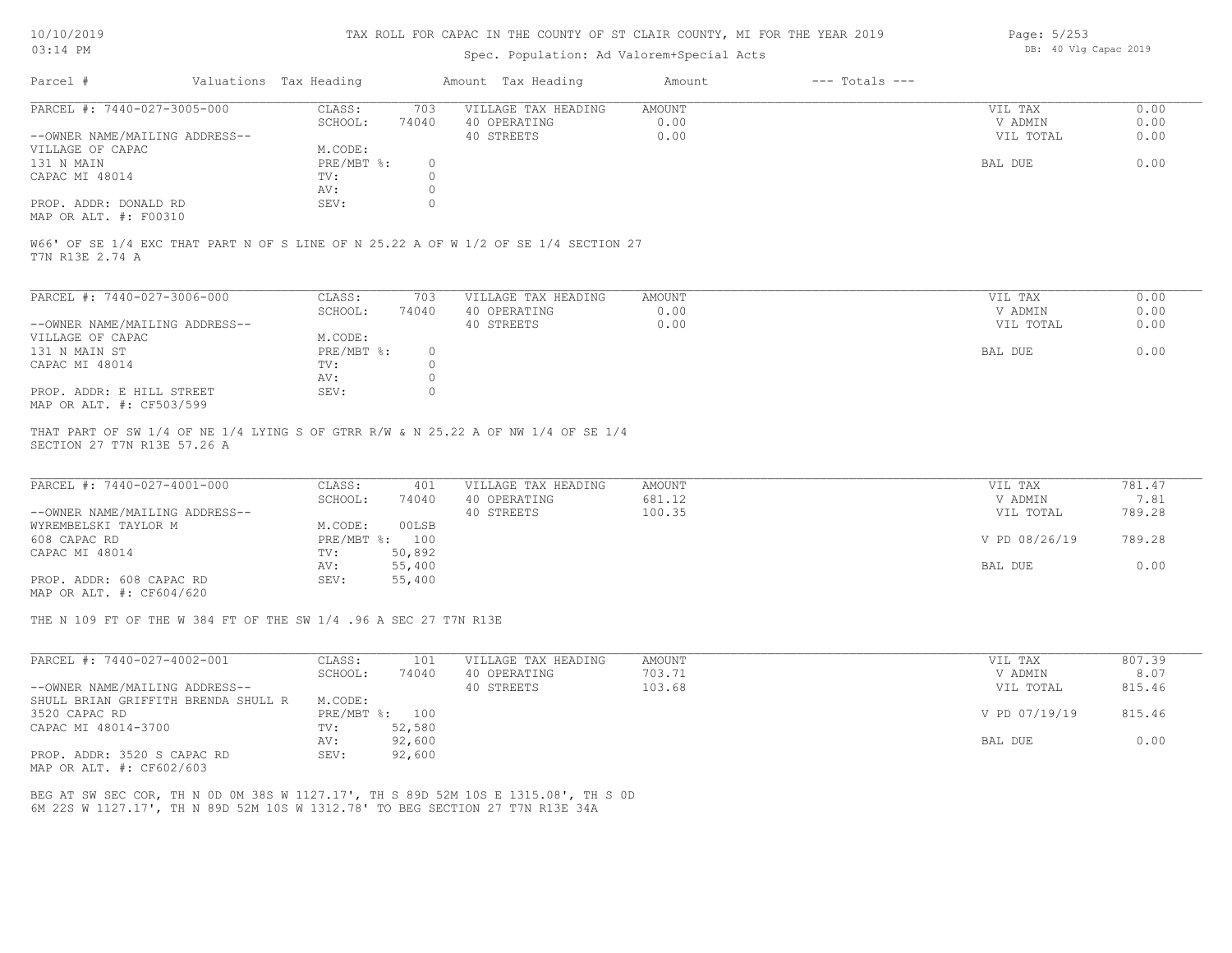TAX ROLL FOR CAPAC IN THE COUNTY OF ST CLAIR COUNTY, MI FOR THE YEAR 2019

Spec. Population: Ad Valorem+Special Acts

| Parcel # | Valuations | Tax Heading | Amount | Tax Heading | Amount | --- Totals --- | |
|---|---|---|---|---|---|---|---|
| PARCEL #: 7440-027-3005-000 | CLASS: | 703 | VILLAGE TAX HEADING | AMOUNT | | VIL TAX | 0.00 |
| | SCHOOL: | 74040 | 40 OPERATING | 0.00 | | V ADMIN | 0.00 |
| --OWNER NAME/MAILING ADDRESS-- | | | 40 STREETS | 0.00 | | VIL TOTAL | 0.00 |
| VILLAGE OF CAPAC | M.CODE: | | | | | | |
| 131 N MAIN | PRE/MBT %: | 0 | | | | BAL DUE | 0.00 |
| CAPAC MI 48014 | TV: | 0 | | | | | |
| | AV: | 0 | | | | | |
| PROP. ADDR: DONALD RD | SEV: | 0 | | | | | |
| MAP OR ALT. #: F00310 | | | | | | | |

W66' OF SE 1/4 EXC THAT PART N OF S LINE OF N 25.22 A OF W 1/2 OF SE 1/4 SECTION 27 T7N R13E 2.74 A

| Parcel # | Valuations | Tax Heading | Amount | Tax Heading | Amount | --- Totals --- | |
|---|---|---|---|---|---|---|---|
| PARCEL #: 7440-027-3006-000 | CLASS: | 703 | VILLAGE TAX HEADING | AMOUNT | | VIL TAX | 0.00 |
| | SCHOOL: | 74040 | 40 OPERATING | 0.00 | | V ADMIN | 0.00 |
| --OWNER NAME/MAILING ADDRESS-- | | | 40 STREETS | 0.00 | | VIL TOTAL | 0.00 |
| VILLAGE OF CAPAC | M.CODE: | | | | | | |
| 131 N MAIN ST | PRE/MBT %: | 0 | | | | BAL DUE | 0.00 |
| CAPAC MI 48014 | TV: | 0 | | | | | |
| | AV: | 0 | | | | | |
| PROP. ADDR: E HILL STREET | SEV: | 0 | | | | | |
| MAP OR ALT. #: CF503/599 | | | | | | | |

THAT PART OF SW 1/4 OF NE 1/4 LYING S OF GTRR R/W & N 25.22 A OF NW 1/4 OF SE 1/4 SECTION 27 T7N R13E 57.26 A

| Parcel # | Valuations | Tax Heading | Amount | Tax Heading | Amount | --- Totals --- | |
|---|---|---|---|---|---|---|---|
| PARCEL #: 7440-027-4001-000 | CLASS: | 401 | VILLAGE TAX HEADING | AMOUNT | | VIL TAX | 781.47 |
| | SCHOOL: | 74040 | 40 OPERATING | 681.12 | | V ADMIN | 7.81 |
| --OWNER NAME/MAILING ADDRESS-- | | | 40 STREETS | 100.35 | | VIL TOTAL | 789.28 |
| WYREMBELSKI TAYLOR M | M.CODE: | 00LSB | | | | | |
| 608 CAPAC RD | PRE/MBT %: | 100 | | | | V PD 08/26/19 | 789.28 |
| CAPAC MI 48014 | TV: | 50,892 | | | | | |
| | AV: | 55,400 | | | | BAL DUE | 0.00 |
| PROP. ADDR: 608 CAPAC RD | SEV: | 55,400 | | | | | |
| MAP OR ALT. #: CF604/620 | | | | | | | |

THE N 109 FT OF THE W 384 FT OF THE SW 1/4 .96 A SEC 27 T7N R13E

| Parcel # | Valuations | Tax Heading | Amount | Tax Heading | Amount | --- Totals --- | |
|---|---|---|---|---|---|---|---|
| PARCEL #: 7440-027-4002-001 | CLASS: | 101 | VILLAGE TAX HEADING | AMOUNT | | VIL TAX | 807.39 |
| | SCHOOL: | 74040 | 40 OPERATING | 703.71 | | V ADMIN | 8.07 |
| --OWNER NAME/MAILING ADDRESS-- | | | 40 STREETS | 103.68 | | VIL TOTAL | 815.46 |
| SHULL BRIAN GRIFFITH BRENDA SHULL R | M.CODE: | | | | | | |
| 3520 CAPAC RD | PRE/MBT %: | 100 | | | | V PD 07/19/19 | 815.46 |
| CAPAC MI 48014-3700 | TV: | 52,580 | | | | | |
| | AV: | 92,600 | | | | BAL DUE | 0.00 |
| PROP. ADDR: 3520 S CAPAC RD | SEV: | 92,600 | | | | | |
| MAP OR ALT. #: CF602/603 | | | | | | | |

BEG AT SW SEC COR, TH N 0D 0M 38S W 1127.17', TH S 89D 52M 10S E 1315.08', TH S 0D 6M 22S W 1127.17', TH N 89D 52M 10S W 1312.78' TO BEG SECTION 27 T7N R13E 34A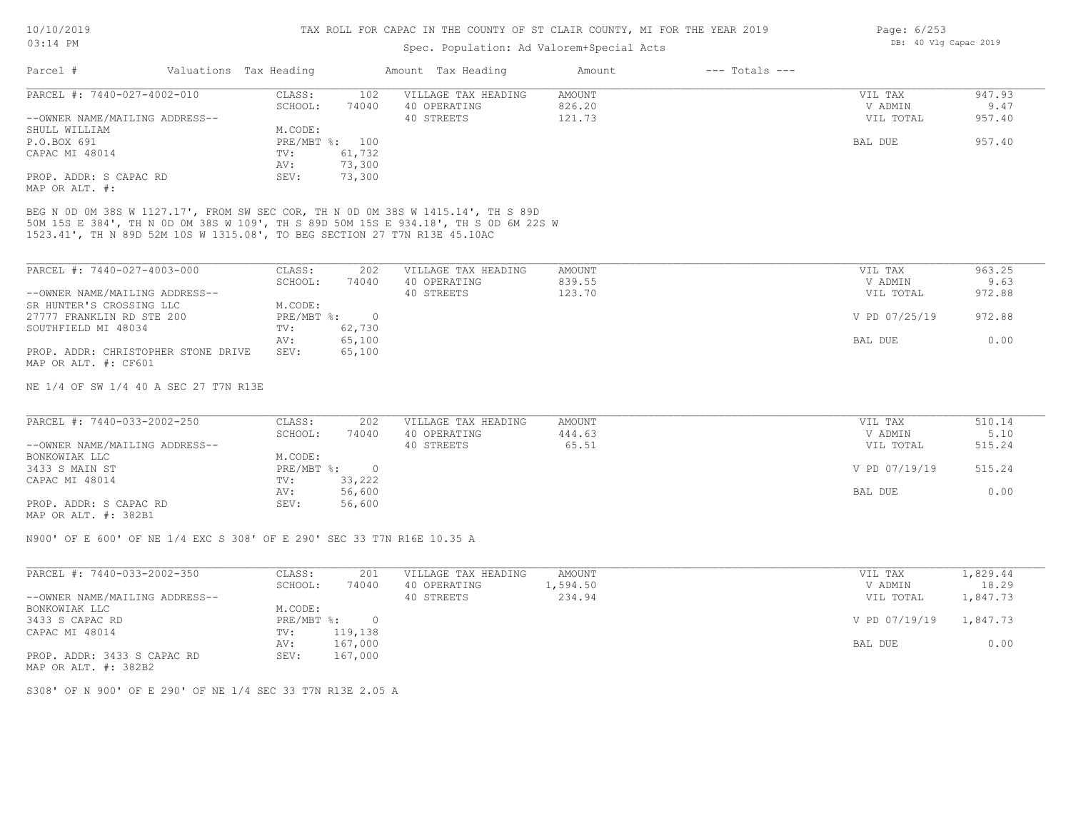# TAX ROLL FOR CAPAC IN THE COUNTY OF ST CLAIR COUNTY, MI FOR THE YEAR 2019

Spec. Population: Ad Valorem+Special Acts

| Parcel # | Valuations | Tax Heading | Amount | Tax Heading | Amount | --- Totals --- | |
|---|---|---|---|---|---|---|---|
| PARCEL #: 7440-027-4002-010 | CLASS: | 102 | VILLAGE TAX HEADING | AMOUNT | | VIL TAX | 947.93 |
| | SCHOOL: | 74040 | 40 OPERATING | 826.20 | | V ADMIN | 9.47 |
| --OWNER NAME/MAILING ADDRESS-- | | | 40 STREETS | 121.73 | | VIL TOTAL | 957.40 |
| SHULL WILLIAM | M.CODE: | | | | | | |
| P.O.BOX 691 | PRE/MBT %: | 100 | | | | BAL DUE | 957.40 |
| CAPAC MI 48014 | TV: | 61,732 | | | | | |
| | AV: | 73,300 | | | | | |
| PROP. ADDR: S CAPAC RD | SEV: | 73,300 | | | | | |
| MAP OR ALT. #: | | | | | | | |

BEG N 0D 0M 38S W 1127.17', FROM SW SEC COR, TH N 0D 0M 38S W 1415.14', TH S 89D 50M 15S E 384', TH N 0D 0M 38S W 109', TH S 89D 50M 15S E 934.18', TH S 0D 6M 22S W 1523.41', TH N 89D 52M 10S W 1315.08', TO BEG SECTION 27 T7N R13E 45.10AC

| Parcel # | Valuations | Tax Heading | Amount | Tax Heading | Amount | --- Totals --- | |
|---|---|---|---|---|---|---|---|
| PARCEL #: 7440-027-4003-000 | CLASS: | 202 | VILLAGE TAX HEADING | AMOUNT | | VIL TAX | 963.25 |
| | SCHOOL: | 74040 | 40 OPERATING | 839.55 | | V ADMIN | 9.63 |
| --OWNER NAME/MAILING ADDRESS-- | | | 40 STREETS | 123.70 | | VIL TOTAL | 972.88 |
| SR HUNTER'S CROSSING LLC | M.CODE: | | | | | | |
| 27777 FRANKLIN RD STE 200 | PRE/MBT %: | 0 | | | | V PD 07/25/19 | 972.88 |
| SOUTHFIELD MI 48034 | TV: | 62,730 | | | | | |
| | AV: | 65,100 | | | | BAL DUE | 0.00 |
| PROP. ADDR: CHRISTOPHER STONE DRIVE | SEV: | 65,100 | | | | | |
| MAP OR ALT. #: CF601 | | | | | | | |

NE 1/4 OF SW 1/4 40 A SEC 27 T7N R13E

| Parcel # | Valuations | Tax Heading | Amount | Tax Heading | Amount | --- Totals --- | |
|---|---|---|---|---|---|---|---|
| PARCEL #: 7440-033-2002-250 | CLASS: | 202 | VILLAGE TAX HEADING | AMOUNT | | VIL TAX | 510.14 |
| | SCHOOL: | 74040 | 40 OPERATING | 444.63 | | V ADMIN | 5.10 |
| --OWNER NAME/MAILING ADDRESS-- | | | 40 STREETS | 65.51 | | VIL TOTAL | 515.24 |
| BONKOWIAK LLC | M.CODE: | | | | | | |
| 3433 S MAIN ST | PRE/MBT %: | 0 | | | | V PD 07/19/19 | 515.24 |
| CAPAC MI 48014 | TV: | 33,222 | | | | | |
| | AV: | 56,600 | | | | BAL DUE | 0.00 |
| PROP. ADDR: S CAPAC RD | SEV: | 56,600 | | | | | |
| MAP OR ALT. #: 382B1 | | | | | | | |

N900' OF E 600' OF NE 1/4 EXC S 308' OF E 290' SEC 33 T7N R16E 10.35 A

| Parcel # | Valuations | Tax Heading | Amount | Tax Heading | Amount | --- Totals --- | |
|---|---|---|---|---|---|---|---|
| PARCEL #: 7440-033-2002-350 | CLASS: | 201 | VILLAGE TAX HEADING | AMOUNT | | VIL TAX | 1,829.44 |
| | SCHOOL: | 74040 | 40 OPERATING | 1,594.50 | | V ADMIN | 18.29 |
| --OWNER NAME/MAILING ADDRESS-- | | | 40 STREETS | 234.94 | | VIL TOTAL | 1,847.73 |
| BONKOWIAK LLC | M.CODE: | | | | | | |
| 3433 S CAPAC RD | PRE/MBT %: | 0 | | | | V PD 07/19/19 | 1,847.73 |
| CAPAC MI 48014 | TV: | 119,138 | | | | | |
| | AV: | 167,000 | | | | BAL DUE | 0.00 |
| PROP. ADDR: 3433 S CAPAC RD | SEV: | 167,000 | | | | | |
| MAP OR ALT. #: 382B2 | | | | | | | |

S308' OF N 900' OF E 290' OF NE 1/4 SEC 33 T7N R13E 2.05 A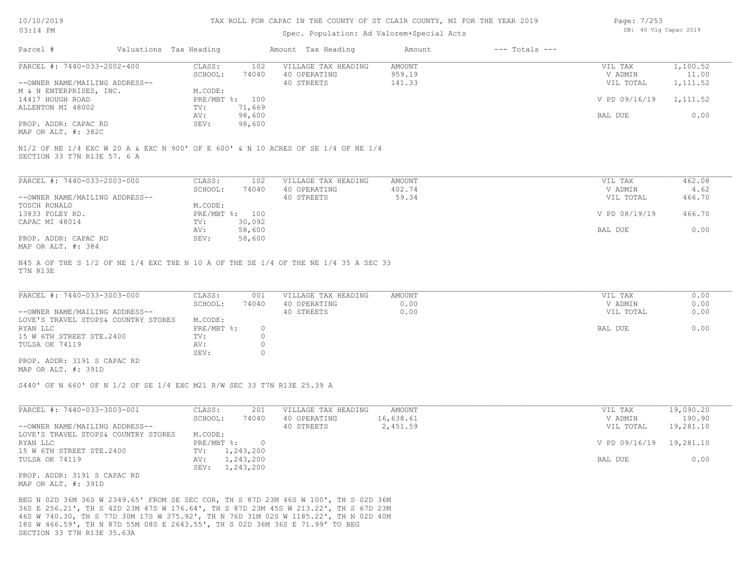# TAX ROLL FOR CAPAC IN THE COUNTY OF ST CLAIR COUNTY, MI FOR THE YEAR 2019

Spec. Population: Ad Valorem+Special Acts

| Parcel # | Valuations | Tax Heading | Amount | Tax Heading | Amount | --- Totals --- | |
|---|---|---|---|---|---|---|---|

---

**PARCEL #: 7440-033-2002-400**

| | | | | | |
|---|---|---|---|---|---|
| CLASS: | 102 | VILLAGE TAX HEADING | AMOUNT | VIL TAX | 1,100.52 |
| SCHOOL: | 74040 | 40 OPERATING | 959.19 | V ADMIN | 11.00 |
| | | 40 STREETS | 141.33 | VIL TOTAL | 1,111.52 |
| M.CODE: | | | | | |
| PRE/MBT %: | 100 | | | V PD 09/16/19 | 1,111.52 |
| TV: | 71,669 | | | | |
| AV: | 98,600 | | | BAL DUE | 0.00 |
| SEV: | 98,600 | | | | |

--OWNER NAME/MAILING ADDRESS--
M & N ENTERPRISES, INC.
14417 HOUGH ROAD
ALLENTON MI 48002

PROP. ADDR: CAPAC RD
MAP OR ALT. #: 382C

N1/2 OF NE 1/4 EXC W 20 A & EXC N 900' OF E 600' & N 10 ACRES OF SE 1/4 OF NE 1/4
SECTION 33 T7N R13E 57. 6 A

---

**PARCEL #: 7440-033-2003-000**

| | | | | | |
|---|---|---|---|---|---|
| CLASS: | 102 | VILLAGE TAX HEADING | AMOUNT | VIL TAX | 462.08 |
| SCHOOL: | 74040 | 40 OPERATING | 402.74 | V ADMIN | 4.62 |
| | | 40 STREETS | 59.34 | VIL TOTAL | 466.70 |
| M.CODE: | | | | | |
| PRE/MBT %: | 100 | | | V PD 08/19/19 | 466.70 |
| TV: | 30,092 | | | | |
| AV: | 58,600 | | | BAL DUE | 0.00 |
| SEV: | 58,600 | | | | |

--OWNER NAME/MAILING ADDRESS--
TOSCH RONALD
13833 FOLEY RD.
CAPAC MI 48014

PROP. ADDR: CAPAC RD
MAP OR ALT. #: 384

N45 A OF THE S 1/2 OF NE 1/4 EXC THE N 10 A OF THE SE 1/4 OF THE NE 1/4 35 A SEC 33
T7N R13E

---

**PARCEL #: 7440-033-3003-000**

| | | | | | |
|---|---|---|---|---|---|
| CLASS: | 001 | VILLAGE TAX HEADING | AMOUNT | VIL TAX | 0.00 |
| SCHOOL: | 74040 | 40 OPERATING | 0.00 | V ADMIN | 0.00 |
| | | 40 STREETS | 0.00 | VIL TOTAL | 0.00 |
| M.CODE: | | | | | |
| PRE/MBT %: | 0 | | | BAL DUE | 0.00 |
| TV: | 0 | | | | |
| AV: | 0 | | | | |
| SEV: | 0 | | | | |

--OWNER NAME/MAILING ADDRESS--
LOVE'S TRAVEL STOPS& COUNTRY STORES
RYAN LLC
15 W 6TH STREET STE.2400
TULSA OK 74119

PROP. ADDR: 3191 S CAPAC RD
MAP OR ALT. #: 391D

S440' OF N 660' OF N 1/2 OF SE 1/4 EXC M21 R/W SEC 33 T7N R13E 25.39 A

---

**PARCEL #: 7440-033-3003-001**

| | | | | | |
|---|---|---|---|---|---|
| CLASS: | 201 | VILLAGE TAX HEADING | AMOUNT | VIL TAX | 19,090.20 |
| SCHOOL: | 74040 | 40 OPERATING | 16,638.61 | V ADMIN | 190.90 |
| | | 40 STREETS | 2,451.59 | VIL TOTAL | 19,281.10 |
| M.CODE: | | | | | |
| PRE/MBT %: | 0 | | | V PD 09/16/19 | 19,281.10 |
| TV: | 1,243,200 | | | | |
| AV: | 1,243,200 | | | BAL DUE | 0.00 |
| SEV: | 1,243,200 | | | | |

--OWNER NAME/MAILING ADDRESS--
LOVE'S TRAVEL STOPS& COUNTRY STORES
RYAN LLC
15 W 6TH STREET STE.2400
TULSA OK 74119

PROP. ADDR: 3191 S CAPAC RD
MAP OR ALT. #: 391D

BEG N 02D 36M 36S W 2349.65' FROM SE SEC COR, TH S 87D 23M 46S W 100', TH S 02D 36M 36S E 256.21', TH S 42D 23M 47S W 176.64', TH S 87D 23M 45S W 213.22', TH S 67D 23M 46S W 740.30, TH S 77D 30M 17S W 375.92', TH N 76D 31M 02S W 1185.22', TH N 02D 40M 18S W 466.59', TH N 87D 55M 08S E 2643.55', TH S 02D 36M 36S E 71.99' TO BEG
SECTION 33 T7N R13E 35.63A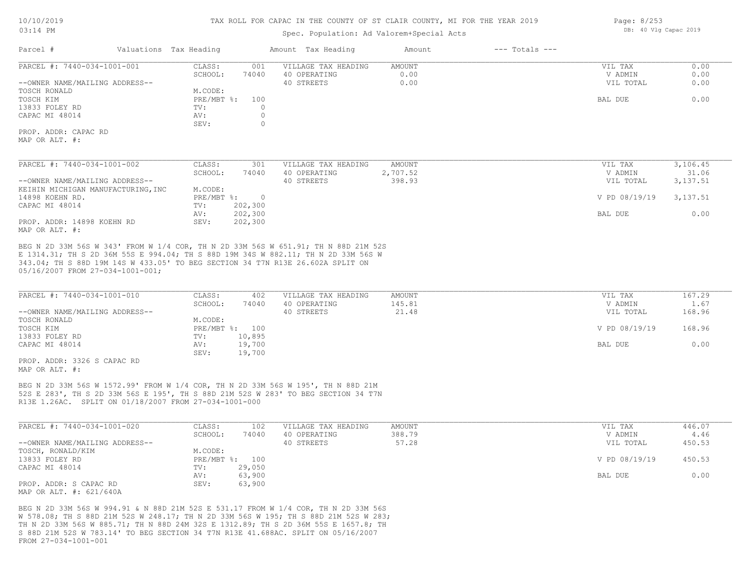TAX ROLL FOR CAPAC IN THE COUNTY OF ST CLAIR COUNTY, MI FOR THE YEAR 2019

Spec. Population: Ad Valorem+Special Acts

DB: 40 Vlg Capac 2019

| Parcel # | Valuations | Tax Heading | Amount | Tax Heading | Amount | --- Totals --- | |
|---|---|---|---|---|---|---|---|

**PARCEL #: 7440-034-1001-001**

| | | | | | |
|---|---|---|---|---|---|
| CLASS: | 001 | VILLAGE TAX HEADING | AMOUNT | VIL TAX | 0.00 |
| SCHOOL: | 74040 | 40 OPERATING | 0.00 | V ADMIN | 0.00 |
| | | 40 STREETS | 0.00 | VIL TOTAL | 0.00 |
| M.CODE: | | | | | |
| PRE/MBT %: | 100 | | | BAL DUE | 0.00 |
| TV: | 0 | | | | |
| AV: | 0 | | | | |
| SEV: | 0 | | | | |

--OWNER NAME/MAILING ADDRESS--
TOSCH RONALD
TOSCH KIM
13833 FOLEY RD
CAPAC MI 48014

PROP. ADDR: CAPAC RD
MAP OR ALT. #:

**PARCEL #: 7440-034-1001-002**

| | | | | | |
|---|---|---|---|---|---|
| CLASS: | 301 | VILLAGE TAX HEADING | AMOUNT | VIL TAX | 3,106.45 |
| SCHOOL: | 74040 | 40 OPERATING | 2,707.52 | V ADMIN | 31.06 |
| | | 40 STREETS | 398.93 | VIL TOTAL | 3,137.51 |
| M.CODE: | | | | | |
| PRE/MBT %: | 0 | | | V PD 08/19/19 | 3,137.51 |
| TV: | 202,300 | | | | |
| AV: | 202,300 | | | BAL DUE | 0.00 |
| SEV: | 202,300 | | | | |

--OWNER NAME/MAILING ADDRESS--
KEIHIN MICHIGAN MANUFACTURING,INC
14898 KOEHN RD.
CAPAC MI 48014

PROP. ADDR: 14898 KOEHN RD
MAP OR ALT. #:

BEG N 2D 33M 56S W 343' FROM W 1/4 COR, TH N 2D 33M 56S W 651.91; TH N 88D 21M 52S E 1314.31; TH S 2D 36M 55S E 994.04; TH S 88D 19M 34S W 882.11; TH N 2D 33M 56S W 343.04; TH S 88D 19M 14S W 433.05' TO BEG SECTION 34 T7N R13E 26.602A SPLIT ON 05/16/2007 FROM 27-034-1001-001;

**PARCEL #: 7440-034-1001-010**

| | | | | | |
|---|---|---|---|---|---|
| CLASS: | 402 | VILLAGE TAX HEADING | AMOUNT | VIL TAX | 167.29 |
| SCHOOL: | 74040 | 40 OPERATING | 145.81 | V ADMIN | 1.67 |
| | | 40 STREETS | 21.48 | VIL TOTAL | 168.96 |
| M.CODE: | | | | | |
| PRE/MBT %: | 100 | | | V PD 08/19/19 | 168.96 |
| TV: | 10,895 | | | | |
| AV: | 19,700 | | | BAL DUE | 0.00 |
| SEV: | 19,700 | | | | |

--OWNER NAME/MAILING ADDRESS--
TOSCH RONALD
TOSCH KIM
13833 FOLEY RD
CAPAC MI 48014

PROP. ADDR: 3326 S CAPAC RD
MAP OR ALT. #:

BEG N 2D 33M 56S W 1572.99' FROM W 1/4 COR, TH N 2D 33M 56S W 195', TH N 88D 21M 52S E 283', TH S 2D 33M 56S E 195', TH S 88D 21M 52S W 283' TO BEG SECTION 34 T7N R13E 1.26AC. SPLIT ON 01/18/2007 FROM 27-034-1001-000

**PARCEL #: 7440-034-1001-020**

| | | | | | |
|---|---|---|---|---|---|
| CLASS: | 102 | VILLAGE TAX HEADING | AMOUNT | VIL TAX | 446.07 |
| SCHOOL: | 74040 | 40 OPERATING | 388.79 | V ADMIN | 4.46 |
| | | 40 STREETS | 57.28 | VIL TOTAL | 450.53 |
| M.CODE: | | | | | |
| PRE/MBT %: | 100 | | | V PD 08/19/19 | 450.53 |
| TV: | 29,050 | | | | |
| AV: | 63,900 | | | BAL DUE | 0.00 |
| SEV: | 63,900 | | | | |

--OWNER NAME/MAILING ADDRESS--
TOSCH, RONALD/KIM
13833 FOLEY RD
CAPAC MI 48014

PROP. ADDR: S CAPAC RD
MAP OR ALT. #: 621/640A

BEG N 2D 33M 56S W 994.91 & N 88D 21M 52S E 531.17 FROM W 1/4 COR, TH N 2D 33M 56S W 578.08; TH S 88D 21M 52S W 248.17; TH N 2D 33M 56S W 195; TH S 88D 21M 52S W 283; TH N 2D 33M 56S W 885.71; TH N 88D 24M 32S E 1312.89; TH S 2D 36M 55S E 1657.8; TH S 88D 21M 52S W 783.14' TO BEG SECTION 34 T7N R13E 41.688AC. SPLIT ON 05/16/2007 FROM 27-034-1001-001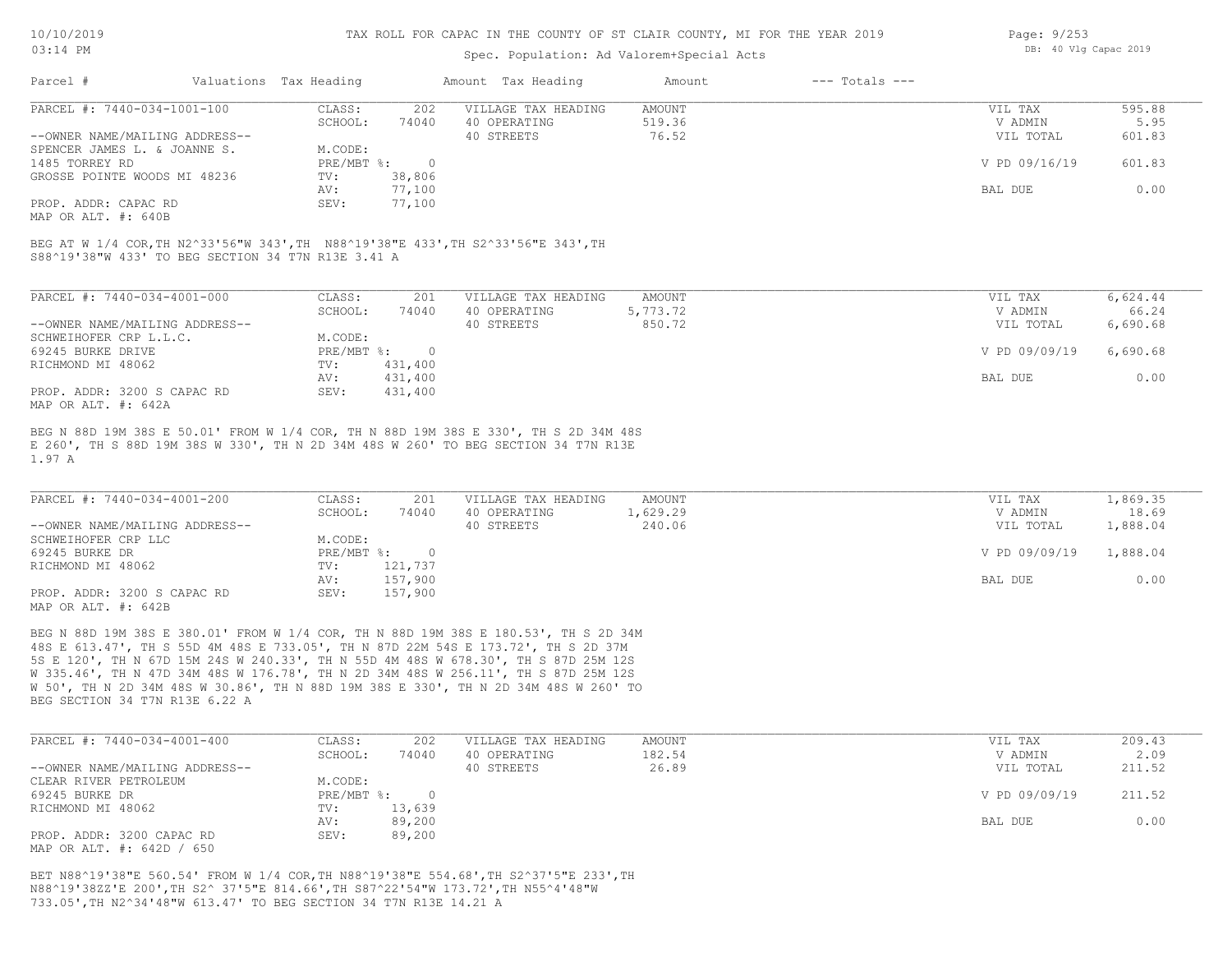# TAX ROLL FOR CAPAC IN THE COUNTY OF ST CLAIR COUNTY, MI FOR THE YEAR 2019

Spec. Population: Ad Valorem+Special Acts

DB: 40 Vlg Capac 2019

| Parcel # | Valuations | Tax Heading | Amount | Tax Heading | Amount | --- Totals --- | |
|---|---|---|---|---|---|---|---|
| PARCEL #: 7440-034-1001-100 | CLASS: | 202 | VILLAGE TAX HEADING | AMOUNT | | VIL TAX | 595.88 |
| | SCHOOL: | 74040 | 40 OPERATING | 519.36 | | V ADMIN | 5.95 |
| --OWNER NAME/MAILING ADDRESS-- | | | 40 STREETS | 76.52 | | VIL TOTAL | 601.83 |
| SPENCER JAMES L. & JOANNE S. | M.CODE: | | | | | | |
| 1485 TORREY RD | PRE/MBT %: | 0 | | | | V PD 09/16/19 | 601.83 |
| GROSSE POINTE WOODS MI 48236 | TV: | 38,806 | | | | | |
| | AV: | 77,100 | | | | BAL DUE | 0.00 |
| PROP. ADDR: CAPAC RD | SEV: | 77,100 | | | | | |
| MAP OR ALT. #: 640B | | | | | | | |

BEG AT W 1/4 COR,TH N2^33'56"W 343',TH N88^19'38"E 433',TH S2^33'56"E 343',TH S88^19'38"W 433' TO BEG SECTION 34 T7N R13E 3.41 A

| Parcel # | Valuations | Tax Heading | Amount | Tax Heading | Amount | --- Totals --- | |
|---|---|---|---|---|---|---|---|
| PARCEL #: 7440-034-4001-000 | CLASS: | 201 | VILLAGE TAX HEADING | AMOUNT | | VIL TAX | 6,624.44 |
| | SCHOOL: | 74040 | 40 OPERATING | 5,773.72 | | V ADMIN | 66.24 |
| --OWNER NAME/MAILING ADDRESS-- | | | 40 STREETS | 850.72 | | VIL TOTAL | 6,690.68 |
| SCHWEIHOFER CRP L.L.C. | M.CODE: | | | | | | |
| 69245 BURKE DRIVE | PRE/MBT %: | 0 | | | | V PD 09/09/19 | 6,690.68 |
| RICHMOND MI 48062 | TV: | 431,400 | | | | | |
| | AV: | 431,400 | | | | BAL DUE | 0.00 |
| PROP. ADDR: 3200 S CAPAC RD | SEV: | 431,400 | | | | | |
| MAP OR ALT. #: 642A | | | | | | | |

BEG N 88D 19M 38S E 50.01' FROM W 1/4 COR, TH N 88D 19M 38S E 330', TH S 2D 34M 48S E 260', TH S 88D 19M 38S W 330', TH N 2D 34M 48S W 260' TO BEG SECTION 34 T7N R13E 1.97 A

| Parcel # | Valuations | Tax Heading | Amount | Tax Heading | Amount | --- Totals --- | |
|---|---|---|---|---|---|---|---|
| PARCEL #: 7440-034-4001-200 | CLASS: | 201 | VILLAGE TAX HEADING | AMOUNT | | VIL TAX | 1,869.35 |
| | SCHOOL: | 74040 | 40 OPERATING | 1,629.29 | | V ADMIN | 18.69 |
| --OWNER NAME/MAILING ADDRESS-- | | | 40 STREETS | 240.06 | | VIL TOTAL | 1,888.04 |
| SCHWEIHOFER CRP LLC | M.CODE: | | | | | | |
| 69245 BURKE DR | PRE/MBT %: | 0 | | | | V PD 09/09/19 | 1,888.04 |
| RICHMOND MI 48062 | TV: | 121,737 | | | | | |
| | AV: | 157,900 | | | | BAL DUE | 0.00 |
| PROP. ADDR: 3200 S CAPAC RD | SEV: | 157,900 | | | | | |
| MAP OR ALT. #: 642B | | | | | | | |

BEG N 88D 19M 38S E 380.01' FROM W 1/4 COR, TH N 88D 19M 38S E 180.53', TH S 2D 34M 48S E 613.47', TH S 55D 4M 48S E 733.05', TH N 87D 22M 54S E 173.72', TH S 2D 37M 5S E 120', TH N 67D 15M 24S W 240.33', TH N 55D 4M 48S W 678.30', TH S 87D 25M 12S W 335.46', TH N 47D 34M 48S W 176.78', TH N 2D 34M 48S W 256.11', TH S 87D 25M 12S W 50', TH N 2D 34M 48S W 30.86', TH N 88D 19M 38S E 330', TH N 2D 34M 48S W 260' TO BEG SECTION 34 T7N R13E 6.22 A

| Parcel # | Valuations | Tax Heading | Amount | Tax Heading | Amount | --- Totals --- | |
|---|---|---|---|---|---|---|---|
| PARCEL #: 7440-034-4001-400 | CLASS: | 202 | VILLAGE TAX HEADING | AMOUNT | | VIL TAX | 209.43 |
| | SCHOOL: | 74040 | 40 OPERATING | 182.54 | | V ADMIN | 2.09 |
| --OWNER NAME/MAILING ADDRESS-- | | | 40 STREETS | 26.89 | | VIL TOTAL | 211.52 |
| CLEAR RIVER PETROLEUM | M.CODE: | | | | | | |
| 69245 BURKE DR | PRE/MBT %: | 0 | | | | V PD 09/09/19 | 211.52 |
| RICHMOND MI 48062 | TV: | 13,639 | | | | | |
| | AV: | 89,200 | | | | BAL DUE | 0.00 |
| PROP. ADDR: 3200 CAPAC RD | SEV: | 89,200 | | | | | |
| MAP OR ALT. #: 642D / 650 | | | | | | | |

BET N88^19'38"E 560.54' FROM W 1/4 COR,TH N88^19'38"E 554.68',TH S2^37'5"E 233',TH N88^19'38ZZ'E 200',TH S2^ 37'5"E 814.66',TH S87^22'54"W 173.72',TH N55^4'48"W 733.05',TH N2^34'48"W 613.47' TO BEG SECTION 34 T7N R13E 14.21 A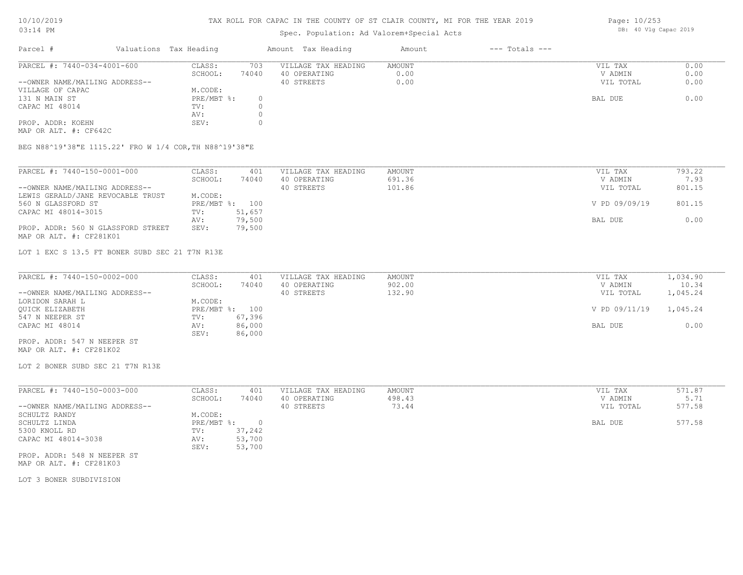# TAX ROLL FOR CAPAC IN THE COUNTY OF ST CLAIR COUNTY, MI FOR THE YEAR 2019

Spec. Population: Ad Valorem+Special Acts

DB: 40 Vlg Capac 2019

10/10/2019
03:14 PM

| Parcel # | Valuations | Tax Heading | Amount | Tax Heading | Amount | --- Totals --- |
|---|---|---|---|---|---|---|

---

**PARCEL #: 7440-034-4001-600**

| | | | | | |
|---|---|---|---|---|---|
| CLASS: | 703 | VILLAGE TAX HEADING | AMOUNT | VIL TAX | 0.00 |
| SCHOOL: | 74040 | 40 OPERATING | 0.00 | V ADMIN | 0.00 |
| | | 40 STREETS | 0.00 | VIL TOTAL | 0.00 |
| M.CODE: | | | | | |
| PRE/MBT %: | 0 | | | BAL DUE | 0.00 |
| TV: | 0 | | | | |
| AV: | 0 | | | | |
| SEV: | 0 | | | | |

--OWNER NAME/MAILING ADDRESS--
VILLAGE OF CAPAC
131 N MAIN ST
CAPAC MI 48014

PROP. ADDR: KOEHN
MAP OR ALT. #: CF642C

BEG N88^19'38"E 1115.22' FRO W 1/4 COR,TH N88^19'38"E

---

**PARCEL #: 7440-150-0001-000**

| | | | | | |
|---|---|---|---|---|---|
| CLASS: | 401 | VILLAGE TAX HEADING | AMOUNT | VIL TAX | 793.22 |
| SCHOOL: | 74040 | 40 OPERATING | 691.36 | V ADMIN | 7.93 |
| | | 40 STREETS | 101.86 | VIL TOTAL | 801.15 |
| M.CODE: | | | | | |
| PRE/MBT %: | 100 | | | V PD 09/09/19 | 801.15 |
| TV: | 51,657 | | | | |
| AV: | 79,500 | | | BAL DUE | 0.00 |
| SEV: | 79,500 | | | | |

--OWNER NAME/MAILING ADDRESS--
LEWIS GERALD/JANE REVOCABLE TRUST
560 N GLASSFORD ST
CAPAC MI 48014-3015

PROP. ADDR: 560 N GLASSFORD STREET
MAP OR ALT. #: CF281K01

LOT 1 EXC S 13.5 FT BONER SUBD SEC 21 T7N R13E

---

**PARCEL #: 7440-150-0002-000**

| | | | | | |
|---|---|---|---|---|---|
| CLASS: | 401 | VILLAGE TAX HEADING | AMOUNT | VIL TAX | 1,034.90 |
| SCHOOL: | 74040 | 40 OPERATING | 902.00 | V ADMIN | 10.34 |
| | | 40 STREETS | 132.90 | VIL TOTAL | 1,045.24 |
| M.CODE: | | | | | |
| PRE/MBT %: | 100 | | | V PD 09/11/19 | 1,045.24 |
| TV: | 67,396 | | | | |
| AV: | 86,000 | | | BAL DUE | 0.00 |
| SEV: | 86,000 | | | | |

--OWNER NAME/MAILING ADDRESS--
LORIDON SARAH L
QUICK ELIZABETH
547 N NEEPER ST
CAPAC MI 48014

PROP. ADDR: 547 N NEEPER ST
MAP OR ALT. #: CF281K02

LOT 2 BONER SUBD SEC 21 T7N R13E

---

**PARCEL #: 7440-150-0003-000**

| | | | | | |
|---|---|---|---|---|---|
| CLASS: | 401 | VILLAGE TAX HEADING | AMOUNT | VIL TAX | 571.87 |
| SCHOOL: | 74040 | 40 OPERATING | 498.43 | V ADMIN | 5.71 |
| | | 40 STREETS | 73.44 | VIL TOTAL | 577.58 |
| M.CODE: | | | | | |
| PRE/MBT %: | 0 | | | BAL DUE | 577.58 |
| TV: | 37,242 | | | | |
| AV: | 53,700 | | | | |
| SEV: | 53,700 | | | | |

--OWNER NAME/MAILING ADDRESS--
SCHULTZ RANDY
SCHULTZ LINDA
5300 KNOLL RD
CAPAC MI 48014-3038

PROP. ADDR: 548 N NEEPER ST
MAP OR ALT. #: CF281K03

LOT 3 BONER SUBDIVISION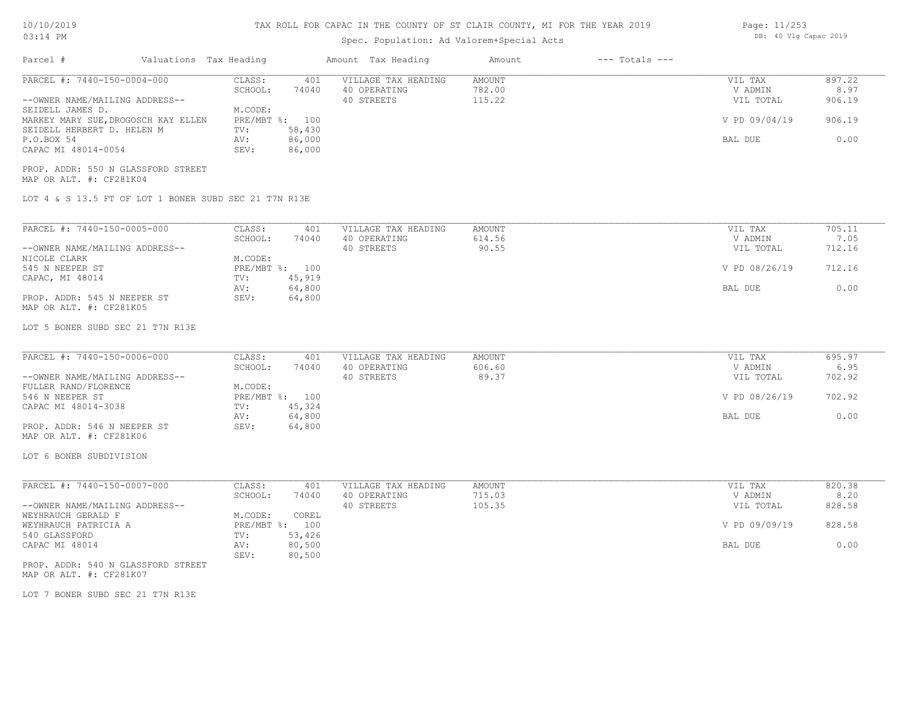# TAX ROLL FOR CAPAC IN THE COUNTY OF ST CLAIR COUNTY, MI FOR THE YEAR 2019

Spec. Population: Ad Valorem+Special Acts

| Parcel # | Valuations | Tax Heading | Amount | Tax Heading | Amount | --- Totals --- |
|---|---|---|---|---|---|---|

---

**PARCEL #: 7440-150-0004-000**

| | | | | |
|---|---|---|---|---|
| CLASS: 401 | VILLAGE TAX HEADING | AMOUNT | VIL TAX | 897.22 |
| SCHOOL: 74040 | 40 OPERATING | 782.00 | V ADMIN | 8.97 |
| | 40 STREETS | 115.22 | VIL TOTAL | 906.19 |
| M.CODE: | | | | |
| PRE/MBT %: 100 | | | V PD 09/04/19 | 906.19 |
| TV: 58,430 | | | | |
| AV: 86,000 | | | BAL DUE | 0.00 |
| SEV: 86,000 | | | | |

--OWNER NAME/MAILING ADDRESS--
SEIDELL JAMES D.
MARKEY MARY SUE, DROGOSCH KAY ELLEN
SEIDELL HERBERT D. HELEN M
P.O.BOX 54
CAPAC MI 48014-0054

PROP. ADDR: 550 N GLASSFORD STREET
MAP OR ALT. #: CF281K04

LOT 4 & S 13.5 FT OF LOT 1 BONER SUBD SEC 21 T7N R13E

---

**PARCEL #: 7440-150-0005-000**

| | | | | |
|---|---|---|---|---|
| CLASS: 401 | VILLAGE TAX HEADING | AMOUNT | VIL TAX | 705.11 |
| SCHOOL: 74040 | 40 OPERATING | 614.56 | V ADMIN | 7.05 |
| | 40 STREETS | 90.55 | VIL TOTAL | 712.16 |
| M.CODE: | | | | |
| PRE/MBT %: 100 | | | V PD 08/26/19 | 712.16 |
| TV: 45,919 | | | | |
| AV: 64,800 | | | BAL DUE | 0.00 |
| SEV: 64,800 | | | | |

--OWNER NAME/MAILING ADDRESS--
NICOLE CLARK
545 N NEEPER ST
CAPAC, MI 48014

PROP. ADDR: 545 N NEEPER ST
MAP OR ALT. #: CF281K05

LOT 5 BONER SUBD SEC 21 T7N R13E

---

**PARCEL #: 7440-150-0006-000**

| | | | | |
|---|---|---|---|---|
| CLASS: 401 | VILLAGE TAX HEADING | AMOUNT | VIL TAX | 695.97 |
| SCHOOL: 74040 | 40 OPERATING | 606.60 | V ADMIN | 6.95 |
| | 40 STREETS | 89.37 | VIL TOTAL | 702.92 |
| M.CODE: | | | | |
| PRE/MBT %: 100 | | | V PD 08/26/19 | 702.92 |
| TV: 45,324 | | | | |
| AV: 64,800 | | | BAL DUE | 0.00 |
| SEV: 64,800 | | | | |

--OWNER NAME/MAILING ADDRESS--
FULLER RAND/FLORENCE
546 N NEEPER ST
CAPAC MI 48014-3038

PROP. ADDR: 546 N NEEPER ST
MAP OR ALT. #: CF281K06

LOT 6 BONER SUBDIVISION

---

**PARCEL #: 7440-150-0007-000**

| | | | | |
|---|---|---|---|---|
| CLASS: 401 | VILLAGE TAX HEADING | AMOUNT | VIL TAX | 820.38 |
| SCHOOL: 74040 | 40 OPERATING | 715.03 | V ADMIN | 8.20 |
| | 40 STREETS | 105.35 | VIL TOTAL | 828.58 |
| M.CODE: COREL | | | | |
| PRE/MBT %: 100 | | | V PD 09/09/19 | 828.58 |
| TV: 53,426 | | | | |
| AV: 80,500 | | | BAL DUE | 0.00 |
| SEV: 80,500 | | | | |

--OWNER NAME/MAILING ADDRESS--
WEYHRAUCH GERALD F
WEYHRAUCH PATRICIA A
540 GLASSFORD
CAPAC MI 48014

PROP. ADDR: 540 N GLASSFORD STREET
MAP OR ALT. #: CF281K07

LOT 7 BONER SUBD SEC 21 T7N R13E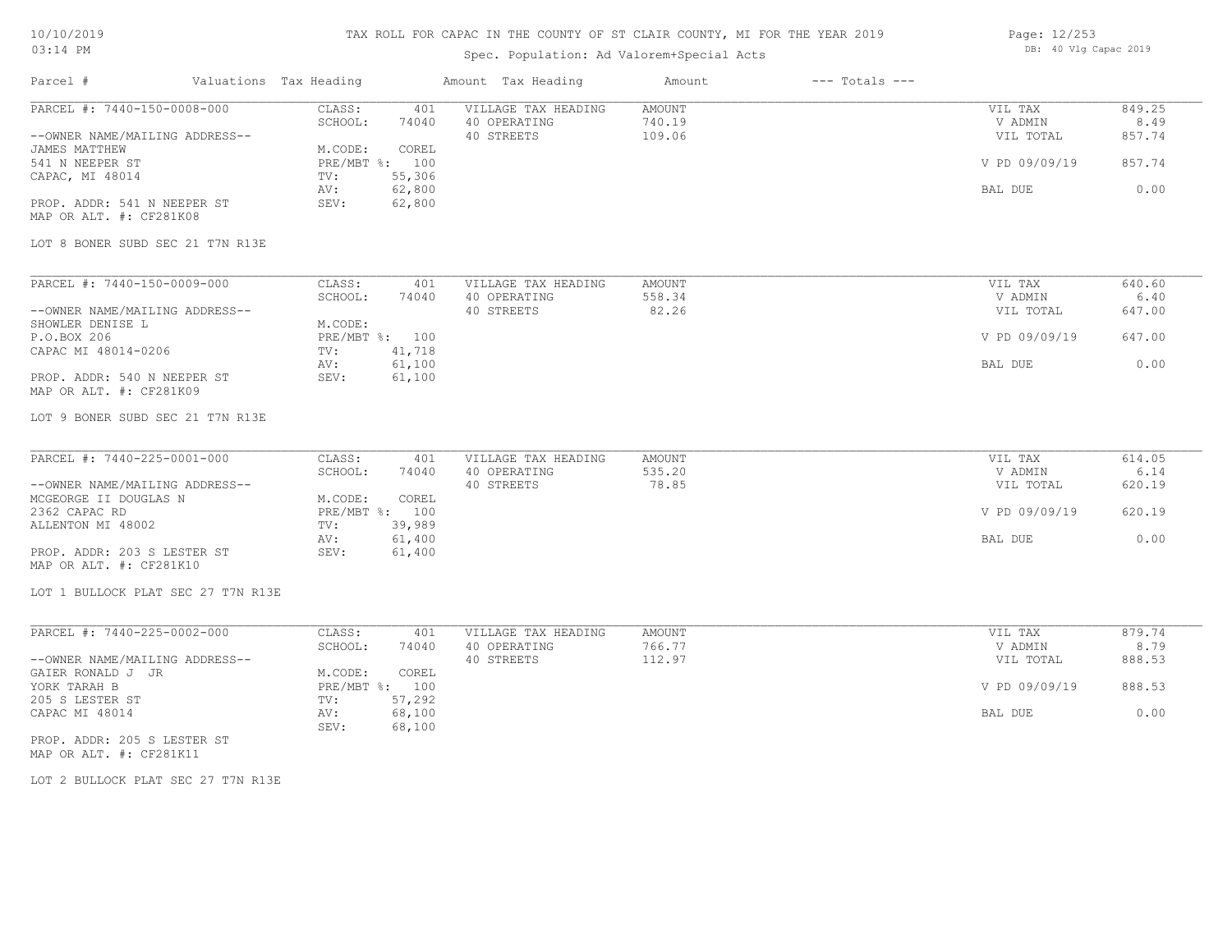# TAX ROLL FOR CAPAC IN THE COUNTY OF ST CLAIR COUNTY, MI FOR THE YEAR 2019

Spec. Population: Ad Valorem+Special Acts

| Parcel # | Valuations | Tax Heading | Amount | Tax Heading | Amount | --- Totals --- | |
|---|---|---|---|---|---|---|---|
| PARCEL #: 7440-150-0008-000 | CLASS: | 401 | VILLAGE TAX HEADING | AMOUNT | | VIL TAX | 849.25 |
| | SCHOOL: | 74040 | 40 OPERATING | 740.19 | | V ADMIN | 8.49 |
| --OWNER NAME/MAILING ADDRESS-- | | | 40 STREETS | 109.06 | | VIL TOTAL | 857.74 |
| JAMES MATTHEW | M.CODE: | COREL | | | | | |
| 541 N NEEPER ST | PRE/MBT %: | 100 | | | | V PD 09/09/19 | 857.74 |
| CAPAC, MI 48014 | TV: | 55,306 | | | | | |
| | AV: | 62,800 | | | | BAL DUE | 0.00 |
| PROP. ADDR: 541 N NEEPER ST | SEV: | 62,800 | | | | | |
| MAP OR ALT. #: CF281K08 | | | | | | | |
| LOT 8 BONER SUBD SEC 21 T7N R13E | | | | | | | |
| PARCEL #: 7440-150-0009-000 | CLASS: | 401 | VILLAGE TAX HEADING | AMOUNT | | VIL TAX | 640.60 |
| | SCHOOL: | 74040 | 40 OPERATING | 558.34 | | V ADMIN | 6.40 |
| --OWNER NAME/MAILING ADDRESS-- | | | 40 STREETS | 82.26 | | VIL TOTAL | 647.00 |
| SHOWLER DENISE L | M.CODE: | | | | | | |
| P.O.BOX 206 | PRE/MBT %: | 100 | | | | V PD 09/09/19 | 647.00 |
| CAPAC MI 48014-0206 | TV: | 41,718 | | | | | |
| | AV: | 61,100 | | | | BAL DUE | 0.00 |
| PROP. ADDR: 540 N NEEPER ST | SEV: | 61,100 | | | | | |
| MAP OR ALT. #: CF281K09 | | | | | | | |
| LOT 9 BONER SUBD SEC 21 T7N R13E | | | | | | | |
| PARCEL #: 7440-225-0001-000 | CLASS: | 401 | VILLAGE TAX HEADING | AMOUNT | | VIL TAX | 614.05 |
| | SCHOOL: | 74040 | 40 OPERATING | 535.20 | | V ADMIN | 6.14 |
| --OWNER NAME/MAILING ADDRESS-- | | | 40 STREETS | 78.85 | | VIL TOTAL | 620.19 |
| MCGEORGE II DOUGLAS N | M.CODE: | COREL | | | | | |
| 2362 CAPAC RD | PRE/MBT %: | 100 | | | | V PD 09/09/19 | 620.19 |
| ALLENTON MI 48002 | TV: | 39,989 | | | | | |
| | AV: | 61,400 | | | | BAL DUE | 0.00 |
| PROP. ADDR: 203 S LESTER ST | SEV: | 61,400 | | | | | |
| MAP OR ALT. #: CF281K10 | | | | | | | |
| LOT 1 BULLOCK PLAT SEC 27 T7N R13E | | | | | | | |
| PARCEL #: 7440-225-0002-000 | CLASS: | 401 | VILLAGE TAX HEADING | AMOUNT | | VIL TAX | 879.74 |
| | SCHOOL: | 74040 | 40 OPERATING | 766.77 | | V ADMIN | 8.79 |
| --OWNER NAME/MAILING ADDRESS-- | | | 40 STREETS | 112.97 | | VIL TOTAL | 888.53 |
| GAIER RONALD J JR | M.CODE: | COREL | | | | | |
| YORK TARAH B | PRE/MBT %: | 100 | | | | V PD 09/09/19 | 888.53 |
| 205 S LESTER ST | TV: | 57,292 | | | | | |
| CAPAC MI 48014 | AV: | 68,100 | | | | BAL DUE | 0.00 |
| | SEV: | 68,100 | | | | | |
| PROP. ADDR: 205 S LESTER ST | | | | | | | |
| MAP OR ALT. #: CF281K11 | | | | | | | |
| LOT 2 BULLOCK PLAT SEC 27 T7N R13E | | | | | | | |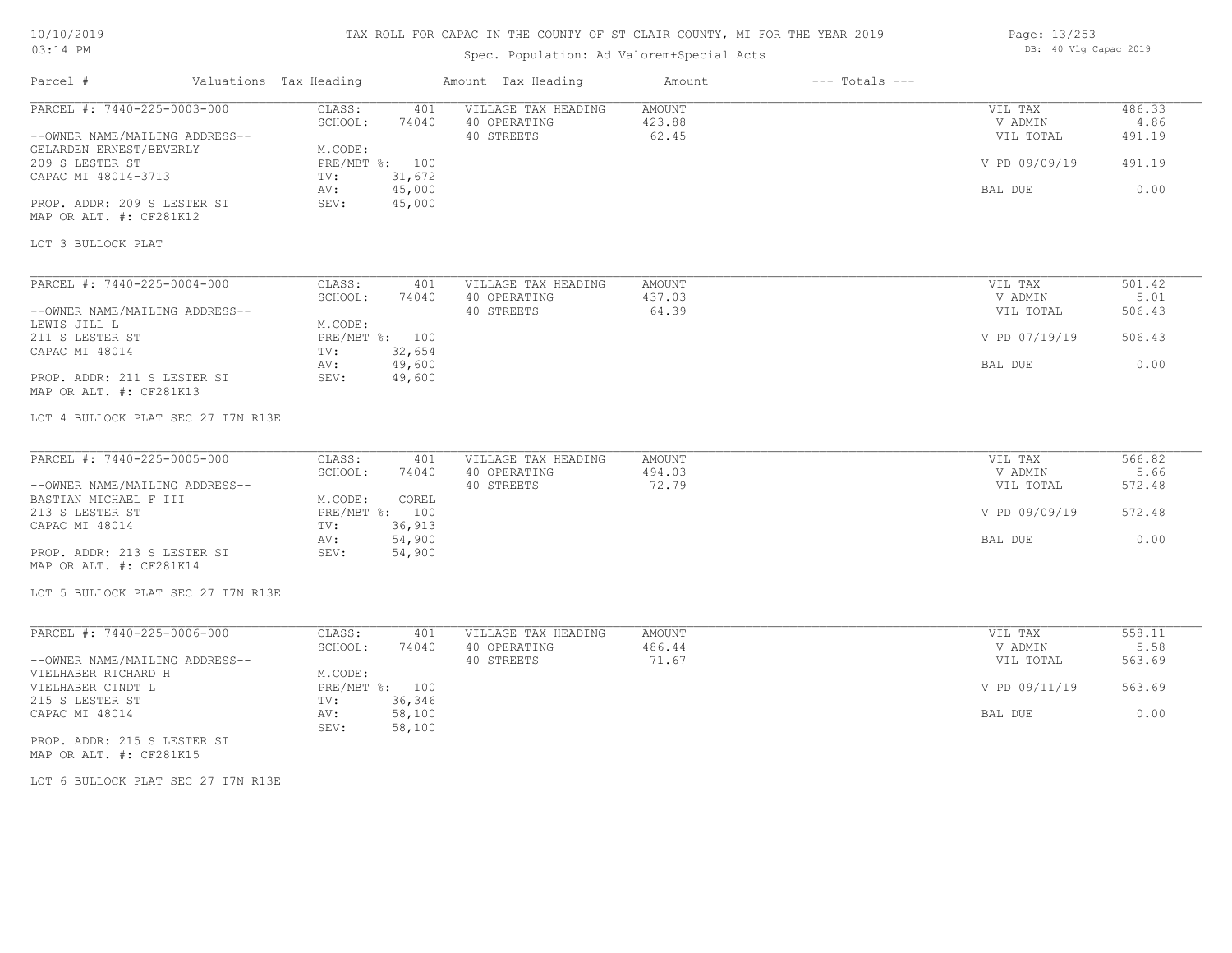# TAX ROLL FOR CAPAC IN THE COUNTY OF ST CLAIR COUNTY, MI FOR THE YEAR 2019

Spec. Population: Ad Valorem+Special Acts

10/10/2019 03:14 PM — DB: 40 Vlg Capac 2019

| Parcel # | Valuations Tax Heading | | Amount Tax Heading | Amount | --- Totals --- | |
|---|---|---|---|---|---|---|
| PARCEL #: 7440-225-0003-000 | CLASS: | 401 | VILLAGE TAX HEADING | AMOUNT | VIL TAX | 486.33 |
| | SCHOOL: | 74040 | 40 OPERATING | 423.88 | V ADMIN | 4.86 |
| --OWNER NAME/MAILING ADDRESS-- | | | 40 STREETS | 62.45 | VIL TOTAL | 491.19 |
| GELARDEN ERNEST/BEVERLY | M.CODE: | | | | | |
| 209 S LESTER ST | PRE/MBT %: | 100 | | | V PD 09/09/19 | 491.19 |
| CAPAC MI 48014-3713 | TV: | 31,672 | | | | |
| | AV: | 45,000 | | | BAL DUE | 0.00 |
| PROP. ADDR: 209 S LESTER ST | SEV: | 45,000 | | | | |
| MAP OR ALT. #: CF281K12 | | | | | | |

LOT 3 BULLOCK PLAT

| Parcel # | Valuations Tax Heading | | Amount Tax Heading | Amount | --- Totals --- | |
|---|---|---|---|---|---|---|
| PARCEL #: 7440-225-0004-000 | CLASS: | 401 | VILLAGE TAX HEADING | AMOUNT | VIL TAX | 501.42 |
| | SCHOOL: | 74040 | 40 OPERATING | 437.03 | V ADMIN | 5.01 |
| --OWNER NAME/MAILING ADDRESS-- | | | 40 STREETS | 64.39 | VIL TOTAL | 506.43 |
| LEWIS JILL L | M.CODE: | | | | | |
| 211 S LESTER ST | PRE/MBT %: | 100 | | | V PD 07/19/19 | 506.43 |
| CAPAC MI 48014 | TV: | 32,654 | | | | |
| | AV: | 49,600 | | | BAL DUE | 0.00 |
| PROP. ADDR: 211 S LESTER ST | SEV: | 49,600 | | | | |
| MAP OR ALT. #: CF281K13 | | | | | | |

LOT 4 BULLOCK PLAT SEC 27 T7N R13E

| Parcel # | Valuations Tax Heading | | Amount Tax Heading | Amount | --- Totals --- | |
|---|---|---|---|---|---|---|
| PARCEL #: 7440-225-0005-000 | CLASS: | 401 | VILLAGE TAX HEADING | AMOUNT | VIL TAX | 566.82 |
| | SCHOOL: | 74040 | 40 OPERATING | 494.03 | V ADMIN | 5.66 |
| --OWNER NAME/MAILING ADDRESS-- | | | 40 STREETS | 72.79 | VIL TOTAL | 572.48 |
| BASTIAN MICHAEL F III | M.CODE: | COREL | | | | |
| 213 S LESTER ST | PRE/MBT %: | 100 | | | V PD 09/09/19 | 572.48 |
| CAPAC MI 48014 | TV: | 36,913 | | | | |
| | AV: | 54,900 | | | BAL DUE | 0.00 |
| PROP. ADDR: 213 S LESTER ST | SEV: | 54,900 | | | | |
| MAP OR ALT. #: CF281K14 | | | | | | |

LOT 5 BULLOCK PLAT SEC 27 T7N R13E

| Parcel # | Valuations Tax Heading | | Amount Tax Heading | Amount | --- Totals --- | |
|---|---|---|---|---|---|---|
| PARCEL #: 7440-225-0006-000 | CLASS: | 401 | VILLAGE TAX HEADING | AMOUNT | VIL TAX | 558.11 |
| | SCHOOL: | 74040 | 40 OPERATING | 486.44 | V ADMIN | 5.58 |
| --OWNER NAME/MAILING ADDRESS-- | | | 40 STREETS | 71.67 | VIL TOTAL | 563.69 |
| VIELHABER RICHARD H | M.CODE: | | | | | |
| VIELHABER CINDT L | PRE/MBT %: | 100 | | | V PD 09/11/19 | 563.69 |
| 215 S LESTER ST | TV: | 36,346 | | | | |
| CAPAC MI 48014 | AV: | 58,100 | | | BAL DUE | 0.00 |
| | SEV: | 58,100 | | | | |
| PROP. ADDR: 215 S LESTER ST | | | | | | |
| MAP OR ALT. #: CF281K15 | | | | | | |

LOT 6 BULLOCK PLAT SEC 27 T7N R13E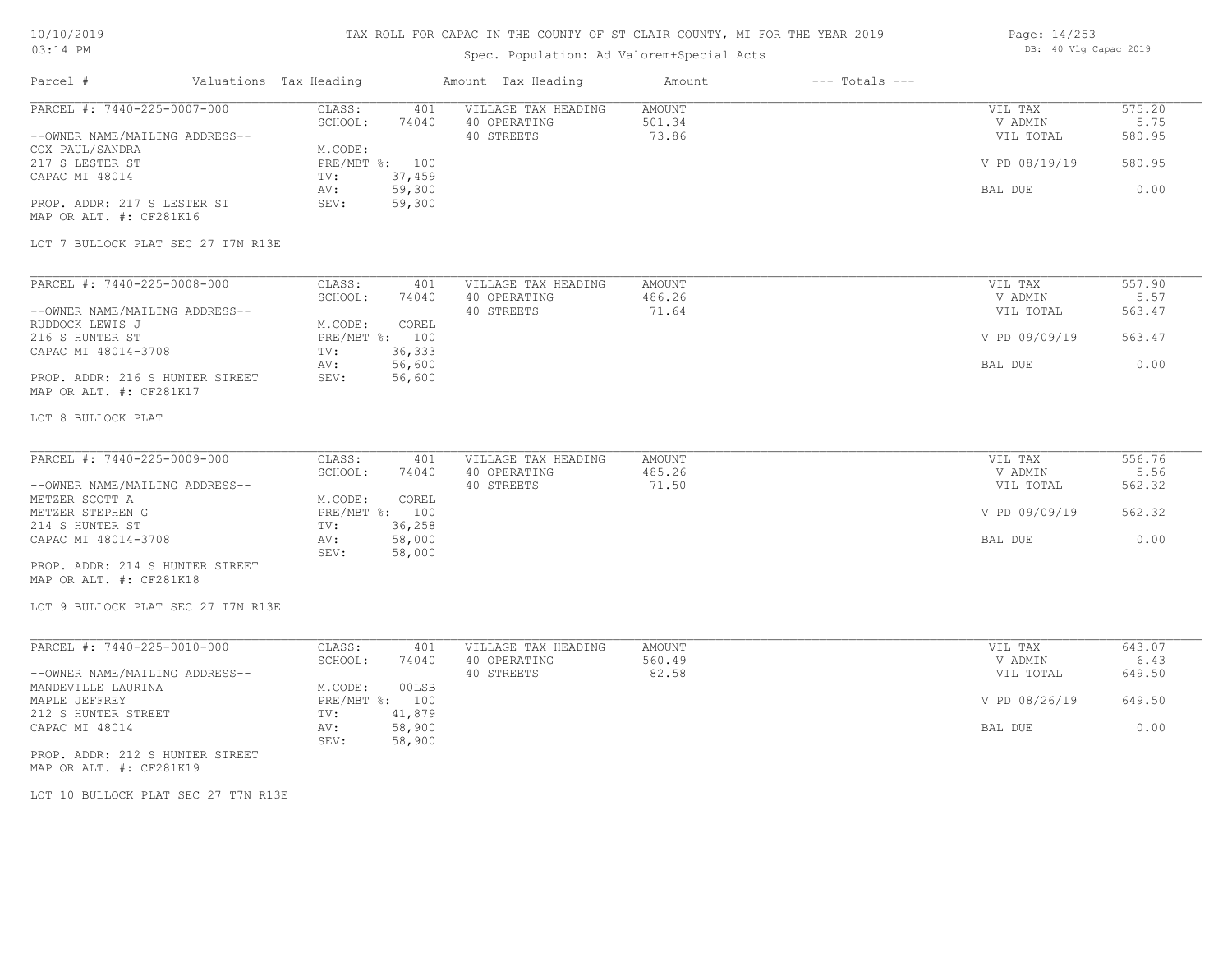# TAX ROLL FOR CAPAC IN THE COUNTY OF ST CLAIR COUNTY, MI FOR THE YEAR 2019

Spec. Population: Ad Valorem+Special Acts

10/10/2019
03:14 PM

DB: 40 Vlg Capac 2019

| Parcel # | Valuations | Tax Heading | Amount | Tax Heading | Amount | --- Totals --- | |
|---|---|---|---|---|---|---|---|
| PARCEL #: 7440-225-0007-000 | CLASS: | 401 | VILLAGE TAX HEADING | AMOUNT | | VIL TAX | 575.20 |
| | SCHOOL: | 74040 | 40 OPERATING | 501.34 | | V ADMIN | 5.75 |
| --OWNER NAME/MAILING ADDRESS-- | | | 40 STREETS | 73.86 | | VIL TOTAL | 580.95 |
| COX PAUL/SANDRA | M.CODE: | | | | | | |
| 217 S LESTER ST | PRE/MBT %: | 100 | | | | V PD 08/19/19 | 580.95 |
| CAPAC MI 48014 | TV: | 37,459 | | | | | |
| | AV: | 59,300 | | | | BAL DUE | 0.00 |
| PROP. ADDR: 217 S LESTER ST | SEV: | 59,300 | | | | | |
| MAP OR ALT. #: CF281K16 | | | | | | | |

LOT 7 BULLOCK PLAT SEC 27 T7N R13E

| Parcel # | Valuations | Tax Heading | Amount | Tax Heading | Amount | --- Totals --- | |
|---|---|---|---|---|---|---|---|
| PARCEL #: 7440-225-0008-000 | CLASS: | 401 | VILLAGE TAX HEADING | AMOUNT | | VIL TAX | 557.90 |
| | SCHOOL: | 74040 | 40 OPERATING | 486.26 | | V ADMIN | 5.57 |
| --OWNER NAME/MAILING ADDRESS-- | | | 40 STREETS | 71.64 | | VIL TOTAL | 563.47 |
| RUDDOCK LEWIS J | M.CODE: | COREL | | | | | |
| 216 S HUNTER ST | PRE/MBT %: | 100 | | | | V PD 09/09/19 | 563.47 |
| CAPAC MI 48014-3708 | TV: | 36,333 | | | | | |
| | AV: | 56,600 | | | | BAL DUE | 0.00 |
| PROP. ADDR: 216 S HUNTER STREET | SEV: | 56,600 | | | | | |
| MAP OR ALT. #: CF281K17 | | | | | | | |

LOT 8 BULLOCK PLAT

| Parcel # | Valuations | Tax Heading | Amount | Tax Heading | Amount | --- Totals --- | |
|---|---|---|---|---|---|---|---|
| PARCEL #: 7440-225-0009-000 | CLASS: | 401 | VILLAGE TAX HEADING | AMOUNT | | VIL TAX | 556.76 |
| | SCHOOL: | 74040 | 40 OPERATING | 485.26 | | V ADMIN | 5.56 |
| --OWNER NAME/MAILING ADDRESS-- | | | 40 STREETS | 71.50 | | VIL TOTAL | 562.32 |
| METZER SCOTT A | M.CODE: | COREL | | | | | |
| METZER STEPHEN G | PRE/MBT %: | 100 | | | | V PD 09/09/19 | 562.32 |
| 214 S HUNTER ST | TV: | 36,258 | | | | | |
| CAPAC MI 48014-3708 | AV: | 58,000 | | | | BAL DUE | 0.00 |
| | SEV: | 58,000 | | | | | |
| PROP. ADDR: 214 S HUNTER STREET | | | | | | | |
| MAP OR ALT. #: CF281K18 | | | | | | | |

LOT 9 BULLOCK PLAT SEC 27 T7N R13E

| Parcel # | Valuations | Tax Heading | Amount | Tax Heading | Amount | --- Totals --- | |
|---|---|---|---|---|---|---|---|
| PARCEL #: 7440-225-0010-000 | CLASS: | 401 | VILLAGE TAX HEADING | AMOUNT | | VIL TAX | 643.07 |
| | SCHOOL: | 74040 | 40 OPERATING | 560.49 | | V ADMIN | 6.43 |
| --OWNER NAME/MAILING ADDRESS-- | | | 40 STREETS | 82.58 | | VIL TOTAL | 649.50 |
| MANDEVILLE LAURINA | M.CODE: | 00LSB | | | | | |
| MAPLE JEFFREY | PRE/MBT %: | 100 | | | | V PD 08/26/19 | 649.50 |
| 212 S HUNTER STREET | TV: | 41,879 | | | | | |
| CAPAC MI 48014 | AV: | 58,900 | | | | BAL DUE | 0.00 |
| | SEV: | 58,900 | | | | | |
| PROP. ADDR: 212 S HUNTER STREET | | | | | | | |
| MAP OR ALT. #: CF281K19 | | | | | | | |

LOT 10 BULLOCK PLAT SEC 27 T7N R13E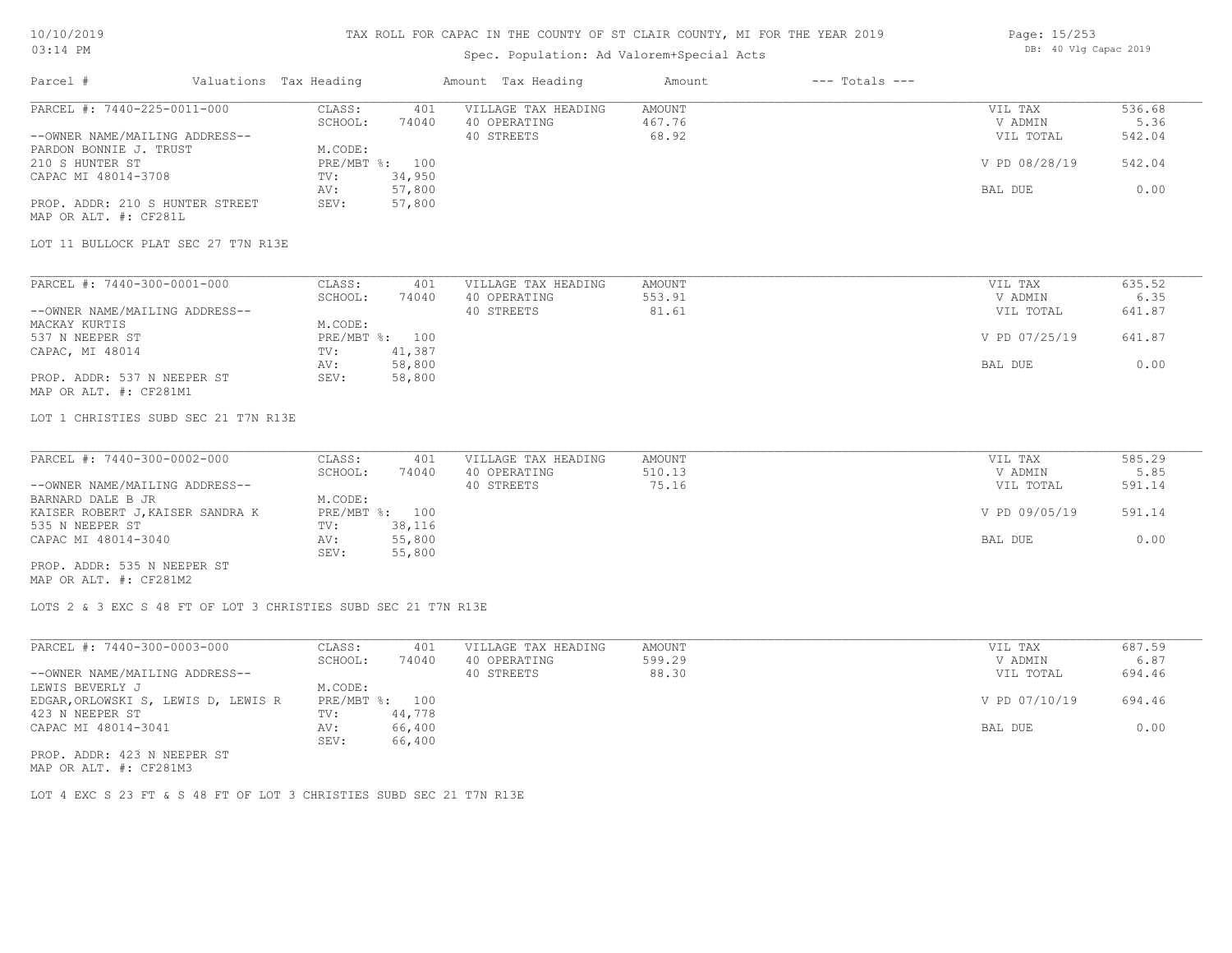# TAX ROLL FOR CAPAC IN THE COUNTY OF ST CLAIR COUNTY, MI FOR THE YEAR 2019

Spec. Population: Ad Valorem+Special Acts

| Parcel # | Valuations | Tax Heading | Amount | Tax Heading | Amount | --- Totals --- | |
|---|---|---|---|---|---|---|---|

---

**PARCEL #: 7440-225-0011-000**

| | | | | | |
|---|---|---|---|---|---|
| CLASS: | 401 | VILLAGE TAX HEADING | AMOUNT | VIL TAX | 536.68 |
| SCHOOL: | 74040 | 40 OPERATING | 467.76 | V ADMIN | 5.36 |
| | | 40 STREETS | 68.92 | VIL TOTAL | 542.04 |
| M.CODE: | | | | | |
| PRE/MBT %: | 100 | | | V PD 08/28/19 | 542.04 |
| TV: | 34,950 | | | | |
| AV: | 57,800 | | | BAL DUE | 0.00 |
| SEV: | 57,800 | | | | |

--OWNER NAME/MAILING ADDRESS--
PARDON BONNIE J. TRUST
210 S HUNTER ST
CAPAC MI 48014-3708

PROP. ADDR: 210 S HUNTER STREET
MAP OR ALT. #: CF281L

LOT 11 BULLOCK PLAT SEC 27 T7N R13E

---

**PARCEL #: 7440-300-0001-000**

| | | | | | |
|---|---|---|---|---|---|
| CLASS: | 401 | VILLAGE TAX HEADING | AMOUNT | VIL TAX | 635.52 |
| SCHOOL: | 74040 | 40 OPERATING | 553.91 | V ADMIN | 6.35 |
| | | 40 STREETS | 81.61 | VIL TOTAL | 641.87 |
| M.CODE: | | | | | |
| PRE/MBT %: | 100 | | | V PD 07/25/19 | 641.87 |
| TV: | 41,387 | | | | |
| AV: | 58,800 | | | BAL DUE | 0.00 |
| SEV: | 58,800 | | | | |

--OWNER NAME/MAILING ADDRESS--
MACKAY KURTIS
537 N NEEPER ST
CAPAC, MI 48014

PROP. ADDR: 537 N NEEPER ST
MAP OR ALT. #: CF281M1

LOT 1 CHRISTIES SUBD SEC 21 T7N R13E

---

**PARCEL #: 7440-300-0002-000**

| | | | | | |
|---|---|---|---|---|---|
| CLASS: | 401 | VILLAGE TAX HEADING | AMOUNT | VIL TAX | 585.29 |
| SCHOOL: | 74040 | 40 OPERATING | 510.13 | V ADMIN | 5.85 |
| | | 40 STREETS | 75.16 | VIL TOTAL | 591.14 |
| M.CODE: | | | | | |
| PRE/MBT %: | 100 | | | V PD 09/05/19 | 591.14 |
| TV: | 38,116 | | | | |
| AV: | 55,800 | | | BAL DUE | 0.00 |
| SEV: | 55,800 | | | | |

--OWNER NAME/MAILING ADDRESS--
BARNARD DALE B JR
KAISER ROBERT J,KAISER SANDRA K
535 N NEEPER ST
CAPAC MI 48014-3040

PROP. ADDR: 535 N NEEPER ST
MAP OR ALT. #: CF281M2

LOTS 2 & 3 EXC S 48 FT OF LOT 3 CHRISTIES SUBD SEC 21 T7N R13E

---

**PARCEL #: 7440-300-0003-000**

| | | | | | |
|---|---|---|---|---|---|
| CLASS: | 401 | VILLAGE TAX HEADING | AMOUNT | VIL TAX | 687.59 |
| SCHOOL: | 74040 | 40 OPERATING | 599.29 | V ADMIN | 6.87 |
| | | 40 STREETS | 88.30 | VIL TOTAL | 694.46 |
| M.CODE: | | | | | |
| PRE/MBT %: | 100 | | | V PD 07/10/19 | 694.46 |
| TV: | 44,778 | | | | |
| AV: | 66,400 | | | BAL DUE | 0.00 |
| SEV: | 66,400 | | | | |

--OWNER NAME/MAILING ADDRESS--
LEWIS BEVERLY J
EDGAR,ORLOWSKI S, LEWIS D, LEWIS R
423 N NEEPER ST
CAPAC MI 48014-3041

PROP. ADDR: 423 N NEEPER ST
MAP OR ALT. #: CF281M3

LOT 4 EXC S 23 FT & S 48 FT OF LOT 3 CHRISTIES SUBD SEC 21 T7N R13E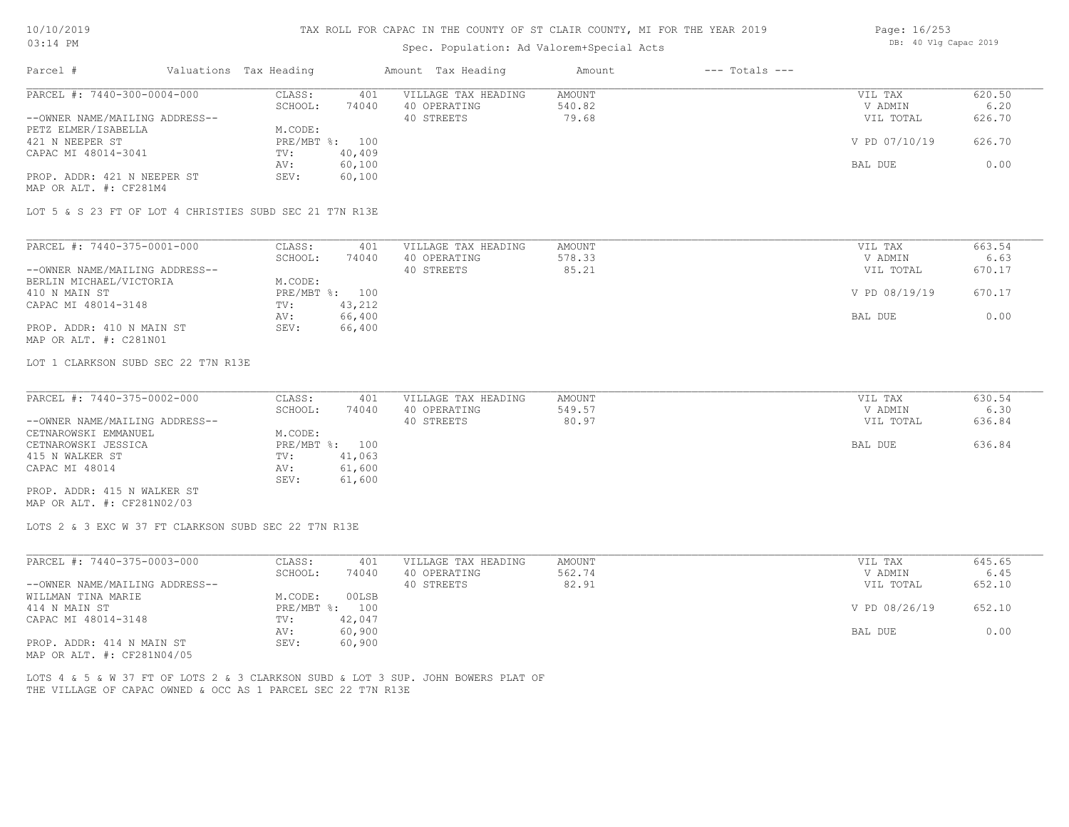TAX ROLL FOR CAPAC IN THE COUNTY OF ST CLAIR COUNTY, MI FOR THE YEAR 2019

Spec. Population: Ad Valorem+Special Acts

10/10/2019
03:14 PM

DB: 40 Vlg Capac 2019

| Parcel # | Valuations | Tax Heading | Amount | Tax Heading | Amount | --- Totals --- | |
|---|---|---|---|---|---|---|---|
| PARCEL #: 7440-300-0004-000 | CLASS: | 401 | VILLAGE TAX HEADING | AMOUNT | | VIL TAX | 620.50 |
| | SCHOOL: | 74040 | 40 OPERATING | 540.82 | | V ADMIN | 6.20 |
| --OWNER NAME/MAILING ADDRESS-- | | | 40 STREETS | 79.68 | | VIL TOTAL | 626.70 |
| PETZ ELMER/ISABELLA | M.CODE: | | | | | | |
| 421 N NEEPER ST | PRE/MBT %: | 100 | | | | V PD 07/10/19 | 626.70 |
| CAPAC MI 48014-3041 | TV: | 40,409 | | | | | |
| | AV: | 60,100 | | | | BAL DUE | 0.00 |
| PROP. ADDR: 421 N NEEPER ST | SEV: | 60,100 | | | | | |
| MAP OR ALT. #: CF281M4 | | | | | | | |

LOT 5 & S 23 FT OF LOT 4 CHRISTIES SUBD SEC 21 T7N R13E

| Parcel # | Valuations | Tax Heading | Amount | Tax Heading | Amount | --- Totals --- | |
|---|---|---|---|---|---|---|---|
| PARCEL #: 7440-375-0001-000 | CLASS: | 401 | VILLAGE TAX HEADING | AMOUNT | | VIL TAX | 663.54 |
| | SCHOOL: | 74040 | 40 OPERATING | 578.33 | | V ADMIN | 6.63 |
| --OWNER NAME/MAILING ADDRESS-- | | | 40 STREETS | 85.21 | | VIL TOTAL | 670.17 |
| BERLIN MICHAEL/VICTORIA | M.CODE: | | | | | | |
| 410 N MAIN ST | PRE/MBT %: | 100 | | | | V PD 08/19/19 | 670.17 |
| CAPAC MI 48014-3148 | TV: | 43,212 | | | | | |
| | AV: | 66,400 | | | | BAL DUE | 0.00 |
| PROP. ADDR: 410 N MAIN ST | SEV: | 66,400 | | | | | |
| MAP OR ALT. #: C281N01 | | | | | | | |

LOT 1 CLARKSON SUBD SEC 22 T7N R13E

| Parcel # | Valuations | Tax Heading | Amount | Tax Heading | Amount | --- Totals --- | |
|---|---|---|---|---|---|---|---|
| PARCEL #: 7440-375-0002-000 | CLASS: | 401 | VILLAGE TAX HEADING | AMOUNT | | VIL TAX | 630.54 |
| | SCHOOL: | 74040 | 40 OPERATING | 549.57 | | V ADMIN | 6.30 |
| --OWNER NAME/MAILING ADDRESS-- | | | 40 STREETS | 80.97 | | VIL TOTAL | 636.84 |
| CETNAROWSKI EMMANUEL | M.CODE: | | | | | | |
| CETNAROWSKI JESSICA | PRE/MBT %: | 100 | | | | BAL DUE | 636.84 |
| 415 N WALKER ST | TV: | 41,063 | | | | | |
| CAPAC MI 48014 | AV: | 61,600 | | | | | |
| | SEV: | 61,600 | | | | | |
| PROP. ADDR: 415 N WALKER ST | | | | | | | |
| MAP OR ALT. #: CF281N02/03 | | | | | | | |

LOTS 2 & 3 EXC W 37 FT CLARKSON SUBD SEC 22 T7N R13E

| Parcel # | Valuations | Tax Heading | Amount | Tax Heading | Amount | --- Totals --- | |
|---|---|---|---|---|---|---|---|
| PARCEL #: 7440-375-0003-000 | CLASS: | 401 | VILLAGE TAX HEADING | AMOUNT | | VIL TAX | 645.65 |
| | SCHOOL: | 74040 | 40 OPERATING | 562.74 | | V ADMIN | 6.45 |
| --OWNER NAME/MAILING ADDRESS-- | | | 40 STREETS | 82.91 | | VIL TOTAL | 652.10 |
| WILLMAN TINA MARIE | M.CODE: | 00LSB | | | | | |
| 414 N MAIN ST | PRE/MBT %: | 100 | | | | V PD 08/26/19 | 652.10 |
| CAPAC MI 48014-3148 | TV: | 42,047 | | | | | |
| | AV: | 60,900 | | | | BAL DUE | 0.00 |
| PROP. ADDR: 414 N MAIN ST | SEV: | 60,900 | | | | | |
| MAP OR ALT. #: CF281N04/05 | | | | | | | |

LOTS 4 & 5 & W 37 FT OF LOTS 2 & 3 CLARKSON SUBD & LOT 3 SUP. JOHN BOWERS PLAT OF THE VILLAGE OF CAPAC OWNED & OCC AS 1 PARCEL SEC 22 T7N R13E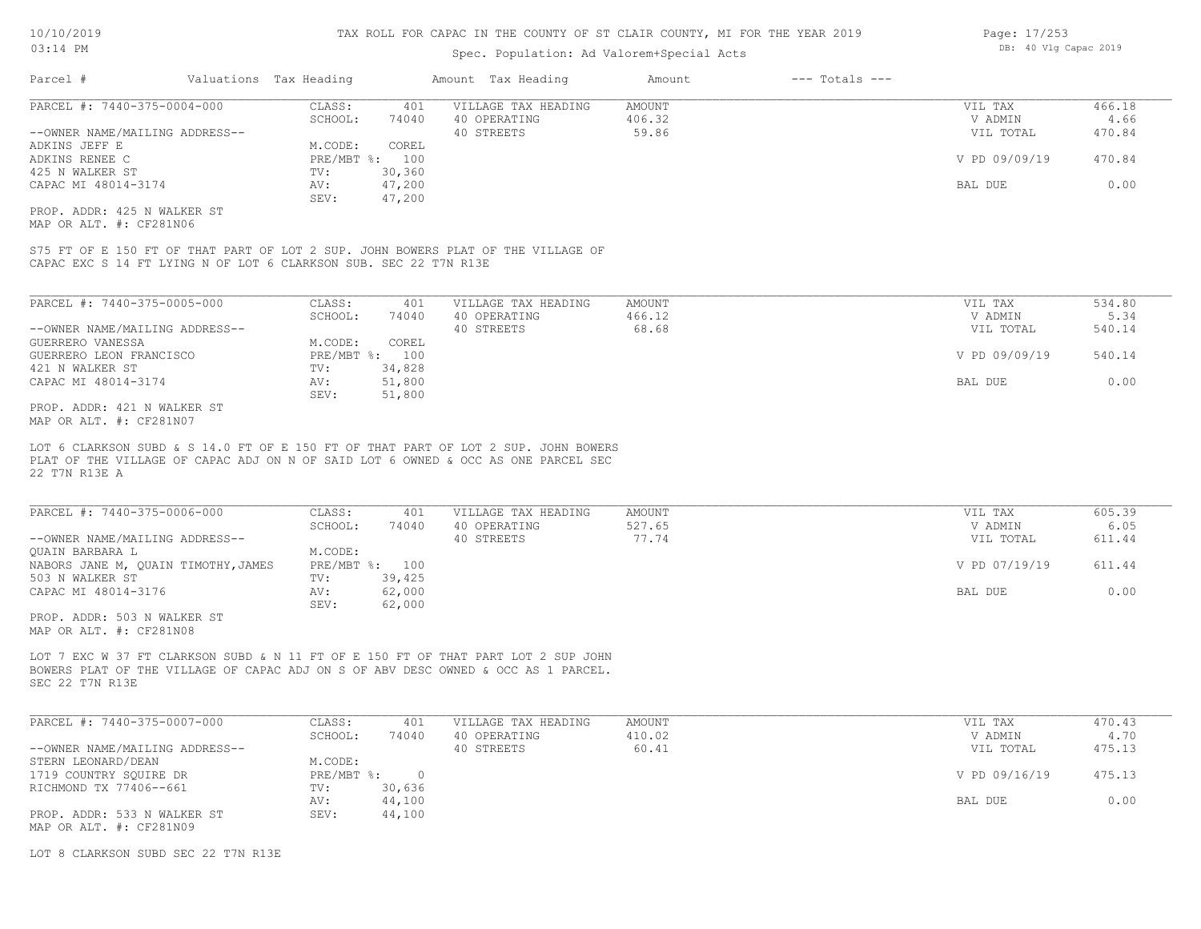TAX ROLL FOR CAPAC IN THE COUNTY OF ST CLAIR COUNTY, MI FOR THE YEAR 2019

Spec. Population: Ad Valorem+Special Acts

DB: 40 Vlg Capac 2019

| Parcel # | Valuations | Tax Heading | Amount | Tax Heading | Amount | --- Totals --- | |
|---|---|---|---|---|---|---|---|
| PARCEL #: 7440-375-0004-000 | CLASS: | 401 | VILLAGE TAX HEADING | AMOUNT | | VIL TAX | 466.18 |
| | SCHOOL: | 74040 | 40 OPERATING | 406.32 | | V ADMIN | 4.66 |
| --OWNER NAME/MAILING ADDRESS-- | | | 40 STREETS | 59.86 | | VIL TOTAL | 470.84 |
| ADKINS JEFF E | M.CODE: | COREL | | | | | |
| ADKINS RENEE C | PRE/MBT %: | 100 | | | | V PD 09/09/19 | 470.84 |
| 425 N WALKER ST | TV: | 30,360 | | | | | |
| CAPAC MI 48014-3174 | AV: | 47,200 | | | | BAL DUE | 0.00 |
| | SEV: | 47,200 | | | | | |

PROP. ADDR: 425 N WALKER ST
MAP OR ALT. #: CF281N06

S75 FT OF E 150 FT OF THAT PART OF LOT 2 SUP. JOHN BOWERS PLAT OF THE VILLAGE OF CAPAC EXC S 14 FT LYING N OF LOT 6 CLARKSON SUB. SEC 22 T7N R13E

| Parcel # | Valuations | Tax Heading | Amount | Tax Heading | Amount | --- Totals --- | |
|---|---|---|---|---|---|---|---|
| PARCEL #: 7440-375-0005-000 | CLASS: | 401 | VILLAGE TAX HEADING | AMOUNT | | VIL TAX | 534.80 |
| | SCHOOL: | 74040 | 40 OPERATING | 466.12 | | V ADMIN | 5.34 |
| --OWNER NAME/MAILING ADDRESS-- | | | 40 STREETS | 68.68 | | VIL TOTAL | 540.14 |
| GUERRERO VANESSA | M.CODE: | COREL | | | | | |
| GUERRERO LEON FRANCISCO | PRE/MBT %: | 100 | | | | V PD 09/09/19 | 540.14 |
| 421 N WALKER ST | TV: | 34,828 | | | | | |
| CAPAC MI 48014-3174 | AV: | 51,800 | | | | BAL DUE | 0.00 |
| | SEV: | 51,800 | | | | | |

PROP. ADDR: 421 N WALKER ST
MAP OR ALT. #: CF281N07

LOT 6 CLARKSON SUBD & S 14.0 FT OF E 150 FT OF THAT PART OF LOT 2 SUP. JOHN BOWERS PLAT OF THE VILLAGE OF CAPAC ADJ ON N OF SAID LOT 6 OWNED & OCC AS ONE PARCEL SEC 22 T7N R13E A

| Parcel # | Valuations | Tax Heading | Amount | Tax Heading | Amount | --- Totals --- | |
|---|---|---|---|---|---|---|---|
| PARCEL #: 7440-375-0006-000 | CLASS: | 401 | VILLAGE TAX HEADING | AMOUNT | | VIL TAX | 605.39 |
| | SCHOOL: | 74040 | 40 OPERATING | 527.65 | | V ADMIN | 6.05 |
| --OWNER NAME/MAILING ADDRESS-- | | | 40 STREETS | 77.74 | | VIL TOTAL | 611.44 |
| QUAIN BARBARA L | M.CODE: | | | | | | |
| NABORS JANE M, QUAIN TIMOTHY,JAMES | PRE/MBT %: | 100 | | | | V PD 07/19/19 | 611.44 |
| 503 N WALKER ST | TV: | 39,425 | | | | | |
| CAPAC MI 48014-3176 | AV: | 62,000 | | | | BAL DUE | 0.00 |
| | SEV: | 62,000 | | | | | |

PROP. ADDR: 503 N WALKER ST
MAP OR ALT. #: CF281N08

LOT 7 EXC W 37 FT CLARKSON SUBD & N 11 FT OF E 150 FT OF THAT PART LOT 2 SUP JOHN BOWERS PLAT OF THE VILLAGE OF CAPAC ADJ ON S OF ABV DESC OWNED & OCC AS 1 PARCEL. SEC 22 T7N R13E

| Parcel # | Valuations | Tax Heading | Amount | Tax Heading | Amount | --- Totals --- | |
|---|---|---|---|---|---|---|---|
| PARCEL #: 7440-375-0007-000 | CLASS: | 401 | VILLAGE TAX HEADING | AMOUNT | | VIL TAX | 470.43 |
| | SCHOOL: | 74040 | 40 OPERATING | 410.02 | | V ADMIN | 4.70 |
| --OWNER NAME/MAILING ADDRESS-- | | | 40 STREETS | 60.41 | | VIL TOTAL | 475.13 |
| STERN LEONARD/DEAN | M.CODE: | | | | | | |
| 1719 COUNTRY SQUIRE DR | PRE/MBT %: | 0 | | | | V PD 09/16/19 | 475.13 |
| RICHMOND TX 77406--661 | TV: | 30,636 | | | | | |
| | AV: | 44,100 | | | | BAL DUE | 0.00 |
| PROP. ADDR: 533 N WALKER ST | SEV: | 44,100 | | | | | |

MAP OR ALT. #: CF281N09

LOT 8 CLARKSON SUBD SEC 22 T7N R13E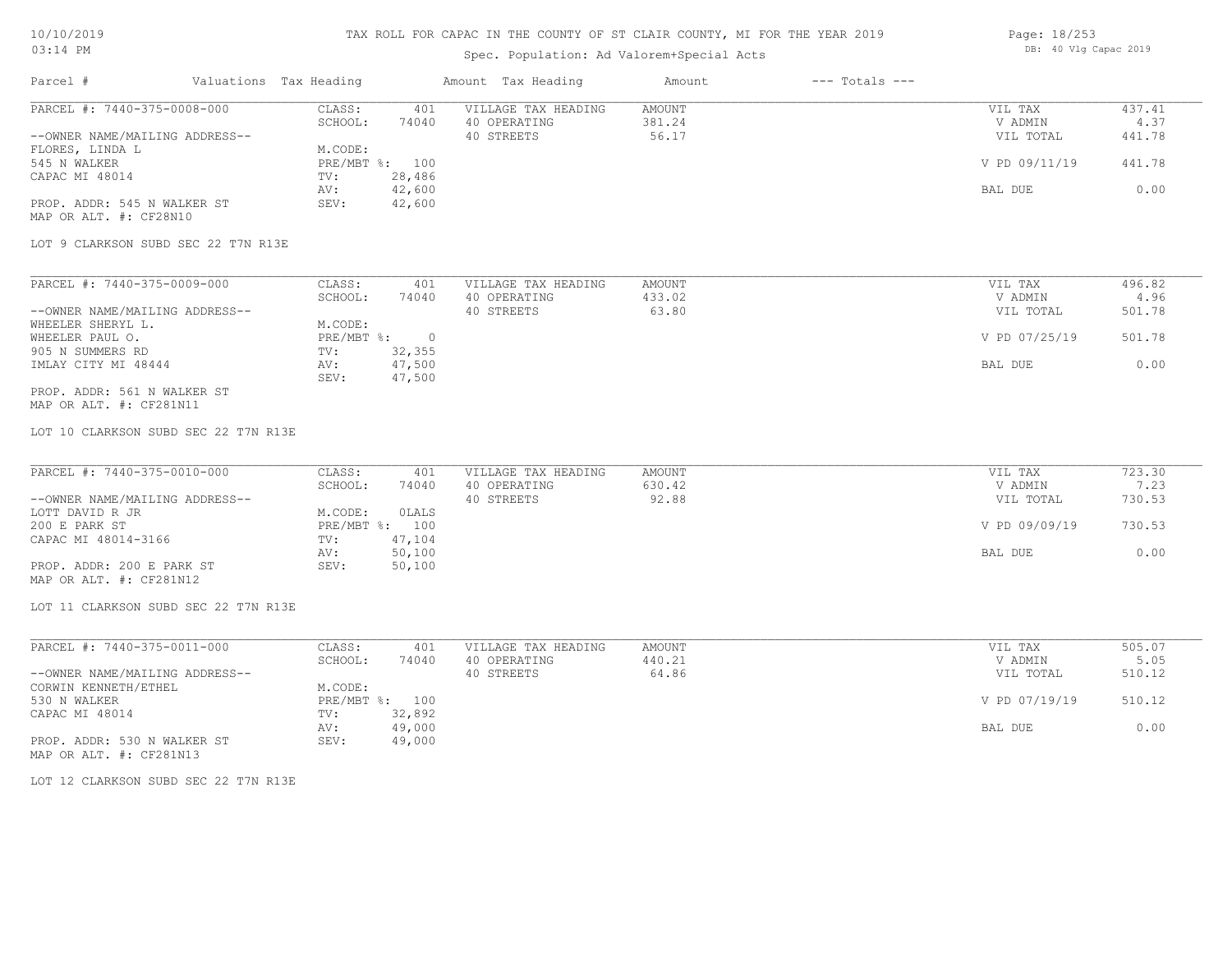# TAX ROLL FOR CAPAC IN THE COUNTY OF ST CLAIR COUNTY, MI FOR THE YEAR 2019

Spec. Population: Ad Valorem+Special Acts

| Parcel # | Valuations | Tax Heading | Amount | Tax Heading | Amount | --- Totals --- | |
|---|---|---|---|---|---|---|---|
| PARCEL #: 7440-375-0008-000 | CLASS: | 401 | VILLAGE TAX HEADING | AMOUNT | | VIL TAX | 437.41 |
| | SCHOOL: | 74040 | 40 OPERATING | 381.24 | | V ADMIN | 4.37 |
| --OWNER NAME/MAILING ADDRESS-- | | | 40 STREETS | 56.17 | | VIL TOTAL | 441.78 |
| FLORES, LINDA L | M.CODE: | | | | | | |
| 545 N WALKER | PRE/MBT %: | 100 | | | | V PD 09/11/19 | 441.78 |
| CAPAC MI 48014 | TV: | 28,486 | | | | | |
| | AV: | 42,600 | | | | BAL DUE | 0.00 |
| PROP. ADDR: 545 N WALKER ST | SEV: | 42,600 | | | | | |
| MAP OR ALT. #: CF28N10 | | | | | | | |

LOT 9 CLARKSON SUBD SEC 22 T7N R13E

| Parcel # | Valuations | Tax Heading | Amount | Tax Heading | Amount | --- Totals --- | |
|---|---|---|---|---|---|---|---|
| PARCEL #: 7440-375-0009-000 | CLASS: | 401 | VILLAGE TAX HEADING | AMOUNT | | VIL TAX | 496.82 |
| | SCHOOL: | 74040 | 40 OPERATING | 433.02 | | V ADMIN | 4.96 |
| --OWNER NAME/MAILING ADDRESS-- | | | 40 STREETS | 63.80 | | VIL TOTAL | 501.78 |
| WHEELER SHERYL L. | M.CODE: | | | | | | |
| WHEELER PAUL O. | PRE/MBT %: | 0 | | | | V PD 07/25/19 | 501.78 |
| 905 N SUMMERS RD | TV: | 32,355 | | | | | |
| IMLAY CITY MI 48444 | AV: | 47,500 | | | | BAL DUE | 0.00 |
| | SEV: | 47,500 | | | | | |
| PROP. ADDR: 561 N WALKER ST | | | | | | | |
| MAP OR ALT. #: CF281N11 | | | | | | | |

LOT 10 CLARKSON SUBD SEC 22 T7N R13E

| Parcel # | Valuations | Tax Heading | Amount | Tax Heading | Amount | --- Totals --- | |
|---|---|---|---|---|---|---|---|
| PARCEL #: 7440-375-0010-000 | CLASS: | 401 | VILLAGE TAX HEADING | AMOUNT | | VIL TAX | 723.30 |
| | SCHOOL: | 74040 | 40 OPERATING | 630.42 | | V ADMIN | 7.23 |
| --OWNER NAME/MAILING ADDRESS-- | | | 40 STREETS | 92.88 | | VIL TOTAL | 730.53 |
| LOTT DAVID R JR | M.CODE: | OLALS | | | | | |
| 200 E PARK ST | PRE/MBT %: | 100 | | | | V PD 09/09/19 | 730.53 |
| CAPAC MI 48014-3166 | TV: | 47,104 | | | | | |
| | AV: | 50,100 | | | | BAL DUE | 0.00 |
| PROP. ADDR: 200 E PARK ST | SEV: | 50,100 | | | | | |
| MAP OR ALT. #: CF281N12 | | | | | | | |

LOT 11 CLARKSON SUBD SEC 22 T7N R13E

| Parcel # | Valuations | Tax Heading | Amount | Tax Heading | Amount | --- Totals --- | |
|---|---|---|---|---|---|---|---|
| PARCEL #: 7440-375-0011-000 | CLASS: | 401 | VILLAGE TAX HEADING | AMOUNT | | VIL TAX | 505.07 |
| | SCHOOL: | 74040 | 40 OPERATING | 440.21 | | V ADMIN | 5.05 |
| --OWNER NAME/MAILING ADDRESS-- | | | 40 STREETS | 64.86 | | VIL TOTAL | 510.12 |
| CORWIN KENNETH/ETHEL | M.CODE: | | | | | | |
| 530 N WALKER | PRE/MBT %: | 100 | | | | V PD 07/19/19 | 510.12 |
| CAPAC MI 48014 | TV: | 32,892 | | | | | |
| | AV: | 49,000 | | | | BAL DUE | 0.00 |
| PROP. ADDR: 530 N WALKER ST | SEV: | 49,000 | | | | | |
| MAP OR ALT. #: CF281N13 | | | | | | | |

LOT 12 CLARKSON SUBD SEC 22 T7N R13E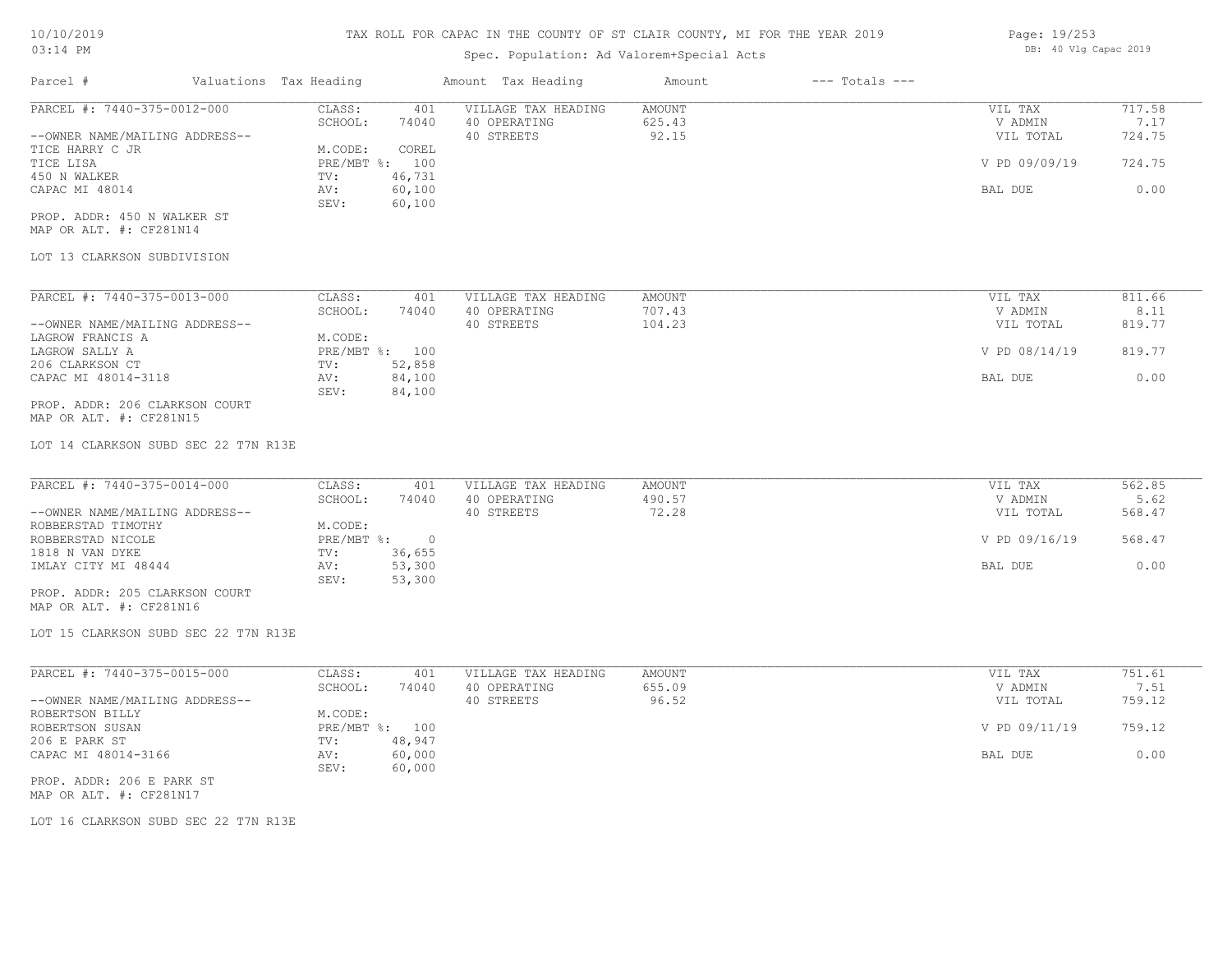# TAX ROLL FOR CAPAC IN THE COUNTY OF ST CLAIR COUNTY, MI FOR THE YEAR 2019

10/10/2019
03:14 PM

Spec. Population: Ad Valorem+Special Acts

DB: 40 Vlg Capac 2019

| Parcel # | Valuations | Tax Heading | Amount | Tax Heading | Amount | --- Totals --- | |
|---|---|---|---|---|---|---|---|
| PARCEL #: 7440-375-0012-000 | CLASS: | 401 | VILLAGE TAX HEADING | AMOUNT | | VIL TAX | 717.58 |
| | SCHOOL: | 74040 | 40 OPERATING | 625.43 | | V ADMIN | 7.17 |
| --OWNER NAME/MAILING ADDRESS-- | | | 40 STREETS | 92.15 | | VIL TOTAL | 724.75 |
| TICE HARRY C JR | M.CODE: | COREL | | | | | |
| TICE LISA | PRE/MBT %: | 100 | | | | V PD 09/09/19 | 724.75 |
| 450 N WALKER | TV: | 46,731 | | | | | |
| CAPAC MI 48014 | AV: | 60,100 | | | | BAL DUE | 0.00 |
| | SEV: | 60,100 | | | | | |
| PROP. ADDR: 450 N WALKER ST | | | | | | | |
| MAP OR ALT. #: CF281N14 | | | | | | | |
| LOT 13 CLARKSON SUBDIVISION | | | | | | | |
| PARCEL #: 7440-375-0013-000 | CLASS: | 401 | VILLAGE TAX HEADING | AMOUNT | | VIL TAX | 811.66 |
| | SCHOOL: | 74040 | 40 OPERATING | 707.43 | | V ADMIN | 8.11 |
| --OWNER NAME/MAILING ADDRESS-- | | | 40 STREETS | 104.23 | | VIL TOTAL | 819.77 |
| LAGROW FRANCIS A | M.CODE: | | | | | | |
| LAGROW SALLY A | PRE/MBT %: | 100 | | | | V PD 08/14/19 | 819.77 |
| 206 CLARKSON CT | TV: | 52,858 | | | | | |
| CAPAC MI 48014-3118 | AV: | 84,100 | | | | BAL DUE | 0.00 |
| | SEV: | 84,100 | | | | | |
| PROP. ADDR: 206 CLARKSON COURT | | | | | | | |
| MAP OR ALT. #: CF281N15 | | | | | | | |
| LOT 14 CLARKSON SUBD SEC 22 T7N R13E | | | | | | | |
| PARCEL #: 7440-375-0014-000 | CLASS: | 401 | VILLAGE TAX HEADING | AMOUNT | | VIL TAX | 562.85 |
| | SCHOOL: | 74040 | 40 OPERATING | 490.57 | | V ADMIN | 5.62 |
| --OWNER NAME/MAILING ADDRESS-- | | | 40 STREETS | 72.28 | | VIL TOTAL | 568.47 |
| ROBBERSTAD TIMOTHY | M.CODE: | | | | | | |
| ROBBERSTAD NICOLE | PRE/MBT %: | 0 | | | | V PD 09/16/19 | 568.47 |
| 1818 N VAN DYKE | TV: | 36,655 | | | | | |
| IMLAY CITY MI 48444 | AV: | 53,300 | | | | BAL DUE | 0.00 |
| | SEV: | 53,300 | | | | | |
| PROP. ADDR: 205 CLARKSON COURT | | | | | | | |
| MAP OR ALT. #: CF281N16 | | | | | | | |
| LOT 15 CLARKSON SUBD SEC 22 T7N R13E | | | | | | | |
| PARCEL #: 7440-375-0015-000 | CLASS: | 401 | VILLAGE TAX HEADING | AMOUNT | | VIL TAX | 751.61 |
| | SCHOOL: | 74040 | 40 OPERATING | 655.09 | | V ADMIN | 7.51 |
| --OWNER NAME/MAILING ADDRESS-- | | | 40 STREETS | 96.52 | | VIL TOTAL | 759.12 |
| ROBERTSON BILLY | M.CODE: | | | | | | |
| ROBERTSON SUSAN | PRE/MBT %: | 100 | | | | V PD 09/11/19 | 759.12 |
| 206 E PARK ST | TV: | 48,947 | | | | | |
| CAPAC MI 48014-3166 | AV: | 60,000 | | | | BAL DUE | 0.00 |
| | SEV: | 60,000 | | | | | |
| PROP. ADDR: 206 E PARK ST | | | | | | | |
| MAP OR ALT. #: CF281N17 | | | | | | | |
| LOT 16 CLARKSON SUBD SEC 22 T7N R13E | | | | | | | |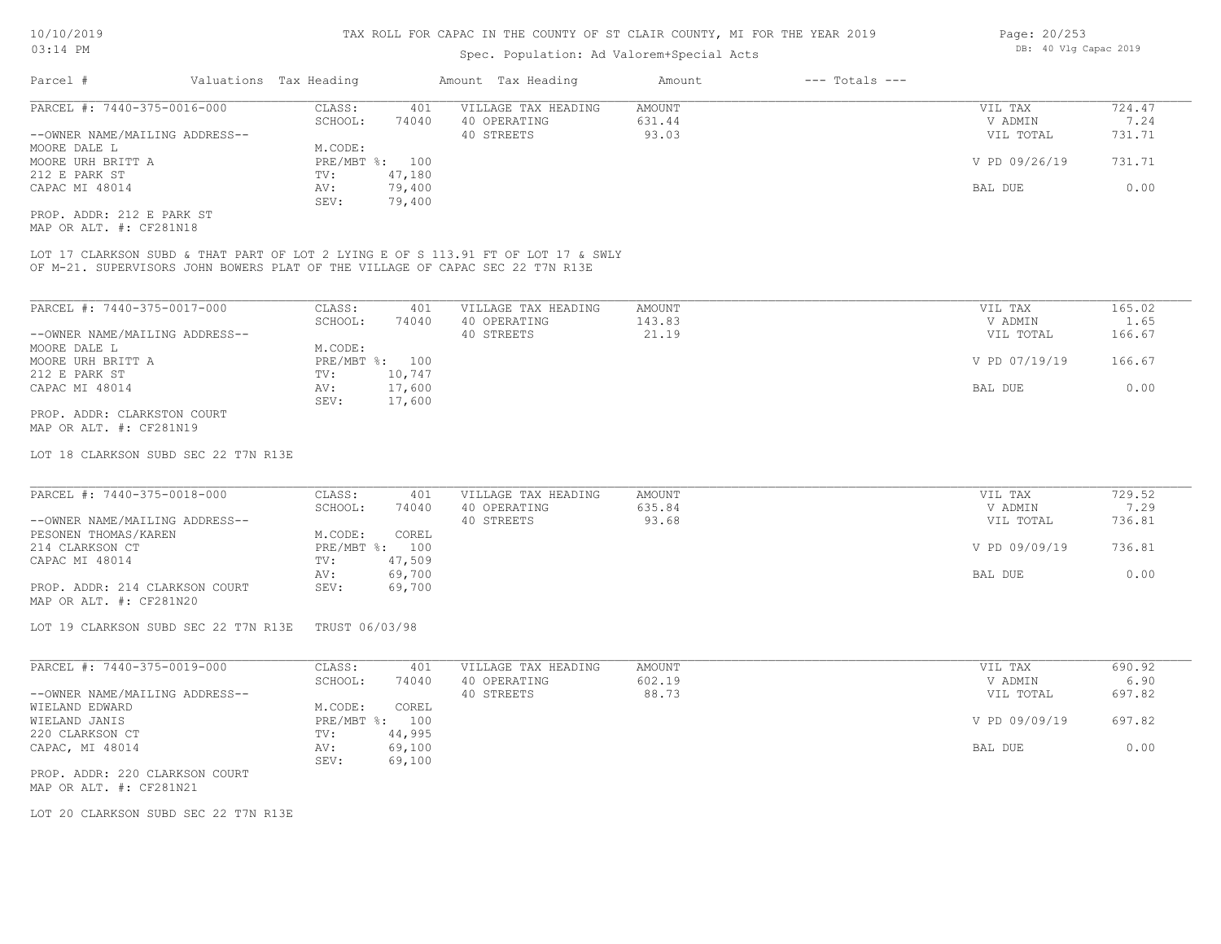TAX ROLL FOR CAPAC IN THE COUNTY OF ST CLAIR COUNTY, MI FOR THE YEAR 2019

Spec. Population: Ad Valorem+Special Acts

10/10/2019 03:14 PM — DB: 40 Vlg Capac 2019

| Parcel # | Valuations Tax Heading | Amount Tax Heading | Amount | --- Totals --- |
|---|---|---|---|---|

---

PARCEL #: 7440-375-0016-000

| CLASS: | 401 | VILLAGE TAX HEADING | AMOUNT | VIL TAX | 724.47 |
|---|---|---|---|---|---|
| SCHOOL: | 74040 | 40 OPERATING | 631.44 | V ADMIN | 7.24 |
| | | 40 STREETS | 93.03 | VIL TOTAL | 731.71 |
| M.CODE: | | | | | |
| PRE/MBT %: | 100 | | | V PD 09/26/19 | 731.71 |
| TV: | 47,180 | | | | |
| AV: | 79,400 | | | BAL DUE | 0.00 |
| SEV: | 79,400 | | | | |

--OWNER NAME/MAILING ADDRESS--
MOORE DALE L
MOORE URH BRITT A
212 E PARK ST
CAPAC MI 48014

PROP. ADDR: 212 E PARK ST
MAP OR ALT. #: CF281N18

LOT 17 CLARKSON SUBD & THAT PART OF LOT 2 LYING E OF S 113.91 FT OF LOT 17 & SWLY OF M-21. SUPERVISORS JOHN BOWERS PLAT OF THE VILLAGE OF CAPAC SEC 22 T7N R13E

---

PARCEL #: 7440-375-0017-000

| CLASS: | 401 | VILLAGE TAX HEADING | AMOUNT | VIL TAX | 165.02 |
|---|---|---|---|---|---|
| SCHOOL: | 74040 | 40 OPERATING | 143.83 | V ADMIN | 1.65 |
| | | 40 STREETS | 21.19 | VIL TOTAL | 166.67 |
| M.CODE: | | | | | |
| PRE/MBT %: | 100 | | | V PD 07/19/19 | 166.67 |
| TV: | 10,747 | | | | |
| AV: | 17,600 | | | BAL DUE | 0.00 |
| SEV: | 17,600 | | | | |

--OWNER NAME/MAILING ADDRESS--
MOORE DALE L
MOORE URH BRITT A
212 E PARK ST
CAPAC MI 48014

PROP. ADDR: CLARKSTON COURT
MAP OR ALT. #: CF281N19

LOT 18 CLARKSON SUBD SEC 22 T7N R13E

---

PARCEL #: 7440-375-0018-000

| CLASS: | 401 | VILLAGE TAX HEADING | AMOUNT | VIL TAX | 729.52 |
|---|---|---|---|---|---|
| SCHOOL: | 74040 | 40 OPERATING | 635.84 | V ADMIN | 7.29 |
| | | 40 STREETS | 93.68 | VIL TOTAL | 736.81 |
| M.CODE: | COREL | | | | |
| PRE/MBT %: | 100 | | | V PD 09/09/19 | 736.81 |
| TV: | 47,509 | | | | |
| AV: | 69,700 | | | BAL DUE | 0.00 |
| SEV: | 69,700 | | | | |

--OWNER NAME/MAILING ADDRESS--
PESONEN THOMAS/KAREN
214 CLARKSON CT
CAPAC MI 48014

PROP. ADDR: 214 CLARKSON COURT
MAP OR ALT. #: CF281N20

LOT 19 CLARKSON SUBD SEC 22 T7N R13E TRUST 06/03/98

---

PARCEL #: 7440-375-0019-000

| CLASS: | 401 | VILLAGE TAX HEADING | AMOUNT | VIL TAX | 690.92 |
|---|---|---|---|---|---|
| SCHOOL: | 74040 | 40 OPERATING | 602.19 | V ADMIN | 6.90 |
| | | 40 STREETS | 88.73 | VIL TOTAL | 697.82 |
| M.CODE: | COREL | | | | |
| PRE/MBT %: | 100 | | | V PD 09/09/19 | 697.82 |
| TV: | 44,995 | | | | |
| AV: | 69,100 | | | BAL DUE | 0.00 |
| SEV: | 69,100 | | | | |

--OWNER NAME/MAILING ADDRESS--
WIELAND EDWARD
WIELAND JANIS
220 CLARKSON CT
CAPAC, MI 48014

PROP. ADDR: 220 CLARKSON COURT
MAP OR ALT. #: CF281N21

LOT 20 CLARKSON SUBD SEC 22 T7N R13E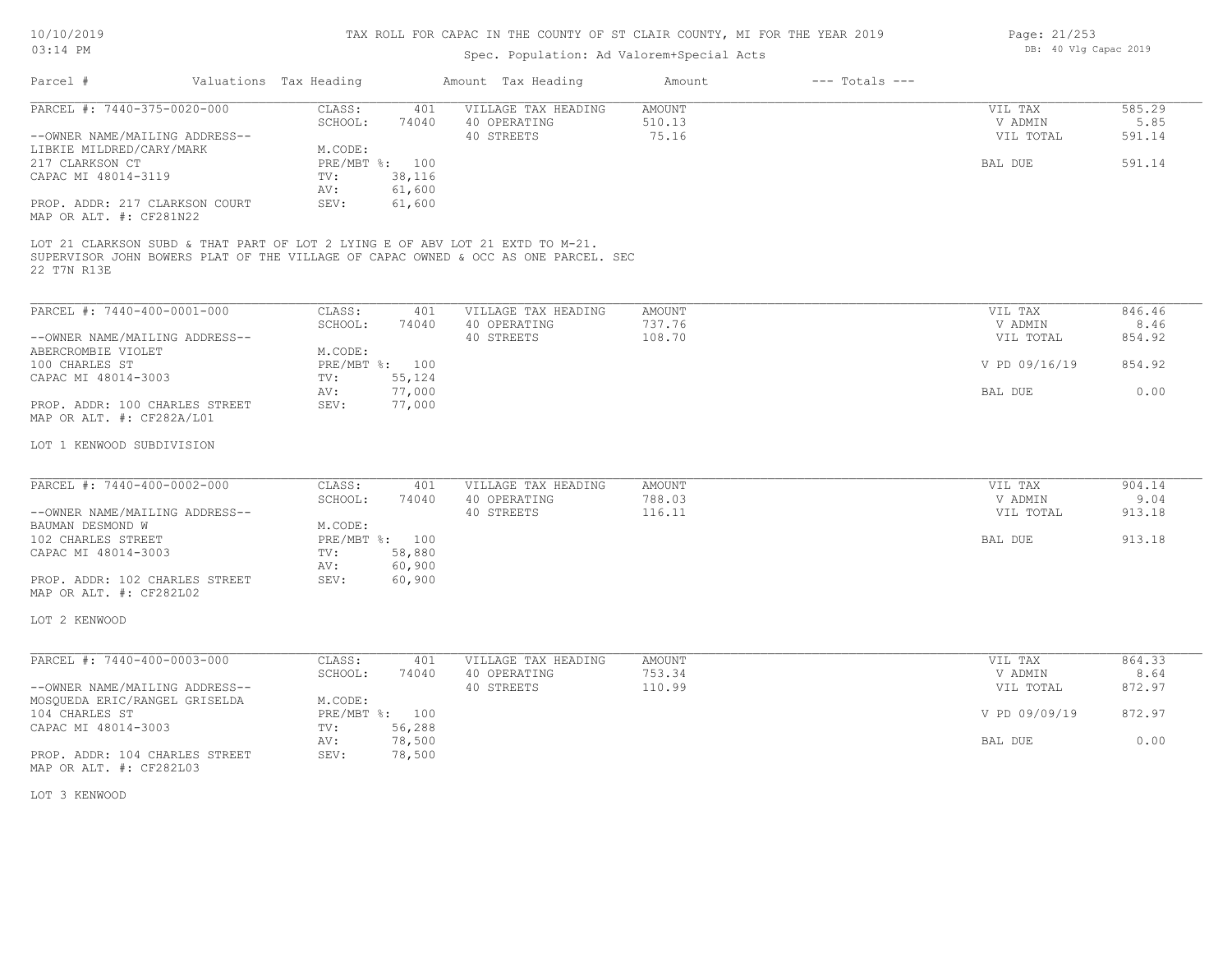TAX ROLL FOR CAPAC IN THE COUNTY OF ST CLAIR COUNTY, MI FOR THE YEAR 2019

Spec. Population: Ad Valorem+Special Acts

DB: 40 Vlg Capac 2019

10/10/2019 03:14 PM

| Parcel # | Valuations | Tax Heading | Amount | Tax Heading | Amount | --- Totals --- | |
|---|---|---|---|---|---|---|---|
| PARCEL #: 7440-375-0020-000 | CLASS: | 401 | VILLAGE TAX HEADING | AMOUNT | | VIL TAX | 585.29 |
| | SCHOOL: | 74040 | 40 OPERATING | 510.13 | | V ADMIN | 5.85 |
| --OWNER NAME/MAILING ADDRESS-- | | | 40 STREETS | 75.16 | | VIL TOTAL | 591.14 |
| LIBKIE MILDRED/CARY/MARK | M.CODE: | | | | | | |
| 217 CLARKSON CT | PRE/MBT %: | 100 | | | | BAL DUE | 591.14 |
| CAPAC MI 48014-3119 | TV: | 38,116 | | | | | |
| | AV: | 61,600 | | | | | |
| PROP. ADDR: 217 CLARKSON COURT | SEV: | 61,600 | | | | | |
| MAP OR ALT. #: CF281N22 | | | | | | | |

LOT 21 CLARKSON SUBD & THAT PART OF LOT 2 LYING E OF ABV LOT 21 EXTD TO M-21. SUPERVISOR JOHN BOWERS PLAT OF THE VILLAGE OF CAPAC OWNED & OCC AS ONE PARCEL. SEC 22 T7N R13E

| Parcel # | Valuations | Tax Heading | Amount | Tax Heading | Amount | --- Totals --- | |
|---|---|---|---|---|---|---|---|
| PARCEL #: 7440-400-0001-000 | CLASS: | 401 | VILLAGE TAX HEADING | AMOUNT | | VIL TAX | 846.46 |
| | SCHOOL: | 74040 | 40 OPERATING | 737.76 | | V ADMIN | 8.46 |
| --OWNER NAME/MAILING ADDRESS-- | | | 40 STREETS | 108.70 | | VIL TOTAL | 854.92 |
| ABERCROMBIE VIOLET | M.CODE: | | | | | | |
| 100 CHARLES ST | PRE/MBT %: | 100 | | | | V PD 09/16/19 | 854.92 |
| CAPAC MI 48014-3003 | TV: | 55,124 | | | | | |
| | AV: | 77,000 | | | | BAL DUE | 0.00 |
| PROP. ADDR: 100 CHARLES STREET | SEV: | 77,000 | | | | | |
| MAP OR ALT. #: CF282A/L01 | | | | | | | |

LOT 1 KENWOOD SUBDIVISION

| Parcel # | Valuations | Tax Heading | Amount | Tax Heading | Amount | --- Totals --- | |
|---|---|---|---|---|---|---|---|
| PARCEL #: 7440-400-0002-000 | CLASS: | 401 | VILLAGE TAX HEADING | AMOUNT | | VIL TAX | 904.14 |
| | SCHOOL: | 74040 | 40 OPERATING | 788.03 | | V ADMIN | 9.04 |
| --OWNER NAME/MAILING ADDRESS-- | | | 40 STREETS | 116.11 | | VIL TOTAL | 913.18 |
| BAUMAN DESMOND W | M.CODE: | | | | | | |
| 102 CHARLES STREET | PRE/MBT %: | 100 | | | | BAL DUE | 913.18 |
| CAPAC MI 48014-3003 | TV: | 58,880 | | | | | |
| | AV: | 60,900 | | | | | |
| PROP. ADDR: 102 CHARLES STREET | SEV: | 60,900 | | | | | |
| MAP OR ALT. #: CF282L02 | | | | | | | |

LOT 2 KENWOOD

| Parcel # | Valuations | Tax Heading | Amount | Tax Heading | Amount | --- Totals --- | |
|---|---|---|---|---|---|---|---|
| PARCEL #: 7440-400-0003-000 | CLASS: | 401 | VILLAGE TAX HEADING | AMOUNT | | VIL TAX | 864.33 |
| | SCHOOL: | 74040 | 40 OPERATING | 753.34 | | V ADMIN | 8.64 |
| --OWNER NAME/MAILING ADDRESS-- | | | 40 STREETS | 110.99 | | VIL TOTAL | 872.97 |
| MOSQUEDA ERIC/RANGEL GRISELDA | M.CODE: | | | | | | |
| 104 CHARLES ST | PRE/MBT %: | 100 | | | | V PD 09/09/19 | 872.97 |
| CAPAC MI 48014-3003 | TV: | 56,288 | | | | | |
| | AV: | 78,500 | | | | BAL DUE | 0.00 |
| PROP. ADDR: 104 CHARLES STREET | SEV: | 78,500 | | | | | |
| MAP OR ALT. #: CF282L03 | | | | | | | |

LOT 3 KENWOOD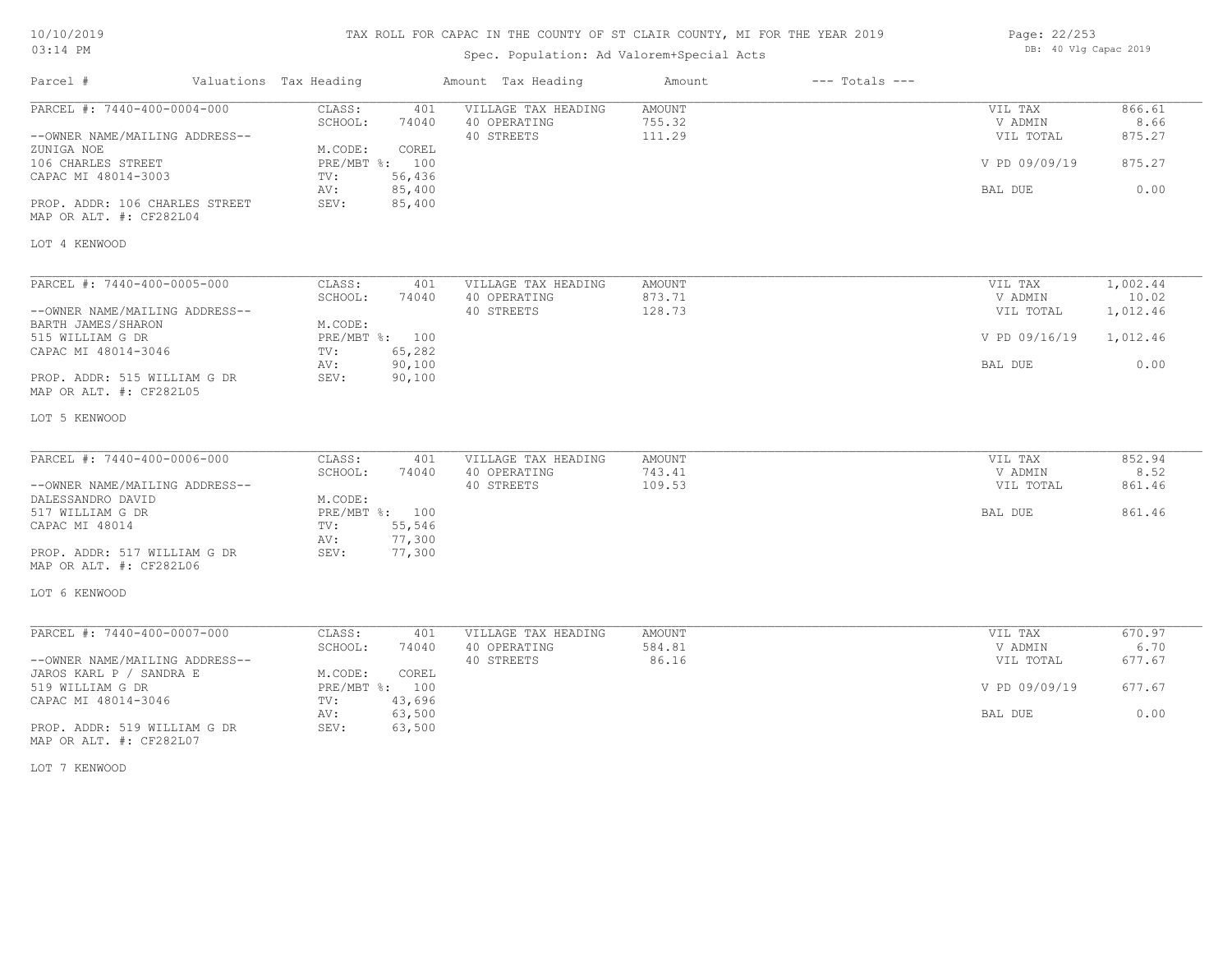# TAX ROLL FOR CAPAC IN THE COUNTY OF ST CLAIR COUNTY, MI FOR THE YEAR 2019

## Spec. Population: Ad Valorem+Special Acts

| Parcel # | Valuations | Tax Heading | Amount | Tax Heading | Amount | --- Totals --- | |
|---|---|---|---|---|---|---|---|
| PARCEL #: 7440-400-0004-000 | CLASS: | 401 | | VILLAGE TAX HEADING | AMOUNT | VIL TAX | 866.61 |
| | SCHOOL: | 74040 | | 40 OPERATING | 755.32 | V ADMIN | 8.66 |
| --OWNER NAME/MAILING ADDRESS-- | | | | 40 STREETS | 111.29 | VIL TOTAL | 875.27 |
| ZUNIGA NOE | M.CODE: | COREL | | | | | |
| 106 CHARLES STREET | PRE/MBT %: | 100 | | | | V PD 09/09/19 | 875.27 |
| CAPAC MI 48014-3003 | TV: | 56,436 | | | | | |
| | AV: | 85,400 | | | | BAL DUE | 0.00 |
| PROP. ADDR: 106 CHARLES STREET | SEV: | 85,400 | | | | | |
| MAP OR ALT. #: CF282L04 | | | | | | | |
| LOT 4 KENWOOD | | | | | | | |

| Parcel # | Valuations | Tax Heading | Amount | Tax Heading | Amount | --- Totals --- | |
|---|---|---|---|---|---|---|---|
| PARCEL #: 7440-400-0005-000 | CLASS: | 401 | | VILLAGE TAX HEADING | AMOUNT | VIL TAX | 1,002.44 |
| | SCHOOL: | 74040 | | 40 OPERATING | 873.71 | V ADMIN | 10.02 |
| --OWNER NAME/MAILING ADDRESS-- | | | | 40 STREETS | 128.73 | VIL TOTAL | 1,012.46 |
| BARTH JAMES/SHARON | M.CODE: | | | | | | |
| 515 WILLIAM G DR | PRE/MBT %: | 100 | | | | V PD 09/16/19 | 1,012.46 |
| CAPAC MI 48014-3046 | TV: | 65,282 | | | | | |
| | AV: | 90,100 | | | | BAL DUE | 0.00 |
| PROP. ADDR: 515 WILLIAM G DR | SEV: | 90,100 | | | | | |
| MAP OR ALT. #: CF282L05 | | | | | | | |
| LOT 5 KENWOOD | | | | | | | |

| Parcel # | Valuations | Tax Heading | Amount | Tax Heading | Amount | --- Totals --- | |
|---|---|---|---|---|---|---|---|
| PARCEL #: 7440-400-0006-000 | CLASS: | 401 | | VILLAGE TAX HEADING | AMOUNT | VIL TAX | 852.94 |
| | SCHOOL: | 74040 | | 40 OPERATING | 743.41 | V ADMIN | 8.52 |
| --OWNER NAME/MAILING ADDRESS-- | | | | 40 STREETS | 109.53 | VIL TOTAL | 861.46 |
| DALESSANDRO DAVID | M.CODE: | | | | | | |
| 517 WILLIAM G DR | PRE/MBT %: | 100 | | | | BAL DUE | 861.46 |
| CAPAC MI 48014 | TV: | 55,546 | | | | | |
| | AV: | 77,300 | | | | | |
| PROP. ADDR: 517 WILLIAM G DR | SEV: | 77,300 | | | | | |
| MAP OR ALT. #: CF282L06 | | | | | | | |
| LOT 6 KENWOOD | | | | | | | |

| Parcel # | Valuations | Tax Heading | Amount | Tax Heading | Amount | --- Totals --- | |
|---|---|---|---|---|---|---|---|
| PARCEL #: 7440-400-0007-000 | CLASS: | 401 | | VILLAGE TAX HEADING | AMOUNT | VIL TAX | 670.97 |
| | SCHOOL: | 74040 | | 40 OPERATING | 584.81 | V ADMIN | 6.70 |
| --OWNER NAME/MAILING ADDRESS-- | | | | 40 STREETS | 86.16 | VIL TOTAL | 677.67 |
| JAROS KARL P / SANDRA E | M.CODE: | COREL | | | | | |
| 519 WILLIAM G DR | PRE/MBT %: | 100 | | | | V PD 09/09/19 | 677.67 |
| CAPAC MI 48014-3046 | TV: | 43,696 | | | | | |
| | AV: | 63,500 | | | | BAL DUE | 0.00 |
| PROP. ADDR: 519 WILLIAM G DR | SEV: | 63,500 | | | | | |
| MAP OR ALT. #: CF282L07 | | | | | | | |
| LOT 7 KENWOOD | | | | | | | |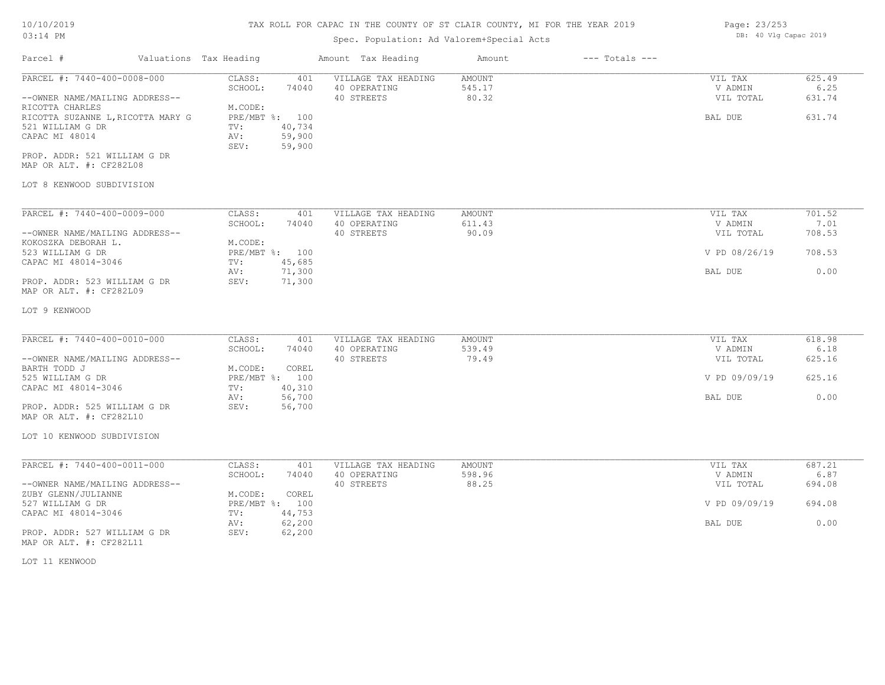# TAX ROLL FOR CAPAC IN THE COUNTY OF ST CLAIR COUNTY, MI FOR THE YEAR 2019

Spec. Population: Ad Valorem+Special Acts

| Parcel # | Valuations | Tax Heading | Amount | Tax Heading | Amount | --- Totals --- | |
|---|---|---|---|---|---|---|---|
| PARCEL #: 7440-400-0008-000 | CLASS: | 401 | VILLAGE TAX HEADING | AMOUNT | | VIL TAX | 625.49 |
| | SCHOOL: | 74040 | 40 OPERATING | 545.17 | | V ADMIN | 6.25 |
| --OWNER NAME/MAILING ADDRESS-- | | | 40 STREETS | 80.32 | | VIL TOTAL | 631.74 |
| RICOTTA CHARLES | M.CODE: | | | | | | |
| RICOTTA SUZANNE L,RICOTTA MARY G | PRE/MBT %: | 100 | | | | BAL DUE | 631.74 |
| 521 WILLIAM G DR | TV: | 40,734 | | | | | |
| CAPAC MI 48014 | AV: | 59,900 | | | | | |
| | SEV: | 59,900 | | | | | |
| PROP. ADDR: 521 WILLIAM G DR | | | | | | | |
| MAP OR ALT. #: CF282L08 | | | | | | | |
| LOT 8 KENWOOD SUBDIVISION | | | | | | | |
| PARCEL #: 7440-400-0009-000 | CLASS: | 401 | VILLAGE TAX HEADING | AMOUNT | | VIL TAX | 701.52 |
| | SCHOOL: | 74040 | 40 OPERATING | 611.43 | | V ADMIN | 7.01 |
| --OWNER NAME/MAILING ADDRESS-- | | | 40 STREETS | 90.09 | | VIL TOTAL | 708.53 |
| KOKOSZKA DEBORAH L. | M.CODE: | | | | | | |
| 523 WILLIAM G DR | PRE/MBT %: | 100 | | | | V PD 08/26/19 | 708.53 |
| CAPAC MI 48014-3046 | TV: | 45,685 | | | | | |
| | AV: | 71,300 | | | | BAL DUE | 0.00 |
| PROP. ADDR: 523 WILLIAM G DR | SEV: | 71,300 | | | | | |
| MAP OR ALT. #: CF282L09 | | | | | | | |
| LOT 9 KENWOOD | | | | | | | |
| PARCEL #: 7440-400-0010-000 | CLASS: | 401 | VILLAGE TAX HEADING | AMOUNT | | VIL TAX | 618.98 |
| | SCHOOL: | 74040 | 40 OPERATING | 539.49 | | V ADMIN | 6.18 |
| --OWNER NAME/MAILING ADDRESS-- | | | 40 STREETS | 79.49 | | VIL TOTAL | 625.16 |
| BARTH TODD J | M.CODE: | COREL | | | | | |
| 525 WILLIAM G DR | PRE/MBT %: | 100 | | | | V PD 09/09/19 | 625.16 |
| CAPAC MI 48014-3046 | TV: | 40,310 | | | | | |
| | AV: | 56,700 | | | | BAL DUE | 0.00 |
| PROP. ADDR: 525 WILLIAM G DR | SEV: | 56,700 | | | | | |
| MAP OR ALT. #: CF282L10 | | | | | | | |
| LOT 10 KENWOOD SUBDIVISION | | | | | | | |
| PARCEL #: 7440-400-0011-000 | CLASS: | 401 | VILLAGE TAX HEADING | AMOUNT | | VIL TAX | 687.21 |
| | SCHOOL: | 74040 | 40 OPERATING | 598.96 | | V ADMIN | 6.87 |
| --OWNER NAME/MAILING ADDRESS-- | | | 40 STREETS | 88.25 | | VIL TOTAL | 694.08 |
| ZUBY GLENN/JULIANNE | M.CODE: | COREL | | | | | |
| 527 WILLIAM G DR | PRE/MBT %: | 100 | | | | V PD 09/09/19 | 694.08 |
| CAPAC MI 48014-3046 | TV: | 44,753 | | | | | |
| | AV: | 62,200 | | | | BAL DUE | 0.00 |
| PROP. ADDR: 527 WILLIAM G DR | SEV: | 62,200 | | | | | |
| MAP OR ALT. #: CF282L11 | | | | | | | |
| LOT 11 KENWOOD | | | | | | | |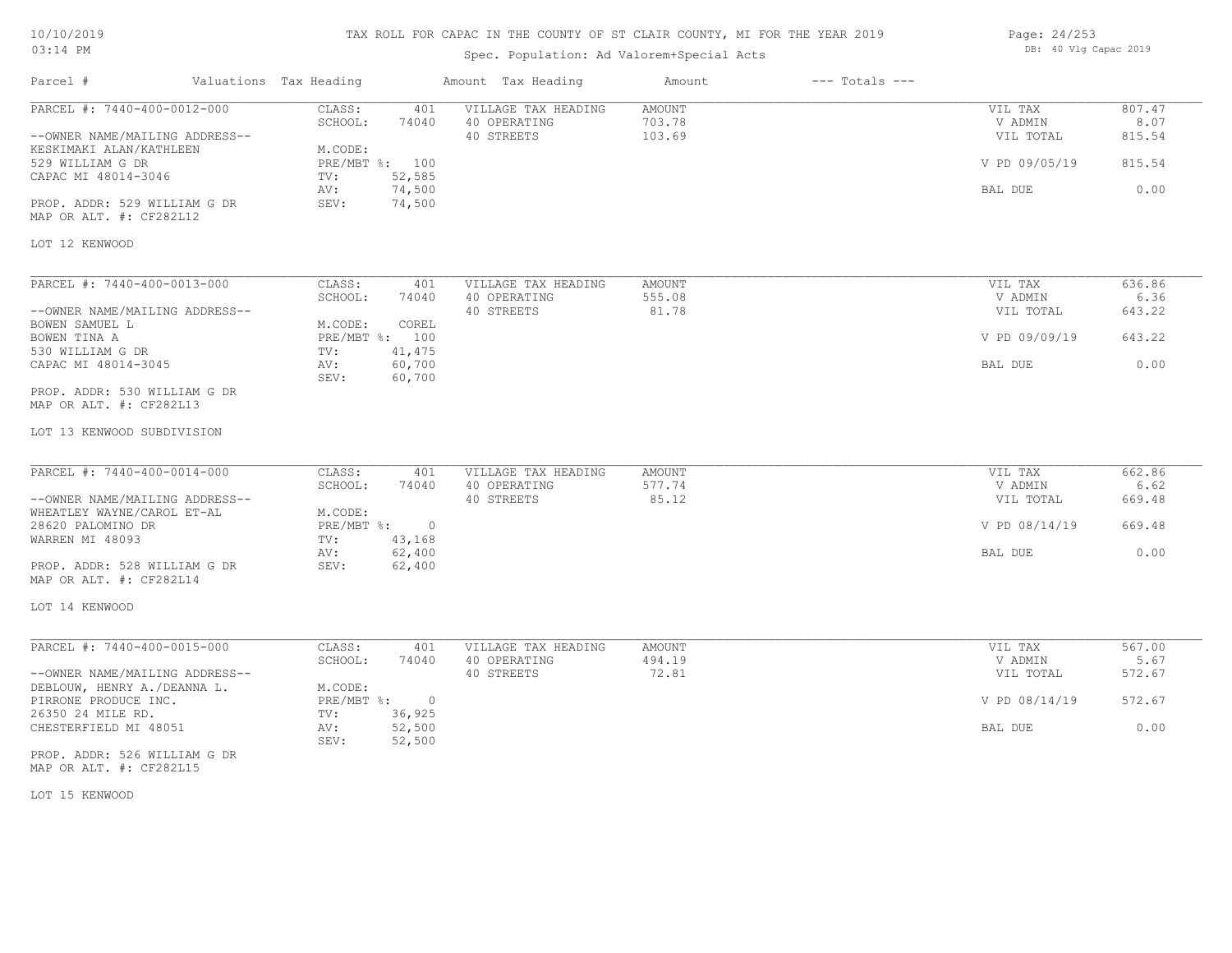# TAX ROLL FOR CAPAC IN THE COUNTY OF ST CLAIR COUNTY, MI FOR THE YEAR 2019

Spec. Population: Ad Valorem+Special Acts

10/10/2019
03:14 PM

DB: 40 Vlg Capac 2019

| Parcel # | Valuations | Tax Heading | Amount | Tax Heading | Amount | --- Totals --- | |
|---|---|---|---|---|---|---|---|

---

**PARCEL #: 7440-400-0012-000**

--OWNER NAME/MAILING ADDRESS--
KESKIMAKI ALAN/KATHLEEN
529 WILLIAM G DR
CAPAC MI 48014-3046

PROP. ADDR: 529 WILLIAM G DR
MAP OR ALT. #: CF282L12

| | | | | | |
|---|---|---|---|---|---|
| CLASS: | 401 | VILLAGE TAX HEADING | AMOUNT | VIL TAX | 807.47 |
| SCHOOL: | 74040 | 40 OPERATING | 703.78 | V ADMIN | 8.07 |
| M.CODE: | | 40 STREETS | 103.69 | VIL TOTAL | 815.54 |
| PRE/MBT %: | 100 | | | V PD 09/05/19 | 815.54 |
| TV: | 52,585 | | | | |
| AV: | 74,500 | | | BAL DUE | 0.00 |
| SEV: | 74,500 | | | | |

LOT 12 KENWOOD

---

**PARCEL #: 7440-400-0013-000**

--OWNER NAME/MAILING ADDRESS--
BOWEN SAMUEL L
BOWEN TINA A
530 WILLIAM G DR
CAPAC MI 48014-3045

PROP. ADDR: 530 WILLIAM G DR
MAP OR ALT. #: CF282L13

| | | | | | |
|---|---|---|---|---|---|
| CLASS: | 401 | VILLAGE TAX HEADING | AMOUNT | VIL TAX | 636.86 |
| SCHOOL: | 74040 | 40 OPERATING | 555.08 | V ADMIN | 6.36 |
| M.CODE: | COREL | 40 STREETS | 81.78 | VIL TOTAL | 643.22 |
| PRE/MBT %: | 100 | | | V PD 09/09/19 | 643.22 |
| TV: | 41,475 | | | | |
| AV: | 60,700 | | | BAL DUE | 0.00 |
| SEV: | 60,700 | | | | |

LOT 13 KENWOOD SUBDIVISION

---

**PARCEL #: 7440-400-0014-000**

--OWNER NAME/MAILING ADDRESS--
WHEATLEY WAYNE/CAROL ET-AL
28620 PALOMINO DR
WARREN MI 48093

PROP. ADDR: 528 WILLIAM G DR
MAP OR ALT. #: CF282L14

| | | | | | |
|---|---|---|---|---|---|
| CLASS: | 401 | VILLAGE TAX HEADING | AMOUNT | VIL TAX | 662.86 |
| SCHOOL: | 74040 | 40 OPERATING | 577.74 | V ADMIN | 6.62 |
| M.CODE: | | 40 STREETS | 85.12 | VIL TOTAL | 669.48 |
| PRE/MBT %: | 0 | | | V PD 08/14/19 | 669.48 |
| TV: | 43,168 | | | | |
| AV: | 62,400 | | | BAL DUE | 0.00 |
| SEV: | 62,400 | | | | |

LOT 14 KENWOOD

---

**PARCEL #: 7440-400-0015-000**

--OWNER NAME/MAILING ADDRESS--
DEBLOUW, HENRY A./DEANNA L.
PIRRONE PRODUCE INC.
26350 24 MILE RD.
CHESTERFIELD MI 48051

PROP. ADDR: 526 WILLIAM G DR
MAP OR ALT. #: CF282L15

| | | | | | |
|---|---|---|---|---|---|
| CLASS: | 401 | VILLAGE TAX HEADING | AMOUNT | VIL TAX | 567.00 |
| SCHOOL: | 74040 | 40 OPERATING | 494.19 | V ADMIN | 5.67 |
| M.CODE: | | 40 STREETS | 72.81 | VIL TOTAL | 572.67 |
| PRE/MBT %: | 0 | | | V PD 08/14/19 | 572.67 |
| TV: | 36,925 | | | | |
| AV: | 52,500 | | | BAL DUE | 0.00 |
| SEV: | 52,500 | | | | |

LOT 15 KENWOOD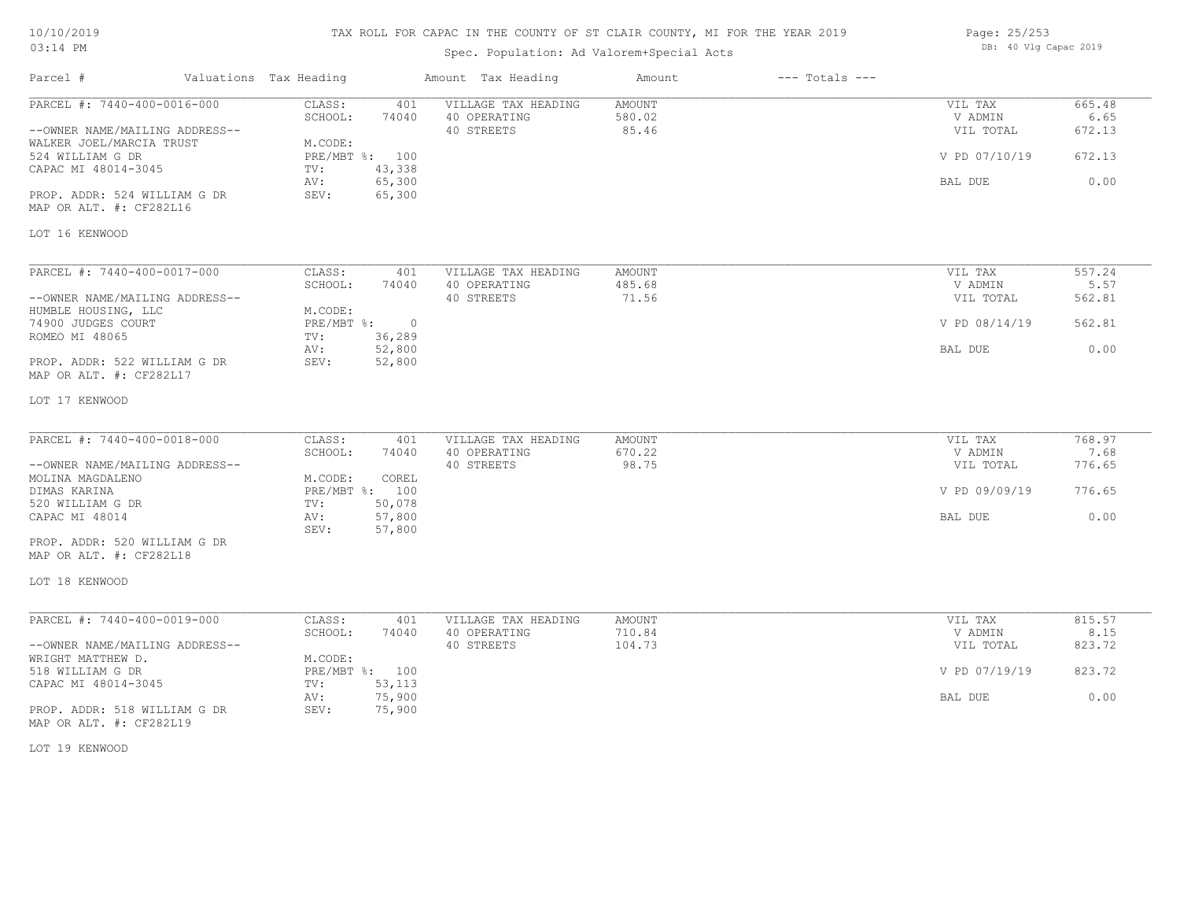# TAX ROLL FOR CAPAC IN THE COUNTY OF ST CLAIR COUNTY, MI FOR THE YEAR 2019

10/10/2019
03:14 PM

Spec. Population: Ad Valorem+Special Acts

DB: 40 Vlg Capac 2019

| Parcel # | Valuations | Tax Heading | Amount | Tax Heading | Amount | --- Totals --- | |
|---|---|---|---|---|---|---|---|
| PARCEL #: 7440-400-0016-000 | CLASS: | 401 | VILLAGE TAX HEADING | AMOUNT | | VIL TAX | 665.48 |
| | SCHOOL: | 74040 | 40 OPERATING | 580.02 | | V ADMIN | 6.65 |
| --OWNER NAME/MAILING ADDRESS-- | | | 40 STREETS | 85.46 | | VIL TOTAL | 672.13 |
| WALKER JOEL/MARCIA TRUST | M.CODE: | | | | | | |
| 524 WILLIAM G DR | PRE/MBT %: | 100 | | | | V PD 07/10/19 | 672.13 |
| CAPAC MI 48014-3045 | TV: | 43,338 | | | | | |
| | AV: | 65,300 | | | | BAL DUE | 0.00 |
| PROP. ADDR: 524 WILLIAM G DR | SEV: | 65,300 | | | | | |
| MAP OR ALT. #: CF282L16 | | | | | | | |
| LOT 16 KENWOOD | | | | | | | |
| PARCEL #: 7440-400-0017-000 | CLASS: | 401 | VILLAGE TAX HEADING | AMOUNT | | VIL TAX | 557.24 |
| | SCHOOL: | 74040 | 40 OPERATING | 485.68 | | V ADMIN | 5.57 |
| --OWNER NAME/MAILING ADDRESS-- | | | 40 STREETS | 71.56 | | VIL TOTAL | 562.81 |
| HUMBLE HOUSING, LLC | M.CODE: | | | | | | |
| 74900 JUDGES COURT | PRE/MBT %: | 0 | | | | V PD 08/14/19 | 562.81 |
| ROMEO MI 48065 | TV: | 36,289 | | | | | |
| | AV: | 52,800 | | | | BAL DUE | 0.00 |
| PROP. ADDR: 522 WILLIAM G DR | SEV: | 52,800 | | | | | |
| MAP OR ALT. #: CF282L17 | | | | | | | |
| LOT 17 KENWOOD | | | | | | | |
| PARCEL #: 7440-400-0018-000 | CLASS: | 401 | VILLAGE TAX HEADING | AMOUNT | | VIL TAX | 768.97 |
| | SCHOOL: | 74040 | 40 OPERATING | 670.22 | | V ADMIN | 7.68 |
| --OWNER NAME/MAILING ADDRESS-- | | | 40 STREETS | 98.75 | | VIL TOTAL | 776.65 |
| MOLINA MAGDALENO | M.CODE: | COREL | | | | | |
| DIMAS KARINA | PRE/MBT %: | 100 | | | | V PD 09/09/19 | 776.65 |
| 520 WILLIAM G DR | TV: | 50,078 | | | | | |
| CAPAC MI 48014 | AV: | 57,800 | | | | BAL DUE | 0.00 |
| | SEV: | 57,800 | | | | | |
| PROP. ADDR: 520 WILLIAM G DR | | | | | | | |
| MAP OR ALT. #: CF282L18 | | | | | | | |
| LOT 18 KENWOOD | | | | | | | |
| PARCEL #: 7440-400-0019-000 | CLASS: | 401 | VILLAGE TAX HEADING | AMOUNT | | VIL TAX | 815.57 |
| | SCHOOL: | 74040 | 40 OPERATING | 710.84 | | V ADMIN | 8.15 |
| --OWNER NAME/MAILING ADDRESS-- | | | 40 STREETS | 104.73 | | VIL TOTAL | 823.72 |
| WRIGHT MATTHEW D. | M.CODE: | | | | | | |
| 518 WILLIAM G DR | PRE/MBT %: | 100 | | | | V PD 07/19/19 | 823.72 |
| CAPAC MI 48014-3045 | TV: | 53,113 | | | | | |
| | AV: | 75,900 | | | | BAL DUE | 0.00 |
| PROP. ADDR: 518 WILLIAM G DR | SEV: | 75,900 | | | | | |
| MAP OR ALT. #: CF282L19 | | | | | | | |
| LOT 19 KENWOOD | | | | | | | |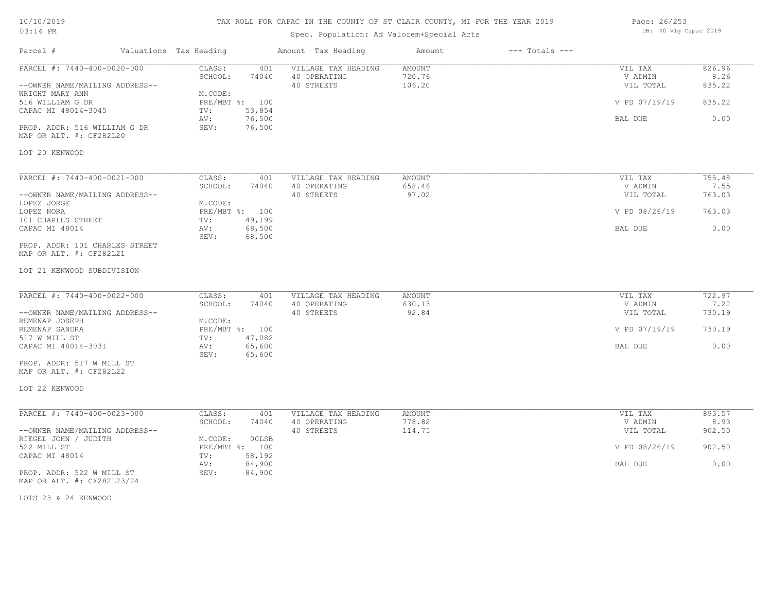TAX ROLL FOR CAPAC IN THE COUNTY OF ST CLAIR COUNTY, MI FOR THE YEAR 2019

Spec. Population: Ad Valorem+Special Acts

| Parcel # | Valuations | Tax Heading | Amount | Tax Heading | Amount | --- Totals --- | |
|---|---|---|---|---|---|---|---|
| PARCEL #: 7440-400-0020-000 | CLASS: | 401 | VILLAGE TAX HEADING | AMOUNT | | VIL TAX | 826.96 |
| | SCHOOL: | 74040 | 40 OPERATING | 720.76 | | V ADMIN | 8.26 |
| --OWNER NAME/MAILING ADDRESS-- | | | 40 STREETS | 106.20 | | VIL TOTAL | 835.22 |
| WRIGHT MARY ANN | M.CODE: | | | | | | |
| 516 WILLIAM G DR | PRE/MBT %: | 100 | | | | V PD 07/19/19 | 835.22 |
| CAPAC MI 48014-3045 | TV: | 53,854 | | | | | |
| | AV: | 76,500 | | | | BAL DUE | 0.00 |
| PROP. ADDR: 516 WILLIAM G DR | SEV: | 76,500 | | | | | |
| MAP OR ALT. #: CF282L20 | | | | | | | |

LOT 20 KENWOOD

| Parcel # | Valuations | Tax Heading | Amount | Tax Heading | Amount | --- Totals --- | |
|---|---|---|---|---|---|---|---|
| PARCEL #: 7440-400-0021-000 | CLASS: | 401 | VILLAGE TAX HEADING | AMOUNT | | VIL TAX | 755.48 |
| | SCHOOL: | 74040 | 40 OPERATING | 658.46 | | V ADMIN | 7.55 |
| --OWNER NAME/MAILING ADDRESS-- | | | 40 STREETS | 97.02 | | VIL TOTAL | 763.03 |
| LOPEZ JORGE | M.CODE: | | | | | | |
| LOPEZ NORA | PRE/MBT %: | 100 | | | | V PD 08/26/19 | 763.03 |
| 101 CHARLES STREET | TV: | 49,199 | | | | | |
| CAPAC MI 48014 | AV: | 68,500 | | | | BAL DUE | 0.00 |
| | SEV: | 68,500 | | | | | |
| PROP. ADDR: 101 CHARLES STREET | | | | | | | |
| MAP OR ALT. #: CF282L21 | | | | | | | |

LOT 21 KENWOOD SUBDIVISION

| Parcel # | Valuations | Tax Heading | Amount | Tax Heading | Amount | --- Totals --- | |
|---|---|---|---|---|---|---|---|
| PARCEL #: 7440-400-0022-000 | CLASS: | 401 | VILLAGE TAX HEADING | AMOUNT | | VIL TAX | 722.97 |
| | SCHOOL: | 74040 | 40 OPERATING | 630.13 | | V ADMIN | 7.22 |
| --OWNER NAME/MAILING ADDRESS-- | | | 40 STREETS | 92.84 | | VIL TOTAL | 730.19 |
| REMENAP JOSEPH | M.CODE: | | | | | | |
| REMENAP SANDRA | PRE/MBT %: | 100 | | | | V PD 07/19/19 | 730.19 |
| 517 W MILL ST | TV: | 47,082 | | | | | |
| CAPAC MI 48014-3031 | AV: | 65,600 | | | | BAL DUE | 0.00 |
| | SEV: | 65,600 | | | | | |
| PROP. ADDR: 517 W MILL ST | | | | | | | |
| MAP OR ALT. #: CF282L22 | | | | | | | |

LOT 22 KENWOOD

| Parcel # | Valuations | Tax Heading | Amount | Tax Heading | Amount | --- Totals --- | |
|---|---|---|---|---|---|---|---|
| PARCEL #: 7440-400-0023-000 | CLASS: | 401 | VILLAGE TAX HEADING | AMOUNT | | VIL TAX | 893.57 |
| | SCHOOL: | 74040 | 40 OPERATING | 778.82 | | V ADMIN | 8.93 |
| --OWNER NAME/MAILING ADDRESS-- | | | 40 STREETS | 114.75 | | VIL TOTAL | 902.50 |
| RIEGEL JOHN / JUDITH | M.CODE: | 00LSB | | | | | |
| 522 MILL ST | PRE/MBT %: | 100 | | | | V PD 08/26/19 | 902.50 |
| CAPAC MI 48014 | TV: | 58,192 | | | | | |
| | AV: | 84,900 | | | | BAL DUE | 0.00 |
| PROP. ADDR: 522 W MILL ST | SEV: | 84,900 | | | | | |
| MAP OR ALT. #: CF282L23/24 | | | | | | | |

LOTS 23 & 24 KENWOOD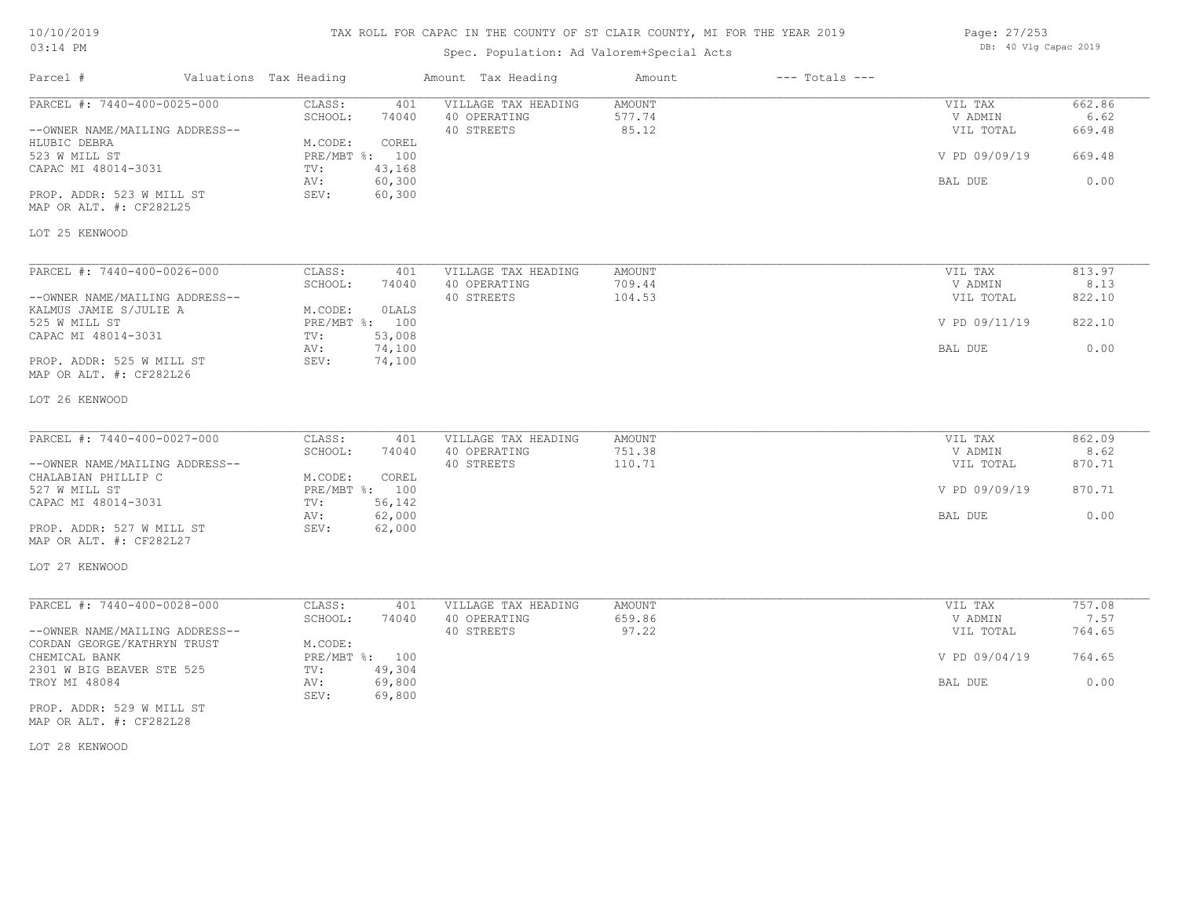# TAX ROLL FOR CAPAC IN THE COUNTY OF ST CLAIR COUNTY, MI FOR THE YEAR 2019

Spec. Population: Ad Valorem+Special Acts

10/10/2019
03:14 PM

DB: 40 Vlg Capac 2019

| Parcel # | Valuations | Tax Heading | Amount | Tax Heading | Amount | --- Totals --- | |
|---|---|---|---|---|---|---|---|
| PARCEL #: 7440-400-0025-000 | CLASS: | 401 | VILLAGE TAX HEADING | AMOUNT | | VIL TAX | 662.86 |
| | SCHOOL: | 74040 | 40 OPERATING | 577.74 | | V ADMIN | 6.62 |
| --OWNER NAME/MAILING ADDRESS-- | | | 40 STREETS | 85.12 | | VIL TOTAL | 669.48 |
| HLUBIC DEBRA | M.CODE: | COREL | | | | | |
| 523 W MILL ST | PRE/MBT %: | 100 | | | | V PD 09/09/19 | 669.48 |
| CAPAC MI 48014-3031 | TV: | 43,168 | | | | | |
| | AV: | 60,300 | | | | BAL DUE | 0.00 |
| PROP. ADDR: 523 W MILL ST | SEV: | 60,300 | | | | | |
| MAP OR ALT. #: CF282L25 | | | | | | | |
| LOT 25 KENWOOD | | | | | | | |
| PARCEL #: 7440-400-0026-000 | CLASS: | 401 | VILLAGE TAX HEADING | AMOUNT | | VIL TAX | 813.97 |
| | SCHOOL: | 74040 | 40 OPERATING | 709.44 | | V ADMIN | 8.13 |
| --OWNER NAME/MAILING ADDRESS-- | | | 40 STREETS | 104.53 | | VIL TOTAL | 822.10 |
| KALMUS JAMIE S/JULIE A | M.CODE: | 0LALS | | | | | |
| 525 W MILL ST | PRE/MBT %: | 100 | | | | V PD 09/11/19 | 822.10 |
| CAPAC MI 48014-3031 | TV: | 53,008 | | | | | |
| | AV: | 74,100 | | | | BAL DUE | 0.00 |
| PROP. ADDR: 525 W MILL ST | SEV: | 74,100 | | | | | |
| MAP OR ALT. #: CF282L26 | | | | | | | |
| LOT 26 KENWOOD | | | | | | | |
| PARCEL #: 7440-400-0027-000 | CLASS: | 401 | VILLAGE TAX HEADING | AMOUNT | | VIL TAX | 862.09 |
| | SCHOOL: | 74040 | 40 OPERATING | 751.38 | | V ADMIN | 8.62 |
| --OWNER NAME/MAILING ADDRESS-- | | | 40 STREETS | 110.71 | | VIL TOTAL | 870.71 |
| CHALABIAN PHILLIP C | M.CODE: | COREL | | | | | |
| 527 W MILL ST | PRE/MBT %: | 100 | | | | V PD 09/09/19 | 870.71 |
| CAPAC MI 48014-3031 | TV: | 56,142 | | | | | |
| | AV: | 62,000 | | | | BAL DUE | 0.00 |
| PROP. ADDR: 527 W MILL ST | SEV: | 62,000 | | | | | |
| MAP OR ALT. #: CF282L27 | | | | | | | |
| LOT 27 KENWOOD | | | | | | | |
| PARCEL #: 7440-400-0028-000 | CLASS: | 401 | VILLAGE TAX HEADING | AMOUNT | | VIL TAX | 757.08 |
| | SCHOOL: | 74040 | 40 OPERATING | 659.86 | | V ADMIN | 7.57 |
| --OWNER NAME/MAILING ADDRESS-- | | | 40 STREETS | 97.22 | | VIL TOTAL | 764.65 |
| CORDAN GEORGE/KATHRYN TRUST | M.CODE: | | | | | | |
| CHEMICAL BANK | PRE/MBT %: | 100 | | | | V PD 09/04/19 | 764.65 |
| 2301 W BIG BEAVER STE 525 | TV: | 49,304 | | | | | |
| TROY MI 48084 | AV: | 69,800 | | | | BAL DUE | 0.00 |
| | SEV: | 69,800 | | | | | |
| PROP. ADDR: 529 W MILL ST | | | | | | | |
| MAP OR ALT. #: CF282L28 | | | | | | | |
| LOT 28 KENWOOD | | | | | | | |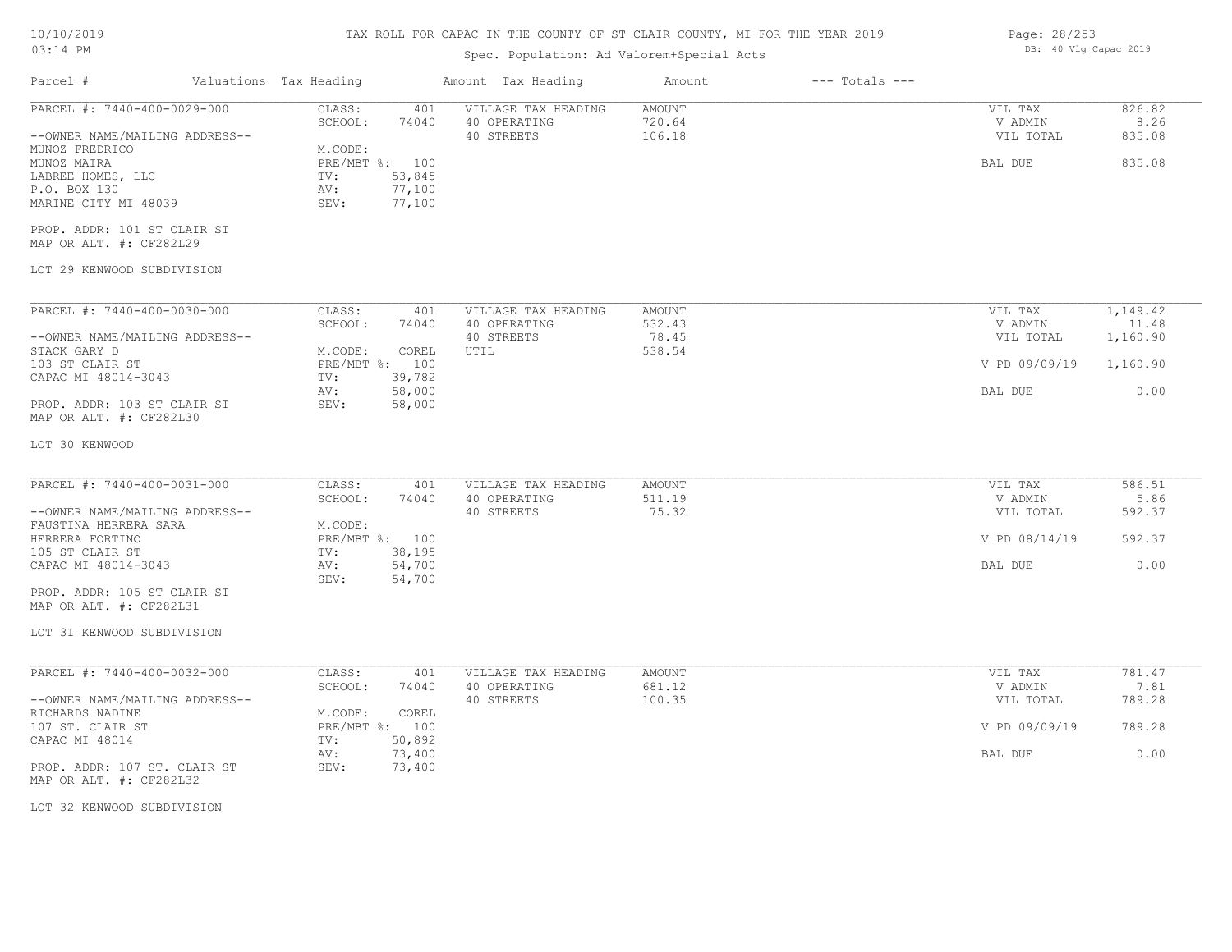TAX ROLL FOR CAPAC IN THE COUNTY OF ST CLAIR COUNTY, MI FOR THE YEAR 2019

Spec. Population: Ad Valorem+Special Acts

10/10/2019
03:14 PM

DB: 40 Vlg Capac 2019

| Parcel # | Valuations Tax Heading | | Amount Tax Heading | Amount | --- Totals --- | |
|---|---|---|---|---|---|---|

**PARCEL #: 7440-400-0029-000**

| | | | | | |
|---|---|---|---|---|---|
| --OWNER NAME/MAILING ADDRESS-- | CLASS: 401 | VILLAGE TAX HEADING | AMOUNT | VIL TAX | 826.82 |
| MUNOZ FREDRICO | SCHOOL: 74040 | 40 OPERATING | 720.64 | V ADMIN | 8.26 |
| MUNOZ MAIRA | M.CODE: | 40 STREETS | 106.18 | VIL TOTAL | 835.08 |
| LABREE HOMES, LLC | PRE/MBT %: 100 | | | BAL DUE | 835.08 |
| P.O. BOX 130 | TV: 53,845 | | | | |
| MARINE CITY MI 48039 | AV: 77,100 | | | | |
| | SEV: 77,100 | | | | |

PROP. ADDR: 101 ST CLAIR ST
MAP OR ALT. #: CF282L29

LOT 29 KENWOOD SUBDIVISION

**PARCEL #: 7440-400-0030-000**

| | | | | | |
|---|---|---|---|---|---|
| --OWNER NAME/MAILING ADDRESS-- | CLASS: 401 | VILLAGE TAX HEADING | AMOUNT | VIL TAX | 1,149.42 |
| STACK GARY D | SCHOOL: 74040 | 40 OPERATING | 532.43 | V ADMIN | 11.48 |
| 103 ST CLAIR ST | M.CODE: COREL | 40 STREETS | 78.45 | VIL TOTAL | 1,160.90 |
| CAPAC MI 48014-3043 | PRE/MBT %: 100 | UTIL | 538.54 | V PD 09/09/19 | 1,160.90 |
| | TV: 39,782 | | | | |
| | AV: 58,000 | | | BAL DUE | 0.00 |
| | SEV: 58,000 | | | | |

PROP. ADDR: 103 ST CLAIR ST
MAP OR ALT. #: CF282L30

LOT 30 KENWOOD

**PARCEL #: 7440-400-0031-000**

| | | | | | |
|---|---|---|---|---|---|
| --OWNER NAME/MAILING ADDRESS-- | CLASS: 401 | VILLAGE TAX HEADING | AMOUNT | VIL TAX | 586.51 |
| FAUSTINA HERRERA SARA | SCHOOL: 74040 | 40 OPERATING | 511.19 | V ADMIN | 5.86 |
| HERRERA FORTINO | M.CODE: | 40 STREETS | 75.32 | VIL TOTAL | 592.37 |
| 105 ST CLAIR ST | PRE/MBT %: 100 | | | V PD 08/14/19 | 592.37 |
| CAPAC MI 48014-3043 | TV: 38,195 | | | | |
| | AV: 54,700 | | | BAL DUE | 0.00 |
| | SEV: 54,700 | | | | |

PROP. ADDR: 105 ST CLAIR ST
MAP OR ALT. #: CF282L31

LOT 31 KENWOOD SUBDIVISION

**PARCEL #: 7440-400-0032-000**

| | | | | | |
|---|---|---|---|---|---|
| --OWNER NAME/MAILING ADDRESS-- | CLASS: 401 | VILLAGE TAX HEADING | AMOUNT | VIL TAX | 781.47 |
| RICHARDS NADINE | SCHOOL: 74040 | 40 OPERATING | 681.12 | V ADMIN | 7.81 |
| 107 ST. CLAIR ST | M.CODE: COREL | 40 STREETS | 100.35 | VIL TOTAL | 789.28 |
| CAPAC MI 48014 | PRE/MBT %: 100 | | | V PD 09/09/19 | 789.28 |
| | TV: 50,892 | | | | |
| | AV: 73,400 | | | BAL DUE | 0.00 |
| | SEV: 73,400 | | | | |

PROP. ADDR: 107 ST. CLAIR ST
MAP OR ALT. #: CF282L32

LOT 32 KENWOOD SUBDIVISION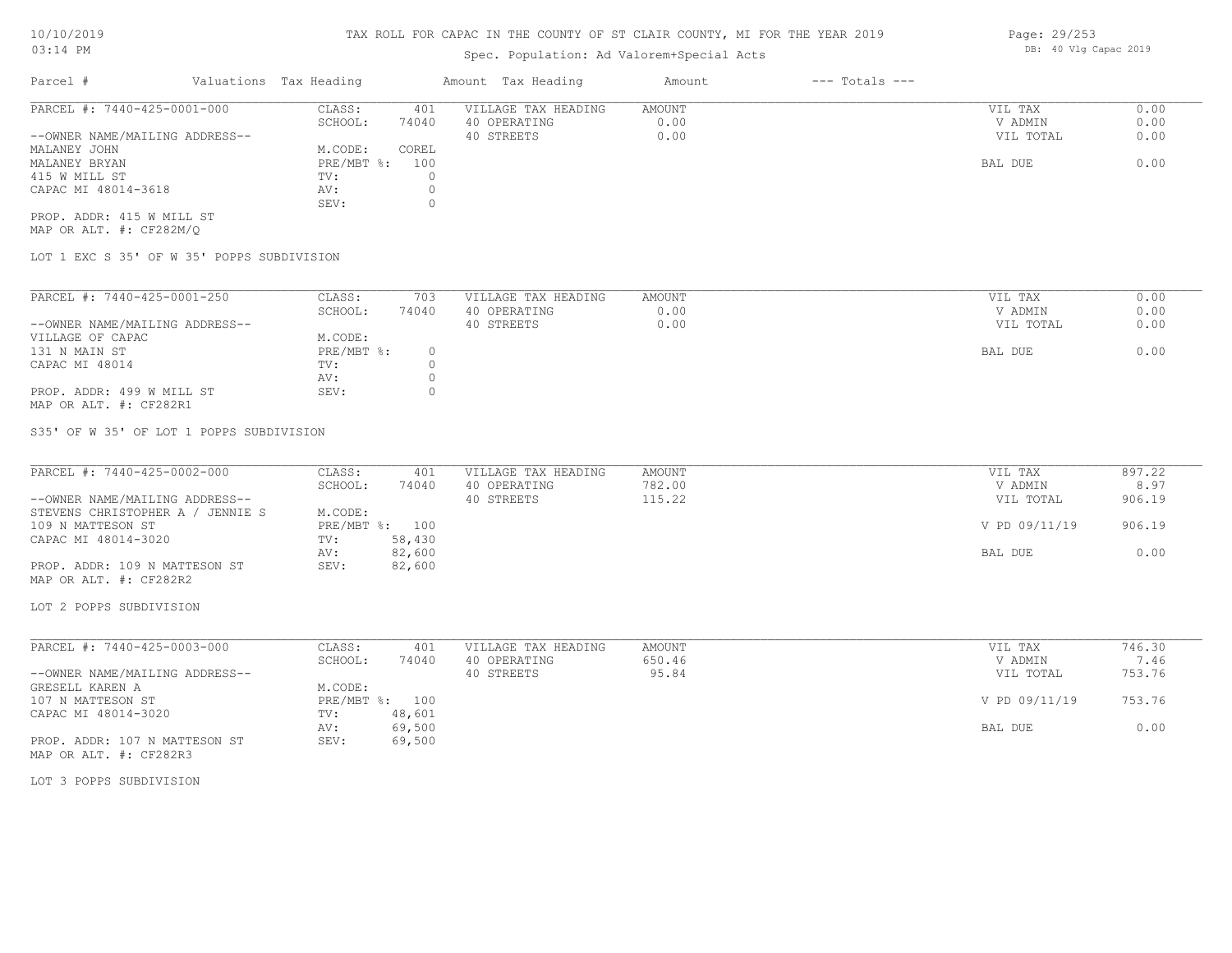# TAX ROLL FOR CAPAC IN THE COUNTY OF ST CLAIR COUNTY, MI FOR THE YEAR 2019

Spec. Population: Ad Valorem+Special Acts

DB: 40 Vlg Capac 2019

| Parcel # | Valuations | Tax Heading | Amount | Tax Heading | Amount | --- Totals --- | |
|---|---|---|---|---|---|---|---|
| PARCEL #: 7440-425-0001-000 | CLASS: | 401 | VILLAGE TAX HEADING | AMOUNT | | VIL TAX | 0.00 |
| | SCHOOL: | 74040 | 40 OPERATING | 0.00 | | V ADMIN | 0.00 |
| --OWNER NAME/MAILING ADDRESS-- | | | 40 STREETS | 0.00 | | VIL TOTAL | 0.00 |
| MALANEY JOHN | M.CODE: | COREL | | | | | |
| MALANEY BRYAN | PRE/MBT %: | 100 | | | | BAL DUE | 0.00 |
| 415 W MILL ST | TV: | 0 | | | | | |
| CAPAC MI 48014-3618 | AV: | 0 | | | | | |
| | SEV: | 0 | | | | | |
| PROP. ADDR: 415 W MILL ST | | | | | | | |
| MAP OR ALT. #: CF282M/Q | | | | | | | |

LOT 1 EXC S 35' OF W 35' POPPS SUBDIVISION

| Parcel # | Valuations | Tax Heading | Amount | Tax Heading | Amount | --- Totals --- | |
|---|---|---|---|---|---|---|---|
| PARCEL #: 7440-425-0001-250 | CLASS: | 703 | VILLAGE TAX HEADING | AMOUNT | | VIL TAX | 0.00 |
| | SCHOOL: | 74040 | 40 OPERATING | 0.00 | | V ADMIN | 0.00 |
| --OWNER NAME/MAILING ADDRESS-- | | | 40 STREETS | 0.00 | | VIL TOTAL | 0.00 |
| VILLAGE OF CAPAC | M.CODE: | | | | | | |
| 131 N MAIN ST | PRE/MBT %: | 0 | | | | BAL DUE | 0.00 |
| CAPAC MI 48014 | TV: | 0 | | | | | |
| | AV: | 0 | | | | | |
| PROP. ADDR: 499 W MILL ST | SEV: | 0 | | | | | |
| MAP OR ALT. #: CF282R1 | | | | | | | |

S35' OF W 35' OF LOT 1 POPPS SUBDIVISION

| Parcel # | Valuations | Tax Heading | Amount | Tax Heading | Amount | --- Totals --- | |
|---|---|---|---|---|---|---|---|
| PARCEL #: 7440-425-0002-000 | CLASS: | 401 | VILLAGE TAX HEADING | AMOUNT | | VIL TAX | 897.22 |
| | SCHOOL: | 74040 | 40 OPERATING | 782.00 | | V ADMIN | 8.97 |
| --OWNER NAME/MAILING ADDRESS-- | | | 40 STREETS | 115.22 | | VIL TOTAL | 906.19 |
| STEVENS CHRISTOPHER A / JENNIE S | M.CODE: | | | | | | |
| 109 N MATTESON ST | PRE/MBT %: | 100 | | | | V PD 09/11/19 | 906.19 |
| CAPAC MI 48014-3020 | TV: | 58,430 | | | | | |
| | AV: | 82,600 | | | | BAL DUE | 0.00 |
| PROP. ADDR: 109 N MATTESON ST | SEV: | 82,600 | | | | | |
| MAP OR ALT. #: CF282R2 | | | | | | | |

LOT 2 POPPS SUBDIVISION

| Parcel # | Valuations | Tax Heading | Amount | Tax Heading | Amount | --- Totals --- | |
|---|---|---|---|---|---|---|---|
| PARCEL #: 7440-425-0003-000 | CLASS: | 401 | VILLAGE TAX HEADING | AMOUNT | | VIL TAX | 746.30 |
| | SCHOOL: | 74040 | 40 OPERATING | 650.46 | | V ADMIN | 7.46 |
| --OWNER NAME/MAILING ADDRESS-- | | | 40 STREETS | 95.84 | | VIL TOTAL | 753.76 |
| GRESELL KAREN A | M.CODE: | | | | | | |
| 107 N MATTESON ST | PRE/MBT %: | 100 | | | | V PD 09/11/19 | 753.76 |
| CAPAC MI 48014-3020 | TV: | 48,601 | | | | | |
| | AV: | 69,500 | | | | BAL DUE | 0.00 |
| PROP. ADDR: 107 N MATTESON ST | SEV: | 69,500 | | | | | |
| MAP OR ALT. #: CF282R3 | | | | | | | |

LOT 3 POPPS SUBDIVISION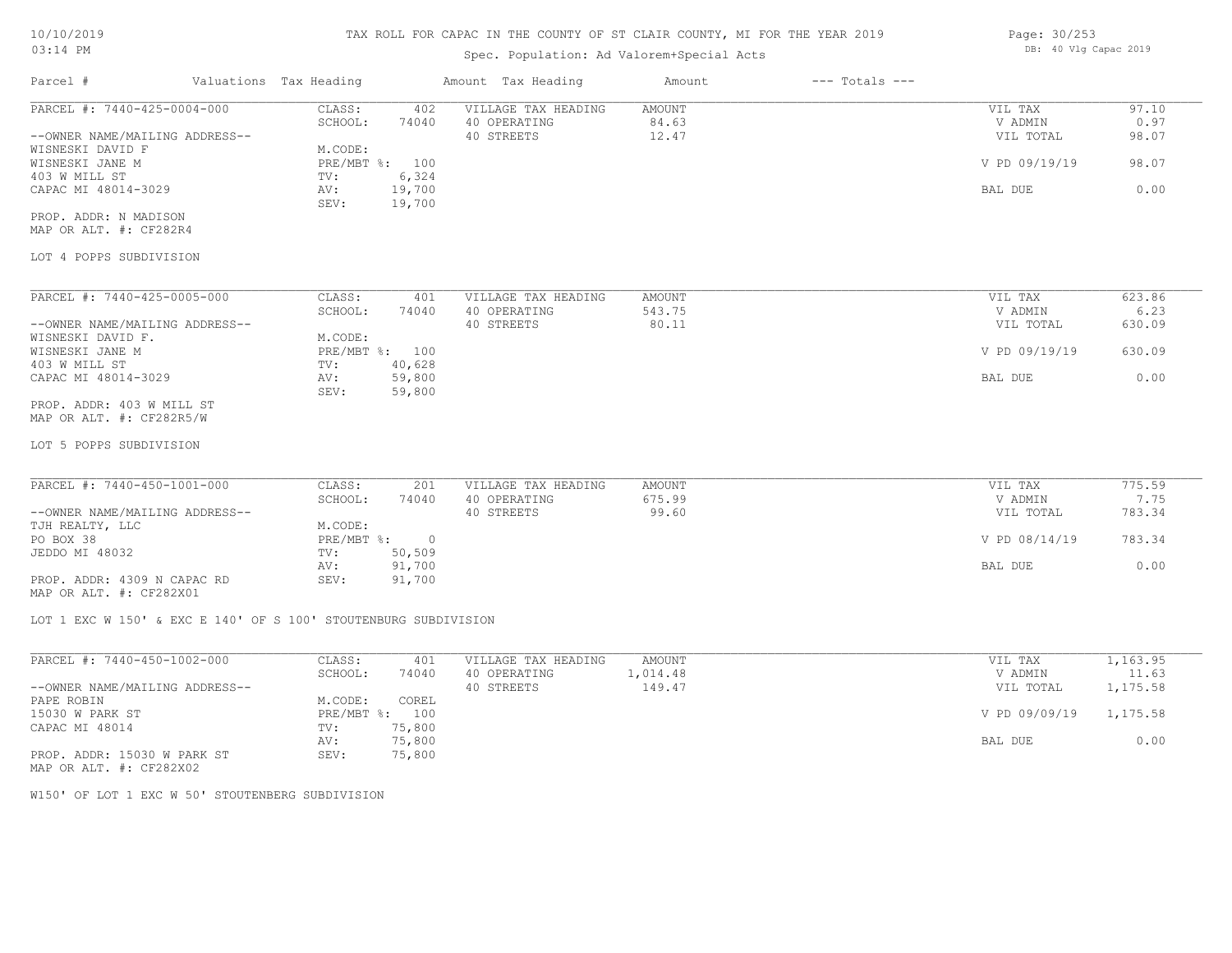# TAX ROLL FOR CAPAC IN THE COUNTY OF ST CLAIR COUNTY, MI FOR THE YEAR 2019

Spec. Population: Ad Valorem+Special Acts

10/10/2019 03:14 PM

DB: 40 Vlg Capac 2019

| Parcel # | Valuations Tax Heading | | Amount Tax Heading | Amount | --- Totals --- | |
|---|---|---|---|---|---|---|

---

PARCEL #: 7440-425-0004-000

--OWNER NAME/MAILING ADDRESS--
WISNESKI DAVID F
WISNESKI JANE M
403 W MILL ST
CAPAC MI 48014-3029

PROP. ADDR: N MADISON
MAP OR ALT. #: CF282R4

| | | | | | |
|---|---|---|---|---|---|
| CLASS: | 402 | VILLAGE TAX HEADING | AMOUNT | VIL TAX | 97.10 |
| SCHOOL: | 74040 | 40 OPERATING | 84.63 | V ADMIN | 0.97 |
| M.CODE: | | 40 STREETS | 12.47 | VIL TOTAL | 98.07 |
| PRE/MBT %: | 100 | | | V PD 09/19/19 | 98.07 |
| TV: | 6,324 | | | | |
| AV: | 19,700 | | | BAL DUE | 0.00 |
| SEV: | 19,700 | | | | |

LOT 4 POPPS SUBDIVISION

---

PARCEL #: 7440-425-0005-000

--OWNER NAME/MAILING ADDRESS--
WISNESKI DAVID F.
WISNESKI JANE M
403 W MILL ST
CAPAC MI 48014-3029

PROP. ADDR: 403 W MILL ST
MAP OR ALT. #: CF282R5/W

| | | | | | |
|---|---|---|---|---|---|
| CLASS: | 401 | VILLAGE TAX HEADING | AMOUNT | VIL TAX | 623.86 |
| SCHOOL: | 74040 | 40 OPERATING | 543.75 | V ADMIN | 6.23 |
| M.CODE: | | 40 STREETS | 80.11 | VIL TOTAL | 630.09 |
| PRE/MBT %: | 100 | | | V PD 09/19/19 | 630.09 |
| TV: | 40,628 | | | | |
| AV: | 59,800 | | | BAL DUE | 0.00 |
| SEV: | 59,800 | | | | |

LOT 5 POPPS SUBDIVISION

---

PARCEL #: 7440-450-1001-000

--OWNER NAME/MAILING ADDRESS--
TJH REALTY, LLC
PO BOX 38
JEDDO MI 48032

PROP. ADDR: 4309 N CAPAC RD
MAP OR ALT. #: CF282X01

| | | | | | |
|---|---|---|---|---|---|
| CLASS: | 201 | VILLAGE TAX HEADING | AMOUNT | VIL TAX | 775.59 |
| SCHOOL: | 74040 | 40 OPERATING | 675.99 | V ADMIN | 7.75 |
| M.CODE: | | 40 STREETS | 99.60 | VIL TOTAL | 783.34 |
| PRE/MBT %: | 0 | | | V PD 08/14/19 | 783.34 |
| TV: | 50,509 | | | | |
| AV: | 91,700 | | | BAL DUE | 0.00 |
| SEV: | 91,700 | | | | |

LOT 1 EXC W 150' & EXC E 140' OF S 100' STOUTENBURG SUBDIVISION

---

PARCEL #: 7440-450-1002-000

--OWNER NAME/MAILING ADDRESS--
PAPE ROBIN
15030 W PARK ST
CAPAC MI 48014

PROP. ADDR: 15030 W PARK ST
MAP OR ALT. #: CF282X02

| | | | | | |
|---|---|---|---|---|---|
| CLASS: | 401 | VILLAGE TAX HEADING | AMOUNT | VIL TAX | 1,163.95 |
| SCHOOL: | 74040 | 40 OPERATING | 1,014.48 | V ADMIN | 11.63 |
| M.CODE: | COREL | 40 STREETS | 149.47 | VIL TOTAL | 1,175.58 |
| PRE/MBT %: | 100 | | | V PD 09/09/19 | 1,175.58 |
| TV: | 75,800 | | | | |
| AV: | 75,800 | | | BAL DUE | 0.00 |
| SEV: | 75,800 | | | | |

W150' OF LOT 1 EXC W 50' STOUTENBERG SUBDIVISION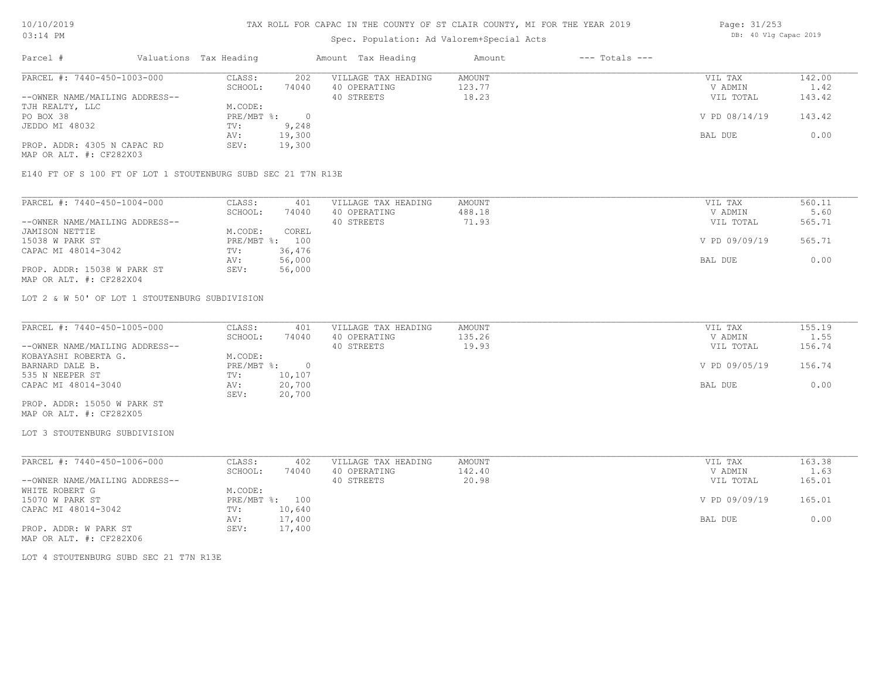# TAX ROLL FOR CAPAC IN THE COUNTY OF ST CLAIR COUNTY, MI FOR THE YEAR 2019

Spec. Population: Ad Valorem+Special Acts

10/10/2019
03:14 PM

DB: 40 Vlg Capac 2019

| Parcel # | Valuations Tax Heading | | Amount Tax Heading | Amount | --- Totals --- | |
|---|---|---|---|---|---|---|

## PARCEL #: 7440-450-1003-000

| | | | | | | |
|---|---|---|---|---|---|---|
| --OWNER NAME/MAILING ADDRESS-- | CLASS: | 202 | VILLAGE TAX HEADING | AMOUNT | VIL TAX | 142.00 |
| TJH REALTY, LLC | SCHOOL: | 74040 | 40 OPERATING | 123.77 | V ADMIN | 1.42 |
| PO BOX 38 | M.CODE: | | 40 STREETS | 18.23 | VIL TOTAL | 143.42 |
| JEDDO MI 48032 | PRE/MBT %: | 0 | | | V PD 08/14/19 | 143.42 |
| PROP. ADDR: 4305 N CAPAC RD | TV: | 9,248 | | | | |
| MAP OR ALT. #: CF282X03 | AV: | 19,300 | | | BAL DUE | 0.00 |
| | SEV: | 19,300 | | | | |

E140 FT OF S 100 FT OF LOT 1 STOUTENBURG SUBD SEC 21 T7N R13E

## PARCEL #: 7440-450-1004-000

| | | | | | | |
|---|---|---|---|---|---|---|
| --OWNER NAME/MAILING ADDRESS-- | CLASS: | 401 | VILLAGE TAX HEADING | AMOUNT | VIL TAX | 560.11 |
| JAMISON NETTIE | SCHOOL: | 74040 | 40 OPERATING | 488.18 | V ADMIN | 5.60 |
| 15038 W PARK ST | M.CODE: | COREL | 40 STREETS | 71.93 | VIL TOTAL | 565.71 |
| CAPAC MI 48014-3042 | PRE/MBT %: | 100 | | | V PD 09/09/19 | 565.71 |
| PROP. ADDR: 15038 W PARK ST | TV: | 36,476 | | | | |
| MAP OR ALT. #: CF282X04 | AV: | 56,000 | | | BAL DUE | 0.00 |
| | SEV: | 56,000 | | | | |

LOT 2 & W 50' OF LOT 1 STOUTENBURG SUBDIVISION

## PARCEL #: 7440-450-1005-000

| | | | | | | |
|---|---|---|---|---|---|---|
| --OWNER NAME/MAILING ADDRESS-- | CLASS: | 401 | VILLAGE TAX HEADING | AMOUNT | VIL TAX | 155.19 |
| KOBAYASHI ROBERTA G. | SCHOOL: | 74040 | 40 OPERATING | 135.26 | V ADMIN | 1.55 |
| BARNARD DALE B. | M.CODE: | | 40 STREETS | 19.93 | VIL TOTAL | 156.74 |
| 535 N NEEPER ST | PRE/MBT %: | 0 | | | V PD 09/05/19 | 156.74 |
| CAPAC MI 48014-3040 | TV: | 10,107 | | | | |
| PROP. ADDR: 15050 W PARK ST | AV: | 20,700 | | | BAL DUE | 0.00 |
| MAP OR ALT. #: CF282X05 | SEV: | 20,700 | | | | |

LOT 3 STOUTENBURG SUBDIVISION

## PARCEL #: 7440-450-1006-000

| | | | | | | |
|---|---|---|---|---|---|---|
| --OWNER NAME/MAILING ADDRESS-- | CLASS: | 402 | VILLAGE TAX HEADING | AMOUNT | VIL TAX | 163.38 |
| WHITE ROBERT G | SCHOOL: | 74040 | 40 OPERATING | 142.40 | V ADMIN | 1.63 |
| 15070 W PARK ST | M.CODE: | | 40 STREETS | 20.98 | VIL TOTAL | 165.01 |
| CAPAC MI 48014-3042 | PRE/MBT %: | 100 | | | V PD 09/09/19 | 165.01 |
| PROP. ADDR: W PARK ST | TV: | 10,640 | | | | |
| MAP OR ALT. #: CF282X06 | AV: | 17,400 | | | BAL DUE | 0.00 |
| | SEV: | 17,400 | | | | |

LOT 4 STOUTENBURG SUBD SEC 21 T7N R13E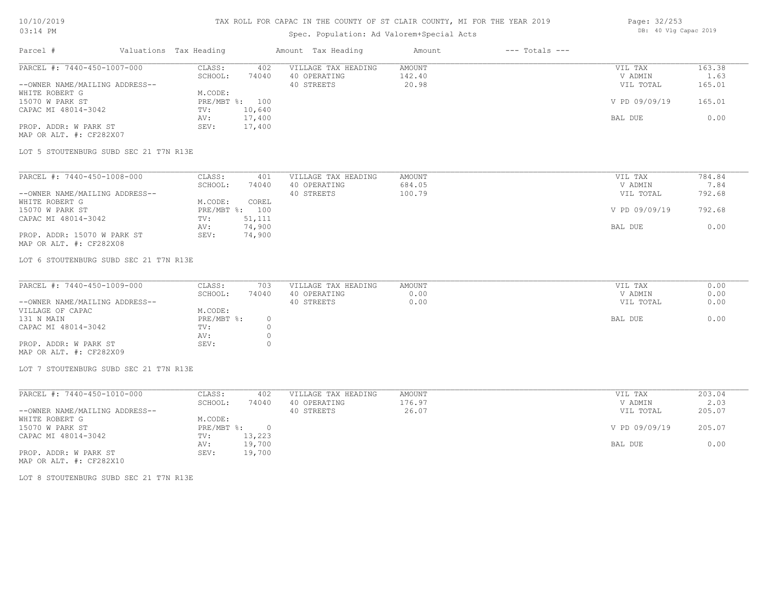# TAX ROLL FOR CAPAC IN THE COUNTY OF ST CLAIR COUNTY, MI FOR THE YEAR 2019

Spec. Population: Ad Valorem+Special Acts

| Parcel # | Valuations | Tax Heading | Amount | Tax Heading | Amount | --- Totals --- | |
|---|---|---|---|---|---|---|---|
| PARCEL #: 7440-450-1007-000 | CLASS: | 402 | | VILLAGE TAX HEADING | AMOUNT | VIL TAX | 163.38 |
| | SCHOOL: | 74040 | | 40 OPERATING | 142.40 | V ADMIN | 1.63 |
| --OWNER NAME/MAILING ADDRESS-- | | | | 40 STREETS | 20.98 | VIL TOTAL | 165.01 |
| WHITE ROBERT G | M.CODE: | | | | | | |
| 15070 W PARK ST | PRE/MBT %: | 100 | | | | V PD 09/09/19 | 165.01 |
| CAPAC MI 48014-3042 | TV: | 10,640 | | | | | |
| | AV: | 17,400 | | | | BAL DUE | 0.00 |
| PROP. ADDR: W PARK ST | SEV: | 17,400 | | | | | |
| MAP OR ALT. #: CF282X07 | | | | | | | |

LOT 5 STOUTENBURG SUBD SEC 21 T7N R13E

| Parcel # | Valuations | Tax Heading | Amount | Tax Heading | Amount | --- Totals --- | |
|---|---|---|---|---|---|---|---|
| PARCEL #: 7440-450-1008-000 | CLASS: | 401 | | VILLAGE TAX HEADING | AMOUNT | VIL TAX | 784.84 |
| | SCHOOL: | 74040 | | 40 OPERATING | 684.05 | V ADMIN | 7.84 |
| --OWNER NAME/MAILING ADDRESS-- | | | | 40 STREETS | 100.79 | VIL TOTAL | 792.68 |
| WHITE ROBERT G | M.CODE: | COREL | | | | | |
| 15070 W PARK ST | PRE/MBT %: | 100 | | | | V PD 09/09/19 | 792.68 |
| CAPAC MI 48014-3042 | TV: | 51,111 | | | | | |
| | AV: | 74,900 | | | | BAL DUE | 0.00 |
| PROP. ADDR: 15070 W PARK ST | SEV: | 74,900 | | | | | |
| MAP OR ALT. #: CF282X08 | | | | | | | |

LOT 6 STOUTENBURG SUBD SEC 21 T7N R13E

| Parcel # | Valuations | Tax Heading | Amount | Tax Heading | Amount | --- Totals --- | |
|---|---|---|---|---|---|---|---|
| PARCEL #: 7440-450-1009-000 | CLASS: | 703 | | VILLAGE TAX HEADING | AMOUNT | VIL TAX | 0.00 |
| | SCHOOL: | 74040 | | 40 OPERATING | 0.00 | V ADMIN | 0.00 |
| --OWNER NAME/MAILING ADDRESS-- | | | | 40 STREETS | 0.00 | VIL TOTAL | 0.00 |
| VILLAGE OF CAPAC | M.CODE: | | | | | | |
| 131 N MAIN | PRE/MBT %: | 0 | | | | BAL DUE | 0.00 |
| CAPAC MI 48014-3042 | TV: | 0 | | | | | |
| | AV: | 0 | | | | | |
| PROP. ADDR: W PARK ST | SEV: | 0 | | | | | |
| MAP OR ALT. #: CF282X09 | | | | | | | |

LOT 7 STOUTENBURG SUBD SEC 21 T7N R13E

| Parcel # | Valuations | Tax Heading | Amount | Tax Heading | Amount | --- Totals --- | |
|---|---|---|---|---|---|---|---|
| PARCEL #: 7440-450-1010-000 | CLASS: | 402 | | VILLAGE TAX HEADING | AMOUNT | VIL TAX | 203.04 |
| | SCHOOL: | 74040 | | 40 OPERATING | 176.97 | V ADMIN | 2.03 |
| --OWNER NAME/MAILING ADDRESS-- | | | | 40 STREETS | 26.07 | VIL TOTAL | 205.07 |
| WHITE ROBERT G | M.CODE: | | | | | | |
| 15070 W PARK ST | PRE/MBT %: | 0 | | | | V PD 09/09/19 | 205.07 |
| CAPAC MI 48014-3042 | TV: | 13,223 | | | | | |
| | AV: | 19,700 | | | | BAL DUE | 0.00 |
| PROP. ADDR: W PARK ST | SEV: | 19,700 | | | | | |
| MAP OR ALT. #: CF282X10 | | | | | | | |

LOT 8 STOUTENBURG SUBD SEC 21 T7N R13E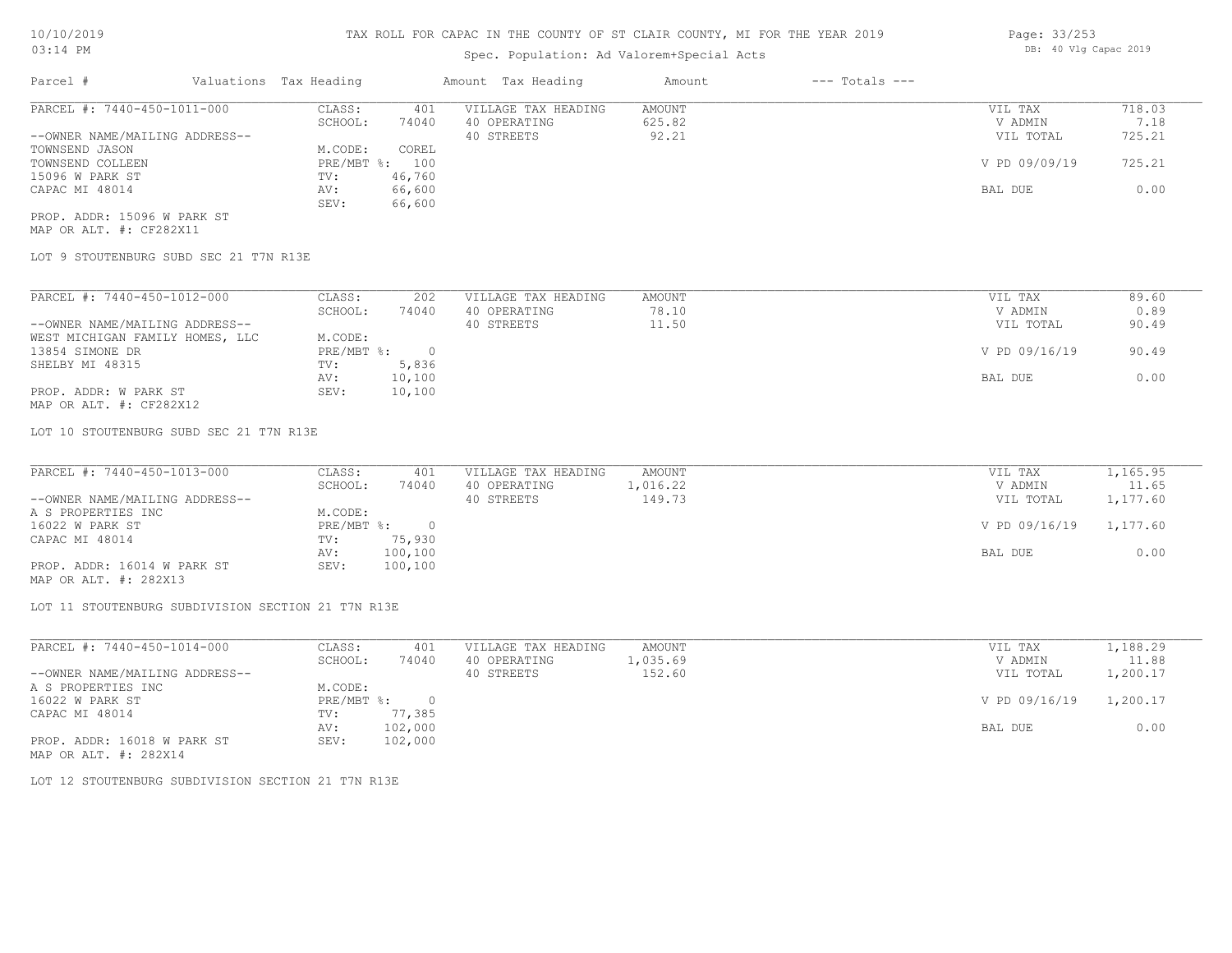# TAX ROLL FOR CAPAC IN THE COUNTY OF ST CLAIR COUNTY, MI FOR THE YEAR 2019

10/10/2019
03:14 PM

Spec. Population: Ad Valorem+Special Acts

DB: 40 Vlg Capac 2019

| Parcel # | Valuations | Tax Heading | Amount | Tax Heading | Amount | --- Totals --- | |
|---|---|---|---|---|---|---|---|

---

| | | | | | |
|---|---|---|---|---|---|
| PARCEL #: 7440-450-1011-000 | CLASS: 401 | VILLAGE TAX HEADING | AMOUNT | VIL TAX | 718.03 |
| | SCHOOL: 74040 | 40 OPERATING | 625.82 | V ADMIN | 7.18 |
| --OWNER NAME/MAILING ADDRESS-- | | 40 STREETS | 92.21 | VIL TOTAL | 725.21 |
| TOWNSEND JASON | M.CODE: COREL | | | | |
| TOWNSEND COLLEEN | PRE/MBT %: 100 | | | V PD 09/09/19 | 725.21 |
| 15096 W PARK ST | TV: 46,760 | | | | |
| CAPAC MI 48014 | AV: 66,600 | | | BAL DUE | 0.00 |
| | SEV: 66,600 | | | | |

PROP. ADDR: 15096 W PARK ST
MAP OR ALT. #: CF282X11

LOT 9 STOUTENBURG SUBD SEC 21 T7N R13E

---

| | | | | | |
|---|---|---|---|---|---|
| PARCEL #: 7440-450-1012-000 | CLASS: 202 | VILLAGE TAX HEADING | AMOUNT | VIL TAX | 89.60 |
| | SCHOOL: 74040 | 40 OPERATING | 78.10 | V ADMIN | 0.89 |
| --OWNER NAME/MAILING ADDRESS-- | | 40 STREETS | 11.50 | VIL TOTAL | 90.49 |
| WEST MICHIGAN FAMILY HOMES, LLC | M.CODE: | | | | |
| 13854 SIMONE DR | PRE/MBT %: 0 | | | V PD 09/16/19 | 90.49 |
| SHELBY MI 48315 | TV: 5,836 | | | | |
| | AV: 10,100 | | | BAL DUE | 0.00 |
| PROP. ADDR: W PARK ST | SEV: 10,100 | | | | |

MAP OR ALT. #: CF282X12

LOT 10 STOUTENBURG SUBD SEC 21 T7N R13E

---

| | | | | | |
|---|---|---|---|---|---|
| PARCEL #: 7440-450-1013-000 | CLASS: 401 | VILLAGE TAX HEADING | AMOUNT | VIL TAX | 1,165.95 |
| | SCHOOL: 74040 | 40 OPERATING | 1,016.22 | V ADMIN | 11.65 |
| --OWNER NAME/MAILING ADDRESS-- | | 40 STREETS | 149.73 | VIL TOTAL | 1,177.60 |
| A S PROPERTIES INC | M.CODE: | | | | |
| 16022 W PARK ST | PRE/MBT %: 0 | | | V PD 09/16/19 | 1,177.60 |
| CAPAC MI 48014 | TV: 75,930 | | | | |
| | AV: 100,100 | | | BAL DUE | 0.00 |
| PROP. ADDR: 16014 W PARK ST | SEV: 100,100 | | | | |

MAP OR ALT. #: 282X13

LOT 11 STOUTENBURG SUBDIVISION SECTION 21 T7N R13E

---

| | | | | | |
|---|---|---|---|---|---|
| PARCEL #: 7440-450-1014-000 | CLASS: 401 | VILLAGE TAX HEADING | AMOUNT | VIL TAX | 1,188.29 |
| | SCHOOL: 74040 | 40 OPERATING | 1,035.69 | V ADMIN | 11.88 |
| --OWNER NAME/MAILING ADDRESS-- | | 40 STREETS | 152.60 | VIL TOTAL | 1,200.17 |
| A S PROPERTIES INC | M.CODE: | | | | |
| 16022 W PARK ST | PRE/MBT %: 0 | | | V PD 09/16/19 | 1,200.17 |
| CAPAC MI 48014 | TV: 77,385 | | | | |
| | AV: 102,000 | | | BAL DUE | 0.00 |
| PROP. ADDR: 16018 W PARK ST | SEV: 102,000 | | | | |

MAP OR ALT. #: 282X14

LOT 12 STOUTENBURG SUBDIVISION SECTION 21 T7N R13E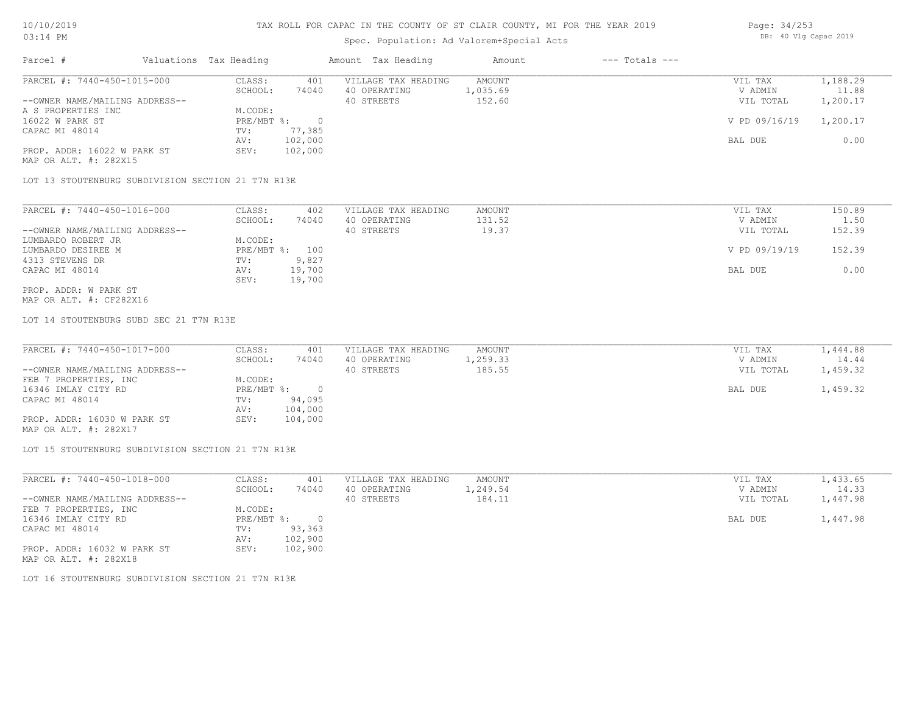TAX ROLL FOR CAPAC IN THE COUNTY OF ST CLAIR COUNTY, MI FOR THE YEAR 2019

Spec. Population: Ad Valorem+Special Acts

| Parcel # | Valuations | Tax Heading | Amount | Tax Heading | Amount | --- Totals --- | |
|---|---|---|---|---|---|---|---|
| PARCEL #: 7440-450-1015-000 | CLASS: | 401 | VILLAGE TAX HEADING | AMOUNT | | VIL TAX | 1,188.29 |
| | SCHOOL: | 74040 | 40 OPERATING | 1,035.69 | | V ADMIN | 11.88 |
| --OWNER NAME/MAILING ADDRESS-- | | | 40 STREETS | 152.60 | | VIL TOTAL | 1,200.17 |
| A S PROPERTIES INC | M.CODE: | | | | | | |
| 16022 W PARK ST | PRE/MBT %: | 0 | | | | V PD 09/16/19 | 1,200.17 |
| CAPAC MI 48014 | TV: | 77,385 | | | | | |
| | AV: | 102,000 | | | | BAL DUE | 0.00 |
| PROP. ADDR: 16022 W PARK ST | SEV: | 102,000 | | | | | |
| MAP OR ALT. #: 282X15 | | | | | | | |

LOT 13 STOUTENBURG SUBDIVISION SECTION 21 T7N R13E

| Parcel # | Valuations | Tax Heading | Amount | Tax Heading | Amount | --- Totals --- | |
|---|---|---|---|---|---|---|---|
| PARCEL #: 7440-450-1016-000 | CLASS: | 402 | VILLAGE TAX HEADING | AMOUNT | | VIL TAX | 150.89 |
| | SCHOOL: | 74040 | 40 OPERATING | 131.52 | | V ADMIN | 1.50 |
| --OWNER NAME/MAILING ADDRESS-- | | | 40 STREETS | 19.37 | | VIL TOTAL | 152.39 |
| LUMBARDO ROBERT JR | M.CODE: | | | | | | |
| LUMBARDO DESIREE M | PRE/MBT %: | 100 | | | | V PD 09/19/19 | 152.39 |
| 4313 STEVENS DR | TV: | 9,827 | | | | | |
| CAPAC MI 48014 | AV: | 19,700 | | | | BAL DUE | 0.00 |
| | SEV: | 19,700 | | | | | |
| PROP. ADDR: W PARK ST | | | | | | | |
| MAP OR ALT. #: CF282X16 | | | | | | | |

LOT 14 STOUTENBURG SUBD SEC 21 T7N R13E

| Parcel # | Valuations | Tax Heading | Amount | Tax Heading | Amount | --- Totals --- | |
|---|---|---|---|---|---|---|---|
| PARCEL #: 7440-450-1017-000 | CLASS: | 401 | VILLAGE TAX HEADING | AMOUNT | | VIL TAX | 1,444.88 |
| | SCHOOL: | 74040 | 40 OPERATING | 1,259.33 | | V ADMIN | 14.44 |
| --OWNER NAME/MAILING ADDRESS-- | | | 40 STREETS | 185.55 | | VIL TOTAL | 1,459.32 |
| FEB 7 PROPERTIES, INC | M.CODE: | | | | | | |
| 16346 IMLAY CITY RD | PRE/MBT %: | 0 | | | | BAL DUE | 1,459.32 |
| CAPAC MI 48014 | TV: | 94,095 | | | | | |
| | AV: | 104,000 | | | | | |
| PROP. ADDR: 16030 W PARK ST | SEV: | 104,000 | | | | | |
| MAP OR ALT. #: 282X17 | | | | | | | |

LOT 15 STOUTENBURG SUBDIVISION SECTION 21 T7N R13E

| Parcel # | Valuations | Tax Heading | Amount | Tax Heading | Amount | --- Totals --- | |
|---|---|---|---|---|---|---|---|
| PARCEL #: 7440-450-1018-000 | CLASS: | 401 | VILLAGE TAX HEADING | AMOUNT | | VIL TAX | 1,433.65 |
| | SCHOOL: | 74040 | 40 OPERATING | 1,249.54 | | V ADMIN | 14.33 |
| --OWNER NAME/MAILING ADDRESS-- | | | 40 STREETS | 184.11 | | VIL TOTAL | 1,447.98 |
| FEB 7 PROPERTIES, INC | M.CODE: | | | | | | |
| 16346 IMLAY CITY RD | PRE/MBT %: | 0 | | | | BAL DUE | 1,447.98 |
| CAPAC MI 48014 | TV: | 93,363 | | | | | |
| | AV: | 102,900 | | | | | |
| PROP. ADDR: 16032 W PARK ST | SEV: | 102,900 | | | | | |
| MAP OR ALT. #: 282X18 | | | | | | | |

LOT 16 STOUTENBURG SUBDIVISION SECTION 21 T7N R13E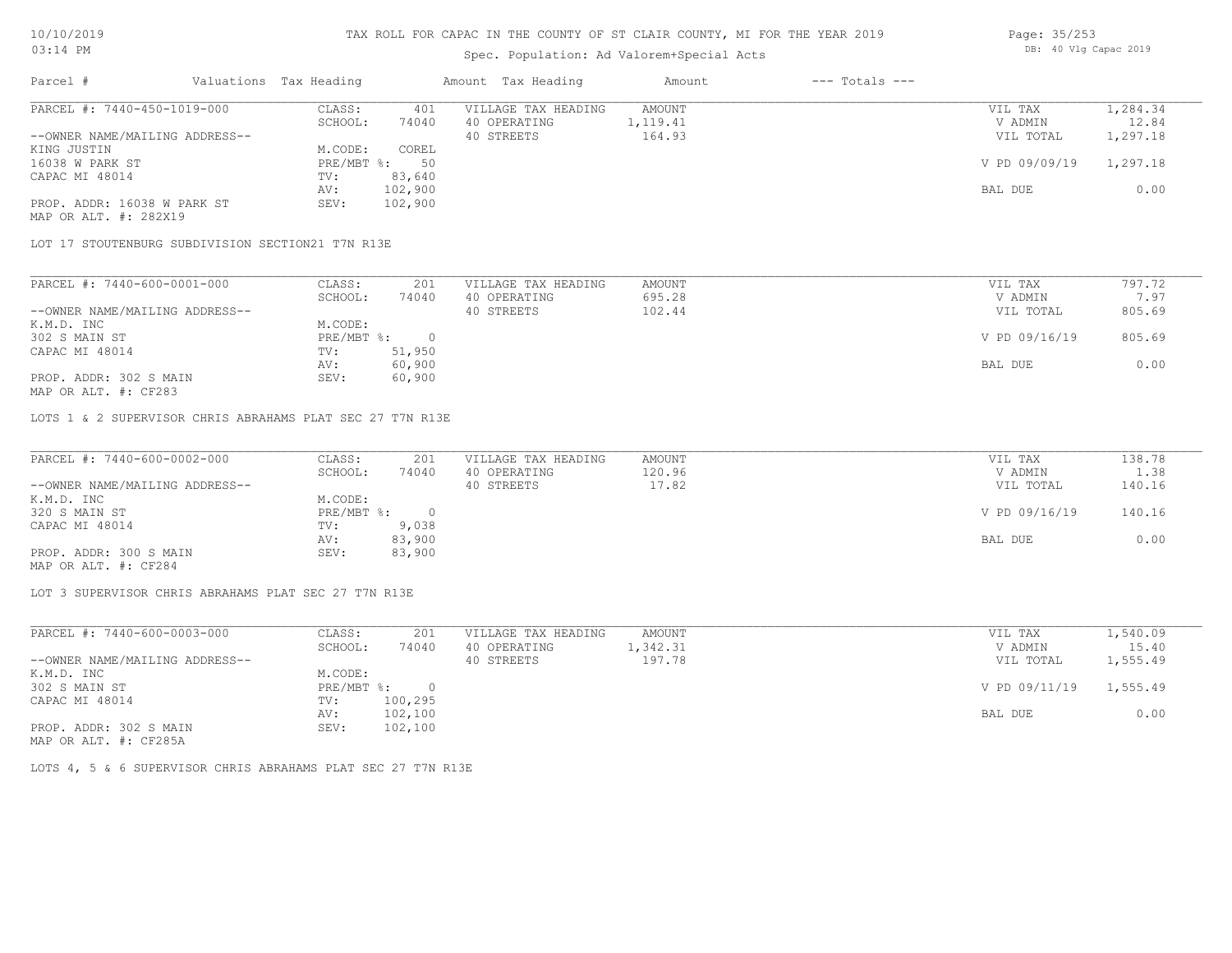# TAX ROLL FOR CAPAC IN THE COUNTY OF ST CLAIR COUNTY, MI FOR THE YEAR 2019

Spec. Population: Ad Valorem+Special Acts

| Parcel # | Valuations | Tax Heading | Amount | Tax Heading | Amount | --- Totals --- | |
|---|---|---|---|---|---|---|---|
| PARCEL #: 7440-450-1019-000 | CLASS: | 401 | VILLAGE TAX HEADING | AMOUNT | | VIL TAX | 1,284.34 |
| | SCHOOL: | 74040 | 40 OPERATING | 1,119.41 | | V ADMIN | 12.84 |
| --OWNER NAME/MAILING ADDRESS-- | | | 40 STREETS | 164.93 | | VIL TOTAL | 1,297.18 |
| KING JUSTIN | M.CODE: | COREL | | | | | |
| 16038 W PARK ST | PRE/MBT %: | 50 | | | | V PD 09/09/19 | 1,297.18 |
| CAPAC MI 48014 | TV: | 83,640 | | | | | |
| | AV: | 102,900 | | | | BAL DUE | 0.00 |
| PROP. ADDR: 16038 W PARK ST | SEV: | 102,900 | | | | | |
| MAP OR ALT. #: 282X19 | | | | | | | |

LOT 17 STOUTENBURG SUBDIVISION SECTION21 T7N R13E

| Parcel # | Valuations | Tax Heading | Amount | Tax Heading | Amount | --- Totals --- | |
|---|---|---|---|---|---|---|---|
| PARCEL #: 7440-600-0001-000 | CLASS: | 201 | VILLAGE TAX HEADING | AMOUNT | | VIL TAX | 797.72 |
| | SCHOOL: | 74040 | 40 OPERATING | 695.28 | | V ADMIN | 7.97 |
| --OWNER NAME/MAILING ADDRESS-- | | | 40 STREETS | 102.44 | | VIL TOTAL | 805.69 |
| K.M.D. INC | M.CODE: | | | | | | |
| 302 S MAIN ST | PRE/MBT %: | 0 | | | | V PD 09/16/19 | 805.69 |
| CAPAC MI 48014 | TV: | 51,950 | | | | | |
| | AV: | 60,900 | | | | BAL DUE | 0.00 |
| PROP. ADDR: 302 S MAIN | SEV: | 60,900 | | | | | |
| MAP OR ALT. #: CF283 | | | | | | | |

LOTS 1 & 2 SUPERVISOR CHRIS ABRAHAMS PLAT SEC 27 T7N R13E

| Parcel # | Valuations | Tax Heading | Amount | Tax Heading | Amount | --- Totals --- | |
|---|---|---|---|---|---|---|---|
| PARCEL #: 7440-600-0002-000 | CLASS: | 201 | VILLAGE TAX HEADING | AMOUNT | | VIL TAX | 138.78 |
| | SCHOOL: | 74040 | 40 OPERATING | 120.96 | | V ADMIN | 1.38 |
| --OWNER NAME/MAILING ADDRESS-- | | | 40 STREETS | 17.82 | | VIL TOTAL | 140.16 |
| K.M.D. INC | M.CODE: | | | | | | |
| 320 S MAIN ST | PRE/MBT %: | 0 | | | | V PD 09/16/19 | 140.16 |
| CAPAC MI 48014 | TV: | 9,038 | | | | | |
| | AV: | 83,900 | | | | BAL DUE | 0.00 |
| PROP. ADDR: 300 S MAIN | SEV: | 83,900 | | | | | |
| MAP OR ALT. #: CF284 | | | | | | | |

LOT 3 SUPERVISOR CHRIS ABRAHAMS PLAT SEC 27 T7N R13E

| Parcel # | Valuations | Tax Heading | Amount | Tax Heading | Amount | --- Totals --- | |
|---|---|---|---|---|---|---|---|
| PARCEL #: 7440-600-0003-000 | CLASS: | 201 | VILLAGE TAX HEADING | AMOUNT | | VIL TAX | 1,540.09 |
| | SCHOOL: | 74040 | 40 OPERATING | 1,342.31 | | V ADMIN | 15.40 |
| --OWNER NAME/MAILING ADDRESS-- | | | 40 STREETS | 197.78 | | VIL TOTAL | 1,555.49 |
| K.M.D. INC | M.CODE: | | | | | | |
| 302 S MAIN ST | PRE/MBT %: | 0 | | | | V PD 09/11/19 | 1,555.49 |
| CAPAC MI 48014 | TV: | 100,295 | | | | | |
| | AV: | 102,100 | | | | BAL DUE | 0.00 |
| PROP. ADDR: 302 S MAIN | SEV: | 102,100 | | | | | |
| MAP OR ALT. #: CF285A | | | | | | | |

LOTS 4, 5 & 6 SUPERVISOR CHRIS ABRAHAMS PLAT SEC 27 T7N R13E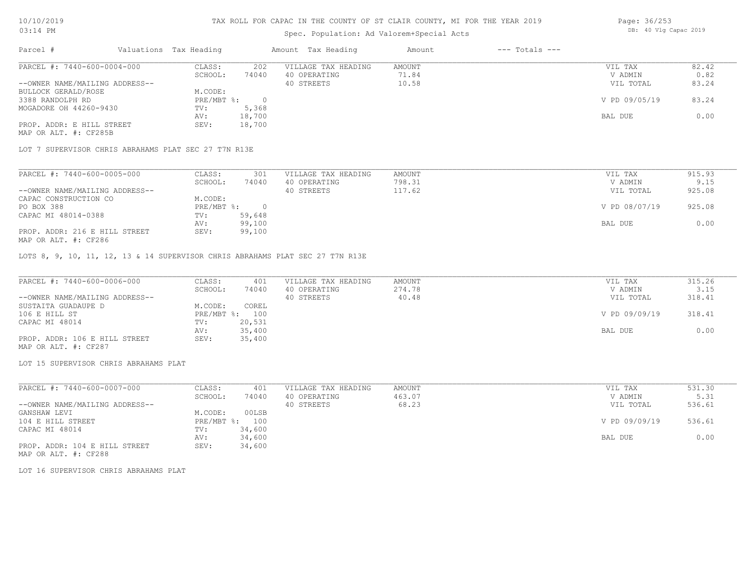# TAX ROLL FOR CAPAC IN THE COUNTY OF ST CLAIR COUNTY, MI FOR THE YEAR 2019

Spec. Population: Ad Valorem+Special Acts

10/10/2019 03:14 PM

DB: 40 Vlg Capac 2019

| Parcel # | Valuations | Tax Heading | Amount | Tax Heading | Amount | --- Totals --- |
|---|---|---|---|---|---|---|

## PARCEL #: 7440-600-0004-000

| | | | | | |
|---|---|---|---|---|---|
| CLASS: | 202 | VILLAGE TAX HEADING | AMOUNT | VIL TAX | 82.42 |
| SCHOOL: | 74040 | 40 OPERATING | 71.84 | V ADMIN | 0.82 |
| | | 40 STREETS | 10.58 | VIL TOTAL | 83.24 |
| M.CODE: | | | | | |
| PRE/MBT %: | 0 | | | V PD 09/05/19 | 83.24 |
| TV: | 5,368 | | | | |
| AV: | 18,700 | | | BAL DUE | 0.00 |
| SEV: | 18,700 | | | | |

--OWNER NAME/MAILING ADDRESS--
BULLOCK GERALD/ROSE
3388 RANDOLPH RD
MOGADORE OH 44260-9430

PROP. ADDR: E HILL STREET
MAP OR ALT. #: CF285B

LOT 7 SUPERVISOR CHRIS ABRAHAMS PLAT SEC 27 T7N R13E

## PARCEL #: 7440-600-0005-000

| | | | | | |
|---|---|---|---|---|---|
| CLASS: | 301 | VILLAGE TAX HEADING | AMOUNT | VIL TAX | 915.93 |
| SCHOOL: | 74040 | 40 OPERATING | 798.31 | V ADMIN | 9.15 |
| | | 40 STREETS | 117.62 | VIL TOTAL | 925.08 |
| M.CODE: | | | | | |
| PRE/MBT %: | 0 | | | V PD 08/07/19 | 925.08 |
| TV: | 59,648 | | | | |
| AV: | 99,100 | | | BAL DUE | 0.00 |
| SEV: | 99,100 | | | | |

--OWNER NAME/MAILING ADDRESS--
CAPAC CONSTRUCTION CO
PO BOX 388
CAPAC MI 48014-0388

PROP. ADDR: 216 E HILL STREET
MAP OR ALT. #: CF286

LOTS 8, 9, 10, 11, 12, 13 & 14 SUPERVISOR CHRIS ABRAHAMS PLAT SEC 27 T7N R13E

## PARCEL #: 7440-600-0006-000

| | | | | | |
|---|---|---|---|---|---|
| CLASS: | 401 | VILLAGE TAX HEADING | AMOUNT | VIL TAX | 315.26 |
| SCHOOL: | 74040 | 40 OPERATING | 274.78 | V ADMIN | 3.15 |
| | | 40 STREETS | 40.48 | VIL TOTAL | 318.41 |
| M.CODE: | COREL | | | | |
| PRE/MBT %: | 100 | | | V PD 09/09/19 | 318.41 |
| TV: | 20,531 | | | | |
| AV: | 35,400 | | | BAL DUE | 0.00 |
| SEV: | 35,400 | | | | |

--OWNER NAME/MAILING ADDRESS--
SUSTAITA GUADAUPE D
106 E HILL ST
CAPAC MI 48014

PROP. ADDR: 106 E HILL STREET
MAP OR ALT. #: CF287

LOT 15 SUPERVISOR CHRIS ABRAHAMS PLAT

## PARCEL #: 7440-600-0007-000

| | | | | | |
|---|---|---|---|---|---|
| CLASS: | 401 | VILLAGE TAX HEADING | AMOUNT | VIL TAX | 531.30 |
| SCHOOL: | 74040 | 40 OPERATING | 463.07 | V ADMIN | 5.31 |
| | | 40 STREETS | 68.23 | VIL TOTAL | 536.61 |
| M.CODE: | 00LSB | | | | |
| PRE/MBT %: | 100 | | | V PD 09/09/19 | 536.61 |
| TV: | 34,600 | | | | |
| AV: | 34,600 | | | BAL DUE | 0.00 |
| SEV: | 34,600 | | | | |

--OWNER NAME/MAILING ADDRESS--
GANSHAW LEVI
104 E HILL STREET
CAPAC MI 48014

PROP. ADDR: 104 E HILL STREET
MAP OR ALT. #: CF288

LOT 16 SUPERVISOR CHRIS ABRAHAMS PLAT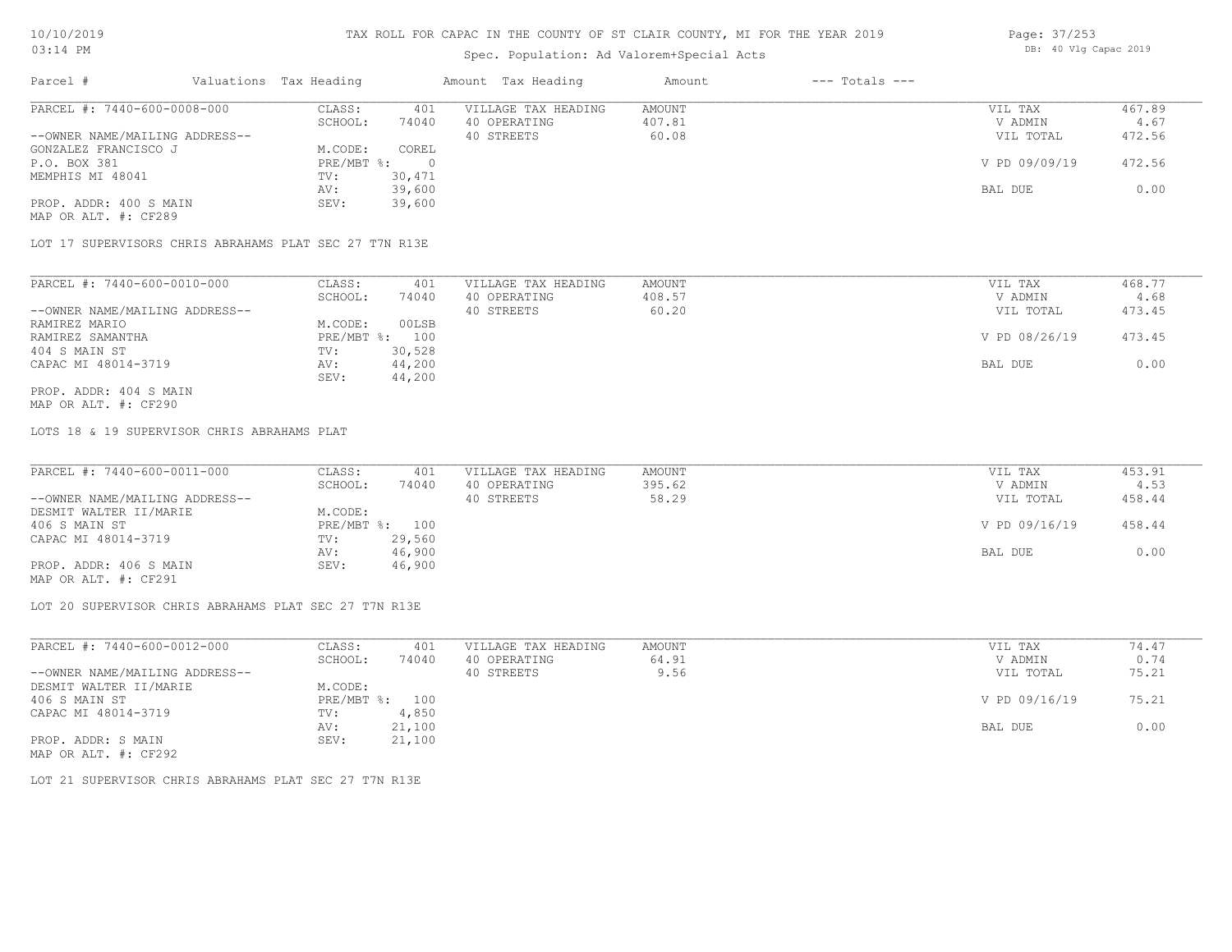# TAX ROLL FOR CAPAC IN THE COUNTY OF ST CLAIR COUNTY, MI FOR THE YEAR 2019

Spec. Population: Ad Valorem+Special Acts

10/10/2019 03:14 PM — DB: 40 Vlg Capac 2019

| Parcel # | Valuations Tax Heading | | Amount Tax Heading | Amount | --- Totals --- | |
|---|---|---|---|---|---|---|
| PARCEL #: 7440-600-0008-000 | CLASS: | 401 | VILLAGE TAX HEADING | AMOUNT | VIL TAX | 467.89 |
| | SCHOOL: | 74040 | 40 OPERATING | 407.81 | V ADMIN | 4.67 |
| --OWNER NAME/MAILING ADDRESS-- | | | 40 STREETS | 60.08 | VIL TOTAL | 472.56 |
| GONZALEZ FRANCISCO J | M.CODE: | COREL | | | | |
| P.O. BOX 381 | PRE/MBT %: | 0 | | | V PD 09/09/19 | 472.56 |
| MEMPHIS MI 48041 | TV: | 30,471 | | | | |
| | AV: | 39,600 | | | BAL DUE | 0.00 |
| PROP. ADDR: 400 S MAIN | SEV: | 39,600 | | | | |
| MAP OR ALT. #: CF289 | | | | | | |

LOT 17 SUPERVISORS CHRIS ABRAHAMS PLAT SEC 27 T7N R13E

| Parcel # | Valuations Tax Heading | | Amount Tax Heading | Amount | --- Totals --- | |
|---|---|---|---|---|---|---|
| PARCEL #: 7440-600-0010-000 | CLASS: | 401 | VILLAGE TAX HEADING | AMOUNT | VIL TAX | 468.77 |
| | SCHOOL: | 74040 | 40 OPERATING | 408.57 | V ADMIN | 4.68 |
| --OWNER NAME/MAILING ADDRESS-- | | | 40 STREETS | 60.20 | VIL TOTAL | 473.45 |
| RAMIREZ MARIO | M.CODE: | 00LSB | | | | |
| RAMIREZ SAMANTHA | PRE/MBT %: | 100 | | | V PD 08/26/19 | 473.45 |
| 404 S MAIN ST | TV: | 30,528 | | | | |
| CAPAC MI 48014-3719 | AV: | 44,200 | | | BAL DUE | 0.00 |
| | SEV: | 44,200 | | | | |
| PROP. ADDR: 404 S MAIN | | | | | | |
| MAP OR ALT. #: CF290 | | | | | | |

LOTS 18 & 19 SUPERVISOR CHRIS ABRAHAMS PLAT

| Parcel # | Valuations Tax Heading | | Amount Tax Heading | Amount | --- Totals --- | |
|---|---|---|---|---|---|---|
| PARCEL #: 7440-600-0011-000 | CLASS: | 401 | VILLAGE TAX HEADING | AMOUNT | VIL TAX | 453.91 |
| | SCHOOL: | 74040 | 40 OPERATING | 395.62 | V ADMIN | 4.53 |
| --OWNER NAME/MAILING ADDRESS-- | | | 40 STREETS | 58.29 | VIL TOTAL | 458.44 |
| DESMIT WALTER II/MARIE | M.CODE: | | | | | |
| 406 S MAIN ST | PRE/MBT %: | 100 | | | V PD 09/16/19 | 458.44 |
| CAPAC MI 48014-3719 | TV: | 29,560 | | | | |
| | AV: | 46,900 | | | BAL DUE | 0.00 |
| PROP. ADDR: 406 S MAIN | SEV: | 46,900 | | | | |
| MAP OR ALT. #: CF291 | | | | | | |

LOT 20 SUPERVISOR CHRIS ABRAHAMS PLAT SEC 27 T7N R13E

| Parcel # | Valuations Tax Heading | | Amount Tax Heading | Amount | --- Totals --- | |
|---|---|---|---|---|---|---|
| PARCEL #: 7440-600-0012-000 | CLASS: | 401 | VILLAGE TAX HEADING | AMOUNT | VIL TAX | 74.47 |
| | SCHOOL: | 74040 | 40 OPERATING | 64.91 | V ADMIN | 0.74 |
| --OWNER NAME/MAILING ADDRESS-- | | | 40 STREETS | 9.56 | VIL TOTAL | 75.21 |
| DESMIT WALTER II/MARIE | M.CODE: | | | | | |
| 406 S MAIN ST | PRE/MBT %: | 100 | | | V PD 09/16/19 | 75.21 |
| CAPAC MI 48014-3719 | TV: | 4,850 | | | | |
| | AV: | 21,100 | | | BAL DUE | 0.00 |
| PROP. ADDR: S MAIN | SEV: | 21,100 | | | | |
| MAP OR ALT. #: CF292 | | | | | | |

LOT 21 SUPERVISOR CHRIS ABRAHAMS PLAT SEC 27 T7N R13E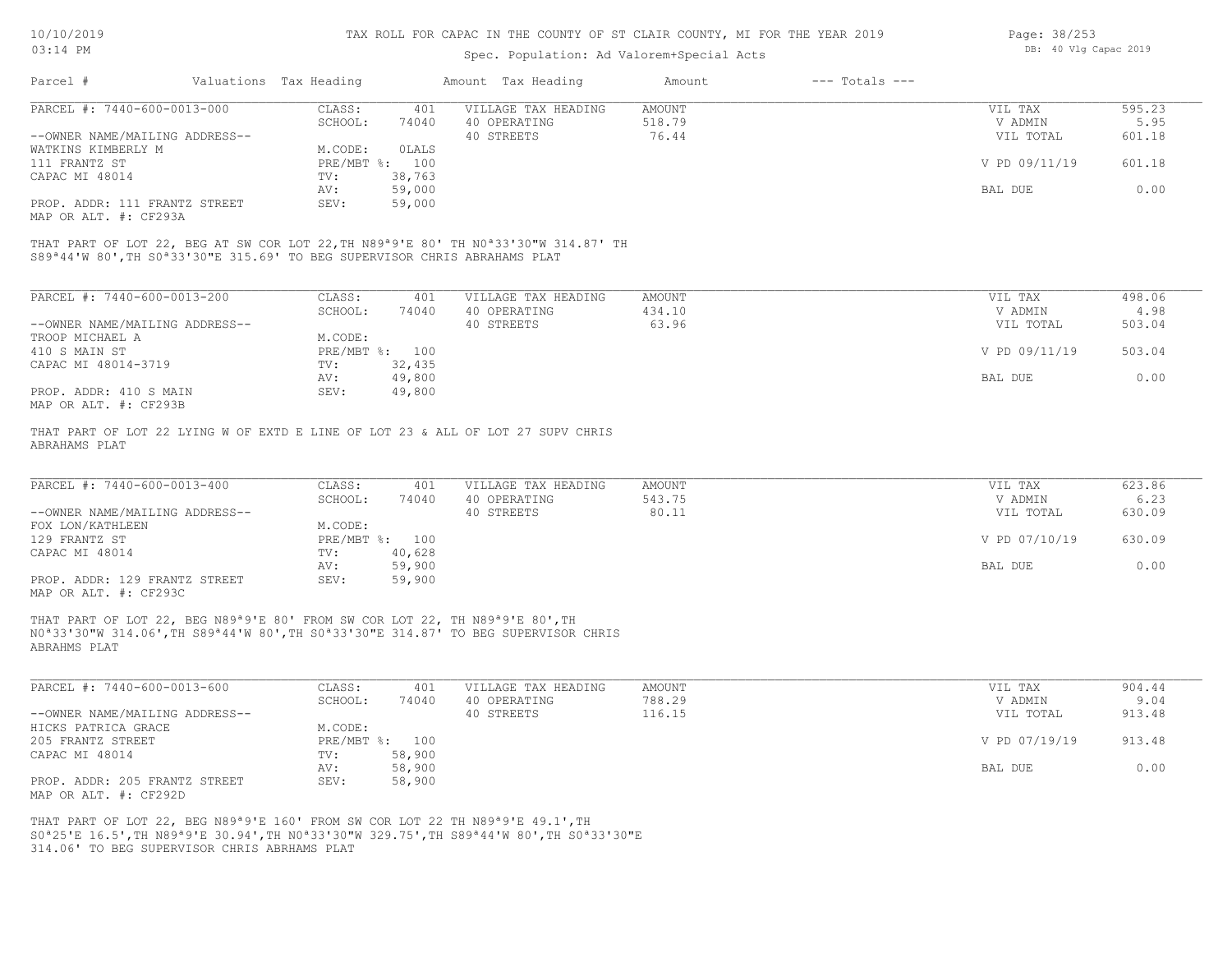# TAX ROLL FOR CAPAC IN THE COUNTY OF ST CLAIR COUNTY, MI FOR THE YEAR 2019

Spec. Population: Ad Valorem+Special Acts

| Parcel # | Valuations | Tax Heading | Amount | Tax Heading | Amount | --- Totals --- | |
|---|---|---|---|---|---|---|---|
| PARCEL #: 7440-600-0013-000 | CLASS: | 401 | VILLAGE TAX HEADING | AMOUNT | | VIL TAX | 595.23 |
| | SCHOOL: | 74040 | 40 OPERATING | 518.79 | | V ADMIN | 5.95 |
| --OWNER NAME/MAILING ADDRESS-- | | | 40 STREETS | 76.44 | | VIL TOTAL | 601.18 |
| WATKINS KIMBERLY M | M.CODE: | 0LALS | | | | | |
| 111 FRANTZ ST | PRE/MBT %: | 100 | | | | V PD 09/11/19 | 601.18 |
| CAPAC MI 48014 | TV: | 38,763 | | | | | |
| | AV: | 59,000 | | | | BAL DUE | 0.00 |
| PROP. ADDR: 111 FRANTZ STREET | SEV: | 59,000 | | | | | |
| MAP OR ALT. #: CF293A | | | | | | | |

THAT PART OF LOT 22, BEG AT SW COR LOT 22,TH N89ª9'E 80' TH N0ª33'30"W 314.87' TH S89ª44'W 80',TH S0ª33'30"E 315.69' TO BEG SUPERVISOR CHRIS ABRAHAMS PLAT

| Parcel # | Valuations | Tax Heading | Amount | Tax Heading | Amount | --- Totals --- | |
|---|---|---|---|---|---|---|---|
| PARCEL #: 7440-600-0013-200 | CLASS: | 401 | VILLAGE TAX HEADING | AMOUNT | | VIL TAX | 498.06 |
| | SCHOOL: | 74040 | 40 OPERATING | 434.10 | | V ADMIN | 4.98 |
| --OWNER NAME/MAILING ADDRESS-- | | | 40 STREETS | 63.96 | | VIL TOTAL | 503.04 |
| TROOP MICHAEL A | M.CODE: | | | | | | |
| 410 S MAIN ST | PRE/MBT %: | 100 | | | | V PD 09/11/19 | 503.04 |
| CAPAC MI 48014-3719 | TV: | 32,435 | | | | | |
| | AV: | 49,800 | | | | BAL DUE | 0.00 |
| PROP. ADDR: 410 S MAIN | SEV: | 49,800 | | | | | |
| MAP OR ALT. #: CF293B | | | | | | | |

THAT PART OF LOT 22 LYING W OF EXTD E LINE OF LOT 23 & ALL OF LOT 27 SUPV CHRIS ABRAHAMS PLAT

| Parcel # | Valuations | Tax Heading | Amount | Tax Heading | Amount | --- Totals --- | |
|---|---|---|---|---|---|---|---|
| PARCEL #: 7440-600-0013-400 | CLASS: | 401 | VILLAGE TAX HEADING | AMOUNT | | VIL TAX | 623.86 |
| | SCHOOL: | 74040 | 40 OPERATING | 543.75 | | V ADMIN | 6.23 |
| --OWNER NAME/MAILING ADDRESS-- | | | 40 STREETS | 80.11 | | VIL TOTAL | 630.09 |
| FOX LON/KATHLEEN | M.CODE: | | | | | | |
| 129 FRANTZ ST | PRE/MBT %: | 100 | | | | V PD 07/10/19 | 630.09 |
| CAPAC MI 48014 | TV: | 40,628 | | | | | |
| | AV: | 59,900 | | | | BAL DUE | 0.00 |
| PROP. ADDR: 129 FRANTZ STREET | SEV: | 59,900 | | | | | |
| MAP OR ALT. #: CF293C | | | | | | | |

THAT PART OF LOT 22, BEG N89ª9'E 80' FROM SW COR LOT 22, TH N89ª9'E 80',TH N0ª33'30"W 314.06',TH S89ª44'W 80',TH S0ª33'30"E 314.87' TO BEG SUPERVISOR CHRIS ABRHAMS PLAT

| Parcel # | Valuations | Tax Heading | Amount | Tax Heading | Amount | --- Totals --- | |
|---|---|---|---|---|---|---|---|
| PARCEL #: 7440-600-0013-600 | CLASS: | 401 | VILLAGE TAX HEADING | AMOUNT | | VIL TAX | 904.44 |
| | SCHOOL: | 74040 | 40 OPERATING | 788.29 | | V ADMIN | 9.04 |
| --OWNER NAME/MAILING ADDRESS-- | | | 40 STREETS | 116.15 | | VIL TOTAL | 913.48 |
| HICKS PATRICA GRACE | M.CODE: | | | | | | |
| 205 FRANTZ STREET | PRE/MBT %: | 100 | | | | V PD 07/19/19 | 913.48 |
| CAPAC MI 48014 | TV: | 58,900 | | | | | |
| | AV: | 58,900 | | | | BAL DUE | 0.00 |
| PROP. ADDR: 205 FRANTZ STREET | SEV: | 58,900 | | | | | |
| MAP OR ALT. #: CF292D | | | | | | | |

THAT PART OF LOT 22, BEG N89ª9'E 160' FROM SW COR LOT 22 TH N89ª9'E 49.1',TH S0ª25'E 16.5',TH N89ª9'E 30.94',TH N0ª33'30"W 329.75',TH S89ª44'W 80',TH S0ª33'30"E 314.06' TO BEG SUPERVISOR CHRIS ABRHAMS PLAT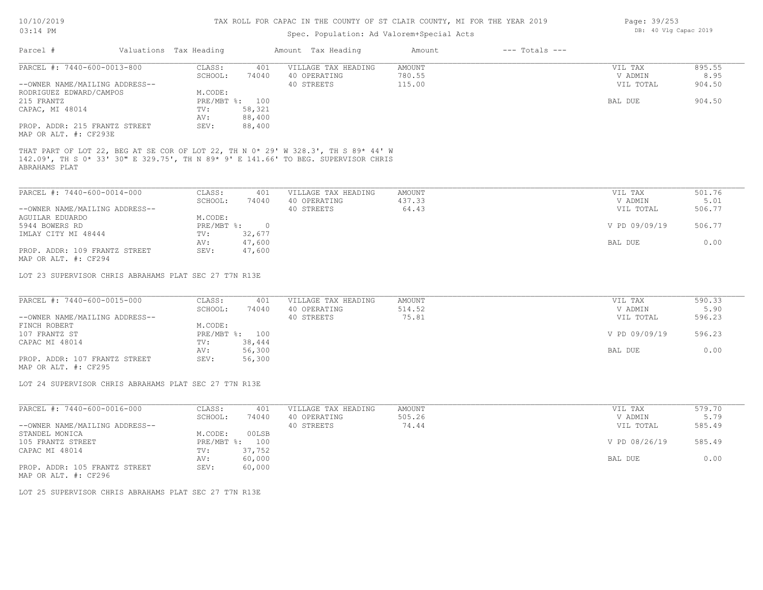# TAX ROLL FOR CAPAC IN THE COUNTY OF ST CLAIR COUNTY, MI FOR THE YEAR 2019

Spec. Population: Ad Valorem+Special Acts

10/10/2019 03:14 PM — DB: 40 Vlg Capac 2019

| Parcel # | Valuations | Tax Heading | Amount | Tax Heading | Amount | --- Totals --- | |
|---|---|---|---|---|---|---|---|
| PARCEL #: 7440-600-0013-800 | CLASS: | 401 | VILLAGE TAX HEADING | AMOUNT | | VIL TAX | 895.55 |
| | SCHOOL: | 74040 | 40 OPERATING | 780.55 | | V ADMIN | 8.95 |
| --OWNER NAME/MAILING ADDRESS-- | | | 40 STREETS | 115.00 | | VIL TOTAL | 904.50 |
| RODRIGUEZ EDWARD/CAMPOS | M.CODE: | | | | | | |
| 215 FRANTZ | PRE/MBT %: | 100 | | | | BAL DUE | 904.50 |
| CAPAC, MI 48014 | TV: | 58,321 | | | | | |
| | AV: | 88,400 | | | | | |
| PROP. ADDR: 215 FRANTZ STREET | SEV: | 88,400 | | | | | |
| MAP OR ALT. #: CF293E | | | | | | | |

THAT PART OF LOT 22, BEG AT SE COR OF LOT 22, TH N 0* 29' W 328.3', TH S 89* 44' W 142.09', TH S 0* 33' 30" E 329.75', TH N 89* 9' E 141.66' TO BEG. SUPERVISOR CHRIS ABRAHAMS PLAT

| Parcel # | Valuations | Tax Heading | Amount | Tax Heading | Amount | --- Totals --- | |
|---|---|---|---|---|---|---|---|
| PARCEL #: 7440-600-0014-000 | CLASS: | 401 | VILLAGE TAX HEADING | AMOUNT | | VIL TAX | 501.76 |
| | SCHOOL: | 74040 | 40 OPERATING | 437.33 | | V ADMIN | 5.01 |
| --OWNER NAME/MAILING ADDRESS-- | | | 40 STREETS | 64.43 | | VIL TOTAL | 506.77 |
| AGUILAR EDUARDO | M.CODE: | | | | | | |
| 5944 BOWERS RD | PRE/MBT %: | 0 | | | | V PD 09/09/19 | 506.77 |
| IMLAY CITY MI 48444 | TV: | 32,677 | | | | | |
| | AV: | 47,600 | | | | BAL DUE | 0.00 |
| PROP. ADDR: 109 FRANTZ STREET | SEV: | 47,600 | | | | | |
| MAP OR ALT. #: CF294 | | | | | | | |

LOT 23 SUPERVISOR CHRIS ABRAHAMS PLAT SEC 27 T7N R13E

| Parcel # | Valuations | Tax Heading | Amount | Tax Heading | Amount | --- Totals --- | |
|---|---|---|---|---|---|---|---|
| PARCEL #: 7440-600-0015-000 | CLASS: | 401 | VILLAGE TAX HEADING | AMOUNT | | VIL TAX | 590.33 |
| | SCHOOL: | 74040 | 40 OPERATING | 514.52 | | V ADMIN | 5.90 |
| --OWNER NAME/MAILING ADDRESS-- | | | 40 STREETS | 75.81 | | VIL TOTAL | 596.23 |
| FINCH ROBERT | M.CODE: | | | | | | |
| 107 FRANTZ ST | PRE/MBT %: | 100 | | | | V PD 09/09/19 | 596.23 |
| CAPAC MI 48014 | TV: | 38,444 | | | | | |
| | AV: | 56,300 | | | | BAL DUE | 0.00 |
| PROP. ADDR: 107 FRANTZ STREET | SEV: | 56,300 | | | | | |
| MAP OR ALT. #: CF295 | | | | | | | |

LOT 24 SUPERVISOR CHRIS ABRAHAMS PLAT SEC 27 T7N R13E

| Parcel # | Valuations | Tax Heading | Amount | Tax Heading | Amount | --- Totals --- | |
|---|---|---|---|---|---|---|---|
| PARCEL #: 7440-600-0016-000 | CLASS: | 401 | VILLAGE TAX HEADING | AMOUNT | | VIL TAX | 579.70 |
| | SCHOOL: | 74040 | 40 OPERATING | 505.26 | | V ADMIN | 5.79 |
| --OWNER NAME/MAILING ADDRESS-- | | | 40 STREETS | 74.44 | | VIL TOTAL | 585.49 |
| STANDEL MONICA | M.CODE: | 00LSB | | | | | |
| 105 FRANTZ STREET | PRE/MBT %: | 100 | | | | V PD 08/26/19 | 585.49 |
| CAPAC MI 48014 | TV: | 37,752 | | | | | |
| | AV: | 60,000 | | | | BAL DUE | 0.00 |
| PROP. ADDR: 105 FRANTZ STREET | SEV: | 60,000 | | | | | |
| MAP OR ALT. #: CF296 | | | | | | | |

LOT 25 SUPERVISOR CHRIS ABRAHAMS PLAT SEC 27 T7N R13E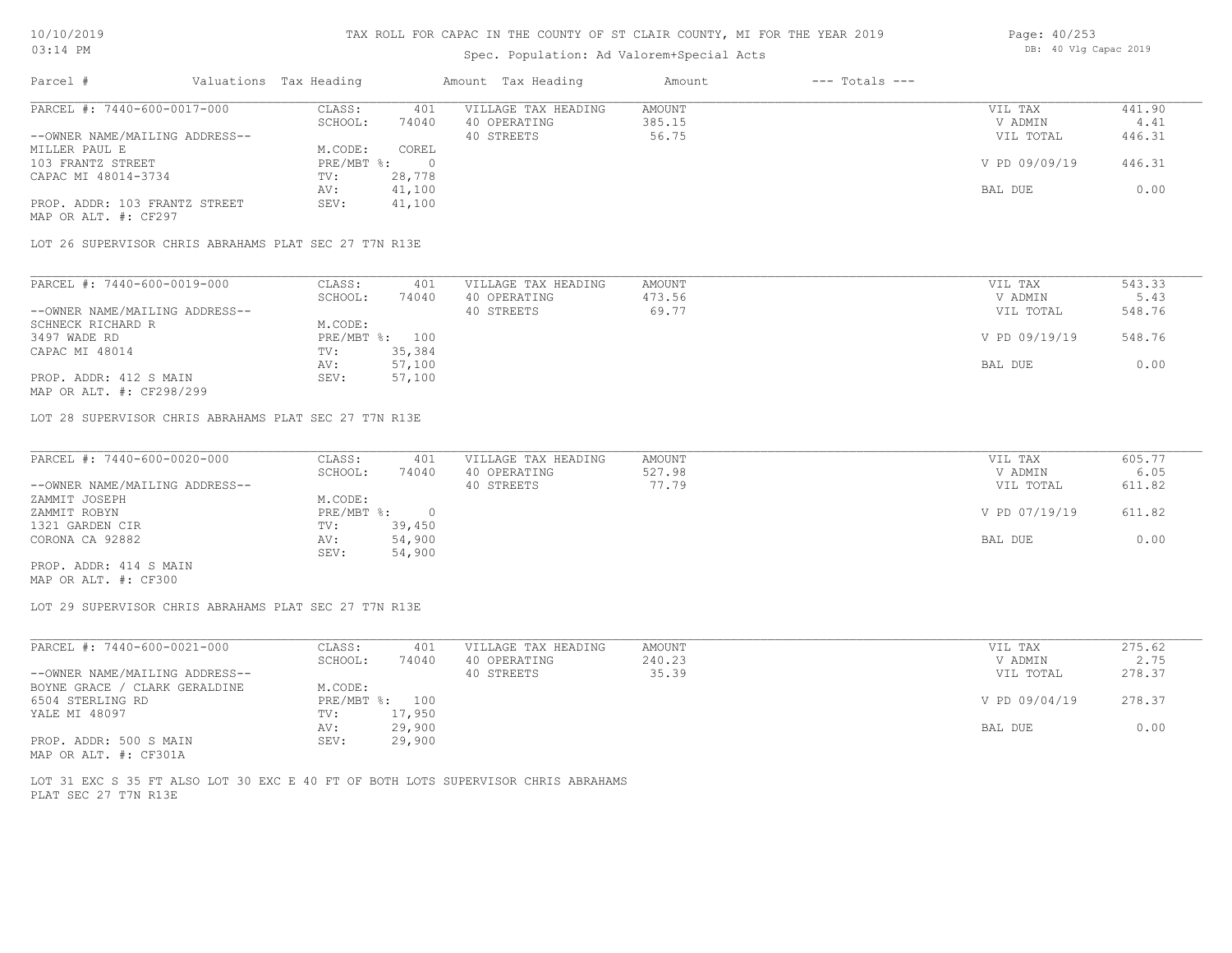TAX ROLL FOR CAPAC IN THE COUNTY OF ST CLAIR COUNTY, MI FOR THE YEAR 2019

Spec. Population: Ad Valorem+Special Acts

DB: 40 Vlg Capac 2019

| Parcel # | Valuations | Tax Heading | Amount | Tax Heading | Amount | --- Totals --- |
|---|---|---|---|---|---|---|

**PARCEL #: 7440-600-0017-000**

| | | | | | |
|---|---|---|---|---|---|
| CLASS: | 401 | VILLAGE TAX HEADING | AMOUNT | VIL TAX | 441.90 |
| SCHOOL: | 74040 | 40 OPERATING | 385.15 | V ADMIN | 4.41 |
| | | 40 STREETS | 56.75 | VIL TOTAL | 446.31 |
| M.CODE: | COREL | | | | |
| PRE/MBT %: | 0 | | | V PD 09/09/19 | 446.31 |
| TV: | 28,778 | | | | |
| AV: | 41,100 | | | BAL DUE | 0.00 |
| SEV: | 41,100 | | | | |

--OWNER NAME/MAILING ADDRESS--
MILLER PAUL E
103 FRANTZ STREET
CAPAC MI 48014-3734

PROP. ADDR: 103 FRANTZ STREET
MAP OR ALT. #: CF297

LOT 26 SUPERVISOR CHRIS ABRAHAMS PLAT SEC 27 T7N R13E

**PARCEL #: 7440-600-0019-000**

| | | | | | |
|---|---|---|---|---|---|
| CLASS: | 401 | VILLAGE TAX HEADING | AMOUNT | VIL TAX | 543.33 |
| SCHOOL: | 74040 | 40 OPERATING | 473.56 | V ADMIN | 5.43 |
| | | 40 STREETS | 69.77 | VIL TOTAL | 548.76 |
| M.CODE: | | | | | |
| PRE/MBT %: | 100 | | | V PD 09/19/19 | 548.76 |
| TV: | 35,384 | | | | |
| AV: | 57,100 | | | BAL DUE | 0.00 |
| SEV: | 57,100 | | | | |

--OWNER NAME/MAILING ADDRESS--
SCHNECK RICHARD R
3497 WADE RD
CAPAC MI 48014

PROP. ADDR: 412 S MAIN
MAP OR ALT. #: CF298/299

LOT 28 SUPERVISOR CHRIS ABRAHAMS PLAT SEC 27 T7N R13E

**PARCEL #: 7440-600-0020-000**

| | | | | | |
|---|---|---|---|---|---|
| CLASS: | 401 | VILLAGE TAX HEADING | AMOUNT | VIL TAX | 605.77 |
| SCHOOL: | 74040 | 40 OPERATING | 527.98 | V ADMIN | 6.05 |
| | | 40 STREETS | 77.79 | VIL TOTAL | 611.82 |
| M.CODE: | | | | | |
| PRE/MBT %: | 0 | | | V PD 07/19/19 | 611.82 |
| TV: | 39,450 | | | | |
| AV: | 54,900 | | | BAL DUE | 0.00 |
| SEV: | 54,900 | | | | |

--OWNER NAME/MAILING ADDRESS--
ZAMMIT JOSEPH
ZAMMIT ROBYN
1321 GARDEN CIR
CORONA CA 92882

PROP. ADDR: 414 S MAIN
MAP OR ALT. #: CF300

LOT 29 SUPERVISOR CHRIS ABRAHAMS PLAT SEC 27 T7N R13E

**PARCEL #: 7440-600-0021-000**

| | | | | | |
|---|---|---|---|---|---|
| CLASS: | 401 | VILLAGE TAX HEADING | AMOUNT | VIL TAX | 275.62 |
| SCHOOL: | 74040 | 40 OPERATING | 240.23 | V ADMIN | 2.75 |
| | | 40 STREETS | 35.39 | VIL TOTAL | 278.37 |
| M.CODE: | | | | | |
| PRE/MBT %: | 100 | | | V PD 09/04/19 | 278.37 |
| TV: | 17,950 | | | | |
| AV: | 29,900 | | | BAL DUE | 0.00 |
| SEV: | 29,900 | | | | |

--OWNER NAME/MAILING ADDRESS--
BOYNE GRACE / CLARK GERALDINE
6504 STERLING RD
YALE MI 48097

PROP. ADDR: 500 S MAIN
MAP OR ALT. #: CF301A

LOT 31 EXC S 35 FT ALSO LOT 30 EXC E 40 FT OF BOTH LOTS SUPERVISOR CHRIS ABRAHAMS PLAT SEC 27 T7N R13E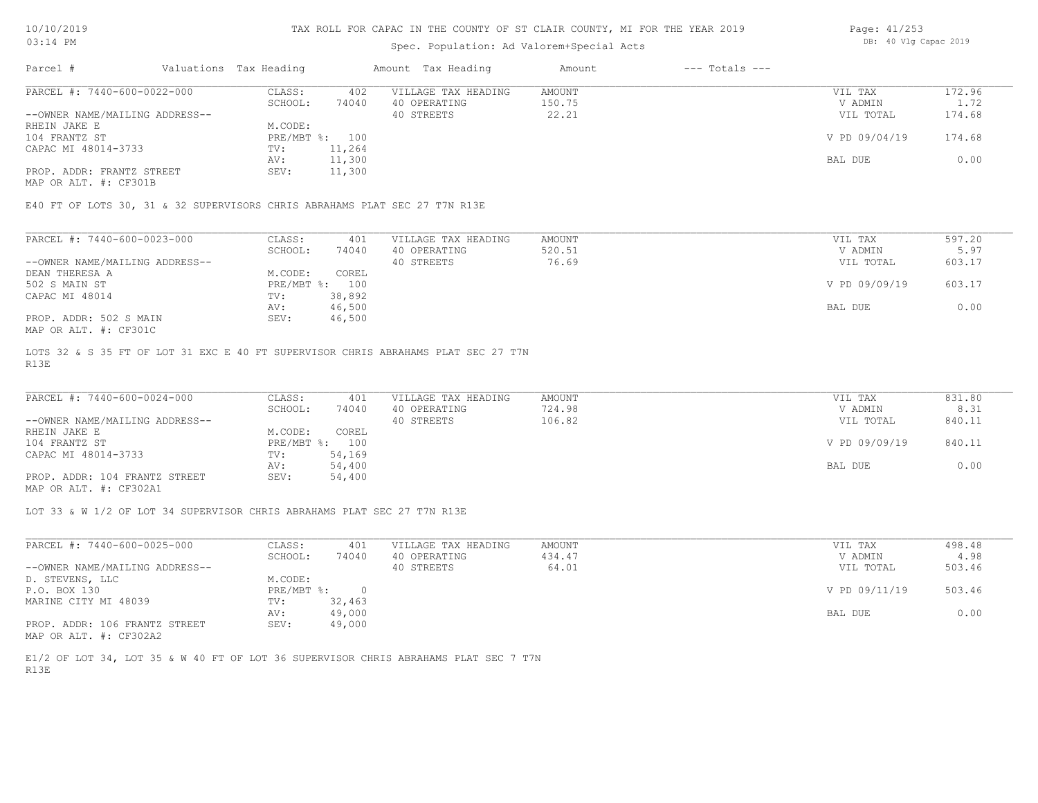# TAX ROLL FOR CAPAC IN THE COUNTY OF ST CLAIR COUNTY, MI FOR THE YEAR 2019

Spec. Population: Ad Valorem+Special Acts

DB: 40 Vlg Capac 2019

| Parcel # | Valuations | Tax Heading | Amount | Tax Heading | Amount | --- Totals --- | |
|---|---|---|---|---|---|---|---|

## PARCEL #: 7440-600-0022-000

| | | | | | |
|---|---|---|---|---|---|
| CLASS: | 402 | VILLAGE TAX HEADING | AMOUNT | VIL TAX | 172.96 |
| SCHOOL: | 74040 | 40 OPERATING | 150.75 | V ADMIN | 1.72 |
| | | 40 STREETS | 22.21 | VIL TOTAL | 174.68 |
| M.CODE: | | | | | |
| PRE/MBT %: | 100 | | | V PD 09/04/19 | 174.68 |
| TV: | 11,264 | | | | |
| AV: | 11,300 | | | BAL DUE | 0.00 |
| SEV: | 11,300 | | | | |

--OWNER NAME/MAILING ADDRESS--
RHEIN JAKE E
104 FRANTZ ST
CAPAC MI 48014-3733

PROP. ADDR: FRANTZ STREET
MAP OR ALT. #: CF301B

E40 FT OF LOTS 30, 31 & 32 SUPERVISORS CHRIS ABRAHAMS PLAT SEC 27 T7N R13E

## PARCEL #: 7440-600-0023-000

| | | | | | |
|---|---|---|---|---|---|
| CLASS: | 401 | VILLAGE TAX HEADING | AMOUNT | VIL TAX | 597.20 |
| SCHOOL: | 74040 | 40 OPERATING | 520.51 | V ADMIN | 5.97 |
| | | 40 STREETS | 76.69 | VIL TOTAL | 603.17 |
| M.CODE: | COREL | | | | |
| PRE/MBT %: | 100 | | | V PD 09/09/19 | 603.17 |
| TV: | 38,892 | | | | |
| AV: | 46,500 | | | BAL DUE | 0.00 |
| SEV: | 46,500 | | | | |

--OWNER NAME/MAILING ADDRESS--
DEAN THERESA A
502 S MAIN ST
CAPAC MI 48014

PROP. ADDR: 502 S MAIN
MAP OR ALT. #: CF301C

LOTS 32 & S 35 FT OF LOT 31 EXC E 40 FT SUPERVISOR CHRIS ABRAHAMS PLAT SEC 27 T7N R13E

## PARCEL #: 7440-600-0024-000

| | | | | | |
|---|---|---|---|---|---|
| CLASS: | 401 | VILLAGE TAX HEADING | AMOUNT | VIL TAX | 831.80 |
| SCHOOL: | 74040 | 40 OPERATING | 724.98 | V ADMIN | 8.31 |
| | | 40 STREETS | 106.82 | VIL TOTAL | 840.11 |
| M.CODE: | COREL | | | | |
| PRE/MBT %: | 100 | | | V PD 09/09/19 | 840.11 |
| TV: | 54,169 | | | | |
| AV: | 54,400 | | | BAL DUE | 0.00 |
| SEV: | 54,400 | | | | |

--OWNER NAME/MAILING ADDRESS--
RHEIN JAKE E
104 FRANTZ ST
CAPAC MI 48014-3733

PROP. ADDR: 104 FRANTZ STREET
MAP OR ALT. #: CF302A1

LOT 33 & W 1/2 OF LOT 34 SUPERVISOR CHRIS ABRAHAMS PLAT SEC 27 T7N R13E

## PARCEL #: 7440-600-0025-000

| | | | | | |
|---|---|---|---|---|---|
| CLASS: | 401 | VILLAGE TAX HEADING | AMOUNT | VIL TAX | 498.48 |
| SCHOOL: | 74040 | 40 OPERATING | 434.47 | V ADMIN | 4.98 |
| | | 40 STREETS | 64.01 | VIL TOTAL | 503.46 |
| M.CODE: | | | | | |
| PRE/MBT %: | 0 | | | V PD 09/11/19 | 503.46 |
| TV: | 32,463 | | | | |
| AV: | 49,000 | | | BAL DUE | 0.00 |
| SEV: | 49,000 | | | | |

--OWNER NAME/MAILING ADDRESS--
D. STEVENS, LLC
P.O. BOX 130
MARINE CITY MI 48039

PROP. ADDR: 106 FRANTZ STREET
MAP OR ALT. #: CF302A2

E1/2 OF LOT 34, LOT 35 & W 40 FT OF LOT 36 SUPERVISOR CHRIS ABRAHAMS PLAT SEC 7 T7N R13E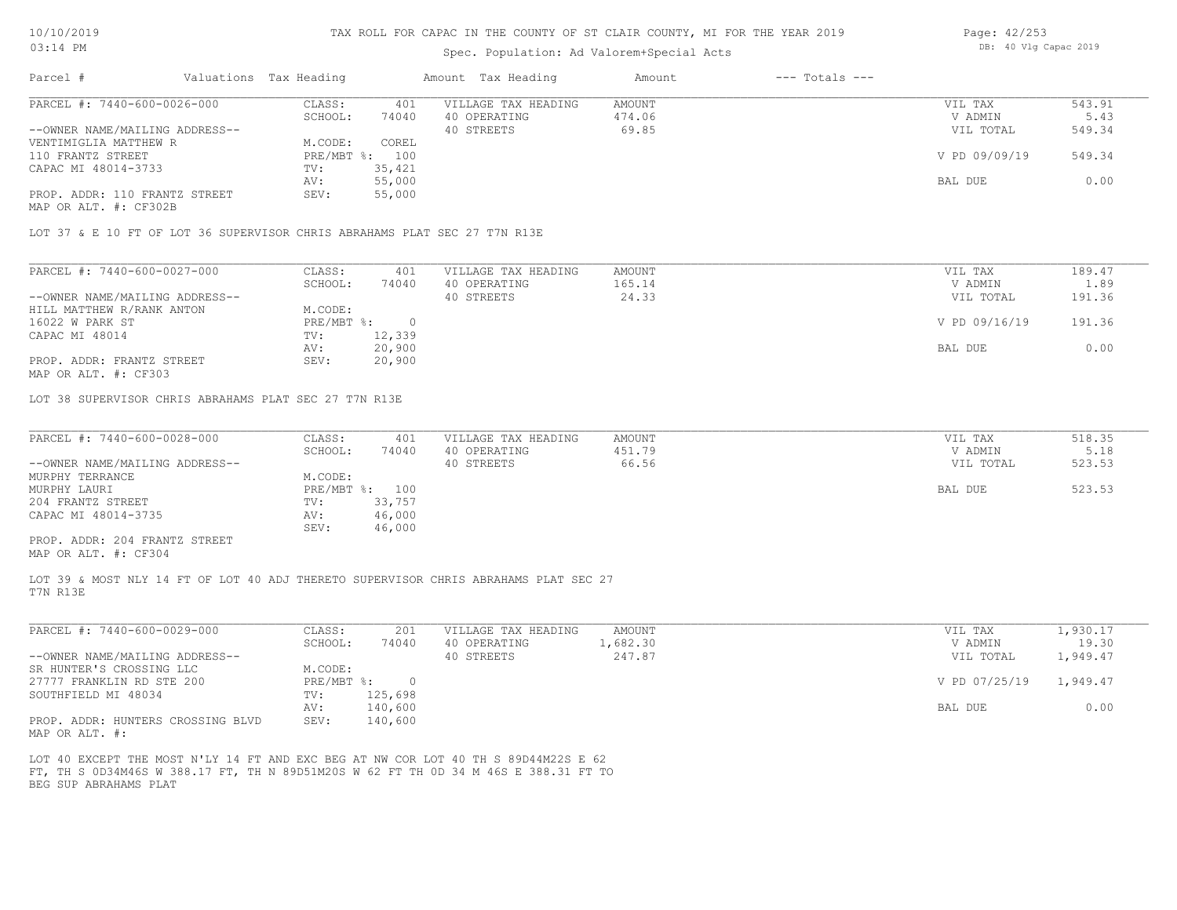# TAX ROLL FOR CAPAC IN THE COUNTY OF ST CLAIR COUNTY, MI FOR THE YEAR 2019

Spec. Population: Ad Valorem+Special Acts

10/10/2019
03:14 PM

DB: 40 Vlg Capac 2019

| Parcel # | Valuations | Tax Heading | Amount | Tax Heading | Amount | --- Totals --- | |
|---|---|---|---|---|---|---|---|

## PARCEL #: 7440-600-0026-000

| | | | | | |
|---|---|---|---|---|---|
| CLASS: | 401 | VILLAGE TAX HEADING | AMOUNT | VIL TAX | 543.91 |
| SCHOOL: | 74040 | 40 OPERATING | 474.06 | V ADMIN | 5.43 |
| | | 40 STREETS | 69.85 | VIL TOTAL | 549.34 |
| M.CODE: | COREL | | | | |
| PRE/MBT %: | 100 | | | V PD 09/09/19 | 549.34 |
| TV: | 35,421 | | | | |
| AV: | 55,000 | | | BAL DUE | 0.00 |
| SEV: | 55,000 | | | | |

--OWNER NAME/MAILING ADDRESS--
VENTIMIGLIA MATTHEW R
110 FRANTZ STREET
CAPAC MI 48014-3733

PROP. ADDR: 110 FRANTZ STREET
MAP OR ALT. #: CF302B

LOT 37 & E 10 FT OF LOT 36 SUPERVISOR CHRIS ABRAHAMS PLAT SEC 27 T7N R13E

## PARCEL #: 7440-600-0027-000

| | | | | | |
|---|---|---|---|---|---|
| CLASS: | 401 | VILLAGE TAX HEADING | AMOUNT | VIL TAX | 189.47 |
| SCHOOL: | 74040 | 40 OPERATING | 165.14 | V ADMIN | 1.89 |
| | | 40 STREETS | 24.33 | VIL TOTAL | 191.36 |
| M.CODE: | | | | | |
| PRE/MBT %: | 0 | | | V PD 09/16/19 | 191.36 |
| TV: | 12,339 | | | | |
| AV: | 20,900 | | | BAL DUE | 0.00 |
| SEV: | 20,900 | | | | |

--OWNER NAME/MAILING ADDRESS--
HILL MATTHEW R/RANK ANTON
16022 W PARK ST
CAPAC MI 48014

PROP. ADDR: FRANTZ STREET
MAP OR ALT. #: CF303

LOT 38 SUPERVISOR CHRIS ABRAHAMS PLAT SEC 27 T7N R13E

## PARCEL #: 7440-600-0028-000

| | | | | | |
|---|---|---|---|---|---|
| CLASS: | 401 | VILLAGE TAX HEADING | AMOUNT | VIL TAX | 518.35 |
| SCHOOL: | 74040 | 40 OPERATING | 451.79 | V ADMIN | 5.18 |
| | | 40 STREETS | 66.56 | VIL TOTAL | 523.53 |
| M.CODE: | | | | | |
| PRE/MBT %: | 100 | | | BAL DUE | 523.53 |
| TV: | 33,757 | | | | |
| AV: | 46,000 | | | | |
| SEV: | 46,000 | | | | |

--OWNER NAME/MAILING ADDRESS--
MURPHY TERRANCE
MURPHY LAURI
204 FRANTZ STREET
CAPAC MI 48014-3735

PROP. ADDR: 204 FRANTZ STREET
MAP OR ALT. #: CF304

LOT 39 & MOST NLY 14 FT OF LOT 40 ADJ THERETO SUPERVISOR CHRIS ABRAHAMS PLAT SEC 27 T7N R13E

## PARCEL #: 7440-600-0029-000

| | | | | | |
|---|---|---|---|---|---|
| CLASS: | 201 | VILLAGE TAX HEADING | AMOUNT | VIL TAX | 1,930.17 |
| SCHOOL: | 74040 | 40 OPERATING | 1,682.30 | V ADMIN | 19.30 |
| | | 40 STREETS | 247.87 | VIL TOTAL | 1,949.47 |
| M.CODE: | | | | | |
| PRE/MBT %: | 0 | | | V PD 07/25/19 | 1,949.47 |
| TV: | 125,698 | | | | |
| AV: | 140,600 | | | BAL DUE | 0.00 |
| SEV: | 140,600 | | | | |

--OWNER NAME/MAILING ADDRESS--
SR HUNTER'S CROSSING LLC
27777 FRANKLIN RD STE 200
SOUTHFIELD MI 48034

PROP. ADDR: HUNTERS CROSSING BLVD
MAP OR ALT. #:

LOT 40 EXCEPT THE MOST N'LY 14 FT AND EXC BEG AT NW COR LOT 40 TH S 89D44M22S E 62 FT, TH S 0D34M46S W 388.17 FT, TH N 89D51M20S W 62 FT TH 0D 34 M 46S E 388.31 FT TO BEG SUP ABRAHAMS PLAT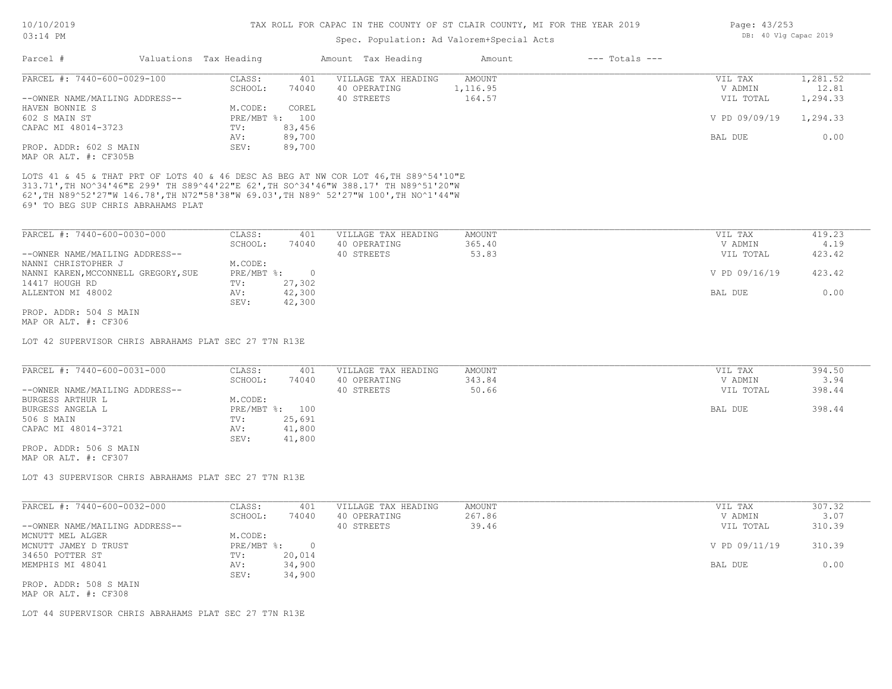# TAX ROLL FOR CAPAC IN THE COUNTY OF ST CLAIR COUNTY, MI FOR THE YEAR 2019

Spec. Population: Ad Valorem+Special Acts

DB: 40 Vlg Capac 2019

10/10/2019
03:14 PM

| Parcel # | Valuations | Tax Heading | Amount | Tax Heading | Amount | --- Totals --- |
|---|---|---|---|---|---|---|

## PARCEL #: 7440-600-0029-100

| | | | | | |
|---|---|---|---|---|---|
| CLASS: | 401 | VILLAGE TAX HEADING | AMOUNT | VIL TAX | 1,281.52 |
| SCHOOL: | 74040 | 40 OPERATING | 1,116.95 | V ADMIN | 12.81 |
| | | 40 STREETS | 164.57 | VIL TOTAL | 1,294.33 |
| M.CODE: | COREL | | | | |
| PRE/MBT %: | 100 | | | V PD 09/09/19 | 1,294.33 |
| TV: | 83,456 | | | | |
| AV: | 89,700 | | | BAL DUE | 0.00 |
| SEV: | 89,700 | | | | |

--OWNER NAME/MAILING ADDRESS--
HAVEN BONNIE S
602 S MAIN ST
CAPAC MI 48014-3723

PROP. ADDR: 602 S MAIN
MAP OR ALT. #: CF305B

LOTS 41 & 45 & THAT PRT OF LOTS 40 & 46 DESC AS BEG AT NW COR LOT 46,TH S89^54'10"E 313.71',TH NO^34'46"E 299' TH S89^44'22"E 62',TH SO^34'46"W 388.17' TH N89^51'20"W 62',TH N89^52'27"W 146.78',TH N72"58'38"W 69.03',TH N89^ 52'27"W 100',TH NO^1'44"W 69' TO BEG SUP CHRIS ABRAHAMS PLAT

## PARCEL #: 7440-600-0030-000

| | | | | | |
|---|---|---|---|---|---|
| CLASS: | 401 | VILLAGE TAX HEADING | AMOUNT | VIL TAX | 419.23 |
| SCHOOL: | 74040 | 40 OPERATING | 365.40 | V ADMIN | 4.19 |
| | | 40 STREETS | 53.83 | VIL TOTAL | 423.42 |
| M.CODE: | | | | | |
| PRE/MBT %: | 0 | | | V PD 09/16/19 | 423.42 |
| TV: | 27,302 | | | | |
| AV: | 42,300 | | | BAL DUE | 0.00 |
| SEV: | 42,300 | | | | |

--OWNER NAME/MAILING ADDRESS--
NANNI CHRISTOPHER J
NANNI KAREN,MCCONNELL GREGORY,SUE
14417 HOUGH RD
ALLENTON MI 48002

PROP. ADDR: 504 S MAIN
MAP OR ALT. #: CF306

LOT 42 SUPERVISOR CHRIS ABRAHAMS PLAT SEC 27 T7N R13E

## PARCEL #: 7440-600-0031-000

| | | | | | |
|---|---|---|---|---|---|
| CLASS: | 401 | VILLAGE TAX HEADING | AMOUNT | VIL TAX | 394.50 |
| SCHOOL: | 74040 | 40 OPERATING | 343.84 | V ADMIN | 3.94 |
| | | 40 STREETS | 50.66 | VIL TOTAL | 398.44 |
| M.CODE: | | | | | |
| PRE/MBT %: | 100 | | | BAL DUE | 398.44 |
| TV: | 25,691 | | | | |
| AV: | 41,800 | | | | |
| SEV: | 41,800 | | | | |

--OWNER NAME/MAILING ADDRESS--
BURGESS ARTHUR L
BURGESS ANGELA L
506 S MAIN
CAPAC MI 48014-3721

PROP. ADDR: 506 S MAIN
MAP OR ALT. #: CF307

LOT 43 SUPERVISOR CHRIS ABRAHAMS PLAT SEC 27 T7N R13E

## PARCEL #: 7440-600-0032-000

| | | | | | |
|---|---|---|---|---|---|
| CLASS: | 401 | VILLAGE TAX HEADING | AMOUNT | VIL TAX | 307.32 |
| SCHOOL: | 74040 | 40 OPERATING | 267.86 | V ADMIN | 3.07 |
| | | 40 STREETS | 39.46 | VIL TOTAL | 310.39 |
| M.CODE: | | | | | |
| PRE/MBT %: | 0 | | | V PD 09/11/19 | 310.39 |
| TV: | 20,014 | | | | |
| AV: | 34,900 | | | BAL DUE | 0.00 |
| SEV: | 34,900 | | | | |

--OWNER NAME/MAILING ADDRESS--
MCNUTT MEL ALGER
MCNUTT JAMEY D TRUST
34650 POTTER ST
MEMPHIS MI 48041

PROP. ADDR: 508 S MAIN
MAP OR ALT. #: CF308

LOT 44 SUPERVISOR CHRIS ABRAHAMS PLAT SEC 27 T7N R13E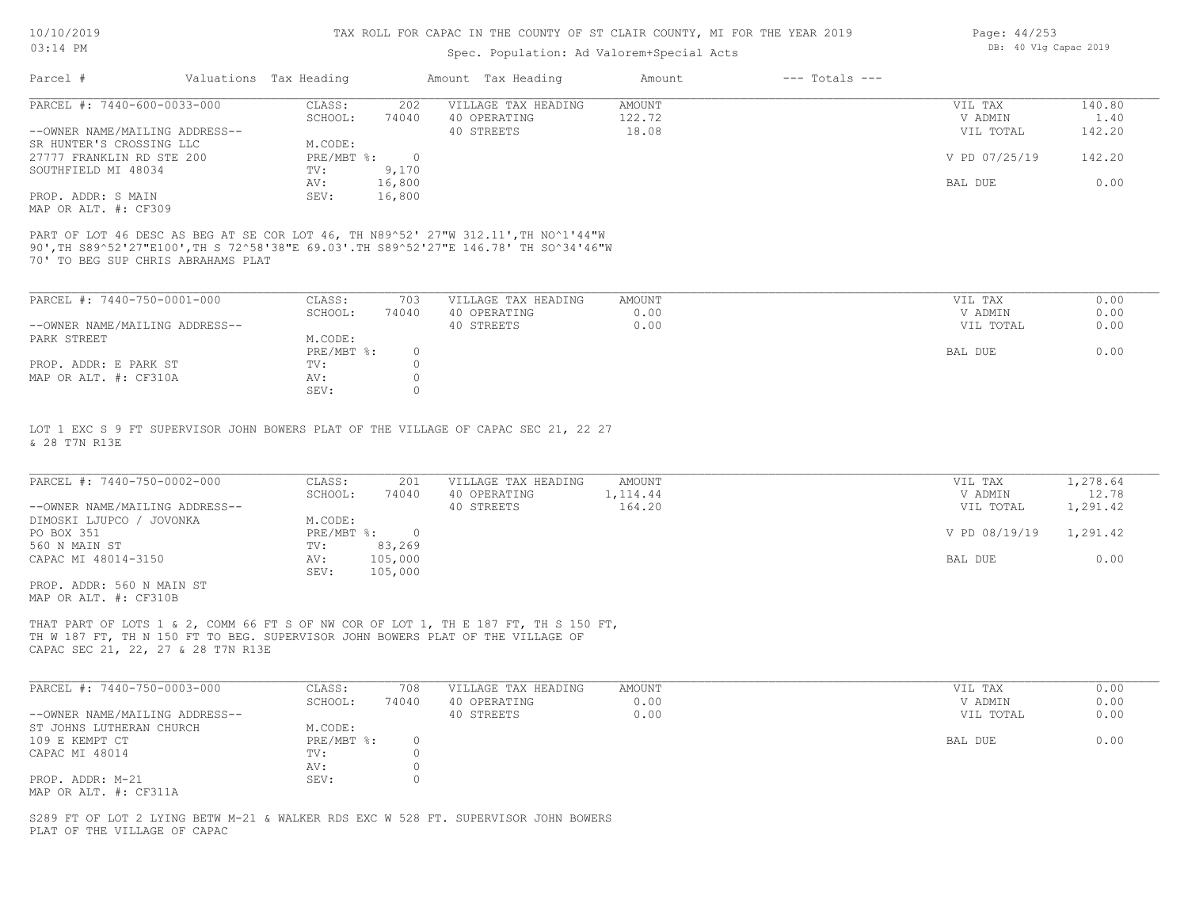TAX ROLL FOR CAPAC IN THE COUNTY OF ST CLAIR COUNTY, MI FOR THE YEAR 2019

Spec. Population: Ad Valorem+Special Acts

DB: 40 Vlg Capac 2019

| Parcel # | Valuations | Tax Heading | Amount | Tax Heading | Amount | --- Totals --- | |
|---|---|---|---|---|---|---|---|
| PARCEL #: 7440-600-0033-000 | CLASS: | 202 | VILLAGE TAX HEADING | AMOUNT | | VIL TAX | 140.80 |
| | SCHOOL: | 74040 | 40 OPERATING | 122.72 | | V ADMIN | 1.40 |
| --OWNER NAME/MAILING ADDRESS-- | | | 40 STREETS | 18.08 | | VIL TOTAL | 142.20 |
| SR HUNTER'S CROSSING LLC | M.CODE: | | | | | | |
| 27777 FRANKLIN RD STE 200 | PRE/MBT %: | 0 | | | | V PD 07/25/19 | 142.20 |
| SOUTHFIELD MI 48034 | TV: | 9,170 | | | | | |
| | AV: | 16,800 | | | | BAL DUE | 0.00 |
| PROP. ADDR: S MAIN | SEV: | 16,800 | | | | | |
| MAP OR ALT. #: CF309 | | | | | | | |

PART OF LOT 46 DESC AS BEG AT SE COR LOT 46, N89^52' 27"W 312.11',TH NO^1'44"W 90',TH S89^52'27"E100',TH S 72^58'38"E 69.03'.TH S89^52'27"E 146.78' TH SO^34'46"W 70' TO BEG SUP CHRIS ABRAHAMS PLAT

| Parcel # | Valuations | Tax Heading | Amount | Tax Heading | Amount | --- Totals --- | |
|---|---|---|---|---|---|---|---|
| PARCEL #: 7440-750-0001-000 | CLASS: | 703 | VILLAGE TAX HEADING | AMOUNT | | VIL TAX | 0.00 |
| | SCHOOL: | 74040 | 40 OPERATING | 0.00 | | V ADMIN | 0.00 |
| --OWNER NAME/MAILING ADDRESS-- | | | 40 STREETS | 0.00 | | VIL TOTAL | 0.00 |
| PARK STREET | M.CODE: | | | | | | |
| | PRE/MBT %: | 0 | | | | BAL DUE | 0.00 |
| PROP. ADDR: E PARK ST | TV: | 0 | | | | | |
| MAP OR ALT. #: CF310A | AV: | 0 | | | | | |
| | SEV: | 0 | | | | | |

LOT 1 EXC S 9 FT SUPERVISOR JOHN BOWERS PLAT OF THE VILLAGE OF CAPAC SEC 21, 22 27 & 28 T7N R13E

| Parcel # | Valuations | Tax Heading | Amount | Tax Heading | Amount | --- Totals --- | |
|---|---|---|---|---|---|---|---|
| PARCEL #: 7440-750-0002-000 | CLASS: | 201 | VILLAGE TAX HEADING | AMOUNT | | VIL TAX | 1,278.64 |
| | SCHOOL: | 74040 | 40 OPERATING | 1,114.44 | | V ADMIN | 12.78 |
| --OWNER NAME/MAILING ADDRESS-- | | | 40 STREETS | 164.20 | | VIL TOTAL | 1,291.42 |
| DIMOSKI LJUPCO / JOVONKA | M.CODE: | | | | | | |
| PO BOX 351 | PRE/MBT %: | 0 | | | | V PD 08/19/19 | 1,291.42 |
| 560 N MAIN ST | TV: | 83,269 | | | | | |
| CAPAC MI 48014-3150 | AV: | 105,000 | | | | BAL DUE | 0.00 |
| | SEV: | 105,000 | | | | | |
| PROP. ADDR: 560 N MAIN ST | | | | | | | |
| MAP OR ALT. #: CF310B | | | | | | | |

THAT PART OF LOTS 1 & 2, COMM 66 FT S OF NW COR OF LOT 1, TH E 187 FT, TH S 150 FT, TH W 187 FT, TH N 150 FT TO BEG. SUPERVISOR JOHN BOWERS PLAT OF THE VILLAGE OF CAPAC SEC 21, 22, 27 & 28 T7N R13E

| Parcel # | Valuations | Tax Heading | Amount | Tax Heading | Amount | --- Totals --- | |
|---|---|---|---|---|---|---|---|
| PARCEL #: 7440-750-0003-000 | CLASS: | 708 | VILLAGE TAX HEADING | AMOUNT | | VIL TAX | 0.00 |
| | SCHOOL: | 74040 | 40 OPERATING | 0.00 | | V ADMIN | 0.00 |
| --OWNER NAME/MAILING ADDRESS-- | | | 40 STREETS | 0.00 | | VIL TOTAL | 0.00 |
| ST JOHNS LUTHERAN CHURCH | M.CODE: | | | | | | |
| 109 E KEMPT CT | PRE/MBT %: | 0 | | | | BAL DUE | 0.00 |
| CAPAC MI 48014 | TV: | 0 | | | | | |
| | AV: | 0 | | | | | |
| PROP. ADDR: M-21 | SEV: | 0 | | | | | |
| MAP OR ALT. #: CF311A | | | | | | | |

S289 FT OF LOT 2 LYING BETW M-21 & WALKER RDS EXC W 528 FT. SUPERVISOR JOHN BOWERS PLAT OF THE VILLAGE OF CAPAC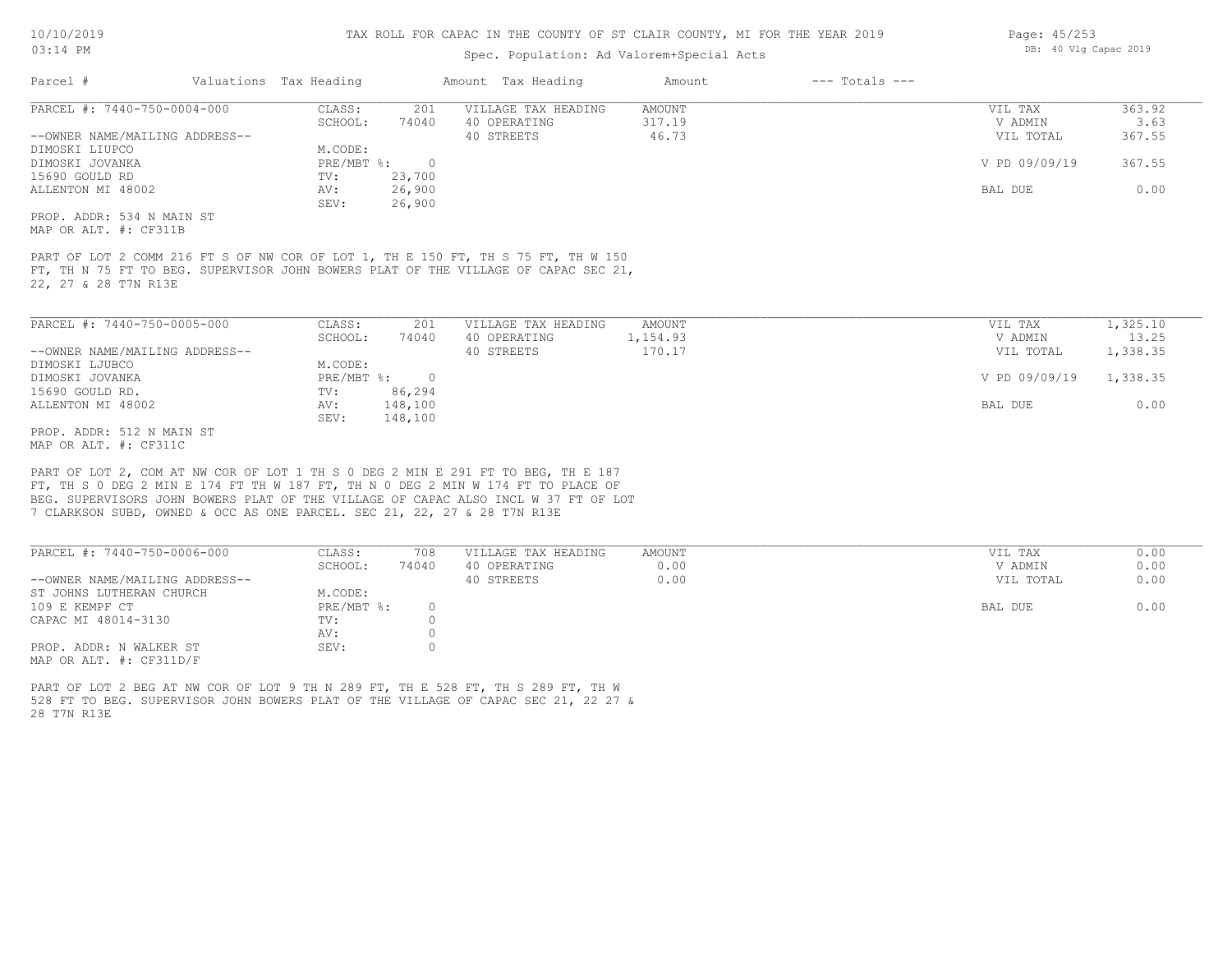TAX ROLL FOR CAPAC IN THE COUNTY OF ST CLAIR COUNTY, MI FOR THE YEAR 2019

Spec. Population: Ad Valorem+Special Acts

DB: 40 Vlg Capac 2019

| Parcel # | Valuations | Tax Heading | Amount | Tax Heading | Amount | --- Totals --- | |
|---|---|---|---|---|---|---|---|
| PARCEL #: 7440-750-0004-000 | CLASS: | 201 | VILLAGE TAX HEADING | AMOUNT | | VIL TAX | 363.92 |
| | SCHOOL: | 74040 | 40 OPERATING | 317.19 | | V ADMIN | 3.63 |
| --OWNER NAME/MAILING ADDRESS-- | | | 40 STREETS | 46.73 | | VIL TOTAL | 367.55 |
| DIMOSKI LIUPCO | M.CODE: | | | | | | |
| DIMOSKI JOVANKA | PRE/MBT %: | 0 | | | | V PD 09/09/19 | 367.55 |
| 15690 GOULD RD | TV: | 23,700 | | | | | |
| ALLENTON MI 48002 | AV: | 26,900 | | | | BAL DUE | 0.00 |
| | SEV: | 26,900 | | | | | |

PROP. ADDR: 534 N MAIN ST
MAP OR ALT. #: CF311B

PART OF LOT 2 COMM 216 FT S OF NW COR OF LOT 1, TH E 150 FT, TH S 75 FT, TH W 150 FT, TH N 75 FT TO BEG. SUPERVISOR JOHN BOWERS PLAT OF THE VILLAGE OF CAPAC SEC 21, 22, 27 & 28 T7N R13E

| Parcel # | Valuations | Tax Heading | Amount | Tax Heading | Amount | --- Totals --- | |
|---|---|---|---|---|---|---|---|
| PARCEL #: 7440-750-0005-000 | CLASS: | 201 | VILLAGE TAX HEADING | AMOUNT | | VIL TAX | 1,325.10 |
| | SCHOOL: | 74040 | 40 OPERATING | 1,154.93 | | V ADMIN | 13.25 |
| --OWNER NAME/MAILING ADDRESS-- | | | 40 STREETS | 170.17 | | VIL TOTAL | 1,338.35 |
| DIMOSKI LJUBCO | M.CODE: | | | | | | |
| DIMOSKI JOVANKA | PRE/MBT %: | 0 | | | | V PD 09/09/19 | 1,338.35 |
| 15690 GOULD RD. | TV: | 86,294 | | | | | |
| ALLENTON MI 48002 | AV: | 148,100 | | | | BAL DUE | 0.00 |
| | SEV: | 148,100 | | | | | |

PROP. ADDR: 512 N MAIN ST
MAP OR ALT. #: CF311C

PART OF LOT 2, COM AT NW COR OF LOT 1 TH S 0 DEG 2 MIN E 291 FT TO BEG, TH E 187 FT, TH S 0 DEG 2 MIN E 174 FT TH W 187 FT, TH N 0 DEG 2 MIN W 174 FT TO PLACE OF BEG. SUPERVISORS JOHN BOWERS PLAT OF THE VILLAGE OF CAPAC ALSO INCL W 37 FT OF LOT 7 CLARKSON SUBD, OWNED & OCC AS ONE PARCEL. SEC 21, 22, 27 & 28 T7N R13E

| Parcel # | Valuations | Tax Heading | Amount | Tax Heading | Amount | --- Totals --- | |
|---|---|---|---|---|---|---|---|
| PARCEL #: 7440-750-0006-000 | CLASS: | 708 | VILLAGE TAX HEADING | AMOUNT | | VIL TAX | 0.00 |
| | SCHOOL: | 74040 | 40 OPERATING | 0.00 | | V ADMIN | 0.00 |
| --OWNER NAME/MAILING ADDRESS-- | | | 40 STREETS | 0.00 | | VIL TOTAL | 0.00 |
| ST JOHNS LUTHERAN CHURCH | M.CODE: | | | | | | |
| 109 E KEMPF CT | PRE/MBT %: | 0 | | | | BAL DUE | 0.00 |
| CAPAC MI 48014-3130 | TV: | 0 | | | | | |
| | AV: | 0 | | | | | |
| PROP. ADDR: N WALKER ST | SEV: | 0 | | | | | |

MAP OR ALT. #: CF311D/F

PART OF LOT 2 BEG AT NW COR OF LOT 9 TH N 289 FT, TH E 528 FT, TH S 289 FT, TH W 528 FT TO BEG. SUPERVISOR JOHN BOWERS PLAT OF THE VILLAGE OF CAPAC SEC 21, 22 27 & 28 T7N R13E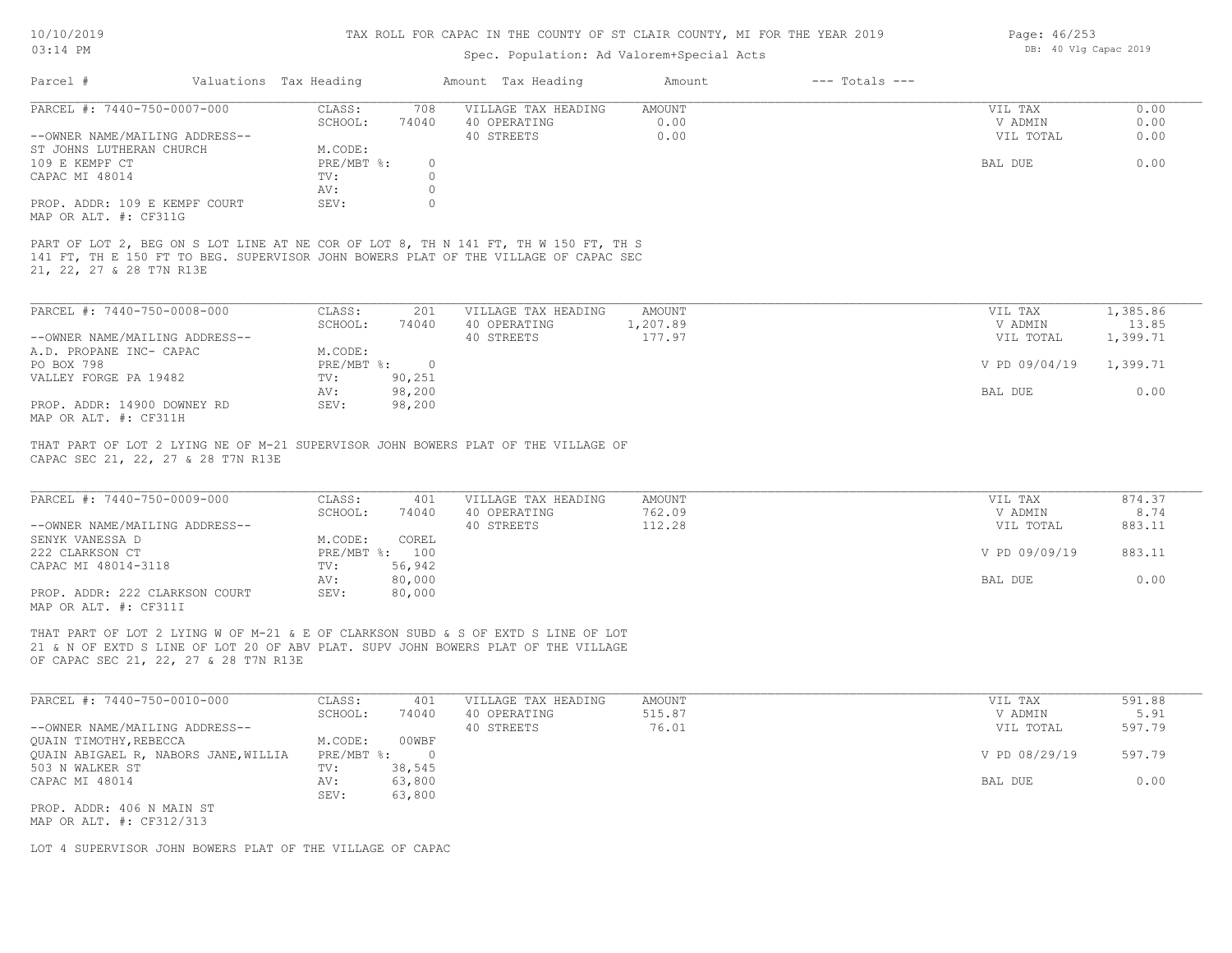# TAX ROLL FOR CAPAC IN THE COUNTY OF ST CLAIR COUNTY, MI FOR THE YEAR 2019

10/10/2019
03:14 PM

Spec. Population: Ad Valorem+Special Acts

DB: 40 Vlg Capac 2019

| Parcel # | Valuations Tax Heading | | Amount Tax Heading | Amount | --- Totals --- | |
|---|---|---|---|---|---|---|

---

**PARCEL #: 7440-750-0007-000**

| | | | | | |
|---|---|---|---|---|---|
| CLASS: | 708 | VILLAGE TAX HEADING | AMOUNT | VIL TAX | 0.00 |
| SCHOOL: | 74040 | 40 OPERATING | 0.00 | V ADMIN | 0.00 |
| | | 40 STREETS | 0.00 | VIL TOTAL | 0.00 |
| M.CODE: | | | | | |
| PRE/MBT %: | 0 | | | BAL DUE | 0.00 |
| TV: | 0 | | | | |
| AV: | 0 | | | | |
| SEV: | 0 | | | | |

--OWNER NAME/MAILING ADDRESS--
ST JOHNS LUTHERAN CHURCH
109 E KEMPF CT
CAPAC MI 48014

PROP. ADDR: 109 E KEMPF COURT
MAP OR ALT. #: CF311G

PART OF LOT 2, BEG ON S LOT LINE AT NE COR OF LOT 8, TH N 141 FT, TH W 150 FT, TH S 141 FT, TH E 150 FT TO BEG. SUPERVISOR JOHN BOWERS PLAT OF THE VILLAGE OF CAPAC SEC 21, 22, 27 & 28 T7N R13E

---

**PARCEL #: 7440-750-0008-000**

| | | | | | |
|---|---|---|---|---|---|
| CLASS: | 201 | VILLAGE TAX HEADING | AMOUNT | VIL TAX | 1,385.86 |
| SCHOOL: | 74040 | 40 OPERATING | 1,207.89 | V ADMIN | 13.85 |
| | | 40 STREETS | 177.97 | VIL TOTAL | 1,399.71 |
| M.CODE: | | | | | |
| PRE/MBT %: | 0 | | | V PD 09/04/19 | 1,399.71 |
| TV: | 90,251 | | | | |
| AV: | 98,200 | | | BAL DUE | 0.00 |
| SEV: | 98,200 | | | | |

--OWNER NAME/MAILING ADDRESS--
A.D. PROPANE INC- CAPAC
PO BOX 798
VALLEY FORGE PA 19482

PROP. ADDR: 14900 DOWNEY RD
MAP OR ALT. #: CF311H

THAT PART OF LOT 2 LYING NE OF M-21 SUPERVISOR JOHN BOWERS PLAT OF THE VILLAGE OF CAPAC SEC 21, 22, 27 & 28 T7N R13E

---

**PARCEL #: 7440-750-0009-000**

| | | | | | |
|---|---|---|---|---|---|
| CLASS: | 401 | VILLAGE TAX HEADING | AMOUNT | VIL TAX | 874.37 |
| SCHOOL: | 74040 | 40 OPERATING | 762.09 | V ADMIN | 8.74 |
| | | 40 STREETS | 112.28 | VIL TOTAL | 883.11 |
| M.CODE: | COREL | | | | |
| PRE/MBT %: | 100 | | | V PD 09/09/19 | 883.11 |
| TV: | 56,942 | | | | |
| AV: | 80,000 | | | BAL DUE | 0.00 |
| SEV: | 80,000 | | | | |

--OWNER NAME/MAILING ADDRESS--
SENYK VANESSA D
222 CLARKSON CT
CAPAC MI 48014-3118

PROP. ADDR: 222 CLARKSON COURT
MAP OR ALT. #: CF311I

THAT PART OF LOT 2 LYING W OF M-21 & E OF CLARKSON SUBD & S OF EXTD S LINE OF LOT 21 & N OF EXTD S LINE OF LOT 20 OF ABV PLAT. SUPV JOHN BOWERS PLAT OF THE VILLAGE OF CAPAC SEC 21, 22, 27 & 28 T7N R13E

---

**PARCEL #: 7440-750-0010-000**

| | | | | | |
|---|---|---|---|---|---|
| CLASS: | 401 | VILLAGE TAX HEADING | AMOUNT | VIL TAX | 591.88 |
| SCHOOL: | 74040 | 40 OPERATING | 515.87 | V ADMIN | 5.91 |
| | | 40 STREETS | 76.01 | VIL TOTAL | 597.79 |
| M.CODE: | 00WBF | | | | |
| PRE/MBT %: | 0 | | | V PD 08/29/19 | 597.79 |
| TV: | 38,545 | | | | |
| AV: | 63,800 | | | BAL DUE | 0.00 |
| SEV: | 63,800 | | | | |

--OWNER NAME/MAILING ADDRESS--
QUAIN TIMOTHY,REBECCA
QUAIN ABIGAEL R, NABORS JANE,WILLIA
503 N WALKER ST
CAPAC MI 48014

PROP. ADDR: 406 N MAIN ST
MAP OR ALT. #: CF312/313

LOT 4 SUPERVISOR JOHN BOWERS PLAT OF THE VILLAGE OF CAPAC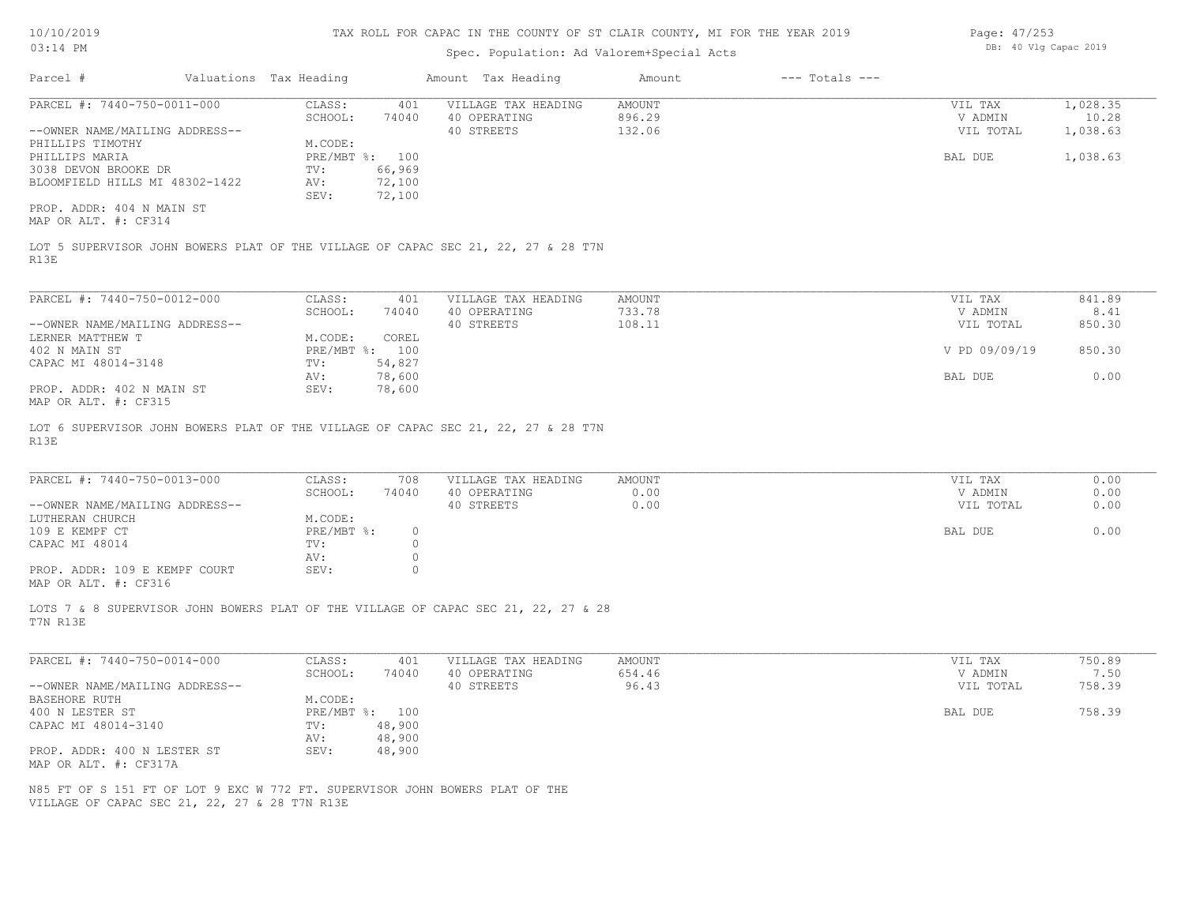# TAX ROLL FOR CAPAC IN THE COUNTY OF ST CLAIR COUNTY, MI FOR THE YEAR 2019

Spec. Population: Ad Valorem+Special Acts

| Parcel # | Valuations | Tax Heading | Amount | Tax Heading | Amount | --- Totals --- | |
|---|---|---|---|---|---|---|---|

---

**PARCEL #: 7440-750-0011-000**

| | | | | | |
|---|---|---|---|---|---|
| CLASS: | 401 | VILLAGE TAX HEADING | AMOUNT | VIL TAX | 1,028.35 |
| SCHOOL: | 74040 | 40 OPERATING | 896.29 | V ADMIN | 10.28 |
| | | 40 STREETS | 132.06 | VIL TOTAL | 1,038.63 |
| M.CODE: | | | | | |
| PRE/MBT %: | 100 | | | BAL DUE | 1,038.63 |
| TV: | 66,969 | | | | |
| AV: | 72,100 | | | | |
| SEV: | 72,100 | | | | |

--OWNER NAME/MAILING ADDRESS--
PHILLIPS TIMOTHY
PHILLIPS MARIA
3038 DEVON BROOKE DR
BLOOMFIELD HILLS MI 48302-1422

PROP. ADDR: 404 N MAIN ST
MAP OR ALT. #: CF314

LOT 5 SUPERVISOR JOHN BOWERS PLAT OF THE VILLAGE OF CAPAC SEC 21, 22, 27 & 28 T7N R13E

---

**PARCEL #: 7440-750-0012-000**

| | | | | | |
|---|---|---|---|---|---|
| CLASS: | 401 | VILLAGE TAX HEADING | AMOUNT | VIL TAX | 841.89 |
| SCHOOL: | 74040 | 40 OPERATING | 733.78 | V ADMIN | 8.41 |
| | | 40 STREETS | 108.11 | VIL TOTAL | 850.30 |
| M.CODE: | COREL | | | | |
| PRE/MBT %: | 100 | | | V PD 09/09/19 | 850.30 |
| TV: | 54,827 | | | | |
| AV: | 78,600 | | | BAL DUE | 0.00 |
| SEV: | 78,600 | | | | |

--OWNER NAME/MAILING ADDRESS--
LERNER MATTHEW T
402 N MAIN ST
CAPAC MI 48014-3148

PROP. ADDR: 402 N MAIN ST
MAP OR ALT. #: CF315

LOT 6 SUPERVISOR JOHN BOWERS PLAT OF THE VILLAGE OF CAPAC SEC 21, 22, 27 & 28 T7N R13E

---

**PARCEL #: 7440-750-0013-000**

| | | | | | |
|---|---|---|---|---|---|
| CLASS: | 708 | VILLAGE TAX HEADING | AMOUNT | VIL TAX | 0.00 |
| SCHOOL: | 74040 | 40 OPERATING | 0.00 | V ADMIN | 0.00 |
| | | 40 STREETS | 0.00 | VIL TOTAL | 0.00 |
| M.CODE: | | | | | |
| PRE/MBT %: | 0 | | | BAL DUE | 0.00 |
| TV: | 0 | | | | |
| AV: | 0 | | | | |
| SEV: | 0 | | | | |

--OWNER NAME/MAILING ADDRESS--
LUTHERAN CHURCH
109 E KEMPF CT
CAPAC MI 48014

PROP. ADDR: 109 E KEMPF COURT
MAP OR ALT. #: CF316

LOTS 7 & 8 SUPERVISOR JOHN BOWERS PLAT OF THE VILLAGE OF CAPAC SEC 21, 22, 27 & 28 T7N R13E

---

**PARCEL #: 7440-750-0014-000**

| | | | | | |
|---|---|---|---|---|---|
| CLASS: | 401 | VILLAGE TAX HEADING | AMOUNT | VIL TAX | 750.89 |
| SCHOOL: | 74040 | 40 OPERATING | 654.46 | V ADMIN | 7.50 |
| | | 40 STREETS | 96.43 | VIL TOTAL | 758.39 |
| M.CODE: | | | | | |
| PRE/MBT %: | 100 | | | BAL DUE | 758.39 |
| TV: | 48,900 | | | | |
| AV: | 48,900 | | | | |
| SEV: | 48,900 | | | | |

--OWNER NAME/MAILING ADDRESS--
BASEHORE RUTH
400 N LESTER ST
CAPAC MI 48014-3140

PROP. ADDR: 400 N LESTER ST
MAP OR ALT. #: CF317A

N85 FT OF S 151 FT OF LOT 9 EXC W 772 FT. SUPERVISOR JOHN BOWERS PLAT OF THE VILLAGE OF CAPAC SEC 21, 22, 27 & 28 T7N R13E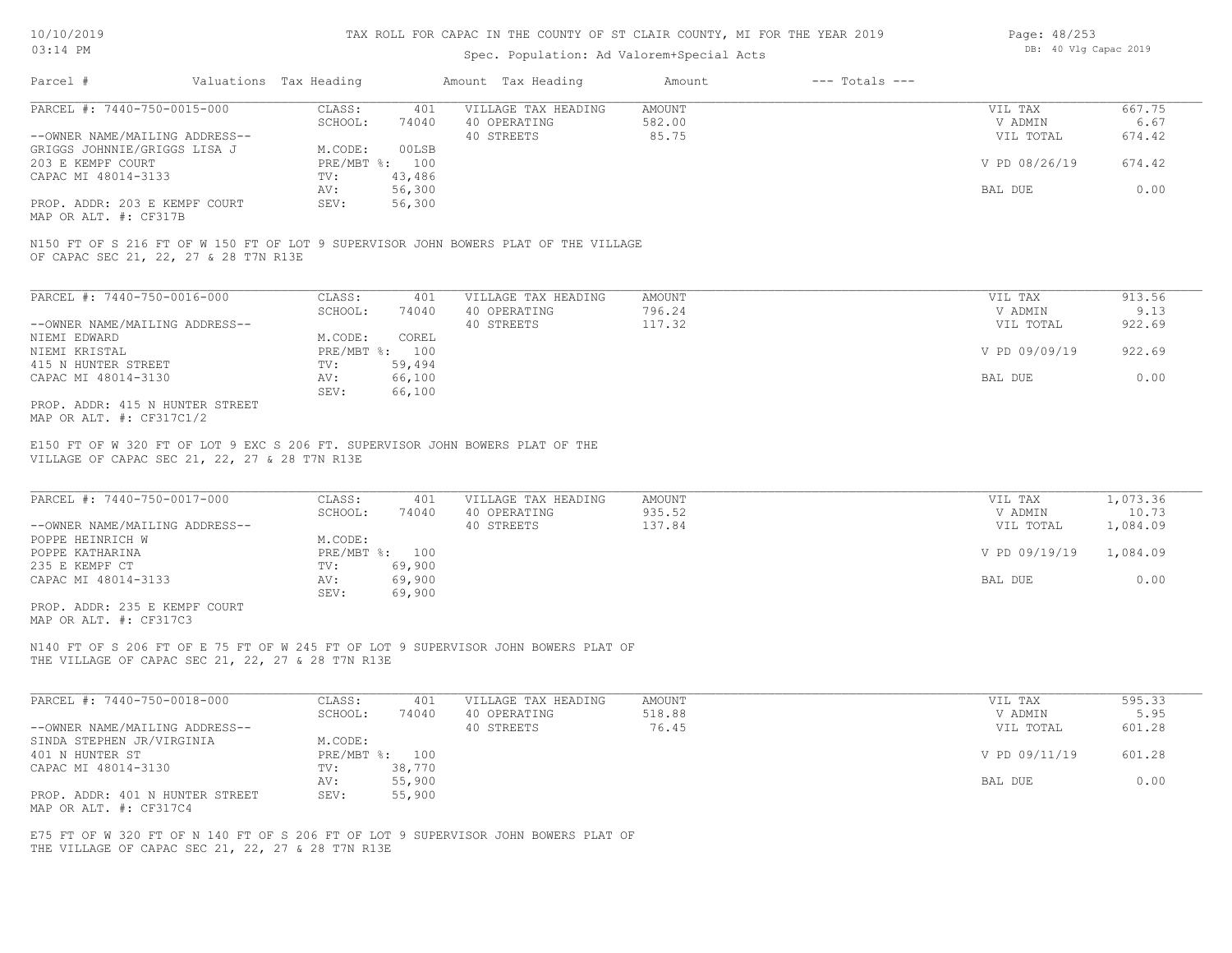# TAX ROLL FOR CAPAC IN THE COUNTY OF ST CLAIR COUNTY, MI FOR THE YEAR 2019

Spec. Population: Ad Valorem+Special Acts

10/10/2019 03:14 PM

DB: 40 Vlg Capac 2019

| Parcel # | Valuations | Tax Heading | Amount | Tax Heading | Amount | --- Totals --- |
|---|---|---|---|---|---|---|

---

**PARCEL #: 7440-750-0015-000**

| | | | | | |
|---|---|---|---|---|---|
| CLASS: | 401 | VILLAGE TAX HEADING | AMOUNT | VIL TAX | 667.75 |
| SCHOOL: | 74040 | 40 OPERATING | 582.00 | V ADMIN | 6.67 |
| | | 40 STREETS | 85.75 | VIL TOTAL | 674.42 |
| M.CODE: | 00LSB | | | | |
| PRE/MBT %: | 100 | | | V PD 08/26/19 | 674.42 |
| TV: | 43,486 | | | | |
| AV: | 56,300 | | | BAL DUE | 0.00 |
| SEV: | 56,300 | | | | |

--OWNER NAME/MAILING ADDRESS--
GRIGGS JOHNNIE/GRIGGS LISA J
203 E KEMPF COURT
CAPAC MI 48014-3133

PROP. ADDR: 203 E KEMPF COURT
MAP OR ALT. #: CF317B

N150 FT OF S 216 FT OF W 150 FT OF LOT 9 SUPERVISOR JOHN BOWERS PLAT OF THE VILLAGE OF CAPAC SEC 21, 22, 27 & 28 T7N R13E

---

**PARCEL #: 7440-750-0016-000**

| | | | | | |
|---|---|---|---|---|---|
| CLASS: | 401 | VILLAGE TAX HEADING | AMOUNT | VIL TAX | 913.56 |
| SCHOOL: | 74040 | 40 OPERATING | 796.24 | V ADMIN | 9.13 |
| | | 40 STREETS | 117.32 | VIL TOTAL | 922.69 |
| M.CODE: | COREL | | | | |
| PRE/MBT %: | 100 | | | V PD 09/09/19 | 922.69 |
| TV: | 59,494 | | | | |
| AV: | 66,100 | | | BAL DUE | 0.00 |
| SEV: | 66,100 | | | | |

--OWNER NAME/MAILING ADDRESS--
NIEMI EDWARD
NIEMI KRISTAL
415 N HUNTER STREET
CAPAC MI 48014-3130

PROP. ADDR: 415 N HUNTER STREET
MAP OR ALT. #: CF317C1/2

E150 FT OF W 320 FT OF LOT 9 EXC S 206 FT. SUPERVISOR JOHN BOWERS PLAT OF THE VILLAGE OF CAPAC SEC 21, 22, 27 & 28 T7N R13E

---

**PARCEL #: 7440-750-0017-000**

| | | | | | |
|---|---|---|---|---|---|
| CLASS: | 401 | VILLAGE TAX HEADING | AMOUNT | VIL TAX | 1,073.36 |
| SCHOOL: | 74040 | 40 OPERATING | 935.52 | V ADMIN | 10.73 |
| | | 40 STREETS | 137.84 | VIL TOTAL | 1,084.09 |
| M.CODE: | | | | | |
| PRE/MBT %: | 100 | | | V PD 09/19/19 | 1,084.09 |
| TV: | 69,900 | | | | |
| AV: | 69,900 | | | BAL DUE | 0.00 |
| SEV: | 69,900 | | | | |

--OWNER NAME/MAILING ADDRESS--
POPPE HEINRICH W
POPPE KATHARINA
235 E KEMPF CT
CAPAC MI 48014-3133

PROP. ADDR: 235 E KEMPF COURT
MAP OR ALT. #: CF317C3

N140 FT OF S 206 FT OF E 75 FT OF W 245 FT OF LOT 9 SUPERVISOR JOHN BOWERS PLAT OF THE VILLAGE OF CAPAC SEC 21, 22, 27 & 28 T7N R13E

---

**PARCEL #: 7440-750-0018-000**

| | | | | | |
|---|---|---|---|---|---|
| CLASS: | 401 | VILLAGE TAX HEADING | AMOUNT | VIL TAX | 595.33 |
| SCHOOL: | 74040 | 40 OPERATING | 518.88 | V ADMIN | 5.95 |
| | | 40 STREETS | 76.45 | VIL TOTAL | 601.28 |
| M.CODE: | | | | | |
| PRE/MBT %: | 100 | | | V PD 09/11/19 | 601.28 |
| TV: | 38,770 | | | | |
| AV: | 55,900 | | | BAL DUE | 0.00 |
| SEV: | 55,900 | | | | |

--OWNER NAME/MAILING ADDRESS--
SINDA STEPHEN JR/VIRGINIA
401 N HUNTER ST
CAPAC MI 48014-3130

PROP. ADDR: 401 N HUNTER STREET
MAP OR ALT. #: CF317C4

E75 FT OF W 320 FT OF N 140 FT OF S 206 FT OF LOT 9 SUPERVISOR JOHN BOWERS PLAT OF THE VILLAGE OF CAPAC SEC 21, 22, 27 & 28 T7N R13E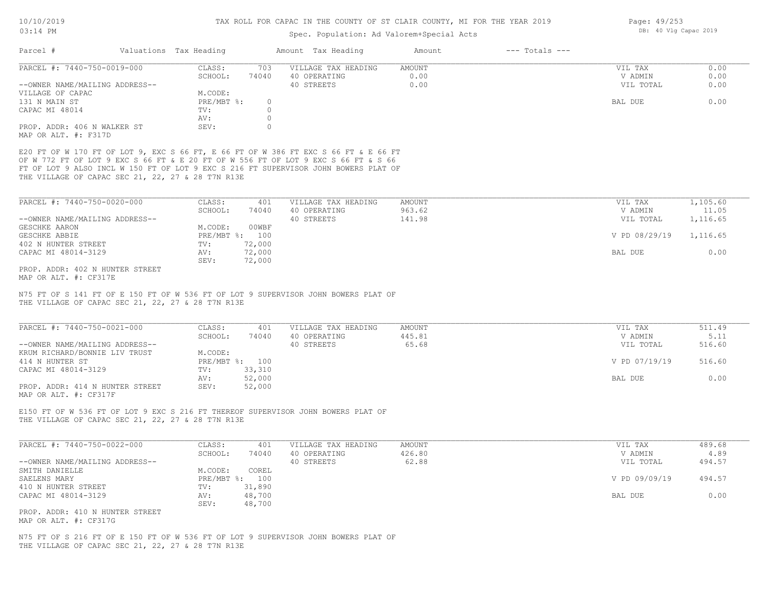# TAX ROLL FOR CAPAC IN THE COUNTY OF ST CLAIR COUNTY, MI FOR THE YEAR 2019

Spec. Population: Ad Valorem+Special Acts

| Parcel # | Valuations | Tax Heading | Amount | Tax Heading | Amount | --- Totals --- |
|---|---|---|---|---|---|---|

---

**PARCEL #: 7440-750-0019-000**

| | | | | | |
|---|---|---|---|---|---|
| CLASS: | 703 | VILLAGE TAX HEADING | AMOUNT | VIL TAX | 0.00 |
| SCHOOL: | 74040 | 40 OPERATING | 0.00 | V ADMIN | 0.00 |
| | | 40 STREETS | 0.00 | VIL TOTAL | 0.00 |
| M.CODE: | | | | | |
| PRE/MBT %: | 0 | | | BAL DUE | 0.00 |
| TV: | 0 | | | | |
| AV: | 0 | | | | |
| SEV: | 0 | | | | |

--OWNER NAME/MAILING ADDRESS--
VILLAGE OF CAPAC
131 N MAIN ST
CAPAC MI 48014

PROP. ADDR: 406 N WALKER ST
MAP OR ALT. #: F317D

E20 FT OF W 170 FT OF LOT 9, EXC S 66 FT, E 66 FT OF W 386 FT EXC S 66 FT & E 66 FT OF W 772 FT OF LOT 9 EXC S 66 FT & E 20 FT OF W 556 FT OF LOT 9 EXC S 66 FT & S 66 FT OF LOT 9 ALSO INCL W 150 FT OF LOT 9 EXC S 216 FT SUPERVISOR JOHN BOWERS PLAT OF THE VILLAGE OF CAPAC SEC 21, 22, 27 & 28 T7N R13E

---

**PARCEL #: 7440-750-0020-000**

| | | | | | |
|---|---|---|---|---|---|
| CLASS: | 401 | VILLAGE TAX HEADING | AMOUNT | VIL TAX | 1,105.60 |
| SCHOOL: | 74040 | 40 OPERATING | 963.62 | V ADMIN | 11.05 |
| | | 40 STREETS | 141.98 | VIL TOTAL | 1,116.65 |
| M.CODE: | 00WBF | | | | |
| PRE/MBT %: | 100 | | | V PD 08/29/19 | 1,116.65 |
| TV: | 72,000 | | | | |
| AV: | 72,000 | | | BAL DUE | 0.00 |
| SEV: | 72,000 | | | | |

--OWNER NAME/MAILING ADDRESS--
GESCHKE AARON
GESCHKE ABBIE
402 N HUNTER STREET
CAPAC MI 48014-3129

PROP. ADDR: 402 N HUNTER STREET
MAP OR ALT. #: CF317E

N75 FT OF S 141 FT OF E 150 FT OF W 536 FT OF LOT 9 SUPERVISOR JOHN BOWERS PLAT OF THE VILLAGE OF CAPAC SEC 21, 22, 27 & 28 T7N R13E

---

**PARCEL #: 7440-750-0021-000**

| | | | | | |
|---|---|---|---|---|---|
| CLASS: | 401 | VILLAGE TAX HEADING | AMOUNT | VIL TAX | 511.49 |
| SCHOOL: | 74040 | 40 OPERATING | 445.81 | V ADMIN | 5.11 |
| | | 40 STREETS | 65.68 | VIL TOTAL | 516.60 |
| M.CODE: | | | | | |
| PRE/MBT %: | 100 | | | V PD 07/19/19 | 516.60 |
| TV: | 33,310 | | | | |
| AV: | 52,000 | | | BAL DUE | 0.00 |
| SEV: | 52,000 | | | | |

--OWNER NAME/MAILING ADDRESS--
KRUM RICHARD/BONNIE LIV TRUST
414 N HUNTER ST
CAPAC MI 48014-3129

PROP. ADDR: 414 N HUNTER STREET
MAP OR ALT. #: CF317F

E150 FT OF W 536 FT OF LOT 9 EXC S 216 FT THEREOF SUPERVISOR JOHN BOWERS PLAT OF THE VILLAGE OF CAPAC SEC 21, 22, 27 & 28 T7N R13E

---

**PARCEL #: 7440-750-0022-000**

| | | | | | |
|---|---|---|---|---|---|
| CLASS: | 401 | VILLAGE TAX HEADING | AMOUNT | VIL TAX | 489.68 |
| SCHOOL: | 74040 | 40 OPERATING | 426.80 | V ADMIN | 4.89 |
| | | 40 STREETS | 62.88 | VIL TOTAL | 494.57 |
| M.CODE: | COREL | | | | |
| PRE/MBT %: | 100 | | | V PD 09/09/19 | 494.57 |
| TV: | 31,890 | | | | |
| AV: | 48,700 | | | BAL DUE | 0.00 |
| SEV: | 48,700 | | | | |

--OWNER NAME/MAILING ADDRESS--
SMITH DANIELLE
SAELENS MARY
410 N HUNTER STREET
CAPAC MI 48014-3129

PROP. ADDR: 410 N HUNTER STREET
MAP OR ALT. #: CF317G

N75 FT OF S 216 FT OF E 150 FT OF W 536 FT OF LOT 9 SUPERVISOR JOHN BOWERS PLAT OF THE VILLAGE OF CAPAC SEC 21, 22, 27 & 28 T7N R13E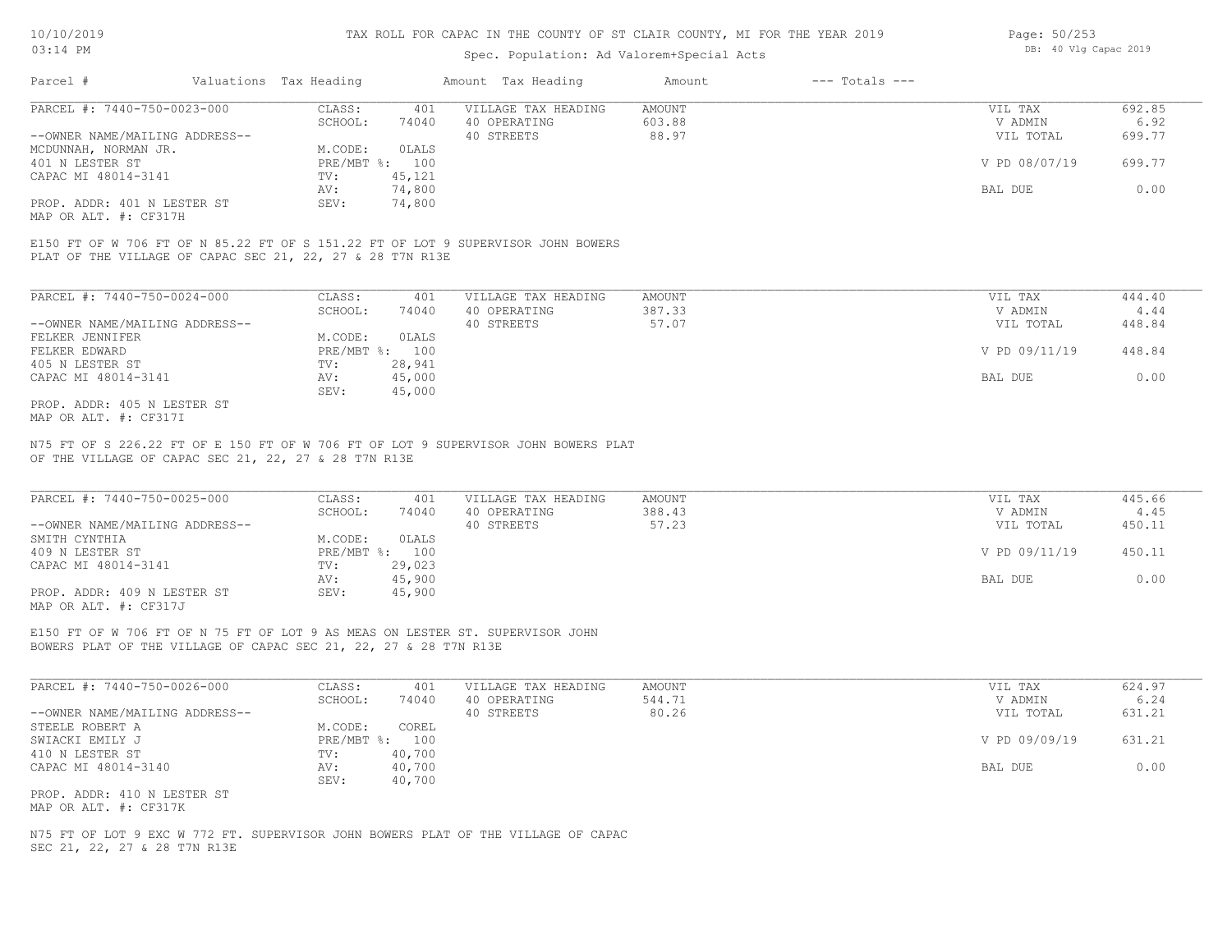# TAX ROLL FOR CAPAC IN THE COUNTY OF ST CLAIR COUNTY, MI FOR THE YEAR 2019

10/10/2019
03:14 PM

Spec. Population: Ad Valorem+Special Acts

DB: 40 Vlg Capac 2019

| Parcel # | Valuations | Tax Heading | Amount | Tax Heading | Amount | --- Totals --- | |
|---|---|---|---|---|---|---|---|

---

**PARCEL #: 7440-750-0023-000**

| | | | | | |
|---|---|---|---|---|---|
| CLASS: | 401 | VILLAGE TAX HEADING | AMOUNT | VIL TAX | 692.85 |
| SCHOOL: | 74040 | 40 OPERATING | 603.88 | V ADMIN | 6.92 |
| | | 40 STREETS | 88.97 | VIL TOTAL | 699.77 |
| M.CODE: | 0LALS | | | | |
| PRE/MBT %: | 100 | | | V PD 08/07/19 | 699.77 |
| TV: | 45,121 | | | | |
| AV: | 74,800 | | | BAL DUE | 0.00 |
| SEV: | 74,800 | | | | |

--OWNER NAME/MAILING ADDRESS--
MCDUNNAH, NORMAN JR.
401 N LESTER ST
CAPAC MI 48014-3141

PROP. ADDR: 401 N LESTER ST
MAP OR ALT. #: CF317H

E150 FT OF W 706 FT OF N 85.22 FT OF S 151.22 FT OF LOT 9 SUPERVISOR JOHN BOWERS PLAT OF THE VILLAGE OF CAPAC SEC 21, 22, 27 & 28 T7N R13E

---

**PARCEL #: 7440-750-0024-000**

| | | | | | |
|---|---|---|---|---|---|
| CLASS: | 401 | VILLAGE TAX HEADING | AMOUNT | VIL TAX | 444.40 |
| SCHOOL: | 74040 | 40 OPERATING | 387.33 | V ADMIN | 4.44 |
| | | 40 STREETS | 57.07 | VIL TOTAL | 448.84 |
| M.CODE: | 0LALS | | | | |
| PRE/MBT %: | 100 | | | V PD 09/11/19 | 448.84 |
| TV: | 28,941 | | | | |
| AV: | 45,000 | | | BAL DUE | 0.00 |
| SEV: | 45,000 | | | | |

--OWNER NAME/MAILING ADDRESS--
FELKER JENNIFER
FELKER EDWARD
405 N LESTER ST
CAPAC MI 48014-3141

PROP. ADDR: 405 N LESTER ST
MAP OR ALT. #: CF317I

N75 FT OF S 226.22 FT OF E 150 FT OF W 706 FT OF LOT 9 SUPERVISOR JOHN BOWERS PLAT OF THE VILLAGE OF CAPAC SEC 21, 22, 27 & 28 T7N R13E

---

**PARCEL #: 7440-750-0025-000**

| | | | | | |
|---|---|---|---|---|---|
| CLASS: | 401 | VILLAGE TAX HEADING | AMOUNT | VIL TAX | 445.66 |
| SCHOOL: | 74040 | 40 OPERATING | 388.43 | V ADMIN | 4.45 |
| | | 40 STREETS | 57.23 | VIL TOTAL | 450.11 |
| M.CODE: | 0LALS | | | | |
| PRE/MBT %: | 100 | | | V PD 09/11/19 | 450.11 |
| TV: | 29,023 | | | | |
| AV: | 45,900 | | | BAL DUE | 0.00 |
| SEV: | 45,900 | | | | |

--OWNER NAME/MAILING ADDRESS--
SMITH CYNTHIA
409 N LESTER ST
CAPAC MI 48014-3141

PROP. ADDR: 409 N LESTER ST
MAP OR ALT. #: CF317J

E150 FT OF W 706 FT OF N 75 FT OF LOT 9 AS MEAS ON LESTER ST. SUPERVISOR JOHN BOWERS PLAT OF THE VILLAGE OF CAPAC SEC 21, 22, 27 & 28 T7N R13E

---

**PARCEL #: 7440-750-0026-000**

| | | | | | |
|---|---|---|---|---|---|
| CLASS: | 401 | VILLAGE TAX HEADING | AMOUNT | VIL TAX | 624.97 |
| SCHOOL: | 74040 | 40 OPERATING | 544.71 | V ADMIN | 6.24 |
| | | 40 STREETS | 80.26 | VIL TOTAL | 631.21 |
| M.CODE: | COREL | | | | |
| PRE/MBT %: | 100 | | | V PD 09/09/19 | 631.21 |
| TV: | 40,700 | | | | |
| AV: | 40,700 | | | BAL DUE | 0.00 |
| SEV: | 40,700 | | | | |

--OWNER NAME/MAILING ADDRESS--
STEELE ROBERT A
SWIACKI EMILY J
410 N LESTER ST
CAPAC MI 48014-3140

PROP. ADDR: 410 N LESTER ST
MAP OR ALT. #: CF317K

N75 FT OF LOT 9 EXC W 772 FT. SUPERVISOR JOHN BOWERS PLAT OF THE VILLAGE OF CAPAC SEC 21, 22, 27 & 28 T7N R13E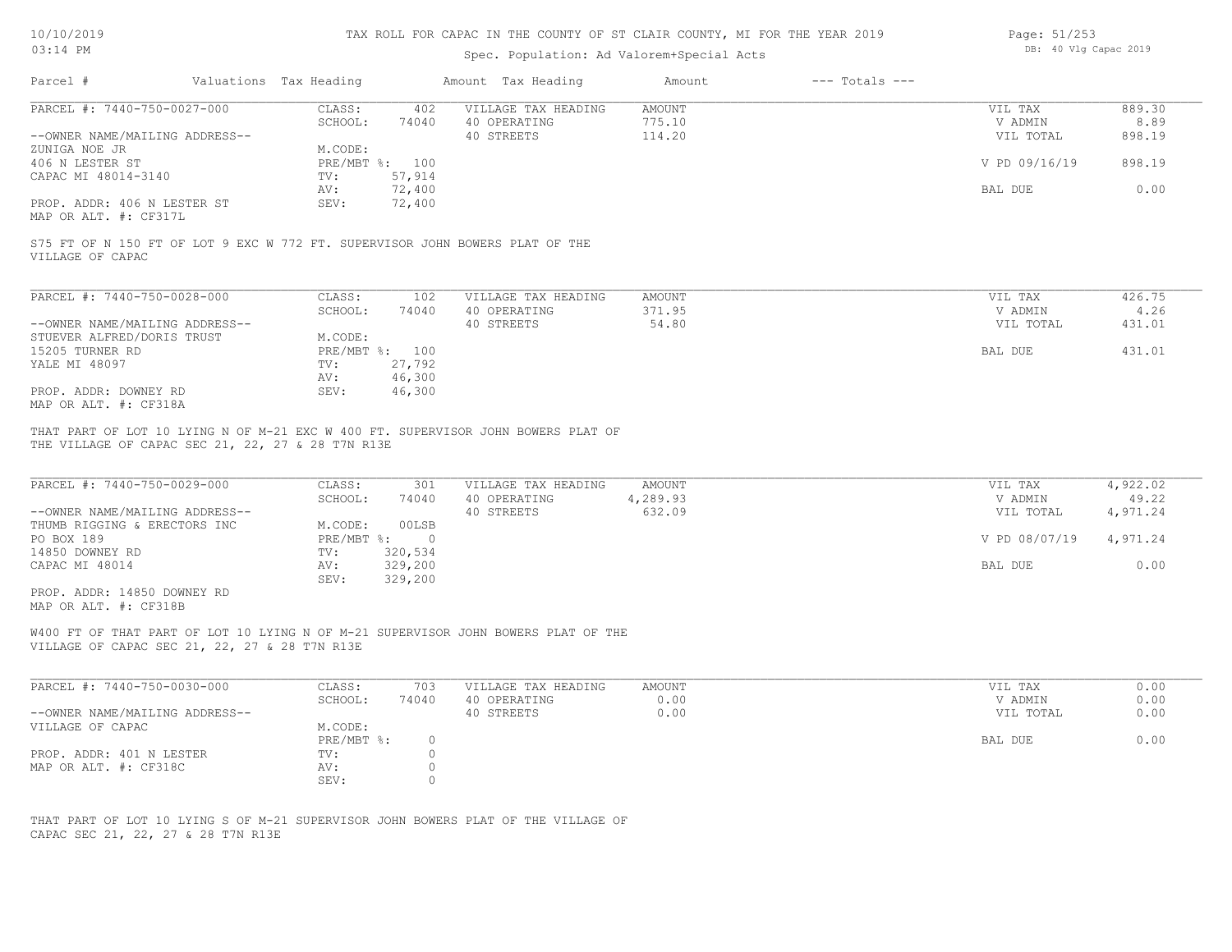# TAX ROLL FOR CAPAC IN THE COUNTY OF ST CLAIR COUNTY, MI FOR THE YEAR 2019

Spec. Population: Ad Valorem+Special Acts

DB: 40 Vlg Capac 2019

| Parcel # | Valuations | Tax Heading | Amount | Tax Heading | Amount | --- Totals --- | |
|---|---|---|---|---|---|---|---|
| PARCEL #: 7440-750-0027-000 | CLASS: | 402 | VILLAGE TAX HEADING | AMOUNT | | VIL TAX | 889.30 |
| | SCHOOL: | 74040 | 40 OPERATING | 775.10 | | V ADMIN | 8.89 |
| --OWNER NAME/MAILING ADDRESS-- | | | 40 STREETS | 114.20 | | VIL TOTAL | 898.19 |
| ZUNIGA NOE JR | M.CODE: | | | | | | |
| 406 N LESTER ST | PRE/MBT %: | 100 | | | | V PD 09/16/19 | 898.19 |
| CAPAC MI 48014-3140 | TV: | 57,914 | | | | | |
| | AV: | 72,400 | | | | BAL DUE | 0.00 |
| PROP. ADDR: 406 N LESTER ST | SEV: | 72,400 | | | | | |
| MAP OR ALT. #: CF317L | | | | | | | |

S75 FT OF N 150 FT OF LOT 9 EXC W 772 FT. SUPERVISOR JOHN BOWERS PLAT OF THE VILLAGE OF CAPAC

| Parcel # | Valuations | Tax Heading | Amount | Tax Heading | Amount | --- Totals --- | |
|---|---|---|---|---|---|---|---|
| PARCEL #: 7440-750-0028-000 | CLASS: | 102 | VILLAGE TAX HEADING | AMOUNT | | VIL TAX | 426.75 |
| | SCHOOL: | 74040 | 40 OPERATING | 371.95 | | V ADMIN | 4.26 |
| --OWNER NAME/MAILING ADDRESS-- | | | 40 STREETS | 54.80 | | VIL TOTAL | 431.01 |
| STUEVER ALFRED/DORIS TRUST | M.CODE: | | | | | | |
| 15205 TURNER RD | PRE/MBT %: | 100 | | | | BAL DUE | 431.01 |
| YALE MI 48097 | TV: | 27,792 | | | | | |
| | AV: | 46,300 | | | | | |
| PROP. ADDR: DOWNEY RD | SEV: | 46,300 | | | | | |
| MAP OR ALT. #: CF318A | | | | | | | |

THAT PART OF LOT 10 LYING N OF M-21 EXC W 400 FT. SUPERVISOR JOHN BOWERS PLAT OF THE VILLAGE OF CAPAC SEC 21, 22, 27 & 28 T7N R13E

| Parcel # | Valuations | Tax Heading | Amount | Tax Heading | Amount | --- Totals --- | |
|---|---|---|---|---|---|---|---|
| PARCEL #: 7440-750-0029-000 | CLASS: | 301 | VILLAGE TAX HEADING | AMOUNT | | VIL TAX | 4,922.02 |
| | SCHOOL: | 74040 | 40 OPERATING | 4,289.93 | | V ADMIN | 49.22 |
| --OWNER NAME/MAILING ADDRESS-- | | | 40 STREETS | 632.09 | | VIL TOTAL | 4,971.24 |
| THUMB RIGGING & ERECTORS INC | M.CODE: | 00LSB | | | | | |
| PO BOX 189 | PRE/MBT %: | 0 | | | | V PD 08/07/19 | 4,971.24 |
| 14850 DOWNEY RD | TV: | 320,534 | | | | | |
| CAPAC MI 48014 | AV: | 329,200 | | | | BAL DUE | 0.00 |
| | SEV: | 329,200 | | | | | |
| PROP. ADDR: 14850 DOWNEY RD | | | | | | | |
| MAP OR ALT. #: CF318B | | | | | | | |

W400 FT OF THAT PART OF LOT 10 LYING N OF M-21 SUPERVISOR JOHN BOWERS PLAT OF THE VILLAGE OF CAPAC SEC 21, 22, 27 & 28 T7N R13E

| Parcel # | Valuations | Tax Heading | Amount | Tax Heading | Amount | --- Totals --- | |
|---|---|---|---|---|---|---|---|
| PARCEL #: 7440-750-0030-000 | CLASS: | 703 | VILLAGE TAX HEADING | AMOUNT | | VIL TAX | 0.00 |
| | SCHOOL: | 74040 | 40 OPERATING | 0.00 | | V ADMIN | 0.00 |
| --OWNER NAME/MAILING ADDRESS-- | | | 40 STREETS | 0.00 | | VIL TOTAL | 0.00 |
| VILLAGE OF CAPAC | M.CODE: | | | | | | |
| | PRE/MBT %: | 0 | | | | BAL DUE | 0.00 |
| PROP. ADDR: 401 N LESTER | TV: | 0 | | | | | |
| MAP OR ALT. #: CF318C | AV: | 0 | | | | | |
| | SEV: | 0 | | | | | |

THAT PART OF LOT 10 LYING S OF M-21 SUPERVISOR JOHN BOWERS PLAT OF THE VILLAGE OF CAPAC SEC 21, 22, 27 & 28 T7N R13E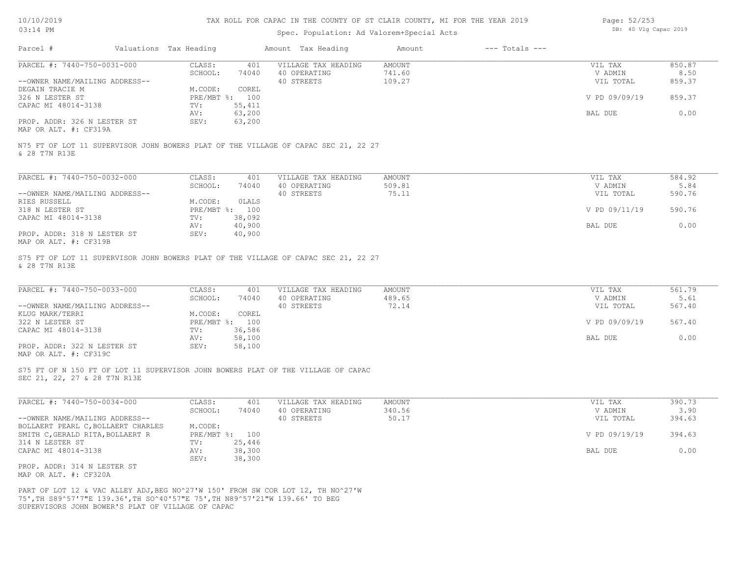# TAX ROLL FOR CAPAC IN THE COUNTY OF ST CLAIR COUNTY, MI FOR THE YEAR 2019

Spec. Population: Ad Valorem+Special Acts

| Parcel # | Valuations | Tax Heading | Amount | Tax Heading | Amount | --- Totals --- | |
|---|---|---|---|---|---|---|---|
| PARCEL #: 7440-750-0031-000 | CLASS: | 401 | VILLAGE TAX HEADING | AMOUNT | | VIL TAX | 850.87 |
| | SCHOOL: | 74040 | 40 OPERATING | 741.60 | | V ADMIN | 8.50 |
| --OWNER NAME/MAILING ADDRESS-- | | | 40 STREETS | 109.27 | | VIL TOTAL | 859.37 |
| DEGAIN TRACIE M | M.CODE: | COREL | | | | | |
| 326 N LESTER ST | PRE/MBT %: | 100 | | | | V PD 09/09/19 | 859.37 |
| CAPAC MI 48014-3138 | TV: | 55,411 | | | | | |
| | AV: | 63,200 | | | | BAL DUE | 0.00 |
| PROP. ADDR: 326 N LESTER ST | SEV: | 63,200 | | | | | |
| MAP OR ALT. #: CF319A | | | | | | | |

N75 FT OF LOT 11 SUPERVISOR JOHN BOWERS PLAT OF THE VILLAGE OF CAPAC SEC 21, 22 27 & 28 T7N R13E

| Parcel # | Valuations | Tax Heading | Amount | Tax Heading | Amount | --- Totals --- | |
|---|---|---|---|---|---|---|---|
| PARCEL #: 7440-750-0032-000 | CLASS: | 401 | VILLAGE TAX HEADING | AMOUNT | | VIL TAX | 584.92 |
| | SCHOOL: | 74040 | 40 OPERATING | 509.81 | | V ADMIN | 5.84 |
| --OWNER NAME/MAILING ADDRESS-- | | | 40 STREETS | 75.11 | | VIL TOTAL | 590.76 |
| RIES RUSSELL | M.CODE: | 0LALS | | | | | |
| 318 N LESTER ST | PRE/MBT %: | 100 | | | | V PD 09/11/19 | 590.76 |
| CAPAC MI 48014-3138 | TV: | 38,092 | | | | | |
| | AV: | 40,900 | | | | BAL DUE | 0.00 |
| PROP. ADDR: 318 N LESTER ST | SEV: | 40,900 | | | | | |
| MAP OR ALT. #: CF319B | | | | | | | |

S75 FT OF LOT 11 SUPERVISOR JOHN BOWERS PLAT OF THE VILLAGE OF CAPAC SEC 21, 22 27 & 28 T7N R13E

| Parcel # | Valuations | Tax Heading | Amount | Tax Heading | Amount | --- Totals --- | |
|---|---|---|---|---|---|---|---|
| PARCEL #: 7440-750-0033-000 | CLASS: | 401 | VILLAGE TAX HEADING | AMOUNT | | VIL TAX | 561.79 |
| | SCHOOL: | 74040 | 40 OPERATING | 489.65 | | V ADMIN | 5.61 |
| --OWNER NAME/MAILING ADDRESS-- | | | 40 STREETS | 72.14 | | VIL TOTAL | 567.40 |
| KLUG MARK/TERRI | M.CODE: | COREL | | | | | |
| 322 N LESTER ST | PRE/MBT %: | 100 | | | | V PD 09/09/19 | 567.40 |
| CAPAC MI 48014-3138 | TV: | 36,586 | | | | | |
| | AV: | 58,100 | | | | BAL DUE | 0.00 |
| PROP. ADDR: 322 N LESTER ST | SEV: | 58,100 | | | | | |
| MAP OR ALT. #: CF319C | | | | | | | |

S75 FT OF N 150 FT OF LOT 11 SUPERVISOR JOHN BOWERS PLAT OF THE VILLAGE OF CAPAC SEC 21, 22, 27 & 28 T7N R13E

| Parcel # | Valuations | Tax Heading | Amount | Tax Heading | Amount | --- Totals --- | |
|---|---|---|---|---|---|---|---|
| PARCEL #: 7440-750-0034-000 | CLASS: | 401 | VILLAGE TAX HEADING | AMOUNT | | VIL TAX | 390.73 |
| | SCHOOL: | 74040 | 40 OPERATING | 340.56 | | V ADMIN | 3.90 |
| --OWNER NAME/MAILING ADDRESS-- | | | 40 STREETS | 50.17 | | VIL TOTAL | 394.63 |
| BOLLAERT PEARL C,BOLLAERT CHARLES | M.CODE: | | | | | | |
| SMITH C,GERALD RITA,BOLLAERT R | PRE/MBT %: | 100 | | | | V PD 09/19/19 | 394.63 |
| 314 N LESTER ST | TV: | 25,446 | | | | | |
| CAPAC MI 48014-3138 | AV: | 38,300 | | | | BAL DUE | 0.00 |
| | SEV: | 38,300 | | | | | |
| PROP. ADDR: 314 N LESTER ST | | | | | | | |
| MAP OR ALT. #: CF320A | | | | | | | |

PART OF LOT 12 & VAC ALLEY ADJ,BEG NO^27'W 150' FROM SW COR LOT 12, TH NO^27'W 75',TH S89^57'7"E 139.36',TH SO^40'57"E 75',TH N89^57'21"W 139.66' TO BEG SUPERVISORS JOHN BOWER'S PLAT OF VILLAGE OF CAPAC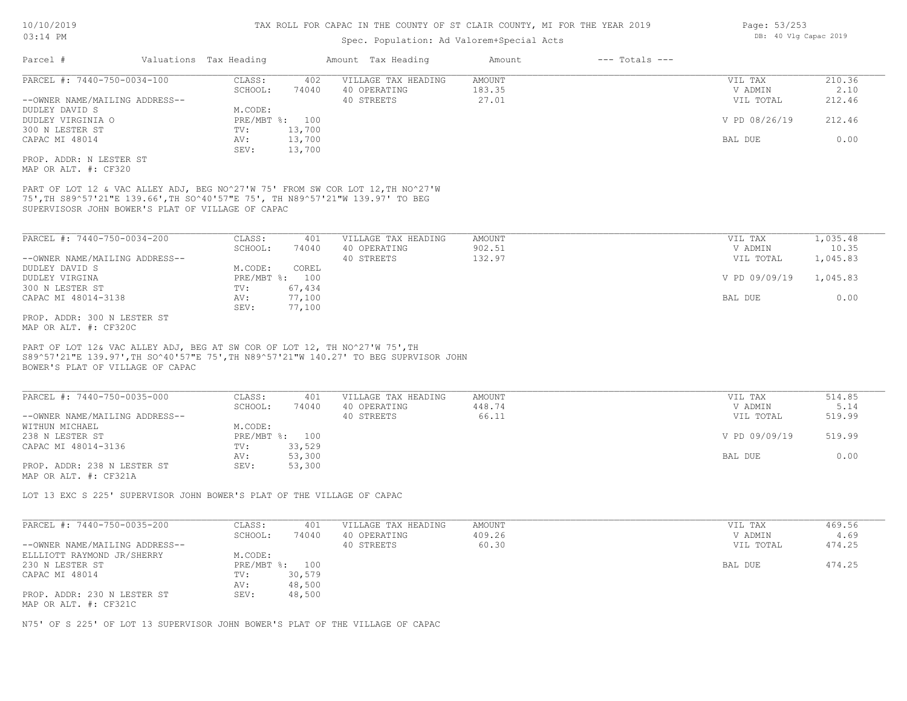# TAX ROLL FOR CAPAC IN THE COUNTY OF ST CLAIR COUNTY, MI FOR THE YEAR 2019

Spec. Population: Ad Valorem+Special Acts

| Parcel # | Valuations Tax Heading | | Amount Tax Heading | Amount | --- Totals --- | |
|---|---|---|---|---|---|---|

---

**PARCEL #: 7440-750-0034-100**

| | | | | | |
|---|---|---|---|---|---|
| CLASS: | 402 | VILLAGE TAX HEADING | AMOUNT | VIL TAX | 210.36 |
| SCHOOL: | 74040 | 40 OPERATING | 183.35 | V ADMIN | 2.10 |
| | | 40 STREETS | 27.01 | VIL TOTAL | 212.46 |
| M.CODE: | | | | | |
| PRE/MBT %: | 100 | | | V PD 08/26/19 | 212.46 |
| TV: | 13,700 | | | | |
| AV: | 13,700 | | | BAL DUE | 0.00 |
| SEV: | 13,700 | | | | |

--OWNER NAME/MAILING ADDRESS--
DUDLEY DAVID S
DUDLEY VIRGINIA O
300 N LESTER ST
CAPAC MI 48014

PROP. ADDR: N LESTER ST
MAP OR ALT. #: CF320

PART OF LOT 12 & VAC ALLEY ADJ, BEG NO^27'W 75' FROM SW COR LOT 12,TH NO^27'W 75',TH S89^57'21"E 139.66',TH SO^40'57"E 75', TH N89^57'21"W 139.97' TO BEG SUPERVISOSR JOHN BOWER'S PLAT OF VILLAGE OF CAPAC

---

**PARCEL #: 7440-750-0034-200**

| | | | | | |
|---|---|---|---|---|---|
| CLASS: | 401 | VILLAGE TAX HEADING | AMOUNT | VIL TAX | 1,035.48 |
| SCHOOL: | 74040 | 40 OPERATING | 902.51 | V ADMIN | 10.35 |
| | | 40 STREETS | 132.97 | VIL TOTAL | 1,045.83 |
| M.CODE: | COREL | | | | |
| PRE/MBT %: | 100 | | | V PD 09/09/19 | 1,045.83 |
| TV: | 67,434 | | | | |
| AV: | 77,100 | | | BAL DUE | 0.00 |
| SEV: | 77,100 | | | | |

--OWNER NAME/MAILING ADDRESS--
DUDLEY DAVID S
DUDLEY VIRGINA
300 N LESTER ST
CAPAC MI 48014-3138

PROP. ADDR: 300 N LESTER ST
MAP OR ALT. #: CF320C

PART OF LOT 12& VAC ALLEY ADJ, BEG AT SW COR OF LOT 12, TH NO^27'W 75',TH S89^57'21"E 139.97',TH SO^40'57"E 75',TH N89^57'21"W 140.27' TO BEG SUPRVISOR JOHN BOWER'S PLAT OF VILLAGE OF CAPAC

---

**PARCEL #: 7440-750-0035-000**

| | | | | | |
|---|---|---|---|---|---|
| CLASS: | 401 | VILLAGE TAX HEADING | AMOUNT | VIL TAX | 514.85 |
| SCHOOL: | 74040 | 40 OPERATING | 448.74 | V ADMIN | 5.14 |
| | | 40 STREETS | 66.11 | VIL TOTAL | 519.99 |
| M.CODE: | | | | | |
| PRE/MBT %: | 100 | | | V PD 09/09/19 | 519.99 |
| TV: | 33,529 | | | | |
| AV: | 53,300 | | | BAL DUE | 0.00 |
| SEV: | 53,300 | | | | |

--OWNER NAME/MAILING ADDRESS--
WITHUN MICHAEL
238 N LESTER ST
CAPAC MI 48014-3136

PROP. ADDR: 238 N LESTER ST
MAP OR ALT. #: CF321A

LOT 13 EXC S 225' SUPERVISOR JOHN BOWER'S PLAT OF THE VILLAGE OF CAPAC

---

**PARCEL #: 7440-750-0035-200**

| | | | | | |
|---|---|---|---|---|---|
| CLASS: | 401 | VILLAGE TAX HEADING | AMOUNT | VIL TAX | 469.56 |
| SCHOOL: | 74040 | 40 OPERATING | 409.26 | V ADMIN | 4.69 |
| | | 40 STREETS | 60.30 | VIL TOTAL | 474.25 |
| M.CODE: | | | | | |
| PRE/MBT %: | 100 | | | BAL DUE | 474.25 |
| TV: | 30,579 | | | | |
| AV: | 48,500 | | | | |
| SEV: | 48,500 | | | | |

--OWNER NAME/MAILING ADDRESS--
ELLLIOTT RAYMOND JR/SHERRY
230 N LESTER ST
CAPAC MI 48014

PROP. ADDR: 230 N LESTER ST
MAP OR ALT. #: CF321C

N75' OF S 225' OF LOT 13 SUPERVISOR JOHN BOWER'S PLAT OF THE VILLAGE OF CAPAC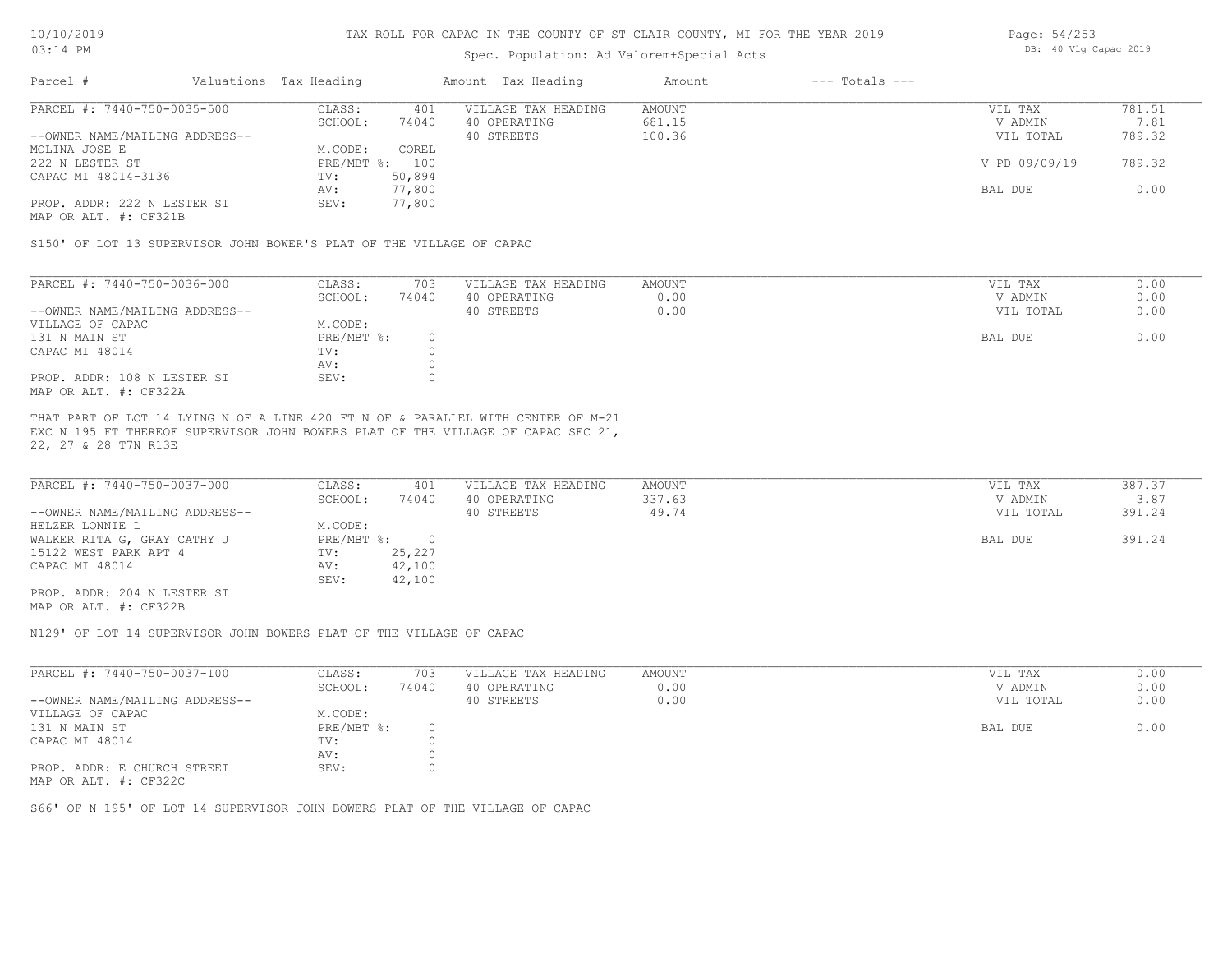# TAX ROLL FOR CAPAC IN THE COUNTY OF ST CLAIR COUNTY, MI FOR THE YEAR 2019

Spec. Population: Ad Valorem+Special Acts

| Parcel # | Valuations | Tax Heading | Amount | Tax Heading | Amount | --- Totals --- | |
|---|---|---|---|---|---|---|---|

---

**PARCEL #: 7440-750-0035-500**

| | | | | | |
|---|---|---|---|---|---|
| CLASS: | 401 | VILLAGE TAX HEADING | AMOUNT | VIL TAX | 781.51 |
| SCHOOL: | 74040 | 40 OPERATING | 681.15 | V ADMIN | 7.81 |
| | | 40 STREETS | 100.36 | VIL TOTAL | 789.32 |
| M.CODE: | COREL | | | | |
| PRE/MBT %: | 100 | | | V PD 09/09/19 | 789.32 |
| TV: | 50,894 | | | | |
| AV: | 77,800 | | | BAL DUE | 0.00 |
| SEV: | 77,800 | | | | |

--OWNER NAME/MAILING ADDRESS--
MOLINA JOSE E
222 N LESTER ST
CAPAC MI 48014-3136

PROP. ADDR: 222 N LESTER ST
MAP OR ALT. #: CF321B

S150' OF LOT 13 SUPERVISOR JOHN BOWER'S PLAT OF THE VILLAGE OF CAPAC

---

**PARCEL #: 7440-750-0036-000**

| | | | | | |
|---|---|---|---|---|---|
| CLASS: | 703 | VILLAGE TAX HEADING | AMOUNT | VIL TAX | 0.00 |
| SCHOOL: | 74040 | 40 OPERATING | 0.00 | V ADMIN | 0.00 |
| | | 40 STREETS | 0.00 | VIL TOTAL | 0.00 |
| M.CODE: | | | | | |
| PRE/MBT %: | 0 | | | BAL DUE | 0.00 |
| TV: | 0 | | | | |
| AV: | 0 | | | | |
| SEV: | 0 | | | | |

--OWNER NAME/MAILING ADDRESS--
VILLAGE OF CAPAC
131 N MAIN ST
CAPAC MI 48014

PROP. ADDR: 108 N LESTER ST
MAP OR ALT. #: CF322A

THAT PART OF LOT 14 LYING N OF A LINE 420 FT N OF & PARALLEL WITH CENTER OF M-21 EXC N 195 FT THEREOF SUPERVISOR JOHN BOWERS PLAT OF THE VILLAGE OF CAPAC SEC 21, 22, 27 & 28 T7N R13E

---

**PARCEL #: 7440-750-0037-000**

| | | | | | |
|---|---|---|---|---|---|
| CLASS: | 401 | VILLAGE TAX HEADING | AMOUNT | VIL TAX | 387.37 |
| SCHOOL: | 74040 | 40 OPERATING | 337.63 | V ADMIN | 3.87 |
| | | 40 STREETS | 49.74 | VIL TOTAL | 391.24 |
| M.CODE: | | | | | |
| PRE/MBT %: | 0 | | | BAL DUE | 391.24 |
| TV: | 25,227 | | | | |
| AV: | 42,100 | | | | |
| SEV: | 42,100 | | | | |

--OWNER NAME/MAILING ADDRESS--
HELZER LONNIE L
WALKER RITA G, GRAY CATHY J
15122 WEST PARK APT 4
CAPAC MI 48014

PROP. ADDR: 204 N LESTER ST
MAP OR ALT. #: CF322B

N129' OF LOT 14 SUPERVISOR JOHN BOWERS PLAT OF THE VILLAGE OF CAPAC

---

**PARCEL #: 7440-750-0037-100**

| | | | | | |
|---|---|---|---|---|---|
| CLASS: | 703 | VILLAGE TAX HEADING | AMOUNT | VIL TAX | 0.00 |
| SCHOOL: | 74040 | 40 OPERATING | 0.00 | V ADMIN | 0.00 |
| | | 40 STREETS | 0.00 | VIL TOTAL | 0.00 |
| M.CODE: | | | | | |
| PRE/MBT %: | 0 | | | BAL DUE | 0.00 |
| TV: | 0 | | | | |
| AV: | 0 | | | | |
| SEV: | 0 | | | | |

--OWNER NAME/MAILING ADDRESS--
VILLAGE OF CAPAC
131 N MAIN ST
CAPAC MI 48014

PROP. ADDR: E CHURCH STREET
MAP OR ALT. #: CF322C

S66' OF N 195' OF LOT 14 SUPERVISOR JOHN BOWERS PLAT OF THE VILLAGE OF CAPAC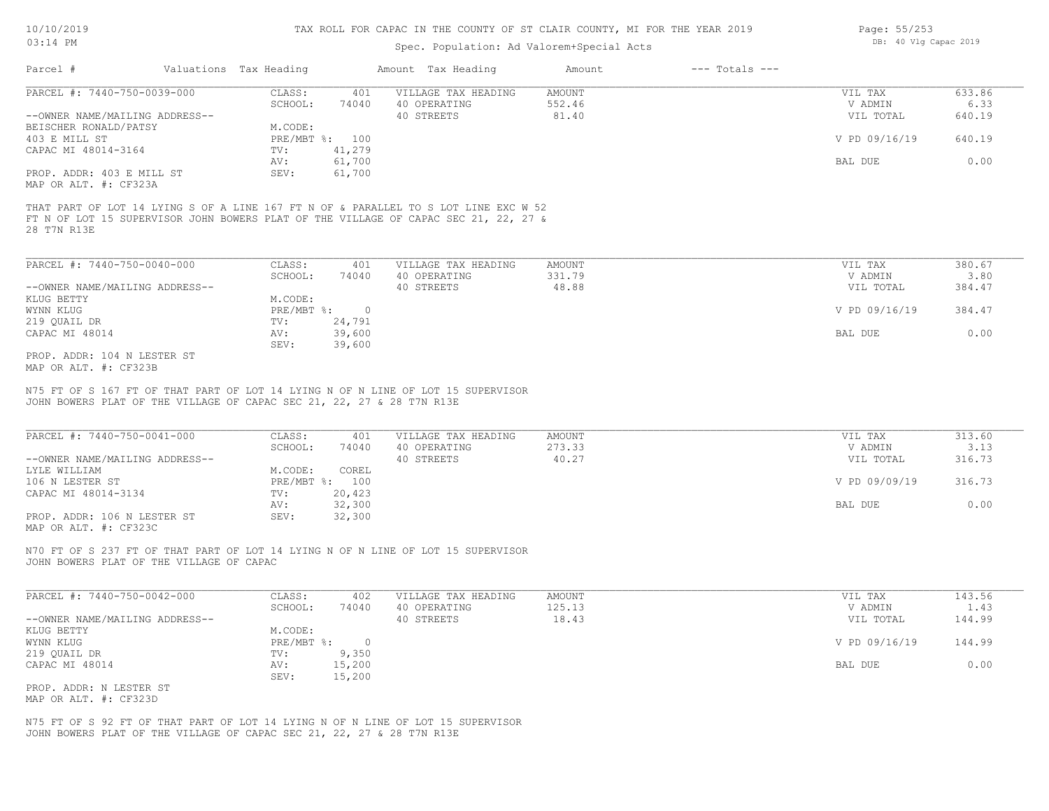# TAX ROLL FOR CAPAC IN THE COUNTY OF ST CLAIR COUNTY, MI FOR THE YEAR 2019

Spec. Population: Ad Valorem+Special Acts

DB: 40 Vlg Capac 2019

| Parcel # | Valuations | Tax Heading | Amount | Tax Heading | Amount | --- Totals --- | |
|---|---|---|---|---|---|---|---|

## PARCEL #: 7440-750-0039-000

| | | | | | |
|---|---|---|---|---|---|
| CLASS: | 401 | VILLAGE TAX HEADING | AMOUNT | VIL TAX | 633.86 |
| SCHOOL: | 74040 | 40 OPERATING | 552.46 | V ADMIN | 6.33 |
| | | 40 STREETS | 81.40 | VIL TOTAL | 640.19 |
| M.CODE: | | | | | |
| PRE/MBT %: | 100 | | | V PD 09/16/19 | 640.19 |
| TV: | 41,279 | | | | |
| AV: | 61,700 | | | BAL DUE | 0.00 |
| SEV: | 61,700 | | | | |

--OWNER NAME/MAILING ADDRESS--
BEISCHER RONALD/PATSY
403 E MILL ST
CAPAC MI 48014-3164

PROP. ADDR: 403 E MILL ST
MAP OR ALT. #: CF323A

THAT PART OF LOT 14 LYING S OF A LINE 167 FT N OF & PARALLEL TO S LOT LINE EXC W 52 FT N OF LOT 15 SUPERVISOR JOHN BOWERS PLAT OF THE VILLAGE OF CAPAC SEC 21, 22, 27 & 28 T7N R13E

## PARCEL #: 7440-750-0040-000

| | | | | | |
|---|---|---|---|---|---|
| CLASS: | 401 | VILLAGE TAX HEADING | AMOUNT | VIL TAX | 380.67 |
| SCHOOL: | 74040 | 40 OPERATING | 331.79 | V ADMIN | 3.80 |
| | | 40 STREETS | 48.88 | VIL TOTAL | 384.47 |
| M.CODE: | | | | | |
| PRE/MBT %: | 0 | | | V PD 09/16/19 | 384.47 |
| TV: | 24,791 | | | | |
| AV: | 39,600 | | | BAL DUE | 0.00 |
| SEV: | 39,600 | | | | |

--OWNER NAME/MAILING ADDRESS--
KLUG BETTY
WYNN KLUG
219 QUAIL DR
CAPAC MI 48014

PROP. ADDR: 104 N LESTER ST
MAP OR ALT. #: CF323B

N75 FT OF S 167 FT OF THAT PART OF LOT 14 LYING N OF N LINE OF LOT 15 SUPERVISOR JOHN BOWERS PLAT OF THE VILLAGE OF CAPAC SEC 21, 22, 27 & 28 T7N R13E

## PARCEL #: 7440-750-0041-000

| | | | | | |
|---|---|---|---|---|---|
| CLASS: | 401 | VILLAGE TAX HEADING | AMOUNT | VIL TAX | 313.60 |
| SCHOOL: | 74040 | 40 OPERATING | 273.33 | V ADMIN | 3.13 |
| | | 40 STREETS | 40.27 | VIL TOTAL | 316.73 |
| M.CODE: | COREL | | | | |
| PRE/MBT %: | 100 | | | V PD 09/09/19 | 316.73 |
| TV: | 20,423 | | | | |
| AV: | 32,300 | | | BAL DUE | 0.00 |
| SEV: | 32,300 | | | | |

--OWNER NAME/MAILING ADDRESS--
LYLE WILLIAM
106 N LESTER ST
CAPAC MI 48014-3134

PROP. ADDR: 106 N LESTER ST
MAP OR ALT. #: CF323C

N70 FT OF S 237 FT OF THAT PART OF LOT 14 LYING N OF N LINE OF LOT 15 SUPERVISOR JOHN BOWERS PLAT OF THE VILLAGE OF CAPAC

## PARCEL #: 7440-750-0042-000

| | | | | | |
|---|---|---|---|---|---|
| CLASS: | 402 | VILLAGE TAX HEADING | AMOUNT | VIL TAX | 143.56 |
| SCHOOL: | 74040 | 40 OPERATING | 125.13 | V ADMIN | 1.43 |
| | | 40 STREETS | 18.43 | VIL TOTAL | 144.99 |
| M.CODE: | | | | | |
| PRE/MBT %: | 0 | | | V PD 09/16/19 | 144.99 |
| TV: | 9,350 | | | | |
| AV: | 15,200 | | | BAL DUE | 0.00 |
| SEV: | 15,200 | | | | |

--OWNER NAME/MAILING ADDRESS--
KLUG BETTY
WYNN KLUG
219 QUAIL DR
CAPAC MI 48014

PROP. ADDR: N LESTER ST
MAP OR ALT. #: CF323D

N75 FT OF S 92 FT OF THAT PART OF LOT 14 LYING N OF N LINE OF LOT 15 SUPERVISOR JOHN BOWERS PLAT OF THE VILLAGE OF CAPAC SEC 21, 22, 27 & 28 T7N R13E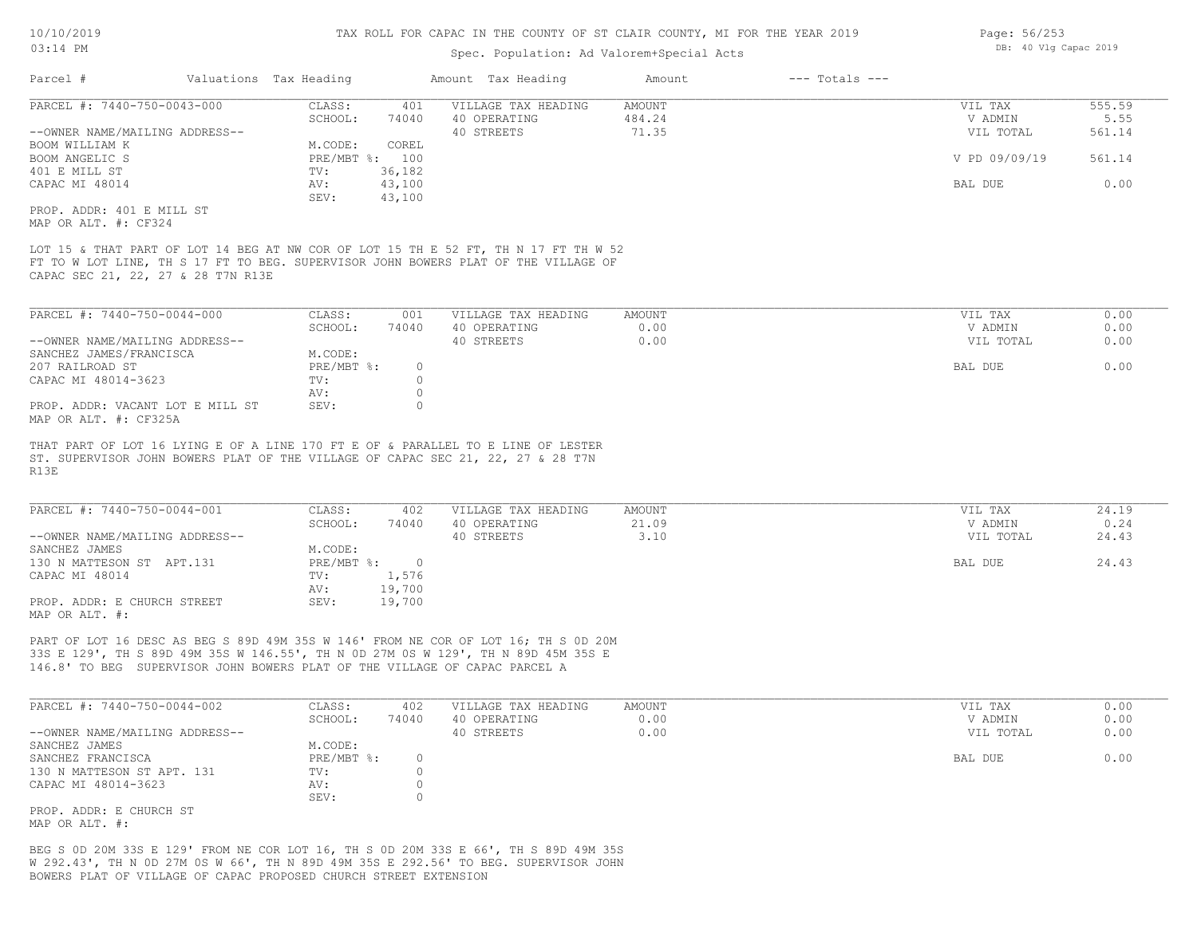TAX ROLL FOR CAPAC IN THE COUNTY OF ST CLAIR COUNTY, MI FOR THE YEAR 2019

Spec. Population: Ad Valorem+Special Acts

| Parcel # | Valuations | Tax Heading | Amount | Tax Heading | Amount | --- Totals --- | |
|---|---|---|---|---|---|---|---|

---

**PARCEL #: 7440-750-0043-000**

| | | | | | | |
|---|---|---|---|---|---|---|
| | CLASS: | 401 | VILLAGE TAX HEADING | AMOUNT | VIL TAX | 555.59 |
| | SCHOOL: | 74040 | 40 OPERATING | 484.24 | V ADMIN | 5.55 |
| --OWNER NAME/MAILING ADDRESS-- | | | 40 STREETS | 71.35 | VIL TOTAL | 561.14 |
| BOOM WILLIAM K | M.CODE: | COREL | | | | |
| BOOM ANGELIC S | PRE/MBT %: | 100 | | | V PD 09/09/19 | 561.14 |
| 401 E MILL ST | TV: | 36,182 | | | | |
| CAPAC MI 48014 | AV: | 43,100 | | | BAL DUE | 0.00 |
| | SEV: | 43,100 | | | | |

PROP. ADDR: 401 E MILL ST
MAP OR ALT. #: CF324

LOT 15 & THAT PART OF LOT 14 BEG AT NW COR OF LOT 15 TH E 52 FT, TH N 17 FT TH W 52 FT TO W LOT LINE, TH S 17 FT TO BEG. SUPERVISOR JOHN BOWERS PLAT OF THE VILLAGE OF CAPAC SEC 21, 22, 27 & 28 T7N R13E

---

**PARCEL #: 7440-750-0044-000**

| | | | | | | |
|---|---|---|---|---|---|---|
| | CLASS: | 001 | VILLAGE TAX HEADING | AMOUNT | VIL TAX | 0.00 |
| | SCHOOL: | 74040 | 40 OPERATING | 0.00 | V ADMIN | 0.00 |
| --OWNER NAME/MAILING ADDRESS-- | | | 40 STREETS | 0.00 | VIL TOTAL | 0.00 |
| SANCHEZ JAMES/FRANCISCA | M.CODE: | | | | | |
| 207 RAILROAD ST | PRE/MBT %: | 0 | | | BAL DUE | 0.00 |
| CAPAC MI 48014-3623 | TV: | 0 | | | | |
| | AV: | 0 | | | | |
| PROP. ADDR: VACANT LOT E MILL ST | SEV: | 0 | | | | |

MAP OR ALT. #: CF325A

THAT PART OF LOT 16 LYING E OF A LINE 170 FT E OF & PARALLEL TO E LINE OF LESTER ST. SUPERVISOR JOHN BOWERS PLAT OF THE VILLAGE OF CAPAC SEC 21, 22, 27 & 28 T7N R13E

---

**PARCEL #: 7440-750-0044-001**

| | | | | | | |
|---|---|---|---|---|---|---|
| | CLASS: | 402 | VILLAGE TAX HEADING | AMOUNT | VIL TAX | 24.19 |
| | SCHOOL: | 74040 | 40 OPERATING | 21.09 | V ADMIN | 0.24 |
| --OWNER NAME/MAILING ADDRESS-- | | | 40 STREETS | 3.10 | VIL TOTAL | 24.43 |
| SANCHEZ JAMES | M.CODE: | | | | | |
| 130 N MATTESON ST APT.131 | PRE/MBT %: | 0 | | | BAL DUE | 24.43 |
| CAPAC MI 48014 | TV: | 1,576 | | | | |
| | AV: | 19,700 | | | | |
| PROP. ADDR: E CHURCH STREET | SEV: | 19,700 | | | | |

MAP OR ALT. #:

PART OF LOT 16 DESC AS BEG S 89D 49M 35S W 146' FROM NE COR OF LOT 16; TH S 0D 20M 33S E 129', TH S 89D 49M 35S W 146.55', TH N 0D 27M 0S W 129', TH N 89D 45M 35S E 146.8' TO BEG SUPERVISOR JOHN BOWERS PLAT OF THE VILLAGE OF CAPAC PARCEL A

---

**PARCEL #: 7440-750-0044-002**

| | | | | | | |
|---|---|---|---|---|---|---|
| | CLASS: | 402 | VILLAGE TAX HEADING | AMOUNT | VIL TAX | 0.00 |
| | SCHOOL: | 74040 | 40 OPERATING | 0.00 | V ADMIN | 0.00 |
| --OWNER NAME/MAILING ADDRESS-- | | | 40 STREETS | 0.00 | VIL TOTAL | 0.00 |
| SANCHEZ JAMES | M.CODE: | | | | | |
| SANCHEZ FRANCISCA | PRE/MBT %: | 0 | | | BAL DUE | 0.00 |
| 130 N MATTESON ST APT. 131 | TV: | 0 | | | | |
| CAPAC MI 48014-3623 | AV: | 0 | | | | |
| | SEV: | 0 | | | | |

PROP. ADDR: E CHURCH ST
MAP OR ALT. #:

BEG S 0D 20M 33S E 129' FROM NE COR LOT 16, TH S 0D 20M 33S E 66', TH S 89D 49M 35S W 292.43', TH N 0D 27M 0S W 66', TH N 89D 49M 35S E 292.56' TO BEG. SUPERVISOR JOHN BOWERS PLAT OF VILLAGE OF CAPAC PROPOSED CHURCH STREET EXTENSION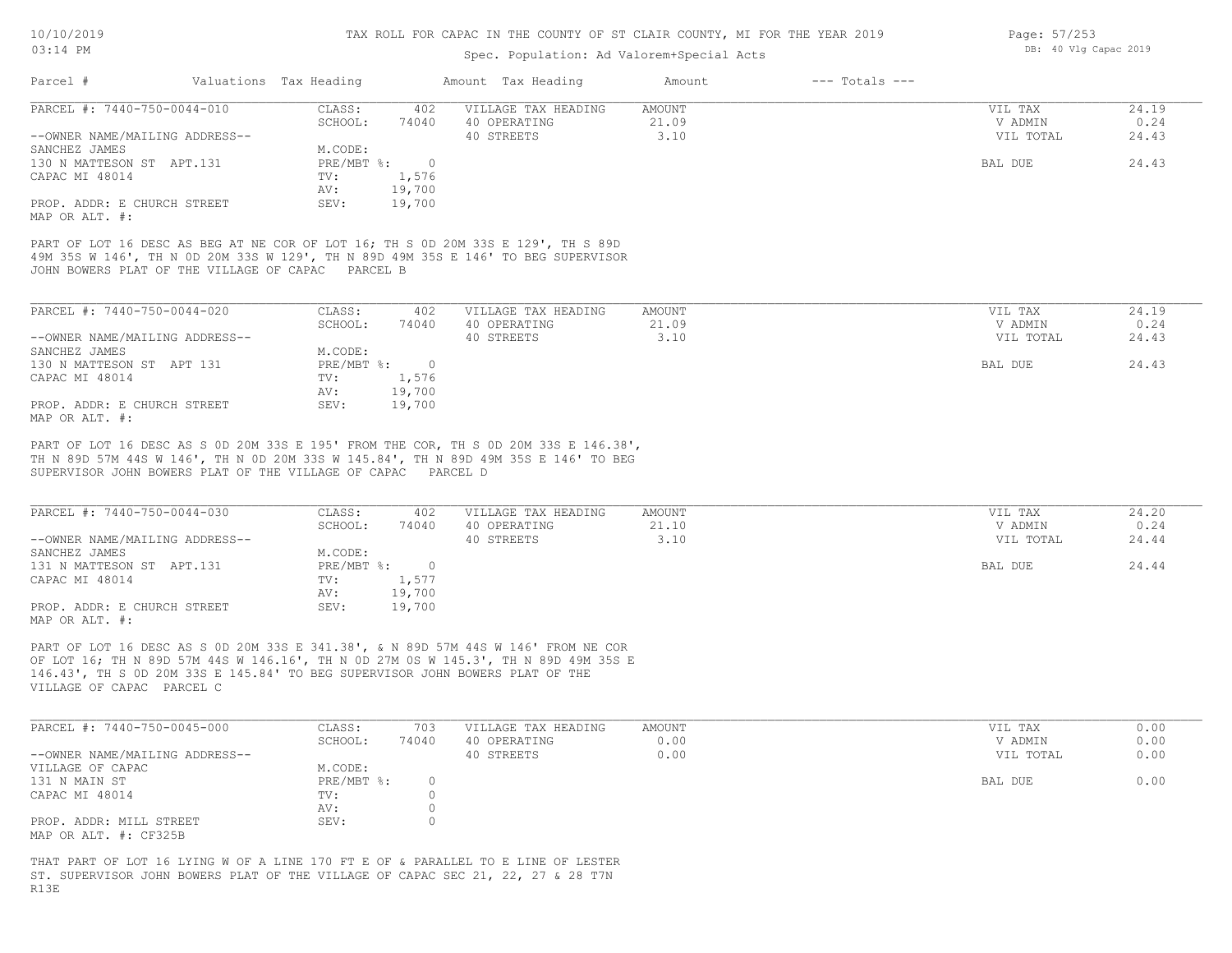# TAX ROLL FOR CAPAC IN THE COUNTY OF ST CLAIR COUNTY, MI FOR THE YEAR 2019

Spec. Population: Ad Valorem+Special Acts

10/10/2019 03:14 PM — DB: 40 Vlg Capac 2019

| Parcel # | Valuations | Tax Heading | Amount | Tax Heading | Amount | --- Totals --- | |
|---|---|---|---|---|---|---|---|

---

**PARCEL #: 7440-750-0044-010**

| | | | | |
|---|---|---|---|---|
| CLASS: 402 | VILLAGE TAX HEADING | AMOUNT | VIL TAX | 24.19 |
| SCHOOL: 74040 | 40 OPERATING | 21.09 | V ADMIN | 0.24 |
| M.CODE: | 40 STREETS | 3.10 | VIL TOTAL | 24.43 |
| PRE/MBT %: 0 | | | BAL DUE | 24.43 |
| TV: 1,576 | | | | |
| AV: 19,700 | | | | |
| SEV: 19,700 | | | | |

--OWNER NAME/MAILING ADDRESS--
SANCHEZ JAMES
130 N MATTESON ST APT.131
CAPAC MI 48014

PROP. ADDR: E CHURCH STREET
MAP OR ALT. #:

PART OF LOT 16 DESC AS BEG AT NE COR OF LOT 16; TH S 0D 20M 33S E 129', TH S 89D 49M 35S W 146', TH N 0D 20M 33S W 129', TH N 89D 49M 35S E 146' TO BEG SUPERVISOR JOHN BOWERS PLAT OF THE VILLAGE OF CAPAC PARCEL B

---

**PARCEL #: 7440-750-0044-020**

| | | | | |
|---|---|---|---|---|
| CLASS: 402 | VILLAGE TAX HEADING | AMOUNT | VIL TAX | 24.19 |
| SCHOOL: 74040 | 40 OPERATING | 21.09 | V ADMIN | 0.24 |
| M.CODE: | 40 STREETS | 3.10 | VIL TOTAL | 24.43 |
| PRE/MBT %: 0 | | | BAL DUE | 24.43 |
| TV: 1,576 | | | | |
| AV: 19,700 | | | | |
| SEV: 19,700 | | | | |

--OWNER NAME/MAILING ADDRESS--
SANCHEZ JAMES
130 N MATTESON ST APT 131
CAPAC MI 48014

PROP. ADDR: E CHURCH STREET
MAP OR ALT. #:

PART OF LOT 16 DESC AS S 0D 20M 33S E 195' FROM THE COR, TH S 0D 20M 33S E 146.38', TH N 89D 57M 44S W 146', TH N 0D 20M 33S W 145.84', TH N 89D 49M 35S E 146' TO BEG SUPERVISOR JOHN BOWERS PLAT OF THE VILLAGE OF CAPAC PARCEL D

---

**PARCEL #: 7440-750-0044-030**

| | | | | |
|---|---|---|---|---|
| CLASS: 402 | VILLAGE TAX HEADING | AMOUNT | VIL TAX | 24.20 |
| SCHOOL: 74040 | 40 OPERATING | 21.10 | V ADMIN | 0.24 |
| M.CODE: | 40 STREETS | 3.10 | VIL TOTAL | 24.44 |
| PRE/MBT %: 0 | | | BAL DUE | 24.44 |
| TV: 1,577 | | | | |
| AV: 19,700 | | | | |
| SEV: 19,700 | | | | |

--OWNER NAME/MAILING ADDRESS--
SANCHEZ JAMES
131 N MATTESON ST APT.131
CAPAC MI 48014

PROP. ADDR: E CHURCH STREET
MAP OR ALT. #:

PART OF LOT 16 DESC AS S 0D 20M 33S E 341.38', & N 89D 57M 44S W 146' FROM NE COR OF LOT 16; TH N 89D 57M 44S W 146.16', TH N 0D 27M 0S W 145.3', TH N 89D 49M 35S E 146.43', TH S 0D 20M 33S E 145.84' TO BEG SUPERVISOR JOHN BOWERS PLAT OF THE VILLAGE OF CAPAC PARCEL C

---

**PARCEL #: 7440-750-0045-000**

| | | | | |
|---|---|---|---|---|
| CLASS: 703 | VILLAGE TAX HEADING | AMOUNT | VIL TAX | 0.00 |
| SCHOOL: 74040 | 40 OPERATING | 0.00 | V ADMIN | 0.00 |
| M.CODE: | 40 STREETS | 0.00 | VIL TOTAL | 0.00 |
| PRE/MBT %: 0 | | | BAL DUE | 0.00 |
| TV: 0 | | | | |
| AV: 0 | | | | |
| SEV: 0 | | | | |

--OWNER NAME/MAILING ADDRESS--
VILLAGE OF CAPAC
131 N MAIN ST
CAPAC MI 48014

PROP. ADDR: MILL STREET
MAP OR ALT. #: CF325B

THAT PART OF LOT 16 LYING W OF A LINE 170 FT E OF & PARALLEL TO E LINE OF LESTER ST. SUPERVISOR JOHN BOWERS PLAT OF THE VILLAGE OF CAPAC SEC 21, 22, 27 & 28 T7N R13E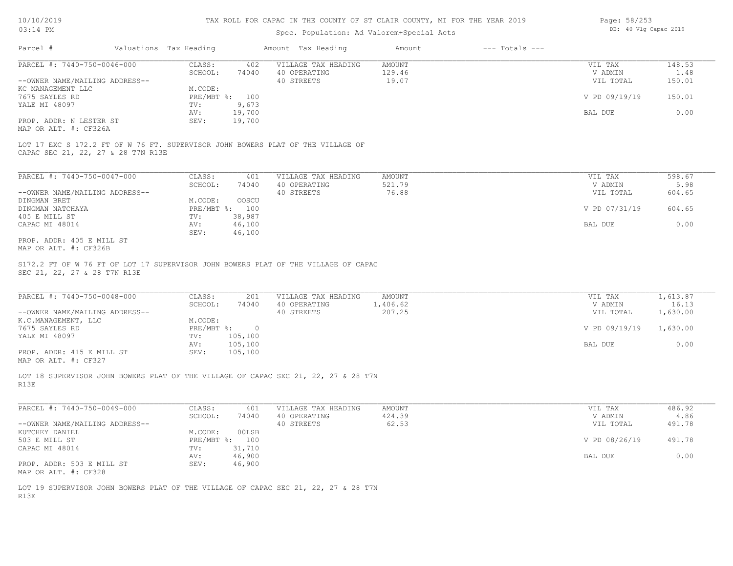# TAX ROLL FOR CAPAC IN THE COUNTY OF ST CLAIR COUNTY, MI FOR THE YEAR 2019

Spec. Population: Ad Valorem+Special Acts

DB: 40 Vlg Capac 2019

| Parcel # | Valuations | Tax Heading | Amount | Tax Heading | Amount | --- Totals --- | |
|---|---|---|---|---|---|---|---|

## PARCEL #: 7440-750-0046-000

| | | | | | |
|---|---|---|---|---|---|
| CLASS: | 402 | VILLAGE TAX HEADING | AMOUNT | VIL TAX | 148.53 |
| SCHOOL: | 74040 | 40 OPERATING | 129.46 | V ADMIN | 1.48 |
| | | 40 STREETS | 19.07 | VIL TOTAL | 150.01 |
| M.CODE: | | | | | |
| PRE/MBT %: | 100 | | | V PD 09/19/19 | 150.01 |
| TV: | 9,673 | | | | |
| AV: | 19,700 | | | BAL DUE | 0.00 |
| SEV: | 19,700 | | | | |

--OWNER NAME/MAILING ADDRESS--
KC MANAGEMENT LLC
7675 SAYLES RD
YALE MI 48097

PROP. ADDR: N LESTER ST
MAP OR ALT. #: CF326A

LOT 17 EXC S 172.2 FT OF W 76 FT. SUPERVISOR JOHN BOWERS PLAT OF THE VILLAGE OF CAPAC SEC 21, 22, 27 & 28 T7N R13E

## PARCEL #: 7440-750-0047-000

| | | | | | |
|---|---|---|---|---|---|
| CLASS: | 401 | VILLAGE TAX HEADING | AMOUNT | VIL TAX | 598.67 |
| SCHOOL: | 74040 | 40 OPERATING | 521.79 | V ADMIN | 5.98 |
| | | 40 STREETS | 76.88 | VIL TOTAL | 604.65 |
| M.CODE: | OOSCU | | | | |
| PRE/MBT %: | 100 | | | V PD 07/31/19 | 604.65 |
| TV: | 38,987 | | | | |
| AV: | 46,100 | | | BAL DUE | 0.00 |
| SEV: | 46,100 | | | | |

--OWNER NAME/MAILING ADDRESS--
DINGMAN BRET
DINGMAN NATCHAYA
405 E MILL ST
CAPAC MI 48014

PROP. ADDR: 405 E MILL ST
MAP OR ALT. #: CF326B

S172.2 FT OF W 76 FT OF LOT 17 SUPERVISOR JOHN BOWERS PLAT OF THE VILLAGE OF CAPAC SEC 21, 22, 27 & 28 T7N R13E

## PARCEL #: 7440-750-0048-000

| | | | | | |
|---|---|---|---|---|---|
| CLASS: | 201 | VILLAGE TAX HEADING | AMOUNT | VIL TAX | 1,613.87 |
| SCHOOL: | 74040 | 40 OPERATING | 1,406.62 | V ADMIN | 16.13 |
| | | 40 STREETS | 207.25 | VIL TOTAL | 1,630.00 |
| M.CODE: | | | | | |
| PRE/MBT %: | 0 | | | V PD 09/19/19 | 1,630.00 |
| TV: | 105,100 | | | | |
| AV: | 105,100 | | | BAL DUE | 0.00 |
| SEV: | 105,100 | | | | |

--OWNER NAME/MAILING ADDRESS--
K.C.MANAGEMENT, LLC
7675 SAYLES RD
YALE MI 48097

PROP. ADDR: 415 E MILL ST
MAP OR ALT. #: CF327

LOT 18 SUPERVISOR JOHN BOWERS PLAT OF THE VILLAGE OF CAPAC SEC 21, 22, 27 & 28 T7N R13E

## PARCEL #: 7440-750-0049-000

| | | | | | |
|---|---|---|---|---|---|
| CLASS: | 401 | VILLAGE TAX HEADING | AMOUNT | VIL TAX | 486.92 |
| SCHOOL: | 74040 | 40 OPERATING | 424.39 | V ADMIN | 4.86 |
| | | 40 STREETS | 62.53 | VIL TOTAL | 491.78 |
| M.CODE: | 00LSB | | | | |
| PRE/MBT %: | 100 | | | V PD 08/26/19 | 491.78 |
| TV: | 31,710 | | | | |
| AV: | 46,900 | | | BAL DUE | 0.00 |
| SEV: | 46,900 | | | | |

--OWNER NAME/MAILING ADDRESS--
KUTCHEY DANIEL
503 E MILL ST
CAPAC MI 48014

PROP. ADDR: 503 E MILL ST
MAP OR ALT. #: CF328

LOT 19 SUPERVISOR JOHN BOWERS PLAT OF THE VILLAGE OF CAPAC SEC 21, 22, 27 & 28 T7N R13E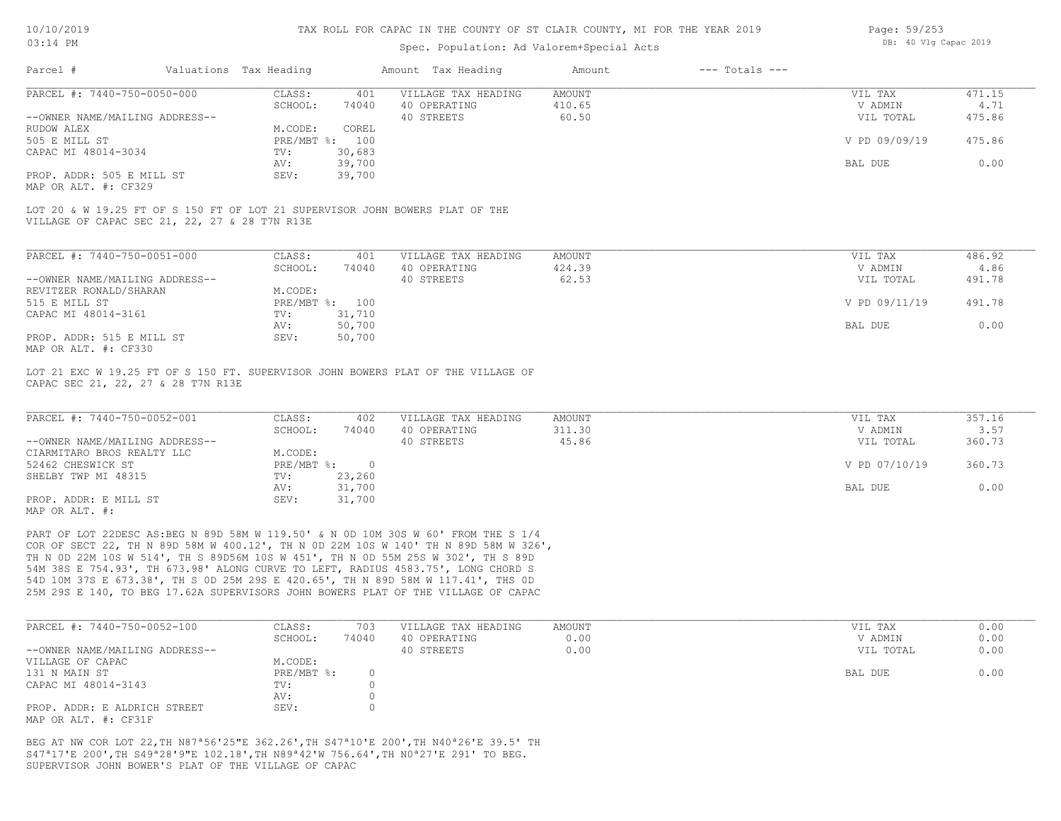# TAX ROLL FOR CAPAC IN THE COUNTY OF ST CLAIR COUNTY, MI FOR THE YEAR 2019

Spec. Population: Ad Valorem+Special Acts

DB: 40 Vlg Capac 2019

| Parcel # | Valuations | Tax Heading | Amount | Tax Heading | Amount | --- Totals --- | |
|---|---|---|---|---|---|---|---|
| PARCEL #: 7440-750-0050-000 | CLASS: | 401 | VILLAGE TAX HEADING | AMOUNT | | VIL TAX | 471.15 |
| | SCHOOL: | 74040 | 40 OPERATING | 410.65 | | V ADMIN | 4.71 |
| --OWNER NAME/MAILING ADDRESS-- | | | 40 STREETS | 60.50 | | VIL TOTAL | 475.86 |
| RUDOW ALEX | M.CODE: | COREL | | | | | |
| 505 E MILL ST | PRE/MBT %: | 100 | | | | V PD 09/09/19 | 475.86 |
| CAPAC MI 48014-3034 | TV: | 30,683 | | | | | |
| | AV: | 39,700 | | | | BAL DUE | 0.00 |
| PROP. ADDR: 505 E MILL ST | SEV: | 39,700 | | | | | |
| MAP OR ALT. #: CF329 | | | | | | | |

LOT 20 & W 19.25 FT OF S 150 FT OF LOT 21 SUPERVISOR JOHN BOWERS PLAT OF THE VILLAGE OF CAPAC SEC 21, 22, 27 & 28 T7N R13E

| Parcel # | Valuations | Tax Heading | Amount | Tax Heading | Amount | --- Totals --- | |
|---|---|---|---|---|---|---|---|
| PARCEL #: 7440-750-0051-000 | CLASS: | 401 | VILLAGE TAX HEADING | AMOUNT | | VIL TAX | 486.92 |
| | SCHOOL: | 74040 | 40 OPERATING | 424.39 | | V ADMIN | 4.86 |
| --OWNER NAME/MAILING ADDRESS-- | | | 40 STREETS | 62.53 | | VIL TOTAL | 491.78 |
| REVITZER RONALD/SHARAN | M.CODE: | | | | | | |
| 515 E MILL ST | PRE/MBT %: | 100 | | | | V PD 09/11/19 | 491.78 |
| CAPAC MI 48014-3161 | TV: | 31,710 | | | | | |
| | AV: | 50,700 | | | | BAL DUE | 0.00 |
| PROP. ADDR: 515 E MILL ST | SEV: | 50,700 | | | | | |
| MAP OR ALT. #: CF330 | | | | | | | |

LOT 21 EXC W 19.25 FT OF S 150 FT. SUPERVISOR JOHN BOWERS PLAT OF THE VILLAGE OF CAPAC SEC 21, 22, 27 & 28 T7N R13E

| Parcel # | Valuations | Tax Heading | Amount | Tax Heading | Amount | --- Totals --- | |
|---|---|---|---|---|---|---|---|
| PARCEL #: 7440-750-0052-001 | CLASS: | 402 | VILLAGE TAX HEADING | AMOUNT | | VIL TAX | 357.16 |
| | SCHOOL: | 74040 | 40 OPERATING | 311.30 | | V ADMIN | 3.57 |
| --OWNER NAME/MAILING ADDRESS-- | | | 40 STREETS | 45.86 | | VIL TOTAL | 360.73 |
| CIARMITARO BROS REALTY LLC | M.CODE: | | | | | | |
| 52462 CHESWICK ST | PRE/MBT %: | 0 | | | | V PD 07/10/19 | 360.73 |
| SHELBY TWP MI 48315 | TV: | 23,260 | | | | | |
| | AV: | 31,700 | | | | BAL DUE | 0.00 |
| PROP. ADDR: E MILL ST | SEV: | 31,700 | | | | | |
| MAP OR ALT. #: | | | | | | | |

PART OF LOT 22DESC AS:BEG N 89D 58M W 119.50' & N 0D 10M 30S W 60' FROM THE S 1/4 COR OF SECT 22, TH N 89D 58M W 400.12', TH N 0D 22M 10S W 140' TH N 89D 58M W 326', TH N 0D 22M 10S W 514', TH S 89D56M 10S W 451', TH N 0D 55M 25S W 302', TH S 89D 54M 38S E 754.93', TH 673.98' ALONG CURVE TO LEFT, RADIUS 4583.75', LONG CHORD S 54D 10M 37S E 673.38', TH S 0D 25M 29S E 420.65', TH N 89D 58M W 117.41', THS 0D 25M 29S E 140, TO BEG 17.62A SUPERVISORS JOHN BOWERS PLAT OF THE VILLAGE OF CAPAC

| Parcel # | Valuations | Tax Heading | Amount | Tax Heading | Amount | --- Totals --- | |
|---|---|---|---|---|---|---|---|
| PARCEL #: 7440-750-0052-100 | CLASS: | 703 | VILLAGE TAX HEADING | AMOUNT | | VIL TAX | 0.00 |
| | SCHOOL: | 74040 | 40 OPERATING | 0.00 | | V ADMIN | 0.00 |
| --OWNER NAME/MAILING ADDRESS-- | | | 40 STREETS | 0.00 | | VIL TOTAL | 0.00 |
| VILLAGE OF CAPAC | M.CODE: | | | | | | |
| 131 N MAIN ST | PRE/MBT %: | 0 | | | | BAL DUE | 0.00 |
| CAPAC MI 48014-3143 | TV: | 0 | | | | | |
| | AV: | 0 | | | | | |
| PROP. ADDR: E ALDRICH STREET | SEV: | 0 | | | | | |
| MAP OR ALT. #: CF31F | | | | | | | |

BEG AT NW COR LOT 22,TH N87ª56'25"E 362.26',TH S47ª10'E 200',TH N40ª26'E 39.5' TH S47ª17'E 200',TH S49ª28'9"E 102.18',TH N89ª42'W 756.64',TH N0ª27'E 291' TO BEG. SUPERVISOR JOHN BOWER'S PLAT OF THE VILLAGE OF CAPAC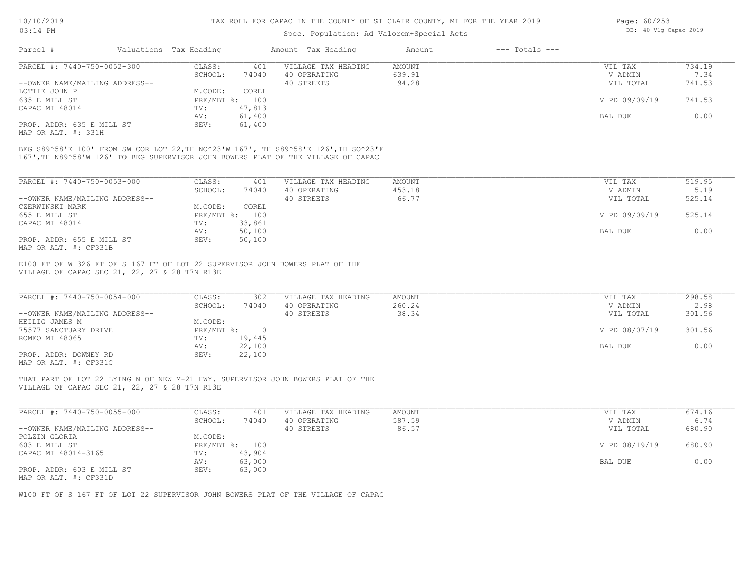# TAX ROLL FOR CAPAC IN THE COUNTY OF ST CLAIR COUNTY, MI FOR THE YEAR 2019

Spec. Population: Ad Valorem+Special Acts

| Parcel # | Valuations | Tax Heading | Amount | Tax Heading | Amount | --- Totals --- | |
|---|---|---|---|---|---|---|---|
| PARCEL #: 7440-750-0052-300 | CLASS: | 401 | VILLAGE TAX HEADING | AMOUNT | | VIL TAX | 734.19 |
| | SCHOOL: | 74040 | 40 OPERATING | 639.91 | | V ADMIN | 7.34 |
| --OWNER NAME/MAILING ADDRESS-- | | | 40 STREETS | 94.28 | | VIL TOTAL | 741.53 |
| LOTTIE JOHN P | M.CODE: | COREL | | | | | |
| 635 E MILL ST | PRE/MBT %: | 100 | | | | V PD 09/09/19 | 741.53 |
| CAPAC MI 48014 | TV: | 47,813 | | | | | |
| | AV: | 61,400 | | | | BAL DUE | 0.00 |
| PROP. ADDR: 635 E MILL ST | SEV: | 61,400 | | | | | |
| MAP OR ALT. #: 331H | | | | | | | |

BEG S89^58'E 100' FROM SW COR LOT 22,TH NO^23'W 167', TH S89^58'E 126',TH SO^23'E 167',TH N89^58'W 126' TO BEG SUPERVISOR JOHN BOWERS PLAT OF THE VILLAGE OF CAPAC

| Parcel # | Valuations | Tax Heading | Amount | Tax Heading | Amount | --- Totals --- | |
|---|---|---|---|---|---|---|---|
| PARCEL #: 7440-750-0053-000 | CLASS: | 401 | VILLAGE TAX HEADING | AMOUNT | | VIL TAX | 519.95 |
| | SCHOOL: | 74040 | 40 OPERATING | 453.18 | | V ADMIN | 5.19 |
| --OWNER NAME/MAILING ADDRESS-- | | | 40 STREETS | 66.77 | | VIL TOTAL | 525.14 |
| CZERWINSKI MARK | M.CODE: | COREL | | | | | |
| 655 E MILL ST | PRE/MBT %: | 100 | | | | V PD 09/09/19 | 525.14 |
| CAPAC MI 48014 | TV: | 33,861 | | | | | |
| | AV: | 50,100 | | | | BAL DUE | 0.00 |
| PROP. ADDR: 655 E MILL ST | SEV: | 50,100 | | | | | |
| MAP OR ALT. #: CF331B | | | | | | | |

E100 FT OF W 326 FT OF S 167 FT OF LOT 22 SUPERVISOR JOHN BOWERS PLAT OF THE VILLAGE OF CAPAC SEC 21, 22, 27 & 28 T7N R13E

| Parcel # | Valuations | Tax Heading | Amount | Tax Heading | Amount | --- Totals --- | |
|---|---|---|---|---|---|---|---|
| PARCEL #: 7440-750-0054-000 | CLASS: | 302 | VILLAGE TAX HEADING | AMOUNT | | VIL TAX | 298.58 |
| | SCHOOL: | 74040 | 40 OPERATING | 260.24 | | V ADMIN | 2.98 |
| --OWNER NAME/MAILING ADDRESS-- | | | 40 STREETS | 38.34 | | VIL TOTAL | 301.56 |
| HEILIG JAMES M | M.CODE: | | | | | | |
| 75577 SANCTUARY DRIVE | PRE/MBT %: | 0 | | | | V PD 08/07/19 | 301.56 |
| ROMEO MI 48065 | TV: | 19,445 | | | | | |
| | AV: | 22,100 | | | | BAL DUE | 0.00 |
| PROP. ADDR: DOWNEY RD | SEV: | 22,100 | | | | | |
| MAP OR ALT. #: CF331C | | | | | | | |

THAT PART OF LOT 22 LYING N OF NEW M-21 HWY. SUPERVISOR JOHN BOWERS PLAT OF THE VILLAGE OF CAPAC SEC 21, 22, 27 & 28 T7N R13E

| Parcel # | Valuations | Tax Heading | Amount | Tax Heading | Amount | --- Totals --- | |
|---|---|---|---|---|---|---|---|
| PARCEL #: 7440-750-0055-000 | CLASS: | 401 | VILLAGE TAX HEADING | AMOUNT | | VIL TAX | 674.16 |
| | SCHOOL: | 74040 | 40 OPERATING | 587.59 | | V ADMIN | 6.74 |
| --OWNER NAME/MAILING ADDRESS-- | | | 40 STREETS | 86.57 | | VIL TOTAL | 680.90 |
| POLZIN GLORIA | M.CODE: | | | | | | |
| 603 E MILL ST | PRE/MBT %: | 100 | | | | V PD 08/19/19 | 680.90 |
| CAPAC MI 48014-3165 | TV: | 43,904 | | | | | |
| | AV: | 63,000 | | | | BAL DUE | 0.00 |
| PROP. ADDR: 603 E MILL ST | SEV: | 63,000 | | | | | |
| MAP OR ALT. #: CF331D | | | | | | | |

W100 FT OF S 167 FT OF LOT 22 SUPERVISOR JOHN BOWERS PLAT OF THE VILLAGE OF CAPAC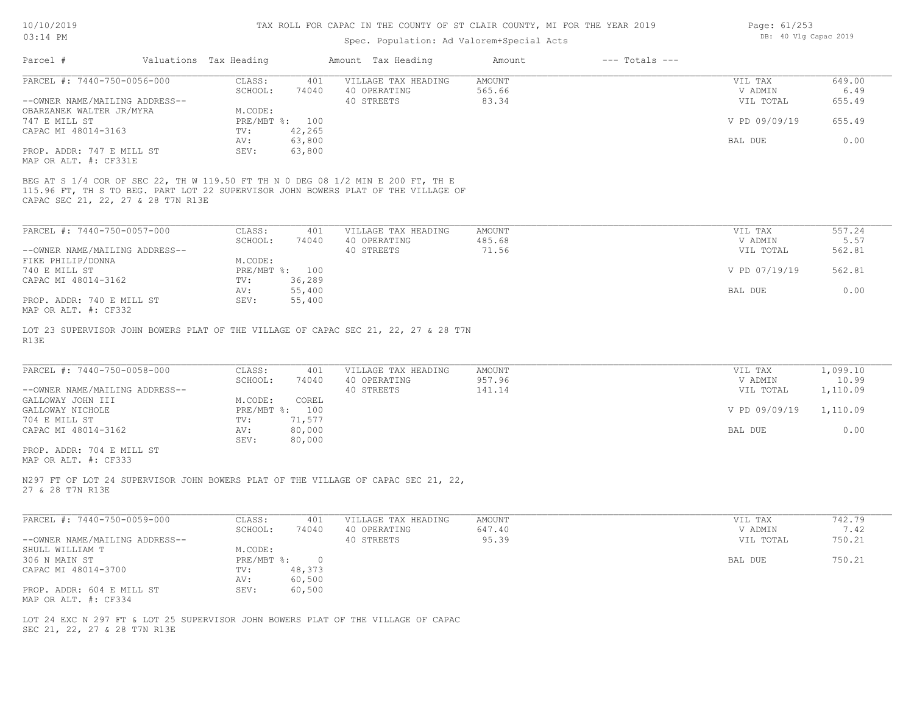# TAX ROLL FOR CAPAC IN THE COUNTY OF ST CLAIR COUNTY, MI FOR THE YEAR 2019

Spec. Population: Ad Valorem+Special Acts

10/10/2019 03:14 PM — DB: 40 Vlg Capac 2019

| Parcel # | Valuations | Tax Heading | Amount | Tax Heading | Amount | --- Totals --- | |
|---|---|---|---|---|---|---|---|

---

**PARCEL #: 7440-750-0056-000**

| | | | | | |
|---|---|---|---|---|---|
| CLASS: | 401 | VILLAGE TAX HEADING | AMOUNT | VIL TAX | 649.00 |
| SCHOOL: | 74040 | 40 OPERATING | 565.66 | V ADMIN | 6.49 |
| | | 40 STREETS | 83.34 | VIL TOTAL | 655.49 |
| M.CODE: | | | | | |
| PRE/MBT %: | 100 | | | V PD 09/09/19 | 655.49 |
| TV: | 42,265 | | | | |
| AV: | 63,800 | | | BAL DUE | 0.00 |
| SEV: | 63,800 | | | | |

--OWNER NAME/MAILING ADDRESS--
OBARZANEK WALTER JR/MYRA
747 E MILL ST
CAPAC MI 48014-3163

PROP. ADDR: 747 E MILL ST
MAP OR ALT. #: CF331E

BEG AT S 1/4 COR OF SEC 22, TH W 119.50 FT TH N 0 DEG 08 1/2 MIN E 200 FT, TH E 115.96 FT, TH S TO BEG. PART LOT 22 SUPERVISOR JOHN BOWERS PLAT OF THE VILLAGE OF CAPAC SEC 21, 22, 27 & 28 T7N R13E

---

**PARCEL #: 7440-750-0057-000**

| | | | | | |
|---|---|---|---|---|---|
| CLASS: | 401 | VILLAGE TAX HEADING | AMOUNT | VIL TAX | 557.24 |
| SCHOOL: | 74040 | 40 OPERATING | 485.68 | V ADMIN | 5.57 |
| | | 40 STREETS | 71.56 | VIL TOTAL | 562.81 |
| M.CODE: | | | | | |
| PRE/MBT %: | 100 | | | V PD 07/19/19 | 562.81 |
| TV: | 36,289 | | | | |
| AV: | 55,400 | | | BAL DUE | 0.00 |
| SEV: | 55,400 | | | | |

--OWNER NAME/MAILING ADDRESS--
FIKE PHILIP/DONNA
740 E MILL ST
CAPAC MI 48014-3162

PROP. ADDR: 740 E MILL ST
MAP OR ALT. #: CF332

LOT 23 SUPERVISOR JOHN BOWERS PLAT OF THE VILLAGE OF CAPAC SEC 21, 22, 27 & 28 T7N R13E

---

**PARCEL #: 7440-750-0058-000**

| | | | | | |
|---|---|---|---|---|---|
| CLASS: | 401 | VILLAGE TAX HEADING | AMOUNT | VIL TAX | 1,099.10 |
| SCHOOL: | 74040 | 40 OPERATING | 957.96 | V ADMIN | 10.99 |
| | | 40 STREETS | 141.14 | VIL TOTAL | 1,110.09 |
| M.CODE: | COREL | | | | |
| PRE/MBT %: | 100 | | | V PD 09/09/19 | 1,110.09 |
| TV: | 71,577 | | | | |
| AV: | 80,000 | | | BAL DUE | 0.00 |
| SEV: | 80,000 | | | | |

--OWNER NAME/MAILING ADDRESS--
GALLOWAY JOHN III
GALLOWAY NICHOLE
704 E MILL ST
CAPAC MI 48014-3162

PROP. ADDR: 704 E MILL ST
MAP OR ALT. #: CF333

N297 FT OF LOT 24 SUPERVISOR JOHN BOWERS PLAT OF THE VILLAGE OF CAPAC SEC 21, 22, 27 & 28 T7N R13E

---

**PARCEL #: 7440-750-0059-000**

| | | | | | |
|---|---|---|---|---|---|
| CLASS: | 401 | VILLAGE TAX HEADING | AMOUNT | VIL TAX | 742.79 |
| SCHOOL: | 74040 | 40 OPERATING | 647.40 | V ADMIN | 7.42 |
| | | 40 STREETS | 95.39 | VIL TOTAL | 750.21 |
| M.CODE: | | | | | |
| PRE/MBT %: | 0 | | | BAL DUE | 750.21 |
| TV: | 48,373 | | | | |
| AV: | 60,500 | | | | |
| SEV: | 60,500 | | | | |

--OWNER NAME/MAILING ADDRESS--
SHULL WILLIAM T
306 N MAIN ST
CAPAC MI 48014-3700

PROP. ADDR: 604 E MILL ST
MAP OR ALT. #: CF334

LOT 24 EXC N 297 FT & LOT 25 SUPERVISOR JOHN BOWERS PLAT OF THE VILLAGE OF CAPAC SEC 21, 22, 27 & 28 T7N R13E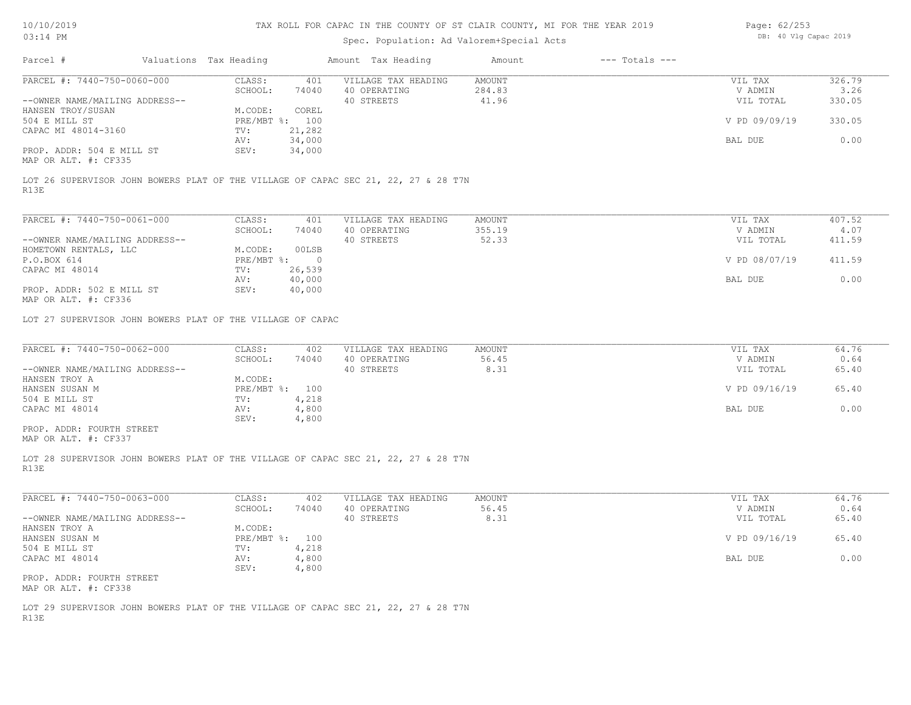# TAX ROLL FOR CAPAC IN THE COUNTY OF ST CLAIR COUNTY, MI FOR THE YEAR 2019

Spec. Population: Ad Valorem+Special Acts

DB: 40 Vlg Capac 2019

10/10/2019
03:14 PM

| Parcel # | Valuations | Tax Heading | Amount | Tax Heading | Amount | --- Totals --- | |
|---|---|---|---|---|---|---|---|

---

**PARCEL #: 7440-750-0060-000**

| | | | | | |
|---|---|---|---|---|---|
| CLASS: | 401 | VILLAGE TAX HEADING | AMOUNT | VIL TAX | 326.79 |
| SCHOOL: | 74040 | 40 OPERATING | 284.83 | V ADMIN | 3.26 |
| | | 40 STREETS | 41.96 | VIL TOTAL | 330.05 |
| M.CODE: | COREL | | | | |
| PRE/MBT %: | 100 | | | V PD 09/09/19 | 330.05 |
| TV: | 21,282 | | | | |
| AV: | 34,000 | | | BAL DUE | 0.00 |
| SEV: | 34,000 | | | | |

--OWNER NAME/MAILING ADDRESS--
HANSEN TROY/SUSAN
504 E MILL ST
CAPAC MI 48014-3160

PROP. ADDR: 504 E MILL ST
MAP OR ALT. #: CF335

LOT 26 SUPERVISOR JOHN BOWERS PLAT OF THE VILLAGE OF CAPAC SEC 21, 22, 27 & 28 T7N R13E

---

**PARCEL #: 7440-750-0061-000**

| | | | | | |
|---|---|---|---|---|---|
| CLASS: | 401 | VILLAGE TAX HEADING | AMOUNT | VIL TAX | 407.52 |
| SCHOOL: | 74040 | 40 OPERATING | 355.19 | V ADMIN | 4.07 |
| | | 40 STREETS | 52.33 | VIL TOTAL | 411.59 |
| M.CODE: | 00LSB | | | | |
| PRE/MBT %: | 0 | | | V PD 08/07/19 | 411.59 |
| TV: | 26,539 | | | | |
| AV: | 40,000 | | | BAL DUE | 0.00 |
| SEV: | 40,000 | | | | |

--OWNER NAME/MAILING ADDRESS--
HOMETOWN RENTALS, LLC
P.O.BOX 614
CAPAC MI 48014

PROP. ADDR: 502 E MILL ST
MAP OR ALT. #: CF336

LOT 27 SUPERVISOR JOHN BOWERS PLAT OF THE VILLAGE OF CAPAC

---

**PARCEL #: 7440-750-0062-000**

| | | | | | |
|---|---|---|---|---|---|
| CLASS: | 402 | VILLAGE TAX HEADING | AMOUNT | VIL TAX | 64.76 |
| SCHOOL: | 74040 | 40 OPERATING | 56.45 | V ADMIN | 0.64 |
| | | 40 STREETS | 8.31 | VIL TOTAL | 65.40 |
| M.CODE: | | | | | |
| PRE/MBT %: | 100 | | | V PD 09/16/19 | 65.40 |
| TV: | 4,218 | | | | |
| AV: | 4,800 | | | BAL DUE | 0.00 |
| SEV: | 4,800 | | | | |

--OWNER NAME/MAILING ADDRESS--
HANSEN TROY A
HANSEN SUSAN M
504 E MILL ST
CAPAC MI 48014

PROP. ADDR: FOURTH STREET
MAP OR ALT. #: CF337

LOT 28 SUPERVISOR JOHN BOWERS PLAT OF THE VILLAGE OF CAPAC SEC 21, 22, 27 & 28 T7N R13E

---

**PARCEL #: 7440-750-0063-000**

| | | | | | |
|---|---|---|---|---|---|
| CLASS: | 402 | VILLAGE TAX HEADING | AMOUNT | VIL TAX | 64.76 |
| SCHOOL: | 74040 | 40 OPERATING | 56.45 | V ADMIN | 0.64 |
| | | 40 STREETS | 8.31 | VIL TOTAL | 65.40 |
| M.CODE: | | | | | |
| PRE/MBT %: | 100 | | | V PD 09/16/19 | 65.40 |
| TV: | 4,218 | | | | |
| AV: | 4,800 | | | BAL DUE | 0.00 |
| SEV: | 4,800 | | | | |

--OWNER NAME/MAILING ADDRESS--
HANSEN TROY A
HANSEN SUSAN M
504 E MILL ST
CAPAC MI 48014

PROP. ADDR: FOURTH STREET
MAP OR ALT. #: CF338

LOT 29 SUPERVISOR JOHN BOWERS PLAT OF THE VILLAGE OF CAPAC SEC 21, 22, 27 & 28 T7N R13E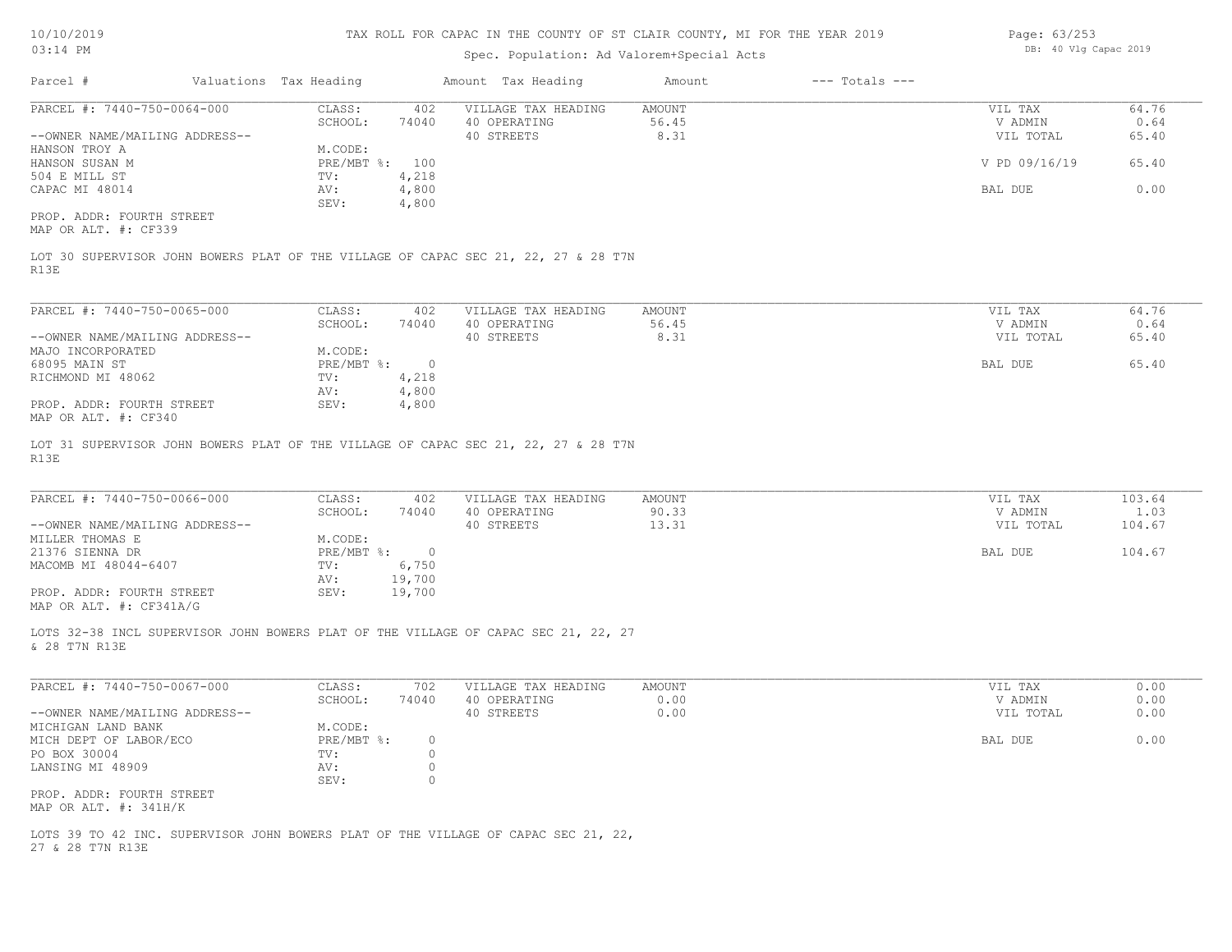# TAX ROLL FOR CAPAC IN THE COUNTY OF ST CLAIR COUNTY, MI FOR THE YEAR 2019

Spec. Population: Ad Valorem+Special Acts

DB: 40 Vlg Capac 2019

| Parcel # | Valuations | Tax Heading | Amount | Tax Heading | Amount | --- Totals --- | |
|---|---|---|---|---|---|---|---|

---

**PARCEL #: 7440-750-0064-000**

CLASS: 402 | SCHOOL: 74040 | M.CODE: | PRE/MBT %: 100 | TV: 4,218 | AV: 4,800 | SEV: 4,800

--OWNER NAME/MAILING ADDRESS--
HANSON TROY A
HANSON SUSAN M
504 E MILL ST
CAPAC MI 48014

PROP. ADDR: FOURTH STREET
MAP OR ALT. #: CF339

| VILLAGE TAX HEADING | AMOUNT |
|---|---|
| 40 OPERATING | 56.45 |
| 40 STREETS | 8.31 |

| Totals | |
|---|---|
| VIL TAX | 64.76 |
| V ADMIN | 0.64 |
| VIL TOTAL | 65.40 |
| V PD 09/16/19 | 65.40 |
| BAL DUE | 0.00 |

LOT 30 SUPERVISOR JOHN BOWERS PLAT OF THE VILLAGE OF CAPAC SEC 21, 22, 27 & 28 T7N R13E

---

**PARCEL #: 7440-750-0065-000**

CLASS: 402 | SCHOOL: 74040 | M.CODE: | PRE/MBT %: 0 | TV: 4,218 | AV: 4,800 | SEV: 4,800

--OWNER NAME/MAILING ADDRESS--
MAJO INCORPORATED
68095 MAIN ST
RICHMOND MI 48062

PROP. ADDR: FOURTH STREET
MAP OR ALT. #: CF340

| VILLAGE TAX HEADING | AMOUNT |
|---|---|
| 40 OPERATING | 56.45 |
| 40 STREETS | 8.31 |

| Totals | |
|---|---|
| VIL TAX | 64.76 |
| V ADMIN | 0.64 |
| VIL TOTAL | 65.40 |
| BAL DUE | 65.40 |

LOT 31 SUPERVISOR JOHN BOWERS PLAT OF THE VILLAGE OF CAPAC SEC 21, 22, 27 & 28 T7N R13E

---

**PARCEL #: 7440-750-0066-000**

CLASS: 402 | SCHOOL: 74040 | M.CODE: | PRE/MBT %: 0 | TV: 6,750 | AV: 19,700 | SEV: 19,700

--OWNER NAME/MAILING ADDRESS--
MILLER THOMAS E
21376 SIENNA DR
MACOMB MI 48044-6407

PROP. ADDR: FOURTH STREET
MAP OR ALT. #: CF341A/G

| VILLAGE TAX HEADING | AMOUNT |
|---|---|
| 40 OPERATING | 90.33 |
| 40 STREETS | 13.31 |

| Totals | |
|---|---|
| VIL TAX | 103.64 |
| V ADMIN | 1.03 |
| VIL TOTAL | 104.67 |
| BAL DUE | 104.67 |

LOTS 32-38 INCL SUPERVISOR JOHN BOWERS PLAT OF THE VILLAGE OF CAPAC SEC 21, 22, 27 & 28 T7N R13E

---

**PARCEL #: 7440-750-0067-000**

CLASS: 702 | SCHOOL: 74040 | M.CODE: | PRE/MBT %: 0 | TV: 0 | AV: 0 | SEV: 0

--OWNER NAME/MAILING ADDRESS--
MICHIGAN LAND BANK
MICH DEPT OF LABOR/ECO
PO BOX 30004
LANSING MI 48909

PROP. ADDR: FOURTH STREET
MAP OR ALT. #: 341H/K

| VILLAGE TAX HEADING | AMOUNT |
|---|---|
| 40 OPERATING | 0.00 |
| 40 STREETS | 0.00 |

| Totals | |
|---|---|
| VIL TAX | 0.00 |
| V ADMIN | 0.00 |
| VIL TOTAL | 0.00 |
| BAL DUE | 0.00 |

LOTS 39 TO 42 INC. SUPERVISOR JOHN BOWERS PLAT OF THE VILLAGE OF CAPAC SEC 21, 22, 27 & 28 T7N R13E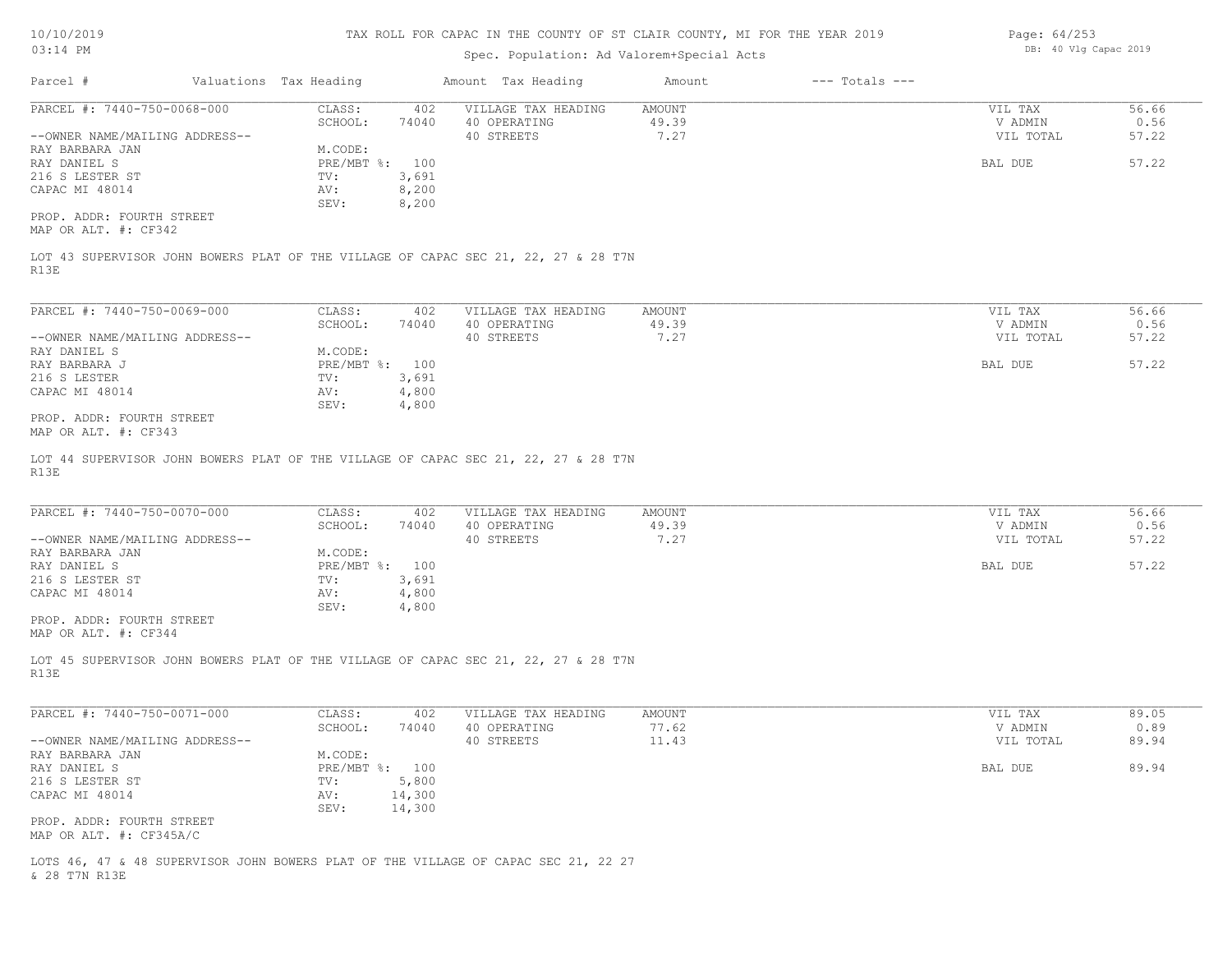# TAX ROLL FOR CAPAC IN THE COUNTY OF ST CLAIR COUNTY, MI FOR THE YEAR 2019

Spec. Population: Ad Valorem+Special Acts

10/10/2019
03:14 PM

DB: 40 Vlg Capac 2019

| Parcel # | Valuations | Tax Heading | Amount | Tax Heading | Amount | --- Totals --- | |
|---|---|---|---|---|---|---|---|
| PARCEL #: 7440-750-0068-000 | CLASS: | 402 | VILLAGE TAX HEADING | AMOUNT | | VIL TAX | 56.66 |
| | SCHOOL: | 74040 | 40 OPERATING | 49.39 | | V ADMIN | 0.56 |
| --OWNER NAME/MAILING ADDRESS-- | | | 40 STREETS | 7.27 | | VIL TOTAL | 57.22 |
| RAY BARBARA JAN | M.CODE: | | | | | | |
| RAY DANIEL S | PRE/MBT %: | 100 | | | | BAL DUE | 57.22 |
| 216 S LESTER ST | TV: | 3,691 | | | | | |
| CAPAC MI 48014 | AV: | 8,200 | | | | | |
| | SEV: | 8,200 | | | | | |

PROP. ADDR: FOURTH STREET
MAP OR ALT. #: CF342

LOT 43 SUPERVISOR JOHN BOWERS PLAT OF THE VILLAGE OF CAPAC SEC 21, 22, 27 & 28 T7N R13E

| Parcel # | Valuations | Tax Heading | Amount | Tax Heading | Amount | --- Totals --- | |
|---|---|---|---|---|---|---|---|
| PARCEL #: 7440-750-0069-000 | CLASS: | 402 | VILLAGE TAX HEADING | AMOUNT | | VIL TAX | 56.66 |
| | SCHOOL: | 74040 | 40 OPERATING | 49.39 | | V ADMIN | 0.56 |
| --OWNER NAME/MAILING ADDRESS-- | | | 40 STREETS | 7.27 | | VIL TOTAL | 57.22 |
| RAY DANIEL S | M.CODE: | | | | | | |
| RAY BARBARA J | PRE/MBT %: | 100 | | | | BAL DUE | 57.22 |
| 216 S LESTER | TV: | 3,691 | | | | | |
| CAPAC MI 48014 | AV: | 4,800 | | | | | |
| | SEV: | 4,800 | | | | | |

PROP. ADDR: FOURTH STREET
MAP OR ALT. #: CF343

LOT 44 SUPERVISOR JOHN BOWERS PLAT OF THE VILLAGE OF CAPAC SEC 21, 22, 27 & 28 T7N R13E

| Parcel # | Valuations | Tax Heading | Amount | Tax Heading | Amount | --- Totals --- | |
|---|---|---|---|---|---|---|---|
| PARCEL #: 7440-750-0070-000 | CLASS: | 402 | VILLAGE TAX HEADING | AMOUNT | | VIL TAX | 56.66 |
| | SCHOOL: | 74040 | 40 OPERATING | 49.39 | | V ADMIN | 0.56 |
| --OWNER NAME/MAILING ADDRESS-- | | | 40 STREETS | 7.27 | | VIL TOTAL | 57.22 |
| RAY BARBARA JAN | M.CODE: | | | | | | |
| RAY DANIEL S | PRE/MBT %: | 100 | | | | BAL DUE | 57.22 |
| 216 S LESTER ST | TV: | 3,691 | | | | | |
| CAPAC MI 48014 | AV: | 4,800 | | | | | |
| | SEV: | 4,800 | | | | | |

PROP. ADDR: FOURTH STREET
MAP OR ALT. #: CF344

LOT 45 SUPERVISOR JOHN BOWERS PLAT OF THE VILLAGE OF CAPAC SEC 21, 22, 27 & 28 T7N R13E

| Parcel # | Valuations | Tax Heading | Amount | Tax Heading | Amount | --- Totals --- | |
|---|---|---|---|---|---|---|---|
| PARCEL #: 7440-750-0071-000 | CLASS: | 402 | VILLAGE TAX HEADING | AMOUNT | | VIL TAX | 89.05 |
| | SCHOOL: | 74040 | 40 OPERATING | 77.62 | | V ADMIN | 0.89 |
| --OWNER NAME/MAILING ADDRESS-- | | | 40 STREETS | 11.43 | | VIL TOTAL | 89.94 |
| RAY BARBARA JAN | M.CODE: | | | | | | |
| RAY DANIEL S | PRE/MBT %: | 100 | | | | BAL DUE | 89.94 |
| 216 S LESTER ST | TV: | 5,800 | | | | | |
| CAPAC MI 48014 | AV: | 14,300 | | | | | |
| | SEV: | 14,300 | | | | | |

PROP. ADDR: FOURTH STREET
MAP OR ALT. #: CF345A/C

LOTS 46, 47 & 48 SUPERVISOR JOHN BOWERS PLAT OF THE VILLAGE OF CAPAC SEC 21, 22 27 & 28 T7N R13E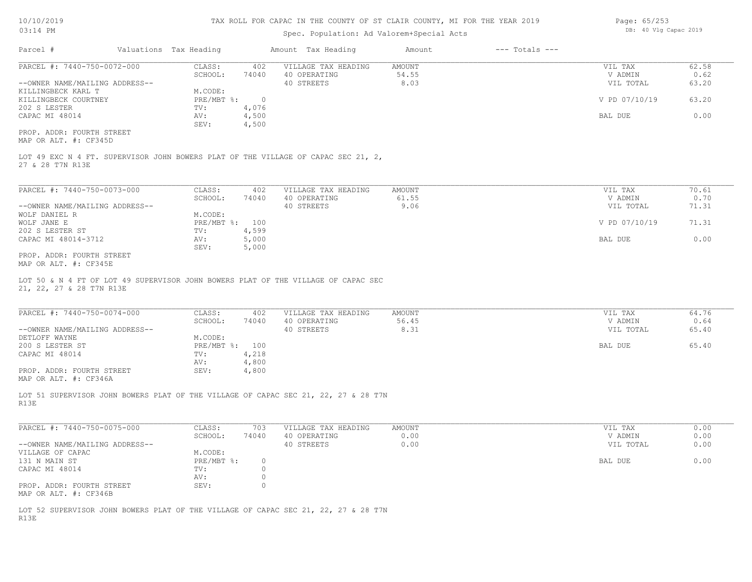# TAX ROLL FOR CAPAC IN THE COUNTY OF ST CLAIR COUNTY, MI FOR THE YEAR 2019

Spec. Population: Ad Valorem+Special Acts

| Parcel # | Valuations Tax Heading | | Amount Tax Heading | Amount | --- Totals --- | |
|---|---|---|---|---|---|---|

---

**PARCEL #: 7440-750-0072-000**

| | | | | | |
|---|---|---|---|---|---|
| CLASS: | 402 | VILLAGE TAX HEADING | AMOUNT | VIL TAX | 62.58 |
| SCHOOL: | 74040 | 40 OPERATING | 54.55 | V ADMIN | 0.62 |
| | | 40 STREETS | 8.03 | VIL TOTAL | 63.20 |
| M.CODE: | | | | | |
| PRE/MBT %: | 0 | | | V PD 07/10/19 | 63.20 |
| TV: | 4,076 | | | | |
| AV: | 4,500 | | | BAL DUE | 0.00 |
| SEV: | 4,500 | | | | |

--OWNER NAME/MAILING ADDRESS--
KILLINGBECK KARL T
KILLINGBECK COURTNEY
202 S LESTER
CAPAC MI 48014

PROP. ADDR: FOURTH STREET
MAP OR ALT. #: CF345D

LOT 49 EXC N 4 FT. SUPERVISOR JOHN BOWERS PLAT OF THE VILLAGE OF CAPAC SEC 21, 2, 27 & 28 T7N R13E

---

**PARCEL #: 7440-750-0073-000**

| | | | | | |
|---|---|---|---|---|---|
| CLASS: | 402 | VILLAGE TAX HEADING | AMOUNT | VIL TAX | 70.61 |
| SCHOOL: | 74040 | 40 OPERATING | 61.55 | V ADMIN | 0.70 |
| | | 40 STREETS | 9.06 | VIL TOTAL | 71.31 |
| M.CODE: | | | | | |
| PRE/MBT %: | 100 | | | V PD 07/10/19 | 71.31 |
| TV: | 4,599 | | | | |
| AV: | 5,000 | | | BAL DUE | 0.00 |
| SEV: | 5,000 | | | | |

--OWNER NAME/MAILING ADDRESS--
WOLF DANIEL R
WOLF JANE E
202 S LESTER ST
CAPAC MI 48014-3712

PROP. ADDR: FOURTH STREET
MAP OR ALT. #: CF345E

LOT 50 & N 4 FT OF LOT 49 SUPERVISOR JOHN BOWERS PLAT OF THE VILLAGE OF CAPAC SEC 21, 22, 27 & 28 T7N R13E

---

**PARCEL #: 7440-750-0074-000**

| | | | | | |
|---|---|---|---|---|---|
| CLASS: | 402 | VILLAGE TAX HEADING | AMOUNT | VIL TAX | 64.76 |
| SCHOOL: | 74040 | 40 OPERATING | 56.45 | V ADMIN | 0.64 |
| | | 40 STREETS | 8.31 | VIL TOTAL | 65.40 |
| M.CODE: | | | | | |
| PRE/MBT %: | 100 | | | BAL DUE | 65.40 |
| TV: | 4,218 | | | | |
| AV: | 4,800 | | | | |
| SEV: | 4,800 | | | | |

--OWNER NAME/MAILING ADDRESS--
DETLOFF WAYNE
200 S LESTER ST
CAPAC MI 48014

PROP. ADDR: FOURTH STREET
MAP OR ALT. #: CF346A

LOT 51 SUPERVISOR JOHN BOWERS PLAT OF THE VILLAGE OF CAPAC SEC 21, 22, 27 & 28 T7N R13E

---

**PARCEL #: 7440-750-0075-000**

| | | | | | |
|---|---|---|---|---|---|
| CLASS: | 703 | VILLAGE TAX HEADING | AMOUNT | VIL TAX | 0.00 |
| SCHOOL: | 74040 | 40 OPERATING | 0.00 | V ADMIN | 0.00 |
| | | 40 STREETS | 0.00 | VIL TOTAL | 0.00 |
| M.CODE: | | | | | |
| PRE/MBT %: | 0 | | | BAL DUE | 0.00 |
| TV: | 0 | | | | |
| AV: | 0 | | | | |
| SEV: | 0 | | | | |

--OWNER NAME/MAILING ADDRESS--
VILLAGE OF CAPAC
131 N MAIN ST
CAPAC MI 48014

PROP. ADDR: FOURTH STREET
MAP OR ALT. #: CF346B

LOT 52 SUPERVISOR JOHN BOWERS PLAT OF THE VILLAGE OF CAPAC SEC 21, 22, 27 & 28 T7N R13E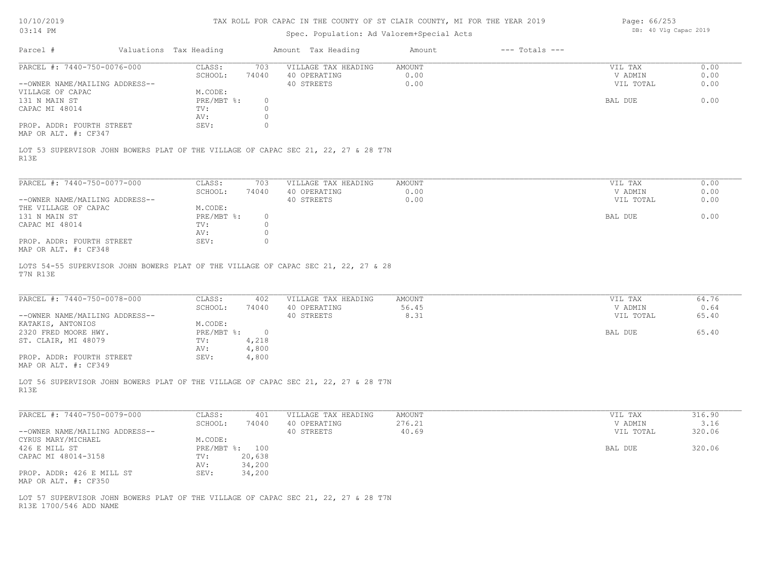# TAX ROLL FOR CAPAC IN THE COUNTY OF ST CLAIR COUNTY, MI FOR THE YEAR 2019

Spec. Population: Ad Valorem+Special Acts

10/10/2019
03:14 PM

DB: 40 Vlg Capac 2019

| Parcel # | Valuations | Tax Heading | Amount | Tax Heading | Amount | --- Totals --- |
|---|---|---|---|---|---|---|

---

PARCEL #: 7440-750-0076-000

| | | | | |
|---|---|---|---|---|
| CLASS: 703 | VILLAGE TAX HEADING | AMOUNT | VIL TAX | 0.00 |
| SCHOOL: 74040 | 40 OPERATING | 0.00 | V ADMIN | 0.00 |
| M.CODE: | 40 STREETS | 0.00 | VIL TOTAL | 0.00 |
| PRE/MBT %: 0 | | | BAL DUE | 0.00 |
| TV: 0 | | | | |
| AV: 0 | | | | |
| SEV: 0 | | | | |

--OWNER NAME/MAILING ADDRESS--
VILLAGE OF CAPAC
131 N MAIN ST
CAPAC MI 48014

PROP. ADDR: FOURTH STREET
MAP OR ALT. #: CF347

LOT 53 SUPERVISOR JOHN BOWERS PLAT OF THE VILLAGE OF CAPAC SEC 21, 22, 27 & 28 T7N R13E

---

PARCEL #: 7440-750-0077-000

| | | | | |
|---|---|---|---|---|
| CLASS: 703 | VILLAGE TAX HEADING | AMOUNT | VIL TAX | 0.00 |
| SCHOOL: 74040 | 40 OPERATING | 0.00 | V ADMIN | 0.00 |
| M.CODE: | 40 STREETS | 0.00 | VIL TOTAL | 0.00 |
| PRE/MBT %: 0 | | | BAL DUE | 0.00 |
| TV: 0 | | | | |
| AV: 0 | | | | |
| SEV: 0 | | | | |

--OWNER NAME/MAILING ADDRESS--
THE VILLAGE OF CAPAC
131 N MAIN ST
CAPAC MI 48014

PROP. ADDR: FOURTH STREET
MAP OR ALT. #: CF348

LOTS 54-55 SUPERVISOR JOHN BOWERS PLAT OF THE VILLAGE OF CAPAC SEC 21, 22, 27 & 28 T7N R13E

---

PARCEL #: 7440-750-0078-000

| | | | | |
|---|---|---|---|---|
| CLASS: 402 | VILLAGE TAX HEADING | AMOUNT | VIL TAX | 64.76 |
| SCHOOL: 74040 | 40 OPERATING | 56.45 | V ADMIN | 0.64 |
| M.CODE: | 40 STREETS | 8.31 | VIL TOTAL | 65.40 |
| PRE/MBT %: 0 | | | BAL DUE | 65.40 |
| TV: 4,218 | | | | |
| AV: 4,800 | | | | |
| SEV: 4,800 | | | | |

--OWNER NAME/MAILING ADDRESS--
KATAKIS, ANTONIOS
2320 FRED MOORE HWY.
ST. CLAIR, MI 48079

PROP. ADDR: FOURTH STREET
MAP OR ALT. #: CF349

LOT 56 SUPERVISOR JOHN BOWERS PLAT OF THE VILLAGE OF CAPAC SEC 21, 22, 27 & 28 T7N R13E

---

PARCEL #: 7440-750-0079-000

| | | | | |
|---|---|---|---|---|
| CLASS: 401 | VILLAGE TAX HEADING | AMOUNT | VIL TAX | 316.90 |
| SCHOOL: 74040 | 40 OPERATING | 276.21 | V ADMIN | 3.16 |
| M.CODE: | 40 STREETS | 40.69 | VIL TOTAL | 320.06 |
| PRE/MBT %: 100 | | | BAL DUE | 320.06 |
| TV: 20,638 | | | | |
| AV: 34,200 | | | | |
| SEV: 34,200 | | | | |

--OWNER NAME/MAILING ADDRESS--
CYRUS MARY/MICHAEL
426 E MILL ST
CAPAC MI 48014-3158

PROP. ADDR: 426 E MILL ST
MAP OR ALT. #: CF350

LOT 57 SUPERVISOR JOHN BOWERS PLAT OF THE VILLAGE OF CAPAC SEC 21, 22, 27 & 28 T7N R13E 1700/546 ADD NAME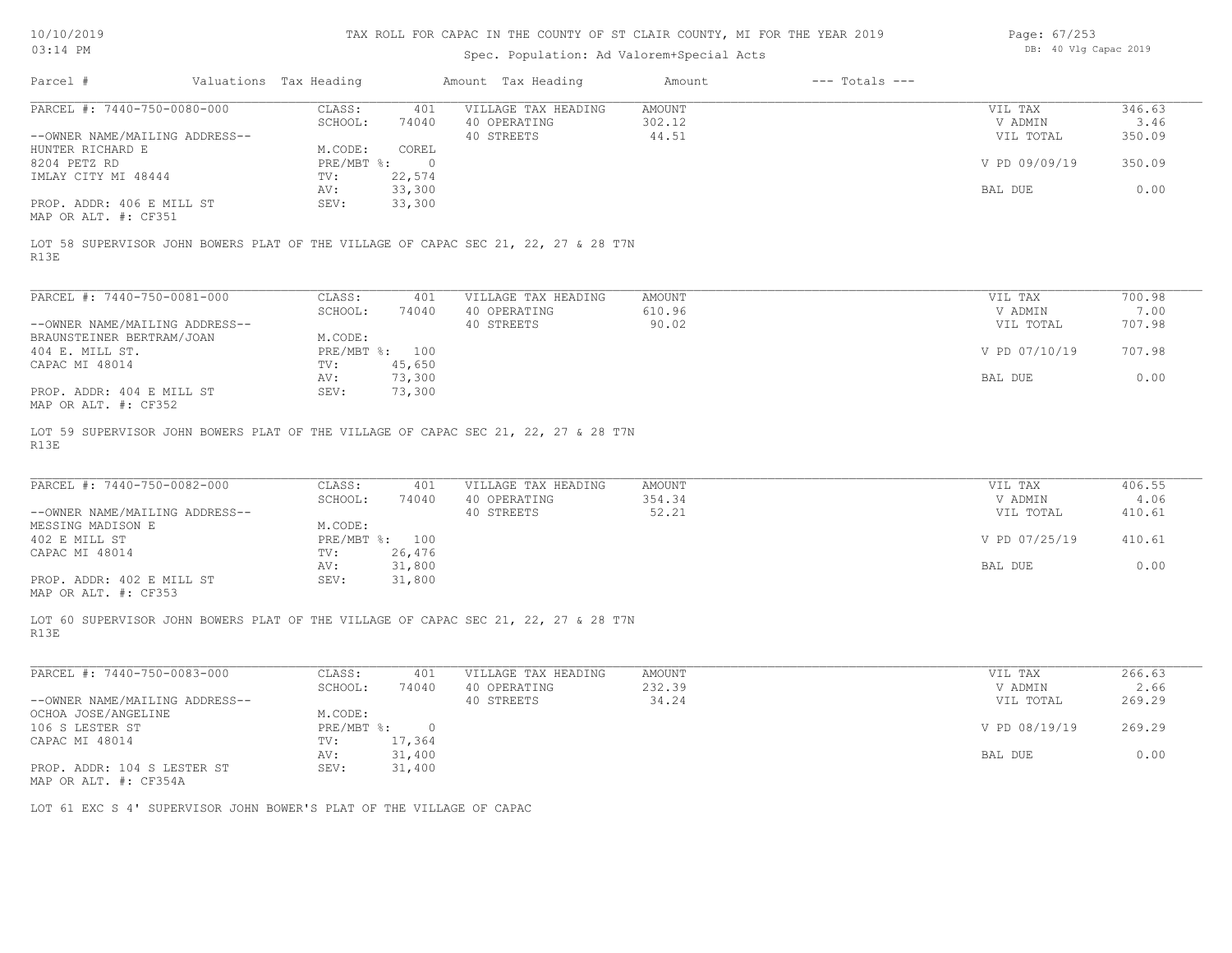# TAX ROLL FOR CAPAC IN THE COUNTY OF ST CLAIR COUNTY, MI FOR THE YEAR 2019

Spec. Population: Ad Valorem+Special Acts

DB: 40 Vlg Capac 2019

| Parcel # | Valuations | Tax Heading | Amount | Tax Heading | Amount | --- Totals --- | |
|---|---|---|---|---|---|---|---|
| PARCEL #: 7440-750-0080-000 | CLASS: | 401 | VILLAGE TAX HEADING | AMOUNT | | VIL TAX | 346.63 |
| | SCHOOL: | 74040 | 40 OPERATING | 302.12 | | V ADMIN | 3.46 |
| --OWNER NAME/MAILING ADDRESS-- | | | 40 STREETS | 44.51 | | VIL TOTAL | 350.09 |
| HUNTER RICHARD E | M.CODE: | COREL | | | | | |
| 8204 PETZ RD | PRE/MBT %: | 0 | | | | V PD 09/09/19 | 350.09 |
| IMLAY CITY MI 48444 | TV: | 22,574 | | | | | |
| | AV: | 33,300 | | | | BAL DUE | 0.00 |
| PROP. ADDR: 406 E MILL ST | SEV: | 33,300 | | | | | |
| MAP OR ALT. #: CF351 | | | | | | | |

LOT 58 SUPERVISOR JOHN BOWERS PLAT OF THE VILLAGE OF CAPAC SEC 21, 22, 27 & 28 T7N R13E

| Parcel # | Valuations | Tax Heading | Amount | Tax Heading | Amount | --- Totals --- | |
|---|---|---|---|---|---|---|---|
| PARCEL #: 7440-750-0081-000 | CLASS: | 401 | VILLAGE TAX HEADING | AMOUNT | | VIL TAX | 700.98 |
| | SCHOOL: | 74040 | 40 OPERATING | 610.96 | | V ADMIN | 7.00 |
| --OWNER NAME/MAILING ADDRESS-- | | | 40 STREETS | 90.02 | | VIL TOTAL | 707.98 |
| BRAUNSTEINER BERTRAM/JOAN | M.CODE: | | | | | | |
| 404 E. MILL ST. | PRE/MBT %: | 100 | | | | V PD 07/10/19 | 707.98 |
| CAPAC MI 48014 | TV: | 45,650 | | | | | |
| | AV: | 73,300 | | | | BAL DUE | 0.00 |
| PROP. ADDR: 404 E MILL ST | SEV: | 73,300 | | | | | |
| MAP OR ALT. #: CF352 | | | | | | | |

LOT 59 SUPERVISOR JOHN BOWERS PLAT OF THE VILLAGE OF CAPAC SEC 21, 22, 27 & 28 T7N R13E

| Parcel # | Valuations | Tax Heading | Amount | Tax Heading | Amount | --- Totals --- | |
|---|---|---|---|---|---|---|---|
| PARCEL #: 7440-750-0082-000 | CLASS: | 401 | VILLAGE TAX HEADING | AMOUNT | | VIL TAX | 406.55 |
| | SCHOOL: | 74040 | 40 OPERATING | 354.34 | | V ADMIN | 4.06 |
| --OWNER NAME/MAILING ADDRESS-- | | | 40 STREETS | 52.21 | | VIL TOTAL | 410.61 |
| MESSING MADISON E | M.CODE: | | | | | | |
| 402 E MILL ST | PRE/MBT %: | 100 | | | | V PD 07/25/19 | 410.61 |
| CAPAC MI 48014 | TV: | 26,476 | | | | | |
| | AV: | 31,800 | | | | BAL DUE | 0.00 |
| PROP. ADDR: 402 E MILL ST | SEV: | 31,800 | | | | | |
| MAP OR ALT. #: CF353 | | | | | | | |

LOT 60 SUPERVISOR JOHN BOWERS PLAT OF THE VILLAGE OF CAPAC SEC 21, 22, 27 & 28 T7N R13E

| Parcel # | Valuations | Tax Heading | Amount | Tax Heading | Amount | --- Totals --- | |
|---|---|---|---|---|---|---|---|
| PARCEL #: 7440-750-0083-000 | CLASS: | 401 | VILLAGE TAX HEADING | AMOUNT | | VIL TAX | 266.63 |
| | SCHOOL: | 74040 | 40 OPERATING | 232.39 | | V ADMIN | 2.66 |
| --OWNER NAME/MAILING ADDRESS-- | | | 40 STREETS | 34.24 | | VIL TOTAL | 269.29 |
| OCHOA JOSE/ANGELINE | M.CODE: | | | | | | |
| 106 S LESTER ST | PRE/MBT %: | 0 | | | | V PD 08/19/19 | 269.29 |
| CAPAC MI 48014 | TV: | 17,364 | | | | | |
| | AV: | 31,400 | | | | BAL DUE | 0.00 |
| PROP. ADDR: 104 S LESTER ST | SEV: | 31,400 | | | | | |
| MAP OR ALT. #: CF354A | | | | | | | |

LOT 61 EXC S 4' SUPERVISOR JOHN BOWER'S PLAT OF THE VILLAGE OF CAPAC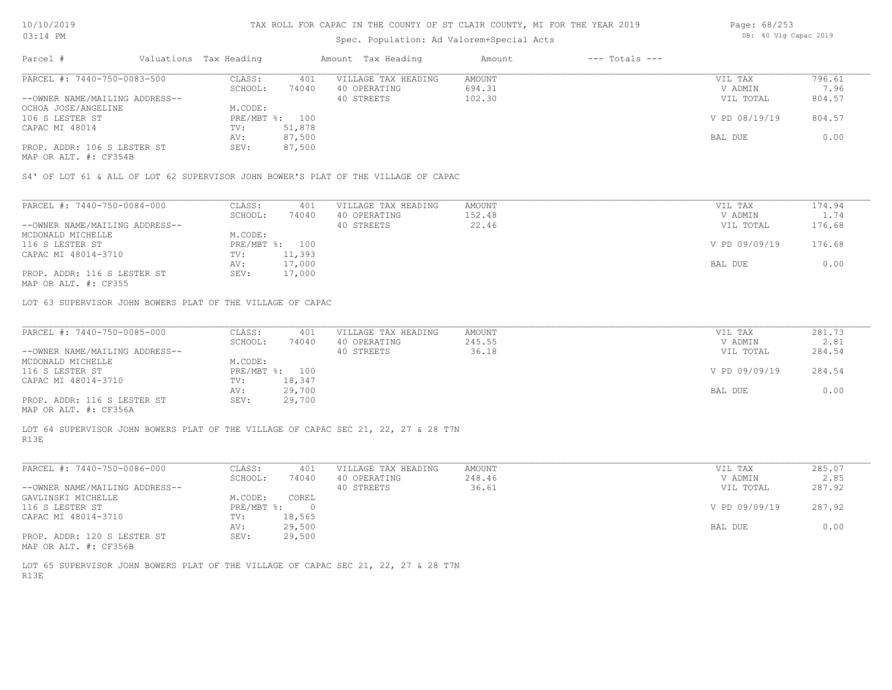# TAX ROLL FOR CAPAC IN THE COUNTY OF ST CLAIR COUNTY, MI FOR THE YEAR 2019

Spec. Population: Ad Valorem+Special Acts

| Parcel # | Valuations | Tax Heading | Amount | Tax Heading | Amount | --- Totals --- | |
|---|---|---|---|---|---|---|---|
| PARCEL #: 7440-750-0083-500 | CLASS: | 401 | VILLAGE TAX HEADING | AMOUNT | | VIL TAX | 796.61 |
| | SCHOOL: | 74040 | 40 OPERATING | 694.31 | | V ADMIN | 7.96 |
| --OWNER NAME/MAILING ADDRESS-- | | | 40 STREETS | 102.30 | | VIL TOTAL | 804.57 |
| OCHOA JOSE/ANGELINE | M.CODE: | | | | | | |
| 106 S LESTER ST | PRE/MBT %: | 100 | | | | V PD 08/19/19 | 804.57 |
| CAPAC MI 48014 | TV: | 51,878 | | | | | |
| | AV: | 87,500 | | | | BAL DUE | 0.00 |
| PROP. ADDR: 106 S LESTER ST | SEV: | 87,500 | | | | | |
| MAP OR ALT. #: CF354B | | | | | | | |

S4' OF LOT 61 & ALL OF LOT 62 SUPERVISOR JOHN BOWER'S PLAT OF THE VILLAGE OF CAPAC

| Parcel # | Valuations | Tax Heading | Amount | Tax Heading | Amount | --- Totals --- | |
|---|---|---|---|---|---|---|---|
| PARCEL #: 7440-750-0084-000 | CLASS: | 401 | VILLAGE TAX HEADING | AMOUNT | | VIL TAX | 174.94 |
| | SCHOOL: | 74040 | 40 OPERATING | 152.48 | | V ADMIN | 1.74 |
| --OWNER NAME/MAILING ADDRESS-- | | | 40 STREETS | 22.46 | | VIL TOTAL | 176.68 |
| MCDONALD MICHELLE | M.CODE: | | | | | | |
| 116 S LESTER ST | PRE/MBT %: | 100 | | | | V PD 09/09/19 | 176.68 |
| CAPAC MI 48014-3710 | TV: | 11,393 | | | | | |
| | AV: | 17,000 | | | | BAL DUE | 0.00 |
| PROP. ADDR: 116 S LESTER ST | SEV: | 17,000 | | | | | |
| MAP OR ALT. #: CF355 | | | | | | | |

LOT 63 SUPERVISOR JOHN BOWERS PLAT OF THE VILLAGE OF CAPAC

| Parcel # | Valuations | Tax Heading | Amount | Tax Heading | Amount | --- Totals --- | |
|---|---|---|---|---|---|---|---|
| PARCEL #: 7440-750-0085-000 | CLASS: | 401 | VILLAGE TAX HEADING | AMOUNT | | VIL TAX | 281.73 |
| | SCHOOL: | 74040 | 40 OPERATING | 245.55 | | V ADMIN | 2.81 |
| --OWNER NAME/MAILING ADDRESS-- | | | 40 STREETS | 36.18 | | VIL TOTAL | 284.54 |
| MCDONALD MICHELLE | M.CODE: | | | | | | |
| 116 S LESTER ST | PRE/MBT %: | 100 | | | | V PD 09/09/19 | 284.54 |
| CAPAC MI 48014-3710 | TV: | 18,347 | | | | | |
| | AV: | 29,700 | | | | BAL DUE | 0.00 |
| PROP. ADDR: 116 S LESTER ST | SEV: | 29,700 | | | | | |
| MAP OR ALT. #: CF356A | | | | | | | |

LOT 64 SUPERVISOR JOHN BOWERS PLAT OF THE VILLAGE OF CAPAC SEC 21, 22, 27 & 28 T7N R13E

| Parcel # | Valuations | Tax Heading | Amount | Tax Heading | Amount | --- Totals --- | |
|---|---|---|---|---|---|---|---|
| PARCEL #: 7440-750-0086-000 | CLASS: | 401 | VILLAGE TAX HEADING | AMOUNT | | VIL TAX | 285.07 |
| | SCHOOL: | 74040 | 40 OPERATING | 248.46 | | V ADMIN | 2.85 |
| --OWNER NAME/MAILING ADDRESS-- | | | 40 STREETS | 36.61 | | VIL TOTAL | 287.92 |
| GAVLINSKI MICHELLE | M.CODE: | COREL | | | | | |
| 116 S LESTER ST | PRE/MBT %: | 0 | | | | V PD 09/09/19 | 287.92 |
| CAPAC MI 48014-3710 | TV: | 18,565 | | | | | |
| | AV: | 29,500 | | | | BAL DUE | 0.00 |
| PROP. ADDR: 120 S LESTER ST | SEV: | 29,500 | | | | | |
| MAP OR ALT. #: CF356B | | | | | | | |

LOT 65 SUPERVISOR JOHN BOWERS PLAT OF THE VILLAGE OF CAPAC SEC 21, 22, 27 & 28 T7N R13E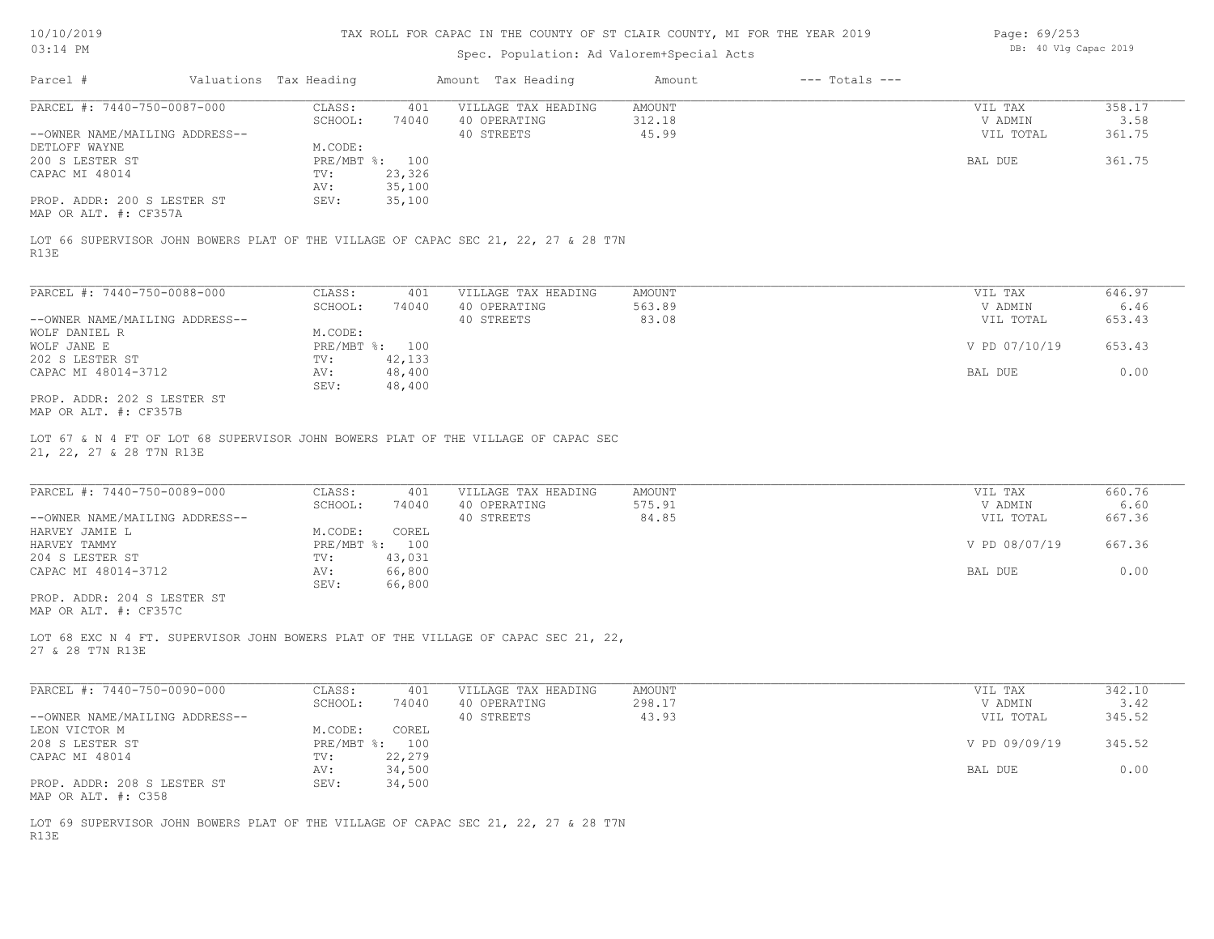# TAX ROLL FOR CAPAC IN THE COUNTY OF ST CLAIR COUNTY, MI FOR THE YEAR 2019

Spec. Population: Ad Valorem+Special Acts

DB: 40 Vlg Capac 2019

| Parcel # | Valuations | Tax Heading | Amount | Tax Heading | Amount | --- Totals --- | |
|---|---|---|---|---|---|---|---|

---

**PARCEL #: 7440-750-0087-000**

| | | | | | |
|---|---|---|---|---|---|
| CLASS: | 401 | VILLAGE TAX HEADING | AMOUNT | VIL TAX | 358.17 |
| SCHOOL: | 74040 | 40 OPERATING | 312.18 | V ADMIN | 3.58 |
| | | 40 STREETS | 45.99 | VIL TOTAL | 361.75 |
| M.CODE: | | | | | |
| PRE/MBT %: | 100 | | | BAL DUE | 361.75 |
| TV: | 23,326 | | | | |
| AV: | 35,100 | | | | |
| SEV: | 35,100 | | | | |

--OWNER NAME/MAILING ADDRESS--
DETLOFF WAYNE
200 S LESTER ST
CAPAC MI 48014

PROP. ADDR: 200 S LESTER ST
MAP OR ALT. #: CF357A

LOT 66 SUPERVISOR JOHN BOWERS PLAT OF THE VILLAGE OF CAPAC SEC 21, 22, 27 & 28 T7N R13E

---

**PARCEL #: 7440-750-0088-000**

| | | | | | |
|---|---|---|---|---|---|
| CLASS: | 401 | VILLAGE TAX HEADING | AMOUNT | VIL TAX | 646.97 |
| SCHOOL: | 74040 | 40 OPERATING | 563.89 | V ADMIN | 6.46 |
| | | 40 STREETS | 83.08 | VIL TOTAL | 653.43 |
| M.CODE: | | | | | |
| PRE/MBT %: | 100 | | | V PD 07/10/19 | 653.43 |
| TV: | 42,133 | | | | |
| AV: | 48,400 | | | BAL DUE | 0.00 |
| SEV: | 48,400 | | | | |

--OWNER NAME/MAILING ADDRESS--
WOLF DANIEL R
WOLF JANE E
202 S LESTER ST
CAPAC MI 48014-3712

PROP. ADDR: 202 S LESTER ST
MAP OR ALT. #: CF357B

LOT 67 & N 4 FT OF LOT 68 SUPERVISOR JOHN BOWERS PLAT OF THE VILLAGE OF CAPAC SEC 21, 22, 27 & 28 T7N R13E

---

**PARCEL #: 7440-750-0089-000**

| | | | | | |
|---|---|---|---|---|---|
| CLASS: | 401 | VILLAGE TAX HEADING | AMOUNT | VIL TAX | 660.76 |
| SCHOOL: | 74040 | 40 OPERATING | 575.91 | V ADMIN | 6.60 |
| | | 40 STREETS | 84.85 | VIL TOTAL | 667.36 |
| M.CODE: | COREL | | | | |
| PRE/MBT %: | 100 | | | V PD 08/07/19 | 667.36 |
| TV: | 43,031 | | | | |
| AV: | 66,800 | | | BAL DUE | 0.00 |
| SEV: | 66,800 | | | | |

--OWNER NAME/MAILING ADDRESS--
HARVEY JAMIE L
HARVEY TAMMY
204 S LESTER ST
CAPAC MI 48014-3712

PROP. ADDR: 204 S LESTER ST
MAP OR ALT. #: CF357C

LOT 68 EXC N 4 FT. SUPERVISOR JOHN BOWERS PLAT OF THE VILLAGE OF CAPAC SEC 21, 22, 27 & 28 T7N R13E

---

**PARCEL #: 7440-750-0090-000**

| | | | | | |
|---|---|---|---|---|---|
| CLASS: | 401 | VILLAGE TAX HEADING | AMOUNT | VIL TAX | 342.10 |
| SCHOOL: | 74040 | 40 OPERATING | 298.17 | V ADMIN | 3.42 |
| | | 40 STREETS | 43.93 | VIL TOTAL | 345.52 |
| M.CODE: | COREL | | | | |
| PRE/MBT %: | 100 | | | V PD 09/09/19 | 345.52 |
| TV: | 22,279 | | | | |
| AV: | 34,500 | | | BAL DUE | 0.00 |
| SEV: | 34,500 | | | | |

--OWNER NAME/MAILING ADDRESS--
LEON VICTOR M
208 S LESTER ST
CAPAC MI 48014

PROP. ADDR: 208 S LESTER ST
MAP OR ALT. #: C358

LOT 69 SUPERVISOR JOHN BOWERS PLAT OF THE VILLAGE OF CAPAC SEC 21, 22, 27 & 28 T7N R13E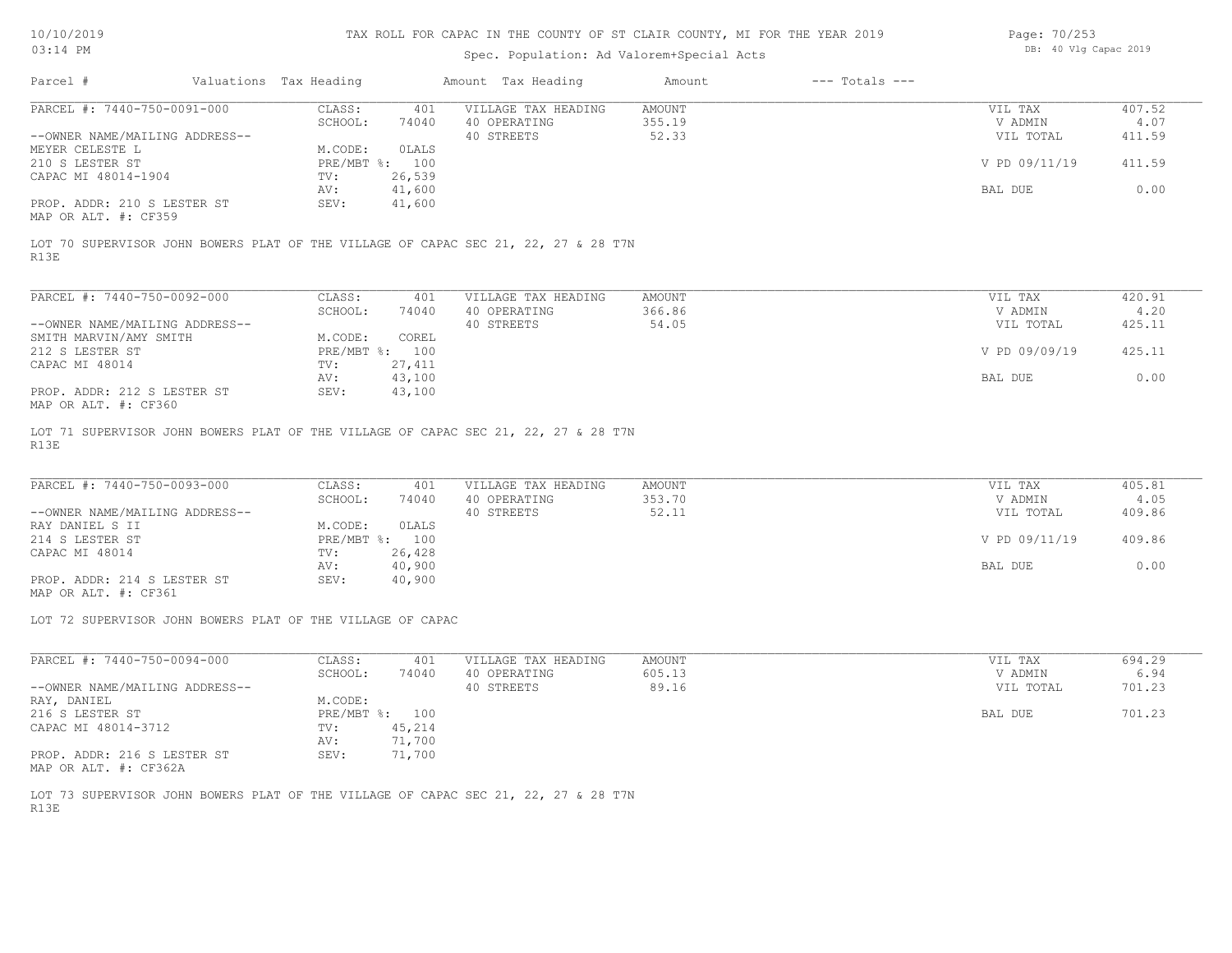# TAX ROLL FOR CAPAC IN THE COUNTY OF ST CLAIR COUNTY, MI FOR THE YEAR 2019

Spec. Population: Ad Valorem+Special Acts

DB: 40 Vlg Capac 2019

| Parcel # | Valuations | Tax Heading | Amount | Tax Heading | Amount | --- Totals --- | |
|---|---|---|---|---|---|---|---|

---

**PARCEL #: 7440-750-0091-000**

| | | | | | |
|---|---|---|---|---|---|
| CLASS: | 401 | VILLAGE TAX HEADING | AMOUNT | VIL TAX | 407.52 |
| SCHOOL: | 74040 | 40 OPERATING | 355.19 | V ADMIN | 4.07 |
| | | 40 STREETS | 52.33 | VIL TOTAL | 411.59 |
| M.CODE: | 0LALS | | | | |
| PRE/MBT %: | 100 | | | V PD 09/11/19 | 411.59 |
| TV: | 26,539 | | | | |
| AV: | 41,600 | | | BAL DUE | 0.00 |
| SEV: | 41,600 | | | | |

--OWNER NAME/MAILING ADDRESS--
MEYER CELESTE L
210 S LESTER ST
CAPAC MI 48014-1904

PROP. ADDR: 210 S LESTER ST
MAP OR ALT. #: CF359

LOT 70 SUPERVISOR JOHN BOWERS PLAT OF THE VILLAGE OF CAPAC SEC 21, 22, 27 & 28 T7N R13E

---

**PARCEL #: 7440-750-0092-000**

| | | | | | |
|---|---|---|---|---|---|
| CLASS: | 401 | VILLAGE TAX HEADING | AMOUNT | VIL TAX | 420.91 |
| SCHOOL: | 74040 | 40 OPERATING | 366.86 | V ADMIN | 4.20 |
| | | 40 STREETS | 54.05 | VIL TOTAL | 425.11 |
| M.CODE: | COREL | | | | |
| PRE/MBT %: | 100 | | | V PD 09/09/19 | 425.11 |
| TV: | 27,411 | | | | |
| AV: | 43,100 | | | BAL DUE | 0.00 |
| SEV: | 43,100 | | | | |

--OWNER NAME/MAILING ADDRESS--
SMITH MARVIN/AMY SMITH
212 S LESTER ST
CAPAC MI 48014

PROP. ADDR: 212 S LESTER ST
MAP OR ALT. #: CF360

LOT 71 SUPERVISOR JOHN BOWERS PLAT OF THE VILLAGE OF CAPAC SEC 21, 22, 27 & 28 T7N R13E

---

**PARCEL #: 7440-750-0093-000**

| | | | | | |
|---|---|---|---|---|---|
| CLASS: | 401 | VILLAGE TAX HEADING | AMOUNT | VIL TAX | 405.81 |
| SCHOOL: | 74040 | 40 OPERATING | 353.70 | V ADMIN | 4.05 |
| | | 40 STREETS | 52.11 | VIL TOTAL | 409.86 |
| M.CODE: | 0LALS | | | | |
| PRE/MBT %: | 100 | | | V PD 09/11/19 | 409.86 |
| TV: | 26,428 | | | | |
| AV: | 40,900 | | | BAL DUE | 0.00 |
| SEV: | 40,900 | | | | |

--OWNER NAME/MAILING ADDRESS--
RAY DANIEL S II
214 S LESTER ST
CAPAC MI 48014

PROP. ADDR: 214 S LESTER ST
MAP OR ALT. #: CF361

LOT 72 SUPERVISOR JOHN BOWERS PLAT OF THE VILLAGE OF CAPAC

---

**PARCEL #: 7440-750-0094-000**

| | | | | | |
|---|---|---|---|---|---|
| CLASS: | 401 | VILLAGE TAX HEADING | AMOUNT | VIL TAX | 694.29 |
| SCHOOL: | 74040 | 40 OPERATING | 605.13 | V ADMIN | 6.94 |
| | | 40 STREETS | 89.16 | VIL TOTAL | 701.23 |
| M.CODE: | | | | | |
| PRE/MBT %: | 100 | | | BAL DUE | 701.23 |
| TV: | 45,214 | | | | |
| AV: | 71,700 | | | | |
| SEV: | 71,700 | | | | |

--OWNER NAME/MAILING ADDRESS--
RAY, DANIEL
216 S LESTER ST
CAPAC MI 48014-3712

PROP. ADDR: 216 S LESTER ST
MAP OR ALT. #: CF362A

LOT 73 SUPERVISOR JOHN BOWERS PLAT OF THE VILLAGE OF CAPAC SEC 21, 22, 27 & 28 T7N R13E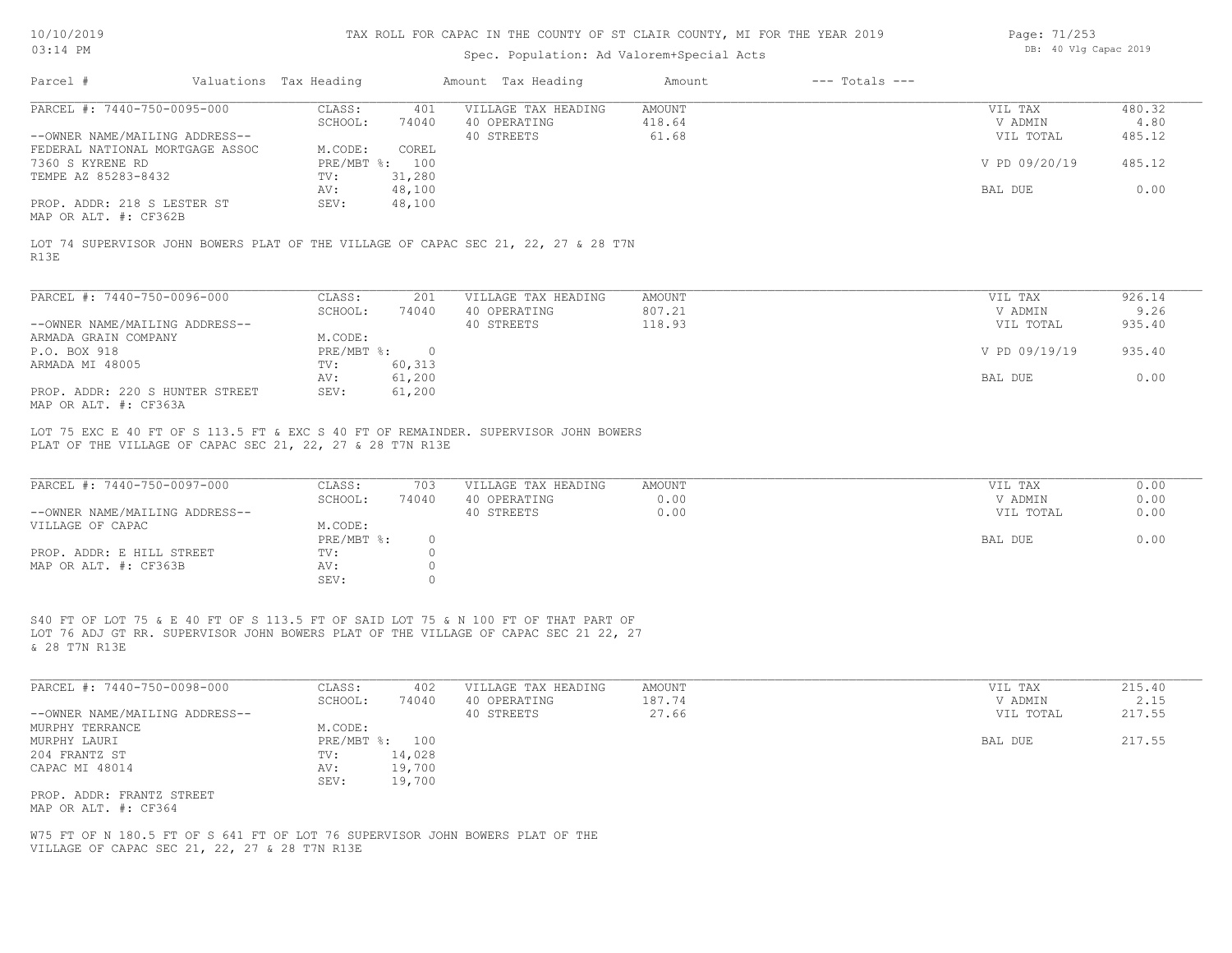# TAX ROLL FOR CAPAC IN THE COUNTY OF ST CLAIR COUNTY, MI FOR THE YEAR 2019

Spec. Population: Ad Valorem+Special Acts

DB: 40 Vlg Capac 2019

| Parcel # | Valuations | Tax Heading | Amount | Tax Heading | Amount | --- Totals --- | |
|---|---|---|---|---|---|---|---|

---

**PARCEL #: 7440-750-0095-000**

| | | | | | |
|---|---|---|---|---|---|
| CLASS: | 401 | VILLAGE TAX HEADING | AMOUNT | VIL TAX | 480.32 |
| SCHOOL: | 74040 | 40 OPERATING | 418.64 | V ADMIN | 4.80 |
| | | 40 STREETS | 61.68 | VIL TOTAL | 485.12 |
| M.CODE: | COREL | | | | |
| PRE/MBT %: | 100 | | | V PD 09/20/19 | 485.12 |
| TV: | 31,280 | | | | |
| AV: | 48,100 | | | BAL DUE | 0.00 |
| SEV: | 48,100 | | | | |

--OWNER NAME/MAILING ADDRESS--
FEDERAL NATIONAL MORTGAGE ASSOC
7360 S KYRENE RD
TEMPE AZ 85283-8432

PROP. ADDR: 218 S LESTER ST
MAP OR ALT. #: CF362B

LOT 74 SUPERVISOR JOHN BOWERS PLAT OF THE VILLAGE OF CAPAC SEC 21, 22, 27 & 28 T7N R13E

---

**PARCEL #: 7440-750-0096-000**

| | | | | | |
|---|---|---|---|---|---|
| CLASS: | 201 | VILLAGE TAX HEADING | AMOUNT | VIL TAX | 926.14 |
| SCHOOL: | 74040 | 40 OPERATING | 807.21 | V ADMIN | 9.26 |
| | | 40 STREETS | 118.93 | VIL TOTAL | 935.40 |
| M.CODE: | | | | | |
| PRE/MBT %: | 0 | | | V PD 09/19/19 | 935.40 |
| TV: | 60,313 | | | | |
| AV: | 61,200 | | | BAL DUE | 0.00 |
| SEV: | 61,200 | | | | |

--OWNER NAME/MAILING ADDRESS--
ARMADA GRAIN COMPANY
P.O. BOX 918
ARMADA MI 48005

PROP. ADDR: 220 S HUNTER STREET
MAP OR ALT. #: CF363A

LOT 75 EXC E 40 FT OF S 113.5 FT & EXC S 40 FT OF REMAINDER. SUPERVISOR JOHN BOWERS PLAT OF THE VILLAGE OF CAPAC SEC 21, 22, 27 & 28 T7N R13E

---

**PARCEL #: 7440-750-0097-000**

| | | | | | |
|---|---|---|---|---|---|
| CLASS: | 703 | VILLAGE TAX HEADING | AMOUNT | VIL TAX | 0.00 |
| SCHOOL: | 74040 | 40 OPERATING | 0.00 | V ADMIN | 0.00 |
| | | 40 STREETS | 0.00 | VIL TOTAL | 0.00 |
| M.CODE: | | | | | |
| PRE/MBT %: | 0 | | | BAL DUE | 0.00 |
| TV: | 0 | | | | |
| AV: | 0 | | | | |
| SEV: | 0 | | | | |

--OWNER NAME/MAILING ADDRESS--
VILLAGE OF CAPAC

PROP. ADDR: E HILL STREET
MAP OR ALT. #: CF363B

S40 FT OF LOT 75 & E 40 FT OF S 113.5 FT OF SAID LOT 75 & N 100 FT OF THAT PART OF LOT 76 ADJ GT RR. SUPERVISOR JOHN BOWERS PLAT OF THE VILLAGE OF CAPAC SEC 21 22, 27 & 28 T7N R13E

---

**PARCEL #: 7440-750-0098-000**

| | | | | | |
|---|---|---|---|---|---|
| CLASS: | 402 | VILLAGE TAX HEADING | AMOUNT | VIL TAX | 215.40 |
| SCHOOL: | 74040 | 40 OPERATING | 187.74 | V ADMIN | 2.15 |
| | | 40 STREETS | 27.66 | VIL TOTAL | 217.55 |
| M.CODE: | | | | | |
| PRE/MBT %: | 100 | | | BAL DUE | 217.55 |
| TV: | 14,028 | | | | |
| AV: | 19,700 | | | | |
| SEV: | 19,700 | | | | |

--OWNER NAME/MAILING ADDRESS--
MURPHY TERRANCE
MURPHY LAURI
204 FRANTZ ST
CAPAC MI 48014

PROP. ADDR: FRANTZ STREET
MAP OR ALT. #: CF364

W75 FT OF N 180.5 FT OF S 641 FT OF LOT 76 SUPERVISOR JOHN BOWERS PLAT OF THE VILLAGE OF CAPAC SEC 21, 22, 27 & 28 T7N R13E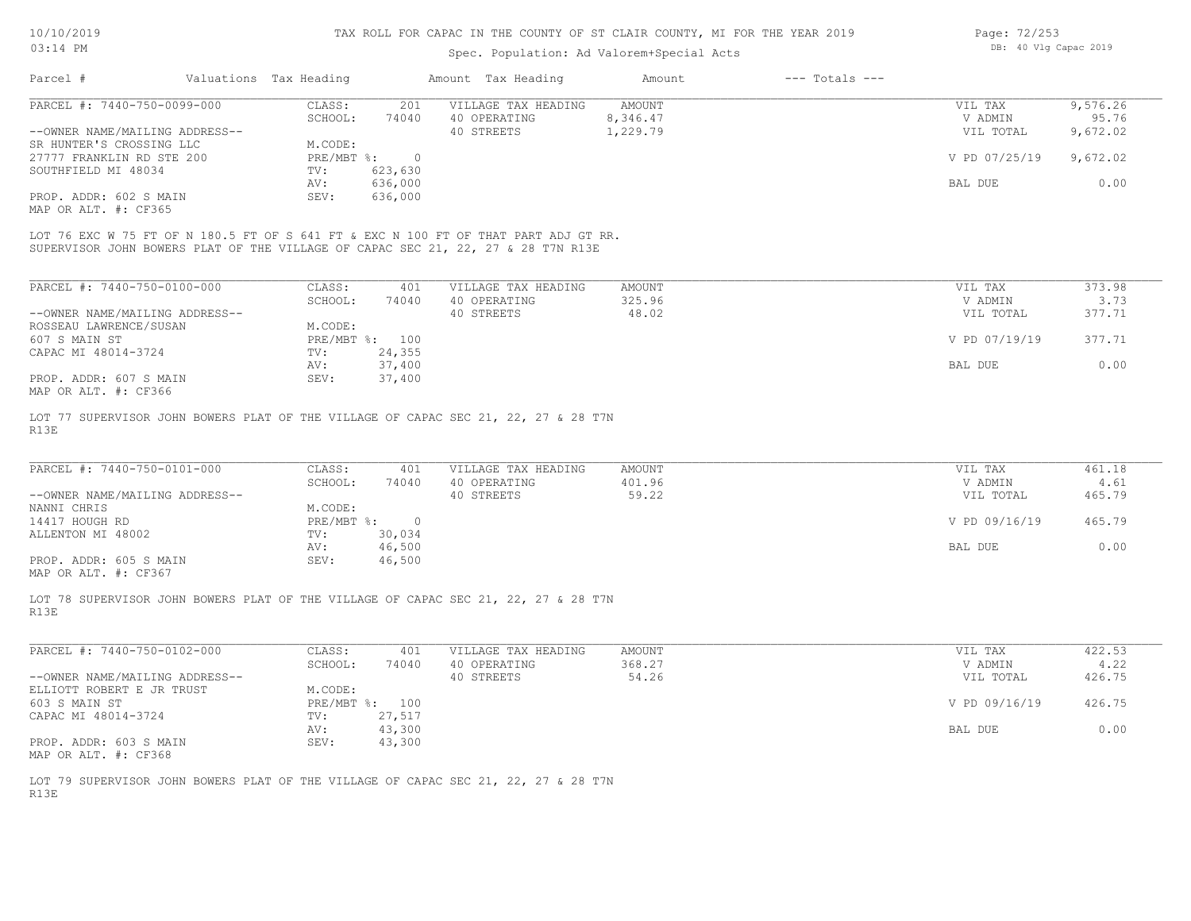# TAX ROLL FOR CAPAC IN THE COUNTY OF ST CLAIR COUNTY, MI FOR THE YEAR 2019

Spec. Population: Ad Valorem+Special Acts

10/10/2019 03:14 PM — DB: 40 Vlg Capac 2019

| Parcel # | Valuations | Tax Heading | Amount | Tax Heading | Amount | --- Totals --- | |
|---|---|---|---|---|---|---|---|
| PARCEL #: 7440-750-0099-000 | CLASS: | 201 | VILLAGE TAX HEADING | AMOUNT | | VIL TAX | 9,576.26 |
| | SCHOOL: | 74040 | 40 OPERATING | 8,346.47 | | V ADMIN | 95.76 |
| --OWNER NAME/MAILING ADDRESS-- | | | 40 STREETS | 1,229.79 | | VIL TOTAL | 9,672.02 |
| SR HUNTER'S CROSSING LLC | M.CODE: | | | | | | |
| 27777 FRANKLIN RD STE 200 | PRE/MBT %: | 0 | | | | V PD 07/25/19 | 9,672.02 |
| SOUTHFIELD MI 48034 | TV: | 623,630 | | | | | |
| | AV: | 636,000 | | | | BAL DUE | 0.00 |
| PROP. ADDR: 602 S MAIN | SEV: | 636,000 | | | | | |
| MAP OR ALT. #: CF365 | | | | | | | |

LOT 76 EXC W 75 FT OF N 180.5 FT OF S 641 FT & EXC N 100 FT OF THAT PART ADJ GT RR.
SUPERVISOR JOHN BOWERS PLAT OF THE VILLAGE OF CAPAC SEC 21, 22, 27 & 28 T7N R13E

| Parcel # | Valuations | Tax Heading | Amount | Tax Heading | Amount | --- Totals --- | |
|---|---|---|---|---|---|---|---|
| PARCEL #: 7440-750-0100-000 | CLASS: | 401 | VILLAGE TAX HEADING | AMOUNT | | VIL TAX | 373.98 |
| | SCHOOL: | 74040 | 40 OPERATING | 325.96 | | V ADMIN | 3.73 |
| --OWNER NAME/MAILING ADDRESS-- | | | 40 STREETS | 48.02 | | VIL TOTAL | 377.71 |
| ROSSEAU LAWRENCE/SUSAN | M.CODE: | | | | | | |
| 607 S MAIN ST | PRE/MBT %: | 100 | | | | V PD 07/19/19 | 377.71 |
| CAPAC MI 48014-3724 | TV: | 24,355 | | | | | |
| | AV: | 37,400 | | | | BAL DUE | 0.00 |
| PROP. ADDR: 607 S MAIN | SEV: | 37,400 | | | | | |
| MAP OR ALT. #: CF366 | | | | | | | |

LOT 77 SUPERVISOR JOHN BOWERS PLAT OF THE VILLAGE OF CAPAC SEC 21, 22, 27 & 28 T7N R13E

| Parcel # | Valuations | Tax Heading | Amount | Tax Heading | Amount | --- Totals --- | |
|---|---|---|---|---|---|---|---|
| PARCEL #: 7440-750-0101-000 | CLASS: | 401 | VILLAGE TAX HEADING | AMOUNT | | VIL TAX | 461.18 |
| | SCHOOL: | 74040 | 40 OPERATING | 401.96 | | V ADMIN | 4.61 |
| --OWNER NAME/MAILING ADDRESS-- | | | 40 STREETS | 59.22 | | VIL TOTAL | 465.79 |
| NANNI CHRIS | M.CODE: | | | | | | |
| 14417 HOUGH RD | PRE/MBT %: | 0 | | | | V PD 09/16/19 | 465.79 |
| ALLENTON MI 48002 | TV: | 30,034 | | | | | |
| | AV: | 46,500 | | | | BAL DUE | 0.00 |
| PROP. ADDR: 605 S MAIN | SEV: | 46,500 | | | | | |
| MAP OR ALT. #: CF367 | | | | | | | |

LOT 78 SUPERVISOR JOHN BOWERS PLAT OF THE VILLAGE OF CAPAC SEC 21, 22, 27 & 28 T7N R13E

| Parcel # | Valuations | Tax Heading | Amount | Tax Heading | Amount | --- Totals --- | |
|---|---|---|---|---|---|---|---|
| PARCEL #: 7440-750-0102-000 | CLASS: | 401 | VILLAGE TAX HEADING | AMOUNT | | VIL TAX | 422.53 |
| | SCHOOL: | 74040 | 40 OPERATING | 368.27 | | V ADMIN | 4.22 |
| --OWNER NAME/MAILING ADDRESS-- | | | 40 STREETS | 54.26 | | VIL TOTAL | 426.75 |
| ELLIOTT ROBERT E JR TRUST | M.CODE: | | | | | | |
| 603 S MAIN ST | PRE/MBT %: | 100 | | | | V PD 09/16/19 | 426.75 |
| CAPAC MI 48014-3724 | TV: | 27,517 | | | | | |
| | AV: | 43,300 | | | | BAL DUE | 0.00 |
| PROP. ADDR: 603 S MAIN | SEV: | 43,300 | | | | | |
| MAP OR ALT. #: CF368 | | | | | | | |

LOT 79 SUPERVISOR JOHN BOWERS PLAT OF THE VILLAGE OF CAPAC SEC 21, 22, 27 & 28 T7N R13E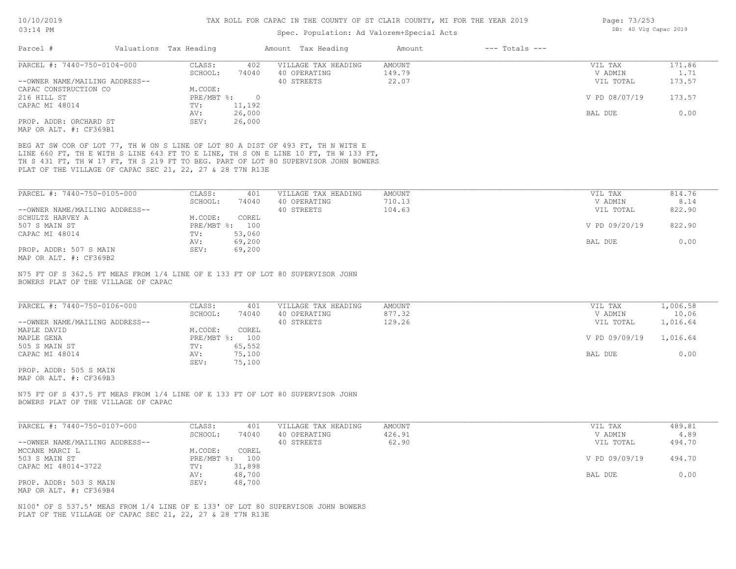# TAX ROLL FOR CAPAC IN THE COUNTY OF ST CLAIR COUNTY, MI FOR THE YEAR 2019

Spec. Population: Ad Valorem+Special Acts

10/10/2019 03:14 PM — DB: 40 Vlg Capac 2019

| Parcel # | Valuations | Tax Heading | Amount | Tax Heading | Amount | --- Totals --- | |
|---|---|---|---|---|---|---|---|

---

**PARCEL #: 7440-750-0104-000**

| | | | | | |
|---|---|---|---|---|---|
| CLASS: | 402 | VILLAGE TAX HEADING | AMOUNT | VIL TAX | 171.86 |
| SCHOOL: | 74040 | 40 OPERATING | 149.79 | V ADMIN | 1.71 |
| | | 40 STREETS | 22.07 | VIL TOTAL | 173.57 |
| M.CODE: | | | | | |
| PRE/MBT %: | 0 | | | V PD 08/07/19 | 173.57 |
| TV: | 11,192 | | | | |
| AV: | 26,000 | | | BAL DUE | 0.00 |
| SEV: | 26,000 | | | | |

--OWNER NAME/MAILING ADDRESS--
CAPAC CONSTRUCTION CO
216 HILL ST
CAPAC MI 48014

PROP. ADDR: ORCHARD ST
MAP OR ALT. #: CF369B1

BEG AT SW COR OF LOT 77, TH W ON S LINE OF LOT 80 A DIST OF 493 FT, TH N WITH E LINE 660 FT, TH E WITH S LINE 643 FT TO E LINE, TH S ON E LINE 10 FT, TH W 133 FT, TH S 431 FT, TH W 17 FT, TH S 219 FT TO BEG. PART OF LOT 80 SUPERVISOR JOHN BOWERS PLAT OF THE VILLAGE OF CAPAC SEC 21, 22, 27 & 28 T7N R13E

---

**PARCEL #: 7440-750-0105-000**

| | | | | | |
|---|---|---|---|---|---|
| CLASS: | 401 | VILLAGE TAX HEADING | AMOUNT | VIL TAX | 814.76 |
| SCHOOL: | 74040 | 40 OPERATING | 710.13 | V ADMIN | 8.14 |
| | | 40 STREETS | 104.63 | VIL TOTAL | 822.90 |
| M.CODE: | COREL | | | | |
| PRE/MBT %: | 100 | | | V PD 09/20/19 | 822.90 |
| TV: | 53,060 | | | | |
| AV: | 69,200 | | | BAL DUE | 0.00 |
| SEV: | 69,200 | | | | |

--OWNER NAME/MAILING ADDRESS--
SCHULTZ HARVEY A
507 S MAIN ST
CAPAC MI 48014

PROP. ADDR: 507 S MAIN
MAP OR ALT. #: CF369B2

N75 FT OF S 362.5 FT MEAS FROM 1/4 LINE OF E 133 FT OF LOT 80 SUPERVISOR JOHN BOWERS PLAT OF THE VILLAGE OF CAPAC

---

**PARCEL #: 7440-750-0106-000**

| | | | | | |
|---|---|---|---|---|---|
| CLASS: | 401 | VILLAGE TAX HEADING | AMOUNT | VIL TAX | 1,006.58 |
| SCHOOL: | 74040 | 40 OPERATING | 877.32 | V ADMIN | 10.06 |
| | | 40 STREETS | 129.26 | VIL TOTAL | 1,016.64 |
| M.CODE: | COREL | | | | |
| PRE/MBT %: | 100 | | | V PD 09/09/19 | 1,016.64 |
| TV: | 65,552 | | | | |
| AV: | 75,100 | | | BAL DUE | 0.00 |
| SEV: | 75,100 | | | | |

--OWNER NAME/MAILING ADDRESS--
MAPLE DAVID
MAPLE GENA
505 S MAIN ST
CAPAC MI 48014

PROP. ADDR: 505 S MAIN
MAP OR ALT. #: CF369B3

N75 FT OF S 437.5 FT MEAS FROM 1/4 LINE OF E 133 FT OF LOT 80 SUPERVISOR JOHN BOWERS PLAT OF THE VILLAGE OF CAPAC

---

**PARCEL #: 7440-750-0107-000**

| | | | | | |
|---|---|---|---|---|---|
| CLASS: | 401 | VILLAGE TAX HEADING | AMOUNT | VIL TAX | 489.81 |
| SCHOOL: | 74040 | 40 OPERATING | 426.91 | V ADMIN | 4.89 |
| | | 40 STREETS | 62.90 | VIL TOTAL | 494.70 |
| M.CODE: | COREL | | | | |
| PRE/MBT %: | 100 | | | V PD 09/09/19 | 494.70 |
| TV: | 31,898 | | | | |
| AV: | 48,700 | | | BAL DUE | 0.00 |
| SEV: | 48,700 | | | | |

--OWNER NAME/MAILING ADDRESS--
MCCANE MARCI L
503 S MAIN ST
CAPAC MI 48014-3722

PROP. ADDR: 503 S MAIN
MAP OR ALT. #: CF369B4

N100' OF S 537.5' MEAS FROM 1/4 LINE OF E 133' OF LOT 80 SUPERVISOR JOHN BOWERS PLAT OF THE VILLAGE OF CAPAC SEC 21, 22, 27 & 28 T7N R13E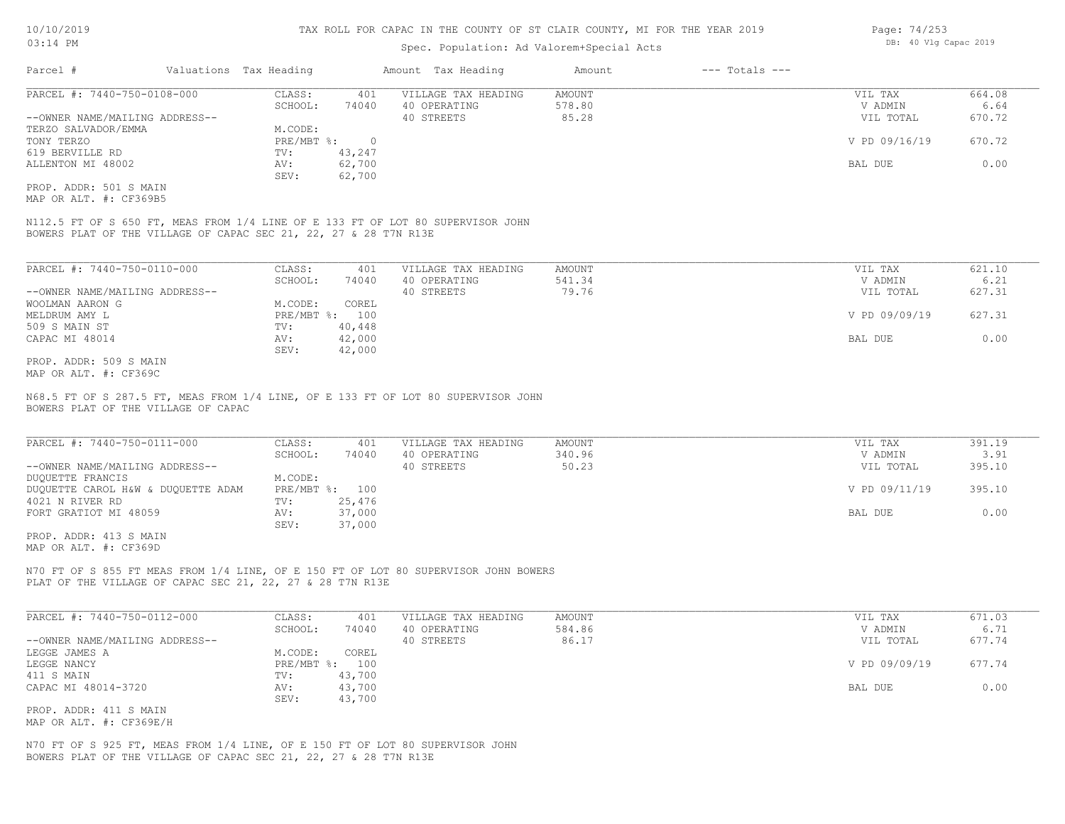# TAX ROLL FOR CAPAC IN THE COUNTY OF ST CLAIR COUNTY, MI FOR THE YEAR 2019

10/10/2019
03:14 PM

Spec. Population: Ad Valorem+Special Acts

DB: 40 Vlg Capac 2019

| Parcel # | Valuations | Tax Heading | Amount | Tax Heading | Amount | --- Totals --- | |
|---|---|---|---|---|---|---|---|
| PARCEL #: 7440-750-0108-000 | CLASS: | 401 | VILLAGE TAX HEADING | AMOUNT | | VIL TAX | 664.08 |
| | SCHOOL: | 74040 | 40 OPERATING | 578.80 | | V ADMIN | 6.64 |
| --OWNER NAME/MAILING ADDRESS-- | | | 40 STREETS | 85.28 | | VIL TOTAL | 670.72 |
| TERZO SALVADOR/EMMA | M.CODE: | | | | | | |
| TONY TERZO | PRE/MBT %: | 0 | | | | V PD 09/16/19 | 670.72 |
| 619 BERVILLE RD | TV: | 43,247 | | | | | |
| ALLENTON MI 48002 | AV: | 62,700 | | | | BAL DUE | 0.00 |
| | SEV: | 62,700 | | | | | |

PROP. ADDR: 501 S MAIN
MAP OR ALT. #: CF369B5

N112.5 FT OF S 650 FT, MEAS FROM 1/4 LINE OF E 133 FT OF LOT 80 SUPERVISOR JOHN BOWERS PLAT OF THE VILLAGE OF CAPAC SEC 21, 22, 27 & 28 T7N R13E

| Parcel # | Valuations | Tax Heading | Amount | Tax Heading | Amount | --- Totals --- | |
|---|---|---|---|---|---|---|---|
| PARCEL #: 7440-750-0110-000 | CLASS: | 401 | VILLAGE TAX HEADING | AMOUNT | | VIL TAX | 621.10 |
| | SCHOOL: | 74040 | 40 OPERATING | 541.34 | | V ADMIN | 6.21 |
| --OWNER NAME/MAILING ADDRESS-- | | | 40 STREETS | 79.76 | | VIL TOTAL | 627.31 |
| WOOLMAN AARON G | M.CODE: | COREL | | | | | |
| MELDRUM AMY L | PRE/MBT %: | 100 | | | | V PD 09/09/19 | 627.31 |
| 509 S MAIN ST | TV: | 40,448 | | | | | |
| CAPAC MI 48014 | AV: | 42,000 | | | | BAL DUE | 0.00 |
| | SEV: | 42,000 | | | | | |

PROP. ADDR: 509 S MAIN
MAP OR ALT. #: CF369C

N68.5 FT OF S 287.5 FT, MEAS FROM 1/4 LINE, OF E 133 FT OF LOT 80 SUPERVISOR JOHN BOWERS PLAT OF THE VILLAGE OF CAPAC

| Parcel # | Valuations | Tax Heading | Amount | Tax Heading | Amount | --- Totals --- | |
|---|---|---|---|---|---|---|---|
| PARCEL #: 7440-750-0111-000 | CLASS: | 401 | VILLAGE TAX HEADING | AMOUNT | | VIL TAX | 391.19 |
| | SCHOOL: | 74040 | 40 OPERATING | 340.96 | | V ADMIN | 3.91 |
| --OWNER NAME/MAILING ADDRESS-- | | | 40 STREETS | 50.23 | | VIL TOTAL | 395.10 |
| DUQUETTE FRANCIS | M.CODE: | | | | | | |
| DUQUETTE CAROL H&W & DUQUETTE ADAM | PRE/MBT %: | 100 | | | | V PD 09/11/19 | 395.10 |
| 4021 N RIVER RD | TV: | 25,476 | | | | | |
| FORT GRATIOT MI 48059 | AV: | 37,000 | | | | BAL DUE | 0.00 |
| | SEV: | 37,000 | | | | | |

PROP. ADDR: 413 S MAIN
MAP OR ALT. #: CF369D

N70 FT OF S 855 FT MEAS FROM 1/4 LINE, OF E 150 FT OF LOT 80 SUPERVISOR JOHN BOWERS PLAT OF THE VILLAGE OF CAPAC SEC 21, 22, 27 & 28 T7N R13E

| Parcel # | Valuations | Tax Heading | Amount | Tax Heading | Amount | --- Totals --- | |
|---|---|---|---|---|---|---|---|
| PARCEL #: 7440-750-0112-000 | CLASS: | 401 | VILLAGE TAX HEADING | AMOUNT | | VIL TAX | 671.03 |
| | SCHOOL: | 74040 | 40 OPERATING | 584.86 | | V ADMIN | 6.71 |
| --OWNER NAME/MAILING ADDRESS-- | | | 40 STREETS | 86.17 | | VIL TOTAL | 677.74 |
| LEGGE JAMES A | M.CODE: | COREL | | | | | |
| LEGGE NANCY | PRE/MBT %: | 100 | | | | V PD 09/09/19 | 677.74 |
| 411 S MAIN | TV: | 43,700 | | | | | |
| CAPAC MI 48014-3720 | AV: | 43,700 | | | | BAL DUE | 0.00 |
| | SEV: | 43,700 | | | | | |

PROP. ADDR: 411 S MAIN
MAP OR ALT. #: CF369E/H

N70 FT OF S 925 FT, MEAS FROM 1/4 LINE, OF E 150 FT OF LOT 80 SUPERVISOR JOHN BOWERS PLAT OF THE VILLAGE OF CAPAC SEC 21, 22, 27 & 28 T7N R13E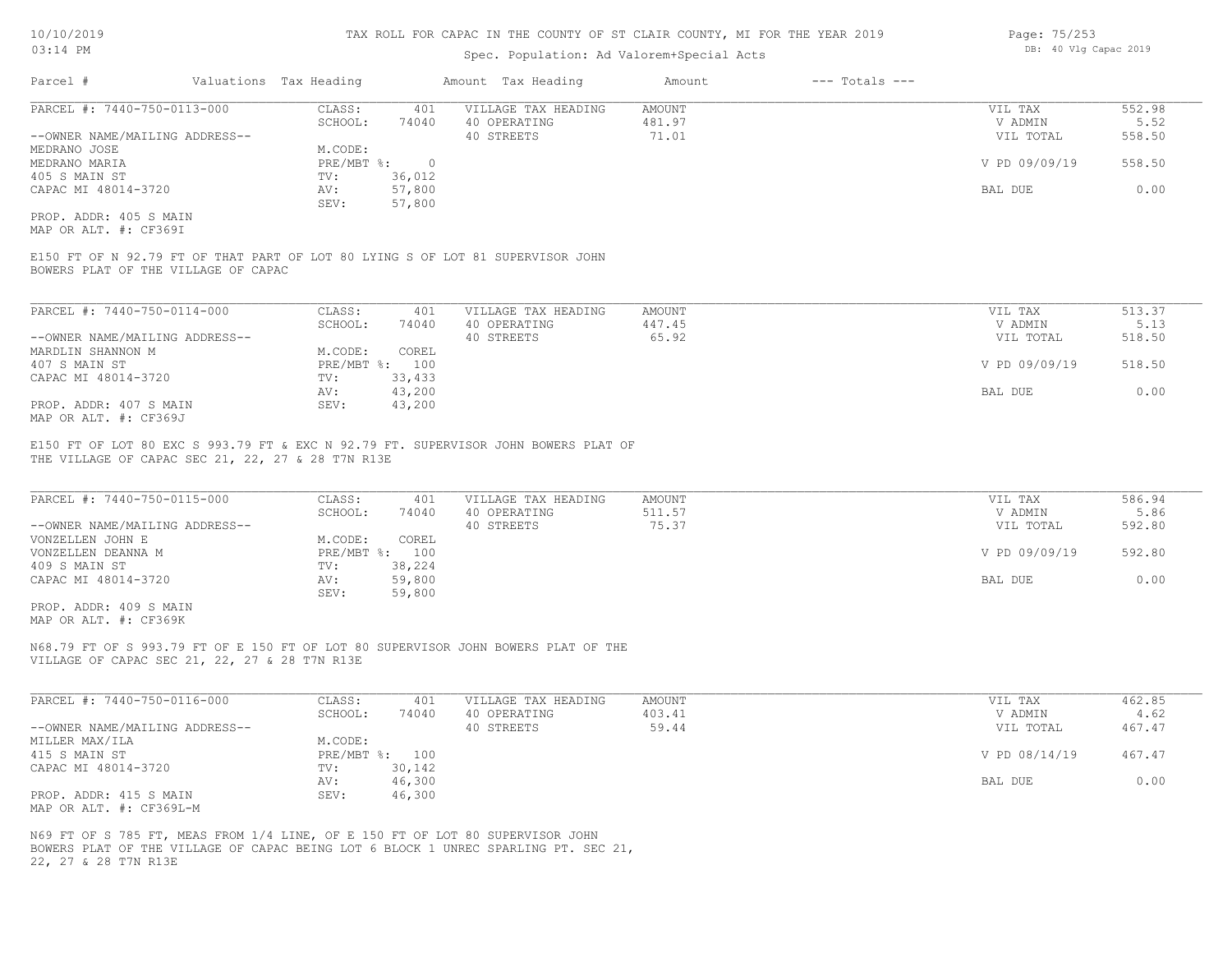# TAX ROLL FOR CAPAC IN THE COUNTY OF ST CLAIR COUNTY, MI FOR THE YEAR 2019

Spec. Population: Ad Valorem+Special Acts

10/10/2019 03:14 PM — DB: 40 Vlg Capac 2019

| Parcel # | Valuations | Tax Heading | Amount | Tax Heading | Amount | --- Totals --- | |
|---|---|---|---|---|---|---|---|
| PARCEL #: 7440-750-0113-000 | CLASS: | 401 | VILLAGE TAX HEADING | AMOUNT | | VIL TAX | 552.98 |
| | SCHOOL: | 74040 | 40 OPERATING | 481.97 | | V ADMIN | 5.52 |
| --OWNER NAME/MAILING ADDRESS-- | | | 40 STREETS | 71.01 | | VIL TOTAL | 558.50 |
| MEDRANO JOSE | M.CODE: | | | | | | |
| MEDRANO MARIA | PRE/MBT %: | 0 | | | | V PD 09/09/19 | 558.50 |
| 405 S MAIN ST | TV: | 36,012 | | | | | |
| CAPAC MI 48014-3720 | AV: | 57,800 | | | | BAL DUE | 0.00 |
| | SEV: | 57,800 | | | | | |
| PROP. ADDR: 405 S MAIN | | | | | | | |
| MAP OR ALT. #: CF369I | | | | | | | |

E150 FT OF N 92.79 FT OF THAT PART OF LOT 80 LYING S OF LOT 81 SUPERVISOR JOHN BOWERS PLAT OF THE VILLAGE OF CAPAC

| Parcel # | Valuations | Tax Heading | Amount | Tax Heading | Amount | --- Totals --- | |
|---|---|---|---|---|---|---|---|
| PARCEL #: 7440-750-0114-000 | CLASS: | 401 | VILLAGE TAX HEADING | AMOUNT | | VIL TAX | 513.37 |
| | SCHOOL: | 74040 | 40 OPERATING | 447.45 | | V ADMIN | 5.13 |
| --OWNER NAME/MAILING ADDRESS-- | | | 40 STREETS | 65.92 | | VIL TOTAL | 518.50 |
| MARDLIN SHANNON M | M.CODE: | COREL | | | | | |
| 407 S MAIN ST | PRE/MBT %: | 100 | | | | V PD 09/09/19 | 518.50 |
| CAPAC MI 48014-3720 | TV: | 33,433 | | | | | |
| | AV: | 43,200 | | | | BAL DUE | 0.00 |
| PROP. ADDR: 407 S MAIN | SEV: | 43,200 | | | | | |
| MAP OR ALT. #: CF369J | | | | | | | |

E150 FT OF LOT 80 EXC S 993.79 FT & EXC N 92.79 FT. SUPERVISOR JOHN BOWERS PLAT OF THE VILLAGE OF CAPAC SEC 21, 22, 27 & 28 T7N R13E

| Parcel # | Valuations | Tax Heading | Amount | Tax Heading | Amount | --- Totals --- | |
|---|---|---|---|---|---|---|---|
| PARCEL #: 7440-750-0115-000 | CLASS: | 401 | VILLAGE TAX HEADING | AMOUNT | | VIL TAX | 586.94 |
| | SCHOOL: | 74040 | 40 OPERATING | 511.57 | | V ADMIN | 5.86 |
| --OWNER NAME/MAILING ADDRESS-- | | | 40 STREETS | 75.37 | | VIL TOTAL | 592.80 |
| VONZELLEN JOHN E | M.CODE: | COREL | | | | | |
| VONZELLEN DEANNA M | PRE/MBT %: | 100 | | | | V PD 09/09/19 | 592.80 |
| 409 S MAIN ST | TV: | 38,224 | | | | | |
| CAPAC MI 48014-3720 | AV: | 59,800 | | | | BAL DUE | 0.00 |
| | SEV: | 59,800 | | | | | |
| PROP. ADDR: 409 S MAIN | | | | | | | |
| MAP OR ALT. #: CF369K | | | | | | | |

N68.79 FT OF S 993.79 FT OF E 150 FT OF LOT 80 SUPERVISOR JOHN BOWERS PLAT OF THE VILLAGE OF CAPAC SEC 21, 22, 27 & 28 T7N R13E

| Parcel # | Valuations | Tax Heading | Amount | Tax Heading | Amount | --- Totals --- | |
|---|---|---|---|---|---|---|---|
| PARCEL #: 7440-750-0116-000 | CLASS: | 401 | VILLAGE TAX HEADING | AMOUNT | | VIL TAX | 462.85 |
| | SCHOOL: | 74040 | 40 OPERATING | 403.41 | | V ADMIN | 4.62 |
| --OWNER NAME/MAILING ADDRESS-- | | | 40 STREETS | 59.44 | | VIL TOTAL | 467.47 |
| MILLER MAX/ILA | M.CODE: | | | | | | |
| 415 S MAIN ST | PRE/MBT %: | 100 | | | | V PD 08/14/19 | 467.47 |
| CAPAC MI 48014-3720 | TV: | 30,142 | | | | | |
| | AV: | 46,300 | | | | BAL DUE | 0.00 |
| PROP. ADDR: 415 S MAIN | SEV: | 46,300 | | | | | |
| MAP OR ALT. #: CF369L-M | | | | | | | |

N69 FT OF S 785 FT, MEAS FROM 1/4 LINE, OF E 150 FT OF LOT 80 SUPERVISOR JOHN BOWERS PLAT OF THE VILLAGE OF CAPAC BEING LOT 6 BLOCK 1 UNREC SPARLING PT. SEC 21, 22, 27 & 28 T7N R13E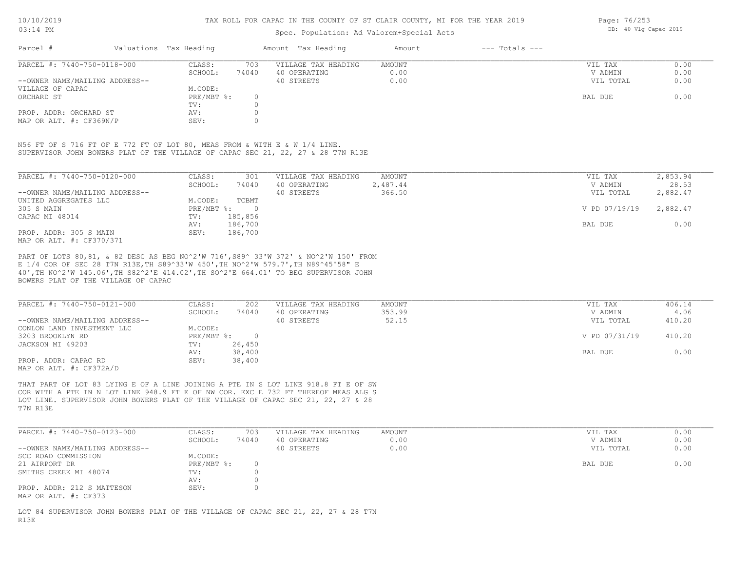# TAX ROLL FOR CAPAC IN THE COUNTY OF ST CLAIR COUNTY, MI FOR THE YEAR 2019

Spec. Population: Ad Valorem+Special Acts

DB: 40 Vlg Capac 2019

| Parcel # | Valuations Tax Heading | | Amount Tax Heading | Amount | --- Totals --- | |
|---|---|---|---|---|---|---|

## PARCEL #: 7440-750-0118-000

| | | | | | | |
|---|---|---|---|---|---|---|
| --OWNER NAME/MAILING ADDRESS-- | CLASS: | 703 | VILLAGE TAX HEADING | AMOUNT | VIL TAX | 0.00 |
| VILLAGE OF CAPAC | SCHOOL: | 74040 | 40 OPERATING | 0.00 | V ADMIN | 0.00 |
| ORCHARD ST | M.CODE: | | 40 STREETS | 0.00 | VIL TOTAL | 0.00 |
| PROP. ADDR: ORCHARD ST | PRE/MBT %: | 0 | | | BAL DUE | 0.00 |
| MAP OR ALT. #: CF369N/P | TV: | 0 | | | | |
| | AV: | 0 | | | | |
| | SEV: | 0 | | | | |

N56 FT OF S 716 FT OF E 772 FT OF LOT 80, MEAS FROM & WITH E & W 1/4 LINE. SUPERVISOR JOHN BOWERS PLAT OF THE VILLAGE OF CAPAC SEC 21, 22, 27 & 28 T7N R13E

## PARCEL #: 7440-750-0120-000

| | | | | | | |
|---|---|---|---|---|---|---|
| --OWNER NAME/MAILING ADDRESS-- | CLASS: | 301 | VILLAGE TAX HEADING | AMOUNT | VIL TAX | 2,853.94 |
| UNITED AGGREGATES LLC | SCHOOL: | 74040 | 40 OPERATING | 2,487.44 | V ADMIN | 28.53 |
| 305 S MAIN | M.CODE: | TCBMT | 40 STREETS | 366.50 | VIL TOTAL | 2,882.47 |
| CAPAC MI 48014 | PRE/MBT %: | 0 | | | V PD 07/19/19 | 2,882.47 |
| PROP. ADDR: 305 S MAIN | TV: | 185,856 | | | | |
| MAP OR ALT. #: CF370/371 | AV: | 186,700 | | | BAL DUE | 0.00 |
| | SEV: | 186,700 | | | | |

PART OF LOTS 80,81, & 82 DESC AS BEG NO^2'W 716',S89^ 33'W 372' & NO^2'W 150' FROM E 1/4 COR OF SEC 28 T7N R13E,TH S89^33'W 450',TH NO^2'W 579.7',TH N89^45'58" E 40',TH NO^2'W 145.06',TH S82^2'E 414.02',TH SO^2'E 664.01' TO BEG SUPERVISOR JOHN BOWERS PLAT OF THE VILLAGE OF CAPAC

## PARCEL #: 7440-750-0121-000

| | | | | | | |
|---|---|---|---|---|---|---|
| --OWNER NAME/MAILING ADDRESS-- | CLASS: | 202 | VILLAGE TAX HEADING | AMOUNT | VIL TAX | 406.14 |
| CONLON LAND INVESTMENT LLC | SCHOOL: | 74040 | 40 OPERATING | 353.99 | V ADMIN | 4.06 |
| 3203 BROOKLYN RD | M.CODE: | | 40 STREETS | 52.15 | VIL TOTAL | 410.20 |
| JACKSON MI 49203 | PRE/MBT %: | 0 | | | V PD 07/31/19 | 410.20 |
| PROP. ADDR: CAPAC RD | TV: | 26,450 | | | | |
| MAP OR ALT. #: CF372A/D | AV: | 38,400 | | | BAL DUE | 0.00 |
| | SEV: | 38,400 | | | | |

THAT PART OF LOT 83 LYING E OF A LINE JOINING A PTE IN S LOT LINE 918.8 FT E OF SW COR WITH A PTE IN N LOT LINE 948.9 FT E OF NW COR. EXC E 732 FT THEREOF MEAS ALG S LOT LINE. SUPERVISOR JOHN BOWERS PLAT OF THE VILLAGE OF CAPAC SEC 21, 22, 27 & 28 T7N R13E

## PARCEL #: 7440-750-0123-000

| | | | | | | |
|---|---|---|---|---|---|---|
| --OWNER NAME/MAILING ADDRESS-- | CLASS: | 703 | VILLAGE TAX HEADING | AMOUNT | VIL TAX | 0.00 |
| SCC ROAD COMMISSION | SCHOOL: | 74040 | 40 OPERATING | 0.00 | V ADMIN | 0.00 |
| 21 AIRPORT DR | M.CODE: | | 40 STREETS | 0.00 | VIL TOTAL | 0.00 |
| SMITHS CREEK MI 48074 | PRE/MBT %: | 0 | | | BAL DUE | 0.00 |
| PROP. ADDR: 212 S MATTESON | TV: | 0 | | | | |
| MAP OR ALT. #: CF373 | AV: | 0 | | | | |
| | SEV: | 0 | | | | |

LOT 84 SUPERVISOR JOHN BOWERS PLAT OF THE VILLAGE OF CAPAC SEC 21, 22, 27 & 28 T7N R13E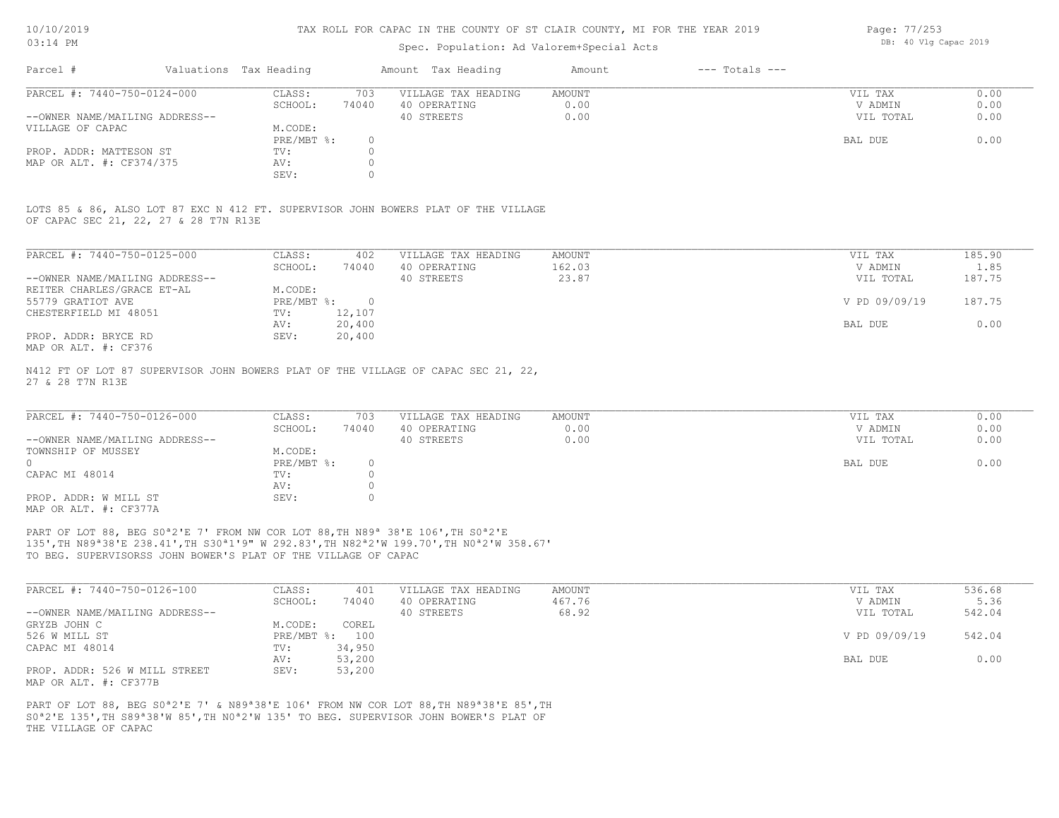# TAX ROLL FOR CAPAC IN THE COUNTY OF ST CLAIR COUNTY, MI FOR THE YEAR 2019

Spec. Population: Ad Valorem+Special Acts

| Parcel # | Valuations | Tax Heading | Amount | Tax Heading | Amount | --- Totals --- | |
|---|---|---|---|---|---|---|---|
| PARCEL #: 7440-750-0124-000 | CLASS: | 703 | VILLAGE TAX HEADING | AMOUNT | | VIL TAX | 0.00 |
| | SCHOOL: | 74040 | 40 OPERATING | 0.00 | | V ADMIN | 0.00 |
| --OWNER NAME/MAILING ADDRESS-- | | | 40 STREETS | 0.00 | | VIL TOTAL | 0.00 |
| VILLAGE OF CAPAC | M.CODE: | | | | | | |
| | PRE/MBT %: | 0 | | | | BAL DUE | 0.00 |
| PROP. ADDR: MATTESON ST | TV: | 0 | | | | | |
| MAP OR ALT. #: CF374/375 | AV: | 0 | | | | | |
| | SEV: | 0 | | | | | |

LOTS 85 & 86, ALSO LOT 87 EXC N 412 FT. SUPERVISOR JOHN BOWERS PLAT OF THE VILLAGE OF CAPAC SEC 21, 22, 27 & 28 T7N R13E

| Parcel # | Valuations | Tax Heading | Amount | Tax Heading | Amount | --- Totals --- | |
|---|---|---|---|---|---|---|---|
| PARCEL #: 7440-750-0125-000 | CLASS: | 402 | VILLAGE TAX HEADING | AMOUNT | | VIL TAX | 185.90 |
| | SCHOOL: | 74040 | 40 OPERATING | 162.03 | | V ADMIN | 1.85 |
| --OWNER NAME/MAILING ADDRESS-- | | | 40 STREETS | 23.87 | | VIL TOTAL | 187.75 |
| REITER CHARLES/GRACE ET-AL | M.CODE: | | | | | | |
| 55779 GRATIOT AVE | PRE/MBT %: | 0 | | | | V PD 09/09/19 | 187.75 |
| CHESTERFIELD MI 48051 | TV: | 12,107 | | | | | |
| | AV: | 20,400 | | | | BAL DUE | 0.00 |
| PROP. ADDR: BRYCE RD | SEV: | 20,400 | | | | | |
| MAP OR ALT. #: CF376 | | | | | | | |

N412 FT OF LOT 87 SUPERVISOR JOHN BOWERS PLAT OF THE VILLAGE OF CAPAC SEC 21, 22, 27 & 28 T7N R13E

| Parcel # | Valuations | Tax Heading | Amount | Tax Heading | Amount | --- Totals --- | |
|---|---|---|---|---|---|---|---|
| PARCEL #: 7440-750-0126-000 | CLASS: | 703 | VILLAGE TAX HEADING | AMOUNT | | VIL TAX | 0.00 |
| | SCHOOL: | 74040 | 40 OPERATING | 0.00 | | V ADMIN | 0.00 |
| --OWNER NAME/MAILING ADDRESS-- | | | 40 STREETS | 0.00 | | VIL TOTAL | 0.00 |
| TOWNSHIP OF MUSSEY | M.CODE: | | | | | | |
| 0 | PRE/MBT %: | 0 | | | | BAL DUE | 0.00 |
| CAPAC MI 48014 | TV: | 0 | | | | | |
| | AV: | 0 | | | | | |
| PROP. ADDR: W MILL ST | SEV: | 0 | | | | | |
| MAP OR ALT. #: CF377A | | | | | | | |

PART OF LOT 88, BEG S0ª2'E 7' FROM NW COR LOT 88,TH N89ª 38'E 106',TH S0ª2'E 135',TH N89ª38'E 238.41',TH S30ª1'9" W 292.83',TH N82ª2'W 199.70',TH N0ª2'W 358.67' TO BEG. SUPERVISORSS JOHN BOWER'S PLAT OF THE VILLAGE OF CAPAC

| Parcel # | Valuations | Tax Heading | Amount | Tax Heading | Amount | --- Totals --- | |
|---|---|---|---|---|---|---|---|
| PARCEL #: 7440-750-0126-100 | CLASS: | 401 | VILLAGE TAX HEADING | AMOUNT | | VIL TAX | 536.68 |
| | SCHOOL: | 74040 | 40 OPERATING | 467.76 | | V ADMIN | 5.36 |
| --OWNER NAME/MAILING ADDRESS-- | | | 40 STREETS | 68.92 | | VIL TOTAL | 542.04 |
| GRYZB JOHN C | M.CODE: | COREL | | | | | |
| 526 W MILL ST | PRE/MBT %: | 100 | | | | V PD 09/09/19 | 542.04 |
| CAPAC MI 48014 | TV: | 34,950 | | | | | |
| | AV: | 53,200 | | | | BAL DUE | 0.00 |
| PROP. ADDR: 526 W MILL STREET | SEV: | 53,200 | | | | | |
| MAP OR ALT. #: CF377B | | | | | | | |

PART OF LOT 88, BEG S0ª2'E 7' & N89ª38'E 106' FROM NW COR LOT 88,TH N89ª38'E 85',TH S0ª2'E 135',TH S89ª38'W 85',TH N0ª2'W 135' TO BEG. SUPERVISOR JOHN BOWER'S PLAT OF THE VILLAGE OF CAPAC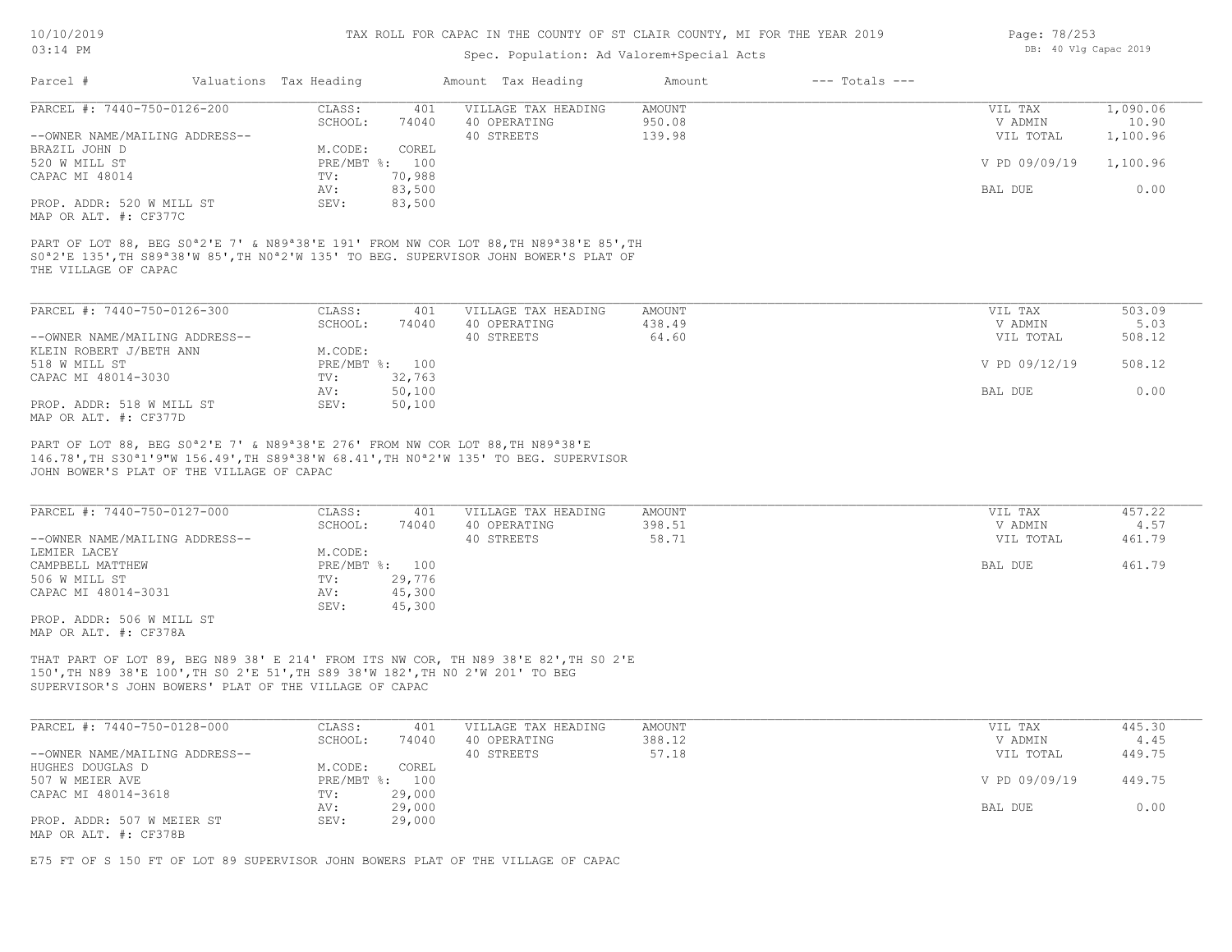# TAX ROLL FOR CAPAC IN THE COUNTY OF ST CLAIR COUNTY, MI FOR THE YEAR 2019

Spec. Population: Ad Valorem+Special Acts

DB: 40 Vlg Capac 2019

| Parcel # | Valuations Tax Heading | Amount Tax Heading | Amount | --- Totals --- |
|---|---|---|---|---|

---

**PARCEL #: 7440-750-0126-200**

| | | | | | |
|---|---|---|---|---|---|
| CLASS: | 401 | VILLAGE TAX HEADING | AMOUNT | VIL TAX | 1,090.06 |
| SCHOOL: | 74040 | 40 OPERATING | 950.08 | V ADMIN | 10.90 |
| | | 40 STREETS | 139.98 | VIL TOTAL | 1,100.96 |
| M.CODE: | COREL | | | | |
| PRE/MBT %: | 100 | | | V PD 09/09/19 | 1,100.96 |
| TV: | 70,988 | | | | |
| AV: | 83,500 | | | BAL DUE | 0.00 |
| SEV: | 83,500 | | | | |

--OWNER NAME/MAILING ADDRESS--
BRAZIL JOHN D
520 W MILL ST
CAPAC MI 48014

PROP. ADDR: 520 W MILL ST
MAP OR ALT. #: CF377C

PART OF LOT 88, BEG S0ª2'E 7' & N89ª38'E 191' FROM NW COR LOT 88,TH N89ª38'E 85',TH S0ª2'E 135',TH S89ª38'W 85',TH N0ª2'W 135' TO BEG. SUPERVISOR JOHN BOWER'S PLAT OF THE VILLAGE OF CAPAC

---

**PARCEL #: 7440-750-0126-300**

| | | | | | |
|---|---|---|---|---|---|
| CLASS: | 401 | VILLAGE TAX HEADING | AMOUNT | VIL TAX | 503.09 |
| SCHOOL: | 74040 | 40 OPERATING | 438.49 | V ADMIN | 5.03 |
| | | 40 STREETS | 64.60 | VIL TOTAL | 508.12 |
| M.CODE: | | | | | |
| PRE/MBT %: | 100 | | | V PD 09/12/19 | 508.12 |
| TV: | 32,763 | | | | |
| AV: | 50,100 | | | BAL DUE | 0.00 |
| SEV: | 50,100 | | | | |

--OWNER NAME/MAILING ADDRESS--
KLEIN ROBERT J/BETH ANN
518 W MILL ST
CAPAC MI 48014-3030

PROP. ADDR: 518 W MILL ST
MAP OR ALT. #: CF377D

PART OF LOT 88, BEG S0ª2'E 7' & N89ª38'E 276' FROM NW COR LOT 88,TH N89ª38'E 146.78',TH S30ª1'9"W 156.49',TH S89ª38'W 68.41',TH N0ª2'W 135' TO BEG. SUPERVISOR JOHN BOWER'S PLAT OF THE VILLAGE OF CAPAC

---

**PARCEL #: 7440-750-0127-000**

| | | | | | |
|---|---|---|---|---|---|
| CLASS: | 401 | VILLAGE TAX HEADING | AMOUNT | VIL TAX | 457.22 |
| SCHOOL: | 74040 | 40 OPERATING | 398.51 | V ADMIN | 4.57 |
| | | 40 STREETS | 58.71 | VIL TOTAL | 461.79 |
| M.CODE: | | | | | |
| PRE/MBT %: | 100 | | | BAL DUE | 461.79 |
| TV: | 29,776 | | | | |
| AV: | 45,300 | | | | |
| SEV: | 45,300 | | | | |

--OWNER NAME/MAILING ADDRESS--
LEMIER LACEY
CAMPBELL MATTHEW
506 W MILL ST
CAPAC MI 48014-3031

PROP. ADDR: 506 W MILL ST
MAP OR ALT. #: CF378A

THAT PART OF LOT 89, BEG N89 38' E 214' FROM ITS NW COR, TH N89 38'E 82',TH S0 2'E 150',TH N89 38'E 100',TH S0 2'E 51',TH S89 38'W 182',TH N0 2'W 201' TO BEG SUPERVISOR'S JOHN BOWERS' PLAT OF THE VILLAGE OF CAPAC

---

**PARCEL #: 7440-750-0128-000**

| | | | | | |
|---|---|---|---|---|---|
| CLASS: | 401 | VILLAGE TAX HEADING | AMOUNT | VIL TAX | 445.30 |
| SCHOOL: | 74040 | 40 OPERATING | 388.12 | V ADMIN | 4.45 |
| | | 40 STREETS | 57.18 | VIL TOTAL | 449.75 |
| M.CODE: | COREL | | | | |
| PRE/MBT %: | 100 | | | V PD 09/09/19 | 449.75 |
| TV: | 29,000 | | | | |
| AV: | 29,000 | | | BAL DUE | 0.00 |
| SEV: | 29,000 | | | | |

--OWNER NAME/MAILING ADDRESS--
HUGHES DOUGLAS D
507 W MEIER AVE
CAPAC MI 48014-3618

PROP. ADDR: 507 W MEIER ST
MAP OR ALT. #: CF378B

E75 FT OF S 150 FT OF LOT 89 SUPERVISOR JOHN BOWERS PLAT OF THE VILLAGE OF CAPAC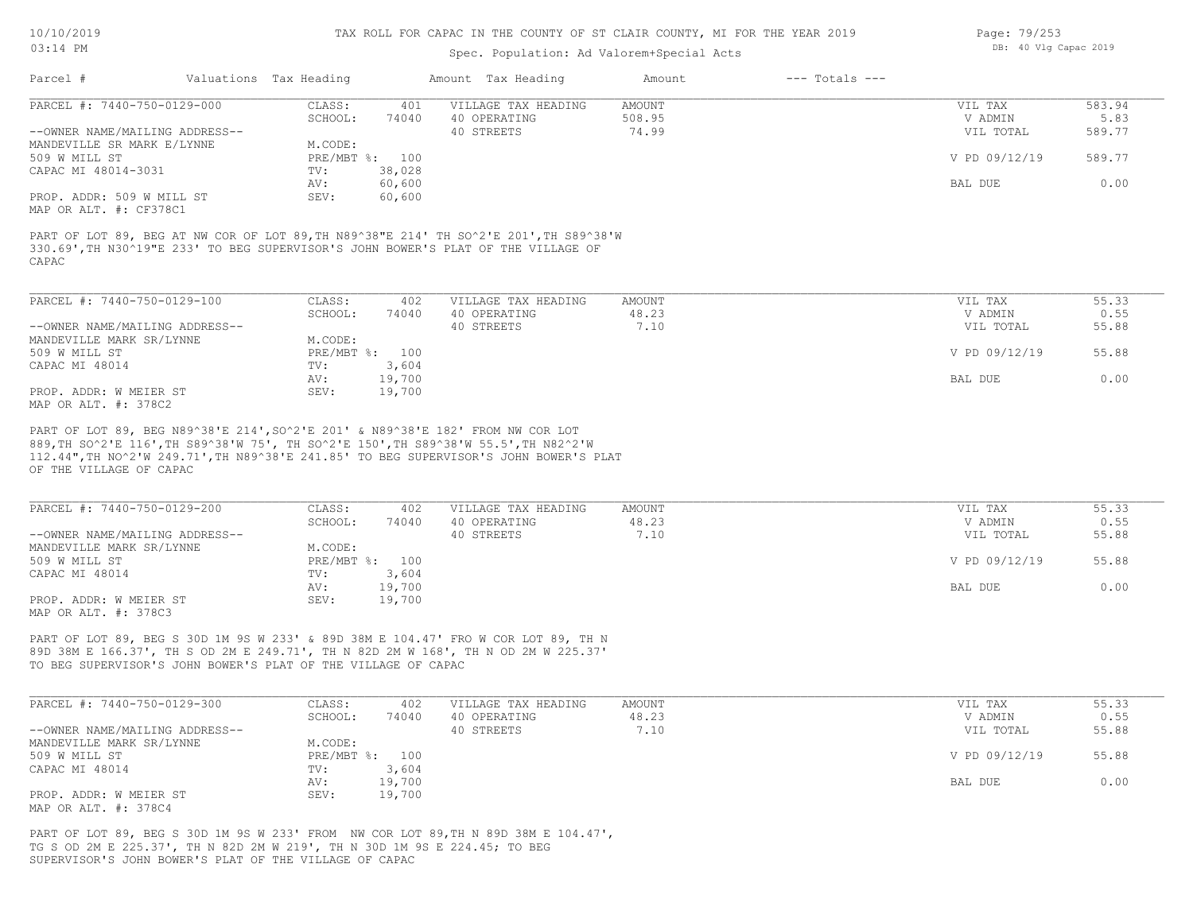# TAX ROLL FOR CAPAC IN THE COUNTY OF ST CLAIR COUNTY, MI FOR THE YEAR 2019

Spec. Population: Ad Valorem+Special Acts

DB: 40 Vlg Capac 2019

| Parcel # | Valuations | Tax Heading | Amount | Tax Heading | Amount | --- Totals --- | |
|---|---|---|---|---|---|---|---|

## PARCEL #: 7440-750-0129-000

| | | | | | |
|---|---|---|---|---|---|
| CLASS: | 401 | VILLAGE TAX HEADING | AMOUNT | VIL TAX | 583.94 |
| SCHOOL: | 74040 | 40 OPERATING | 508.95 | V ADMIN | 5.83 |
| | | 40 STREETS | 74.99 | VIL TOTAL | 589.77 |
| M.CODE: | | | | | |
| PRE/MBT %: | 100 | | | V PD 09/12/19 | 589.77 |
| TV: | 38,028 | | | | |
| AV: | 60,600 | | | BAL DUE | 0.00 |
| SEV: | 60,600 | | | | |

--OWNER NAME/MAILING ADDRESS--
MANDEVILLE SR MARK E/LYNNE
509 W MILL ST
CAPAC MI 48014-3031

PROP. ADDR: 509 W MILL ST
MAP OR ALT. #: CF378C1

PART OF LOT 89, BEG AT NW COR OF LOT 89,TH N89^38"E 214' TH SO^2'E 201',TH S89^38'W 330.69',TH N30^19"E 233' TO BEG SUPERVISOR'S JOHN BOWER'S PLAT OF THE VILLAGE OF CAPAC

## PARCEL #: 7440-750-0129-100

| | | | | | |
|---|---|---|---|---|---|
| CLASS: | 402 | VILLAGE TAX HEADING | AMOUNT | VIL TAX | 55.33 |
| SCHOOL: | 74040 | 40 OPERATING | 48.23 | V ADMIN | 0.55 |
| | | 40 STREETS | 7.10 | VIL TOTAL | 55.88 |
| M.CODE: | | | | | |
| PRE/MBT %: | 100 | | | V PD 09/12/19 | 55.88 |
| TV: | 3,604 | | | | |
| AV: | 19,700 | | | BAL DUE | 0.00 |
| SEV: | 19,700 | | | | |

--OWNER NAME/MAILING ADDRESS--
MANDEVILLE MARK SR/LYNNE
509 W MILL ST
CAPAC MI 48014

PROP. ADDR: W MEIER ST
MAP OR ALT. #: 378C2

PART OF LOT 89, BEG N89^38'E 214',SO^2'E 201' & N89^38'E 182' FROM NW COR LOT 889,TH SO^2'E 116',TH S89^38'W 75', TH SO^2'E 150',TH S89^38'W 55.5',TH N82^2'W 112.44",TH NO^2'W 249.71',TH N89^38'E 241.85' TO BEG SUPERVISOR'S JOHN BOWER'S PLAT OF THE VILLAGE OF CAPAC

## PARCEL #: 7440-750-0129-200

| | | | | | |
|---|---|---|---|---|---|
| CLASS: | 402 | VILLAGE TAX HEADING | AMOUNT | VIL TAX | 55.33 |
| SCHOOL: | 74040 | 40 OPERATING | 48.23 | V ADMIN | 0.55 |
| | | 40 STREETS | 7.10 | VIL TOTAL | 55.88 |
| M.CODE: | | | | | |
| PRE/MBT %: | 100 | | | V PD 09/12/19 | 55.88 |
| TV: | 3,604 | | | | |
| AV: | 19,700 | | | BAL DUE | 0.00 |
| SEV: | 19,700 | | | | |

--OWNER NAME/MAILING ADDRESS--
MANDEVILLE MARK SR/LYNNE
509 W MILL ST
CAPAC MI 48014

PROP. ADDR: W MEIER ST
MAP OR ALT. #: 378C3

PART OF LOT 89, BEG S 30D 1M 9S W 233' & 89D 38M E 104.47' FRO W COR LOT 89, TH N 89D 38M E 166.37', TH S OD 2M E 249.71', TH N 82D 2M W 168', TH N OD 2M W 225.37' TO BEG SUPERVISOR'S JOHN BOWER'S PLAT OF THE VILLAGE OF CAPAC

## PARCEL #: 7440-750-0129-300

| | | | | | |
|---|---|---|---|---|---|
| CLASS: | 402 | VILLAGE TAX HEADING | AMOUNT | VIL TAX | 55.33 |
| SCHOOL: | 74040 | 40 OPERATING | 48.23 | V ADMIN | 0.55 |
| | | 40 STREETS | 7.10 | VIL TOTAL | 55.88 |
| M.CODE: | | | | | |
| PRE/MBT %: | 100 | | | V PD 09/12/19 | 55.88 |
| TV: | 3,604 | | | | |
| AV: | 19,700 | | | BAL DUE | 0.00 |
| SEV: | 19,700 | | | | |

--OWNER NAME/MAILING ADDRESS--
MANDEVILLE MARK SR/LYNNE
509 W MILL ST
CAPAC MI 48014

PROP. ADDR: W MEIER ST
MAP OR ALT. #: 378C4

PART OF LOT 89, BEG S 30D 1M 9S W 233' FROM NW COR LOT 89,TH N 89D 38M E 104.47', TG S OD 2M E 225.37', TH N 82D 2M W 219', TH N 30D 1M 9S E 224.45; TO BEG SUPERVISOR'S JOHN BOWER'S PLAT OF THE VILLAGE OF CAPAC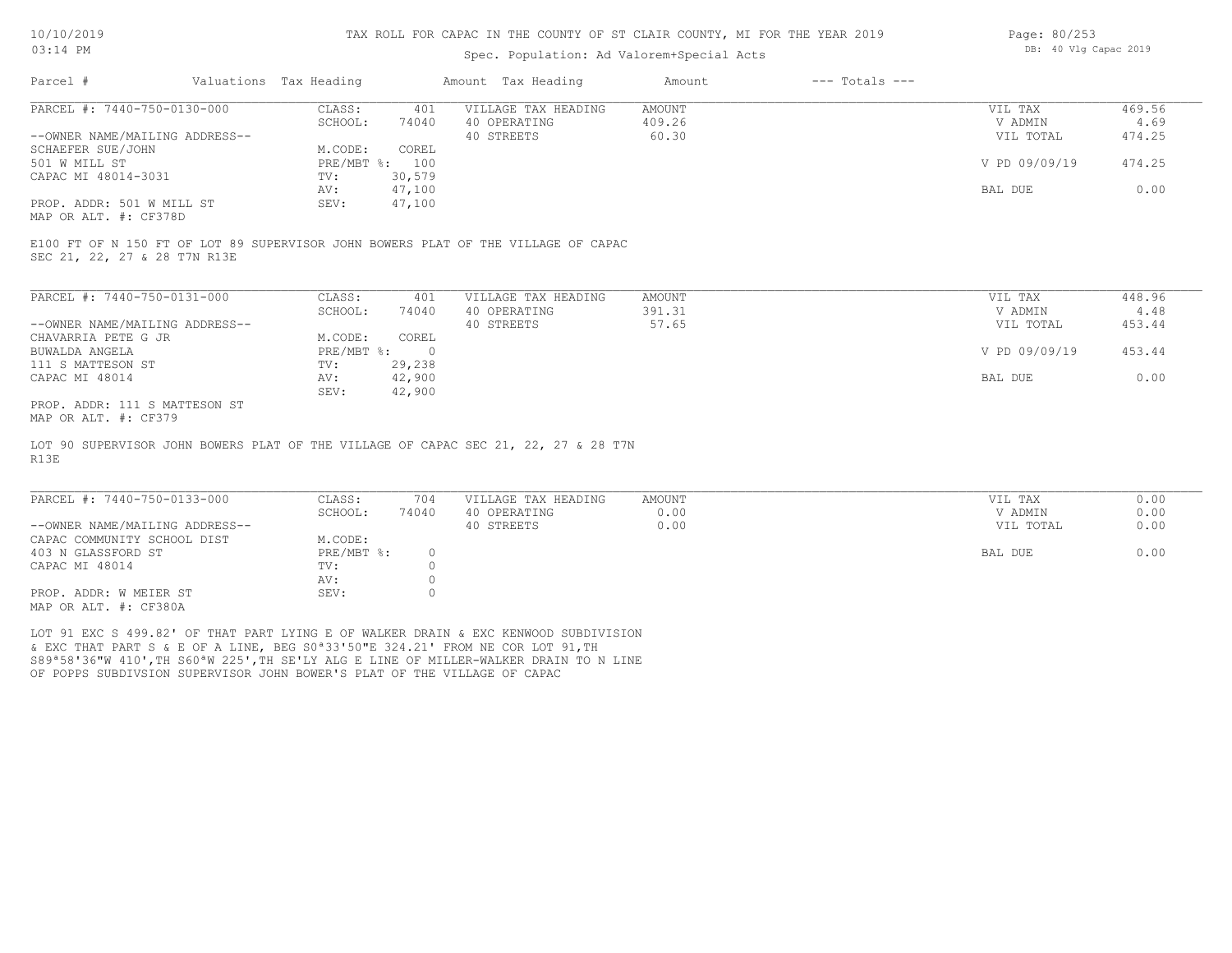# TAX ROLL FOR CAPAC IN THE COUNTY OF ST CLAIR COUNTY, MI FOR THE YEAR 2019

Spec. Population: Ad Valorem+Special Acts

10/10/2019 03:14 PM — DB: 40 Vlg Capac 2019

| Parcel # | Valuations | Tax Heading | Amount | Tax Heading | Amount | --- Totals --- | |
|---|---|---|---|---|---|---|---|

---

**PARCEL #: 7440-750-0130-000**

| | | | | | |
|---|---|---|---|---|---|
| CLASS: | 401 | VILLAGE TAX HEADING | AMOUNT | VIL TAX | 469.56 |
| SCHOOL: | 74040 | 40 OPERATING | 409.26 | V ADMIN | 4.69 |
| | | 40 STREETS | 60.30 | VIL TOTAL | 474.25 |
| M.CODE: | COREL | | | | |
| PRE/MBT %: | 100 | | | V PD 09/09/19 | 474.25 |
| TV: | 30,579 | | | | |
| AV: | 47,100 | | | BAL DUE | 0.00 |
| SEV: | 47,100 | | | | |

--OWNER NAME/MAILING ADDRESS--
SCHAEFER SUE/JOHN
501 W MILL ST
CAPAC MI 48014-3031

PROP. ADDR: 501 W MILL ST
MAP OR ALT. #: CF378D

E100 FT OF N 150 FT OF LOT 89 SUPERVISOR JOHN BOWERS PLAT OF THE VILLAGE OF CAPAC SEC 21, 22, 27 & 28 T7N R13E

---

**PARCEL #: 7440-750-0131-000**

| | | | | | |
|---|---|---|---|---|---|
| CLASS: | 401 | VILLAGE TAX HEADING | AMOUNT | VIL TAX | 448.96 |
| SCHOOL: | 74040 | 40 OPERATING | 391.31 | V ADMIN | 4.48 |
| | | 40 STREETS | 57.65 | VIL TOTAL | 453.44 |
| M.CODE: | COREL | | | | |
| PRE/MBT %: | 0 | | | V PD 09/09/19 | 453.44 |
| TV: | 29,238 | | | | |
| AV: | 42,900 | | | BAL DUE | 0.00 |
| SEV: | 42,900 | | | | |

--OWNER NAME/MAILING ADDRESS--
CHAVARRIA PETE G JR
BUWALDA ANGELA
111 S MATTESON ST
CAPAC MI 48014

PROP. ADDR: 111 S MATTESON ST
MAP OR ALT. #: CF379

LOT 90 SUPERVISOR JOHN BOWERS PLAT OF THE VILLAGE OF CAPAC SEC 21, 22, 27 & 28 T7N R13E

---

**PARCEL #: 7440-750-0133-000**

| | | | | | |
|---|---|---|---|---|---|
| CLASS: | 704 | VILLAGE TAX HEADING | AMOUNT | VIL TAX | 0.00 |
| SCHOOL: | 74040 | 40 OPERATING | 0.00 | V ADMIN | 0.00 |
| | | 40 STREETS | 0.00 | VIL TOTAL | 0.00 |
| M.CODE: | | | | | |
| PRE/MBT %: | 0 | | | BAL DUE | 0.00 |
| TV: | 0 | | | | |
| AV: | 0 | | | | |
| SEV: | 0 | | | | |

--OWNER NAME/MAILING ADDRESS--
CAPAC COMMUNITY SCHOOL DIST
403 N GLASSFORD ST
CAPAC MI 48014

PROP. ADDR: W MEIER ST
MAP OR ALT. #: CF380A

LOT 91 EXC S 499.82' OF THAT PART LYING E OF WALKER DRAIN & EXC KENWOOD SUBDIVISION & EXC THAT PART S & E OF A LINE, BEG S0ª33'50"E 324.21' FROM NE COR LOT 91,TH S89ª58'36"W 410',TH S60ªW 225',TH SE'LY ALG E LINE OF MILLER-WALKER DRAIN TO N LINE OF POPPS SUBDIVSION SUPERVISOR JOHN BOWER'S PLAT OF THE VILLAGE OF CAPAC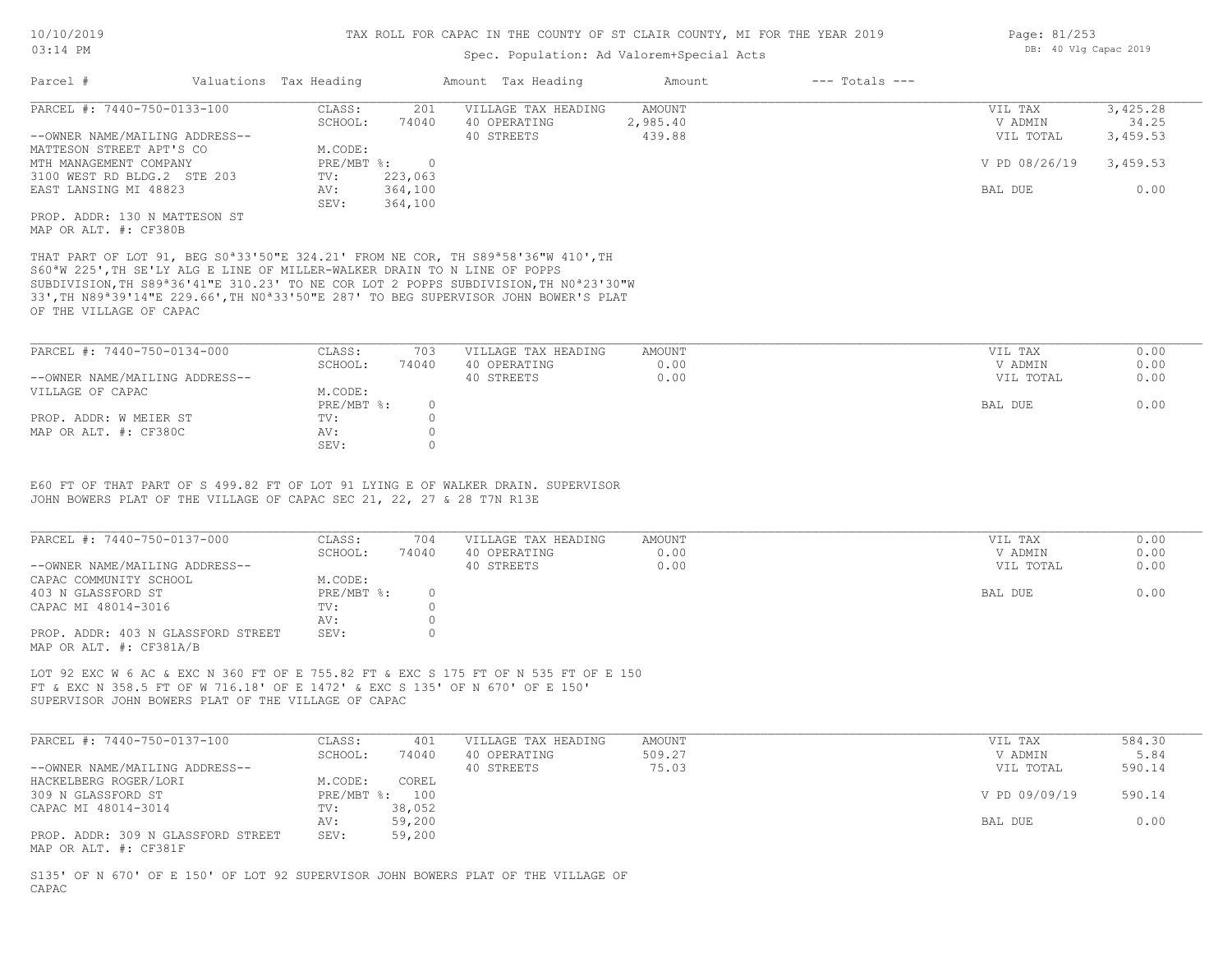# TAX ROLL FOR CAPAC IN THE COUNTY OF ST CLAIR COUNTY, MI FOR THE YEAR 2019

Spec. Population: Ad Valorem+Special Acts

| Parcel # | Valuations | Tax Heading | Amount | Tax Heading | Amount | --- Totals --- |
|---|---|---|---|---|---|---|

---

**PARCEL #: 7440-750-0133-100**

| | | | | | |
|---|---|---|---|---|---|
| CLASS: | 201 | VILLAGE TAX HEADING | AMOUNT | VIL TAX | 3,425.28 |
| SCHOOL: | 74040 | 40 OPERATING | 2,985.40 | V ADMIN | 34.25 |
| M.CODE: | | 40 STREETS | 439.88 | VIL TOTAL | 3,459.53 |
| PRE/MBT %: | 0 | | | V PD 08/26/19 | 3,459.53 |
| TV: | 223,063 | | | | |
| AV: | 364,100 | | | BAL DUE | 0.00 |
| SEV: | 364,100 | | | | |

--OWNER NAME/MAILING ADDRESS--
MATTESON STREET APT'S CO
MTH MANAGEMENT COMPANY
3100 WEST RD BLDG.2 STE 203
EAST LANSING MI 48823

PROP. ADDR: 130 N MATTESON ST
MAP OR ALT. #: CF380B

THAT PART OF LOT 91, BEG S0ª33'50"E 324.21' FROM NE COR, TH S89ª58'36"W 410',TH S60ªW 225',TH SE'LY ALG E LINE OF MILLER-WALKER DRAIN TO N LINE OF POPPS SUBDIVISION,TH S89ª36'41"E 310.23' TO NE COR LOT 2 POPPS SUBDIVISION,TH N0ª23'30"W 33',TH N89ª39'14"E 229.66',TH N0ª33'50"E 287' TO BEG SUPERVISOR JOHN BOWER'S PLAT OF THE VILLAGE OF CAPAC

---

**PARCEL #: 7440-750-0134-000**

| | | | | | |
|---|---|---|---|---|---|
| CLASS: | 703 | VILLAGE TAX HEADING | AMOUNT | VIL TAX | 0.00 |
| SCHOOL: | 74040 | 40 OPERATING | 0.00 | V ADMIN | 0.00 |
| M.CODE: | | 40 STREETS | 0.00 | VIL TOTAL | 0.00 |
| PRE/MBT %: | 0 | | | BAL DUE | 0.00 |
| TV: | 0 | | | | |
| AV: | 0 | | | | |
| SEV: | 0 | | | | |

--OWNER NAME/MAILING ADDRESS--
VILLAGE OF CAPAC

PROP. ADDR: W MEIER ST
MAP OR ALT. #: CF380C

E60 FT OF THAT PART OF S 499.82 FT OF LOT 91 LYING E OF WALKER DRAIN. SUPERVISOR JOHN BOWERS PLAT OF THE VILLAGE OF CAPAC SEC 21, 22, 27 & 28 T7N R13E

---

**PARCEL #: 7440-750-0137-000**

| | | | | | |
|---|---|---|---|---|---|
| CLASS: | 704 | VILLAGE TAX HEADING | AMOUNT | VIL TAX | 0.00 |
| SCHOOL: | 74040 | 40 OPERATING | 0.00 | V ADMIN | 0.00 |
| M.CODE: | | 40 STREETS | 0.00 | VIL TOTAL | 0.00 |
| PRE/MBT %: | 0 | | | BAL DUE | 0.00 |
| TV: | 0 | | | | |
| AV: | 0 | | | | |
| SEV: | 0 | | | | |

--OWNER NAME/MAILING ADDRESS--
CAPAC COMMUNITY SCHOOL
403 N GLASSFORD ST
CAPAC MI 48014-3016

PROP. ADDR: 403 N GLASSFORD STREET
MAP OR ALT. #: CF381A/B

LOT 92 EXC W 6 AC & EXC N 360 FT OF E 755.82 FT & EXC S 175 FT OF N 535 FT OF E 150 FT & EXC N 358.5 FT OF W 716.18' OF E 1472' & EXC S 135' OF N 670' OF E 150' SUPERVISOR JOHN BOWERS PLAT OF THE VILLAGE OF CAPAC

---

**PARCEL #: 7440-750-0137-100**

| | | | | | |
|---|---|---|---|---|---|
| CLASS: | 401 | VILLAGE TAX HEADING | AMOUNT | VIL TAX | 584.30 |
| SCHOOL: | 74040 | 40 OPERATING | 509.27 | V ADMIN | 5.84 |
| M.CODE: | COREL | 40 STREETS | 75.03 | VIL TOTAL | 590.14 |
| PRE/MBT %: | 100 | | | V PD 09/09/19 | 590.14 |
| TV: | 38,052 | | | | |
| AV: | 59,200 | | | BAL DUE | 0.00 |
| SEV: | 59,200 | | | | |

--OWNER NAME/MAILING ADDRESS--
HACKELBERG ROGER/LORI
309 N GLASSFORD ST
CAPAC MI 48014-3014

PROP. ADDR: 309 N GLASSFORD STREET
MAP OR ALT. #: CF381F

S135' OF N 670' OF E 150' OF LOT 92 SUPERVISOR JOHN BOWERS PLAT OF THE VILLAGE OF CAPAC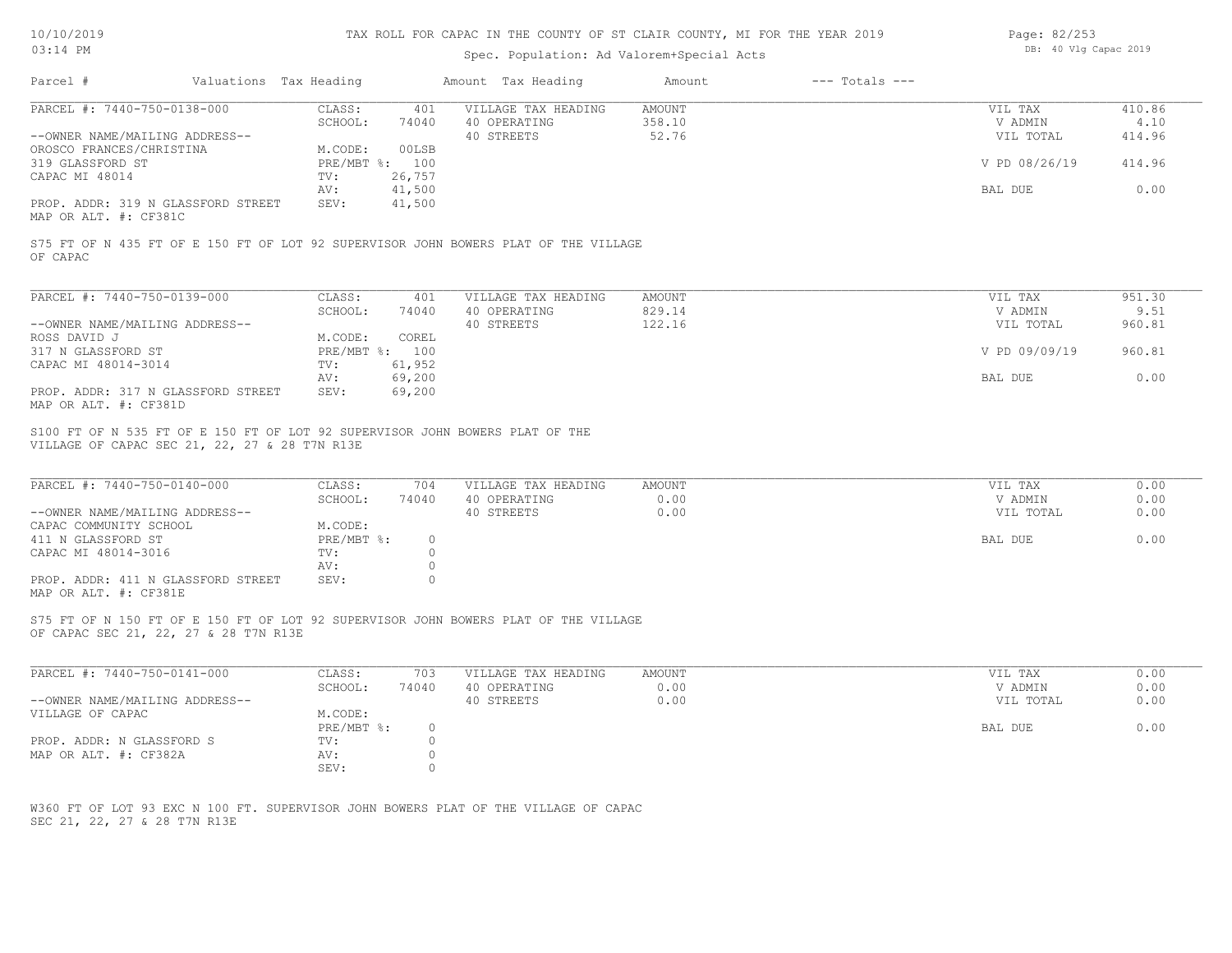# TAX ROLL FOR CAPAC IN THE COUNTY OF ST CLAIR COUNTY, MI FOR THE YEAR 2019

Spec. Population: Ad Valorem+Special Acts

10/10/2019 03:14 PM — DB: 40 Vlg Capac 2019

| Parcel # | Valuations | Tax Heading | Amount | Tax Heading | Amount | --- Totals --- | |
|---|---|---|---|---|---|---|---|

## PARCEL #: 7440-750-0138-000

| | | | | | | |
|---|---|---|---|---|---|---|
| --OWNER NAME/MAILING ADDRESS-- | CLASS: | 401 | VILLAGE TAX HEADING | AMOUNT | VIL TAX | 410.86 |
| OROSCO FRANCES/CHRISTINA | SCHOOL: | 74040 | 40 OPERATING | 358.10 | V ADMIN | 4.10 |
| 319 GLASSFORD ST | M.CODE: | 00LSB | 40 STREETS | 52.76 | VIL TOTAL | 414.96 |
| CAPAC MI 48014 | PRE/MBT %: | 100 | | | V PD 08/26/19 | 414.96 |
| | TV: | 26,757 | | | | |
| PROP. ADDR: 319 N GLASSFORD STREET | AV: | 41,500 | | | BAL DUE | 0.00 |
| MAP OR ALT. #: CF381C | SEV: | 41,500 | | | | |

S75 FT OF N 435 FT OF E 150 FT OF LOT 92 SUPERVISOR JOHN BOWERS PLAT OF THE VILLAGE OF CAPAC

## PARCEL #: 7440-750-0139-000

| | | | | | | |
|---|---|---|---|---|---|---|
| --OWNER NAME/MAILING ADDRESS-- | CLASS: | 401 | VILLAGE TAX HEADING | AMOUNT | VIL TAX | 951.30 |
| ROSS DAVID J | SCHOOL: | 74040 | 40 OPERATING | 829.14 | V ADMIN | 9.51 |
| 317 N GLASSFORD ST | M.CODE: | COREL | 40 STREETS | 122.16 | VIL TOTAL | 960.81 |
| CAPAC MI 48014-3014 | PRE/MBT %: | 100 | | | V PD 09/09/19 | 960.81 |
| | TV: | 61,952 | | | | |
| PROP. ADDR: 317 N GLASSFORD STREET | AV: | 69,200 | | | BAL DUE | 0.00 |
| MAP OR ALT. #: CF381D | SEV: | 69,200 | | | | |

S100 FT OF N 535 FT OF E 150 FT OF LOT 92 SUPERVISOR JOHN BOWERS PLAT OF THE VILLAGE OF CAPAC SEC 21, 22, 27 & 28 T7N R13E

## PARCEL #: 7440-750-0140-000

| | | | | | | |
|---|---|---|---|---|---|---|
| --OWNER NAME/MAILING ADDRESS-- | CLASS: | 704 | VILLAGE TAX HEADING | AMOUNT | VIL TAX | 0.00 |
| CAPAC COMMUNITY SCHOOL | SCHOOL: | 74040 | 40 OPERATING | 0.00 | V ADMIN | 0.00 |
| 411 N GLASSFORD ST | M.CODE: | | 40 STREETS | 0.00 | VIL TOTAL | 0.00 |
| CAPAC MI 48014-3016 | PRE/MBT %: | 0 | | | BAL DUE | 0.00 |
| | TV: | 0 | | | | |
| PROP. ADDR: 411 N GLASSFORD STREET | AV: | 0 | | | | |
| MAP OR ALT. #: CF381E | SEV: | 0 | | | | |

S75 FT OF N 150 FT OF E 150 FT OF LOT 92 SUPERVISOR JOHN BOWERS PLAT OF THE VILLAGE OF CAPAC SEC 21, 22, 27 & 28 T7N R13E

## PARCEL #: 7440-750-0141-000

| | | | | | | |
|---|---|---|---|---|---|---|
| --OWNER NAME/MAILING ADDRESS-- | CLASS: | 703 | VILLAGE TAX HEADING | AMOUNT | VIL TAX | 0.00 |
| VILLAGE OF CAPAC | SCHOOL: | 74040 | 40 OPERATING | 0.00 | V ADMIN | 0.00 |
| | M.CODE: | | 40 STREETS | 0.00 | VIL TOTAL | 0.00 |
| | PRE/MBT %: | 0 | | | BAL DUE | 0.00 |
| PROP. ADDR: N GLASSFORD S | TV: | 0 | | | | |
| MAP OR ALT. #: CF382A | AV: | 0 | | | | |
| | SEV: | 0 | | | | |

W360 FT OF LOT 93 EXC N 100 FT. SUPERVISOR JOHN BOWERS PLAT OF THE VILLAGE OF CAPAC SEC 21, 22, 27 & 28 T7N R13E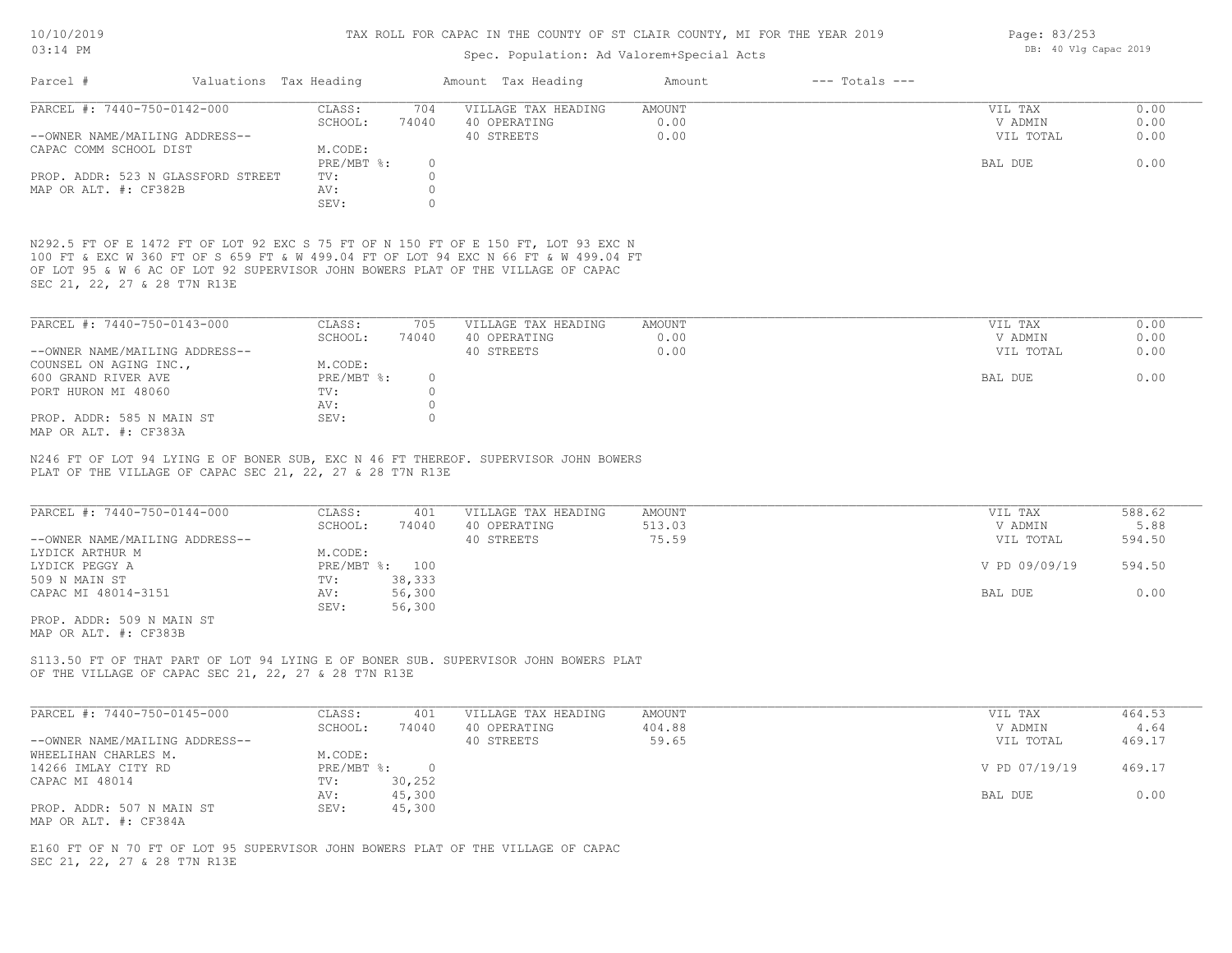# TAX ROLL FOR CAPAC IN THE COUNTY OF ST CLAIR COUNTY, MI FOR THE YEAR 2019

Spec. Population: Ad Valorem+Special Acts

| Parcel # | Valuations | Tax Heading | Amount | Tax Heading | Amount | --- Totals --- | |
|---|---|---|---|---|---|---|---|
| PARCEL #: 7440-750-0142-000 | CLASS: | 704 | VILLAGE TAX HEADING | AMOUNT | | VIL TAX | 0.00 |
| | SCHOOL: | 74040 | 40 OPERATING | 0.00 | | V ADMIN | 0.00 |
| --OWNER NAME/MAILING ADDRESS-- | | | 40 STREETS | 0.00 | | VIL TOTAL | 0.00 |
| CAPAC COMM SCHOOL DIST | M.CODE: | | | | | | |
| | PRE/MBT %: | 0 | | | | BAL DUE | 0.00 |
| PROP. ADDR: 523 N GLASSFORD STREET | TV: | 0 | | | | | |
| MAP OR ALT. #: CF382B | AV: | 0 | | | | | |
| | SEV: | 0 | | | | | |

N292.5 FT OF E 1472 FT OF LOT 92 EXC S 75 FT OF N 150 FT OF E 150 FT, LOT 93 EXC N 100 FT & EXC W 360 FT OF S 659 FT & W 499.04 FT OF LOT 94 EXC N 66 FT & W 499.04 FT OF LOT 95 & W 6 AC OF LOT 92 SUPERVISOR JOHN BOWERS PLAT OF THE VILLAGE OF CAPAC SEC 21, 22, 27 & 28 T7N R13E

| Parcel # | Valuations | Tax Heading | Amount | Tax Heading | Amount | --- Totals --- | |
|---|---|---|---|---|---|---|---|
| PARCEL #: 7440-750-0143-000 | CLASS: | 705 | VILLAGE TAX HEADING | AMOUNT | | VIL TAX | 0.00 |
| | SCHOOL: | 74040 | 40 OPERATING | 0.00 | | V ADMIN | 0.00 |
| --OWNER NAME/MAILING ADDRESS-- | | | 40 STREETS | 0.00 | | VIL TOTAL | 0.00 |
| COUNSEL ON AGING INC., | M.CODE: | | | | | | |
| 600 GRAND RIVER AVE | PRE/MBT %: | 0 | | | | BAL DUE | 0.00 |
| PORT HURON MI 48060 | TV: | 0 | | | | | |
| | AV: | 0 | | | | | |
| PROP. ADDR: 585 N MAIN ST | SEV: | 0 | | | | | |
| MAP OR ALT. #: CF383A | | | | | | | |

N246 FT OF LOT 94 LYING E OF BONER SUB, EXC N 46 FT THEREOF. SUPERVISOR JOHN BOWERS PLAT OF THE VILLAGE OF CAPAC SEC 21, 22, 27 & 28 T7N R13E

| Parcel # | Valuations | Tax Heading | Amount | Tax Heading | Amount | --- Totals --- | |
|---|---|---|---|---|---|---|---|
| PARCEL #: 7440-750-0144-000 | CLASS: | 401 | VILLAGE TAX HEADING | AMOUNT | | VIL TAX | 588.62 |
| | SCHOOL: | 74040 | 40 OPERATING | 513.03 | | V ADMIN | 5.88 |
| --OWNER NAME/MAILING ADDRESS-- | | | 40 STREETS | 75.59 | | VIL TOTAL | 594.50 |
| LYDICK ARTHUR M | M.CODE: | | | | | | |
| LYDICK PEGGY A | PRE/MBT %: | 100 | | | | V PD 09/09/19 | 594.50 |
| 509 N MAIN ST | TV: | 38,333 | | | | | |
| CAPAC MI 48014-3151 | AV: | 56,300 | | | | BAL DUE | 0.00 |
| | SEV: | 56,300 | | | | | |
| PROP. ADDR: 509 N MAIN ST | | | | | | | |
| MAP OR ALT. #: CF383B | | | | | | | |

S113.50 FT OF THAT PART OF LOT 94 LYING E OF BONER SUB. SUPERVISOR JOHN BOWERS PLAT OF THE VILLAGE OF CAPAC SEC 21, 22, 27 & 28 T7N R13E

| Parcel # | Valuations | Tax Heading | Amount | Tax Heading | Amount | --- Totals --- | |
|---|---|---|---|---|---|---|---|
| PARCEL #: 7440-750-0145-000 | CLASS: | 401 | VILLAGE TAX HEADING | AMOUNT | | VIL TAX | 464.53 |
| | SCHOOL: | 74040 | 40 OPERATING | 404.88 | | V ADMIN | 4.64 |
| --OWNER NAME/MAILING ADDRESS-- | | | 40 STREETS | 59.65 | | VIL TOTAL | 469.17 |
| WHEELIHAN CHARLES M. | M.CODE: | | | | | | |
| 14266 IMLAY CITY RD | PRE/MBT %: | 0 | | | | V PD 07/19/19 | 469.17 |
| CAPAC MI 48014 | TV: | 30,252 | | | | | |
| | AV: | 45,300 | | | | BAL DUE | 0.00 |
| PROP. ADDR: 507 N MAIN ST | SEV: | 45,300 | | | | | |
| MAP OR ALT. #: CF384A | | | | | | | |

E160 FT OF N 70 FT OF LOT 95 SUPERVISOR JOHN BOWERS PLAT OF THE VILLAGE OF CAPAC SEC 21, 22, 27 & 28 T7N R13E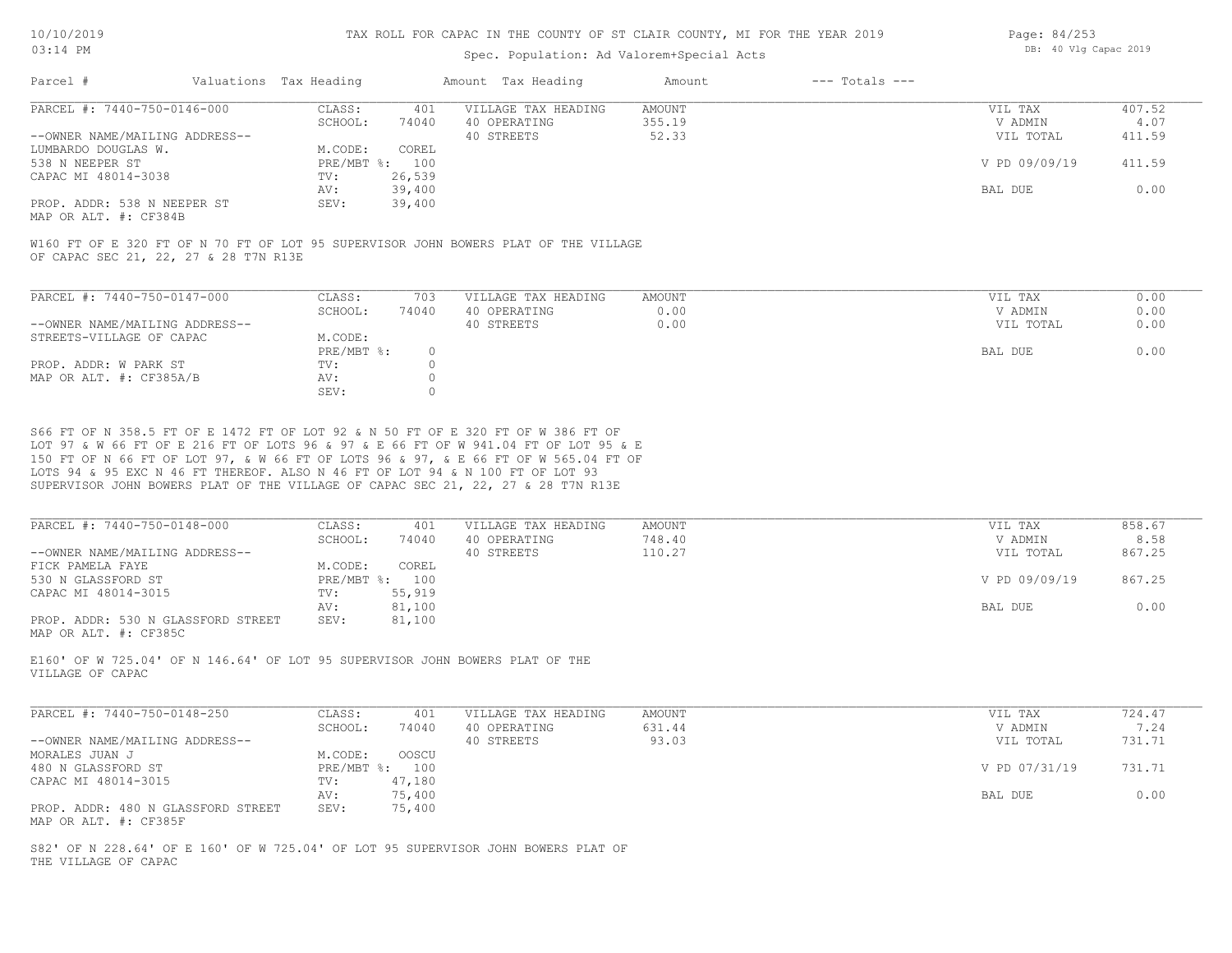TAX ROLL FOR CAPAC IN THE COUNTY OF ST CLAIR COUNTY, MI FOR THE YEAR 2019

Spec. Population: Ad Valorem+Special Acts

| Parcel # | Valuations | Tax Heading | Amount | Tax Heading | Amount | --- Totals --- | |
|---|---|---|---|---|---|---|---|
| PARCEL #: 7440-750-0146-000 | CLASS: | 401 | VILLAGE TAX HEADING | AMOUNT | | VIL TAX | 407.52 |
| | SCHOOL: | 74040 | 40 OPERATING | 355.19 | | V ADMIN | 4.07 |
| --OWNER NAME/MAILING ADDRESS-- | | | 40 STREETS | 52.33 | | VIL TOTAL | 411.59 |
| LUMBARDO DOUGLAS W. | M.CODE: | COREL | | | | | |
| 538 N NEEPER ST | PRE/MBT %: | 100 | | | | V PD 09/09/19 | 411.59 |
| CAPAC MI 48014-3038 | TV: | 26,539 | | | | | |
| | AV: | 39,400 | | | | BAL DUE | 0.00 |
| PROP. ADDR: 538 N NEEPER ST | SEV: | 39,400 | | | | | |
| MAP OR ALT. #: CF384B | | | | | | | |

W160 FT OF E 320 FT OF N 70 FT OF LOT 95 SUPERVISOR JOHN BOWERS PLAT OF THE VILLAGE OF CAPAC SEC 21, 22, 27 & 28 T7N R13E

| Parcel # | Valuations | Tax Heading | Amount | Tax Heading | Amount | --- Totals --- | |
|---|---|---|---|---|---|---|---|
| PARCEL #: 7440-750-0147-000 | CLASS: | 703 | VILLAGE TAX HEADING | AMOUNT | | VIL TAX | 0.00 |
| | SCHOOL: | 74040 | 40 OPERATING | 0.00 | | V ADMIN | 0.00 |
| --OWNER NAME/MAILING ADDRESS-- | | | 40 STREETS | 0.00 | | VIL TOTAL | 0.00 |
| STREETS-VILLAGE OF CAPAC | M.CODE: | | | | | | |
| | PRE/MBT %: | 0 | | | | BAL DUE | 0.00 |
| PROP. ADDR: W PARK ST | TV: | 0 | | | | | |
| MAP OR ALT. #: CF385A/B | AV: | 0 | | | | | |
| | SEV: | 0 | | | | | |

S66 FT OF N 358.5 FT OF E 1472 FT OF LOT 92 & N 50 FT OF E 320 FT OF W 386 FT OF LOT 97 & W 66 FT OF E 216 FT OF LOTS 96 & 97 & E 66 FT OF W 941.04 FT OF LOT 95 & E 150 FT OF N 66 FT OF LOT 97, & W 66 FT OF LOTS 96 & 97, & E 66 FT OF W 565.04 FT OF LOTS 94 & 95 EXC N 46 FT THEREOF. ALSO N 46 FT OF LOT 94 & N 100 FT OF LOT 93 SUPERVISOR JOHN BOWERS PLAT OF THE VILLAGE OF CAPAC SEC 21, 22, 27 & 28 T7N R13E

| Parcel # | Valuations | Tax Heading | Amount | Tax Heading | Amount | --- Totals --- | |
|---|---|---|---|---|---|---|---|
| PARCEL #: 7440-750-0148-000 | CLASS: | 401 | VILLAGE TAX HEADING | AMOUNT | | VIL TAX | 858.67 |
| | SCHOOL: | 74040 | 40 OPERATING | 748.40 | | V ADMIN | 8.58 |
| --OWNER NAME/MAILING ADDRESS-- | | | 40 STREETS | 110.27 | | VIL TOTAL | 867.25 |
| FICK PAMELA FAYE | M.CODE: | COREL | | | | | |
| 530 N GLASSFORD ST | PRE/MBT %: | 100 | | | | V PD 09/09/19 | 867.25 |
| CAPAC MI 48014-3015 | TV: | 55,919 | | | | | |
| | AV: | 81,100 | | | | BAL DUE | 0.00 |
| PROP. ADDR: 530 N GLASSFORD STREET | SEV: | 81,100 | | | | | |
| MAP OR ALT. #: CF385C | | | | | | | |

E160' OF W 725.04' OF N 146.64' OF LOT 95 SUPERVISOR JOHN BOWERS PLAT OF THE VILLAGE OF CAPAC

| Parcel # | Valuations | Tax Heading | Amount | Tax Heading | Amount | --- Totals --- | |
|---|---|---|---|---|---|---|---|
| PARCEL #: 7440-750-0148-250 | CLASS: | 401 | VILLAGE TAX HEADING | AMOUNT | | VIL TAX | 724.47 |
| | SCHOOL: | 74040 | 40 OPERATING | 631.44 | | V ADMIN | 7.24 |
| --OWNER NAME/MAILING ADDRESS-- | | | 40 STREETS | 93.03 | | VIL TOTAL | 731.71 |
| MORALES JUAN J | M.CODE: | OOSCU | | | | | |
| 480 N GLASSFORD ST | PRE/MBT %: | 100 | | | | V PD 07/31/19 | 731.71 |
| CAPAC MI 48014-3015 | TV: | 47,180 | | | | | |
| | AV: | 75,400 | | | | BAL DUE | 0.00 |
| PROP. ADDR: 480 N GLASSFORD STREET | SEV: | 75,400 | | | | | |
| MAP OR ALT. #: CF385F | | | | | | | |

S82' OF N 228.64' OF E 160' OF W 725.04' OF LOT 95 SUPERVISOR JOHN BOWERS PLAT OF THE VILLAGE OF CAPAC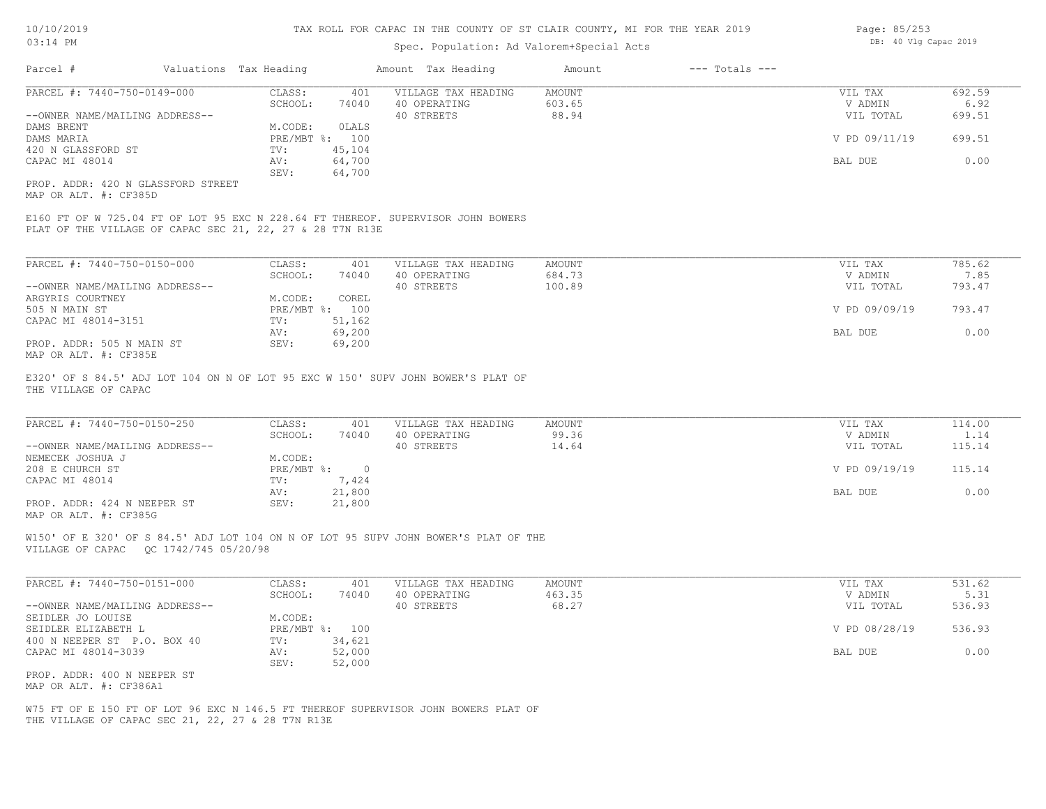# TAX ROLL FOR CAPAC IN THE COUNTY OF ST CLAIR COUNTY, MI FOR THE YEAR 2019

Spec. Population: Ad Valorem+Special Acts

| Parcel # | Valuations | Tax Heading | Amount | Tax Heading | Amount | --- Totals --- | |
|---|---|---|---|---|---|---|---|
| PARCEL #: 7440-750-0149-000 | CLASS: | 401 | VILLAGE TAX HEADING | AMOUNT | | VIL TAX | 692.59 |
| | SCHOOL: | 74040 | 40 OPERATING | 603.65 | | V ADMIN | 6.92 |
| --OWNER NAME/MAILING ADDRESS-- | | | 40 STREETS | 88.94 | | VIL TOTAL | 699.51 |
| DAMS BRENT | M.CODE: | 0LALS | | | | | |
| DAMS MARIA | PRE/MBT %: | 100 | | | | V PD 09/11/19 | 699.51 |
| 420 N GLASSFORD ST | TV: | 45,104 | | | | | |
| CAPAC MI 48014 | AV: | 64,700 | | | | BAL DUE | 0.00 |
| | SEV: | 64,700 | | | | | |

PROP. ADDR: 420 N GLASSFORD STREET
MAP OR ALT. #: CF385D

E160 FT OF W 725.04 FT OF LOT 95 EXC N 228.64 FT THEREOF. SUPERVISOR JOHN BOWERS PLAT OF THE VILLAGE OF CAPAC SEC 21, 22, 27 & 28 T7N R13E

| Parcel # | Valuations | Tax Heading | Amount | Tax Heading | Amount | --- Totals --- | |
|---|---|---|---|---|---|---|---|
| PARCEL #: 7440-750-0150-000 | CLASS: | 401 | VILLAGE TAX HEADING | AMOUNT | | VIL TAX | 785.62 |
| | SCHOOL: | 74040 | 40 OPERATING | 684.73 | | V ADMIN | 7.85 |
| --OWNER NAME/MAILING ADDRESS-- | | | 40 STREETS | 100.89 | | VIL TOTAL | 793.47 |
| ARGYRIS COURTNEY | M.CODE: | COREL | | | | | |
| 505 N MAIN ST | PRE/MBT %: | 100 | | | | V PD 09/09/19 | 793.47 |
| CAPAC MI 48014-3151 | TV: | 51,162 | | | | | |
| | AV: | 69,200 | | | | BAL DUE | 0.00 |
| PROP. ADDR: 505 N MAIN ST | SEV: | 69,200 | | | | | |

MAP OR ALT. #: CF385E

E320' OF S 84.5' ADJ LOT 104 ON N OF LOT 95 EXC W 150' SUPV JOHN BOWER'S PLAT OF THE VILLAGE OF CAPAC

| Parcel # | Valuations | Tax Heading | Amount | Tax Heading | Amount | --- Totals --- | |
|---|---|---|---|---|---|---|---|
| PARCEL #: 7440-750-0150-250 | CLASS: | 401 | VILLAGE TAX HEADING | AMOUNT | | VIL TAX | 114.00 |
| | SCHOOL: | 74040 | 40 OPERATING | 99.36 | | V ADMIN | 1.14 |
| --OWNER NAME/MAILING ADDRESS-- | | | 40 STREETS | 14.64 | | VIL TOTAL | 115.14 |
| NEMECEK JOSHUA J | M.CODE: | | | | | | |
| 208 E CHURCH ST | PRE/MBT %: | 0 | | | | V PD 09/19/19 | 115.14 |
| CAPAC MI 48014 | TV: | 7,424 | | | | | |
| | AV: | 21,800 | | | | BAL DUE | 0.00 |
| PROP. ADDR: 424 N NEEPER ST | SEV: | 21,800 | | | | | |

MAP OR ALT. #: CF385G

W150' OF E 320' OF S 84.5' ADJ LOT 104 ON N OF LOT 95 SUPV JOHN BOWER'S PLAT OF THE VILLAGE OF CAPAC QC 1742/745 05/20/98

| Parcel # | Valuations | Tax Heading | Amount | Tax Heading | Amount | --- Totals --- | |
|---|---|---|---|---|---|---|---|
| PARCEL #: 7440-750-0151-000 | CLASS: | 401 | VILLAGE TAX HEADING | AMOUNT | | VIL TAX | 531.62 |
| | SCHOOL: | 74040 | 40 OPERATING | 463.35 | | V ADMIN | 5.31 |
| --OWNER NAME/MAILING ADDRESS-- | | | 40 STREETS | 68.27 | | VIL TOTAL | 536.93 |
| SEIDLER JO LOUISE | M.CODE: | | | | | | |
| SEIDLER ELIZABETH L | PRE/MBT %: | 100 | | | | V PD 08/28/19 | 536.93 |
| 400 N NEEPER ST P.O. BOX 40 | TV: | 34,621 | | | | | |
| CAPAC MI 48014-3039 | AV: | 52,000 | | | | BAL DUE | 0.00 |
| | SEV: | 52,000 | | | | | |

PROP. ADDR: 400 N NEEPER ST
MAP OR ALT. #: CF386A1

W75 FT OF E 150 FT OF LOT 96 EXC N 146.5 FT THEREOF SUPERVISOR JOHN BOWERS PLAT OF THE VILLAGE OF CAPAC SEC 21, 22, 27 & 28 T7N R13E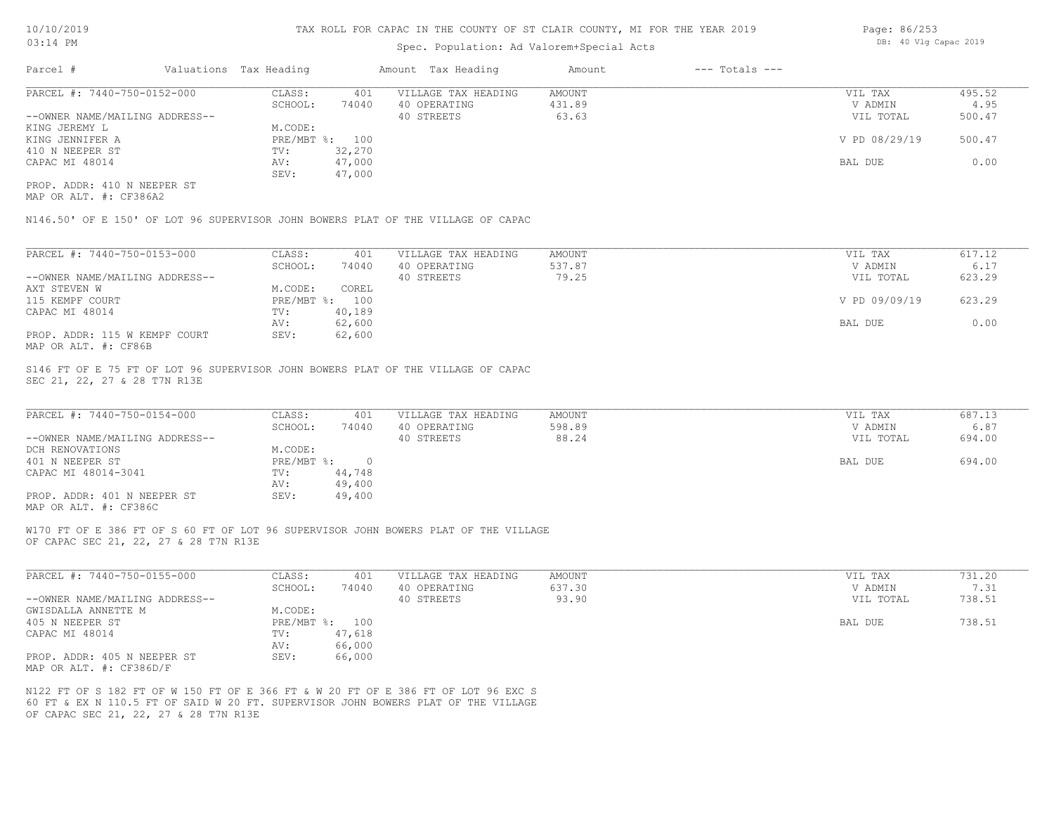# TAX ROLL FOR CAPAC IN THE COUNTY OF ST CLAIR COUNTY, MI FOR THE YEAR 2019

Spec. Population: Ad Valorem+Special Acts

DB: 40 Vlg Capac 2019

| Parcel # | Valuations | Tax Heading | Amount | Tax Heading | Amount | --- Totals --- |
|---|---|---|---|---|---|---|

## PARCEL #: 7440-750-0152-000

| | | | | |
|---|---|---|---|---|
| CLASS: 401 | VILLAGE TAX HEADING | AMOUNT | VIL TAX | 495.52 |
| SCHOOL: 74040 | 40 OPERATING | 431.89 | V ADMIN | 4.95 |
| M.CODE: | 40 STREETS | 63.63 | VIL TOTAL | 500.47 |
| PRE/MBT %: 100 | | | V PD 08/29/19 | 500.47 |
| TV: 32,270 | | | | |
| AV: 47,000 | | | BAL DUE | 0.00 |
| SEV: 47,000 | | | | |

--OWNER NAME/MAILING ADDRESS--
KING JEREMY L
KING JENNIFER A
410 N NEEPER ST
CAPAC MI 48014

PROP. ADDR: 410 N NEEPER ST
MAP OR ALT. #: CF386A2

N146.50' OF E 150' OF LOT 96 SUPERVISOR JOHN BOWERS PLAT OF THE VILLAGE OF CAPAC

## PARCEL #: 7440-750-0153-000

| | | | | |
|---|---|---|---|---|
| CLASS: 401 | VILLAGE TAX HEADING | AMOUNT | VIL TAX | 617.12 |
| SCHOOL: 74040 | 40 OPERATING | 537.87 | V ADMIN | 6.17 |
| M.CODE: COREL | 40 STREETS | 79.25 | VIL TOTAL | 623.29 |
| PRE/MBT %: 100 | | | V PD 09/09/19 | 623.29 |
| TV: 40,189 | | | | |
| AV: 62,600 | | | BAL DUE | 0.00 |
| SEV: 62,600 | | | | |

--OWNER NAME/MAILING ADDRESS--
AXT STEVEN W
115 KEMPF COURT
CAPAC MI 48014

PROP. ADDR: 115 W KEMPF COURT
MAP OR ALT. #: CF86B

S146 FT OF E 75 FT OF LOT 96 SUPERVISOR JOHN BOWERS PLAT OF THE VILLAGE OF CAPAC
SEC 21, 22, 27 & 28 T7N R13E

## PARCEL #: 7440-750-0154-000

| | | | | |
|---|---|---|---|---|
| CLASS: 401 | VILLAGE TAX HEADING | AMOUNT | VIL TAX | 687.13 |
| SCHOOL: 74040 | 40 OPERATING | 598.89 | V ADMIN | 6.87 |
| M.CODE: | 40 STREETS | 88.24 | VIL TOTAL | 694.00 |
| PRE/MBT %: 0 | | | BAL DUE | 694.00 |
| TV: 44,748 | | | | |
| AV: 49,400 | | | | |
| SEV: 49,400 | | | | |

--OWNER NAME/MAILING ADDRESS--
DCH RENOVATIONS
401 N NEEPER ST
CAPAC MI 48014-3041

PROP. ADDR: 401 N NEEPER ST
MAP OR ALT. #: CF386C

W170 FT OF E 386 FT OF S 60 FT OF LOT 96 SUPERVISOR JOHN BOWERS PLAT OF THE VILLAGE
OF CAPAC SEC 21, 22, 27 & 28 T7N R13E

## PARCEL #: 7440-750-0155-000

| | | | | |
|---|---|---|---|---|
| CLASS: 401 | VILLAGE TAX HEADING | AMOUNT | VIL TAX | 731.20 |
| SCHOOL: 74040 | 40 OPERATING | 637.30 | V ADMIN | 7.31 |
| M.CODE: | 40 STREETS | 93.90 | VIL TOTAL | 738.51 |
| PRE/MBT %: 100 | | | BAL DUE | 738.51 |
| TV: 47,618 | | | | |
| AV: 66,000 | | | | |
| SEV: 66,000 | | | | |

--OWNER NAME/MAILING ADDRESS--
GWISDALLA ANNETTE M
405 N NEEPER ST
CAPAC MI 48014

PROP. ADDR: 405 N NEEPER ST
MAP OR ALT. #: CF386D/F

N122 FT OF S 182 FT OF W 150 FT OF E 366 FT & W 20 FT OF E 386 FT OF LOT 96 EXC S
60 FT & EX N 110.5 FT OF SAID W 20 FT. SUPERVISOR JOHN BOWERS PLAT OF THE VILLAGE
OF CAPAC SEC 21, 22, 27 & 28 T7N R13E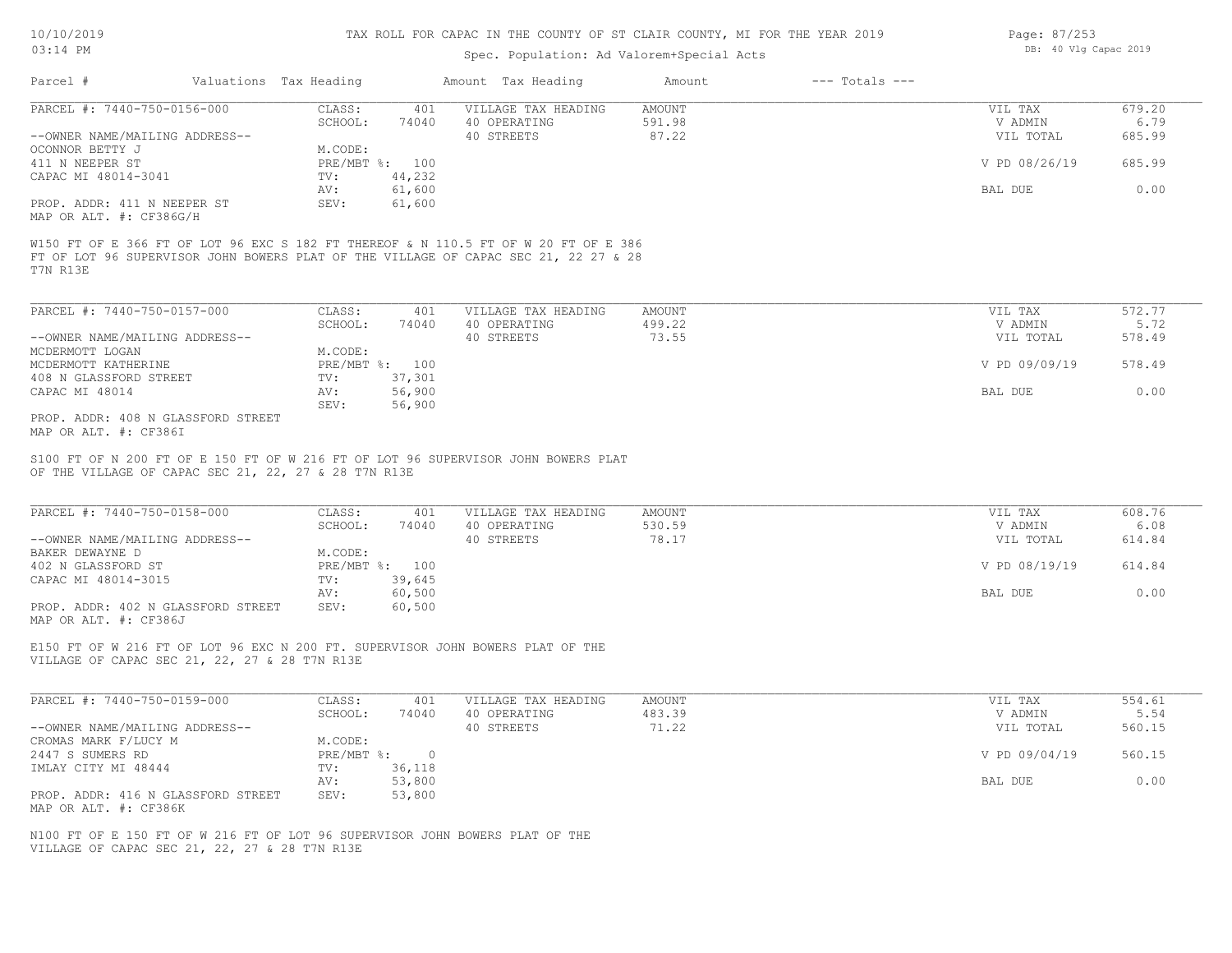# TAX ROLL FOR CAPAC IN THE COUNTY OF ST CLAIR COUNTY, MI FOR THE YEAR 2019

Spec. Population: Ad Valorem+Special Acts

| Parcel # | Valuations | Tax Heading | Amount | Tax Heading | Amount | --- Totals --- | |
|---|---|---|---|---|---|---|---|

---

**PARCEL #: 7440-750-0156-000**

| | | | | | |
|---|---|---|---|---|---|
| CLASS: | 401 | VILLAGE TAX HEADING | AMOUNT | VIL TAX | 679.20 |
| SCHOOL: | 74040 | 40 OPERATING | 591.98 | V ADMIN | 6.79 |
| | | 40 STREETS | 87.22 | VIL TOTAL | 685.99 |
| M.CODE: | | | | | |
| PRE/MBT %: | 100 | | | V PD 08/26/19 | 685.99 |
| TV: | 44,232 | | | | |
| AV: | 61,600 | | | BAL DUE | 0.00 |
| SEV: | 61,600 | | | | |

--OWNER NAME/MAILING ADDRESS--
OCONNOR BETTY J
411 N NEEPER ST
CAPAC MI 48014-3041

PROP. ADDR: 411 N NEEPER ST
MAP OR ALT. #: CF386G/H

W150 FT OF E 366 FT OF LOT 96 EXC S 182 FT THEREOF & N 110.5 FT OF W 20 FT OF E 386 FT OF LOT 96 SUPERVISOR JOHN BOWERS PLAT OF THE VILLAGE OF CAPAC SEC 21, 22 27 & 28 T7N R13E

---

**PARCEL #: 7440-750-0157-000**

| | | | | | |
|---|---|---|---|---|---|
| CLASS: | 401 | VILLAGE TAX HEADING | AMOUNT | VIL TAX | 572.77 |
| SCHOOL: | 74040 | 40 OPERATING | 499.22 | V ADMIN | 5.72 |
| | | 40 STREETS | 73.55 | VIL TOTAL | 578.49 |
| M.CODE: | | | | | |
| PRE/MBT %: | 100 | | | V PD 09/09/19 | 578.49 |
| TV: | 37,301 | | | | |
| AV: | 56,900 | | | BAL DUE | 0.00 |
| SEV: | 56,900 | | | | |

--OWNER NAME/MAILING ADDRESS--
MCDERMOTT LOGAN
MCDERMOTT KATHERINE
408 N GLASSFORD STREET
CAPAC MI 48014

PROP. ADDR: 408 N GLASSFORD STREET
MAP OR ALT. #: CF386I

S100 FT OF N 200 FT OF E 150 FT OF W 216 FT OF LOT 96 SUPERVISOR JOHN BOWERS PLAT OF THE VILLAGE OF CAPAC SEC 21, 22, 27 & 28 T7N R13E

---

**PARCEL #: 7440-750-0158-000**

| | | | | | |
|---|---|---|---|---|---|
| CLASS: | 401 | VILLAGE TAX HEADING | AMOUNT | VIL TAX | 608.76 |
| SCHOOL: | 74040 | 40 OPERATING | 530.59 | V ADMIN | 6.08 |
| | | 40 STREETS | 78.17 | VIL TOTAL | 614.84 |
| M.CODE: | | | | | |
| PRE/MBT %: | 100 | | | V PD 08/19/19 | 614.84 |
| TV: | 39,645 | | | | |
| AV: | 60,500 | | | BAL DUE | 0.00 |
| SEV: | 60,500 | | | | |

--OWNER NAME/MAILING ADDRESS--
BAKER DEWAYNE D
402 N GLASSFORD ST
CAPAC MI 48014-3015

PROP. ADDR: 402 N GLASSFORD STREET
MAP OR ALT. #: CF386J

E150 FT OF W 216 FT OF LOT 96 EXC N 200 FT. SUPERVISOR JOHN BOWERS PLAT OF THE VILLAGE OF CAPAC SEC 21, 22, 27 & 28 T7N R13E

---

**PARCEL #: 7440-750-0159-000**

| | | | | | |
|---|---|---|---|---|---|
| CLASS: | 401 | VILLAGE TAX HEADING | AMOUNT | VIL TAX | 554.61 |
| SCHOOL: | 74040 | 40 OPERATING | 483.39 | V ADMIN | 5.54 |
| | | 40 STREETS | 71.22 | VIL TOTAL | 560.15 |
| M.CODE: | | | | | |
| PRE/MBT %: | 0 | | | V PD 09/04/19 | 560.15 |
| TV: | 36,118 | | | | |
| AV: | 53,800 | | | BAL DUE | 0.00 |
| SEV: | 53,800 | | | | |

--OWNER NAME/MAILING ADDRESS--
CROMAS MARK F/LUCY M
2447 S SUMERS RD
IMLAY CITY MI 48444

PROP. ADDR: 416 N GLASSFORD STREET
MAP OR ALT. #: CF386K

N100 FT OF E 150 FT OF W 216 FT OF LOT 96 SUPERVISOR JOHN BOWERS PLAT OF THE VILLAGE OF CAPAC SEC 21, 22, 27 & 28 T7N R13E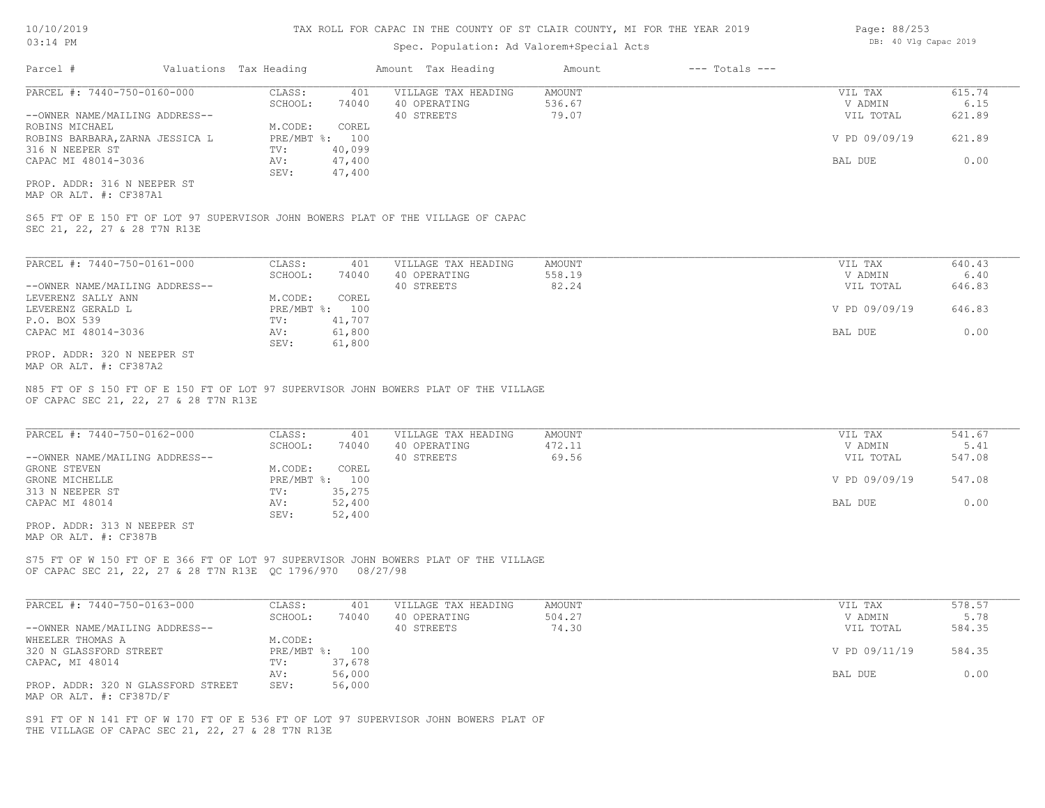# TAX ROLL FOR CAPAC IN THE COUNTY OF ST CLAIR COUNTY, MI FOR THE YEAR 2019

Spec. Population: Ad Valorem+Special Acts

| Parcel # | Valuations Tax Heading | Amount Tax Heading | Amount | --- Totals --- |
|---|---|---|---|---|

---

**PARCEL #: 7440-750-0160-000**

| | | | |
|---|---|---|---|
| CLASS: 401 | VILLAGE TAX HEADING | AMOUNT | VIL TAX 615.74 |
| SCHOOL: 74040 | 40 OPERATING | 536.67 | V ADMIN 6.15 |
| | 40 STREETS | 79.07 | VIL TOTAL 621.89 |
| M.CODE: COREL | | | |
| PRE/MBT %: 100 | | | V PD 09/09/19 621.89 |
| TV: 40,099 | | | |
| AV: 47,400 | | | BAL DUE 0.00 |
| SEV: 47,400 | | | |

--OWNER NAME/MAILING ADDRESS--
ROBINS MICHAEL
ROBINS BARBARA,ZARNA JESSICA L
316 N NEEPER ST
CAPAC MI 48014-3036

PROP. ADDR: 316 N NEEPER ST
MAP OR ALT. #: CF387A1

S65 FT OF E 150 FT OF LOT 97 SUPERVISOR JOHN BOWERS PLAT OF THE VILLAGE OF CAPAC SEC 21, 22, 27 & 28 T7N R13E

---

**PARCEL #: 7440-750-0161-000**

| | | | |
|---|---|---|---|
| CLASS: 401 | VILLAGE TAX HEADING | AMOUNT | VIL TAX 640.43 |
| SCHOOL: 74040 | 40 OPERATING | 558.19 | V ADMIN 6.40 |
| | 40 STREETS | 82.24 | VIL TOTAL 646.83 |
| M.CODE: COREL | | | |
| PRE/MBT %: 100 | | | V PD 09/09/19 646.83 |
| TV: 41,707 | | | |
| AV: 61,800 | | | BAL DUE 0.00 |
| SEV: 61,800 | | | |

--OWNER NAME/MAILING ADDRESS--
LEVERENZ SALLY ANN
LEVERENZ GERALD L
P.O. BOX 539
CAPAC MI 48014-3036

PROP. ADDR: 320 N NEEPER ST
MAP OR ALT. #: CF387A2

N85 FT OF S 150 FT OF E 150 FT OF LOT 97 SUPERVISOR JOHN BOWERS PLAT OF THE VILLAGE OF CAPAC SEC 21, 22, 27 & 28 T7N R13E

---

**PARCEL #: 7440-750-0162-000**

| | | | |
|---|---|---|---|
| CLASS: 401 | VILLAGE TAX HEADING | AMOUNT | VIL TAX 541.67 |
| SCHOOL: 74040 | 40 OPERATING | 472.11 | V ADMIN 5.41 |
| | 40 STREETS | 69.56 | VIL TOTAL 547.08 |
| M.CODE: COREL | | | |
| PRE/MBT %: 100 | | | V PD 09/09/19 547.08 |
| TV: 35,275 | | | |
| AV: 52,400 | | | BAL DUE 0.00 |
| SEV: 52,400 | | | |

--OWNER NAME/MAILING ADDRESS--
GRONE STEVEN
GRONE MICHELLE
313 N NEEPER ST
CAPAC MI 48014

PROP. ADDR: 313 N NEEPER ST
MAP OR ALT. #: CF387B

S75 FT OF W 150 FT OF E 366 FT OF LOT 97 SUPERVISOR JOHN BOWERS PLAT OF THE VILLAGE OF CAPAC SEC 21, 22, 27 & 28 T7N R13E QC 1796/970 08/27/98

---

**PARCEL #: 7440-750-0163-000**

| | | | |
|---|---|---|---|
| CLASS: 401 | VILLAGE TAX HEADING | AMOUNT | VIL TAX 578.57 |
| SCHOOL: 74040 | 40 OPERATING | 504.27 | V ADMIN 5.78 |
| | 40 STREETS | 74.30 | VIL TOTAL 584.35 |
| M.CODE: | | | |
| PRE/MBT %: 100 | | | V PD 09/11/19 584.35 |
| TV: 37,678 | | | |
| AV: 56,000 | | | BAL DUE 0.00 |
| SEV: 56,000 | | | |

--OWNER NAME/MAILING ADDRESS--
WHEELER THOMAS A
320 N GLASSFORD STREET
CAPAC, MI 48014

PROP. ADDR: 320 N GLASSFORD STREET
MAP OR ALT. #: CF387D/F

S91 FT OF N 141 FT OF W 170 FT OF E 536 FT OF LOT 97 SUPERVISOR JOHN BOWERS PLAT OF THE VILLAGE OF CAPAC SEC 21, 22, 27 & 28 T7N R13E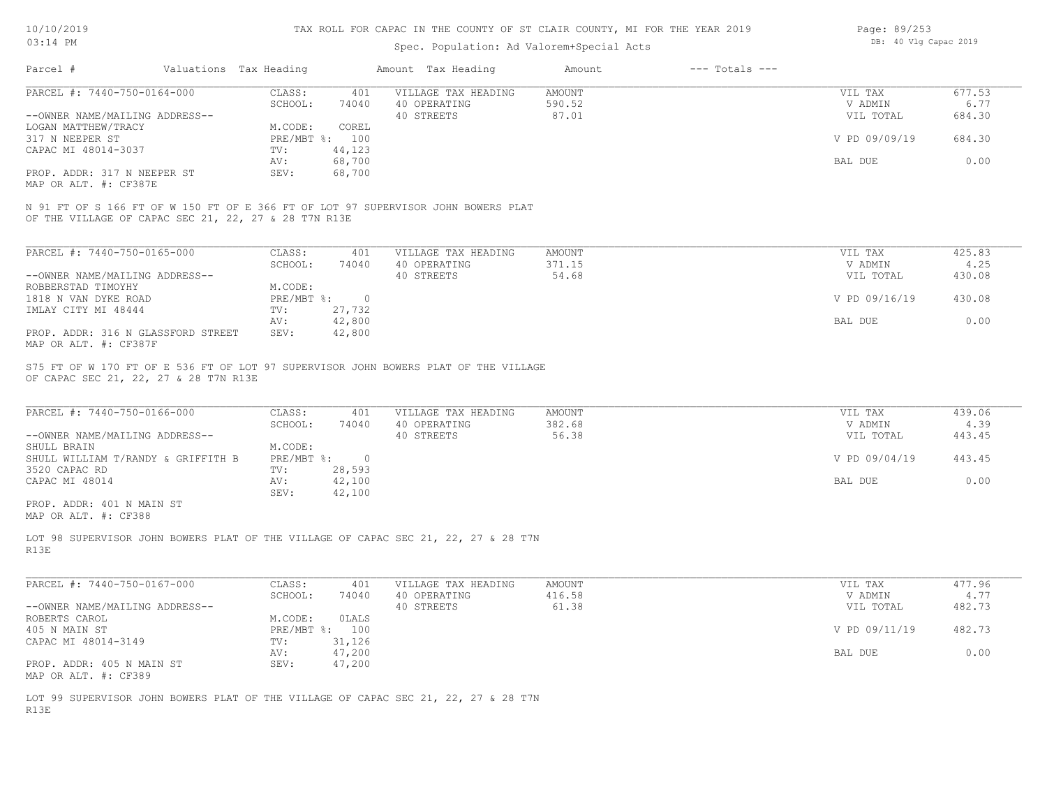# TAX ROLL FOR CAPAC IN THE COUNTY OF ST CLAIR COUNTY, MI FOR THE YEAR 2019

10/10/2019
03:14 PM

Spec. Population: Ad Valorem+Special Acts

DB: 40 Vlg Capac 2019

| Parcel # | Valuations | Tax Heading | Amount | Tax Heading | Amount | --- Totals --- | |
|---|---|---|---|---|---|---|---|

---

**PARCEL #: 7440-750-0164-000**

| | | | | | |
|---|---|---|---|---|---|
| CLASS: | 401 | VILLAGE TAX HEADING | AMOUNT | VIL TAX | 677.53 |
| SCHOOL: | 74040 | 40 OPERATING | 590.52 | V ADMIN | 6.77 |
| | | 40 STREETS | 87.01 | VIL TOTAL | 684.30 |
| M.CODE: | COREL | | | | |
| PRE/MBT %: | 100 | | | V PD 09/09/19 | 684.30 |
| TV: | 44,123 | | | | |
| AV: | 68,700 | | | BAL DUE | 0.00 |
| SEV: | 68,700 | | | | |

--OWNER NAME/MAILING ADDRESS--
LOGAN MATTHEW/TRACY
317 N NEEPER ST
CAPAC MI 48014-3037

PROP. ADDR: 317 N NEEPER ST
MAP OR ALT. #: CF387E

N 91 FT OF S 166 FT OF W 150 FT OF E 366 FT OF LOT 97 SUPERVISOR JOHN BOWERS PLAT OF THE VILLAGE OF CAPAC SEC 21, 22, 27 & 28 T7N R13E

---

**PARCEL #: 7440-750-0165-000**

| | | | | | |
|---|---|---|---|---|---|
| CLASS: | 401 | VILLAGE TAX HEADING | AMOUNT | VIL TAX | 425.83 |
| SCHOOL: | 74040 | 40 OPERATING | 371.15 | V ADMIN | 4.25 |
| | | 40 STREETS | 54.68 | VIL TOTAL | 430.08 |
| M.CODE: | | | | | |
| PRE/MBT %: | 0 | | | V PD 09/16/19 | 430.08 |
| TV: | 27,732 | | | | |
| AV: | 42,800 | | | BAL DUE | 0.00 |
| SEV: | 42,800 | | | | |

--OWNER NAME/MAILING ADDRESS--
ROBBERSTAD TIMOYHY
1818 N VAN DYKE ROAD
IMLAY CITY MI 48444

PROP. ADDR: 316 N GLASSFORD STREET
MAP OR ALT. #: CF387F

S75 FT OF W 170 FT OF E 536 FT OF LOT 97 SUPERVISOR JOHN BOWERS PLAT OF THE VILLAGE OF CAPAC SEC 21, 22, 27 & 28 T7N R13E

---

**PARCEL #: 7440-750-0166-000**

| | | | | | |
|---|---|---|---|---|---|
| CLASS: | 401 | VILLAGE TAX HEADING | AMOUNT | VIL TAX | 439.06 |
| SCHOOL: | 74040 | 40 OPERATING | 382.68 | V ADMIN | 4.39 |
| | | 40 STREETS | 56.38 | VIL TOTAL | 443.45 |
| M.CODE: | | | | | |
| PRE/MBT %: | 0 | | | V PD 09/04/19 | 443.45 |
| TV: | 28,593 | | | | |
| AV: | 42,100 | | | BAL DUE | 0.00 |
| SEV: | 42,100 | | | | |

--OWNER NAME/MAILING ADDRESS--
SHULL BRAIN
SHULL WILLIAM T/RANDY & GRIFFITH B
3520 CAPAC RD
CAPAC MI 48014

PROP. ADDR: 401 N MAIN ST
MAP OR ALT. #: CF388

LOT 98 SUPERVISOR JOHN BOWERS PLAT OF THE VILLAGE OF CAPAC SEC 21, 22, 27 & 28 T7N R13E

---

**PARCEL #: 7440-750-0167-000**

| | | | | | |
|---|---|---|---|---|---|
| CLASS: | 401 | VILLAGE TAX HEADING | AMOUNT | VIL TAX | 477.96 |
| SCHOOL: | 74040 | 40 OPERATING | 416.58 | V ADMIN | 4.77 |
| | | 40 STREETS | 61.38 | VIL TOTAL | 482.73 |
| M.CODE: | 0LALS | | | | |
| PRE/MBT %: | 100 | | | V PD 09/11/19 | 482.73 |
| TV: | 31,126 | | | | |
| AV: | 47,200 | | | BAL DUE | 0.00 |
| SEV: | 47,200 | | | | |

--OWNER NAME/MAILING ADDRESS--
ROBERTS CAROL
405 N MAIN ST
CAPAC MI 48014-3149

PROP. ADDR: 405 N MAIN ST
MAP OR ALT. #: CF389

LOT 99 SUPERVISOR JOHN BOWERS PLAT OF THE VILLAGE OF CAPAC SEC 21, 22, 27 & 28 T7N R13E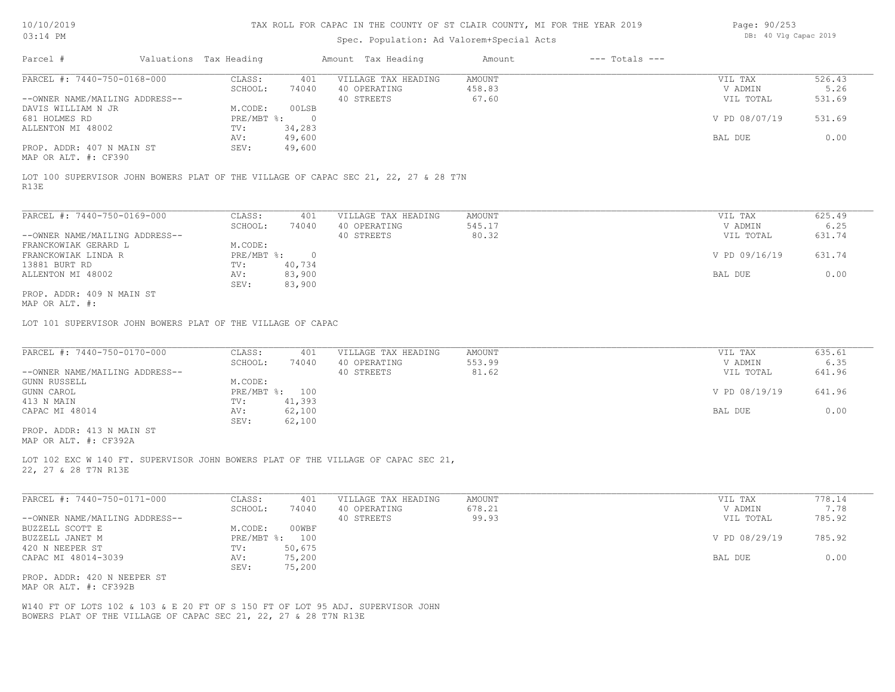# TAX ROLL FOR CAPAC IN THE COUNTY OF ST CLAIR COUNTY, MI FOR THE YEAR 2019

Spec. Population: Ad Valorem+Special Acts

DB: 40 Vlg Capac 2019

| Parcel # | Valuations | Tax Heading | Amount | Tax Heading | Amount | --- Totals --- |
|---|---|---|---|---|---|---|

---

**PARCEL #: 7440-750-0168-000**

| | | | | | |
|---|---|---|---|---|---|
| CLASS: | 401 | VILLAGE TAX HEADING | AMOUNT | VIL TAX | 526.43 |
| SCHOOL: | 74040 | 40 OPERATING | 458.83 | V ADMIN | 5.26 |
| | | 40 STREETS | 67.60 | VIL TOTAL | 531.69 |
| M.CODE: | 00LSB | | | | |
| PRE/MBT %: | 0 | | | V PD 08/07/19 | 531.69 |
| TV: | 34,283 | | | | |
| AV: | 49,600 | | | BAL DUE | 0.00 |
| SEV: | 49,600 | | | | |

--OWNER NAME/MAILING ADDRESS--
DAVIS WILLIAM N JR
681 HOLMES RD
ALLENTON MI 48002

PROP. ADDR: 407 N MAIN ST
MAP OR ALT. #: CF390

LOT 100 SUPERVISOR JOHN BOWERS PLAT OF THE VILLAGE OF CAPAC SEC 21, 22, 27 & 28 T7N R13E

---

**PARCEL #: 7440-750-0169-000**

| | | | | | |
|---|---|---|---|---|---|
| CLASS: | 401 | VILLAGE TAX HEADING | AMOUNT | VIL TAX | 625.49 |
| SCHOOL: | 74040 | 40 OPERATING | 545.17 | V ADMIN | 6.25 |
| | | 40 STREETS | 80.32 | VIL TOTAL | 631.74 |
| M.CODE: | | | | | |
| PRE/MBT %: | 0 | | | V PD 09/16/19 | 631.74 |
| TV: | 40,734 | | | | |
| AV: | 83,900 | | | BAL DUE | 0.00 |
| SEV: | 83,900 | | | | |

--OWNER NAME/MAILING ADDRESS--
FRANCKOWIAK GERARD L
FRANCKOWIAK LINDA R
13881 BURT RD
ALLENTON MI 48002

PROP. ADDR: 409 N MAIN ST
MAP OR ALT. #:

LOT 101 SUPERVISOR JOHN BOWERS PLAT OF THE VILLAGE OF CAPAC

---

**PARCEL #: 7440-750-0170-000**

| | | | | | |
|---|---|---|---|---|---|
| CLASS: | 401 | VILLAGE TAX HEADING | AMOUNT | VIL TAX | 635.61 |
| SCHOOL: | 74040 | 40 OPERATING | 553.99 | V ADMIN | 6.35 |
| | | 40 STREETS | 81.62 | VIL TOTAL | 641.96 |
| M.CODE: | | | | | |
| PRE/MBT %: | 100 | | | V PD 08/19/19 | 641.96 |
| TV: | 41,393 | | | | |
| AV: | 62,100 | | | BAL DUE | 0.00 |
| SEV: | 62,100 | | | | |

--OWNER NAME/MAILING ADDRESS--
GUNN RUSSELL
GUNN CAROL
413 N MAIN
CAPAC MI 48014

PROP. ADDR: 413 N MAIN ST
MAP OR ALT. #: CF392A

LOT 102 EXC W 140 FT. SUPERVISOR JOHN BOWERS PLAT OF THE VILLAGE OF CAPAC SEC 21, 22, 27 & 28 T7N R13E

---

**PARCEL #: 7440-750-0171-000**

| | | | | | |
|---|---|---|---|---|---|
| CLASS: | 401 | VILLAGE TAX HEADING | AMOUNT | VIL TAX | 778.14 |
| SCHOOL: | 74040 | 40 OPERATING | 678.21 | V ADMIN | 7.78 |
| | | 40 STREETS | 99.93 | VIL TOTAL | 785.92 |
| M.CODE: | 00WBF | | | | |
| PRE/MBT %: | 100 | | | V PD 08/29/19 | 785.92 |
| TV: | 50,675 | | | | |
| AV: | 75,200 | | | BAL DUE | 0.00 |
| SEV: | 75,200 | | | | |

--OWNER NAME/MAILING ADDRESS--
BUZZELL SCOTT E
BUZZELL JANET M
420 N NEEPER ST
CAPAC MI 48014-3039

PROP. ADDR: 420 N NEEPER ST
MAP OR ALT. #: CF392B

W140 FT OF LOTS 102 & 103 & E 20 FT OF S 150 FT OF LOT 95 ADJ. SUPERVISOR JOHN BOWERS PLAT OF THE VILLAGE OF CAPAC SEC 21, 22, 27 & 28 T7N R13E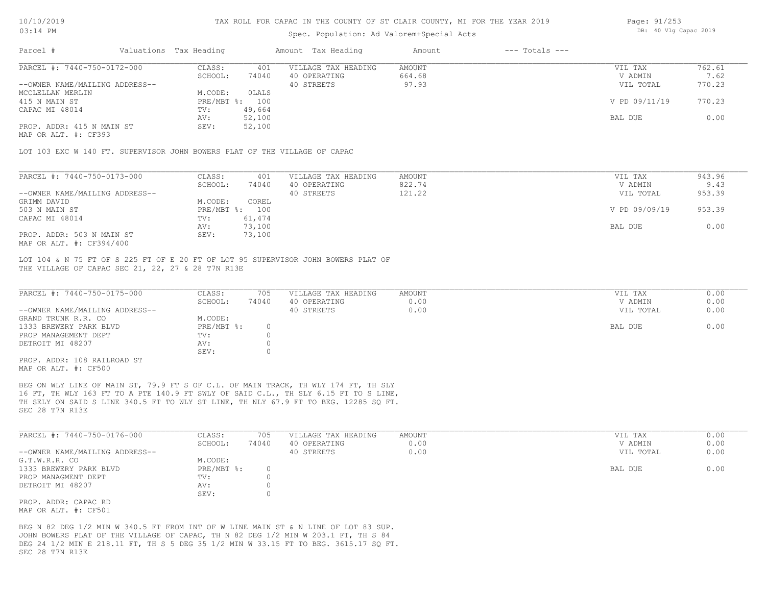# TAX ROLL FOR CAPAC IN THE COUNTY OF ST CLAIR COUNTY, MI FOR THE YEAR 2019

Spec. Population: Ad Valorem+Special Acts

| Parcel # | Valuations | Tax Heading | Amount | Tax Heading | Amount | --- Totals --- |
|---|---|---|---|---|---|---|

**PARCEL #: 7440-750-0172-000**

| | | | | | |
|---|---|---|---|---|---|
| CLASS: | 401 | VILLAGE TAX HEADING | AMOUNT | VIL TAX | 762.61 |
| SCHOOL: | 74040 | 40 OPERATING | 664.68 | V ADMIN | 7.62 |
| | | 40 STREETS | 97.93 | VIL TOTAL | 770.23 |
| M.CODE: | 0LALS | | | | |
| PRE/MBT %: | 100 | | | V PD 09/11/19 | 770.23 |
| TV: | 49,664 | | | | |
| AV: | 52,100 | | | BAL DUE | 0.00 |
| SEV: | 52,100 | | | | |

--OWNER NAME/MAILING ADDRESS--
MCCLELLAN MERLIN
415 N MAIN ST
CAPAC MI 48014

PROP. ADDR: 415 N MAIN ST
MAP OR ALT. #: CF393

LOT 103 EXC W 140 FT. SUPERVISOR JOHN BOWERS PLAT OF THE VILLAGE OF CAPAC

**PARCEL #: 7440-750-0173-000**

| | | | | | |
|---|---|---|---|---|---|
| CLASS: | 401 | VILLAGE TAX HEADING | AMOUNT | VIL TAX | 943.96 |
| SCHOOL: | 74040 | 40 OPERATING | 822.74 | V ADMIN | 9.43 |
| | | 40 STREETS | 121.22 | VIL TOTAL | 953.39 |
| M.CODE: | COREL | | | | |
| PRE/MBT %: | 100 | | | V PD 09/09/19 | 953.39 |
| TV: | 61,474 | | | | |
| AV: | 73,100 | | | BAL DUE | 0.00 |
| SEV: | 73,100 | | | | |

--OWNER NAME/MAILING ADDRESS--
GRIMM DAVID
503 N MAIN ST
CAPAC MI 48014

PROP. ADDR: 503 N MAIN ST
MAP OR ALT. #: CF394/400

LOT 104 & N 75 FT OF S 225 FT OF E 20 FT OF LOT 95 SUPERVISOR JOHN BOWERS PLAT OF THE VILLAGE OF CAPAC SEC 21, 22, 27 & 28 T7N R13E

**PARCEL #: 7440-750-0175-000**

| | | | | | |
|---|---|---|---|---|---|
| CLASS: | 705 | VILLAGE TAX HEADING | AMOUNT | VIL TAX | 0.00 |
| SCHOOL: | 74040 | 40 OPERATING | 0.00 | V ADMIN | 0.00 |
| | | 40 STREETS | 0.00 | VIL TOTAL | 0.00 |
| M.CODE: | | | | | |
| PRE/MBT %: | 0 | | | BAL DUE | 0.00 |
| TV: | 0 | | | | |
| AV: | 0 | | | | |
| SEV: | 0 | | | | |

--OWNER NAME/MAILING ADDRESS--
GRAND TRUNK R.R. CO
1333 BREWERY PARK BLVD
PROP MANAGEMENT DEPT
DETROIT MI 48207

PROP. ADDR: 108 RAILROAD ST
MAP OR ALT. #: CF500

BEG ON WLY LINE OF MAIN ST, 79.9 FT S OF C.L. OF MAIN TRACK, TH WLY 174 FT, TH SLY 16 FT, TH WLY 163 FT TO A PTE 140.9 FT SWLY OF SAID C.L., TH SLY 6.15 FT TO S LINE, TH SELY ON SAID S LINE 340.5 FT TO WLY ST LINE, TH NLY 67.9 FT TO BEG. 12285 SQ FT. SEC 28 T7N R13E

**PARCEL #: 7440-750-0176-000**

| | | | | | |
|---|---|---|---|---|---|
| CLASS: | 705 | VILLAGE TAX HEADING | AMOUNT | VIL TAX | 0.00 |
| SCHOOL: | 74040 | 40 OPERATING | 0.00 | V ADMIN | 0.00 |
| | | 40 STREETS | 0.00 | VIL TOTAL | 0.00 |
| M.CODE: | | | | | |
| PRE/MBT %: | 0 | | | BAL DUE | 0.00 |
| TV: | 0 | | | | |
| AV: | 0 | | | | |
| SEV: | 0 | | | | |

--OWNER NAME/MAILING ADDRESS--
G.T.W.R.R. CO
1333 BREWERY PARK BLVD
PROP MANAGMENT DEPT
DETROIT MI 48207

PROP. ADDR: CAPAC RD
MAP OR ALT. #: CF501

BEG N 82 DEG 1/2 MIN W 340.5 FT FROM INT OF W LINE MAIN ST & N LINE OF LOT 83 SUP. JOHN BOWERS PLAT OF THE VILLAGE OF CAPAC, TH N 82 DEG 1/2 MIN W 203.1 FT, TH S 84 DEG 24 1/2 MIN E 218.11 FT, TH S 5 DEG 35 1/2 MIN W 33.15 FT TO BEG. 3615.17 SQ FT. SEC 28 T7N R13E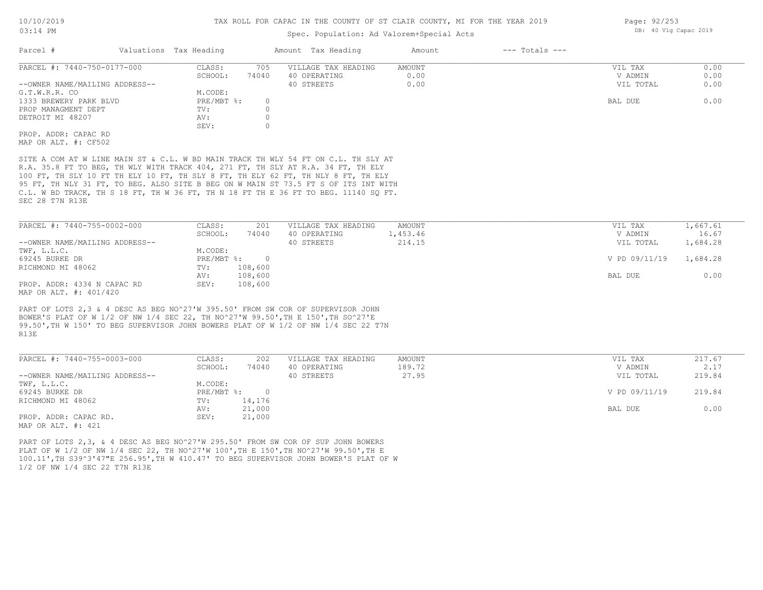# TAX ROLL FOR CAPAC IN THE COUNTY OF ST CLAIR COUNTY, MI FOR THE YEAR 2019

Spec. Population: Ad Valorem+Special Acts

DB: 40 Vlg Capac 2019

| Parcel # | Valuations | Tax Heading | Amount | Tax Heading | Amount | --- Totals --- | |
|---|---|---|---|---|---|---|---|

## PARCEL #: 7440-750-0177-000

| | | | | |
|---|---|---|---|---|
| CLASS: | 705 | VILLAGE TAX HEADING | AMOUNT | VIL TAX | 0.00 |
| SCHOOL: | 74040 | 40 OPERATING | 0.00 | V ADMIN | 0.00 |
| M.CODE: | | 40 STREETS | 0.00 | VIL TOTAL | 0.00 |
| PRE/MBT %: | 0 | | | BAL DUE | 0.00 |
| TV: | 0 | | | | |
| AV: | 0 | | | | |
| SEV: | 0 | | | | |

--OWNER NAME/MAILING ADDRESS--
G.T.W.R.R. CO
1333 BREWERY PARK BLVD
PROP MANAGMENT DEPT
DETROIT MI 48207

PROP. ADDR: CAPAC RD
MAP OR ALT. #: CF502

SITE A COM AT W LINE MAIN ST & C.L. W BD MAIN TRACK TH WLY 54 FT ON C.L. TH SLY AT R.A. 35.8 FT TO BEG, TH WLY WITH TRACK 404, 271 FT, TH SLY AT R.A. 34 FT, TH ELY 100 FT, TH SLY 10 FT TH ELY 10 FT, TH SLY 8 FT, TH ELY 62 FT, TH NLY 8 FT, TH ELY 95 FT, TH NLY 31 FT, TO BEG. ALSO SITE B BEG ON W MAIN ST 73.5 FT S OF ITS INT WITH C.L. W BD TRACK, TH S 18 FT, TH W 36 FT, TH N 18 FT TH E 36 FT TO BEG. 11140 SQ FT. SEC 28 T7N R13E

## PARCEL #: 7440-755-0002-000

| | | | | | |
|---|---|---|---|---|---|
| CLASS: | 201 | VILLAGE TAX HEADING | AMOUNT | VIL TAX | 1,667.61 |
| SCHOOL: | 74040 | 40 OPERATING | 1,453.46 | V ADMIN | 16.67 |
| M.CODE: | | 40 STREETS | 214.15 | VIL TOTAL | 1,684.28 |
| PRE/MBT %: | 0 | | | V PD 09/11/19 | 1,684.28 |
| TV: | 108,600 | | | | |
| AV: | 108,600 | | | BAL DUE | 0.00 |
| SEV: | 108,600 | | | | |

--OWNER NAME/MAILING ADDRESS--
TWF, L.L.C.
69245 BURKE DR
RICHMOND MI 48062

PROP. ADDR: 4334 N CAPAC RD
MAP OR ALT. #: 401/420

PART OF LOTS 2,3 & 4 DESC AS BEG NO^27'W 395.50' FROM SW COR OF SUPERVISOR JOHN BOWER'S PLAT OF W 1/2 OF NW 1/4 SEC 22, TH NO^27'W 99.50',TH E 150',TH SO^27'E 99.50',TH W 150' TO BEG SUPERVISOR JOHN BOWERS PLAT OF W 1/2 OF NW 1/4 SEC 22 T7N R13E

## PARCEL #: 7440-755-0003-000

| | | | | | |
|---|---|---|---|---|---|
| CLASS: | 202 | VILLAGE TAX HEADING | AMOUNT | VIL TAX | 217.67 |
| SCHOOL: | 74040 | 40 OPERATING | 189.72 | V ADMIN | 2.17 |
| M.CODE: | | 40 STREETS | 27.95 | VIL TOTAL | 219.84 |
| PRE/MBT %: | 0 | | | V PD 09/11/19 | 219.84 |
| TV: | 14,176 | | | | |
| AV: | 21,000 | | | BAL DUE | 0.00 |
| SEV: | 21,000 | | | | |

--OWNER NAME/MAILING ADDRESS--
TWF, L.L.C.
69245 BURKE DR
RICHMOND MI 48062

PROP. ADDR: CAPAC RD.
MAP OR ALT. #: 421

PART OF LOTS 2,3, & 4 DESC AS BEG NO^27'W 295.50' FROM SW COR OF SUP JOHN BOWERS PLAT OF W 1/2 OF NW 1/4 SEC 22, TH NO^27'W 100',TH E 150',TH NO^27'W 99.50',TH E 100.11',TH S39^3'47"E 256.95',TH W 410.47' TO BEG SUPERVISOR JOHN BOWER'S PLAT OF W 1/2 OF NW 1/4 SEC 22 T7N R13E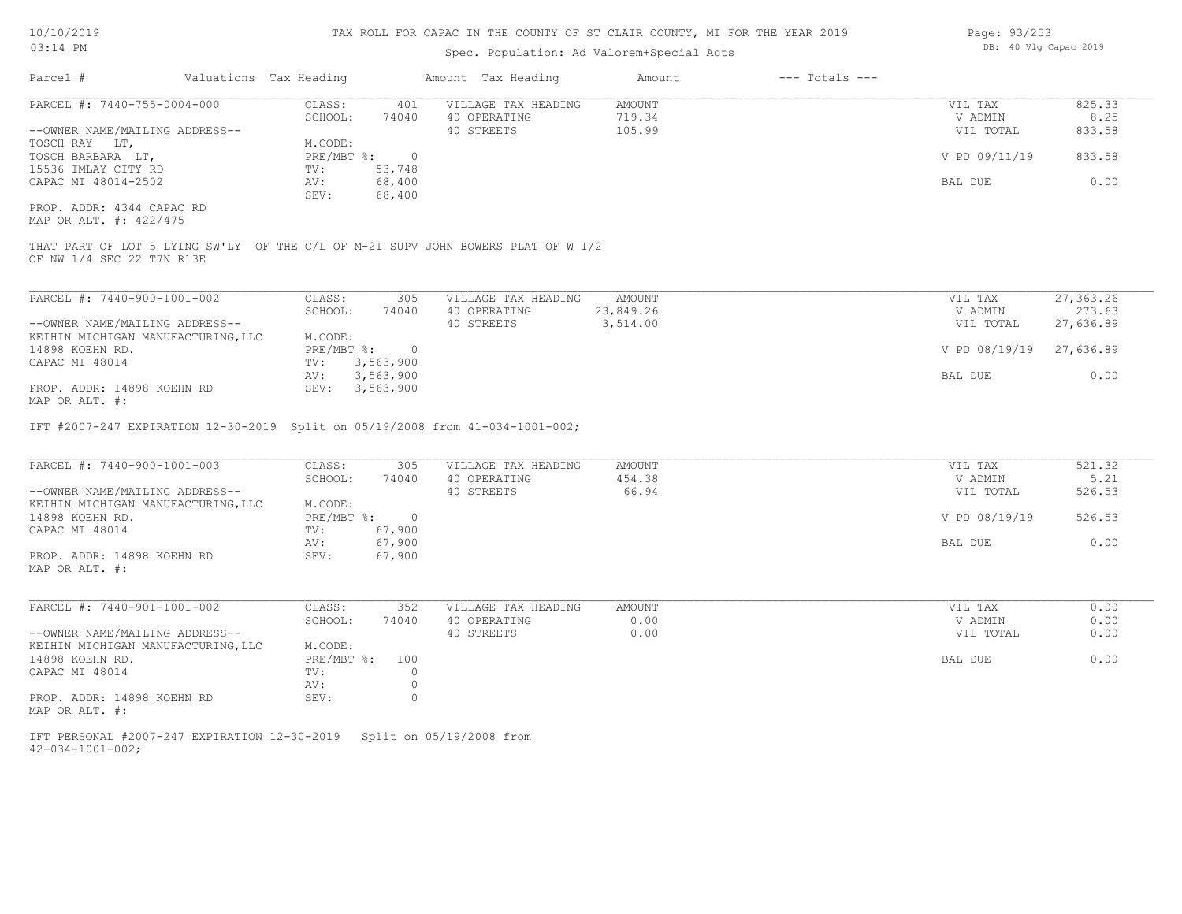# TAX ROLL FOR CAPAC IN THE COUNTY OF ST CLAIR COUNTY, MI FOR THE YEAR 2019

Spec. Population: Ad Valorem+Special Acts

| Parcel # | Valuations | Tax Heading | Amount | Tax Heading | Amount | --- Totals --- | |
|---|---|---|---|---|---|---|---|
| PARCEL #: 7440-755-0004-000 | CLASS: | 401 | VILLAGE TAX HEADING | AMOUNT | | VIL TAX | 825.33 |
| | SCHOOL: | 74040 | 40 OPERATING | 719.34 | | V ADMIN | 8.25 |
| --OWNER NAME/MAILING ADDRESS-- | | | 40 STREETS | 105.99 | | VIL TOTAL | 833.58 |
| TOSCH RAY LT, | M.CODE: | | | | | | |
| TOSCH BARBARA LT, | PRE/MBT %: | 0 | | | | V PD 09/11/19 | 833.58 |
| 15536 IMLAY CITY RD | TV: | 53,748 | | | | | |
| CAPAC MI 48014-2502 | AV: | 68,400 | | | | BAL DUE | 0.00 |
| | SEV: | 68,400 | | | | | |
| PROP. ADDR: 4344 CAPAC RD | | | | | | | |
| MAP OR ALT. #: 422/475 | | | | | | | |

THAT PART OF LOT 5 LYING SW'LY OF THE C/L OF M-21 SUPV JOHN BOWERS PLAT OF W 1/2 OF NW 1/4 SEC 22 T7N R13E

| Parcel # | Valuations | Tax Heading | Amount | Tax Heading | Amount | --- Totals --- | |
|---|---|---|---|---|---|---|---|
| PARCEL #: 7440-900-1001-002 | CLASS: | 305 | VILLAGE TAX HEADING | AMOUNT | | VIL TAX | 27,363.26 |
| | SCHOOL: | 74040 | 40 OPERATING | 23,849.26 | | V ADMIN | 273.63 |
| --OWNER NAME/MAILING ADDRESS-- | | | 40 STREETS | 3,514.00 | | VIL TOTAL | 27,636.89 |
| KEIHIN MICHIGAN MANUFACTURING,LLC | M.CODE: | | | | | | |
| 14898 KOEHN RD. | PRE/MBT %: | 0 | | | | V PD 08/19/19 | 27,636.89 |
| CAPAC MI 48014 | TV: | 3,563,900 | | | | | |
| | AV: | 3,563,900 | | | | BAL DUE | 0.00 |
| PROP. ADDR: 14898 KOEHN RD | SEV: | 3,563,900 | | | | | |
| MAP OR ALT. #: | | | | | | | |

IFT #2007-247 EXPIRATION 12-30-2019 Split on 05/19/2008 from 41-034-1001-002;

| Parcel # | Valuations | Tax Heading | Amount | Tax Heading | Amount | --- Totals --- | |
|---|---|---|---|---|---|---|---|
| PARCEL #: 7440-900-1001-003 | CLASS: | 305 | VILLAGE TAX HEADING | AMOUNT | | VIL TAX | 521.32 |
| | SCHOOL: | 74040 | 40 OPERATING | 454.38 | | V ADMIN | 5.21 |
| --OWNER NAME/MAILING ADDRESS-- | | | 40 STREETS | 66.94 | | VIL TOTAL | 526.53 |
| KEIHIN MICHIGAN MANUFACTURING,LLC | M.CODE: | | | | | | |
| 14898 KOEHN RD. | PRE/MBT %: | 0 | | | | V PD 08/19/19 | 526.53 |
| CAPAC MI 48014 | TV: | 67,900 | | | | | |
| | AV: | 67,900 | | | | BAL DUE | 0.00 |
| PROP. ADDR: 14898 KOEHN RD | SEV: | 67,900 | | | | | |
| MAP OR ALT. #: | | | | | | | |

| Parcel # | Valuations | Tax Heading | Amount | Tax Heading | Amount | --- Totals --- | |
|---|---|---|---|---|---|---|---|
| PARCEL #: 7440-901-1001-002 | CLASS: | 352 | VILLAGE TAX HEADING | AMOUNT | | VIL TAX | 0.00 |
| | SCHOOL: | 74040 | 40 OPERATING | 0.00 | | V ADMIN | 0.00 |
| --OWNER NAME/MAILING ADDRESS-- | | | 40 STREETS | 0.00 | | VIL TOTAL | 0.00 |
| KEIHIN MICHIGAN MANUFACTURING,LLC | M.CODE: | | | | | | |
| 14898 KOEHN RD. | PRE/MBT %: | 100 | | | | BAL DUE | 0.00 |
| CAPAC MI 48014 | TV: | 0 | | | | | |
| | AV: | 0 | | | | | |
| PROP. ADDR: 14898 KOEHN RD | SEV: | 0 | | | | | |
| MAP OR ALT. #: | | | | | | | |

IFT PERSONAL #2007-247 EXPIRATION 12-30-2019 Split on 05/19/2008 from 42-034-1001-002;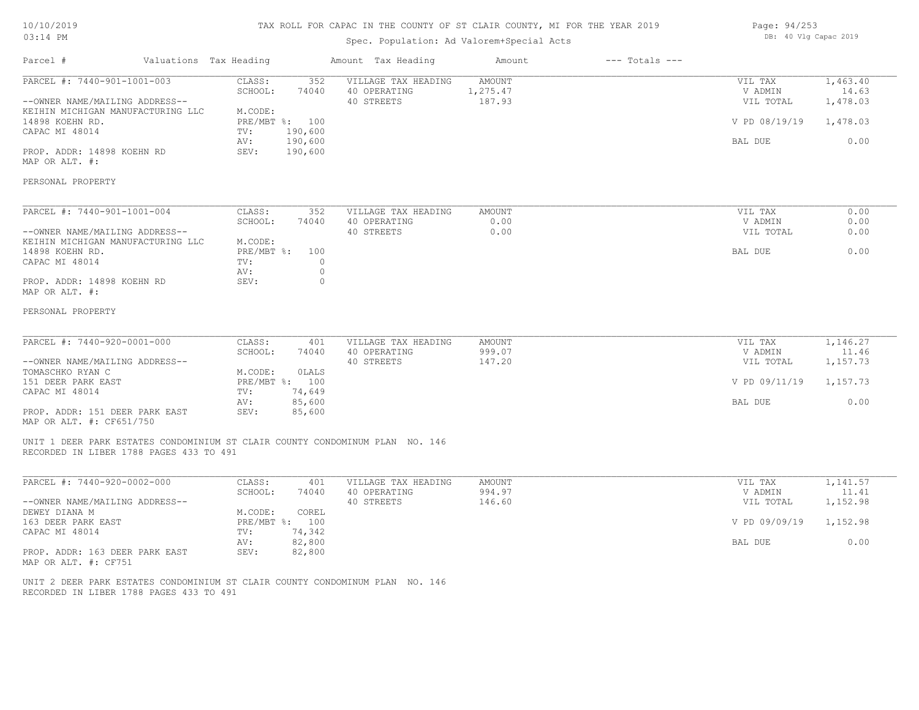# TAX ROLL FOR CAPAC IN THE COUNTY OF ST CLAIR COUNTY, MI FOR THE YEAR 2019

Spec. Population: Ad Valorem+Special Acts

10/10/2019
03:14 PM

DB: 40 Vlg Capac 2019

| Parcel # | Valuations | Tax Heading | Amount | Tax Heading | Amount | --- Totals --- |
|---|---|---|---|---|---|---|

---

**PARCEL #: 7440-901-1001-003**

--OWNER NAME/MAILING ADDRESS--
KEIHIN MICHIGAN MANUFACTURING LLC
14898 KOEHN RD.
CAPAC MI 48014

PROP. ADDR: 14898 KOEHN RD
MAP OR ALT. #:

| | |
|---|---|
| CLASS: | 352 |
| SCHOOL: | 74040 |
| M.CODE: | |
| PRE/MBT %: | 100 |
| TV: | 190,600 |
| AV: | 190,600 |
| SEV: | 190,600 |

| VILLAGE TAX HEADING | AMOUNT |
|---|---|
| 40 OPERATING | 1,275.47 |
| 40 STREETS | 187.93 |

| | |
|---|---|
| VIL TAX | 1,463.40 |
| V ADMIN | 14.63 |
| VIL TOTAL | 1,478.03 |
| V PD 08/19/19 | 1,478.03 |
| BAL DUE | 0.00 |

PERSONAL PROPERTY

---

**PARCEL #: 7440-901-1001-004**

--OWNER NAME/MAILING ADDRESS--
KEIHIN MICHIGAN MANUFACTURING LLC
14898 KOEHN RD.
CAPAC MI 48014

PROP. ADDR: 14898 KOEHN RD
MAP OR ALT. #:

| | |
|---|---|
| CLASS: | 352 |
| SCHOOL: | 74040 |
| M.CODE: | |
| PRE/MBT %: | 100 |
| TV: | 0 |
| AV: | 0 |
| SEV: | 0 |

| VILLAGE TAX HEADING | AMOUNT |
|---|---|
| 40 OPERATING | 0.00 |
| 40 STREETS | 0.00 |

| | |
|---|---|
| VIL TAX | 0.00 |
| V ADMIN | 0.00 |
| VIL TOTAL | 0.00 |
| BAL DUE | 0.00 |

PERSONAL PROPERTY

---

**PARCEL #: 7440-920-0001-000**

--OWNER NAME/MAILING ADDRESS--
TOMASCHKO RYAN C
151 DEER PARK EAST
CAPAC MI 48014

PROP. ADDR: 151 DEER PARK EAST
MAP OR ALT. #: CF651/750

| | |
|---|---|
| CLASS: | 401 |
| SCHOOL: | 74040 |
| M.CODE: | 0LALS |
| PRE/MBT %: | 100 |
| TV: | 74,649 |
| AV: | 85,600 |
| SEV: | 85,600 |

| VILLAGE TAX HEADING | AMOUNT |
|---|---|
| 40 OPERATING | 999.07 |
| 40 STREETS | 147.20 |

| | |
|---|---|
| VIL TAX | 1,146.27 |
| V ADMIN | 11.46 |
| VIL TOTAL | 1,157.73 |
| V PD 09/11/19 | 1,157.73 |
| BAL DUE | 0.00 |

UNIT 1 DEER PARK ESTATES CONDOMINIUM ST CLAIR COUNTY CONDOMINUM PLAN NO. 146
RECORDED IN LIBER 1788 PAGES 433 TO 491

---

**PARCEL #: 7440-920-0002-000**

--OWNER NAME/MAILING ADDRESS--
DEWEY DIANA M
163 DEER PARK EAST
CAPAC MI 48014

PROP. ADDR: 163 DEER PARK EAST
MAP OR ALT. #: CF751

| | |
|---|---|
| CLASS: | 401 |
| SCHOOL: | 74040 |
| M.CODE: | COREL |
| PRE/MBT %: | 100 |
| TV: | 74,342 |
| AV: | 82,800 |
| SEV: | 82,800 |

| VILLAGE TAX HEADING | AMOUNT |
|---|---|
| 40 OPERATING | 994.97 |
| 40 STREETS | 146.60 |

| | |
|---|---|
| VIL TAX | 1,141.57 |
| V ADMIN | 11.41 |
| VIL TOTAL | 1,152.98 |
| V PD 09/09/19 | 1,152.98 |
| BAL DUE | 0.00 |

UNIT 2 DEER PARK ESTATES CONDOMINIUM ST CLAIR COUNTY CONDOMINUM PLAN NO. 146
RECORDED IN LIBER 1788 PAGES 433 TO 491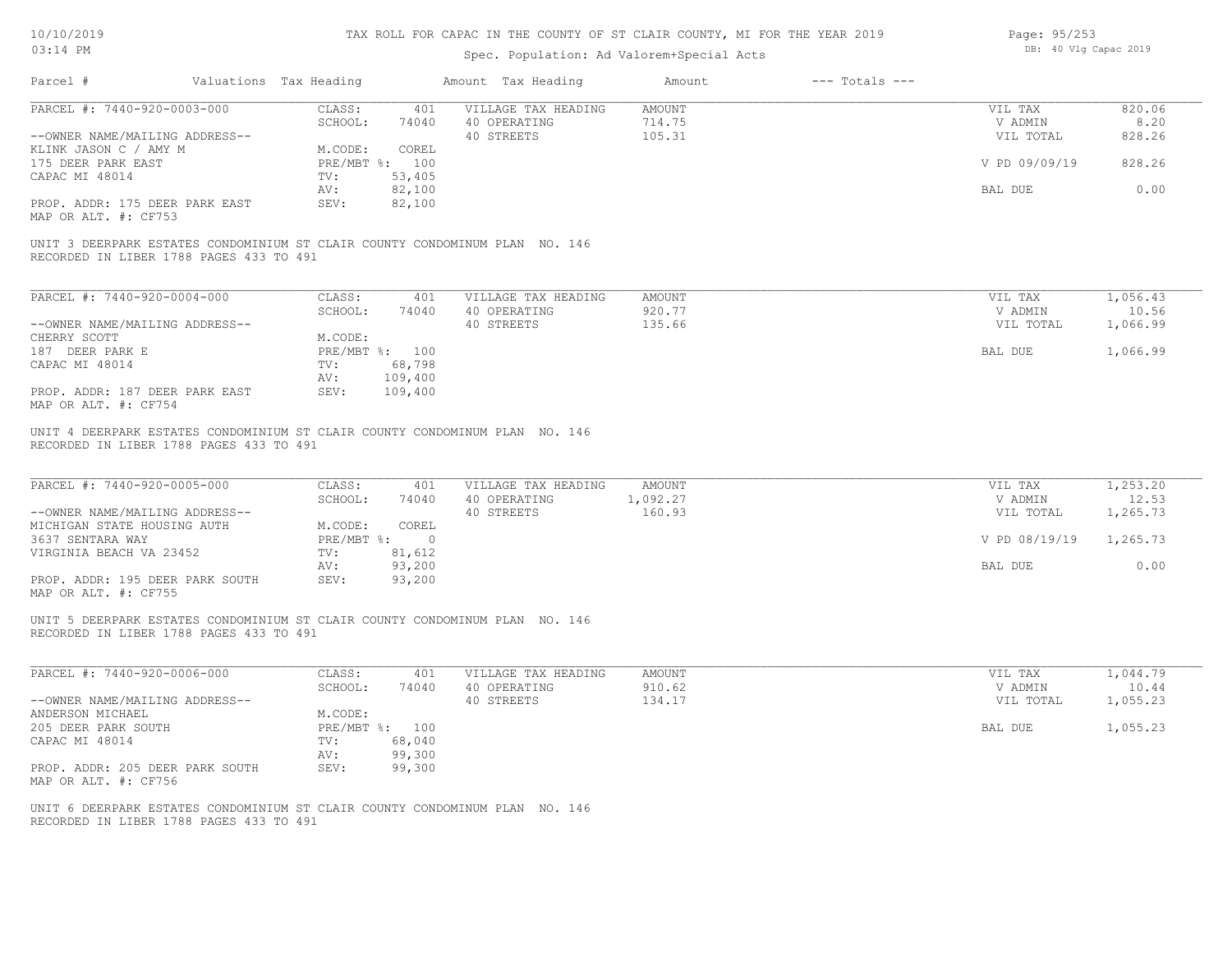# TAX ROLL FOR CAPAC IN THE COUNTY OF ST CLAIR COUNTY, MI FOR THE YEAR 2019

Spec. Population: Ad Valorem+Special Acts

10/10/2019 03:14 PM — DB: 40 Vlg Capac 2019

| Parcel # | Valuations | Tax Heading | Amount | Tax Heading | Amount | --- Totals --- | |
|---|---|---|---|---|---|---|---|
| PARCEL #: 7440-920-0003-000 | CLASS: | 401 | VILLAGE TAX HEADING | AMOUNT | | VIL TAX | 820.06 |
| | SCHOOL: | 74040 | 40 OPERATING | 714.75 | | V ADMIN | 8.20 |
| --OWNER NAME/MAILING ADDRESS-- | | | 40 STREETS | 105.31 | | VIL TOTAL | 828.26 |
| KLINK JASON C / AMY M | M.CODE: | COREL | | | | | |
| 175 DEER PARK EAST | PRE/MBT %: | 100 | | | | V PD 09/09/19 | 828.26 |
| CAPAC MI 48014 | TV: | 53,405 | | | | | |
| | AV: | 82,100 | | | | BAL DUE | 0.00 |
| PROP. ADDR: 175 DEER PARK EAST | SEV: | 82,100 | | | | | |
| MAP OR ALT. #: CF753 | | | | | | | |

UNIT 3 DEERPARK ESTATES CONDOMINIUM ST CLAIR COUNTY CONDOMINUM PLAN NO. 146
RECORDED IN LIBER 1788 PAGES 433 TO 491

| Parcel # | Valuations | Tax Heading | Amount | Tax Heading | Amount | --- Totals --- | |
|---|---|---|---|---|---|---|---|
| PARCEL #: 7440-920-0004-000 | CLASS: | 401 | VILLAGE TAX HEADING | AMOUNT | | VIL TAX | 1,056.43 |
| | SCHOOL: | 74040 | 40 OPERATING | 920.77 | | V ADMIN | 10.56 |
| --OWNER NAME/MAILING ADDRESS-- | | | 40 STREETS | 135.66 | | VIL TOTAL | 1,066.99 |
| CHERRY SCOTT | M.CODE: | | | | | | |
| 187 DEER PARK E | PRE/MBT %: | 100 | | | | BAL DUE | 1,066.99 |
| CAPAC MI 48014 | TV: | 68,798 | | | | | |
| | AV: | 109,400 | | | | | |
| PROP. ADDR: 187 DEER PARK EAST | SEV: | 109,400 | | | | | |
| MAP OR ALT. #: CF754 | | | | | | | |

UNIT 4 DEERPARK ESTATES CONDOMINIUM ST CLAIR COUNTY CONDOMINUM PLAN NO. 146
RECORDED IN LIBER 1788 PAGES 433 TO 491

| Parcel # | Valuations | Tax Heading | Amount | Tax Heading | Amount | --- Totals --- | |
|---|---|---|---|---|---|---|---|
| PARCEL #: 7440-920-0005-000 | CLASS: | 401 | VILLAGE TAX HEADING | AMOUNT | | VIL TAX | 1,253.20 |
| | SCHOOL: | 74040 | 40 OPERATING | 1,092.27 | | V ADMIN | 12.53 |
| --OWNER NAME/MAILING ADDRESS-- | | | 40 STREETS | 160.93 | | VIL TOTAL | 1,265.73 |
| MICHIGAN STATE HOUSING AUTH | M.CODE: | COREL | | | | | |
| 3637 SENTARA WAY | PRE/MBT %: | 0 | | | | V PD 08/19/19 | 1,265.73 |
| VIRGINIA BEACH VA 23452 | TV: | 81,612 | | | | | |
| | AV: | 93,200 | | | | BAL DUE | 0.00 |
| PROP. ADDR: 195 DEER PARK SOUTH | SEV: | 93,200 | | | | | |
| MAP OR ALT. #: CF755 | | | | | | | |

UNIT 5 DEERPARK ESTATES CONDOMINIUM ST CLAIR COUNTY CONDOMINUM PLAN NO. 146
RECORDED IN LIBER 1788 PAGES 433 TO 491

| Parcel # | Valuations | Tax Heading | Amount | Tax Heading | Amount | --- Totals --- | |
|---|---|---|---|---|---|---|---|
| PARCEL #: 7440-920-0006-000 | CLASS: | 401 | VILLAGE TAX HEADING | AMOUNT | | VIL TAX | 1,044.79 |
| | SCHOOL: | 74040 | 40 OPERATING | 910.62 | | V ADMIN | 10.44 |
| --OWNER NAME/MAILING ADDRESS-- | | | 40 STREETS | 134.17 | | VIL TOTAL | 1,055.23 |
| ANDERSON MICHAEL | M.CODE: | | | | | | |
| 205 DEER PARK SOUTH | PRE/MBT %: | 100 | | | | BAL DUE | 1,055.23 |
| CAPAC MI 48014 | TV: | 68,040 | | | | | |
| | AV: | 99,300 | | | | | |
| PROP. ADDR: 205 DEER PARK SOUTH | SEV: | 99,300 | | | | | |
| MAP OR ALT. #: CF756 | | | | | | | |

UNIT 6 DEERPARK ESTATES CONDOMINIUM ST CLAIR COUNTY CONDOMINUM PLAN NO. 146
RECORDED IN LIBER 1788 PAGES 433 TO 491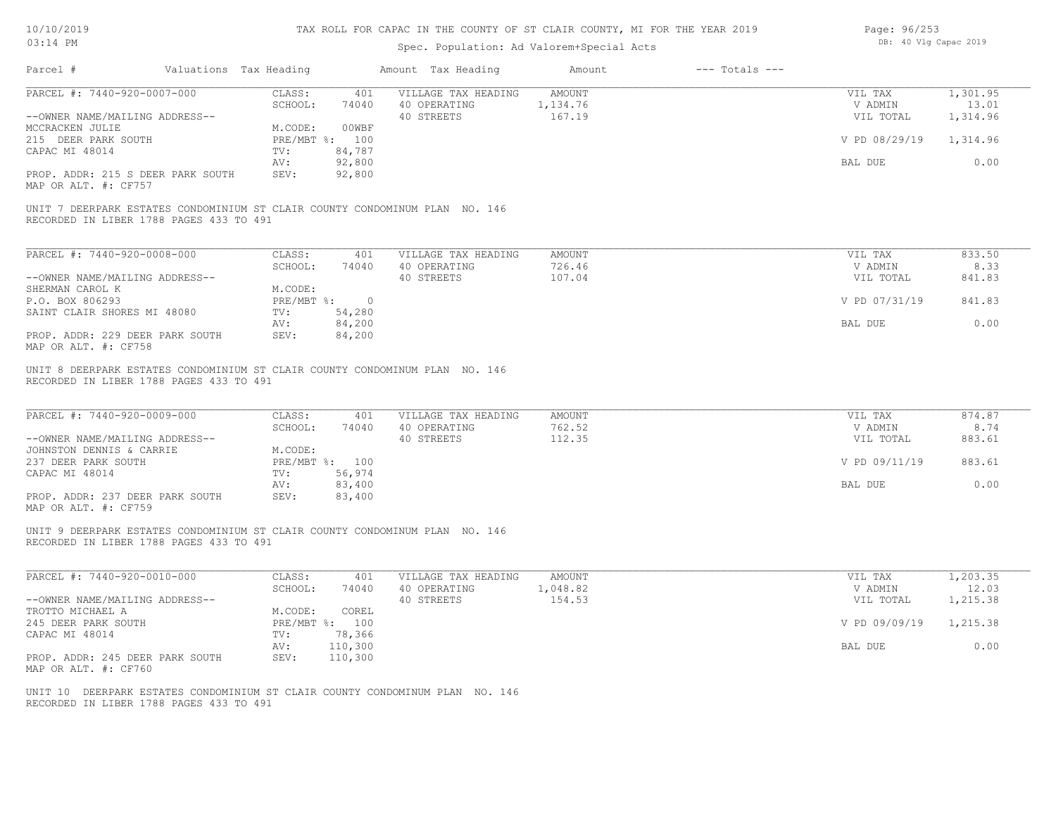10/10/2019
03:14 PM

TAX ROLL FOR CAPAC IN THE COUNTY OF ST CLAIR COUNTY, MI FOR THE YEAR 2019

Spec. Population: Ad Valorem+Special Acts

DB: 40 Vlg Capac 2019

| Parcel # | Valuations | Tax Heading | Amount | Tax Heading | Amount | --- Totals --- | |
|---|---|---|---|---|---|---|---|

**PARCEL #: 7440-920-0007-000**

| | | | | | |
|---|---|---|---|---|---|
| CLASS: | 401 | VILLAGE TAX HEADING | AMOUNT | VIL TAX | 1,301.95 |
| SCHOOL: | 74040 | 40 OPERATING | 1,134.76 | V ADMIN | 13.01 |
| | | 40 STREETS | 167.19 | VIL TOTAL | 1,314.96 |
| M.CODE: | 00WBF | | | | |
| PRE/MBT %: | 100 | | | V PD 08/29/19 | 1,314.96 |
| TV: | 84,787 | | | | |
| AV: | 92,800 | | | BAL DUE | 0.00 |
| SEV: | 92,800 | | | | |

--OWNER NAME/MAILING ADDRESS--
MCCRACKEN JULIE
215 DEER PARK SOUTH
CAPAC MI 48014

PROP. ADDR: 215 S DEER PARK SOUTH
MAP OR ALT. #: CF757

UNIT 7 DEERPARK ESTATES CONDOMINIUM ST CLAIR COUNTY CONDOMINUM PLAN NO. 146
RECORDED IN LIBER 1788 PAGES 433 TO 491

**PARCEL #: 7440-920-0008-000**

| | | | | | |
|---|---|---|---|---|---|
| CLASS: | 401 | VILLAGE TAX HEADING | AMOUNT | VIL TAX | 833.50 |
| SCHOOL: | 74040 | 40 OPERATING | 726.46 | V ADMIN | 8.33 |
| | | 40 STREETS | 107.04 | VIL TOTAL | 841.83 |
| M.CODE: | | | | | |
| PRE/MBT %: | 0 | | | V PD 07/31/19 | 841.83 |
| TV: | 54,280 | | | | |
| AV: | 84,200 | | | BAL DUE | 0.00 |
| SEV: | 84,200 | | | | |

--OWNER NAME/MAILING ADDRESS--
SHERMAN CAROL K
P.O. BOX 806293
SAINT CLAIR SHORES MI 48080

PROP. ADDR: 229 DEER PARK SOUTH
MAP OR ALT. #: CF758

UNIT 8 DEERPARK ESTATES CONDOMINIUM ST CLAIR COUNTY CONDOMINUM PLAN NO. 146
RECORDED IN LIBER 1788 PAGES 433 TO 491

**PARCEL #: 7440-920-0009-000**

| | | | | | |
|---|---|---|---|---|---|
| CLASS: | 401 | VILLAGE TAX HEADING | AMOUNT | VIL TAX | 874.87 |
| SCHOOL: | 74040 | 40 OPERATING | 762.52 | V ADMIN | 8.74 |
| | | 40 STREETS | 112.35 | VIL TOTAL | 883.61 |
| M.CODE: | | | | | |
| PRE/MBT %: | 100 | | | V PD 09/11/19 | 883.61 |
| TV: | 56,974 | | | | |
| AV: | 83,400 | | | BAL DUE | 0.00 |
| SEV: | 83,400 | | | | |

--OWNER NAME/MAILING ADDRESS--
JOHNSTON DENNIS & CARRIE
237 DEER PARK SOUTH
CAPAC MI 48014

PROP. ADDR: 237 DEER PARK SOUTH
MAP OR ALT. #: CF759

UNIT 9 DEERPARK ESTATES CONDOMINIUM ST CLAIR COUNTY CONDOMINUM PLAN NO. 146
RECORDED IN LIBER 1788 PAGES 433 TO 491

**PARCEL #: 7440-920-0010-000**

| | | | | | |
|---|---|---|---|---|---|
| CLASS: | 401 | VILLAGE TAX HEADING | AMOUNT | VIL TAX | 1,203.35 |
| SCHOOL: | 74040 | 40 OPERATING | 1,048.82 | V ADMIN | 12.03 |
| | | 40 STREETS | 154.53 | VIL TOTAL | 1,215.38 |
| M.CODE: | COREL | | | | |
| PRE/MBT %: | 100 | | | V PD 09/09/19 | 1,215.38 |
| TV: | 78,366 | | | | |
| AV: | 110,300 | | | BAL DUE | 0.00 |
| SEV: | 110,300 | | | | |

--OWNER NAME/MAILING ADDRESS--
TROTTO MICHAEL A
245 DEER PARK SOUTH
CAPAC MI 48014

PROP. ADDR: 245 DEER PARK SOUTH
MAP OR ALT. #: CF760

UNIT 10 DEERPARK ESTATES CONDOMINIUM ST CLAIR COUNTY CONDOMINUM PLAN NO. 146
RECORDED IN LIBER 1788 PAGES 433 TO 491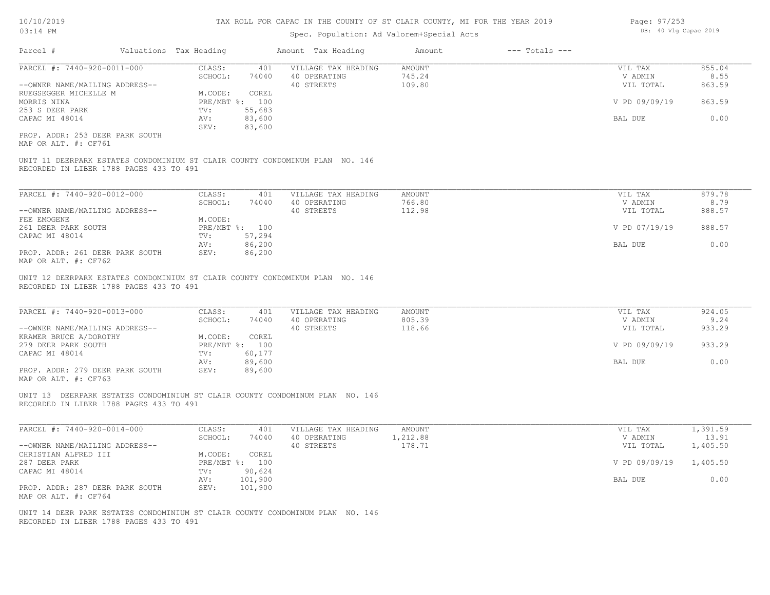# TAX ROLL FOR CAPAC IN THE COUNTY OF ST CLAIR COUNTY, MI FOR THE YEAR 2019

Spec. Population: Ad Valorem+Special Acts

10/10/2019 03:14 PM — DB: 40 Vlg Capac 2019

| Parcel # | Valuations | Tax Heading | Amount | Tax Heading | Amount | --- Totals --- |
|---|---|---|---|---|---|---|

---

**PARCEL #: 7440-920-0011-000**

--OWNER NAME/MAILING ADDRESS--
RUEGSEGGER MICHELLE M
MORRIS NINA
253 S DEER PARK
CAPAC MI 48014

PROP. ADDR: 253 DEER PARK SOUTH
MAP OR ALT. #: CF761

| | | | | | |
|---|---|---|---|---|---|
| CLASS: | 401 | VILLAGE TAX HEADING | AMOUNT | VIL TAX | 855.04 |
| SCHOOL: | 74040 | 40 OPERATING | 745.24 | V ADMIN | 8.55 |
| | | 40 STREETS | 109.80 | VIL TOTAL | 863.59 |
| M.CODE: | COREL | | | | |
| PRE/MBT %: | 100 | | | V PD 09/09/19 | 863.59 |
| TV: | 55,683 | | | | |
| AV: | 83,600 | | | BAL DUE | 0.00 |
| SEV: | 83,600 | | | | |

UNIT 11 DEERPARK ESTATES CONDOMINIUM ST CLAIR COUNTY CONDOMINUM PLAN NO. 146
RECORDED IN LIBER 1788 PAGES 433 TO 491

---

**PARCEL #: 7440-920-0012-000**

--OWNER NAME/MAILING ADDRESS--
FEE EMOGENE
261 DEER PARK SOUTH
CAPAC MI 48014

PROP. ADDR: 261 DEER PARK SOUTH
MAP OR ALT. #: CF762

| | | | | | |
|---|---|---|---|---|---|
| CLASS: | 401 | VILLAGE TAX HEADING | AMOUNT | VIL TAX | 879.78 |
| SCHOOL: | 74040 | 40 OPERATING | 766.80 | V ADMIN | 8.79 |
| | | 40 STREETS | 112.98 | VIL TOTAL | 888.57 |
| M.CODE: | | | | | |
| PRE/MBT %: | 100 | | | V PD 07/19/19 | 888.57 |
| TV: | 57,294 | | | | |
| AV: | 86,200 | | | BAL DUE | 0.00 |
| SEV: | 86,200 | | | | |

UNIT 12 DEERPARK ESTATES CONDOMINIUM ST CLAIR COUNTY CONDOMINUM PLAN NO. 146
RECORDED IN LIBER 1788 PAGES 433 TO 491

---

**PARCEL #: 7440-920-0013-000**

--OWNER NAME/MAILING ADDRESS--
KRAMER BRUCE A/DOROTHY
279 DEER PARK SOUTH
CAPAC MI 48014

PROP. ADDR: 279 DEER PARK SOUTH
MAP OR ALT. #: CF763

| | | | | | |
|---|---|---|---|---|---|
| CLASS: | 401 | VILLAGE TAX HEADING | AMOUNT | VIL TAX | 924.05 |
| SCHOOL: | 74040 | 40 OPERATING | 805.39 | V ADMIN | 9.24 |
| | | 40 STREETS | 118.66 | VIL TOTAL | 933.29 |
| M.CODE: | COREL | | | | |
| PRE/MBT %: | 100 | | | V PD 09/09/19 | 933.29 |
| TV: | 60,177 | | | | |
| AV: | 89,600 | | | BAL DUE | 0.00 |
| SEV: | 89,600 | | | | |

UNIT 13 DEERPARK ESTATES CONDOMINIUM ST CLAIR COUNTY CONDOMINUM PLAN NO. 146
RECORDED IN LIBER 1788 PAGES 433 TO 491

---

**PARCEL #: 7440-920-0014-000**

--OWNER NAME/MAILING ADDRESS--
CHRISTIAN ALFRED III
287 DEER PARK
CAPAC MI 48014

PROP. ADDR: 287 DEER PARK SOUTH
MAP OR ALT. #: CF764

| | | | | | |
|---|---|---|---|---|---|
| CLASS: | 401 | VILLAGE TAX HEADING | AMOUNT | VIL TAX | 1,391.59 |
| SCHOOL: | 74040 | 40 OPERATING | 1,212.88 | V ADMIN | 13.91 |
| | | 40 STREETS | 178.71 | VIL TOTAL | 1,405.50 |
| M.CODE: | COREL | | | | |
| PRE/MBT %: | 100 | | | V PD 09/09/19 | 1,405.50 |
| TV: | 90,624 | | | | |
| AV: | 101,900 | | | BAL DUE | 0.00 |
| SEV: | 101,900 | | | | |

UNIT 14 DEER PARK ESTATES CONDOMINIUM ST CLAIR COUNTY CONDOMINUM PLAN NO. 146
RECORDED IN LIBER 1788 PAGES 433 TO 491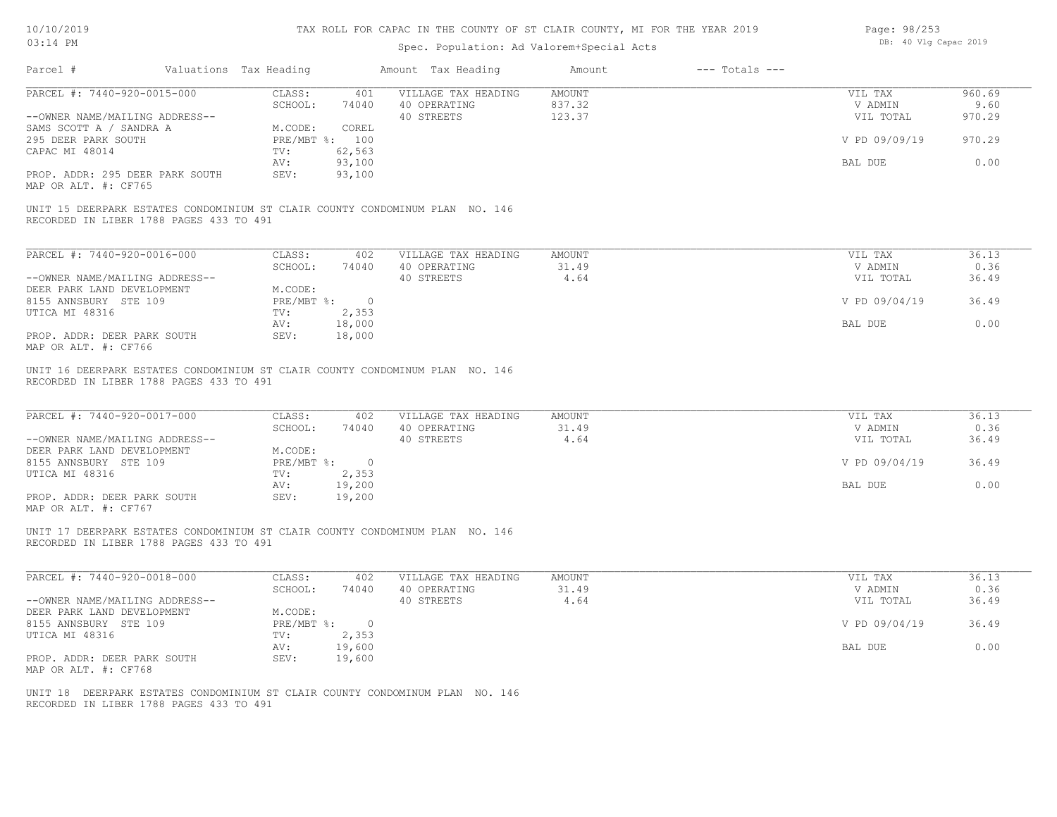# TAX ROLL FOR CAPAC IN THE COUNTY OF ST CLAIR COUNTY, MI FOR THE YEAR 2019

Spec. Population: Ad Valorem+Special Acts

DB: 40 Vlg Capac 2019

| Parcel # | Valuations | Tax Heading | Amount | Tax Heading | Amount | --- Totals --- | |
|---|---|---|---|---|---|---|---|
| PARCEL #: 7440-920-0015-000 | CLASS: | 401 | VILLAGE TAX HEADING | AMOUNT | | VIL TAX | 960.69 |
| | SCHOOL: | 74040 | 40 OPERATING | 837.32 | | V ADMIN | 9.60 |
| --OWNER NAME/MAILING ADDRESS-- | | | 40 STREETS | 123.37 | | VIL TOTAL | 970.29 |
| SAMS SCOTT A / SANDRA A | M.CODE: | COREL | | | | | |
| 295 DEER PARK SOUTH | PRE/MBT %: | 100 | | | | V PD 09/09/19 | 970.29 |
| CAPAC MI 48014 | TV: | 62,563 | | | | | |
| | AV: | 93,100 | | | | BAL DUE | 0.00 |
| PROP. ADDR: 295 DEER PARK SOUTH | SEV: | 93,100 | | | | | |
| MAP OR ALT. #: CF765 | | | | | | | |

UNIT 15 DEERPARK ESTATES CONDOMINIUM ST CLAIR COUNTY CONDOMINUM PLAN NO. 146
RECORDED IN LIBER 1788 PAGES 433 TO 491

| Parcel # | Valuations | Tax Heading | Amount | Tax Heading | Amount | --- Totals --- | |
|---|---|---|---|---|---|---|---|
| PARCEL #: 7440-920-0016-000 | CLASS: | 402 | VILLAGE TAX HEADING | AMOUNT | | VIL TAX | 36.13 |
| | SCHOOL: | 74040 | 40 OPERATING | 31.49 | | V ADMIN | 0.36 |
| --OWNER NAME/MAILING ADDRESS-- | | | 40 STREETS | 4.64 | | VIL TOTAL | 36.49 |
| DEER PARK LAND DEVELOPMENT | M.CODE: | | | | | | |
| 8155 ANNSBURY STE 109 | PRE/MBT %: | 0 | | | | V PD 09/04/19 | 36.49 |
| UTICA MI 48316 | TV: | 2,353 | | | | | |
| | AV: | 18,000 | | | | BAL DUE | 0.00 |
| PROP. ADDR: DEER PARK SOUTH | SEV: | 18,000 | | | | | |
| MAP OR ALT. #: CF766 | | | | | | | |

UNIT 16 DEERPARK ESTATES CONDOMINIUM ST CLAIR COUNTY CONDOMINUM PLAN NO. 146
RECORDED IN LIBER 1788 PAGES 433 TO 491

| Parcel # | Valuations | Tax Heading | Amount | Tax Heading | Amount | --- Totals --- | |
|---|---|---|---|---|---|---|---|
| PARCEL #: 7440-920-0017-000 | CLASS: | 402 | VILLAGE TAX HEADING | AMOUNT | | VIL TAX | 36.13 |
| | SCHOOL: | 74040 | 40 OPERATING | 31.49 | | V ADMIN | 0.36 |
| --OWNER NAME/MAILING ADDRESS-- | | | 40 STREETS | 4.64 | | VIL TOTAL | 36.49 |
| DEER PARK LAND DEVELOPMENT | M.CODE: | | | | | | |
| 8155 ANNSBURY STE 109 | PRE/MBT %: | 0 | | | | V PD 09/04/19 | 36.49 |
| UTICA MI 48316 | TV: | 2,353 | | | | | |
| | AV: | 19,200 | | | | BAL DUE | 0.00 |
| PROP. ADDR: DEER PARK SOUTH | SEV: | 19,200 | | | | | |
| MAP OR ALT. #: CF767 | | | | | | | |

UNIT 17 DEERPARK ESTATES CONDOMINIUM ST CLAIR COUNTY CONDOMINUM PLAN NO. 146
RECORDED IN LIBER 1788 PAGES 433 TO 491

| Parcel # | Valuations | Tax Heading | Amount | Tax Heading | Amount | --- Totals --- | |
|---|---|---|---|---|---|---|---|
| PARCEL #: 7440-920-0018-000 | CLASS: | 402 | VILLAGE TAX HEADING | AMOUNT | | VIL TAX | 36.13 |
| | SCHOOL: | 74040 | 40 OPERATING | 31.49 | | V ADMIN | 0.36 |
| --OWNER NAME/MAILING ADDRESS-- | | | 40 STREETS | 4.64 | | VIL TOTAL | 36.49 |
| DEER PARK LAND DEVELOPMENT | M.CODE: | | | | | | |
| 8155 ANNSBURY STE 109 | PRE/MBT %: | 0 | | | | V PD 09/04/19 | 36.49 |
| UTICA MI 48316 | TV: | 2,353 | | | | | |
| | AV: | 19,600 | | | | BAL DUE | 0.00 |
| PROP. ADDR: DEER PARK SOUTH | SEV: | 19,600 | | | | | |
| MAP OR ALT. #: CF768 | | | | | | | |

UNIT 18 DEERPARK ESTATES CONDOMINIUM ST CLAIR COUNTY CONDOMINUM PLAN NO. 146
RECORDED IN LIBER 1788 PAGES 433 TO 491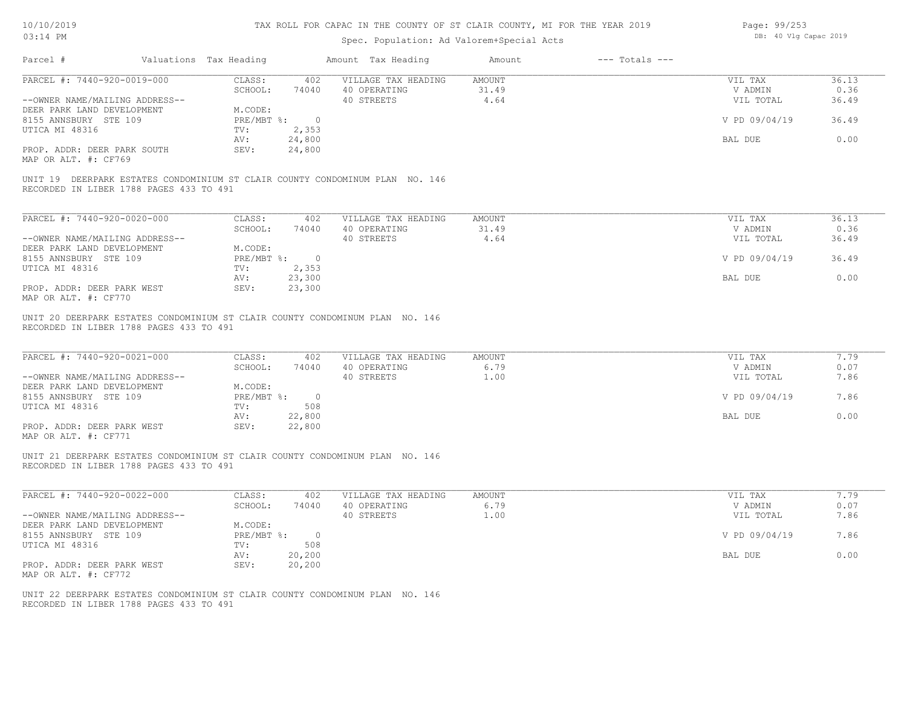# TAX ROLL FOR CAPAC IN THE COUNTY OF ST CLAIR COUNTY, MI FOR THE YEAR 2019

Spec. Population: Ad Valorem+Special Acts

DB: 40 Vlg Capac 2019

| Parcel # | Valuations | Tax Heading | Amount | Tax Heading | Amount | --- Totals --- | |
|---|---|---|---|---|---|---|---|

---

**PARCEL #: 7440-920-0019-000**

| | | | | | |
|---|---|---|---|---|---|
| CLASS: | 402 | VILLAGE TAX HEADING | AMOUNT | VIL TAX | 36.13 |
| SCHOOL: | 74040 | 40 OPERATING | 31.49 | V ADMIN | 0.36 |
| | | 40 STREETS | 4.64 | VIL TOTAL | 36.49 |
| M.CODE: | | | | | |
| PRE/MBT %: | 0 | | | V PD 09/04/19 | 36.49 |
| TV: | 2,353 | | | | |
| AV: | 24,800 | | | BAL DUE | 0.00 |
| SEV: | 24,800 | | | | |

--OWNER NAME/MAILING ADDRESS--
DEER PARK LAND DEVELOPMENT
8155 ANNSBURY STE 109
UTICA MI 48316

PROP. ADDR: DEER PARK SOUTH
MAP OR ALT. #: CF769

UNIT 19 DEERPARK ESTATES CONDOMINIUM ST CLAIR COUNTY CONDOMINUM PLAN NO. 146
RECORDED IN LIBER 1788 PAGES 433 TO 491

---

**PARCEL #: 7440-920-0020-000**

| | | | | | |
|---|---|---|---|---|---|
| CLASS: | 402 | VILLAGE TAX HEADING | AMOUNT | VIL TAX | 36.13 |
| SCHOOL: | 74040 | 40 OPERATING | 31.49 | V ADMIN | 0.36 |
| | | 40 STREETS | 4.64 | VIL TOTAL | 36.49 |
| M.CODE: | | | | | |
| PRE/MBT %: | 0 | | | V PD 09/04/19 | 36.49 |
| TV: | 2,353 | | | | |
| AV: | 23,300 | | | BAL DUE | 0.00 |
| SEV: | 23,300 | | | | |

--OWNER NAME/MAILING ADDRESS--
DEER PARK LAND DEVELOPMENT
8155 ANNSBURY STE 109
UTICA MI 48316

PROP. ADDR: DEER PARK WEST
MAP OR ALT. #: CF770

UNIT 20 DEERPARK ESTATES CONDOMINIUM ST CLAIR COUNTY CONDOMINUM PLAN NO. 146
RECORDED IN LIBER 1788 PAGES 433 TO 491

---

**PARCEL #: 7440-920-0021-000**

| | | | | | |
|---|---|---|---|---|---|
| CLASS: | 402 | VILLAGE TAX HEADING | AMOUNT | VIL TAX | 7.79 |
| SCHOOL: | 74040 | 40 OPERATING | 6.79 | V ADMIN | 0.07 |
| | | 40 STREETS | 1.00 | VIL TOTAL | 7.86 |
| M.CODE: | | | | | |
| PRE/MBT %: | 0 | | | V PD 09/04/19 | 7.86 |
| TV: | 508 | | | | |
| AV: | 22,800 | | | BAL DUE | 0.00 |
| SEV: | 22,800 | | | | |

--OWNER NAME/MAILING ADDRESS--
DEER PARK LAND DEVELOPMENT
8155 ANNSBURY STE 109
UTICA MI 48316

PROP. ADDR: DEER PARK WEST
MAP OR ALT. #: CF771

UNIT 21 DEERPARK ESTATES CONDOMINIUM ST CLAIR COUNTY CONDOMINUM PLAN NO. 146
RECORDED IN LIBER 1788 PAGES 433 TO 491

---

**PARCEL #: 7440-920-0022-000**

| | | | | | |
|---|---|---|---|---|---|
| CLASS: | 402 | VILLAGE TAX HEADING | AMOUNT | VIL TAX | 7.79 |
| SCHOOL: | 74040 | 40 OPERATING | 6.79 | V ADMIN | 0.07 |
| | | 40 STREETS | 1.00 | VIL TOTAL | 7.86 |
| M.CODE: | | | | | |
| PRE/MBT %: | 0 | | | V PD 09/04/19 | 7.86 |
| TV: | 508 | | | | |
| AV: | 20,200 | | | BAL DUE | 0.00 |
| SEV: | 20,200 | | | | |

--OWNER NAME/MAILING ADDRESS--
DEER PARK LAND DEVELOPMENT
8155 ANNSBURY STE 109
UTICA MI 48316

PROP. ADDR: DEER PARK WEST
MAP OR ALT. #: CF772

UNIT 22 DEERPARK ESTATES CONDOMINIUM ST CLAIR COUNTY CONDOMINUM PLAN NO. 146
RECORDED IN LIBER 1788 PAGES 433 TO 491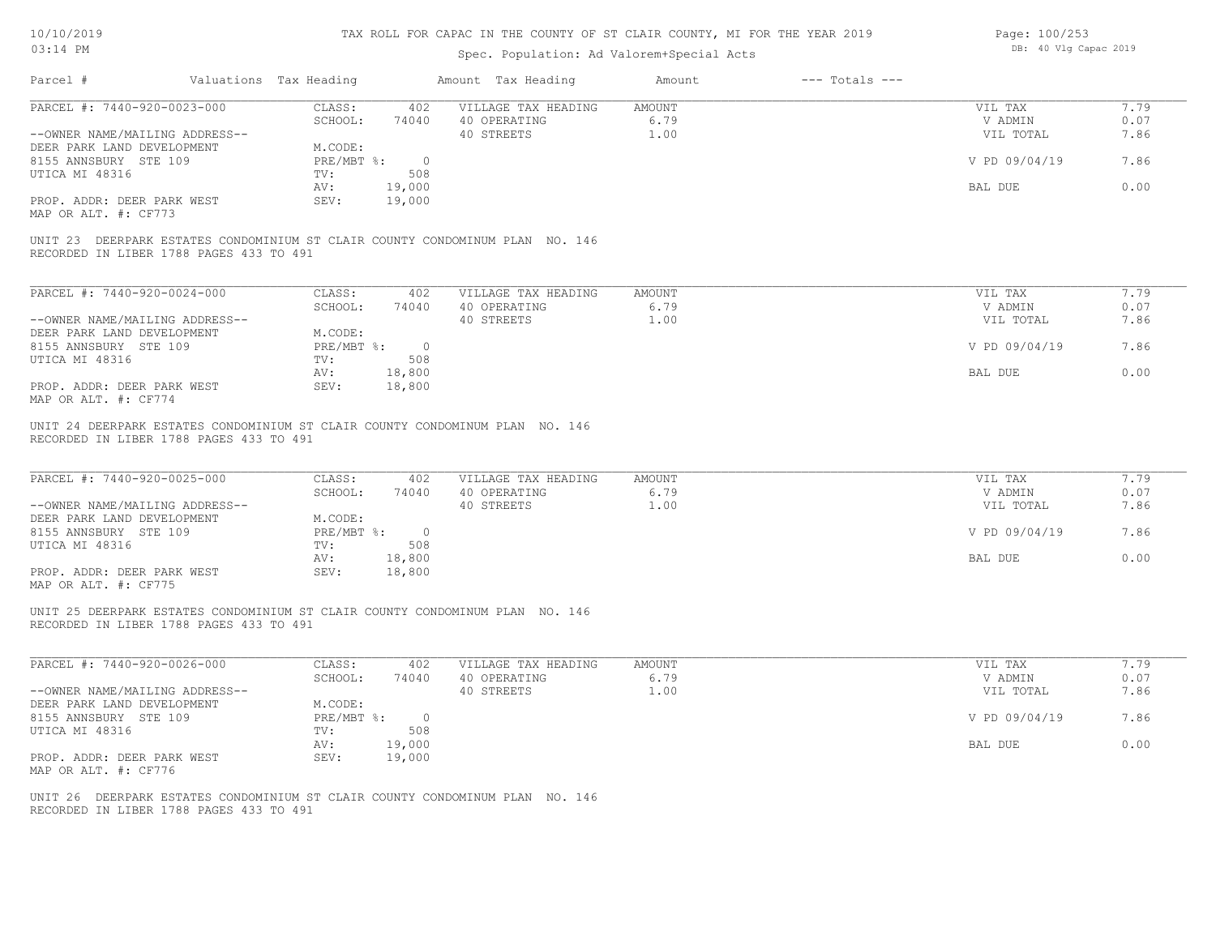# TAX ROLL FOR CAPAC IN THE COUNTY OF ST CLAIR COUNTY, MI FOR THE YEAR 2019

Spec. Population: Ad Valorem+Special Acts

| Parcel # | Valuations | Tax Heading | Amount | Tax Heading | Amount | --- Totals --- | |
|---|---|---|---|---|---|---|---|
| PARCEL #: 7440-920-0023-000 | CLASS: | 402 | VILLAGE TAX HEADING | AMOUNT | | VIL TAX | 7.79 |
| | SCHOOL: | 74040 | 40 OPERATING | 6.79 | | V ADMIN | 0.07 |
| --OWNER NAME/MAILING ADDRESS-- | | | 40 STREETS | 1.00 | | VIL TOTAL | 7.86 |
| DEER PARK LAND DEVELOPMENT | M.CODE: | | | | | | |
| 8155 ANNSBURY STE 109 | PRE/MBT %: | 0 | | | | V PD 09/04/19 | 7.86 |
| UTICA MI 48316 | TV: | 508 | | | | | |
| | AV: | 19,000 | | | | BAL DUE | 0.00 |
| PROP. ADDR: DEER PARK WEST | SEV: | 19,000 | | | | | |
| MAP OR ALT. #: CF773 | | | | | | | |

UNIT 23 DEERPARK ESTATES CONDOMINIUM ST CLAIR COUNTY CONDOMINUM PLAN NO. 146
RECORDED IN LIBER 1788 PAGES 433 TO 491

| Parcel # | Valuations | Tax Heading | Amount | Tax Heading | Amount | --- Totals --- | |
|---|---|---|---|---|---|---|---|
| PARCEL #: 7440-920-0024-000 | CLASS: | 402 | VILLAGE TAX HEADING | AMOUNT | | VIL TAX | 7.79 |
| | SCHOOL: | 74040 | 40 OPERATING | 6.79 | | V ADMIN | 0.07 |
| --OWNER NAME/MAILING ADDRESS-- | | | 40 STREETS | 1.00 | | VIL TOTAL | 7.86 |
| DEER PARK LAND DEVELOPMENT | M.CODE: | | | | | | |
| 8155 ANNSBURY STE 109 | PRE/MBT %: | 0 | | | | V PD 09/04/19 | 7.86 |
| UTICA MI 48316 | TV: | 508 | | | | | |
| | AV: | 18,800 | | | | BAL DUE | 0.00 |
| PROP. ADDR: DEER PARK WEST | SEV: | 18,800 | | | | | |
| MAP OR ALT. #: CF774 | | | | | | | |

UNIT 24 DEERPARK ESTATES CONDOMINIUM ST CLAIR COUNTY CONDOMINUM PLAN NO. 146
RECORDED IN LIBER 1788 PAGES 433 TO 491

| Parcel # | Valuations | Tax Heading | Amount | Tax Heading | Amount | --- Totals --- | |
|---|---|---|---|---|---|---|---|
| PARCEL #: 7440-920-0025-000 | CLASS: | 402 | VILLAGE TAX HEADING | AMOUNT | | VIL TAX | 7.79 |
| | SCHOOL: | 74040 | 40 OPERATING | 6.79 | | V ADMIN | 0.07 |
| --OWNER NAME/MAILING ADDRESS-- | | | 40 STREETS | 1.00 | | VIL TOTAL | 7.86 |
| DEER PARK LAND DEVELOPMENT | M.CODE: | | | | | | |
| 8155 ANNSBURY STE 109 | PRE/MBT %: | 0 | | | | V PD 09/04/19 | 7.86 |
| UTICA MI 48316 | TV: | 508 | | | | | |
| | AV: | 18,800 | | | | BAL DUE | 0.00 |
| PROP. ADDR: DEER PARK WEST | SEV: | 18,800 | | | | | |
| MAP OR ALT. #: CF775 | | | | | | | |

UNIT 25 DEERPARK ESTATES CONDOMINIUM ST CLAIR COUNTY CONDOMINUM PLAN NO. 146
RECORDED IN LIBER 1788 PAGES 433 TO 491

| Parcel # | Valuations | Tax Heading | Amount | Tax Heading | Amount | --- Totals --- | |
|---|---|---|---|---|---|---|---|
| PARCEL #: 7440-920-0026-000 | CLASS: | 402 | VILLAGE TAX HEADING | AMOUNT | | VIL TAX | 7.79 |
| | SCHOOL: | 74040 | 40 OPERATING | 6.79 | | V ADMIN | 0.07 |
| --OWNER NAME/MAILING ADDRESS-- | | | 40 STREETS | 1.00 | | VIL TOTAL | 7.86 |
| DEER PARK LAND DEVELOPMENT | M.CODE: | | | | | | |
| 8155 ANNSBURY STE 109 | PRE/MBT %: | 0 | | | | V PD 09/04/19 | 7.86 |
| UTICA MI 48316 | TV: | 508 | | | | | |
| | AV: | 19,000 | | | | BAL DUE | 0.00 |
| PROP. ADDR: DEER PARK WEST | SEV: | 19,000 | | | | | |
| MAP OR ALT. #: CF776 | | | | | | | |

UNIT 26 DEERPARK ESTATES CONDOMINIUM ST CLAIR COUNTY CONDOMINUM PLAN NO. 146
RECORDED IN LIBER 1788 PAGES 433 TO 491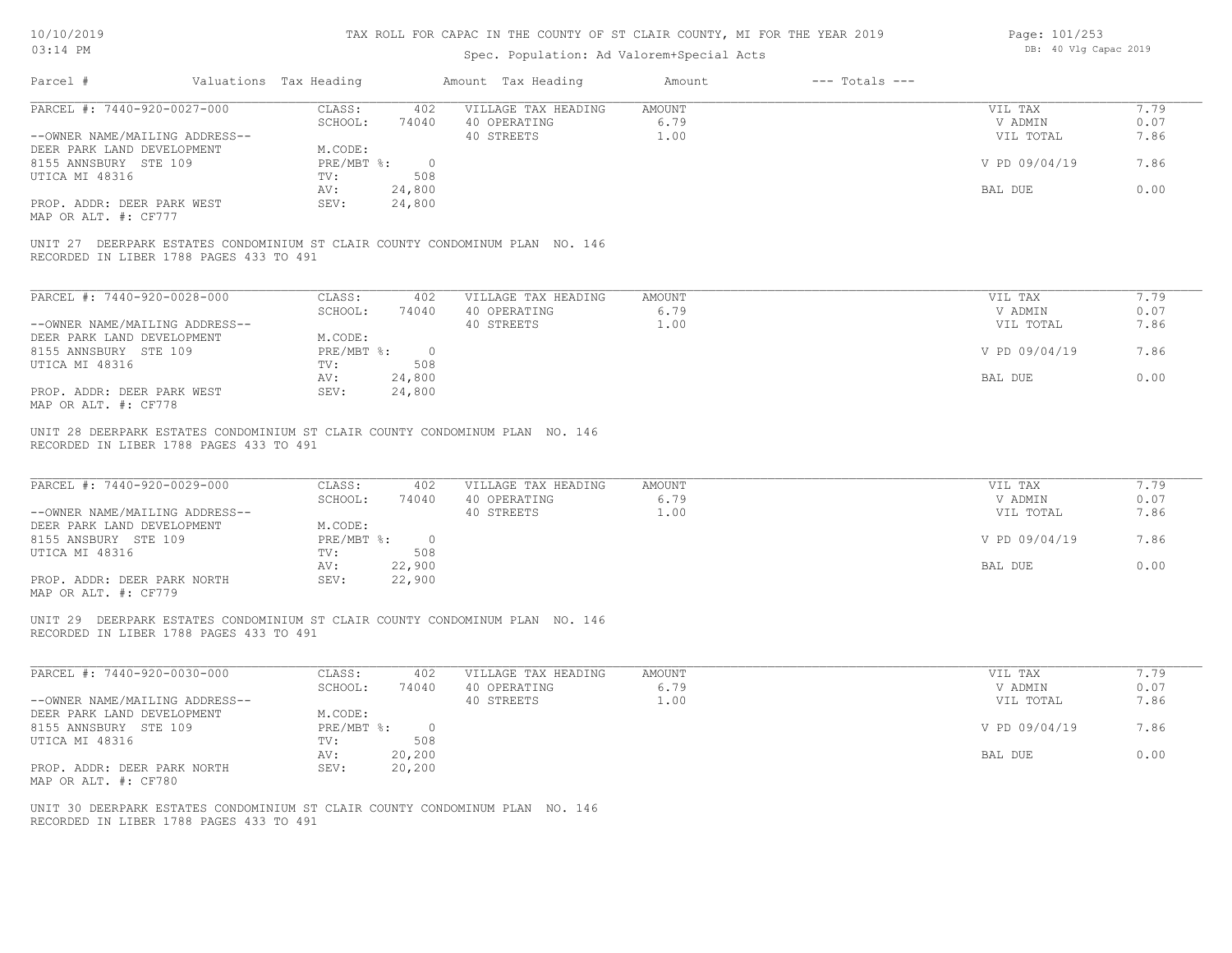# TAX ROLL FOR CAPAC IN THE COUNTY OF ST CLAIR COUNTY, MI FOR THE YEAR 2019

Spec. Population: Ad Valorem+Special Acts

DB: 40 Vlg Capac 2019

| Parcel # | Valuations | Tax Heading | Amount | Tax Heading | Amount | --- Totals --- | |
|---|---|---|---|---|---|---|---|
| PARCEL #: 7440-920-0027-000 | CLASS: | 402 | VILLAGE TAX HEADING | AMOUNT | | VIL TAX | 7.79 |
| | SCHOOL: | 74040 | 40 OPERATING | 6.79 | | V ADMIN | 0.07 |
| --OWNER NAME/MAILING ADDRESS-- | | | 40 STREETS | 1.00 | | VIL TOTAL | 7.86 |
| DEER PARK LAND DEVELOPMENT | M.CODE: | | | | | | |
| 8155 ANNSBURY STE 109 | PRE/MBT %: | 0 | | | | V PD 09/04/19 | 7.86 |
| UTICA MI 48316 | TV: | 508 | | | | | |
| | AV: | 24,800 | | | | BAL DUE | 0.00 |
| PROP. ADDR: DEER PARK WEST | SEV: | 24,800 | | | | | |
| MAP OR ALT. #: CF777 | | | | | | | |

UNIT 27 DEERPARK ESTATES CONDOMINIUM ST CLAIR COUNTY CONDOMINUM PLAN NO. 146
RECORDED IN LIBER 1788 PAGES 433 TO 491

| Parcel # | Valuations | Tax Heading | Amount | Tax Heading | Amount | --- Totals --- | |
|---|---|---|---|---|---|---|---|
| PARCEL #: 7440-920-0028-000 | CLASS: | 402 | VILLAGE TAX HEADING | AMOUNT | | VIL TAX | 7.79 |
| | SCHOOL: | 74040 | 40 OPERATING | 6.79 | | V ADMIN | 0.07 |
| --OWNER NAME/MAILING ADDRESS-- | | | 40 STREETS | 1.00 | | VIL TOTAL | 7.86 |
| DEER PARK LAND DEVELOPMENT | M.CODE: | | | | | | |
| 8155 ANNSBURY STE 109 | PRE/MBT %: | 0 | | | | V PD 09/04/19 | 7.86 |
| UTICA MI 48316 | TV: | 508 | | | | | |
| | AV: | 24,800 | | | | BAL DUE | 0.00 |
| PROP. ADDR: DEER PARK WEST | SEV: | 24,800 | | | | | |
| MAP OR ALT. #: CF778 | | | | | | | |

UNIT 28 DEERPARK ESTATES CONDOMINIUM ST CLAIR COUNTY CONDOMINUM PLAN NO. 146
RECORDED IN LIBER 1788 PAGES 433 TO 491

| Parcel # | Valuations | Tax Heading | Amount | Tax Heading | Amount | --- Totals --- | |
|---|---|---|---|---|---|---|---|
| PARCEL #: 7440-920-0029-000 | CLASS: | 402 | VILLAGE TAX HEADING | AMOUNT | | VIL TAX | 7.79 |
| | SCHOOL: | 74040 | 40 OPERATING | 6.79 | | V ADMIN | 0.07 |
| --OWNER NAME/MAILING ADDRESS-- | | | 40 STREETS | 1.00 | | VIL TOTAL | 7.86 |
| DEER PARK LAND DEVELOPMENT | M.CODE: | | | | | | |
| 8155 ANSBURY STE 109 | PRE/MBT %: | 0 | | | | V PD 09/04/19 | 7.86 |
| UTICA MI 48316 | TV: | 508 | | | | | |
| | AV: | 22,900 | | | | BAL DUE | 0.00 |
| PROP. ADDR: DEER PARK NORTH | SEV: | 22,900 | | | | | |
| MAP OR ALT. #: CF779 | | | | | | | |

UNIT 29 DEERPARK ESTATES CONDOMINIUM ST CLAIR COUNTY CONDOMINUM PLAN NO. 146
RECORDED IN LIBER 1788 PAGES 433 TO 491

| Parcel # | Valuations | Tax Heading | Amount | Tax Heading | Amount | --- Totals --- | |
|---|---|---|---|---|---|---|---|
| PARCEL #: 7440-920-0030-000 | CLASS: | 402 | VILLAGE TAX HEADING | AMOUNT | | VIL TAX | 7.79 |
| | SCHOOL: | 74040 | 40 OPERATING | 6.79 | | V ADMIN | 0.07 |
| --OWNER NAME/MAILING ADDRESS-- | | | 40 STREETS | 1.00 | | VIL TOTAL | 7.86 |
| DEER PARK LAND DEVELOPMENT | M.CODE: | | | | | | |
| 8155 ANNSBURY STE 109 | PRE/MBT %: | 0 | | | | V PD 09/04/19 | 7.86 |
| UTICA MI 48316 | TV: | 508 | | | | | |
| | AV: | 20,200 | | | | BAL DUE | 0.00 |
| PROP. ADDR: DEER PARK NORTH | SEV: | 20,200 | | | | | |
| MAP OR ALT. #: CF780 | | | | | | | |

UNIT 30 DEERPARK ESTATES CONDOMINIUM ST CLAIR COUNTY CONDOMINUM PLAN NO. 146
RECORDED IN LIBER 1788 PAGES 433 TO 491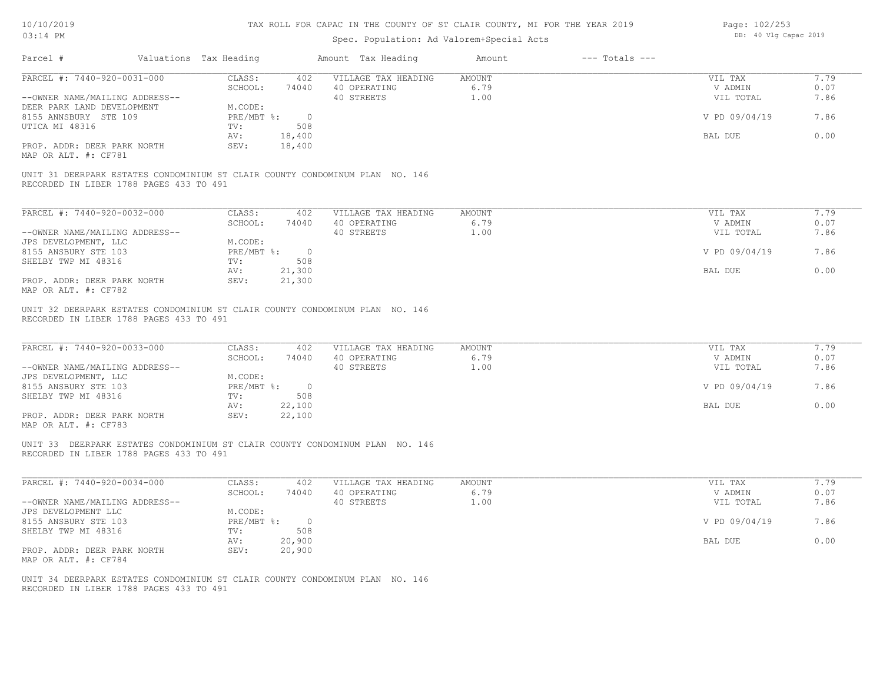# TAX ROLL FOR CAPAC IN THE COUNTY OF ST CLAIR COUNTY, MI FOR THE YEAR 2019

Spec. Population: Ad Valorem+Special Acts

DB: 40 Vlg Capac 2019

| Parcel # | Valuations | Tax Heading | Amount | Tax Heading | Amount | --- Totals --- | |
|---|---|---|---|---|---|---|---|
| PARCEL #: 7440-920-0031-000 | CLASS: | 402 | VILLAGE TAX HEADING | AMOUNT | | VIL TAX | 7.79 |
| | SCHOOL: | 74040 | 40 OPERATING | 6.79 | | V ADMIN | 0.07 |
| --OWNER NAME/MAILING ADDRESS-- | | | 40 STREETS | 1.00 | | VIL TOTAL | 7.86 |
| DEER PARK LAND DEVELOPMENT | M.CODE: | | | | | | |
| 8155 ANNSBURY STE 109 | PRE/MBT %: | 0 | | | | V PD 09/04/19 | 7.86 |
| UTICA MI 48316 | TV: | 508 | | | | | |
| | AV: | 18,400 | | | | BAL DUE | 0.00 |
| PROP. ADDR: DEER PARK NORTH | SEV: | 18,400 | | | | | |
| MAP OR ALT. #: CF781 | | | | | | | |

UNIT 31 DEERPARK ESTATES CONDOMINIUM ST CLAIR COUNTY CONDOMINUM PLAN NO. 146
RECORDED IN LIBER 1788 PAGES 433 TO 491

| Parcel # | Valuations | Tax Heading | Amount | Tax Heading | Amount | --- Totals --- | |
|---|---|---|---|---|---|---|---|
| PARCEL #: 7440-920-0032-000 | CLASS: | 402 | VILLAGE TAX HEADING | AMOUNT | | VIL TAX | 7.79 |
| | SCHOOL: | 74040 | 40 OPERATING | 6.79 | | V ADMIN | 0.07 |
| --OWNER NAME/MAILING ADDRESS-- | | | 40 STREETS | 1.00 | | VIL TOTAL | 7.86 |
| JPS DEVELOPMENT, LLC | M.CODE: | | | | | | |
| 8155 ANSBURY STE 103 | PRE/MBT %: | 0 | | | | V PD 09/04/19 | 7.86 |
| SHELBY TWP MI 48316 | TV: | 508 | | | | | |
| | AV: | 21,300 | | | | BAL DUE | 0.00 |
| PROP. ADDR: DEER PARK NORTH | SEV: | 21,300 | | | | | |
| MAP OR ALT. #: CF782 | | | | | | | |

UNIT 32 DEERPARK ESTATES CONDOMINIUM ST CLAIR COUNTY CONDOMINUM PLAN NO. 146
RECORDED IN LIBER 1788 PAGES 433 TO 491

| Parcel # | Valuations | Tax Heading | Amount | Tax Heading | Amount | --- Totals --- | |
|---|---|---|---|---|---|---|---|
| PARCEL #: 7440-920-0033-000 | CLASS: | 402 | VILLAGE TAX HEADING | AMOUNT | | VIL TAX | 7.79 |
| | SCHOOL: | 74040 | 40 OPERATING | 6.79 | | V ADMIN | 0.07 |
| --OWNER NAME/MAILING ADDRESS-- | | | 40 STREETS | 1.00 | | VIL TOTAL | 7.86 |
| JPS DEVELOPMENT, LLC | M.CODE: | | | | | | |
| 8155 ANSBURY STE 103 | PRE/MBT %: | 0 | | | | V PD 09/04/19 | 7.86 |
| SHELBY TWP MI 48316 | TV: | 508 | | | | | |
| | AV: | 22,100 | | | | BAL DUE | 0.00 |
| PROP. ADDR: DEER PARK NORTH | SEV: | 22,100 | | | | | |
| MAP OR ALT. #: CF783 | | | | | | | |

UNIT 33 DEERPARK ESTATES CONDOMINIUM ST CLAIR COUNTY CONDOMINUM PLAN NO. 146
RECORDED IN LIBER 1788 PAGES 433 TO 491

| Parcel # | Valuations | Tax Heading | Amount | Tax Heading | Amount | --- Totals --- | |
|---|---|---|---|---|---|---|---|
| PARCEL #: 7440-920-0034-000 | CLASS: | 402 | VILLAGE TAX HEADING | AMOUNT | | VIL TAX | 7.79 |
| | SCHOOL: | 74040 | 40 OPERATING | 6.79 | | V ADMIN | 0.07 |
| --OWNER NAME/MAILING ADDRESS-- | | | 40 STREETS | 1.00 | | VIL TOTAL | 7.86 |
| JPS DEVELOPMENT LLC | M.CODE: | | | | | | |
| 8155 ANSBURY STE 103 | PRE/MBT %: | 0 | | | | V PD 09/04/19 | 7.86 |
| SHELBY TWP MI 48316 | TV: | 508 | | | | | |
| | AV: | 20,900 | | | | BAL DUE | 0.00 |
| PROP. ADDR: DEER PARK NORTH | SEV: | 20,900 | | | | | |
| MAP OR ALT. #: CF784 | | | | | | | |

UNIT 34 DEERPARK ESTATES CONDOMINIUM ST CLAIR COUNTY CONDOMINUM PLAN NO. 146
RECORDED IN LIBER 1788 PAGES 433 TO 491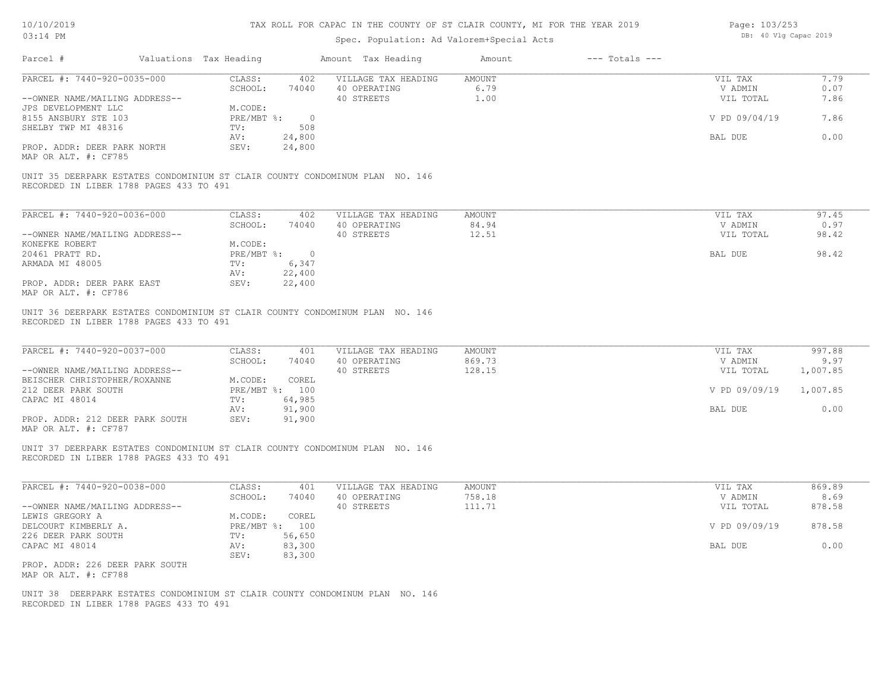# TAX ROLL FOR CAPAC IN THE COUNTY OF ST CLAIR COUNTY, MI FOR THE YEAR 2019

Spec. Population: Ad Valorem+Special Acts

DB: 40 Vlg Capac 2019

| Parcel # | Valuations | Tax Heading | Amount | Tax Heading | Amount | --- Totals --- |
|---|---|---|---|---|---|---|

---

**PARCEL #: 7440-920-0035-000**

| | | | | | |
|---|---|---|---|---|---|
| CLASS: | 402 | VILLAGE TAX HEADING | AMOUNT | VIL TAX | 7.79 |
| SCHOOL: | 74040 | 40 OPERATING | 6.79 | V ADMIN | 0.07 |
| | | 40 STREETS | 1.00 | VIL TOTAL | 7.86 |
| M.CODE: | | | | | |
| PRE/MBT %: | 0 | | | V PD 09/04/19 | 7.86 |
| TV: | 508 | | | | |
| AV: | 24,800 | | | BAL DUE | 0.00 |
| SEV: | 24,800 | | | | |

--OWNER NAME/MAILING ADDRESS--
JPS DEVELOPMENT LLC
8155 ANSBURY STE 103
SHELBY TWP MI 48316

PROP. ADDR: DEER PARK NORTH
MAP OR ALT. #: CF785

UNIT 35 DEERPARK ESTATES CONDOMINIUM ST CLAIR COUNTY CONDOMINUM PLAN NO. 146
RECORDED IN LIBER 1788 PAGES 433 TO 491

---

**PARCEL #: 7440-920-0036-000**

| | | | | | |
|---|---|---|---|---|---|
| CLASS: | 402 | VILLAGE TAX HEADING | AMOUNT | VIL TAX | 97.45 |
| SCHOOL: | 74040 | 40 OPERATING | 84.94 | V ADMIN | 0.97 |
| | | 40 STREETS | 12.51 | VIL TOTAL | 98.42 |
| M.CODE: | | | | | |
| PRE/MBT %: | 0 | | | BAL DUE | 98.42 |
| TV: | 6,347 | | | | |
| AV: | 22,400 | | | | |
| SEV: | 22,400 | | | | |

--OWNER NAME/MAILING ADDRESS--
KONEFKE ROBERT
20461 PRATT RD.
ARMADA MI 48005

PROP. ADDR: DEER PARK EAST
MAP OR ALT. #: CF786

UNIT 36 DEERPARK ESTATES CONDOMINIUM ST CLAIR COUNTY CONDOMINUM PLAN NO. 146
RECORDED IN LIBER 1788 PAGES 433 TO 491

---

**PARCEL #: 7440-920-0037-000**

| | | | | | |
|---|---|---|---|---|---|
| CLASS: | 401 | VILLAGE TAX HEADING | AMOUNT | VIL TAX | 997.88 |
| SCHOOL: | 74040 | 40 OPERATING | 869.73 | V ADMIN | 9.97 |
| | | 40 STREETS | 128.15 | VIL TOTAL | 1,007.85 |
| M.CODE: | COREL | | | | |
| PRE/MBT %: | 100 | | | V PD 09/09/19 | 1,007.85 |
| TV: | 64,985 | | | | |
| AV: | 91,900 | | | BAL DUE | 0.00 |
| SEV: | 91,900 | | | | |

--OWNER NAME/MAILING ADDRESS--
BEISCHER CHRISTOPHER/ROXANNE
212 DEER PARK SOUTH
CAPAC MI 48014

PROP. ADDR: 212 DEER PARK SOUTH
MAP OR ALT. #: CF787

UNIT 37 DEERPARK ESTATES CONDOMINIUM ST CLAIR COUNTY CONDOMINUM PLAN NO. 146
RECORDED IN LIBER 1788 PAGES 433 TO 491

---

**PARCEL #: 7440-920-0038-000**

| | | | | | |
|---|---|---|---|---|---|
| CLASS: | 401 | VILLAGE TAX HEADING | AMOUNT | VIL TAX | 869.89 |
| SCHOOL: | 74040 | 40 OPERATING | 758.18 | V ADMIN | 8.69 |
| | | 40 STREETS | 111.71 | VIL TOTAL | 878.58 |
| M.CODE: | COREL | | | | |
| PRE/MBT %: | 100 | | | V PD 09/09/19 | 878.58 |
| TV: | 56,650 | | | | |
| AV: | 83,300 | | | BAL DUE | 0.00 |
| SEV: | 83,300 | | | | |

--OWNER NAME/MAILING ADDRESS--
LEWIS GREGORY A
DELCOURT KIMBERLY A.
226 DEER PARK SOUTH
CAPAC MI 48014

PROP. ADDR: 226 DEER PARK SOUTH
MAP OR ALT. #: CF788

UNIT 38 DEERPARK ESTATES CONDOMINIUM ST CLAIR COUNTY CONDOMINUM PLAN NO. 146
RECORDED IN LIBER 1788 PAGES 433 TO 491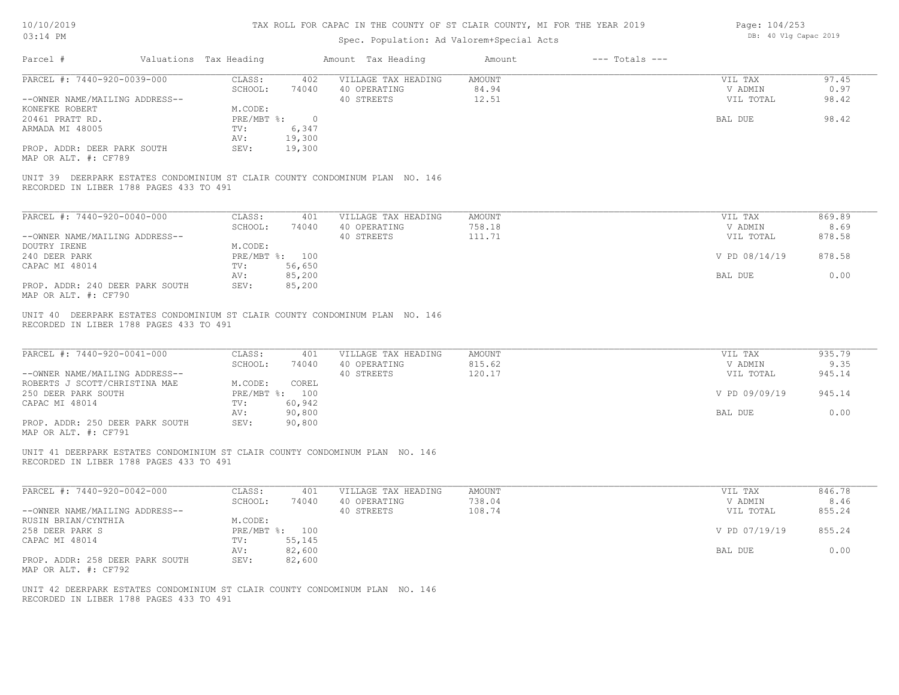# TAX ROLL FOR CAPAC IN THE COUNTY OF ST CLAIR COUNTY, MI FOR THE YEAR 2019

10/10/2019
03:14 PM

Spec. Population: Ad Valorem+Special Acts

DB: 40 Vlg Capac 2019

| Parcel # | Valuations | Tax Heading | Amount | Tax Heading | Amount | --- Totals --- | |
|---|---|---|---|---|---|---|---|

---

**PARCEL #: 7440-920-0039-000**

| | | | | | |
|---|---|---|---|---|---|
| CLASS: | 402 | VILLAGE TAX HEADING | AMOUNT | VIL TAX | 97.45 |
| SCHOOL: | 74040 | 40 OPERATING | 84.94 | V ADMIN | 0.97 |
| | | 40 STREETS | 12.51 | VIL TOTAL | 98.42 |
| M.CODE: | | | | | |
| PRE/MBT %: | 0 | | | BAL DUE | 98.42 |
| TV: | 6,347 | | | | |
| AV: | 19,300 | | | | |
| SEV: | 19,300 | | | | |

--OWNER NAME/MAILING ADDRESS--
KONEFKE ROBERT
20461 PRATT RD.
ARMADA MI 48005

PROP. ADDR: DEER PARK SOUTH
MAP OR ALT. #: CF789

UNIT 39 DEERPARK ESTATES CONDOMINIUM ST CLAIR COUNTY CONDOMINUM PLAN NO. 146
RECORDED IN LIBER 1788 PAGES 433 TO 491

---

**PARCEL #: 7440-920-0040-000**

| | | | | | |
|---|---|---|---|---|---|
| CLASS: | 401 | VILLAGE TAX HEADING | AMOUNT | VIL TAX | 869.89 |
| SCHOOL: | 74040 | 40 OPERATING | 758.18 | V ADMIN | 8.69 |
| | | 40 STREETS | 111.71 | VIL TOTAL | 878.58 |
| M.CODE: | | | | | |
| PRE/MBT %: | 100 | | | V PD 08/14/19 | 878.58 |
| TV: | 56,650 | | | | |
| AV: | 85,200 | | | BAL DUE | 0.00 |
| SEV: | 85,200 | | | | |

--OWNER NAME/MAILING ADDRESS--
DOUTRY IRENE
240 DEER PARK
CAPAC MI 48014

PROP. ADDR: 240 DEER PARK SOUTH
MAP OR ALT. #: CF790

UNIT 40 DEERPARK ESTATES CONDOMINIUM ST CLAIR COUNTY CONDOMINUM PLAN NO. 146
RECORDED IN LIBER 1788 PAGES 433 TO 491

---

**PARCEL #: 7440-920-0041-000**

| | | | | | |
|---|---|---|---|---|---|
| CLASS: | 401 | VILLAGE TAX HEADING | AMOUNT | VIL TAX | 935.79 |
| SCHOOL: | 74040 | 40 OPERATING | 815.62 | V ADMIN | 9.35 |
| | | 40 STREETS | 120.17 | VIL TOTAL | 945.14 |
| M.CODE: | COREL | | | | |
| PRE/MBT %: | 100 | | | V PD 09/09/19 | 945.14 |
| TV: | 60,942 | | | | |
| AV: | 90,800 | | | BAL DUE | 0.00 |
| SEV: | 90,800 | | | | |

--OWNER NAME/MAILING ADDRESS--
ROBERTS J SCOTT/CHRISTINA MAE
250 DEER PARK SOUTH
CAPAC MI 48014

PROP. ADDR: 250 DEER PARK SOUTH
MAP OR ALT. #: CF791

UNIT 41 DEERPARK ESTATES CONDOMINIUM ST CLAIR COUNTY CONDOMINUM PLAN NO. 146
RECORDED IN LIBER 1788 PAGES 433 TO 491

---

**PARCEL #: 7440-920-0042-000**

| | | | | | |
|---|---|---|---|---|---|
| CLASS: | 401 | VILLAGE TAX HEADING | AMOUNT | VIL TAX | 846.78 |
| SCHOOL: | 74040 | 40 OPERATING | 738.04 | V ADMIN | 8.46 |
| | | 40 STREETS | 108.74 | VIL TOTAL | 855.24 |
| M.CODE: | | | | | |
| PRE/MBT %: | 100 | | | V PD 07/19/19 | 855.24 |
| TV: | 55,145 | | | | |
| AV: | 82,600 | | | BAL DUE | 0.00 |
| SEV: | 82,600 | | | | |

--OWNER NAME/MAILING ADDRESS--
RUSIN BRIAN/CYNTHIA
258 DEER PARK S
CAPAC MI 48014

PROP. ADDR: 258 DEER PARK SOUTH
MAP OR ALT. #: CF792

UNIT 42 DEERPARK ESTATES CONDOMINIUM ST CLAIR COUNTY CONDOMINUM PLAN NO. 146
RECORDED IN LIBER 1788 PAGES 433 TO 491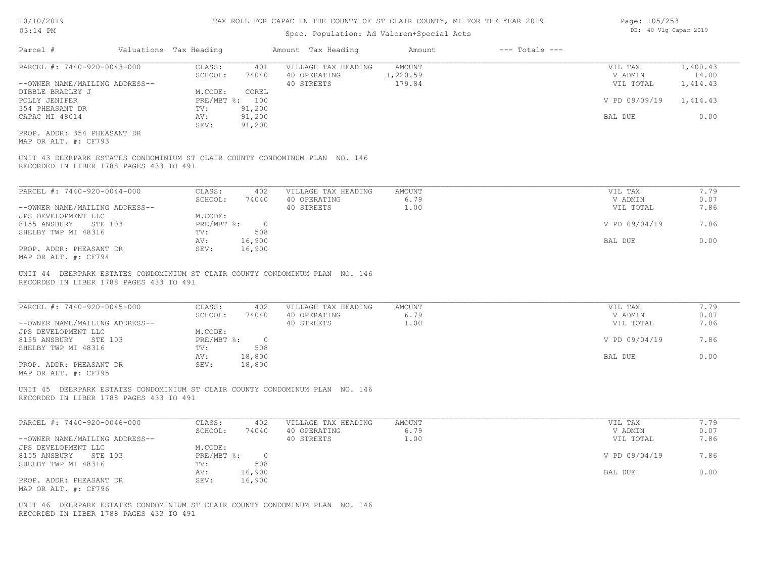TAX ROLL FOR CAPAC IN THE COUNTY OF ST CLAIR COUNTY, MI FOR THE YEAR 2019

Spec. Population: Ad Valorem+Special Acts

DB: 40 Vlg Capac 2019

| Parcel # | Valuations | Tax Heading | Amount | Tax Heading | Amount | --- Totals --- |
|---|---|---|---|---|---|---|

**PARCEL #: 7440-920-0043-000**

| | | | | | |
|---|---|---|---|---|---|
| CLASS: | 401 | VILLAGE TAX HEADING | AMOUNT | VIL TAX | 1,400.43 |
| SCHOOL: | 74040 | 40 OPERATING | 1,220.59 | V ADMIN | 14.00 |
| | | 40 STREETS | 179.84 | VIL TOTAL | 1,414.43 |
| M.CODE: | COREL | | | | |
| PRE/MBT %: | 100 | | | V PD 09/09/19 | 1,414.43 |
| TV: | 91,200 | | | | |
| AV: | 91,200 | | | BAL DUE | 0.00 |
| SEV: | 91,200 | | | | |

--OWNER NAME/MAILING ADDRESS--
DIBBLE BRADLEY J
POLLY JENIFER
354 PHEASANT DR
CAPAC MI 48014

PROP. ADDR: 354 PHEASANT DR
MAP OR ALT. #: CF793

UNIT 43 DEERPARK ESTATES CONDOMINIUM ST CLAIR COUNTY CONDOMINUM PLAN NO. 146
RECORDED IN LIBER 1788 PAGES 433 TO 491

**PARCEL #: 7440-920-0044-000**

| | | | | | |
|---|---|---|---|---|---|
| CLASS: | 402 | VILLAGE TAX HEADING | AMOUNT | VIL TAX | 7.79 |
| SCHOOL: | 74040 | 40 OPERATING | 6.79 | V ADMIN | 0.07 |
| | | 40 STREETS | 1.00 | VIL TOTAL | 7.86 |
| M.CODE: | | | | | |
| PRE/MBT %: | 0 | | | V PD 09/04/19 | 7.86 |
| TV: | 508 | | | | |
| AV: | 16,900 | | | BAL DUE | 0.00 |
| SEV: | 16,900 | | | | |

--OWNER NAME/MAILING ADDRESS--
JPS DEVELOPMENT LLC
8155 ANSBURY STE 103
SHELBY TWP MI 48316

PROP. ADDR: PHEASANT DR
MAP OR ALT. #: CF794

UNIT 44 DEERPARK ESTATES CONDOMINIUM ST CLAIR COUNTY CONDOMINUM PLAN NO. 146
RECORDED IN LIBER 1788 PAGES 433 TO 491

**PARCEL #: 7440-920-0045-000**

| | | | | | |
|---|---|---|---|---|---|
| CLASS: | 402 | VILLAGE TAX HEADING | AMOUNT | VIL TAX | 7.79 |
| SCHOOL: | 74040 | 40 OPERATING | 6.79 | V ADMIN | 0.07 |
| | | 40 STREETS | 1.00 | VIL TOTAL | 7.86 |
| M.CODE: | | | | | |
| PRE/MBT %: | 0 | | | V PD 09/04/19 | 7.86 |
| TV: | 508 | | | | |
| AV: | 18,800 | | | BAL DUE | 0.00 |
| SEV: | 18,800 | | | | |

--OWNER NAME/MAILING ADDRESS--
JPS DEVELOPMENT LLC
8155 ANSBURY STE 103
SHELBY TWP MI 48316

PROP. ADDR: PHEASANT DR
MAP OR ALT. #: CF795

UNIT 45 DEERPARK ESTATES CONDOMINIUM ST CLAIR COUNTY CONDOMINUM PLAN NO. 146
RECORDED IN LIBER 1788 PAGES 433 TO 491

**PARCEL #: 7440-920-0046-000**

| | | | | | |
|---|---|---|---|---|---|
| CLASS: | 402 | VILLAGE TAX HEADING | AMOUNT | VIL TAX | 7.79 |
| SCHOOL: | 74040 | 40 OPERATING | 6.79 | V ADMIN | 0.07 |
| | | 40 STREETS | 1.00 | VIL TOTAL | 7.86 |
| M.CODE: | | | | | |
| PRE/MBT %: | 0 | | | V PD 09/04/19 | 7.86 |
| TV: | 508 | | | | |
| AV: | 16,900 | | | BAL DUE | 0.00 |
| SEV: | 16,900 | | | | |

--OWNER NAME/MAILING ADDRESS--
JPS DEVELOPMENT LLC
8155 ANSBURY STE 103
SHELBY TWP MI 48316

PROP. ADDR: PHEASANT DR
MAP OR ALT. #: CF796

UNIT 46 DEERPARK ESTATES CONDOMINIUM ST CLAIR COUNTY CONDOMINUM PLAN NO. 146
RECORDED IN LIBER 1788 PAGES 433 TO 491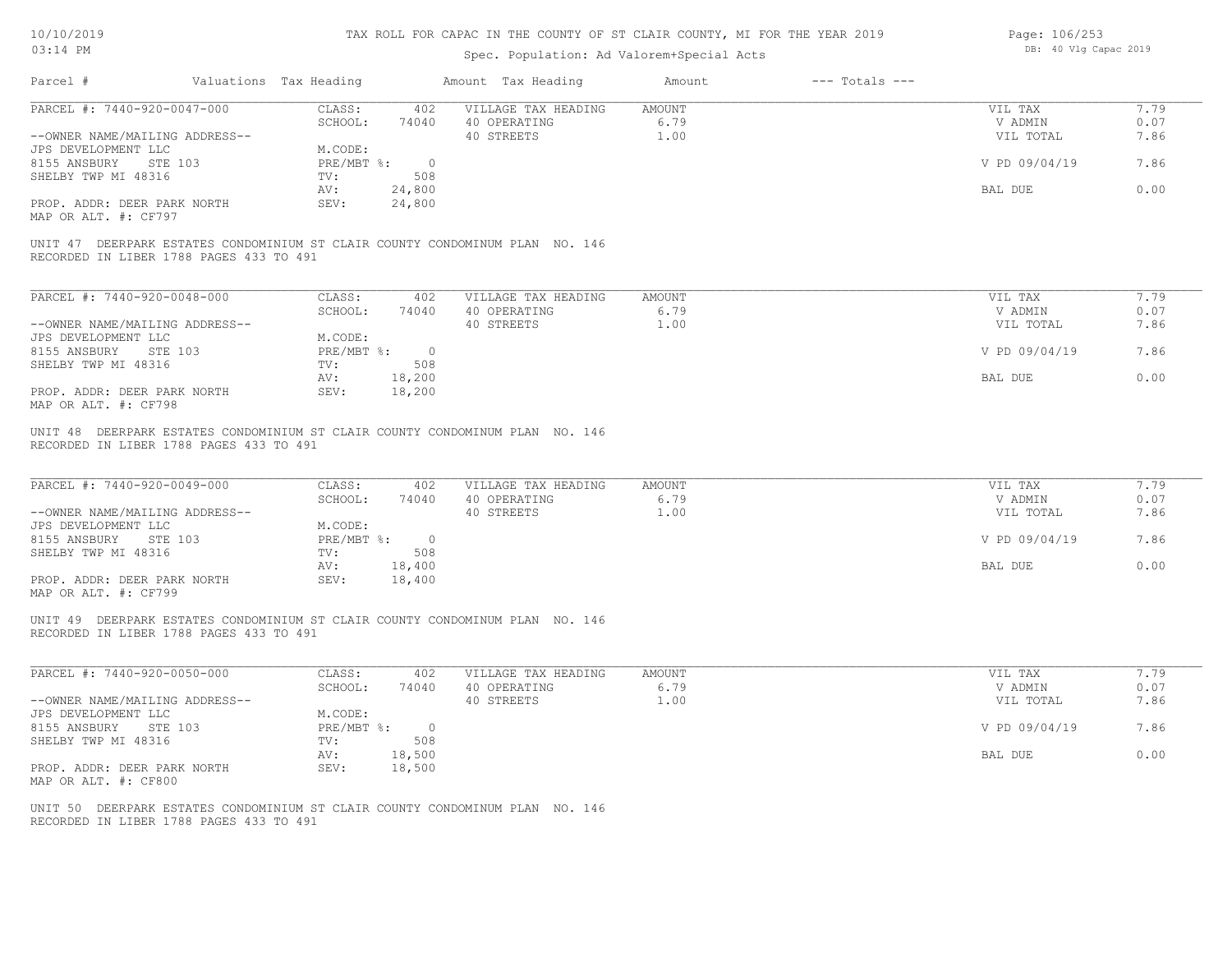# TAX ROLL FOR CAPAC IN THE COUNTY OF ST CLAIR COUNTY, MI FOR THE YEAR 2019

Spec. Population: Ad Valorem+Special Acts

| Parcel # | Valuations | Tax Heading | Amount | Tax Heading | Amount | --- Totals --- | |
|---|---|---|---|---|---|---|---|
| PARCEL #: 7440-920-0047-000 | CLASS: | 402 | VILLAGE TAX HEADING | AMOUNT | | VIL TAX | 7.79 |
| | SCHOOL: | 74040 | 40 OPERATING | 6.79 | | V ADMIN | 0.07 |
| --OWNER NAME/MAILING ADDRESS-- | | | 40 STREETS | 1.00 | | VIL TOTAL | 7.86 |
| JPS DEVELOPMENT LLC | M.CODE: | | | | | | |
| 8155 ANSBURY STE 103 | PRE/MBT %: | 0 | | | | V PD 09/04/19 | 7.86 |
| SHELBY TWP MI 48316 | TV: | 508 | | | | | |
| | AV: | 24,800 | | | | BAL DUE | 0.00 |
| PROP. ADDR: DEER PARK NORTH | SEV: | 24,800 | | | | | |
| MAP OR ALT. #: CF797 | | | | | | | |

UNIT 47 DEERPARK ESTATES CONDOMINIUM ST CLAIR COUNTY CONDOMINUM PLAN NO. 146
RECORDED IN LIBER 1788 PAGES 433 TO 491

| Parcel # | Valuations | Tax Heading | Amount | Tax Heading | Amount | --- Totals --- | |
|---|---|---|---|---|---|---|---|
| PARCEL #: 7440-920-0048-000 | CLASS: | 402 | VILLAGE TAX HEADING | AMOUNT | | VIL TAX | 7.79 |
| | SCHOOL: | 74040 | 40 OPERATING | 6.79 | | V ADMIN | 0.07 |
| --OWNER NAME/MAILING ADDRESS-- | | | 40 STREETS | 1.00 | | VIL TOTAL | 7.86 |
| JPS DEVELOPMENT LLC | M.CODE: | | | | | | |
| 8155 ANSBURY STE 103 | PRE/MBT %: | 0 | | | | V PD 09/04/19 | 7.86 |
| SHELBY TWP MI 48316 | TV: | 508 | | | | | |
| | AV: | 18,200 | | | | BAL DUE | 0.00 |
| PROP. ADDR: DEER PARK NORTH | SEV: | 18,200 | | | | | |
| MAP OR ALT. #: CF798 | | | | | | | |

UNIT 48 DEERPARK ESTATES CONDOMINIUM ST CLAIR COUNTY CONDOMINUM PLAN NO. 146
RECORDED IN LIBER 1788 PAGES 433 TO 491

| Parcel # | Valuations | Tax Heading | Amount | Tax Heading | Amount | --- Totals --- | |
|---|---|---|---|---|---|---|---|
| PARCEL #: 7440-920-0049-000 | CLASS: | 402 | VILLAGE TAX HEADING | AMOUNT | | VIL TAX | 7.79 |
| | SCHOOL: | 74040 | 40 OPERATING | 6.79 | | V ADMIN | 0.07 |
| --OWNER NAME/MAILING ADDRESS-- | | | 40 STREETS | 1.00 | | VIL TOTAL | 7.86 |
| JPS DEVELOPMENT LLC | M.CODE: | | | | | | |
| 8155 ANSBURY STE 103 | PRE/MBT %: | 0 | | | | V PD 09/04/19 | 7.86 |
| SHELBY TWP MI 48316 | TV: | 508 | | | | | |
| | AV: | 18,400 | | | | BAL DUE | 0.00 |
| PROP. ADDR: DEER PARK NORTH | SEV: | 18,400 | | | | | |
| MAP OR ALT. #: CF799 | | | | | | | |

UNIT 49 DEERPARK ESTATES CONDOMINIUM ST CLAIR COUNTY CONDOMINUM PLAN NO. 146
RECORDED IN LIBER 1788 PAGES 433 TO 491

| Parcel # | Valuations | Tax Heading | Amount | Tax Heading | Amount | --- Totals --- | |
|---|---|---|---|---|---|---|---|
| PARCEL #: 7440-920-0050-000 | CLASS: | 402 | VILLAGE TAX HEADING | AMOUNT | | VIL TAX | 7.79 |
| | SCHOOL: | 74040 | 40 OPERATING | 6.79 | | V ADMIN | 0.07 |
| --OWNER NAME/MAILING ADDRESS-- | | | 40 STREETS | 1.00 | | VIL TOTAL | 7.86 |
| JPS DEVELOPMENT LLC | M.CODE: | | | | | | |
| 8155 ANSBURY STE 103 | PRE/MBT %: | 0 | | | | V PD 09/04/19 | 7.86 |
| SHELBY TWP MI 48316 | TV: | 508 | | | | | |
| | AV: | 18,500 | | | | BAL DUE | 0.00 |
| PROP. ADDR: DEER PARK NORTH | SEV: | 18,500 | | | | | |
| MAP OR ALT. #: CF800 | | | | | | | |

UNIT 50 DEERPARK ESTATES CONDOMINIUM ST CLAIR COUNTY CONDOMINUM PLAN NO. 146
RECORDED IN LIBER 1788 PAGES 433 TO 491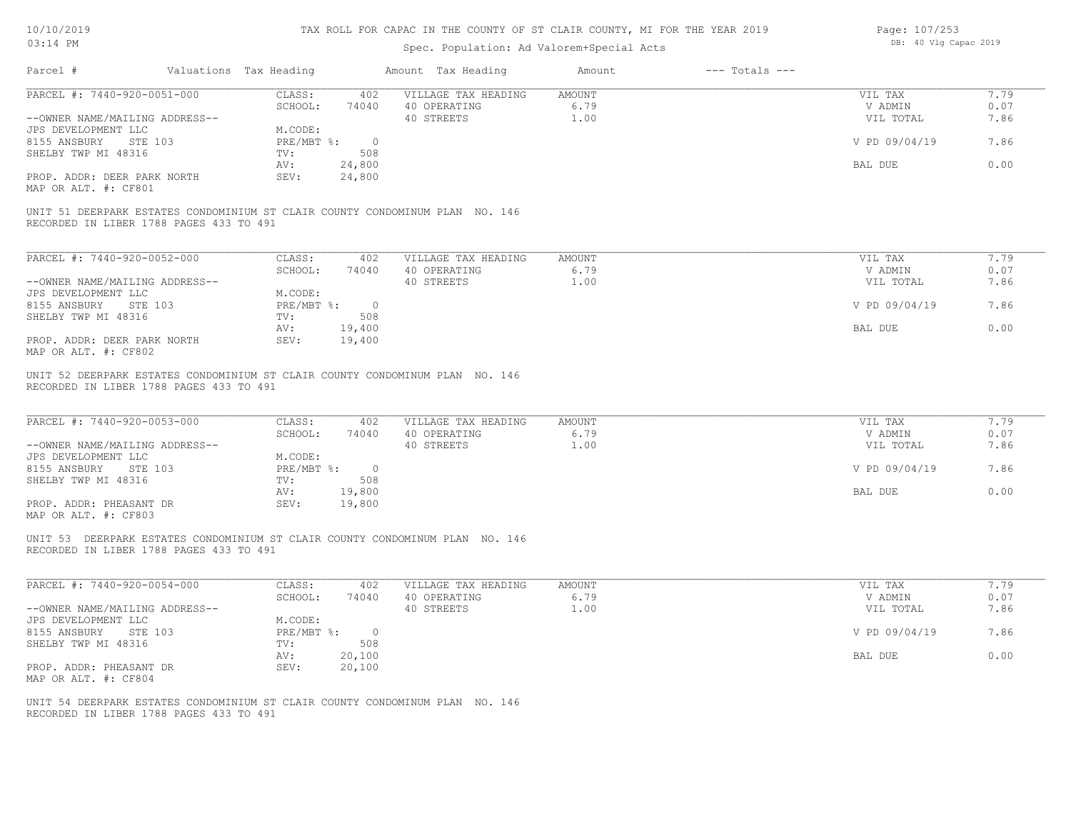TAX ROLL FOR CAPAC IN THE COUNTY OF ST CLAIR COUNTY, MI FOR THE YEAR 2019

Spec. Population: Ad Valorem+Special Acts

DB: 40 Vlg Capac 2019

| Parcel # | Valuations | Tax Heading | Amount | Tax Heading | Amount | --- Totals --- | |
|---|---|---|---|---|---|---|---|
| PARCEL #: 7440-920-0051-000 | CLASS: | 402 | VILLAGE TAX HEADING | AMOUNT | | VIL TAX | 7.79 |
| | SCHOOL: | 74040 | 40 OPERATING | 6.79 | | V ADMIN | 0.07 |
| --OWNER NAME/MAILING ADDRESS-- | | | 40 STREETS | 1.00 | | VIL TOTAL | 7.86 |
| JPS DEVELOPMENT LLC | M.CODE: | | | | | | |
| 8155 ANSBURY STE 103 | PRE/MBT %: | 0 | | | | V PD 09/04/19 | 7.86 |
| SHELBY TWP MI 48316 | TV: | 508 | | | | | |
| | AV: | 24,800 | | | | BAL DUE | 0.00 |
| PROP. ADDR: DEER PARK NORTH | SEV: | 24,800 | | | | | |
| MAP OR ALT. #: CF801 | | | | | | | |

UNIT 51 DEERPARK ESTATES CONDOMINIUM ST CLAIR COUNTY CONDOMINUM PLAN NO. 146
RECORDED IN LIBER 1788 PAGES 433 TO 491

| Parcel # | Valuations | Tax Heading | Amount | Tax Heading | Amount | --- Totals --- | |
|---|---|---|---|---|---|---|---|
| PARCEL #: 7440-920-0052-000 | CLASS: | 402 | VILLAGE TAX HEADING | AMOUNT | | VIL TAX | 7.79 |
| | SCHOOL: | 74040 | 40 OPERATING | 6.79 | | V ADMIN | 0.07 |
| --OWNER NAME/MAILING ADDRESS-- | | | 40 STREETS | 1.00 | | VIL TOTAL | 7.86 |
| JPS DEVELOPMENT LLC | M.CODE: | | | | | | |
| 8155 ANSBURY STE 103 | PRE/MBT %: | 0 | | | | V PD 09/04/19 | 7.86 |
| SHELBY TWP MI 48316 | TV: | 508 | | | | | |
| | AV: | 19,400 | | | | BAL DUE | 0.00 |
| PROP. ADDR: DEER PARK NORTH | SEV: | 19,400 | | | | | |
| MAP OR ALT. #: CF802 | | | | | | | |

UNIT 52 DEERPARK ESTATES CONDOMINIUM ST CLAIR COUNTY CONDOMINUM PLAN NO. 146
RECORDED IN LIBER 1788 PAGES 433 TO 491

| Parcel # | Valuations | Tax Heading | Amount | Tax Heading | Amount | --- Totals --- | |
|---|---|---|---|---|---|---|---|
| PARCEL #: 7440-920-0053-000 | CLASS: | 402 | VILLAGE TAX HEADING | AMOUNT | | VIL TAX | 7.79 |
| | SCHOOL: | 74040 | 40 OPERATING | 6.79 | | V ADMIN | 0.07 |
| --OWNER NAME/MAILING ADDRESS-- | | | 40 STREETS | 1.00 | | VIL TOTAL | 7.86 |
| JPS DEVELOPMENT LLC | M.CODE: | | | | | | |
| 8155 ANSBURY STE 103 | PRE/MBT %: | 0 | | | | V PD 09/04/19 | 7.86 |
| SHELBY TWP MI 48316 | TV: | 508 | | | | | |
| | AV: | 19,800 | | | | BAL DUE | 0.00 |
| PROP. ADDR: PHEASANT DR | SEV: | 19,800 | | | | | |
| MAP OR ALT. #: CF803 | | | | | | | |

UNIT 53 DEERPARK ESTATES CONDOMINIUM ST CLAIR COUNTY CONDOMINUM PLAN NO. 146
RECORDED IN LIBER 1788 PAGES 433 TO 491

| Parcel # | Valuations | Tax Heading | Amount | Tax Heading | Amount | --- Totals --- | |
|---|---|---|---|---|---|---|---|
| PARCEL #: 7440-920-0054-000 | CLASS: | 402 | VILLAGE TAX HEADING | AMOUNT | | VIL TAX | 7.79 |
| | SCHOOL: | 74040 | 40 OPERATING | 6.79 | | V ADMIN | 0.07 |
| --OWNER NAME/MAILING ADDRESS-- | | | 40 STREETS | 1.00 | | VIL TOTAL | 7.86 |
| JPS DEVELOPMENT LLC | M.CODE: | | | | | | |
| 8155 ANSBURY STE 103 | PRE/MBT %: | 0 | | | | V PD 09/04/19 | 7.86 |
| SHELBY TWP MI 48316 | TV: | 508 | | | | | |
| | AV: | 20,100 | | | | BAL DUE | 0.00 |
| PROP. ADDR: PHEASANT DR | SEV: | 20,100 | | | | | |
| MAP OR ALT. #: CF804 | | | | | | | |

UNIT 54 DEERPARK ESTATES CONDOMINIUM ST CLAIR COUNTY CONDOMINUM PLAN NO. 146
RECORDED IN LIBER 1788 PAGES 433 TO 491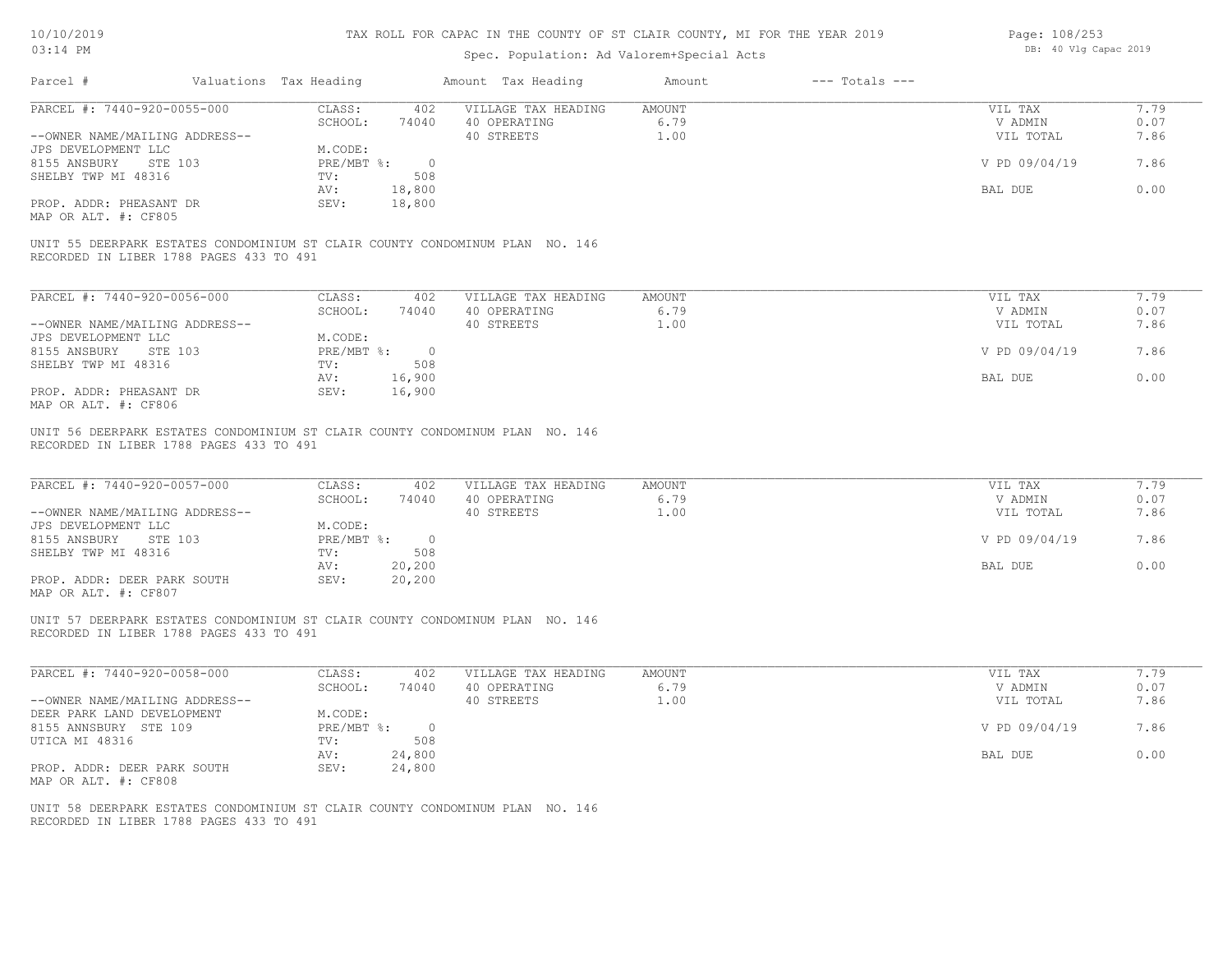# TAX ROLL FOR CAPAC IN THE COUNTY OF ST CLAIR COUNTY, MI FOR THE YEAR 2019

Spec. Population: Ad Valorem+Special Acts

10/10/2019
03:14 PM

DB: 40 Vlg Capac 2019

| Parcel # | Valuations | Tax Heading | Amount | Tax Heading | Amount | --- Totals --- | |
|---|---|---|---|---|---|---|---|

---

**PARCEL #: 7440-920-0055-000**

| | | | | | |
|---|---|---|---|---|---|
| CLASS: | 402 | VILLAGE TAX HEADING | AMOUNT | VIL TAX | 7.79 |
| SCHOOL: | 74040 | 40 OPERATING | 6.79 | V ADMIN | 0.07 |
| | | 40 STREETS | 1.00 | VIL TOTAL | 7.86 |
| M.CODE: | | | | | |
| PRE/MBT %: | 0 | | | V PD 09/04/19 | 7.86 |
| TV: | 508 | | | | |
| AV: | 18,800 | | | BAL DUE | 0.00 |
| SEV: | 18,800 | | | | |

--OWNER NAME/MAILING ADDRESS--
JPS DEVELOPMENT LLC
8155 ANSBURY STE 103
SHELBY TWP MI 48316

PROP. ADDR: PHEASANT DR
MAP OR ALT. #: CF805

UNIT 55 DEERPARK ESTATES CONDOMINIUM ST CLAIR COUNTY CONDOMINUM PLAN NO. 146
RECORDED IN LIBER 1788 PAGES 433 TO 491

---

**PARCEL #: 7440-920-0056-000**

| | | | | | |
|---|---|---|---|---|---|
| CLASS: | 402 | VILLAGE TAX HEADING | AMOUNT | VIL TAX | 7.79 |
| SCHOOL: | 74040 | 40 OPERATING | 6.79 | V ADMIN | 0.07 |
| | | 40 STREETS | 1.00 | VIL TOTAL | 7.86 |
| M.CODE: | | | | | |
| PRE/MBT %: | 0 | | | V PD 09/04/19 | 7.86 |
| TV: | 508 | | | | |
| AV: | 16,900 | | | BAL DUE | 0.00 |
| SEV: | 16,900 | | | | |

--OWNER NAME/MAILING ADDRESS--
JPS DEVELOPMENT LLC
8155 ANSBURY STE 103
SHELBY TWP MI 48316

PROP. ADDR: PHEASANT DR
MAP OR ALT. #: CF806

UNIT 56 DEERPARK ESTATES CONDOMINIUM ST CLAIR COUNTY CONDOMINUM PLAN NO. 146
RECORDED IN LIBER 1788 PAGES 433 TO 491

---

**PARCEL #: 7440-920-0057-000**

| | | | | | |
|---|---|---|---|---|---|
| CLASS: | 402 | VILLAGE TAX HEADING | AMOUNT | VIL TAX | 7.79 |
| SCHOOL: | 74040 | 40 OPERATING | 6.79 | V ADMIN | 0.07 |
| | | 40 STREETS | 1.00 | VIL TOTAL | 7.86 |
| M.CODE: | | | | | |
| PRE/MBT %: | 0 | | | V PD 09/04/19 | 7.86 |
| TV: | 508 | | | | |
| AV: | 20,200 | | | BAL DUE | 0.00 |
| SEV: | 20,200 | | | | |

--OWNER NAME/MAILING ADDRESS--
JPS DEVELOPMENT LLC
8155 ANSBURY STE 103
SHELBY TWP MI 48316

PROP. ADDR: DEER PARK SOUTH
MAP OR ALT. #: CF807

UNIT 57 DEERPARK ESTATES CONDOMINIUM ST CLAIR COUNTY CONDOMINUM PLAN NO. 146
RECORDED IN LIBER 1788 PAGES 433 TO 491

---

**PARCEL #: 7440-920-0058-000**

| | | | | | |
|---|---|---|---|---|---|
| CLASS: | 402 | VILLAGE TAX HEADING | AMOUNT | VIL TAX | 7.79 |
| SCHOOL: | 74040 | 40 OPERATING | 6.79 | V ADMIN | 0.07 |
| | | 40 STREETS | 1.00 | VIL TOTAL | 7.86 |
| M.CODE: | | | | | |
| PRE/MBT %: | 0 | | | V PD 09/04/19 | 7.86 |
| TV: | 508 | | | | |
| AV: | 24,800 | | | BAL DUE | 0.00 |
| SEV: | 24,800 | | | | |

--OWNER NAME/MAILING ADDRESS--
DEER PARK LAND DEVELOPMENT
8155 ANNSBURY STE 109
UTICA MI 48316

PROP. ADDR: DEER PARK SOUTH
MAP OR ALT. #: CF808

UNIT 58 DEERPARK ESTATES CONDOMINIUM ST CLAIR COUNTY CONDOMINUM PLAN NO. 146
RECORDED IN LIBER 1788 PAGES 433 TO 491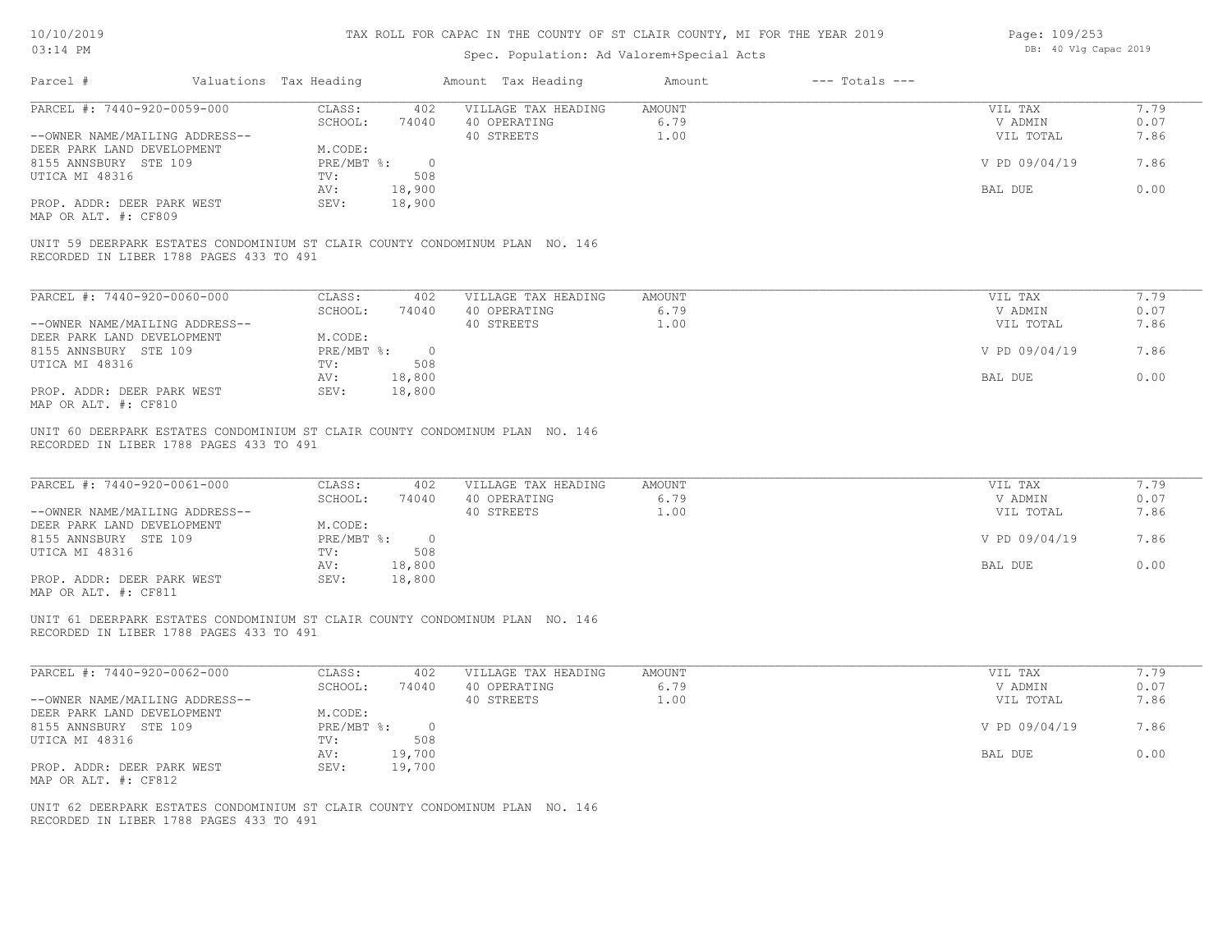# TAX ROLL FOR CAPAC IN THE COUNTY OF ST CLAIR COUNTY, MI FOR THE YEAR 2019

10/10/2019
03:14 PM

Spec. Population: Ad Valorem+Special Acts

DB: 40 Vlg Capac 2019

| Parcel # | Valuations | Tax Heading | Amount | Tax Heading | Amount | --- Totals --- | |
|---|---|---|---|---|---|---|---|
| PARCEL #: 7440-920-0059-000 | CLASS: | 402 | VILLAGE TAX HEADING | AMOUNT | | VIL TAX | 7.79 |
| | SCHOOL: | 74040 | 40 OPERATING | 6.79 | | V ADMIN | 0.07 |
| --OWNER NAME/MAILING ADDRESS-- | | | 40 STREETS | 1.00 | | VIL TOTAL | 7.86 |
| DEER PARK LAND DEVELOPMENT | M.CODE: | | | | | | |
| 8155 ANNSBURY STE 109 | PRE/MBT %: | 0 | | | | V PD 09/04/19 | 7.86 |
| UTICA MI 48316 | TV: | 508 | | | | | |
| | AV: | 18,900 | | | | BAL DUE | 0.00 |
| PROP. ADDR: DEER PARK WEST | SEV: | 18,900 | | | | | |
| MAP OR ALT. #: CF809 | | | | | | | |

UNIT 59 DEERPARK ESTATES CONDOMINIUM ST CLAIR COUNTY CONDOMINUM PLAN NO. 146
RECORDED IN LIBER 1788 PAGES 433 TO 491

| Parcel # | Valuations | Tax Heading | Amount | Tax Heading | Amount | --- Totals --- | |
|---|---|---|---|---|---|---|---|
| PARCEL #: 7440-920-0060-000 | CLASS: | 402 | VILLAGE TAX HEADING | AMOUNT | | VIL TAX | 7.79 |
| | SCHOOL: | 74040 | 40 OPERATING | 6.79 | | V ADMIN | 0.07 |
| --OWNER NAME/MAILING ADDRESS-- | | | 40 STREETS | 1.00 | | VIL TOTAL | 7.86 |
| DEER PARK LAND DEVELOPMENT | M.CODE: | | | | | | |
| 8155 ANNSBURY STE 109 | PRE/MBT %: | 0 | | | | V PD 09/04/19 | 7.86 |
| UTICA MI 48316 | TV: | 508 | | | | | |
| | AV: | 18,800 | | | | BAL DUE | 0.00 |
| PROP. ADDR: DEER PARK WEST | SEV: | 18,800 | | | | | |
| MAP OR ALT. #: CF810 | | | | | | | |

UNIT 60 DEERPARK ESTATES CONDOMINIUM ST CLAIR COUNTY CONDOMINUM PLAN NO. 146
RECORDED IN LIBER 1788 PAGES 433 TO 491

| Parcel # | Valuations | Tax Heading | Amount | Tax Heading | Amount | --- Totals --- | |
|---|---|---|---|---|---|---|---|
| PARCEL #: 7440-920-0061-000 | CLASS: | 402 | VILLAGE TAX HEADING | AMOUNT | | VIL TAX | 7.79 |
| | SCHOOL: | 74040 | 40 OPERATING | 6.79 | | V ADMIN | 0.07 |
| --OWNER NAME/MAILING ADDRESS-- | | | 40 STREETS | 1.00 | | VIL TOTAL | 7.86 |
| DEER PARK LAND DEVELOPMENT | M.CODE: | | | | | | |
| 8155 ANNSBURY STE 109 | PRE/MBT %: | 0 | | | | V PD 09/04/19 | 7.86 |
| UTICA MI 48316 | TV: | 508 | | | | | |
| | AV: | 18,800 | | | | BAL DUE | 0.00 |
| PROP. ADDR: DEER PARK WEST | SEV: | 18,800 | | | | | |
| MAP OR ALT. #: CF811 | | | | | | | |

UNIT 61 DEERPARK ESTATES CONDOMINIUM ST CLAIR COUNTY CONDOMINUM PLAN NO. 146
RECORDED IN LIBER 1788 PAGES 433 TO 491

| Parcel # | Valuations | Tax Heading | Amount | Tax Heading | Amount | --- Totals --- | |
|---|---|---|---|---|---|---|---|
| PARCEL #: 7440-920-0062-000 | CLASS: | 402 | VILLAGE TAX HEADING | AMOUNT | | VIL TAX | 7.79 |
| | SCHOOL: | 74040 | 40 OPERATING | 6.79 | | V ADMIN | 0.07 |
| --OWNER NAME/MAILING ADDRESS-- | | | 40 STREETS | 1.00 | | VIL TOTAL | 7.86 |
| DEER PARK LAND DEVELOPMENT | M.CODE: | | | | | | |
| 8155 ANNSBURY STE 109 | PRE/MBT %: | 0 | | | | V PD 09/04/19 | 7.86 |
| UTICA MI 48316 | TV: | 508 | | | | | |
| | AV: | 19,700 | | | | BAL DUE | 0.00 |
| PROP. ADDR: DEER PARK WEST | SEV: | 19,700 | | | | | |
| MAP OR ALT. #: CF812 | | | | | | | |

UNIT 62 DEERPARK ESTATES CONDOMINIUM ST CLAIR COUNTY CONDOMINUM PLAN NO. 146
RECORDED IN LIBER 1788 PAGES 433 TO 491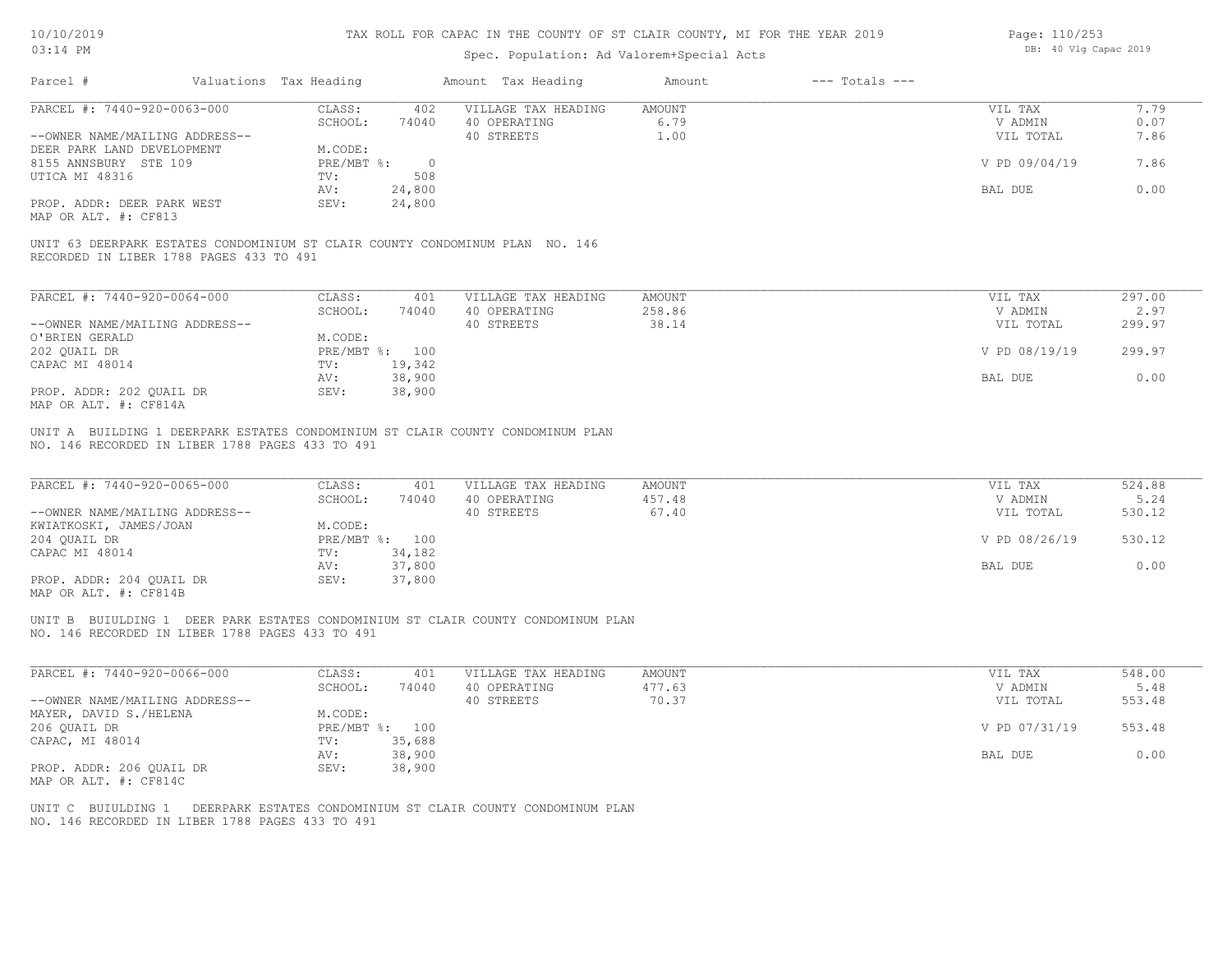# TAX ROLL FOR CAPAC IN THE COUNTY OF ST CLAIR COUNTY, MI FOR THE YEAR 2019

10/10/2019
03:14 PM

Spec. Population: Ad Valorem+Special Acts

DB: 40 Vlg Capac 2019

| Parcel # | Valuations | Tax Heading | Amount | Tax Heading | Amount | --- Totals --- | |
|---|---|---|---|---|---|---|---|

---

**PARCEL #: 7440-920-0063-000**

--OWNER NAME/MAILING ADDRESS--
DEER PARK LAND DEVELOPMENT
8155 ANNSBURY STE 109
UTICA MI 48316

PROP. ADDR: DEER PARK WEST
MAP OR ALT. #: CF813

| | | | | | |
|---|---|---|---|---|---|
| CLASS: | 402 | VILLAGE TAX HEADING | AMOUNT | VIL TAX | 7.79 |
| SCHOOL: | 74040 | 40 OPERATING | 6.79 | V ADMIN | 0.07 |
| M.CODE: | | 40 STREETS | 1.00 | VIL TOTAL | 7.86 |
| PRE/MBT %: | 0 | | | V PD 09/04/19 | 7.86 |
| TV: | 508 | | | | |
| AV: | 24,800 | | | BAL DUE | 0.00 |
| SEV: | 24,800 | | | | |

UNIT 63 DEERPARK ESTATES CONDOMINIUM ST CLAIR COUNTY CONDOMINUM PLAN NO. 146 RECORDED IN LIBER 1788 PAGES 433 TO 491

---

**PARCEL #: 7440-920-0064-000**

--OWNER NAME/MAILING ADDRESS--
O'BRIEN GERALD
202 QUAIL DR
CAPAC MI 48014

PROP. ADDR: 202 QUAIL DR
MAP OR ALT. #: CF814A

| | | | | | |
|---|---|---|---|---|---|
| CLASS: | 401 | VILLAGE TAX HEADING | AMOUNT | VIL TAX | 297.00 |
| SCHOOL: | 74040 | 40 OPERATING | 258.86 | V ADMIN | 2.97 |
| M.CODE: | | 40 STREETS | 38.14 | VIL TOTAL | 299.97 |
| PRE/MBT %: | 100 | | | V PD 08/19/19 | 299.97 |
| TV: | 19,342 | | | | |
| AV: | 38,900 | | | BAL DUE | 0.00 |
| SEV: | 38,900 | | | | |

UNIT A BUILDING 1 DEERPARK ESTATES CONDOMINIUM ST CLAIR COUNTY CONDOMINUM PLAN NO. 146 RECORDED IN LIBER 1788 PAGES 433 TO 491

---

**PARCEL #: 7440-920-0065-000**

--OWNER NAME/MAILING ADDRESS--
KWIATKOSKI, JAMES/JOAN
204 QUAIL DR
CAPAC MI 48014

PROP. ADDR: 204 QUAIL DR
MAP OR ALT. #: CF814B

| | | | | | |
|---|---|---|---|---|---|
| CLASS: | 401 | VILLAGE TAX HEADING | AMOUNT | VIL TAX | 524.88 |
| SCHOOL: | 74040 | 40 OPERATING | 457.48 | V ADMIN | 5.24 |
| M.CODE: | | 40 STREETS | 67.40 | VIL TOTAL | 530.12 |
| PRE/MBT %: | 100 | | | V PD 08/26/19 | 530.12 |
| TV: | 34,182 | | | | |
| AV: | 37,800 | | | BAL DUE | 0.00 |
| SEV: | 37,800 | | | | |

UNIT B BUIULDING 1 DEER PARK ESTATES CONDOMINIUM ST CLAIR COUNTY CONDOMINUM PLAN NO. 146 RECORDED IN LIBER 1788 PAGES 433 TO 491

---

**PARCEL #: 7440-920-0066-000**

--OWNER NAME/MAILING ADDRESS--
MAYER, DAVID S./HELENA
206 QUAIL DR
CAPAC, MI 48014

PROP. ADDR: 206 QUAIL DR
MAP OR ALT. #: CF814C

| | | | | | |
|---|---|---|---|---|---|
| CLASS: | 401 | VILLAGE TAX HEADING | AMOUNT | VIL TAX | 548.00 |
| SCHOOL: | 74040 | 40 OPERATING | 477.63 | V ADMIN | 5.48 |
| M.CODE: | | 40 STREETS | 70.37 | VIL TOTAL | 553.48 |
| PRE/MBT %: | 100 | | | V PD 07/31/19 | 553.48 |
| TV: | 35,688 | | | | |
| AV: | 38,900 | | | BAL DUE | 0.00 |
| SEV: | 38,900 | | | | |

UNIT C BUIULDING 1 DEERPARK ESTATES CONDOMINIUM ST CLAIR COUNTY CONDOMINUM PLAN NO. 146 RECORDED IN LIBER 1788 PAGES 433 TO 491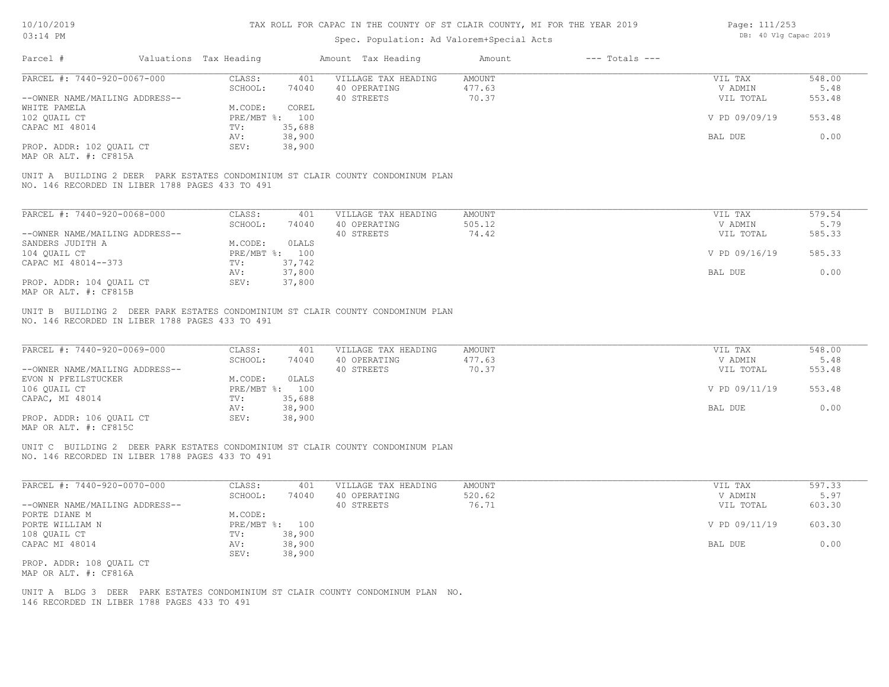# TAX ROLL FOR CAPAC IN THE COUNTY OF ST CLAIR COUNTY, MI FOR THE YEAR 2019

Spec. Population: Ad Valorem+Special Acts

DB: 40 Vlg Capac 2019

| Parcel # | Valuations Tax Heading | | Amount Tax Heading | Amount | --- Totals --- | |
|---|---|---|---|---|---|---|
| PARCEL #: 7440-920-0067-000 | CLASS: | 401 | VILLAGE TAX HEADING | AMOUNT | VIL TAX | 548.00 |
| | SCHOOL: | 74040 | 40 OPERATING | 477.63 | V ADMIN | 5.48 |
| --OWNER NAME/MAILING ADDRESS-- | | | 40 STREETS | 70.37 | VIL TOTAL | 553.48 |
| WHITE PAMELA | M.CODE: | COREL | | | | |
| 102 QUAIL CT | PRE/MBT %: | 100 | | | V PD 09/09/19 | 553.48 |
| CAPAC MI 48014 | TV: | 35,688 | | | | |
| | AV: | 38,900 | | | BAL DUE | 0.00 |
| PROP. ADDR: 102 QUAIL CT | SEV: | 38,900 | | | | |
| MAP OR ALT. #: CF815A | | | | | | |

UNIT A BUILDING 2 DEER PARK ESTATES CONDOMINIUM ST CLAIR COUNTY CONDOMINUM PLAN NO. 146 RECORDED IN LIBER 1788 PAGES 433 TO 491

| Parcel # | Valuations Tax Heading | | Amount Tax Heading | Amount | --- Totals --- | |
|---|---|---|---|---|---|---|
| PARCEL #: 7440-920-0068-000 | CLASS: | 401 | VILLAGE TAX HEADING | AMOUNT | VIL TAX | 579.54 |
| | SCHOOL: | 74040 | 40 OPERATING | 505.12 | V ADMIN | 5.79 |
| --OWNER NAME/MAILING ADDRESS-- | | | 40 STREETS | 74.42 | VIL TOTAL | 585.33 |
| SANDERS JUDITH A | M.CODE: | 0LALS | | | | |
| 104 QUAIL CT | PRE/MBT %: | 100 | | | V PD 09/16/19 | 585.33 |
| CAPAC MI 48014--373 | TV: | 37,742 | | | | |
| | AV: | 37,800 | | | BAL DUE | 0.00 |
| PROP. ADDR: 104 QUAIL CT | SEV: | 37,800 | | | | |
| MAP OR ALT. #: CF815B | | | | | | |

UNIT B BUILDING 2 DEER PARK ESTATES CONDOMINIUM ST CLAIR COUNTY CONDOMINUM PLAN NO. 146 RECORDED IN LIBER 1788 PAGES 433 TO 491

| Parcel # | Valuations Tax Heading | | Amount Tax Heading | Amount | --- Totals --- | |
|---|---|---|---|---|---|---|
| PARCEL #: 7440-920-0069-000 | CLASS: | 401 | VILLAGE TAX HEADING | AMOUNT | VIL TAX | 548.00 |
| | SCHOOL: | 74040 | 40 OPERATING | 477.63 | V ADMIN | 5.48 |
| --OWNER NAME/MAILING ADDRESS-- | | | 40 STREETS | 70.37 | VIL TOTAL | 553.48 |
| EVON N PFEILSTUCKER | M.CODE: | 0LALS | | | | |
| 106 QUAIL CT | PRE/MBT %: | 100 | | | V PD 09/11/19 | 553.48 |
| CAPAC, MI 48014 | TV: | 35,688 | | | | |
| | AV: | 38,900 | | | BAL DUE | 0.00 |
| PROP. ADDR: 106 QUAIL CT | SEV: | 38,900 | | | | |
| MAP OR ALT. #: CF815C | | | | | | |

UNIT C BUILDING 2 DEER PARK ESTATES CONDOMINIUM ST CLAIR COUNTY CONDOMINUM PLAN NO. 146 RECORDED IN LIBER 1788 PAGES 433 TO 491

| Parcel # | Valuations Tax Heading | | Amount Tax Heading | Amount | --- Totals --- | |
|---|---|---|---|---|---|---|
| PARCEL #: 7440-920-0070-000 | CLASS: | 401 | VILLAGE TAX HEADING | AMOUNT | VIL TAX | 597.33 |
| | SCHOOL: | 74040 | 40 OPERATING | 520.62 | V ADMIN | 5.97 |
| --OWNER NAME/MAILING ADDRESS-- | | | 40 STREETS | 76.71 | VIL TOTAL | 603.30 |
| PORTE DIANE M | M.CODE: | | | | | |
| PORTE WILLIAM N | PRE/MBT %: | 100 | | | V PD 09/11/19 | 603.30 |
| 108 QUAIL CT | TV: | 38,900 | | | | |
| CAPAC MI 48014 | AV: | 38,900 | | | BAL DUE | 0.00 |
| | SEV: | 38,900 | | | | |
| PROP. ADDR: 108 QUAIL CT | | | | | | |
| MAP OR ALT. #: CF816A | | | | | | |

UNIT A BLDG 3 DEER PARK ESTATES CONDOMINIUM ST CLAIR COUNTY CONDOMINUM PLAN NO. 146 RECORDED IN LIBER 1788 PAGES 433 TO 491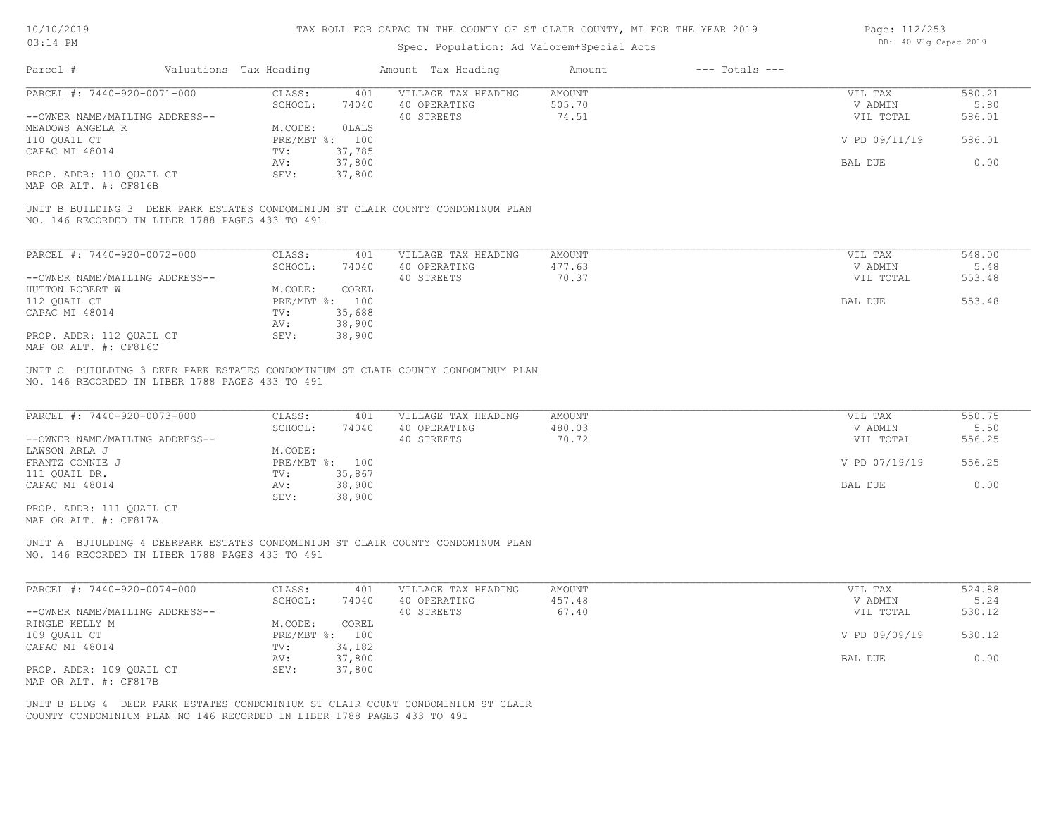TAX ROLL FOR CAPAC IN THE COUNTY OF ST CLAIR COUNTY, MI FOR THE YEAR 2019

Spec. Population: Ad Valorem+Special Acts

DB: 40 Vlg Capac 2019

| Parcel # | Valuations Tax Heading | | Amount Tax Heading | Amount | --- Totals --- | |
|---|---|---|---|---|---|---|
| PARCEL #: 7440-920-0071-000 | CLASS: | 401 | VILLAGE TAX HEADING | AMOUNT | VIL TAX | 580.21 |
| | SCHOOL: | 74040 | 40 OPERATING | 505.70 | V ADMIN | 5.80 |
| --OWNER NAME/MAILING ADDRESS-- | | | 40 STREETS | 74.51 | VIL TOTAL | 586.01 |
| MEADOWS ANGELA R | M.CODE: | 0LALS | | | | |
| 110 QUAIL CT | PRE/MBT %: | 100 | | | V PD 09/11/19 | 586.01 |
| CAPAC MI 48014 | TV: | 37,785 | | | | |
| | AV: | 37,800 | | | BAL DUE | 0.00 |
| PROP. ADDR: 110 QUAIL CT | SEV: | 37,800 | | | | |
| MAP OR ALT. #: CF816B | | | | | | |

UNIT B BUILDING 3 DEER PARK ESTATES CONDOMINIUM ST CLAIR COUNTY CONDOMINUM PLAN NO. 146 RECORDED IN LIBER 1788 PAGES 433 TO 491

| Parcel # | Valuations Tax Heading | | Amount Tax Heading | Amount | --- Totals --- | |
|---|---|---|---|---|---|---|
| PARCEL #: 7440-920-0072-000 | CLASS: | 401 | VILLAGE TAX HEADING | AMOUNT | VIL TAX | 548.00 |
| | SCHOOL: | 74040 | 40 OPERATING | 477.63 | V ADMIN | 5.48 |
| --OWNER NAME/MAILING ADDRESS-- | | | 40 STREETS | 70.37 | VIL TOTAL | 553.48 |
| HUTTON ROBERT W | M.CODE: | COREL | | | | |
| 112 QUAIL CT | PRE/MBT %: | 100 | | | BAL DUE | 553.48 |
| CAPAC MI 48014 | TV: | 35,688 | | | | |
| | AV: | 38,900 | | | | |
| PROP. ADDR: 112 QUAIL CT | SEV: | 38,900 | | | | |
| MAP OR ALT. #: CF816C | | | | | | |

UNIT C BUIULDING 3 DEER PARK ESTATES CONDOMINIUM ST CLAIR COUNTY CONDOMINUM PLAN NO. 146 RECORDED IN LIBER 1788 PAGES 433 TO 491

| Parcel # | Valuations Tax Heading | | Amount Tax Heading | Amount | --- Totals --- | |
|---|---|---|---|---|---|---|
| PARCEL #: 7440-920-0073-000 | CLASS: | 401 | VILLAGE TAX HEADING | AMOUNT | VIL TAX | 550.75 |
| | SCHOOL: | 74040 | 40 OPERATING | 480.03 | V ADMIN | 5.50 |
| --OWNER NAME/MAILING ADDRESS-- | | | 40 STREETS | 70.72 | VIL TOTAL | 556.25 |
| LAWSON ARLA J | M.CODE: | | | | | |
| FRANTZ CONNIE J | PRE/MBT %: | 100 | | | V PD 07/19/19 | 556.25 |
| 111 QUAIL DR. | TV: | 35,867 | | | | |
| CAPAC MI 48014 | AV: | 38,900 | | | BAL DUE | 0.00 |
| | SEV: | 38,900 | | | | |
| PROP. ADDR: 111 QUAIL CT | | | | | | |
| MAP OR ALT. #: CF817A | | | | | | |

UNIT A BUIULDING 4 DEERPARK ESTATES CONDOMINIUM ST CLAIR COUNTY CONDOMINUM PLAN NO. 146 RECORDED IN LIBER 1788 PAGES 433 TO 491

| Parcel # | Valuations Tax Heading | | Amount Tax Heading | Amount | --- Totals --- | |
|---|---|---|---|---|---|---|
| PARCEL #: 7440-920-0074-000 | CLASS: | 401 | VILLAGE TAX HEADING | AMOUNT | VIL TAX | 524.88 |
| | SCHOOL: | 74040 | 40 OPERATING | 457.48 | V ADMIN | 5.24 |
| --OWNER NAME/MAILING ADDRESS-- | | | 40 STREETS | 67.40 | VIL TOTAL | 530.12 |
| RINGLE KELLY M | M.CODE: | COREL | | | | |
| 109 QUAIL CT | PRE/MBT %: | 100 | | | V PD 09/09/19 | 530.12 |
| CAPAC MI 48014 | TV: | 34,182 | | | | |
| | AV: | 37,800 | | | BAL DUE | 0.00 |
| PROP. ADDR: 109 QUAIL CT | SEV: | 37,800 | | | | |
| MAP OR ALT. #: CF817B | | | | | | |

UNIT B BLDG 4 DEER PARK ESTATES CONDOMINIUM ST CLAIR COUNT CONDOMINIUM ST CLAIR COUNTY CONDOMINIUM PLAN NO 146 RECORDED IN LIBER 1788 PAGES 433 TO 491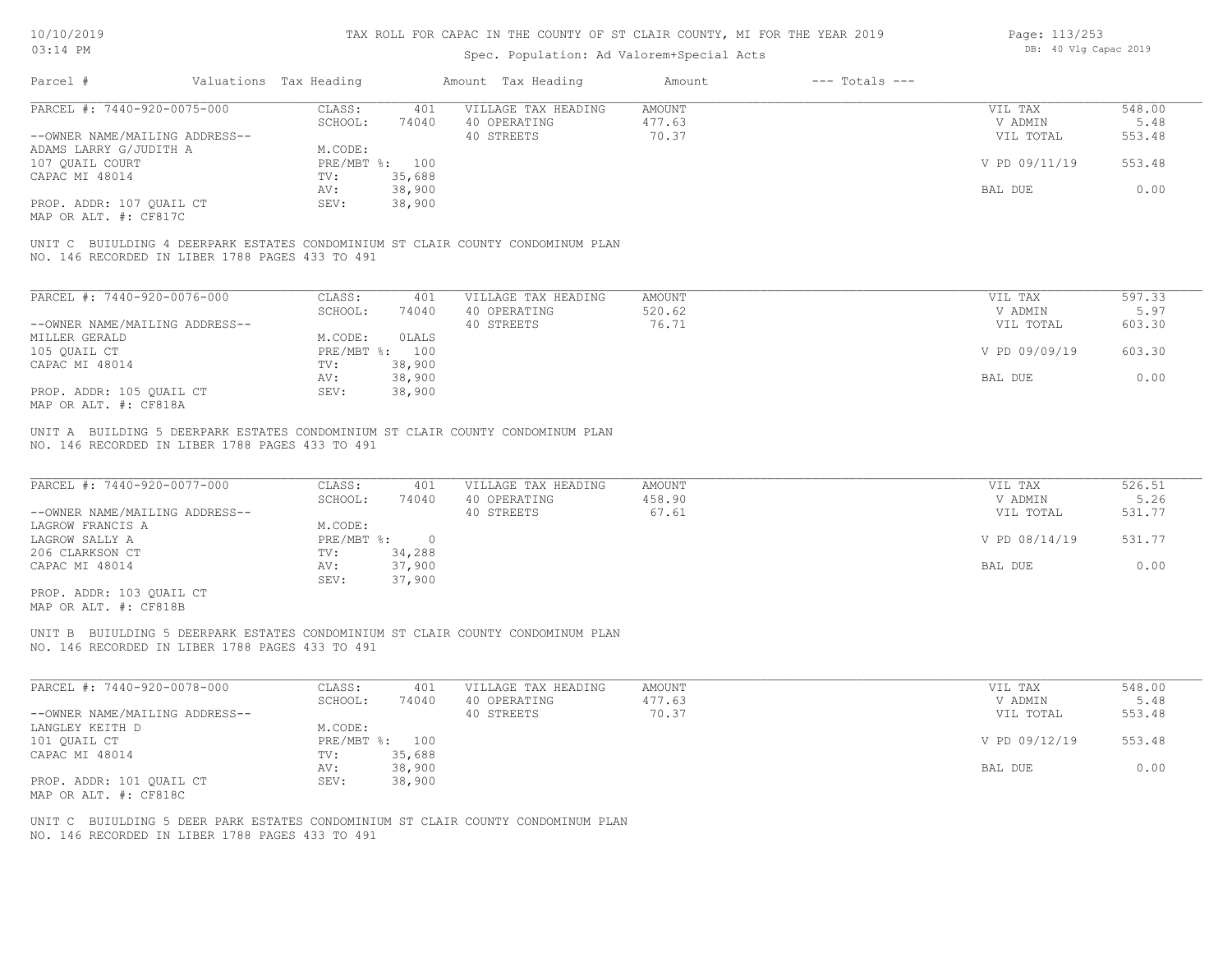# TAX ROLL FOR CAPAC IN THE COUNTY OF ST CLAIR COUNTY, MI FOR THE YEAR 2019

Spec. Population: Ad Valorem+Special Acts

10/10/2019 03:14 PM — DB: 40 Vlg Capac 2019

| Parcel # | Valuations | Tax Heading | Amount | Tax Heading | Amount | --- Totals --- | |
|---|---|---|---|---|---|---|---|
| PARCEL #: 7440-920-0075-000 | CLASS: | 401 | VILLAGE TAX HEADING | AMOUNT | | VIL TAX | 548.00 |
| | SCHOOL: | 74040 | 40 OPERATING | 477.63 | | V ADMIN | 5.48 |
| --OWNER NAME/MAILING ADDRESS-- | | | 40 STREETS | 70.37 | | VIL TOTAL | 553.48 |
| ADAMS LARRY G/JUDITH A | M.CODE: | | | | | | |
| 107 QUAIL COURT | PRE/MBT %: | 100 | | | | V PD 09/11/19 | 553.48 |
| CAPAC MI 48014 | TV: | 35,688 | | | | | |
| | AV: | 38,900 | | | | BAL DUE | 0.00 |
| PROP. ADDR: 107 QUAIL CT | SEV: | 38,900 | | | | | |
| MAP OR ALT. #: CF817C | | | | | | | |

UNIT C BUIULDING 4 DEERPARK ESTATES CONDOMINIUM ST CLAIR COUNTY CONDOMINUM PLAN NO. 146 RECORDED IN LIBER 1788 PAGES 433 TO 491

| Parcel # | Valuations | Tax Heading | Amount | Tax Heading | Amount | --- Totals --- | |
|---|---|---|---|---|---|---|---|
| PARCEL #: 7440-920-0076-000 | CLASS: | 401 | VILLAGE TAX HEADING | AMOUNT | | VIL TAX | 597.33 |
| | SCHOOL: | 74040 | 40 OPERATING | 520.62 | | V ADMIN | 5.97 |
| --OWNER NAME/MAILING ADDRESS-- | | | 40 STREETS | 76.71 | | VIL TOTAL | 603.30 |
| MILLER GERALD | M.CODE: | 0LALS | | | | | |
| 105 QUAIL CT | PRE/MBT %: | 100 | | | | V PD 09/09/19 | 603.30 |
| CAPAC MI 48014 | TV: | 38,900 | | | | | |
| | AV: | 38,900 | | | | BAL DUE | 0.00 |
| PROP. ADDR: 105 QUAIL CT | SEV: | 38,900 | | | | | |
| MAP OR ALT. #: CF818A | | | | | | | |

UNIT A BUILDING 5 DEERPARK ESTATES CONDOMINIUM ST CLAIR COUNTY CONDOMINUM PLAN NO. 146 RECORDED IN LIBER 1788 PAGES 433 TO 491

| Parcel # | Valuations | Tax Heading | Amount | Tax Heading | Amount | --- Totals --- | |
|---|---|---|---|---|---|---|---|
| PARCEL #: 7440-920-0077-000 | CLASS: | 401 | VILLAGE TAX HEADING | AMOUNT | | VIL TAX | 526.51 |
| | SCHOOL: | 74040 | 40 OPERATING | 458.90 | | V ADMIN | 5.26 |
| --OWNER NAME/MAILING ADDRESS-- | | | 40 STREETS | 67.61 | | VIL TOTAL | 531.77 |
| LAGROW FRANCIS A | M.CODE: | | | | | | |
| LAGROW SALLY A | PRE/MBT %: | 0 | | | | V PD 08/14/19 | 531.77 |
| 206 CLARKSON CT | TV: | 34,288 | | | | | |
| CAPAC MI 48014 | AV: | 37,900 | | | | BAL DUE | 0.00 |
| | SEV: | 37,900 | | | | | |
| PROP. ADDR: 103 QUAIL CT | | | | | | | |
| MAP OR ALT. #: CF818B | | | | | | | |

UNIT B BUIULDING 5 DEERPARK ESTATES CONDOMINIUM ST CLAIR COUNTY CONDOMINUM PLAN NO. 146 RECORDED IN LIBER 1788 PAGES 433 TO 491

| Parcel # | Valuations | Tax Heading | Amount | Tax Heading | Amount | --- Totals --- | |
|---|---|---|---|---|---|---|---|
| PARCEL #: 7440-920-0078-000 | CLASS: | 401 | VILLAGE TAX HEADING | AMOUNT | | VIL TAX | 548.00 |
| | SCHOOL: | 74040 | 40 OPERATING | 477.63 | | V ADMIN | 5.48 |
| --OWNER NAME/MAILING ADDRESS-- | | | 40 STREETS | 70.37 | | VIL TOTAL | 553.48 |
| LANGLEY KEITH D | M.CODE: | | | | | | |
| 101 QUAIL CT | PRE/MBT %: | 100 | | | | V PD 09/12/19 | 553.48 |
| CAPAC MI 48014 | TV: | 35,688 | | | | | |
| | AV: | 38,900 | | | | BAL DUE | 0.00 |
| PROP. ADDR: 101 QUAIL CT | SEV: | 38,900 | | | | | |
| MAP OR ALT. #: CF818C | | | | | | | |

UNIT C BUIULDING 5 DEER PARK ESTATES CONDOMINIUM ST CLAIR COUNTY CONDOMINUM PLAN NO. 146 RECORDED IN LIBER 1788 PAGES 433 TO 491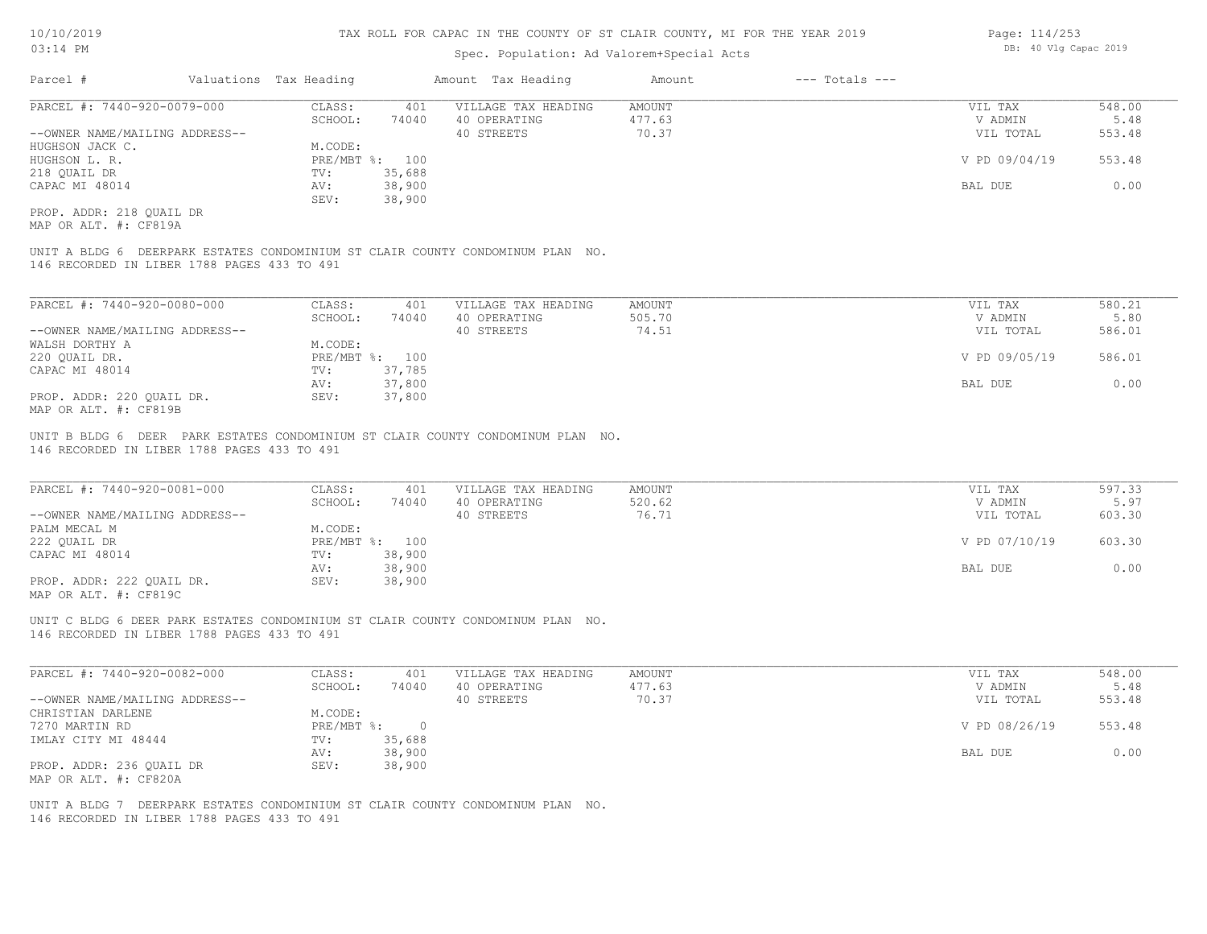# TAX ROLL FOR CAPAC IN THE COUNTY OF ST CLAIR COUNTY, MI FOR THE YEAR 2019

Spec. Population: Ad Valorem+Special Acts

DB: 40 Vlg Capac 2019

| Parcel # | Valuations | Tax Heading | Amount | Tax Heading | Amount | --- Totals --- | |
|---|---|---|---|---|---|---|---|
| PARCEL #: 7440-920-0079-000 | CLASS: | 401 | VILLAGE TAX HEADING | AMOUNT | | VIL TAX | 548.00 |
| | SCHOOL: | 74040 | 40 OPERATING | 477.63 | | V ADMIN | 5.48 |
| --OWNER NAME/MAILING ADDRESS-- | | | 40 STREETS | 70.37 | | VIL TOTAL | 553.48 |
| HUGHSON JACK C. | M.CODE: | | | | | | |
| HUGHSON L. R. | PRE/MBT %: | 100 | | | | V PD 09/04/19 | 553.48 |
| 218 QUAIL DR | TV: | 35,688 | | | | | |
| CAPAC MI 48014 | AV: | 38,900 | | | | BAL DUE | 0.00 |
| | SEV: | 38,900 | | | | | |

PROP. ADDR: 218 QUAIL DR
MAP OR ALT. #: CF819A

UNIT A BLDG 6 DEERPARK ESTATES CONDOMINIUM ST CLAIR COUNTY CONDOMINUM PLAN NO. 146 RECORDED IN LIBER 1788 PAGES 433 TO 491

| Parcel # | Valuations | Tax Heading | Amount | Tax Heading | Amount | --- Totals --- | |
|---|---|---|---|---|---|---|---|
| PARCEL #: 7440-920-0080-000 | CLASS: | 401 | VILLAGE TAX HEADING | AMOUNT | | VIL TAX | 580.21 |
| | SCHOOL: | 74040 | 40 OPERATING | 505.70 | | V ADMIN | 5.80 |
| --OWNER NAME/MAILING ADDRESS-- | | | 40 STREETS | 74.51 | | VIL TOTAL | 586.01 |
| WALSH DORTHY A | M.CODE: | | | | | | |
| 220 QUAIL DR. | PRE/MBT %: | 100 | | | | V PD 09/05/19 | 586.01 |
| CAPAC MI 48014 | TV: | 37,785 | | | | | |
| | AV: | 37,800 | | | | BAL DUE | 0.00 |
| PROP. ADDR: 220 QUAIL DR. | SEV: | 37,800 | | | | | |

MAP OR ALT. #: CF819B

UNIT B BLDG 6 DEER PARK ESTATES CONDOMINIUM ST CLAIR COUNTY CONDOMINUM PLAN NO. 146 RECORDED IN LIBER 1788 PAGES 433 TO 491

| Parcel # | Valuations | Tax Heading | Amount | Tax Heading | Amount | --- Totals --- | |
|---|---|---|---|---|---|---|---|
| PARCEL #: 7440-920-0081-000 | CLASS: | 401 | VILLAGE TAX HEADING | AMOUNT | | VIL TAX | 597.33 |
| | SCHOOL: | 74040 | 40 OPERATING | 520.62 | | V ADMIN | 5.97 |
| --OWNER NAME/MAILING ADDRESS-- | | | 40 STREETS | 76.71 | | VIL TOTAL | 603.30 |
| PALM MECAL M | M.CODE: | | | | | | |
| 222 QUAIL DR | PRE/MBT %: | 100 | | | | V PD 07/10/19 | 603.30 |
| CAPAC MI 48014 | TV: | 38,900 | | | | | |
| | AV: | 38,900 | | | | BAL DUE | 0.00 |
| PROP. ADDR: 222 QUAIL DR. | SEV: | 38,900 | | | | | |

MAP OR ALT. #: CF819C

UNIT C BLDG 6 DEER PARK ESTATES CONDOMINIUM ST CLAIR COUNTY CONDOMINUM PLAN NO. 146 RECORDED IN LIBER 1788 PAGES 433 TO 491

| Parcel # | Valuations | Tax Heading | Amount | Tax Heading | Amount | --- Totals --- | |
|---|---|---|---|---|---|---|---|
| PARCEL #: 7440-920-0082-000 | CLASS: | 401 | VILLAGE TAX HEADING | AMOUNT | | VIL TAX | 548.00 |
| | SCHOOL: | 74040 | 40 OPERATING | 477.63 | | V ADMIN | 5.48 |
| --OWNER NAME/MAILING ADDRESS-- | | | 40 STREETS | 70.37 | | VIL TOTAL | 553.48 |
| CHRISTIAN DARLENE | M.CODE: | | | | | | |
| 7270 MARTIN RD | PRE/MBT %: | 0 | | | | V PD 08/26/19 | 553.48 |
| IMLAY CITY MI 48444 | TV: | 35,688 | | | | | |
| | AV: | 38,900 | | | | BAL DUE | 0.00 |
| PROP. ADDR: 236 QUAIL DR | SEV: | 38,900 | | | | | |

MAP OR ALT. #: CF820A

UNIT A BLDG 7 DEERPARK ESTATES CONDOMINIUM ST CLAIR COUNTY CONDOMINUM PLAN NO. 146 RECORDED IN LIBER 1788 PAGES 433 TO 491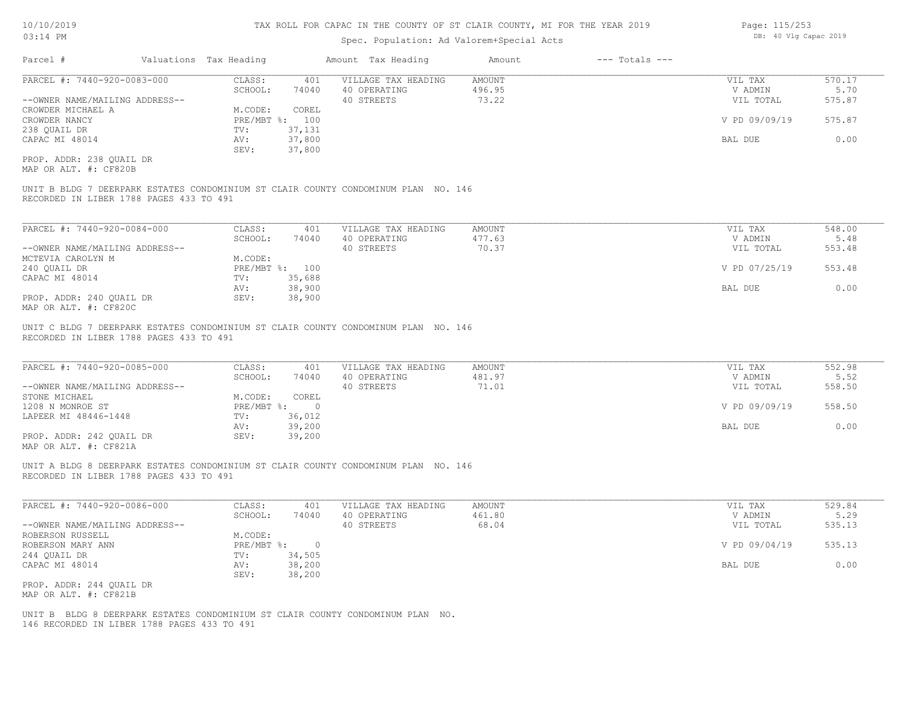# TAX ROLL FOR CAPAC IN THE COUNTY OF ST CLAIR COUNTY, MI FOR THE YEAR 2019

Spec. Population: Ad Valorem+Special Acts

| Parcel # | Valuations | Tax Heading | Amount | Tax Heading | Amount | --- Totals --- | |
|---|---|---|---|---|---|---|---|

**PARCEL #: 7440-920-0083-000**

| | | | | |
|---|---|---|---|---|
| CLASS: 401 | VILLAGE TAX HEADING | AMOUNT | VIL TAX | 570.17 |
| SCHOOL: 74040 | 40 OPERATING | 496.95 | V ADMIN | 5.70 |
| | 40 STREETS | 73.22 | VIL TOTAL | 575.87 |
| M.CODE: COREL | | | | |
| PRE/MBT %: 100 | | | V PD 09/09/19 | 575.87 |
| TV: 37,131 | | | | |
| AV: 37,800 | | | BAL DUE | 0.00 |
| SEV: 37,800 | | | | |

--OWNER NAME/MAILING ADDRESS--
CROWDER MICHAEL A
CROWDER NANCY
238 QUAIL DR
CAPAC MI 48014

PROP. ADDR: 238 QUAIL DR
MAP OR ALT. #: CF820B

UNIT B BLDG 7 DEERPARK ESTATES CONDOMINIUM ST CLAIR COUNTY CONDOMINUM PLAN NO. 146
RECORDED IN LIBER 1788 PAGES 433 TO 491

**PARCEL #: 7440-920-0084-000**

| | | | | |
|---|---|---|---|---|
| CLASS: 401 | VILLAGE TAX HEADING | AMOUNT | VIL TAX | 548.00 |
| SCHOOL: 74040 | 40 OPERATING | 477.63 | V ADMIN | 5.48 |
| | 40 STREETS | 70.37 | VIL TOTAL | 553.48 |
| M.CODE: | | | | |
| PRE/MBT %: 100 | | | V PD 07/25/19 | 553.48 |
| TV: 35,688 | | | | |
| AV: 38,900 | | | BAL DUE | 0.00 |
| SEV: 38,900 | | | | |

--OWNER NAME/MAILING ADDRESS--
MCTEVIA CAROLYN M
240 QUAIL DR
CAPAC MI 48014

PROP. ADDR: 240 QUAIL DR
MAP OR ALT. #: CF820C

UNIT C BLDG 7 DEERPARK ESTATES CONDOMINIUM ST CLAIR COUNTY CONDOMINUM PLAN NO. 146
RECORDED IN LIBER 1788 PAGES 433 TO 491

**PARCEL #: 7440-920-0085-000**

| | | | | |
|---|---|---|---|---|
| CLASS: 401 | VILLAGE TAX HEADING | AMOUNT | VIL TAX | 552.98 |
| SCHOOL: 74040 | 40 OPERATING | 481.97 | V ADMIN | 5.52 |
| | 40 STREETS | 71.01 | VIL TOTAL | 558.50 |
| M.CODE: COREL | | | | |
| PRE/MBT %: 0 | | | V PD 09/09/19 | 558.50 |
| TV: 36,012 | | | | |
| AV: 39,200 | | | BAL DUE | 0.00 |
| SEV: 39,200 | | | | |

--OWNER NAME/MAILING ADDRESS--
STONE MICHAEL
1208 N MONROE ST
LAPEER MI 48446-1448

PROP. ADDR: 242 QUAIL DR
MAP OR ALT. #: CF821A

UNIT A BLDG 8 DEERPARK ESTATES CONDOMINIUM ST CLAIR COUNTY CONDOMINUM PLAN NO. 146
RECORDED IN LIBER 1788 PAGES 433 TO 491

**PARCEL #: 7440-920-0086-000**

| | | | | |
|---|---|---|---|---|
| CLASS: 401 | VILLAGE TAX HEADING | AMOUNT | VIL TAX | 529.84 |
| SCHOOL: 74040 | 40 OPERATING | 461.80 | V ADMIN | 5.29 |
| | 40 STREETS | 68.04 | VIL TOTAL | 535.13 |
| M.CODE: | | | | |
| PRE/MBT %: 0 | | | V PD 09/04/19 | 535.13 |
| TV: 34,505 | | | | |
| AV: 38,200 | | | BAL DUE | 0.00 |
| SEV: 38,200 | | | | |

--OWNER NAME/MAILING ADDRESS--
ROBERSON RUSSELL
ROBERSON MARY ANN
244 QUAIL DR
CAPAC MI 48014

PROP. ADDR: 244 QUAIL DR
MAP OR ALT. #: CF821B

UNIT B BLDG 8 DEERPARK ESTATES CONDOMINIUM ST CLAIR COUNTY CONDOMINUM PLAN NO.
146 RECORDED IN LIBER 1788 PAGES 433 TO 491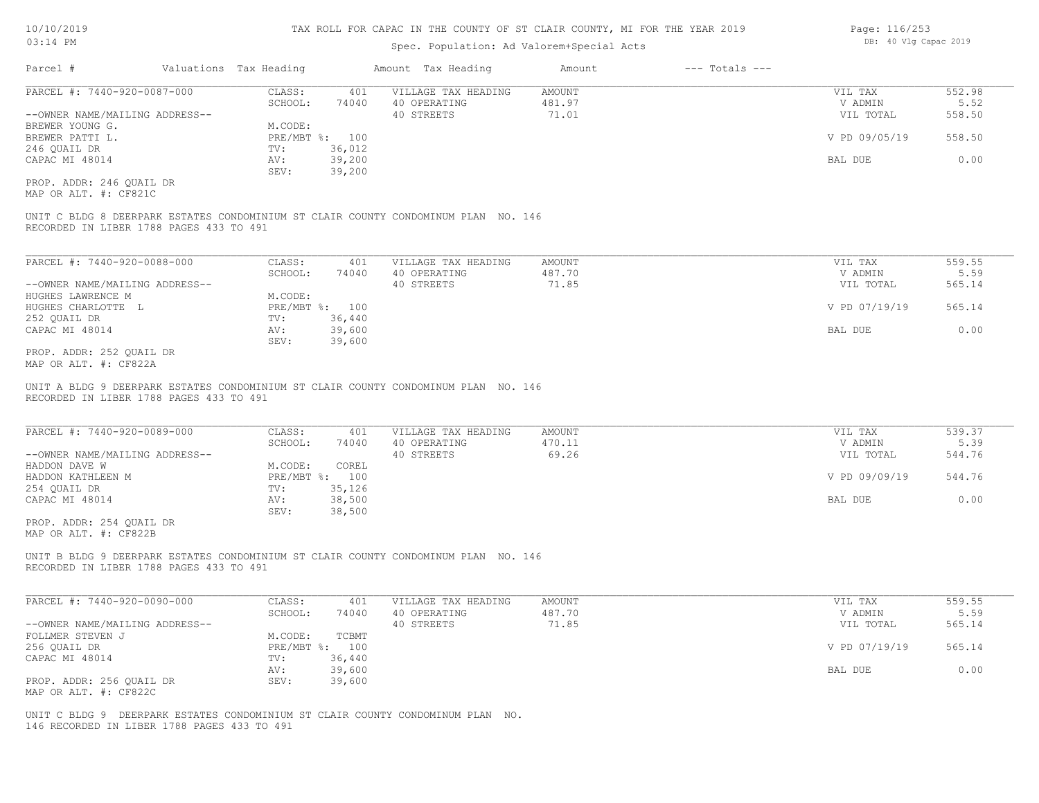# TAX ROLL FOR CAPAC IN THE COUNTY OF ST CLAIR COUNTY, MI FOR THE YEAR 2019

Spec. Population: Ad Valorem+Special Acts

DB: 40 Vlg Capac 2019

| Parcel # | Valuations | Tax Heading | Amount | Tax Heading | Amount | --- Totals --- | |
|---|---|---|---|---|---|---|---|

---

**PARCEL #: 7440-920-0087-000**

| | | | | |
|---|---|---|---|---|
| CLASS: 401 | VILLAGE TAX HEADING | AMOUNT | VIL TAX | 552.98 |
| SCHOOL: 74040 | 40 OPERATING | 481.97 | V ADMIN | 5.52 |
| M.CODE: | 40 STREETS | 71.01 | VIL TOTAL | 558.50 |
| PRE/MBT %: 100 | | | V PD 09/05/19 | 558.50 |
| TV: 36,012 | | | | |
| AV: 39,200 | | | BAL DUE | 0.00 |
| SEV: 39,200 | | | | |

--OWNER NAME/MAILING ADDRESS--
BREWER YOUNG G.
BREWER PATTI L.
246 QUAIL DR
CAPAC MI 48014

PROP. ADDR: 246 QUAIL DR
MAP OR ALT. #: CF821C

UNIT C BLDG 8 DEERPARK ESTATES CONDOMINIUM ST CLAIR COUNTY CONDOMINUM PLAN NO. 146 RECORDED IN LIBER 1788 PAGES 433 TO 491

---

**PARCEL #: 7440-920-0088-000**

| | | | | |
|---|---|---|---|---|
| CLASS: 401 | VILLAGE TAX HEADING | AMOUNT | VIL TAX | 559.55 |
| SCHOOL: 74040 | 40 OPERATING | 487.70 | V ADMIN | 5.59 |
| M.CODE: | 40 STREETS | 71.85 | VIL TOTAL | 565.14 |
| PRE/MBT %: 100 | | | V PD 07/19/19 | 565.14 |
| TV: 36,440 | | | | |
| AV: 39,600 | | | BAL DUE | 0.00 |
| SEV: 39,600 | | | | |

--OWNER NAME/MAILING ADDRESS--
HUGHES LAWRENCE M
HUGHES CHARLOTTE L
252 QUAIL DR
CAPAC MI 48014

PROP. ADDR: 252 QUAIL DR
MAP OR ALT. #: CF822A

UNIT A BLDG 9 DEERPARK ESTATES CONDOMINIUM ST CLAIR COUNTY CONDOMINUM PLAN NO. 146 RECORDED IN LIBER 1788 PAGES 433 TO 491

---

**PARCEL #: 7440-920-0089-000**

| | | | | |
|---|---|---|---|---|
| CLASS: 401 | VILLAGE TAX HEADING | AMOUNT | VIL TAX | 539.37 |
| SCHOOL: 74040 | 40 OPERATING | 470.11 | V ADMIN | 5.39 |
| M.CODE: COREL | 40 STREETS | 69.26 | VIL TOTAL | 544.76 |
| PRE/MBT %: 100 | | | V PD 09/09/19 | 544.76 |
| TV: 35,126 | | | | |
| AV: 38,500 | | | BAL DUE | 0.00 |
| SEV: 38,500 | | | | |

--OWNER NAME/MAILING ADDRESS--
HADDON DAVE W
HADDON KATHLEEN M
254 QUAIL DR
CAPAC MI 48014

PROP. ADDR: 254 QUAIL DR
MAP OR ALT. #: CF822B

UNIT B BLDG 9 DEERPARK ESTATES CONDOMINIUM ST CLAIR COUNTY CONDOMINUM PLAN NO. 146 RECORDED IN LIBER 1788 PAGES 433 TO 491

---

**PARCEL #: 7440-920-0090-000**

| | | | | |
|---|---|---|---|---|
| CLASS: 401 | VILLAGE TAX HEADING | AMOUNT | VIL TAX | 559.55 |
| SCHOOL: 74040 | 40 OPERATING | 487.70 | V ADMIN | 5.59 |
| M.CODE: TCBMT | 40 STREETS | 71.85 | VIL TOTAL | 565.14 |
| PRE/MBT %: 100 | | | V PD 07/19/19 | 565.14 |
| TV: 36,440 | | | | |
| AV: 39,600 | | | BAL DUE | 0.00 |
| SEV: 39,600 | | | | |

--OWNER NAME/MAILING ADDRESS--
FOLLMER STEVEN J
256 QUAIL DR
CAPAC MI 48014

PROP. ADDR: 256 QUAIL DR
MAP OR ALT. #: CF822C

UNIT C BLDG 9 DEERPARK ESTATES CONDOMINIUM ST CLAIR COUNTY CONDOMINUM PLAN NO. 146 RECORDED IN LIBER 1788 PAGES 433 TO 491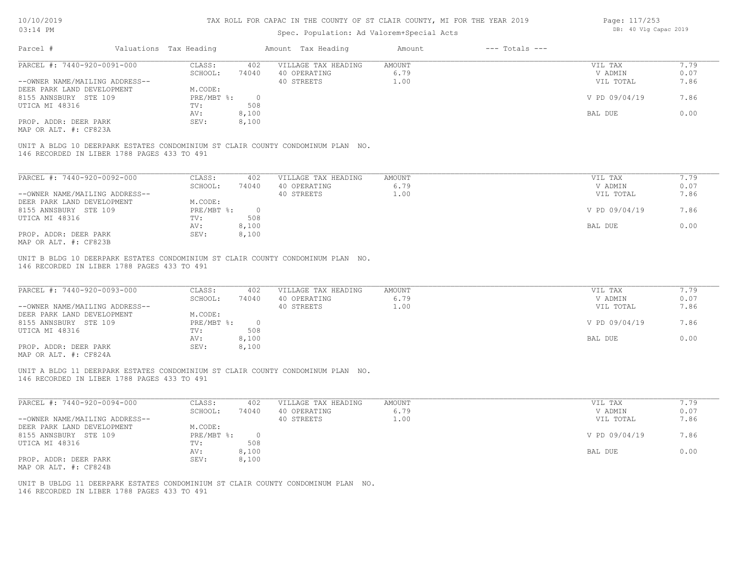TAX ROLL FOR CAPAC IN THE COUNTY OF ST CLAIR COUNTY, MI FOR THE YEAR 2019

Spec. Population: Ad Valorem+Special Acts

DB: 40 Vlg Capac 2019

| Parcel # | Valuations | Tax Heading | Amount | Tax Heading | Amount | --- Totals --- | |
|---|---|---|---|---|---|---|---|
| PARCEL #: 7440-920-0091-000 | CLASS: | 402 | VILLAGE TAX HEADING | AMOUNT | | VIL TAX | 7.79 |
| | SCHOOL: | 74040 | 40 OPERATING | 6.79 | | V ADMIN | 0.07 |
| --OWNER NAME/MAILING ADDRESS-- | | | 40 STREETS | 1.00 | | VIL TOTAL | 7.86 |
| DEER PARK LAND DEVELOPMENT | M.CODE: | | | | | | |
| 8155 ANNSBURY STE 109 | PRE/MBT %: | 0 | | | | V PD 09/04/19 | 7.86 |
| UTICA MI 48316 | TV: | 508 | | | | | |
| | AV: | 8,100 | | | | BAL DUE | 0.00 |
| PROP. ADDR: DEER PARK | SEV: | 8,100 | | | | | |
| MAP OR ALT. #: CF823A | | | | | | | |

UNIT A BLDG 10 DEERPARK ESTATES CONDOMINIUM ST CLAIR COUNTY CONDOMINUM PLAN NO. 146 RECORDED IN LIBER 1788 PAGES 433 TO 491

| Parcel # | Valuations | Tax Heading | Amount | Tax Heading | Amount | --- Totals --- | |
|---|---|---|---|---|---|---|---|
| PARCEL #: 7440-920-0092-000 | CLASS: | 402 | VILLAGE TAX HEADING | AMOUNT | | VIL TAX | 7.79 |
| | SCHOOL: | 74040 | 40 OPERATING | 6.79 | | V ADMIN | 0.07 |
| --OWNER NAME/MAILING ADDRESS-- | | | 40 STREETS | 1.00 | | VIL TOTAL | 7.86 |
| DEER PARK LAND DEVELOPMENT | M.CODE: | | | | | | |
| 8155 ANNSBURY STE 109 | PRE/MBT %: | 0 | | | | V PD 09/04/19 | 7.86 |
| UTICA MI 48316 | TV: | 508 | | | | | |
| | AV: | 8,100 | | | | BAL DUE | 0.00 |
| PROP. ADDR: DEER PARK | SEV: | 8,100 | | | | | |
| MAP OR ALT. #: CF823B | | | | | | | |

UNIT B BLDG 10 DEERPARK ESTATES CONDOMINIUM ST CLAIR COUNTY CONDOMINUM PLAN NO. 146 RECORDED IN LIBER 1788 PAGES 433 TO 491

| Parcel # | Valuations | Tax Heading | Amount | Tax Heading | Amount | --- Totals --- | |
|---|---|---|---|---|---|---|---|
| PARCEL #: 7440-920-0093-000 | CLASS: | 402 | VILLAGE TAX HEADING | AMOUNT | | VIL TAX | 7.79 |
| | SCHOOL: | 74040 | 40 OPERATING | 6.79 | | V ADMIN | 0.07 |
| --OWNER NAME/MAILING ADDRESS-- | | | 40 STREETS | 1.00 | | VIL TOTAL | 7.86 |
| DEER PARK LAND DEVELOPMENT | M.CODE: | | | | | | |
| 8155 ANNSBURY STE 109 | PRE/MBT %: | 0 | | | | V PD 09/04/19 | 7.86 |
| UTICA MI 48316 | TV: | 508 | | | | | |
| | AV: | 8,100 | | | | BAL DUE | 0.00 |
| PROP. ADDR: DEER PARK | SEV: | 8,100 | | | | | |
| MAP OR ALT. #: CF824A | | | | | | | |

UNIT A BLDG 11 DEERPARK ESTATES CONDOMINIUM ST CLAIR COUNTY CONDOMINUM PLAN NO. 146 RECORDED IN LIBER 1788 PAGES 433 TO 491

| Parcel # | Valuations | Tax Heading | Amount | Tax Heading | Amount | --- Totals --- | |
|---|---|---|---|---|---|---|---|
| PARCEL #: 7440-920-0094-000 | CLASS: | 402 | VILLAGE TAX HEADING | AMOUNT | | VIL TAX | 7.79 |
| | SCHOOL: | 74040 | 40 OPERATING | 6.79 | | V ADMIN | 0.07 |
| --OWNER NAME/MAILING ADDRESS-- | | | 40 STREETS | 1.00 | | VIL TOTAL | 7.86 |
| DEER PARK LAND DEVELOPMENT | M.CODE: | | | | | | |
| 8155 ANNSBURY STE 109 | PRE/MBT %: | 0 | | | | V PD 09/04/19 | 7.86 |
| UTICA MI 48316 | TV: | 508 | | | | | |
| | AV: | 8,100 | | | | BAL DUE | 0.00 |
| PROP. ADDR: DEER PARK | SEV: | 8,100 | | | | | |
| MAP OR ALT. #: CF824B | | | | | | | |

UNIT B UBLDG 11 DEERPARK ESTATES CONDOMINIUM ST CLAIR COUNTY CONDOMINUM PLAN NO. 146 RECORDED IN LIBER 1788 PAGES 433 TO 491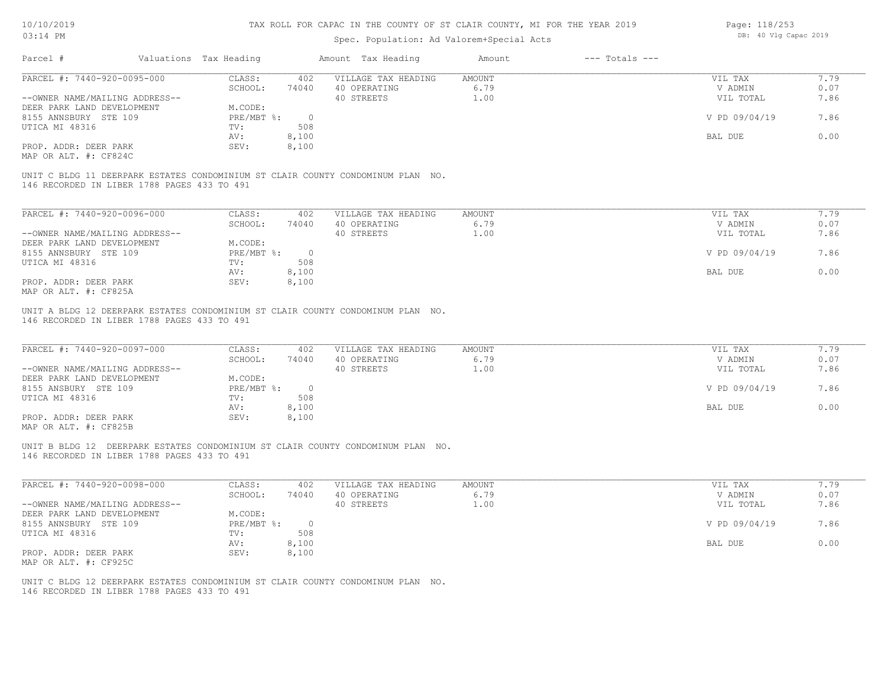# TAX ROLL FOR CAPAC IN THE COUNTY OF ST CLAIR COUNTY, MI FOR THE YEAR 2019

Spec. Population: Ad Valorem+Special Acts

10/10/2019 03:14 PM — DB: 40 Vlg Capac 2019

| Parcel # | Valuations | Tax Heading | Amount | Tax Heading | Amount | --- Totals --- | |
|---|---|---|---|---|---|---|---|

## PARCEL #: 7440-920-0095-000

| | | | | | |
|---|---|---|---|---|---|
| CLASS: | 402 | VILLAGE TAX HEADING | AMOUNT | VIL TAX | 7.79 |
| SCHOOL: | 74040 | 40 OPERATING | 6.79 | V ADMIN | 0.07 |
| | | 40 STREETS | 1.00 | VIL TOTAL | 7.86 |
| M.CODE: | | | | | |
| PRE/MBT %: | 0 | | | V PD 09/04/19 | 7.86 |
| TV: | 508 | | | | |
| AV: | 8,100 | | | BAL DUE | 0.00 |
| SEV: | 8,100 | | | | |

--OWNER NAME/MAILING ADDRESS--
DEER PARK LAND DEVELOPMENT
8155 ANNSBURY STE 109
UTICA MI 48316

PROP. ADDR: DEER PARK
MAP OR ALT. #: CF824C

UNIT C BLDG 11 DEERPARK ESTATES CONDOMINIUM ST CLAIR COUNTY CONDOMINUM PLAN NO. 146 RECORDED IN LIBER 1788 PAGES 433 TO 491

## PARCEL #: 7440-920-0096-000

| | | | | | |
|---|---|---|---|---|---|
| CLASS: | 402 | VILLAGE TAX HEADING | AMOUNT | VIL TAX | 7.79 |
| SCHOOL: | 74040 | 40 OPERATING | 6.79 | V ADMIN | 0.07 |
| | | 40 STREETS | 1.00 | VIL TOTAL | 7.86 |
| M.CODE: | | | | | |
| PRE/MBT %: | 0 | | | V PD 09/04/19 | 7.86 |
| TV: | 508 | | | | |
| AV: | 8,100 | | | BAL DUE | 0.00 |
| SEV: | 8,100 | | | | |

--OWNER NAME/MAILING ADDRESS--
DEER PARK LAND DEVELOPMENT
8155 ANNSBURY STE 109
UTICA MI 48316

PROP. ADDR: DEER PARK
MAP OR ALT. #: CF825A

UNIT A BLDG 12 DEERPARK ESTATES CONDOMINIUM ST CLAIR COUNTY CONDOMINUM PLAN NO. 146 RECORDED IN LIBER 1788 PAGES 433 TO 491

## PARCEL #: 7440-920-0097-000

| | | | | | |
|---|---|---|---|---|---|
| CLASS: | 402 | VILLAGE TAX HEADING | AMOUNT | VIL TAX | 7.79 |
| SCHOOL: | 74040 | 40 OPERATING | 6.79 | V ADMIN | 0.07 |
| | | 40 STREETS | 1.00 | VIL TOTAL | 7.86 |
| M.CODE: | | | | | |
| PRE/MBT %: | 0 | | | V PD 09/04/19 | 7.86 |
| TV: | 508 | | | | |
| AV: | 8,100 | | | BAL DUE | 0.00 |
| SEV: | 8,100 | | | | |

--OWNER NAME/MAILING ADDRESS--
DEER PARK LAND DEVELOPMENT
8155 ANSBURY STE 109
UTICA MI 48316

PROP. ADDR: DEER PARK
MAP OR ALT. #: CF825B

UNIT B BLDG 12 DEERPARK ESTATES CONDOMINIUM ST CLAIR COUNTY CONDOMINUM PLAN NO. 146 RECORDED IN LIBER 1788 PAGES 433 TO 491

## PARCEL #: 7440-920-0098-000

| | | | | | |
|---|---|---|---|---|---|
| CLASS: | 402 | VILLAGE TAX HEADING | AMOUNT | VIL TAX | 7.79 |
| SCHOOL: | 74040 | 40 OPERATING | 6.79 | V ADMIN | 0.07 |
| | | 40 STREETS | 1.00 | VIL TOTAL | 7.86 |
| M.CODE: | | | | | |
| PRE/MBT %: | 0 | | | V PD 09/04/19 | 7.86 |
| TV: | 508 | | | | |
| AV: | 8,100 | | | BAL DUE | 0.00 |
| SEV: | 8,100 | | | | |

--OWNER NAME/MAILING ADDRESS--
DEER PARK LAND DEVELOPMENT
8155 ANNSBURY STE 109
UTICA MI 48316

PROP. ADDR: DEER PARK
MAP OR ALT. #: CF925C

UNIT C BLDG 12 DEERPARK ESTATES CONDOMINIUM ST CLAIR COUNTY CONDOMINUM PLAN NO. 146 RECORDED IN LIBER 1788 PAGES 433 TO 491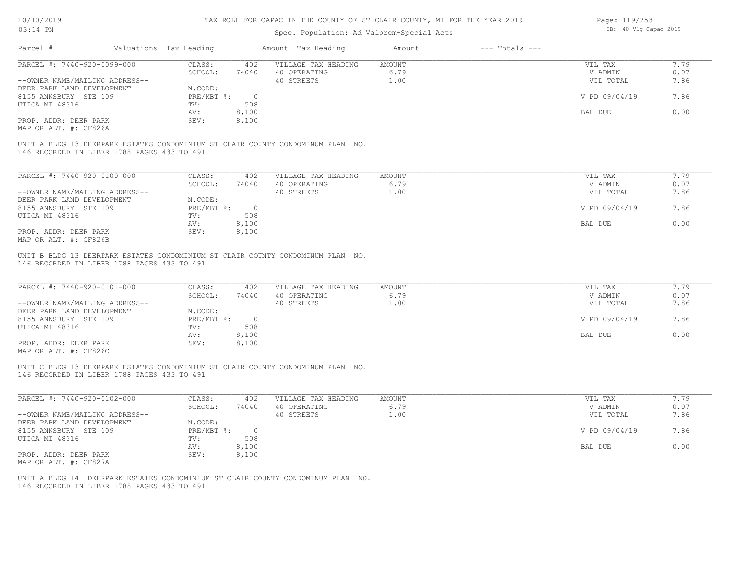TAX ROLL FOR CAPAC IN THE COUNTY OF ST CLAIR COUNTY, MI FOR THE YEAR 2019

Spec. Population: Ad Valorem+Special Acts

| Parcel # | Valuations | Tax Heading | Amount | Tax Heading | Amount | --- Totals --- | |
|---|---|---|---|---|---|---|---|
| PARCEL #: 7440-920-0099-000 | CLASS: | 402 | VILLAGE TAX HEADING | AMOUNT | | VIL TAX | 7.79 |
| | SCHOOL: | 74040 | 40 OPERATING | 6.79 | | V ADMIN | 0.07 |
| --OWNER NAME/MAILING ADDRESS-- | | | 40 STREETS | 1.00 | | VIL TOTAL | 7.86 |
| DEER PARK LAND DEVELOPMENT | M.CODE: | | | | | | |
| 8155 ANNSBURY STE 109 | PRE/MBT %: | 0 | | | | V PD 09/04/19 | 7.86 |
| UTICA MI 48316 | TV: | 508 | | | | | |
| | AV: | 8,100 | | | | BAL DUE | 0.00 |
| PROP. ADDR: DEER PARK | SEV: | 8,100 | | | | | |
| MAP OR ALT. #: CF826A | | | | | | | |

UNIT A BLDG 13 DEERPARK ESTATES CONDOMINIUM ST CLAIR COUNTY CONDOMINUM PLAN NO. 146 RECORDED IN LIBER 1788 PAGES 433 TO 491

| Parcel # | Valuations | Tax Heading | Amount | Tax Heading | Amount | --- Totals --- | |
|---|---|---|---|---|---|---|---|
| PARCEL #: 7440-920-0100-000 | CLASS: | 402 | VILLAGE TAX HEADING | AMOUNT | | VIL TAX | 7.79 |
| | SCHOOL: | 74040 | 40 OPERATING | 6.79 | | V ADMIN | 0.07 |
| --OWNER NAME/MAILING ADDRESS-- | | | 40 STREETS | 1.00 | | VIL TOTAL | 7.86 |
| DEER PARK LAND DEVELOPMENT | M.CODE: | | | | | | |
| 8155 ANNSBURY STE 109 | PRE/MBT %: | 0 | | | | V PD 09/04/19 | 7.86 |
| UTICA MI 48316 | TV: | 508 | | | | | |
| | AV: | 8,100 | | | | BAL DUE | 0.00 |
| PROP. ADDR: DEER PARK | SEV: | 8,100 | | | | | |
| MAP OR ALT. #: CF826B | | | | | | | |

UNIT B BLDG 13 DEERPARK ESTATES CONDOMINIUM ST CLAIR COUNTY CONDOMINUM PLAN NO. 146 RECORDED IN LIBER 1788 PAGES 433 TO 491

| Parcel # | Valuations | Tax Heading | Amount | Tax Heading | Amount | --- Totals --- | |
|---|---|---|---|---|---|---|---|
| PARCEL #: 7440-920-0101-000 | CLASS: | 402 | VILLAGE TAX HEADING | AMOUNT | | VIL TAX | 7.79 |
| | SCHOOL: | 74040 | 40 OPERATING | 6.79 | | V ADMIN | 0.07 |
| --OWNER NAME/MAILING ADDRESS-- | | | 40 STREETS | 1.00 | | VIL TOTAL | 7.86 |
| DEER PARK LAND DEVELOPMENT | M.CODE: | | | | | | |
| 8155 ANNSBURY STE 109 | PRE/MBT %: | 0 | | | | V PD 09/04/19 | 7.86 |
| UTICA MI 48316 | TV: | 508 | | | | | |
| | AV: | 8,100 | | | | BAL DUE | 0.00 |
| PROP. ADDR: DEER PARK | SEV: | 8,100 | | | | | |
| MAP OR ALT. #: CF826C | | | | | | | |

UNIT C BLDG 13 DEERPARK ESTATES CONDOMINIUM ST CLAIR COUNTY CONDOMINUM PLAN NO. 146 RECORDED IN LIBER 1788 PAGES 433 TO 491

| Parcel # | Valuations | Tax Heading | Amount | Tax Heading | Amount | --- Totals --- | |
|---|---|---|---|---|---|---|---|
| PARCEL #: 7440-920-0102-000 | CLASS: | 402 | VILLAGE TAX HEADING | AMOUNT | | VIL TAX | 7.79 |
| | SCHOOL: | 74040 | 40 OPERATING | 6.79 | | V ADMIN | 0.07 |
| --OWNER NAME/MAILING ADDRESS-- | | | 40 STREETS | 1.00 | | VIL TOTAL | 7.86 |
| DEER PARK LAND DEVELOPMENT | M.CODE: | | | | | | |
| 8155 ANNSBURY STE 109 | PRE/MBT %: | 0 | | | | V PD 09/04/19 | 7.86 |
| UTICA MI 48316 | TV: | 508 | | | | | |
| | AV: | 8,100 | | | | BAL DUE | 0.00 |
| PROP. ADDR: DEER PARK | SEV: | 8,100 | | | | | |
| MAP OR ALT. #: CF827A | | | | | | | |

UNIT A BLDG 14 DEERPARK ESTATES CONDOMINIUM ST CLAIR COUNTY CONDOMINUM PLAN NO. 146 RECORDED IN LIBER 1788 PAGES 433 TO 491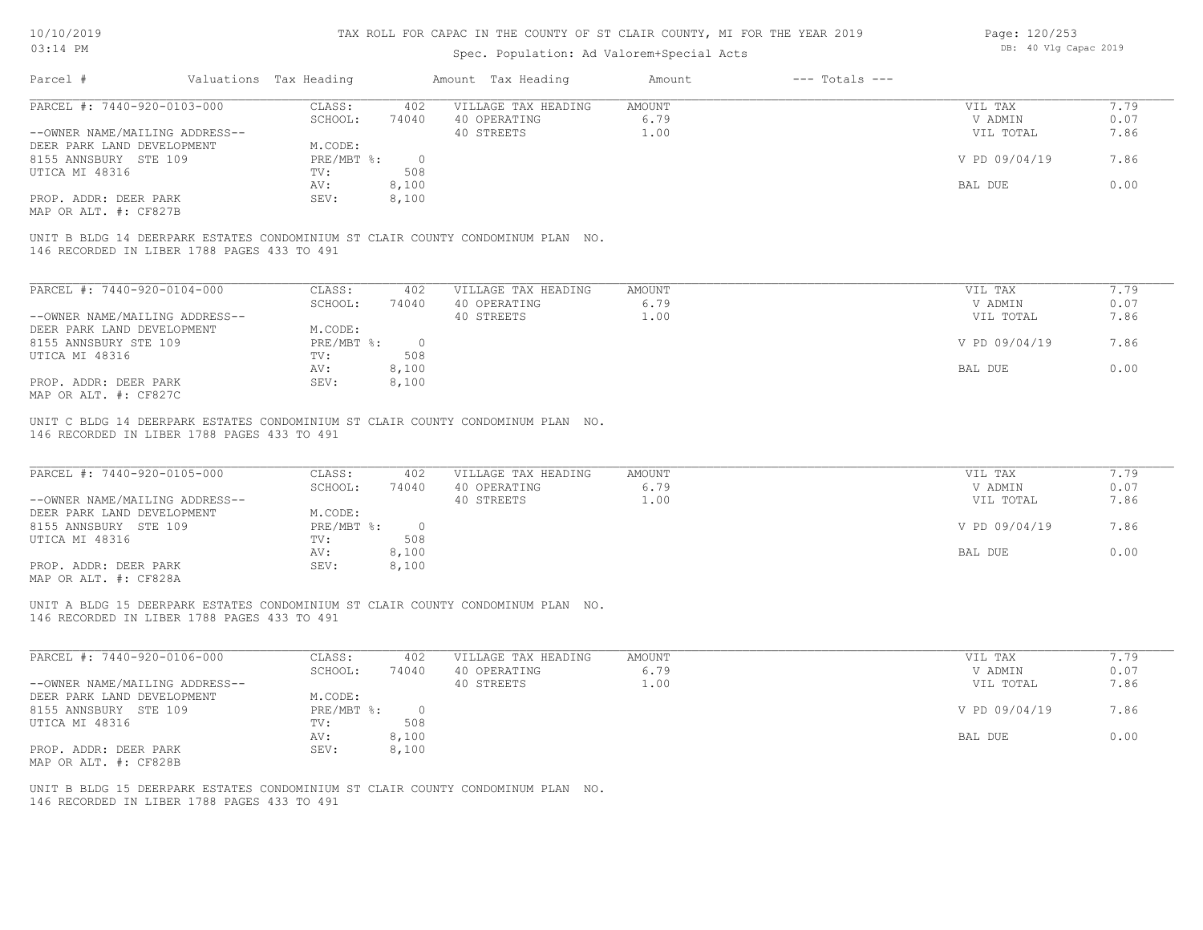TAX ROLL FOR CAPAC IN THE COUNTY OF ST CLAIR COUNTY, MI FOR THE YEAR 2019

Spec. Population: Ad Valorem+Special Acts

DB: 40 Vlg Capac 2019

| Parcel # | Valuations | Tax Heading | Amount | Tax Heading | Amount | --- Totals --- | |
|---|---|---|---|---|---|---|---|
| PARCEL #: 7440-920-0103-000 | CLASS: | 402 | VILLAGE TAX HEADING | AMOUNT | | VIL TAX | 7.79 |
| | SCHOOL: | 74040 | 40 OPERATING | 6.79 | | V ADMIN | 0.07 |
| --OWNER NAME/MAILING ADDRESS-- | | | 40 STREETS | 1.00 | | VIL TOTAL | 7.86 |
| DEER PARK LAND DEVELOPMENT | M.CODE: | | | | | | |
| 8155 ANNSBURY STE 109 | PRE/MBT %: | 0 | | | | V PD 09/04/19 | 7.86 |
| UTICA MI 48316 | TV: | 508 | | | | | |
| | AV: | 8,100 | | | | BAL DUE | 0.00 |
| PROP. ADDR: DEER PARK | SEV: | 8,100 | | | | | |
| MAP OR ALT. #: CF827B | | | | | | | |

UNIT B BLDG 14 DEERPARK ESTATES CONDOMINIUM ST CLAIR COUNTY CONDOMINUM PLAN NO. 146 RECORDED IN LIBER 1788 PAGES 433 TO 491

| Parcel # | Valuations | Tax Heading | Amount | Tax Heading | Amount | --- Totals --- | |
|---|---|---|---|---|---|---|---|
| PARCEL #: 7440-920-0104-000 | CLASS: | 402 | VILLAGE TAX HEADING | AMOUNT | | VIL TAX | 7.79 |
| | SCHOOL: | 74040 | 40 OPERATING | 6.79 | | V ADMIN | 0.07 |
| --OWNER NAME/MAILING ADDRESS-- | | | 40 STREETS | 1.00 | | VIL TOTAL | 7.86 |
| DEER PARK LAND DEVELOPMENT | M.CODE: | | | | | | |
| 8155 ANNSBURY STE 109 | PRE/MBT %: | 0 | | | | V PD 09/04/19 | 7.86 |
| UTICA MI 48316 | TV: | 508 | | | | | |
| | AV: | 8,100 | | | | BAL DUE | 0.00 |
| PROP. ADDR: DEER PARK | SEV: | 8,100 | | | | | |
| MAP OR ALT. #: CF827C | | | | | | | |

UNIT C BLDG 14 DEERPARK ESTATES CONDOMINIUM ST CLAIR COUNTY CONDOMINUM PLAN NO. 146 RECORDED IN LIBER 1788 PAGES 433 TO 491

| Parcel # | Valuations | Tax Heading | Amount | Tax Heading | Amount | --- Totals --- | |
|---|---|---|---|---|---|---|---|
| PARCEL #: 7440-920-0105-000 | CLASS: | 402 | VILLAGE TAX HEADING | AMOUNT | | VIL TAX | 7.79 |
| | SCHOOL: | 74040 | 40 OPERATING | 6.79 | | V ADMIN | 0.07 |
| --OWNER NAME/MAILING ADDRESS-- | | | 40 STREETS | 1.00 | | VIL TOTAL | 7.86 |
| DEER PARK LAND DEVELOPMENT | M.CODE: | | | | | | |
| 8155 ANNSBURY STE 109 | PRE/MBT %: | 0 | | | | V PD 09/04/19 | 7.86 |
| UTICA MI 48316 | TV: | 508 | | | | | |
| | AV: | 8,100 | | | | BAL DUE | 0.00 |
| PROP. ADDR: DEER PARK | SEV: | 8,100 | | | | | |
| MAP OR ALT. #: CF828A | | | | | | | |

UNIT A BLDG 15 DEERPARK ESTATES CONDOMINIUM ST CLAIR COUNTY CONDOMINUM PLAN NO. 146 RECORDED IN LIBER 1788 PAGES 433 TO 491

| Parcel # | Valuations | Tax Heading | Amount | Tax Heading | Amount | --- Totals --- | |
|---|---|---|---|---|---|---|---|
| PARCEL #: 7440-920-0106-000 | CLASS: | 402 | VILLAGE TAX HEADING | AMOUNT | | VIL TAX | 7.79 |
| | SCHOOL: | 74040 | 40 OPERATING | 6.79 | | V ADMIN | 0.07 |
| --OWNER NAME/MAILING ADDRESS-- | | | 40 STREETS | 1.00 | | VIL TOTAL | 7.86 |
| DEER PARK LAND DEVELOPMENT | M.CODE: | | | | | | |
| 8155 ANNSBURY STE 109 | PRE/MBT %: | 0 | | | | V PD 09/04/19 | 7.86 |
| UTICA MI 48316 | TV: | 508 | | | | | |
| | AV: | 8,100 | | | | BAL DUE | 0.00 |
| PROP. ADDR: DEER PARK | SEV: | 8,100 | | | | | |
| MAP OR ALT. #: CF828B | | | | | | | |

UNIT B BLDG 15 DEERPARK ESTATES CONDOMINIUM ST CLAIR COUNTY CONDOMINUM PLAN NO. 146 RECORDED IN LIBER 1788 PAGES 433 TO 491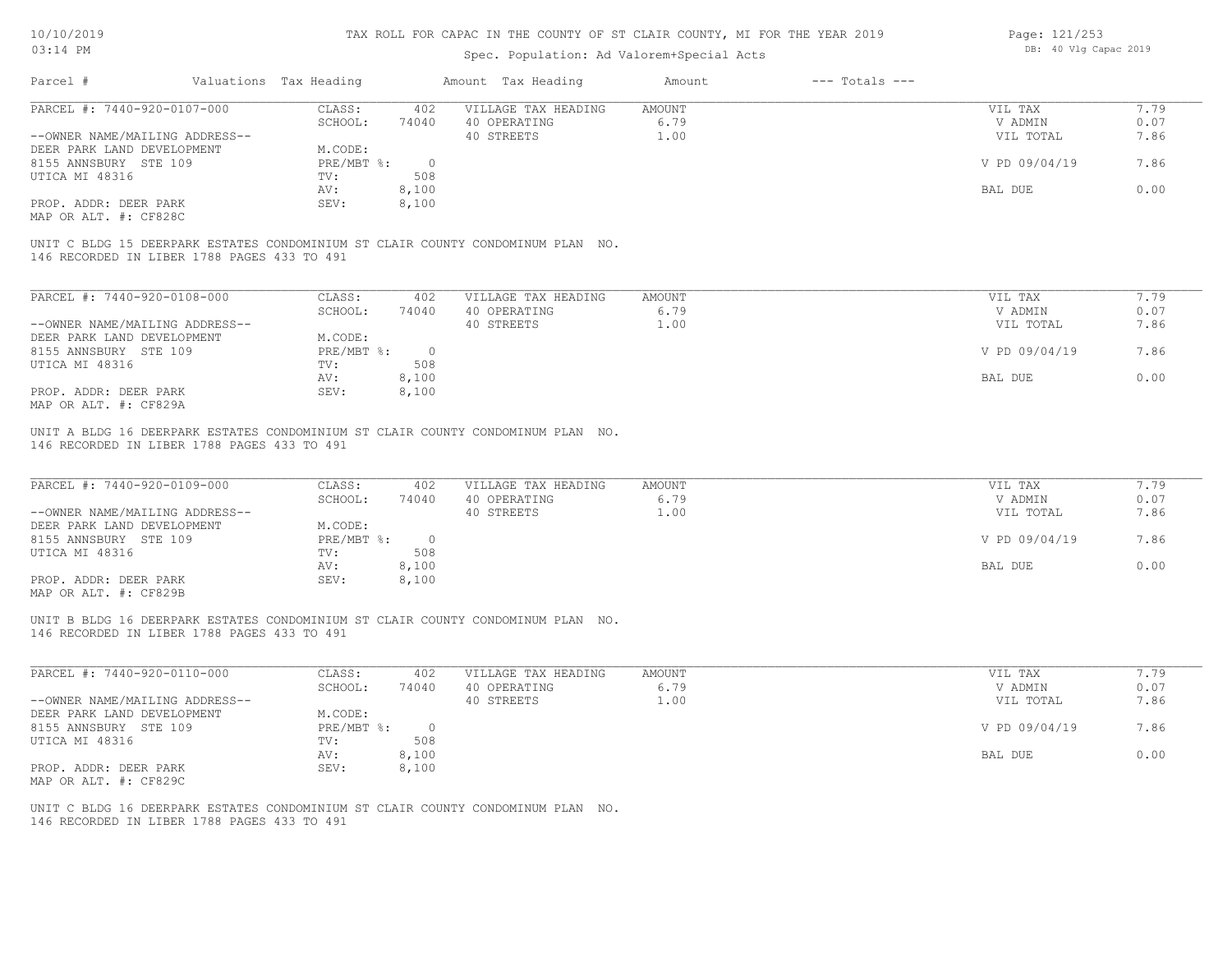TAX ROLL FOR CAPAC IN THE COUNTY OF ST CLAIR COUNTY, MI FOR THE YEAR 2019

Spec. Population: Ad Valorem+Special Acts

| Parcel # | Valuations | Tax Heading | Amount | Tax Heading | Amount | --- Totals --- | |
|---|---|---|---|---|---|---|---|
| PARCEL #: 7440-920-0107-000 | CLASS: | 402 | VILLAGE TAX HEADING | AMOUNT | | VIL TAX | 7.79 |
| | SCHOOL: | 74040 | 40 OPERATING | 6.79 | | V ADMIN | 0.07 |
| --OWNER NAME/MAILING ADDRESS-- | | | 40 STREETS | 1.00 | | VIL TOTAL | 7.86 |
| DEER PARK LAND DEVELOPMENT | M.CODE: | | | | | | |
| 8155 ANNSBURY STE 109 | PRE/MBT %: | 0 | | | | V PD 09/04/19 | 7.86 |
| UTICA MI 48316 | TV: | 508 | | | | | |
| | AV: | 8,100 | | | | BAL DUE | 0.00 |
| PROP. ADDR: DEER PARK | SEV: | 8,100 | | | | | |
| MAP OR ALT. #: CF828C | | | | | | | |

UNIT C BLDG 15 DEERPARK ESTATES CONDOMINIUM ST CLAIR COUNTY CONDOMINUM PLAN NO. 146 RECORDED IN LIBER 1788 PAGES 433 TO 491

| Parcel # | Valuations | Tax Heading | Amount | Tax Heading | Amount | --- Totals --- | |
|---|---|---|---|---|---|---|---|
| PARCEL #: 7440-920-0108-000 | CLASS: | 402 | VILLAGE TAX HEADING | AMOUNT | | VIL TAX | 7.79 |
| | SCHOOL: | 74040 | 40 OPERATING | 6.79 | | V ADMIN | 0.07 |
| --OWNER NAME/MAILING ADDRESS-- | | | 40 STREETS | 1.00 | | VIL TOTAL | 7.86 |
| DEER PARK LAND DEVELOPMENT | M.CODE: | | | | | | |
| 8155 ANNSBURY STE 109 | PRE/MBT %: | 0 | | | | V PD 09/04/19 | 7.86 |
| UTICA MI 48316 | TV: | 508 | | | | | |
| | AV: | 8,100 | | | | BAL DUE | 0.00 |
| PROP. ADDR: DEER PARK | SEV: | 8,100 | | | | | |
| MAP OR ALT. #: CF829A | | | | | | | |

UNIT A BLDG 16 DEERPARK ESTATES CONDOMINIUM ST CLAIR COUNTY CONDOMINUM PLAN NO. 146 RECORDED IN LIBER 1788 PAGES 433 TO 491

| Parcel # | Valuations | Tax Heading | Amount | Tax Heading | Amount | --- Totals --- | |
|---|---|---|---|---|---|---|---|
| PARCEL #: 7440-920-0109-000 | CLASS: | 402 | VILLAGE TAX HEADING | AMOUNT | | VIL TAX | 7.79 |
| | SCHOOL: | 74040 | 40 OPERATING | 6.79 | | V ADMIN | 0.07 |
| --OWNER NAME/MAILING ADDRESS-- | | | 40 STREETS | 1.00 | | VIL TOTAL | 7.86 |
| DEER PARK LAND DEVELOPMENT | M.CODE: | | | | | | |
| 8155 ANNSBURY STE 109 | PRE/MBT %: | 0 | | | | V PD 09/04/19 | 7.86 |
| UTICA MI 48316 | TV: | 508 | | | | | |
| | AV: | 8,100 | | | | BAL DUE | 0.00 |
| PROP. ADDR: DEER PARK | SEV: | 8,100 | | | | | |
| MAP OR ALT. #: CF829B | | | | | | | |

UNIT B BLDG 16 DEERPARK ESTATES CONDOMINIUM ST CLAIR COUNTY CONDOMINUM PLAN NO. 146 RECORDED IN LIBER 1788 PAGES 433 TO 491

| Parcel # | Valuations | Tax Heading | Amount | Tax Heading | Amount | --- Totals --- | |
|---|---|---|---|---|---|---|---|
| PARCEL #: 7440-920-0110-000 | CLASS: | 402 | VILLAGE TAX HEADING | AMOUNT | | VIL TAX | 7.79 |
| | SCHOOL: | 74040 | 40 OPERATING | 6.79 | | V ADMIN | 0.07 |
| --OWNER NAME/MAILING ADDRESS-- | | | 40 STREETS | 1.00 | | VIL TOTAL | 7.86 |
| DEER PARK LAND DEVELOPMENT | M.CODE: | | | | | | |
| 8155 ANNSBURY STE 109 | PRE/MBT %: | 0 | | | | V PD 09/04/19 | 7.86 |
| UTICA MI 48316 | TV: | 508 | | | | | |
| | AV: | 8,100 | | | | BAL DUE | 0.00 |
| PROP. ADDR: DEER PARK | SEV: | 8,100 | | | | | |
| MAP OR ALT. #: CF829C | | | | | | | |

UNIT C BLDG 16 DEERPARK ESTATES CONDOMINIUM ST CLAIR COUNTY CONDOMINUM PLAN NO. 146 RECORDED IN LIBER 1788 PAGES 433 TO 491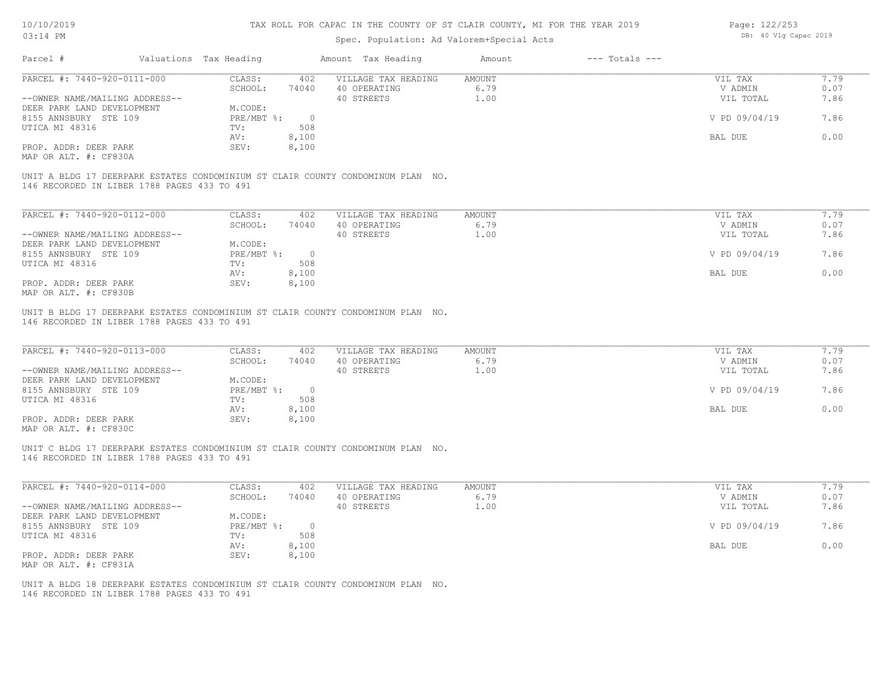# TAX ROLL FOR CAPAC IN THE COUNTY OF ST CLAIR COUNTY, MI FOR THE YEAR 2019

Spec. Population: Ad Valorem+Special Acts

DB: 40 Vlg Capac 2019

| Parcel # | Valuations | Tax Heading | Amount | Tax Heading | Amount | --- Totals --- | |
|---|---|---|---|---|---|---|---|
| PARCEL #: 7440-920-0111-000 | CLASS: | 402 | | VILLAGE TAX HEADING | AMOUNT | VIL TAX | 7.79 |
| | SCHOOL: | 74040 | | 40 OPERATING | 6.79 | V ADMIN | 0.07 |
| --OWNER NAME/MAILING ADDRESS-- | | | | 40 STREETS | 1.00 | VIL TOTAL | 7.86 |
| DEER PARK LAND DEVELOPMENT | M.CODE: | | | | | | |
| 8155 ANNSBURY STE 109 | PRE/MBT %: | 0 | | | | V PD 09/04/19 | 7.86 |
| UTICA MI 48316 | TV: | 508 | | | | | |
| | AV: | 8,100 | | | | BAL DUE | 0.00 |
| PROP. ADDR: DEER PARK | SEV: | 8,100 | | | | | |
| MAP OR ALT. #: CF830A | | | | | | | |

UNIT A BLDG 17 DEERPARK ESTATES CONDOMINIUM ST CLAIR COUNTY CONDOMINUM PLAN NO. 146 RECORDED IN LIBER 1788 PAGES 433 TO 491

| Parcel # | Valuations | Tax Heading | Amount | Tax Heading | Amount | --- Totals --- | |
|---|---|---|---|---|---|---|---|
| PARCEL #: 7440-920-0112-000 | CLASS: | 402 | | VILLAGE TAX HEADING | AMOUNT | VIL TAX | 7.79 |
| | SCHOOL: | 74040 | | 40 OPERATING | 6.79 | V ADMIN | 0.07 |
| --OWNER NAME/MAILING ADDRESS-- | | | | 40 STREETS | 1.00 | VIL TOTAL | 7.86 |
| DEER PARK LAND DEVELOPMENT | M.CODE: | | | | | | |
| 8155 ANNSBURY STE 109 | PRE/MBT %: | 0 | | | | V PD 09/04/19 | 7.86 |
| UTICA MI 48316 | TV: | 508 | | | | | |
| | AV: | 8,100 | | | | BAL DUE | 0.00 |
| PROP. ADDR: DEER PARK | SEV: | 8,100 | | | | | |
| MAP OR ALT. #: CF830B | | | | | | | |

UNIT B BLDG 17 DEERPARK ESTATES CONDOMINIUM ST CLAIR COUNTY CONDOMINUM PLAN NO. 146 RECORDED IN LIBER 1788 PAGES 433 TO 491

| Parcel # | Valuations | Tax Heading | Amount | Tax Heading | Amount | --- Totals --- | |
|---|---|---|---|---|---|---|---|
| PARCEL #: 7440-920-0113-000 | CLASS: | 402 | | VILLAGE TAX HEADING | AMOUNT | VIL TAX | 7.79 |
| | SCHOOL: | 74040 | | 40 OPERATING | 6.79 | V ADMIN | 0.07 |
| --OWNER NAME/MAILING ADDRESS-- | | | | 40 STREETS | 1.00 | VIL TOTAL | 7.86 |
| DEER PARK LAND DEVELOPMENT | M.CODE: | | | | | | |
| 8155 ANNSBURY STE 109 | PRE/MBT %: | 0 | | | | V PD 09/04/19 | 7.86 |
| UTICA MI 48316 | TV: | 508 | | | | | |
| | AV: | 8,100 | | | | BAL DUE | 0.00 |
| PROP. ADDR: DEER PARK | SEV: | 8,100 | | | | | |
| MAP OR ALT. #: CF830C | | | | | | | |

UNIT C BLDG 17 DEERPARK ESTATES CONDOMINIUM ST CLAIR COUNTY CONDOMINUM PLAN NO. 146 RECORDED IN LIBER 1788 PAGES 433 TO 491

| Parcel # | Valuations | Tax Heading | Amount | Tax Heading | Amount | --- Totals --- | |
|---|---|---|---|---|---|---|---|
| PARCEL #: 7440-920-0114-000 | CLASS: | 402 | | VILLAGE TAX HEADING | AMOUNT | VIL TAX | 7.79 |
| | SCHOOL: | 74040 | | 40 OPERATING | 6.79 | V ADMIN | 0.07 |
| --OWNER NAME/MAILING ADDRESS-- | | | | 40 STREETS | 1.00 | VIL TOTAL | 7.86 |
| DEER PARK LAND DEVELOPMENT | M.CODE: | | | | | | |
| 8155 ANNSBURY STE 109 | PRE/MBT %: | 0 | | | | V PD 09/04/19 | 7.86 |
| UTICA MI 48316 | TV: | 508 | | | | | |
| | AV: | 8,100 | | | | BAL DUE | 0.00 |
| PROP. ADDR: DEER PARK | SEV: | 8,100 | | | | | |
| MAP OR ALT. #: CF831A | | | | | | | |

UNIT A BLDG 18 DEERPARK ESTATES CONDOMINIUM ST CLAIR COUNTY CONDOMINUM PLAN NO. 146 RECORDED IN LIBER 1788 PAGES 433 TO 491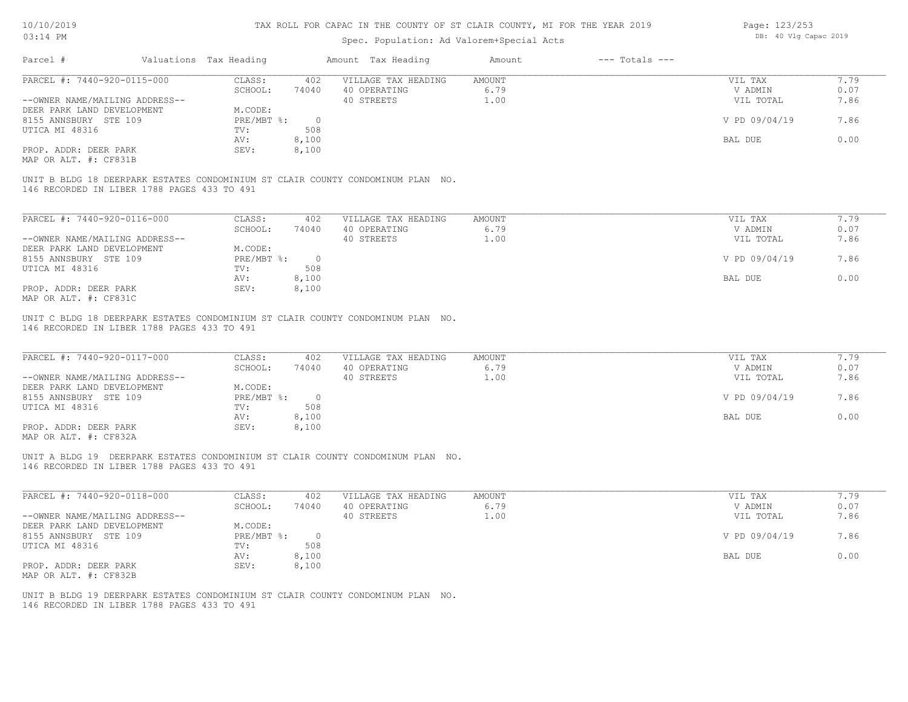# TAX ROLL FOR CAPAC IN THE COUNTY OF ST CLAIR COUNTY, MI FOR THE YEAR 2019

Spec. Population: Ad Valorem+Special Acts

DB: 40 Vlg Capac 2019

10/10/2019
03:14 PM

| Parcel # | Valuations | Tax Heading | Amount | Tax Heading | Amount | --- Totals --- | |
|---|---|---|---|---|---|---|---|

---

**PARCEL #: 7440-920-0115-000**

| | | | | | |
|---|---|---|---|---|---|
| CLASS: | 402 | VILLAGE TAX HEADING | AMOUNT | VIL TAX | 7.79 |
| SCHOOL: | 74040 | 40 OPERATING | 6.79 | V ADMIN | 0.07 |
| | | 40 STREETS | 1.00 | VIL TOTAL | 7.86 |
| M.CODE: | | | | | |
| PRE/MBT %: | 0 | | | V PD 09/04/19 | 7.86 |
| TV: | 508 | | | | |
| AV: | 8,100 | | | BAL DUE | 0.00 |
| SEV: | 8,100 | | | | |

--OWNER NAME/MAILING ADDRESS--
DEER PARK LAND DEVELOPMENT
8155 ANNSBURY STE 109
UTICA MI 48316

PROP. ADDR: DEER PARK
MAP OR ALT. #: CF831B

UNIT B BLDG 18 DEERPARK ESTATES CONDOMINIUM ST CLAIR COUNTY CONDOMINUM PLAN NO. 146 RECORDED IN LIBER 1788 PAGES 433 TO 491

---

**PARCEL #: 7440-920-0116-000**

| | | | | | |
|---|---|---|---|---|---|
| CLASS: | 402 | VILLAGE TAX HEADING | AMOUNT | VIL TAX | 7.79 |
| SCHOOL: | 74040 | 40 OPERATING | 6.79 | V ADMIN | 0.07 |
| | | 40 STREETS | 1.00 | VIL TOTAL | 7.86 |
| M.CODE: | | | | | |
| PRE/MBT %: | 0 | | | V PD 09/04/19 | 7.86 |
| TV: | 508 | | | | |
| AV: | 8,100 | | | BAL DUE | 0.00 |
| SEV: | 8,100 | | | | |

--OWNER NAME/MAILING ADDRESS--
DEER PARK LAND DEVELOPMENT
8155 ANNSBURY STE 109
UTICA MI 48316

PROP. ADDR: DEER PARK
MAP OR ALT. #: CF831C

UNIT C BLDG 18 DEERPARK ESTATES CONDOMINIUM ST CLAIR COUNTY CONDOMINUM PLAN NO. 146 RECORDED IN LIBER 1788 PAGES 433 TO 491

---

**PARCEL #: 7440-920-0117-000**

| | | | | | |
|---|---|---|---|---|---|
| CLASS: | 402 | VILLAGE TAX HEADING | AMOUNT | VIL TAX | 7.79 |
| SCHOOL: | 74040 | 40 OPERATING | 6.79 | V ADMIN | 0.07 |
| | | 40 STREETS | 1.00 | VIL TOTAL | 7.86 |
| M.CODE: | | | | | |
| PRE/MBT %: | 0 | | | V PD 09/04/19 | 7.86 |
| TV: | 508 | | | | |
| AV: | 8,100 | | | BAL DUE | 0.00 |
| SEV: | 8,100 | | | | |

--OWNER NAME/MAILING ADDRESS--
DEER PARK LAND DEVELOPMENT
8155 ANNSBURY STE 109
UTICA MI 48316

PROP. ADDR: DEER PARK
MAP OR ALT. #: CF832A

UNIT A BLDG 19 DEERPARK ESTATES CONDOMINIUM ST CLAIR COUNTY CONDOMINUM PLAN NO. 146 RECORDED IN LIBER 1788 PAGES 433 TO 491

---

**PARCEL #: 7440-920-0118-000**

| | | | | | |
|---|---|---|---|---|---|
| CLASS: | 402 | VILLAGE TAX HEADING | AMOUNT | VIL TAX | 7.79 |
| SCHOOL: | 74040 | 40 OPERATING | 6.79 | V ADMIN | 0.07 |
| | | 40 STREETS | 1.00 | VIL TOTAL | 7.86 |
| M.CODE: | | | | | |
| PRE/MBT %: | 0 | | | V PD 09/04/19 | 7.86 |
| TV: | 508 | | | | |
| AV: | 8,100 | | | BAL DUE | 0.00 |
| SEV: | 8,100 | | | | |

--OWNER NAME/MAILING ADDRESS--
DEER PARK LAND DEVELOPMENT
8155 ANNSBURY STE 109
UTICA MI 48316

PROP. ADDR: DEER PARK
MAP OR ALT. #: CF832B

UNIT B BLDG 19 DEERPARK ESTATES CONDOMINIUM ST CLAIR COUNTY CONDOMINUM PLAN NO. 146 RECORDED IN LIBER 1788 PAGES 433 TO 491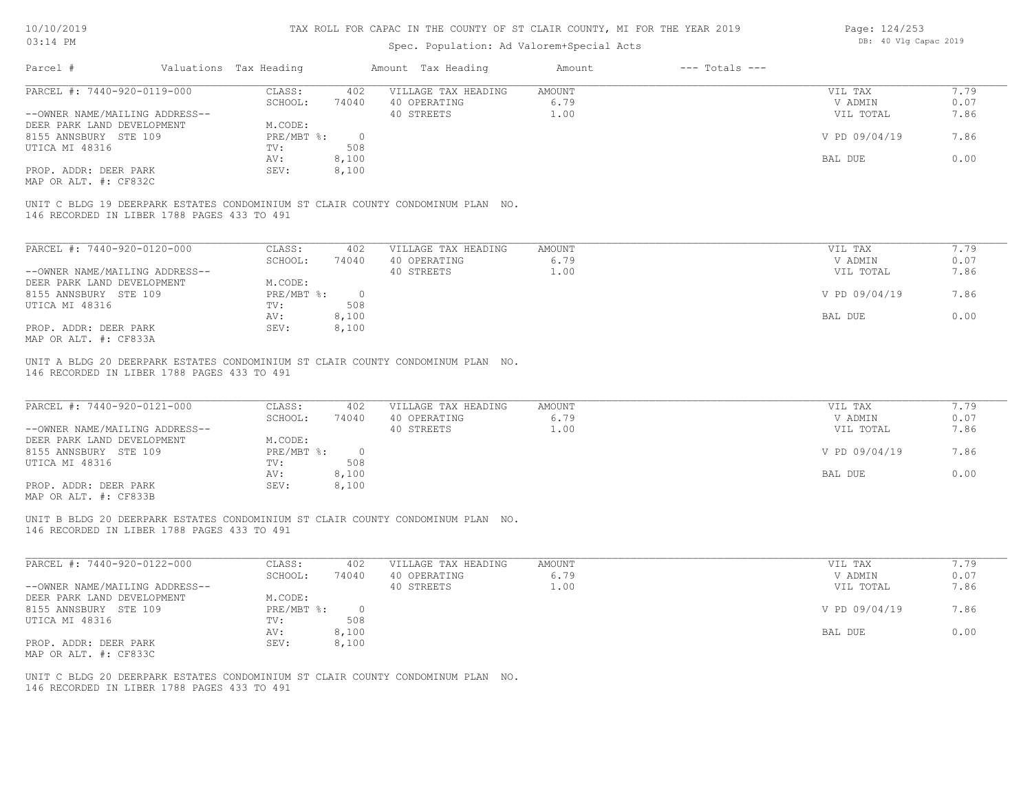# TAX ROLL FOR CAPAC IN THE COUNTY OF ST CLAIR COUNTY, MI FOR THE YEAR 2019

Spec. Population: Ad Valorem+Special Acts

10/10/2019
03:14 PM

DB: 40 Vlg Capac 2019

| Parcel # | Valuations | Tax Heading | Amount | Tax Heading | Amount | --- Totals --- | |
|---|---|---|---|---|---|---|---|
| PARCEL #: 7440-920-0119-000 | CLASS: | 402 | VILLAGE TAX HEADING | AMOUNT | | VIL TAX | 7.79 |
| | SCHOOL: | 74040 | 40 OPERATING | 6.79 | | V ADMIN | 0.07 |
| --OWNER NAME/MAILING ADDRESS-- | | | 40 STREETS | 1.00 | | VIL TOTAL | 7.86 |
| DEER PARK LAND DEVELOPMENT | M.CODE: | | | | | | |
| 8155 ANNSBURY STE 109 | PRE/MBT %: | 0 | | | | V PD 09/04/19 | 7.86 |
| UTICA MI 48316 | TV: | 508 | | | | | |
| | AV: | 8,100 | | | | BAL DUE | 0.00 |
| PROP. ADDR: DEER PARK | SEV: | 8,100 | | | | | |
| MAP OR ALT. #: CF832C | | | | | | | |

UNIT C BLDG 19 DEERPARK ESTATES CONDOMINIUM ST CLAIR COUNTY CONDOMINUM PLAN NO. 146 RECORDED IN LIBER 1788 PAGES 433 TO 491

| Parcel # | Valuations | Tax Heading | Amount | Tax Heading | Amount | --- Totals --- | |
|---|---|---|---|---|---|---|---|
| PARCEL #: 7440-920-0120-000 | CLASS: | 402 | VILLAGE TAX HEADING | AMOUNT | | VIL TAX | 7.79 |
| | SCHOOL: | 74040 | 40 OPERATING | 6.79 | | V ADMIN | 0.07 |
| --OWNER NAME/MAILING ADDRESS-- | | | 40 STREETS | 1.00 | | VIL TOTAL | 7.86 |
| DEER PARK LAND DEVELOPMENT | M.CODE: | | | | | | |
| 8155 ANNSBURY STE 109 | PRE/MBT %: | 0 | | | | V PD 09/04/19 | 7.86 |
| UTICA MI 48316 | TV: | 508 | | | | | |
| | AV: | 8,100 | | | | BAL DUE | 0.00 |
| PROP. ADDR: DEER PARK | SEV: | 8,100 | | | | | |
| MAP OR ALT. #: CF833A | | | | | | | |

UNIT A BLDG 20 DEERPARK ESTATES CONDOMINIUM ST CLAIR COUNTY CONDOMINUM PLAN NO. 146 RECORDED IN LIBER 1788 PAGES 433 TO 491

| Parcel # | Valuations | Tax Heading | Amount | Tax Heading | Amount | --- Totals --- | |
|---|---|---|---|---|---|---|---|
| PARCEL #: 7440-920-0121-000 | CLASS: | 402 | VILLAGE TAX HEADING | AMOUNT | | VIL TAX | 7.79 |
| | SCHOOL: | 74040 | 40 OPERATING | 6.79 | | V ADMIN | 0.07 |
| --OWNER NAME/MAILING ADDRESS-- | | | 40 STREETS | 1.00 | | VIL TOTAL | 7.86 |
| DEER PARK LAND DEVELOPMENT | M.CODE: | | | | | | |
| 8155 ANNSBURY STE 109 | PRE/MBT %: | 0 | | | | V PD 09/04/19 | 7.86 |
| UTICA MI 48316 | TV: | 508 | | | | | |
| | AV: | 8,100 | | | | BAL DUE | 0.00 |
| PROP. ADDR: DEER PARK | SEV: | 8,100 | | | | | |
| MAP OR ALT. #: CF833B | | | | | | | |

UNIT B BLDG 20 DEERPARK ESTATES CONDOMINIUM ST CLAIR COUNTY CONDOMINUM PLAN NO. 146 RECORDED IN LIBER 1788 PAGES 433 TO 491

| Parcel # | Valuations | Tax Heading | Amount | Tax Heading | Amount | --- Totals --- | |
|---|---|---|---|---|---|---|---|
| PARCEL #: 7440-920-0122-000 | CLASS: | 402 | VILLAGE TAX HEADING | AMOUNT | | VIL TAX | 7.79 |
| | SCHOOL: | 74040 | 40 OPERATING | 6.79 | | V ADMIN | 0.07 |
| --OWNER NAME/MAILING ADDRESS-- | | | 40 STREETS | 1.00 | | VIL TOTAL | 7.86 |
| DEER PARK LAND DEVELOPMENT | M.CODE: | | | | | | |
| 8155 ANNSBURY STE 109 | PRE/MBT %: | 0 | | | | V PD 09/04/19 | 7.86 |
| UTICA MI 48316 | TV: | 508 | | | | | |
| | AV: | 8,100 | | | | BAL DUE | 0.00 |
| PROP. ADDR: DEER PARK | SEV: | 8,100 | | | | | |
| MAP OR ALT. #: CF833C | | | | | | | |

UNIT C BLDG 20 DEERPARK ESTATES CONDOMINIUM ST CLAIR COUNTY CONDOMINUM PLAN NO. 146 RECORDED IN LIBER 1788 PAGES 433 TO 491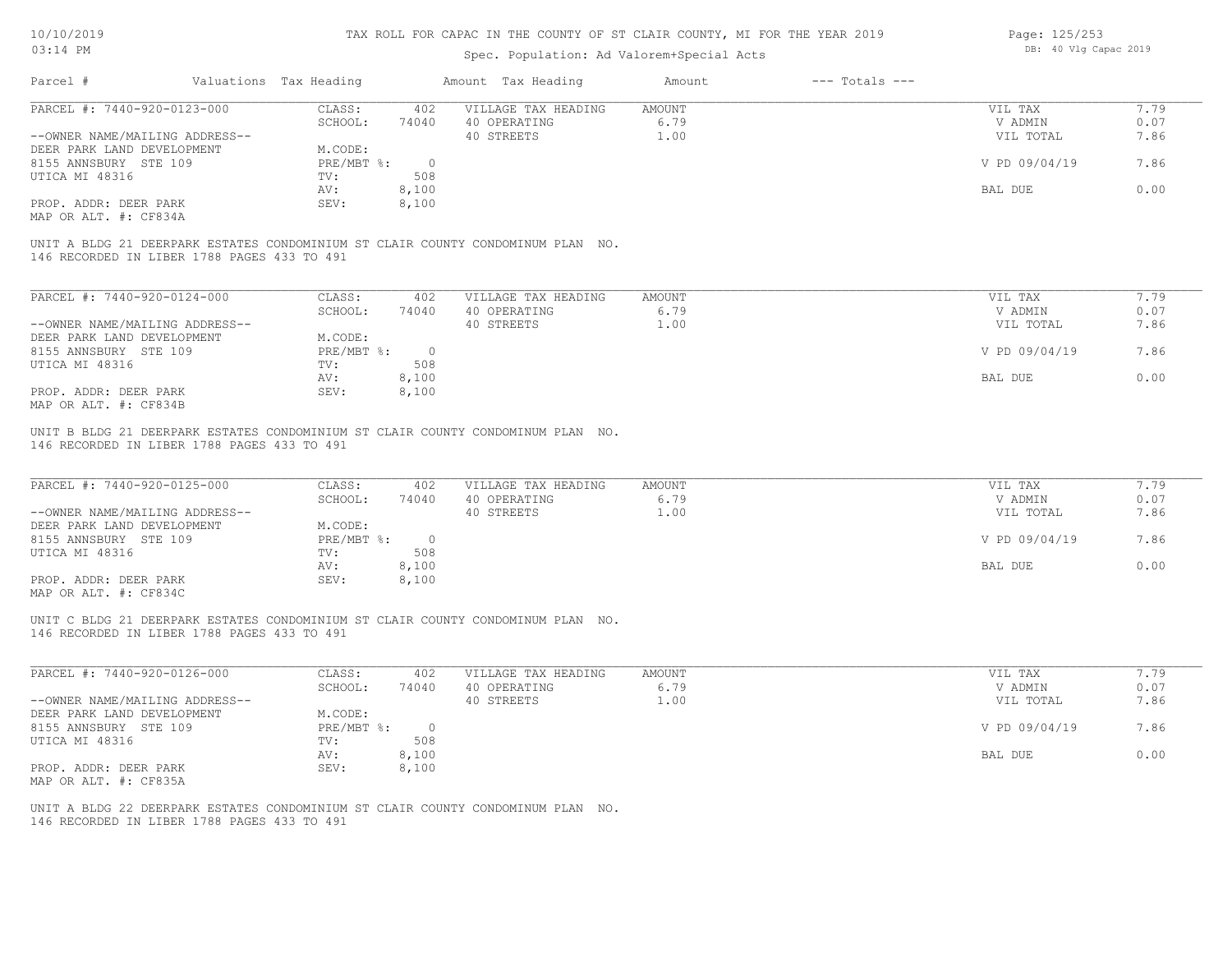# TAX ROLL FOR CAPAC IN THE COUNTY OF ST CLAIR COUNTY, MI FOR THE YEAR 2019

Spec. Population: Ad Valorem+Special Acts

10/10/2019
03:14 PM

DB: 40 Vlg Capac 2019

| Parcel # | Valuations Tax Heading | | Amount Tax Heading | Amount | --- Totals --- | |
|---|---|---|---|---|---|---|

---

**PARCEL #: 7440-920-0123-000**

| | | | | | |
|---|---|---|---|---|---|
| CLASS: | 402 | VILLAGE TAX HEADING | AMOUNT | VIL TAX | 7.79 |
| SCHOOL: | 74040 | 40 OPERATING | 6.79 | V ADMIN | 0.07 |
| | | 40 STREETS | 1.00 | VIL TOTAL | 7.86 |
| M.CODE: | | | | | |
| PRE/MBT %: | 0 | | | V PD 09/04/19 | 7.86 |
| TV: | 508 | | | | |
| AV: | 8,100 | | | BAL DUE | 0.00 |
| SEV: | 8,100 | | | | |

--OWNER NAME/MAILING ADDRESS--
DEER PARK LAND DEVELOPMENT
8155 ANNSBURY STE 109
UTICA MI 48316

PROP. ADDR: DEER PARK
MAP OR ALT. #: CF834A

UNIT A BLDG 21 DEERPARK ESTATES CONDOMINIUM ST CLAIR COUNTY CONDOMINUM PLAN NO. 146 RECORDED IN LIBER 1788 PAGES 433 TO 491

---

**PARCEL #: 7440-920-0124-000**

| | | | | | |
|---|---|---|---|---|---|
| CLASS: | 402 | VILLAGE TAX HEADING | AMOUNT | VIL TAX | 7.79 |
| SCHOOL: | 74040 | 40 OPERATING | 6.79 | V ADMIN | 0.07 |
| | | 40 STREETS | 1.00 | VIL TOTAL | 7.86 |
| M.CODE: | | | | | |
| PRE/MBT %: | 0 | | | V PD 09/04/19 | 7.86 |
| TV: | 508 | | | | |
| AV: | 8,100 | | | BAL DUE | 0.00 |
| SEV: | 8,100 | | | | |

--OWNER NAME/MAILING ADDRESS--
DEER PARK LAND DEVELOPMENT
8155 ANNSBURY STE 109
UTICA MI 48316

PROP. ADDR: DEER PARK
MAP OR ALT. #: CF834B

UNIT B BLDG 21 DEERPARK ESTATES CONDOMINIUM ST CLAIR COUNTY CONDOMINUM PLAN NO. 146 RECORDED IN LIBER 1788 PAGES 433 TO 491

---

**PARCEL #: 7440-920-0125-000**

| | | | | | |
|---|---|---|---|---|---|
| CLASS: | 402 | VILLAGE TAX HEADING | AMOUNT | VIL TAX | 7.79 |
| SCHOOL: | 74040 | 40 OPERATING | 6.79 | V ADMIN | 0.07 |
| | | 40 STREETS | 1.00 | VIL TOTAL | 7.86 |
| M.CODE: | | | | | |
| PRE/MBT %: | 0 | | | V PD 09/04/19 | 7.86 |
| TV: | 508 | | | | |
| AV: | 8,100 | | | BAL DUE | 0.00 |
| SEV: | 8,100 | | | | |

--OWNER NAME/MAILING ADDRESS--
DEER PARK LAND DEVELOPMENT
8155 ANNSBURY STE 109
UTICA MI 48316

PROP. ADDR: DEER PARK
MAP OR ALT. #: CF834C

UNIT C BLDG 21 DEERPARK ESTATES CONDOMINIUM ST CLAIR COUNTY CONDOMINUM PLAN NO. 146 RECORDED IN LIBER 1788 PAGES 433 TO 491

---

**PARCEL #: 7440-920-0126-000**

| | | | | | |
|---|---|---|---|---|---|
| CLASS: | 402 | VILLAGE TAX HEADING | AMOUNT | VIL TAX | 7.79 |
| SCHOOL: | 74040 | 40 OPERATING | 6.79 | V ADMIN | 0.07 |
| | | 40 STREETS | 1.00 | VIL TOTAL | 7.86 |
| M.CODE: | | | | | |
| PRE/MBT %: | 0 | | | V PD 09/04/19 | 7.86 |
| TV: | 508 | | | | |
| AV: | 8,100 | | | BAL DUE | 0.00 |
| SEV: | 8,100 | | | | |

--OWNER NAME/MAILING ADDRESS--
DEER PARK LAND DEVELOPMENT
8155 ANNSBURY STE 109
UTICA MI 48316

PROP. ADDR: DEER PARK
MAP OR ALT. #: CF835A

UNIT A BLDG 22 DEERPARK ESTATES CONDOMINIUM ST CLAIR COUNTY CONDOMINUM PLAN NO. 146 RECORDED IN LIBER 1788 PAGES 433 TO 491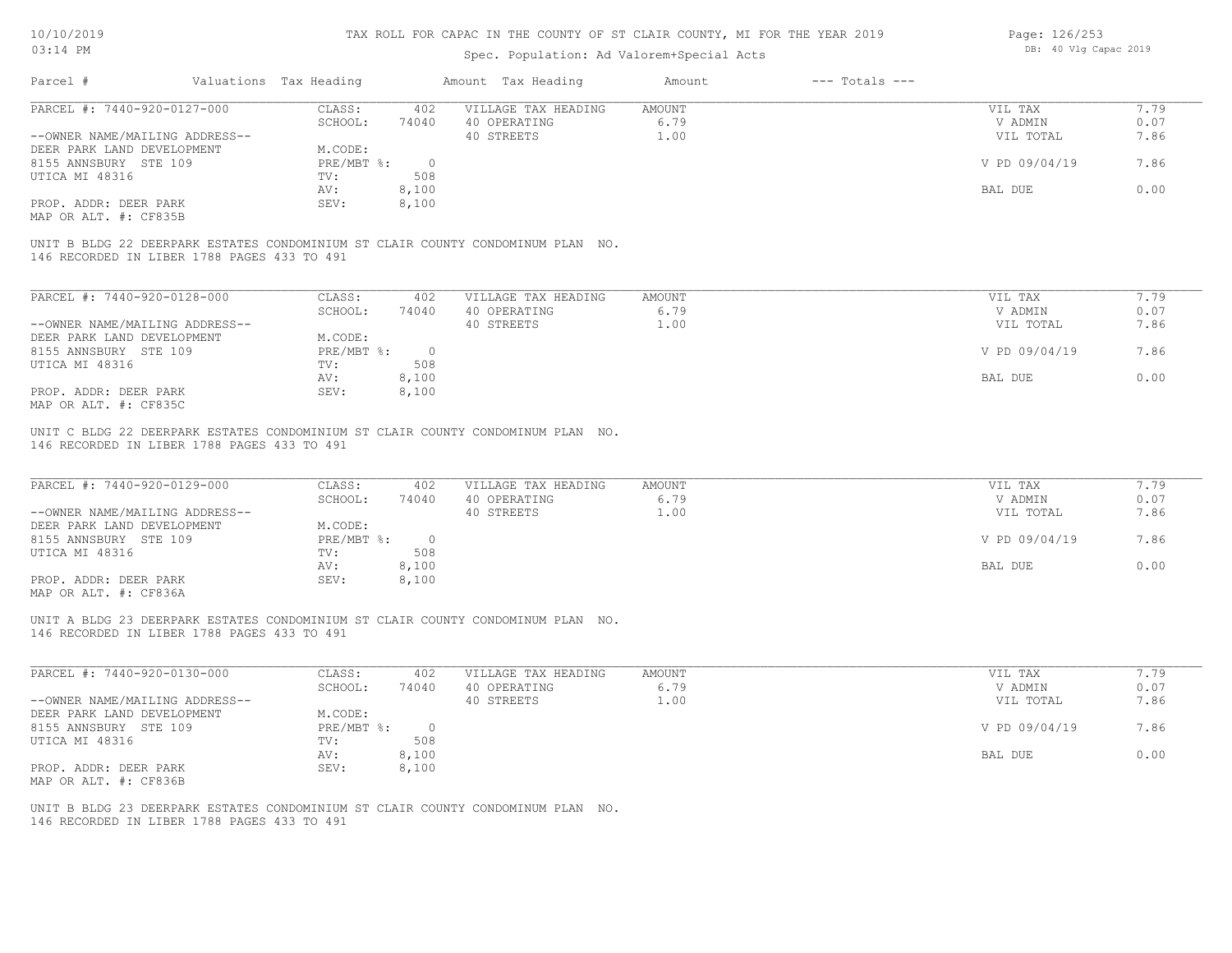# TAX ROLL FOR CAPAC IN THE COUNTY OF ST CLAIR COUNTY, MI FOR THE YEAR 2019

Spec. Population: Ad Valorem+Special Acts

DB: 40 Vlg Capac 2019

| Parcel # | Valuations | Tax Heading | Amount | Tax Heading | Amount | --- Totals --- | |
|---|---|---|---|---|---|---|---|
| PARCEL #: 7440-920-0127-000 | CLASS: | 402 | VILLAGE TAX HEADING | AMOUNT | | VIL TAX | 7.79 |
| | SCHOOL: | 74040 | 40 OPERATING | 6.79 | | V ADMIN | 0.07 |
| --OWNER NAME/MAILING ADDRESS-- | | | 40 STREETS | 1.00 | | VIL TOTAL | 7.86 |
| DEER PARK LAND DEVELOPMENT | M.CODE: | | | | | | |
| 8155 ANNSBURY STE 109 | PRE/MBT %: | 0 | | | | V PD 09/04/19 | 7.86 |
| UTICA MI 48316 | TV: | 508 | | | | | |
| | AV: | 8,100 | | | | BAL DUE | 0.00 |
| PROP. ADDR: DEER PARK | SEV: | 8,100 | | | | | |
| MAP OR ALT. #: CF835B | | | | | | | |

UNIT B BLDG 22 DEERPARK ESTATES CONDOMINIUM ST CLAIR COUNTY CONDOMINUM PLAN NO. 146 RECORDED IN LIBER 1788 PAGES 433 TO 491

| Parcel # | Valuations | Tax Heading | Amount | Tax Heading | Amount | --- Totals --- | |
|---|---|---|---|---|---|---|---|
| PARCEL #: 7440-920-0128-000 | CLASS: | 402 | VILLAGE TAX HEADING | AMOUNT | | VIL TAX | 7.79 |
| | SCHOOL: | 74040 | 40 OPERATING | 6.79 | | V ADMIN | 0.07 |
| --OWNER NAME/MAILING ADDRESS-- | | | 40 STREETS | 1.00 | | VIL TOTAL | 7.86 |
| DEER PARK LAND DEVELOPMENT | M.CODE: | | | | | | |
| 8155 ANNSBURY STE 109 | PRE/MBT %: | 0 | | | | V PD 09/04/19 | 7.86 |
| UTICA MI 48316 | TV: | 508 | | | | | |
| | AV: | 8,100 | | | | BAL DUE | 0.00 |
| PROP. ADDR: DEER PARK | SEV: | 8,100 | | | | | |
| MAP OR ALT. #: CF835C | | | | | | | |

UNIT C BLDG 22 DEERPARK ESTATES CONDOMINIUM ST CLAIR COUNTY CONDOMINUM PLAN NO. 146 RECORDED IN LIBER 1788 PAGES 433 TO 491

| Parcel # | Valuations | Tax Heading | Amount | Tax Heading | Amount | --- Totals --- | |
|---|---|---|---|---|---|---|---|
| PARCEL #: 7440-920-0129-000 | CLASS: | 402 | VILLAGE TAX HEADING | AMOUNT | | VIL TAX | 7.79 |
| | SCHOOL: | 74040 | 40 OPERATING | 6.79 | | V ADMIN | 0.07 |
| --OWNER NAME/MAILING ADDRESS-- | | | 40 STREETS | 1.00 | | VIL TOTAL | 7.86 |
| DEER PARK LAND DEVELOPMENT | M.CODE: | | | | | | |
| 8155 ANNSBURY STE 109 | PRE/MBT %: | 0 | | | | V PD 09/04/19 | 7.86 |
| UTICA MI 48316 | TV: | 508 | | | | | |
| | AV: | 8,100 | | | | BAL DUE | 0.00 |
| PROP. ADDR: DEER PARK | SEV: | 8,100 | | | | | |
| MAP OR ALT. #: CF836A | | | | | | | |

UNIT A BLDG 23 DEERPARK ESTATES CONDOMINIUM ST CLAIR COUNTY CONDOMINUM PLAN NO. 146 RECORDED IN LIBER 1788 PAGES 433 TO 491

| Parcel # | Valuations | Tax Heading | Amount | Tax Heading | Amount | --- Totals --- | |
|---|---|---|---|---|---|---|---|
| PARCEL #: 7440-920-0130-000 | CLASS: | 402 | VILLAGE TAX HEADING | AMOUNT | | VIL TAX | 7.79 |
| | SCHOOL: | 74040 | 40 OPERATING | 6.79 | | V ADMIN | 0.07 |
| --OWNER NAME/MAILING ADDRESS-- | | | 40 STREETS | 1.00 | | VIL TOTAL | 7.86 |
| DEER PARK LAND DEVELOPMENT | M.CODE: | | | | | | |
| 8155 ANNSBURY STE 109 | PRE/MBT %: | 0 | | | | V PD 09/04/19 | 7.86 |
| UTICA MI 48316 | TV: | 508 | | | | | |
| | AV: | 8,100 | | | | BAL DUE | 0.00 |
| PROP. ADDR: DEER PARK | SEV: | 8,100 | | | | | |
| MAP OR ALT. #: CF836B | | | | | | | |

UNIT B BLDG 23 DEERPARK ESTATES CONDOMINIUM ST CLAIR COUNTY CONDOMINUM PLAN NO. 146 RECORDED IN LIBER 1788 PAGES 433 TO 491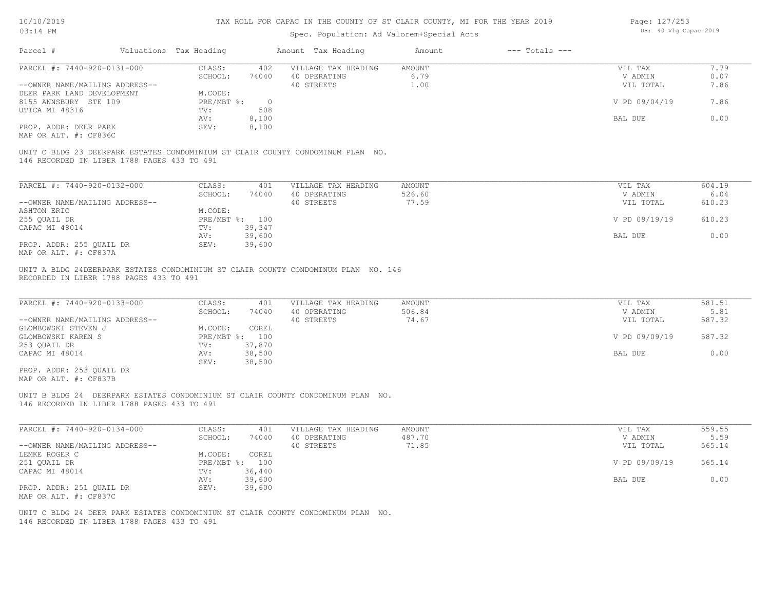TAX ROLL FOR CAPAC IN THE COUNTY OF ST CLAIR COUNTY, MI FOR THE YEAR 2019

Spec. Population: Ad Valorem+Special Acts

| Parcel # | Valuations | Tax Heading | Amount | Tax Heading | Amount | --- Totals --- | |
|---|---|---|---|---|---|---|---|

**PARCEL #: 7440-920-0131-000**

| | | | | | | | |
|---|---|---|---|---|---|---|---|
| PARCEL #: 7440-920-0131-000 | CLASS: | 402 | VILLAGE TAX HEADING | AMOUNT | | VIL TAX | 7.79 |
| | SCHOOL: | 74040 | 40 OPERATING | 6.79 | | V ADMIN | 0.07 |
| --OWNER NAME/MAILING ADDRESS-- | | | 40 STREETS | 1.00 | | VIL TOTAL | 7.86 |
| DEER PARK LAND DEVELOPMENT | M.CODE: | | | | | | |
| 8155 ANNSBURY STE 109 | PRE/MBT %: | 0 | | | | V PD 09/04/19 | 7.86 |
| UTICA MI 48316 | TV: | 508 | | | | | |
| | AV: | 8,100 | | | | BAL DUE | 0.00 |
| PROP. ADDR: DEER PARK | SEV: | 8,100 | | | | | |
| MAP OR ALT. #: CF836C | | | | | | | |

UNIT C BLDG 23 DEERPARK ESTATES CONDOMINIUM ST CLAIR COUNTY CONDOMINUM PLAN NO. 146 RECORDED IN LIBER 1788 PAGES 433 TO 491

**PARCEL #: 7440-920-0132-000**

| | | | | | | | |
|---|---|---|---|---|---|---|---|
| PARCEL #: 7440-920-0132-000 | CLASS: | 401 | VILLAGE TAX HEADING | AMOUNT | | VIL TAX | 604.19 |
| | SCHOOL: | 74040 | 40 OPERATING | 526.60 | | V ADMIN | 6.04 |
| --OWNER NAME/MAILING ADDRESS-- | | | 40 STREETS | 77.59 | | VIL TOTAL | 610.23 |
| ASHTON ERIC | M.CODE: | | | | | | |
| 255 QUAIL DR | PRE/MBT %: | 100 | | | | V PD 09/19/19 | 610.23 |
| CAPAC MI 48014 | TV: | 39,347 | | | | | |
| | AV: | 39,600 | | | | BAL DUE | 0.00 |
| PROP. ADDR: 255 QUAIL DR | SEV: | 39,600 | | | | | |
| MAP OR ALT. #: CF837A | | | | | | | |

UNIT A BLDG 24DEERPARK ESTATES CONDOMINIUM ST CLAIR COUNTY CONDOMINUM PLAN NO. 146 RECORDED IN LIBER 1788 PAGES 433 TO 491

**PARCEL #: 7440-920-0133-000**

| | | | | | | | |
|---|---|---|---|---|---|---|---|
| PARCEL #: 7440-920-0133-000 | CLASS: | 401 | VILLAGE TAX HEADING | AMOUNT | | VIL TAX | 581.51 |
| | SCHOOL: | 74040 | 40 OPERATING | 506.84 | | V ADMIN | 5.81 |
| --OWNER NAME/MAILING ADDRESS-- | | | 40 STREETS | 74.67 | | VIL TOTAL | 587.32 |
| GLOMBOWSKI STEVEN J | M.CODE: | COREL | | | | | |
| GLOMBOWSKI KAREN S | PRE/MBT %: | 100 | | | | V PD 09/09/19 | 587.32 |
| 253 QUAIL DR | TV: | 37,870 | | | | | |
| CAPAC MI 48014 | AV: | 38,500 | | | | BAL DUE | 0.00 |
| | SEV: | 38,500 | | | | | |
| PROP. ADDR: 253 QUAIL DR | | | | | | | |
| MAP OR ALT. #: CF837B | | | | | | | |

UNIT B BLDG 24 DEERPARK ESTATES CONDOMINIUM ST CLAIR COUNTY CONDOMINUM PLAN NO. 146 RECORDED IN LIBER 1788 PAGES 433 TO 491

**PARCEL #: 7440-920-0134-000**

| | | | | | | | |
|---|---|---|---|---|---|---|---|
| PARCEL #: 7440-920-0134-000 | CLASS: | 401 | VILLAGE TAX HEADING | AMOUNT | | VIL TAX | 559.55 |
| | SCHOOL: | 74040 | 40 OPERATING | 487.70 | | V ADMIN | 5.59 |
| --OWNER NAME/MAILING ADDRESS-- | | | 40 STREETS | 71.85 | | VIL TOTAL | 565.14 |
| LEMKE ROGER C | M.CODE: | COREL | | | | | |
| 251 QUAIL DR | PRE/MBT %: | 100 | | | | V PD 09/09/19 | 565.14 |
| CAPAC MI 48014 | TV: | 36,440 | | | | | |
| | AV: | 39,600 | | | | BAL DUE | 0.00 |
| PROP. ADDR: 251 QUAIL DR | SEV: | 39,600 | | | | | |
| MAP OR ALT. #: CF837C | | | | | | | |

UNIT C BLDG 24 DEER PARK ESTATES CONDOMINIUM ST CLAIR COUNTY CONDOMINUM PLAN NO. 146 RECORDED IN LIBER 1788 PAGES 433 TO 491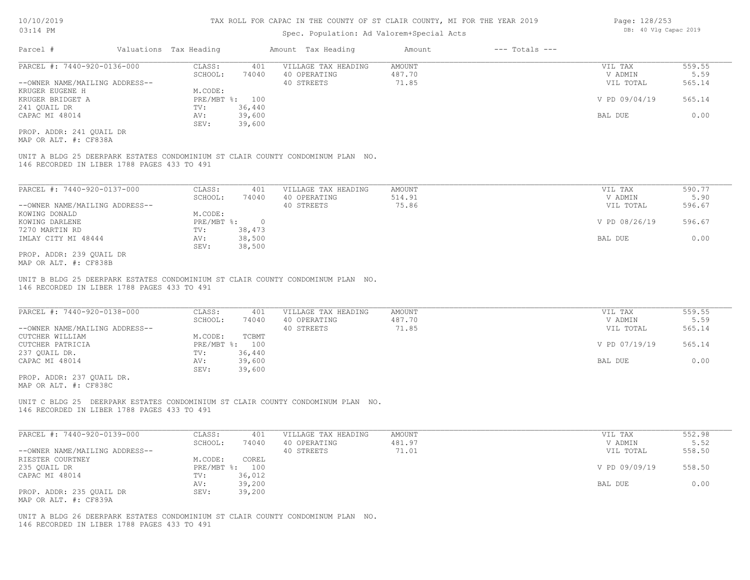TAX ROLL FOR CAPAC IN THE COUNTY OF ST CLAIR COUNTY, MI FOR THE YEAR 2019

Spec. Population: Ad Valorem+Special Acts

| Parcel # | Valuations | Tax Heading | Amount | Tax Heading | Amount | --- Totals --- |
|---|---|---|---|---|---|---|

PARCEL #: 7440-920-0136-000

| CLASS: | 401 | VILLAGE TAX HEADING | AMOUNT | VIL TAX | 559.55 |
|---|---|---|---|---|---|
| SCHOOL: | 74040 | 40 OPERATING | 487.70 | V ADMIN | 5.59 |
| | | 40 STREETS | 71.85 | VIL TOTAL | 565.14 |
| M.CODE: | | | | | |
| PRE/MBT %: | 100 | | | V PD 09/04/19 | 565.14 |
| TV: | 36,440 | | | | |
| AV: | 39,600 | | | BAL DUE | 0.00 |
| SEV: | 39,600 | | | | |

--OWNER NAME/MAILING ADDRESS--
KRUGER EUGENE H
KRUGER BRIDGET A
241 QUAIL DR
CAPAC MI 48014

PROP. ADDR: 241 QUAIL DR
MAP OR ALT. #: CF838A

UNIT A BLDG 25 DEERPARK ESTATES CONDOMINIUM ST CLAIR COUNTY CONDOMINUM PLAN NO. 146 RECORDED IN LIBER 1788 PAGES 433 TO 491

PARCEL #: 7440-920-0137-000

| CLASS: | 401 | VILLAGE TAX HEADING | AMOUNT | VIL TAX | 590.77 |
|---|---|---|---|---|---|
| SCHOOL: | 74040 | 40 OPERATING | 514.91 | V ADMIN | 5.90 |
| | | 40 STREETS | 75.86 | VIL TOTAL | 596.67 |
| M.CODE: | | | | | |
| PRE/MBT %: | 0 | | | V PD 08/26/19 | 596.67 |
| TV: | 38,473 | | | | |
| AV: | 38,500 | | | BAL DUE | 0.00 |
| SEV: | 38,500 | | | | |

--OWNER NAME/MAILING ADDRESS--
KOWING DONALD
KOWING DARLENE
7270 MARTIN RD
IMLAY CITY MI 48444

PROP. ADDR: 239 QUAIL DR
MAP OR ALT. #: CF838B

UNIT B BLDG 25 DEERPARK ESTATES CONDOMINIUM ST CLAIR COUNTY CONDOMINUM PLAN NO. 146 RECORDED IN LIBER 1788 PAGES 433 TO 491

PARCEL #: 7440-920-0138-000

| CLASS: | 401 | VILLAGE TAX HEADING | AMOUNT | VIL TAX | 559.55 |
|---|---|---|---|---|---|
| SCHOOL: | 74040 | 40 OPERATING | 487.70 | V ADMIN | 5.59 |
| | | 40 STREETS | 71.85 | VIL TOTAL | 565.14 |
| M.CODE: | TCBMT | | | | |
| PRE/MBT %: | 100 | | | V PD 07/19/19 | 565.14 |
| TV: | 36,440 | | | | |
| AV: | 39,600 | | | BAL DUE | 0.00 |
| SEV: | 39,600 | | | | |

--OWNER NAME/MAILING ADDRESS--
CUTCHER WILLIAM
CUTCHER PATRICIA
237 QUAIL DR.
CAPAC MI 48014

PROP. ADDR: 237 QUAIL DR.
MAP OR ALT. #: CF838C

UNIT C BLDG 25 DEERPARK ESTATES CONDOMINIUM ST CLAIR COUNTY CONDOMINUM PLAN NO. 146 RECORDED IN LIBER 1788 PAGES 433 TO 491

PARCEL #: 7440-920-0139-000

| CLASS: | 401 | VILLAGE TAX HEADING | AMOUNT | VIL TAX | 552.98 |
|---|---|---|---|---|---|
| SCHOOL: | 74040 | 40 OPERATING | 481.97 | V ADMIN | 5.52 |
| | | 40 STREETS | 71.01 | VIL TOTAL | 558.50 |
| M.CODE: | COREL | | | | |
| PRE/MBT %: | 100 | | | V PD 09/09/19 | 558.50 |
| TV: | 36,012 | | | | |
| AV: | 39,200 | | | BAL DUE | 0.00 |
| SEV: | 39,200 | | | | |

--OWNER NAME/MAILING ADDRESS--
RIESTER COURTNEY
235 QUAIL DR
CAPAC MI 48014

PROP. ADDR: 235 QUAIL DR
MAP OR ALT. #: CF839A

UNIT A BLDG 26 DEERPARK ESTATES CONDOMINIUM ST CLAIR COUNTY CONDOMINUM PLAN NO. 146 RECORDED IN LIBER 1788 PAGES 433 TO 491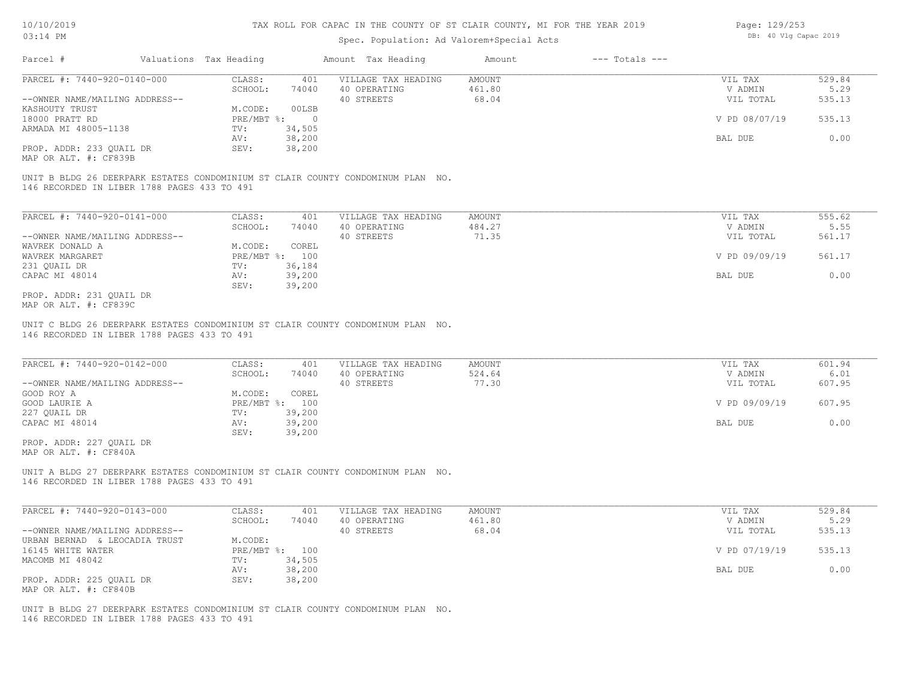# TAX ROLL FOR CAPAC IN THE COUNTY OF ST CLAIR COUNTY, MI FOR THE YEAR 2019

Spec. Population: Ad Valorem+Special Acts

| Parcel # | Valuations | Tax Heading | Amount | Tax Heading | Amount | --- Totals --- | |
|---|---|---|---|---|---|---|---|
| PARCEL #: 7440-920-0140-000 | CLASS: | 401 | VILLAGE TAX HEADING | AMOUNT | | VIL TAX | 529.84 |
| | SCHOOL: | 74040 | 40 OPERATING | 461.80 | | V ADMIN | 5.29 |
| --OWNER NAME/MAILING ADDRESS-- | | | 40 STREETS | 68.04 | | VIL TOTAL | 535.13 |
| KASHOUTY TRUST | M.CODE: | 00LSB | | | | | |
| 18000 PRATT RD | PRE/MBT %: | 0 | | | | V PD 08/07/19 | 535.13 |
| ARMADA MI 48005-1138 | TV: | 34,505 | | | | | |
| | AV: | 38,200 | | | | BAL DUE | 0.00 |
| PROP. ADDR: 233 QUAIL DR | SEV: | 38,200 | | | | | |
| MAP OR ALT. #: CF839B | | | | | | | |

UNIT B BLDG 26 DEERPARK ESTATES CONDOMINIUM ST CLAIR COUNTY CONDOMINUM PLAN NO. 146 RECORDED IN LIBER 1788 PAGES 433 TO 491

| Parcel # | Valuations | Tax Heading | Amount | Tax Heading | Amount | --- Totals --- | |
|---|---|---|---|---|---|---|---|
| PARCEL #: 7440-920-0141-000 | CLASS: | 401 | VILLAGE TAX HEADING | AMOUNT | | VIL TAX | 555.62 |
| | SCHOOL: | 74040 | 40 OPERATING | 484.27 | | V ADMIN | 5.55 |
| --OWNER NAME/MAILING ADDRESS-- | | | 40 STREETS | 71.35 | | VIL TOTAL | 561.17 |
| WAVREK DONALD A | M.CODE: | COREL | | | | | |
| WAVREK MARGARET | PRE/MBT %: | 100 | | | | V PD 09/09/19 | 561.17 |
| 231 QUAIL DR | TV: | 36,184 | | | | | |
| CAPAC MI 48014 | AV: | 39,200 | | | | BAL DUE | 0.00 |
| | SEV: | 39,200 | | | | | |
| PROP. ADDR: 231 QUAIL DR | | | | | | | |
| MAP OR ALT. #: CF839C | | | | | | | |

UNIT C BLDG 26 DEERPARK ESTATES CONDOMINIUM ST CLAIR COUNTY CONDOMINUM PLAN NO. 146 RECORDED IN LIBER 1788 PAGES 433 TO 491

| Parcel # | Valuations | Tax Heading | Amount | Tax Heading | Amount | --- Totals --- | |
|---|---|---|---|---|---|---|---|
| PARCEL #: 7440-920-0142-000 | CLASS: | 401 | VILLAGE TAX HEADING | AMOUNT | | VIL TAX | 601.94 |
| | SCHOOL: | 74040 | 40 OPERATING | 524.64 | | V ADMIN | 6.01 |
| --OWNER NAME/MAILING ADDRESS-- | | | 40 STREETS | 77.30 | | VIL TOTAL | 607.95 |
| GOOD ROY A | M.CODE: | COREL | | | | | |
| GOOD LAURIE A | PRE/MBT %: | 100 | | | | V PD 09/09/19 | 607.95 |
| 227 QUAIL DR | TV: | 39,200 | | | | | |
| CAPAC MI 48014 | AV: | 39,200 | | | | BAL DUE | 0.00 |
| | SEV: | 39,200 | | | | | |
| PROP. ADDR: 227 QUAIL DR | | | | | | | |
| MAP OR ALT. #: CF840A | | | | | | | |

UNIT A BLDG 27 DEERPARK ESTATES CONDOMINIUM ST CLAIR COUNTY CONDOMINUM PLAN NO. 146 RECORDED IN LIBER 1788 PAGES 433 TO 491

| Parcel # | Valuations | Tax Heading | Amount | Tax Heading | Amount | --- Totals --- | |
|---|---|---|---|---|---|---|---|
| PARCEL #: 7440-920-0143-000 | CLASS: | 401 | VILLAGE TAX HEADING | AMOUNT | | VIL TAX | 529.84 |
| | SCHOOL: | 74040 | 40 OPERATING | 461.80 | | V ADMIN | 5.29 |
| --OWNER NAME/MAILING ADDRESS-- | | | 40 STREETS | 68.04 | | VIL TOTAL | 535.13 |
| URBAN BERNAD & LEOCADIA TRUST | M.CODE: | | | | | | |
| 16145 WHITE WATER | PRE/MBT %: | 100 | | | | V PD 07/19/19 | 535.13 |
| MACOMB MI 48042 | TV: | 34,505 | | | | | |
| | AV: | 38,200 | | | | BAL DUE | 0.00 |
| PROP. ADDR: 225 QUAIL DR | SEV: | 38,200 | | | | | |
| MAP OR ALT. #: CF840B | | | | | | | |

UNIT B BLDG 27 DEERPARK ESTATES CONDOMINIUM ST CLAIR COUNTY CONDOMINUM PLAN NO. 146 RECORDED IN LIBER 1788 PAGES 433 TO 491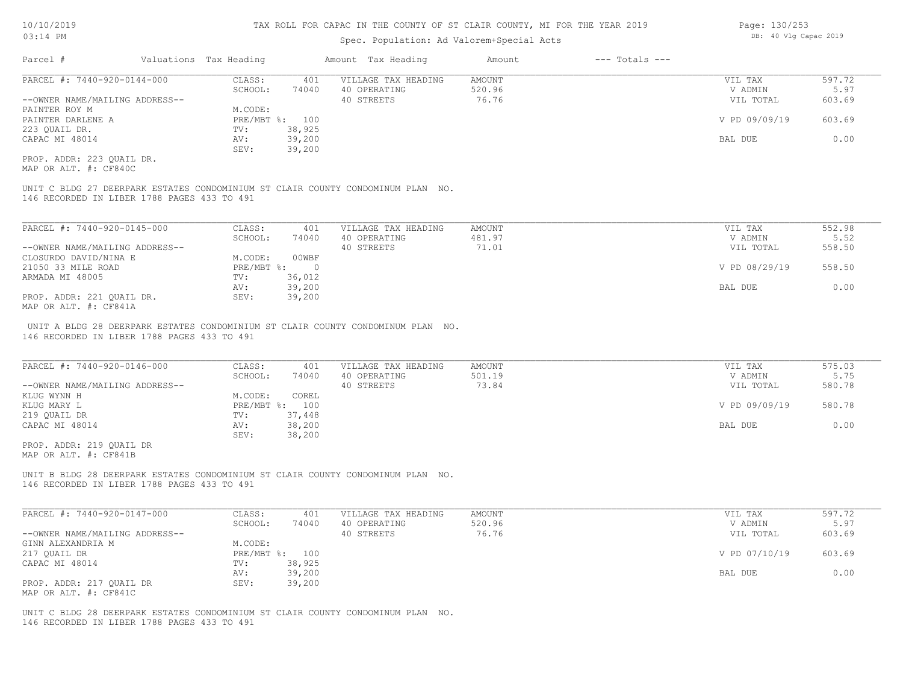# TAX ROLL FOR CAPAC IN THE COUNTY OF ST CLAIR COUNTY, MI FOR THE YEAR 2019

Spec. Population: Ad Valorem+Special Acts

| Parcel # | Valuations | Tax Heading | Amount | Tax Heading | Amount | --- Totals --- | |
|---|---|---|---|---|---|---|---|

**PARCEL #: 7440-920-0144-000**

| | | | | |
|---|---|---|---|---|
| CLASS: | 401 | VILLAGE TAX HEADING | AMOUNT | VIL TAX | 597.72 |
| SCHOOL: | 74040 | 40 OPERATING | 520.96 | V ADMIN | 5.97 |
| M.CODE: | | 40 STREETS | 76.76 | VIL TOTAL | 603.69 |
| PRE/MBT %: | 100 | | | V PD 09/09/19 | 603.69 |
| TV: | 38,925 | | | | |
| AV: | 39,200 | | | BAL DUE | 0.00 |
| SEV: | 39,200 | | | | |

--OWNER NAME/MAILING ADDRESS--
PAINTER ROY M
PAINTER DARLENE A
223 QUAIL DR.
CAPAC MI 48014

PROP. ADDR: 223 QUAIL DR.
MAP OR ALT. #: CF840C

UNIT C BLDG 27 DEERPARK ESTATES CONDOMINIUM ST CLAIR COUNTY CONDOMINUM PLAN NO. 146 RECORDED IN LIBER 1788 PAGES 433 TO 491

---

**PARCEL #: 7440-920-0145-000**

| | | | | | |
|---|---|---|---|---|---|
| CLASS: | 401 | VILLAGE TAX HEADING | AMOUNT | VIL TAX | 552.98 |
| SCHOOL: | 74040 | 40 OPERATING | 481.97 | V ADMIN | 5.52 |
| M.CODE: | 00WBF | 40 STREETS | 71.01 | VIL TOTAL | 558.50 |
| PRE/MBT %: | 0 | | | V PD 08/29/19 | 558.50 |
| TV: | 36,012 | | | | |
| AV: | 39,200 | | | BAL DUE | 0.00 |
| SEV: | 39,200 | | | | |

--OWNER NAME/MAILING ADDRESS--
CLOSURDO DAVID/NINA E
21050 33 MILE ROAD
ARMADA MI 48005

PROP. ADDR: 221 QUAIL DR.
MAP OR ALT. #: CF841A

UNIT A BLDG 28 DEERPARK ESTATES CONDOMINIUM ST CLAIR COUNTY CONDOMINUM PLAN NO. 146 RECORDED IN LIBER 1788 PAGES 433 TO 491

---

**PARCEL #: 7440-920-0146-000**

| | | | | | |
|---|---|---|---|---|---|
| CLASS: | 401 | VILLAGE TAX HEADING | AMOUNT | VIL TAX | 575.03 |
| SCHOOL: | 74040 | 40 OPERATING | 501.19 | V ADMIN | 5.75 |
| M.CODE: | COREL | 40 STREETS | 73.84 | VIL TOTAL | 580.78 |
| PRE/MBT %: | 100 | | | V PD 09/09/19 | 580.78 |
| TV: | 37,448 | | | | |
| AV: | 38,200 | | | BAL DUE | 0.00 |
| SEV: | 38,200 | | | | |

--OWNER NAME/MAILING ADDRESS--
KLUG WYNN H
KLUG MARY L
219 QUAIL DR
CAPAC MI 48014

PROP. ADDR: 219 QUAIL DR
MAP OR ALT. #: CF841B

UNIT B BLDG 28 DEERPARK ESTATES CONDOMINIUM ST CLAIR COUNTY CONDOMINUM PLAN NO. 146 RECORDED IN LIBER 1788 PAGES 433 TO 491

---

**PARCEL #: 7440-920-0147-000**

| | | | | | |
|---|---|---|---|---|---|
| CLASS: | 401 | VILLAGE TAX HEADING | AMOUNT | VIL TAX | 597.72 |
| SCHOOL: | 74040 | 40 OPERATING | 520.96 | V ADMIN | 5.97 |
| M.CODE: | | 40 STREETS | 76.76 | VIL TOTAL | 603.69 |
| PRE/MBT %: | 100 | | | V PD 07/10/19 | 603.69 |
| TV: | 38,925 | | | | |
| AV: | 39,200 | | | BAL DUE | 0.00 |
| SEV: | 39,200 | | | | |

--OWNER NAME/MAILING ADDRESS--
GINN ALEXANDRIA M
217 QUAIL DR
CAPAC MI 48014

PROP. ADDR: 217 QUAIL DR
MAP OR ALT. #: CF841C

UNIT C BLDG 28 DEERPARK ESTATES CONDOMINIUM ST CLAIR COUNTY CONDOMINUM PLAN NO. 146 RECORDED IN LIBER 1788 PAGES 433 TO 491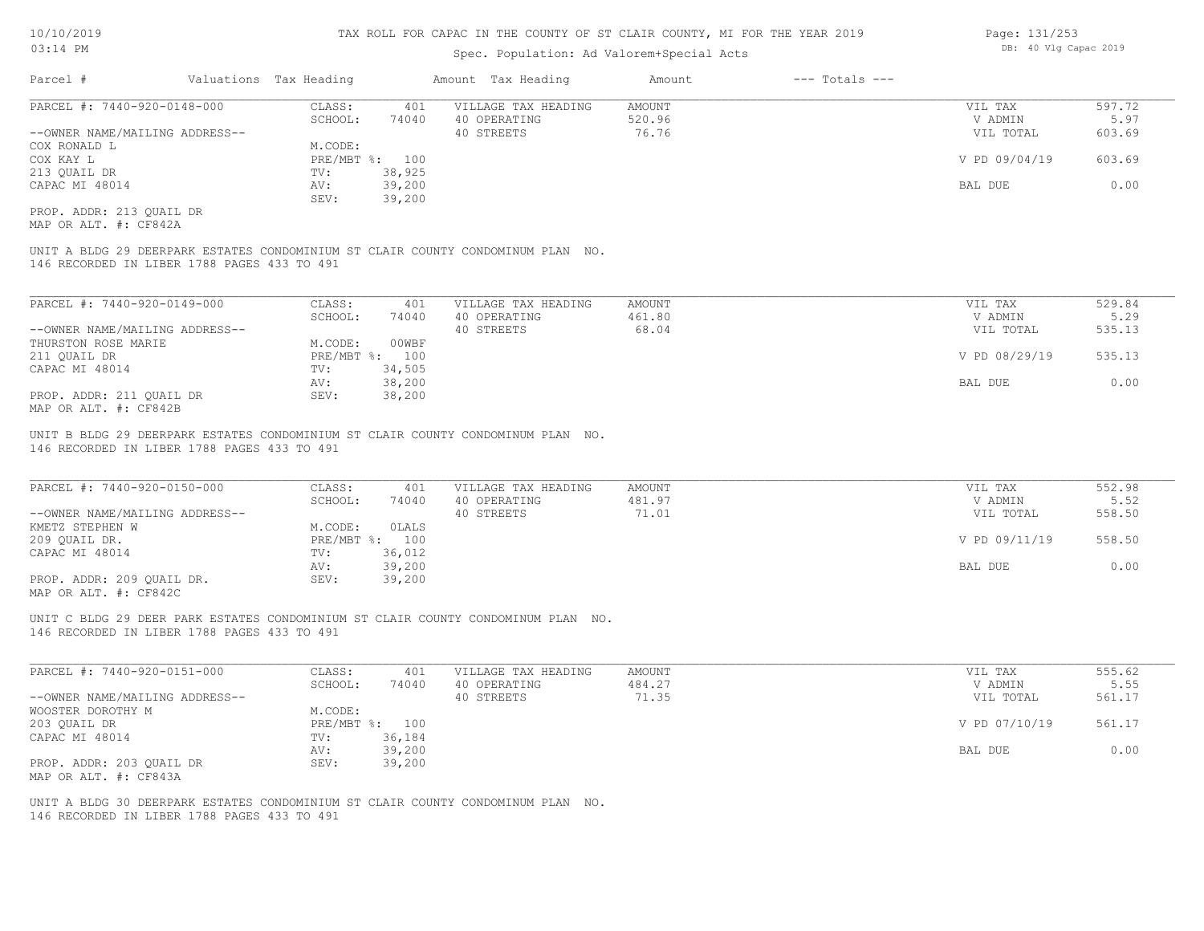# TAX ROLL FOR CAPAC IN THE COUNTY OF ST CLAIR COUNTY, MI FOR THE YEAR 2019

Spec. Population: Ad Valorem+Special Acts

| Parcel # | Valuations | Tax Heading | Amount | Tax Heading | Amount | --- Totals --- | |
|---|---|---|---|---|---|---|---|

**PARCEL #: 7440-920-0148-000**

| | | | | | |
|---|---|---|---|---|---|
| CLASS: | 401 | VILLAGE TAX HEADING | AMOUNT | VIL TAX | 597.72 |
| SCHOOL: | 74040 | 40 OPERATING | 520.96 | V ADMIN | 5.97 |
| | | 40 STREETS | 76.76 | VIL TOTAL | 603.69 |
| M.CODE: | | | | | |
| PRE/MBT %: | 100 | | | V PD 09/04/19 | 603.69 |
| TV: | 38,925 | | | | |
| AV: | 39,200 | | | BAL DUE | 0.00 |
| SEV: | 39,200 | | | | |

--OWNER NAME/MAILING ADDRESS--
COX RONALD L
COX KAY L
213 QUAIL DR
CAPAC MI 48014

PROP. ADDR: 213 QUAIL DR
MAP OR ALT. #: CF842A

UNIT A BLDG 29 DEERPARK ESTATES CONDOMINIUM ST CLAIR COUNTY CONDOMINUM PLAN NO. 146 RECORDED IN LIBER 1788 PAGES 433 TO 491

**PARCEL #: 7440-920-0149-000**

| | | | | | |
|---|---|---|---|---|---|
| CLASS: | 401 | VILLAGE TAX HEADING | AMOUNT | VIL TAX | 529.84 |
| SCHOOL: | 74040 | 40 OPERATING | 461.80 | V ADMIN | 5.29 |
| | | 40 STREETS | 68.04 | VIL TOTAL | 535.13 |
| M.CODE: | 00WBF | | | | |
| PRE/MBT %: | 100 | | | V PD 08/29/19 | 535.13 |
| TV: | 34,505 | | | | |
| AV: | 38,200 | | | BAL DUE | 0.00 |
| SEV: | 38,200 | | | | |

--OWNER NAME/MAILING ADDRESS--
THURSTON ROSE MARIE
211 QUAIL DR
CAPAC MI 48014

PROP. ADDR: 211 QUAIL DR
MAP OR ALT. #: CF842B

UNIT B BLDG 29 DEERPARK ESTATES CONDOMINIUM ST CLAIR COUNTY CONDOMINUM PLAN NO. 146 RECORDED IN LIBER 1788 PAGES 433 TO 491

**PARCEL #: 7440-920-0150-000**

| | | | | | |
|---|---|---|---|---|---|
| CLASS: | 401 | VILLAGE TAX HEADING | AMOUNT | VIL TAX | 552.98 |
| SCHOOL: | 74040 | 40 OPERATING | 481.97 | V ADMIN | 5.52 |
| | | 40 STREETS | 71.01 | VIL TOTAL | 558.50 |
| M.CODE: | 0LALS | | | | |
| PRE/MBT %: | 100 | | | V PD 09/11/19 | 558.50 |
| TV: | 36,012 | | | | |
| AV: | 39,200 | | | BAL DUE | 0.00 |
| SEV: | 39,200 | | | | |

--OWNER NAME/MAILING ADDRESS--
KMETZ STEPHEN W
209 QUAIL DR.
CAPAC MI 48014

PROP. ADDR: 209 QUAIL DR.
MAP OR ALT. #: CF842C

UNIT C BLDG 29 DEER PARK ESTATES CONDOMINIUM ST CLAIR COUNTY CONDOMINUM PLAN NO. 146 RECORDED IN LIBER 1788 PAGES 433 TO 491

**PARCEL #: 7440-920-0151-000**

| | | | | | |
|---|---|---|---|---|---|
| CLASS: | 401 | VILLAGE TAX HEADING | AMOUNT | VIL TAX | 555.62 |
| SCHOOL: | 74040 | 40 OPERATING | 484.27 | V ADMIN | 5.55 |
| | | 40 STREETS | 71.35 | VIL TOTAL | 561.17 |
| M.CODE: | | | | | |
| PRE/MBT %: | 100 | | | V PD 07/10/19 | 561.17 |
| TV: | 36,184 | | | | |
| AV: | 39,200 | | | BAL DUE | 0.00 |
| SEV: | 39,200 | | | | |

--OWNER NAME/MAILING ADDRESS--
WOOSTER DOROTHY M
203 QUAIL DR
CAPAC MI 48014

PROP. ADDR: 203 QUAIL DR
MAP OR ALT. #: CF843A

UNIT A BLDG 30 DEERPARK ESTATES CONDOMINIUM ST CLAIR COUNTY CONDOMINUM PLAN NO. 146 RECORDED IN LIBER 1788 PAGES 433 TO 491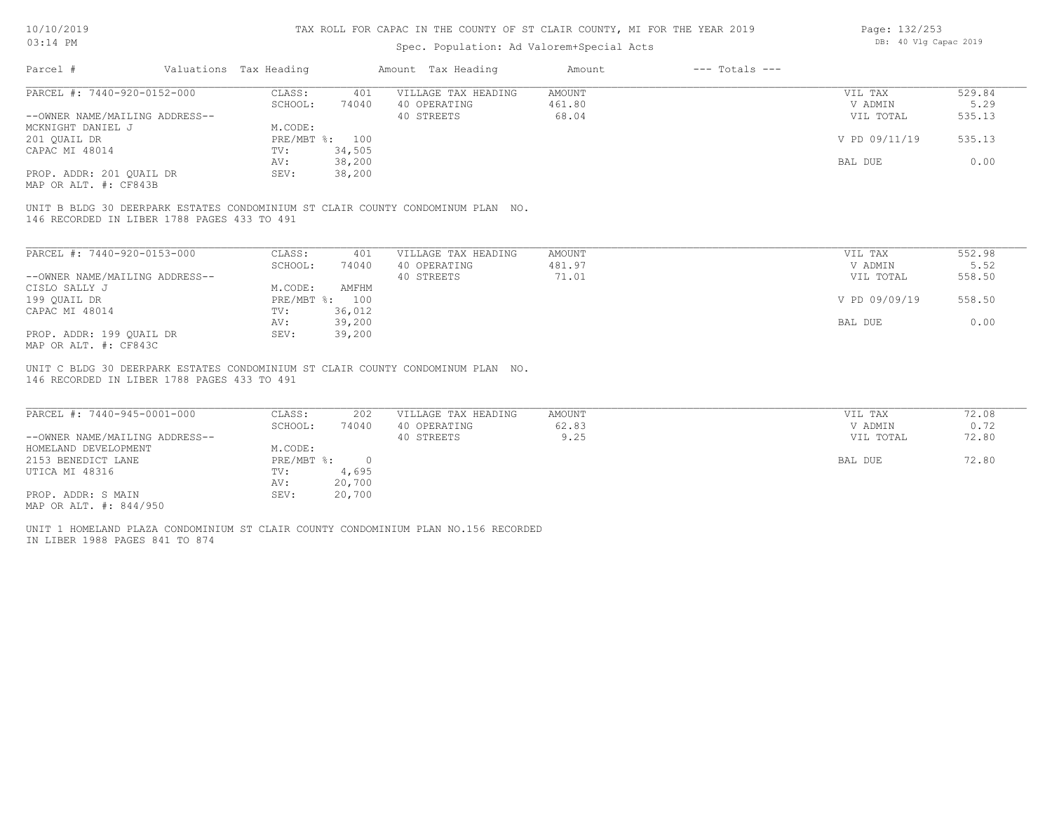TAX ROLL FOR CAPAC IN THE COUNTY OF ST CLAIR COUNTY, MI FOR THE YEAR 2019

Spec. Population: Ad Valorem+Special Acts

DB: 40 Vlg Capac 2019

| Parcel # | Valuations | Tax Heading | Amount | Tax Heading | Amount | --- Totals --- | |
|---|---|---|---|---|---|---|---|
| PARCEL #: 7440-920-0152-000 | CLASS: | 401 | VILLAGE TAX HEADING | AMOUNT | | VIL TAX | 529.84 |
| | SCHOOL: | 74040 | 40 OPERATING | 461.80 | | V ADMIN | 5.29 |
| --OWNER NAME/MAILING ADDRESS-- | | | 40 STREETS | 68.04 | | VIL TOTAL | 535.13 |
| MCKNIGHT DANIEL J | M.CODE: | | | | | | |
| 201 QUAIL DR | PRE/MBT %: | 100 | | | | V PD 09/11/19 | 535.13 |
| CAPAC MI 48014 | TV: | 34,505 | | | | | |
| | AV: | 38,200 | | | | BAL DUE | 0.00 |
| PROP. ADDR: 201 QUAIL DR | SEV: | 38,200 | | | | | |
| MAP OR ALT. #: CF843B | | | | | | | |

UNIT B BLDG 30 DEERPARK ESTATES CONDOMINIUM ST CLAIR COUNTY CONDOMINUM PLAN NO. 146 RECORDED IN LIBER 1788 PAGES 433 TO 491

| Parcel # | Valuations | Tax Heading | Amount | Tax Heading | Amount | --- Totals --- | |
|---|---|---|---|---|---|---|---|
| PARCEL #: 7440-920-0153-000 | CLASS: | 401 | VILLAGE TAX HEADING | AMOUNT | | VIL TAX | 552.98 |
| | SCHOOL: | 74040 | 40 OPERATING | 481.97 | | V ADMIN | 5.52 |
| --OWNER NAME/MAILING ADDRESS-- | | | 40 STREETS | 71.01 | | VIL TOTAL | 558.50 |
| CISLO SALLY J | M.CODE: | AMFHM | | | | | |
| 199 QUAIL DR | PRE/MBT %: | 100 | | | | V PD 09/09/19 | 558.50 |
| CAPAC MI 48014 | TV: | 36,012 | | | | | |
| | AV: | 39,200 | | | | BAL DUE | 0.00 |
| PROP. ADDR: 199 QUAIL DR | SEV: | 39,200 | | | | | |
| MAP OR ALT. #: CF843C | | | | | | | |

UNIT C BLDG 30 DEERPARK ESTATES CONDOMINIUM ST CLAIR COUNTY CONDOMINUM PLAN NO. 146 RECORDED IN LIBER 1788 PAGES 433 TO 491

| Parcel # | Valuations | Tax Heading | Amount | Tax Heading | Amount | --- Totals --- | |
|---|---|---|---|---|---|---|---|
| PARCEL #: 7440-945-0001-000 | CLASS: | 202 | VILLAGE TAX HEADING | AMOUNT | | VIL TAX | 72.08 |
| | SCHOOL: | 74040 | 40 OPERATING | 62.83 | | V ADMIN | 0.72 |
| --OWNER NAME/MAILING ADDRESS-- | | | 40 STREETS | 9.25 | | VIL TOTAL | 72.80 |
| HOMELAND DEVELOPMENT | M.CODE: | | | | | | |
| 2153 BENEDICT LANE | PRE/MBT %: | 0 | | | | BAL DUE | 72.80 |
| UTICA MI 48316 | TV: | 4,695 | | | | | |
| | AV: | 20,700 | | | | | |
| PROP. ADDR: S MAIN | SEV: | 20,700 | | | | | |
| MAP OR ALT. #: 844/950 | | | | | | | |

UNIT 1 HOMELAND PLAZA CONDOMINIUM ST CLAIR COUNTY CONDOMINIUM PLAN NO.156 RECORDED IN LIBER 1988 PAGES 841 TO 874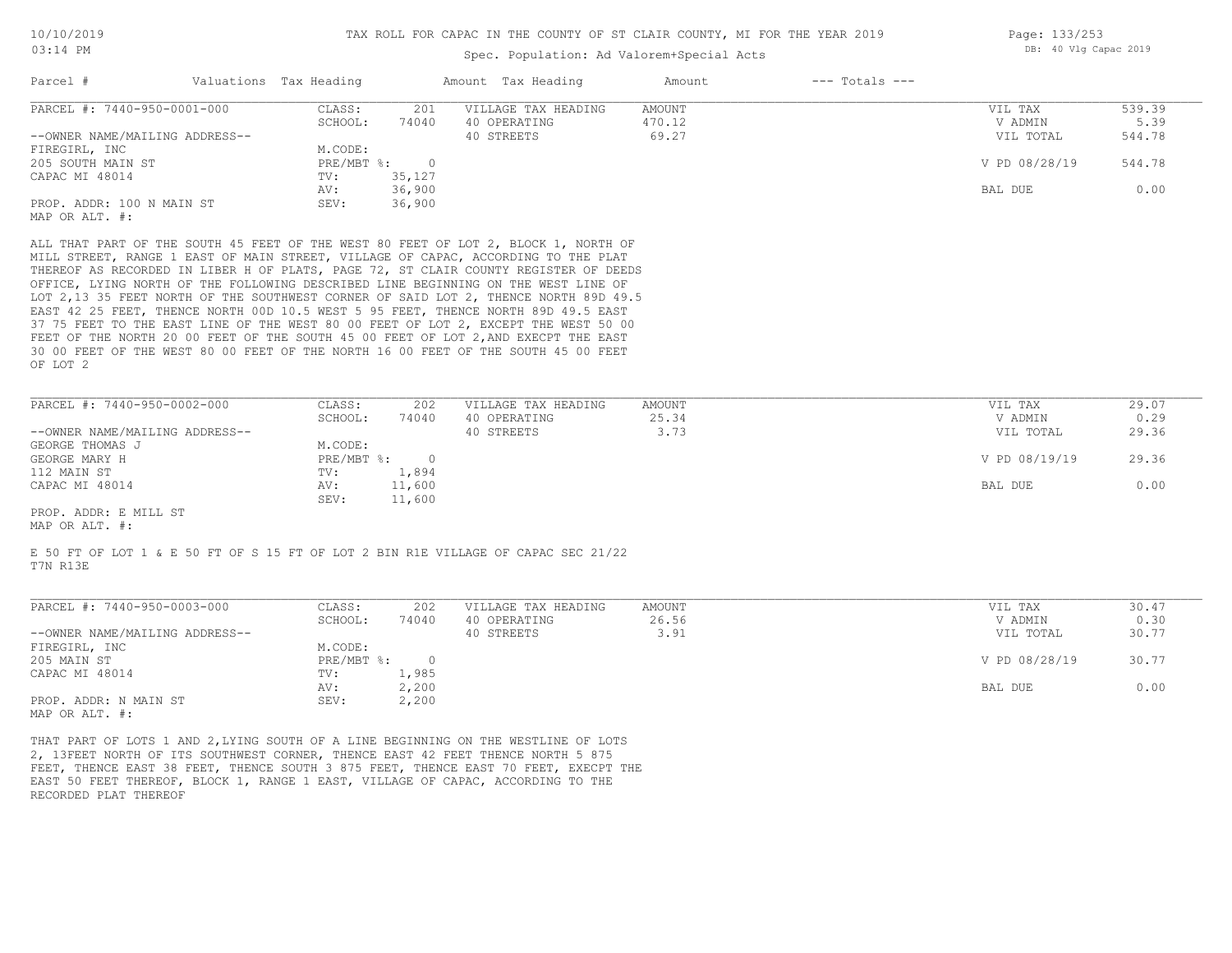TAX ROLL FOR CAPAC IN THE COUNTY OF ST CLAIR COUNTY, MI FOR THE YEAR 2019

Spec. Population: Ad Valorem+Special Acts

DB: 40 Vlg Capac 2019

| Parcel # | Valuations | Tax Heading | Amount | Tax Heading | Amount | --- Totals --- | |
|---|---|---|---|---|---|---|---|
| PARCEL #: 7440-950-0001-000 | CLASS: | 201 | VILLAGE TAX HEADING | AMOUNT | | VIL TAX | 539.39 |
| | SCHOOL: | 74040 | 40 OPERATING | 470.12 | | V ADMIN | 5.39 |
| --OWNER NAME/MAILING ADDRESS-- | | | 40 STREETS | 69.27 | | VIL TOTAL | 544.78 |
| FIREGIRL, INC | M.CODE: | | | | | | |
| 205 SOUTH MAIN ST | PRE/MBT %: | 0 | | | | V PD 08/28/19 | 544.78 |
| CAPAC MI 48014 | TV: | 35,127 | | | | | |
| | AV: | 36,900 | | | | BAL DUE | 0.00 |
| PROP. ADDR: 100 N MAIN ST | SEV: | 36,900 | | | | | |
| MAP OR ALT. #: | | | | | | | |

ALL THAT PART OF THE SOUTH 45 FEET OF THE WEST 80 FEET OF LOT 2, BLOCK 1, NORTH OF MILL STREET, RANGE 1 EAST OF MAIN STREET, VILLAGE OF CAPAC, ACCORDING TO THE PLAT THEREOF AS RECORDED IN LIBER H OF PLATS, PAGE 72, ST CLAIR COUNTY REGISTER OF DEEDS OFFICE, LYING NORTH OF THE FOLLOWING DESCRIBED LINE BEGINNING ON THE WEST LINE OF LOT 2,13 35 FEET NORTH OF THE SOUTHWEST CORNER OF SAID LOT 2, THENCE NORTH 89D 49.5 EAST 42 25 FEET, THENCE NORTH 00D 10.5 WEST 5 95 FEET, THENCE NORTH 89D 49.5 EAST 37 75 FEET TO THE EAST LINE OF THE WEST 80 00 FEET OF LOT 2, EXCEPT THE WEST 50 00 FEET OF THE NORTH 20 00 FEET OF THE SOUTH 45 00 FEET OF LOT 2,AND EXECPT THE EAST 30 00 FEET OF THE WEST 80 00 FEET OF THE NORTH 16 00 FEET OF THE SOUTH 45 00 FEET OF LOT 2

| Parcel # | Valuations | Tax Heading | Amount | Tax Heading | Amount | --- Totals --- | |
|---|---|---|---|---|---|---|---|
| PARCEL #: 7440-950-0002-000 | CLASS: | 202 | VILLAGE TAX HEADING | AMOUNT | | VIL TAX | 29.07 |
| | SCHOOL: | 74040 | 40 OPERATING | 25.34 | | V ADMIN | 0.29 |
| --OWNER NAME/MAILING ADDRESS-- | | | 40 STREETS | 3.73 | | VIL TOTAL | 29.36 |
| GEORGE THOMAS J | M.CODE: | | | | | | |
| GEORGE MARY H | PRE/MBT %: | 0 | | | | V PD 08/19/19 | 29.36 |
| 112 MAIN ST | TV: | 1,894 | | | | | |
| CAPAC MI 48014 | AV: | 11,600 | | | | BAL DUE | 0.00 |
| | SEV: | 11,600 | | | | | |
| PROP. ADDR: E MILL ST | | | | | | | |
| MAP OR ALT. #: | | | | | | | |

E 50 FT OF LOT 1 & E 50 FT OF S 15 FT OF LOT 2 BIN R1E VILLAGE OF CAPAC SEC 21/22 T7N R13E

| Parcel # | Valuations | Tax Heading | Amount | Tax Heading | Amount | --- Totals --- | |
|---|---|---|---|---|---|---|---|
| PARCEL #: 7440-950-0003-000 | CLASS: | 202 | VILLAGE TAX HEADING | AMOUNT | | VIL TAX | 30.47 |
| | SCHOOL: | 74040 | 40 OPERATING | 26.56 | | V ADMIN | 0.30 |
| --OWNER NAME/MAILING ADDRESS-- | | | 40 STREETS | 3.91 | | VIL TOTAL | 30.77 |
| FIREGIRL, INC | M.CODE: | | | | | | |
| 205 MAIN ST | PRE/MBT %: | 0 | | | | V PD 08/28/19 | 30.77 |
| CAPAC MI 48014 | TV: | 1,985 | | | | | |
| | AV: | 2,200 | | | | BAL DUE | 0.00 |
| PROP. ADDR: N MAIN ST | SEV: | 2,200 | | | | | |
| MAP OR ALT. #: | | | | | | | |

THAT PART OF LOTS 1 AND 2,LYING SOUTH OF A LINE BEGINNING ON THE WESTLINE OF LOTS 2, 13FEET NORTH OF ITS SOUTHWEST CORNER, THENCE EAST 42 FEET THENCE NORTH 5 875 FEET, THENCE EAST 38 FEET, THENCE SOUTH 3 875 FEET, THENCE EAST 70 FEET, EXECPT THE EAST 50 FEET THEREOF, BLOCK 1, RANGE 1 EAST, VILLAGE OF CAPAC, ACCORDING TO THE RECORDED PLAT THEREOF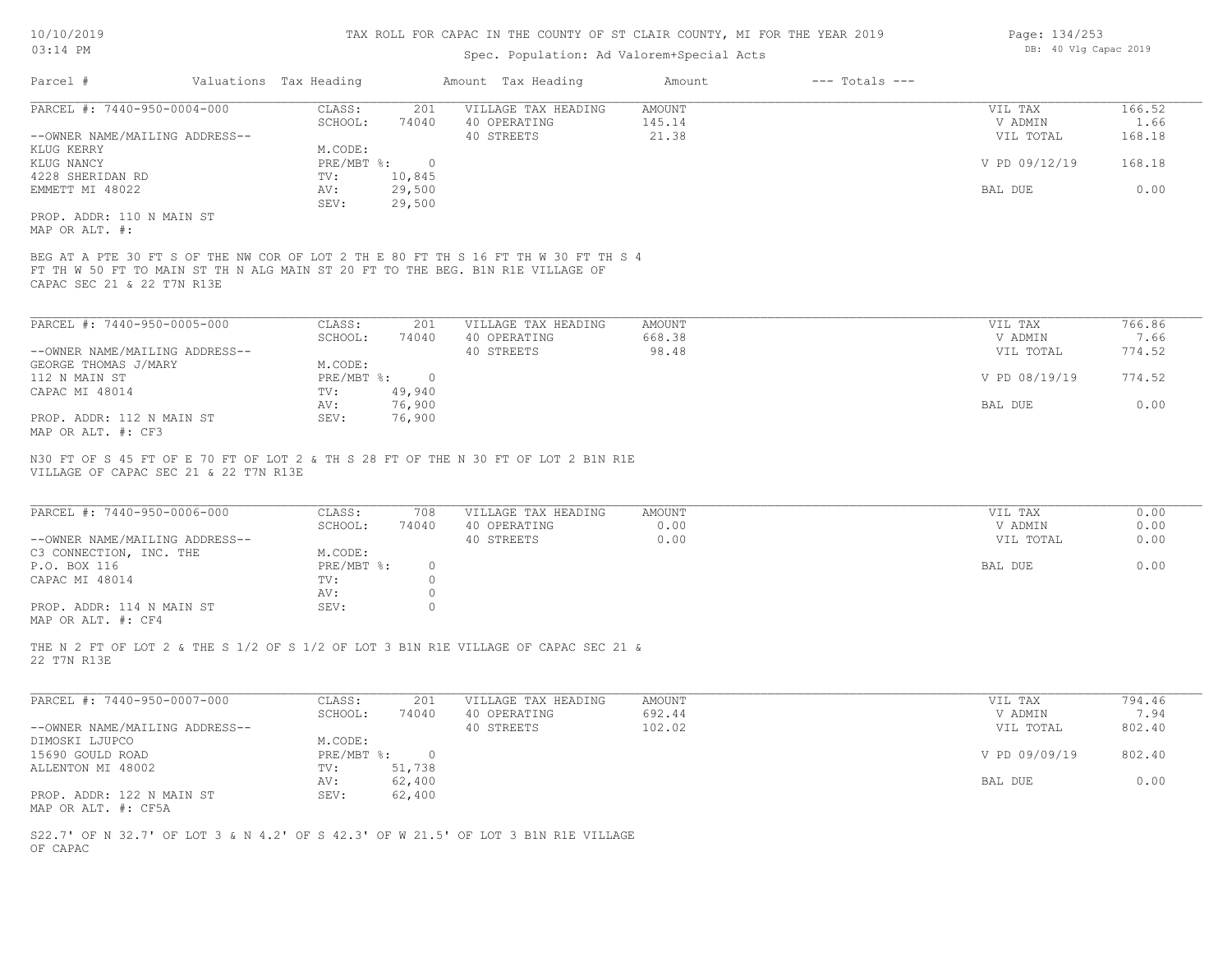# TAX ROLL FOR CAPAC IN THE COUNTY OF ST CLAIR COUNTY, MI FOR THE YEAR 2019

Spec. Population: Ad Valorem+Special Acts

| Parcel # | Valuations | Tax Heading | Amount | Tax Heading | Amount | --- Totals --- | |
|---|---|---|---|---|---|---|---|
| PARCEL #: 7440-950-0004-000 | CLASS: | 201 | VILLAGE TAX HEADING | AMOUNT | | VIL TAX | 166.52 |
| | SCHOOL: | 74040 | 40 OPERATING | 145.14 | | V ADMIN | 1.66 |
| --OWNER NAME/MAILING ADDRESS-- | | | 40 STREETS | 21.38 | | VIL TOTAL | 168.18 |
| KLUG KERRY | M.CODE: | | | | | | |
| KLUG NANCY | PRE/MBT %: | 0 | | | | V PD 09/12/19 | 168.18 |
| 4228 SHERIDAN RD | TV: | 10,845 | | | | | |
| EMMETT MI 48022 | AV: | 29,500 | | | | BAL DUE | 0.00 |
| | SEV: | 29,500 | | | | | |
| PROP. ADDR: 110 N MAIN ST | | | | | | | |
| MAP OR ALT. #: | | | | | | | |

BEG AT A PTE 30 FT S OF THE NW COR OF LOT 2 TH E 80 FT TH S 16 FT TH W 30 FT TH S 4 FT TH W 50 FT TO MAIN ST TH N ALG MAIN ST 20 FT TO THE BEG. B1N R1E VILLAGE OF CAPAC SEC 21 & 22 T7N R13E

| Parcel # | Valuations | Tax Heading | Amount | Tax Heading | Amount | --- Totals --- | |
|---|---|---|---|---|---|---|---|
| PARCEL #: 7440-950-0005-000 | CLASS: | 201 | VILLAGE TAX HEADING | AMOUNT | | VIL TAX | 766.86 |
| | SCHOOL: | 74040 | 40 OPERATING | 668.38 | | V ADMIN | 7.66 |
| --OWNER NAME/MAILING ADDRESS-- | | | 40 STREETS | 98.48 | | VIL TOTAL | 774.52 |
| GEORGE THOMAS J/MARY | M.CODE: | | | | | | |
| 112 N MAIN ST | PRE/MBT %: | 0 | | | | V PD 08/19/19 | 774.52 |
| CAPAC MI 48014 | TV: | 49,940 | | | | | |
| | AV: | 76,900 | | | | BAL DUE | 0.00 |
| PROP. ADDR: 112 N MAIN ST | SEV: | 76,900 | | | | | |
| MAP OR ALT. #: CF3 | | | | | | | |

N30 FT OF S 45 FT OF E 70 FT OF LOT 2 & TH S 28 FT OF THE N 30 FT OF LOT 2 B1N R1E VILLAGE OF CAPAC SEC 21 & 22 T7N R13E

| Parcel # | Valuations | Tax Heading | Amount | Tax Heading | Amount | --- Totals --- | |
|---|---|---|---|---|---|---|---|
| PARCEL #: 7440-950-0006-000 | CLASS: | 708 | VILLAGE TAX HEADING | AMOUNT | | VIL TAX | 0.00 |
| | SCHOOL: | 74040 | 40 OPERATING | 0.00 | | V ADMIN | 0.00 |
| --OWNER NAME/MAILING ADDRESS-- | | | 40 STREETS | 0.00 | | VIL TOTAL | 0.00 |
| C3 CONNECTION, INC. THE | M.CODE: | | | | | | |
| P.O. BOX 116 | PRE/MBT %: | 0 | | | | BAL DUE | 0.00 |
| CAPAC MI 48014 | TV: | 0 | | | | | |
| | AV: | 0 | | | | | |
| PROP. ADDR: 114 N MAIN ST | SEV: | 0 | | | | | |
| MAP OR ALT. #: CF4 | | | | | | | |

THE N 2 FT OF LOT 2 & THE S 1/2 OF S 1/2 OF LOT 3 B1N R1E VILLAGE OF CAPAC SEC 21 & 22 T7N R13E

| Parcel # | Valuations | Tax Heading | Amount | Tax Heading | Amount | --- Totals --- | |
|---|---|---|---|---|---|---|---|
| PARCEL #: 7440-950-0007-000 | CLASS: | 201 | VILLAGE TAX HEADING | AMOUNT | | VIL TAX | 794.46 |
| | SCHOOL: | 74040 | 40 OPERATING | 692.44 | | V ADMIN | 7.94 |
| --OWNER NAME/MAILING ADDRESS-- | | | 40 STREETS | 102.02 | | VIL TOTAL | 802.40 |
| DIMOSKI LJUPCO | M.CODE: | | | | | | |
| 15690 GOULD ROAD | PRE/MBT %: | 0 | | | | V PD 09/09/19 | 802.40 |
| ALLENTON MI 48002 | TV: | 51,738 | | | | | |
| | AV: | 62,400 | | | | BAL DUE | 0.00 |
| PROP. ADDR: 122 N MAIN ST | SEV: | 62,400 | | | | | |
| MAP OR ALT. #: CF5A | | | | | | | |

S22.7' OF N 32.7' OF LOT 3 & N 4.2' OF S 42.3' OF W 21.5' OF LOT 3 B1N R1E VILLAGE OF CAPAC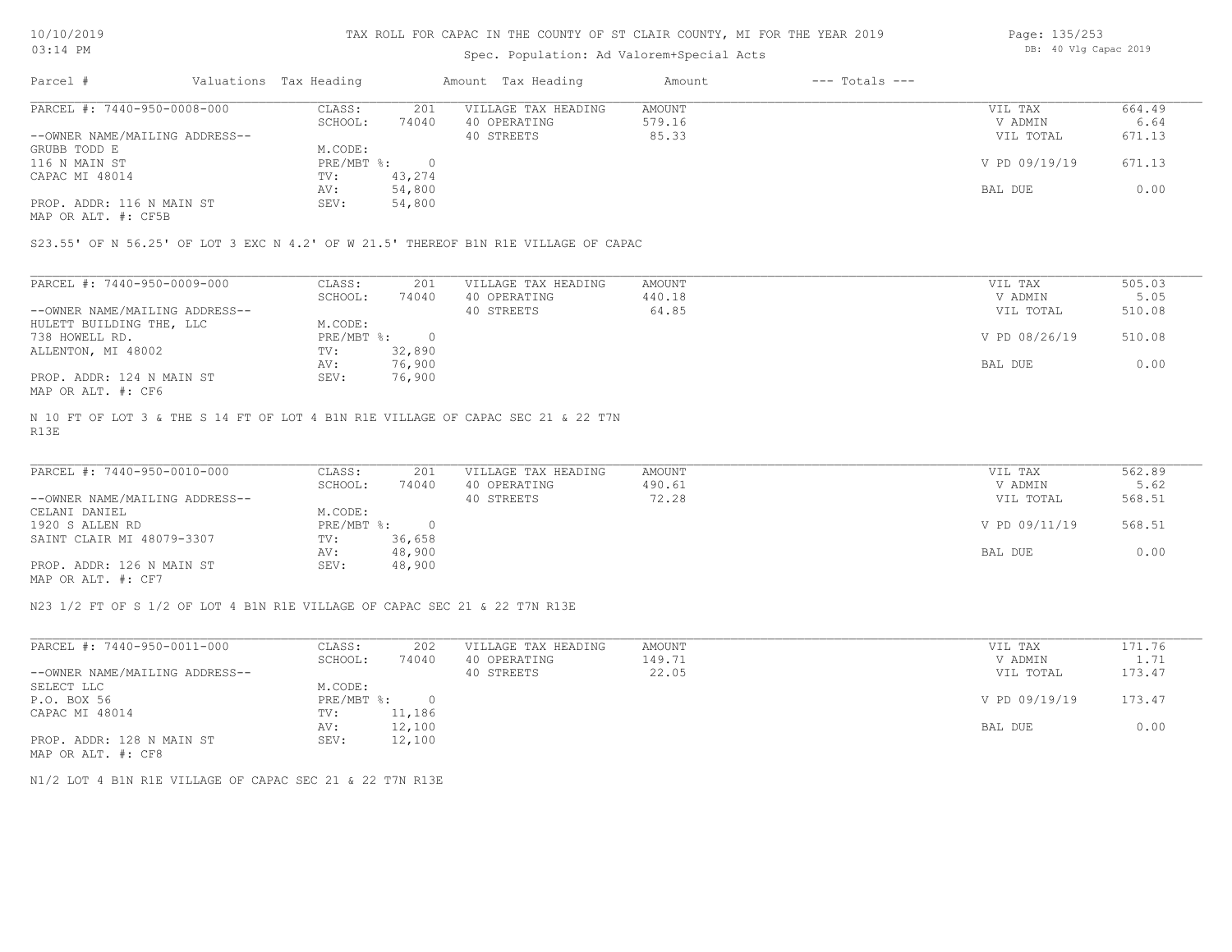TAX ROLL FOR CAPAC IN THE COUNTY OF ST CLAIR COUNTY, MI FOR THE YEAR 2019

Spec. Population: Ad Valorem+Special Acts

DB: 40 Vlg Capac 2019

| Parcel # | Valuations | Tax Heading | Amount | Tax Heading | Amount | --- Totals --- | |
|---|---|---|---|---|---|---|---|
| PARCEL #: 7440-950-0008-000 | CLASS: | 201 | VILLAGE TAX HEADING | AMOUNT | | VIL TAX | 664.49 |
| | SCHOOL: | 74040 | 40 OPERATING | 579.16 | | V ADMIN | 6.64 |
| --OWNER NAME/MAILING ADDRESS-- | | | 40 STREETS | 85.33 | | VIL TOTAL | 671.13 |
| GRUBB TODD E | M.CODE: | | | | | | |
| 116 N MAIN ST | PRE/MBT %: | 0 | | | | V PD 09/19/19 | 671.13 |
| CAPAC MI 48014 | TV: | 43,274 | | | | | |
| | AV: | 54,800 | | | | BAL DUE | 0.00 |
| PROP. ADDR: 116 N MAIN ST | SEV: | 54,800 | | | | | |
| MAP OR ALT. #: CF5B | | | | | | | |

S23.55' OF N 56.25' OF LOT 3 EXC N 4.2' OF W 21.5' THEREOF B1N R1E VILLAGE OF CAPAC

| Parcel # | Valuations | Tax Heading | Amount | Tax Heading | Amount | --- Totals --- | |
|---|---|---|---|---|---|---|---|
| PARCEL #: 7440-950-0009-000 | CLASS: | 201 | VILLAGE TAX HEADING | AMOUNT | | VIL TAX | 505.03 |
| | SCHOOL: | 74040 | 40 OPERATING | 440.18 | | V ADMIN | 5.05 |
| --OWNER NAME/MAILING ADDRESS-- | | | 40 STREETS | 64.85 | | VIL TOTAL | 510.08 |
| HULETT BUILDING THE, LLC | M.CODE: | | | | | | |
| 738 HOWELL RD. | PRE/MBT %: | 0 | | | | V PD 08/26/19 | 510.08 |
| ALLENTON, MI 48002 | TV: | 32,890 | | | | | |
| | AV: | 76,900 | | | | BAL DUE | 0.00 |
| PROP. ADDR: 124 N MAIN ST | SEV: | 76,900 | | | | | |
| MAP OR ALT. #: CF6 | | | | | | | |

N 10 FT OF LOT 3 & THE S 14 FT OF LOT 4 B1N R1E VILLAGE OF CAPAC SEC 21 & 22 T7N R13E

| Parcel # | Valuations | Tax Heading | Amount | Tax Heading | Amount | --- Totals --- | |
|---|---|---|---|---|---|---|---|
| PARCEL #: 7440-950-0010-000 | CLASS: | 201 | VILLAGE TAX HEADING | AMOUNT | | VIL TAX | 562.89 |
| | SCHOOL: | 74040 | 40 OPERATING | 490.61 | | V ADMIN | 5.62 |
| --OWNER NAME/MAILING ADDRESS-- | | | 40 STREETS | 72.28 | | VIL TOTAL | 568.51 |
| CELANI DANIEL | M.CODE: | | | | | | |
| 1920 S ALLEN RD | PRE/MBT %: | 0 | | | | V PD 09/11/19 | 568.51 |
| SAINT CLAIR MI 48079-3307 | TV: | 36,658 | | | | | |
| | AV: | 48,900 | | | | BAL DUE | 0.00 |
| PROP. ADDR: 126 N MAIN ST | SEV: | 48,900 | | | | | |
| MAP OR ALT. #: CF7 | | | | | | | |

N23 1/2 FT OF S 1/2 OF LOT 4 B1N R1E VILLAGE OF CAPAC SEC 21 & 22 T7N R13E

| Parcel # | Valuations | Tax Heading | Amount | Tax Heading | Amount | --- Totals --- | |
|---|---|---|---|---|---|---|---|
| PARCEL #: 7440-950-0011-000 | CLASS: | 202 | VILLAGE TAX HEADING | AMOUNT | | VIL TAX | 171.76 |
| | SCHOOL: | 74040 | 40 OPERATING | 149.71 | | V ADMIN | 1.71 |
| --OWNER NAME/MAILING ADDRESS-- | | | 40 STREETS | 22.05 | | VIL TOTAL | 173.47 |
| SELECT LLC | M.CODE: | | | | | | |
| P.O. BOX 56 | PRE/MBT %: | 0 | | | | V PD 09/19/19 | 173.47 |
| CAPAC MI 48014 | TV: | 11,186 | | | | | |
| | AV: | 12,100 | | | | BAL DUE | 0.00 |
| PROP. ADDR: 128 N MAIN ST | SEV: | 12,100 | | | | | |
| MAP OR ALT. #: CF8 | | | | | | | |

N1/2 LOT 4 B1N R1E VILLAGE OF CAPAC SEC 21 & 22 T7N R13E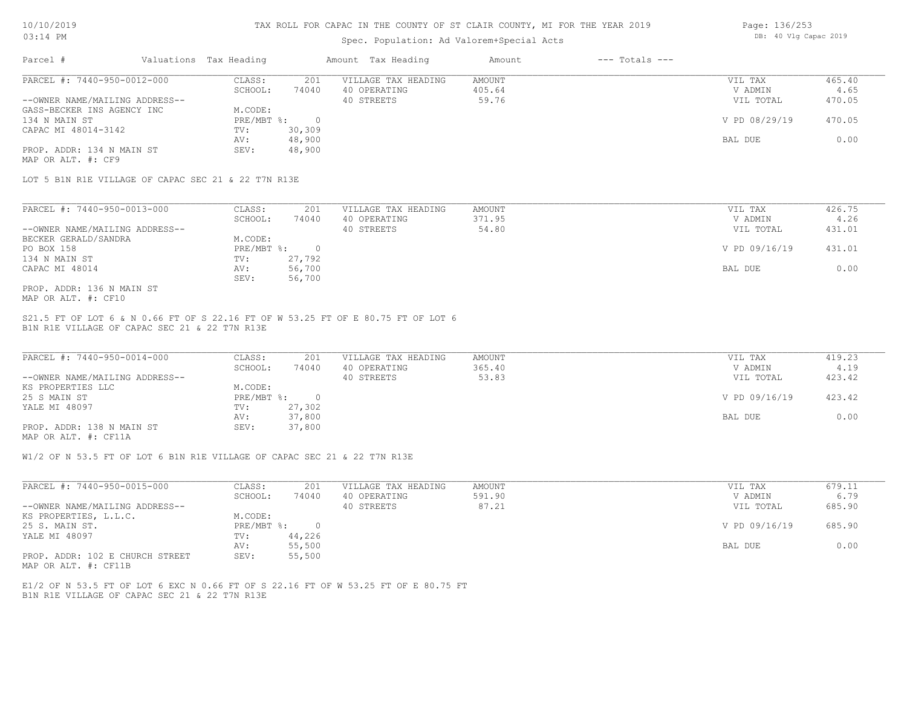# TAX ROLL FOR CAPAC IN THE COUNTY OF ST CLAIR COUNTY, MI FOR THE YEAR 2019

Spec. Population: Ad Valorem+Special Acts

DB: 40 Vlg Capac 2019

| Parcel # | Valuations Tax Heading | | Amount Tax Heading | Amount | --- Totals --- | |
|---|---|---|---|---|---|---|
| PARCEL #: 7440-950-0012-000 | CLASS: | 201 | VILLAGE TAX HEADING | AMOUNT | VIL TAX | 465.40 |
| | SCHOOL: | 74040 | 40 OPERATING | 405.64 | V ADMIN | 4.65 |
| --OWNER NAME/MAILING ADDRESS-- | | | 40 STREETS | 59.76 | VIL TOTAL | 470.05 |
| GASS-BECKER INS AGENCY INC | M.CODE: | | | | | |
| 134 N MAIN ST | PRE/MBT %: | 0 | | | V PD 08/29/19 | 470.05 |
| CAPAC MI 48014-3142 | TV: | 30,309 | | | | |
| | AV: | 48,900 | | | BAL DUE | 0.00 |
| PROP. ADDR: 134 N MAIN ST | SEV: | 48,900 | | | | |
| MAP OR ALT. #: CF9 | | | | | | |

LOT 5 B1N R1E VILLAGE OF CAPAC SEC 21 & 22 T7N R13E

| Parcel # | Valuations Tax Heading | | Amount Tax Heading | Amount | --- Totals --- | |
|---|---|---|---|---|---|---|
| PARCEL #: 7440-950-0013-000 | CLASS: | 201 | VILLAGE TAX HEADING | AMOUNT | VIL TAX | 426.75 |
| | SCHOOL: | 74040 | 40 OPERATING | 371.95 | V ADMIN | 4.26 |
| --OWNER NAME/MAILING ADDRESS-- | | | 40 STREETS | 54.80 | VIL TOTAL | 431.01 |
| BECKER GERALD/SANDRA | M.CODE: | | | | | |
| PO BOX 158 | PRE/MBT %: | 0 | | | V PD 09/16/19 | 431.01 |
| 134 N MAIN ST | TV: | 27,792 | | | | |
| CAPAC MI 48014 | AV: | 56,700 | | | BAL DUE | 0.00 |
| | SEV: | 56,700 | | | | |
| PROP. ADDR: 136 N MAIN ST | | | | | | |
| MAP OR ALT. #: CF10 | | | | | | |

S21.5 FT OF LOT 6 & N 0.66 FT OF S 22.16 FT OF W 53.25 FT OF E 80.75 FT OF LOT 6
B1N R1E VILLAGE OF CAPAC SEC 21 & 22 T7N R13E

| Parcel # | Valuations Tax Heading | | Amount Tax Heading | Amount | --- Totals --- | |
|---|---|---|---|---|---|---|
| PARCEL #: 7440-950-0014-000 | CLASS: | 201 | VILLAGE TAX HEADING | AMOUNT | VIL TAX | 419.23 |
| | SCHOOL: | 74040 | 40 OPERATING | 365.40 | V ADMIN | 4.19 |
| --OWNER NAME/MAILING ADDRESS-- | | | 40 STREETS | 53.83 | VIL TOTAL | 423.42 |
| KS PROPERTIES LLC | M.CODE: | | | | | |
| 25 S MAIN ST | PRE/MBT %: | 0 | | | V PD 09/16/19 | 423.42 |
| YALE MI 48097 | TV: | 27,302 | | | | |
| | AV: | 37,800 | | | BAL DUE | 0.00 |
| PROP. ADDR: 138 N MAIN ST | SEV: | 37,800 | | | | |
| MAP OR ALT. #: CF11A | | | | | | |

W1/2 OF N 53.5 FT OF LOT 6 B1N R1E VILLAGE OF CAPAC SEC 21 & 22 T7N R13E

| Parcel # | Valuations Tax Heading | | Amount Tax Heading | Amount | --- Totals --- | |
|---|---|---|---|---|---|---|
| PARCEL #: 7440-950-0015-000 | CLASS: | 201 | VILLAGE TAX HEADING | AMOUNT | VIL TAX | 679.11 |
| | SCHOOL: | 74040 | 40 OPERATING | 591.90 | V ADMIN | 6.79 |
| --OWNER NAME/MAILING ADDRESS-- | | | 40 STREETS | 87.21 | VIL TOTAL | 685.90 |
| KS PROPERTIES, L.L.C. | M.CODE: | | | | | |
| 25 S. MAIN ST. | PRE/MBT %: | 0 | | | V PD 09/16/19 | 685.90 |
| YALE MI 48097 | TV: | 44,226 | | | | |
| | AV: | 55,500 | | | BAL DUE | 0.00 |
| PROP. ADDR: 102 E CHURCH STREET | SEV: | 55,500 | | | | |
| MAP OR ALT. #: CF11B | | | | | | |

E1/2 OF N 53.5 FT OF LOT 6 EXC N 0.66 FT OF S 22.16 FT OF W 53.25 FT OF E 80.75 FT
B1N R1E VILLAGE OF CAPAC SEC 21 & 22 T7N R13E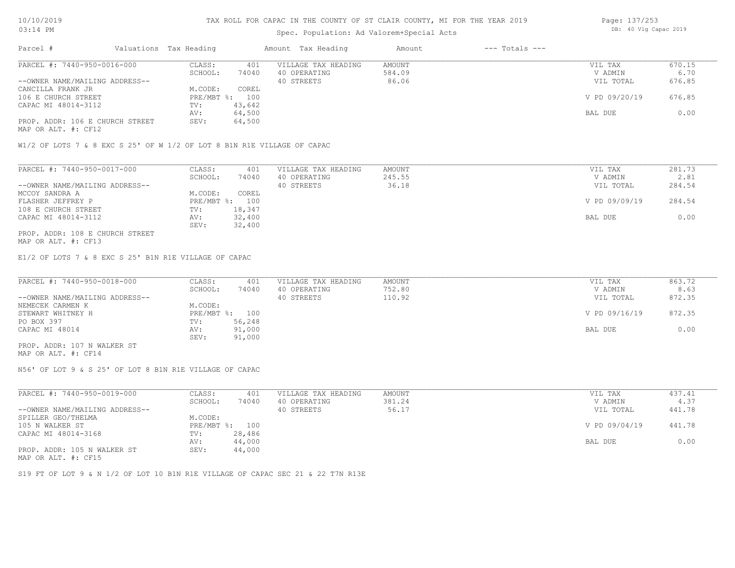# TAX ROLL FOR CAPAC IN THE COUNTY OF ST CLAIR COUNTY, MI FOR THE YEAR 2019

Spec. Population: Ad Valorem+Special Acts

DB: 40 Vlg Capac 2019

10/10/2019
03:14 PM

| Parcel # | Valuations Tax Heading | | Amount Tax Heading | Amount | --- Totals --- | |
|---|---|---|---|---|---|---|
| PARCEL #: 7440-950-0016-000 | CLASS: | 401 | VILLAGE TAX HEADING | AMOUNT | VIL TAX | 670.15 |
| | SCHOOL: | 74040 | 40 OPERATING | 584.09 | V ADMIN | 6.70 |
| --OWNER NAME/MAILING ADDRESS-- | | | 40 STREETS | 86.06 | VIL TOTAL | 676.85 |
| CANCILLA FRANK JR | M.CODE: | COREL | | | | |
| 106 E CHURCH STREET | PRE/MBT %: | 100 | | | V PD 09/20/19 | 676.85 |
| CAPAC MI 48014-3112 | TV: | 43,642 | | | | |
| | AV: | 64,500 | | | BAL DUE | 0.00 |
| PROP. ADDR: 106 E CHURCH STREET | SEV: | 64,500 | | | | |
| MAP OR ALT. #: CF12 | | | | | | |

W1/2 OF LOTS 7 & 8 EXC S 25' OF W 1/2 OF LOT 8 B1N R1E VILLAGE OF CAPAC

| Parcel # | Valuations Tax Heading | | Amount Tax Heading | Amount | --- Totals --- | |
|---|---|---|---|---|---|---|
| PARCEL #: 7440-950-0017-000 | CLASS: | 401 | VILLAGE TAX HEADING | AMOUNT | VIL TAX | 281.73 |
| | SCHOOL: | 74040 | 40 OPERATING | 245.55 | V ADMIN | 2.81 |
| --OWNER NAME/MAILING ADDRESS-- | | | 40 STREETS | 36.18 | VIL TOTAL | 284.54 |
| MCCOY SANDRA A | M.CODE: | COREL | | | | |
| FLASHER JEFFREY P | PRE/MBT %: | 100 | | | V PD 09/09/19 | 284.54 |
| 108 E CHURCH STREET | TV: | 18,347 | | | | |
| CAPAC MI 48014-3112 | AV: | 32,400 | | | BAL DUE | 0.00 |
| | SEV: | 32,400 | | | | |
| PROP. ADDR: 108 E CHURCH STREET | | | | | | |
| MAP OR ALT. #: CF13 | | | | | | |

E1/2 OF LOTS 7 & 8 EXC S 25' B1N R1E VILLAGE OF CAPAC

| Parcel # | Valuations Tax Heading | | Amount Tax Heading | Amount | --- Totals --- | |
|---|---|---|---|---|---|---|
| PARCEL #: 7440-950-0018-000 | CLASS: | 401 | VILLAGE TAX HEADING | AMOUNT | VIL TAX | 863.72 |
| | SCHOOL: | 74040 | 40 OPERATING | 752.80 | V ADMIN | 8.63 |
| --OWNER NAME/MAILING ADDRESS-- | | | 40 STREETS | 110.92 | VIL TOTAL | 872.35 |
| NEMECEK CARMEN K | M.CODE: | | | | | |
| STEWART WHITNEY H | PRE/MBT %: | 100 | | | V PD 09/16/19 | 872.35 |
| PO BOX 397 | TV: | 56,248 | | | | |
| CAPAC MI 48014 | AV: | 91,000 | | | BAL DUE | 0.00 |
| | SEV: | 91,000 | | | | |
| PROP. ADDR: 107 N WALKER ST | | | | | | |
| MAP OR ALT. #: CF14 | | | | | | |

N56' OF LOT 9 & S 25' OF LOT 8 B1N R1E VILLAGE OF CAPAC

| Parcel # | Valuations Tax Heading | | Amount Tax Heading | Amount | --- Totals --- | |
|---|---|---|---|---|---|---|
| PARCEL #: 7440-950-0019-000 | CLASS: | 401 | VILLAGE TAX HEADING | AMOUNT | VIL TAX | 437.41 |
| | SCHOOL: | 74040 | 40 OPERATING | 381.24 | V ADMIN | 4.37 |
| --OWNER NAME/MAILING ADDRESS-- | | | 40 STREETS | 56.17 | VIL TOTAL | 441.78 |
| SPILLER GEO/THELMA | M.CODE: | | | | | |
| 105 N WALKER ST | PRE/MBT %: | 100 | | | V PD 09/04/19 | 441.78 |
| CAPAC MI 48014-3168 | TV: | 28,486 | | | | |
| | AV: | 44,000 | | | BAL DUE | 0.00 |
| PROP. ADDR: 105 N WALKER ST | SEV: | 44,000 | | | | |
| MAP OR ALT. #: CF15 | | | | | | |

S19 FT OF LOT 9 & N 1/2 OF LOT 10 B1N R1E VILLAGE OF CAPAC SEC 21 & 22 T7N R13E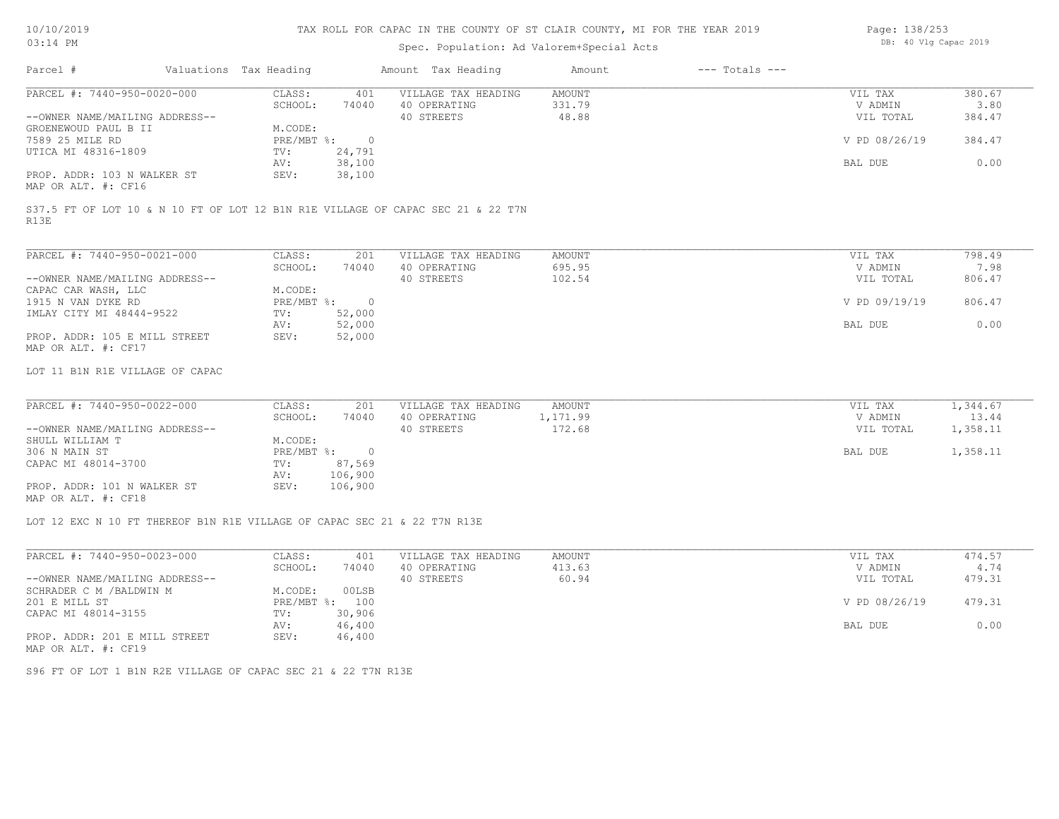# TAX ROLL FOR CAPAC IN THE COUNTY OF ST CLAIR COUNTY, MI FOR THE YEAR 2019

Spec. Population: Ad Valorem+Special Acts

10/10/2019 03:14 PM — DB: 40 Vlg Capac 2019

| Parcel # | Valuations | Tax Heading | Amount | Tax Heading | Amount | --- Totals --- | |
|---|---|---|---|---|---|---|---|
| PARCEL #: 7440-950-0020-000 | CLASS: | 401 | VILLAGE TAX HEADING | AMOUNT | | VIL TAX | 380.67 |
| | SCHOOL: | 74040 | 40 OPERATING | 331.79 | | V ADMIN | 3.80 |
| --OWNER NAME/MAILING ADDRESS-- | | | 40 STREETS | 48.88 | | VIL TOTAL | 384.47 |
| GROENEWOUD PAUL B II | M.CODE: | | | | | | |
| 7589 25 MILE RD | PRE/MBT %: | 0 | | | | V PD 08/26/19 | 384.47 |
| UTICA MI 48316-1809 | TV: | 24,791 | | | | | |
| | AV: | 38,100 | | | | BAL DUE | 0.00 |
| PROP. ADDR: 103 N WALKER ST | SEV: | 38,100 | | | | | |
| MAP OR ALT. #: CF16 | | | | | | | |

S37.5 FT OF LOT 10 & N 10 FT OF LOT 12 B1N R1E VILLAGE OF CAPAC SEC 21 & 22 T7N R13E

| Parcel # | Valuations | Tax Heading | Amount | Tax Heading | Amount | --- Totals --- | |
|---|---|---|---|---|---|---|---|
| PARCEL #: 7440-950-0021-000 | CLASS: | 201 | VILLAGE TAX HEADING | AMOUNT | | VIL TAX | 798.49 |
| | SCHOOL: | 74040 | 40 OPERATING | 695.95 | | V ADMIN | 7.98 |
| --OWNER NAME/MAILING ADDRESS-- | | | 40 STREETS | 102.54 | | VIL TOTAL | 806.47 |
| CAPAC CAR WASH, LLC | M.CODE: | | | | | | |
| 1915 N VAN DYKE RD | PRE/MBT %: | 0 | | | | V PD 09/19/19 | 806.47 |
| IMLAY CITY MI 48444-9522 | TV: | 52,000 | | | | | |
| | AV: | 52,000 | | | | BAL DUE | 0.00 |
| PROP. ADDR: 105 E MILL STREET | SEV: | 52,000 | | | | | |
| MAP OR ALT. #: CF17 | | | | | | | |

LOT 11 B1N R1E VILLAGE OF CAPAC

| Parcel # | Valuations | Tax Heading | Amount | Tax Heading | Amount | --- Totals --- | |
|---|---|---|---|---|---|---|---|
| PARCEL #: 7440-950-0022-000 | CLASS: | 201 | VILLAGE TAX HEADING | AMOUNT | | VIL TAX | 1,344.67 |
| | SCHOOL: | 74040 | 40 OPERATING | 1,171.99 | | V ADMIN | 13.44 |
| --OWNER NAME/MAILING ADDRESS-- | | | 40 STREETS | 172.68 | | VIL TOTAL | 1,358.11 |
| SHULL WILLIAM T | M.CODE: | | | | | | |
| 306 N MAIN ST | PRE/MBT %: | 0 | | | | BAL DUE | 1,358.11 |
| CAPAC MI 48014-3700 | TV: | 87,569 | | | | | |
| | AV: | 106,900 | | | | | |
| PROP. ADDR: 101 N WALKER ST | SEV: | 106,900 | | | | | |
| MAP OR ALT. #: CF18 | | | | | | | |

LOT 12 EXC N 10 FT THEREOF B1N R1E VILLAGE OF CAPAC SEC 21 & 22 T7N R13E

| Parcel # | Valuations | Tax Heading | Amount | Tax Heading | Amount | --- Totals --- | |
|---|---|---|---|---|---|---|---|
| PARCEL #: 7440-950-0023-000 | CLASS: | 401 | VILLAGE TAX HEADING | AMOUNT | | VIL TAX | 474.57 |
| | SCHOOL: | 74040 | 40 OPERATING | 413.63 | | V ADMIN | 4.74 |
| --OWNER NAME/MAILING ADDRESS-- | | | 40 STREETS | 60.94 | | VIL TOTAL | 479.31 |
| SCHRADER C M /BALDWIN M | M.CODE: | 00LSB | | | | | |
| 201 E MILL ST | PRE/MBT %: | 100 | | | | V PD 08/26/19 | 479.31 |
| CAPAC MI 48014-3155 | TV: | 30,906 | | | | | |
| | AV: | 46,400 | | | | BAL DUE | 0.00 |
| PROP. ADDR: 201 E MILL STREET | SEV: | 46,400 | | | | | |
| MAP OR ALT. #: CF19 | | | | | | | |

S96 FT OF LOT 1 B1N R2E VILLAGE OF CAPAC SEC 21 & 22 T7N R13E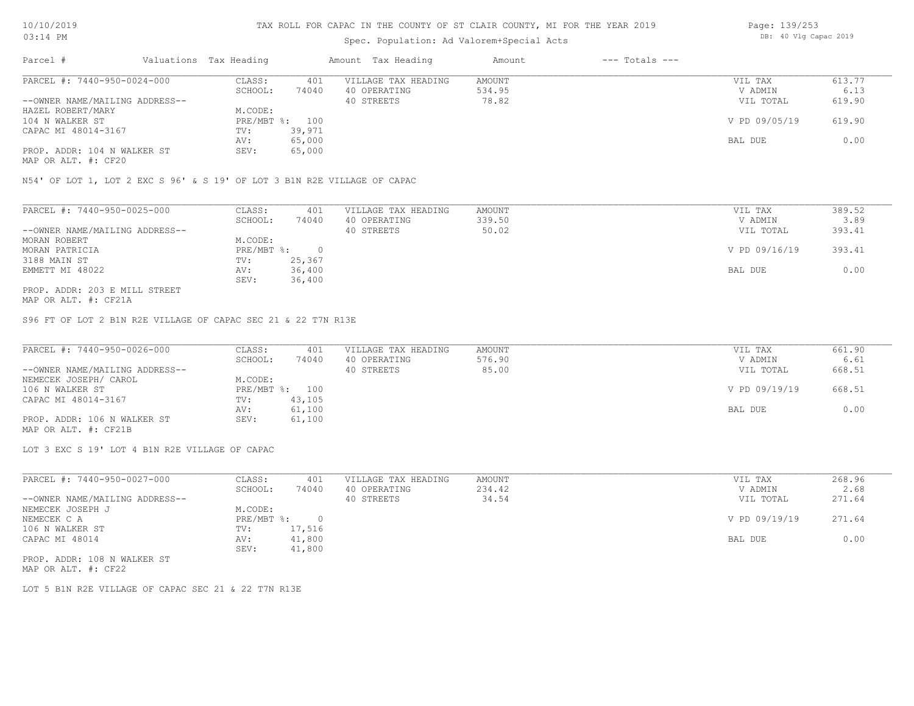# TAX ROLL FOR CAPAC IN THE COUNTY OF ST CLAIR COUNTY, MI FOR THE YEAR 2019

Spec. Population: Ad Valorem+Special Acts

10/10/2019
03:14 PM

DB: 40 Vlg Capac 2019

| Parcel # | Valuations | Tax Heading | Amount | Tax Heading | Amount | --- Totals --- | |
|---|---|---|---|---|---|---|---|

## PARCEL #: 7440-950-0024-000

| | | | | | |
|---|---|---|---|---|---|
| --OWNER NAME/MAILING ADDRESS-- | CLASS: 401 | VILLAGE TAX HEADING | AMOUNT | VIL TAX | 613.77 |
| HAZEL ROBERT/MARY | SCHOOL: 74040 | 40 OPERATING | 534.95 | V ADMIN | 6.13 |
| 104 N WALKER ST | M.CODE: | 40 STREETS | 78.82 | VIL TOTAL | 619.90 |
| CAPAC MI 48014-3167 | PRE/MBT %: 100 | | | V PD 09/05/19 | 619.90 |
| | TV: 39,971 | | | | |
| PROP. ADDR: 104 N WALKER ST | AV: 65,000 | | | BAL DUE | 0.00 |
| MAP OR ALT. #: CF20 | SEV: 65,000 | | | | |

N54' OF LOT 1, LOT 2 EXC S 96' & S 19' OF LOT 3 B1N R2E VILLAGE OF CAPAC

## PARCEL #: 7440-950-0025-000

| | | | | | |
|---|---|---|---|---|---|
| --OWNER NAME/MAILING ADDRESS-- | CLASS: 401 | VILLAGE TAX HEADING | AMOUNT | VIL TAX | 389.52 |
| MORAN ROBERT | SCHOOL: 74040 | 40 OPERATING | 339.50 | V ADMIN | 3.89 |
| MORAN PATRICIA | M.CODE: | 40 STREETS | 50.02 | VIL TOTAL | 393.41 |
| 3188 MAIN ST | PRE/MBT %: 0 | | | V PD 09/16/19 | 393.41 |
| EMMETT MI 48022 | TV: 25,367 | | | | |
| | AV: 36,400 | | | BAL DUE | 0.00 |
| PROP. ADDR: 203 E MILL STREET | SEV: 36,400 | | | | |
| MAP OR ALT. #: CF21A | | | | | |

S96 FT OF LOT 2 B1N R2E VILLAGE OF CAPAC SEC 21 & 22 T7N R13E

## PARCEL #: 7440-950-0026-000

| | | | | | |
|---|---|---|---|---|---|
| --OWNER NAME/MAILING ADDRESS-- | CLASS: 401 | VILLAGE TAX HEADING | AMOUNT | VIL TAX | 661.90 |
| NEMECEK JOSEPH/ CAROL | SCHOOL: 74040 | 40 OPERATING | 576.90 | V ADMIN | 6.61 |
| 106 N WALKER ST | M.CODE: | 40 STREETS | 85.00 | VIL TOTAL | 668.51 |
| CAPAC MI 48014-3167 | PRE/MBT %: 100 | | | V PD 09/19/19 | 668.51 |
| | TV: 43,105 | | | | |
| PROP. ADDR: 106 N WALKER ST | AV: 61,100 | | | BAL DUE | 0.00 |
| MAP OR ALT. #: CF21B | SEV: 61,100 | | | | |

LOT 3 EXC S 19' LOT 4 B1N R2E VILLAGE OF CAPAC

## PARCEL #: 7440-950-0027-000

| | | | | | |
|---|---|---|---|---|---|
| --OWNER NAME/MAILING ADDRESS-- | CLASS: 401 | VILLAGE TAX HEADING | AMOUNT | VIL TAX | 268.96 |
| NEMECEK JOSEPH J | SCHOOL: 74040 | 40 OPERATING | 234.42 | V ADMIN | 2.68 |
| NEMECEK C A | M.CODE: | 40 STREETS | 34.54 | VIL TOTAL | 271.64 |
| 106 N WALKER ST | PRE/MBT %: 0 | | | V PD 09/19/19 | 271.64 |
| CAPAC MI 48014 | TV: 17,516 | | | | |
| | AV: 41,800 | | | BAL DUE | 0.00 |
| PROP. ADDR: 108 N WALKER ST | SEV: 41,800 | | | | |
| MAP OR ALT. #: CF22 | | | | | |

LOT 5 B1N R2E VILLAGE OF CAPAC SEC 21 & 22 T7N R13E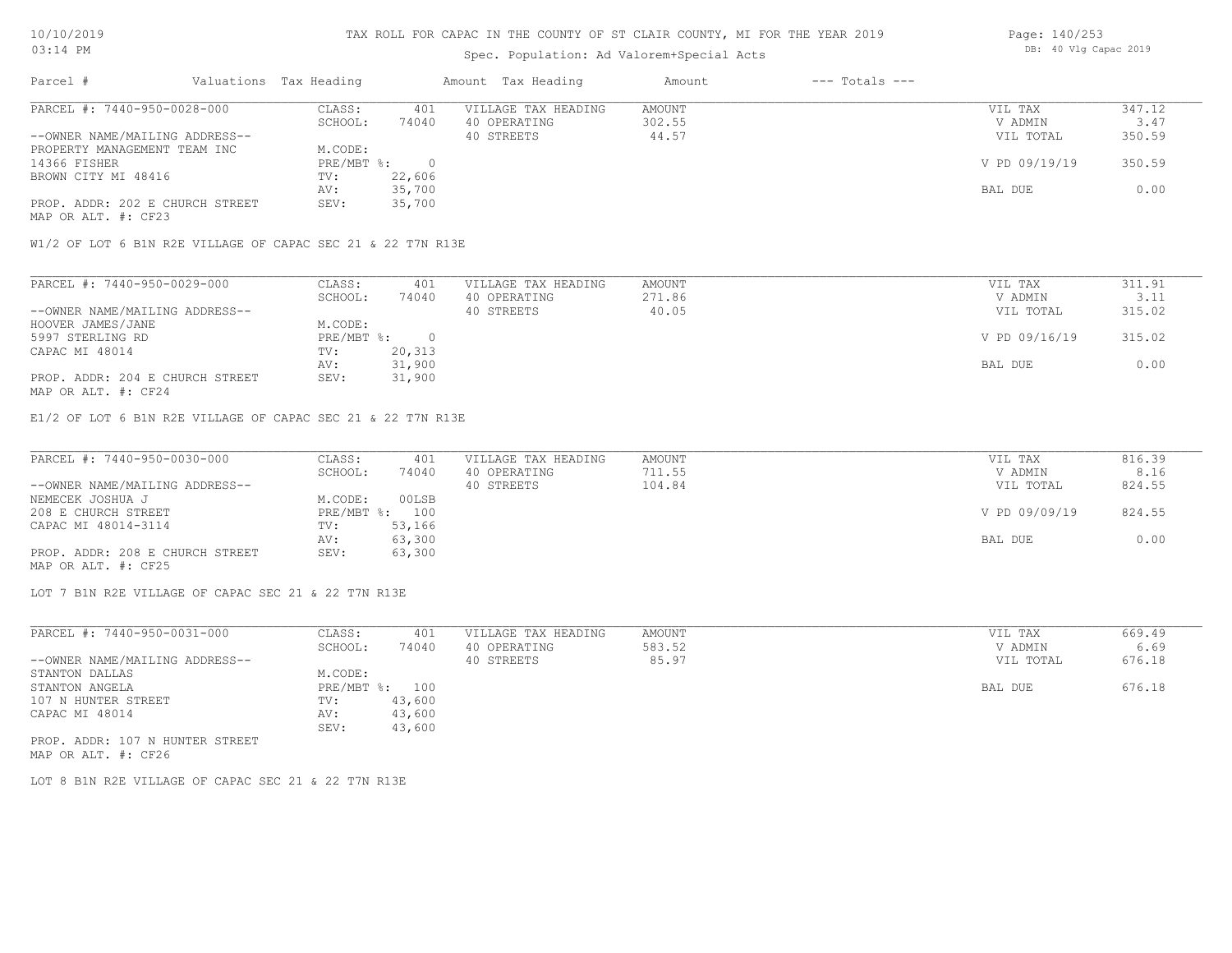# TAX ROLL FOR CAPAC IN THE COUNTY OF ST CLAIR COUNTY, MI FOR THE YEAR 2019

Spec. Population: Ad Valorem+Special Acts

DB: 40 Vlg Capac 2019

| Parcel # | Valuations Tax Heading | | Amount Tax Heading | Amount | --- Totals --- | |
|---|---|---|---|---|---|---|

## PARCEL #: 7440-950-0028-000

| | | | | | | |
|---|---|---|---|---|---|---|
| --OWNER NAME/MAILING ADDRESS-- | CLASS: | 401 | VILLAGE TAX HEADING | AMOUNT | VIL TAX | 347.12 |
| PROPERTY MANAGEMENT TEAM INC | SCHOOL: | 74040 | 40 OPERATING | 302.55 | V ADMIN | 3.47 |
| 14366 FISHER | M.CODE: | | 40 STREETS | 44.57 | VIL TOTAL | 350.59 |
| BROWN CITY MI 48416 | PRE/MBT %: | 0 | | | V PD 09/19/19 | 350.59 |
| | TV: | 22,606 | | | | |
| | AV: | 35,700 | | | BAL DUE | 0.00 |
| PROP. ADDR: 202 E CHURCH STREET | SEV: | 35,700 | | | | |
| MAP OR ALT. #: CF23 | | | | | | |

W1/2 OF LOT 6 B1N R2E VILLAGE OF CAPAC SEC 21 & 22 T7N R13E

## PARCEL #: 7440-950-0029-000

| | | | | | | |
|---|---|---|---|---|---|---|
| --OWNER NAME/MAILING ADDRESS-- | CLASS: | 401 | VILLAGE TAX HEADING | AMOUNT | VIL TAX | 311.91 |
| HOOVER JAMES/JANE | SCHOOL: | 74040 | 40 OPERATING | 271.86 | V ADMIN | 3.11 |
| 5997 STERLING RD | M.CODE: | | 40 STREETS | 40.05 | VIL TOTAL | 315.02 |
| CAPAC MI 48014 | PRE/MBT %: | 0 | | | V PD 09/16/19 | 315.02 |
| | TV: | 20,313 | | | | |
| | AV: | 31,900 | | | BAL DUE | 0.00 |
| PROP. ADDR: 204 E CHURCH STREET | SEV: | 31,900 | | | | |
| MAP OR ALT. #: CF24 | | | | | | |

E1/2 OF LOT 6 B1N R2E VILLAGE OF CAPAC SEC 21 & 22 T7N R13E

## PARCEL #: 7440-950-0030-000

| | | | | | | |
|---|---|---|---|---|---|---|
| --OWNER NAME/MAILING ADDRESS-- | CLASS: | 401 | VILLAGE TAX HEADING | AMOUNT | VIL TAX | 816.39 |
| NEMECEK JOSHUA J | SCHOOL: | 74040 | 40 OPERATING | 711.55 | V ADMIN | 8.16 |
| 208 E CHURCH STREET | M.CODE: | 00LSB | 40 STREETS | 104.84 | VIL TOTAL | 824.55 |
| CAPAC MI 48014-3114 | PRE/MBT %: | 100 | | | V PD 09/09/19 | 824.55 |
| | TV: | 53,166 | | | | |
| | AV: | 63,300 | | | BAL DUE | 0.00 |
| PROP. ADDR: 208 E CHURCH STREET | SEV: | 63,300 | | | | |
| MAP OR ALT. #: CF25 | | | | | | |

LOT 7 B1N R2E VILLAGE OF CAPAC SEC 21 & 22 T7N R13E

## PARCEL #: 7440-950-0031-000

| | | | | | | |
|---|---|---|---|---|---|---|
| --OWNER NAME/MAILING ADDRESS-- | CLASS: | 401 | VILLAGE TAX HEADING | AMOUNT | VIL TAX | 669.49 |
| STANTON DALLAS | SCHOOL: | 74040 | 40 OPERATING | 583.52 | V ADMIN | 6.69 |
| STANTON ANGELA | M.CODE: | | 40 STREETS | 85.97 | VIL TOTAL | 676.18 |
| 107 N HUNTER STREET | PRE/MBT %: | 100 | | | BAL DUE | 676.18 |
| CAPAC MI 48014 | TV: | 43,600 | | | | |
| | AV: | 43,600 | | | | |
| | SEV: | 43,600 | | | | |
| PROP. ADDR: 107 N HUNTER STREET | | | | | | |
| MAP OR ALT. #: CF26 | | | | | | |

LOT 8 B1N R2E VILLAGE OF CAPAC SEC 21 & 22 T7N R13E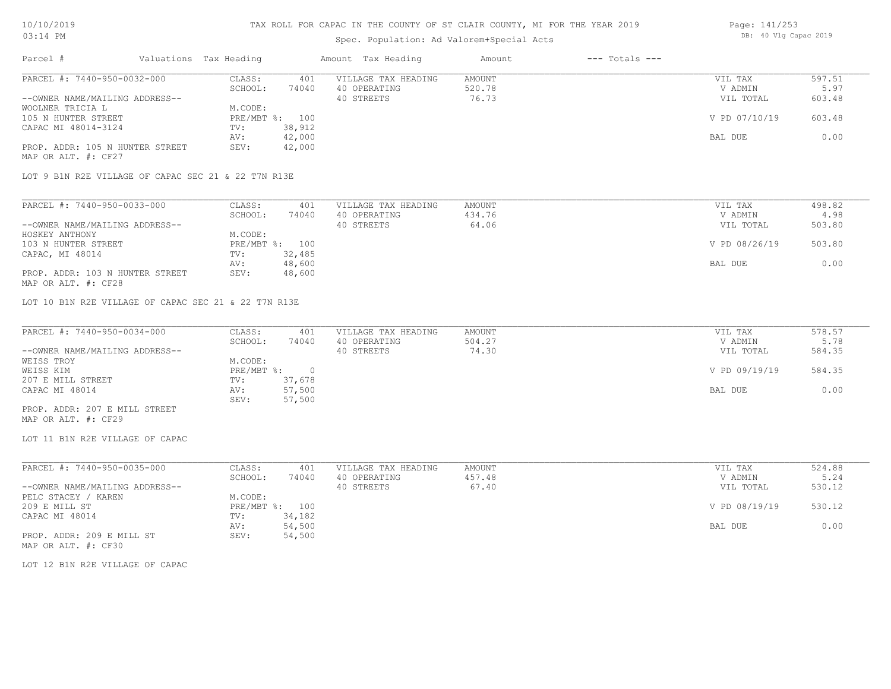# TAX ROLL FOR CAPAC IN THE COUNTY OF ST CLAIR COUNTY, MI FOR THE YEAR 2019

Spec. Population: Ad Valorem+Special Acts

DB: 40 Vlg Capac 2019

| Parcel # | Valuations | Tax Heading | Amount | Tax Heading | Amount | --- Totals --- | |
|---|---|---|---|---|---|---|---|
| PARCEL #: 7440-950-0032-000 | CLASS: | 401 | VILLAGE TAX HEADING | AMOUNT | | VIL TAX | 597.51 |
| | SCHOOL: | 74040 | 40 OPERATING | 520.78 | | V ADMIN | 5.97 |
| --OWNER NAME/MAILING ADDRESS-- | | | 40 STREETS | 76.73 | | VIL TOTAL | 603.48 |
| WOOLNER TRICIA L | M.CODE: | | | | | | |
| 105 N HUNTER STREET | PRE/MBT %: | 100 | | | | V PD 07/10/19 | 603.48 |
| CAPAC MI 48014-3124 | TV: | 38,912 | | | | | |
| | AV: | 42,000 | | | | BAL DUE | 0.00 |
| PROP. ADDR: 105 N HUNTER STREET | SEV: | 42,000 | | | | | |
| MAP OR ALT. #: CF27 | | | | | | | |

LOT 9 B1N R2E VILLAGE OF CAPAC SEC 21 & 22 T7N R13E

| Parcel # | Valuations | Tax Heading | Amount | Tax Heading | Amount | --- Totals --- | |
|---|---|---|---|---|---|---|---|
| PARCEL #: 7440-950-0033-000 | CLASS: | 401 | VILLAGE TAX HEADING | AMOUNT | | VIL TAX | 498.82 |
| | SCHOOL: | 74040 | 40 OPERATING | 434.76 | | V ADMIN | 4.98 |
| --OWNER NAME/MAILING ADDRESS-- | | | 40 STREETS | 64.06 | | VIL TOTAL | 503.80 |
| HOSKEY ANTHONY | M.CODE: | | | | | | |
| 103 N HUNTER STREET | PRE/MBT %: | 100 | | | | V PD 08/26/19 | 503.80 |
| CAPAC, MI 48014 | TV: | 32,485 | | | | | |
| | AV: | 48,600 | | | | BAL DUE | 0.00 |
| PROP. ADDR: 103 N HUNTER STREET | SEV: | 48,600 | | | | | |
| MAP OR ALT. #: CF28 | | | | | | | |

LOT 10 B1N R2E VILLAGE OF CAPAC SEC 21 & 22 T7N R13E

| Parcel # | Valuations | Tax Heading | Amount | Tax Heading | Amount | --- Totals --- | |
|---|---|---|---|---|---|---|---|
| PARCEL #: 7440-950-0034-000 | CLASS: | 401 | VILLAGE TAX HEADING | AMOUNT | | VIL TAX | 578.57 |
| | SCHOOL: | 74040 | 40 OPERATING | 504.27 | | V ADMIN | 5.78 |
| --OWNER NAME/MAILING ADDRESS-- | | | 40 STREETS | 74.30 | | VIL TOTAL | 584.35 |
| WEISS TROY | M.CODE: | | | | | | |
| WEISS KIM | PRE/MBT %: | 0 | | | | V PD 09/19/19 | 584.35 |
| 207 E MILL STREET | TV: | 37,678 | | | | | |
| CAPAC MI 48014 | AV: | 57,500 | | | | BAL DUE | 0.00 |
| | SEV: | 57,500 | | | | | |
| PROP. ADDR: 207 E MILL STREET | | | | | | | |
| MAP OR ALT. #: CF29 | | | | | | | |

LOT 11 B1N R2E VILLAGE OF CAPAC

| Parcel # | Valuations | Tax Heading | Amount | Tax Heading | Amount | --- Totals --- | |
|---|---|---|---|---|---|---|---|
| PARCEL #: 7440-950-0035-000 | CLASS: | 401 | VILLAGE TAX HEADING | AMOUNT | | VIL TAX | 524.88 |
| | SCHOOL: | 74040 | 40 OPERATING | 457.48 | | V ADMIN | 5.24 |
| --OWNER NAME/MAILING ADDRESS-- | | | 40 STREETS | 67.40 | | VIL TOTAL | 530.12 |
| PELC STACEY / KAREN | M.CODE: | | | | | | |
| 209 E MILL ST | PRE/MBT %: | 100 | | | | V PD 08/19/19 | 530.12 |
| CAPAC MI 48014 | TV: | 34,182 | | | | | |
| | AV: | 54,500 | | | | BAL DUE | 0.00 |
| PROP. ADDR: 209 E MILL ST | SEV: | 54,500 | | | | | |
| MAP OR ALT. #: CF30 | | | | | | | |

LOT 12 B1N R2E VILLAGE OF CAPAC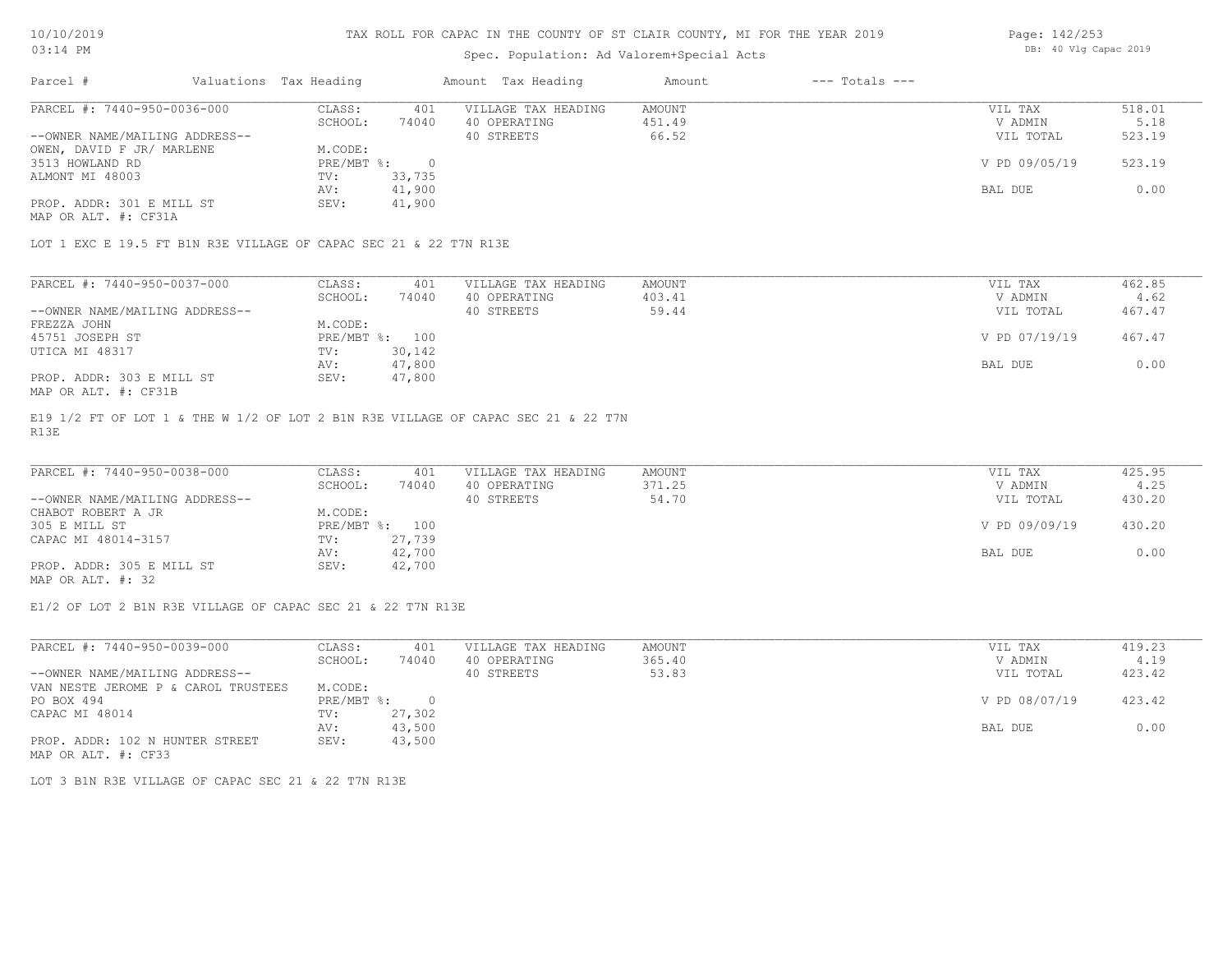# TAX ROLL FOR CAPAC IN THE COUNTY OF ST CLAIR COUNTY, MI FOR THE YEAR 2019

Spec. Population: Ad Valorem+Special Acts

DB: 40 Vlg Capac 2019

| Parcel # | Valuations | Tax Heading | Amount | Tax Heading | Amount | --- Totals --- | |
|---|---|---|---|---|---|---|---|
| PARCEL #: 7440-950-0036-000 | CLASS: | 401 | VILLAGE TAX HEADING | AMOUNT | | VIL TAX | 518.01 |
| | SCHOOL: | 74040 | 40 OPERATING | 451.49 | | V ADMIN | 5.18 |
| --OWNER NAME/MAILING ADDRESS-- | | | 40 STREETS | 66.52 | | VIL TOTAL | 523.19 |
| OWEN, DAVID F JR/ MARLENE | M.CODE: | | | | | | |
| 3513 HOWLAND RD | PRE/MBT %: | 0 | | | | V PD 09/05/19 | 523.19 |
| ALMONT MI 48003 | TV: | 33,735 | | | | | |
| | AV: | 41,900 | | | | BAL DUE | 0.00 |
| PROP. ADDR: 301 E MILL ST | SEV: | 41,900 | | | | | |
| MAP OR ALT. #: CF31A | | | | | | | |

LOT 1 EXC E 19.5 FT B1N R3E VILLAGE OF CAPAC SEC 21 & 22 T7N R13E

| Parcel # | Valuations | Tax Heading | Amount | Tax Heading | Amount | --- Totals --- | |
|---|---|---|---|---|---|---|---|
| PARCEL #: 7440-950-0037-000 | CLASS: | 401 | VILLAGE TAX HEADING | AMOUNT | | VIL TAX | 462.85 |
| | SCHOOL: | 74040 | 40 OPERATING | 403.41 | | V ADMIN | 4.62 |
| --OWNER NAME/MAILING ADDRESS-- | | | 40 STREETS | 59.44 | | VIL TOTAL | 467.47 |
| FREZZA JOHN | M.CODE: | | | | | | |
| 45751 JOSEPH ST | PRE/MBT %: | 100 | | | | V PD 07/19/19 | 467.47 |
| UTICA MI 48317 | TV: | 30,142 | | | | | |
| | AV: | 47,800 | | | | BAL DUE | 0.00 |
| PROP. ADDR: 303 E MILL ST | SEV: | 47,800 | | | | | |
| MAP OR ALT. #: CF31B | | | | | | | |

E19 1/2 FT OF LOT 1 & THE W 1/2 OF LOT 2 B1N R3E VILLAGE OF CAPAC SEC 21 & 22 T7N R13E

| Parcel # | Valuations | Tax Heading | Amount | Tax Heading | Amount | --- Totals --- | |
|---|---|---|---|---|---|---|---|
| PARCEL #: 7440-950-0038-000 | CLASS: | 401 | VILLAGE TAX HEADING | AMOUNT | | VIL TAX | 425.95 |
| | SCHOOL: | 74040 | 40 OPERATING | 371.25 | | V ADMIN | 4.25 |
| --OWNER NAME/MAILING ADDRESS-- | | | 40 STREETS | 54.70 | | VIL TOTAL | 430.20 |
| CHABOT ROBERT A JR | M.CODE: | | | | | | |
| 305 E MILL ST | PRE/MBT %: | 100 | | | | V PD 09/09/19 | 430.20 |
| CAPAC MI 48014-3157 | TV: | 27,739 | | | | | |
| | AV: | 42,700 | | | | BAL DUE | 0.00 |
| PROP. ADDR: 305 E MILL ST | SEV: | 42,700 | | | | | |
| MAP OR ALT. #: 32 | | | | | | | |

E1/2 OF LOT 2 B1N R3E VILLAGE OF CAPAC SEC 21 & 22 T7N R13E

| Parcel # | Valuations | Tax Heading | Amount | Tax Heading | Amount | --- Totals --- | |
|---|---|---|---|---|---|---|---|
| PARCEL #: 7440-950-0039-000 | CLASS: | 401 | VILLAGE TAX HEADING | AMOUNT | | VIL TAX | 419.23 |
| | SCHOOL: | 74040 | 40 OPERATING | 365.40 | | V ADMIN | 4.19 |
| --OWNER NAME/MAILING ADDRESS-- | | | 40 STREETS | 53.83 | | VIL TOTAL | 423.42 |
| VAN NESTE JEROME P & CAROL TRUSTEES | M.CODE: | | | | | | |
| PO BOX 494 | PRE/MBT %: | 0 | | | | V PD 08/07/19 | 423.42 |
| CAPAC MI 48014 | TV: | 27,302 | | | | | |
| | AV: | 43,500 | | | | BAL DUE | 0.00 |
| PROP. ADDR: 102 N HUNTER STREET | SEV: | 43,500 | | | | | |
| MAP OR ALT. #: CF33 | | | | | | | |

LOT 3 B1N R3E VILLAGE OF CAPAC SEC 21 & 22 T7N R13E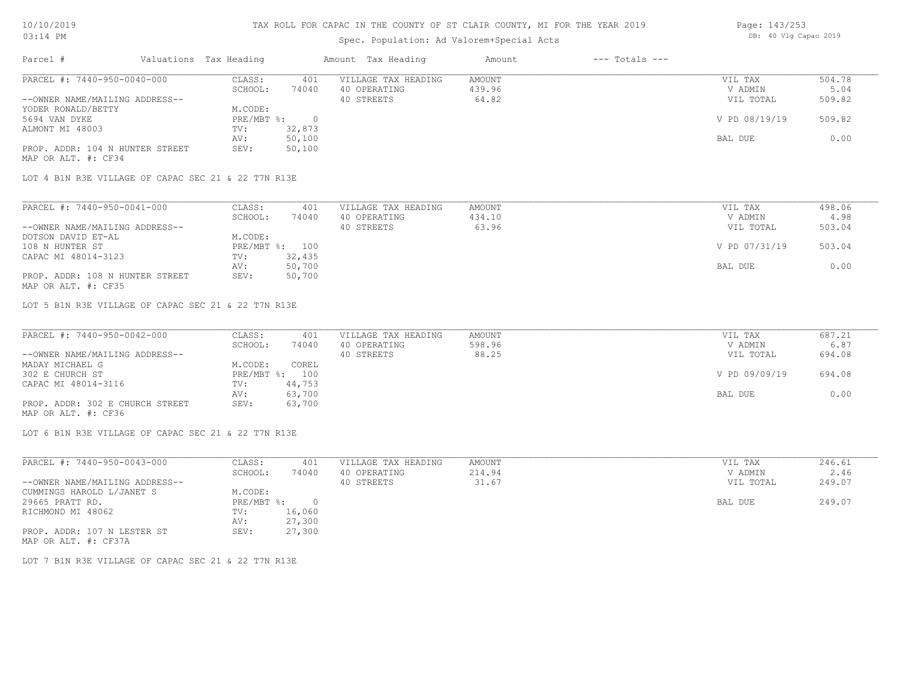# TAX ROLL FOR CAPAC IN THE COUNTY OF ST CLAIR COUNTY, MI FOR THE YEAR 2019

Spec. Population: Ad Valorem+Special Acts

DB: 40 Vlg Capac 2019

| Parcel # | Valuations Tax Heading | | Amount Tax Heading | Amount | --- Totals --- | |
|---|---|---|---|---|---|---|
| PARCEL #: 7440-950-0040-000 | CLASS: | 401 | VILLAGE TAX HEADING | AMOUNT | VIL TAX | 504.78 |
| | SCHOOL: | 74040 | 40 OPERATING | 439.96 | V ADMIN | 5.04 |
| --OWNER NAME/MAILING ADDRESS-- | | | 40 STREETS | 64.82 | VIL TOTAL | 509.82 |
| YODER RONALD/BETTY | M.CODE: | | | | | |
| 5694 VAN DYKE | PRE/MBT %: | 0 | | | V PD 08/19/19 | 509.82 |
| ALMONT MI 48003 | TV: | 32,873 | | | | |
| | AV: | 50,100 | | | BAL DUE | 0.00 |
| PROP. ADDR: 104 N HUNTER STREET | SEV: | 50,100 | | | | |
| MAP OR ALT. #: CF34 | | | | | | |

LOT 4 B1N R3E VILLAGE OF CAPAC SEC 21 & 22 T7N R13E

| Parcel # | Valuations Tax Heading | | Amount Tax Heading | Amount | --- Totals --- | |
|---|---|---|---|---|---|---|
| PARCEL #: 7440-950-0041-000 | CLASS: | 401 | VILLAGE TAX HEADING | AMOUNT | VIL TAX | 498.06 |
| | SCHOOL: | 74040 | 40 OPERATING | 434.10 | V ADMIN | 4.98 |
| --OWNER NAME/MAILING ADDRESS-- | | | 40 STREETS | 63.96 | VIL TOTAL | 503.04 |
| DOTSON DAVID ET-AL | M.CODE: | | | | | |
| 108 N HUNTER ST | PRE/MBT %: | 100 | | | V PD 07/31/19 | 503.04 |
| CAPAC MI 48014-3123 | TV: | 32,435 | | | | |
| | AV: | 50,700 | | | BAL DUE | 0.00 |
| PROP. ADDR: 108 N HUNTER STREET | SEV: | 50,700 | | | | |
| MAP OR ALT. #: CF35 | | | | | | |

LOT 5 B1N R3E VILLAGE OF CAPAC SEC 21 & 22 T7N R13E

| Parcel # | Valuations Tax Heading | | Amount Tax Heading | Amount | --- Totals --- | |
|---|---|---|---|---|---|---|
| PARCEL #: 7440-950-0042-000 | CLASS: | 401 | VILLAGE TAX HEADING | AMOUNT | VIL TAX | 687.21 |
| | SCHOOL: | 74040 | 40 OPERATING | 598.96 | V ADMIN | 6.87 |
| --OWNER NAME/MAILING ADDRESS-- | | | 40 STREETS | 88.25 | VIL TOTAL | 694.08 |
| MADAY MICHAEL G | M.CODE: | COREL | | | | |
| 302 E CHURCH ST | PRE/MBT %: | 100 | | | V PD 09/09/19 | 694.08 |
| CAPAC MI 48014-3116 | TV: | 44,753 | | | | |
| | AV: | 63,700 | | | BAL DUE | 0.00 |
| PROP. ADDR: 302 E CHURCH STREET | SEV: | 63,700 | | | | |
| MAP OR ALT. #: CF36 | | | | | | |

LOT 6 B1N R3E VILLAGE OF CAPAC SEC 21 & 22 T7N R13E

| Parcel # | Valuations Tax Heading | | Amount Tax Heading | Amount | --- Totals --- | |
|---|---|---|---|---|---|---|
| PARCEL #: 7440-950-0043-000 | CLASS: | 401 | VILLAGE TAX HEADING | AMOUNT | VIL TAX | 246.61 |
| | SCHOOL: | 74040 | 40 OPERATING | 214.94 | V ADMIN | 2.46 |
| --OWNER NAME/MAILING ADDRESS-- | | | 40 STREETS | 31.67 | VIL TOTAL | 249.07 |
| CUMMINGS HAROLD L/JANET S | M.CODE: | | | | | |
| 29665 PRATT RD. | PRE/MBT %: | 0 | | | BAL DUE | 249.07 |
| RICHMOND MI 48062 | TV: | 16,060 | | | | |
| | AV: | 27,300 | | | | |
| PROP. ADDR: 107 N LESTER ST | SEV: | 27,300 | | | | |
| MAP OR ALT. #: CF37A | | | | | | |

LOT 7 B1N R3E VILLAGE OF CAPAC SEC 21 & 22 T7N R13E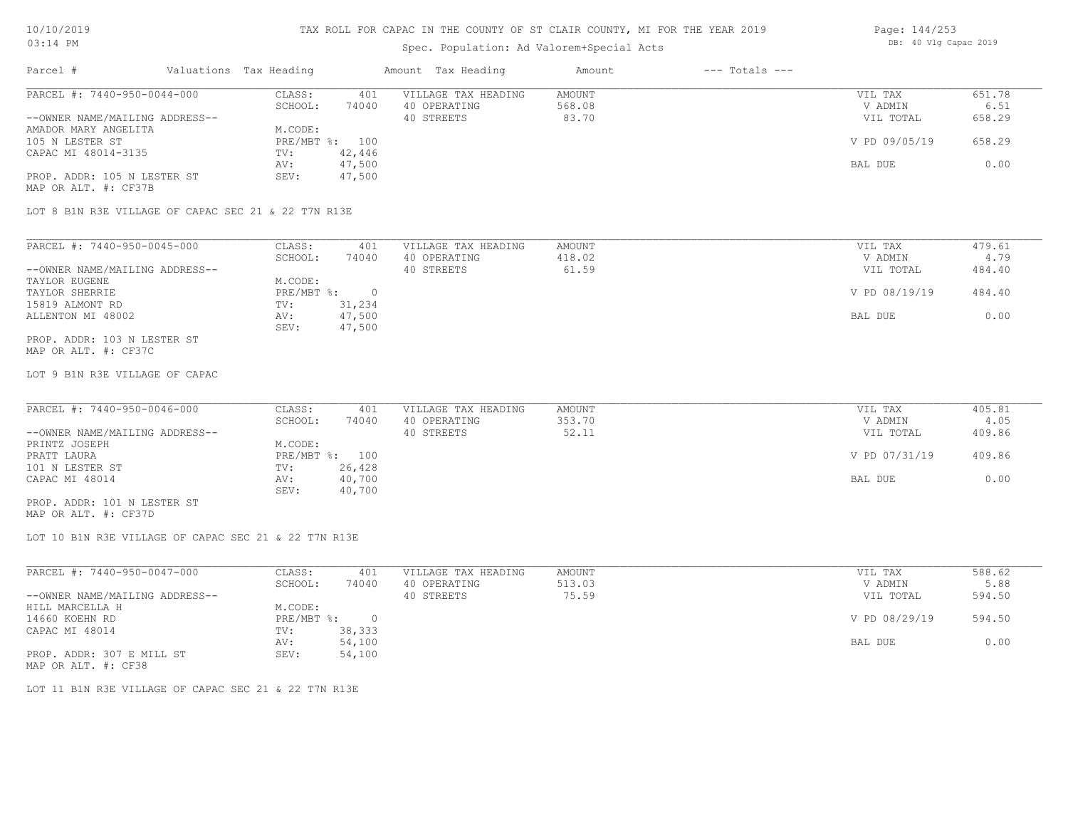# TAX ROLL FOR CAPAC IN THE COUNTY OF ST CLAIR COUNTY, MI FOR THE YEAR 2019

Spec. Population: Ad Valorem+Special Acts

DB: 40 Vlg Capac 2019

| Parcel # | Valuations | Tax Heading | Amount | Tax Heading | Amount | --- Totals --- | |
|---|---|---|---|---|---|---|---|
| PARCEL #: 7440-950-0044-000 | CLASS: | 401 | VILLAGE TAX HEADING | AMOUNT | | VIL TAX | 651.78 |
| | SCHOOL: | 74040 | 40 OPERATING | 568.08 | | V ADMIN | 6.51 |
| --OWNER NAME/MAILING ADDRESS-- | | | 40 STREETS | 83.70 | | VIL TOTAL | 658.29 |
| AMADOR MARY ANGELITA | M.CODE: | | | | | | |
| 105 N LESTER ST | PRE/MBT %: | 100 | | | | V PD 09/05/19 | 658.29 |
| CAPAC MI 48014-3135 | TV: | 42,446 | | | | | |
| | AV: | 47,500 | | | | BAL DUE | 0.00 |
| PROP. ADDR: 105 N LESTER ST | SEV: | 47,500 | | | | | |
| MAP OR ALT. #: CF37B | | | | | | | |

LOT 8 B1N R3E VILLAGE OF CAPAC SEC 21 & 22 T7N R13E

| Parcel # | Valuations | Tax Heading | Amount | Tax Heading | Amount | --- Totals --- | |
|---|---|---|---|---|---|---|---|
| PARCEL #: 7440-950-0045-000 | CLASS: | 401 | VILLAGE TAX HEADING | AMOUNT | | VIL TAX | 479.61 |
| | SCHOOL: | 74040 | 40 OPERATING | 418.02 | | V ADMIN | 4.79 |
| --OWNER NAME/MAILING ADDRESS-- | | | 40 STREETS | 61.59 | | VIL TOTAL | 484.40 |
| TAYLOR EUGENE | M.CODE: | | | | | | |
| TAYLOR SHERRIE | PRE/MBT %: | 0 | | | | V PD 08/19/19 | 484.40 |
| 15819 ALMONT RD | TV: | 31,234 | | | | | |
| ALLENTON MI 48002 | AV: | 47,500 | | | | BAL DUE | 0.00 |
| | SEV: | 47,500 | | | | | |
| PROP. ADDR: 103 N LESTER ST | | | | | | | |
| MAP OR ALT. #: CF37C | | | | | | | |

LOT 9 B1N R3E VILLAGE OF CAPAC

| Parcel # | Valuations | Tax Heading | Amount | Tax Heading | Amount | --- Totals --- | |
|---|---|---|---|---|---|---|---|
| PARCEL #: 7440-950-0046-000 | CLASS: | 401 | VILLAGE TAX HEADING | AMOUNT | | VIL TAX | 405.81 |
| | SCHOOL: | 74040 | 40 OPERATING | 353.70 | | V ADMIN | 4.05 |
| --OWNER NAME/MAILING ADDRESS-- | | | 40 STREETS | 52.11 | | VIL TOTAL | 409.86 |
| PRINTZ JOSEPH | M.CODE: | | | | | | |
| PRATT LAURA | PRE/MBT %: | 100 | | | | V PD 07/31/19 | 409.86 |
| 101 N LESTER ST | TV: | 26,428 | | | | | |
| CAPAC MI 48014 | AV: | 40,700 | | | | BAL DUE | 0.00 |
| | SEV: | 40,700 | | | | | |
| PROP. ADDR: 101 N LESTER ST | | | | | | | |
| MAP OR ALT. #: CF37D | | | | | | | |

LOT 10 B1N R3E VILLAGE OF CAPAC SEC 21 & 22 T7N R13E

| Parcel # | Valuations | Tax Heading | Amount | Tax Heading | Amount | --- Totals --- | |
|---|---|---|---|---|---|---|---|
| PARCEL #: 7440-950-0047-000 | CLASS: | 401 | VILLAGE TAX HEADING | AMOUNT | | VIL TAX | 588.62 |
| | SCHOOL: | 74040 | 40 OPERATING | 513.03 | | V ADMIN | 5.88 |
| --OWNER NAME/MAILING ADDRESS-- | | | 40 STREETS | 75.59 | | VIL TOTAL | 594.50 |
| HILL MARCELLA H | M.CODE: | | | | | | |
| 14660 KOEHN RD | PRE/MBT %: | 0 | | | | V PD 08/29/19 | 594.50 |
| CAPAC MI 48014 | TV: | 38,333 | | | | | |
| | AV: | 54,100 | | | | BAL DUE | 0.00 |
| PROP. ADDR: 307 E MILL ST | SEV: | 54,100 | | | | | |
| MAP OR ALT. #: CF38 | | | | | | | |

LOT 11 B1N R3E VILLAGE OF CAPAC SEC 21 & 22 T7N R13E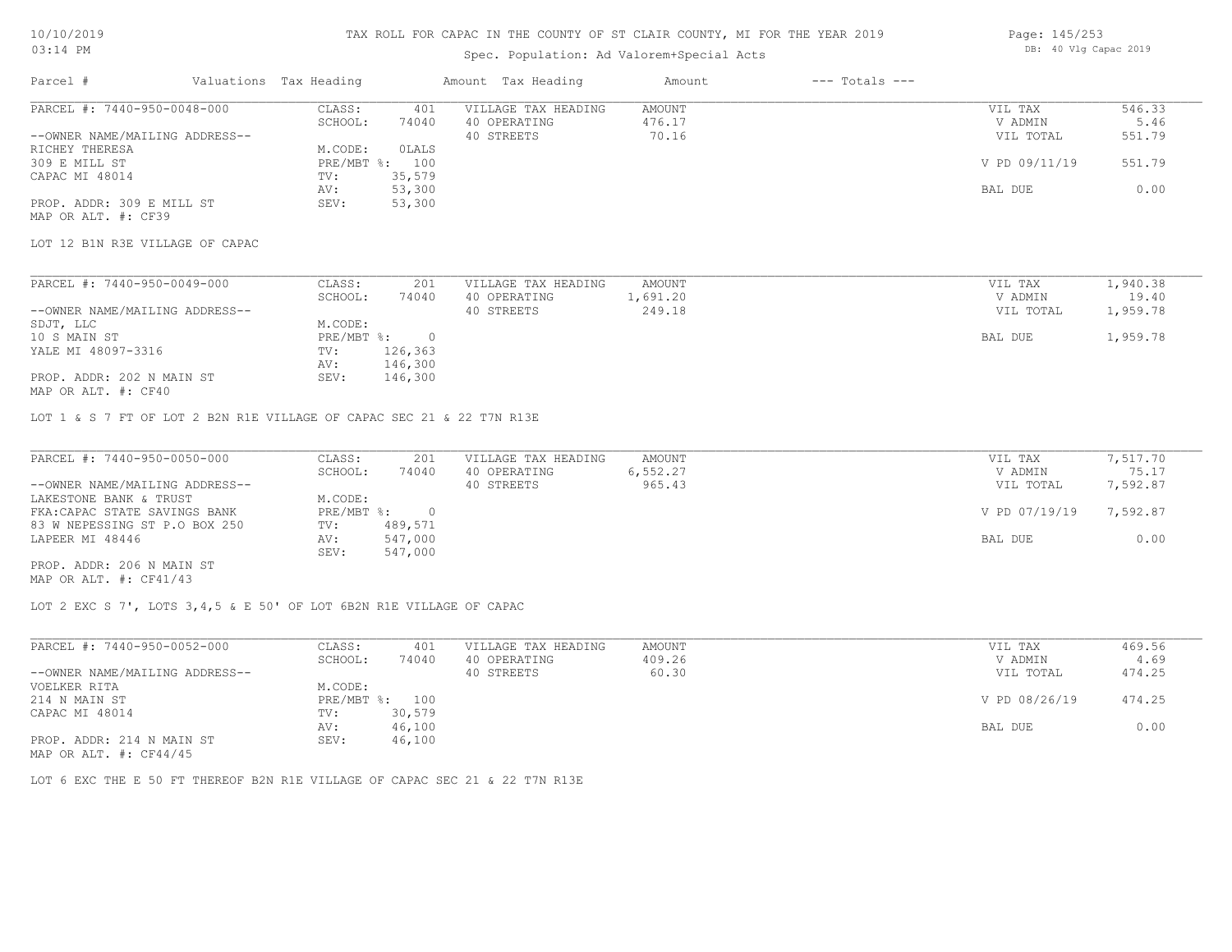# TAX ROLL FOR CAPAC IN THE COUNTY OF ST CLAIR COUNTY, MI FOR THE YEAR 2019

Spec. Population: Ad Valorem+Special Acts

10/10/2019 03:14 PM — DB: 40 Vlg Capac 2019

| Parcel # | Valuations | Tax Heading | Amount | Tax Heading | Amount | --- Totals --- | |
|---|---|---|---|---|---|---|---|
| PARCEL #: 7440-950-0048-000 | CLASS: | 401 | VILLAGE TAX HEADING | AMOUNT | | VIL TAX | 546.33 |
| | SCHOOL: | 74040 | 40 OPERATING | 476.17 | | V ADMIN | 5.46 |
| --OWNER NAME/MAILING ADDRESS-- | | | 40 STREETS | 70.16 | | VIL TOTAL | 551.79 |
| RICHEY THERESA | M.CODE: | OLALS | | | | | |
| 309 E MILL ST | PRE/MBT %: | 100 | | | | V PD 09/11/19 | 551.79 |
| CAPAC MI 48014 | TV: | 35,579 | | | | | |
| | AV: | 53,300 | | | | BAL DUE | 0.00 |
| PROP. ADDR: 309 E MILL ST | SEV: | 53,300 | | | | | |
| MAP OR ALT. #: CF39 | | | | | | | |

LOT 12 B1N R3E VILLAGE OF CAPAC

| Parcel # | Valuations | Tax Heading | Amount | Tax Heading | Amount | --- Totals --- | |
|---|---|---|---|---|---|---|---|
| PARCEL #: 7440-950-0049-000 | CLASS: | 201 | VILLAGE TAX HEADING | AMOUNT | | VIL TAX | 1,940.38 |
| | SCHOOL: | 74040 | 40 OPERATING | 1,691.20 | | V ADMIN | 19.40 |
| --OWNER NAME/MAILING ADDRESS-- | | | 40 STREETS | 249.18 | | VIL TOTAL | 1,959.78 |
| SDJT, LLC | M.CODE: | | | | | | |
| 10 S MAIN ST | PRE/MBT %: | 0 | | | | BAL DUE | 1,959.78 |
| YALE MI 48097-3316 | TV: | 126,363 | | | | | |
| | AV: | 146,300 | | | | | |
| PROP. ADDR: 202 N MAIN ST | SEV: | 146,300 | | | | | |
| MAP OR ALT. #: CF40 | | | | | | | |

LOT 1 & S 7 FT OF LOT 2 B2N R1E VILLAGE OF CAPAC SEC 21 & 22 T7N R13E

| Parcel # | Valuations | Tax Heading | Amount | Tax Heading | Amount | --- Totals --- | |
|---|---|---|---|---|---|---|---|
| PARCEL #: 7440-950-0050-000 | CLASS: | 201 | VILLAGE TAX HEADING | AMOUNT | | VIL TAX | 7,517.70 |
| | SCHOOL: | 74040 | 40 OPERATING | 6,552.27 | | V ADMIN | 75.17 |
| --OWNER NAME/MAILING ADDRESS-- | | | 40 STREETS | 965.43 | | VIL TOTAL | 7,592.87 |
| LAKESTONE BANK & TRUST | M.CODE: | | | | | | |
| FKA:CAPAC STATE SAVINGS BANK | PRE/MBT %: | 0 | | | | V PD 07/19/19 | 7,592.87 |
| 83 W NEPESSING ST P.O BOX 250 | TV: | 489,571 | | | | | |
| LAPEER MI 48446 | AV: | 547,000 | | | | BAL DUE | 0.00 |
| | SEV: | 547,000 | | | | | |
| PROP. ADDR: 206 N MAIN ST | | | | | | | |
| MAP OR ALT. #: CF41/43 | | | | | | | |

LOT 2 EXC S 7', LOTS 3,4,5 & E 50' OF LOT 6B2N R1E VILLAGE OF CAPAC

| Parcel # | Valuations | Tax Heading | Amount | Tax Heading | Amount | --- Totals --- | |
|---|---|---|---|---|---|---|---|
| PARCEL #: 7440-950-0052-000 | CLASS: | 401 | VILLAGE TAX HEADING | AMOUNT | | VIL TAX | 469.56 |
| | SCHOOL: | 74040 | 40 OPERATING | 409.26 | | V ADMIN | 4.69 |
| --OWNER NAME/MAILING ADDRESS-- | | | 40 STREETS | 60.30 | | VIL TOTAL | 474.25 |
| VOELKER RITA | M.CODE: | | | | | | |
| 214 N MAIN ST | PRE/MBT %: | 100 | | | | V PD 08/26/19 | 474.25 |
| CAPAC MI 48014 | TV: | 30,579 | | | | | |
| | AV: | 46,100 | | | | BAL DUE | 0.00 |
| PROP. ADDR: 214 N MAIN ST | SEV: | 46,100 | | | | | |
| MAP OR ALT. #: CF44/45 | | | | | | | |

LOT 6 EXC THE E 50 FT THEREOF B2N R1E VILLAGE OF CAPAC SEC 21 & 22 T7N R13E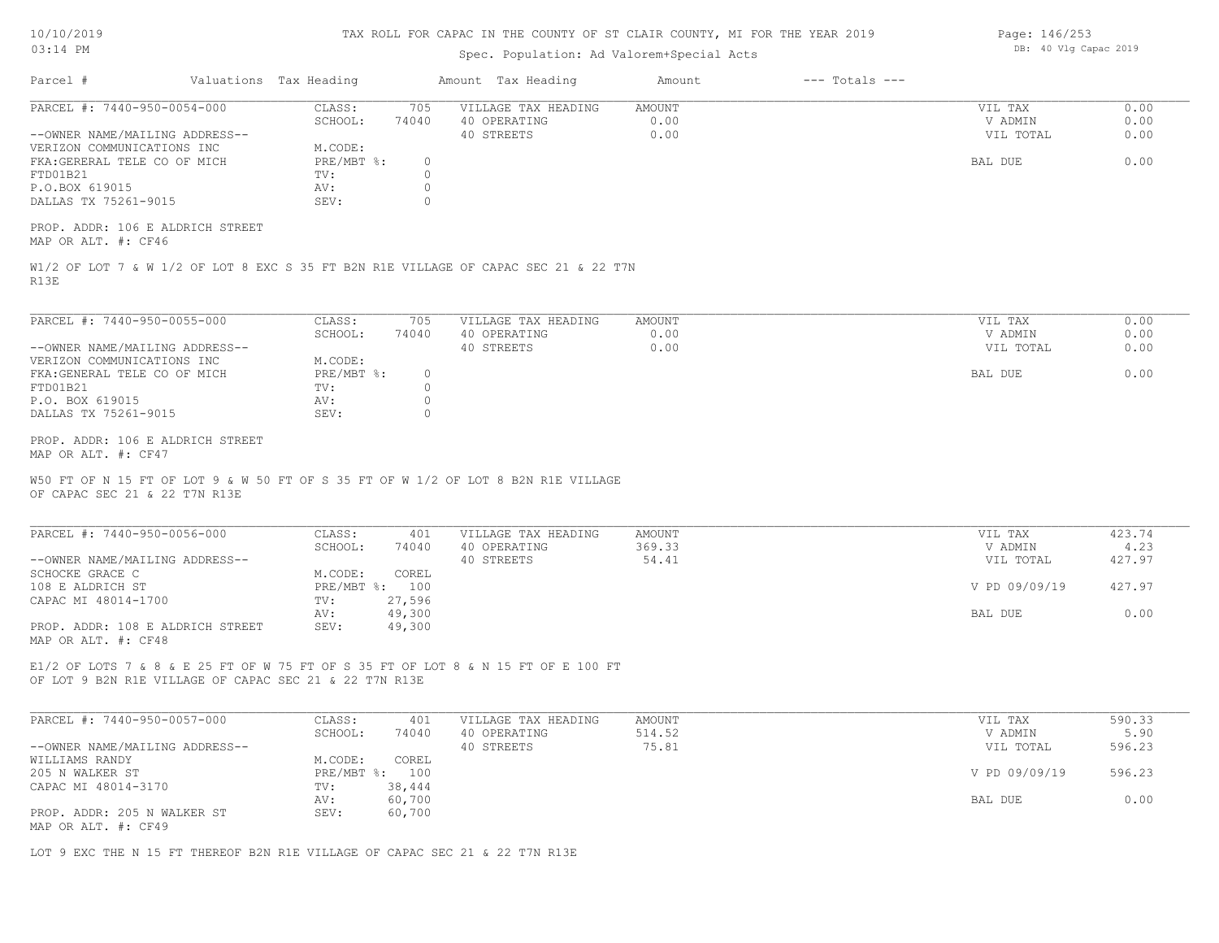# TAX ROLL FOR CAPAC IN THE COUNTY OF ST CLAIR COUNTY, MI FOR THE YEAR 2019

Spec. Population: Ad Valorem+Special Acts

| Parcel # | Valuations | Tax Heading | Amount | Tax Heading | Amount | --- Totals --- | |
|---|---|---|---|---|---|---|---|

---

**PARCEL #: 7440-950-0054-000**

--OWNER NAME/MAILING ADDRESS--
VERIZON COMMUNICATIONS INC
FKA:GERERAL TELE CO OF MICH
FTD01B21
P.O.BOX 619015
DALLAS TX 75261-9015

| Field | Value |
|---|---|
| CLASS: | 705 |
| SCHOOL: | 74040 |
| M.CODE: | |
| PRE/MBT %: | 0 |
| TV: | 0 |
| AV: | 0 |
| SEV: | 0 |

| VILLAGE TAX HEADING | AMOUNT |
|---|---|
| 40 OPERATING | 0.00 |
| 40 STREETS | 0.00 |

| Totals | |
|---|---|
| VIL TAX | 0.00 |
| V ADMIN | 0.00 |
| VIL TOTAL | 0.00 |
| BAL DUE | 0.00 |

PROP. ADDR: 106 E ALDRICH STREET
MAP OR ALT. #: CF46

W1/2 OF LOT 7 & W 1/2 OF LOT 8 EXC S 35 FT B2N R1E VILLAGE OF CAPAC SEC 21 & 22 T7N R13E

---

**PARCEL #: 7440-950-0055-000**

--OWNER NAME/MAILING ADDRESS--
VERIZON COMMUNICATIONS INC
FKA:GENERAL TELE CO OF MICH
FTD01B21
P.O. BOX 619015
DALLAS TX 75261-9015

| Field | Value |
|---|---|
| CLASS: | 705 |
| SCHOOL: | 74040 |
| M.CODE: | |
| PRE/MBT %: | 0 |
| TV: | 0 |
| AV: | 0 |
| SEV: | 0 |

| VILLAGE TAX HEADING | AMOUNT |
|---|---|
| 40 OPERATING | 0.00 |
| 40 STREETS | 0.00 |

| Totals | |
|---|---|
| VIL TAX | 0.00 |
| V ADMIN | 0.00 |
| VIL TOTAL | 0.00 |
| BAL DUE | 0.00 |

PROP. ADDR: 106 E ALDRICH STREET
MAP OR ALT. #: CF47

W50 FT OF N 15 FT OF LOT 9 & W 50 FT OF S 35 FT OF W 1/2 OF LOT 8 B2N R1E VILLAGE OF CAPAC SEC 21 & 22 T7N R13E

---

**PARCEL #: 7440-950-0056-000**

--OWNER NAME/MAILING ADDRESS--
SCHOCKE GRACE C
108 E ALDRICH ST
CAPAC MI 48014-1700

| Field | Value |
|---|---|
| CLASS: | 401 |
| SCHOOL: | 74040 |
| M.CODE: | COREL |
| PRE/MBT %: | 100 |
| TV: | 27,596 |
| AV: | 49,300 |
| SEV: | 49,300 |

| VILLAGE TAX HEADING | AMOUNT |
|---|---|
| 40 OPERATING | 369.33 |
| 40 STREETS | 54.41 |

| Totals | |
|---|---|
| VIL TAX | 423.74 |
| V ADMIN | 4.23 |
| VIL TOTAL | 427.97 |
| V PD 09/09/19 | 427.97 |
| BAL DUE | 0.00 |

PROP. ADDR: 108 E ALDRICH STREET
MAP OR ALT. #: CF48

E1/2 OF LOTS 7 & 8 & E 25 FT OF W 75 FT OF S 35 FT OF LOT 8 & N 15 FT OF E 100 FT OF LOT 9 B2N R1E VILLAGE OF CAPAC SEC 21 & 22 T7N R13E

---

**PARCEL #: 7440-950-0057-000**

--OWNER NAME/MAILING ADDRESS--
WILLIAMS RANDY
205 N WALKER ST
CAPAC MI 48014-3170

| Field | Value |
|---|---|
| CLASS: | 401 |
| SCHOOL: | 74040 |
| M.CODE: | COREL |
| PRE/MBT %: | 100 |
| TV: | 38,444 |
| AV: | 60,700 |
| SEV: | 60,700 |

| VILLAGE TAX HEADING | AMOUNT |
|---|---|
| 40 OPERATING | 514.52 |
| 40 STREETS | 75.81 |

| Totals | |
|---|---|
| VIL TAX | 590.33 |
| V ADMIN | 5.90 |
| VIL TOTAL | 596.23 |
| V PD 09/09/19 | 596.23 |
| BAL DUE | 0.00 |

PROP. ADDR: 205 N WALKER ST
MAP OR ALT. #: CF49

LOT 9 EXC THE N 15 FT THEREOF B2N R1E VILLAGE OF CAPAC SEC 21 & 22 T7N R13E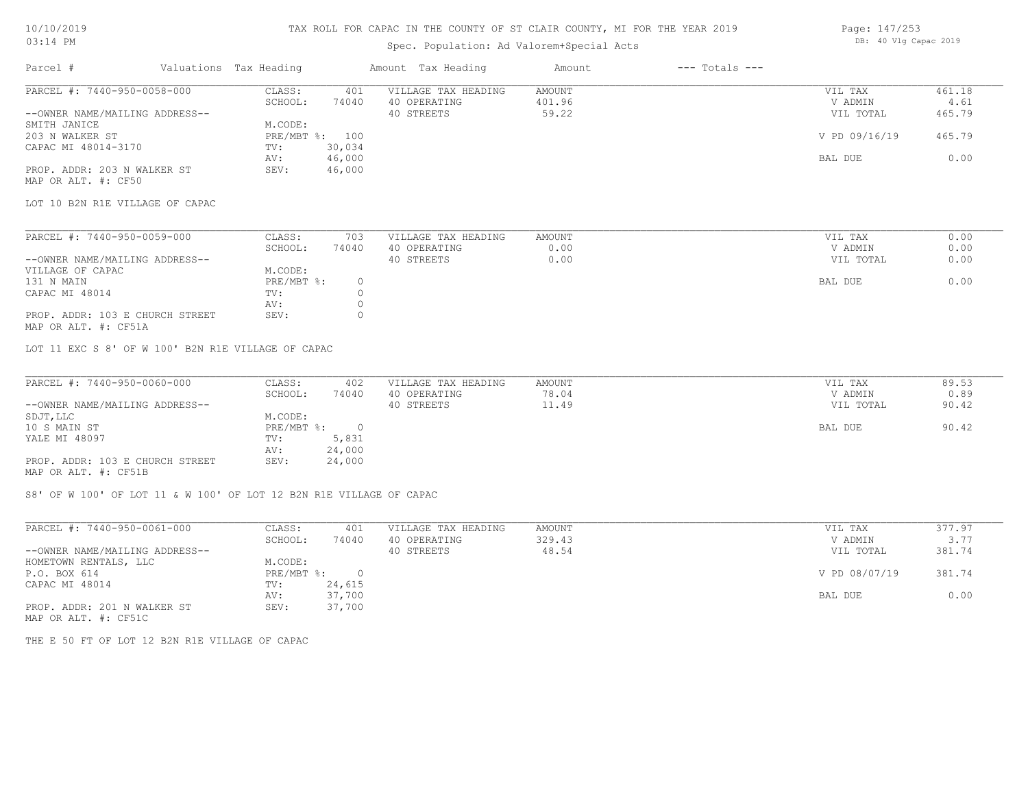# TAX ROLL FOR CAPAC IN THE COUNTY OF ST CLAIR COUNTY, MI FOR THE YEAR 2019

10/10/2019
03:14 PM

Spec. Population: Ad Valorem+Special Acts

DB: 40 Vlg Capac 2019

| Parcel # | Valuations | Tax Heading | Amount | Tax Heading | Amount | --- Totals --- | |
|---|---|---|---|---|---|---|---|

---

**PARCEL #: 7440-950-0058-000**

| | | | | | |
|---|---|---|---|---|---|
| CLASS: | 401 | VILLAGE TAX HEADING | AMOUNT | VIL TAX | 461.18 |
| SCHOOL: | 74040 | 40 OPERATING | 401.96 | V ADMIN | 4.61 |
| | | 40 STREETS | 59.22 | VIL TOTAL | 465.79 |
| M.CODE: | | | | | |
| PRE/MBT %: | 100 | | | V PD 09/16/19 | 465.79 |
| TV: | 30,034 | | | | |
| AV: | 46,000 | | | BAL DUE | 0.00 |
| SEV: | 46,000 | | | | |

--OWNER NAME/MAILING ADDRESS--
SMITH JANICE
203 N WALKER ST
CAPAC MI 48014-3170

PROP. ADDR: 203 N WALKER ST
MAP OR ALT. #: CF50

LOT 10 B2N R1E VILLAGE OF CAPAC

---

**PARCEL #: 7440-950-0059-000**

| | | | | | |
|---|---|---|---|---|---|
| CLASS: | 703 | VILLAGE TAX HEADING | AMOUNT | VIL TAX | 0.00 |
| SCHOOL: | 74040 | 40 OPERATING | 0.00 | V ADMIN | 0.00 |
| | | 40 STREETS | 0.00 | VIL TOTAL | 0.00 |
| M.CODE: | | | | | |
| PRE/MBT %: | 0 | | | BAL DUE | 0.00 |
| TV: | 0 | | | | |
| AV: | 0 | | | | |
| SEV: | 0 | | | | |

--OWNER NAME/MAILING ADDRESS--
VILLAGE OF CAPAC
131 N MAIN
CAPAC MI 48014

PROP. ADDR: 103 E CHURCH STREET
MAP OR ALT. #: CF51A

LOT 11 EXC S 8' OF W 100' B2N R1E VILLAGE OF CAPAC

---

**PARCEL #: 7440-950-0060-000**

| | | | | | |
|---|---|---|---|---|---|
| CLASS: | 402 | VILLAGE TAX HEADING | AMOUNT | VIL TAX | 89.53 |
| SCHOOL: | 74040 | 40 OPERATING | 78.04 | V ADMIN | 0.89 |
| | | 40 STREETS | 11.49 | VIL TOTAL | 90.42 |
| M.CODE: | | | | | |
| PRE/MBT %: | 0 | | | BAL DUE | 90.42 |
| TV: | 5,831 | | | | |
| AV: | 24,000 | | | | |
| SEV: | 24,000 | | | | |

--OWNER NAME/MAILING ADDRESS--
SDJT,LLC
10 S MAIN ST
YALE MI 48097

PROP. ADDR: 103 E CHURCH STREET
MAP OR ALT. #: CF51B

S8' OF W 100' OF LOT 11 & W 100' OF LOT 12 B2N R1E VILLAGE OF CAPAC

---

**PARCEL #: 7440-950-0061-000**

| | | | | | |
|---|---|---|---|---|---|
| CLASS: | 401 | VILLAGE TAX HEADING | AMOUNT | VIL TAX | 377.97 |
| SCHOOL: | 74040 | 40 OPERATING | 329.43 | V ADMIN | 3.77 |
| | | 40 STREETS | 48.54 | VIL TOTAL | 381.74 |
| M.CODE: | | | | | |
| PRE/MBT %: | 0 | | | V PD 08/07/19 | 381.74 |
| TV: | 24,615 | | | | |
| AV: | 37,700 | | | BAL DUE | 0.00 |
| SEV: | 37,700 | | | | |

--OWNER NAME/MAILING ADDRESS--
HOMETOWN RENTALS, LLC
P.O. BOX 614
CAPAC MI 48014

PROP. ADDR: 201 N WALKER ST
MAP OR ALT. #: CF51C

THE E 50 FT OF LOT 12 B2N R1E VILLAGE OF CAPAC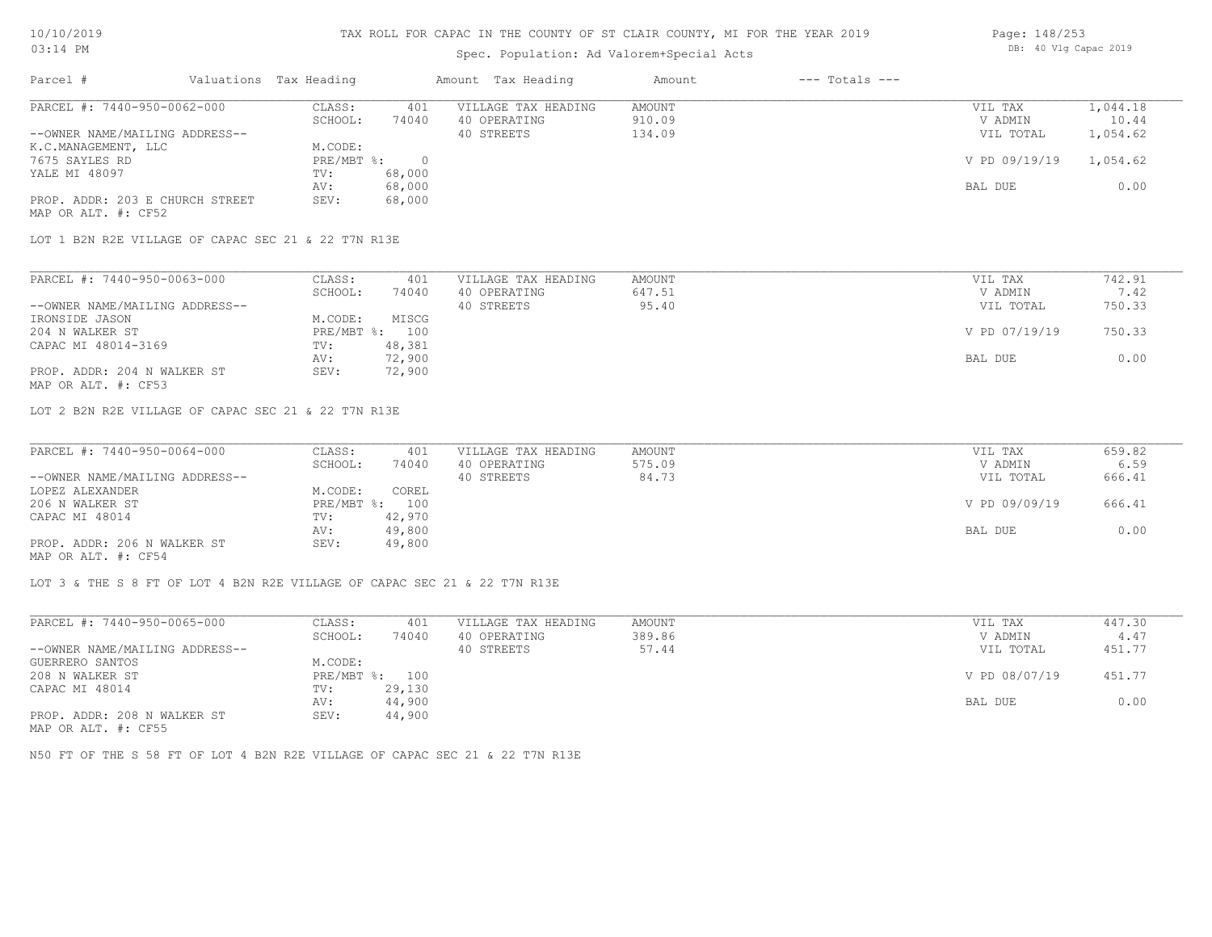# TAX ROLL FOR CAPAC IN THE COUNTY OF ST CLAIR COUNTY, MI FOR THE YEAR 2019

Spec. Population: Ad Valorem+Special Acts

| Parcel # | Valuations | Tax Heading | Amount | Tax Heading | Amount | --- Totals --- | |
|---|---|---|---|---|---|---|---|
| PARCEL #: 7440-950-0062-000 | CLASS: | 401 | VILLAGE TAX HEADING | AMOUNT | | VIL TAX | 1,044.18 |
| | SCHOOL: | 74040 | 40 OPERATING | 910.09 | | V ADMIN | 10.44 |
| --OWNER NAME/MAILING ADDRESS-- | | | 40 STREETS | 134.09 | | VIL TOTAL | 1,054.62 |
| K.C.MANAGEMENT, LLC | M.CODE: | | | | | | |
| 7675 SAYLES RD | PRE/MBT %: | 0 | | | | V PD 09/19/19 | 1,054.62 |
| YALE MI 48097 | TV: | 68,000 | | | | | |
| | AV: | 68,000 | | | | BAL DUE | 0.00 |
| PROP. ADDR: 203 E CHURCH STREET | SEV: | 68,000 | | | | | |
| MAP OR ALT. #: CF52 | | | | | | | |

LOT 1 B2N R2E VILLAGE OF CAPAC SEC 21 & 22 T7N R13E

| Parcel # | Valuations | Tax Heading | Amount | Tax Heading | Amount | --- Totals --- | |
|---|---|---|---|---|---|---|---|
| PARCEL #: 7440-950-0063-000 | CLASS: | 401 | VILLAGE TAX HEADING | AMOUNT | | VIL TAX | 742.91 |
| | SCHOOL: | 74040 | 40 OPERATING | 647.51 | | V ADMIN | 7.42 |
| --OWNER NAME/MAILING ADDRESS-- | | | 40 STREETS | 95.40 | | VIL TOTAL | 750.33 |
| IRONSIDE JASON | M.CODE: | MISCG | | | | | |
| 204 N WALKER ST | PRE/MBT %: | 100 | | | | V PD 07/19/19 | 750.33 |
| CAPAC MI 48014-3169 | TV: | 48,381 | | | | | |
| | AV: | 72,900 | | | | BAL DUE | 0.00 |
| PROP. ADDR: 204 N WALKER ST | SEV: | 72,900 | | | | | |
| MAP OR ALT. #: CF53 | | | | | | | |

LOT 2 B2N R2E VILLAGE OF CAPAC SEC 21 & 22 T7N R13E

| Parcel # | Valuations | Tax Heading | Amount | Tax Heading | Amount | --- Totals --- | |
|---|---|---|---|---|---|---|---|
| PARCEL #: 7440-950-0064-000 | CLASS: | 401 | VILLAGE TAX HEADING | AMOUNT | | VIL TAX | 659.82 |
| | SCHOOL: | 74040 | 40 OPERATING | 575.09 | | V ADMIN | 6.59 |
| --OWNER NAME/MAILING ADDRESS-- | | | 40 STREETS | 84.73 | | VIL TOTAL | 666.41 |
| LOPEZ ALEXANDER | M.CODE: | COREL | | | | | |
| 206 N WALKER ST | PRE/MBT %: | 100 | | | | V PD 09/09/19 | 666.41 |
| CAPAC MI 48014 | TV: | 42,970 | | | | | |
| | AV: | 49,800 | | | | BAL DUE | 0.00 |
| PROP. ADDR: 206 N WALKER ST | SEV: | 49,800 | | | | | |
| MAP OR ALT. #: CF54 | | | | | | | |

LOT 3 & THE S 8 FT OF LOT 4 B2N R2E VILLAGE OF CAPAC SEC 21 & 22 T7N R13E

| Parcel # | Valuations | Tax Heading | Amount | Tax Heading | Amount | --- Totals --- | |
|---|---|---|---|---|---|---|---|
| PARCEL #: 7440-950-0065-000 | CLASS: | 401 | VILLAGE TAX HEADING | AMOUNT | | VIL TAX | 447.30 |
| | SCHOOL: | 74040 | 40 OPERATING | 389.86 | | V ADMIN | 4.47 |
| --OWNER NAME/MAILING ADDRESS-- | | | 40 STREETS | 57.44 | | VIL TOTAL | 451.77 |
| GUERRERO SANTOS | M.CODE: | | | | | | |
| 208 N WALKER ST | PRE/MBT %: | 100 | | | | V PD 08/07/19 | 451.77 |
| CAPAC MI 48014 | TV: | 29,130 | | | | | |
| | AV: | 44,900 | | | | BAL DUE | 0.00 |
| PROP. ADDR: 208 N WALKER ST | SEV: | 44,900 | | | | | |
| MAP OR ALT. #: CF55 | | | | | | | |

N50 FT OF THE S 58 FT OF LOT 4 B2N R2E VILLAGE OF CAPAC SEC 21 & 22 T7N R13E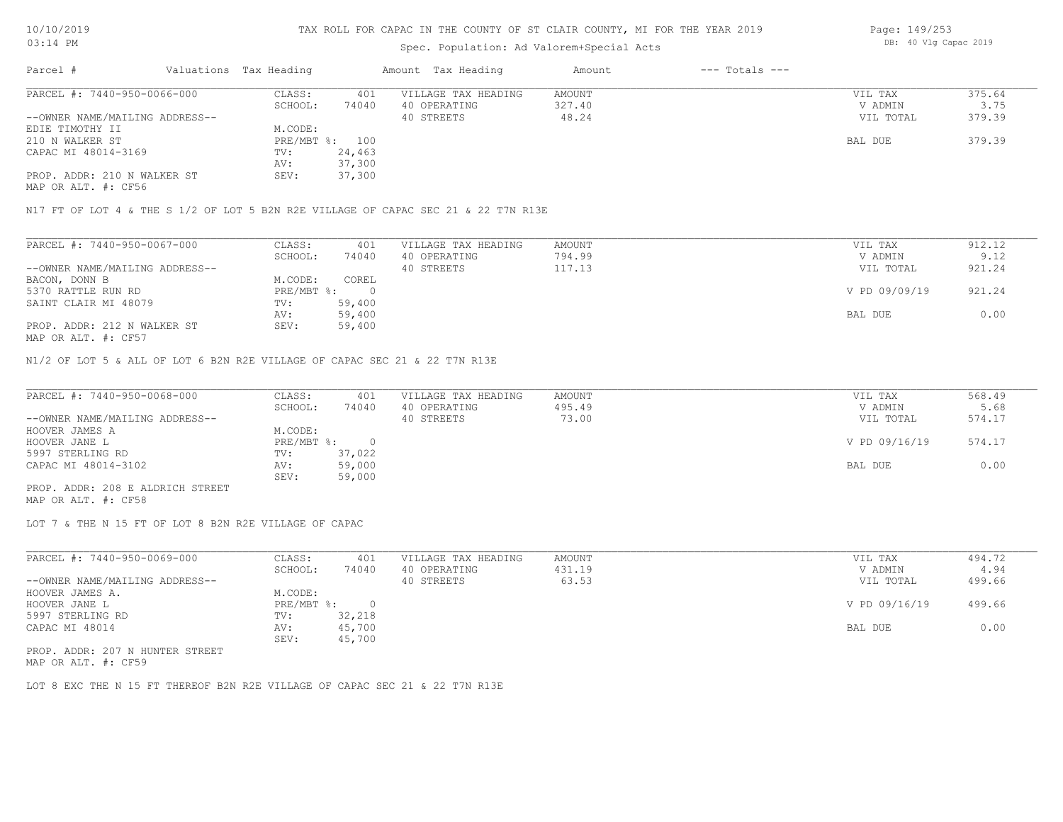# TAX ROLL FOR CAPAC IN THE COUNTY OF ST CLAIR COUNTY, MI FOR THE YEAR 2019

Spec. Population: Ad Valorem+Special Acts

| Parcel # | Valuations | Tax Heading | Amount | Tax Heading | Amount | --- Totals --- | |
|---|---|---|---|---|---|---|---|
| PARCEL #: 7440-950-0066-000 | CLASS: | 401 | VILLAGE TAX HEADING | AMOUNT | | VIL TAX | 375.64 |
| | SCHOOL: | 74040 | 40 OPERATING | 327.40 | | V ADMIN | 3.75 |
| --OWNER NAME/MAILING ADDRESS-- | | | 40 STREETS | 48.24 | | VIL TOTAL | 379.39 |
| EDIE TIMOTHY II | M.CODE: | | | | | | |
| 210 N WALKER ST | PRE/MBT %: | 100 | | | | BAL DUE | 379.39 |
| CAPAC MI 48014-3169 | TV: | 24,463 | | | | | |
| | AV: | 37,300 | | | | | |
| PROP. ADDR: 210 N WALKER ST | SEV: | 37,300 | | | | | |
| MAP OR ALT. #: CF56 | | | | | | | |

N17 FT OF LOT 4 & THE S 1/2 OF LOT 5 B2N R2E VILLAGE OF CAPAC SEC 21 & 22 T7N R13E

| Parcel # | Valuations | Tax Heading | Amount | Tax Heading | Amount | --- Totals --- | |
|---|---|---|---|---|---|---|---|
| PARCEL #: 7440-950-0067-000 | CLASS: | 401 | VILLAGE TAX HEADING | AMOUNT | | VIL TAX | 912.12 |
| | SCHOOL: | 74040 | 40 OPERATING | 794.99 | | V ADMIN | 9.12 |
| --OWNER NAME/MAILING ADDRESS-- | | | 40 STREETS | 117.13 | | VIL TOTAL | 921.24 |
| BACON, DONN B | M.CODE: | COREL | | | | | |
| 5370 RATTLE RUN RD | PRE/MBT %: | 0 | | | | V PD 09/09/19 | 921.24 |
| SAINT CLAIR MI 48079 | TV: | 59,400 | | | | | |
| | AV: | 59,400 | | | | BAL DUE | 0.00 |
| PROP. ADDR: 212 N WALKER ST | SEV: | 59,400 | | | | | |
| MAP OR ALT. #: CF57 | | | | | | | |

N1/2 OF LOT 5 & ALL OF LOT 6 B2N R2E VILLAGE OF CAPAC SEC 21 & 22 T7N R13E

| Parcel # | Valuations | Tax Heading | Amount | Tax Heading | Amount | --- Totals --- | |
|---|---|---|---|---|---|---|---|
| PARCEL #: 7440-950-0068-000 | CLASS: | 401 | VILLAGE TAX HEADING | AMOUNT | | VIL TAX | 568.49 |
| | SCHOOL: | 74040 | 40 OPERATING | 495.49 | | V ADMIN | 5.68 |
| --OWNER NAME/MAILING ADDRESS-- | | | 40 STREETS | 73.00 | | VIL TOTAL | 574.17 |
| HOOVER JAMES A | M.CODE: | | | | | | |
| HOOVER JANE L | PRE/MBT %: | 0 | | | | V PD 09/16/19 | 574.17 |
| 5997 STERLING RD | TV: | 37,022 | | | | | |
| CAPAC MI 48014-3102 | AV: | 59,000 | | | | BAL DUE | 0.00 |
| | SEV: | 59,000 | | | | | |
| PROP. ADDR: 208 E ALDRICH STREET | | | | | | | |
| MAP OR ALT. #: CF58 | | | | | | | |

LOT 7 & THE N 15 FT OF LOT 8 B2N R2E VILLAGE OF CAPAC

| Parcel # | Valuations | Tax Heading | Amount | Tax Heading | Amount | --- Totals --- | |
|---|---|---|---|---|---|---|---|
| PARCEL #: 7440-950-0069-000 | CLASS: | 401 | VILLAGE TAX HEADING | AMOUNT | | VIL TAX | 494.72 |
| | SCHOOL: | 74040 | 40 OPERATING | 431.19 | | V ADMIN | 4.94 |
| --OWNER NAME/MAILING ADDRESS-- | | | 40 STREETS | 63.53 | | VIL TOTAL | 499.66 |
| HOOVER JAMES A. | M.CODE: | | | | | | |
| HOOVER JANE L | PRE/MBT %: | 0 | | | | V PD 09/16/19 | 499.66 |
| 5997 STERLING RD | TV: | 32,218 | | | | | |
| CAPAC MI 48014 | AV: | 45,700 | | | | BAL DUE | 0.00 |
| | SEV: | 45,700 | | | | | |
| PROP. ADDR: 207 N HUNTER STREET | | | | | | | |
| MAP OR ALT. #: CF59 | | | | | | | |

LOT 8 EXC THE N 15 FT THEREOF B2N R2E VILLAGE OF CAPAC SEC 21 & 22 T7N R13E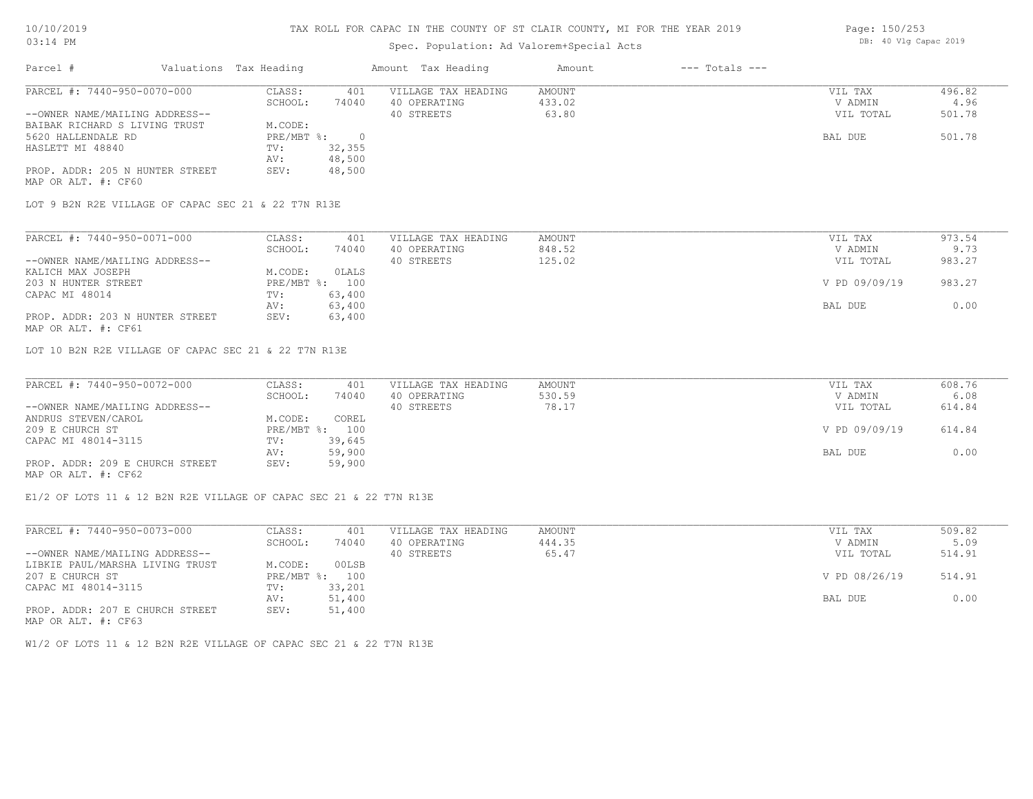10/10/2019
03:14 PM

TAX ROLL FOR CAPAC IN THE COUNTY OF ST CLAIR COUNTY, MI FOR THE YEAR 2019

Spec. Population: Ad Valorem+Special Acts

DB: 40 Vlg Capac 2019

| Parcel # | Valuations | Tax Heading | Amount | Tax Heading | Amount | --- Totals --- |
|---|---|---|---|---|---|---|

PARCEL #: 7440-950-0070-000

| | | | | | |
|---|---|---|---|---|---|
| CLASS: | 401 | VILLAGE TAX HEADING | AMOUNT | VIL TAX | 496.82 |
| SCHOOL: | 74040 | 40 OPERATING | 433.02 | V ADMIN | 4.96 |
| | | 40 STREETS | 63.80 | VIL TOTAL | 501.78 |
| M.CODE: | | | | | |
| PRE/MBT %: | 0 | | | BAL DUE | 501.78 |
| TV: | 32,355 | | | | |
| AV: | 48,500 | | | | |
| SEV: | 48,500 | | | | |

--OWNER NAME/MAILING ADDRESS--
BAIBAK RICHARD S LIVING TRUST
5620 HALLENDALE RD
HASLETT MI 48840

PROP. ADDR: 205 N HUNTER STREET
MAP OR ALT. #: CF60

LOT 9 B2N R2E VILLAGE OF CAPAC SEC 21 & 22 T7N R13E

PARCEL #: 7440-950-0071-000

| | | | | | |
|---|---|---|---|---|---|
| CLASS: | 401 | VILLAGE TAX HEADING | AMOUNT | VIL TAX | 973.54 |
| SCHOOL: | 74040 | 40 OPERATING | 848.52 | V ADMIN | 9.73 |
| | | 40 STREETS | 125.02 | VIL TOTAL | 983.27 |
| M.CODE: | 0LALS | | | | |
| PRE/MBT %: | 100 | | | V PD 09/09/19 | 983.27 |
| TV: | 63,400 | | | | |
| AV: | 63,400 | | | BAL DUE | 0.00 |
| SEV: | 63,400 | | | | |

--OWNER NAME/MAILING ADDRESS--
KALICH MAX JOSEPH
203 N HUNTER STREET
CAPAC MI 48014

PROP. ADDR: 203 N HUNTER STREET
MAP OR ALT. #: CF61

LOT 10 B2N R2E VILLAGE OF CAPAC SEC 21 & 22 T7N R13E

PARCEL #: 7440-950-0072-000

| | | | | | |
|---|---|---|---|---|---|
| CLASS: | 401 | VILLAGE TAX HEADING | AMOUNT | VIL TAX | 608.76 |
| SCHOOL: | 74040 | 40 OPERATING | 530.59 | V ADMIN | 6.08 |
| | | 40 STREETS | 78.17 | VIL TOTAL | 614.84 |
| M.CODE: | COREL | | | | |
| PRE/MBT %: | 100 | | | V PD 09/09/19 | 614.84 |
| TV: | 39,645 | | | | |
| AV: | 59,900 | | | BAL DUE | 0.00 |
| SEV: | 59,900 | | | | |

--OWNER NAME/MAILING ADDRESS--
ANDRUS STEVEN/CAROL
209 E CHURCH ST
CAPAC MI 48014-3115

PROP. ADDR: 209 E CHURCH STREET
MAP OR ALT. #: CF62

E1/2 OF LOTS 11 & 12 B2N R2E VILLAGE OF CAPAC SEC 21 & 22 T7N R13E

PARCEL #: 7440-950-0073-000

| | | | | | |
|---|---|---|---|---|---|
| CLASS: | 401 | VILLAGE TAX HEADING | AMOUNT | VIL TAX | 509.82 |
| SCHOOL: | 74040 | 40 OPERATING | 444.35 | V ADMIN | 5.09 |
| | | 40 STREETS | 65.47 | VIL TOTAL | 514.91 |
| M.CODE: | 00LSB | | | | |
| PRE/MBT %: | 100 | | | V PD 08/26/19 | 514.91 |
| TV: | 33,201 | | | | |
| AV: | 51,400 | | | BAL DUE | 0.00 |
| SEV: | 51,400 | | | | |

--OWNER NAME/MAILING ADDRESS--
LIBKIE PAUL/MARSHA LIVING TRUST
207 E CHURCH ST
CAPAC MI 48014-3115

PROP. ADDR: 207 E CHURCH STREET
MAP OR ALT. #: CF63

W1/2 OF LOTS 11 & 12 B2N R2E VILLAGE OF CAPAC SEC 21 & 22 T7N R13E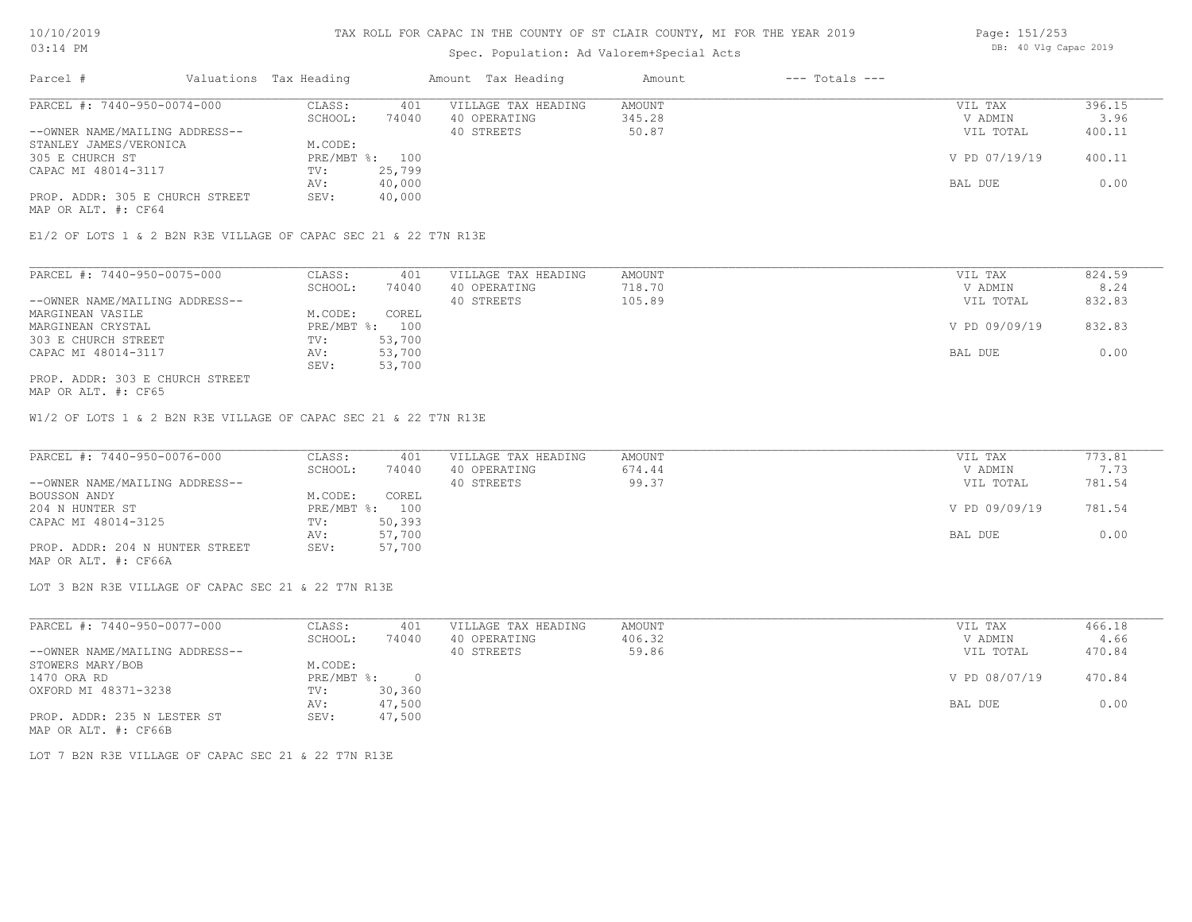# TAX ROLL FOR CAPAC IN THE COUNTY OF ST CLAIR COUNTY, MI FOR THE YEAR 2019

Spec. Population: Ad Valorem+Special Acts

| Parcel # | Valuations | Tax Heading | Amount | Tax Heading | Amount | --- Totals --- | |
|---|---|---|---|---|---|---|---|
| PARCEL #: 7440-950-0074-000 | CLASS: | 401 | VILLAGE TAX HEADING | AMOUNT | | VIL TAX | 396.15 |
| | SCHOOL: | 74040 | 40 OPERATING | 345.28 | | V ADMIN | 3.96 |
| --OWNER NAME/MAILING ADDRESS-- | | | 40 STREETS | 50.87 | | VIL TOTAL | 400.11 |
| STANLEY JAMES/VERONICA | M.CODE: | | | | | | |
| 305 E CHURCH ST | PRE/MBT %: | 100 | | | | V PD 07/19/19 | 400.11 |
| CAPAC MI 48014-3117 | TV: | 25,799 | | | | | |
| | AV: | 40,000 | | | | BAL DUE | 0.00 |
| PROP. ADDR: 305 E CHURCH STREET | SEV: | 40,000 | | | | | |
| MAP OR ALT. #: CF64 | | | | | | | |

E1/2 OF LOTS 1 & 2 B2N R3E VILLAGE OF CAPAC SEC 21 & 22 T7N R13E

| Parcel # | Valuations | Tax Heading | Amount | Tax Heading | Amount | --- Totals --- | |
|---|---|---|---|---|---|---|---|
| PARCEL #: 7440-950-0075-000 | CLASS: | 401 | VILLAGE TAX HEADING | AMOUNT | | VIL TAX | 824.59 |
| | SCHOOL: | 74040 | 40 OPERATING | 718.70 | | V ADMIN | 8.24 |
| --OWNER NAME/MAILING ADDRESS-- | | | 40 STREETS | 105.89 | | VIL TOTAL | 832.83 |
| MARGINEAN VASILE | M.CODE: | COREL | | | | | |
| MARGINEAN CRYSTAL | PRE/MBT %: | 100 | | | | V PD 09/09/19 | 832.83 |
| 303 E CHURCH STREET | TV: | 53,700 | | | | | |
| CAPAC MI 48014-3117 | AV: | 53,700 | | | | BAL DUE | 0.00 |
| | SEV: | 53,700 | | | | | |
| PROP. ADDR: 303 E CHURCH STREET | | | | | | | |
| MAP OR ALT. #: CF65 | | | | | | | |

W1/2 OF LOTS 1 & 2 B2N R3E VILLAGE OF CAPAC SEC 21 & 22 T7N R13E

| Parcel # | Valuations | Tax Heading | Amount | Tax Heading | Amount | --- Totals --- | |
|---|---|---|---|---|---|---|---|
| PARCEL #: 7440-950-0076-000 | CLASS: | 401 | VILLAGE TAX HEADING | AMOUNT | | VIL TAX | 773.81 |
| | SCHOOL: | 74040 | 40 OPERATING | 674.44 | | V ADMIN | 7.73 |
| --OWNER NAME/MAILING ADDRESS-- | | | 40 STREETS | 99.37 | | VIL TOTAL | 781.54 |
| BOUSSON ANDY | M.CODE: | COREL | | | | | |
| 204 N HUNTER ST | PRE/MBT %: | 100 | | | | V PD 09/09/19 | 781.54 |
| CAPAC MI 48014-3125 | TV: | 50,393 | | | | | |
| | AV: | 57,700 | | | | BAL DUE | 0.00 |
| PROP. ADDR: 204 N HUNTER STREET | SEV: | 57,700 | | | | | |
| MAP OR ALT. #: CF66A | | | | | | | |

LOT 3 B2N R3E VILLAGE OF CAPAC SEC 21 & 22 T7N R13E

| Parcel # | Valuations | Tax Heading | Amount | Tax Heading | Amount | --- Totals --- | |
|---|---|---|---|---|---|---|---|
| PARCEL #: 7440-950-0077-000 | CLASS: | 401 | VILLAGE TAX HEADING | AMOUNT | | VIL TAX | 466.18 |
| | SCHOOL: | 74040 | 40 OPERATING | 406.32 | | V ADMIN | 4.66 |
| --OWNER NAME/MAILING ADDRESS-- | | | 40 STREETS | 59.86 | | VIL TOTAL | 470.84 |
| STOWERS MARY/BOB | M.CODE: | | | | | | |
| 1470 ORA RD | PRE/MBT %: | 0 | | | | V PD 08/07/19 | 470.84 |
| OXFORD MI 48371-3238 | TV: | 30,360 | | | | | |
| | AV: | 47,500 | | | | BAL DUE | 0.00 |
| PROP. ADDR: 235 N LESTER ST | SEV: | 47,500 | | | | | |
| MAP OR ALT. #: CF66B | | | | | | | |

LOT 7 B2N R3E VILLAGE OF CAPAC SEC 21 & 22 T7N R13E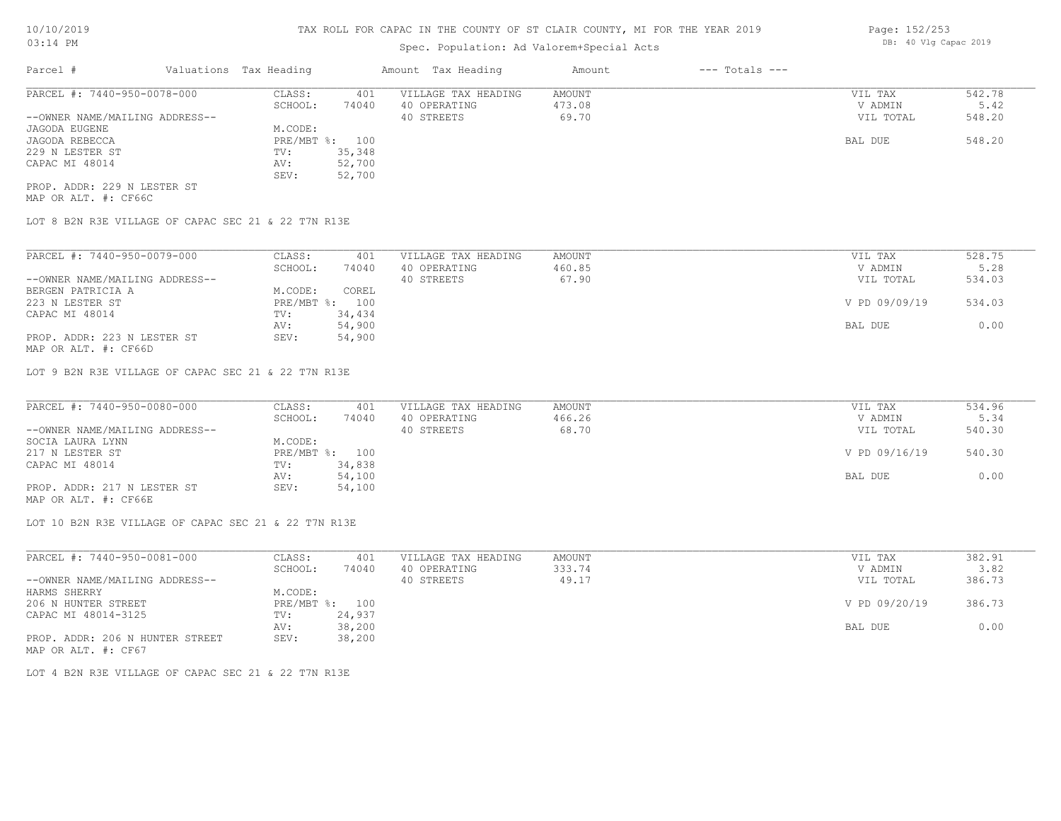# TAX ROLL FOR CAPAC IN THE COUNTY OF ST CLAIR COUNTY, MI FOR THE YEAR 2019

Spec. Population: Ad Valorem+Special Acts

DB: 40 Vlg Capac 2019

10/10/2019
03:14 PM

| Parcel # | Valuations | Tax Heading | Amount | Tax Heading | Amount | --- Totals --- | |
|---|---|---|---|---|---|---|---|

---

PARCEL #: 7440-950-0078-000

| | | | | | |
|---|---|---|---|---|---|
| CLASS: | 401 | VILLAGE TAX HEADING | AMOUNT | VIL TAX | 542.78 |
| SCHOOL: | 74040 | 40 OPERATING | 473.08 | V ADMIN | 5.42 |
| | | 40 STREETS | 69.70 | VIL TOTAL | 548.20 |
| M.CODE: | | | | | |
| PRE/MBT %: | 100 | | | BAL DUE | 548.20 |
| TV: | 35,348 | | | | |
| AV: | 52,700 | | | | |
| SEV: | 52,700 | | | | |

--OWNER NAME/MAILING ADDRESS--
JAGODA EUGENE
JAGODA REBECCA
229 N LESTER ST
CAPAC MI 48014

PROP. ADDR: 229 N LESTER ST
MAP OR ALT. #: CF66C

LOT 8 B2N R3E VILLAGE OF CAPAC SEC 21 & 22 T7N R13E

---

PARCEL #: 7440-950-0079-000

| | | | | | |
|---|---|---|---|---|---|
| CLASS: | 401 | VILLAGE TAX HEADING | AMOUNT | VIL TAX | 528.75 |
| SCHOOL: | 74040 | 40 OPERATING | 460.85 | V ADMIN | 5.28 |
| | | 40 STREETS | 67.90 | VIL TOTAL | 534.03 |
| M.CODE: | COREL | | | | |
| PRE/MBT %: | 100 | | | V PD 09/09/19 | 534.03 |
| TV: | 34,434 | | | | |
| AV: | 54,900 | | | BAL DUE | 0.00 |
| SEV: | 54,900 | | | | |

--OWNER NAME/MAILING ADDRESS--
BERGEN PATRICIA A
223 N LESTER ST
CAPAC MI 48014

PROP. ADDR: 223 N LESTER ST
MAP OR ALT. #: CF66D

LOT 9 B2N R3E VILLAGE OF CAPAC SEC 21 & 22 T7N R13E

---

PARCEL #: 7440-950-0080-000

| | | | | | |
|---|---|---|---|---|---|
| CLASS: | 401 | VILLAGE TAX HEADING | AMOUNT | VIL TAX | 534.96 |
| SCHOOL: | 74040 | 40 OPERATING | 466.26 | V ADMIN | 5.34 |
| | | 40 STREETS | 68.70 | VIL TOTAL | 540.30 |
| M.CODE: | | | | | |
| PRE/MBT %: | 100 | | | V PD 09/16/19 | 540.30 |
| TV: | 34,838 | | | | |
| AV: | 54,100 | | | BAL DUE | 0.00 |
| SEV: | 54,100 | | | | |

--OWNER NAME/MAILING ADDRESS--
SOCIA LAURA LYNN
217 N LESTER ST
CAPAC MI 48014

PROP. ADDR: 217 N LESTER ST
MAP OR ALT. #: CF66E

LOT 10 B2N R3E VILLAGE OF CAPAC SEC 21 & 22 T7N R13E

---

PARCEL #: 7440-950-0081-000

| | | | | | |
|---|---|---|---|---|---|
| CLASS: | 401 | VILLAGE TAX HEADING | AMOUNT | VIL TAX | 382.91 |
| SCHOOL: | 74040 | 40 OPERATING | 333.74 | V ADMIN | 3.82 |
| | | 40 STREETS | 49.17 | VIL TOTAL | 386.73 |
| M.CODE: | | | | | |
| PRE/MBT %: | 100 | | | V PD 09/20/19 | 386.73 |
| TV: | 24,937 | | | | |
| AV: | 38,200 | | | BAL DUE | 0.00 |
| SEV: | 38,200 | | | | |

--OWNER NAME/MAILING ADDRESS--
HARMS SHERRY
206 N HUNTER STREET
CAPAC MI 48014-3125

PROP. ADDR: 206 N HUNTER STREET
MAP OR ALT. #: CF67

LOT 4 B2N R3E VILLAGE OF CAPAC SEC 21 & 22 T7N R13E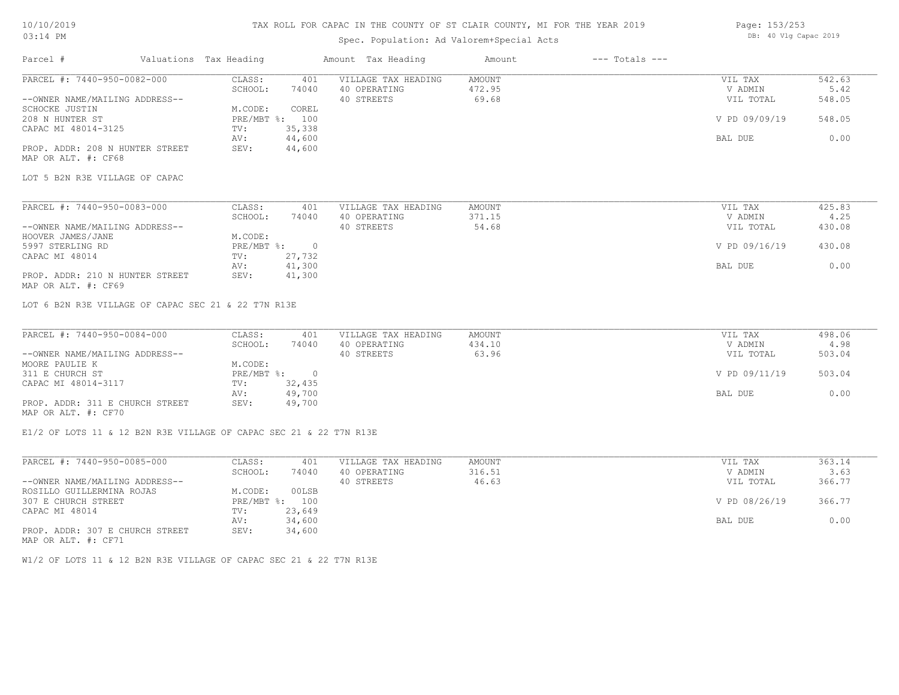# TAX ROLL FOR CAPAC IN THE COUNTY OF ST CLAIR COUNTY, MI FOR THE YEAR 2019

10/10/2019
03:14 PM

Spec. Population: Ad Valorem+Special Acts

DB: 40 Vlg Capac 2019

| Parcel # | Valuations | Tax Heading | Amount | Tax Heading | Amount | --- Totals --- | |
|---|---|---|---|---|---|---|---|

---

**PARCEL #: 7440-950-0082-000**

| | | | | | |
|---|---|---|---|---|---|
| CLASS: | 401 | VILLAGE TAX HEADING | AMOUNT | VIL TAX | 542.63 |
| SCHOOL: | 74040 | 40 OPERATING | 472.95 | V ADMIN | 5.42 |
| | | 40 STREETS | 69.68 | VIL TOTAL | 548.05 |
| M.CODE: | COREL | | | | |
| PRE/MBT %: | 100 | | | V PD 09/09/19 | 548.05 |
| TV: | 35,338 | | | | |
| AV: | 44,600 | | | BAL DUE | 0.00 |
| SEV: | 44,600 | | | | |

--OWNER NAME/MAILING ADDRESS--
SCHOCKE JUSTIN
208 N HUNTER ST
CAPAC MI 48014-3125

PROP. ADDR: 208 N HUNTER STREET
MAP OR ALT. #: CF68

LOT 5 B2N R3E VILLAGE OF CAPAC

---

**PARCEL #: 7440-950-0083-000**

| | | | | | |
|---|---|---|---|---|---|
| CLASS: | 401 | VILLAGE TAX HEADING | AMOUNT | VIL TAX | 425.83 |
| SCHOOL: | 74040 | 40 OPERATING | 371.15 | V ADMIN | 4.25 |
| | | 40 STREETS | 54.68 | VIL TOTAL | 430.08 |
| M.CODE: | | | | | |
| PRE/MBT %: | 0 | | | V PD 09/16/19 | 430.08 |
| TV: | 27,732 | | | | |
| AV: | 41,300 | | | BAL DUE | 0.00 |
| SEV: | 41,300 | | | | |

--OWNER NAME/MAILING ADDRESS--
HOOVER JAMES/JANE
5997 STERLING RD
CAPAC MI 48014

PROP. ADDR: 210 N HUNTER STREET
MAP OR ALT. #: CF69

LOT 6 B2N R3E VILLAGE OF CAPAC SEC 21 & 22 T7N R13E

---

**PARCEL #: 7440-950-0084-000**

| | | | | | |
|---|---|---|---|---|---|
| CLASS: | 401 | VILLAGE TAX HEADING | AMOUNT | VIL TAX | 498.06 |
| SCHOOL: | 74040 | 40 OPERATING | 434.10 | V ADMIN | 4.98 |
| | | 40 STREETS | 63.96 | VIL TOTAL | 503.04 |
| M.CODE: | | | | | |
| PRE/MBT %: | 0 | | | V PD 09/11/19 | 503.04 |
| TV: | 32,435 | | | | |
| AV: | 49,700 | | | BAL DUE | 0.00 |
| SEV: | 49,700 | | | | |

--OWNER NAME/MAILING ADDRESS--
MOORE PAULIE K
311 E CHURCH ST
CAPAC MI 48014-3117

PROP. ADDR: 311 E CHURCH STREET
MAP OR ALT. #: CF70

E1/2 OF LOTS 11 & 12 B2N R3E VILLAGE OF CAPAC SEC 21 & 22 T7N R13E

---

**PARCEL #: 7440-950-0085-000**

| | | | | | |
|---|---|---|---|---|---|
| CLASS: | 401 | VILLAGE TAX HEADING | AMOUNT | VIL TAX | 363.14 |
| SCHOOL: | 74040 | 40 OPERATING | 316.51 | V ADMIN | 3.63 |
| | | 40 STREETS | 46.63 | VIL TOTAL | 366.77 |
| M.CODE: | 00LSB | | | | |
| PRE/MBT %: | 100 | | | V PD 08/26/19 | 366.77 |
| TV: | 23,649 | | | | |
| AV: | 34,600 | | | BAL DUE | 0.00 |
| SEV: | 34,600 | | | | |

--OWNER NAME/MAILING ADDRESS--
ROSILLO GUILLERMINA ROJAS
307 E CHURCH STREET
CAPAC MI 48014

PROP. ADDR: 307 E CHURCH STREET
MAP OR ALT. #: CF71

W1/2 OF LOTS 11 & 12 B2N R3E VILLAGE OF CAPAC SEC 21 & 22 T7N R13E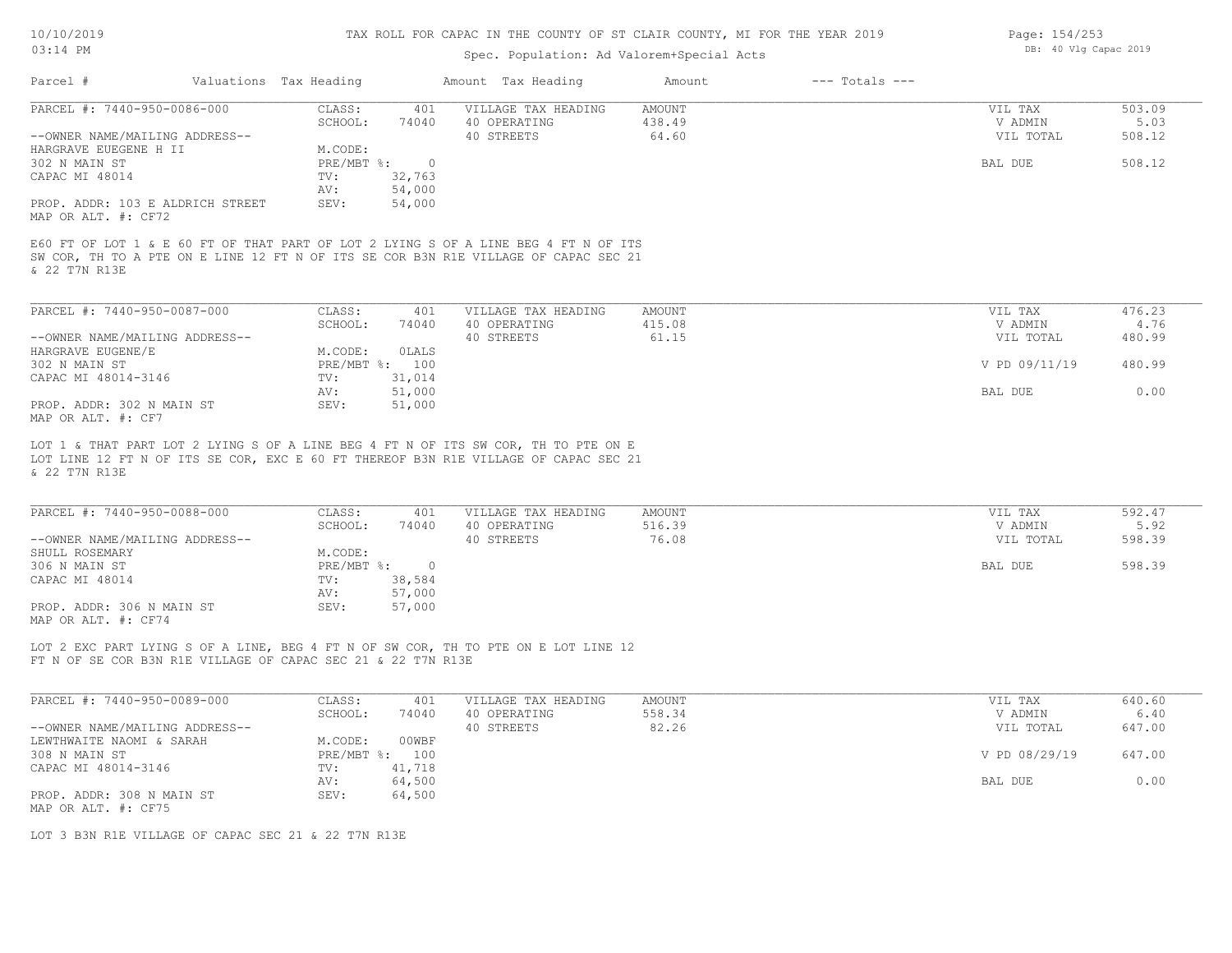# TAX ROLL FOR CAPAC IN THE COUNTY OF ST CLAIR COUNTY, MI FOR THE YEAR 2019

10/10/2019
03:14 PM

Spec. Population: Ad Valorem+Special Acts

DB: 40 Vlg Capac 2019

| Parcel # | Valuations | Tax Heading | Amount | Tax Heading | Amount | --- Totals --- | |
|---|---|---|---|---|---|---|---|

---

**PARCEL #: 7440-950-0086-000**

| | | | | | |
|---|---|---|---|---|---|
| CLASS: | 401 | VILLAGE TAX HEADING | AMOUNT | VIL TAX | 503.09 |
| SCHOOL: | 74040 | 40 OPERATING | 438.49 | V ADMIN | 5.03 |
| | | 40 STREETS | 64.60 | VIL TOTAL | 508.12 |
| M.CODE: | | | | | |
| PRE/MBT %: | 0 | | | BAL DUE | 508.12 |
| TV: | 32,763 | | | | |
| AV: | 54,000 | | | | |
| SEV: | 54,000 | | | | |

--OWNER NAME/MAILING ADDRESS--
HARGRAVE EUEGENE H II
302 N MAIN ST
CAPAC MI 48014

PROP. ADDR: 103 E ALDRICH STREET
MAP OR ALT. #: CF72

E60 FT OF LOT 1 & E 60 FT OF THAT PART OF LOT 2 LYING S OF A LINE BEG 4 FT N OF ITS SW COR, TH TO A PTE ON E LINE 12 FT N OF ITS SE COR B3N R1E VILLAGE OF CAPAC SEC 21 & 22 T7N R13E

---

**PARCEL #: 7440-950-0087-000**

| | | | | | |
|---|---|---|---|---|---|
| CLASS: | 401 | VILLAGE TAX HEADING | AMOUNT | VIL TAX | 476.23 |
| SCHOOL: | 74040 | 40 OPERATING | 415.08 | V ADMIN | 4.76 |
| | | 40 STREETS | 61.15 | VIL TOTAL | 480.99 |
| M.CODE: | 0LALS | | | | |
| PRE/MBT %: | 100 | | | V PD 09/11/19 | 480.99 |
| TV: | 31,014 | | | | |
| AV: | 51,000 | | | BAL DUE | 0.00 |
| SEV: | 51,000 | | | | |

--OWNER NAME/MAILING ADDRESS--
HARGRAVE EUGENE/E
302 N MAIN ST
CAPAC MI 48014-3146

PROP. ADDR: 302 N MAIN ST
MAP OR ALT. #: CF7

LOT 1 & THAT PART LOT 2 LYING S OF A LINE BEG 4 FT N OF ITS SW COR, TH TO PTE ON E LOT LINE 12 FT N OF ITS SE COR, EXC E 60 FT THEREOF B3N R1E VILLAGE OF CAPAC SEC 21 & 22 T7N R13E

---

**PARCEL #: 7440-950-0088-000**

| | | | | | |
|---|---|---|---|---|---|
| CLASS: | 401 | VILLAGE TAX HEADING | AMOUNT | VIL TAX | 592.47 |
| SCHOOL: | 74040 | 40 OPERATING | 516.39 | V ADMIN | 5.92 |
| | | 40 STREETS | 76.08 | VIL TOTAL | 598.39 |
| M.CODE: | | | | | |
| PRE/MBT %: | 0 | | | BAL DUE | 598.39 |
| TV: | 38,584 | | | | |
| AV: | 57,000 | | | | |
| SEV: | 57,000 | | | | |

--OWNER NAME/MAILING ADDRESS--
SHULL ROSEMARY
306 N MAIN ST
CAPAC MI 48014

PROP. ADDR: 306 N MAIN ST
MAP OR ALT. #: CF74

LOT 2 EXC PART LYING S OF A LINE, BEG 4 FT N OF SW COR, TH TO PTE ON E LOT LINE 12 FT N OF SE COR B3N R1E VILLAGE OF CAPAC SEC 21 & 22 T7N R13E

---

**PARCEL #: 7440-950-0089-000**

| | | | | | |
|---|---|---|---|---|---|
| CLASS: | 401 | VILLAGE TAX HEADING | AMOUNT | VIL TAX | 640.60 |
| SCHOOL: | 74040 | 40 OPERATING | 558.34 | V ADMIN | 6.40 |
| | | 40 STREETS | 82.26 | VIL TOTAL | 647.00 |
| M.CODE: | 00WBF | | | | |
| PRE/MBT %: | 100 | | | V PD 08/29/19 | 647.00 |
| TV: | 41,718 | | | | |
| AV: | 64,500 | | | BAL DUE | 0.00 |
| SEV: | 64,500 | | | | |

--OWNER NAME/MAILING ADDRESS--
LEWTHWAITE NAOMI & SARAH
308 N MAIN ST
CAPAC MI 48014-3146

PROP. ADDR: 308 N MAIN ST
MAP OR ALT. #: CF75

LOT 3 B3N R1E VILLAGE OF CAPAC SEC 21 & 22 T7N R13E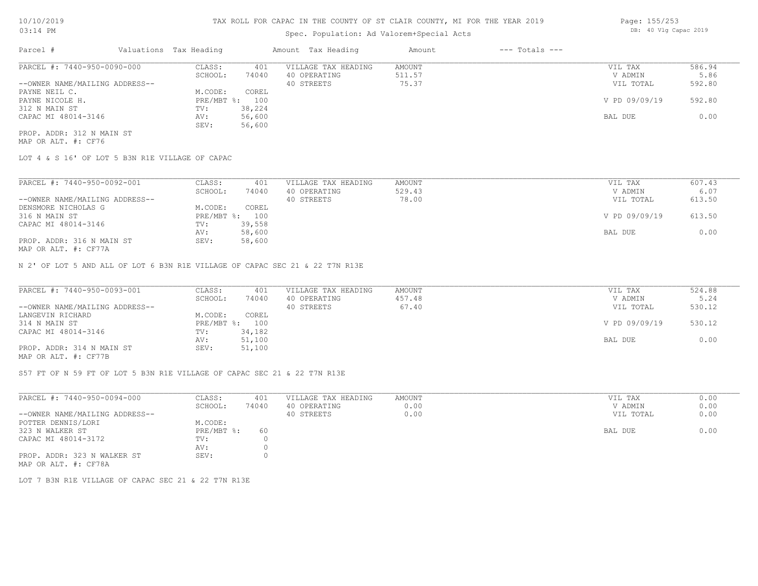# TAX ROLL FOR CAPAC IN THE COUNTY OF ST CLAIR COUNTY, MI FOR THE YEAR 2019

Spec. Population: Ad Valorem+Special Acts

| Parcel # | Valuations | Tax Heading | Amount | Tax Heading | Amount | --- Totals --- | |
|---|---|---|---|---|---|---|---|
| PARCEL #: 7440-950-0090-000 | CLASS: | 401 | VILLAGE TAX HEADING | AMOUNT | | VIL TAX | 586.94 |
| | SCHOOL: | 74040 | 40 OPERATING | 511.57 | | V ADMIN | 5.86 |
| --OWNER NAME/MAILING ADDRESS-- | | | 40 STREETS | 75.37 | | VIL TOTAL | 592.80 |
| PAYNE NEIL C. | M.CODE: | COREL | | | | | |
| PAYNE NICOLE H. | PRE/MBT %: | 100 | | | | V PD 09/09/19 | 592.80 |
| 312 N MAIN ST | TV: | 38,224 | | | | | |
| CAPAC MI 48014-3146 | AV: | 56,600 | | | | BAL DUE | 0.00 |
| | SEV: | 56,600 | | | | | |
| PROP. ADDR: 312 N MAIN ST | | | | | | | |
| MAP OR ALT. #: CF76 | | | | | | | |

LOT 4 & S 16' OF LOT 5 B3N R1E VILLAGE OF CAPAC

| Parcel # | Valuations | Tax Heading | Amount | Tax Heading | Amount | --- Totals --- | |
|---|---|---|---|---|---|---|---|
| PARCEL #: 7440-950-0092-001 | CLASS: | 401 | VILLAGE TAX HEADING | AMOUNT | | VIL TAX | 607.43 |
| | SCHOOL: | 74040 | 40 OPERATING | 529.43 | | V ADMIN | 6.07 |
| --OWNER NAME/MAILING ADDRESS-- | | | 40 STREETS | 78.00 | | VIL TOTAL | 613.50 |
| DENSMORE NICHOLAS G | M.CODE: | COREL | | | | | |
| 316 N MAIN ST | PRE/MBT %: | 100 | | | | V PD 09/09/19 | 613.50 |
| CAPAC MI 48014-3146 | TV: | 39,558 | | | | | |
| | AV: | 58,600 | | | | BAL DUE | 0.00 |
| PROP. ADDR: 316 N MAIN ST | SEV: | 58,600 | | | | | |
| MAP OR ALT. #: CF77A | | | | | | | |

N 2' OF LOT 5 AND ALL OF LOT 6 B3N R1E VILLAGE OF CAPAC SEC 21 & 22 T7N R13E

| Parcel # | Valuations | Tax Heading | Amount | Tax Heading | Amount | --- Totals --- | |
|---|---|---|---|---|---|---|---|
| PARCEL #: 7440-950-0093-001 | CLASS: | 401 | VILLAGE TAX HEADING | AMOUNT | | VIL TAX | 524.88 |
| | SCHOOL: | 74040 | 40 OPERATING | 457.48 | | V ADMIN | 5.24 |
| --OWNER NAME/MAILING ADDRESS-- | | | 40 STREETS | 67.40 | | VIL TOTAL | 530.12 |
| LANGEVIN RICHARD | M.CODE: | COREL | | | | | |
| 314 N MAIN ST | PRE/MBT %: | 100 | | | | V PD 09/09/19 | 530.12 |
| CAPAC MI 48014-3146 | TV: | 34,182 | | | | | |
| | AV: | 51,100 | | | | BAL DUE | 0.00 |
| PROP. ADDR: 314 N MAIN ST | SEV: | 51,100 | | | | | |
| MAP OR ALT. #: CF77B | | | | | | | |

S57 FT OF N 59 FT OF LOT 5 B3N R1E VILLAGE OF CAPAC SEC 21 & 22 T7N R13E

| Parcel # | Valuations | Tax Heading | Amount | Tax Heading | Amount | --- Totals --- | |
|---|---|---|---|---|---|---|---|
| PARCEL #: 7440-950-0094-000 | CLASS: | 401 | VILLAGE TAX HEADING | AMOUNT | | VIL TAX | 0.00 |
| | SCHOOL: | 74040 | 40 OPERATING | 0.00 | | V ADMIN | 0.00 |
| --OWNER NAME/MAILING ADDRESS-- | | | 40 STREETS | 0.00 | | VIL TOTAL | 0.00 |
| POTTER DENNIS/LORI | M.CODE: | | | | | | |
| 323 N WALKER ST | PRE/MBT %: | 60 | | | | BAL DUE | 0.00 |
| CAPAC MI 48014-3172 | TV: | 0 | | | | | |
| | AV: | 0 | | | | | |
| PROP. ADDR: 323 N WALKER ST | SEV: | 0 | | | | | |
| MAP OR ALT. #: CF78A | | | | | | | |

LOT 7 B3N R1E VILLAGE OF CAPAC SEC 21 & 22 T7N R13E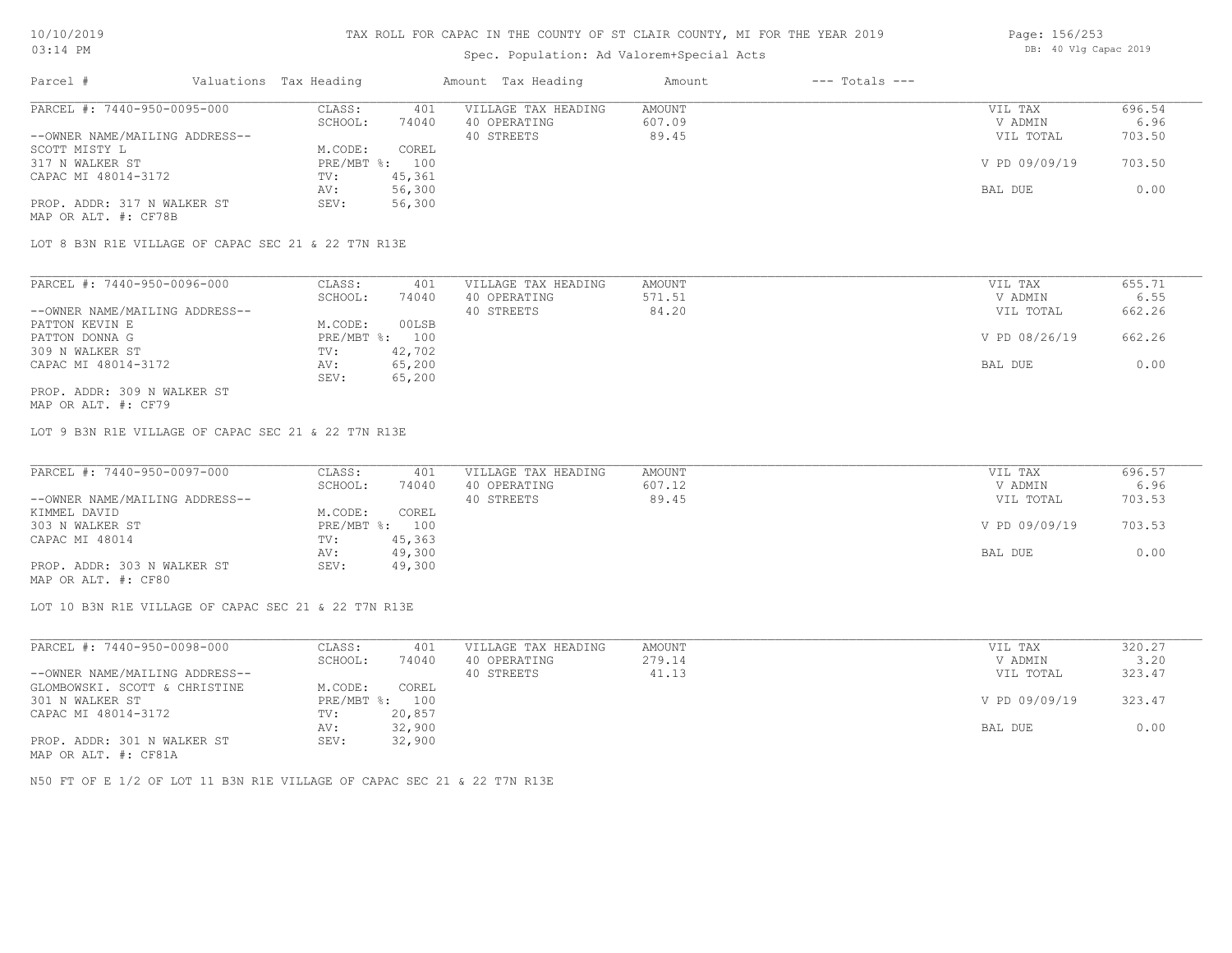# TAX ROLL FOR CAPAC IN THE COUNTY OF ST CLAIR COUNTY, MI FOR THE YEAR 2019

Spec. Population: Ad Valorem+Special Acts

10/10/2019
03:14 PM

DB: 40 Vlg Capac 2019

| Parcel # | Valuations Tax Heading | | Amount Tax Heading | Amount | --- Totals --- | |
|---|---|---|---|---|---|---|
| PARCEL #: 7440-950-0095-000 | CLASS: | 401 | VILLAGE TAX HEADING | AMOUNT | VIL TAX | 696.54 |
| | SCHOOL: | 74040 | 40 OPERATING | 607.09 | V ADMIN | 6.96 |
| --OWNER NAME/MAILING ADDRESS-- | | | 40 STREETS | 89.45 | VIL TOTAL | 703.50 |
| SCOTT MISTY L | M.CODE: | COREL | | | | |
| 317 N WALKER ST | PRE/MBT %: | 100 | | | V PD 09/09/19 | 703.50 |
| CAPAC MI 48014-3172 | TV: | 45,361 | | | | |
| | AV: | 56,300 | | | BAL DUE | 0.00 |
| PROP. ADDR: 317 N WALKER ST | SEV: | 56,300 | | | | |
| MAP OR ALT. #: CF78B | | | | | | |

LOT 8 B3N R1E VILLAGE OF CAPAC SEC 21 & 22 T7N R13E

| Parcel # | Valuations Tax Heading | | Amount Tax Heading | Amount | --- Totals --- | |
|---|---|---|---|---|---|---|
| PARCEL #: 7440-950-0096-000 | CLASS: | 401 | VILLAGE TAX HEADING | AMOUNT | VIL TAX | 655.71 |
| | SCHOOL: | 74040 | 40 OPERATING | 571.51 | V ADMIN | 6.55 |
| --OWNER NAME/MAILING ADDRESS-- | | | 40 STREETS | 84.20 | VIL TOTAL | 662.26 |
| PATTON KEVIN E | M.CODE: | 00LSB | | | | |
| PATTON DONNA G | PRE/MBT %: | 100 | | | V PD 08/26/19 | 662.26 |
| 309 N WALKER ST | TV: | 42,702 | | | | |
| CAPAC MI 48014-3172 | AV: | 65,200 | | | BAL DUE | 0.00 |
| | SEV: | 65,200 | | | | |
| PROP. ADDR: 309 N WALKER ST | | | | | | |
| MAP OR ALT. #: CF79 | | | | | | |

LOT 9 B3N R1E VILLAGE OF CAPAC SEC 21 & 22 T7N R13E

| Parcel # | Valuations Tax Heading | | Amount Tax Heading | Amount | --- Totals --- | |
|---|---|---|---|---|---|---|
| PARCEL #: 7440-950-0097-000 | CLASS: | 401 | VILLAGE TAX HEADING | AMOUNT | VIL TAX | 696.57 |
| | SCHOOL: | 74040 | 40 OPERATING | 607.12 | V ADMIN | 6.96 |
| --OWNER NAME/MAILING ADDRESS-- | | | 40 STREETS | 89.45 | VIL TOTAL | 703.53 |
| KIMMEL DAVID | M.CODE: | COREL | | | | |
| 303 N WALKER ST | PRE/MBT %: | 100 | | | V PD 09/09/19 | 703.53 |
| CAPAC MI 48014 | TV: | 45,363 | | | | |
| | AV: | 49,300 | | | BAL DUE | 0.00 |
| PROP. ADDR: 303 N WALKER ST | SEV: | 49,300 | | | | |
| MAP OR ALT. #: CF80 | | | | | | |

LOT 10 B3N R1E VILLAGE OF CAPAC SEC 21 & 22 T7N R13E

| Parcel # | Valuations Tax Heading | | Amount Tax Heading | Amount | --- Totals --- | |
|---|---|---|---|---|---|---|
| PARCEL #: 7440-950-0098-000 | CLASS: | 401 | VILLAGE TAX HEADING | AMOUNT | VIL TAX | 320.27 |
| | SCHOOL: | 74040 | 40 OPERATING | 279.14 | V ADMIN | 3.20 |
| --OWNER NAME/MAILING ADDRESS-- | | | 40 STREETS | 41.13 | VIL TOTAL | 323.47 |
| GLOMBOWSKI. SCOTT & CHRISTINE | M.CODE: | COREL | | | | |
| 301 N WALKER ST | PRE/MBT %: | 100 | | | V PD 09/09/19 | 323.47 |
| CAPAC MI 48014-3172 | TV: | 20,857 | | | | |
| | AV: | 32,900 | | | BAL DUE | 0.00 |
| PROP. ADDR: 301 N WALKER ST | SEV: | 32,900 | | | | |
| MAP OR ALT. #: CF81A | | | | | | |

N50 FT OF E 1/2 OF LOT 11 B3N R1E VILLAGE OF CAPAC SEC 21 & 22 T7N R13E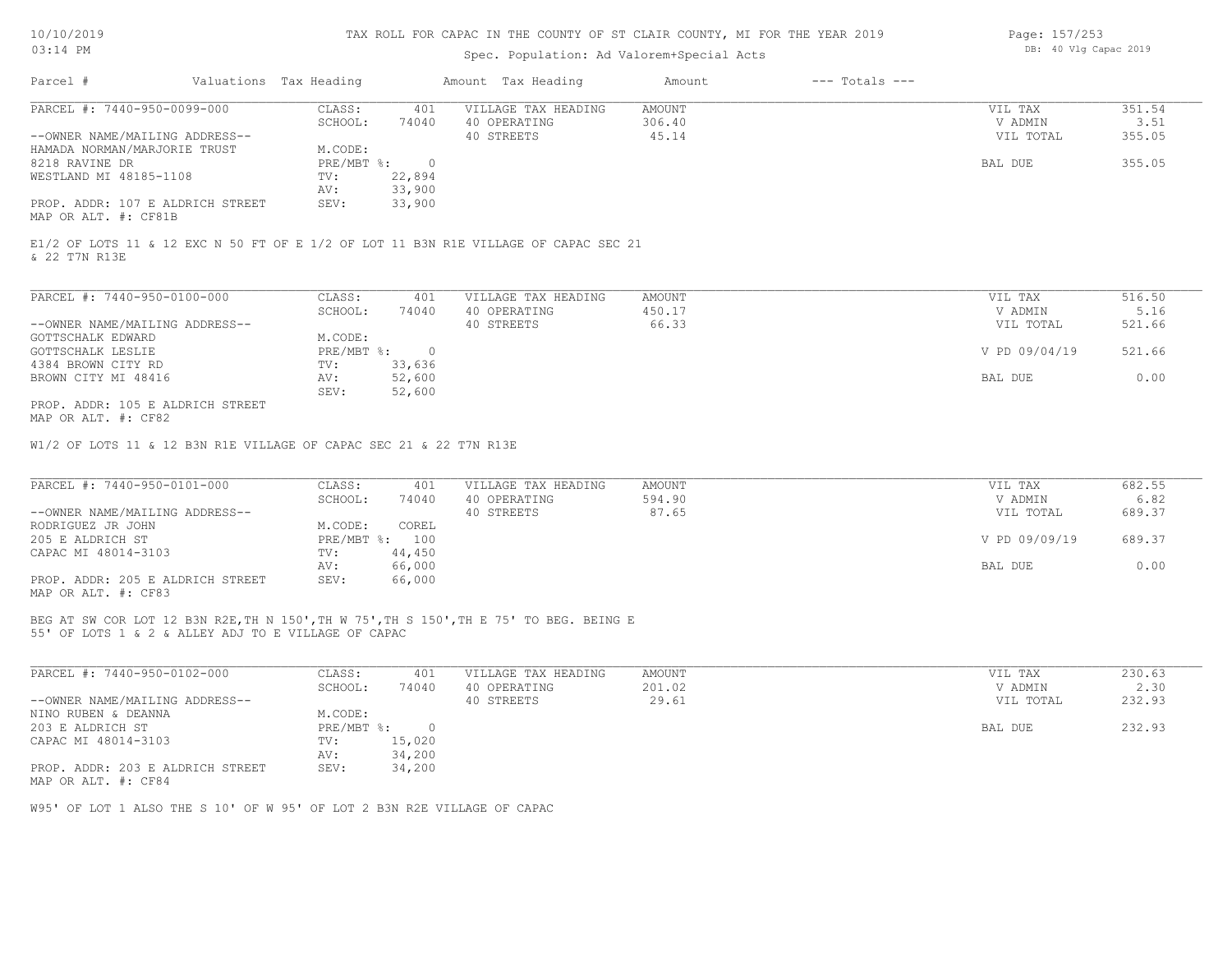# TAX ROLL FOR CAPAC IN THE COUNTY OF ST CLAIR COUNTY, MI FOR THE YEAR 2019

10/10/2019
03:14 PM

Spec. Population: Ad Valorem+Special Acts

DB: 40 Vlg Capac 2019

| Parcel # | Valuations | Tax Heading | Amount | Tax Heading | Amount | --- Totals --- |
|---|---|---|---|---|---|---|

---

**PARCEL #: 7440-950-0099-000**

| | | | | | |
|---|---|---|---|---|---|
| CLASS: | 401 | VILLAGE TAX HEADING | AMOUNT | VIL TAX | 351.54 |
| SCHOOL: | 74040 | 40 OPERATING | 306.40 | V ADMIN | 3.51 |
| | | 40 STREETS | 45.14 | VIL TOTAL | 355.05 |
| M.CODE: | | | | | |
| PRE/MBT %: | 0 | | | BAL DUE | 355.05 |
| TV: | 22,894 | | | | |
| AV: | 33,900 | | | | |
| SEV: | 33,900 | | | | |

--OWNER NAME/MAILING ADDRESS--
HAMADA NORMAN/MARJORIE TRUST
8218 RAVINE DR
WESTLAND MI 48185-1108

PROP. ADDR: 107 E ALDRICH STREET
MAP OR ALT. #: CF81B

E1/2 OF LOTS 11 & 12 EXC N 50 FT OF E 1/2 OF LOT 11 B3N R1E VILLAGE OF CAPAC SEC 21 & 22 T7N R13E

---

**PARCEL #: 7440-950-0100-000**

| | | | | | |
|---|---|---|---|---|---|
| CLASS: | 401 | VILLAGE TAX HEADING | AMOUNT | VIL TAX | 516.50 |
| SCHOOL: | 74040 | 40 OPERATING | 450.17 | V ADMIN | 5.16 |
| | | 40 STREETS | 66.33 | VIL TOTAL | 521.66 |
| M.CODE: | | | | | |
| PRE/MBT %: | 0 | | | V PD 09/04/19 | 521.66 |
| TV: | 33,636 | | | | |
| AV: | 52,600 | | | BAL DUE | 0.00 |
| SEV: | 52,600 | | | | |

--OWNER NAME/MAILING ADDRESS--
GOTTSCHALK EDWARD
GOTTSCHALK LESLIE
4384 BROWN CITY RD
BROWN CITY MI 48416

PROP. ADDR: 105 E ALDRICH STREET
MAP OR ALT. #: CF82

W1/2 OF LOTS 11 & 12 B3N R1E VILLAGE OF CAPAC SEC 21 & 22 T7N R13E

---

**PARCEL #: 7440-950-0101-000**

| | | | | | |
|---|---|---|---|---|---|
| CLASS: | 401 | VILLAGE TAX HEADING | AMOUNT | VIL TAX | 682.55 |
| SCHOOL: | 74040 | 40 OPERATING | 594.90 | V ADMIN | 6.82 |
| | | 40 STREETS | 87.65 | VIL TOTAL | 689.37 |
| M.CODE: | COREL | | | | |
| PRE/MBT %: | 100 | | | V PD 09/09/19 | 689.37 |
| TV: | 44,450 | | | | |
| AV: | 66,000 | | | BAL DUE | 0.00 |
| SEV: | 66,000 | | | | |

--OWNER NAME/MAILING ADDRESS--
RODRIGUEZ JR JOHN
205 E ALDRICH ST
CAPAC MI 48014-3103

PROP. ADDR: 205 E ALDRICH STREET
MAP OR ALT. #: CF83

BEG AT SW COR LOT 12 B3N R2E,TH N 150',TH W 75',TH S 150',TH E 75' TO BEG. BEING E 55' OF LOTS 1 & 2 & ALLEY ADJ TO E VILLAGE OF CAPAC

---

**PARCEL #: 7440-950-0102-000**

| | | | | | |
|---|---|---|---|---|---|
| CLASS: | 401 | VILLAGE TAX HEADING | AMOUNT | VIL TAX | 230.63 |
| SCHOOL: | 74040 | 40 OPERATING | 201.02 | V ADMIN | 2.30 |
| | | 40 STREETS | 29.61 | VIL TOTAL | 232.93 |
| M.CODE: | | | | | |
| PRE/MBT %: | 0 | | | BAL DUE | 232.93 |
| TV: | 15,020 | | | | |
| AV: | 34,200 | | | | |
| SEV: | 34,200 | | | | |

--OWNER NAME/MAILING ADDRESS--
NINO RUBEN & DEANNA
203 E ALDRICH ST
CAPAC MI 48014-3103

PROP. ADDR: 203 E ALDRICH STREET
MAP OR ALT. #: CF84

W95' OF LOT 1 ALSO THE S 10' OF W 95' OF LOT 2 B3N R2E VILLAGE OF CAPAC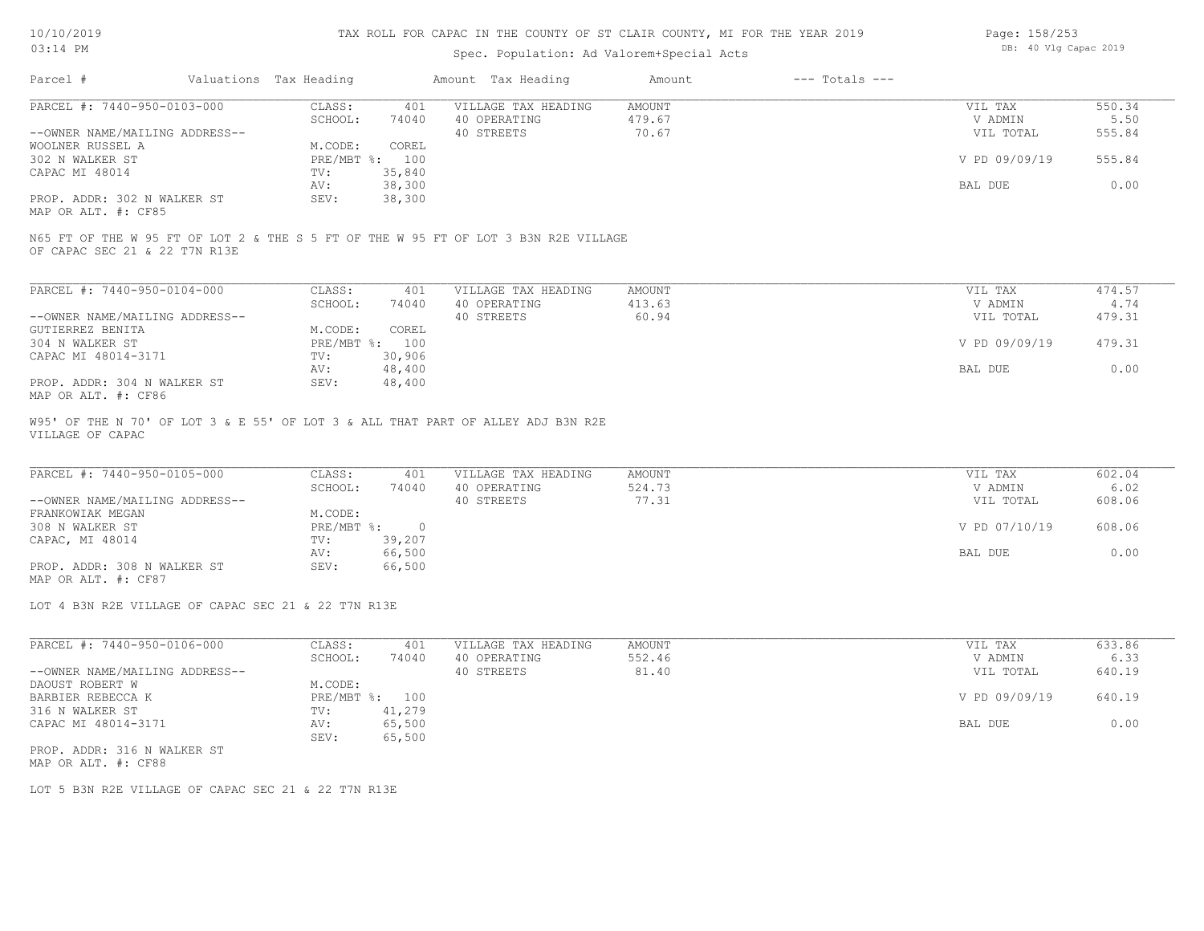# TAX ROLL FOR CAPAC IN THE COUNTY OF ST CLAIR COUNTY, MI FOR THE YEAR 2019

Spec. Population: Ad Valorem+Special Acts

DB: 40 Vlg Capac 2019

| Parcel # | Valuations | Tax Heading | Amount | Tax Heading | Amount | --- Totals --- | |
|---|---|---|---|---|---|---|---|
| PARCEL #: 7440-950-0103-000 | CLASS: | 401 | VILLAGE TAX HEADING | AMOUNT | | VIL TAX | 550.34 |
| | SCHOOL: | 74040 | 40 OPERATING | 479.67 | | V ADMIN | 5.50 |
| --OWNER NAME/MAILING ADDRESS-- | | | 40 STREETS | 70.67 | | VIL TOTAL | 555.84 |
| WOOLNER RUSSEL A | M.CODE: | COREL | | | | | |
| 302 N WALKER ST | PRE/MBT %: | 100 | | | | V PD 09/09/19 | 555.84 |
| CAPAC MI 48014 | TV: | 35,840 | | | | | |
| | AV: | 38,300 | | | | BAL DUE | 0.00 |
| PROP. ADDR: 302 N WALKER ST | SEV: | 38,300 | | | | | |
| MAP OR ALT. #: CF85 | | | | | | | |

N65 FT OF THE W 95 FT OF LOT 2 & THE S 5 FT OF THE W 95 FT OF LOT 3 B3N R2E VILLAGE OF CAPAC SEC 21 & 22 T7N R13E

| Parcel # | Valuations | Tax Heading | Amount | Tax Heading | Amount | --- Totals --- | |
|---|---|---|---|---|---|---|---|
| PARCEL #: 7440-950-0104-000 | CLASS: | 401 | VILLAGE TAX HEADING | AMOUNT | | VIL TAX | 474.57 |
| | SCHOOL: | 74040 | 40 OPERATING | 413.63 | | V ADMIN | 4.74 |
| --OWNER NAME/MAILING ADDRESS-- | | | 40 STREETS | 60.94 | | VIL TOTAL | 479.31 |
| GUTIERREZ BENITA | M.CODE: | COREL | | | | | |
| 304 N WALKER ST | PRE/MBT %: | 100 | | | | V PD 09/09/19 | 479.31 |
| CAPAC MI 48014-3171 | TV: | 30,906 | | | | | |
| | AV: | 48,400 | | | | BAL DUE | 0.00 |
| PROP. ADDR: 304 N WALKER ST | SEV: | 48,400 | | | | | |
| MAP OR ALT. #: CF86 | | | | | | | |

W95' OF THE N 70' OF LOT 3 & E 55' OF LOT 3 & ALL THAT PART OF ALLEY ADJ B3N R2E VILLAGE OF CAPAC

| Parcel # | Valuations | Tax Heading | Amount | Tax Heading | Amount | --- Totals --- | |
|---|---|---|---|---|---|---|---|
| PARCEL #: 7440-950-0105-000 | CLASS: | 401 | VILLAGE TAX HEADING | AMOUNT | | VIL TAX | 602.04 |
| | SCHOOL: | 74040 | 40 OPERATING | 524.73 | | V ADMIN | 6.02 |
| --OWNER NAME/MAILING ADDRESS-- | | | 40 STREETS | 77.31 | | VIL TOTAL | 608.06 |
| FRANKOWIAK MEGAN | M.CODE: | | | | | | |
| 308 N WALKER ST | PRE/MBT %: | 0 | | | | V PD 07/10/19 | 608.06 |
| CAPAC, MI 48014 | TV: | 39,207 | | | | | |
| | AV: | 66,500 | | | | BAL DUE | 0.00 |
| PROP. ADDR: 308 N WALKER ST | SEV: | 66,500 | | | | | |
| MAP OR ALT. #: CF87 | | | | | | | |

LOT 4 B3N R2E VILLAGE OF CAPAC SEC 21 & 22 T7N R13E

| Parcel # | Valuations | Tax Heading | Amount | Tax Heading | Amount | --- Totals --- | |
|---|---|---|---|---|---|---|---|
| PARCEL #: 7440-950-0106-000 | CLASS: | 401 | VILLAGE TAX HEADING | AMOUNT | | VIL TAX | 633.86 |
| | SCHOOL: | 74040 | 40 OPERATING | 552.46 | | V ADMIN | 6.33 |
| --OWNER NAME/MAILING ADDRESS-- | | | 40 STREETS | 81.40 | | VIL TOTAL | 640.19 |
| DAOUST ROBERT W | M.CODE: | | | | | | |
| BARBIER REBECCA K | PRE/MBT %: | 100 | | | | V PD 09/09/19 | 640.19 |
| 316 N WALKER ST | TV: | 41,279 | | | | | |
| CAPAC MI 48014-3171 | AV: | 65,500 | | | | BAL DUE | 0.00 |
| | SEV: | 65,500 | | | | | |
| PROP. ADDR: 316 N WALKER ST | | | | | | | |
| MAP OR ALT. #: CF88 | | | | | | | |

LOT 5 B3N R2E VILLAGE OF CAPAC SEC 21 & 22 T7N R13E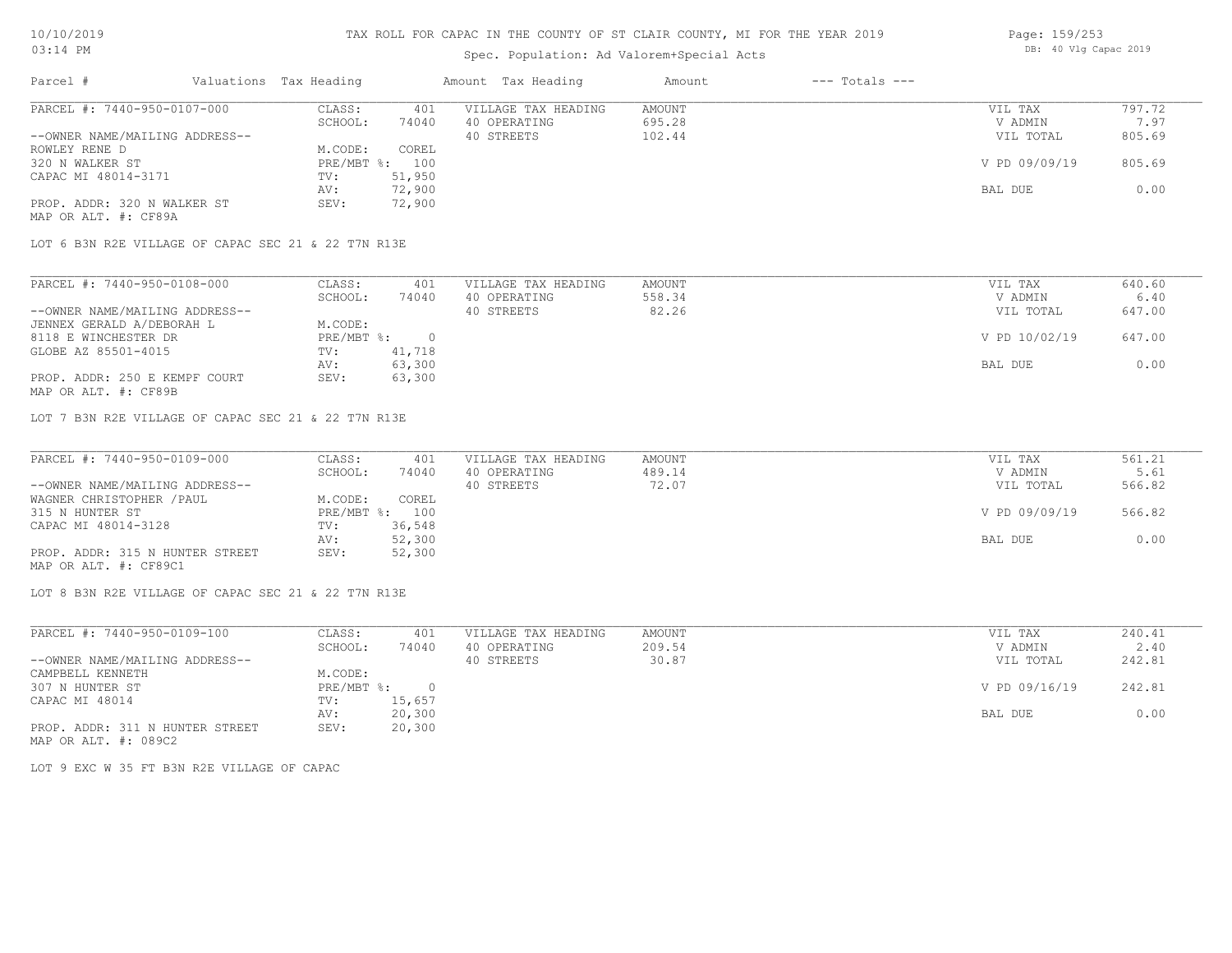# TAX ROLL FOR CAPAC IN THE COUNTY OF ST CLAIR COUNTY, MI FOR THE YEAR 2019

10/10/2019
03:14 PM

Spec. Population: Ad Valorem+Special Acts

DB: 40 Vlg Capac 2019

| Parcel # | Valuations | Tax Heading | Amount | Tax Heading | Amount | --- Totals --- | |
|---|---|---|---|---|---|---|---|

## PARCEL #: 7440-950-0107-000

| | | | | | |
|---|---|---|---|---|---|
| CLASS: | 401 | VILLAGE TAX HEADING | AMOUNT | VIL TAX | 797.72 |
| SCHOOL: | 74040 | 40 OPERATING | 695.28 | V ADMIN | 7.97 |
| | | 40 STREETS | 102.44 | VIL TOTAL | 805.69 |
| M.CODE: | COREL | | | | |
| PRE/MBT %: | 100 | | | V PD 09/09/19 | 805.69 |
| TV: | 51,950 | | | | |
| AV: | 72,900 | | | BAL DUE | 0.00 |
| SEV: | 72,900 | | | | |

--OWNER NAME/MAILING ADDRESS--
ROWLEY RENE D
320 N WALKER ST
CAPAC MI 48014-3171

PROP. ADDR: 320 N WALKER ST
MAP OR ALT. #: CF89A

LOT 6 B3N R2E VILLAGE OF CAPAC SEC 21 & 22 T7N R13E

## PARCEL #: 7440-950-0108-000

| | | | | | |
|---|---|---|---|---|---|
| CLASS: | 401 | VILLAGE TAX HEADING | AMOUNT | VIL TAX | 640.60 |
| SCHOOL: | 74040 | 40 OPERATING | 558.34 | V ADMIN | 6.40 |
| | | 40 STREETS | 82.26 | VIL TOTAL | 647.00 |
| M.CODE: | | | | | |
| PRE/MBT %: | 0 | | | V PD 10/02/19 | 647.00 |
| TV: | 41,718 | | | | |
| AV: | 63,300 | | | BAL DUE | 0.00 |
| SEV: | 63,300 | | | | |

--OWNER NAME/MAILING ADDRESS--
JENNEX GERALD A/DEBORAH L
8118 E WINCHESTER DR
GLOBE AZ 85501-4015

PROP. ADDR: 250 E KEMPF COURT
MAP OR ALT. #: CF89B

LOT 7 B3N R2E VILLAGE OF CAPAC SEC 21 & 22 T7N R13E

## PARCEL #: 7440-950-0109-000

| | | | | | |
|---|---|---|---|---|---|
| CLASS: | 401 | VILLAGE TAX HEADING | AMOUNT | VIL TAX | 561.21 |
| SCHOOL: | 74040 | 40 OPERATING | 489.14 | V ADMIN | 5.61 |
| | | 40 STREETS | 72.07 | VIL TOTAL | 566.82 |
| M.CODE: | COREL | | | | |
| PRE/MBT %: | 100 | | | V PD 09/09/19 | 566.82 |
| TV: | 36,548 | | | | |
| AV: | 52,300 | | | BAL DUE | 0.00 |
| SEV: | 52,300 | | | | |

--OWNER NAME/MAILING ADDRESS--
WAGNER CHRISTOPHER /PAUL
315 N HUNTER ST
CAPAC MI 48014-3128

PROP. ADDR: 315 N HUNTER STREET
MAP OR ALT. #: CF89C1

LOT 8 B3N R2E VILLAGE OF CAPAC SEC 21 & 22 T7N R13E

## PARCEL #: 7440-950-0109-100

| | | | | | |
|---|---|---|---|---|---|
| CLASS: | 401 | VILLAGE TAX HEADING | AMOUNT | VIL TAX | 240.41 |
| SCHOOL: | 74040 | 40 OPERATING | 209.54 | V ADMIN | 2.40 |
| | | 40 STREETS | 30.87 | VIL TOTAL | 242.81 |
| M.CODE: | | | | | |
| PRE/MBT %: | 0 | | | V PD 09/16/19 | 242.81 |
| TV: | 15,657 | | | | |
| AV: | 20,300 | | | BAL DUE | 0.00 |
| SEV: | 20,300 | | | | |

--OWNER NAME/MAILING ADDRESS--
CAMPBELL KENNETH
307 N HUNTER ST
CAPAC MI 48014

PROP. ADDR: 311 N HUNTER STREET
MAP OR ALT. #: 089C2

LOT 9 EXC W 35 FT B3N R2E VILLAGE OF CAPAC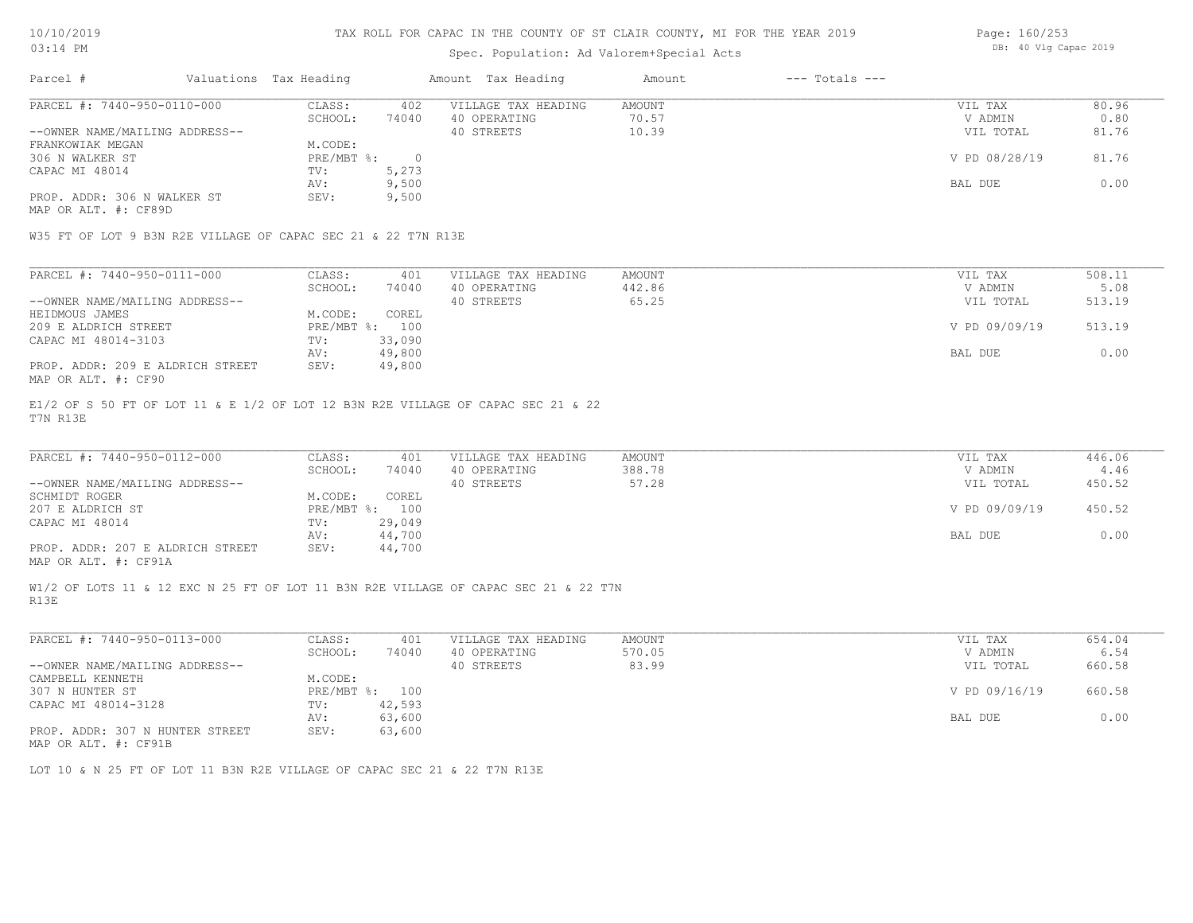TAX ROLL FOR CAPAC IN THE COUNTY OF ST CLAIR COUNTY, MI FOR THE YEAR 2019

Spec. Population: Ad Valorem+Special Acts

| Parcel # | Valuations | Tax Heading | Amount | Tax Heading | Amount | --- Totals --- | |
|---|---|---|---|---|---|---|---|
| PARCEL #: 7440-950-0110-000 | CLASS: | 402 | VILLAGE TAX HEADING | AMOUNT | | VIL TAX | 80.96 |
| | SCHOOL: | 74040 | 40 OPERATING | 70.57 | | V ADMIN | 0.80 |
| --OWNER NAME/MAILING ADDRESS-- | | | 40 STREETS | 10.39 | | VIL TOTAL | 81.76 |
| FRANKOWIAK MEGAN | M.CODE: | | | | | | |
| 306 N WALKER ST | PRE/MBT %: | 0 | | | | V PD 08/28/19 | 81.76 |
| CAPAC MI 48014 | TV: | 5,273 | | | | | |
| | AV: | 9,500 | | | | BAL DUE | 0.00 |
| PROP. ADDR: 306 N WALKER ST | SEV: | 9,500 | | | | | |
| MAP OR ALT. #: CF89D | | | | | | | |

W35 FT OF LOT 9 B3N R2E VILLAGE OF CAPAC SEC 21 & 22 T7N R13E

| Parcel # | Valuations | Tax Heading | Amount | Tax Heading | Amount | --- Totals --- | |
|---|---|---|---|---|---|---|---|
| PARCEL #: 7440-950-0111-000 | CLASS: | 401 | VILLAGE TAX HEADING | AMOUNT | | VIL TAX | 508.11 |
| | SCHOOL: | 74040 | 40 OPERATING | 442.86 | | V ADMIN | 5.08 |
| --OWNER NAME/MAILING ADDRESS-- | | | 40 STREETS | 65.25 | | VIL TOTAL | 513.19 |
| HEIDMOUS JAMES | M.CODE: | COREL | | | | | |
| 209 E ALDRICH STREET | PRE/MBT %: | 100 | | | | V PD 09/09/19 | 513.19 |
| CAPAC MI 48014-3103 | TV: | 33,090 | | | | | |
| | AV: | 49,800 | | | | BAL DUE | 0.00 |
| PROP. ADDR: 209 E ALDRICH STREET | SEV: | 49,800 | | | | | |
| MAP OR ALT. #: CF90 | | | | | | | |

E1/2 OF S 50 FT OF LOT 11 & E 1/2 OF LOT 12 B3N R2E VILLAGE OF CAPAC SEC 21 & 22 T7N R13E

| Parcel # | Valuations | Tax Heading | Amount | Tax Heading | Amount | --- Totals --- | |
|---|---|---|---|---|---|---|---|
| PARCEL #: 7440-950-0112-000 | CLASS: | 401 | VILLAGE TAX HEADING | AMOUNT | | VIL TAX | 446.06 |
| | SCHOOL: | 74040 | 40 OPERATING | 388.78 | | V ADMIN | 4.46 |
| --OWNER NAME/MAILING ADDRESS-- | | | 40 STREETS | 57.28 | | VIL TOTAL | 450.52 |
| SCHMIDT ROGER | M.CODE: | COREL | | | | | |
| 207 E ALDRICH ST | PRE/MBT %: | 100 | | | | V PD 09/09/19 | 450.52 |
| CAPAC MI 48014 | TV: | 29,049 | | | | | |
| | AV: | 44,700 | | | | BAL DUE | 0.00 |
| PROP. ADDR: 207 E ALDRICH STREET | SEV: | 44,700 | | | | | |
| MAP OR ALT. #: CF91A | | | | | | | |

W1/2 OF LOTS 11 & 12 EXC N 25 FT OF LOT 11 B3N R2E VILLAGE OF CAPAC SEC 21 & 22 T7N R13E

| Parcel # | Valuations | Tax Heading | Amount | Tax Heading | Amount | --- Totals --- | |
|---|---|---|---|---|---|---|---|
| PARCEL #: 7440-950-0113-000 | CLASS: | 401 | VILLAGE TAX HEADING | AMOUNT | | VIL TAX | 654.04 |
| | SCHOOL: | 74040 | 40 OPERATING | 570.05 | | V ADMIN | 6.54 |
| --OWNER NAME/MAILING ADDRESS-- | | | 40 STREETS | 83.99 | | VIL TOTAL | 660.58 |
| CAMPBELL KENNETH | M.CODE: | | | | | | |
| 307 N HUNTER ST | PRE/MBT %: | 100 | | | | V PD 09/16/19 | 660.58 |
| CAPAC MI 48014-3128 | TV: | 42,593 | | | | | |
| | AV: | 63,600 | | | | BAL DUE | 0.00 |
| PROP. ADDR: 307 N HUNTER STREET | SEV: | 63,600 | | | | | |
| MAP OR ALT. #: CF91B | | | | | | | |

LOT 10 & N 25 FT OF LOT 11 B3N R2E VILLAGE OF CAPAC SEC 21 & 22 T7N R13E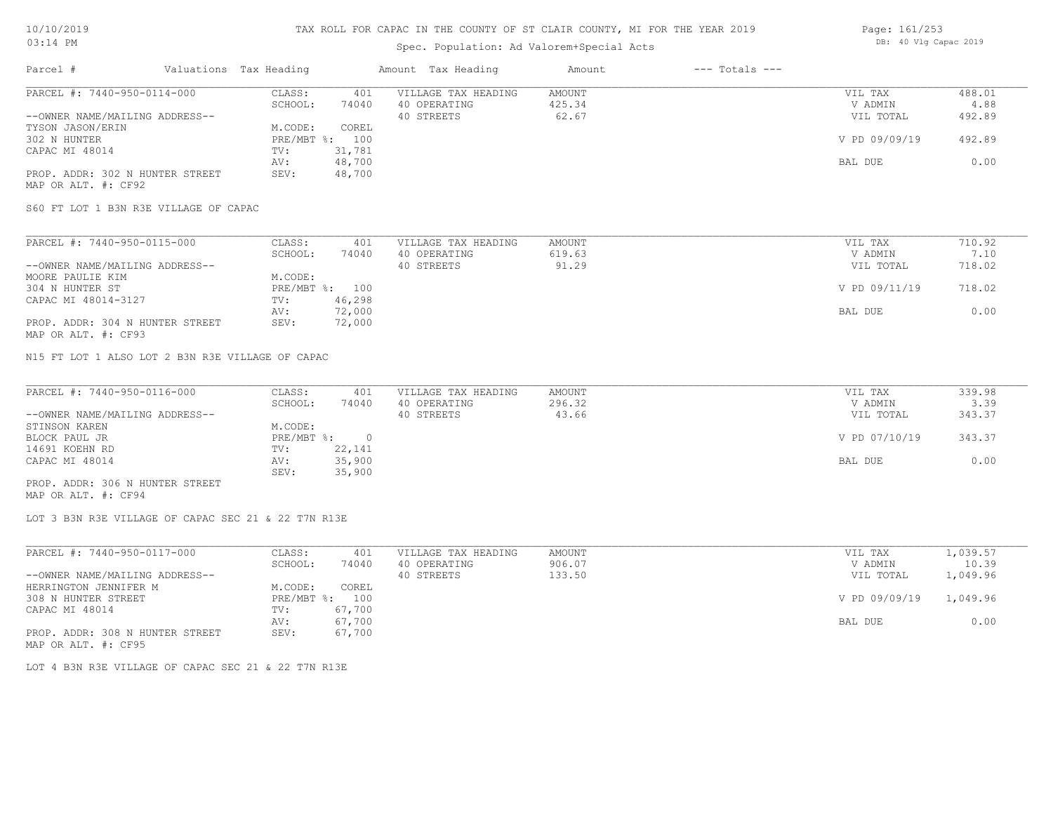# TAX ROLL FOR CAPAC IN THE COUNTY OF ST CLAIR COUNTY, MI FOR THE YEAR 2019

Spec. Population: Ad Valorem+Special Acts

| Parcel # | Valuations | Tax Heading | Amount | Tax Heading | Amount | --- Totals --- | |
|---|---|---|---|---|---|---|---|

---

**PARCEL #: 7440-950-0114-000**

| | | | | | |
|---|---|---|---|---|---|
| CLASS: | 401 | VILLAGE TAX HEADING | AMOUNT | VIL TAX | 488.01 |
| SCHOOL: | 74040 | 40 OPERATING | 425.34 | V ADMIN | 4.88 |
| | | 40 STREETS | 62.67 | VIL TOTAL | 492.89 |
| M.CODE: | COREL | | | | |
| PRE/MBT %: | 100 | | | V PD 09/09/19 | 492.89 |
| TV: | 31,781 | | | | |
| AV: | 48,700 | | | BAL DUE | 0.00 |
| SEV: | 48,700 | | | | |

--OWNER NAME/MAILING ADDRESS--
TYSON JASON/ERIN
302 N HUNTER
CAPAC MI 48014

PROP. ADDR: 302 N HUNTER STREET
MAP OR ALT. #: CF92

S60 FT LOT 1 B3N R3E VILLAGE OF CAPAC

---

**PARCEL #: 7440-950-0115-000**

| | | | | | |
|---|---|---|---|---|---|
| CLASS: | 401 | VILLAGE TAX HEADING | AMOUNT | VIL TAX | 710.92 |
| SCHOOL: | 74040 | 40 OPERATING | 619.63 | V ADMIN | 7.10 |
| | | 40 STREETS | 91.29 | VIL TOTAL | 718.02 |
| M.CODE: | | | | | |
| PRE/MBT %: | 100 | | | V PD 09/11/19 | 718.02 |
| TV: | 46,298 | | | | |
| AV: | 72,000 | | | BAL DUE | 0.00 |
| SEV: | 72,000 | | | | |

--OWNER NAME/MAILING ADDRESS--
MOORE PAULIE KIM
304 N HUNTER ST
CAPAC MI 48014-3127

PROP. ADDR: 304 N HUNTER STREET
MAP OR ALT. #: CF93

N15 FT LOT 1 ALSO LOT 2 B3N R3E VILLAGE OF CAPAC

---

**PARCEL #: 7440-950-0116-000**

| | | | | | |
|---|---|---|---|---|---|
| CLASS: | 401 | VILLAGE TAX HEADING | AMOUNT | VIL TAX | 339.98 |
| SCHOOL: | 74040 | 40 OPERATING | 296.32 | V ADMIN | 3.39 |
| | | 40 STREETS | 43.66 | VIL TOTAL | 343.37 |
| M.CODE: | | | | | |
| PRE/MBT %: | 0 | | | V PD 07/10/19 | 343.37 |
| TV: | 22,141 | | | | |
| AV: | 35,900 | | | BAL DUE | 0.00 |
| SEV: | 35,900 | | | | |

--OWNER NAME/MAILING ADDRESS--
STINSON KAREN
BLOCK PAUL JR
14691 KOEHN RD
CAPAC MI 48014

PROP. ADDR: 306 N HUNTER STREET
MAP OR ALT. #: CF94

LOT 3 B3N R3E VILLAGE OF CAPAC SEC 21 & 22 T7N R13E

---

**PARCEL #: 7440-950-0117-000**

| | | | | | |
|---|---|---|---|---|---|
| CLASS: | 401 | VILLAGE TAX HEADING | AMOUNT | VIL TAX | 1,039.57 |
| SCHOOL: | 74040 | 40 OPERATING | 906.07 | V ADMIN | 10.39 |
| | | 40 STREETS | 133.50 | VIL TOTAL | 1,049.96 |
| M.CODE: | COREL | | | | |
| PRE/MBT %: | 100 | | | V PD 09/09/19 | 1,049.96 |
| TV: | 67,700 | | | | |
| AV: | 67,700 | | | BAL DUE | 0.00 |
| SEV: | 67,700 | | | | |

--OWNER NAME/MAILING ADDRESS--
HERRINGTON JENNIFER M
308 N HUNTER STREET
CAPAC MI 48014

PROP. ADDR: 308 N HUNTER STREET
MAP OR ALT. #: CF95

LOT 4 B3N R3E VILLAGE OF CAPAC SEC 21 & 22 T7N R13E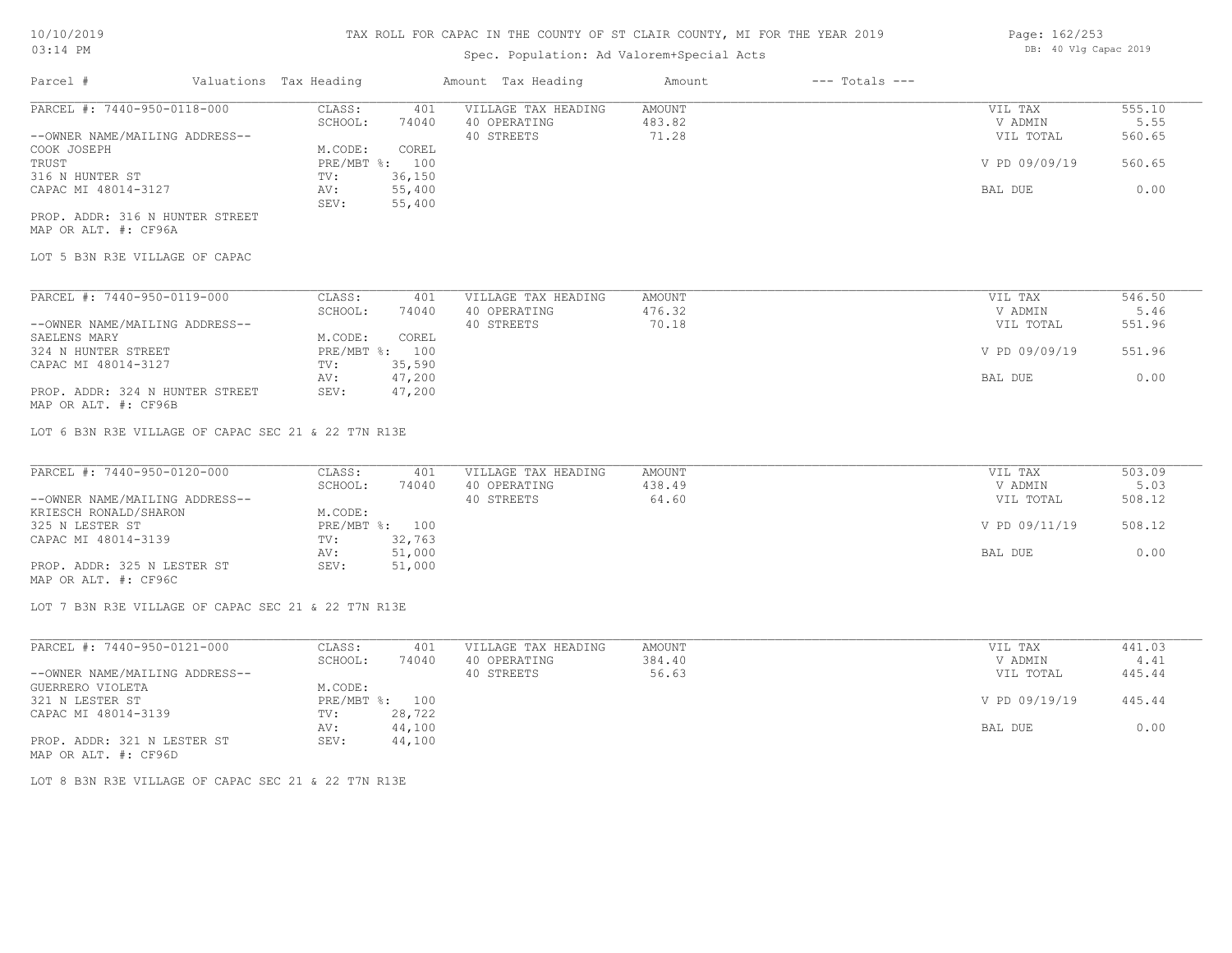# TAX ROLL FOR CAPAC IN THE COUNTY OF ST CLAIR COUNTY, MI FOR THE YEAR 2019

10/10/2019
03:14 PM

Spec. Population: Ad Valorem+Special Acts

DB: 40 Vlg Capac 2019

| Parcel # | Valuations | Tax Heading | Amount | Tax Heading | Amount | --- Totals --- | |
|---|---|---|---|---|---|---|---|

---

**PARCEL #: 7440-950-0118-000**

| | | | | | |
|---|---|---|---|---|---|
| CLASS: | 401 | VILLAGE TAX HEADING | AMOUNT | VIL TAX | 555.10 |
| SCHOOL: | 74040 | 40 OPERATING | 483.82 | V ADMIN | 5.55 |
| | | 40 STREETS | 71.28 | VIL TOTAL | 560.65 |
| M.CODE: | COREL | | | | |
| PRE/MBT %: | 100 | | | V PD 09/09/19 | 560.65 |
| TV: | 36,150 | | | | |
| AV: | 55,400 | | | BAL DUE | 0.00 |
| SEV: | 55,400 | | | | |

--OWNER NAME/MAILING ADDRESS--
COOK JOSEPH
TRUST
316 N HUNTER ST
CAPAC MI 48014-3127

PROP. ADDR: 316 N HUNTER STREET
MAP OR ALT. #: CF96A

LOT 5 B3N R3E VILLAGE OF CAPAC

---

**PARCEL #: 7440-950-0119-000**

| | | | | | |
|---|---|---|---|---|---|
| CLASS: | 401 | VILLAGE TAX HEADING | AMOUNT | VIL TAX | 546.50 |
| SCHOOL: | 74040 | 40 OPERATING | 476.32 | V ADMIN | 5.46 |
| | | 40 STREETS | 70.18 | VIL TOTAL | 551.96 |
| M.CODE: | COREL | | | | |
| PRE/MBT %: | 100 | | | V PD 09/09/19 | 551.96 |
| TV: | 35,590 | | | | |
| AV: | 47,200 | | | BAL DUE | 0.00 |
| SEV: | 47,200 | | | | |

--OWNER NAME/MAILING ADDRESS--
SAELENS MARY
324 N HUNTER STREET
CAPAC MI 48014-3127

PROP. ADDR: 324 N HUNTER STREET
MAP OR ALT. #: CF96B

LOT 6 B3N R3E VILLAGE OF CAPAC SEC 21 & 22 T7N R13E

---

**PARCEL #: 7440-950-0120-000**

| | | | | | |
|---|---|---|---|---|---|
| CLASS: | 401 | VILLAGE TAX HEADING | AMOUNT | VIL TAX | 503.09 |
| SCHOOL: | 74040 | 40 OPERATING | 438.49 | V ADMIN | 5.03 |
| | | 40 STREETS | 64.60 | VIL TOTAL | 508.12 |
| M.CODE: | | | | | |
| PRE/MBT %: | 100 | | | V PD 09/11/19 | 508.12 |
| TV: | 32,763 | | | | |
| AV: | 51,000 | | | BAL DUE | 0.00 |
| SEV: | 51,000 | | | | |

--OWNER NAME/MAILING ADDRESS--
KRIESCH RONALD/SHARON
325 N LESTER ST
CAPAC MI 48014-3139

PROP. ADDR: 325 N LESTER ST
MAP OR ALT. #: CF96C

LOT 7 B3N R3E VILLAGE OF CAPAC SEC 21 & 22 T7N R13E

---

**PARCEL #: 7440-950-0121-000**

| | | | | | |
|---|---|---|---|---|---|
| CLASS: | 401 | VILLAGE TAX HEADING | AMOUNT | VIL TAX | 441.03 |
| SCHOOL: | 74040 | 40 OPERATING | 384.40 | V ADMIN | 4.41 |
| | | 40 STREETS | 56.63 | VIL TOTAL | 445.44 |
| M.CODE: | | | | | |
| PRE/MBT %: | 100 | | | V PD 09/19/19 | 445.44 |
| TV: | 28,722 | | | | |
| AV: | 44,100 | | | BAL DUE | 0.00 |
| SEV: | 44,100 | | | | |

--OWNER NAME/MAILING ADDRESS--
GUERRERO VIOLETA
321 N LESTER ST
CAPAC MI 48014-3139

PROP. ADDR: 321 N LESTER ST
MAP OR ALT. #: CF96D

LOT 8 B3N R3E VILLAGE OF CAPAC SEC 21 & 22 T7N R13E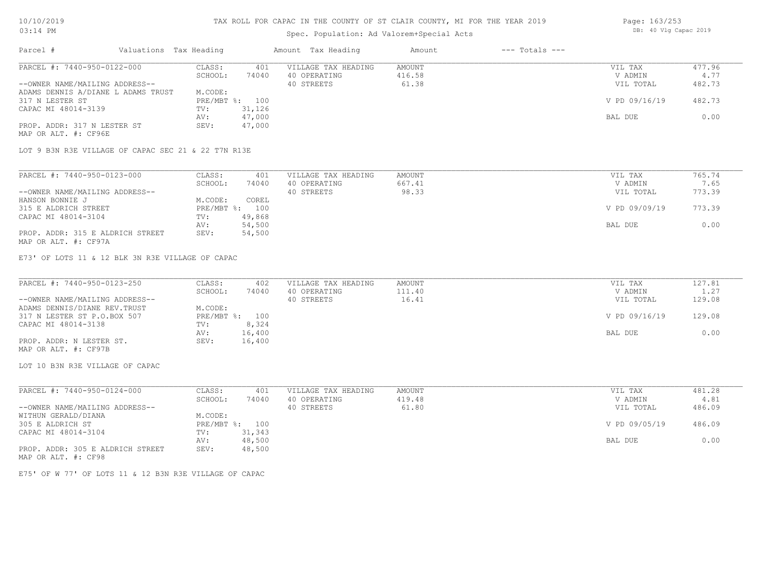# TAX ROLL FOR CAPAC IN THE COUNTY OF ST CLAIR COUNTY, MI FOR THE YEAR 2019

Spec. Population: Ad Valorem+Special Acts

DB: 40 Vlg Capac 2019

| Parcel # | Valuations Tax Heading | | Amount Tax Heading | Amount | --- Totals --- | |
|---|---|---|---|---|---|---|
| PARCEL #: 7440-950-0122-000 | CLASS: | 401 | VILLAGE TAX HEADING | AMOUNT | VIL TAX | 477.96 |
| | SCHOOL: | 74040 | 40 OPERATING | 416.58 | V ADMIN | 4.77 |
| --OWNER NAME/MAILING ADDRESS-- | | | 40 STREETS | 61.38 | VIL TOTAL | 482.73 |
| ADAMS DENNIS A/DIANE L ADAMS TRUST | M.CODE: | | | | | |
| 317 N LESTER ST | PRE/MBT %: | 100 | | | V PD 09/16/19 | 482.73 |
| CAPAC MI 48014-3139 | TV: | 31,126 | | | | |
| | AV: | 47,000 | | | BAL DUE | 0.00 |
| PROP. ADDR: 317 N LESTER ST | SEV: | 47,000 | | | | |
| MAP OR ALT. #: CF96E | | | | | | |

LOT 9 B3N R3E VILLAGE OF CAPAC SEC 21 & 22 T7N R13E

| Parcel # | Valuations Tax Heading | | Amount Tax Heading | Amount | --- Totals --- | |
|---|---|---|---|---|---|---|
| PARCEL #: 7440-950-0123-000 | CLASS: | 401 | VILLAGE TAX HEADING | AMOUNT | VIL TAX | 765.74 |
| | SCHOOL: | 74040 | 40 OPERATING | 667.41 | V ADMIN | 7.65 |
| --OWNER NAME/MAILING ADDRESS-- | | | 40 STREETS | 98.33 | VIL TOTAL | 773.39 |
| HANSON BONNIE J | M.CODE: | COREL | | | | |
| 315 E ALDRICH STREET | PRE/MBT %: | 100 | | | V PD 09/09/19 | 773.39 |
| CAPAC MI 48014-3104 | TV: | 49,868 | | | | |
| | AV: | 54,500 | | | BAL DUE | 0.00 |
| PROP. ADDR: 315 E ALDRICH STREET | SEV: | 54,500 | | | | |
| MAP OR ALT. #: CF97A | | | | | | |

E73' OF LOTS 11 & 12 BLK 3N R3E VILLAGE OF CAPAC

| Parcel # | Valuations Tax Heading | | Amount Tax Heading | Amount | --- Totals --- | |
|---|---|---|---|---|---|---|
| PARCEL #: 7440-950-0123-250 | CLASS: | 402 | VILLAGE TAX HEADING | AMOUNT | VIL TAX | 127.81 |
| | SCHOOL: | 74040 | 40 OPERATING | 111.40 | V ADMIN | 1.27 |
| --OWNER NAME/MAILING ADDRESS-- | | | 40 STREETS | 16.41 | VIL TOTAL | 129.08 |
| ADAMS DENNIS/DIANE REV.TRUST | M.CODE: | | | | | |
| 317 N LESTER ST P.O.BOX 507 | PRE/MBT %: | 100 | | | V PD 09/16/19 | 129.08 |
| CAPAC MI 48014-3138 | TV: | 8,324 | | | | |
| | AV: | 16,400 | | | BAL DUE | 0.00 |
| PROP. ADDR: N LESTER ST. | SEV: | 16,400 | | | | |
| MAP OR ALT. #: CF97B | | | | | | |

LOT 10 B3N R3E VILLAGE OF CAPAC

| Parcel # | Valuations Tax Heading | | Amount Tax Heading | Amount | --- Totals --- | |
|---|---|---|---|---|---|---|
| PARCEL #: 7440-950-0124-000 | CLASS: | 401 | VILLAGE TAX HEADING | AMOUNT | VIL TAX | 481.28 |
| | SCHOOL: | 74040 | 40 OPERATING | 419.48 | V ADMIN | 4.81 |
| --OWNER NAME/MAILING ADDRESS-- | | | 40 STREETS | 61.80 | VIL TOTAL | 486.09 |
| WITHUN GERALD/DIANA | M.CODE: | | | | | |
| 305 E ALDRICH ST | PRE/MBT %: | 100 | | | V PD 09/05/19 | 486.09 |
| CAPAC MI 48014-3104 | TV: | 31,343 | | | | |
| | AV: | 48,500 | | | BAL DUE | 0.00 |
| PROP. ADDR: 305 E ALDRICH STREET | SEV: | 48,500 | | | | |
| MAP OR ALT. #: CF98 | | | | | | |

E75' OF W 77' OF LOTS 11 & 12 B3N R3E VILLAGE OF CAPAC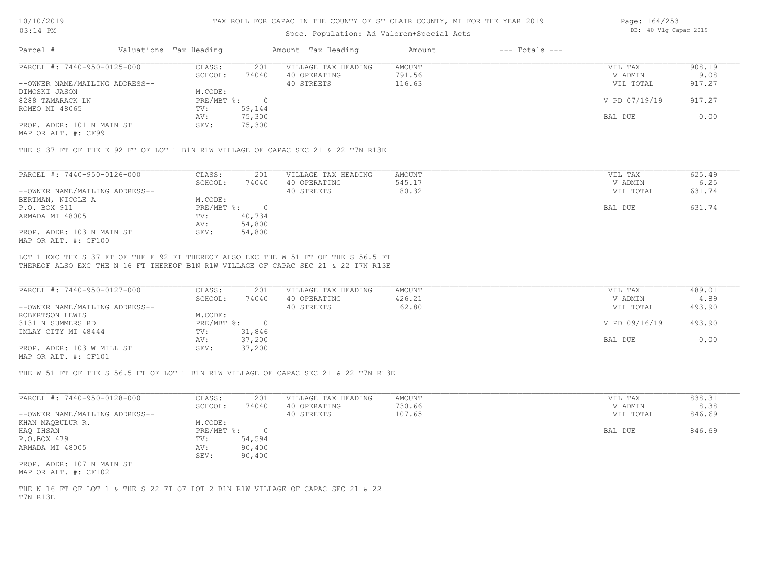TAX ROLL FOR CAPAC IN THE COUNTY OF ST CLAIR COUNTY, MI FOR THE YEAR 2019

Spec. Population: Ad Valorem+Special Acts

DB: 40 Vlg Capac 2019

| Parcel # | Valuations | Tax Heading | Amount | Tax Heading | Amount | --- Totals --- | |
|---|---|---|---|---|---|---|---|
| PARCEL #: 7440-950-0125-000 | CLASS: | 201 | VILLAGE TAX HEADING | AMOUNT | | VIL TAX | 908.19 |
| | SCHOOL: | 74040 | 40 OPERATING | 791.56 | | V ADMIN | 9.08 |
| --OWNER NAME/MAILING ADDRESS-- | | | 40 STREETS | 116.63 | | VIL TOTAL | 917.27 |
| DIMOSKI JASON | M.CODE: | | | | | | |
| 8288 TAMARACK LN | PRE/MBT %: | 0 | | | | V PD 07/19/19 | 917.27 |
| ROMEO MI 48065 | TV: | 59,144 | | | | | |
| | AV: | 75,300 | | | | BAL DUE | 0.00 |
| PROP. ADDR: 101 N MAIN ST | SEV: | 75,300 | | | | | |
| MAP OR ALT. #: CF99 | | | | | | | |

THE S 37 FT OF THE E 92 FT OF LOT 1 B1N R1W VILLAGE OF CAPAC SEC 21 & 22 T7N R13E

| Parcel # | Valuations | Tax Heading | Amount | Tax Heading | Amount | --- Totals --- | |
|---|---|---|---|---|---|---|---|
| PARCEL #: 7440-950-0126-000 | CLASS: | 201 | VILLAGE TAX HEADING | AMOUNT | | VIL TAX | 625.49 |
| | SCHOOL: | 74040 | 40 OPERATING | 545.17 | | V ADMIN | 6.25 |
| --OWNER NAME/MAILING ADDRESS-- | | | 40 STREETS | 80.32 | | VIL TOTAL | 631.74 |
| BERTMAN, NICOLE A | M.CODE: | | | | | | |
| P.O. BOX 911 | PRE/MBT %: | 0 | | | | BAL DUE | 631.74 |
| ARMADA MI 48005 | TV: | 40,734 | | | | | |
| | AV: | 54,800 | | | | | |
| PROP. ADDR: 103 N MAIN ST | SEV: | 54,800 | | | | | |
| MAP OR ALT. #: CF100 | | | | | | | |

LOT 1 EXC THE S 37 FT OF THE E 92 FT THEREOF ALSO EXC THE W 51 FT OF THE S 56.5 FT THEREOF ALSO EXC THE N 16 FT THEREOF B1N R1W VILLAGE OF CAPAC SEC 21 & 22 T7N R13E

| Parcel # | Valuations | Tax Heading | Amount | Tax Heading | Amount | --- Totals --- | |
|---|---|---|---|---|---|---|---|
| PARCEL #: 7440-950-0127-000 | CLASS: | 201 | VILLAGE TAX HEADING | AMOUNT | | VIL TAX | 489.01 |
| | SCHOOL: | 74040 | 40 OPERATING | 426.21 | | V ADMIN | 4.89 |
| --OWNER NAME/MAILING ADDRESS-- | | | 40 STREETS | 62.80 | | VIL TOTAL | 493.90 |
| ROBERTSON LEWIS | M.CODE: | | | | | | |
| 3131 N SUMMERS RD | PRE/MBT %: | 0 | | | | V PD 09/16/19 | 493.90 |
| IMLAY CITY MI 48444 | TV: | 31,846 | | | | | |
| | AV: | 37,200 | | | | BAL DUE | 0.00 |
| PROP. ADDR: 103 W MILL ST | SEV: | 37,200 | | | | | |
| MAP OR ALT. #: CF101 | | | | | | | |

THE W 51 FT OF THE S 56.5 FT OF LOT 1 B1N R1W VILLAGE OF CAPAC SEC 21 & 22 T7N R13E

| Parcel # | Valuations | Tax Heading | Amount | Tax Heading | Amount | --- Totals --- | |
|---|---|---|---|---|---|---|---|
| PARCEL #: 7440-950-0128-000 | CLASS: | 201 | VILLAGE TAX HEADING | AMOUNT | | VIL TAX | 838.31 |
| | SCHOOL: | 74040 | 40 OPERATING | 730.66 | | V ADMIN | 8.38 |
| --OWNER NAME/MAILING ADDRESS-- | | | 40 STREETS | 107.65 | | VIL TOTAL | 846.69 |
| KHAN MAQBULUR R. | M.CODE: | | | | | | |
| HAQ IHSAN | PRE/MBT %: | 0 | | | | BAL DUE | 846.69 |
| P.O.BOX 479 | TV: | 54,594 | | | | | |
| ARMADA MI 48005 | AV: | 90,400 | | | | | |
| | SEV: | 90,400 | | | | | |
| PROP. ADDR: 107 N MAIN ST | | | | | | | |
| MAP OR ALT. #: CF102 | | | | | | | |

THE N 16 FT OF LOT 1 & THE S 22 FT OF LOT 2 B1N R1W VILLAGE OF CAPAC SEC 21 & 22 T7N R13E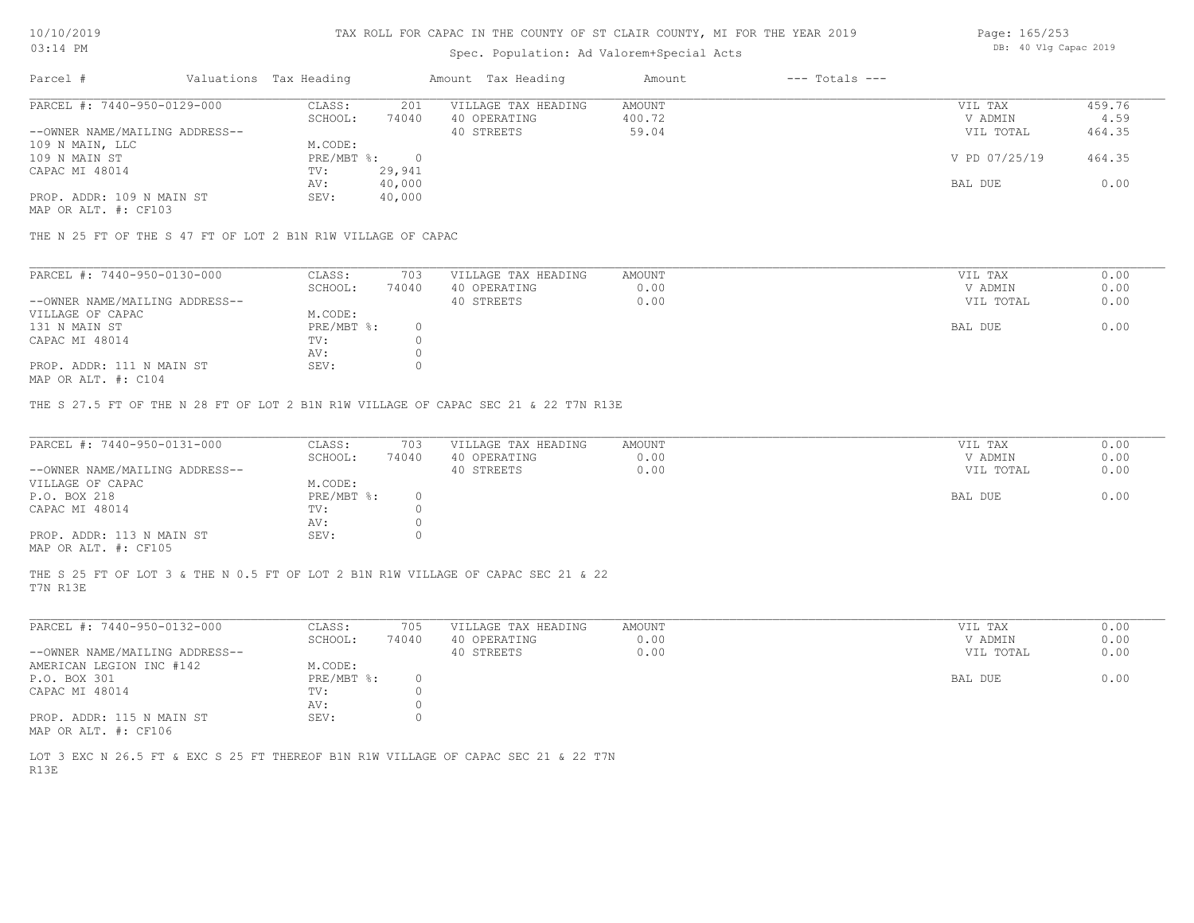# TAX ROLL FOR CAPAC IN THE COUNTY OF ST CLAIR COUNTY, MI FOR THE YEAR 2019

10/10/2019
03:14 PM

Spec. Population: Ad Valorem+Special Acts

DB: 40 Vlg Capac 2019

| Parcel # | Valuations | Tax Heading | Amount | Tax Heading | Amount | --- Totals --- | |
|---|---|---|---|---|---|---|---|
| PARCEL #: 7440-950-0129-000 | CLASS: | 201 | VILLAGE TAX HEADING | AMOUNT | | VIL TAX | 459.76 |
| | SCHOOL: | 74040 | 40 OPERATING | 400.72 | | V ADMIN | 4.59 |
| --OWNER NAME/MAILING ADDRESS-- | | | 40 STREETS | 59.04 | | VIL TOTAL | 464.35 |
| 109 N MAIN, LLC | M.CODE: | | | | | | |
| 109 N MAIN ST | PRE/MBT %: | 0 | | | | V PD 07/25/19 | 464.35 |
| CAPAC MI 48014 | TV: | 29,941 | | | | | |
| | AV: | 40,000 | | | | BAL DUE | 0.00 |
| PROP. ADDR: 109 N MAIN ST | SEV: | 40,000 | | | | | |
| MAP OR ALT. #: CF103 | | | | | | | |

THE N 25 FT OF THE S 47 FT OF LOT 2 B1N R1W VILLAGE OF CAPAC

| Parcel # | Valuations | Tax Heading | Amount | Tax Heading | Amount | --- Totals --- | |
|---|---|---|---|---|---|---|---|
| PARCEL #: 7440-950-0130-000 | CLASS: | 703 | VILLAGE TAX HEADING | AMOUNT | | VIL TAX | 0.00 |
| | SCHOOL: | 74040 | 40 OPERATING | 0.00 | | V ADMIN | 0.00 |
| --OWNER NAME/MAILING ADDRESS-- | | | 40 STREETS | 0.00 | | VIL TOTAL | 0.00 |
| VILLAGE OF CAPAC | M.CODE: | | | | | | |
| 131 N MAIN ST | PRE/MBT %: | 0 | | | | BAL DUE | 0.00 |
| CAPAC MI 48014 | TV: | 0 | | | | | |
| | AV: | 0 | | | | | |
| PROP. ADDR: 111 N MAIN ST | SEV: | 0 | | | | | |
| MAP OR ALT. #: C104 | | | | | | | |

THE S 27.5 FT OF THE N 28 FT OF LOT 2 B1N R1W VILLAGE OF CAPAC SEC 21 & 22 T7N R13E

| Parcel # | Valuations | Tax Heading | Amount | Tax Heading | Amount | --- Totals --- | |
|---|---|---|---|---|---|---|---|
| PARCEL #: 7440-950-0131-000 | CLASS: | 703 | VILLAGE TAX HEADING | AMOUNT | | VIL TAX | 0.00 |
| | SCHOOL: | 74040 | 40 OPERATING | 0.00 | | V ADMIN | 0.00 |
| --OWNER NAME/MAILING ADDRESS-- | | | 40 STREETS | 0.00 | | VIL TOTAL | 0.00 |
| VILLAGE OF CAPAC | M.CODE: | | | | | | |
| P.O. BOX 218 | PRE/MBT %: | 0 | | | | BAL DUE | 0.00 |
| CAPAC MI 48014 | TV: | 0 | | | | | |
| | AV: | 0 | | | | | |
| PROP. ADDR: 113 N MAIN ST | SEV: | 0 | | | | | |
| MAP OR ALT. #: CF105 | | | | | | | |

THE S 25 FT OF LOT 3 & THE N 0.5 FT OF LOT 2 B1N R1W VILLAGE OF CAPAC SEC 21 & 22 T7N R13E

| Parcel # | Valuations | Tax Heading | Amount | Tax Heading | Amount | --- Totals --- | |
|---|---|---|---|---|---|---|---|
| PARCEL #: 7440-950-0132-000 | CLASS: | 705 | VILLAGE TAX HEADING | AMOUNT | | VIL TAX | 0.00 |
| | SCHOOL: | 74040 | 40 OPERATING | 0.00 | | V ADMIN | 0.00 |
| --OWNER NAME/MAILING ADDRESS-- | | | 40 STREETS | 0.00 | | VIL TOTAL | 0.00 |
| AMERICAN LEGION INC #142 | M.CODE: | | | | | | |
| P.O. BOX 301 | PRE/MBT %: | 0 | | | | BAL DUE | 0.00 |
| CAPAC MI 48014 | TV: | 0 | | | | | |
| | AV: | 0 | | | | | |
| PROP. ADDR: 115 N MAIN ST | SEV: | 0 | | | | | |
| MAP OR ALT. #: CF106 | | | | | | | |

LOT 3 EXC N 26.5 FT & EXC S 25 FT THEREOF B1N R1W VILLAGE OF CAPAC SEC 21 & 22 T7N R13E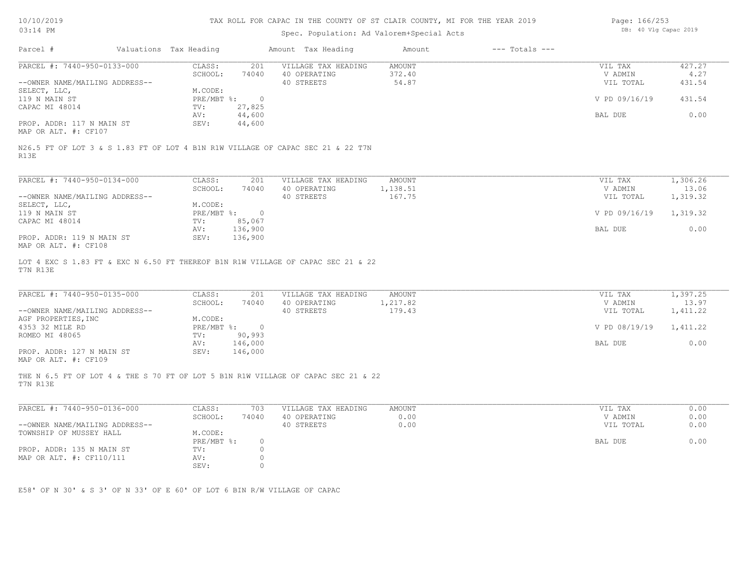# TAX ROLL FOR CAPAC IN THE COUNTY OF ST CLAIR COUNTY, MI FOR THE YEAR 2019

10/10/2019
03:14 PM

Spec. Population: Ad Valorem+Special Acts

DB: 40 Vlg Capac 2019

| Parcel # | Valuations | Tax Heading | Amount | Tax Heading | Amount | --- Totals --- | |
|---|---|---|---|---|---|---|---|

---

**PARCEL #: 7440-950-0133-000**

| | | | | | |
|---|---|---|---|---|---|
| CLASS: | 201 | VILLAGE TAX HEADING | AMOUNT | VIL TAX | 427.27 |
| SCHOOL: | 74040 | 40 OPERATING | 372.40 | V ADMIN | 4.27 |
| | | 40 STREETS | 54.87 | VIL TOTAL | 431.54 |
| M.CODE: | | | | | |
| PRE/MBT %: | 0 | | | V PD 09/16/19 | 431.54 |
| TV: | 27,825 | | | | |
| AV: | 44,600 | | | BAL DUE | 0.00 |
| SEV: | 44,600 | | | | |

--OWNER NAME/MAILING ADDRESS--
SELECT, LLC,
119 N MAIN ST
CAPAC MI 48014

PROP. ADDR: 117 N MAIN ST
MAP OR ALT. #: CF107

N26.5 FT OF LOT 3 & S 1.83 FT OF LOT 4 B1N R1W VILLAGE OF CAPAC SEC 21 & 22 T7N R13E

---

**PARCEL #: 7440-950-0134-000**

| | | | | | |
|---|---|---|---|---|---|
| CLASS: | 201 | VILLAGE TAX HEADING | AMOUNT | VIL TAX | 1,306.26 |
| SCHOOL: | 74040 | 40 OPERATING | 1,138.51 | V ADMIN | 13.06 |
| | | 40 STREETS | 167.75 | VIL TOTAL | 1,319.32 |
| M.CODE: | | | | | |
| PRE/MBT %: | 0 | | | V PD 09/16/19 | 1,319.32 |
| TV: | 85,067 | | | | |
| AV: | 136,900 | | | BAL DUE | 0.00 |
| SEV: | 136,900 | | | | |

--OWNER NAME/MAILING ADDRESS--
SELECT, LLC,
119 N MAIN ST
CAPAC MI 48014

PROP. ADDR: 119 N MAIN ST
MAP OR ALT. #: CF108

LOT 4 EXC S 1.83 FT & EXC N 6.50 FT THEREOF B1N R1W VILLAGE OF CAPAC SEC 21 & 22 T7N R13E

---

**PARCEL #: 7440-950-0135-000**

| | | | | | |
|---|---|---|---|---|---|
| CLASS: | 201 | VILLAGE TAX HEADING | AMOUNT | VIL TAX | 1,397.25 |
| SCHOOL: | 74040 | 40 OPERATING | 1,217.82 | V ADMIN | 13.97 |
| | | 40 STREETS | 179.43 | VIL TOTAL | 1,411.22 |
| M.CODE: | | | | | |
| PRE/MBT %: | 0 | | | V PD 08/19/19 | 1,411.22 |
| TV: | 90,993 | | | | |
| AV: | 146,000 | | | BAL DUE | 0.00 |
| SEV: | 146,000 | | | | |

--OWNER NAME/MAILING ADDRESS--
AGF PROPERTIES,INC
4353 32 MILE RD
ROMEO MI 48065

PROP. ADDR: 127 N MAIN ST
MAP OR ALT. #: CF109

THE N 6.5 FT OF LOT 4 & THE S 70 FT OF LOT 5 B1N R1W VILLAGE OF CAPAC SEC 21 & 22 T7N R13E

---

**PARCEL #: 7440-950-0136-000**

| | | | | | |
|---|---|---|---|---|---|
| CLASS: | 703 | VILLAGE TAX HEADING | AMOUNT | VIL TAX | 0.00 |
| SCHOOL: | 74040 | 40 OPERATING | 0.00 | V ADMIN | 0.00 |
| | | 40 STREETS | 0.00 | VIL TOTAL | 0.00 |
| M.CODE: | | | | | |
| PRE/MBT %: | 0 | | | BAL DUE | 0.00 |
| TV: | 0 | | | | |
| AV: | 0 | | | | |
| SEV: | 0 | | | | |

--OWNER NAME/MAILING ADDRESS--
TOWNSHIP OF MUSSEY HALL

PROP. ADDR: 135 N MAIN ST
MAP OR ALT. #: CF110/111

E58' OF N 30' & S 3' OF N 33' OF E 60' OF LOT 6 BIN R/W VILLAGE OF CAPAC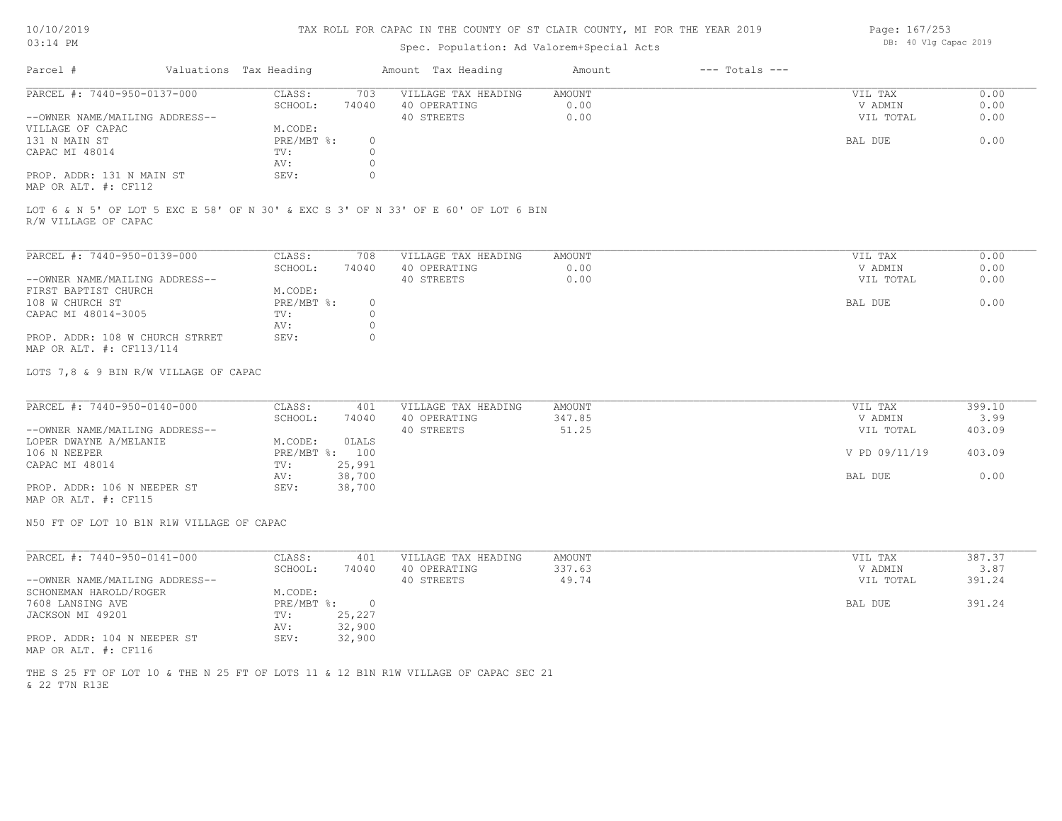# TAX ROLL FOR CAPAC IN THE COUNTY OF ST CLAIR COUNTY, MI FOR THE YEAR 2019

Spec. Population: Ad Valorem+Special Acts

DB: 40 Vlg Capac 2019

10/10/2019
03:14 PM

| Parcel # | Valuations | Tax Heading | Amount | Tax Heading | Amount | --- Totals --- | |
|---|---|---|---|---|---|---|---|
| PARCEL #: 7440-950-0137-000 | CLASS: | 703 | VILLAGE TAX HEADING | AMOUNT | | VIL TAX | 0.00 |
| | SCHOOL: | 74040 | 40 OPERATING | 0.00 | | V ADMIN | 0.00 |
| --OWNER NAME/MAILING ADDRESS-- | | | 40 STREETS | 0.00 | | VIL TOTAL | 0.00 |
| VILLAGE OF CAPAC | M.CODE: | | | | | | |
| 131 N MAIN ST | PRE/MBT %: | 0 | | | | BAL DUE | 0.00 |
| CAPAC MI 48014 | TV: | 0 | | | | | |
| | AV: | 0 | | | | | |
| PROP. ADDR: 131 N MAIN ST | SEV: | 0 | | | | | |
| MAP OR ALT. #: CF112 | | | | | | | |

LOT 6 & N 5' OF LOT 5 EXC E 58' OF N 30' & EXC S 3' OF N 33' OF E 60' OF LOT 6 BIN R/W VILLAGE OF CAPAC

| Parcel # | Valuations | Tax Heading | Amount | Tax Heading | Amount | --- Totals --- | |
|---|---|---|---|---|---|---|---|
| PARCEL #: 7440-950-0139-000 | CLASS: | 708 | VILLAGE TAX HEADING | AMOUNT | | VIL TAX | 0.00 |
| | SCHOOL: | 74040 | 40 OPERATING | 0.00 | | V ADMIN | 0.00 |
| --OWNER NAME/MAILING ADDRESS-- | | | 40 STREETS | 0.00 | | VIL TOTAL | 0.00 |
| FIRST BAPTIST CHURCH | M.CODE: | | | | | | |
| 108 W CHURCH ST | PRE/MBT %: | 0 | | | | BAL DUE | 0.00 |
| CAPAC MI 48014-3005 | TV: | 0 | | | | | |
| | AV: | 0 | | | | | |
| PROP. ADDR: 108 W CHURCH STRRET | SEV: | 0 | | | | | |
| MAP OR ALT. #: CF113/114 | | | | | | | |

LOTS 7,8 & 9 BIN R/W VILLAGE OF CAPAC

| Parcel # | Valuations | Tax Heading | Amount | Tax Heading | Amount | --- Totals --- | |
|---|---|---|---|---|---|---|---|
| PARCEL #: 7440-950-0140-000 | CLASS: | 401 | VILLAGE TAX HEADING | AMOUNT | | VIL TAX | 399.10 |
| | SCHOOL: | 74040 | 40 OPERATING | 347.85 | | V ADMIN | 3.99 |
| --OWNER NAME/MAILING ADDRESS-- | | | 40 STREETS | 51.25 | | VIL TOTAL | 403.09 |
| LOPER DWAYNE A/MELANIE | M.CODE: | 0LALS | | | | | |
| 106 N NEEPER | PRE/MBT %: | 100 | | | | V PD 09/11/19 | 403.09 |
| CAPAC MI 48014 | TV: | 25,991 | | | | | |
| | AV: | 38,700 | | | | BAL DUE | 0.00 |
| PROP. ADDR: 106 N NEEPER ST | SEV: | 38,700 | | | | | |
| MAP OR ALT. #: CF115 | | | | | | | |

N50 FT OF LOT 10 B1N R1W VILLAGE OF CAPAC

| Parcel # | Valuations | Tax Heading | Amount | Tax Heading | Amount | --- Totals --- | |
|---|---|---|---|---|---|---|---|
| PARCEL #: 7440-950-0141-000 | CLASS: | 401 | VILLAGE TAX HEADING | AMOUNT | | VIL TAX | 387.37 |
| | SCHOOL: | 74040 | 40 OPERATING | 337.63 | | V ADMIN | 3.87 |
| --OWNER NAME/MAILING ADDRESS-- | | | 40 STREETS | 49.74 | | VIL TOTAL | 391.24 |
| SCHONEMAN HAROLD/ROGER | M.CODE: | | | | | | |
| 7608 LANSING AVE | PRE/MBT %: | 0 | | | | BAL DUE | 391.24 |
| JACKSON MI 49201 | TV: | 25,227 | | | | | |
| | AV: | 32,900 | | | | | |
| PROP. ADDR: 104 N NEEPER ST | SEV: | 32,900 | | | | | |
| MAP OR ALT. #: CF116 | | | | | | | |

THE S 25 FT OF LOT 10 & THE N 25 FT OF LOTS 11 & 12 B1N R1W VILLAGE OF CAPAC SEC 21 & 22 T7N R13E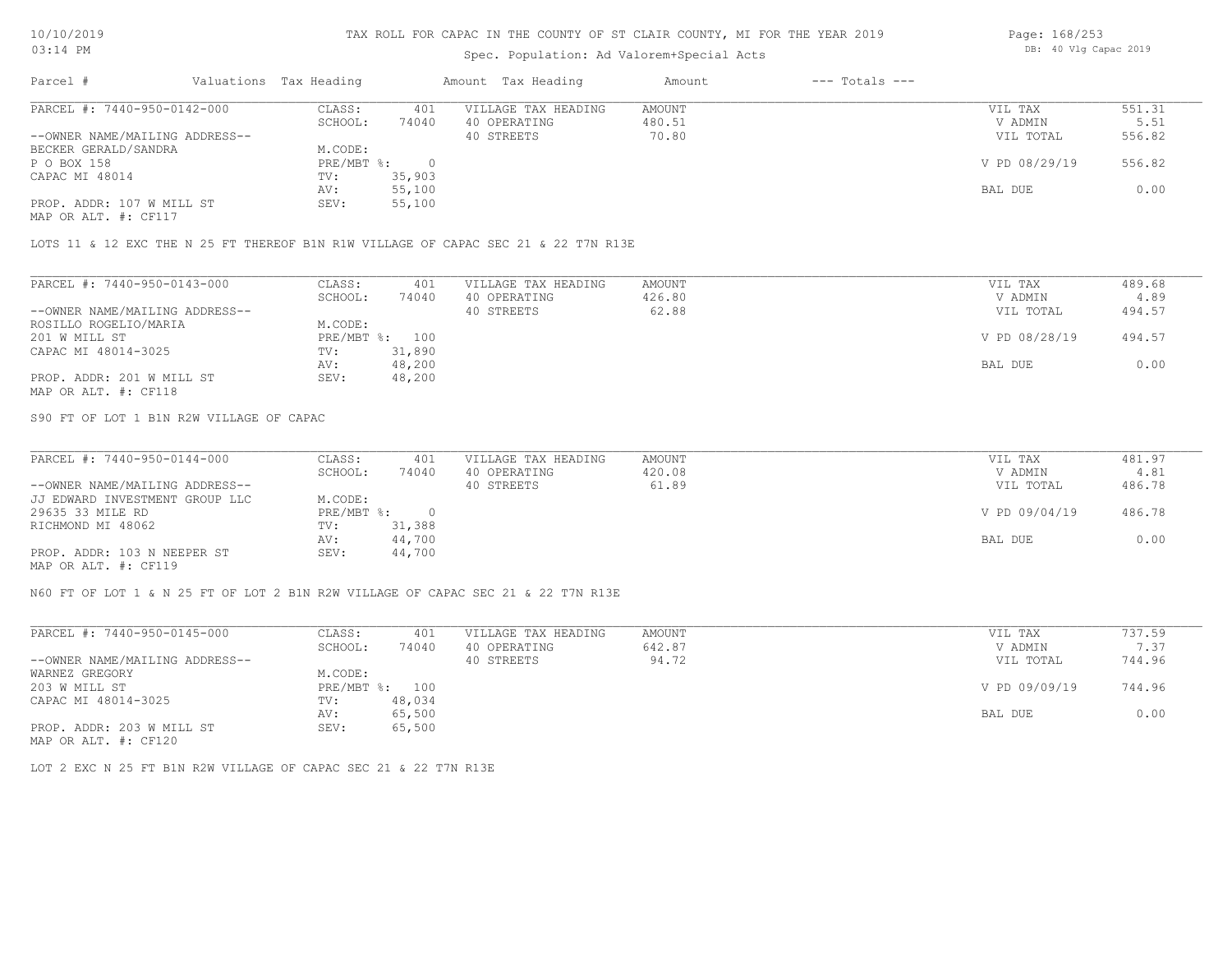# TAX ROLL FOR CAPAC IN THE COUNTY OF ST CLAIR COUNTY, MI FOR THE YEAR 2019

Spec. Population: Ad Valorem+Special Acts

DB: 40 Vlg Capac 2019

| Parcel # | Valuations | Tax Heading | Amount | Tax Heading | Amount | --- Totals --- | |
|---|---|---|---|---|---|---|---|
| PARCEL #: 7440-950-0142-000 | CLASS: | 401 | VILLAGE TAX HEADING | AMOUNT | | VIL TAX | 551.31 |
| | SCHOOL: | 74040 | 40 OPERATING | 480.51 | | V ADMIN | 5.51 |
| --OWNER NAME/MAILING ADDRESS-- | | | 40 STREETS | 70.80 | | VIL TOTAL | 556.82 |
| BECKER GERALD/SANDRA | M.CODE: | | | | | | |
| P O BOX 158 | PRE/MBT %: | 0 | | | | V PD 08/29/19 | 556.82 |
| CAPAC MI 48014 | TV: | 35,903 | | | | | |
| | AV: | 55,100 | | | | BAL DUE | 0.00 |
| PROP. ADDR: 107 W MILL ST | SEV: | 55,100 | | | | | |
| MAP OR ALT. #: CF117 | | | | | | | |

LOTS 11 & 12 EXC THE N 25 FT THEREOF B1N R1W VILLAGE OF CAPAC SEC 21 & 22 T7N R13E

| Parcel # | Valuations | Tax Heading | Amount | Tax Heading | Amount | --- Totals --- | |
|---|---|---|---|---|---|---|---|
| PARCEL #: 7440-950-0143-000 | CLASS: | 401 | VILLAGE TAX HEADING | AMOUNT | | VIL TAX | 489.68 |
| | SCHOOL: | 74040 | 40 OPERATING | 426.80 | | V ADMIN | 4.89 |
| --OWNER NAME/MAILING ADDRESS-- | | | 40 STREETS | 62.88 | | VIL TOTAL | 494.57 |
| ROSILLO ROGELIO/MARIA | M.CODE: | | | | | | |
| 201 W MILL ST | PRE/MBT %: | 100 | | | | V PD 08/28/19 | 494.57 |
| CAPAC MI 48014-3025 | TV: | 31,890 | | | | | |
| | AV: | 48,200 | | | | BAL DUE | 0.00 |
| PROP. ADDR: 201 W MILL ST | SEV: | 48,200 | | | | | |
| MAP OR ALT. #: CF118 | | | | | | | |

S90 FT OF LOT 1 B1N R2W VILLAGE OF CAPAC

| Parcel # | Valuations | Tax Heading | Amount | Tax Heading | Amount | --- Totals --- | |
|---|---|---|---|---|---|---|---|
| PARCEL #: 7440-950-0144-000 | CLASS: | 401 | VILLAGE TAX HEADING | AMOUNT | | VIL TAX | 481.97 |
| | SCHOOL: | 74040 | 40 OPERATING | 420.08 | | V ADMIN | 4.81 |
| --OWNER NAME/MAILING ADDRESS-- | | | 40 STREETS | 61.89 | | VIL TOTAL | 486.78 |
| JJ EDWARD INVESTMENT GROUP LLC | M.CODE: | | | | | | |
| 29635 33 MILE RD | PRE/MBT %: | 0 | | | | V PD 09/04/19 | 486.78 |
| RICHMOND MI 48062 | TV: | 31,388 | | | | | |
| | AV: | 44,700 | | | | BAL DUE | 0.00 |
| PROP. ADDR: 103 N NEEPER ST | SEV: | 44,700 | | | | | |
| MAP OR ALT. #: CF119 | | | | | | | |

N60 FT OF LOT 1 & N 25 FT OF LOT 2 B1N R2W VILLAGE OF CAPAC SEC 21 & 22 T7N R13E

| Parcel # | Valuations | Tax Heading | Amount | Tax Heading | Amount | --- Totals --- | |
|---|---|---|---|---|---|---|---|
| PARCEL #: 7440-950-0145-000 | CLASS: | 401 | VILLAGE TAX HEADING | AMOUNT | | VIL TAX | 737.59 |
| | SCHOOL: | 74040 | 40 OPERATING | 642.87 | | V ADMIN | 7.37 |
| --OWNER NAME/MAILING ADDRESS-- | | | 40 STREETS | 94.72 | | VIL TOTAL | 744.96 |
| WARNEZ GREGORY | M.CODE: | | | | | | |
| 203 W MILL ST | PRE/MBT %: | 100 | | | | V PD 09/09/19 | 744.96 |
| CAPAC MI 48014-3025 | TV: | 48,034 | | | | | |
| | AV: | 65,500 | | | | BAL DUE | 0.00 |
| PROP. ADDR: 203 W MILL ST | SEV: | 65,500 | | | | | |
| MAP OR ALT. #: CF120 | | | | | | | |

LOT 2 EXC N 25 FT B1N R2W VILLAGE OF CAPAC SEC 21 & 22 T7N R13E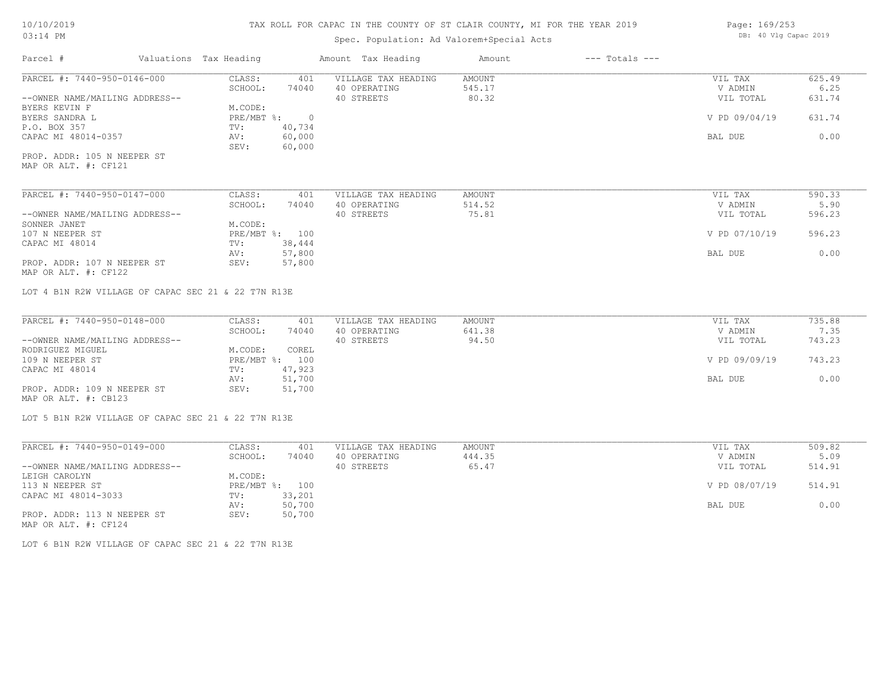# TAX ROLL FOR CAPAC IN THE COUNTY OF ST CLAIR COUNTY, MI FOR THE YEAR 2019

Spec. Population: Ad Valorem+Special Acts

DB: 40 Vlg Capac 2019

| Parcel # | Valuations | Tax Heading | Amount | Tax Heading | Amount | --- Totals --- | |
|---|---|---|---|---|---|---|---|
| PARCEL #: 7440-950-0146-000 | CLASS: | 401 | VILLAGE TAX HEADING | AMOUNT | | VIL TAX | 625.49 |
| | SCHOOL: | 74040 | 40 OPERATING | 545.17 | | V ADMIN | 6.25 |
| --OWNER NAME/MAILING ADDRESS-- | | | 40 STREETS | 80.32 | | VIL TOTAL | 631.74 |
| BYERS KEVIN F | M.CODE: | | | | | | |
| BYERS SANDRA L | PRE/MBT %: | 0 | | | | V PD 09/04/19 | 631.74 |
| P.O. BOX 357 | TV: | 40,734 | | | | | |
| CAPAC MI 48014-0357 | AV: | 60,000 | | | | BAL DUE | 0.00 |
| | SEV: | 60,000 | | | | | |
| PROP. ADDR: 105 N NEEPER ST | | | | | | | |
| MAP OR ALT. #: CF121 | | | | | | | |

| Parcel # | Valuations | Tax Heading | Amount | Tax Heading | Amount | --- Totals --- | |
|---|---|---|---|---|---|---|---|
| PARCEL #: 7440-950-0147-000 | CLASS: | 401 | VILLAGE TAX HEADING | AMOUNT | | VIL TAX | 590.33 |
| | SCHOOL: | 74040 | 40 OPERATING | 514.52 | | V ADMIN | 5.90 |
| --OWNER NAME/MAILING ADDRESS-- | | | 40 STREETS | 75.81 | | VIL TOTAL | 596.23 |
| SONNER JANET | M.CODE: | | | | | | |
| 107 N NEEPER ST | PRE/MBT %: | 100 | | | | V PD 07/10/19 | 596.23 |
| CAPAC MI 48014 | TV: | 38,444 | | | | | |
| | AV: | 57,800 | | | | BAL DUE | 0.00 |
| PROP. ADDR: 107 N NEEPER ST | SEV: | 57,800 | | | | | |
| MAP OR ALT. #: CF122 | | | | | | | |

LOT 4 B1N R2W VILLAGE OF CAPAC SEC 21 & 22 T7N R13E

| Parcel # | Valuations | Tax Heading | Amount | Tax Heading | Amount | --- Totals --- | |
|---|---|---|---|---|---|---|---|
| PARCEL #: 7440-950-0148-000 | CLASS: | 401 | VILLAGE TAX HEADING | AMOUNT | | VIL TAX | 735.88 |
| | SCHOOL: | 74040 | 40 OPERATING | 641.38 | | V ADMIN | 7.35 |
| --OWNER NAME/MAILING ADDRESS-- | | | 40 STREETS | 94.50 | | VIL TOTAL | 743.23 |
| RODRIGUEZ MIGUEL | M.CODE: | COREL | | | | | |
| 109 N NEEPER ST | PRE/MBT %: | 100 | | | | V PD 09/09/19 | 743.23 |
| CAPAC MI 48014 | TV: | 47,923 | | | | | |
| | AV: | 51,700 | | | | BAL DUE | 0.00 |
| PROP. ADDR: 109 N NEEPER ST | SEV: | 51,700 | | | | | |
| MAP OR ALT. #: CB123 | | | | | | | |

LOT 5 B1N R2W VILLAGE OF CAPAC SEC 21 & 22 T7N R13E

| Parcel # | Valuations | Tax Heading | Amount | Tax Heading | Amount | --- Totals --- | |
|---|---|---|---|---|---|---|---|
| PARCEL #: 7440-950-0149-000 | CLASS: | 401 | VILLAGE TAX HEADING | AMOUNT | | VIL TAX | 509.82 |
| | SCHOOL: | 74040 | 40 OPERATING | 444.35 | | V ADMIN | 5.09 |
| --OWNER NAME/MAILING ADDRESS-- | | | 40 STREETS | 65.47 | | VIL TOTAL | 514.91 |
| LEIGH CAROLYN | M.CODE: | | | | | | |
| 113 N NEEPER ST | PRE/MBT %: | 100 | | | | V PD 08/07/19 | 514.91 |
| CAPAC MI 48014-3033 | TV: | 33,201 | | | | | |
| | AV: | 50,700 | | | | BAL DUE | 0.00 |
| PROP. ADDR: 113 N NEEPER ST | SEV: | 50,700 | | | | | |
| MAP OR ALT. #: CF124 | | | | | | | |

LOT 6 B1N R2W VILLAGE OF CAPAC SEC 21 & 22 T7N R13E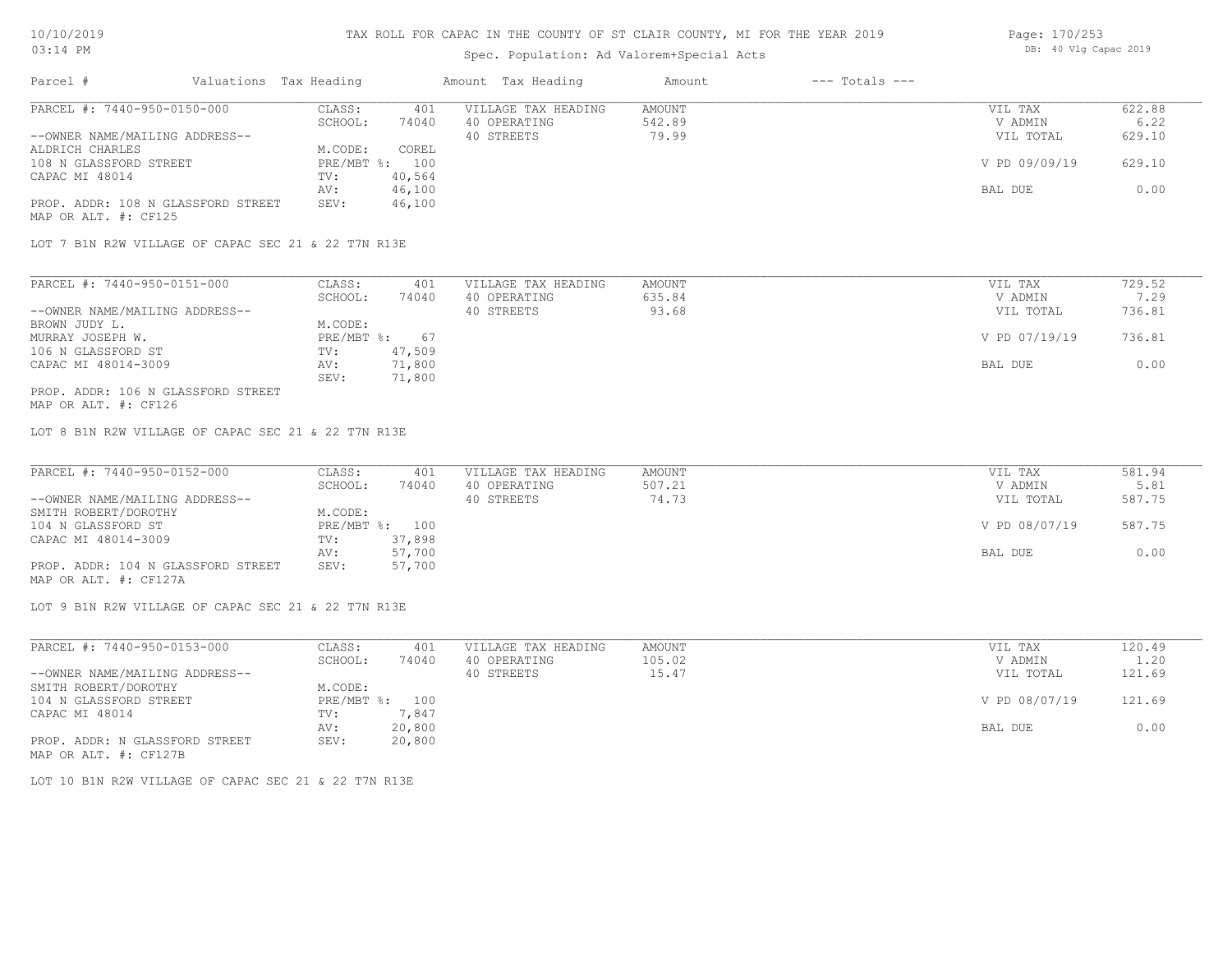# TAX ROLL FOR CAPAC IN THE COUNTY OF ST CLAIR COUNTY, MI FOR THE YEAR 2019

10/10/2019
03:14 PM

Spec. Population: Ad Valorem+Special Acts

DB: 40 Vlg Capac 2019

| Parcel # | Valuations | Tax Heading | Amount | Tax Heading | Amount | --- Totals --- | |
|---|---|---|---|---|---|---|---|
| PARCEL #: 7440-950-0150-000 | CLASS: | 401 | VILLAGE TAX HEADING | AMOUNT | | VIL TAX | 622.88 |
| | SCHOOL: | 74040 | 40 OPERATING | 542.89 | | V ADMIN | 6.22 |
| --OWNER NAME/MAILING ADDRESS-- | | | 40 STREETS | 79.99 | | VIL TOTAL | 629.10 |
| ALDRICH CHARLES | M.CODE: | COREL | | | | | |
| 108 N GLASSFORD STREET | PRE/MBT %: | 100 | | | | V PD 09/09/19 | 629.10 |
| CAPAC MI 48014 | TV: | 40,564 | | | | | |
| | AV: | 46,100 | | | | BAL DUE | 0.00 |
| PROP. ADDR: 108 N GLASSFORD STREET | SEV: | 46,100 | | | | | |
| MAP OR ALT. #: CF125 | | | | | | | |

LOT 7 B1N R2W VILLAGE OF CAPAC SEC 21 & 22 T7N R13E

| Parcel # | Valuations | Tax Heading | Amount | Tax Heading | Amount | --- Totals --- | |
|---|---|---|---|---|---|---|---|
| PARCEL #: 7440-950-0151-000 | CLASS: | 401 | VILLAGE TAX HEADING | AMOUNT | | VIL TAX | 729.52 |
| | SCHOOL: | 74040 | 40 OPERATING | 635.84 | | V ADMIN | 7.29 |
| --OWNER NAME/MAILING ADDRESS-- | | | 40 STREETS | 93.68 | | VIL TOTAL | 736.81 |
| BROWN JUDY L. | M.CODE: | | | | | | |
| MURRAY JOSEPH W. | PRE/MBT %: | 67 | | | | V PD 07/19/19 | 736.81 |
| 106 N GLASSFORD ST | TV: | 47,509 | | | | | |
| CAPAC MI 48014-3009 | AV: | 71,800 | | | | BAL DUE | 0.00 |
| | SEV: | 71,800 | | | | | |
| PROP. ADDR: 106 N GLASSFORD STREET | | | | | | | |
| MAP OR ALT. #: CF126 | | | | | | | |

LOT 8 B1N R2W VILLAGE OF CAPAC SEC 21 & 22 T7N R13E

| Parcel # | Valuations | Tax Heading | Amount | Tax Heading | Amount | --- Totals --- | |
|---|---|---|---|---|---|---|---|
| PARCEL #: 7440-950-0152-000 | CLASS: | 401 | VILLAGE TAX HEADING | AMOUNT | | VIL TAX | 581.94 |
| | SCHOOL: | 74040 | 40 OPERATING | 507.21 | | V ADMIN | 5.81 |
| --OWNER NAME/MAILING ADDRESS-- | | | 40 STREETS | 74.73 | | VIL TOTAL | 587.75 |
| SMITH ROBERT/DOROTHY | M.CODE: | | | | | | |
| 104 N GLASSFORD ST | PRE/MBT %: | 100 | | | | V PD 08/07/19 | 587.75 |
| CAPAC MI 48014-3009 | TV: | 37,898 | | | | | |
| | AV: | 57,700 | | | | BAL DUE | 0.00 |
| PROP. ADDR: 104 N GLASSFORD STREET | SEV: | 57,700 | | | | | |
| MAP OR ALT. #: CF127A | | | | | | | |

LOT 9 B1N R2W VILLAGE OF CAPAC SEC 21 & 22 T7N R13E

| Parcel # | Valuations | Tax Heading | Amount | Tax Heading | Amount | --- Totals --- | |
|---|---|---|---|---|---|---|---|
| PARCEL #: 7440-950-0153-000 | CLASS: | 401 | VILLAGE TAX HEADING | AMOUNT | | VIL TAX | 120.49 |
| | SCHOOL: | 74040 | 40 OPERATING | 105.02 | | V ADMIN | 1.20 |
| --OWNER NAME/MAILING ADDRESS-- | | | 40 STREETS | 15.47 | | VIL TOTAL | 121.69 |
| SMITH ROBERT/DOROTHY | M.CODE: | | | | | | |
| 104 N GLASSFORD STREET | PRE/MBT %: | 100 | | | | V PD 08/07/19 | 121.69 |
| CAPAC MI 48014 | TV: | 7,847 | | | | | |
| | AV: | 20,800 | | | | BAL DUE | 0.00 |
| PROP. ADDR: N GLASSFORD STREET | SEV: | 20,800 | | | | | |
| MAP OR ALT. #: CF127B | | | | | | | |

LOT 10 B1N R2W VILLAGE OF CAPAC SEC 21 & 22 T7N R13E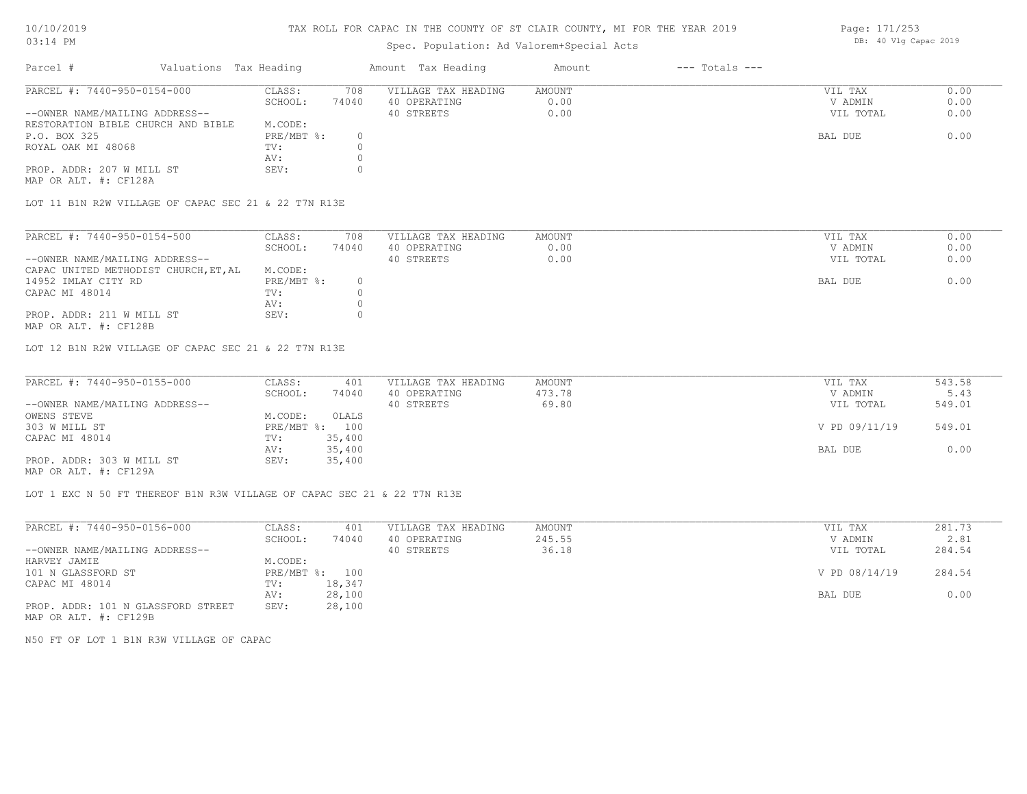# TAX ROLL FOR CAPAC IN THE COUNTY OF ST CLAIR COUNTY, MI FOR THE YEAR 2019

Spec. Population: Ad Valorem+Special Acts

| Parcel # | Valuations | Tax Heading | Amount | Tax Heading | Amount | --- Totals --- | |
|---|---|---|---|---|---|---|---|
| PARCEL #: 7440-950-0154-000 | CLASS: | 708 | VILLAGE TAX HEADING | AMOUNT | | VIL TAX | 0.00 |
| | SCHOOL: | 74040 | 40 OPERATING | 0.00 | | V ADMIN | 0.00 |
| --OWNER NAME/MAILING ADDRESS-- | | | 40 STREETS | 0.00 | | VIL TOTAL | 0.00 |
| RESTORATION BIBLE CHURCH AND BIBLE | M.CODE: | | | | | | |
| P.O. BOX 325 | PRE/MBT %: | 0 | | | | BAL DUE | 0.00 |
| ROYAL OAK MI 48068 | TV: | 0 | | | | | |
| | AV: | 0 | | | | | |
| PROP. ADDR: 207 W MILL ST | SEV: | 0 | | | | | |
| MAP OR ALT. #: CF128A | | | | | | | |

LOT 11 B1N R2W VILLAGE OF CAPAC SEC 21 & 22 T7N R13E

| Parcel # | Valuations | Tax Heading | Amount | Tax Heading | Amount | --- Totals --- | |
|---|---|---|---|---|---|---|---|
| PARCEL #: 7440-950-0154-500 | CLASS: | 708 | VILLAGE TAX HEADING | AMOUNT | | VIL TAX | 0.00 |
| | SCHOOL: | 74040 | 40 OPERATING | 0.00 | | V ADMIN | 0.00 |
| --OWNER NAME/MAILING ADDRESS-- | | | 40 STREETS | 0.00 | | VIL TOTAL | 0.00 |
| CAPAC UNITED METHODIST CHURCH,ET,AL | M.CODE: | | | | | | |
| 14952 IMLAY CITY RD | PRE/MBT %: | 0 | | | | BAL DUE | 0.00 |
| CAPAC MI 48014 | TV: | 0 | | | | | |
| | AV: | 0 | | | | | |
| PROP. ADDR: 211 W MILL ST | SEV: | 0 | | | | | |
| MAP OR ALT. #: CF128B | | | | | | | |

LOT 12 B1N R2W VILLAGE OF CAPAC SEC 21 & 22 T7N R13E

| Parcel # | Valuations | Tax Heading | Amount | Tax Heading | Amount | --- Totals --- | |
|---|---|---|---|---|---|---|---|
| PARCEL #: 7440-950-0155-000 | CLASS: | 401 | VILLAGE TAX HEADING | AMOUNT | | VIL TAX | 543.58 |
| | SCHOOL: | 74040 | 40 OPERATING | 473.78 | | V ADMIN | 5.43 |
| --OWNER NAME/MAILING ADDRESS-- | | | 40 STREETS | 69.80 | | VIL TOTAL | 549.01 |
| OWENS STEVE | M.CODE: | 0LALS | | | | | |
| 303 W MILL ST | PRE/MBT %: | 100 | | | | V PD 09/11/19 | 549.01 |
| CAPAC MI 48014 | TV: | 35,400 | | | | | |
| | AV: | 35,400 | | | | BAL DUE | 0.00 |
| PROP. ADDR: 303 W MILL ST | SEV: | 35,400 | | | | | |
| MAP OR ALT. #: CF129A | | | | | | | |

LOT 1 EXC N 50 FT THEREOF B1N R3W VILLAGE OF CAPAC SEC 21 & 22 T7N R13E

| Parcel # | Valuations | Tax Heading | Amount | Tax Heading | Amount | --- Totals --- | |
|---|---|---|---|---|---|---|---|
| PARCEL #: 7440-950-0156-000 | CLASS: | 401 | VILLAGE TAX HEADING | AMOUNT | | VIL TAX | 281.73 |
| | SCHOOL: | 74040 | 40 OPERATING | 245.55 | | V ADMIN | 2.81 |
| --OWNER NAME/MAILING ADDRESS-- | | | 40 STREETS | 36.18 | | VIL TOTAL | 284.54 |
| HARVEY JAMIE | M.CODE: | | | | | | |
| 101 N GLASSFORD ST | PRE/MBT %: | 100 | | | | V PD 08/14/19 | 284.54 |
| CAPAC MI 48014 | TV: | 18,347 | | | | | |
| | AV: | 28,100 | | | | BAL DUE | 0.00 |
| PROP. ADDR: 101 N GLASSFORD STREET | SEV: | 28,100 | | | | | |
| MAP OR ALT. #: CF129B | | | | | | | |

N50 FT OF LOT 1 B1N R3W VILLAGE OF CAPAC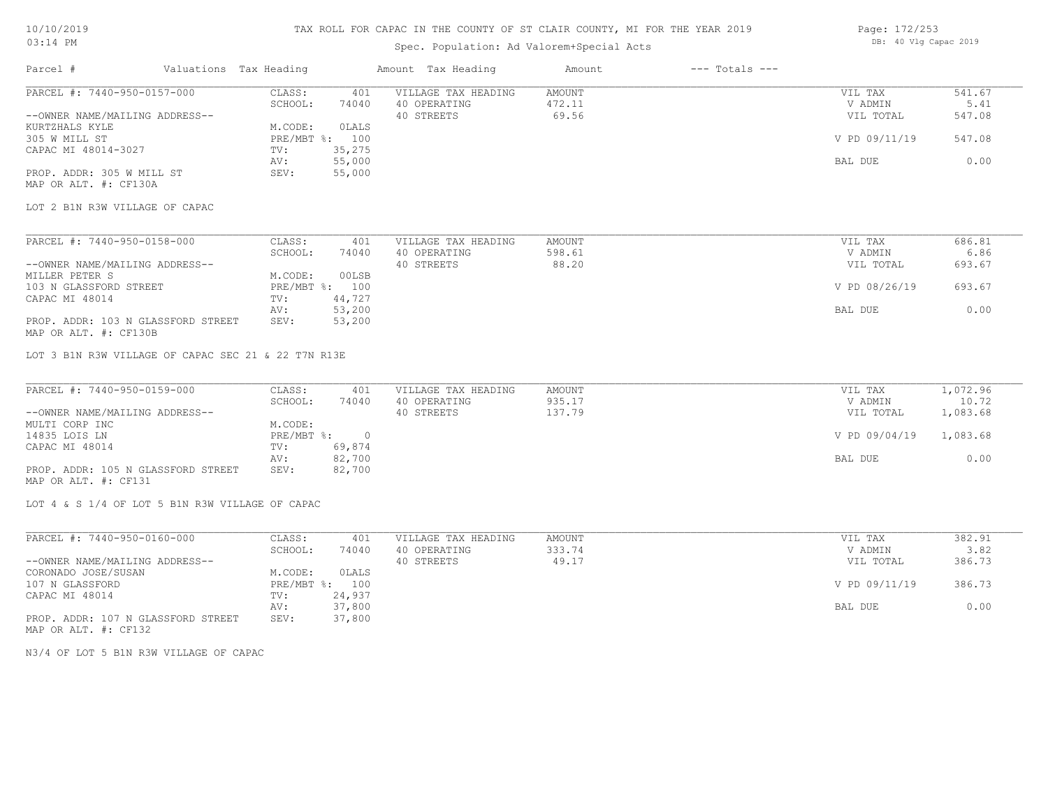# TAX ROLL FOR CAPAC IN THE COUNTY OF ST CLAIR COUNTY, MI FOR THE YEAR 2019

Spec. Population: Ad Valorem+Special Acts

DB: 40 Vlg Capac 2019

| Parcel # | Valuations | Tax Heading | Amount | Tax Heading | Amount | --- Totals --- | |
|---|---|---|---|---|---|---|---|
| PARCEL #: 7440-950-0157-000 | CLASS: | 401 | VILLAGE TAX HEADING | AMOUNT | | VIL TAX | 541.67 |
| | SCHOOL: | 74040 | 40 OPERATING | 472.11 | | V ADMIN | 5.41 |
| --OWNER NAME/MAILING ADDRESS-- | | | 40 STREETS | 69.56 | | VIL TOTAL | 547.08 |
| KURTZHALS KYLE | M.CODE: | 0LALS | | | | | |
| 305 W MILL ST | PRE/MBT %: | 100 | | | | V PD 09/11/19 | 547.08 |
| CAPAC MI 48014-3027 | TV: | 35,275 | | | | | |
| | AV: | 55,000 | | | | BAL DUE | 0.00 |
| PROP. ADDR: 305 W MILL ST | SEV: | 55,000 | | | | | |
| MAP OR ALT. #: CF130A | | | | | | | |

LOT 2 B1N R3W VILLAGE OF CAPAC

| Parcel # | Valuations | Tax Heading | Amount | Tax Heading | Amount | --- Totals --- | |
|---|---|---|---|---|---|---|---|
| PARCEL #: 7440-950-0158-000 | CLASS: | 401 | VILLAGE TAX HEADING | AMOUNT | | VIL TAX | 686.81 |
| | SCHOOL: | 74040 | 40 OPERATING | 598.61 | | V ADMIN | 6.86 |
| --OWNER NAME/MAILING ADDRESS-- | | | 40 STREETS | 88.20 | | VIL TOTAL | 693.67 |
| MILLER PETER S | M.CODE: | 00LSB | | | | | |
| 103 N GLASSFORD STREET | PRE/MBT %: | 100 | | | | V PD 08/26/19 | 693.67 |
| CAPAC MI 48014 | TV: | 44,727 | | | | | |
| | AV: | 53,200 | | | | BAL DUE | 0.00 |
| PROP. ADDR: 103 N GLASSFORD STREET | SEV: | 53,200 | | | | | |
| MAP OR ALT. #: CF130B | | | | | | | |

LOT 3 B1N R3W VILLAGE OF CAPAC SEC 21 & 22 T7N R13E

| Parcel # | Valuations | Tax Heading | Amount | Tax Heading | Amount | --- Totals --- | |
|---|---|---|---|---|---|---|---|
| PARCEL #: 7440-950-0159-000 | CLASS: | 401 | VILLAGE TAX HEADING | AMOUNT | | VIL TAX | 1,072.96 |
| | SCHOOL: | 74040 | 40 OPERATING | 935.17 | | V ADMIN | 10.72 |
| --OWNER NAME/MAILING ADDRESS-- | | | 40 STREETS | 137.79 | | VIL TOTAL | 1,083.68 |
| MULTI CORP INC | M.CODE: | | | | | | |
| 14835 LOIS LN | PRE/MBT %: | 0 | | | | V PD 09/04/19 | 1,083.68 |
| CAPAC MI 48014 | TV: | 69,874 | | | | | |
| | AV: | 82,700 | | | | BAL DUE | 0.00 |
| PROP. ADDR: 105 N GLASSFORD STREET | SEV: | 82,700 | | | | | |
| MAP OR ALT. #: CF131 | | | | | | | |

LOT 4 & S 1/4 OF LOT 5 B1N R3W VILLAGE OF CAPAC

| Parcel # | Valuations | Tax Heading | Amount | Tax Heading | Amount | --- Totals --- | |
|---|---|---|---|---|---|---|---|
| PARCEL #: 7440-950-0160-000 | CLASS: | 401 | VILLAGE TAX HEADING | AMOUNT | | VIL TAX | 382.91 |
| | SCHOOL: | 74040 | 40 OPERATING | 333.74 | | V ADMIN | 3.82 |
| --OWNER NAME/MAILING ADDRESS-- | | | 40 STREETS | 49.17 | | VIL TOTAL | 386.73 |
| CORONADO JOSE/SUSAN | M.CODE: | 0LALS | | | | | |
| 107 N GLASSFORD | PRE/MBT %: | 100 | | | | V PD 09/11/19 | 386.73 |
| CAPAC MI 48014 | TV: | 24,937 | | | | | |
| | AV: | 37,800 | | | | BAL DUE | 0.00 |
| PROP. ADDR: 107 N GLASSFORD STREET | SEV: | 37,800 | | | | | |
| MAP OR ALT. #: CF132 | | | | | | | |

N3/4 OF LOT 5 B1N R3W VILLAGE OF CAPAC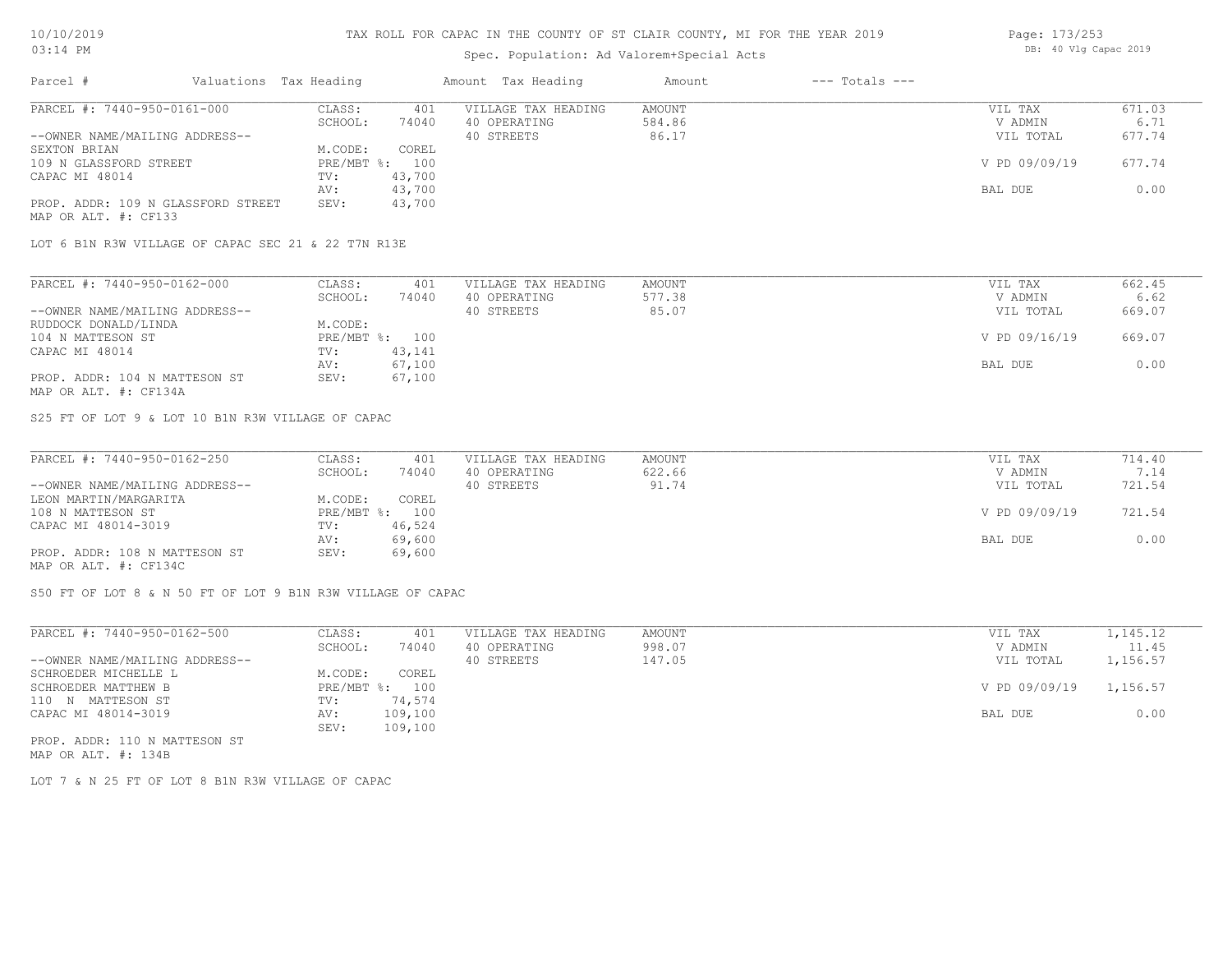TAX ROLL FOR CAPAC IN THE COUNTY OF ST CLAIR COUNTY, MI FOR THE YEAR 2019

Spec. Population: Ad Valorem+Special Acts

DB: 40 Vlg Capac 2019

| Parcel # | Valuations | Tax Heading | Amount | Tax Heading | Amount | --- Totals --- | |
|---|---|---|---|---|---|---|---|
| PARCEL #: 7440-950-0161-000 | CLASS: | 401 | VILLAGE TAX HEADING | AMOUNT | | VIL TAX | 671.03 |
| | SCHOOL: | 74040 | 40 OPERATING | 584.86 | | V ADMIN | 6.71 |
| --OWNER NAME/MAILING ADDRESS-- | | | 40 STREETS | 86.17 | | VIL TOTAL | 677.74 |
| SEXTON BRIAN | M.CODE: | COREL | | | | | |
| 109 N GLASSFORD STREET | PRE/MBT %: | 100 | | | | V PD 09/09/19 | 677.74 |
| CAPAC MI 48014 | TV: | 43,700 | | | | | |
| | AV: | 43,700 | | | | BAL DUE | 0.00 |
| PROP. ADDR: 109 N GLASSFORD STREET | SEV: | 43,700 | | | | | |
| MAP OR ALT. #: CF133 | | | | | | | |

LOT 6 B1N R3W VILLAGE OF CAPAC SEC 21 & 22 T7N R13E

| Parcel # | Valuations | Tax Heading | Amount | Tax Heading | Amount | --- Totals --- | |
|---|---|---|---|---|---|---|---|
| PARCEL #: 7440-950-0162-000 | CLASS: | 401 | VILLAGE TAX HEADING | AMOUNT | | VIL TAX | 662.45 |
| | SCHOOL: | 74040 | 40 OPERATING | 577.38 | | V ADMIN | 6.62 |
| --OWNER NAME/MAILING ADDRESS-- | | | 40 STREETS | 85.07 | | VIL TOTAL | 669.07 |
| RUDDOCK DONALD/LINDA | M.CODE: | | | | | | |
| 104 N MATTESON ST | PRE/MBT %: | 100 | | | | V PD 09/16/19 | 669.07 |
| CAPAC MI 48014 | TV: | 43,141 | | | | | |
| | AV: | 67,100 | | | | BAL DUE | 0.00 |
| PROP. ADDR: 104 N MATTESON ST | SEV: | 67,100 | | | | | |
| MAP OR ALT. #: CF134A | | | | | | | |

S25 FT OF LOT 9 & LOT 10 B1N R3W VILLAGE OF CAPAC

| Parcel # | Valuations | Tax Heading | Amount | Tax Heading | Amount | --- Totals --- | |
|---|---|---|---|---|---|---|---|
| PARCEL #: 7440-950-0162-250 | CLASS: | 401 | VILLAGE TAX HEADING | AMOUNT | | VIL TAX | 714.40 |
| | SCHOOL: | 74040 | 40 OPERATING | 622.66 | | V ADMIN | 7.14 |
| --OWNER NAME/MAILING ADDRESS-- | | | 40 STREETS | 91.74 | | VIL TOTAL | 721.54 |
| LEON MARTIN/MARGARITA | M.CODE: | COREL | | | | | |
| 108 N MATTESON ST | PRE/MBT %: | 100 | | | | V PD 09/09/19 | 721.54 |
| CAPAC MI 48014-3019 | TV: | 46,524 | | | | | |
| | AV: | 69,600 | | | | BAL DUE | 0.00 |
| PROP. ADDR: 108 N MATTESON ST | SEV: | 69,600 | | | | | |
| MAP OR ALT. #: CF134C | | | | | | | |

S50 FT OF LOT 8 & N 50 FT OF LOT 9 B1N R3W VILLAGE OF CAPAC

| Parcel # | Valuations | Tax Heading | Amount | Tax Heading | Amount | --- Totals --- | |
|---|---|---|---|---|---|---|---|
| PARCEL #: 7440-950-0162-500 | CLASS: | 401 | VILLAGE TAX HEADING | AMOUNT | | VIL TAX | 1,145.12 |
| | SCHOOL: | 74040 | 40 OPERATING | 998.07 | | V ADMIN | 11.45 |
| --OWNER NAME/MAILING ADDRESS-- | | | 40 STREETS | 147.05 | | VIL TOTAL | 1,156.57 |
| SCHROEDER MICHELLE L | M.CODE: | COREL | | | | | |
| SCHROEDER MATTHEW B | PRE/MBT %: | 100 | | | | V PD 09/09/19 | 1,156.57 |
| 110 N MATTESON ST | TV: | 74,574 | | | | | |
| CAPAC MI 48014-3019 | AV: | 109,100 | | | | BAL DUE | 0.00 |
| | SEV: | 109,100 | | | | | |
| PROP. ADDR: 110 N MATTESON ST | | | | | | | |
| MAP OR ALT. #: 134B | | | | | | | |

LOT 7 & N 25 FT OF LOT 8 B1N R3W VILLAGE OF CAPAC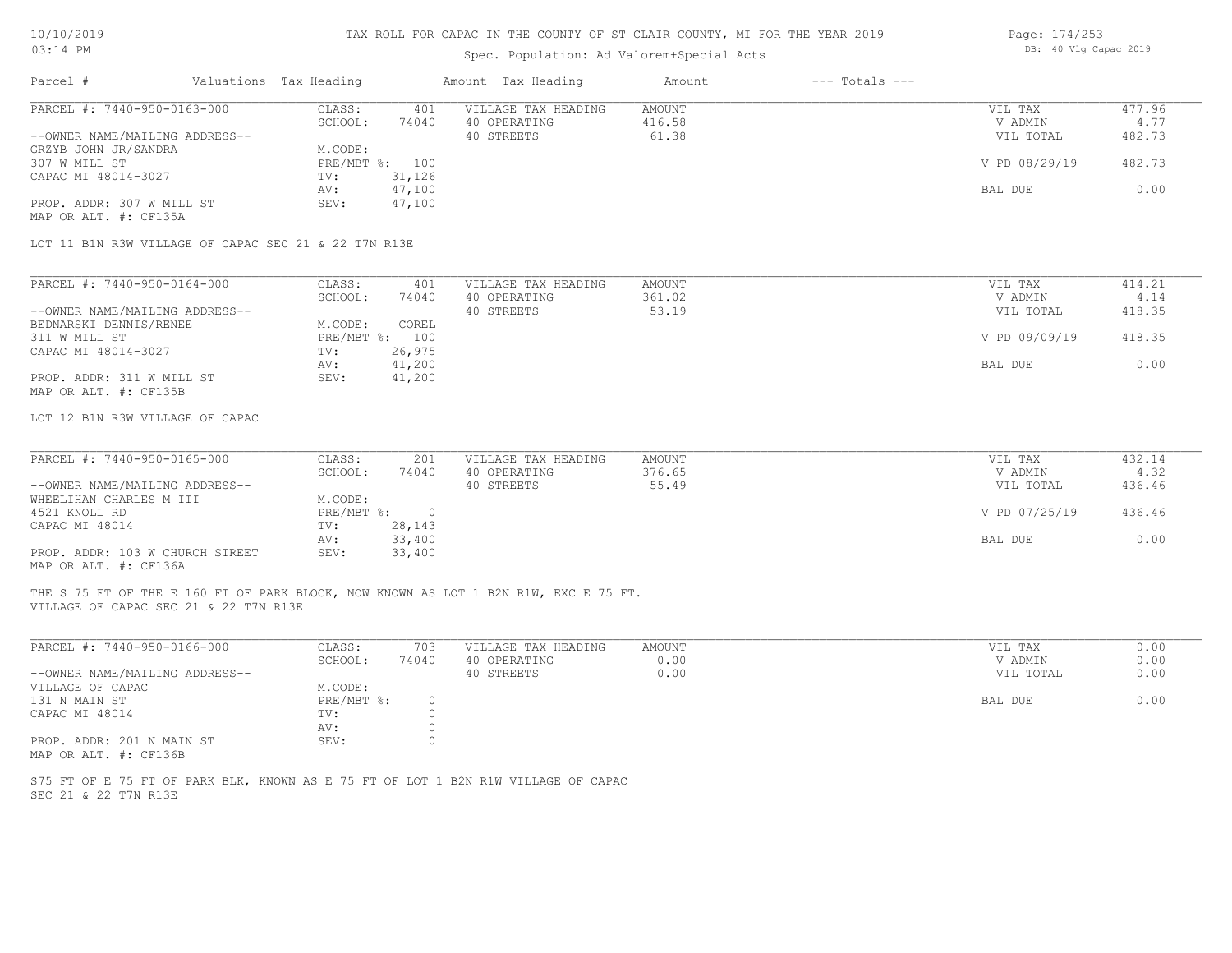TAX ROLL FOR CAPAC IN THE COUNTY OF ST CLAIR COUNTY, MI FOR THE YEAR 2019

Spec. Population: Ad Valorem+Special Acts

DB: 40 Vlg Capac 2019

| Parcel # | Valuations | Tax Heading | Amount | Tax Heading | Amount | --- Totals --- | |
|---|---|---|---|---|---|---|---|

---

PARCEL #: 7440-950-0163-000

| | | | | | |
|---|---|---|---|---|---|
| CLASS: | 401 | VILLAGE TAX HEADING | AMOUNT | VIL TAX | 477.96 |
| SCHOOL: | 74040 | 40 OPERATING | 416.58 | V ADMIN | 4.77 |
| | | 40 STREETS | 61.38 | VIL TOTAL | 482.73 |
| M.CODE: | | | | | |
| PRE/MBT %: | 100 | | | V PD 08/29/19 | 482.73 |
| TV: | 31,126 | | | | |
| AV: | 47,100 | | | BAL DUE | 0.00 |
| SEV: | 47,100 | | | | |

--OWNER NAME/MAILING ADDRESS--
GRZYB JOHN JR/SANDRA
307 W MILL ST
CAPAC MI 48014-3027

PROP. ADDR: 307 W MILL ST
MAP OR ALT. #: CF135A

LOT 11 B1N R3W VILLAGE OF CAPAC SEC 21 & 22 T7N R13E

---

PARCEL #: 7440-950-0164-000

| | | | | | |
|---|---|---|---|---|---|
| CLASS: | 401 | VILLAGE TAX HEADING | AMOUNT | VIL TAX | 414.21 |
| SCHOOL: | 74040 | 40 OPERATING | 361.02 | V ADMIN | 4.14 |
| | | 40 STREETS | 53.19 | VIL TOTAL | 418.35 |
| M.CODE: | COREL | | | | |
| PRE/MBT %: | 100 | | | V PD 09/09/19 | 418.35 |
| TV: | 26,975 | | | | |
| AV: | 41,200 | | | BAL DUE | 0.00 |
| SEV: | 41,200 | | | | |

--OWNER NAME/MAILING ADDRESS--
BEDNARSKI DENNIS/RENEE
311 W MILL ST
CAPAC MI 48014-3027

PROP. ADDR: 311 W MILL ST
MAP OR ALT. #: CF135B

LOT 12 B1N R3W VILLAGE OF CAPAC

---

PARCEL #: 7440-950-0165-000

| | | | | | |
|---|---|---|---|---|---|
| CLASS: | 201 | VILLAGE TAX HEADING | AMOUNT | VIL TAX | 432.14 |
| SCHOOL: | 74040 | 40 OPERATING | 376.65 | V ADMIN | 4.32 |
| | | 40 STREETS | 55.49 | VIL TOTAL | 436.46 |
| M.CODE: | | | | | |
| PRE/MBT %: | 0 | | | V PD 07/25/19 | 436.46 |
| TV: | 28,143 | | | | |
| AV: | 33,400 | | | BAL DUE | 0.00 |
| SEV: | 33,400 | | | | |

--OWNER NAME/MAILING ADDRESS--
WHEELIHAN CHARLES M III
4521 KNOLL RD
CAPAC MI 48014

PROP. ADDR: 103 W CHURCH STREET
MAP OR ALT. #: CF136A

THE S 75 FT OF THE E 160 FT OF PARK BLOCK, NOW KNOWN AS LOT 1 B2N R1W, EXC E 75 FT.
VILLAGE OF CAPAC SEC 21 & 22 T7N R13E

---

PARCEL #: 7440-950-0166-000

| | | | | | |
|---|---|---|---|---|---|
| CLASS: | 703 | VILLAGE TAX HEADING | AMOUNT | VIL TAX | 0.00 |
| SCHOOL: | 74040 | 40 OPERATING | 0.00 | V ADMIN | 0.00 |
| | | 40 STREETS | 0.00 | VIL TOTAL | 0.00 |
| M.CODE: | | | | | |
| PRE/MBT %: | 0 | | | BAL DUE | 0.00 |
| TV: | 0 | | | | |
| AV: | 0 | | | | |
| SEV: | 0 | | | | |

--OWNER NAME/MAILING ADDRESS--
VILLAGE OF CAPAC
131 N MAIN ST
CAPAC MI 48014

PROP. ADDR: 201 N MAIN ST
MAP OR ALT. #: CF136B

S75 FT OF E 75 FT OF PARK BLK, KNOWN AS E 75 FT OF LOT 1 B2N R1W VILLAGE OF CAPAC
SEC 21 & 22 T7N R13E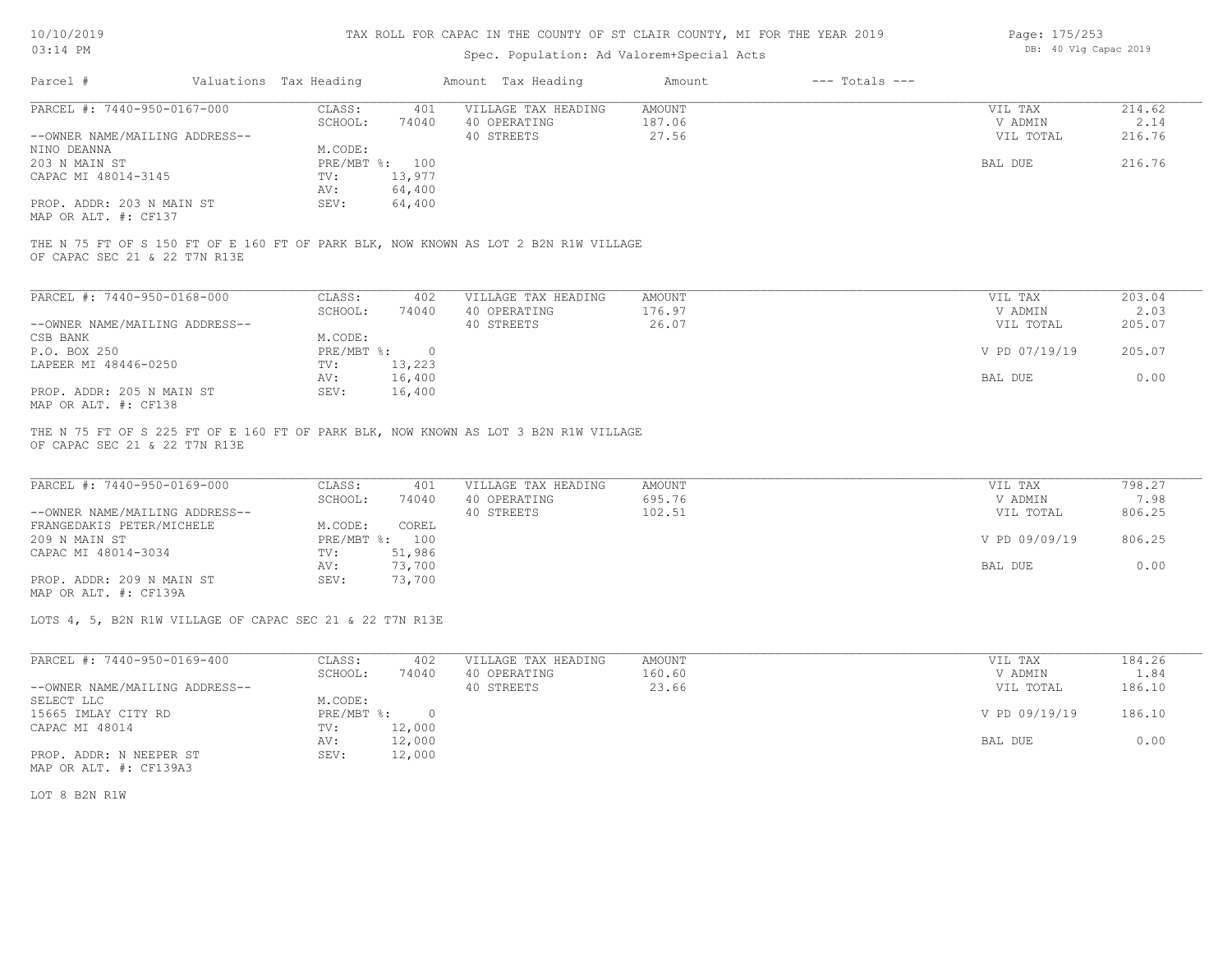# TAX ROLL FOR CAPAC IN THE COUNTY OF ST CLAIR COUNTY, MI FOR THE YEAR 2019

Spec. Population: Ad Valorem+Special Acts

| Parcel # | Valuations | Tax Heading | Amount | Tax Heading | Amount | --- Totals --- | |
|---|---|---|---|---|---|---|---|

## PARCEL #: 7440-950-0167-000

| | | | | | |
|---|---|---|---|---|---|
| CLASS: | 401 | VILLAGE TAX HEADING | AMOUNT | VIL TAX | 214.62 |
| SCHOOL: | 74040 | 40 OPERATING | 187.06 | V ADMIN | 2.14 |
| | | 40 STREETS | 27.56 | VIL TOTAL | 216.76 |
| M.CODE: | | | | | |
| PRE/MBT %: | 100 | | | BAL DUE | 216.76 |
| TV: | 13,977 | | | | |
| AV: | 64,400 | | | | |
| SEV: | 64,400 | | | | |

--OWNER NAME/MAILING ADDRESS--
NINO DEANNA
203 N MAIN ST
CAPAC MI 48014-3145

PROP. ADDR: 203 N MAIN ST
MAP OR ALT. #: CF137

THE N 75 FT OF S 150 FT OF E 160 FT OF PARK BLK, NOW KNOWN AS LOT 2 B2N R1W VILLAGE OF CAPAC SEC 21 & 22 T7N R13E

## PARCEL #: 7440-950-0168-000

| | | | | | |
|---|---|---|---|---|---|
| CLASS: | 402 | VILLAGE TAX HEADING | AMOUNT | VIL TAX | 203.04 |
| SCHOOL: | 74040 | 40 OPERATING | 176.97 | V ADMIN | 2.03 |
| | | 40 STREETS | 26.07 | VIL TOTAL | 205.07 |
| M.CODE: | | | | | |
| PRE/MBT %: | 0 | | | V PD 07/19/19 | 205.07 |
| TV: | 13,223 | | | | |
| AV: | 16,400 | | | BAL DUE | 0.00 |
| SEV: | 16,400 | | | | |

--OWNER NAME/MAILING ADDRESS--
CSB BANK
P.O. BOX 250
LAPEER MI 48446-0250

PROP. ADDR: 205 N MAIN ST
MAP OR ALT. #: CF138

THE N 75 FT OF S 225 FT OF E 160 FT OF PARK BLK, NOW KNOWN AS LOT 3 B2N R1W VILLAGE OF CAPAC SEC 21 & 22 T7N R13E

## PARCEL #: 7440-950-0169-000

| | | | | | |
|---|---|---|---|---|---|
| CLASS: | 401 | VILLAGE TAX HEADING | AMOUNT | VIL TAX | 798.27 |
| SCHOOL: | 74040 | 40 OPERATING | 695.76 | V ADMIN | 7.98 |
| | | 40 STREETS | 102.51 | VIL TOTAL | 806.25 |
| M.CODE: | COREL | | | | |
| PRE/MBT %: | 100 | | | V PD 09/09/19 | 806.25 |
| TV: | 51,986 | | | | |
| AV: | 73,700 | | | BAL DUE | 0.00 |
| SEV: | 73,700 | | | | |

--OWNER NAME/MAILING ADDRESS--
FRANGEDAKIS PETER/MICHELE
209 N MAIN ST
CAPAC MI 48014-3034

PROP. ADDR: 209 N MAIN ST
MAP OR ALT. #: CF139A

LOTS 4, 5, B2N R1W VILLAGE OF CAPAC SEC 21 & 22 T7N R13E

## PARCEL #: 7440-950-0169-400

| | | | | | |
|---|---|---|---|---|---|
| CLASS: | 402 | VILLAGE TAX HEADING | AMOUNT | VIL TAX | 184.26 |
| SCHOOL: | 74040 | 40 OPERATING | 160.60 | V ADMIN | 1.84 |
| | | 40 STREETS | 23.66 | VIL TOTAL | 186.10 |
| M.CODE: | | | | | |
| PRE/MBT %: | 0 | | | V PD 09/19/19 | 186.10 |
| TV: | 12,000 | | | | |
| AV: | 12,000 | | | BAL DUE | 0.00 |
| SEV: | 12,000 | | | | |

--OWNER NAME/MAILING ADDRESS--
SELECT LLC
15665 IMLAY CITY RD
CAPAC MI 48014

PROP. ADDR: N NEEPER ST
MAP OR ALT. #: CF139A3

LOT 8 B2N R1W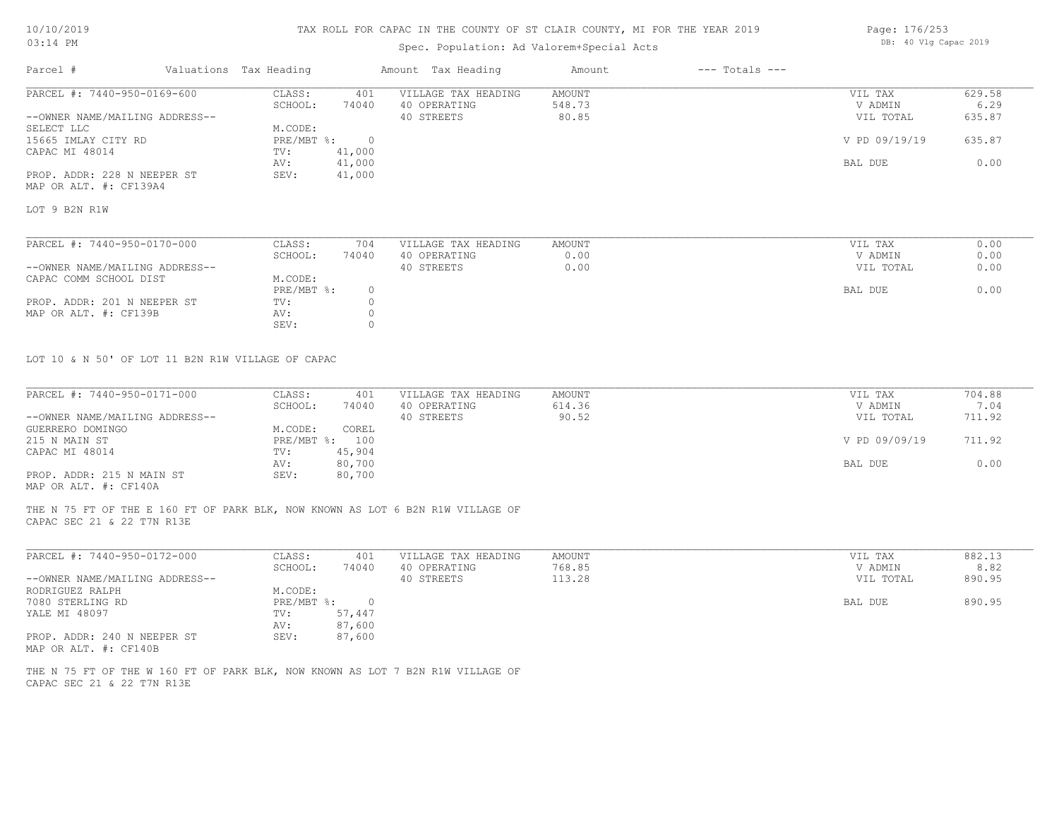# TAX ROLL FOR CAPAC IN THE COUNTY OF ST CLAIR COUNTY, MI FOR THE YEAR 2019

10/10/2019
03:14 PM

Spec. Population: Ad Valorem+Special Acts

DB: 40 Vlg Capac 2019

| Parcel # | Valuations | Tax Heading | Amount | Tax Heading | Amount | --- Totals --- | |
|---|---|---|---|---|---|---|---|

---

**PARCEL #: 7440-950-0169-600**

| | | | | | |
|---|---|---|---|---|---|
| CLASS: | 401 | VILLAGE TAX HEADING | AMOUNT | VIL TAX | 629.58 |
| SCHOOL: | 74040 | 40 OPERATING | 548.73 | V ADMIN | 6.29 |
| | | 40 STREETS | 80.85 | VIL TOTAL | 635.87 |
| M.CODE: | | | | | |
| PRE/MBT %: | 0 | | | V PD 09/19/19 | 635.87 |
| TV: | 41,000 | | | | |
| AV: | 41,000 | | | BAL DUE | 0.00 |
| SEV: | 41,000 | | | | |

--OWNER NAME/MAILING ADDRESS--
SELECT LLC
15665 IMLAY CITY RD
CAPAC MI 48014

PROP. ADDR: 228 N NEEPER ST
MAP OR ALT. #: CF139A4

LOT 9 B2N R1W

---

**PARCEL #: 7440-950-0170-000**

| | | | | | |
|---|---|---|---|---|---|
| CLASS: | 704 | VILLAGE TAX HEADING | AMOUNT | VIL TAX | 0.00 |
| SCHOOL: | 74040 | 40 OPERATING | 0.00 | V ADMIN | 0.00 |
| | | 40 STREETS | 0.00 | VIL TOTAL | 0.00 |
| M.CODE: | | | | | |
| PRE/MBT %: | 0 | | | BAL DUE | 0.00 |
| TV: | 0 | | | | |
| AV: | 0 | | | | |
| SEV: | 0 | | | | |

--OWNER NAME/MAILING ADDRESS--
CAPAC COMM SCHOOL DIST

PROP. ADDR: 201 N NEEPER ST
MAP OR ALT. #: CF139B

LOT 10 & N 50' OF LOT 11 B2N R1W VILLAGE OF CAPAC

---

**PARCEL #: 7440-950-0171-000**

| | | | | | |
|---|---|---|---|---|---|
| CLASS: | 401 | VILLAGE TAX HEADING | AMOUNT | VIL TAX | 704.88 |
| SCHOOL: | 74040 | 40 OPERATING | 614.36 | V ADMIN | 7.04 |
| | | 40 STREETS | 90.52 | VIL TOTAL | 711.92 |
| M.CODE: | COREL | | | | |
| PRE/MBT %: | 100 | | | V PD 09/09/19 | 711.92 |
| TV: | 45,904 | | | | |
| AV: | 80,700 | | | BAL DUE | 0.00 |
| SEV: | 80,700 | | | | |

--OWNER NAME/MAILING ADDRESS--
GUERRERO DOMINGO
215 N MAIN ST
CAPAC MI 48014

PROP. ADDR: 215 N MAIN ST
MAP OR ALT. #: CF140A

THE N 75 FT OF THE E 160 FT OF PARK BLK, NOW KNOWN AS LOT 6 B2N R1W VILLAGE OF CAPAC SEC 21 & 22 T7N R13E

---

**PARCEL #: 7440-950-0172-000**

| | | | | | |
|---|---|---|---|---|---|
| CLASS: | 401 | VILLAGE TAX HEADING | AMOUNT | VIL TAX | 882.13 |
| SCHOOL: | 74040 | 40 OPERATING | 768.85 | V ADMIN | 8.82 |
| | | 40 STREETS | 113.28 | VIL TOTAL | 890.95 |
| M.CODE: | | | | | |
| PRE/MBT %: | 0 | | | BAL DUE | 890.95 |
| TV: | 57,447 | | | | |
| AV: | 87,600 | | | | |
| SEV: | 87,600 | | | | |

--OWNER NAME/MAILING ADDRESS--
RODRIGUEZ RALPH
7080 STERLING RD
YALE MI 48097

PROP. ADDR: 240 N NEEPER ST
MAP OR ALT. #: CF140B

THE N 75 FT OF THE W 160 FT OF PARK BLK, NOW KNOWN AS LOT 7 B2N R1W VILLAGE OF CAPAC SEC 21 & 22 T7N R13E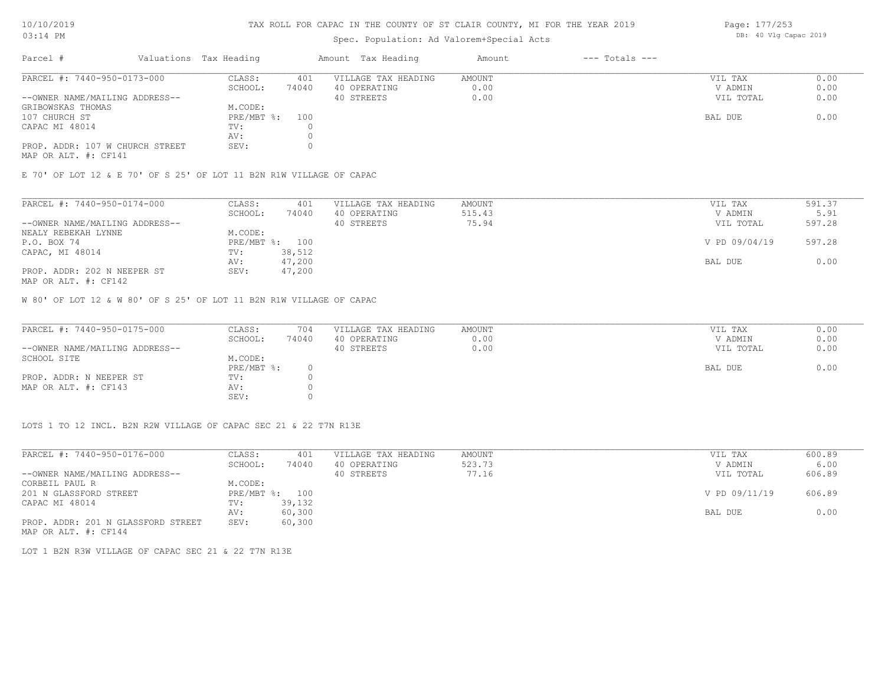# TAX ROLL FOR CAPAC IN THE COUNTY OF ST CLAIR COUNTY, MI FOR THE YEAR 2019

Spec. Population: Ad Valorem+Special Acts

10/10/2019
03:14 PM

DB: 40 Vlg Capac 2019

| Parcel # | Valuations Tax Heading | | Amount Tax Heading | Amount | --- Totals --- | |
|---|---|---|---|---|---|---|

---

**PARCEL #: 7440-950-0173-000**

--OWNER NAME/MAILING ADDRESS--
GRIBOWSKAS THOMAS
107 CHURCH ST
CAPAC MI 48014

PROP. ADDR: 107 W CHURCH STREET
MAP OR ALT. #: CF141

| | | | | | |
|---|---|---|---|---|---|
| CLASS: | 401 | VILLAGE TAX HEADING | AMOUNT | VIL TAX | 0.00 |
| SCHOOL: | 74040 | 40 OPERATING | 0.00 | V ADMIN | 0.00 |
| M.CODE: | | 40 STREETS | 0.00 | VIL TOTAL | 0.00 |
| PRE/MBT %: | 100 | | | BAL DUE | 0.00 |
| TV: | 0 | | | | |
| AV: | 0 | | | | |
| SEV: | 0 | | | | |

E 70' OF LOT 12 & E 70' OF S 25' OF LOT 11 B2N R1W VILLAGE OF CAPAC

---

**PARCEL #: 7440-950-0174-000**

--OWNER NAME/MAILING ADDRESS--
NEALY REBEKAH LYNNE
P.O. BOX 74
CAPAC, MI 48014

PROP. ADDR: 202 N NEEPER ST
MAP OR ALT. #: CF142

| | | | | | |
|---|---|---|---|---|---|
| CLASS: | 401 | VILLAGE TAX HEADING | AMOUNT | VIL TAX | 591.37 |
| SCHOOL: | 74040 | 40 OPERATING | 515.43 | V ADMIN | 5.91 |
| M.CODE: | | 40 STREETS | 75.94 | VIL TOTAL | 597.28 |
| PRE/MBT %: | 100 | | | V PD 09/04/19 | 597.28 |
| TV: | 38,512 | | | | |
| AV: | 47,200 | | | BAL DUE | 0.00 |
| SEV: | 47,200 | | | | |

W 80' OF LOT 12 & W 80' OF S 25' OF LOT 11 B2N R1W VILLAGE OF CAPAC

---

**PARCEL #: 7440-950-0175-000**

--OWNER NAME/MAILING ADDRESS--
SCHOOL SITE

PROP. ADDR: N NEEPER ST
MAP OR ALT. #: CF143

| | | | | | |
|---|---|---|---|---|---|
| CLASS: | 704 | VILLAGE TAX HEADING | AMOUNT | VIL TAX | 0.00 |
| SCHOOL: | 74040 | 40 OPERATING | 0.00 | V ADMIN | 0.00 |
| M.CODE: | | 40 STREETS | 0.00 | VIL TOTAL | 0.00 |
| PRE/MBT %: | 0 | | | BAL DUE | 0.00 |
| TV: | 0 | | | | |
| AV: | 0 | | | | |
| SEV: | 0 | | | | |

LOTS 1 TO 12 INCL. B2N R2W VILLAGE OF CAPAC SEC 21 & 22 T7N R13E

---

**PARCEL #: 7440-950-0176-000**

--OWNER NAME/MAILING ADDRESS--
CORBEIL PAUL R
201 N GLASSFORD STREET
CAPAC MI 48014

PROP. ADDR: 201 N GLASSFORD STREET
MAP OR ALT. #: CF144

| | | | | | |
|---|---|---|---|---|---|
| CLASS: | 401 | VILLAGE TAX HEADING | AMOUNT | VIL TAX | 600.89 |
| SCHOOL: | 74040 | 40 OPERATING | 523.73 | V ADMIN | 6.00 |
| M.CODE: | | 40 STREETS | 77.16 | VIL TOTAL | 606.89 |
| PRE/MBT %: | 100 | | | V PD 09/11/19 | 606.89 |
| TV: | 39,132 | | | | |
| AV: | 60,300 | | | BAL DUE | 0.00 |
| SEV: | 60,300 | | | | |

LOT 1 B2N R3W VILLAGE OF CAPAC SEC 21 & 22 T7N R13E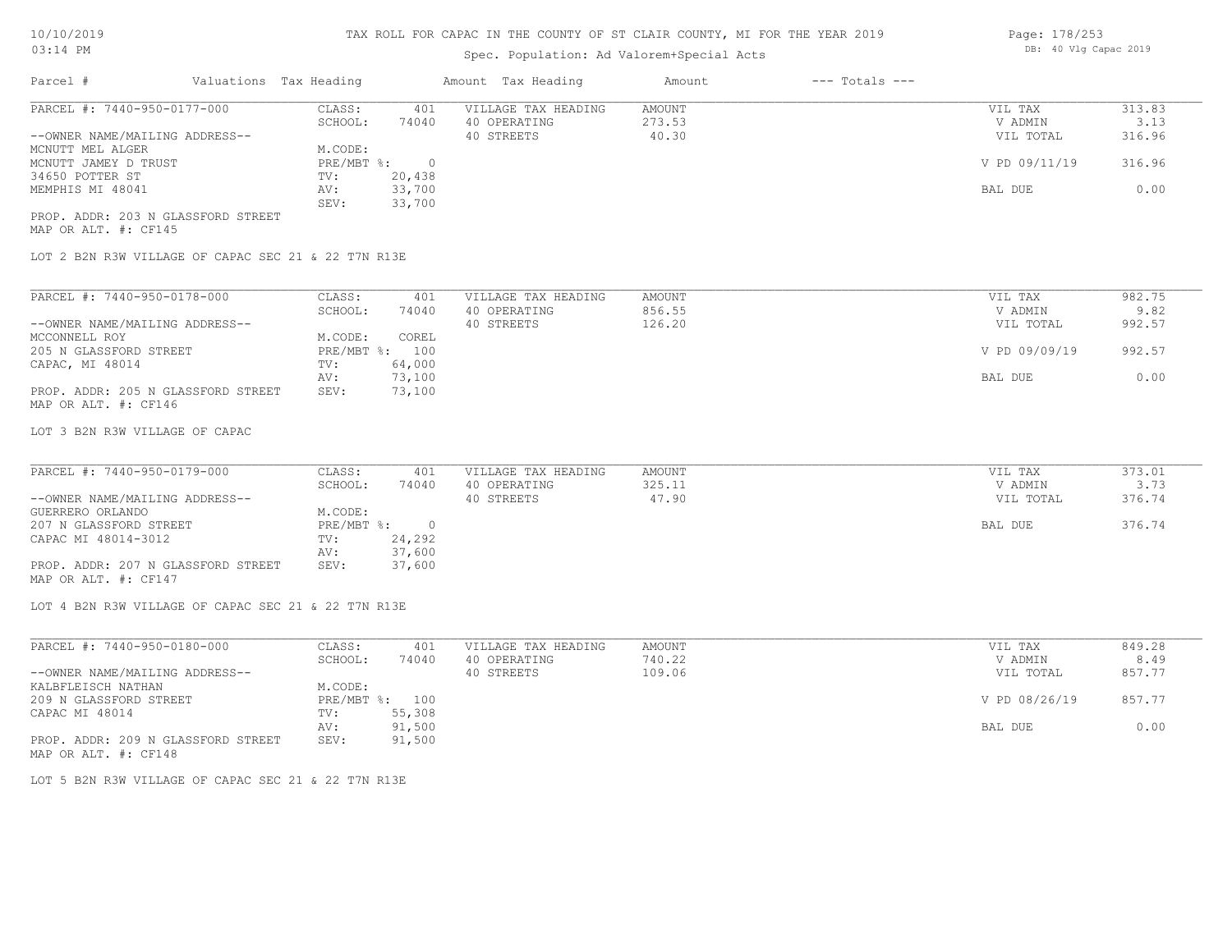# TAX ROLL FOR CAPAC IN THE COUNTY OF ST CLAIR COUNTY, MI FOR THE YEAR 2019

Spec. Population: Ad Valorem+Special Acts

| Parcel # | Valuations | Tax Heading | Amount | Tax Heading | Amount | --- Totals --- | |
|---|---|---|---|---|---|---|---|
| PARCEL #: 7440-950-0177-000 | CLASS: | 401 | VILLAGE TAX HEADING | AMOUNT | | VIL TAX | 313.83 |
| | SCHOOL: | 74040 | 40 OPERATING | 273.53 | | V ADMIN | 3.13 |
| --OWNER NAME/MAILING ADDRESS-- | | | 40 STREETS | 40.30 | | VIL TOTAL | 316.96 |
| MCNUTT MEL ALGER | M.CODE: | | | | | | |
| MCNUTT JAMEY D TRUST | PRE/MBT %: | 0 | | | | V PD 09/11/19 | 316.96 |
| 34650 POTTER ST | TV: | 20,438 | | | | | |
| MEMPHIS MI 48041 | AV: | 33,700 | | | | BAL DUE | 0.00 |
| | SEV: | 33,700 | | | | | |
| PROP. ADDR: 203 N GLASSFORD STREET | | | | | | | |
| MAP OR ALT. #: CF145 | | | | | | | |

LOT 2 B2N R3W VILLAGE OF CAPAC SEC 21 & 22 T7N R13E

| Parcel # | Valuations | Tax Heading | Amount | Tax Heading | Amount | --- Totals --- | |
|---|---|---|---|---|---|---|---|
| PARCEL #: 7440-950-0178-000 | CLASS: | 401 | VILLAGE TAX HEADING | AMOUNT | | VIL TAX | 982.75 |
| | SCHOOL: | 74040 | 40 OPERATING | 856.55 | | V ADMIN | 9.82 |
| --OWNER NAME/MAILING ADDRESS-- | | | 40 STREETS | 126.20 | | VIL TOTAL | 992.57 |
| MCCONNELL ROY | M.CODE: | COREL | | | | | |
| 205 N GLASSFORD STREET | PRE/MBT %: | 100 | | | | V PD 09/09/19 | 992.57 |
| CAPAC, MI 48014 | TV: | 64,000 | | | | | |
| | AV: | 73,100 | | | | BAL DUE | 0.00 |
| PROP. ADDR: 205 N GLASSFORD STREET | SEV: | 73,100 | | | | | |
| MAP OR ALT. #: CF146 | | | | | | | |

LOT 3 B2N R3W VILLAGE OF CAPAC

| Parcel # | Valuations | Tax Heading | Amount | Tax Heading | Amount | --- Totals --- | |
|---|---|---|---|---|---|---|---|
| PARCEL #: 7440-950-0179-000 | CLASS: | 401 | VILLAGE TAX HEADING | AMOUNT | | VIL TAX | 373.01 |
| | SCHOOL: | 74040 | 40 OPERATING | 325.11 | | V ADMIN | 3.73 |
| --OWNER NAME/MAILING ADDRESS-- | | | 40 STREETS | 47.90 | | VIL TOTAL | 376.74 |
| GUERRERO ORLANDO | M.CODE: | | | | | | |
| 207 N GLASSFORD STREET | PRE/MBT %: | 0 | | | | BAL DUE | 376.74 |
| CAPAC MI 48014-3012 | TV: | 24,292 | | | | | |
| | AV: | 37,600 | | | | | |
| PROP. ADDR: 207 N GLASSFORD STREET | SEV: | 37,600 | | | | | |
| MAP OR ALT. #: CF147 | | | | | | | |

LOT 4 B2N R3W VILLAGE OF CAPAC SEC 21 & 22 T7N R13E

| Parcel # | Valuations | Tax Heading | Amount | Tax Heading | Amount | --- Totals --- | |
|---|---|---|---|---|---|---|---|
| PARCEL #: 7440-950-0180-000 | CLASS: | 401 | VILLAGE TAX HEADING | AMOUNT | | VIL TAX | 849.28 |
| | SCHOOL: | 74040 | 40 OPERATING | 740.22 | | V ADMIN | 8.49 |
| --OWNER NAME/MAILING ADDRESS-- | | | 40 STREETS | 109.06 | | VIL TOTAL | 857.77 |
| KALBFLEISCH NATHAN | M.CODE: | | | | | | |
| 209 N GLASSFORD STREET | PRE/MBT %: | 100 | | | | V PD 08/26/19 | 857.77 |
| CAPAC MI 48014 | TV: | 55,308 | | | | | |
| | AV: | 91,500 | | | | BAL DUE | 0.00 |
| PROP. ADDR: 209 N GLASSFORD STREET | SEV: | 91,500 | | | | | |
| MAP OR ALT. #: CF148 | | | | | | | |

LOT 5 B2N R3W VILLAGE OF CAPAC SEC 21 & 22 T7N R13E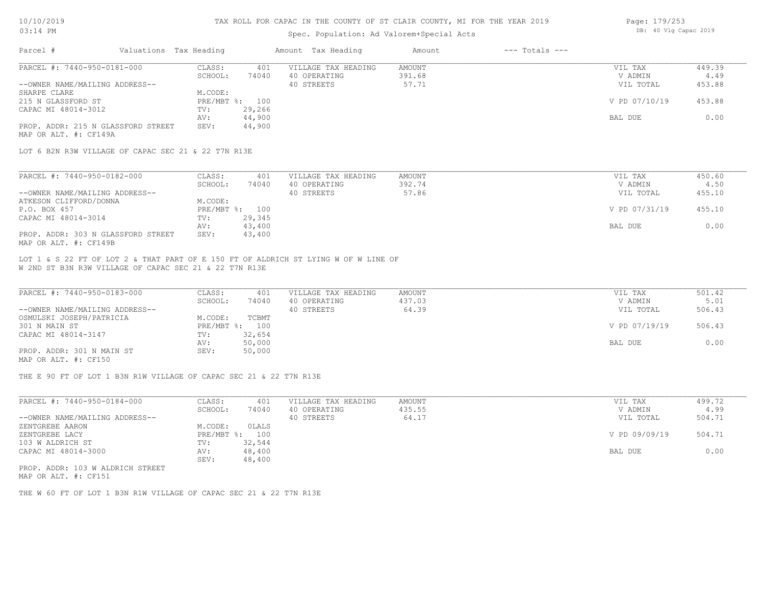# TAX ROLL FOR CAPAC IN THE COUNTY OF ST CLAIR COUNTY, MI FOR THE YEAR 2019

10/10/2019
03:14 PM

Spec. Population: Ad Valorem+Special Acts

DB: 40 Vlg Capac 2019

| Parcel # | Valuations | Tax Heading | Amount | Tax Heading | Amount | --- Totals --- | |
|---|---|---|---|---|---|---|---|

---

**PARCEL #: 7440-950-0181-000**

| | | | | | |
|---|---|---|---|---|---|
| CLASS: | 401 | VILLAGE TAX HEADING | AMOUNT | VIL TAX | 449.39 |
| SCHOOL: | 74040 | 40 OPERATING | 391.68 | V ADMIN | 4.49 |
| | | 40 STREETS | 57.71 | VIL TOTAL | 453.88 |
| M.CODE: | | | | | |
| PRE/MBT %: | 100 | | | V PD 07/10/19 | 453.88 |
| TV: | 29,266 | | | | |
| AV: | 44,900 | | | BAL DUE | 0.00 |
| SEV: | 44,900 | | | | |

--OWNER NAME/MAILING ADDRESS--
SHARPE CLARE
215 N GLASSFORD ST
CAPAC MI 48014-3012

PROP. ADDR: 215 N GLASSFORD STREET
MAP OR ALT. #: CF149A

LOT 6 B2N R3W VILLAGE OF CAPAC SEC 21 & 22 T7N R13E

---

**PARCEL #: 7440-950-0182-000**

| | | | | | |
|---|---|---|---|---|---|
| CLASS: | 401 | VILLAGE TAX HEADING | AMOUNT | VIL TAX | 450.60 |
| SCHOOL: | 74040 | 40 OPERATING | 392.74 | V ADMIN | 4.50 |
| | | 40 STREETS | 57.86 | VIL TOTAL | 455.10 |
| M.CODE: | | | | | |
| PRE/MBT %: | 100 | | | V PD 07/31/19 | 455.10 |
| TV: | 29,345 | | | | |
| AV: | 43,400 | | | BAL DUE | 0.00 |
| SEV: | 43,400 | | | | |

--OWNER NAME/MAILING ADDRESS--
ATKESON CLIFFORD/DONNA
P.O. BOX 457
CAPAC MI 48014-3014

PROP. ADDR: 303 N GLASSFORD STREET
MAP OR ALT. #: CF149B

LOT 1 & S 22 FT OF LOT 2 & THAT PART OF E 150 FT OF ALDRICH ST LYING W OF W LINE OF W 2ND ST B3N R3W VILLAGE OF CAPAC SEC 21 & 22 T7N R13E

---

**PARCEL #: 7440-950-0183-000**

| | | | | | |
|---|---|---|---|---|---|
| CLASS: | 401 | VILLAGE TAX HEADING | AMOUNT | VIL TAX | 501.42 |
| SCHOOL: | 74040 | 40 OPERATING | 437.03 | V ADMIN | 5.01 |
| | | 40 STREETS | 64.39 | VIL TOTAL | 506.43 |
| M.CODE: | TCBMT | | | | |
| PRE/MBT %: | 100 | | | V PD 07/19/19 | 506.43 |
| TV: | 32,654 | | | | |
| AV: | 50,000 | | | BAL DUE | 0.00 |
| SEV: | 50,000 | | | | |

--OWNER NAME/MAILING ADDRESS--
OSMULSKI JOSEPH/PATRICIA
301 N MAIN ST
CAPAC MI 48014-3147

PROP. ADDR: 301 N MAIN ST
MAP OR ALT. #: CF150

THE E 90 FT OF LOT 1 B3N R1W VILLAGE OF CAPAC SEC 21 & 22 T7N R13E

---

**PARCEL #: 7440-950-0184-000**

| | | | | | |
|---|---|---|---|---|---|
| CLASS: | 401 | VILLAGE TAX HEADING | AMOUNT | VIL TAX | 499.72 |
| SCHOOL: | 74040 | 40 OPERATING | 435.55 | V ADMIN | 4.99 |
| | | 40 STREETS | 64.17 | VIL TOTAL | 504.71 |
| M.CODE: | 0LALS | | | | |
| PRE/MBT %: | 100 | | | V PD 09/09/19 | 504.71 |
| TV: | 32,544 | | | | |
| AV: | 48,400 | | | BAL DUE | 0.00 |
| SEV: | 48,400 | | | | |

--OWNER NAME/MAILING ADDRESS--
ZENTGREBE AARON
ZENTGREBE LACY
103 W ALDRICH ST
CAPAC MI 48014-3000

PROP. ADDR: 103 W ALDRICH STREET
MAP OR ALT. #: CF151

THE W 60 FT OF LOT 1 B3N R1W VILLAGE OF CAPAC SEC 21 & 22 T7N R13E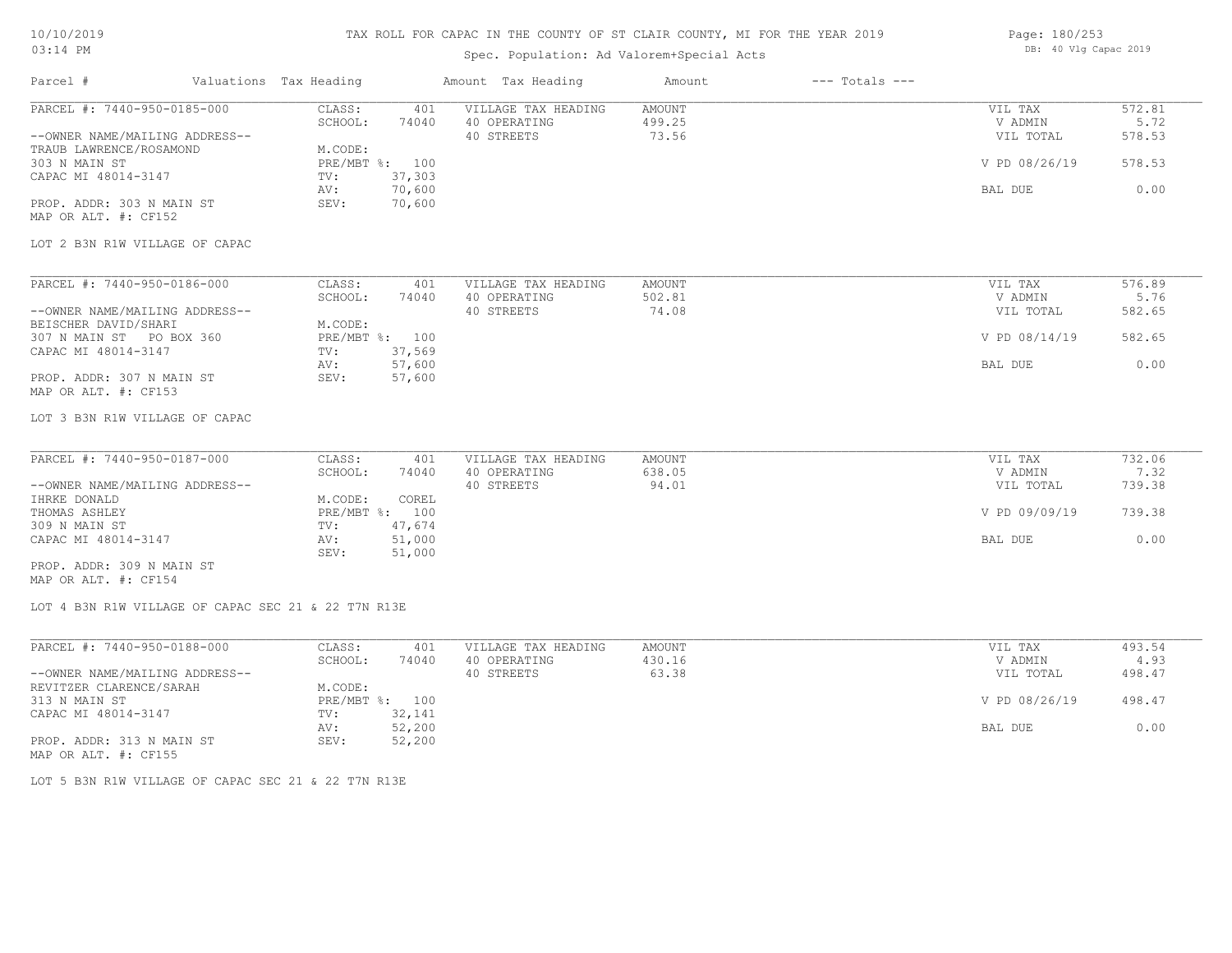# TAX ROLL FOR CAPAC IN THE COUNTY OF ST CLAIR COUNTY, MI FOR THE YEAR 2019

Spec. Population: Ad Valorem+Special Acts

| Parcel # | Valuations | Tax Heading | Amount | Tax Heading | Amount | --- Totals --- | |
|---|---|---|---|---|---|---|---|
| PARCEL #: 7440-950-0185-000 | CLASS: | 401 | VILLAGE TAX HEADING | AMOUNT | | VIL TAX | 572.81 |
| | SCHOOL: | 74040 | 40 OPERATING | 499.25 | | V ADMIN | 5.72 |
| --OWNER NAME/MAILING ADDRESS-- | | | 40 STREETS | 73.56 | | VIL TOTAL | 578.53 |
| TRAUB LAWRENCE/ROSAMOND | M.CODE: | | | | | | |
| 303 N MAIN ST | PRE/MBT %: | 100 | | | | V PD 08/26/19 | 578.53 |
| CAPAC MI 48014-3147 | TV: | 37,303 | | | | | |
| | AV: | 70,600 | | | | BAL DUE | 0.00 |
| PROP. ADDR: 303 N MAIN ST | SEV: | 70,600 | | | | | |
| MAP OR ALT. #: CF152 | | | | | | | |

LOT 2 B3N R1W VILLAGE OF CAPAC

| Parcel # | Valuations | Tax Heading | Amount | Tax Heading | Amount | --- Totals --- | |
|---|---|---|---|---|---|---|---|
| PARCEL #: 7440-950-0186-000 | CLASS: | 401 | VILLAGE TAX HEADING | AMOUNT | | VIL TAX | 576.89 |
| | SCHOOL: | 74040 | 40 OPERATING | 502.81 | | V ADMIN | 5.76 |
| --OWNER NAME/MAILING ADDRESS-- | | | 40 STREETS | 74.08 | | VIL TOTAL | 582.65 |
| BEISCHER DAVID/SHARI | M.CODE: | | | | | | |
| 307 N MAIN ST PO BOX 360 | PRE/MBT %: | 100 | | | | V PD 08/14/19 | 582.65 |
| CAPAC MI 48014-3147 | TV: | 37,569 | | | | | |
| | AV: | 57,600 | | | | BAL DUE | 0.00 |
| PROP. ADDR: 307 N MAIN ST | SEV: | 57,600 | | | | | |
| MAP OR ALT. #: CF153 | | | | | | | |

LOT 3 B3N R1W VILLAGE OF CAPAC

| Parcel # | Valuations | Tax Heading | Amount | Tax Heading | Amount | --- Totals --- | |
|---|---|---|---|---|---|---|---|
| PARCEL #: 7440-950-0187-000 | CLASS: | 401 | VILLAGE TAX HEADING | AMOUNT | | VIL TAX | 732.06 |
| | SCHOOL: | 74040 | 40 OPERATING | 638.05 | | V ADMIN | 7.32 |
| --OWNER NAME/MAILING ADDRESS-- | | | 40 STREETS | 94.01 | | VIL TOTAL | 739.38 |
| IHRKE DONALD | M.CODE: | COREL | | | | | |
| THOMAS ASHLEY | PRE/MBT %: | 100 | | | | V PD 09/09/19 | 739.38 |
| 309 N MAIN ST | TV: | 47,674 | | | | | |
| CAPAC MI 48014-3147 | AV: | 51,000 | | | | BAL DUE | 0.00 |
| | SEV: | 51,000 | | | | | |
| PROP. ADDR: 309 N MAIN ST | | | | | | | |
| MAP OR ALT. #: CF154 | | | | | | | |

LOT 4 B3N R1W VILLAGE OF CAPAC SEC 21 & 22 T7N R13E

| Parcel # | Valuations | Tax Heading | Amount | Tax Heading | Amount | --- Totals --- | |
|---|---|---|---|---|---|---|---|
| PARCEL #: 7440-950-0188-000 | CLASS: | 401 | VILLAGE TAX HEADING | AMOUNT | | VIL TAX | 493.54 |
| | SCHOOL: | 74040 | 40 OPERATING | 430.16 | | V ADMIN | 4.93 |
| --OWNER NAME/MAILING ADDRESS-- | | | 40 STREETS | 63.38 | | VIL TOTAL | 498.47 |
| REVITZER CLARENCE/SARAH | M.CODE: | | | | | | |
| 313 N MAIN ST | PRE/MBT %: | 100 | | | | V PD 08/26/19 | 498.47 |
| CAPAC MI 48014-3147 | TV: | 32,141 | | | | | |
| | AV: | 52,200 | | | | BAL DUE | 0.00 |
| PROP. ADDR: 313 N MAIN ST | SEV: | 52,200 | | | | | |
| MAP OR ALT. #: CF155 | | | | | | | |

LOT 5 B3N R1W VILLAGE OF CAPAC SEC 21 & 22 T7N R13E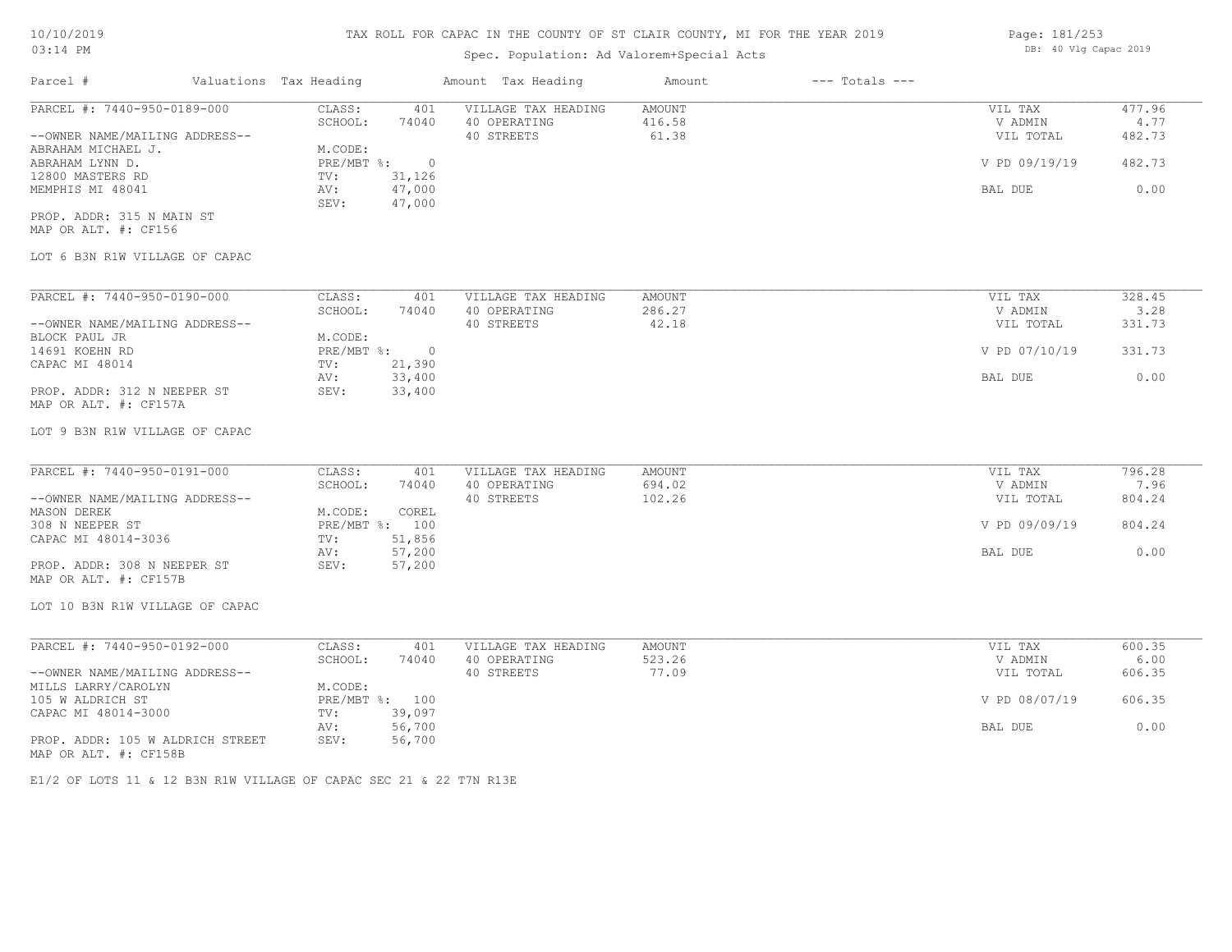# TAX ROLL FOR CAPAC IN THE COUNTY OF ST CLAIR COUNTY, MI FOR THE YEAR 2019

Spec. Population: Ad Valorem+Special Acts

DB: 40 Vlg Capac 2019

10/10/2019
03:14 PM

| Parcel # | Valuations | Tax Heading | Amount | Tax Heading | Amount | --- Totals --- | |
|---|---|---|---|---|---|---|---|
| PARCEL #: 7440-950-0189-000 | CLASS: | 401 | VILLAGE TAX HEADING | AMOUNT | | VIL TAX | 477.96 |
| | SCHOOL: | 74040 | 40 OPERATING | 416.58 | | V ADMIN | 4.77 |
| --OWNER NAME/MAILING ADDRESS-- | | | 40 STREETS | 61.38 | | VIL TOTAL | 482.73 |
| ABRAHAM MICHAEL J. | M.CODE: | | | | | | |
| ABRAHAM LYNN D. | PRE/MBT %: | 0 | | | | V PD 09/19/19 | 482.73 |
| 12800 MASTERS RD | TV: | 31,126 | | | | | |
| MEMPHIS MI 48041 | AV: | 47,000 | | | | BAL DUE | 0.00 |
| | SEV: | 47,000 | | | | | |
| PROP. ADDR: 315 N MAIN ST | | | | | | | |
| MAP OR ALT. #: CF156 | | | | | | | |
| LOT 6 B3N R1W VILLAGE OF CAPAC | | | | | | | |
| PARCEL #: 7440-950-0190-000 | CLASS: | 401 | VILLAGE TAX HEADING | AMOUNT | | VIL TAX | 328.45 |
| | SCHOOL: | 74040 | 40 OPERATING | 286.27 | | V ADMIN | 3.28 |
| --OWNER NAME/MAILING ADDRESS-- | | | 40 STREETS | 42.18 | | VIL TOTAL | 331.73 |
| BLOCK PAUL JR | M.CODE: | | | | | | |
| 14691 KOEHN RD | PRE/MBT %: | 0 | | | | V PD 07/10/19 | 331.73 |
| CAPAC MI 48014 | TV: | 21,390 | | | | | |
| | AV: | 33,400 | | | | BAL DUE | 0.00 |
| PROP. ADDR: 312 N NEEPER ST | SEV: | 33,400 | | | | | |
| MAP OR ALT. #: CF157A | | | | | | | |
| LOT 9 B3N R1W VILLAGE OF CAPAC | | | | | | | |
| PARCEL #: 7440-950-0191-000 | CLASS: | 401 | VILLAGE TAX HEADING | AMOUNT | | VIL TAX | 796.28 |
| | SCHOOL: | 74040 | 40 OPERATING | 694.02 | | V ADMIN | 7.96 |
| --OWNER NAME/MAILING ADDRESS-- | | | 40 STREETS | 102.26 | | VIL TOTAL | 804.24 |
| MASON DEREK | M.CODE: | COREL | | | | | |
| 308 N NEEPER ST | PRE/MBT %: | 100 | | | | V PD 09/09/19 | 804.24 |
| CAPAC MI 48014-3036 | TV: | 51,856 | | | | | |
| | AV: | 57,200 | | | | BAL DUE | 0.00 |
| PROP. ADDR: 308 N NEEPER ST | SEV: | 57,200 | | | | | |
| MAP OR ALT. #: CF157B | | | | | | | |
| LOT 10 B3N R1W VILLAGE OF CAPAC | | | | | | | |
| PARCEL #: 7440-950-0192-000 | CLASS: | 401 | VILLAGE TAX HEADING | AMOUNT | | VIL TAX | 600.35 |
| | SCHOOL: | 74040 | 40 OPERATING | 523.26 | | V ADMIN | 6.00 |
| --OWNER NAME/MAILING ADDRESS-- | | | 40 STREETS | 77.09 | | VIL TOTAL | 606.35 |
| MILLS LARRY/CAROLYN | M.CODE: | | | | | | |
| 105 W ALDRICH ST | PRE/MBT %: | 100 | | | | V PD 08/07/19 | 606.35 |
| CAPAC MI 48014-3000 | TV: | 39,097 | | | | | |
| | AV: | 56,700 | | | | BAL DUE | 0.00 |
| PROP. ADDR: 105 W ALDRICH STREET | SEV: | 56,700 | | | | | |
| MAP OR ALT. #: CF158B | | | | | | | |
| E1/2 OF LOTS 11 & 12 B3N R1W VILLAGE OF CAPAC SEC 21 & 22 T7N R13E | | | | | | | |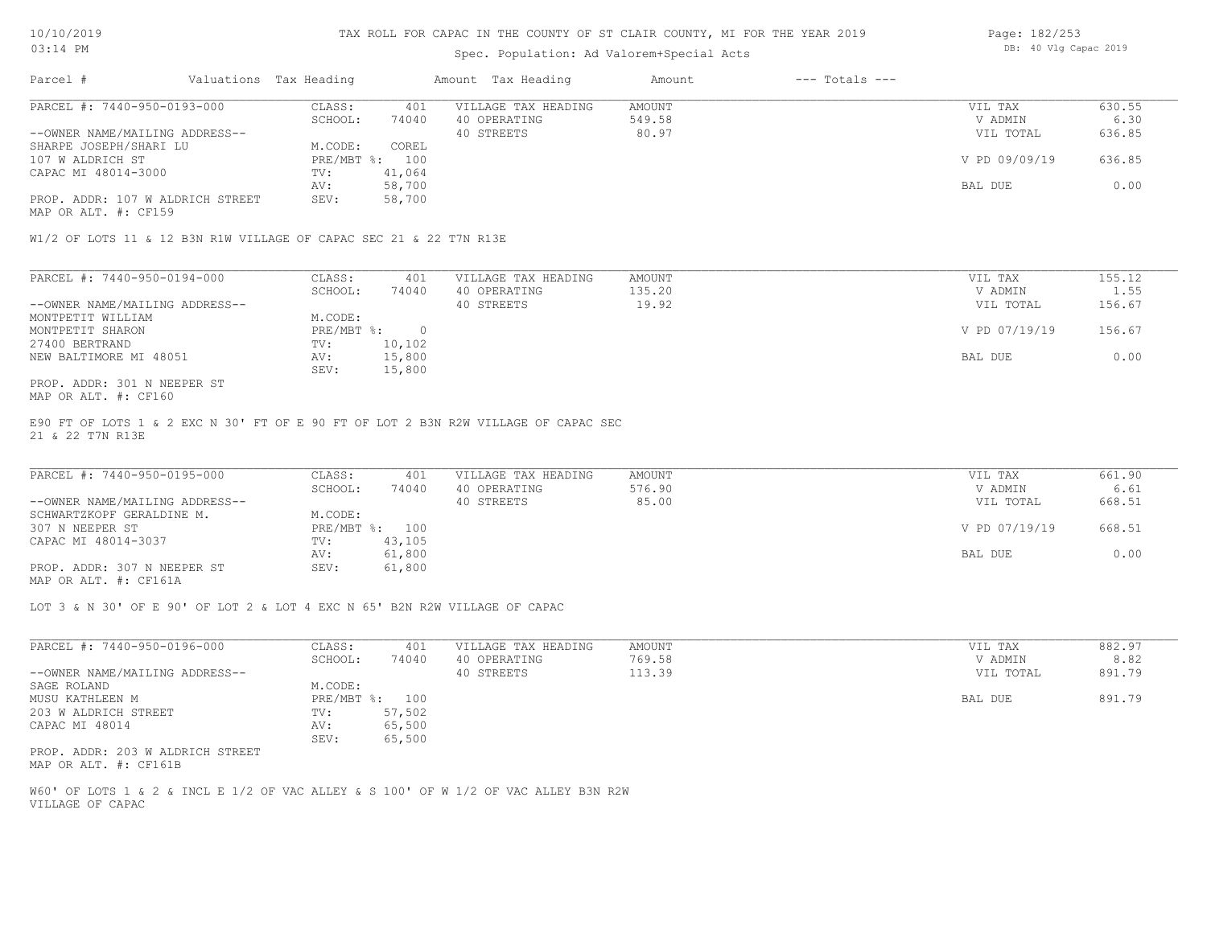# TAX ROLL FOR CAPAC IN THE COUNTY OF ST CLAIR COUNTY, MI FOR THE YEAR 2019

Spec. Population: Ad Valorem+Special Acts

| Parcel # | Valuations | Tax Heading | Amount | Tax Heading | Amount | --- Totals --- | |
|---|---|---|---|---|---|---|---|
| PARCEL #: 7440-950-0193-000 | CLASS: | 401 | VILLAGE TAX HEADING | AMOUNT | | VIL TAX | 630.55 |
| | SCHOOL: | 74040 | 40 OPERATING | 549.58 | | V ADMIN | 6.30 |
| --OWNER NAME/MAILING ADDRESS-- | | | 40 STREETS | 80.97 | | VIL TOTAL | 636.85 |
| SHARPE JOSEPH/SHARI LU | M.CODE: | COREL | | | | | |
| 107 W ALDRICH ST | PRE/MBT %: | 100 | | | | V PD 09/09/19 | 636.85 |
| CAPAC MI 48014-3000 | TV: | 41,064 | | | | | |
| | AV: | 58,700 | | | | BAL DUE | 0.00 |
| PROP. ADDR: 107 W ALDRICH STREET | SEV: | 58,700 | | | | | |
| MAP OR ALT. #: CF159 | | | | | | | |

W1/2 OF LOTS 11 & 12 B3N R1W VILLAGE OF CAPAC SEC 21 & 22 T7N R13E

| Parcel # | Valuations | Tax Heading | Amount | Tax Heading | Amount | --- Totals --- | |
|---|---|---|---|---|---|---|---|
| PARCEL #: 7440-950-0194-000 | CLASS: | 401 | VILLAGE TAX HEADING | AMOUNT | | VIL TAX | 155.12 |
| | SCHOOL: | 74040 | 40 OPERATING | 135.20 | | V ADMIN | 1.55 |
| --OWNER NAME/MAILING ADDRESS-- | | | 40 STREETS | 19.92 | | VIL TOTAL | 156.67 |
| MONTPETIT WILLIAM | M.CODE: | | | | | | |
| MONTPETIT SHARON | PRE/MBT %: | 0 | | | | V PD 07/19/19 | 156.67 |
| 27400 BERTRAND | TV: | 10,102 | | | | | |
| NEW BALTIMORE MI 48051 | AV: | 15,800 | | | | BAL DUE | 0.00 |
| | SEV: | 15,800 | | | | | |
| PROP. ADDR: 301 N NEEPER ST | | | | | | | |
| MAP OR ALT. #: CF160 | | | | | | | |

E90 FT OF LOTS 1 & 2 EXC N 30' FT OF E 90 FT OF LOT 2 B3N R2W VILLAGE OF CAPAC SEC 21 & 22 T7N R13E

| Parcel # | Valuations | Tax Heading | Amount | Tax Heading | Amount | --- Totals --- | |
|---|---|---|---|---|---|---|---|
| PARCEL #: 7440-950-0195-000 | CLASS: | 401 | VILLAGE TAX HEADING | AMOUNT | | VIL TAX | 661.90 |
| | SCHOOL: | 74040 | 40 OPERATING | 576.90 | | V ADMIN | 6.61 |
| --OWNER NAME/MAILING ADDRESS-- | | | 40 STREETS | 85.00 | | VIL TOTAL | 668.51 |
| SCHWARTZKOPF GERALDINE M. | M.CODE: | | | | | | |
| 307 N NEEPER ST | PRE/MBT %: | 100 | | | | V PD 07/19/19 | 668.51 |
| CAPAC MI 48014-3037 | TV: | 43,105 | | | | | |
| | AV: | 61,800 | | | | BAL DUE | 0.00 |
| PROP. ADDR: 307 N NEEPER ST | SEV: | 61,800 | | | | | |
| MAP OR ALT. #: CF161A | | | | | | | |

LOT 3 & N 30' OF E 90' OF LOT 2 & LOT 4 EXC N 65' B2N R2W VILLAGE OF CAPAC

| Parcel # | Valuations | Tax Heading | Amount | Tax Heading | Amount | --- Totals --- | |
|---|---|---|---|---|---|---|---|
| PARCEL #: 7440-950-0196-000 | CLASS: | 401 | VILLAGE TAX HEADING | AMOUNT | | VIL TAX | 882.97 |
| | SCHOOL: | 74040 | 40 OPERATING | 769.58 | | V ADMIN | 8.82 |
| --OWNER NAME/MAILING ADDRESS-- | | | 40 STREETS | 113.39 | | VIL TOTAL | 891.79 |
| SAGE ROLAND | M.CODE: | | | | | | |
| MUSU KATHLEEN M | PRE/MBT %: | 100 | | | | BAL DUE | 891.79 |
| 203 W ALDRICH STREET | TV: | 57,502 | | | | | |
| CAPAC MI 48014 | AV: | 65,500 | | | | | |
| | SEV: | 65,500 | | | | | |
| PROP. ADDR: 203 W ALDRICH STREET | | | | | | | |
| MAP OR ALT. #: CF161B | | | | | | | |

W60' OF LOTS 1 & 2 & INCL E 1/2 OF VAC ALLEY & S 100' OF W 1/2 OF VAC ALLEY B3N R2W VILLAGE OF CAPAC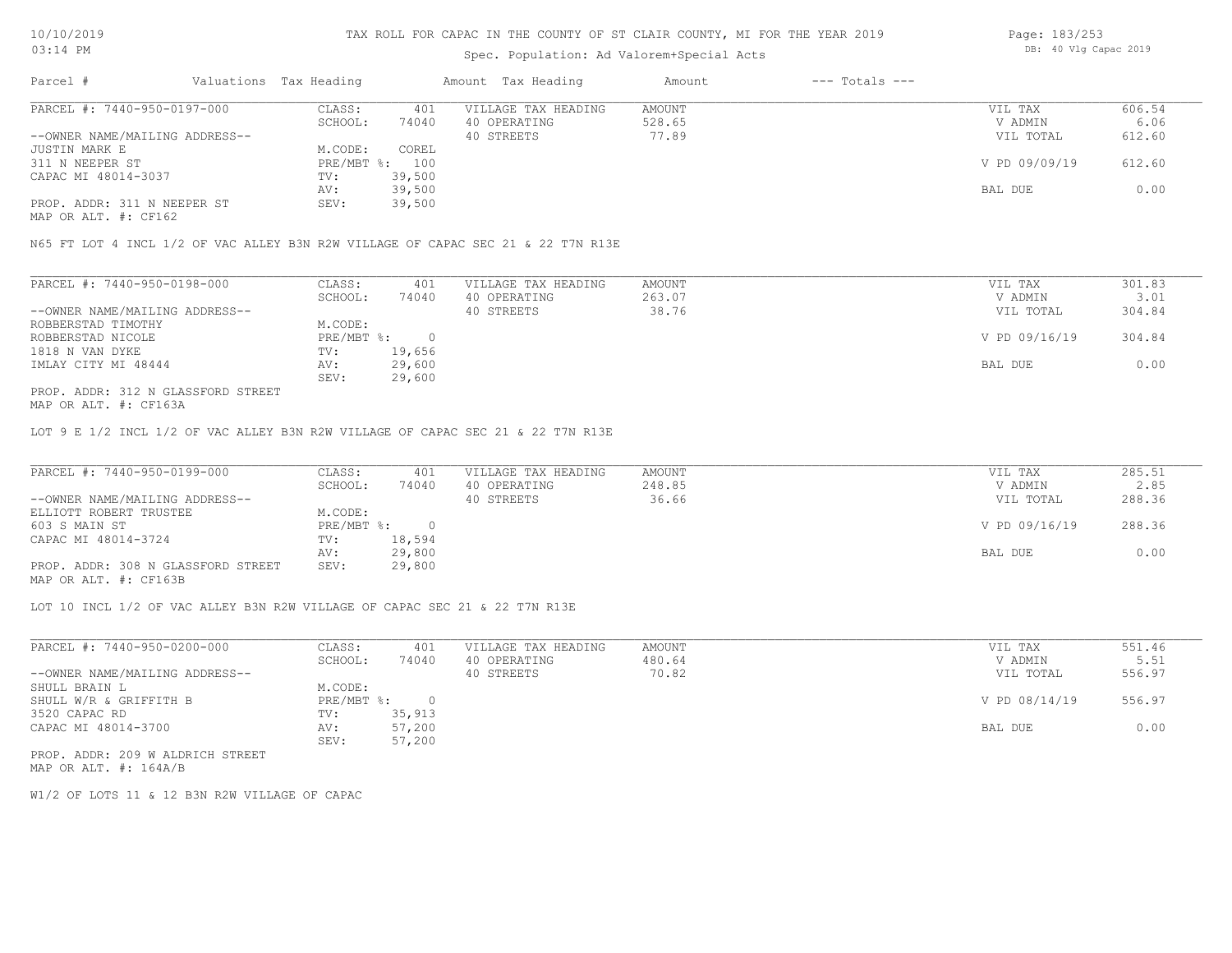# TAX ROLL FOR CAPAC IN THE COUNTY OF ST CLAIR COUNTY, MI FOR THE YEAR 2019

10/10/2019
03:14 PM

Spec. Population: Ad Valorem+Special Acts

DB: 40 Vlg Capac 2019

| Parcel # | Valuations Tax Heading | | Amount Tax Heading | Amount | --- Totals --- | |
|---|---|---|---|---|---|---|
| PARCEL #: 7440-950-0197-000 | CLASS: | 401 | VILLAGE TAX HEADING | AMOUNT | VIL TAX | 606.54 |
| | SCHOOL: | 74040 | 40 OPERATING | 528.65 | V ADMIN | 6.06 |
| --OWNER NAME/MAILING ADDRESS-- | | | 40 STREETS | 77.89 | VIL TOTAL | 612.60 |
| JUSTIN MARK E | M.CODE: | COREL | | | | |
| 311 N NEEPER ST | PRE/MBT %: | 100 | | | V PD 09/09/19 | 612.60 |
| CAPAC MI 48014-3037 | TV: | 39,500 | | | | |
| | AV: | 39,500 | | | BAL DUE | 0.00 |
| PROP. ADDR: 311 N NEEPER ST | SEV: | 39,500 | | | | |
| MAP OR ALT. #: CF162 | | | | | | |

N65 FT LOT 4 INCL 1/2 OF VAC ALLEY B3N R2W VILLAGE OF CAPAC SEC 21 & 22 T7N R13E

| Parcel # | Valuations Tax Heading | | Amount Tax Heading | Amount | --- Totals --- | |
|---|---|---|---|---|---|---|
| PARCEL #: 7440-950-0198-000 | CLASS: | 401 | VILLAGE TAX HEADING | AMOUNT | VIL TAX | 301.83 |
| | SCHOOL: | 74040 | 40 OPERATING | 263.07 | V ADMIN | 3.01 |
| --OWNER NAME/MAILING ADDRESS-- | | | 40 STREETS | 38.76 | VIL TOTAL | 304.84 |
| ROBBERSTAD TIMOTHY | M.CODE: | | | | | |
| ROBBERSTAD NICOLE | PRE/MBT %: | 0 | | | V PD 09/16/19 | 304.84 |
| 1818 N VAN DYKE | TV: | 19,656 | | | | |
| IMLAY CITY MI 48444 | AV: | 29,600 | | | BAL DUE | 0.00 |
| | SEV: | 29,600 | | | | |
| PROP. ADDR: 312 N GLASSFORD STREET | | | | | | |
| MAP OR ALT. #: CF163A | | | | | | |

LOT 9 E 1/2 INCL 1/2 OF VAC ALLEY B3N R2W VILLAGE OF CAPAC SEC 21 & 22 T7N R13E

| Parcel # | Valuations Tax Heading | | Amount Tax Heading | Amount | --- Totals --- | |
|---|---|---|---|---|---|---|
| PARCEL #: 7440-950-0199-000 | CLASS: | 401 | VILLAGE TAX HEADING | AMOUNT | VIL TAX | 285.51 |
| | SCHOOL: | 74040 | 40 OPERATING | 248.85 | V ADMIN | 2.85 |
| --OWNER NAME/MAILING ADDRESS-- | | | 40 STREETS | 36.66 | VIL TOTAL | 288.36 |
| ELLIOTT ROBERT TRUSTEE | M.CODE: | | | | | |
| 603 S MAIN ST | PRE/MBT %: | 0 | | | V PD 09/16/19 | 288.36 |
| CAPAC MI 48014-3724 | TV: | 18,594 | | | | |
| | AV: | 29,800 | | | BAL DUE | 0.00 |
| PROP. ADDR: 308 N GLASSFORD STREET | SEV: | 29,800 | | | | |
| MAP OR ALT. #: CF163B | | | | | | |

LOT 10 INCL 1/2 OF VAC ALLEY B3N R2W VILLAGE OF CAPAC SEC 21 & 22 T7N R13E

| Parcel # | Valuations Tax Heading | | Amount Tax Heading | Amount | --- Totals --- | |
|---|---|---|---|---|---|---|
| PARCEL #: 7440-950-0200-000 | CLASS: | 401 | VILLAGE TAX HEADING | AMOUNT | VIL TAX | 551.46 |
| | SCHOOL: | 74040 | 40 OPERATING | 480.64 | V ADMIN | 5.51 |
| --OWNER NAME/MAILING ADDRESS-- | | | 40 STREETS | 70.82 | VIL TOTAL | 556.97 |
| SHULL BRAIN L | M.CODE: | | | | | |
| SHULL W/R & GRIFFITH B | PRE/MBT %: | 0 | | | V PD 08/14/19 | 556.97 |
| 3520 CAPAC RD | TV: | 35,913 | | | | |
| CAPAC MI 48014-3700 | AV: | 57,200 | | | BAL DUE | 0.00 |
| | SEV: | 57,200 | | | | |
| PROP. ADDR: 209 W ALDRICH STREET | | | | | | |
| MAP OR ALT. #: 164A/B | | | | | | |

W1/2 OF LOTS 11 & 12 B3N R2W VILLAGE OF CAPAC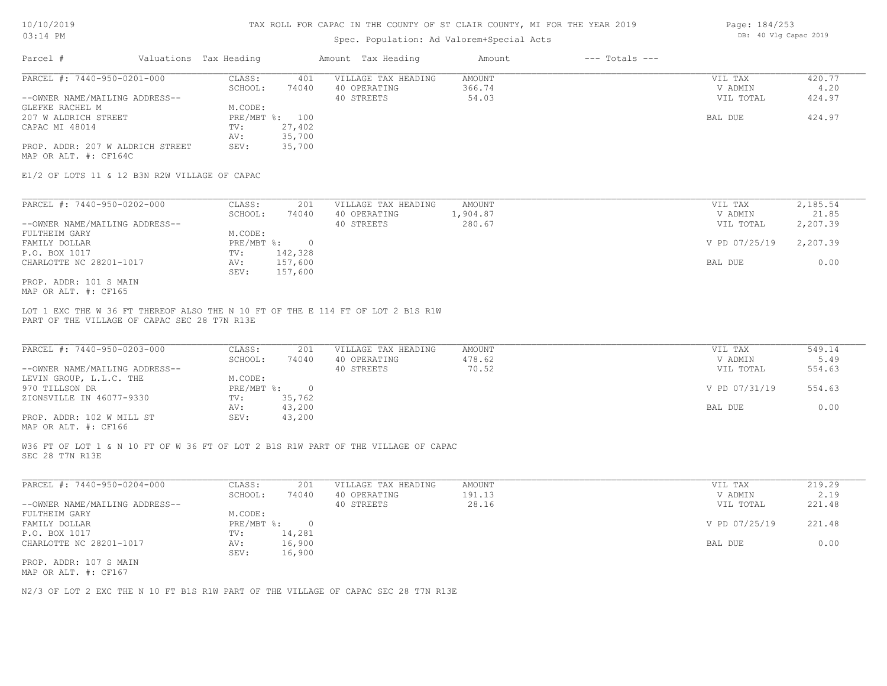# TAX ROLL FOR CAPAC IN THE COUNTY OF ST CLAIR COUNTY, MI FOR THE YEAR 2019

Spec. Population: Ad Valorem+Special Acts

DB: 40 Vlg Capac 2019

| Parcel # | Valuations | Tax Heading | Amount | Tax Heading | Amount | --- Totals --- | |
|---|---|---|---|---|---|---|---|
| PARCEL #: 7440-950-0201-000 | CLASS: | 401 | VILLAGE TAX HEADING | AMOUNT | | VIL TAX | 420.77 |
| | SCHOOL: | 74040 | 40 OPERATING | 366.74 | | V ADMIN | 4.20 |
| --OWNER NAME/MAILING ADDRESS-- | | | 40 STREETS | 54.03 | | VIL TOTAL | 424.97 |
| GLEFKE RACHEL M | M.CODE: | | | | | | |
| 207 W ALDRICH STREET | PRE/MBT %: | 100 | | | | BAL DUE | 424.97 |
| CAPAC MI 48014 | TV: | 27,402 | | | | | |
| | AV: | 35,700 | | | | | |
| PROP. ADDR: 207 W ALDRICH STREET | SEV: | 35,700 | | | | | |
| MAP OR ALT. #: CF164C | | | | | | | |

E1/2 OF LOTS 11 & 12 B3N R2W VILLAGE OF CAPAC

| Parcel # | Valuations | Tax Heading | Amount | Tax Heading | Amount | --- Totals --- | |
|---|---|---|---|---|---|---|---|
| PARCEL #: 7440-950-0202-000 | CLASS: | 201 | VILLAGE TAX HEADING | AMOUNT | | VIL TAX | 2,185.54 |
| | SCHOOL: | 74040 | 40 OPERATING | 1,904.87 | | V ADMIN | 21.85 |
| --OWNER NAME/MAILING ADDRESS-- | | | 40 STREETS | 280.67 | | VIL TOTAL | 2,207.39 |
| FULTHEIM GARY | M.CODE: | | | | | | |
| FAMILY DOLLAR | PRE/MBT %: | 0 | | | | V PD 07/25/19 | 2,207.39 |
| P.O. BOX 1017 | TV: | 142,328 | | | | | |
| CHARLOTTE NC 28201-1017 | AV: | 157,600 | | | | BAL DUE | 0.00 |
| | SEV: | 157,600 | | | | | |
| PROP. ADDR: 101 S MAIN | | | | | | | |
| MAP OR ALT. #: CF165 | | | | | | | |

LOT 1 EXC THE W 36 FT THEREOF ALSO THE N 10 FT OF THE E 114 FT OF LOT 2 B1S R1W PART OF THE VILLAGE OF CAPAC SEC 28 T7N R13E

| Parcel # | Valuations | Tax Heading | Amount | Tax Heading | Amount | --- Totals --- | |
|---|---|---|---|---|---|---|---|
| PARCEL #: 7440-950-0203-000 | CLASS: | 201 | VILLAGE TAX HEADING | AMOUNT | | VIL TAX | 549.14 |
| | SCHOOL: | 74040 | 40 OPERATING | 478.62 | | V ADMIN | 5.49 |
| --OWNER NAME/MAILING ADDRESS-- | | | 40 STREETS | 70.52 | | VIL TOTAL | 554.63 |
| LEVIN GROUP, L.L.C. THE | M.CODE: | | | | | | |
| 970 TILLSON DR | PRE/MBT %: | 0 | | | | V PD 07/31/19 | 554.63 |
| ZIONSVILLE IN 46077-9330 | TV: | 35,762 | | | | | |
| | AV: | 43,200 | | | | BAL DUE | 0.00 |
| PROP. ADDR: 102 W MILL ST | SEV: | 43,200 | | | | | |
| MAP OR ALT. #: CF166 | | | | | | | |

W36 FT OF LOT 1 & N 10 FT OF W 36 FT OF LOT 2 B1S R1W PART OF THE VILLAGE OF CAPAC SEC 28 T7N R13E

| Parcel # | Valuations | Tax Heading | Amount | Tax Heading | Amount | --- Totals --- | |
|---|---|---|---|---|---|---|---|
| PARCEL #: 7440-950-0204-000 | CLASS: | 201 | VILLAGE TAX HEADING | AMOUNT | | VIL TAX | 219.29 |
| | SCHOOL: | 74040 | 40 OPERATING | 191.13 | | V ADMIN | 2.19 |
| --OWNER NAME/MAILING ADDRESS-- | | | 40 STREETS | 28.16 | | VIL TOTAL | 221.48 |
| FULTHEIM GARY | M.CODE: | | | | | | |
| FAMILY DOLLAR | PRE/MBT %: | 0 | | | | V PD 07/25/19 | 221.48 |
| P.O. BOX 1017 | TV: | 14,281 | | | | | |
| CHARLOTTE NC 28201-1017 | AV: | 16,900 | | | | BAL DUE | 0.00 |
| | SEV: | 16,900 | | | | | |
| PROP. ADDR: 107 S MAIN | | | | | | | |
| MAP OR ALT. #: CF167 | | | | | | | |

N2/3 OF LOT 2 EXC THE N 10 FT B1S R1W PART OF THE VILLAGE OF CAPAC SEC 28 T7N R13E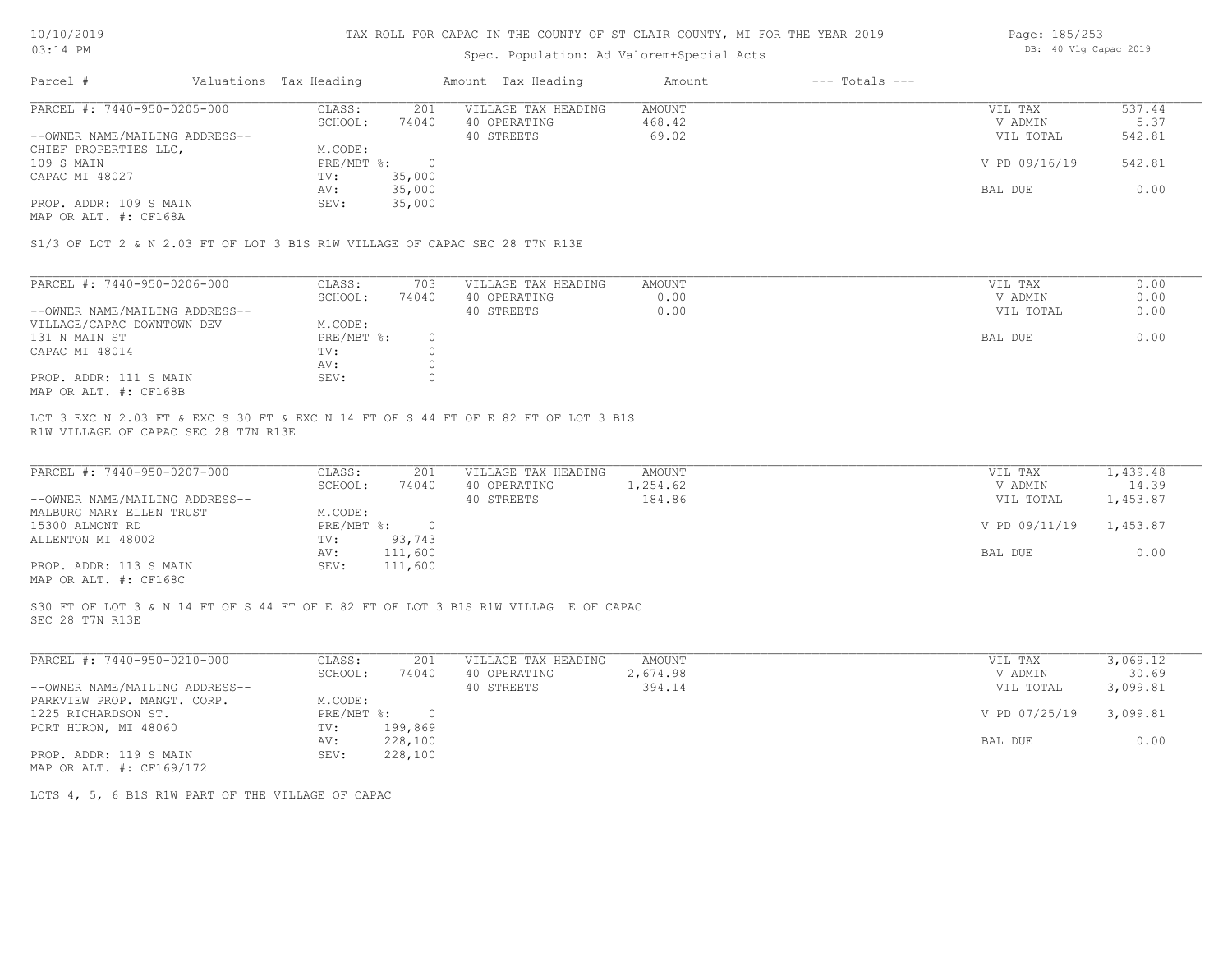TAX ROLL FOR CAPAC IN THE COUNTY OF ST CLAIR COUNTY, MI FOR THE YEAR 2019

Spec. Population: Ad Valorem+Special Acts

| Parcel # | Valuations | Tax Heading | Amount | Tax Heading | Amount | --- Totals --- | |
|---|---|---|---|---|---|---|---|

**PARCEL #: 7440-950-0205-000**

| | | | | | | |
|---|---|---|---|---|---|---|
| | CLASS: | 201 | VILLAGE TAX HEADING | AMOUNT | VIL TAX | 537.44 |
| | SCHOOL: | 74040 | 40 OPERATING | 468.42 | V ADMIN | 5.37 |
| --OWNER NAME/MAILING ADDRESS-- | | | 40 STREETS | 69.02 | VIL TOTAL | 542.81 |
| CHIEF PROPERTIES LLC, | M.CODE: | | | | | |
| 109 S MAIN | PRE/MBT %: | 0 | | | V PD 09/16/19 | 542.81 |
| CAPAC MI 48027 | TV: | 35,000 | | | | |
| | AV: | 35,000 | | | BAL DUE | 0.00 |
| PROP. ADDR: 109 S MAIN | SEV: | 35,000 | | | | |
| MAP OR ALT. #: CF168A | | | | | | |

S1/3 OF LOT 2 & N 2.03 FT OF LOT 3 B1S R1W VILLAGE OF CAPAC SEC 28 T7N R13E

**PARCEL #: 7440-950-0206-000**

| | | | | | | |
|---|---|---|---|---|---|---|
| | CLASS: | 703 | VILLAGE TAX HEADING | AMOUNT | VIL TAX | 0.00 |
| | SCHOOL: | 74040 | 40 OPERATING | 0.00 | V ADMIN | 0.00 |
| --OWNER NAME/MAILING ADDRESS-- | | | 40 STREETS | 0.00 | VIL TOTAL | 0.00 |
| VILLAGE/CAPAC DOWNTOWN DEV | M.CODE: | | | | | |
| 131 N MAIN ST | PRE/MBT %: | 0 | | | BAL DUE | 0.00 |
| CAPAC MI 48014 | TV: | 0 | | | | |
| | AV: | 0 | | | | |
| PROP. ADDR: 111 S MAIN | SEV: | 0 | | | | |
| MAP OR ALT. #: CF168B | | | | | | |

LOT 3 EXC N 2.03 FT & EXC S 30 FT & EXC N 14 FT OF S 44 FT OF E 82 FT OF LOT 3 B1S R1W VILLAGE OF CAPAC SEC 28 T7N R13E

**PARCEL #: 7440-950-0207-000**

| | | | | | | |
|---|---|---|---|---|---|---|
| | CLASS: | 201 | VILLAGE TAX HEADING | AMOUNT | VIL TAX | 1,439.48 |
| | SCHOOL: | 74040 | 40 OPERATING | 1,254.62 | V ADMIN | 14.39 |
| --OWNER NAME/MAILING ADDRESS-- | | | 40 STREETS | 184.86 | VIL TOTAL | 1,453.87 |
| MALBURG MARY ELLEN TRUST | M.CODE: | | | | | |
| 15300 ALMONT RD | PRE/MBT %: | 0 | | | V PD 09/11/19 | 1,453.87 |
| ALLENTON MI 48002 | TV: | 93,743 | | | | |
| | AV: | 111,600 | | | BAL DUE | 0.00 |
| PROP. ADDR: 113 S MAIN | SEV: | 111,600 | | | | |
| MAP OR ALT. #: CF168C | | | | | | |

S30 FT OF LOT 3 & N 14 FT OF S 44 FT OF E 82 FT OF LOT 3 B1S R1W VILLAG E OF CAPAC SEC 28 T7N R13E

**PARCEL #: 7440-950-0210-000**

| | | | | | | |
|---|---|---|---|---|---|---|
| | CLASS: | 201 | VILLAGE TAX HEADING | AMOUNT | VIL TAX | 3,069.12 |
| | SCHOOL: | 74040 | 40 OPERATING | 2,674.98 | V ADMIN | 30.69 |
| --OWNER NAME/MAILING ADDRESS-- | | | 40 STREETS | 394.14 | VIL TOTAL | 3,099.81 |
| PARKVIEW PROP. MANGT. CORP. | M.CODE: | | | | | |
| 1225 RICHARDSON ST. | PRE/MBT %: | 0 | | | V PD 07/25/19 | 3,099.81 |
| PORT HURON, MI 48060 | TV: | 199,869 | | | | |
| | AV: | 228,100 | | | BAL DUE | 0.00 |
| PROP. ADDR: 119 S MAIN | SEV: | 228,100 | | | | |
| MAP OR ALT. #: CF169/172 | | | | | | |

LOTS 4, 5, 6 B1S R1W PART OF THE VILLAGE OF CAPAC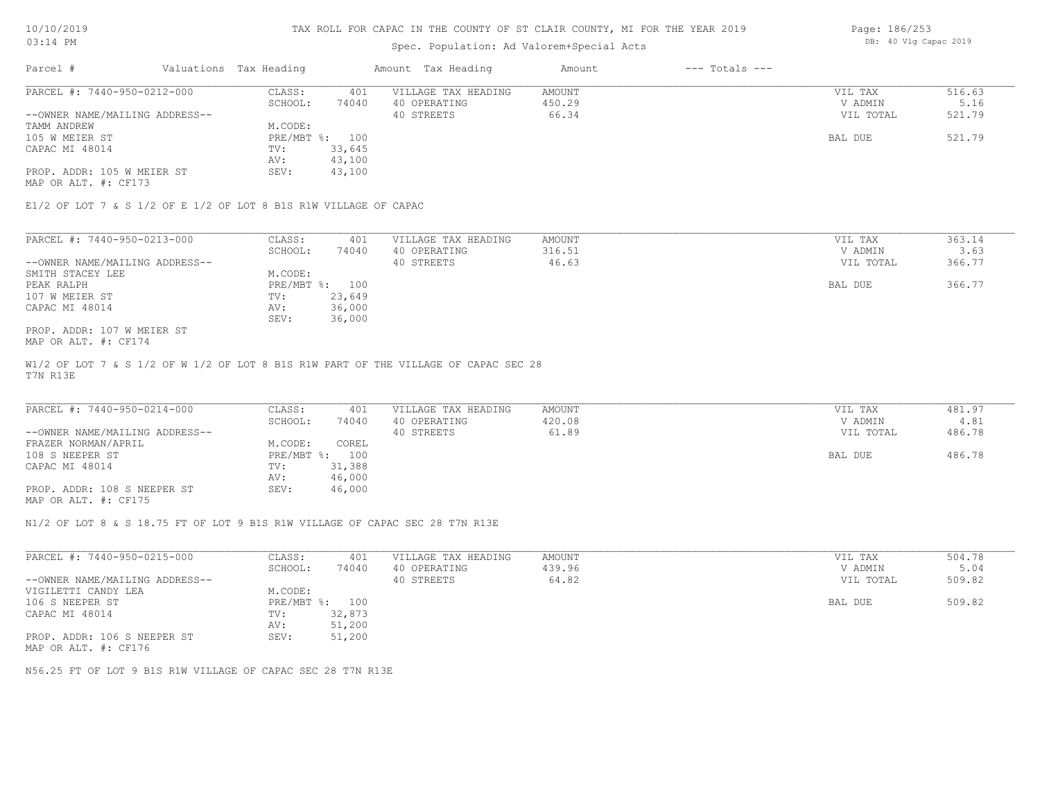# TAX ROLL FOR CAPAC IN THE COUNTY OF ST CLAIR COUNTY, MI FOR THE YEAR 2019

Spec. Population: Ad Valorem+Special Acts

DB: 40 Vlg Capac 2019

| Parcel # | Valuations | Tax Heading | Amount | Tax Heading | Amount | --- Totals --- | |
|---|---|---|---|---|---|---|---|
| PARCEL #: 7440-950-0212-000 | CLASS: | 401 | VILLAGE TAX HEADING | AMOUNT | | VIL TAX | 516.63 |
| | SCHOOL: | 74040 | 40 OPERATING | 450.29 | | V ADMIN | 5.16 |
| --OWNER NAME/MAILING ADDRESS-- | | | 40 STREETS | 66.34 | | VIL TOTAL | 521.79 |
| TAMM ANDREW | M.CODE: | | | | | | |
| 105 W MEIER ST | PRE/MBT %: | 100 | | | | BAL DUE | 521.79 |
| CAPAC MI 48014 | TV: | 33,645 | | | | | |
| | AV: | 43,100 | | | | | |
| PROP. ADDR: 105 W MEIER ST | SEV: | 43,100 | | | | | |
| MAP OR ALT. #: CF173 | | | | | | | |

E1/2 OF LOT 7 & S 1/2 OF E 1/2 OF LOT 8 B1S R1W VILLAGE OF CAPAC

| Parcel # | Valuations | Tax Heading | Amount | Tax Heading | Amount | --- Totals --- | |
|---|---|---|---|---|---|---|---|
| PARCEL #: 7440-950-0213-000 | CLASS: | 401 | VILLAGE TAX HEADING | AMOUNT | | VIL TAX | 363.14 |
| | SCHOOL: | 74040 | 40 OPERATING | 316.51 | | V ADMIN | 3.63 |
| --OWNER NAME/MAILING ADDRESS-- | | | 40 STREETS | 46.63 | | VIL TOTAL | 366.77 |
| SMITH STACEY LEE | M.CODE: | | | | | | |
| PEAK RALPH | PRE/MBT %: | 100 | | | | BAL DUE | 366.77 |
| 107 W MEIER ST | TV: | 23,649 | | | | | |
| CAPAC MI 48014 | AV: | 36,000 | | | | | |
| | SEV: | 36,000 | | | | | |
| PROP. ADDR: 107 W MEIER ST | | | | | | | |
| MAP OR ALT. #: CF174 | | | | | | | |

W1/2 OF LOT 7 & S 1/2 OF W 1/2 OF LOT 8 B1S R1W PART OF THE VILLAGE OF CAPAC SEC 28 T7N R13E

| Parcel # | Valuations | Tax Heading | Amount | Tax Heading | Amount | --- Totals --- | |
|---|---|---|---|---|---|---|---|
| PARCEL #: 7440-950-0214-000 | CLASS: | 401 | VILLAGE TAX HEADING | AMOUNT | | VIL TAX | 481.97 |
| | SCHOOL: | 74040 | 40 OPERATING | 420.08 | | V ADMIN | 4.81 |
| --OWNER NAME/MAILING ADDRESS-- | | | 40 STREETS | 61.89 | | VIL TOTAL | 486.78 |
| FRAZER NORMAN/APRIL | M.CODE: | COREL | | | | | |
| 108 S NEEPER ST | PRE/MBT %: | 100 | | | | BAL DUE | 486.78 |
| CAPAC MI 48014 | TV: | 31,388 | | | | | |
| | AV: | 46,000 | | | | | |
| PROP. ADDR: 108 S NEEPER ST | SEV: | 46,000 | | | | | |
| MAP OR ALT. #: CF175 | | | | | | | |

N1/2 OF LOT 8 & S 18.75 FT OF LOT 9 B1S R1W VILLAGE OF CAPAC SEC 28 T7N R13E

| Parcel # | Valuations | Tax Heading | Amount | Tax Heading | Amount | --- Totals --- | |
|---|---|---|---|---|---|---|---|
| PARCEL #: 7440-950-0215-000 | CLASS: | 401 | VILLAGE TAX HEADING | AMOUNT | | VIL TAX | 504.78 |
| | SCHOOL: | 74040 | 40 OPERATING | 439.96 | | V ADMIN | 5.04 |
| --OWNER NAME/MAILING ADDRESS-- | | | 40 STREETS | 64.82 | | VIL TOTAL | 509.82 |
| VIGILETTI CANDY LEA | M.CODE: | | | | | | |
| 106 S NEEPER ST | PRE/MBT %: | 100 | | | | BAL DUE | 509.82 |
| CAPAC MI 48014 | TV: | 32,873 | | | | | |
| | AV: | 51,200 | | | | | |
| PROP. ADDR: 106 S NEEPER ST | SEV: | 51,200 | | | | | |
| MAP OR ALT. #: CF176 | | | | | | | |

N56.25 FT OF LOT 9 B1S R1W VILLAGE OF CAPAC SEC 28 T7N R13E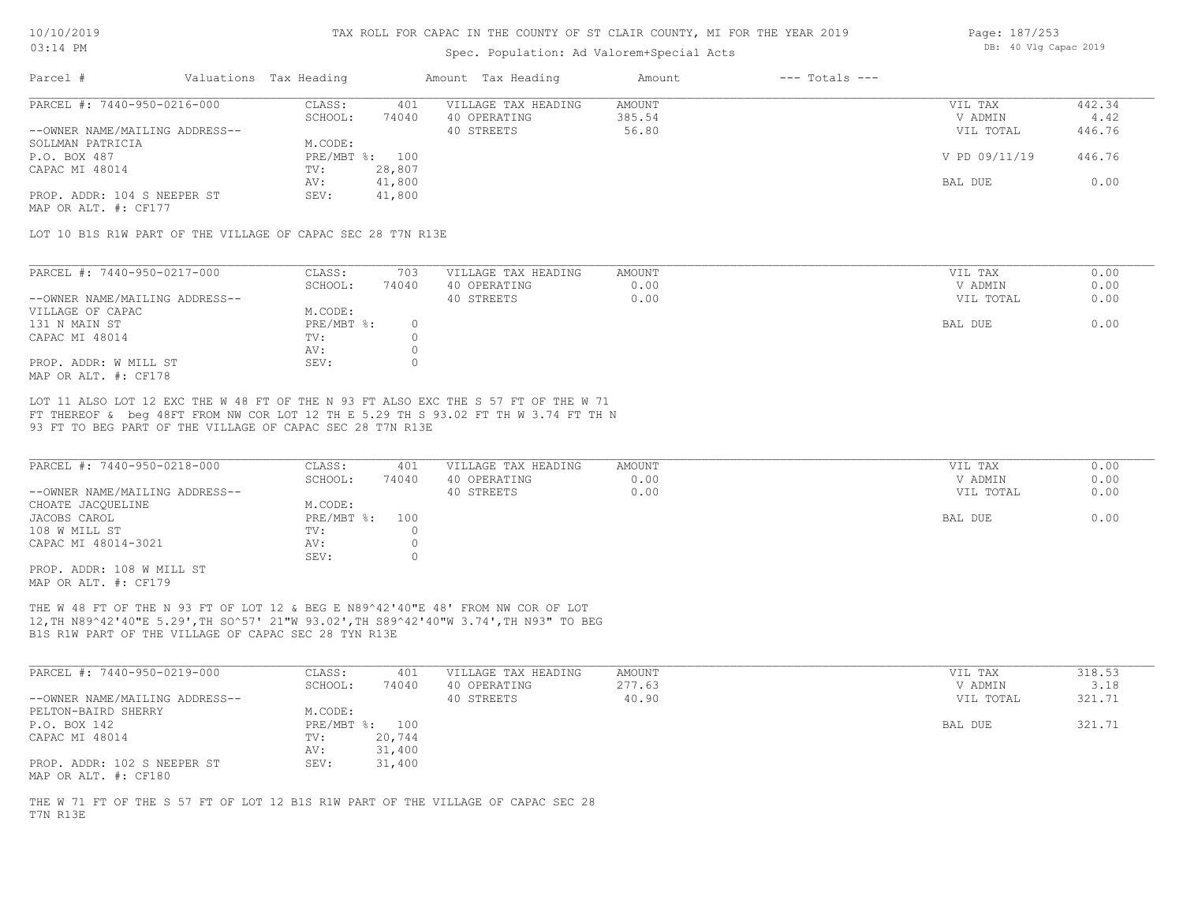# TAX ROLL FOR CAPAC IN THE COUNTY OF ST CLAIR COUNTY, MI FOR THE YEAR 2019

Spec. Population: Ad Valorem+Special Acts

DB: 40 Vlg Capac 2019

| Parcel # | Valuations | Tax Heading | Amount | Tax Heading | Amount | --- Totals --- |
|---|---|---|---|---|---|---|

## PARCEL #: 7440-950-0216-000

| | | | | | |
|---|---|---|---|---|---|
| CLASS: | 401 | VILLAGE TAX HEADING | AMOUNT | VIL TAX | 442.34 |
| SCHOOL: | 74040 | 40 OPERATING | 385.54 | V ADMIN | 4.42 |
| | | 40 STREETS | 56.80 | VIL TOTAL | 446.76 |
| M.CODE: | | | | | |
| PRE/MBT %: | 100 | | | V PD 09/11/19 | 446.76 |
| TV: | 28,807 | | | | |
| AV: | 41,800 | | | BAL DUE | 0.00 |
| SEV: | 41,800 | | | | |

--OWNER NAME/MAILING ADDRESS--
SOLLMAN PATRICIA
P.O. BOX 487
CAPAC MI 48014

PROP. ADDR: 104 S NEEPER ST
MAP OR ALT. #: CF177

LOT 10 B1S R1W PART OF THE VILLAGE OF CAPAC SEC 28 T7N R13E

## PARCEL #: 7440-950-0217-000

| | | | | | |
|---|---|---|---|---|---|
| CLASS: | 703 | VILLAGE TAX HEADING | AMOUNT | VIL TAX | 0.00 |
| SCHOOL: | 74040 | 40 OPERATING | 0.00 | V ADMIN | 0.00 |
| | | 40 STREETS | 0.00 | VIL TOTAL | 0.00 |
| M.CODE: | | | | | |
| PRE/MBT %: | 0 | | | BAL DUE | 0.00 |
| TV: | 0 | | | | |
| AV: | 0 | | | | |
| SEV: | 0 | | | | |

--OWNER NAME/MAILING ADDRESS--
VILLAGE OF CAPAC
131 N MAIN ST
CAPAC MI 48014

PROP. ADDR: W MILL ST
MAP OR ALT. #: CF178

LOT 11 ALSO LOT 12 EXC THE W 48 FT OF THE N 93 FT ALSO EXC THE S 57 FT OF THE W 71 FT THEREOF & beg 48FT FROM NW COR LOT 12 TH E 5.29 TH S 93.02 FT TH W 3.74 FT TH N 93 FT TO BEG PART OF THE VILLAGE OF CAPAC SEC 28 T7N R13E

## PARCEL #: 7440-950-0218-000

| | | | | | |
|---|---|---|---|---|---|
| CLASS: | 401 | VILLAGE TAX HEADING | AMOUNT | VIL TAX | 0.00 |
| SCHOOL: | 74040 | 40 OPERATING | 0.00 | V ADMIN | 0.00 |
| | | 40 STREETS | 0.00 | VIL TOTAL | 0.00 |
| M.CODE: | | | | | |
| PRE/MBT %: | 100 | | | BAL DUE | 0.00 |
| TV: | 0 | | | | |
| AV: | 0 | | | | |
| SEV: | 0 | | | | |

--OWNER NAME/MAILING ADDRESS--
CHOATE JACQUELINE
JACOBS CAROL
108 W MILL ST
CAPAC MI 48014-3021

PROP. ADDR: 108 W MILL ST
MAP OR ALT. #: CF179

THE W 48 FT OF THE N 93 FT OF LOT 12 & BEG E N89^42'40"E 48' FROM NW COR OF LOT 12,TH N89^42'40"E 5.29',TH SO^57' 21"W 93.02',TH S89^42'40"W 3.74',TH N93" TO BEG B1S R1W PART OF THE VILLAGE OF CAPAC SEC 28 TYN R13E

## PARCEL #: 7440-950-0219-000

| | | | | | |
|---|---|---|---|---|---|
| CLASS: | 401 | VILLAGE TAX HEADING | AMOUNT | VIL TAX | 318.53 |
| SCHOOL: | 74040 | 40 OPERATING | 277.63 | V ADMIN | 3.18 |
| | | 40 STREETS | 40.90 | VIL TOTAL | 321.71 |
| M.CODE: | | | | | |
| PRE/MBT %: | 100 | | | BAL DUE | 321.71 |
| TV: | 20,744 | | | | |
| AV: | 31,400 | | | | |
| SEV: | 31,400 | | | | |

--OWNER NAME/MAILING ADDRESS--
PELTON-BAIRD SHERRY
P.O. BOX 142
CAPAC MI 48014

PROP. ADDR: 102 S NEEPER ST
MAP OR ALT. #: CF180

THE W 71 FT OF THE S 57 FT OF LOT 12 B1S R1W PART OF THE VILLAGE OF CAPAC SEC 28 T7N R13E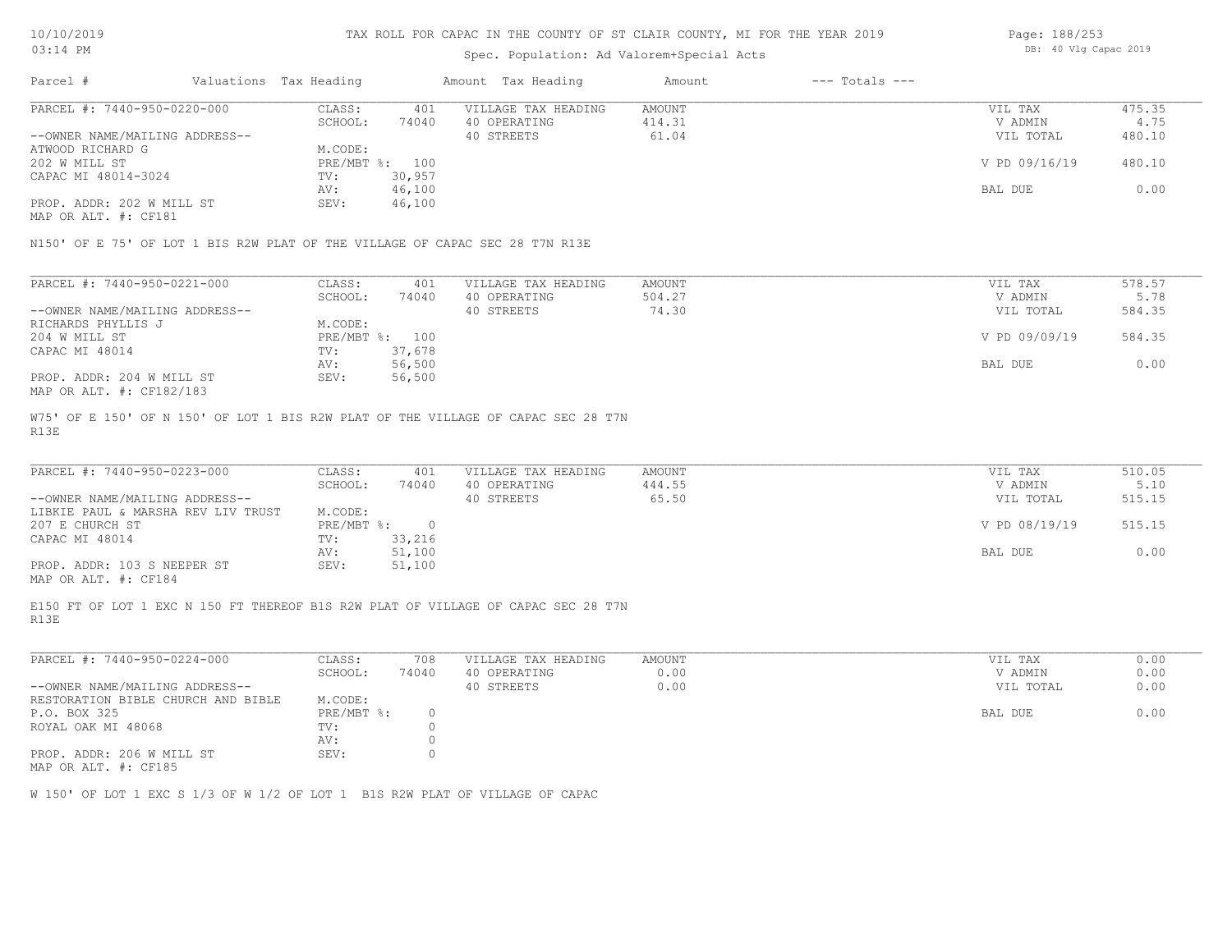# TAX ROLL FOR CAPAC IN THE COUNTY OF ST CLAIR COUNTY, MI FOR THE YEAR 2019

Spec. Population: Ad Valorem+Special Acts

DB: 40 Vlg Capac 2019

| Parcel # | Valuations Tax Heading | | Amount Tax Heading | Amount | --- Totals --- | |
|---|---|---|---|---|---|---|

## PARCEL #: 7440-950-0220-000

| | | | | | | |
|---|---|---|---|---|---|---|
| | CLASS: | 401 | VILLAGE TAX HEADING | AMOUNT | VIL TAX | 475.35 |
| | SCHOOL: | 74040 | 40 OPERATING | 414.31 | V ADMIN | 4.75 |
| --OWNER NAME/MAILING ADDRESS-- | | | 40 STREETS | 61.04 | VIL TOTAL | 480.10 |
| ATWOOD RICHARD G | M.CODE: | | | | | |
| 202 W MILL ST | PRE/MBT %: | 100 | | | V PD 09/16/19 | 480.10 |
| CAPAC MI 48014-3024 | TV: | 30,957 | | | | |
| | AV: | 46,100 | | | BAL DUE | 0.00 |
| PROP. ADDR: 202 W MILL ST | SEV: | 46,100 | | | | |
| MAP OR ALT. #: CF181 | | | | | | |

N150' OF E 75' OF LOT 1 BIS R2W PLAT OF THE VILLAGE OF CAPAC SEC 28 T7N R13E

## PARCEL #: 7440-950-0221-000

| | | | | | | |
|---|---|---|---|---|---|---|
| | CLASS: | 401 | VILLAGE TAX HEADING | AMOUNT | VIL TAX | 578.57 |
| | SCHOOL: | 74040 | 40 OPERATING | 504.27 | V ADMIN | 5.78 |
| --OWNER NAME/MAILING ADDRESS-- | | | 40 STREETS | 74.30 | VIL TOTAL | 584.35 |
| RICHARDS PHYLLIS J | M.CODE: | | | | | |
| 204 W MILL ST | PRE/MBT %: | 100 | | | V PD 09/09/19 | 584.35 |
| CAPAC MI 48014 | TV: | 37,678 | | | | |
| | AV: | 56,500 | | | BAL DUE | 0.00 |
| PROP. ADDR: 204 W MILL ST | SEV: | 56,500 | | | | |
| MAP OR ALT. #: CF182/183 | | | | | | |

W75' OF E 150' OF N 150' OF LOT 1 BIS R2W PLAT OF THE VILLAGE OF CAPAC SEC 28 T7N R13E

## PARCEL #: 7440-950-0223-000

| | | | | | | |
|---|---|---|---|---|---|---|
| | CLASS: | 401 | VILLAGE TAX HEADING | AMOUNT | VIL TAX | 510.05 |
| | SCHOOL: | 74040 | 40 OPERATING | 444.55 | V ADMIN | 5.10 |
| --OWNER NAME/MAILING ADDRESS-- | | | 40 STREETS | 65.50 | VIL TOTAL | 515.15 |
| LIBKIE PAUL & MARSHA REV LIV TRUST | M.CODE: | | | | | |
| 207 E CHURCH ST | PRE/MBT %: | 0 | | | V PD 08/19/19 | 515.15 |
| CAPAC MI 48014 | TV: | 33,216 | | | | |
| | AV: | 51,100 | | | BAL DUE | 0.00 |
| PROP. ADDR: 103 S NEEPER ST | SEV: | 51,100 | | | | |
| MAP OR ALT. #: CF184 | | | | | | |

E150 FT OF LOT 1 EXC N 150 FT THEREOF B1S R2W PLAT OF VILLAGE OF CAPAC SEC 28 T7N R13E

## PARCEL #: 7440-950-0224-000

| | | | | | | |
|---|---|---|---|---|---|---|
| | CLASS: | 708 | VILLAGE TAX HEADING | AMOUNT | VIL TAX | 0.00 |
| | SCHOOL: | 74040 | 40 OPERATING | 0.00 | V ADMIN | 0.00 |
| --OWNER NAME/MAILING ADDRESS-- | | | 40 STREETS | 0.00 | VIL TOTAL | 0.00 |
| RESTORATION BIBLE CHURCH AND BIBLE | M.CODE: | | | | | |
| P.O. BOX 325 | PRE/MBT %: | 0 | | | BAL DUE | 0.00 |
| ROYAL OAK MI 48068 | TV: | 0 | | | | |
| | AV: | 0 | | | | |
| PROP. ADDR: 206 W MILL ST | SEV: | 0 | | | | |
| MAP OR ALT. #: CF185 | | | | | | |

W 150' OF LOT 1 EXC S 1/3 OF W 1/2 OF LOT 1 B1S R2W PLAT OF VILLAGE OF CAPAC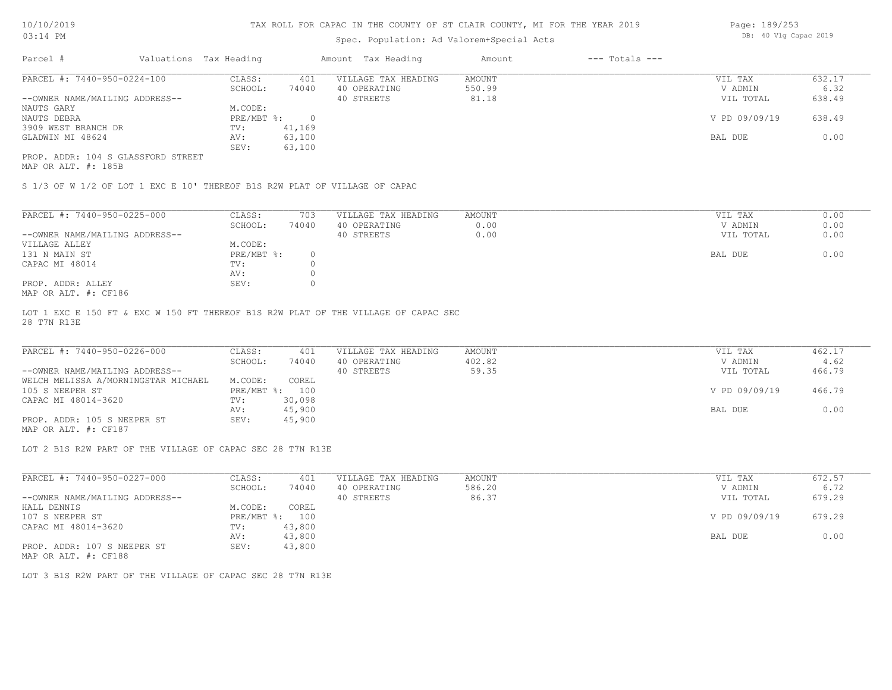TAX ROLL FOR CAPAC IN THE COUNTY OF ST CLAIR COUNTY, MI FOR THE YEAR 2019

Spec. Population: Ad Valorem+Special Acts

| Parcel # | Valuations | Tax Heading | Amount | Tax Heading | Amount | --- Totals --- | |
|---|---|---|---|---|---|---|---|
| PARCEL #: 7440-950-0224-100 | CLASS: | 401 | VILLAGE TAX HEADING | AMOUNT | | VIL TAX | 632.17 |
| | SCHOOL: | 74040 | 40 OPERATING | 550.99 | | V ADMIN | 6.32 |
| --OWNER NAME/MAILING ADDRESS-- | | | 40 STREETS | 81.18 | | VIL TOTAL | 638.49 |
| NAUTS GARY | M.CODE: | | | | | | |
| NAUTS DEBRA | PRE/MBT %: | 0 | | | | V PD 09/09/19 | 638.49 |
| 3909 WEST BRANCH DR | TV: | 41,169 | | | | | |
| GLADWIN MI 48624 | AV: | 63,100 | | | | BAL DUE | 0.00 |
| | SEV: | 63,100 | | | | | |
| PROP. ADDR: 104 S GLASSFORD STREET | | | | | | | |
| MAP OR ALT. #: 185B | | | | | | | |

S 1/3 OF W 1/2 OF LOT 1 EXC E 10' THEREOF B1S R2W PLAT OF VILLAGE OF CAPAC

| Parcel # | Valuations | Tax Heading | Amount | Tax Heading | Amount | --- Totals --- | |
|---|---|---|---|---|---|---|---|
| PARCEL #: 7440-950-0225-000 | CLASS: | 703 | VILLAGE TAX HEADING | AMOUNT | | VIL TAX | 0.00 |
| | SCHOOL: | 74040 | 40 OPERATING | 0.00 | | V ADMIN | 0.00 |
| --OWNER NAME/MAILING ADDRESS-- | | | 40 STREETS | 0.00 | | VIL TOTAL | 0.00 |
| VILLAGE ALLEY | M.CODE: | | | | | | |
| 131 N MAIN ST | PRE/MBT %: | 0 | | | | BAL DUE | 0.00 |
| CAPAC MI 48014 | TV: | 0 | | | | | |
| | AV: | 0 | | | | | |
| PROP. ADDR: ALLEY | SEV: | 0 | | | | | |
| MAP OR ALT. #: CF186 | | | | | | | |

LOT 1 EXC E 150 FT & EXC W 150 FT THEREOF B1S R2W PLAT OF THE VILLAGE OF CAPAC SEC 28 T7N R13E

| Parcel # | Valuations | Tax Heading | Amount | Tax Heading | Amount | --- Totals --- | |
|---|---|---|---|---|---|---|---|
| PARCEL #: 7440-950-0226-000 | CLASS: | 401 | VILLAGE TAX HEADING | AMOUNT | | VIL TAX | 462.17 |
| | SCHOOL: | 74040 | 40 OPERATING | 402.82 | | V ADMIN | 4.62 |
| --OWNER NAME/MAILING ADDRESS-- | | | 40 STREETS | 59.35 | | VIL TOTAL | 466.79 |
| WELCH MELISSA A/MORNINGSTAR MICHAEL | M.CODE: | COREL | | | | | |
| 105 S NEEPER ST | PRE/MBT %: | 100 | | | | V PD 09/09/19 | 466.79 |
| CAPAC MI 48014-3620 | TV: | 30,098 | | | | | |
| | AV: | 45,900 | | | | BAL DUE | 0.00 |
| PROP. ADDR: 105 S NEEPER ST | SEV: | 45,900 | | | | | |
| MAP OR ALT. #: CF187 | | | | | | | |

LOT 2 B1S R2W PART OF THE VILLAGE OF CAPAC SEC 28 T7N R13E

| Parcel # | Valuations | Tax Heading | Amount | Tax Heading | Amount | --- Totals --- | |
|---|---|---|---|---|---|---|---|
| PARCEL #: 7440-950-0227-000 | CLASS: | 401 | VILLAGE TAX HEADING | AMOUNT | | VIL TAX | 672.57 |
| | SCHOOL: | 74040 | 40 OPERATING | 586.20 | | V ADMIN | 6.72 |
| --OWNER NAME/MAILING ADDRESS-- | | | 40 STREETS | 86.37 | | VIL TOTAL | 679.29 |
| HALL DENNIS | M.CODE: | COREL | | | | | |
| 107 S NEEPER ST | PRE/MBT %: | 100 | | | | V PD 09/09/19 | 679.29 |
| CAPAC MI 48014-3620 | TV: | 43,800 | | | | | |
| | AV: | 43,800 | | | | BAL DUE | 0.00 |
| PROP. ADDR: 107 S NEEPER ST | SEV: | 43,800 | | | | | |
| MAP OR ALT. #: CF188 | | | | | | | |

LOT 3 B1S R2W PART OF THE VILLAGE OF CAPAC SEC 28 T7N R13E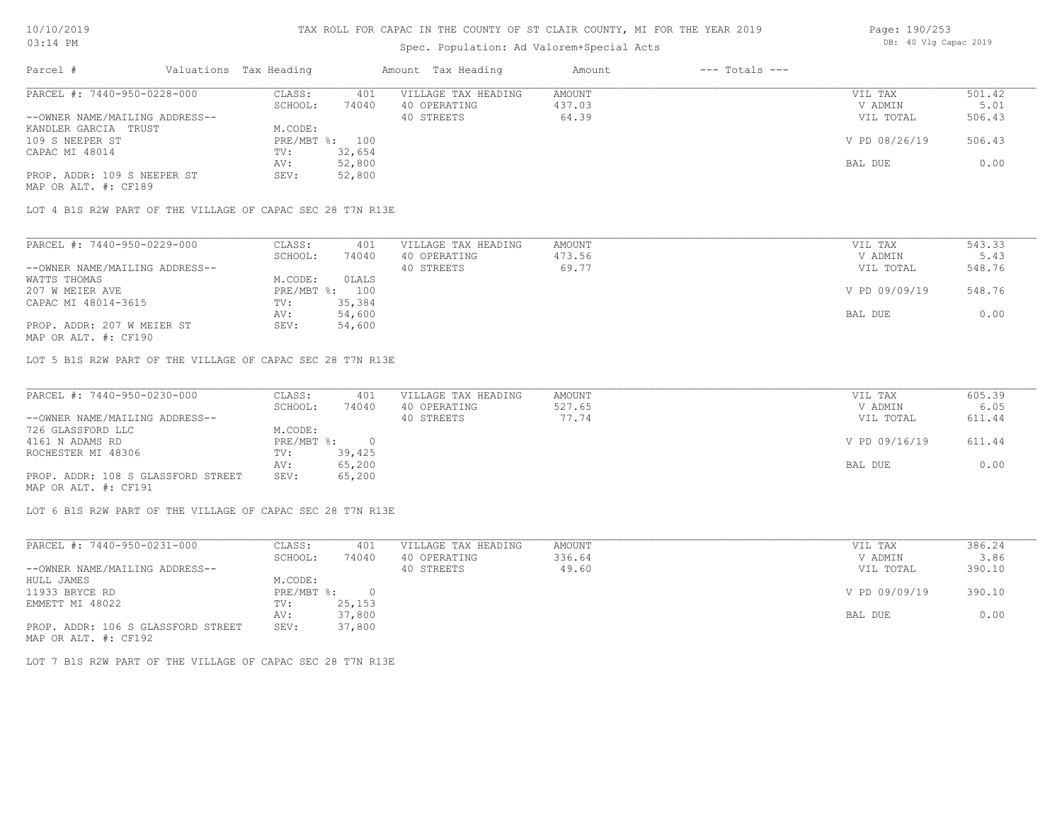# TAX ROLL FOR CAPAC IN THE COUNTY OF ST CLAIR COUNTY, MI FOR THE YEAR 2019

Spec. Population: Ad Valorem+Special Acts

| Parcel # | Valuations | Tax Heading | Amount | Tax Heading | Amount | --- Totals --- | |
|---|---|---|---|---|---|---|---|
| PARCEL #: 7440-950-0228-000 | CLASS: | 401 | VILLAGE TAX HEADING | AMOUNT | | VIL TAX | 501.42 |
| | SCHOOL: | 74040 | 40 OPERATING | 437.03 | | V ADMIN | 5.01 |
| --OWNER NAME/MAILING ADDRESS-- | | | 40 STREETS | 64.39 | | VIL TOTAL | 506.43 |
| KANDLER GARCIA TRUST | M.CODE: | | | | | | |
| 109 S NEEPER ST | PRE/MBT %: | 100 | | | | V PD 08/26/19 | 506.43 |
| CAPAC MI 48014 | TV: | 32,654 | | | | | |
| | AV: | 52,800 | | | | BAL DUE | 0.00 |
| PROP. ADDR: 109 S NEEPER ST | SEV: | 52,800 | | | | | |
| MAP OR ALT. #: CF189 | | | | | | | |

LOT 4 B1S R2W PART OF THE VILLAGE OF CAPAC SEC 28 T7N R13E

| Parcel # | Valuations | Tax Heading | Amount | Tax Heading | Amount | --- Totals --- | |
|---|---|---|---|---|---|---|---|
| PARCEL #: 7440-950-0229-000 | CLASS: | 401 | VILLAGE TAX HEADING | AMOUNT | | VIL TAX | 543.33 |
| | SCHOOL: | 74040 | 40 OPERATING | 473.56 | | V ADMIN | 5.43 |
| --OWNER NAME/MAILING ADDRESS-- | | | 40 STREETS | 69.77 | | VIL TOTAL | 548.76 |
| WATTS THOMAS | M.CODE: | 0LALS | | | | | |
| 207 W MEIER AVE | PRE/MBT %: | 100 | | | | V PD 09/09/19 | 548.76 |
| CAPAC MI 48014-3615 | TV: | 35,384 | | | | | |
| | AV: | 54,600 | | | | BAL DUE | 0.00 |
| PROP. ADDR: 207 W MEIER ST | SEV: | 54,600 | | | | | |
| MAP OR ALT. #: CF190 | | | | | | | |

LOT 5 B1S R2W PART OF THE VILLAGE OF CAPAC SEC 28 T7N R13E

| Parcel # | Valuations | Tax Heading | Amount | Tax Heading | Amount | --- Totals --- | |
|---|---|---|---|---|---|---|---|
| PARCEL #: 7440-950-0230-000 | CLASS: | 401 | VILLAGE TAX HEADING | AMOUNT | | VIL TAX | 605.39 |
| | SCHOOL: | 74040 | 40 OPERATING | 527.65 | | V ADMIN | 6.05 |
| --OWNER NAME/MAILING ADDRESS-- | | | 40 STREETS | 77.74 | | VIL TOTAL | 611.44 |
| 726 GLASSFORD LLC | M.CODE: | | | | | | |
| 4161 N ADAMS RD | PRE/MBT %: | 0 | | | | V PD 09/16/19 | 611.44 |
| ROCHESTER MI 48306 | TV: | 39,425 | | | | | |
| | AV: | 65,200 | | | | BAL DUE | 0.00 |
| PROP. ADDR: 108 S GLASSFORD STREET | SEV: | 65,200 | | | | | |
| MAP OR ALT. #: CF191 | | | | | | | |

LOT 6 B1S R2W PART OF THE VILLAGE OF CAPAC SEC 28 T7N R13E

| Parcel # | Valuations | Tax Heading | Amount | Tax Heading | Amount | --- Totals --- | |
|---|---|---|---|---|---|---|---|
| PARCEL #: 7440-950-0231-000 | CLASS: | 401 | VILLAGE TAX HEADING | AMOUNT | | VIL TAX | 386.24 |
| | SCHOOL: | 74040 | 40 OPERATING | 336.64 | | V ADMIN | 3.86 |
| --OWNER NAME/MAILING ADDRESS-- | | | 40 STREETS | 49.60 | | VIL TOTAL | 390.10 |
| HULL JAMES | M.CODE: | | | | | | |
| 11933 BRYCE RD | PRE/MBT %: | 0 | | | | V PD 09/09/19 | 390.10 |
| EMMETT MI 48022 | TV: | 25,153 | | | | | |
| | AV: | 37,800 | | | | BAL DUE | 0.00 |
| PROP. ADDR: 106 S GLASSFORD STREET | SEV: | 37,800 | | | | | |
| MAP OR ALT. #: CF192 | | | | | | | |

LOT 7 B1S R2W PART OF THE VILLAGE OF CAPAC SEC 28 T7N R13E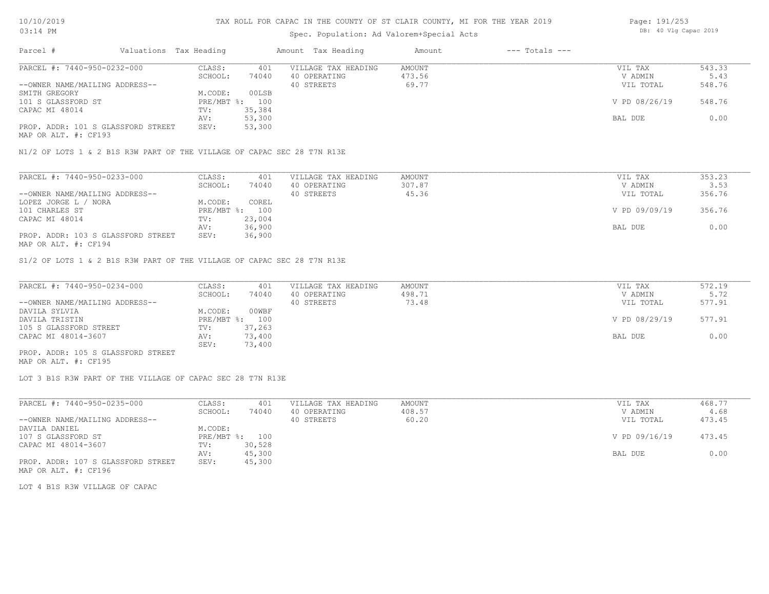# TAX ROLL FOR CAPAC IN THE COUNTY OF ST CLAIR COUNTY, MI FOR THE YEAR 2019

Spec. Population: Ad Valorem+Special Acts

| Parcel # | Valuations | Tax Heading | Amount | Tax Heading | Amount | --- Totals --- | |
|---|---|---|---|---|---|---|---|
| PARCEL #: 7440-950-0232-000 | CLASS: | 401 | VILLAGE TAX HEADING | AMOUNT | | VIL TAX | 543.33 |
| | SCHOOL: | 74040 | 40 OPERATING | 473.56 | | V ADMIN | 5.43 |
| --OWNER NAME/MAILING ADDRESS-- | | | 40 STREETS | 69.77 | | VIL TOTAL | 548.76 |
| SMITH GREGORY | M.CODE: | 00LSB | | | | | |
| 101 S GLASSFORD ST | PRE/MBT %: | 100 | | | | V PD 08/26/19 | 548.76 |
| CAPAC MI 48014 | TV: | 35,384 | | | | | |
| | AV: | 53,300 | | | | BAL DUE | 0.00 |
| PROP. ADDR: 101 S GLASSFORD STREET | SEV: | 53,300 | | | | | |
| MAP OR ALT. #: CF193 | | | | | | | |

N1/2 OF LOTS 1 & 2 B1S R3W PART OF THE VILLAGE OF CAPAC SEC 28 T7N R13E

| Parcel # | Valuations | Tax Heading | Amount | Tax Heading | Amount | --- Totals --- | |
|---|---|---|---|---|---|---|---|
| PARCEL #: 7440-950-0233-000 | CLASS: | 401 | VILLAGE TAX HEADING | AMOUNT | | VIL TAX | 353.23 |
| | SCHOOL: | 74040 | 40 OPERATING | 307.87 | | V ADMIN | 3.53 |
| --OWNER NAME/MAILING ADDRESS-- | | | 40 STREETS | 45.36 | | VIL TOTAL | 356.76 |
| LOPEZ JORGE L / NORA | M.CODE: | COREL | | | | | |
| 101 CHARLES ST | PRE/MBT %: | 100 | | | | V PD 09/09/19 | 356.76 |
| CAPAC MI 48014 | TV: | 23,004 | | | | | |
| | AV: | 36,900 | | | | BAL DUE | 0.00 |
| PROP. ADDR: 103 S GLASSFORD STREET | SEV: | 36,900 | | | | | |
| MAP OR ALT. #: CF194 | | | | | | | |

S1/2 OF LOTS 1 & 2 B1S R3W PART OF THE VILLAGE OF CAPAC SEC 28 T7N R13E

| Parcel # | Valuations | Tax Heading | Amount | Tax Heading | Amount | --- Totals --- | |
|---|---|---|---|---|---|---|---|
| PARCEL #: 7440-950-0234-000 | CLASS: | 401 | VILLAGE TAX HEADING | AMOUNT | | VIL TAX | 572.19 |
| | SCHOOL: | 74040 | 40 OPERATING | 498.71 | | V ADMIN | 5.72 |
| --OWNER NAME/MAILING ADDRESS-- | | | 40 STREETS | 73.48 | | VIL TOTAL | 577.91 |
| DAVILA SYLVIA | M.CODE: | 00WBF | | | | | |
| DAVILA TRISTIN | PRE/MBT %: | 100 | | | | V PD 08/29/19 | 577.91 |
| 105 S GLASSFORD STREET | TV: | 37,263 | | | | | |
| CAPAC MI 48014-3607 | AV: | 73,400 | | | | BAL DUE | 0.00 |
| | SEV: | 73,400 | | | | | |
| PROP. ADDR: 105 S GLASSFORD STREET | | | | | | | |
| MAP OR ALT. #: CF195 | | | | | | | |

LOT 3 B1S R3W PART OF THE VILLAGE OF CAPAC SEC 28 T7N R13E

| Parcel # | Valuations | Tax Heading | Amount | Tax Heading | Amount | --- Totals --- | |
|---|---|---|---|---|---|---|---|
| PARCEL #: 7440-950-0235-000 | CLASS: | 401 | VILLAGE TAX HEADING | AMOUNT | | VIL TAX | 468.77 |
| | SCHOOL: | 74040 | 40 OPERATING | 408.57 | | V ADMIN | 4.68 |
| --OWNER NAME/MAILING ADDRESS-- | | | 40 STREETS | 60.20 | | VIL TOTAL | 473.45 |
| DAVILA DANIEL | M.CODE: | | | | | | |
| 107 S GLASSFORD ST | PRE/MBT %: | 100 | | | | V PD 09/16/19 | 473.45 |
| CAPAC MI 48014-3607 | TV: | 30,528 | | | | | |
| | AV: | 45,300 | | | | BAL DUE | 0.00 |
| PROP. ADDR: 107 S GLASSFORD STREET | SEV: | 45,300 | | | | | |
| MAP OR ALT. #: CF196 | | | | | | | |

LOT 4 B1S R3W VILLAGE OF CAPAC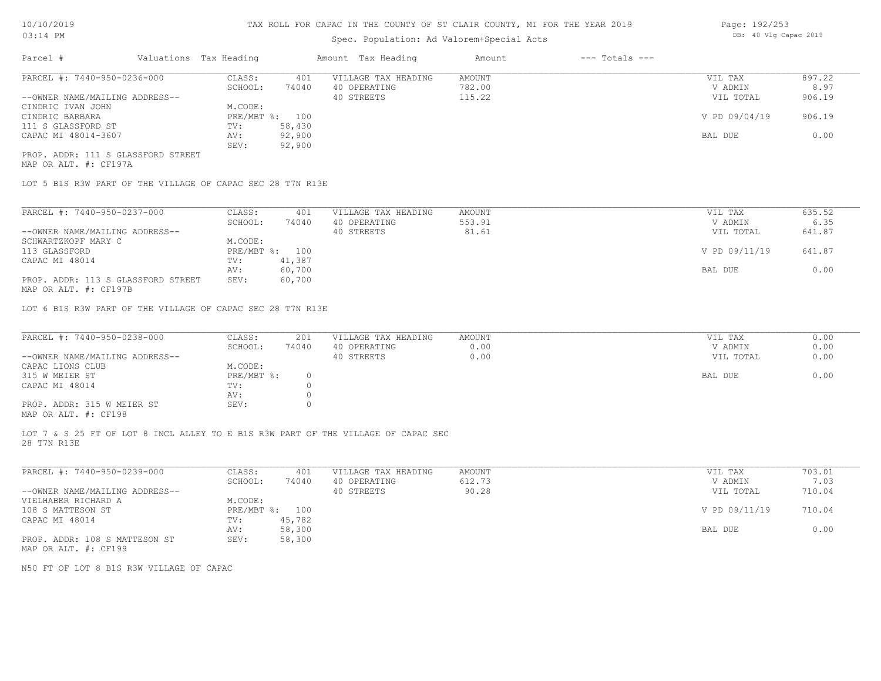# TAX ROLL FOR CAPAC IN THE COUNTY OF ST CLAIR COUNTY, MI FOR THE YEAR 2019

Spec. Population: Ad Valorem+Special Acts

DB: 40 Vlg Capac 2019

| Parcel # | Valuations | Tax Heading | Amount | Tax Heading | Amount | --- Totals --- | |
|---|---|---|---|---|---|---|---|
| PARCEL #: 7440-950-0236-000 | CLASS: | 401 | VILLAGE TAX HEADING | AMOUNT | | VIL TAX | 897.22 |
| | SCHOOL: | 74040 | 40 OPERATING | 782.00 | | V ADMIN | 8.97 |
| --OWNER NAME/MAILING ADDRESS-- | | | 40 STREETS | 115.22 | | VIL TOTAL | 906.19 |
| CINDRIC IVAN JOHN | M.CODE: | | | | | | |
| CINDRIC BARBARA | PRE/MBT %: | 100 | | | | V PD 09/04/19 | 906.19 |
| 111 S GLASSFORD ST | TV: | 58,430 | | | | | |
| CAPAC MI 48014-3607 | AV: | 92,900 | | | | BAL DUE | 0.00 |
| | SEV: | 92,900 | | | | | |

PROP. ADDR: 111 S GLASSFORD STREET
MAP OR ALT. #: CF197A

LOT 5 B1S R3W PART OF THE VILLAGE OF CAPAC SEC 28 T7N R13E

| Parcel # | Valuations | Tax Heading | Amount | Tax Heading | Amount | --- Totals --- | |
|---|---|---|---|---|---|---|---|
| PARCEL #: 7440-950-0237-000 | CLASS: | 401 | VILLAGE TAX HEADING | AMOUNT | | VIL TAX | 635.52 |
| | SCHOOL: | 74040 | 40 OPERATING | 553.91 | | V ADMIN | 6.35 |
| --OWNER NAME/MAILING ADDRESS-- | | | 40 STREETS | 81.61 | | VIL TOTAL | 641.87 |
| SCHWARTZKOPF MARY C | M.CODE: | | | | | | |
| 113 GLASSFORD | PRE/MBT %: | 100 | | | | V PD 09/11/19 | 641.87 |
| CAPAC MI 48014 | TV: | 41,387 | | | | | |
| | AV: | 60,700 | | | | BAL DUE | 0.00 |
| PROP. ADDR: 113 S GLASSFORD STREET | SEV: | 60,700 | | | | | |

MAP OR ALT. #: CF197B

LOT 6 B1S R3W PART OF THE VILLAGE OF CAPAC SEC 28 T7N R13E

| Parcel # | Valuations | Tax Heading | Amount | Tax Heading | Amount | --- Totals --- | |
|---|---|---|---|---|---|---|---|
| PARCEL #: 7440-950-0238-000 | CLASS: | 201 | VILLAGE TAX HEADING | AMOUNT | | VIL TAX | 0.00 |
| | SCHOOL: | 74040 | 40 OPERATING | 0.00 | | V ADMIN | 0.00 |
| --OWNER NAME/MAILING ADDRESS-- | | | 40 STREETS | 0.00 | | VIL TOTAL | 0.00 |
| CAPAC LIONS CLUB | M.CODE: | | | | | | |
| 315 W MEIER ST | PRE/MBT %: | 0 | | | | BAL DUE | 0.00 |
| CAPAC MI 48014 | TV: | 0 | | | | | |
| | AV: | 0 | | | | | |
| PROP. ADDR: 315 W MEIER ST | SEV: | 0 | | | | | |

MAP OR ALT. #: CF198

LOT 7 & S 25 FT OF LOT 8 INCL ALLEY TO E B1S R3W PART OF THE VILLAGE OF CAPAC SEC 28 T7N R13E

| Parcel # | Valuations | Tax Heading | Amount | Tax Heading | Amount | --- Totals --- | |
|---|---|---|---|---|---|---|---|
| PARCEL #: 7440-950-0239-000 | CLASS: | 401 | VILLAGE TAX HEADING | AMOUNT | | VIL TAX | 703.01 |
| | SCHOOL: | 74040 | 40 OPERATING | 612.73 | | V ADMIN | 7.03 |
| --OWNER NAME/MAILING ADDRESS-- | | | 40 STREETS | 90.28 | | VIL TOTAL | 710.04 |
| VIELHABER RICHARD A | M.CODE: | | | | | | |
| 108 S MATTESON ST | PRE/MBT %: | 100 | | | | V PD 09/11/19 | 710.04 |
| CAPAC MI 48014 | TV: | 45,782 | | | | | |
| | AV: | 58,300 | | | | BAL DUE | 0.00 |
| PROP. ADDR: 108 S MATTESON ST | SEV: | 58,300 | | | | | |

MAP OR ALT. #: CF199

N50 FT OF LOT 8 B1S R3W VILLAGE OF CAPAC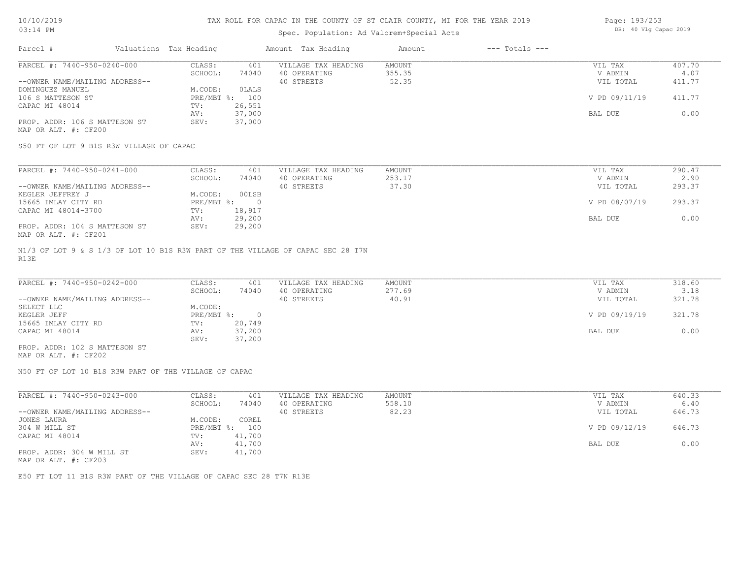# TAX ROLL FOR CAPAC IN THE COUNTY OF ST CLAIR COUNTY, MI FOR THE YEAR 2019

Spec. Population: Ad Valorem+Special Acts

DB: 40 Vlg Capac 2019

| Parcel # | Valuations | Tax Heading | Amount | Tax Heading | Amount | --- Totals --- | |
|---|---|---|---|---|---|---|---|
| PARCEL #: 7440-950-0240-000 | CLASS: | 401 | VILLAGE TAX HEADING | AMOUNT | | VIL TAX | 407.70 |
| | SCHOOL: | 74040 | 40 OPERATING | 355.35 | | V ADMIN | 4.07 |
| --OWNER NAME/MAILING ADDRESS-- | | | 40 STREETS | 52.35 | | VIL TOTAL | 411.77 |
| DOMINGUEZ MANUEL | M.CODE: | 0LALS | | | | | |
| 106 S MATTESON ST | PRE/MBT %: | 100 | | | | V PD 09/11/19 | 411.77 |
| CAPAC MI 48014 | TV: | 26,551 | | | | | |
| | AV: | 37,000 | | | | BAL DUE | 0.00 |
| PROP. ADDR: 106 S MATTESON ST | SEV: | 37,000 | | | | | |
| MAP OR ALT. #: CF200 | | | | | | | |

S50 FT OF LOT 9 B1S R3W VILLAGE OF CAPAC

| Parcel # | Valuations | Tax Heading | Amount | Tax Heading | Amount | --- Totals --- | |
|---|---|---|---|---|---|---|---|
| PARCEL #: 7440-950-0241-000 | CLASS: | 401 | VILLAGE TAX HEADING | AMOUNT | | VIL TAX | 290.47 |
| | SCHOOL: | 74040 | 40 OPERATING | 253.17 | | V ADMIN | 2.90 |
| --OWNER NAME/MAILING ADDRESS-- | | | 40 STREETS | 37.30 | | VIL TOTAL | 293.37 |
| KEGLER JEFFREY J | M.CODE: | 00LSB | | | | | |
| 15665 IMLAY CITY RD | PRE/MBT %: | 0 | | | | V PD 08/07/19 | 293.37 |
| CAPAC MI 48014-3700 | TV: | 18,917 | | | | | |
| | AV: | 29,200 | | | | BAL DUE | 0.00 |
| PROP. ADDR: 104 S MATTESON ST | SEV: | 29,200 | | | | | |
| MAP OR ALT. #: CF201 | | | | | | | |

N1/3 OF LOT 9 & S 1/3 OF LOT 10 B1S R3W PART OF THE VILLAGE OF CAPAC SEC 28 T7N R13E

| Parcel # | Valuations | Tax Heading | Amount | Tax Heading | Amount | --- Totals --- | |
|---|---|---|---|---|---|---|---|
| PARCEL #: 7440-950-0242-000 | CLASS: | 401 | VILLAGE TAX HEADING | AMOUNT | | VIL TAX | 318.60 |
| | SCHOOL: | 74040 | 40 OPERATING | 277.69 | | V ADMIN | 3.18 |
| --OWNER NAME/MAILING ADDRESS-- | | | 40 STREETS | 40.91 | | VIL TOTAL | 321.78 |
| SELECT LLC | M.CODE: | | | | | | |
| KEGLER JEFF | PRE/MBT %: | 0 | | | | V PD 09/19/19 | 321.78 |
| 15665 IMLAY CITY RD | TV: | 20,749 | | | | | |
| CAPAC MI 48014 | AV: | 37,200 | | | | BAL DUE | 0.00 |
| | SEV: | 37,200 | | | | | |
| PROP. ADDR: 102 S MATTESON ST | | | | | | | |
| MAP OR ALT. #: CF202 | | | | | | | |

N50 FT OF LOT 10 B1S R3W PART OF THE VILLAGE OF CAPAC

| Parcel # | Valuations | Tax Heading | Amount | Tax Heading | Amount | --- Totals --- | |
|---|---|---|---|---|---|---|---|
| PARCEL #: 7440-950-0243-000 | CLASS: | 401 | VILLAGE TAX HEADING | AMOUNT | | VIL TAX | 640.33 |
| | SCHOOL: | 74040 | 40 OPERATING | 558.10 | | V ADMIN | 6.40 |
| --OWNER NAME/MAILING ADDRESS-- | | | 40 STREETS | 82.23 | | VIL TOTAL | 646.73 |
| JONES LAURA | M.CODE: | COREL | | | | | |
| 304 W MILL ST | PRE/MBT %: | 100 | | | | V PD 09/12/19 | 646.73 |
| CAPAC MI 48014 | TV: | 41,700 | | | | | |
| | AV: | 41,700 | | | | BAL DUE | 0.00 |
| PROP. ADDR: 304 W MILL ST | SEV: | 41,700 | | | | | |
| MAP OR ALT. #: CF203 | | | | | | | |

E50 FT LOT 11 B1S R3W PART OF THE VILLAGE OF CAPAC SEC 28 T7N R13E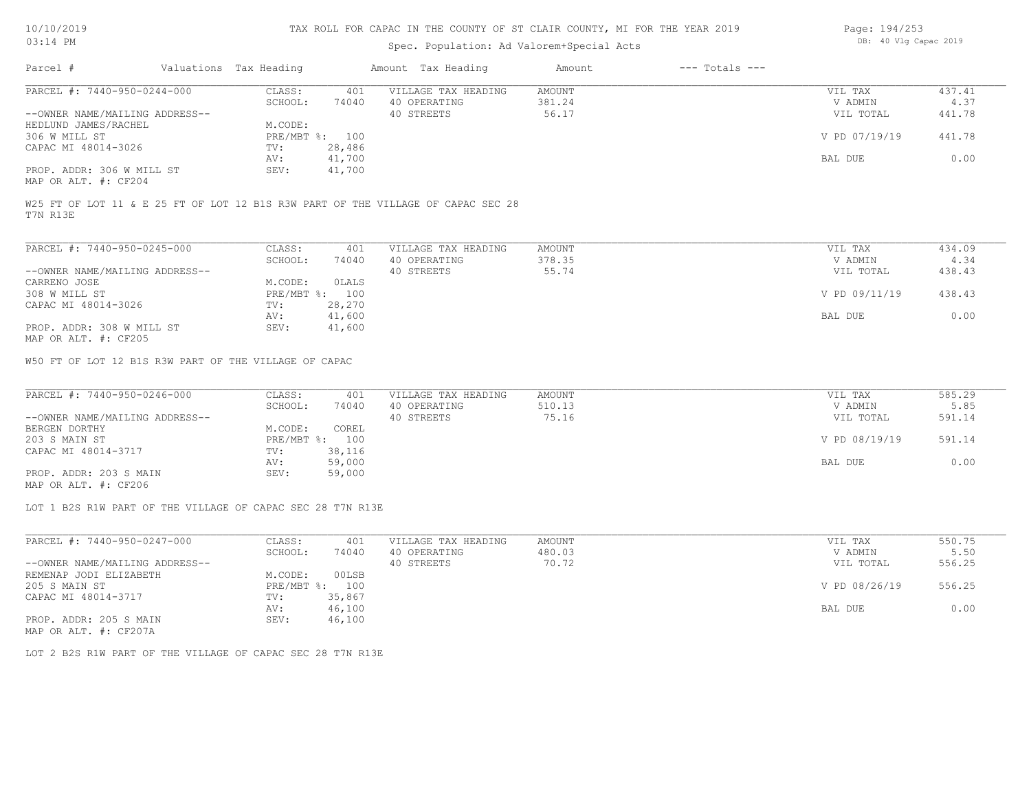# TAX ROLL FOR CAPAC IN THE COUNTY OF ST CLAIR COUNTY, MI FOR THE YEAR 2019

10/10/2019
03:14 PM

Spec. Population: Ad Valorem+Special Acts

DB: 40 Vlg Capac 2019

| Parcel # | Valuations | Tax Heading | Amount | Tax Heading | Amount | --- Totals --- | |
|---|---|---|---|---|---|---|---|
| PARCEL #: 7440-950-0244-000 | CLASS: | 401 | VILLAGE TAX HEADING | AMOUNT | | VIL TAX | 437.41 |
| | SCHOOL: | 74040 | 40 OPERATING | 381.24 | | V ADMIN | 4.37 |
| --OWNER NAME/MAILING ADDRESS-- | | | 40 STREETS | 56.17 | | VIL TOTAL | 441.78 |
| HEDLUND JAMES/RACHEL | M.CODE: | | | | | | |
| 306 W MILL ST | PRE/MBT %: | 100 | | | | V PD 07/19/19 | 441.78 |
| CAPAC MI 48014-3026 | TV: | 28,486 | | | | | |
| | AV: | 41,700 | | | | BAL DUE | 0.00 |
| PROP. ADDR: 306 W MILL ST | SEV: | 41,700 | | | | | |
| MAP OR ALT. #: CF204 | | | | | | | |

W25 FT OF LOT 11 & E 25 FT OF LOT 12 B1S R3W PART OF THE VILLAGE OF CAPAC SEC 28 T7N R13E

| Parcel # | Valuations | Tax Heading | Amount | Tax Heading | Amount | --- Totals --- | |
|---|---|---|---|---|---|---|---|
| PARCEL #: 7440-950-0245-000 | CLASS: | 401 | VILLAGE TAX HEADING | AMOUNT | | VIL TAX | 434.09 |
| | SCHOOL: | 74040 | 40 OPERATING | 378.35 | | V ADMIN | 4.34 |
| --OWNER NAME/MAILING ADDRESS-- | | | 40 STREETS | 55.74 | | VIL TOTAL | 438.43 |
| CARRENO JOSE | M.CODE: | 0LALS | | | | | |
| 308 W MILL ST | PRE/MBT %: | 100 | | | | V PD 09/11/19 | 438.43 |
| CAPAC MI 48014-3026 | TV: | 28,270 | | | | | |
| | AV: | 41,600 | | | | BAL DUE | 0.00 |
| PROP. ADDR: 308 W MILL ST | SEV: | 41,600 | | | | | |
| MAP OR ALT. #: CF205 | | | | | | | |

W50 FT OF LOT 12 B1S R3W PART OF THE VILLAGE OF CAPAC

| Parcel # | Valuations | Tax Heading | Amount | Tax Heading | Amount | --- Totals --- | |
|---|---|---|---|---|---|---|---|
| PARCEL #: 7440-950-0246-000 | CLASS: | 401 | VILLAGE TAX HEADING | AMOUNT | | VIL TAX | 585.29 |
| | SCHOOL: | 74040 | 40 OPERATING | 510.13 | | V ADMIN | 5.85 |
| --OWNER NAME/MAILING ADDRESS-- | | | 40 STREETS | 75.16 | | VIL TOTAL | 591.14 |
| BERGEN DORTHY | M.CODE: | COREL | | | | | |
| 203 S MAIN ST | PRE/MBT %: | 100 | | | | V PD 08/19/19 | 591.14 |
| CAPAC MI 48014-3717 | TV: | 38,116 | | | | | |
| | AV: | 59,000 | | | | BAL DUE | 0.00 |
| PROP. ADDR: 203 S MAIN | SEV: | 59,000 | | | | | |
| MAP OR ALT. #: CF206 | | | | | | | |

LOT 1 B2S R1W PART OF THE VILLAGE OF CAPAC SEC 28 T7N R13E

| Parcel # | Valuations | Tax Heading | Amount | Tax Heading | Amount | --- Totals --- | |
|---|---|---|---|---|---|---|---|
| PARCEL #: 7440-950-0247-000 | CLASS: | 401 | VILLAGE TAX HEADING | AMOUNT | | VIL TAX | 550.75 |
| | SCHOOL: | 74040 | 40 OPERATING | 480.03 | | V ADMIN | 5.50 |
| --OWNER NAME/MAILING ADDRESS-- | | | 40 STREETS | 70.72 | | VIL TOTAL | 556.25 |
| REMENAP JODI ELIZABETH | M.CODE: | 00LSB | | | | | |
| 205 S MAIN ST | PRE/MBT %: | 100 | | | | V PD 08/26/19 | 556.25 |
| CAPAC MI 48014-3717 | TV: | 35,867 | | | | | |
| | AV: | 46,100 | | | | BAL DUE | 0.00 |
| PROP. ADDR: 205 S MAIN | SEV: | 46,100 | | | | | |
| MAP OR ALT. #: CF207A | | | | | | | |

LOT 2 B2S R1W PART OF THE VILLAGE OF CAPAC SEC 28 T7N R13E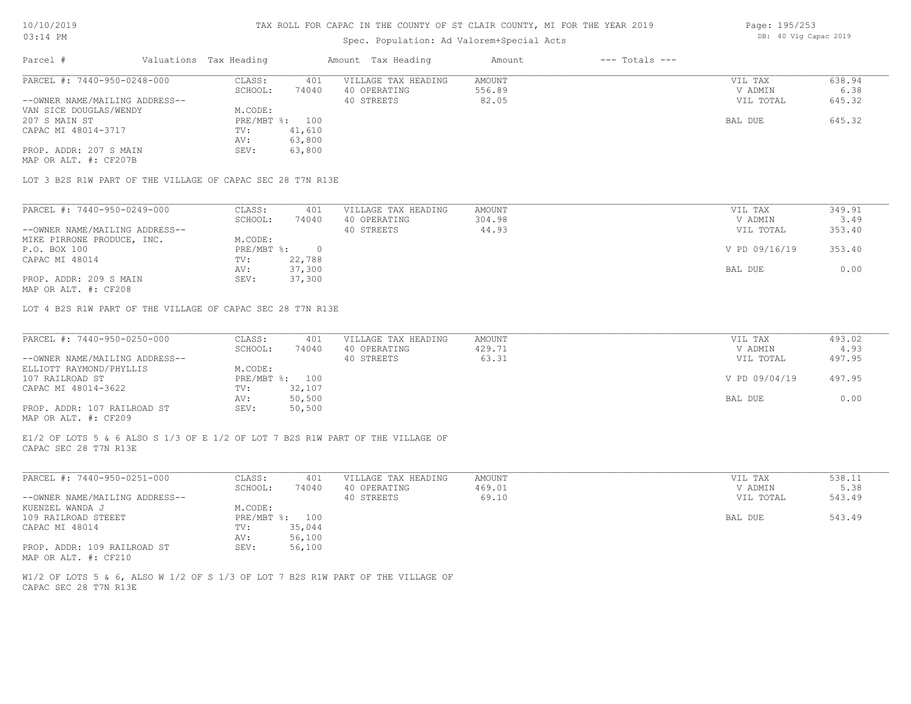# TAX ROLL FOR CAPAC IN THE COUNTY OF ST CLAIR COUNTY, MI FOR THE YEAR 2019

10/10/2019
03:14 PM

Spec. Population: Ad Valorem+Special Acts

DB: 40 Vlg Capac 2019

| Parcel # | Valuations | Tax Heading | Amount | Tax Heading | Amount | --- Totals --- | |
|---|---|---|---|---|---|---|---|

---

**PARCEL #: 7440-950-0248-000**

| | | | | | |
|---|---|---|---|---|---|
| CLASS: | 401 | VILLAGE TAX HEADING | AMOUNT | VIL TAX | 638.94 |
| SCHOOL: | 74040 | 40 OPERATING | 556.89 | V ADMIN | 6.38 |
| | | 40 STREETS | 82.05 | VIL TOTAL | 645.32 |
| M.CODE: | | | | | |
| PRE/MBT %: | 100 | | | BAL DUE | 645.32 |
| TV: | 41,610 | | | | |
| AV: | 63,800 | | | | |
| SEV: | 63,800 | | | | |

--OWNER NAME/MAILING ADDRESS--
VAN SICE DOUGLAS/WENDY
207 S MAIN ST
CAPAC MI 48014-3717

PROP. ADDR: 207 S MAIN
MAP OR ALT. #: CF207B

LOT 3 B2S R1W PART OF THE VILLAGE OF CAPAC SEC 28 T7N R13E

---

**PARCEL #: 7440-950-0249-000**

| | | | | | |
|---|---|---|---|---|---|
| CLASS: | 401 | VILLAGE TAX HEADING | AMOUNT | VIL TAX | 349.91 |
| SCHOOL: | 74040 | 40 OPERATING | 304.98 | V ADMIN | 3.49 |
| | | 40 STREETS | 44.93 | VIL TOTAL | 353.40 |
| M.CODE: | | | | | |
| PRE/MBT %: | 0 | | | V PD 09/16/19 | 353.40 |
| TV: | 22,788 | | | | |
| AV: | 37,300 | | | BAL DUE | 0.00 |
| SEV: | 37,300 | | | | |

--OWNER NAME/MAILING ADDRESS--
MIKE PIRRONE PRODUCE, INC.
P.O. BOX 100
CAPAC MI 48014

PROP. ADDR: 209 S MAIN
MAP OR ALT. #: CF208

LOT 4 B2S R1W PART OF THE VILLAGE OF CAPAC SEC 28 T7N R13E

---

**PARCEL #: 7440-950-0250-000**

| | | | | | |
|---|---|---|---|---|---|
| CLASS: | 401 | VILLAGE TAX HEADING | AMOUNT | VIL TAX | 493.02 |
| SCHOOL: | 74040 | 40 OPERATING | 429.71 | V ADMIN | 4.93 |
| | | 40 STREETS | 63.31 | VIL TOTAL | 497.95 |
| M.CODE: | | | | | |
| PRE/MBT %: | 100 | | | V PD 09/04/19 | 497.95 |
| TV: | 32,107 | | | | |
| AV: | 50,500 | | | BAL DUE | 0.00 |
| SEV: | 50,500 | | | | |

--OWNER NAME/MAILING ADDRESS--
ELLIOTT RAYMOND/PHYLLIS
107 RAILROAD ST
CAPAC MI 48014-3622

PROP. ADDR: 107 RAILROAD ST
MAP OR ALT. #: CF209

E1/2 OF LOTS 5 & 6 ALSO S 1/3 OF E 1/2 OF LOT 7 B2S R1W PART OF THE VILLAGE OF CAPAC SEC 28 T7N R13E

---

**PARCEL #: 7440-950-0251-000**

| | | | | | |
|---|---|---|---|---|---|
| CLASS: | 401 | VILLAGE TAX HEADING | AMOUNT | VIL TAX | 538.11 |
| SCHOOL: | 74040 | 40 OPERATING | 469.01 | V ADMIN | 5.38 |
| | | 40 STREETS | 69.10 | VIL TOTAL | 543.49 |
| M.CODE: | | | | | |
| PRE/MBT %: | 100 | | | BAL DUE | 543.49 |
| TV: | 35,044 | | | | |
| AV: | 56,100 | | | | |
| SEV: | 56,100 | | | | |

--OWNER NAME/MAILING ADDRESS--
KUENZEL WANDA J
109 RAILROAD STEEET
CAPAC MI 48014

PROP. ADDR: 109 RAILROAD ST
MAP OR ALT. #: CF210

W1/2 OF LOTS 5 & 6, ALSO W 1/2 OF S 1/3 OF LOT 7 B2S R1W PART OF THE VILLAGE OF CAPAC SEC 28 T7N R13E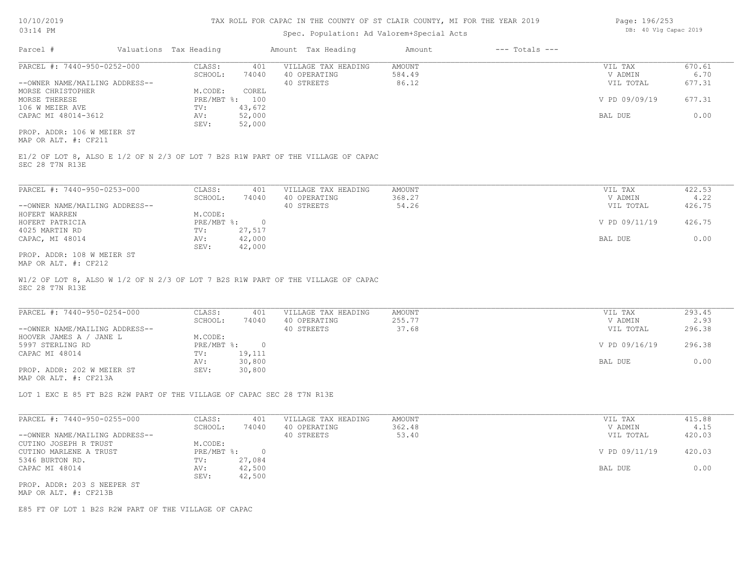# TAX ROLL FOR CAPAC IN THE COUNTY OF ST CLAIR COUNTY, MI FOR THE YEAR 2019

10/10/2019
03:14 PM

Spec. Population: Ad Valorem+Special Acts

DB: 40 Vlg Capac 2019

| Parcel # | Valuations | Tax Heading | Amount | Tax Heading | Amount | --- Totals --- | |
|---|---|---|---|---|---|---|---|

---

**PARCEL #: 7440-950-0252-000**

| | | | | | | |
|---|---|---|---|---|---|---|
| CLASS: | 401 | VILLAGE TAX HEADING | AMOUNT | | VIL TAX | 670.61 |
| SCHOOL: | 74040 | 40 OPERATING | 584.49 | | V ADMIN | 6.70 |
| | | 40 STREETS | 86.12 | | VIL TOTAL | 677.31 |
| M.CODE: | COREL | | | | | |
| PRE/MBT %: | 100 | | | | V PD 09/09/19 | 677.31 |
| TV: | 43,672 | | | | | |
| AV: | 52,000 | | | | BAL DUE | 0.00 |
| SEV: | 52,000 | | | | | |

--OWNER NAME/MAILING ADDRESS--
MORSE CHRISTOPHER
MORSE THERESE
106 W MEIER AVE
CAPAC MI 48014-3612

PROP. ADDR: 106 W MEIER ST
MAP OR ALT. #: CF211

E1/2 OF LOT 8, ALSO E 1/2 OF N 2/3 OF LOT 7 B2S R1W PART OF THE VILLAGE OF CAPAC
SEC 28 T7N R13E

---

**PARCEL #: 7440-950-0253-000**

| | | | | | | |
|---|---|---|---|---|---|---|
| CLASS: | 401 | VILLAGE TAX HEADING | AMOUNT | | VIL TAX | 422.53 |
| SCHOOL: | 74040 | 40 OPERATING | 368.27 | | V ADMIN | 4.22 |
| | | 40 STREETS | 54.26 | | VIL TOTAL | 426.75 |
| M.CODE: | | | | | | |
| PRE/MBT %: | 0 | | | | V PD 09/11/19 | 426.75 |
| TV: | 27,517 | | | | | |
| AV: | 42,000 | | | | BAL DUE | 0.00 |
| SEV: | 42,000 | | | | | |

--OWNER NAME/MAILING ADDRESS--
HOFERT WARREN
HOFERT PATRICIA
4025 MARTIN RD
CAPAC, MI 48014

PROP. ADDR: 108 W MEIER ST
MAP OR ALT. #: CF212

W1/2 OF LOT 8, ALSO W 1/2 OF N 2/3 OF LOT 7 B2S R1W PART OF THE VILLAGE OF CAPAC
SEC 28 T7N R13E

---

**PARCEL #: 7440-950-0254-000**

| | | | | | | |
|---|---|---|---|---|---|---|
| CLASS: | 401 | VILLAGE TAX HEADING | AMOUNT | | VIL TAX | 293.45 |
| SCHOOL: | 74040 | 40 OPERATING | 255.77 | | V ADMIN | 2.93 |
| | | 40 STREETS | 37.68 | | VIL TOTAL | 296.38 |
| M.CODE: | | | | | | |
| PRE/MBT %: | 0 | | | | V PD 09/16/19 | 296.38 |
| TV: | 19,111 | | | | | |
| AV: | 30,800 | | | | BAL DUE | 0.00 |
| SEV: | 30,800 | | | | | |

--OWNER NAME/MAILING ADDRESS--
HOOVER JAMES A / JANE L
5997 STERLING RD
CAPAC MI 48014

PROP. ADDR: 202 W MEIER ST
MAP OR ALT. #: CF213A

LOT 1 EXC E 85 FT B2S R2W PART OF THE VILLAGE OF CAPAC SEC 28 T7N R13E

---

**PARCEL #: 7440-950-0255-000**

| | | | | | | |
|---|---|---|---|---|---|---|
| CLASS: | 401 | VILLAGE TAX HEADING | AMOUNT | | VIL TAX | 415.88 |
| SCHOOL: | 74040 | 40 OPERATING | 362.48 | | V ADMIN | 4.15 |
| | | 40 STREETS | 53.40 | | VIL TOTAL | 420.03 |
| M.CODE: | | | | | | |
| PRE/MBT %: | 0 | | | | V PD 09/11/19 | 420.03 |
| TV: | 27,084 | | | | | |
| AV: | 42,500 | | | | BAL DUE | 0.00 |
| SEV: | 42,500 | | | | | |

--OWNER NAME/MAILING ADDRESS--
CUTINO JOSEPH R TRUST
CUTINO MARLENE A TRUST
5346 BURTON RD.
CAPAC MI 48014

PROP. ADDR: 203 S NEEPER ST
MAP OR ALT. #: CF213B

E85 FT OF LOT 1 B2S R2W PART OF THE VILLAGE OF CAPAC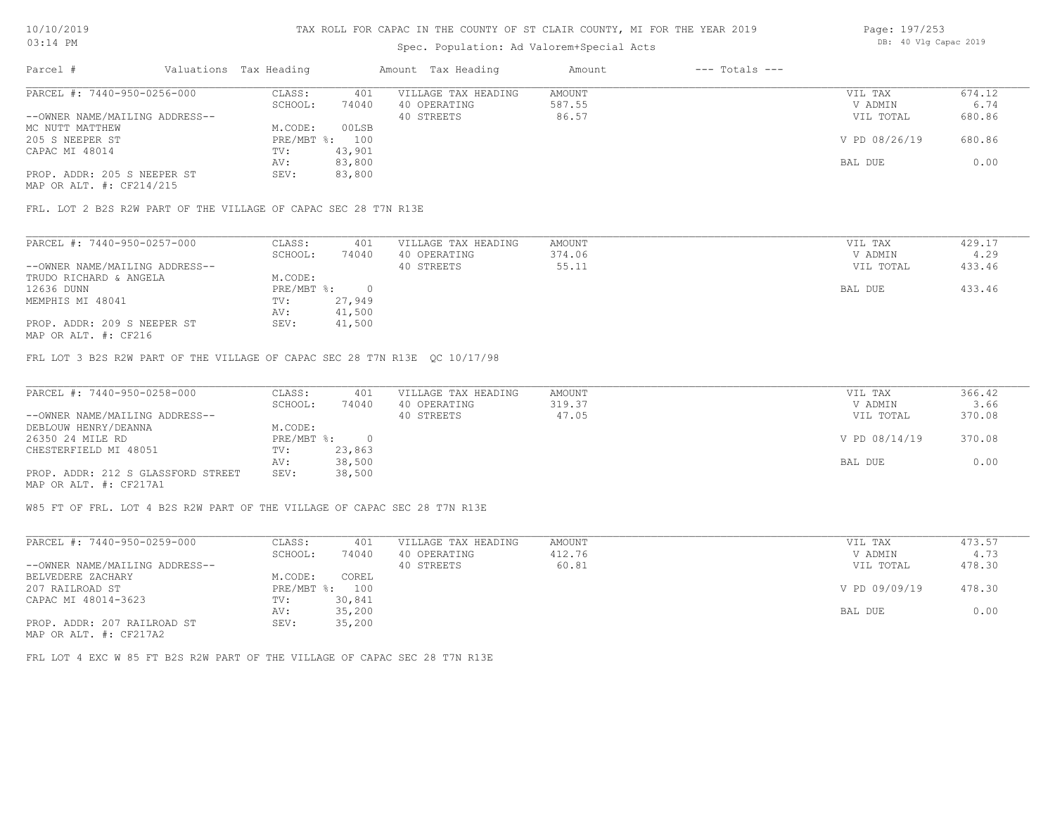# TAX ROLL FOR CAPAC IN THE COUNTY OF ST CLAIR COUNTY, MI FOR THE YEAR 2019

Spec. Population: Ad Valorem+Special Acts

| Parcel # | Valuations | Tax Heading | Amount | Tax Heading | Amount | --- Totals --- | |
|---|---|---|---|---|---|---|---|
| PARCEL #: 7440-950-0256-000 | CLASS: | 401 | VILLAGE TAX HEADING | AMOUNT | | VIL TAX | 674.12 |
| | SCHOOL: | 74040 | 40 OPERATING | 587.55 | | V ADMIN | 6.74 |
| --OWNER NAME/MAILING ADDRESS-- | | | 40 STREETS | 86.57 | | VIL TOTAL | 680.86 |
| MC NUTT MATTHEW | M.CODE: | 00LSB | | | | | |
| 205 S NEEPER ST | PRE/MBT %: | 100 | | | | V PD 08/26/19 | 680.86 |
| CAPAC MI 48014 | TV: | 43,901 | | | | | |
| | AV: | 83,800 | | | | BAL DUE | 0.00 |
| PROP. ADDR: 205 S NEEPER ST | SEV: | 83,800 | | | | | |
| MAP OR ALT. #: CF214/215 | | | | | | | |

FRL. LOT 2 B2S R2W PART OF THE VILLAGE OF CAPAC SEC 28 T7N R13E

| Parcel # | Valuations | Tax Heading | Amount | Tax Heading | Amount | --- Totals --- | |
|---|---|---|---|---|---|---|---|
| PARCEL #: 7440-950-0257-000 | CLASS: | 401 | VILLAGE TAX HEADING | AMOUNT | | VIL TAX | 429.17 |
| | SCHOOL: | 74040 | 40 OPERATING | 374.06 | | V ADMIN | 4.29 |
| --OWNER NAME/MAILING ADDRESS-- | | | 40 STREETS | 55.11 | | VIL TOTAL | 433.46 |
| TRUDO RICHARD & ANGELA | M.CODE: | | | | | | |
| 12636 DUNN | PRE/MBT %: | 0 | | | | BAL DUE | 433.46 |
| MEMPHIS MI 48041 | TV: | 27,949 | | | | | |
| | AV: | 41,500 | | | | | |
| PROP. ADDR: 209 S NEEPER ST | SEV: | 41,500 | | | | | |
| MAP OR ALT. #: CF216 | | | | | | | |

FRL LOT 3 B2S R2W PART OF THE VILLAGE OF CAPAC SEC 28 T7N R13E QC 10/17/98

| Parcel # | Valuations | Tax Heading | Amount | Tax Heading | Amount | --- Totals --- | |
|---|---|---|---|---|---|---|---|
| PARCEL #: 7440-950-0258-000 | CLASS: | 401 | VILLAGE TAX HEADING | AMOUNT | | VIL TAX | 366.42 |
| | SCHOOL: | 74040 | 40 OPERATING | 319.37 | | V ADMIN | 3.66 |
| --OWNER NAME/MAILING ADDRESS-- | | | 40 STREETS | 47.05 | | VIL TOTAL | 370.08 |
| DEBLOUW HENRY/DEANNA | M.CODE: | | | | | | |
| 26350 24 MILE RD | PRE/MBT %: | 0 | | | | V PD 08/14/19 | 370.08 |
| CHESTERFIELD MI 48051 | TV: | 23,863 | | | | | |
| | AV: | 38,500 | | | | BAL DUE | 0.00 |
| PROP. ADDR: 212 S GLASSFORD STREET | SEV: | 38,500 | | | | | |
| MAP OR ALT. #: CF217A1 | | | | | | | |

W85 FT OF FRL. LOT 4 B2S R2W PART OF THE VILLAGE OF CAPAC SEC 28 T7N R13E

| Parcel # | Valuations | Tax Heading | Amount | Tax Heading | Amount | --- Totals --- | |
|---|---|---|---|---|---|---|---|
| PARCEL #: 7440-950-0259-000 | CLASS: | 401 | VILLAGE TAX HEADING | AMOUNT | | VIL TAX | 473.57 |
| | SCHOOL: | 74040 | 40 OPERATING | 412.76 | | V ADMIN | 4.73 |
| --OWNER NAME/MAILING ADDRESS-- | | | 40 STREETS | 60.81 | | VIL TOTAL | 478.30 |
| BELVEDERE ZACHARY | M.CODE: | COREL | | | | | |
| 207 RAILROAD ST | PRE/MBT %: | 100 | | | | V PD 09/09/19 | 478.30 |
| CAPAC MI 48014-3623 | TV: | 30,841 | | | | | |
| | AV: | 35,200 | | | | BAL DUE | 0.00 |
| PROP. ADDR: 207 RAILROAD ST | SEV: | 35,200 | | | | | |
| MAP OR ALT. #: CF217A2 | | | | | | | |

FRL LOT 4 EXC W 85 FT B2S R2W PART OF THE VILLAGE OF CAPAC SEC 28 T7N R13E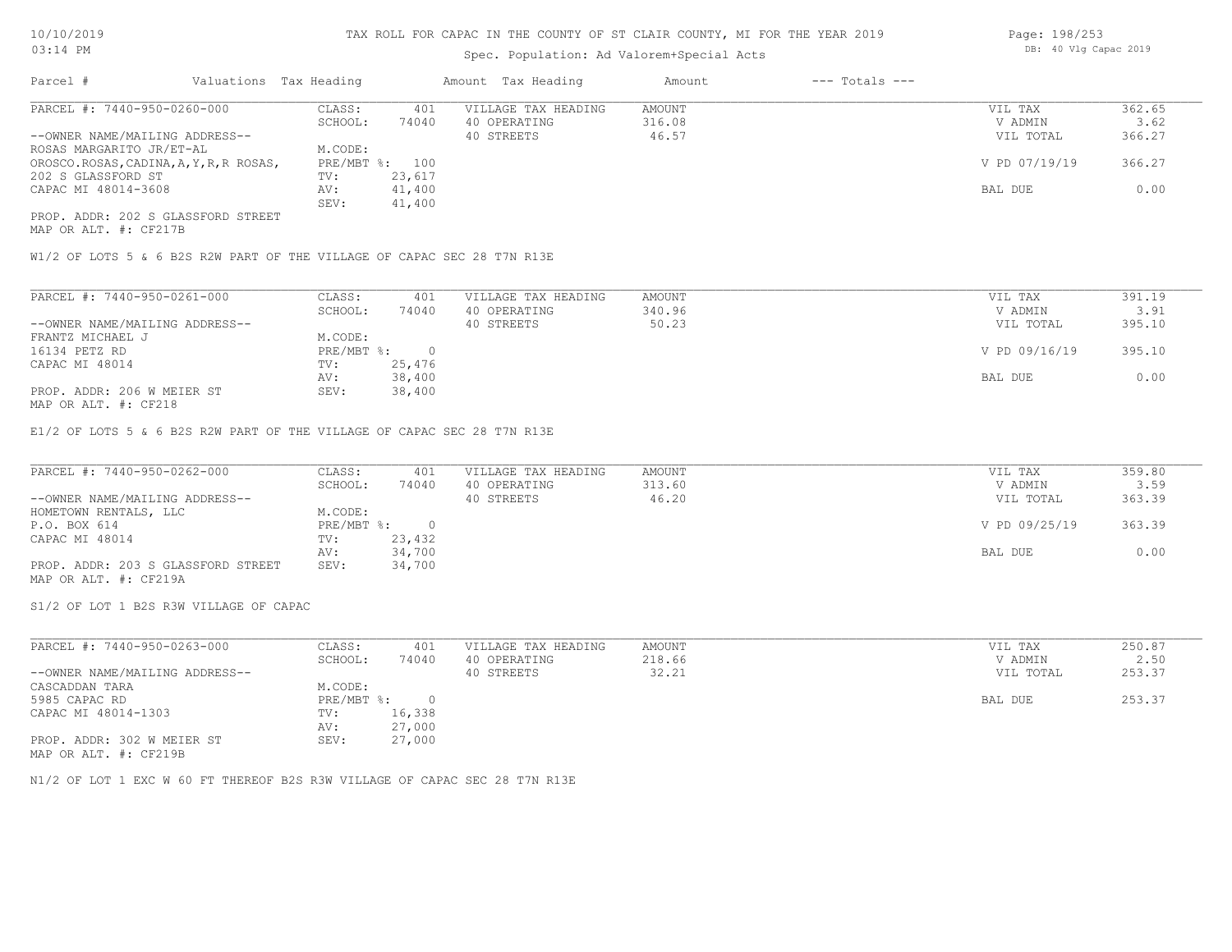# TAX ROLL FOR CAPAC IN THE COUNTY OF ST CLAIR COUNTY, MI FOR THE YEAR 2019

10/10/2019
03:14 PM

Spec. Population: Ad Valorem+Special Acts

DB: 40 Vlg Capac 2019

| Parcel # | Valuations | Tax Heading | Amount | Tax Heading | Amount | --- Totals --- | |
|---|---|---|---|---|---|---|---|

---

**PARCEL #: 7440-950-0260-000**

| | | | | | |
|---|---|---|---|---|---|
| CLASS: | 401 | VILLAGE TAX HEADING | AMOUNT | VIL TAX | 362.65 |
| SCHOOL: | 74040 | 40 OPERATING | 316.08 | V ADMIN | 3.62 |
| | | 40 STREETS | 46.57 | VIL TOTAL | 366.27 |
| M.CODE: | | | | | |
| PRE/MBT %: | 100 | | | V PD 07/19/19 | 366.27 |
| TV: | 23,617 | | | | |
| AV: | 41,400 | | | BAL DUE | 0.00 |
| SEV: | 41,400 | | | | |

--OWNER NAME/MAILING ADDRESS--
ROSAS MARGARITO JR/ET-AL
OROSCO.ROSAS,CADINA,A,Y,R,R ROSAS,
202 S GLASSFORD ST
CAPAC MI 48014-3608

PROP. ADDR: 202 S GLASSFORD STREET
MAP OR ALT. #: CF217B

W1/2 OF LOTS 5 & 6 B2S R2W PART OF THE VILLAGE OF CAPAC SEC 28 T7N R13E

---

**PARCEL #: 7440-950-0261-000**

| | | | | | |
|---|---|---|---|---|---|
| CLASS: | 401 | VILLAGE TAX HEADING | AMOUNT | VIL TAX | 391.19 |
| SCHOOL: | 74040 | 40 OPERATING | 340.96 | V ADMIN | 3.91 |
| | | 40 STREETS | 50.23 | VIL TOTAL | 395.10 |
| M.CODE: | | | | | |
| PRE/MBT %: | 0 | | | V PD 09/16/19 | 395.10 |
| TV: | 25,476 | | | | |
| AV: | 38,400 | | | BAL DUE | 0.00 |
| SEV: | 38,400 | | | | |

--OWNER NAME/MAILING ADDRESS--
FRANTZ MICHAEL J
16134 PETZ RD
CAPAC MI 48014

PROP. ADDR: 206 W MEIER ST
MAP OR ALT. #: CF218

E1/2 OF LOTS 5 & 6 B2S R2W PART OF THE VILLAGE OF CAPAC SEC 28 T7N R13E

---

**PARCEL #: 7440-950-0262-000**

| | | | | | |
|---|---|---|---|---|---|
| CLASS: | 401 | VILLAGE TAX HEADING | AMOUNT | VIL TAX | 359.80 |
| SCHOOL: | 74040 | 40 OPERATING | 313.60 | V ADMIN | 3.59 |
| | | 40 STREETS | 46.20 | VIL TOTAL | 363.39 |
| M.CODE: | | | | | |
| PRE/MBT %: | 0 | | | V PD 09/25/19 | 363.39 |
| TV: | 23,432 | | | | |
| AV: | 34,700 | | | BAL DUE | 0.00 |
| SEV: | 34,700 | | | | |

--OWNER NAME/MAILING ADDRESS--
HOMETOWN RENTALS, LLC
P.O. BOX 614
CAPAC MI 48014

PROP. ADDR: 203 S GLASSFORD STREET
MAP OR ALT. #: CF219A

S1/2 OF LOT 1 B2S R3W VILLAGE OF CAPAC

---

**PARCEL #: 7440-950-0263-000**

| | | | | | |
|---|---|---|---|---|---|
| CLASS: | 401 | VILLAGE TAX HEADING | AMOUNT | VIL TAX | 250.87 |
| SCHOOL: | 74040 | 40 OPERATING | 218.66 | V ADMIN | 2.50 |
| | | 40 STREETS | 32.21 | VIL TOTAL | 253.37 |
| M.CODE: | | | | | |
| PRE/MBT %: | 0 | | | BAL DUE | 253.37 |
| TV: | 16,338 | | | | |
| AV: | 27,000 | | | | |
| SEV: | 27,000 | | | | |

--OWNER NAME/MAILING ADDRESS--
CASCADDAN TARA
5985 CAPAC RD
CAPAC MI 48014-1303

PROP. ADDR: 302 W MEIER ST
MAP OR ALT. #: CF219B

N1/2 OF LOT 1 EXC W 60 FT THEREOF B2S R3W VILLAGE OF CAPAC SEC 28 T7N R13E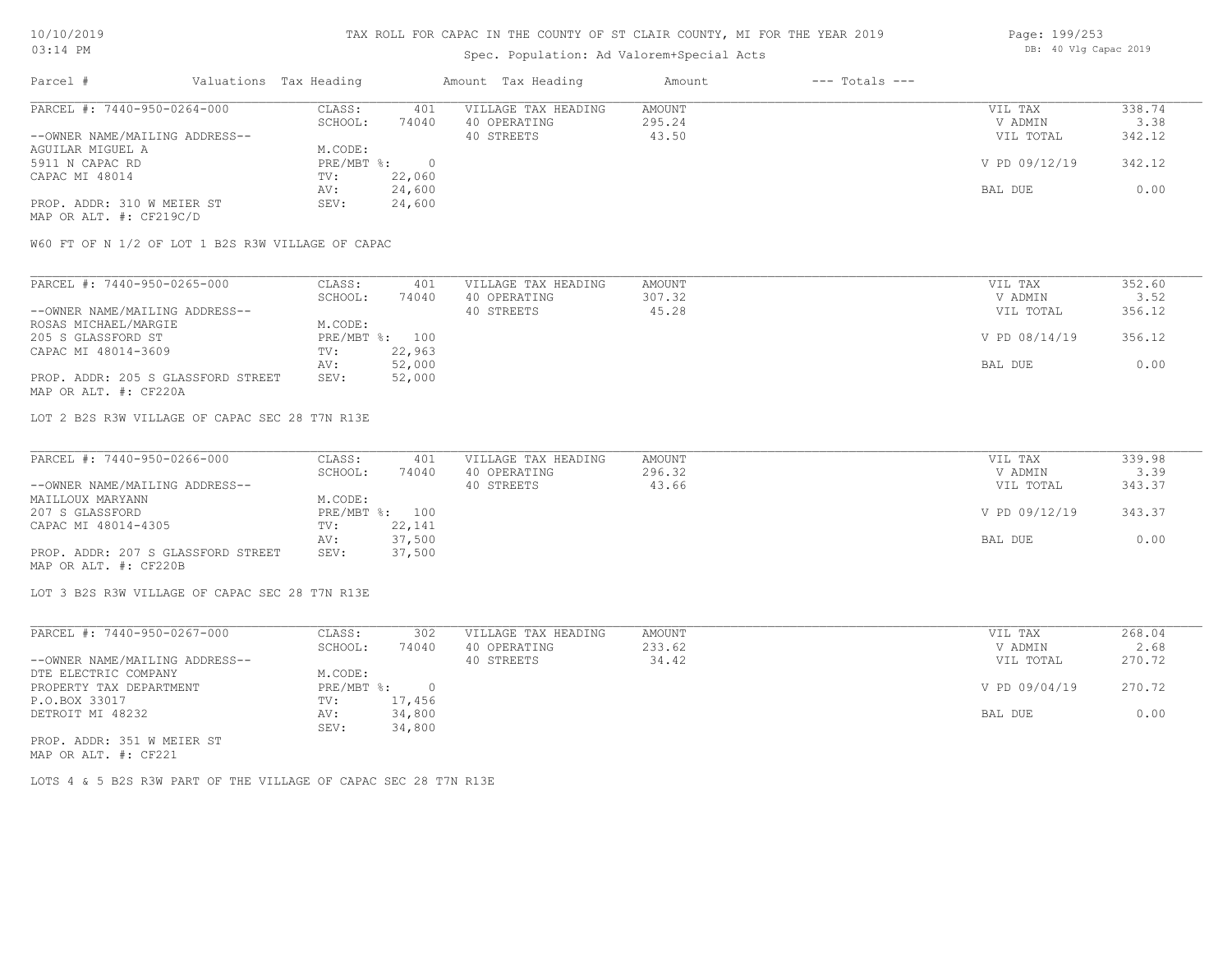# TAX ROLL FOR CAPAC IN THE COUNTY OF ST CLAIR COUNTY, MI FOR THE YEAR 2019

Spec. Population: Ad Valorem+Special Acts

DB: 40 Vlg Capac 2019

| Parcel # | Valuations | Tax Heading | Amount | Tax Heading | Amount | --- Totals --- | |
|---|---|---|---|---|---|---|---|
| PARCEL #: 7440-950-0264-000 | CLASS: | 401 | VILLAGE TAX HEADING | AMOUNT | | VIL TAX | 338.74 |
| | SCHOOL: | 74040 | 40 OPERATING | 295.24 | | V ADMIN | 3.38 |
| --OWNER NAME/MAILING ADDRESS-- | | | 40 STREETS | 43.50 | | VIL TOTAL | 342.12 |
| AGUILAR MIGUEL A | M.CODE: | | | | | | |
| 5911 N CAPAC RD | PRE/MBT %: | 0 | | | | V PD 09/12/19 | 342.12 |
| CAPAC MI 48014 | TV: | 22,060 | | | | | |
| | AV: | 24,600 | | | | BAL DUE | 0.00 |
| PROP. ADDR: 310 W MEIER ST | SEV: | 24,600 | | | | | |
| MAP OR ALT. #: CF219C/D | | | | | | | |

W60 FT OF N 1/2 OF LOT 1 B2S R3W VILLAGE OF CAPAC

| Parcel # | Valuations | Tax Heading | Amount | Tax Heading | Amount | --- Totals --- | |
|---|---|---|---|---|---|---|---|
| PARCEL #: 7440-950-0265-000 | CLASS: | 401 | VILLAGE TAX HEADING | AMOUNT | | VIL TAX | 352.60 |
| | SCHOOL: | 74040 | 40 OPERATING | 307.32 | | V ADMIN | 3.52 |
| --OWNER NAME/MAILING ADDRESS-- | | | 40 STREETS | 45.28 | | VIL TOTAL | 356.12 |
| ROSAS MICHAEL/MARGIE | M.CODE: | | | | | | |
| 205 S GLASSFORD ST | PRE/MBT %: | 100 | | | | V PD 08/14/19 | 356.12 |
| CAPAC MI 48014-3609 | TV: | 22,963 | | | | | |
| | AV: | 52,000 | | | | BAL DUE | 0.00 |
| PROP. ADDR: 205 S GLASSFORD STREET | SEV: | 52,000 | | | | | |
| MAP OR ALT. #: CF220A | | | | | | | |

LOT 2 B2S R3W VILLAGE OF CAPAC SEC 28 T7N R13E

| Parcel # | Valuations | Tax Heading | Amount | Tax Heading | Amount | --- Totals --- | |
|---|---|---|---|---|---|---|---|
| PARCEL #: 7440-950-0266-000 | CLASS: | 401 | VILLAGE TAX HEADING | AMOUNT | | VIL TAX | 339.98 |
| | SCHOOL: | 74040 | 40 OPERATING | 296.32 | | V ADMIN | 3.39 |
| --OWNER NAME/MAILING ADDRESS-- | | | 40 STREETS | 43.66 | | VIL TOTAL | 343.37 |
| MAILLOUX MARYANN | M.CODE: | | | | | | |
| 207 S GLASSFORD | PRE/MBT %: | 100 | | | | V PD 09/12/19 | 343.37 |
| CAPAC MI 48014-4305 | TV: | 22,141 | | | | | |
| | AV: | 37,500 | | | | BAL DUE | 0.00 |
| PROP. ADDR: 207 S GLASSFORD STREET | SEV: | 37,500 | | | | | |
| MAP OR ALT. #: CF220B | | | | | | | |

LOT 3 B2S R3W VILLAGE OF CAPAC SEC 28 T7N R13E

| Parcel # | Valuations | Tax Heading | Amount | Tax Heading | Amount | --- Totals --- | |
|---|---|---|---|---|---|---|---|
| PARCEL #: 7440-950-0267-000 | CLASS: | 302 | VILLAGE TAX HEADING | AMOUNT | | VIL TAX | 268.04 |
| | SCHOOL: | 74040 | 40 OPERATING | 233.62 | | V ADMIN | 2.68 |
| --OWNER NAME/MAILING ADDRESS-- | | | 40 STREETS | 34.42 | | VIL TOTAL | 270.72 |
| DTE ELECTRIC COMPANY | M.CODE: | | | | | | |
| PROPERTY TAX DEPARTMENT | PRE/MBT %: | 0 | | | | V PD 09/04/19 | 270.72 |
| P.O.BOX 33017 | TV: | 17,456 | | | | | |
| DETROIT MI 48232 | AV: | 34,800 | | | | BAL DUE | 0.00 |
| | SEV: | 34,800 | | | | | |
| PROP. ADDR: 351 W MEIER ST | | | | | | | |
| MAP OR ALT. #: CF221 | | | | | | | |

LOTS 4 & 5 B2S R3W PART OF THE VILLAGE OF CAPAC SEC 28 T7N R13E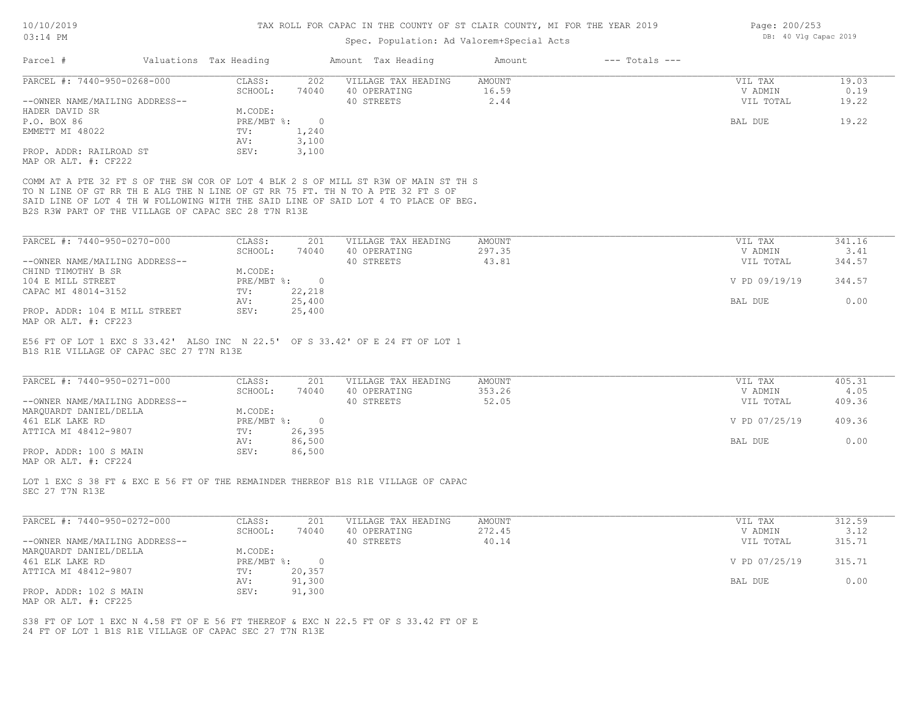# TAX ROLL FOR CAPAC IN THE COUNTY OF ST CLAIR COUNTY, MI FOR THE YEAR 2019

Spec. Population: Ad Valorem+Special Acts

| Parcel # | Valuations | Tax Heading | Amount | Tax Heading | Amount | --- Totals --- | |
|---|---|---|---|---|---|---|---|
| PARCEL #: 7440-950-0268-000 | CLASS: | 202 | VILLAGE TAX HEADING | AMOUNT | | VIL TAX | 19.03 |
| | SCHOOL: | 74040 | 40 OPERATING | 16.59 | | V ADMIN | 0.19 |
| --OWNER NAME/MAILING ADDRESS-- | | | 40 STREETS | 2.44 | | VIL TOTAL | 19.22 |
| HADER DAVID SR | M.CODE: | | | | | | |
| P.O. BOX 86 | PRE/MBT %: | 0 | | | | BAL DUE | 19.22 |
| EMMETT MI 48022 | TV: | 1,240 | | | | | |
| | AV: | 3,100 | | | | | |
| PROP. ADDR: RAILROAD ST | SEV: | 3,100 | | | | | |
| MAP OR ALT. #: CF222 | | | | | | | |

COMM AT A PTE 32 FT S OF THE SW COR OF LOT 4 BLK 2 S OF MILL ST R3W OF MAIN ST TH S TO N LINE OF GT RR TH E ALG THE N LINE OF GT RR 75 FT. TH N TO A PTE 32 FT S OF SAID LINE OF LOT 4 TH W FOLLOWING WITH THE SAID LINE OF SAID LOT 4 TO PLACE OF BEG. B2S R3W PART OF THE VILLAGE OF CAPAC SEC 28 T7N R13E

| Parcel # | Valuations | Tax Heading | Amount | Tax Heading | Amount | --- Totals --- | |
|---|---|---|---|---|---|---|---|
| PARCEL #: 7440-950-0270-000 | CLASS: | 201 | VILLAGE TAX HEADING | AMOUNT | | VIL TAX | 341.16 |
| | SCHOOL: | 74040 | 40 OPERATING | 297.35 | | V ADMIN | 3.41 |
| --OWNER NAME/MAILING ADDRESS-- | | | 40 STREETS | 43.81 | | VIL TOTAL | 344.57 |
| CHIND TIMOTHY B SR | M.CODE: | | | | | | |
| 104 E MILL STREET | PRE/MBT %: | 0 | | | | V PD 09/19/19 | 344.57 |
| CAPAC MI 48014-3152 | TV: | 22,218 | | | | | |
| | AV: | 25,400 | | | | BAL DUE | 0.00 |
| PROP. ADDR: 104 E MILL STREET | SEV: | 25,400 | | | | | |
| MAP OR ALT. #: CF223 | | | | | | | |

E56 FT OF LOT 1 EXC S 33.42' ALSO INC N 22.5' OF S 33.42' OF E 24 FT OF LOT 1 B1S R1E VILLAGE OF CAPAC SEC 27 T7N R13E

| Parcel # | Valuations | Tax Heading | Amount | Tax Heading | Amount | --- Totals --- | |
|---|---|---|---|---|---|---|---|
| PARCEL #: 7440-950-0271-000 | CLASS: | 201 | VILLAGE TAX HEADING | AMOUNT | | VIL TAX | 405.31 |
| | SCHOOL: | 74040 | 40 OPERATING | 353.26 | | V ADMIN | 4.05 |
| --OWNER NAME/MAILING ADDRESS-- | | | 40 STREETS | 52.05 | | VIL TOTAL | 409.36 |
| MARQUARDT DANIEL/DELLA | M.CODE: | | | | | | |
| 461 ELK LAKE RD | PRE/MBT %: | 0 | | | | V PD 07/25/19 | 409.36 |
| ATTICA MI 48412-9807 | TV: | 26,395 | | | | | |
| | AV: | 86,500 | | | | BAL DUE | 0.00 |
| PROP. ADDR: 100 S MAIN | SEV: | 86,500 | | | | | |
| MAP OR ALT. #: CF224 | | | | | | | |

LOT 1 EXC S 38 FT & EXC E 56 FT OF THE REMAINDER THEREOF B1S R1E VILLAGE OF CAPAC SEC 27 T7N R13E

| Parcel # | Valuations | Tax Heading | Amount | Tax Heading | Amount | --- Totals --- | |
|---|---|---|---|---|---|---|---|
| PARCEL #: 7440-950-0272-000 | CLASS: | 201 | VILLAGE TAX HEADING | AMOUNT | | VIL TAX | 312.59 |
| | SCHOOL: | 74040 | 40 OPERATING | 272.45 | | V ADMIN | 3.12 |
| --OWNER NAME/MAILING ADDRESS-- | | | 40 STREETS | 40.14 | | VIL TOTAL | 315.71 |
| MARQUARDT DANIEL/DELLA | M.CODE: | | | | | | |
| 461 ELK LAKE RD | PRE/MBT %: | 0 | | | | V PD 07/25/19 | 315.71 |
| ATTICA MI 48412-9807 | TV: | 20,357 | | | | | |
| | AV: | 91,300 | | | | BAL DUE | 0.00 |
| PROP. ADDR: 102 S MAIN | SEV: | 91,300 | | | | | |
| MAP OR ALT. #: CF225 | | | | | | | |

S38 FT OF LOT 1 EXC N 4.58 FT OF E 56 FT THEREOF & EXC N 22.5 FT OF S 33.42 FT OF E 24 FT OF LOT 1 B1S R1E VILLAGE OF CAPAC SEC 27 T7N R13E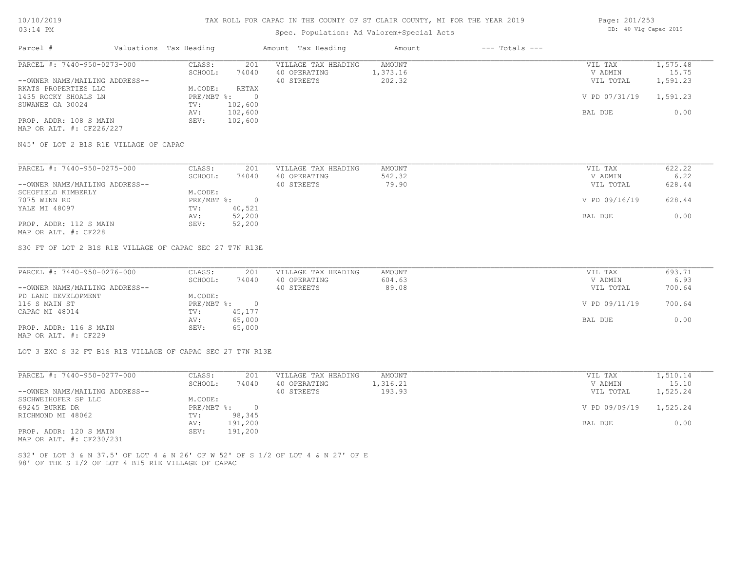# TAX ROLL FOR CAPAC IN THE COUNTY OF ST CLAIR COUNTY, MI FOR THE YEAR 2019

10/10/2019
03:14 PM

Spec. Population: Ad Valorem+Special Acts

DB: 40 Vlg Capac 2019

| Parcel # | Valuations | Tax Heading | Amount | Tax Heading | Amount | --- Totals --- | |
|---|---|---|---|---|---|---|---|

---

**PARCEL #: 7440-950-0273-000**

--OWNER NAME/MAILING ADDRESS--
RKATS PROPERTIES LLC
1435 ROCKY SHOALS LN
SUWANEE GA 30024

PROP. ADDR: 108 S MAIN
MAP OR ALT. #: CF226/227

| | | | | | |
|---|---|---|---|---|---|
| CLASS: | 201 | VILLAGE TAX HEADING | AMOUNT | VIL TAX | 1,575.48 |
| SCHOOL: | 74040 | 40 OPERATING | 1,373.16 | V ADMIN | 15.75 |
| M.CODE: | RETAX | 40 STREETS | 202.32 | VIL TOTAL | 1,591.23 |
| PRE/MBT %: | 0 | | | V PD 07/31/19 | 1,591.23 |
| TV: | 102,600 | | | | |
| AV: | 102,600 | | | BAL DUE | 0.00 |
| SEV: | 102,600 | | | | |

N45' OF LOT 2 B1S R1E VILLAGE OF CAPAC

---

**PARCEL #: 7440-950-0275-000**

--OWNER NAME/MAILING ADDRESS--
SCHOFIELD KIMBERLY
7075 WINN RD
YALE MI 48097

PROP. ADDR: 112 S MAIN
MAP OR ALT. #: CF228

| | | | | | |
|---|---|---|---|---|---|
| CLASS: | 201 | VILLAGE TAX HEADING | AMOUNT | VIL TAX | 622.22 |
| SCHOOL: | 74040 | 40 OPERATING | 542.32 | V ADMIN | 6.22 |
| M.CODE: | | 40 STREETS | 79.90 | VIL TOTAL | 628.44 |
| PRE/MBT %: | 0 | | | V PD 09/16/19 | 628.44 |
| TV: | 40,521 | | | | |
| AV: | 52,200 | | | BAL DUE | 0.00 |
| SEV: | 52,200 | | | | |

S30 FT OF LOT 2 B1S R1E VILLAGE OF CAPAC SEC 27 T7N R13E

---

**PARCEL #: 7440-950-0276-000**

--OWNER NAME/MAILING ADDRESS--
PD LAND DEVELOPMENT
116 S MAIN ST
CAPAC MI 48014

PROP. ADDR: 116 S MAIN
MAP OR ALT. #: CF229

| | | | | | |
|---|---|---|---|---|---|
| CLASS: | 201 | VILLAGE TAX HEADING | AMOUNT | VIL TAX | 693.71 |
| SCHOOL: | 74040 | 40 OPERATING | 604.63 | V ADMIN | 6.93 |
| M.CODE: | | 40 STREETS | 89.08 | VIL TOTAL | 700.64 |
| PRE/MBT %: | 0 | | | V PD 09/11/19 | 700.64 |
| TV: | 45,177 | | | | |
| AV: | 65,000 | | | BAL DUE | 0.00 |
| SEV: | 65,000 | | | | |

LOT 3 EXC S 32 FT B1S R1E VILLAGE OF CAPAC SEC 27 T7N R13E

---

**PARCEL #: 7440-950-0277-000**

--OWNER NAME/MAILING ADDRESS--
SSCHWEIHOFER SP LLC
69245 BURKE DR
RICHMOND MI 48062

PROP. ADDR: 120 S MAIN
MAP OR ALT. #: CF230/231

| | | | | | |
|---|---|---|---|---|---|
| CLASS: | 201 | VILLAGE TAX HEADING | AMOUNT | VIL TAX | 1,510.14 |
| SCHOOL: | 74040 | 40 OPERATING | 1,316.21 | V ADMIN | 15.10 |
| M.CODE: | | 40 STREETS | 193.93 | VIL TOTAL | 1,525.24 |
| PRE/MBT %: | 0 | | | V PD 09/09/19 | 1,525.24 |
| TV: | 98,345 | | | | |
| AV: | 191,200 | | | BAL DUE | 0.00 |
| SEV: | 191,200 | | | | |

S32' OF LOT 3 & N 37.5' OF LOT 4 & N 26' OF W 52' OF S 1/2 OF LOT 4 & N 27' OF E 98' OF THE S 1/2 OF LOT 4 B15 R1E VILLAGE OF CAPAC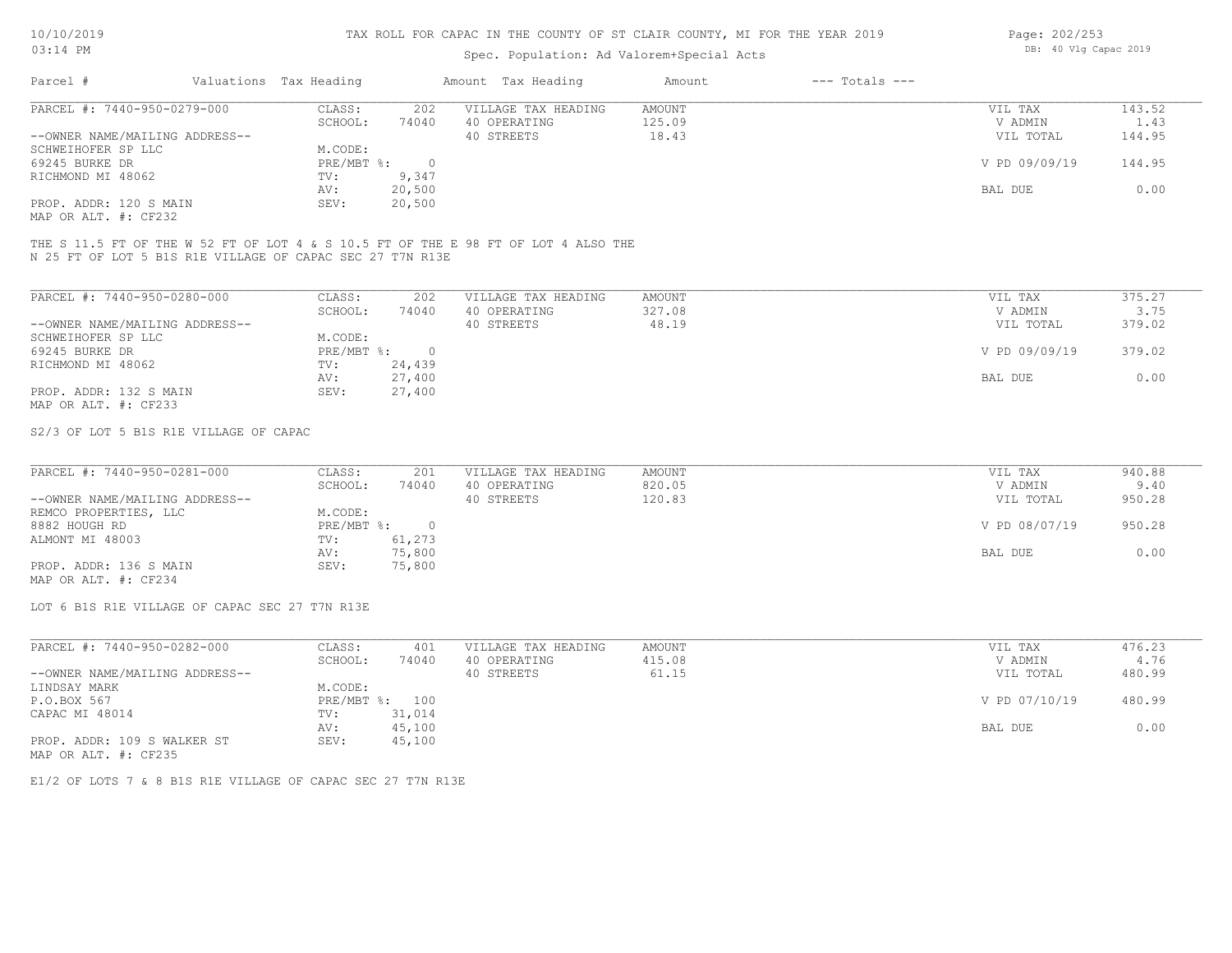# TAX ROLL FOR CAPAC IN THE COUNTY OF ST CLAIR COUNTY, MI FOR THE YEAR 2019

10/10/2019
03:14 PM

Spec. Population: Ad Valorem+Special Acts

DB: 40 Vlg Capac 2019

| Parcel # | Valuations | Tax Heading | Amount | Tax Heading | Amount | --- Totals --- | |
|---|---|---|---|---|---|---|---|
| PARCEL #: 7440-950-0279-000 | CLASS: | 202 | VILLAGE TAX HEADING | AMOUNT | | VIL TAX | 143.52 |
| | SCHOOL: | 74040 | 40 OPERATING | 125.09 | | V ADMIN | 1.43 |
| --OWNER NAME/MAILING ADDRESS-- | | | 40 STREETS | 18.43 | | VIL TOTAL | 144.95 |
| SCHWEIHOFER SP LLC | M.CODE: | | | | | | |
| 69245 BURKE DR | PRE/MBT %: | 0 | | | | V PD 09/09/19 | 144.95 |
| RICHMOND MI 48062 | TV: | 9,347 | | | | | |
| | AV: | 20,500 | | | | BAL DUE | 0.00 |
| PROP. ADDR: 120 S MAIN | SEV: | 20,500 | | | | | |
| MAP OR ALT. #: CF232 | | | | | | | |

THE S 11.5 FT OF THE W 52 FT OF LOT 4 & S 10.5 FT OF THE E 98 FT OF LOT 4 ALSO THE N 25 FT OF LOT 5 B1S R1E VILLAGE OF CAPAC SEC 27 T7N R13E

| Parcel # | Valuations | Tax Heading | Amount | Tax Heading | Amount | --- Totals --- | |
|---|---|---|---|---|---|---|---|
| PARCEL #: 7440-950-0280-000 | CLASS: | 202 | VILLAGE TAX HEADING | AMOUNT | | VIL TAX | 375.27 |
| | SCHOOL: | 74040 | 40 OPERATING | 327.08 | | V ADMIN | 3.75 |
| --OWNER NAME/MAILING ADDRESS-- | | | 40 STREETS | 48.19 | | VIL TOTAL | 379.02 |
| SCHWEIHOFER SP LLC | M.CODE: | | | | | | |
| 69245 BURKE DR | PRE/MBT %: | 0 | | | | V PD 09/09/19 | 379.02 |
| RICHMOND MI 48062 | TV: | 24,439 | | | | | |
| | AV: | 27,400 | | | | BAL DUE | 0.00 |
| PROP. ADDR: 132 S MAIN | SEV: | 27,400 | | | | | |
| MAP OR ALT. #: CF233 | | | | | | | |

S2/3 OF LOT 5 B1S R1E VILLAGE OF CAPAC

| Parcel # | Valuations | Tax Heading | Amount | Tax Heading | Amount | --- Totals --- | |
|---|---|---|---|---|---|---|---|
| PARCEL #: 7440-950-0281-000 | CLASS: | 201 | VILLAGE TAX HEADING | AMOUNT | | VIL TAX | 940.88 |
| | SCHOOL: | 74040 | 40 OPERATING | 820.05 | | V ADMIN | 9.40 |
| --OWNER NAME/MAILING ADDRESS-- | | | 40 STREETS | 120.83 | | VIL TOTAL | 950.28 |
| REMCO PROPERTIES, LLC | M.CODE: | | | | | | |
| 8882 HOUGH RD | PRE/MBT %: | 0 | | | | V PD 08/07/19 | 950.28 |
| ALMONT MI 48003 | TV: | 61,273 | | | | | |
| | AV: | 75,800 | | | | BAL DUE | 0.00 |
| PROP. ADDR: 136 S MAIN | SEV: | 75,800 | | | | | |
| MAP OR ALT. #: CF234 | | | | | | | |

LOT 6 B1S R1E VILLAGE OF CAPAC SEC 27 T7N R13E

| Parcel # | Valuations | Tax Heading | Amount | Tax Heading | Amount | --- Totals --- | |
|---|---|---|---|---|---|---|---|
| PARCEL #: 7440-950-0282-000 | CLASS: | 401 | VILLAGE TAX HEADING | AMOUNT | | VIL TAX | 476.23 |
| | SCHOOL: | 74040 | 40 OPERATING | 415.08 | | V ADMIN | 4.76 |
| --OWNER NAME/MAILING ADDRESS-- | | | 40 STREETS | 61.15 | | VIL TOTAL | 480.99 |
| LINDSAY MARK | M.CODE: | | | | | | |
| P.O.BOX 567 | PRE/MBT %: | 100 | | | | V PD 07/10/19 | 480.99 |
| CAPAC MI 48014 | TV: | 31,014 | | | | | |
| | AV: | 45,100 | | | | BAL DUE | 0.00 |
| PROP. ADDR: 109 S WALKER ST | SEV: | 45,100 | | | | | |
| MAP OR ALT. #: CF235 | | | | | | | |

E1/2 OF LOTS 7 & 8 B1S R1E VILLAGE OF CAPAC SEC 27 T7N R13E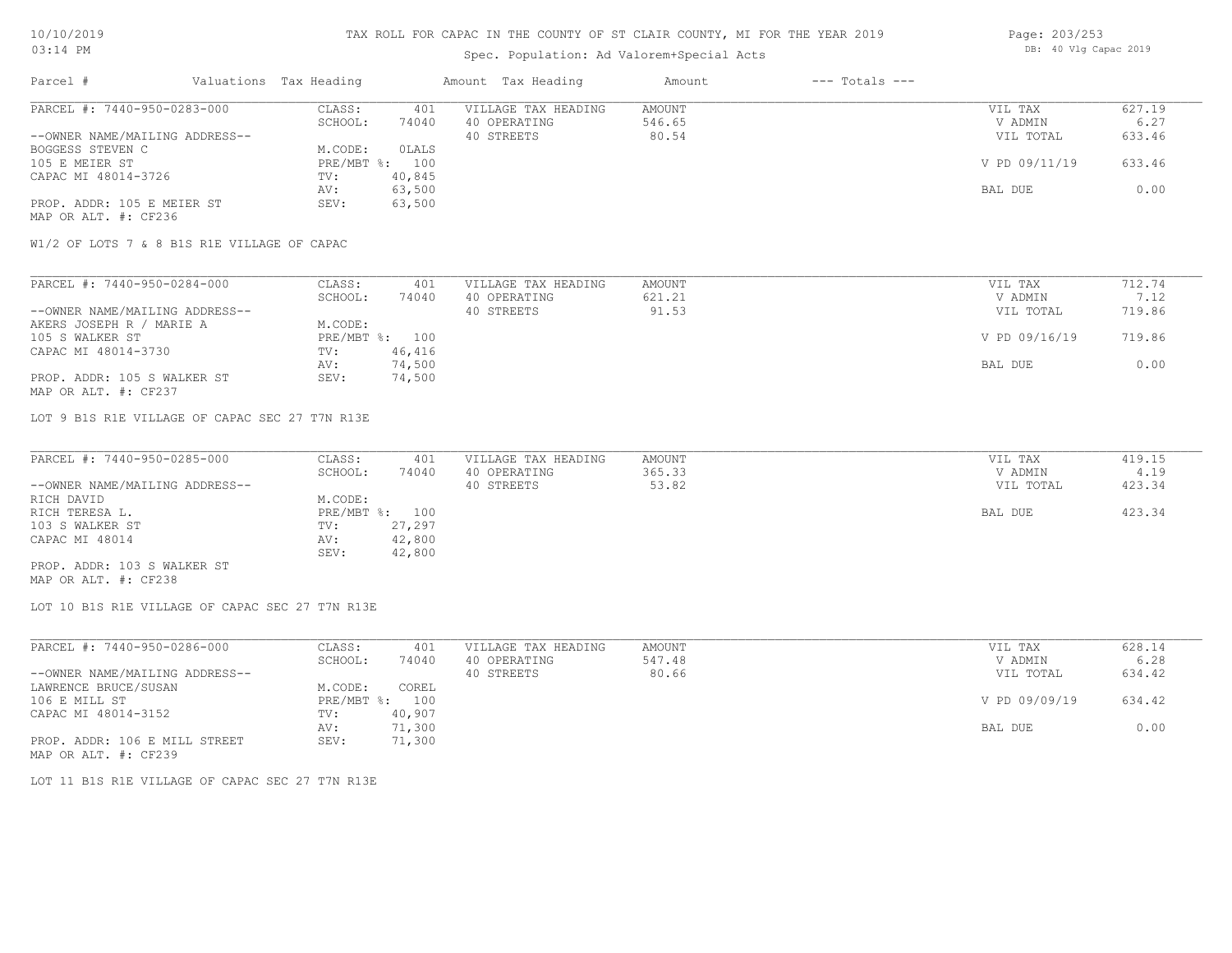# TAX ROLL FOR CAPAC IN THE COUNTY OF ST CLAIR COUNTY, MI FOR THE YEAR 2019

Spec. Population: Ad Valorem+Special Acts

| Parcel # | Valuations | Tax Heading | Amount | Tax Heading | Amount | --- Totals --- | |
|---|---|---|---|---|---|---|---|
| PARCEL #: 7440-950-0283-000 | CLASS: | 401 | VILLAGE TAX HEADING | AMOUNT | | VIL TAX | 627.19 |
| | SCHOOL: | 74040 | 40 OPERATING | 546.65 | | V ADMIN | 6.27 |
| --OWNER NAME/MAILING ADDRESS-- | | | 40 STREETS | 80.54 | | VIL TOTAL | 633.46 |
| BOGGESS STEVEN C | M.CODE: | 0LALS | | | | | |
| 105 E MEIER ST | PRE/MBT %: | 100 | | | | V PD 09/11/19 | 633.46 |
| CAPAC MI 48014-3726 | TV: | 40,845 | | | | | |
| | AV: | 63,500 | | | | BAL DUE | 0.00 |
| PROP. ADDR: 105 E MEIER ST | SEV: | 63,500 | | | | | |
| MAP OR ALT. #: CF236 | | | | | | | |

W1/2 OF LOTS 7 & 8 B1S R1E VILLAGE OF CAPAC

| Parcel # | Valuations | Tax Heading | Amount | Tax Heading | Amount | --- Totals --- | |
|---|---|---|---|---|---|---|---|
| PARCEL #: 7440-950-0284-000 | CLASS: | 401 | VILLAGE TAX HEADING | AMOUNT | | VIL TAX | 712.74 |
| | SCHOOL: | 74040 | 40 OPERATING | 621.21 | | V ADMIN | 7.12 |
| --OWNER NAME/MAILING ADDRESS-- | | | 40 STREETS | 91.53 | | VIL TOTAL | 719.86 |
| AKERS JOSEPH R / MARIE A | M.CODE: | | | | | | |
| 105 S WALKER ST | PRE/MBT %: | 100 | | | | V PD 09/16/19 | 719.86 |
| CAPAC MI 48014-3730 | TV: | 46,416 | | | | | |
| | AV: | 74,500 | | | | BAL DUE | 0.00 |
| PROP. ADDR: 105 S WALKER ST | SEV: | 74,500 | | | | | |
| MAP OR ALT. #: CF237 | | | | | | | |

LOT 9 B1S R1E VILLAGE OF CAPAC SEC 27 T7N R13E

| Parcel # | Valuations | Tax Heading | Amount | Tax Heading | Amount | --- Totals --- | |
|---|---|---|---|---|---|---|---|
| PARCEL #: 7440-950-0285-000 | CLASS: | 401 | VILLAGE TAX HEADING | AMOUNT | | VIL TAX | 419.15 |
| | SCHOOL: | 74040 | 40 OPERATING | 365.33 | | V ADMIN | 4.19 |
| --OWNER NAME/MAILING ADDRESS-- | | | 40 STREETS | 53.82 | | VIL TOTAL | 423.34 |
| RICH DAVID | M.CODE: | | | | | | |
| RICH TERESA L. | PRE/MBT %: | 100 | | | | BAL DUE | 423.34 |
| 103 S WALKER ST | TV: | 27,297 | | | | | |
| CAPAC MI 48014 | AV: | 42,800 | | | | | |
| | SEV: | 42,800 | | | | | |
| PROP. ADDR: 103 S WALKER ST | | | | | | | |
| MAP OR ALT. #: CF238 | | | | | | | |

LOT 10 B1S R1E VILLAGE OF CAPAC SEC 27 T7N R13E

| Parcel # | Valuations | Tax Heading | Amount | Tax Heading | Amount | --- Totals --- | |
|---|---|---|---|---|---|---|---|
| PARCEL #: 7440-950-0286-000 | CLASS: | 401 | VILLAGE TAX HEADING | AMOUNT | | VIL TAX | 628.14 |
| | SCHOOL: | 74040 | 40 OPERATING | 547.48 | | V ADMIN | 6.28 |
| --OWNER NAME/MAILING ADDRESS-- | | | 40 STREETS | 80.66 | | VIL TOTAL | 634.42 |
| LAWRENCE BRUCE/SUSAN | M.CODE: | COREL | | | | | |
| 106 E MILL ST | PRE/MBT %: | 100 | | | | V PD 09/09/19 | 634.42 |
| CAPAC MI 48014-3152 | TV: | 40,907 | | | | | |
| | AV: | 71,300 | | | | BAL DUE | 0.00 |
| PROP. ADDR: 106 E MILL STREET | SEV: | 71,300 | | | | | |
| MAP OR ALT. #: CF239 | | | | | | | |

LOT 11 B1S R1E VILLAGE OF CAPAC SEC 27 T7N R13E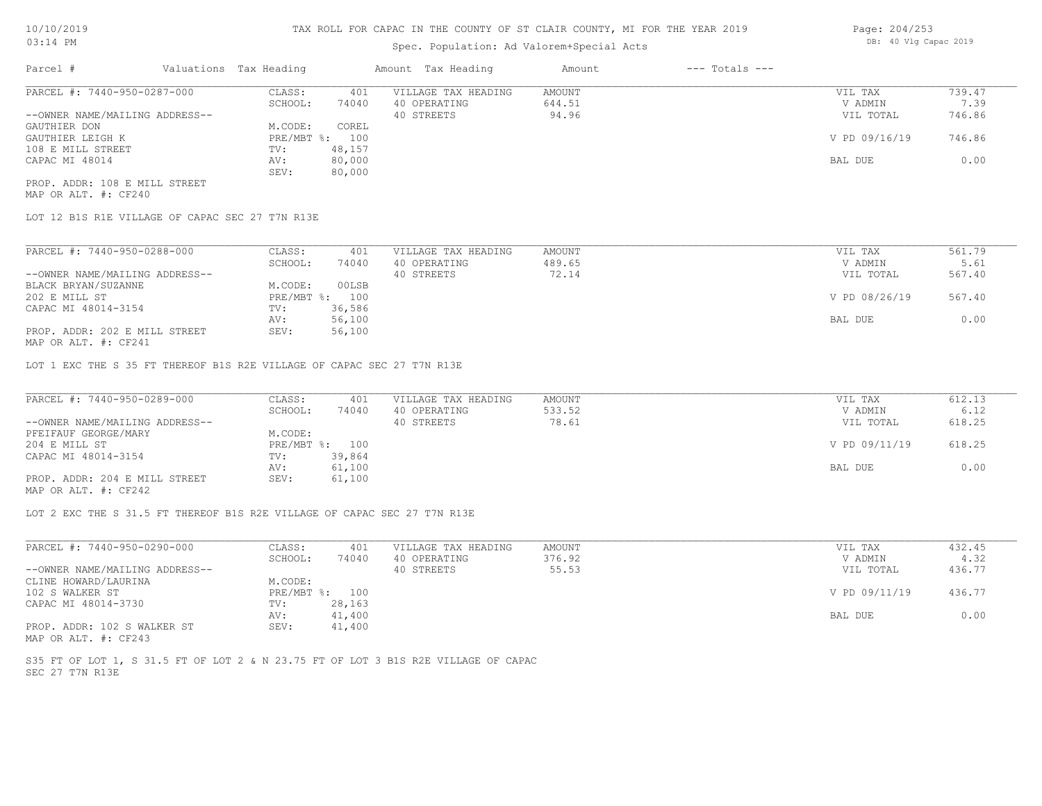# TAX ROLL FOR CAPAC IN THE COUNTY OF ST CLAIR COUNTY, MI FOR THE YEAR 2019

Spec. Population: Ad Valorem+Special Acts

DB: 40 Vlg Capac 2019

| Parcel # | Valuations | Tax Heading | Amount | Tax Heading | Amount | --- Totals --- | |
|---|---|---|---|---|---|---|---|
| PARCEL #: 7440-950-0287-000 | CLASS: | 401 | VILLAGE TAX HEADING | AMOUNT | | VIL TAX | 739.47 |
| | SCHOOL: | 74040 | 40 OPERATING | 644.51 | | V ADMIN | 7.39 |
| --OWNER NAME/MAILING ADDRESS-- | | | 40 STREETS | 94.96 | | VIL TOTAL | 746.86 |
| GAUTHIER DON | M.CODE: | COREL | | | | | |
| GAUTHIER LEIGH K | PRE/MBT %: | 100 | | | | V PD 09/16/19 | 746.86 |
| 108 E MILL STREET | TV: | 48,157 | | | | | |
| CAPAC MI 48014 | AV: | 80,000 | | | | BAL DUE | 0.00 |
| | SEV: | 80,000 | | | | | |
| PROP. ADDR: 108 E MILL STREET | | | | | | | |
| MAP OR ALT. #: CF240 | | | | | | | |

LOT 12 B1S R1E VILLAGE OF CAPAC SEC 27 T7N R13E

| Parcel # | Valuations | Tax Heading | Amount | Tax Heading | Amount | --- Totals --- | |
|---|---|---|---|---|---|---|---|
| PARCEL #: 7440-950-0288-000 | CLASS: | 401 | VILLAGE TAX HEADING | AMOUNT | | VIL TAX | 561.79 |
| | SCHOOL: | 74040 | 40 OPERATING | 489.65 | | V ADMIN | 5.61 |
| --OWNER NAME/MAILING ADDRESS-- | | | 40 STREETS | 72.14 | | VIL TOTAL | 567.40 |
| BLACK BRYAN/SUZANNE | M.CODE: | 00LSB | | | | | |
| 202 E MILL ST | PRE/MBT %: | 100 | | | | V PD 08/26/19 | 567.40 |
| CAPAC MI 48014-3154 | TV: | 36,586 | | | | | |
| | AV: | 56,100 | | | | BAL DUE | 0.00 |
| PROP. ADDR: 202 E MILL STREET | SEV: | 56,100 | | | | | |
| MAP OR ALT. #: CF241 | | | | | | | |

LOT 1 EXC THE S 35 FT THEREOF B1S R2E VILLAGE OF CAPAC SEC 27 T7N R13E

| Parcel # | Valuations | Tax Heading | Amount | Tax Heading | Amount | --- Totals --- | |
|---|---|---|---|---|---|---|---|
| PARCEL #: 7440-950-0289-000 | CLASS: | 401 | VILLAGE TAX HEADING | AMOUNT | | VIL TAX | 612.13 |
| | SCHOOL: | 74040 | 40 OPERATING | 533.52 | | V ADMIN | 6.12 |
| --OWNER NAME/MAILING ADDRESS-- | | | 40 STREETS | 78.61 | | VIL TOTAL | 618.25 |
| PFEIFAUF GEORGE/MARY | M.CODE: | | | | | | |
| 204 E MILL ST | PRE/MBT %: | 100 | | | | V PD 09/11/19 | 618.25 |
| CAPAC MI 48014-3154 | TV: | 39,864 | | | | | |
| | AV: | 61,100 | | | | BAL DUE | 0.00 |
| PROP. ADDR: 204 E MILL STREET | SEV: | 61,100 | | | | | |
| MAP OR ALT. #: CF242 | | | | | | | |

LOT 2 EXC THE S 31.5 FT THEREOF B1S R2E VILLAGE OF CAPAC SEC 27 T7N R13E

| Parcel # | Valuations | Tax Heading | Amount | Tax Heading | Amount | --- Totals --- | |
|---|---|---|---|---|---|---|---|
| PARCEL #: 7440-950-0290-000 | CLASS: | 401 | VILLAGE TAX HEADING | AMOUNT | | VIL TAX | 432.45 |
| | SCHOOL: | 74040 | 40 OPERATING | 376.92 | | V ADMIN | 4.32 |
| --OWNER NAME/MAILING ADDRESS-- | | | 40 STREETS | 55.53 | | VIL TOTAL | 436.77 |
| CLINE HOWARD/LAURINA | M.CODE: | | | | | | |
| 102 S WALKER ST | PRE/MBT %: | 100 | | | | V PD 09/11/19 | 436.77 |
| CAPAC MI 48014-3730 | TV: | 28,163 | | | | | |
| | AV: | 41,400 | | | | BAL DUE | 0.00 |
| PROP. ADDR: 102 S WALKER ST | SEV: | 41,400 | | | | | |
| MAP OR ALT. #: CF243 | | | | | | | |

S35 FT OF LOT 1, S 31.5 FT OF LOT 2 & N 23.75 FT OF LOT 3 B1S R2E VILLAGE OF CAPAC SEC 27 T7N R13E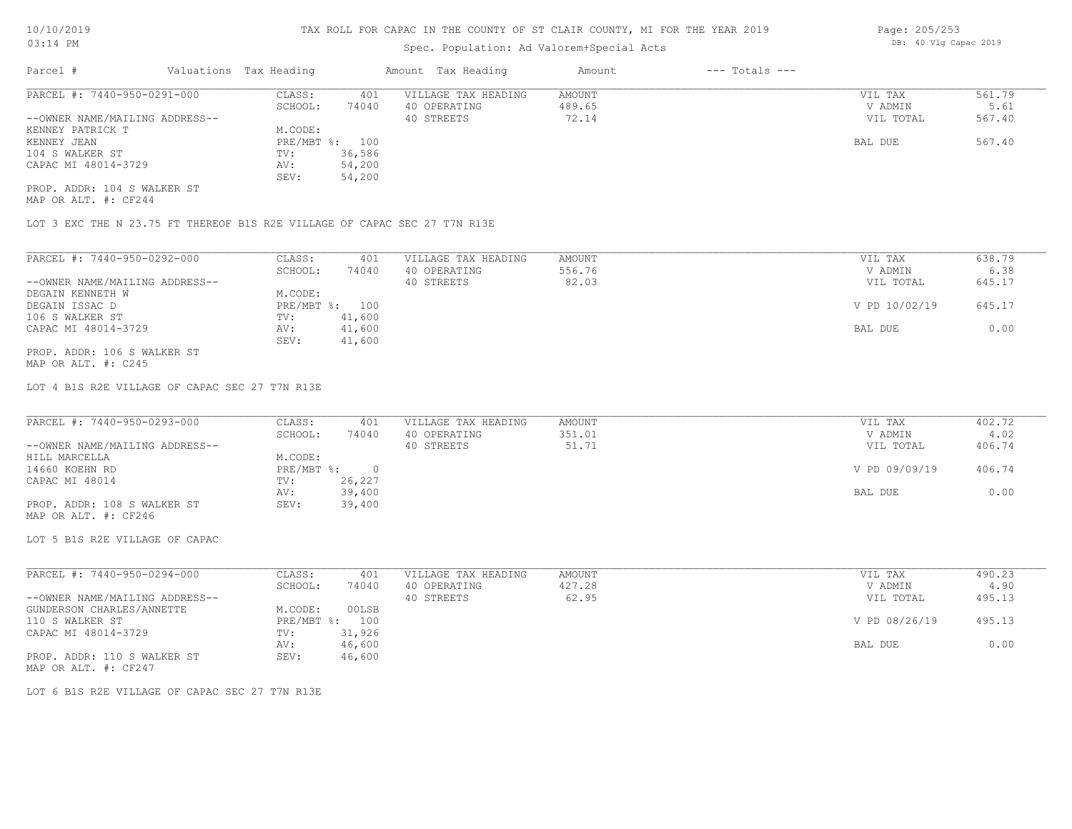# TAX ROLL FOR CAPAC IN THE COUNTY OF ST CLAIR COUNTY, MI FOR THE YEAR 2019

Spec. Population: Ad Valorem+Special Acts

DB: 40 Vlg Capac 2019

| Parcel # | Valuations | Tax Heading | Amount | Tax Heading | Amount | --- Totals --- | |
|---|---|---|---|---|---|---|---|
| PARCEL #: 7440-950-0291-000 | CLASS: | 401 | VILLAGE TAX HEADING | AMOUNT | | VIL TAX | 561.79 |
| | SCHOOL: | 74040 | 40 OPERATING | 489.65 | | V ADMIN | 5.61 |
| --OWNER NAME/MAILING ADDRESS-- | | | 40 STREETS | 72.14 | | VIL TOTAL | 567.40 |
| KENNEY PATRICK T | M.CODE: | | | | | | |
| KENNEY JEAN | PRE/MBT %: | 100 | | | | BAL DUE | 567.40 |
| 104 S WALKER ST | TV: | 36,586 | | | | | |
| CAPAC MI 48014-3729 | AV: | 54,200 | | | | | |
| | SEV: | 54,200 | | | | | |
| PROP. ADDR: 104 S WALKER ST | | | | | | | |
| MAP OR ALT. #: CF244 | | | | | | | |

LOT 3 EXC THE N 23.75 FT THEREOF B1S R2E VILLAGE OF CAPAC SEC 27 T7N R13E

| Parcel # | Valuations | Tax Heading | Amount | Tax Heading | Amount | --- Totals --- | |
|---|---|---|---|---|---|---|---|
| PARCEL #: 7440-950-0292-000 | CLASS: | 401 | VILLAGE TAX HEADING | AMOUNT | | VIL TAX | 638.79 |
| | SCHOOL: | 74040 | 40 OPERATING | 556.76 | | V ADMIN | 6.38 |
| --OWNER NAME/MAILING ADDRESS-- | | | 40 STREETS | 82.03 | | VIL TOTAL | 645.17 |
| DEGAIN KENNETH W | M.CODE: | | | | | | |
| DEGAIN ISSAC D | PRE/MBT %: | 100 | | | | V PD 10/02/19 | 645.17 |
| 106 S WALKER ST | TV: | 41,600 | | | | | |
| CAPAC MI 48014-3729 | AV: | 41,600 | | | | BAL DUE | 0.00 |
| | SEV: | 41,600 | | | | | |
| PROP. ADDR: 106 S WALKER ST | | | | | | | |
| MAP OR ALT. #: C245 | | | | | | | |

LOT 4 B1S R2E VILLAGE OF CAPAC SEC 27 T7N R13E

| Parcel # | Valuations | Tax Heading | Amount | Tax Heading | Amount | --- Totals --- | |
|---|---|---|---|---|---|---|---|
| PARCEL #: 7440-950-0293-000 | CLASS: | 401 | VILLAGE TAX HEADING | AMOUNT | | VIL TAX | 402.72 |
| | SCHOOL: | 74040 | 40 OPERATING | 351.01 | | V ADMIN | 4.02 |
| --OWNER NAME/MAILING ADDRESS-- | | | 40 STREETS | 51.71 | | VIL TOTAL | 406.74 |
| HILL MARCELLA | M.CODE: | | | | | | |
| 14660 KOEHN RD | PRE/MBT %: | 0 | | | | V PD 09/09/19 | 406.74 |
| CAPAC MI 48014 | TV: | 26,227 | | | | | |
| | AV: | 39,400 | | | | BAL DUE | 0.00 |
| PROP. ADDR: 108 S WALKER ST | SEV: | 39,400 | | | | | |
| MAP OR ALT. #: CF246 | | | | | | | |

LOT 5 B1S R2E VILLAGE OF CAPAC

| Parcel # | Valuations | Tax Heading | Amount | Tax Heading | Amount | --- Totals --- | |
|---|---|---|---|---|---|---|---|
| PARCEL #: 7440-950-0294-000 | CLASS: | 401 | VILLAGE TAX HEADING | AMOUNT | | VIL TAX | 490.23 |
| | SCHOOL: | 74040 | 40 OPERATING | 427.28 | | V ADMIN | 4.90 |
| --OWNER NAME/MAILING ADDRESS-- | | | 40 STREETS | 62.95 | | VIL TOTAL | 495.13 |
| GUNDERSON CHARLES/ANNETTE | M.CODE: | 00LSB | | | | | |
| 110 S WALKER ST | PRE/MBT %: | 100 | | | | V PD 08/26/19 | 495.13 |
| CAPAC MI 48014-3729 | TV: | 31,926 | | | | | |
| | AV: | 46,600 | | | | BAL DUE | 0.00 |
| PROP. ADDR: 110 S WALKER ST | SEV: | 46,600 | | | | | |
| MAP OR ALT. #: CF247 | | | | | | | |

LOT 6 B1S R2E VILLAGE OF CAPAC SEC 27 T7N R13E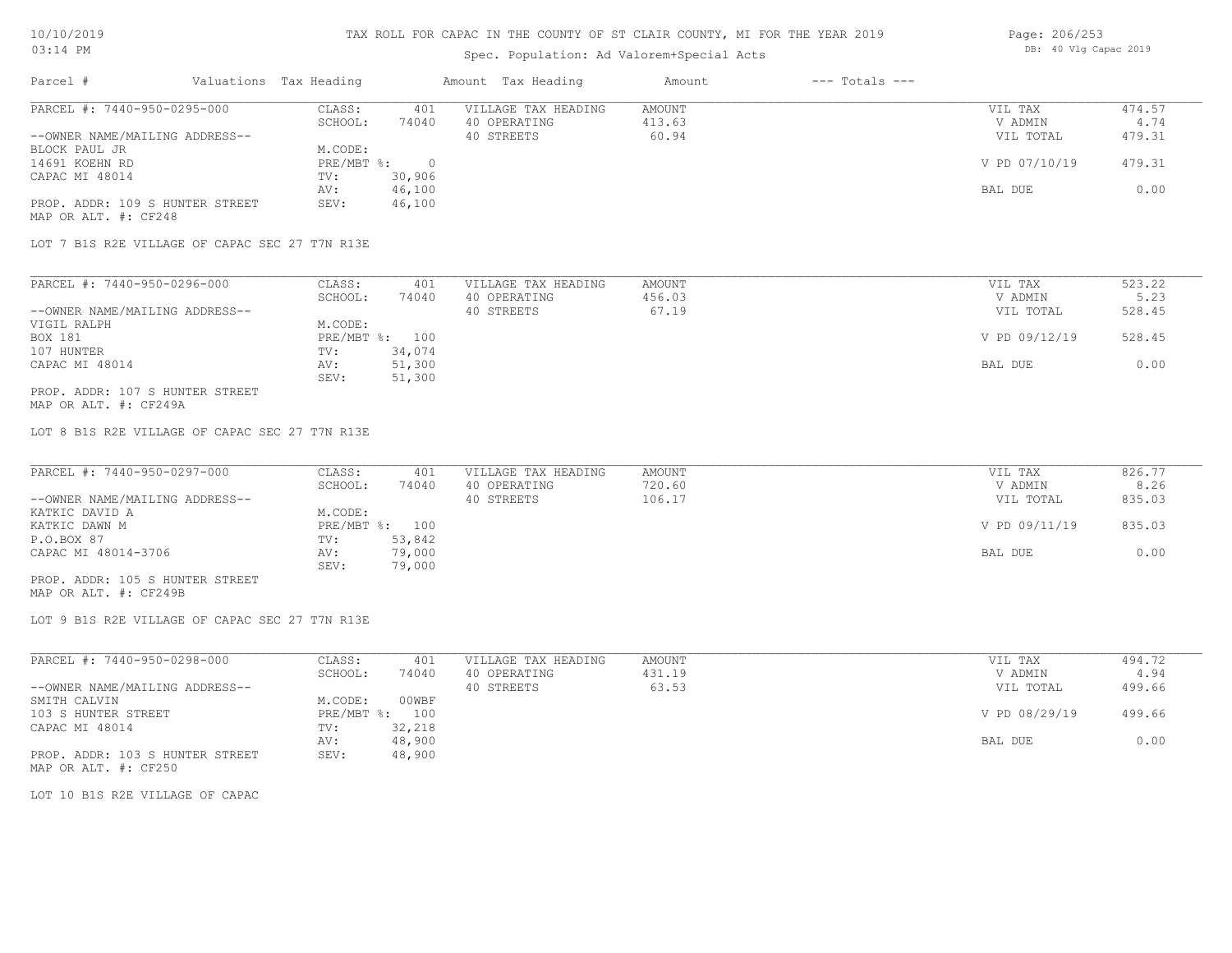# TAX ROLL FOR CAPAC IN THE COUNTY OF ST CLAIR COUNTY, MI FOR THE YEAR 2019

Spec. Population: Ad Valorem+Special Acts

DB: 40 Vlg Capac 2019

| Parcel # | Valuations Tax Heading | | Amount Tax Heading | Amount | --- Totals --- | |
|---|---|---|---|---|---|---|
| PARCEL #: 7440-950-0295-000 | CLASS: | 401 | VILLAGE TAX HEADING | AMOUNT | VIL TAX | 474.57 |
| | SCHOOL: | 74040 | 40 OPERATING | 413.63 | V ADMIN | 4.74 |
| --OWNER NAME/MAILING ADDRESS-- | | | 40 STREETS | 60.94 | VIL TOTAL | 479.31 |
| BLOCK PAUL JR | M.CODE: | | | | | |
| 14691 KOEHN RD | PRE/MBT %: | 0 | | | V PD 07/10/19 | 479.31 |
| CAPAC MI 48014 | TV: | 30,906 | | | | |
| | AV: | 46,100 | | | BAL DUE | 0.00 |
| PROP. ADDR: 109 S HUNTER STREET | SEV: | 46,100 | | | | |
| MAP OR ALT. #: CF248 | | | | | | |

LOT 7 B1S R2E VILLAGE OF CAPAC SEC 27 T7N R13E

| Parcel # | Valuations Tax Heading | | Amount Tax Heading | Amount | --- Totals --- | |
|---|---|---|---|---|---|---|
| PARCEL #: 7440-950-0296-000 | CLASS: | 401 | VILLAGE TAX HEADING | AMOUNT | VIL TAX | 523.22 |
| | SCHOOL: | 74040 | 40 OPERATING | 456.03 | V ADMIN | 5.23 |
| --OWNER NAME/MAILING ADDRESS-- | | | 40 STREETS | 67.19 | VIL TOTAL | 528.45 |
| VIGIL RALPH | M.CODE: | | | | | |
| BOX 181 | PRE/MBT %: | 100 | | | V PD 09/12/19 | 528.45 |
| 107 HUNTER | TV: | 34,074 | | | | |
| CAPAC MI 48014 | AV: | 51,300 | | | BAL DUE | 0.00 |
| | SEV: | 51,300 | | | | |
| PROP. ADDR: 107 S HUNTER STREET | | | | | | |
| MAP OR ALT. #: CF249A | | | | | | |

LOT 8 B1S R2E VILLAGE OF CAPAC SEC 27 T7N R13E

| Parcel # | Valuations Tax Heading | | Amount Tax Heading | Amount | --- Totals --- | |
|---|---|---|---|---|---|---|
| PARCEL #: 7440-950-0297-000 | CLASS: | 401 | VILLAGE TAX HEADING | AMOUNT | VIL TAX | 826.77 |
| | SCHOOL: | 74040 | 40 OPERATING | 720.60 | V ADMIN | 8.26 |
| --OWNER NAME/MAILING ADDRESS-- | | | 40 STREETS | 106.17 | VIL TOTAL | 835.03 |
| KATKIC DAVID A | M.CODE: | | | | | |
| KATKIC DAWN M | PRE/MBT %: | 100 | | | V PD 09/11/19 | 835.03 |
| P.O.BOX 87 | TV: | 53,842 | | | | |
| CAPAC MI 48014-3706 | AV: | 79,000 | | | BAL DUE | 0.00 |
| | SEV: | 79,000 | | | | |
| PROP. ADDR: 105 S HUNTER STREET | | | | | | |
| MAP OR ALT. #: CF249B | | | | | | |

LOT 9 B1S R2E VILLAGE OF CAPAC SEC 27 T7N R13E

| Parcel # | Valuations Tax Heading | | Amount Tax Heading | Amount | --- Totals --- | |
|---|---|---|---|---|---|---|
| PARCEL #: 7440-950-0298-000 | CLASS: | 401 | VILLAGE TAX HEADING | AMOUNT | VIL TAX | 494.72 |
| | SCHOOL: | 74040 | 40 OPERATING | 431.19 | V ADMIN | 4.94 |
| --OWNER NAME/MAILING ADDRESS-- | | | 40 STREETS | 63.53 | VIL TOTAL | 499.66 |
| SMITH CALVIN | M.CODE: | 00WBF | | | | |
| 103 S HUNTER STREET | PRE/MBT %: | 100 | | | V PD 08/29/19 | 499.66 |
| CAPAC MI 48014 | TV: | 32,218 | | | | |
| | AV: | 48,900 | | | BAL DUE | 0.00 |
| PROP. ADDR: 103 S HUNTER STREET | SEV: | 48,900 | | | | |
| MAP OR ALT. #: CF250 | | | | | | |

LOT 10 B1S R2E VILLAGE OF CAPAC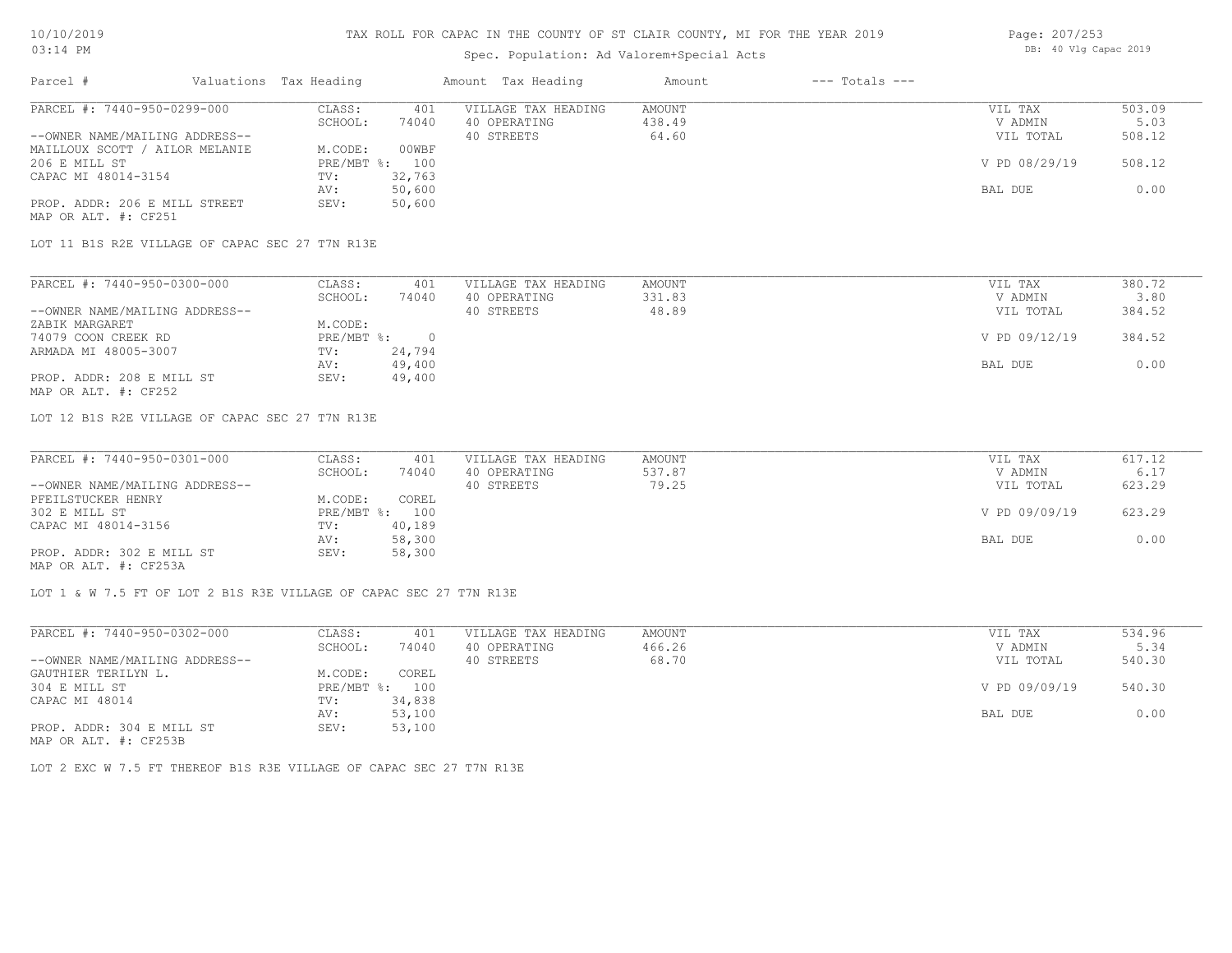# TAX ROLL FOR CAPAC IN THE COUNTY OF ST CLAIR COUNTY, MI FOR THE YEAR 2019

10/10/2019
03:14 PM

Spec. Population: Ad Valorem+Special Acts

DB: 40 Vlg Capac 2019

| Parcel # | Valuations Tax Heading | | Amount Tax Heading | Amount | --- Totals --- | |
|---|---|---|---|---|---|---|
| PARCEL #: 7440-950-0299-000 | CLASS: | 401 | VILLAGE TAX HEADING | AMOUNT | VIL TAX | 503.09 |
| | SCHOOL: | 74040 | 40 OPERATING | 438.49 | V ADMIN | 5.03 |
| --OWNER NAME/MAILING ADDRESS-- | | | 40 STREETS | 64.60 | VIL TOTAL | 508.12 |
| MAILLOUX SCOTT / AILOR MELANIE | M.CODE: | 00WBF | | | | |
| 206 E MILL ST | PRE/MBT %: | 100 | | | V PD 08/29/19 | 508.12 |
| CAPAC MI 48014-3154 | TV: | 32,763 | | | | |
| | AV: | 50,600 | | | BAL DUE | 0.00 |
| PROP. ADDR: 206 E MILL STREET | SEV: | 50,600 | | | | |
| MAP OR ALT. #: CF251 | | | | | | |

LOT 11 B1S R2E VILLAGE OF CAPAC SEC 27 T7N R13E

| Parcel # | Valuations Tax Heading | | Amount Tax Heading | Amount | --- Totals --- | |
|---|---|---|---|---|---|---|
| PARCEL #: 7440-950-0300-000 | CLASS: | 401 | VILLAGE TAX HEADING | AMOUNT | VIL TAX | 380.72 |
| | SCHOOL: | 74040 | 40 OPERATING | 331.83 | V ADMIN | 3.80 |
| --OWNER NAME/MAILING ADDRESS-- | | | 40 STREETS | 48.89 | VIL TOTAL | 384.52 |
| ZABIK MARGARET | M.CODE: | | | | | |
| 74079 COON CREEK RD | PRE/MBT %: | 0 | | | V PD 09/12/19 | 384.52 |
| ARMADA MI 48005-3007 | TV: | 24,794 | | | | |
| | AV: | 49,400 | | | BAL DUE | 0.00 |
| PROP. ADDR: 208 E MILL ST | SEV: | 49,400 | | | | |
| MAP OR ALT. #: CF252 | | | | | | |

LOT 12 B1S R2E VILLAGE OF CAPAC SEC 27 T7N R13E

| Parcel # | Valuations Tax Heading | | Amount Tax Heading | Amount | --- Totals --- | |
|---|---|---|---|---|---|---|
| PARCEL #: 7440-950-0301-000 | CLASS: | 401 | VILLAGE TAX HEADING | AMOUNT | VIL TAX | 617.12 |
| | SCHOOL: | 74040 | 40 OPERATING | 537.87 | V ADMIN | 6.17 |
| --OWNER NAME/MAILING ADDRESS-- | | | 40 STREETS | 79.25 | VIL TOTAL | 623.29 |
| PFEILSTUCKER HENRY | M.CODE: | COREL | | | | |
| 302 E MILL ST | PRE/MBT %: | 100 | | | V PD 09/09/19 | 623.29 |
| CAPAC MI 48014-3156 | TV: | 40,189 | | | | |
| | AV: | 58,300 | | | BAL DUE | 0.00 |
| PROP. ADDR: 302 E MILL ST | SEV: | 58,300 | | | | |
| MAP OR ALT. #: CF253A | | | | | | |

LOT 1 & W 7.5 FT OF LOT 2 B1S R3E VILLAGE OF CAPAC SEC 27 T7N R13E

| Parcel # | Valuations Tax Heading | | Amount Tax Heading | Amount | --- Totals --- | |
|---|---|---|---|---|---|---|
| PARCEL #: 7440-950-0302-000 | CLASS: | 401 | VILLAGE TAX HEADING | AMOUNT | VIL TAX | 534.96 |
| | SCHOOL: | 74040 | 40 OPERATING | 466.26 | V ADMIN | 5.34 |
| --OWNER NAME/MAILING ADDRESS-- | | | 40 STREETS | 68.70 | VIL TOTAL | 540.30 |
| GAUTHIER TERILYN L. | M.CODE: | COREL | | | | |
| 304 E MILL ST | PRE/MBT %: | 100 | | | V PD 09/09/19 | 540.30 |
| CAPAC MI 48014 | TV: | 34,838 | | | | |
| | AV: | 53,100 | | | BAL DUE | 0.00 |
| PROP. ADDR: 304 E MILL ST | SEV: | 53,100 | | | | |
| MAP OR ALT. #: CF253B | | | | | | |

LOT 2 EXC W 7.5 FT THEREOF B1S R3E VILLAGE OF CAPAC SEC 27 T7N R13E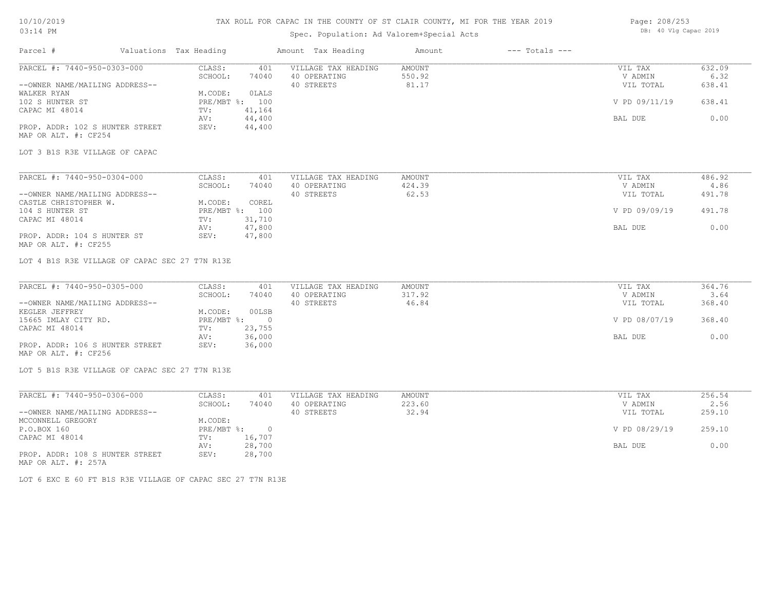# TAX ROLL FOR CAPAC IN THE COUNTY OF ST CLAIR COUNTY, MI FOR THE YEAR 2019

Spec. Population: Ad Valorem+Special Acts

DB: 40 Vlg Capac 2019

| Parcel # | Valuations | Tax Heading | Amount | Tax Heading | Amount | --- Totals --- | |
|---|---|---|---|---|---|---|---|
| PARCEL #: 7440-950-0303-000 | CLASS: | 401 | VILLAGE TAX HEADING | AMOUNT | | VIL TAX | 632.09 |
| | SCHOOL: | 74040 | 40 OPERATING | 550.92 | | V ADMIN | 6.32 |
| --OWNER NAME/MAILING ADDRESS-- | | | 40 STREETS | 81.17 | | VIL TOTAL | 638.41 |
| WALKER RYAN | M.CODE: | 0LALS | | | | | |
| 102 S HUNTER ST | PRE/MBT %: | 100 | | | | V PD 09/11/19 | 638.41 |
| CAPAC MI 48014 | TV: | 41,164 | | | | | |
| | AV: | 44,400 | | | | BAL DUE | 0.00 |
| PROP. ADDR: 102 S HUNTER STREET | SEV: | 44,400 | | | | | |
| MAP OR ALT. #: CF254 | | | | | | | |

LOT 3 B1S R3E VILLAGE OF CAPAC

| Parcel # | Valuations | Tax Heading | Amount | Tax Heading | Amount | --- Totals --- | |
|---|---|---|---|---|---|---|---|
| PARCEL #: 7440-950-0304-000 | CLASS: | 401 | VILLAGE TAX HEADING | AMOUNT | | VIL TAX | 486.92 |
| | SCHOOL: | 74040 | 40 OPERATING | 424.39 | | V ADMIN | 4.86 |
| --OWNER NAME/MAILING ADDRESS-- | | | 40 STREETS | 62.53 | | VIL TOTAL | 491.78 |
| CASTLE CHRISTOPHER W. | M.CODE: | COREL | | | | | |
| 104 S HUNTER ST | PRE/MBT %: | 100 | | | | V PD 09/09/19 | 491.78 |
| CAPAC MI 48014 | TV: | 31,710 | | | | | |
| | AV: | 47,800 | | | | BAL DUE | 0.00 |
| PROP. ADDR: 104 S HUNTER ST | SEV: | 47,800 | | | | | |
| MAP OR ALT. #: CF255 | | | | | | | |

LOT 4 B1S R3E VILLAGE OF CAPAC SEC 27 T7N R13E

| Parcel # | Valuations | Tax Heading | Amount | Tax Heading | Amount | --- Totals --- | |
|---|---|---|---|---|---|---|---|
| PARCEL #: 7440-950-0305-000 | CLASS: | 401 | VILLAGE TAX HEADING | AMOUNT | | VIL TAX | 364.76 |
| | SCHOOL: | 74040 | 40 OPERATING | 317.92 | | V ADMIN | 3.64 |
| --OWNER NAME/MAILING ADDRESS-- | | | 40 STREETS | 46.84 | | VIL TOTAL | 368.40 |
| KEGLER JEFFREY | M.CODE: | 00LSB | | | | | |
| 15665 IMLAY CITY RD. | PRE/MBT %: | 0 | | | | V PD 08/07/19 | 368.40 |
| CAPAC MI 48014 | TV: | 23,755 | | | | | |
| | AV: | 36,000 | | | | BAL DUE | 0.00 |
| PROP. ADDR: 106 S HUNTER STREET | SEV: | 36,000 | | | | | |
| MAP OR ALT. #: CF256 | | | | | | | |

LOT 5 B1S R3E VILLAGE OF CAPAC SEC 27 T7N R13E

| Parcel # | Valuations | Tax Heading | Amount | Tax Heading | Amount | --- Totals --- | |
|---|---|---|---|---|---|---|---|
| PARCEL #: 7440-950-0306-000 | CLASS: | 401 | VILLAGE TAX HEADING | AMOUNT | | VIL TAX | 256.54 |
| | SCHOOL: | 74040 | 40 OPERATING | 223.60 | | V ADMIN | 2.56 |
| --OWNER NAME/MAILING ADDRESS-- | | | 40 STREETS | 32.94 | | VIL TOTAL | 259.10 |
| MCCONNELL GREGORY | M.CODE: | | | | | | |
| P.O.BOX 160 | PRE/MBT %: | 0 | | | | V PD 08/29/19 | 259.10 |
| CAPAC MI 48014 | TV: | 16,707 | | | | | |
| | AV: | 28,700 | | | | BAL DUE | 0.00 |
| PROP. ADDR: 108 S HUNTER STREET | SEV: | 28,700 | | | | | |
| MAP OR ALT. #: 257A | | | | | | | |

LOT 6 EXC E 60 FT B1S R3E VILLAGE OF CAPAC SEC 27 T7N R13E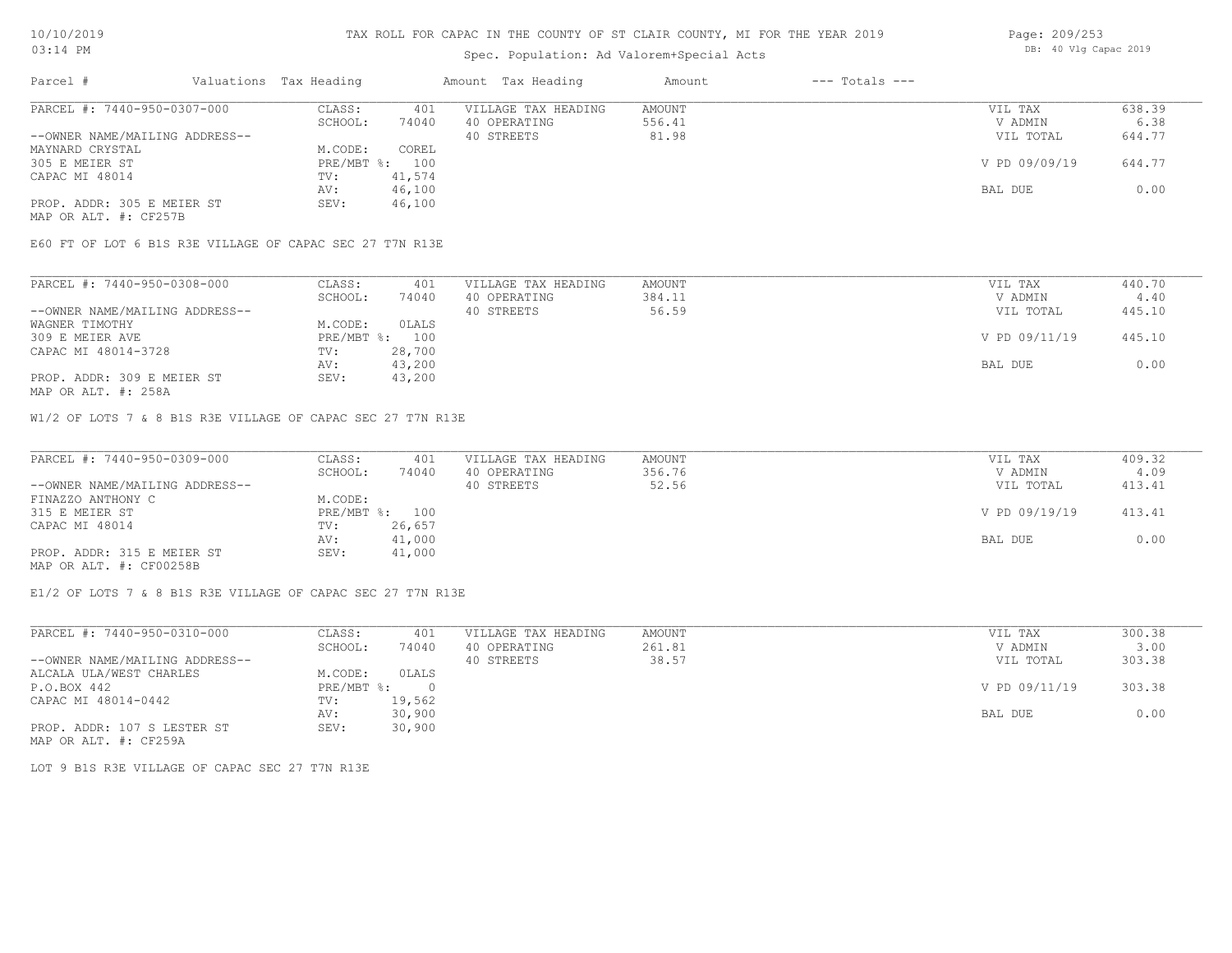TAX ROLL FOR CAPAC IN THE COUNTY OF ST CLAIR COUNTY, MI FOR THE YEAR 2019

Spec. Population: Ad Valorem+Special Acts

DB: 40 Vlg Capac 2019

| Parcel # | Valuations | Tax Heading | Amount | Tax Heading | Amount | --- Totals --- | |
|---|---|---|---|---|---|---|---|
| PARCEL #: 7440-950-0307-000 | CLASS: | 401 | VILLAGE TAX HEADING | AMOUNT | | VIL TAX | 638.39 |
| | SCHOOL: | 74040 | 40 OPERATING | 556.41 | | V ADMIN | 6.38 |
| --OWNER NAME/MAILING ADDRESS-- | | | 40 STREETS | 81.98 | | VIL TOTAL | 644.77 |
| MAYNARD CRYSTAL | M.CODE: | COREL | | | | | |
| 305 E MEIER ST | PRE/MBT %: | 100 | | | | V PD 09/09/19 | 644.77 |
| CAPAC MI 48014 | TV: | 41,574 | | | | | |
| | AV: | 46,100 | | | | BAL DUE | 0.00 |
| PROP. ADDR: 305 E MEIER ST | SEV: | 46,100 | | | | | |
| MAP OR ALT. #: CF257B | | | | | | | |

E60 FT OF LOT 6 B1S R3E VILLAGE OF CAPAC SEC 27 T7N R13E

| Parcel # | Valuations | Tax Heading | Amount | Tax Heading | Amount | --- Totals --- | |
|---|---|---|---|---|---|---|---|
| PARCEL #: 7440-950-0308-000 | CLASS: | 401 | VILLAGE TAX HEADING | AMOUNT | | VIL TAX | 440.70 |
| | SCHOOL: | 74040 | 40 OPERATING | 384.11 | | V ADMIN | 4.40 |
| --OWNER NAME/MAILING ADDRESS-- | | | 40 STREETS | 56.59 | | VIL TOTAL | 445.10 |
| WAGNER TIMOTHY | M.CODE: | 0LALS | | | | | |
| 309 E MEIER AVE | PRE/MBT %: | 100 | | | | V PD 09/11/19 | 445.10 |
| CAPAC MI 48014-3728 | TV: | 28,700 | | | | | |
| | AV: | 43,200 | | | | BAL DUE | 0.00 |
| PROP. ADDR: 309 E MEIER ST | SEV: | 43,200 | | | | | |
| MAP OR ALT. #: 258A | | | | | | | |

W1/2 OF LOTS 7 & 8 B1S R3E VILLAGE OF CAPAC SEC 27 T7N R13E

| Parcel # | Valuations | Tax Heading | Amount | Tax Heading | Amount | --- Totals --- | |
|---|---|---|---|---|---|---|---|
| PARCEL #: 7440-950-0309-000 | CLASS: | 401 | VILLAGE TAX HEADING | AMOUNT | | VIL TAX | 409.32 |
| | SCHOOL: | 74040 | 40 OPERATING | 356.76 | | V ADMIN | 4.09 |
| --OWNER NAME/MAILING ADDRESS-- | | | 40 STREETS | 52.56 | | VIL TOTAL | 413.41 |
| FINAZZO ANTHONY C | M.CODE: | | | | | | |
| 315 E MEIER ST | PRE/MBT %: | 100 | | | | V PD 09/19/19 | 413.41 |
| CAPAC MI 48014 | TV: | 26,657 | | | | | |
| | AV: | 41,000 | | | | BAL DUE | 0.00 |
| PROP. ADDR: 315 E MEIER ST | SEV: | 41,000 | | | | | |
| MAP OR ALT. #: CF00258B | | | | | | | |

E1/2 OF LOTS 7 & 8 B1S R3E VILLAGE OF CAPAC SEC 27 T7N R13E

| Parcel # | Valuations | Tax Heading | Amount | Tax Heading | Amount | --- Totals --- | |
|---|---|---|---|---|---|---|---|
| PARCEL #: 7440-950-0310-000 | CLASS: | 401 | VILLAGE TAX HEADING | AMOUNT | | VIL TAX | 300.38 |
| | SCHOOL: | 74040 | 40 OPERATING | 261.81 | | V ADMIN | 3.00 |
| --OWNER NAME/MAILING ADDRESS-- | | | 40 STREETS | 38.57 | | VIL TOTAL | 303.38 |
| ALCALA ULA/WEST CHARLES | M.CODE: | 0LALS | | | | | |
| P.O.BOX 442 | PRE/MBT %: | 0 | | | | V PD 09/11/19 | 303.38 |
| CAPAC MI 48014-0442 | TV: | 19,562 | | | | | |
| | AV: | 30,900 | | | | BAL DUE | 0.00 |
| PROP. ADDR: 107 S LESTER ST | SEV: | 30,900 | | | | | |
| MAP OR ALT. #: CF259A | | | | | | | |

LOT 9 B1S R3E VILLAGE OF CAPAC SEC 27 T7N R13E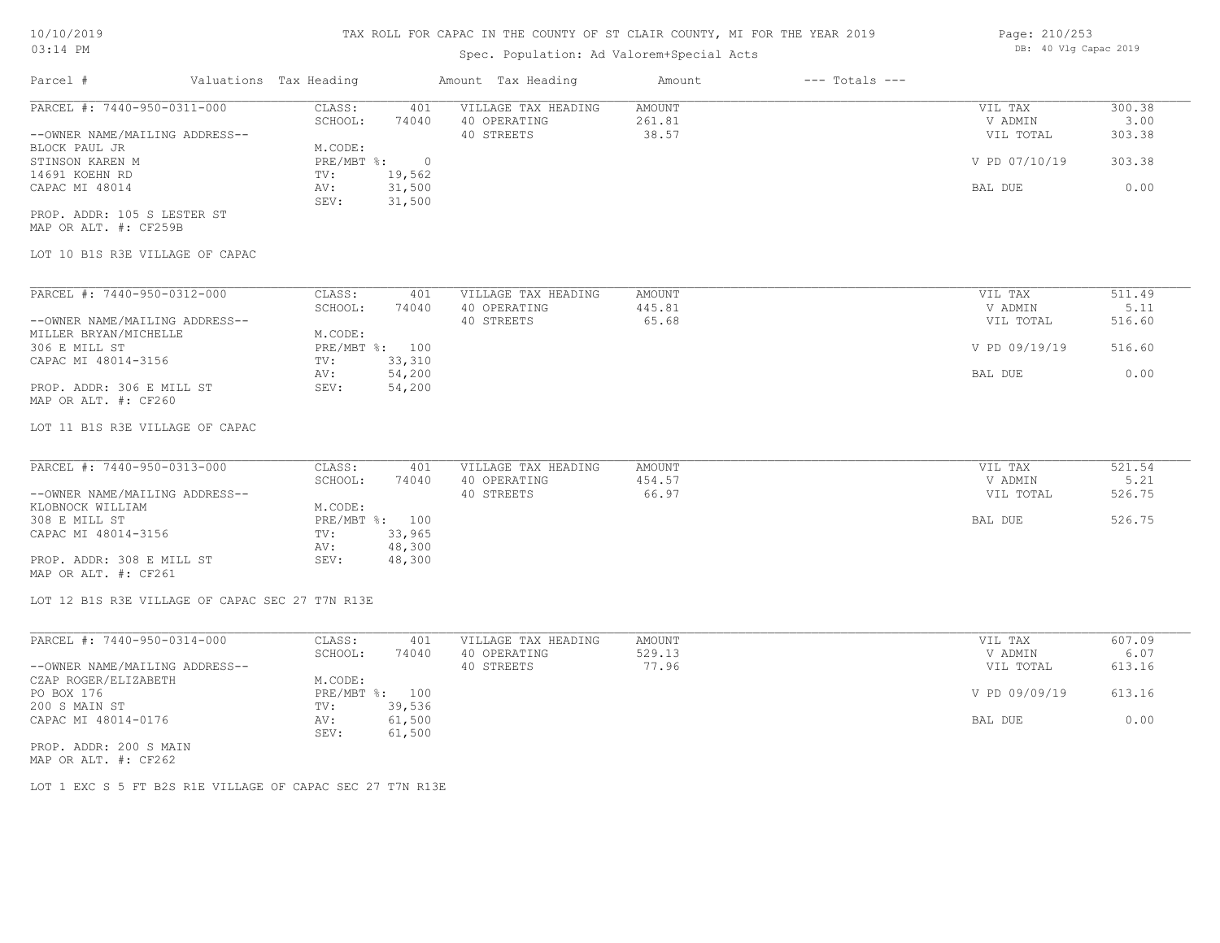# TAX ROLL FOR CAPAC IN THE COUNTY OF ST CLAIR COUNTY, MI FOR THE YEAR 2019

Spec. Population: Ad Valorem+Special Acts

10/10/2019 03:14 PM — DB: 40 Vlg Capac 2019

| Parcel # | Valuations Tax Heading | | Amount Tax Heading | Amount | --- Totals --- | |
|---|---|---|---|---|---|---|

---

**PARCEL #: 7440-950-0311-000**

--OWNER NAME/MAILING ADDRESS--
BLOCK PAUL JR
STINSON KAREN M
14691 KOEHN RD
CAPAC MI 48014

PROP. ADDR: 105 S LESTER ST
MAP OR ALT. #: CF259B

| | | | | | |
|---|---|---|---|---|---|
| CLASS: | 401 | VILLAGE TAX HEADING | AMOUNT | VIL TAX | 300.38 |
| SCHOOL: | 74040 | 40 OPERATING | 261.81 | V ADMIN | 3.00 |
| M.CODE: | | 40 STREETS | 38.57 | VIL TOTAL | 303.38 |
| PRE/MBT %: | 0 | | | V PD 07/10/19 | 303.38 |
| TV: | 19,562 | | | | |
| AV: | 31,500 | | | BAL DUE | 0.00 |
| SEV: | 31,500 | | | | |

LOT 10 B1S R3E VILLAGE OF CAPAC

---

**PARCEL #: 7440-950-0312-000**

--OWNER NAME/MAILING ADDRESS--
MILLER BRYAN/MICHELLE
306 E MILL ST
CAPAC MI 48014-3156

PROP. ADDR: 306 E MILL ST
MAP OR ALT. #: CF260

| | | | | | |
|---|---|---|---|---|---|
| CLASS: | 401 | VILLAGE TAX HEADING | AMOUNT | VIL TAX | 511.49 |
| SCHOOL: | 74040 | 40 OPERATING | 445.81 | V ADMIN | 5.11 |
| M.CODE: | | 40 STREETS | 65.68 | VIL TOTAL | 516.60 |
| PRE/MBT %: | 100 | | | V PD 09/19/19 | 516.60 |
| TV: | 33,310 | | | | |
| AV: | 54,200 | | | BAL DUE | 0.00 |
| SEV: | 54,200 | | | | |

LOT 11 B1S R3E VILLAGE OF CAPAC

---

**PARCEL #: 7440-950-0313-000**

--OWNER NAME/MAILING ADDRESS--
KLOBNOCK WILLIAM
308 E MILL ST
CAPAC MI 48014-3156

PROP. ADDR: 308 E MILL ST
MAP OR ALT. #: CF261

| | | | | | |
|---|---|---|---|---|---|
| CLASS: | 401 | VILLAGE TAX HEADING | AMOUNT | VIL TAX | 521.54 |
| SCHOOL: | 74040 | 40 OPERATING | 454.57 | V ADMIN | 5.21 |
| M.CODE: | | 40 STREETS | 66.97 | VIL TOTAL | 526.75 |
| PRE/MBT %: | 100 | | | BAL DUE | 526.75 |
| TV: | 33,965 | | | | |
| AV: | 48,300 | | | | |
| SEV: | 48,300 | | | | |

LOT 12 B1S R3E VILLAGE OF CAPAC SEC 27 T7N R13E

---

**PARCEL #: 7440-950-0314-000**

--OWNER NAME/MAILING ADDRESS--
CZAP ROGER/ELIZABETH
PO BOX 176
200 S MAIN ST
CAPAC MI 48014-0176

PROP. ADDR: 200 S MAIN
MAP OR ALT. #: CF262

| | | | | | |
|---|---|---|---|---|---|
| CLASS: | 401 | VILLAGE TAX HEADING | AMOUNT | VIL TAX | 607.09 |
| SCHOOL: | 74040 | 40 OPERATING | 529.13 | V ADMIN | 6.07 |
| M.CODE: | | 40 STREETS | 77.96 | VIL TOTAL | 613.16 |
| PRE/MBT %: | 100 | | | V PD 09/09/19 | 613.16 |
| TV: | 39,536 | | | | |
| AV: | 61,500 | | | BAL DUE | 0.00 |
| SEV: | 61,500 | | | | |

LOT 1 EXC S 5 FT B2S R1E VILLAGE OF CAPAC SEC 27 T7N R13E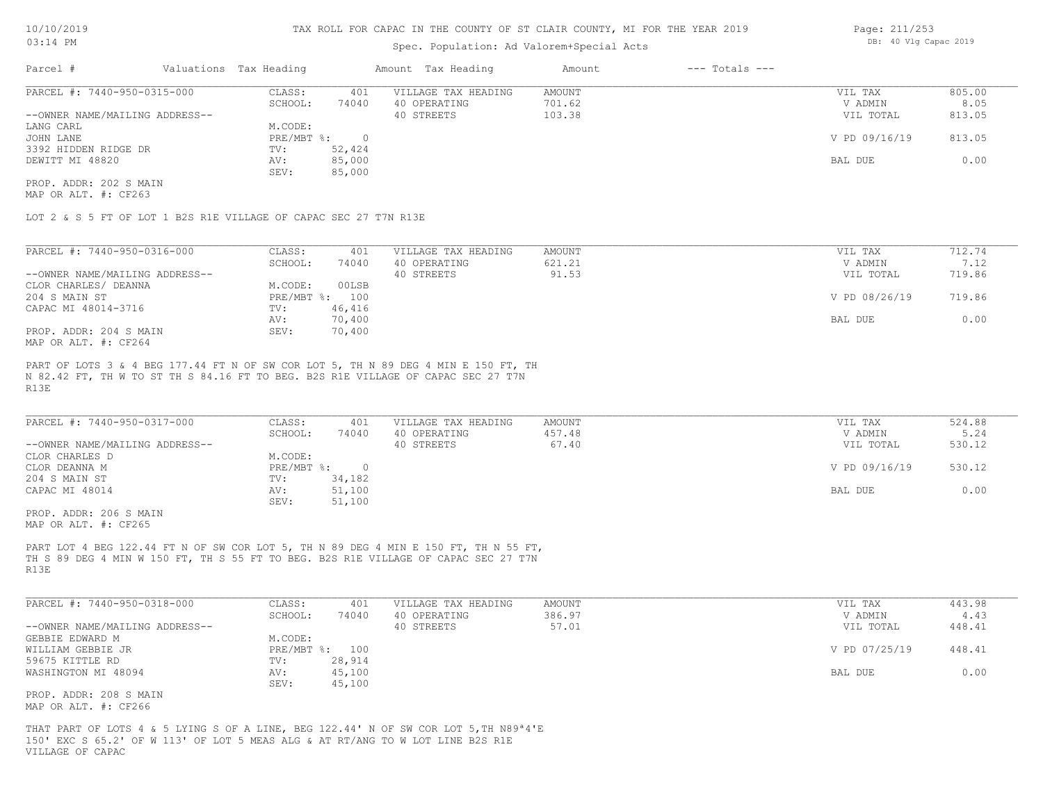# TAX ROLL FOR CAPAC IN THE COUNTY OF ST CLAIR COUNTY, MI FOR THE YEAR 2019

Spec. Population: Ad Valorem+Special Acts

DB: 40 Vlg Capac 2019

10/10/2019
03:14 PM

| Parcel # | Valuations | Tax Heading | Amount | Tax Heading | Amount | --- Totals --- |
|---|---|---|---|---|---|---|

---

**PARCEL #: 7440-950-0315-000**

| | | | | | |
|---|---|---|---|---|---|
| CLASS: | 401 | VILLAGE TAX HEADING | AMOUNT | VIL TAX | 805.00 |
| SCHOOL: | 74040 | 40 OPERATING | 701.62 | V ADMIN | 8.05 |
| | | 40 STREETS | 103.38 | VIL TOTAL | 813.05 |
| M.CODE: | | | | | |
| PRE/MBT %: | 0 | | | V PD 09/16/19 | 813.05 |
| TV: | 52,424 | | | | |
| AV: | 85,000 | | | BAL DUE | 0.00 |
| SEV: | 85,000 | | | | |

--OWNER NAME/MAILING ADDRESS--
LANG CARL
JOHN LANE
3392 HIDDEN RIDGE DR
DEWITT MI 48820

PROP. ADDR: 202 S MAIN
MAP OR ALT. #: CF263

LOT 2 & S 5 FT OF LOT 1 B2S R1E VILLAGE OF CAPAC SEC 27 T7N R13E

---

**PARCEL #: 7440-950-0316-000**

| | | | | | |
|---|---|---|---|---|---|
| CLASS: | 401 | VILLAGE TAX HEADING | AMOUNT | VIL TAX | 712.74 |
| SCHOOL: | 74040 | 40 OPERATING | 621.21 | V ADMIN | 7.12 |
| | | 40 STREETS | 91.53 | VIL TOTAL | 719.86 |
| M.CODE: | 00LSB | | | | |
| PRE/MBT %: | 100 | | | V PD 08/26/19 | 719.86 |
| TV: | 46,416 | | | | |
| AV: | 70,400 | | | BAL DUE | 0.00 |
| SEV: | 70,400 | | | | |

--OWNER NAME/MAILING ADDRESS--
CLOR CHARLES/ DEANNA
204 S MAIN ST
CAPAC MI 48014-3716

PROP. ADDR: 204 S MAIN
MAP OR ALT. #: CF264

PART OF LOTS 3 & 4 BEG 177.44 FT N OF SW COR LOT 5, TH N 89 DEG 4 MIN E 150 FT, TH N 82.42 FT, TH W TO ST TH S 84.16 FT TO BEG. B2S R1E VILLAGE OF CAPAC SEC 27 T7N R13E

---

**PARCEL #: 7440-950-0317-000**

| | | | | | |
|---|---|---|---|---|---|
| CLASS: | 401 | VILLAGE TAX HEADING | AMOUNT | VIL TAX | 524.88 |
| SCHOOL: | 74040 | 40 OPERATING | 457.48 | V ADMIN | 5.24 |
| | | 40 STREETS | 67.40 | VIL TOTAL | 530.12 |
| M.CODE: | | | | | |
| PRE/MBT %: | 0 | | | V PD 09/16/19 | 530.12 |
| TV: | 34,182 | | | | |
| AV: | 51,100 | | | BAL DUE | 0.00 |
| SEV: | 51,100 | | | | |

--OWNER NAME/MAILING ADDRESS--
CLOR CHARLES D
CLOR DEANNA M
204 S MAIN ST
CAPAC MI 48014

PROP. ADDR: 206 S MAIN
MAP OR ALT. #: CF265

PART LOT 4 BEG 122.44 FT N OF SW COR LOT 5, TH N 89 DEG 4 MIN E 150 FT, TH N 55 FT, TH S 89 DEG 4 MIN W 150 FT, TH S 55 FT TO BEG. B2S R1E VILLAGE OF CAPAC SEC 27 T7N R13E

---

**PARCEL #: 7440-950-0318-000**

| | | | | | |
|---|---|---|---|---|---|
| CLASS: | 401 | VILLAGE TAX HEADING | AMOUNT | VIL TAX | 443.98 |
| SCHOOL: | 74040 | 40 OPERATING | 386.97 | V ADMIN | 4.43 |
| | | 40 STREETS | 57.01 | VIL TOTAL | 448.41 |
| M.CODE: | | | | | |
| PRE/MBT %: | 100 | | | V PD 07/25/19 | 448.41 |
| TV: | 28,914 | | | | |
| AV: | 45,100 | | | BAL DUE | 0.00 |
| SEV: | 45,100 | | | | |

--OWNER NAME/MAILING ADDRESS--
GEBBIE EDWARD M
WILLIAM GEBBIE JR
59675 KITTLE RD
WASHINGTON MI 48094

PROP. ADDR: 208 S MAIN
MAP OR ALT. #: CF266

THAT PART OF LOTS 4 & 5 LYING S OF A LINE, BEG 122.44' N OF SW COR LOT 5,TH N89ª4'E 150' EXC S 65.2' OF W 113' OF LOT 5 MEAS ALG & AT RT/ANG TO W LOT LINE B2S R1E VILLAGE OF CAPAC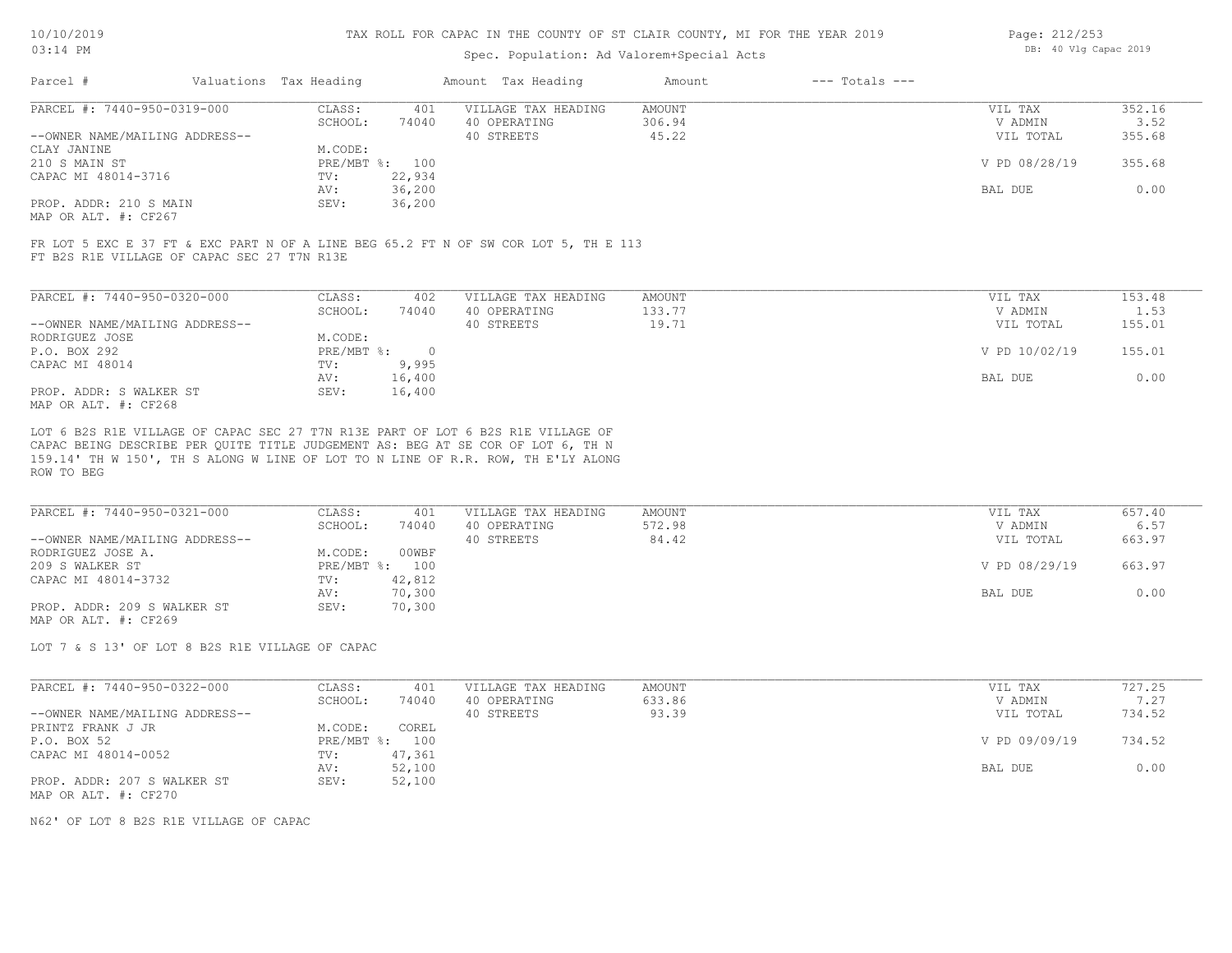# TAX ROLL FOR CAPAC IN THE COUNTY OF ST CLAIR COUNTY, MI FOR THE YEAR 2019

Spec. Population: Ad Valorem+Special Acts

| Parcel # | Valuations | Tax Heading | Amount | Tax Heading | Amount | --- Totals --- | |
|---|---|---|---|---|---|---|---|
| PARCEL #: 7440-950-0319-000 | CLASS: | 401 | VILLAGE TAX HEADING | AMOUNT | | VIL TAX | 352.16 |
| | SCHOOL: | 74040 | 40 OPERATING | 306.94 | | V ADMIN | 3.52 |
| --OWNER NAME/MAILING ADDRESS-- | | | 40 STREETS | 45.22 | | VIL TOTAL | 355.68 |
| CLAY JANINE | M.CODE: | | | | | | |
| 210 S MAIN ST | PRE/MBT %: | 100 | | | | V PD 08/28/19 | 355.68 |
| CAPAC MI 48014-3716 | TV: | 22,934 | | | | | |
| | AV: | 36,200 | | | | BAL DUE | 0.00 |
| PROP. ADDR: 210 S MAIN | SEV: | 36,200 | | | | | |
| MAP OR ALT. #: CF267 | | | | | | | |

FR LOT 5 EXC E 37 FT & EXC PART N OF A LINE BEG 65.2 FT N OF SW COR LOT 5, TH E 113 FT B2S R1E VILLAGE OF CAPAC SEC 27 T7N R13E

| Parcel # | Valuations | Tax Heading | Amount | Tax Heading | Amount | --- Totals --- | |
|---|---|---|---|---|---|---|---|
| PARCEL #: 7440-950-0320-000 | CLASS: | 402 | VILLAGE TAX HEADING | AMOUNT | | VIL TAX | 153.48 |
| | SCHOOL: | 74040 | 40 OPERATING | 133.77 | | V ADMIN | 1.53 |
| --OWNER NAME/MAILING ADDRESS-- | | | 40 STREETS | 19.71 | | VIL TOTAL | 155.01 |
| RODRIGUEZ JOSE | M.CODE: | | | | | | |
| P.O. BOX 292 | PRE/MBT %: | 0 | | | | V PD 10/02/19 | 155.01 |
| CAPAC MI 48014 | TV: | 9,995 | | | | | |
| | AV: | 16,400 | | | | BAL DUE | 0.00 |
| PROP. ADDR: S WALKER ST | SEV: | 16,400 | | | | | |
| MAP OR ALT. #: CF268 | | | | | | | |

LOT 6 B2S R1E VILLAGE OF CAPAC SEC 27 T7N R13E PART OF LOT 6 B2S R1E VILLAGE OF CAPAC BEING DESCRIBE PER QUITE TITLE JUDGEMENT AS: BEG AT SE COR OF LOT 6, TH N 159.14' TH W 150', TH S ALONG W LINE OF LOT TO N LINE OF R.R. ROW, TH E'LY ALONG ROW TO BEG

| Parcel # | Valuations | Tax Heading | Amount | Tax Heading | Amount | --- Totals --- | |
|---|---|---|---|---|---|---|---|
| PARCEL #: 7440-950-0321-000 | CLASS: | 401 | VILLAGE TAX HEADING | AMOUNT | | VIL TAX | 657.40 |
| | SCHOOL: | 74040 | 40 OPERATING | 572.98 | | V ADMIN | 6.57 |
| --OWNER NAME/MAILING ADDRESS-- | | | 40 STREETS | 84.42 | | VIL TOTAL | 663.97 |
| RODRIGUEZ JOSE A. | M.CODE: | 00WBF | | | | | |
| 209 S WALKER ST | PRE/MBT %: | 100 | | | | V PD 08/29/19 | 663.97 |
| CAPAC MI 48014-3732 | TV: | 42,812 | | | | | |
| | AV: | 70,300 | | | | BAL DUE | 0.00 |
| PROP. ADDR: 209 S WALKER ST | SEV: | 70,300 | | | | | |
| MAP OR ALT. #: CF269 | | | | | | | |

LOT 7 & S 13' OF LOT 8 B2S R1E VILLAGE OF CAPAC

| Parcel # | Valuations | Tax Heading | Amount | Tax Heading | Amount | --- Totals --- | |
|---|---|---|---|---|---|---|---|
| PARCEL #: 7440-950-0322-000 | CLASS: | 401 | VILLAGE TAX HEADING | AMOUNT | | VIL TAX | 727.25 |
| | SCHOOL: | 74040 | 40 OPERATING | 633.86 | | V ADMIN | 7.27 |
| --OWNER NAME/MAILING ADDRESS-- | | | 40 STREETS | 93.39 | | VIL TOTAL | 734.52 |
| PRINTZ FRANK J JR | M.CODE: | COREL | | | | | |
| P.O. BOX 52 | PRE/MBT %: | 100 | | | | V PD 09/09/19 | 734.52 |
| CAPAC MI 48014-0052 | TV: | 47,361 | | | | | |
| | AV: | 52,100 | | | | BAL DUE | 0.00 |
| PROP. ADDR: 207 S WALKER ST | SEV: | 52,100 | | | | | |
| MAP OR ALT. #: CF270 | | | | | | | |

N62' OF LOT 8 B2S R1E VILLAGE OF CAPAC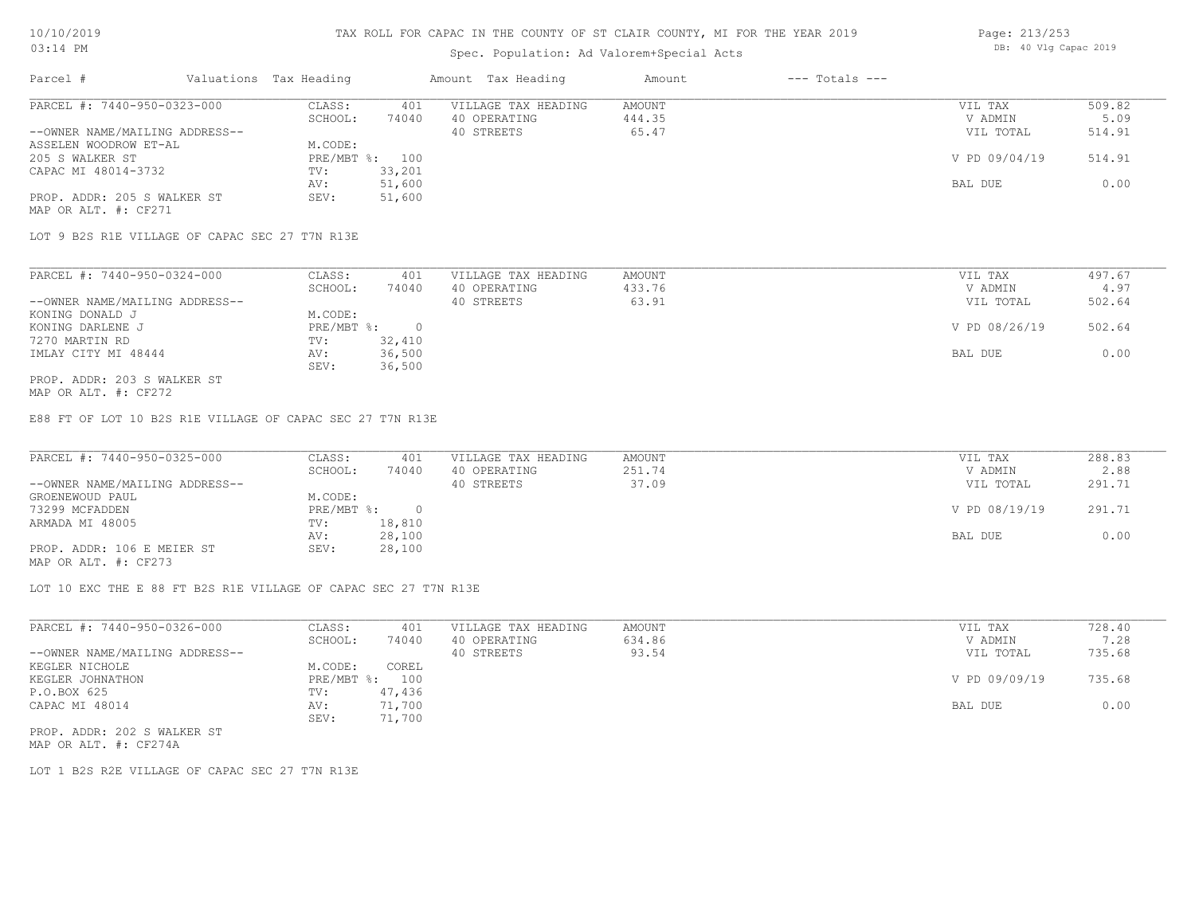# TAX ROLL FOR CAPAC IN THE COUNTY OF ST CLAIR COUNTY, MI FOR THE YEAR 2019

10/10/2019
03:14 PM

Spec. Population: Ad Valorem+Special Acts

DB: 40 Vlg Capac 2019

| Parcel # | Valuations | Tax Heading | Amount | Tax Heading | Amount | --- Totals --- | |
|---|---|---|---|---|---|---|---|
| PARCEL #: 7440-950-0323-000 | CLASS: | 401 | VILLAGE TAX HEADING | AMOUNT | | VIL TAX | 509.82 |
| | SCHOOL: | 74040 | 40 OPERATING | 444.35 | | V ADMIN | 5.09 |
| --OWNER NAME/MAILING ADDRESS-- | | | 40 STREETS | 65.47 | | VIL TOTAL | 514.91 |
| ASSELEN WOODROW ET-AL | M.CODE: | | | | | | |
| 205 S WALKER ST | PRE/MBT %: | 100 | | | | V PD 09/04/19 | 514.91 |
| CAPAC MI 48014-3732 | TV: | 33,201 | | | | | |
| | AV: | 51,600 | | | | BAL DUE | 0.00 |
| PROP. ADDR: 205 S WALKER ST | SEV: | 51,600 | | | | | |
| MAP OR ALT. #: CF271 | | | | | | | |

LOT 9 B2S R1E VILLAGE OF CAPAC SEC 27 T7N R13E

| Parcel # | Valuations | Tax Heading | Amount | Tax Heading | Amount | --- Totals --- | |
|---|---|---|---|---|---|---|---|
| PARCEL #: 7440-950-0324-000 | CLASS: | 401 | VILLAGE TAX HEADING | AMOUNT | | VIL TAX | 497.67 |
| | SCHOOL: | 74040 | 40 OPERATING | 433.76 | | V ADMIN | 4.97 |
| --OWNER NAME/MAILING ADDRESS-- | | | 40 STREETS | 63.91 | | VIL TOTAL | 502.64 |
| KONING DONALD J | M.CODE: | | | | | | |
| KONING DARLENE J | PRE/MBT %: | 0 | | | | V PD 08/26/19 | 502.64 |
| 7270 MARTIN RD | TV: | 32,410 | | | | | |
| IMLAY CITY MI 48444 | AV: | 36,500 | | | | BAL DUE | 0.00 |
| | SEV: | 36,500 | | | | | |
| PROP. ADDR: 203 S WALKER ST | | | | | | | |
| MAP OR ALT. #: CF272 | | | | | | | |

E88 FT OF LOT 10 B2S R1E VILLAGE OF CAPAC SEC 27 T7N R13E

| Parcel # | Valuations | Tax Heading | Amount | Tax Heading | Amount | --- Totals --- | |
|---|---|---|---|---|---|---|---|
| PARCEL #: 7440-950-0325-000 | CLASS: | 401 | VILLAGE TAX HEADING | AMOUNT | | VIL TAX | 288.83 |
| | SCHOOL: | 74040 | 40 OPERATING | 251.74 | | V ADMIN | 2.88 |
| --OWNER NAME/MAILING ADDRESS-- | | | 40 STREETS | 37.09 | | VIL TOTAL | 291.71 |
| GROENEWOUD PAUL | M.CODE: | | | | | | |
| 73299 MCFADDEN | PRE/MBT %: | 0 | | | | V PD 08/19/19 | 291.71 |
| ARMADA MI 48005 | TV: | 18,810 | | | | | |
| | AV: | 28,100 | | | | BAL DUE | 0.00 |
| PROP. ADDR: 106 E MEIER ST | SEV: | 28,100 | | | | | |
| MAP OR ALT. #: CF273 | | | | | | | |

LOT 10 EXC THE E 88 FT B2S R1E VILLAGE OF CAPAC SEC 27 T7N R13E

| Parcel # | Valuations | Tax Heading | Amount | Tax Heading | Amount | --- Totals --- | |
|---|---|---|---|---|---|---|---|
| PARCEL #: 7440-950-0326-000 | CLASS: | 401 | VILLAGE TAX HEADING | AMOUNT | | VIL TAX | 728.40 |
| | SCHOOL: | 74040 | 40 OPERATING | 634.86 | | V ADMIN | 7.28 |
| --OWNER NAME/MAILING ADDRESS-- | | | 40 STREETS | 93.54 | | VIL TOTAL | 735.68 |
| KEGLER NICHOLE | M.CODE: | COREL | | | | | |
| KEGLER JOHNATHON | PRE/MBT %: | 100 | | | | V PD 09/09/19 | 735.68 |
| P.O.BOX 625 | TV: | 47,436 | | | | | |
| CAPAC MI 48014 | AV: | 71,700 | | | | BAL DUE | 0.00 |
| | SEV: | 71,700 | | | | | |
| PROP. ADDR: 202 S WALKER ST | | | | | | | |
| MAP OR ALT. #: CF274A | | | | | | | |

LOT 1 B2S R2E VILLAGE OF CAPAC SEC 27 T7N R13E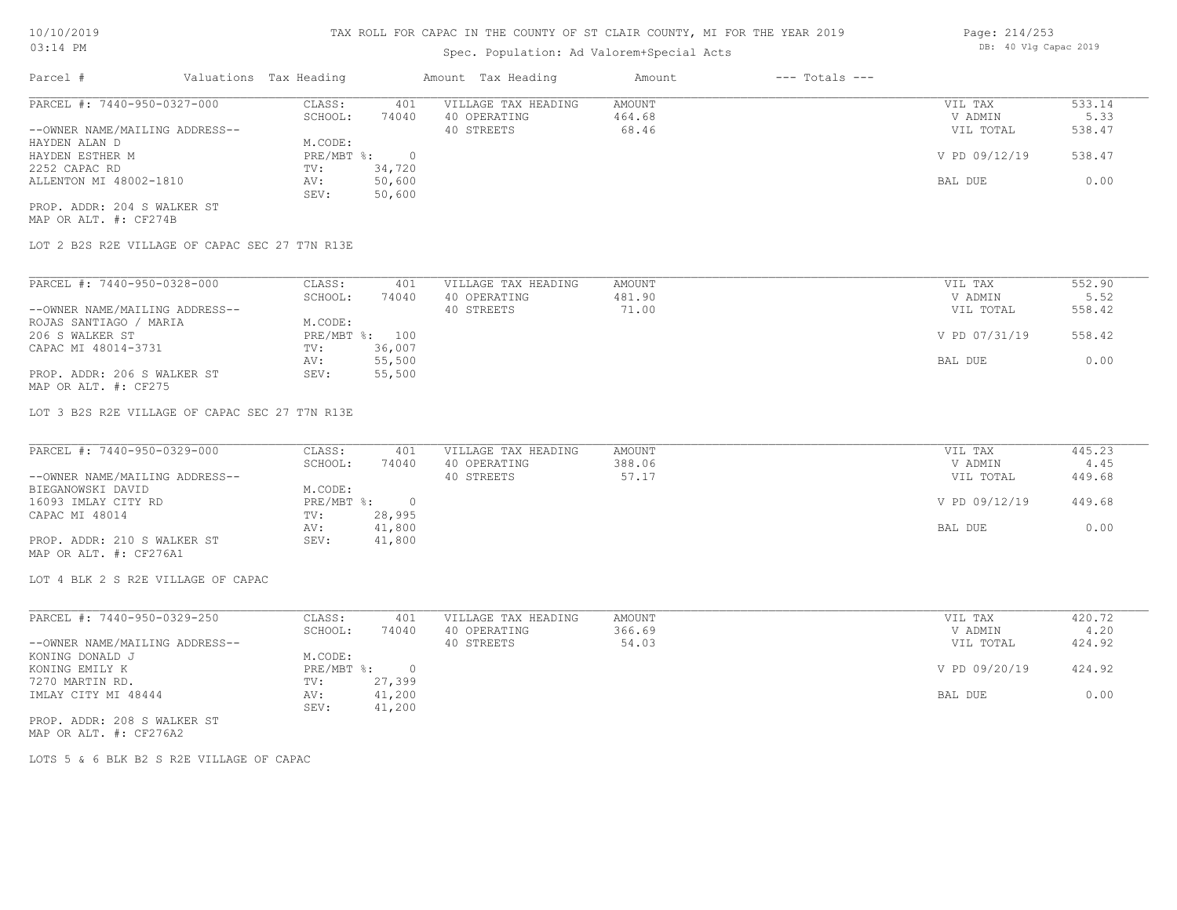# TAX ROLL FOR CAPAC IN THE COUNTY OF ST CLAIR COUNTY, MI FOR THE YEAR 2019

Spec. Population: Ad Valorem+Special Acts

| Parcel # | Valuations | Tax Heading | Amount | Tax Heading | Amount | --- Totals --- | |
|---|---|---|---|---|---|---|---|
| PARCEL #: 7440-950-0327-000 | CLASS: | 401 | VILLAGE TAX HEADING | AMOUNT | | VIL TAX | 533.14 |
| | SCHOOL: | 74040 | 40 OPERATING | 464.68 | | V ADMIN | 5.33 |
| --OWNER NAME/MAILING ADDRESS-- | | | 40 STREETS | 68.46 | | VIL TOTAL | 538.47 |
| HAYDEN ALAN D | M.CODE: | | | | | | |
| HAYDEN ESTHER M | PRE/MBT %: | 0 | | | | V PD 09/12/19 | 538.47 |
| 2252 CAPAC RD | TV: | 34,720 | | | | | |
| ALLENTON MI 48002-1810 | AV: | 50,600 | | | | BAL DUE | 0.00 |
| | SEV: | 50,600 | | | | | |
| PROP. ADDR: 204 S WALKER ST | | | | | | | |
| MAP OR ALT. #: CF274B | | | | | | | |

LOT 2 B2S R2E VILLAGE OF CAPAC SEC 27 T7N R13E

| Parcel # | Valuations | Tax Heading | Amount | Tax Heading | Amount | --- Totals --- | |
|---|---|---|---|---|---|---|---|
| PARCEL #: 7440-950-0328-000 | CLASS: | 401 | VILLAGE TAX HEADING | AMOUNT | | VIL TAX | 552.90 |
| | SCHOOL: | 74040 | 40 OPERATING | 481.90 | | V ADMIN | 5.52 |
| --OWNER NAME/MAILING ADDRESS-- | | | 40 STREETS | 71.00 | | VIL TOTAL | 558.42 |
| ROJAS SANTIAGO / MARIA | M.CODE: | | | | | | |
| 206 S WALKER ST | PRE/MBT %: | 100 | | | | V PD 07/31/19 | 558.42 |
| CAPAC MI 48014-3731 | TV: | 36,007 | | | | | |
| | AV: | 55,500 | | | | BAL DUE | 0.00 |
| PROP. ADDR: 206 S WALKER ST | SEV: | 55,500 | | | | | |
| MAP OR ALT. #: CF275 | | | | | | | |

LOT 3 B2S R2E VILLAGE OF CAPAC SEC 27 T7N R13E

| Parcel # | Valuations | Tax Heading | Amount | Tax Heading | Amount | --- Totals --- | |
|---|---|---|---|---|---|---|---|
| PARCEL #: 7440-950-0329-000 | CLASS: | 401 | VILLAGE TAX HEADING | AMOUNT | | VIL TAX | 445.23 |
| | SCHOOL: | 74040 | 40 OPERATING | 388.06 | | V ADMIN | 4.45 |
| --OWNER NAME/MAILING ADDRESS-- | | | 40 STREETS | 57.17 | | VIL TOTAL | 449.68 |
| BIEGANOWSKI DAVID | M.CODE: | | | | | | |
| 16093 IMLAY CITY RD | PRE/MBT %: | 0 | | | | V PD 09/12/19 | 449.68 |
| CAPAC MI 48014 | TV: | 28,995 | | | | | |
| | AV: | 41,800 | | | | BAL DUE | 0.00 |
| PROP. ADDR: 210 S WALKER ST | SEV: | 41,800 | | | | | |
| MAP OR ALT. #: CF276A1 | | | | | | | |

LOT 4 BLK 2 S R2E VILLAGE OF CAPAC

| Parcel # | Valuations | Tax Heading | Amount | Tax Heading | Amount | --- Totals --- | |
|---|---|---|---|---|---|---|---|
| PARCEL #: 7440-950-0329-250 | CLASS: | 401 | VILLAGE TAX HEADING | AMOUNT | | VIL TAX | 420.72 |
| | SCHOOL: | 74040 | 40 OPERATING | 366.69 | | V ADMIN | 4.20 |
| --OWNER NAME/MAILING ADDRESS-- | | | 40 STREETS | 54.03 | | VIL TOTAL | 424.92 |
| KONING DONALD J | M.CODE: | | | | | | |
| KONING EMILY K | PRE/MBT %: | 0 | | | | V PD 09/20/19 | 424.92 |
| 7270 MARTIN RD. | TV: | 27,399 | | | | | |
| IMLAY CITY MI 48444 | AV: | 41,200 | | | | BAL DUE | 0.00 |
| | SEV: | 41,200 | | | | | |
| PROP. ADDR: 208 S WALKER ST | | | | | | | |
| MAP OR ALT. #: CF276A2 | | | | | | | |

LOTS 5 & 6 BLK B2 S R2E VILLAGE OF CAPAC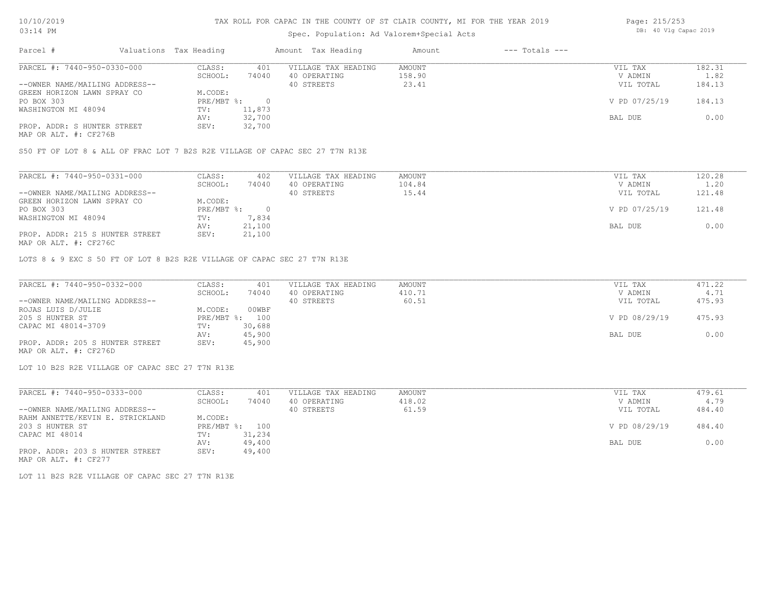# TAX ROLL FOR CAPAC IN THE COUNTY OF ST CLAIR COUNTY, MI FOR THE YEAR 2019

Spec. Population: Ad Valorem+Special Acts

DB: 40 Vlg Capac 2019

| Parcel # | Valuations | Tax Heading | Amount | Tax Heading | Amount | --- Totals --- | |
|---|---|---|---|---|---|---|---|

## PARCEL #: 7440-950-0330-000

| | | | | | |
|---|---|---|---|---|---|
| --OWNER NAME/MAILING ADDRESS-- | CLASS: 401 | VILLAGE TAX HEADING | AMOUNT | VIL TAX | 182.31 |
| GREEN HORIZON LAWN SPRAY CO | SCHOOL: 74040 | 40 OPERATING | 158.90 | V ADMIN | 1.82 |
| PO BOX 303 | M.CODE: | 40 STREETS | 23.41 | VIL TOTAL | 184.13 |
| WASHINGTON MI 48094 | PRE/MBT %: 0 | | | V PD 07/25/19 | 184.13 |
| PROP. ADDR: S HUNTER STREET | TV: 11,873 | | | | |
| MAP OR ALT. #: CF276B | AV: 32,700 | | | BAL DUE | 0.00 |
| | SEV: 32,700 | | | | |

S50 FT OF LOT 8 & ALL OF FRAC LOT 7 B2S R2E VILLAGE OF CAPAC SEC 27 T7N R13E

## PARCEL #: 7440-950-0331-000

| | | | | | |
|---|---|---|---|---|---|
| --OWNER NAME/MAILING ADDRESS-- | CLASS: 402 | VILLAGE TAX HEADING | AMOUNT | VIL TAX | 120.28 |
| GREEN HORIZON LAWN SPRAY CO | SCHOOL: 74040 | 40 OPERATING | 104.84 | V ADMIN | 1.20 |
| PO BOX 303 | M.CODE: | 40 STREETS | 15.44 | VIL TOTAL | 121.48 |
| WASHINGTON MI 48094 | PRE/MBT %: 0 | | | V PD 07/25/19 | 121.48 |
| PROP. ADDR: 215 S HUNTER STREET | TV: 7,834 | | | | |
| MAP OR ALT. #: CF276C | AV: 21,100 | | | BAL DUE | 0.00 |
| | SEV: 21,100 | | | | |

LOTS 8 & 9 EXC S 50 FT OF LOT 8 B2S R2E VILLAGE OF CAPAC SEC 27 T7N R13E

## PARCEL #: 7440-950-0332-000

| | | | | | |
|---|---|---|---|---|---|
| --OWNER NAME/MAILING ADDRESS-- | CLASS: 401 | VILLAGE TAX HEADING | AMOUNT | VIL TAX | 471.22 |
| ROJAS LUIS D/JULIE | SCHOOL: 74040 | 40 OPERATING | 410.71 | V ADMIN | 4.71 |
| 205 S HUNTER ST | M.CODE: 00WBF | 40 STREETS | 60.51 | VIL TOTAL | 475.93 |
| CAPAC MI 48014-3709 | PRE/MBT %: 100 | | | V PD 08/29/19 | 475.93 |
| PROP. ADDR: 205 S HUNTER STREET | TV: 30,688 | | | | |
| MAP OR ALT. #: CF276D | AV: 45,900 | | | BAL DUE | 0.00 |
| | SEV: 45,900 | | | | |

LOT 10 B2S R2E VILLAGE OF CAPAC SEC 27 T7N R13E

## PARCEL #: 7440-950-0333-000

| | | | | | |
|---|---|---|---|---|---|
| --OWNER NAME/MAILING ADDRESS-- | CLASS: 401 | VILLAGE TAX HEADING | AMOUNT | VIL TAX | 479.61 |
| RAHM ANNETTE/KEVIN E. STRICKLAND | SCHOOL: 74040 | 40 OPERATING | 418.02 | V ADMIN | 4.79 |
| 203 S HUNTER ST | M.CODE: | 40 STREETS | 61.59 | VIL TOTAL | 484.40 |
| CAPAC MI 48014 | PRE/MBT %: 100 | | | V PD 08/29/19 | 484.40 |
| PROP. ADDR: 203 S HUNTER STREET | TV: 31,234 | | | | |
| MAP OR ALT. #: CF277 | AV: 49,400 | | | BAL DUE | 0.00 |
| | SEV: 49,400 | | | | |

LOT 11 B2S R2E VILLAGE OF CAPAC SEC 27 T7N R13E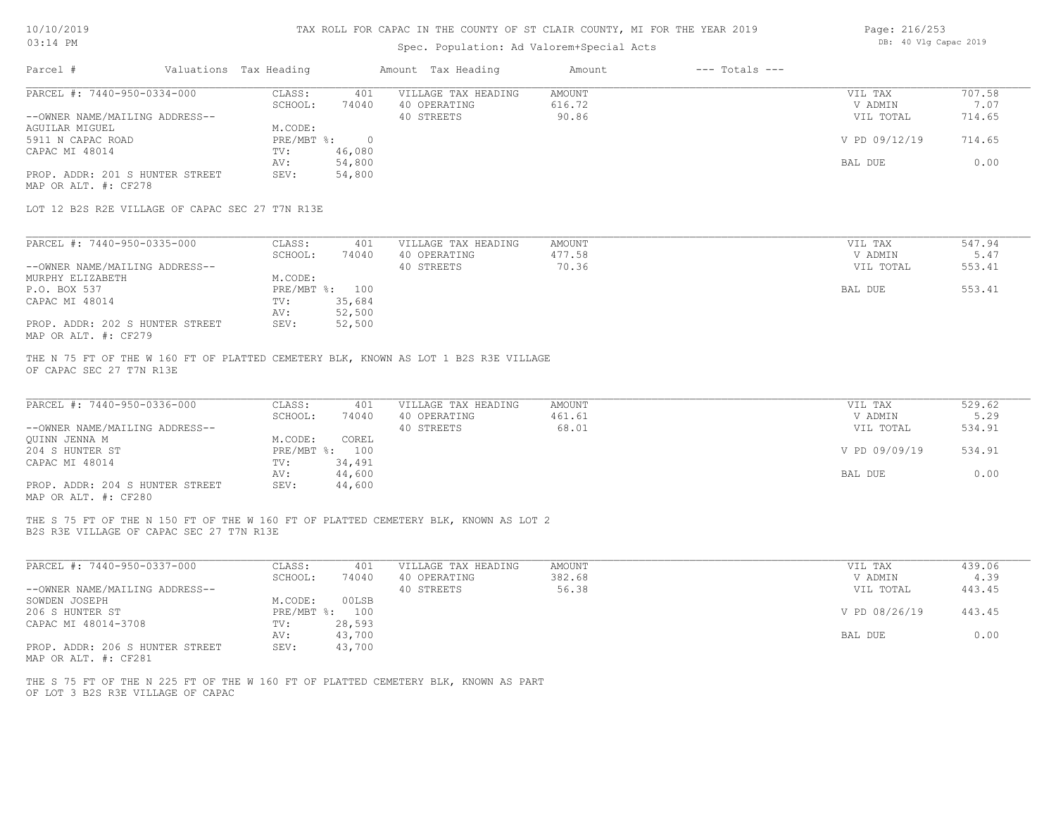# TAX ROLL FOR CAPAC IN THE COUNTY OF ST CLAIR COUNTY, MI FOR THE YEAR 2019

Spec. Population: Ad Valorem+Special Acts

10/10/2019 03:14 PM — DB: 40 Vlg Capac 2019

| Parcel # | Valuations | Tax Heading | Amount | Tax Heading | Amount | --- Totals --- |
|---|---|---|---|---|---|---|

---

**PARCEL #: 7440-950-0334-000**

--OWNER NAME/MAILING ADDRESS--
AGUILAR MIGUEL
5911 N CAPAC ROAD
CAPAC MI 48014

PROP. ADDR: 201 S HUNTER STREET
MAP OR ALT. #: CF278

| | | | | | |
|---|---|---|---|---|---|
| CLASS: | 401 | VILLAGE TAX HEADING | AMOUNT | VIL TAX | 707.58 |
| SCHOOL: | 74040 | 40 OPERATING | 616.72 | V ADMIN | 7.07 |
| M.CODE: | | 40 STREETS | 90.86 | VIL TOTAL | 714.65 |
| PRE/MBT %: | 0 | | | V PD 09/12/19 | 714.65 |
| TV: | 46,080 | | | | |
| AV: | 54,800 | | | BAL DUE | 0.00 |
| SEV: | 54,800 | | | | |

LOT 12 B2S R2E VILLAGE OF CAPAC SEC 27 T7N R13E

---

**PARCEL #: 7440-950-0335-000**

--OWNER NAME/MAILING ADDRESS--
MURPHY ELIZABETH
P.O. BOX 537
CAPAC MI 48014

PROP. ADDR: 202 S HUNTER STREET
MAP OR ALT. #: CF279

| | | | | | |
|---|---|---|---|---|---|
| CLASS: | 401 | VILLAGE TAX HEADING | AMOUNT | VIL TAX | 547.94 |
| SCHOOL: | 74040 | 40 OPERATING | 477.58 | V ADMIN | 5.47 |
| M.CODE: | | 40 STREETS | 70.36 | VIL TOTAL | 553.41 |
| PRE/MBT %: | 100 | | | BAL DUE | 553.41 |
| TV: | 35,684 | | | | |
| AV: | 52,500 | | | | |
| SEV: | 52,500 | | | | |

THE N 75 FT OF THE W 160 FT OF PLATTED CEMETERY BLK, KNOWN AS LOT 1 B2S R3E VILLAGE OF CAPAC SEC 27 T7N R13E

---

**PARCEL #: 7440-950-0336-000**

--OWNER NAME/MAILING ADDRESS--
QUINN JENNA M
204 S HUNTER ST
CAPAC MI 48014

PROP. ADDR: 204 S HUNTER STREET
MAP OR ALT. #: CF280

| | | | | | |
|---|---|---|---|---|---|
| CLASS: | 401 | VILLAGE TAX HEADING | AMOUNT | VIL TAX | 529.62 |
| SCHOOL: | 74040 | 40 OPERATING | 461.61 | V ADMIN | 5.29 |
| M.CODE: | COREL | 40 STREETS | 68.01 | VIL TOTAL | 534.91 |
| PRE/MBT %: | 100 | | | V PD 09/09/19 | 534.91 |
| TV: | 34,491 | | | | |
| AV: | 44,600 | | | BAL DUE | 0.00 |
| SEV: | 44,600 | | | | |

THE S 75 FT OF THE N 150 FT OF THE W 160 FT OF PLATTED CEMETERY BLK, KNOWN AS LOT 2 B2S R3E VILLAGE OF CAPAC SEC 27 T7N R13E

---

**PARCEL #: 7440-950-0337-000**

--OWNER NAME/MAILING ADDRESS--
SOWDEN JOSEPH
206 S HUNTER ST
CAPAC MI 48014-3708

PROP. ADDR: 206 S HUNTER STREET
MAP OR ALT. #: CF281

| | | | | | |
|---|---|---|---|---|---|
| CLASS: | 401 | VILLAGE TAX HEADING | AMOUNT | VIL TAX | 439.06 |
| SCHOOL: | 74040 | 40 OPERATING | 382.68 | V ADMIN | 4.39 |
| M.CODE: | 00LSB | 40 STREETS | 56.38 | VIL TOTAL | 443.45 |
| PRE/MBT %: | 100 | | | V PD 08/26/19 | 443.45 |
| TV: | 28,593 | | | | |
| AV: | 43,700 | | | BAL DUE | 0.00 |
| SEV: | 43,700 | | | | |

THE S 75 FT OF THE N 225 FT OF THE W 160 FT OF PLATTED CEMETERY BLK, KNOWN AS PART OF LOT 3 B2S R3E VILLAGE OF CAPAC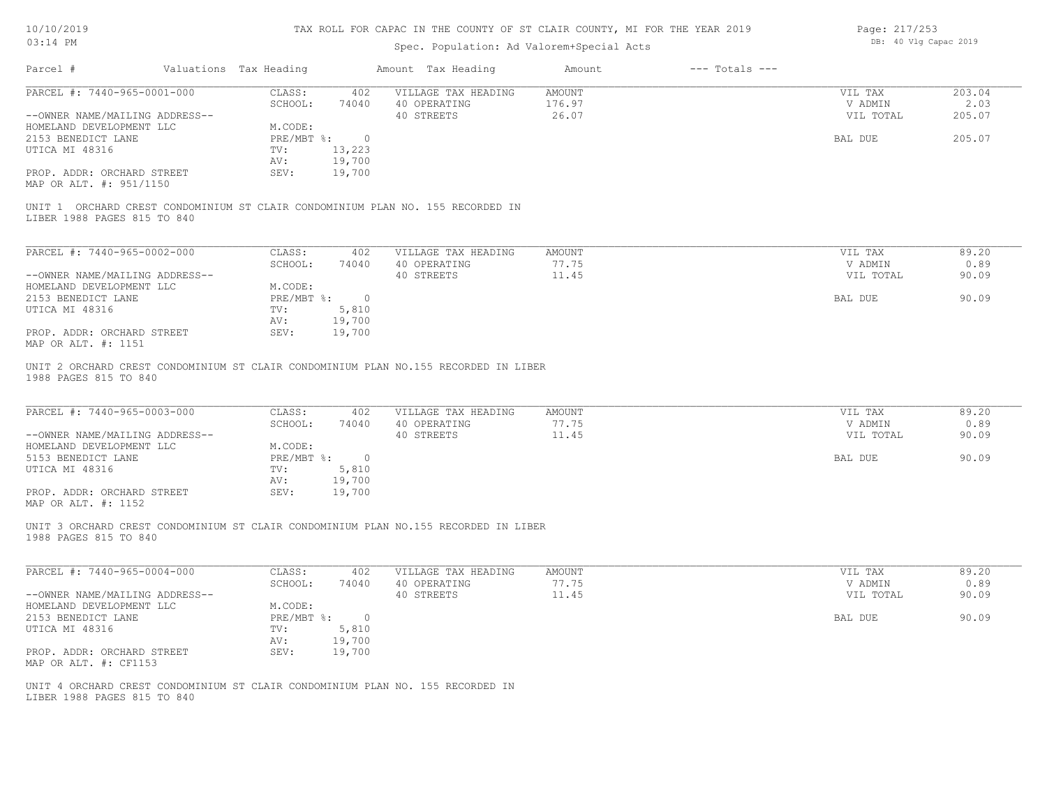# TAX ROLL FOR CAPAC IN THE COUNTY OF ST CLAIR COUNTY, MI FOR THE YEAR 2019

Spec. Population: Ad Valorem+Special Acts

10/10/2019 03:14 PM — DB: 40 Vlg Capac 2019

| Parcel # | Valuations | Tax Heading | Amount | Tax Heading | Amount | --- Totals --- | |
|---|---|---|---|---|---|---|---|

---

**PARCEL #: 7440-965-0001-000**

--OWNER NAME/MAILING ADDRESS--
HOMELAND DEVELOPMENT LLC
2153 BENEDICT LANE
UTICA MI 48316

PROP. ADDR: ORCHARD STREET
MAP OR ALT. #: 951/1150

| Valuations | | Tax Heading | Amount | Totals | |
|---|---|---|---|---|---|
| CLASS: | 402 | VILLAGE TAX HEADING | AMOUNT | VIL TAX | 203.04 |
| SCHOOL: | 74040 | 40 OPERATING | 176.97 | V ADMIN | 2.03 |
| M.CODE: | | 40 STREETS | 26.07 | VIL TOTAL | 205.07 |
| PRE/MBT %: | 0 | | | BAL DUE | 205.07 |
| TV: | 13,223 | | | | |
| AV: | 19,700 | | | | |
| SEV: | 19,700 | | | | |

UNIT 1 ORCHARD CREST CONDOMINIUM ST CLAIR CONDOMINIUM PLAN NO. 155 RECORDED IN LIBER 1988 PAGES 815 TO 840

---

**PARCEL #: 7440-965-0002-000**

--OWNER NAME/MAILING ADDRESS--
HOMELAND DEVELOPMENT LLC
2153 BENEDICT LANE
UTICA MI 48316

PROP. ADDR: ORCHARD STREET
MAP OR ALT. #: 1151

| Valuations | | Tax Heading | Amount | Totals | |
|---|---|---|---|---|---|
| CLASS: | 402 | VILLAGE TAX HEADING | AMOUNT | VIL TAX | 89.20 |
| SCHOOL: | 74040 | 40 OPERATING | 77.75 | V ADMIN | 0.89 |
| M.CODE: | | 40 STREETS | 11.45 | VIL TOTAL | 90.09 |
| PRE/MBT %: | 0 | | | BAL DUE | 90.09 |
| TV: | 5,810 | | | | |
| AV: | 19,700 | | | | |
| SEV: | 19,700 | | | | |

UNIT 2 ORCHARD CREST CONDOMINIUM ST CLAIR CONDOMINIUM PLAN NO.155 RECORDED IN LIBER 1988 PAGES 815 TO 840

---

**PARCEL #: 7440-965-0003-000**

--OWNER NAME/MAILING ADDRESS--
HOMELAND DEVELOPMENT LLC
5153 BENEDICT LANE
UTICA MI 48316

PROP. ADDR: ORCHARD STREET
MAP OR ALT. #: 1152

| Valuations | | Tax Heading | Amount | Totals | |
|---|---|---|---|---|---|
| CLASS: | 402 | VILLAGE TAX HEADING | AMOUNT | VIL TAX | 89.20 |
| SCHOOL: | 74040 | 40 OPERATING | 77.75 | V ADMIN | 0.89 |
| M.CODE: | | 40 STREETS | 11.45 | VIL TOTAL | 90.09 |
| PRE/MBT %: | 0 | | | BAL DUE | 90.09 |
| TV: | 5,810 | | | | |
| AV: | 19,700 | | | | |
| SEV: | 19,700 | | | | |

UNIT 3 ORCHARD CREST CONDOMINIUM ST CLAIR CONDOMINIUM PLAN NO.155 RECORDED IN LIBER 1988 PAGES 815 TO 840

---

**PARCEL #: 7440-965-0004-000**

--OWNER NAME/MAILING ADDRESS--
HOMELAND DEVELOPMENT LLC
2153 BENEDICT LANE
UTICA MI 48316

PROP. ADDR: ORCHARD STREET
MAP OR ALT. #: CF1153

| Valuations | | Tax Heading | Amount | Totals | |
|---|---|---|---|---|---|
| CLASS: | 402 | VILLAGE TAX HEADING | AMOUNT | VIL TAX | 89.20 |
| SCHOOL: | 74040 | 40 OPERATING | 77.75 | V ADMIN | 0.89 |
| M.CODE: | | 40 STREETS | 11.45 | VIL TOTAL | 90.09 |
| PRE/MBT %: | 0 | | | BAL DUE | 90.09 |
| TV: | 5,810 | | | | |
| AV: | 19,700 | | | | |
| SEV: | 19,700 | | | | |

UNIT 4 ORCHARD CREST CONDOMINIUM ST CLAIR CONDOMINIUM PLAN NO. 155 RECORDED IN LIBER 1988 PAGES 815 TO 840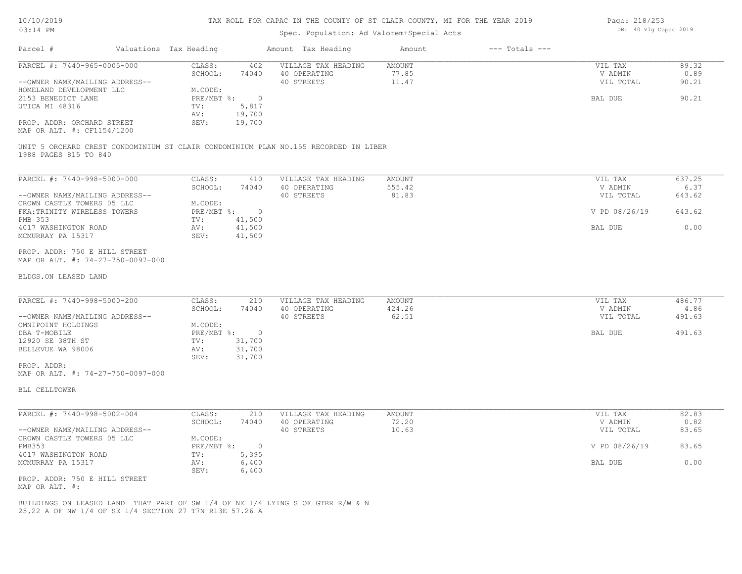# TAX ROLL FOR CAPAC IN THE COUNTY OF ST CLAIR COUNTY, MI FOR THE YEAR 2019

Spec. Population: Ad Valorem+Special Acts

DB: 40 Vlg Capac 2019

| Parcel # | Valuations | Tax Heading | Amount | Tax Heading | Amount | --- Totals --- | |
|---|---|---|---|---|---|---|---|
| PARCEL #: 7440-965-0005-000 | CLASS: | 402 | VILLAGE TAX HEADING | AMOUNT | | VIL TAX | 89.32 |
| | SCHOOL: | 74040 | 40 OPERATING | 77.85 | | V ADMIN | 0.89 |
| --OWNER NAME/MAILING ADDRESS-- | | | 40 STREETS | 11.47 | | VIL TOTAL | 90.21 |
| HOMELAND DEVELOPMENT LLC | M.CODE: | | | | | | |
| 2153 BENEDICT LANE | PRE/MBT %: | 0 | | | | BAL DUE | 90.21 |
| UTICA MI 48316 | TV: | 5,817 | | | | | |
| | AV: | 19,700 | | | | | |
| PROP. ADDR: ORCHARD STREET | SEV: | 19,700 | | | | | |
| MAP OR ALT. #: CF1154/1200 | | | | | | | |

UNIT 5 ORCHARD CREST CONDOMINIUM ST CLAIR CONDOMINIUM PLAN NO.155 RECORDED IN LIBER 1988 PAGES 815 TO 840

| Parcel # | Valuations | Tax Heading | Amount | Tax Heading | Amount | --- Totals --- | |
|---|---|---|---|---|---|---|---|
| PARCEL #: 7440-998-5000-000 | CLASS: | 410 | VILLAGE TAX HEADING | AMOUNT | | VIL TAX | 637.25 |
| | SCHOOL: | 74040 | 40 OPERATING | 555.42 | | V ADMIN | 6.37 |
| --OWNER NAME/MAILING ADDRESS-- | | | 40 STREETS | 81.83 | | VIL TOTAL | 643.62 |
| CROWN CASTLE TOWERS 05 LLC | M.CODE: | | | | | | |
| FKA:TRINITY WIRELESS TOWERS | PRE/MBT %: | 0 | | | | V PD 08/26/19 | 643.62 |
| PMB 353 | TV: | 41,500 | | | | | |
| 4017 WASHINGTON ROAD | AV: | 41,500 | | | | BAL DUE | 0.00 |
| MCMURRAY PA 15317 | SEV: | 41,500 | | | | | |
| PROP. ADDR: 750 E HILL STREET | | | | | | | |
| MAP OR ALT. #: 74-27-750-0097-000 | | | | | | | |

BLDGS.ON LEASED LAND

| Parcel # | Valuations | Tax Heading | Amount | Tax Heading | Amount | --- Totals --- | |
|---|---|---|---|---|---|---|---|
| PARCEL #: 7440-998-5000-200 | CLASS: | 210 | VILLAGE TAX HEADING | AMOUNT | | VIL TAX | 486.77 |
| | SCHOOL: | 74040 | 40 OPERATING | 424.26 | | V ADMIN | 4.86 |
| --OWNER NAME/MAILING ADDRESS-- | | | 40 STREETS | 62.51 | | VIL TOTAL | 491.63 |
| OMNIPOINT HOLDINGS | M.CODE: | | | | | | |
| DBA T-MOBILE | PRE/MBT %: | 0 | | | | BAL DUE | 491.63 |
| 12920 SE 38TH ST | TV: | 31,700 | | | | | |
| BELLEVUE WA 98006 | AV: | 31,700 | | | | | |
| | SEV: | 31,700 | | | | | |
| PROP. ADDR: | | | | | | | |
| MAP OR ALT. #: 74-27-750-0097-000 | | | | | | | |

BLL CELLTOWER

| Parcel # | Valuations | Tax Heading | Amount | Tax Heading | Amount | --- Totals --- | |
|---|---|---|---|---|---|---|---|
| PARCEL #: 7440-998-5002-004 | CLASS: | 210 | VILLAGE TAX HEADING | AMOUNT | | VIL TAX | 82.83 |
| | SCHOOL: | 74040 | 40 OPERATING | 72.20 | | V ADMIN | 0.82 |
| --OWNER NAME/MAILING ADDRESS-- | | | 40 STREETS | 10.63 | | VIL TOTAL | 83.65 |
| CROWN CASTLE TOWERS 05 LLC | M.CODE: | | | | | | |
| PMB353 | PRE/MBT %: | 0 | | | | V PD 08/26/19 | 83.65 |
| 4017 WASHINGTON ROAD | TV: | 5,395 | | | | | |
| MCMURRAY PA 15317 | AV: | 6,400 | | | | BAL DUE | 0.00 |
| | SEV: | 6,400 | | | | | |
| PROP. ADDR: 750 E HILL STREET | | | | | | | |
| MAP OR ALT. #: | | | | | | | |

BUILDINGS ON LEASED LAND THAT PART OF SW 1/4 OF NE 1/4 LYING S OF GTRR R/W & N 25.22 A OF NW 1/4 OF SE 1/4 SECTION 27 T7N R13E 57.26 A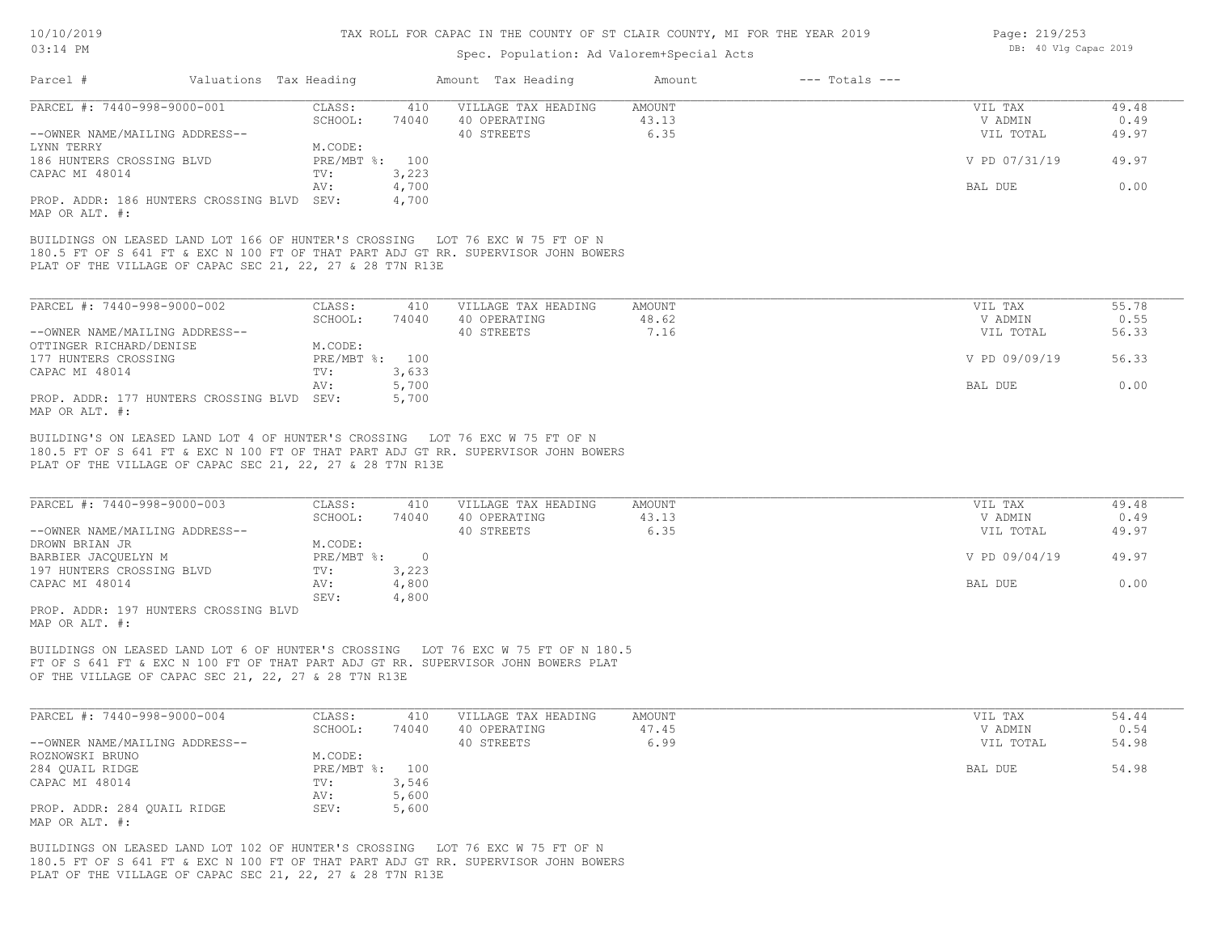TAX ROLL FOR CAPAC IN THE COUNTY OF ST CLAIR COUNTY, MI FOR THE YEAR 2019

Spec. Population: Ad Valorem+Special Acts

| Parcel # | Valuations | Tax Heading | Amount | Tax Heading | Amount | --- Totals --- | |
|---|---|---|---|---|---|---|---|

PARCEL #: 7440-998-9000-001

| | | | | | |
|---|---|---|---|---|---|
| CLASS: | 410 | VILLAGE TAX HEADING | AMOUNT | VIL TAX | 49.48 |
| SCHOOL: | 74040 | 40 OPERATING | 43.13 | V ADMIN | 0.49 |
| | | 40 STREETS | 6.35 | VIL TOTAL | 49.97 |
| M.CODE: | | | | | |
| PRE/MBT %: | 100 | | | V PD 07/31/19 | 49.97 |
| TV: | 3,223 | | | | |
| AV: | 4,700 | | | BAL DUE | 0.00 |
| SEV: | 4,700 | | | | |

--OWNER NAME/MAILING ADDRESS--
LYNN TERRY
186 HUNTERS CROSSING BLVD
CAPAC MI 48014

PROP. ADDR: 186 HUNTERS CROSSING BLVD
MAP OR ALT. #:

BUILDINGS ON LEASED LAND LOT 166 OF HUNTER'S CROSSING LOT 76 EXC W 75 FT OF N 180.5 FT OF S 641 FT & EXC N 100 FT OF THAT PART ADJ GT RR. SUPERVISOR JOHN BOWERS PLAT OF THE VILLAGE OF CAPAC SEC 21, 22, 27 & 28 T7N R13E

PARCEL #: 7440-998-9000-002

| | | | | | |
|---|---|---|---|---|---|
| CLASS: | 410 | VILLAGE TAX HEADING | AMOUNT | VIL TAX | 55.78 |
| SCHOOL: | 74040 | 40 OPERATING | 48.62 | V ADMIN | 0.55 |
| | | 40 STREETS | 7.16 | VIL TOTAL | 56.33 |
| M.CODE: | | | | | |
| PRE/MBT %: | 100 | | | V PD 09/09/19 | 56.33 |
| TV: | 3,633 | | | | |
| AV: | 5,700 | | | BAL DUE | 0.00 |
| SEV: | 5,700 | | | | |

--OWNER NAME/MAILING ADDRESS--
OTTINGER RICHARD/DENISE
177 HUNTERS CROSSING
CAPAC MI 48014

PROP. ADDR: 177 HUNTERS CROSSING BLVD
MAP OR ALT. #:

BUILDING'S ON LEASED LAND LOT 4 OF HUNTER'S CROSSING LOT 76 EXC W 75 FT OF N 180.5 FT OF S 641 FT & EXC N 100 FT OF THAT PART ADJ GT RR. SUPERVISOR JOHN BOWERS PLAT OF THE VILLAGE OF CAPAC SEC 21, 22, 27 & 28 T7N R13E

PARCEL #: 7440-998-9000-003

| | | | | | |
|---|---|---|---|---|---|
| CLASS: | 410 | VILLAGE TAX HEADING | AMOUNT | VIL TAX | 49.48 |
| SCHOOL: | 74040 | 40 OPERATING | 43.13 | V ADMIN | 0.49 |
| | | 40 STREETS | 6.35 | VIL TOTAL | 49.97 |
| M.CODE: | | | | | |
| PRE/MBT %: | 0 | | | V PD 09/04/19 | 49.97 |
| TV: | 3,223 | | | | |
| AV: | 4,800 | | | BAL DUE | 0.00 |
| SEV: | 4,800 | | | | |

--OWNER NAME/MAILING ADDRESS--
DROWN BRIAN JR
BARBIER JACQUELYN M
197 HUNTERS CROSSING BLVD
CAPAC MI 48014

PROP. ADDR: 197 HUNTERS CROSSING BLVD
MAP OR ALT. #:

BUILDINGS ON LEASED LAND LOT 6 OF HUNTER'S CROSSING LOT 76 EXC W 75 FT OF N 180.5 FT OF S 641 FT & EXC N 100 FT OF THAT PART ADJ GT RR. SUPERVISOR JOHN BOWERS PLAT OF THE VILLAGE OF CAPAC SEC 21, 22, 27 & 28 T7N R13E

PARCEL #: 7440-998-9000-004

| | | | | | |
|---|---|---|---|---|---|
| CLASS: | 410 | VILLAGE TAX HEADING | AMOUNT | VIL TAX | 54.44 |
| SCHOOL: | 74040 | 40 OPERATING | 47.45 | V ADMIN | 0.54 |
| | | 40 STREETS | 6.99 | VIL TOTAL | 54.98 |
| M.CODE: | | | | | |
| PRE/MBT %: | 100 | | | BAL DUE | 54.98 |
| TV: | 3,546 | | | | |
| AV: | 5,600 | | | | |
| SEV: | 5,600 | | | | |

--OWNER NAME/MAILING ADDRESS--
ROZNOWSKI BRUNO
284 QUAIL RIDGE
CAPAC MI 48014

PROP. ADDR: 284 QUAIL RIDGE
MAP OR ALT. #:

BUILDINGS ON LEASED LAND LOT 102 OF HUNTER'S CROSSING LOT 76 EXC W 75 FT OF N 180.5 FT OF S 641 FT & EXC N 100 FT OF THAT PART ADJ GT RR. SUPERVISOR JOHN BOWERS PLAT OF THE VILLAGE OF CAPAC SEC 21, 22, 27 & 28 T7N R13E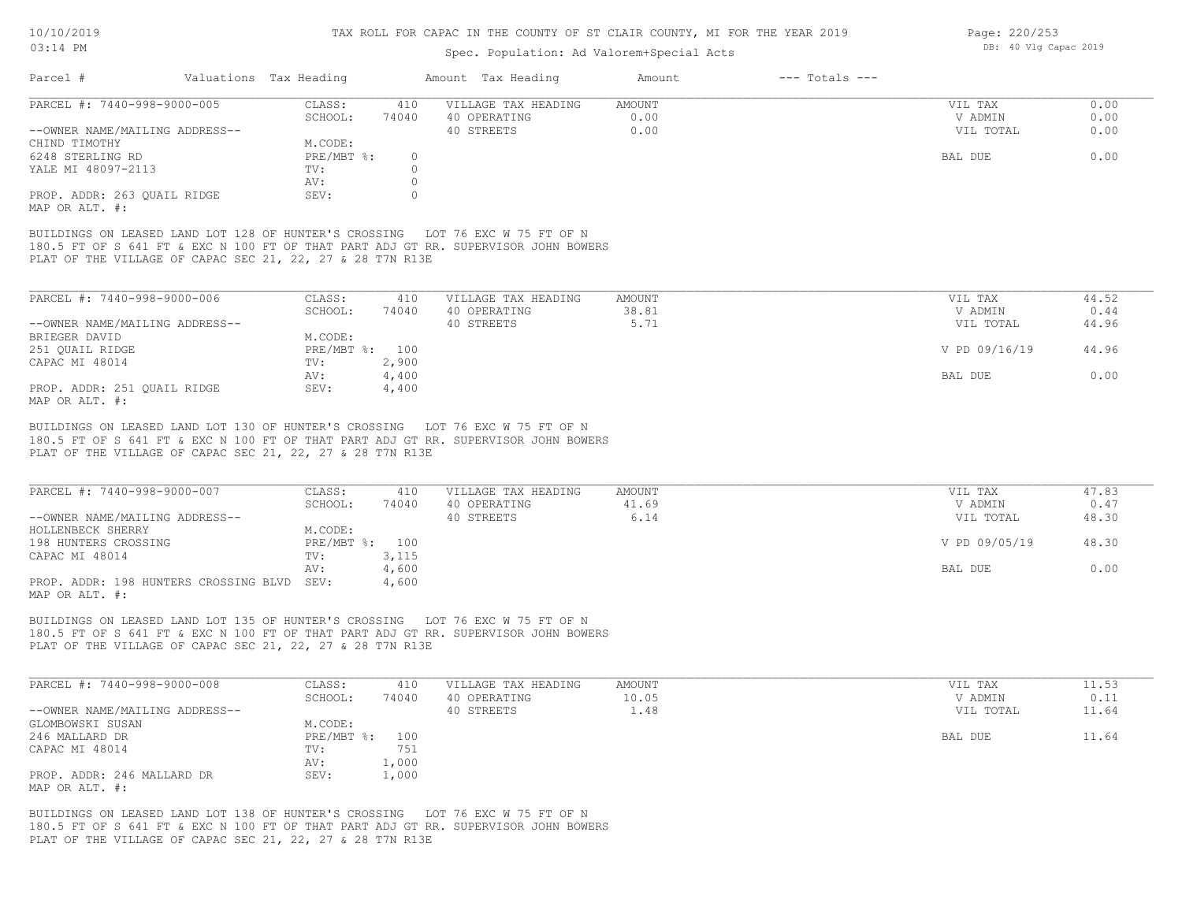# TAX ROLL FOR CAPAC IN THE COUNTY OF ST CLAIR COUNTY, MI FOR THE YEAR 2019

Spec. Population: Ad Valorem+Special Acts

DB: 40 Vlg Capac 2019

| Parcel # | Valuations | Tax Heading | Amount | Tax Heading | Amount | --- Totals --- | |
|---|---|---|---|---|---|---|---|
| PARCEL #: 7440-998-9000-005 | CLASS: | 410 | VILLAGE TAX HEADING | AMOUNT | | VIL TAX | 0.00 |
| | SCHOOL: | 74040 | 40 OPERATING | 0.00 | | V ADMIN | 0.00 |
| --OWNER NAME/MAILING ADDRESS-- | | | 40 STREETS | 0.00 | | VIL TOTAL | 0.00 |
| CHIND TIMOTHY | M.CODE: | | | | | | |
| 6248 STERLING RD | PRE/MBT %: | 0 | | | | BAL DUE | 0.00 |
| YALE MI 48097-2113 | TV: | 0 | | | | | |
| | AV: | 0 | | | | | |
| PROP. ADDR: 263 QUAIL RIDGE | SEV: | 0 | | | | | |
| MAP OR ALT. #: | | | | | | | |

BUILDINGS ON LEASED LAND LOT 128 OF HUNTER'S CROSSING LOT 76 EXC W 75 FT OF N 180.5 FT OF S 641 FT & EXC N 100 FT OF THAT PART ADJ GT RR. SUPERVISOR JOHN BOWERS PLAT OF THE VILLAGE OF CAPAC SEC 21, 22, 27 & 28 T7N R13E

| Parcel # | Valuations | Tax Heading | Amount | Tax Heading | Amount | --- Totals --- | |
|---|---|---|---|---|---|---|---|
| PARCEL #: 7440-998-9000-006 | CLASS: | 410 | VILLAGE TAX HEADING | AMOUNT | | VIL TAX | 44.52 |
| | SCHOOL: | 74040 | 40 OPERATING | 38.81 | | V ADMIN | 0.44 |
| --OWNER NAME/MAILING ADDRESS-- | | | 40 STREETS | 5.71 | | VIL TOTAL | 44.96 |
| BRIEGER DAVID | M.CODE: | | | | | | |
| 251 QUAIL RIDGE | PRE/MBT %: | 100 | | | | V PD 09/16/19 | 44.96 |
| CAPAC MI 48014 | TV: | 2,900 | | | | | |
| | AV: | 4,400 | | | | BAL DUE | 0.00 |
| PROP. ADDR: 251 QUAIL RIDGE | SEV: | 4,400 | | | | | |
| MAP OR ALT. #: | | | | | | | |

BUILDINGS ON LEASED LAND LOT 130 OF HUNTER'S CROSSING LOT 76 EXC W 75 FT OF N 180.5 FT OF S 641 FT & EXC N 100 FT OF THAT PART ADJ GT RR. SUPERVISOR JOHN BOWERS PLAT OF THE VILLAGE OF CAPAC SEC 21, 22, 27 & 28 T7N R13E

| Parcel # | Valuations | Tax Heading | Amount | Tax Heading | Amount | --- Totals --- | |
|---|---|---|---|---|---|---|---|
| PARCEL #: 7440-998-9000-007 | CLASS: | 410 | VILLAGE TAX HEADING | AMOUNT | | VIL TAX | 47.83 |
| | SCHOOL: | 74040 | 40 OPERATING | 41.69 | | V ADMIN | 0.47 |
| --OWNER NAME/MAILING ADDRESS-- | | | 40 STREETS | 6.14 | | VIL TOTAL | 48.30 |
| HOLLENBECK SHERRY | M.CODE: | | | | | | |
| 198 HUNTERS CROSSING | PRE/MBT %: | 100 | | | | V PD 09/05/19 | 48.30 |
| CAPAC MI 48014 | TV: | 3,115 | | | | | |
| | AV: | 4,600 | | | | BAL DUE | 0.00 |
| PROP. ADDR: 198 HUNTERS CROSSING BLVD | SEV: | 4,600 | | | | | |
| MAP OR ALT. #: | | | | | | | |

BUILDINGS ON LEASED LAND LOT 135 OF HUNTER'S CROSSING LOT 76 EXC W 75 FT OF N 180.5 FT OF S 641 FT & EXC N 100 FT OF THAT PART ADJ GT RR. SUPERVISOR JOHN BOWERS PLAT OF THE VILLAGE OF CAPAC SEC 21, 22, 27 & 28 T7N R13E

| Parcel # | Valuations | Tax Heading | Amount | Tax Heading | Amount | --- Totals --- | |
|---|---|---|---|---|---|---|---|
| PARCEL #: 7440-998-9000-008 | CLASS: | 410 | VILLAGE TAX HEADING | AMOUNT | | VIL TAX | 11.53 |
| | SCHOOL: | 74040 | 40 OPERATING | 10.05 | | V ADMIN | 0.11 |
| --OWNER NAME/MAILING ADDRESS-- | | | 40 STREETS | 1.48 | | VIL TOTAL | 11.64 |
| GLOMBOWSKI SUSAN | M.CODE: | | | | | | |
| 246 MALLARD DR | PRE/MBT %: | 100 | | | | BAL DUE | 11.64 |
| CAPAC MI 48014 | TV: | 751 | | | | | |
| | AV: | 1,000 | | | | | |
| PROP. ADDR: 246 MALLARD DR | SEV: | 1,000 | | | | | |
| MAP OR ALT. #: | | | | | | | |

BUILDINGS ON LEASED LAND LOT 138 OF HUNTER'S CROSSING LOT 76 EXC W 75 FT OF N 180.5 FT OF S 641 FT & EXC N 100 FT OF THAT PART ADJ GT RR. SUPERVISOR JOHN BOWERS PLAT OF THE VILLAGE OF CAPAC SEC 21, 22, 27 & 28 T7N R13E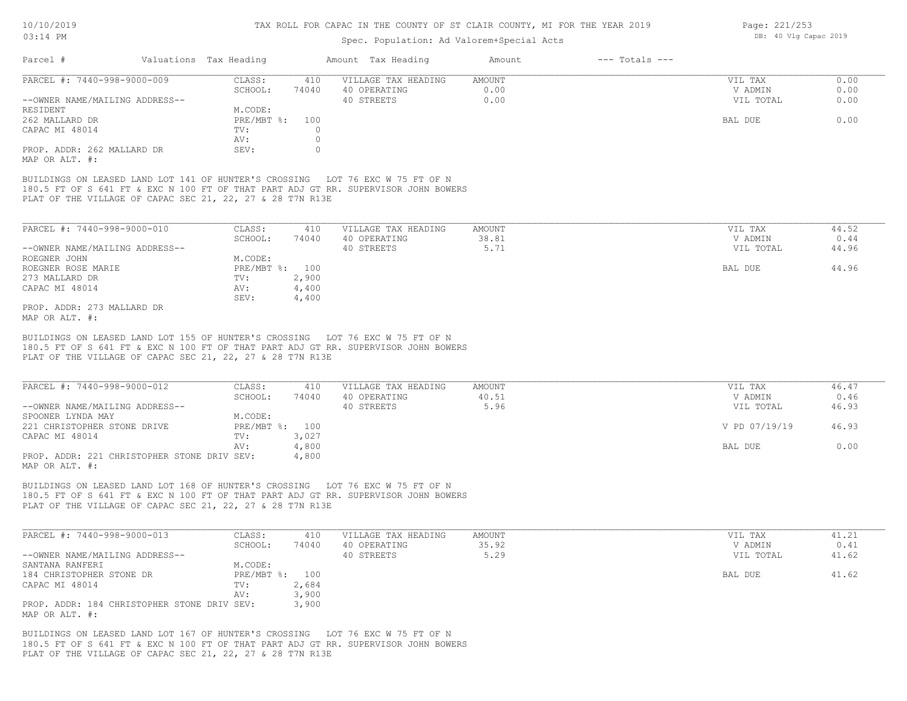TAX ROLL FOR CAPAC IN THE COUNTY OF ST CLAIR COUNTY, MI FOR THE YEAR 2019

Spec. Population: Ad Valorem+Special Acts

DB: 40 Vlg Capac 2019

| Parcel # | Valuations | Tax Heading | Amount | Tax Heading | Amount | --- Totals --- | |
|---|---|---|---|---|---|---|---|
| PARCEL #: 7440-998-9000-009 | CLASS: | 410 | VILLAGE TAX HEADING | AMOUNT | | VIL TAX | 0.00 |
| | SCHOOL: | 74040 | 40 OPERATING | 0.00 | | V ADMIN | 0.00 |
| --OWNER NAME/MAILING ADDRESS-- | | | 40 STREETS | 0.00 | | VIL TOTAL | 0.00 |
| RESIDENT | M.CODE: | | | | | | |
| 262 MALLARD DR | PRE/MBT %: | 100 | | | | BAL DUE | 0.00 |
| CAPAC MI 48014 | TV: | 0 | | | | | |
| | AV: | 0 | | | | | |
| PROP. ADDR: 262 MALLARD DR | SEV: | 0 | | | | | |
| MAP OR ALT. #: | | | | | | | |

BUILDINGS ON LEASED LAND LOT 141 OF HUNTER'S CROSSING LOT 76 EXC W 75 FT OF N 180.5 FT OF S 641 FT & EXC N 100 FT OF THAT PART ADJ GT RR. SUPERVISOR JOHN BOWERS PLAT OF THE VILLAGE OF CAPAC SEC 21, 22, 27 & 28 T7N R13E

| Parcel # | Valuations | Tax Heading | Amount | Tax Heading | Amount | --- Totals --- | |
|---|---|---|---|---|---|---|---|
| PARCEL #: 7440-998-9000-010 | CLASS: | 410 | VILLAGE TAX HEADING | AMOUNT | | VIL TAX | 44.52 |
| | SCHOOL: | 74040 | 40 OPERATING | 38.81 | | V ADMIN | 0.44 |
| --OWNER NAME/MAILING ADDRESS-- | | | 40 STREETS | 5.71 | | VIL TOTAL | 44.96 |
| ROEGNER JOHN | M.CODE: | | | | | | |
| ROEGNER ROSE MARIE | PRE/MBT %: | 100 | | | | BAL DUE | 44.96 |
| 273 MALLARD DR | TV: | 2,900 | | | | | |
| CAPAC MI 48014 | AV: | 4,400 | | | | | |
| | SEV: | 4,400 | | | | | |
| PROP. ADDR: 273 MALLARD DR | | | | | | | |
| MAP OR ALT. #: | | | | | | | |

BUILDINGS ON LEASED LAND LOT 155 OF HUNTER'S CROSSING LOT 76 EXC W 75 FT OF N 180.5 FT OF S 641 FT & EXC N 100 FT OF THAT PART ADJ GT RR. SUPERVISOR JOHN BOWERS PLAT OF THE VILLAGE OF CAPAC SEC 21, 22, 27 & 28 T7N R13E

| Parcel # | Valuations | Tax Heading | Amount | Tax Heading | Amount | --- Totals --- | |
|---|---|---|---|---|---|---|---|
| PARCEL #: 7440-998-9000-012 | CLASS: | 410 | VILLAGE TAX HEADING | AMOUNT | | VIL TAX | 46.47 |
| | SCHOOL: | 74040 | 40 OPERATING | 40.51 | | V ADMIN | 0.46 |
| --OWNER NAME/MAILING ADDRESS-- | | | 40 STREETS | 5.96 | | VIL TOTAL | 46.93 |
| SPOONER LYNDA MAY | M.CODE: | | | | | | |
| 221 CHRISTOPHER STONE DRIVE | PRE/MBT %: | 100 | | | | V PD 07/19/19 | 46.93 |
| CAPAC MI 48014 | TV: | 3,027 | | | | | |
| | AV: | 4,800 | | | | BAL DUE | 0.00 |
| PROP. ADDR: 221 CHRISTOPHER STONE DRIV | SEV: | 4,800 | | | | | |
| MAP OR ALT. #: | | | | | | | |

BUILDINGS ON LEASED LAND LOT 168 OF HUNTER'S CROSSING LOT 76 EXC W 75 FT OF N 180.5 FT OF S 641 FT & EXC N 100 FT OF THAT PART ADJ GT RR. SUPERVISOR JOHN BOWERS PLAT OF THE VILLAGE OF CAPAC SEC 21, 22, 27 & 28 T7N R13E

| Parcel # | Valuations | Tax Heading | Amount | Tax Heading | Amount | --- Totals --- | |
|---|---|---|---|---|---|---|---|
| PARCEL #: 7440-998-9000-013 | CLASS: | 410 | VILLAGE TAX HEADING | AMOUNT | | VIL TAX | 41.21 |
| | SCHOOL: | 74040 | 40 OPERATING | 35.92 | | V ADMIN | 0.41 |
| --OWNER NAME/MAILING ADDRESS-- | | | 40 STREETS | 5.29 | | VIL TOTAL | 41.62 |
| SANTANA RANFERI | M.CODE: | | | | | | |
| 184 CHRISTOPHER STONE DR | PRE/MBT %: | 100 | | | | BAL DUE | 41.62 |
| CAPAC MI 48014 | TV: | 2,684 | | | | | |
| | AV: | 3,900 | | | | | |
| PROP. ADDR: 184 CHRISTOPHER STONE DRIV | SEV: | 3,900 | | | | | |
| MAP OR ALT. #: | | | | | | | |

BUILDINGS ON LEASED LAND LOT 167 OF HUNTER'S CROSSING LOT 76 EXC W 75 FT OF N 180.5 FT OF S 641 FT & EXC N 100 FT OF THAT PART ADJ GT RR. SUPERVISOR JOHN BOWERS PLAT OF THE VILLAGE OF CAPAC SEC 21, 22, 27 & 28 T7N R13E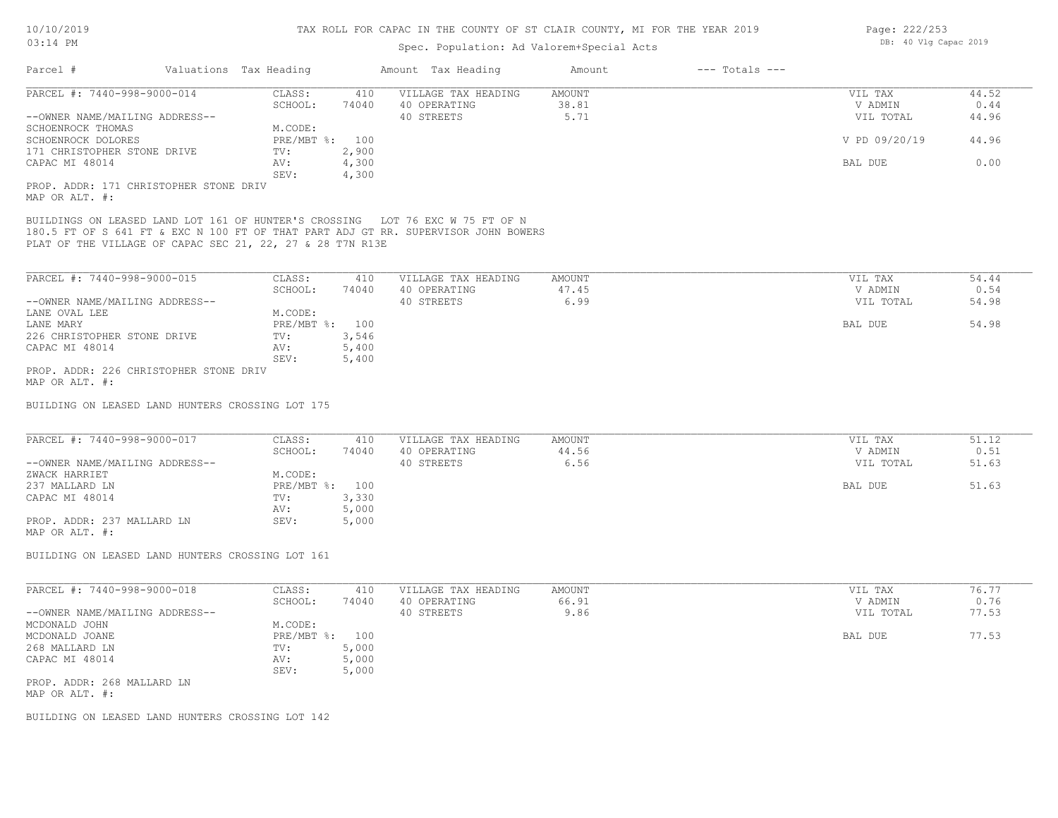# TAX ROLL FOR CAPAC IN THE COUNTY OF ST CLAIR COUNTY, MI FOR THE YEAR 2019

Spec. Population: Ad Valorem+Special Acts

10/10/2019 03:14 PM — DB: 40 Vlg Capac 2019

| Parcel # | Valuations | Tax Heading | Amount | Tax Heading | Amount | --- Totals --- | |
|---|---|---|---|---|---|---|---|
| PARCEL #: 7440-998-9000-014 | CLASS: | 410 | VILLAGE TAX HEADING | AMOUNT | | VIL TAX | 44.52 |
| | SCHOOL: | 74040 | 40 OPERATING | 38.81 | | V ADMIN | 0.44 |
| --OWNER NAME/MAILING ADDRESS-- | | | 40 STREETS | 5.71 | | VIL TOTAL | 44.96 |
| SCHOENROCK THOMAS | M.CODE: | | | | | | |
| SCHOENROCK DOLORES | PRE/MBT %: | 100 | | | | V PD 09/20/19 | 44.96 |
| 171 CHRISTOPHER STONE DRIVE | TV: | 2,900 | | | | | |
| CAPAC MI 48014 | AV: | 4,300 | | | | BAL DUE | 0.00 |
| | SEV: | 4,300 | | | | | |

PROP. ADDR: 171 CHRISTOPHER STONE DRIV
MAP OR ALT. #:

BUILDINGS ON LEASED LAND LOT 161 OF HUNTER'S CROSSING LOT 76 EXC W 75 FT OF N 180.5 FT OF S 641 FT & EXC N 100 FT OF THAT PART ADJ GT RR. SUPERVISOR JOHN BOWERS PLAT OF THE VILLAGE OF CAPAC SEC 21, 22, 27 & 28 T7N R13E

| Parcel # | Valuations | Tax Heading | Amount | Tax Heading | Amount | --- Totals --- | |
|---|---|---|---|---|---|---|---|
| PARCEL #: 7440-998-9000-015 | CLASS: | 410 | VILLAGE TAX HEADING | AMOUNT | | VIL TAX | 54.44 |
| | SCHOOL: | 74040 | 40 OPERATING | 47.45 | | V ADMIN | 0.54 |
| --OWNER NAME/MAILING ADDRESS-- | | | 40 STREETS | 6.99 | | VIL TOTAL | 54.98 |
| LANE OVAL LEE | M.CODE: | | | | | | |
| LANE MARY | PRE/MBT %: | 100 | | | | BAL DUE | 54.98 |
| 226 CHRISTOPHER STONE DRIVE | TV: | 3,546 | | | | | |
| CAPAC MI 48014 | AV: | 5,400 | | | | | |
| | SEV: | 5,400 | | | | | |

PROP. ADDR: 226 CHRISTOPHER STONE DRIV
MAP OR ALT. #:

BUILDING ON LEASED LAND HUNTERS CROSSING LOT 175

| Parcel # | Valuations | Tax Heading | Amount | Tax Heading | Amount | --- Totals --- | |
|---|---|---|---|---|---|---|---|
| PARCEL #: 7440-998-9000-017 | CLASS: | 410 | VILLAGE TAX HEADING | AMOUNT | | VIL TAX | 51.12 |
| | SCHOOL: | 74040 | 40 OPERATING | 44.56 | | V ADMIN | 0.51 |
| --OWNER NAME/MAILING ADDRESS-- | | | 40 STREETS | 6.56 | | VIL TOTAL | 51.63 |
| ZWACK HARRIET | M.CODE: | | | | | | |
| 237 MALLARD LN | PRE/MBT %: | 100 | | | | BAL DUE | 51.63 |
| CAPAC MI 48014 | TV: | 3,330 | | | | | |
| | AV: | 5,000 | | | | | |
| PROP. ADDR: 237 MALLARD LN | SEV: | 5,000 | | | | | |

MAP OR ALT. #:

BUILDING ON LEASED LAND HUNTERS CROSSING LOT 161

| Parcel # | Valuations | Tax Heading | Amount | Tax Heading | Amount | --- Totals --- | |
|---|---|---|---|---|---|---|---|
| PARCEL #: 7440-998-9000-018 | CLASS: | 410 | VILLAGE TAX HEADING | AMOUNT | | VIL TAX | 76.77 |
| | SCHOOL: | 74040 | 40 OPERATING | 66.91 | | V ADMIN | 0.76 |
| --OWNER NAME/MAILING ADDRESS-- | | | 40 STREETS | 9.86 | | VIL TOTAL | 77.53 |
| MCDONALD JOHN | M.CODE: | | | | | | |
| MCDONALD JOANE | PRE/MBT %: | 100 | | | | BAL DUE | 77.53 |
| 268 MALLARD LN | TV: | 5,000 | | | | | |
| CAPAC MI 48014 | AV: | 5,000 | | | | | |
| | SEV: | 5,000 | | | | | |

PROP. ADDR: 268 MALLARD LN
MAP OR ALT. #:

BUILDING ON LEASED LAND HUNTERS CROSSING LOT 142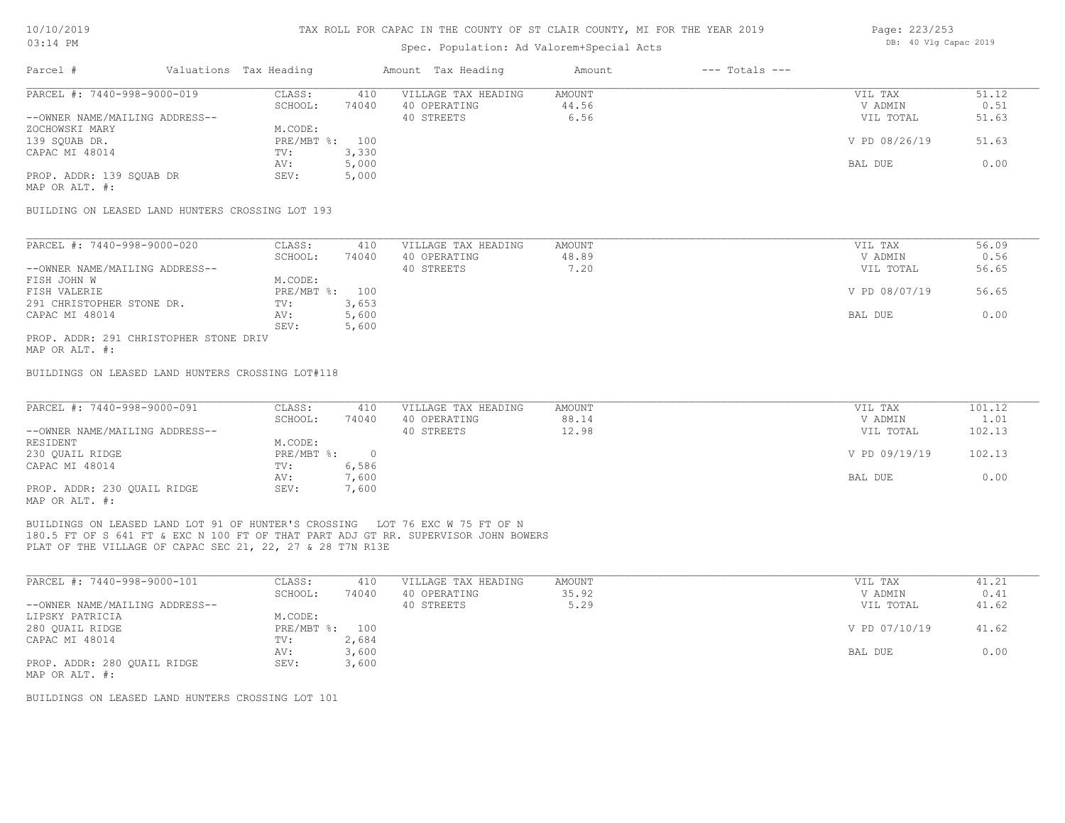# TAX ROLL FOR CAPAC IN THE COUNTY OF ST CLAIR COUNTY, MI FOR THE YEAR 2019

Spec. Population: Ad Valorem+Special Acts

DB: 40 Vlg Capac 2019

| Parcel # | Valuations | Tax Heading | Amount | Tax Heading | Amount | --- Totals --- | |
|---|---|---|---|---|---|---|---|

## PARCEL #: 7440-998-9000-019

| | | | | | |
|---|---|---|---|---|---|
| CLASS: | 410 | VILLAGE TAX HEADING | AMOUNT | VIL TAX | 51.12 |
| SCHOOL: | 74040 | 40 OPERATING | 44.56 | V ADMIN | 0.51 |
| | | 40 STREETS | 6.56 | VIL TOTAL | 51.63 |
| M.CODE: | | | | | |
| PRE/MBT %: | 100 | | | V PD 08/26/19 | 51.63 |
| TV: | 3,330 | | | | |
| AV: | 5,000 | | | BAL DUE | 0.00 |
| SEV: | 5,000 | | | | |

--OWNER NAME/MAILING ADDRESS--
ZOCHOWSKI MARY
139 SQUAB DR.
CAPAC MI 48014

PROP. ADDR: 139 SQUAB DR
MAP OR ALT. #:

BUILDING ON LEASED LAND HUNTERS CROSSING LOT 193

## PARCEL #: 7440-998-9000-020

| | | | | | |
|---|---|---|---|---|---|
| CLASS: | 410 | VILLAGE TAX HEADING | AMOUNT | VIL TAX | 56.09 |
| SCHOOL: | 74040 | 40 OPERATING | 48.89 | V ADMIN | 0.56 |
| | | 40 STREETS | 7.20 | VIL TOTAL | 56.65 |
| M.CODE: | | | | | |
| PRE/MBT %: | 100 | | | V PD 08/07/19 | 56.65 |
| TV: | 3,653 | | | | |
| AV: | 5,600 | | | BAL DUE | 0.00 |
| SEV: | 5,600 | | | | |

--OWNER NAME/MAILING ADDRESS--
FISH JOHN W
FISH VALERIE
291 CHRISTOPHER STONE DR.
CAPAC MI 48014

PROP. ADDR: 291 CHRISTOPHER STONE DRIV
MAP OR ALT. #:

BUILDINGS ON LEASED LAND HUNTERS CROSSING LOT#118

## PARCEL #: 7440-998-9000-091

| | | | | | |
|---|---|---|---|---|---|
| CLASS: | 410 | VILLAGE TAX HEADING | AMOUNT | VIL TAX | 101.12 |
| SCHOOL: | 74040 | 40 OPERATING | 88.14 | V ADMIN | 1.01 |
| | | 40 STREETS | 12.98 | VIL TOTAL | 102.13 |
| M.CODE: | | | | | |
| PRE/MBT %: | 0 | | | V PD 09/19/19 | 102.13 |
| TV: | 6,586 | | | | |
| AV: | 7,600 | | | BAL DUE | 0.00 |
| SEV: | 7,600 | | | | |

--OWNER NAME/MAILING ADDRESS--
RESIDENT
230 QUAIL RIDGE
CAPAC MI 48014

PROP. ADDR: 230 QUAIL RIDGE
MAP OR ALT. #:

BUILDINGS ON LEASED LAND LOT 91 OF HUNTER'S CROSSING LOT 76 EXC W 75 FT OF N 180.5 FT OF S 641 FT & EXC N 100 FT OF THAT PART ADJ GT RR. SUPERVISOR JOHN BOWERS PLAT OF THE VILLAGE OF CAPAC SEC 21, 22, 27 & 28 T7N R13E

## PARCEL #: 7440-998-9000-101

| | | | | | |
|---|---|---|---|---|---|
| CLASS: | 410 | VILLAGE TAX HEADING | AMOUNT | VIL TAX | 41.21 |
| SCHOOL: | 74040 | 40 OPERATING | 35.92 | V ADMIN | 0.41 |
| | | 40 STREETS | 5.29 | VIL TOTAL | 41.62 |
| M.CODE: | | | | | |
| PRE/MBT %: | 100 | | | V PD 07/10/19 | 41.62 |
| TV: | 2,684 | | | | |
| AV: | 3,600 | | | BAL DUE | 0.00 |
| SEV: | 3,600 | | | | |

--OWNER NAME/MAILING ADDRESS--
LIPSKY PATRICIA
280 QUAIL RIDGE
CAPAC MI 48014

PROP. ADDR: 280 QUAIL RIDGE
MAP OR ALT. #:

BUILDINGS ON LEASED LAND HUNTERS CROSSING LOT 101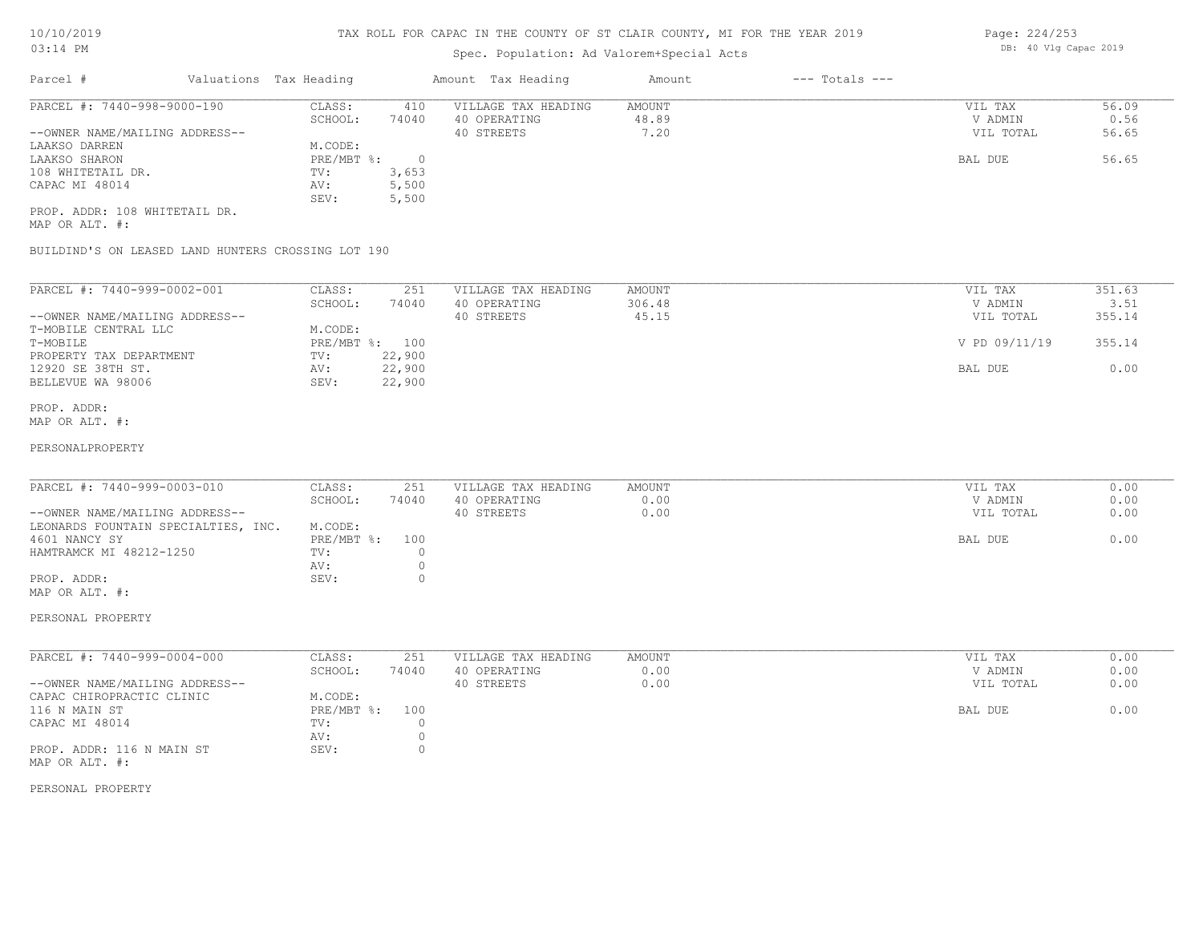TAX ROLL FOR CAPAC IN THE COUNTY OF ST CLAIR COUNTY, MI FOR THE YEAR 2019

Spec. Population: Ad Valorem+Special Acts

DB: 40 Vlg Capac 2019

| Parcel # | Valuations | Tax Heading | Amount | Tax Heading | Amount | --- Totals --- | |
|---|---|---|---|---|---|---|---|

**PARCEL #: 7440-998-9000-190**

| | | | | |
|---|---|---|---|---|
| CLASS: | 410 | VILLAGE TAX HEADING | AMOUNT | VIL TAX | 56.09 |
| SCHOOL: | 74040 | 40 OPERATING | 48.89 | V ADMIN | 0.56 |
| | | 40 STREETS | 7.20 | VIL TOTAL | 56.65 |
| M.CODE: | | | | | |
| PRE/MBT %: | 0 | | | BAL DUE | 56.65 |
| TV: | 3,653 | | | | |
| AV: | 5,500 | | | | |
| SEV: | 5,500 | | | | |

--OWNER NAME/MAILING ADDRESS--
LAAKSO DARREN
LAAKSO SHARON
108 WHITETAIL DR.
CAPAC MI 48014

PROP. ADDR: 108 WHITETAIL DR.
MAP OR ALT. #:

BUILDIND'S ON LEASED LAND HUNTERS CROSSING LOT 190

**PARCEL #: 7440-999-0002-001**

| | | | | | |
|---|---|---|---|---|---|
| CLASS: | 251 | VILLAGE TAX HEADING | AMOUNT | VIL TAX | 351.63 |
| SCHOOL: | 74040 | 40 OPERATING | 306.48 | V ADMIN | 3.51 |
| | | 40 STREETS | 45.15 | VIL TOTAL | 355.14 |
| M.CODE: | | | | | |
| PRE/MBT %: | 100 | | | V PD 09/11/19 | 355.14 |
| TV: | 22,900 | | | | |
| AV: | 22,900 | | | BAL DUE | 0.00 |
| SEV: | 22,900 | | | | |

--OWNER NAME/MAILING ADDRESS--
T-MOBILE CENTRAL LLC
T-MOBILE
PROPERTY TAX DEPARTMENT
12920 SE 38TH ST.
BELLEVUE WA 98006

PROP. ADDR:
MAP OR ALT. #:

PERSONALPROPERTY

**PARCEL #: 7440-999-0003-010**

| | | | | | |
|---|---|---|---|---|---|
| CLASS: | 251 | VILLAGE TAX HEADING | AMOUNT | VIL TAX | 0.00 |
| SCHOOL: | 74040 | 40 OPERATING | 0.00 | V ADMIN | 0.00 |
| | | 40 STREETS | 0.00 | VIL TOTAL | 0.00 |
| M.CODE: | | | | | |
| PRE/MBT %: | 100 | | | BAL DUE | 0.00 |
| TV: | 0 | | | | |
| AV: | 0 | | | | |
| SEV: | 0 | | | | |

--OWNER NAME/MAILING ADDRESS--
LEONARDS FOUNTAIN SPECIALTIES, INC.
4601 NANCY SY
HAMTRAMCK MI 48212-1250

PROP. ADDR:
MAP OR ALT. #:

PERSONAL PROPERTY

**PARCEL #: 7440-999-0004-000**

| | | | | | |
|---|---|---|---|---|---|
| CLASS: | 251 | VILLAGE TAX HEADING | AMOUNT | VIL TAX | 0.00 |
| SCHOOL: | 74040 | 40 OPERATING | 0.00 | V ADMIN | 0.00 |
| | | 40 STREETS | 0.00 | VIL TOTAL | 0.00 |
| M.CODE: | | | | | |
| PRE/MBT %: | 100 | | | BAL DUE | 0.00 |
| TV: | 0 | | | | |
| AV: | 0 | | | | |
| SEV: | 0 | | | | |

--OWNER NAME/MAILING ADDRESS--
CAPAC CHIROPRACTIC CLINIC
116 N MAIN ST
CAPAC MI 48014

PROP. ADDR: 116 N MAIN ST
MAP OR ALT. #:

PERSONAL PROPERTY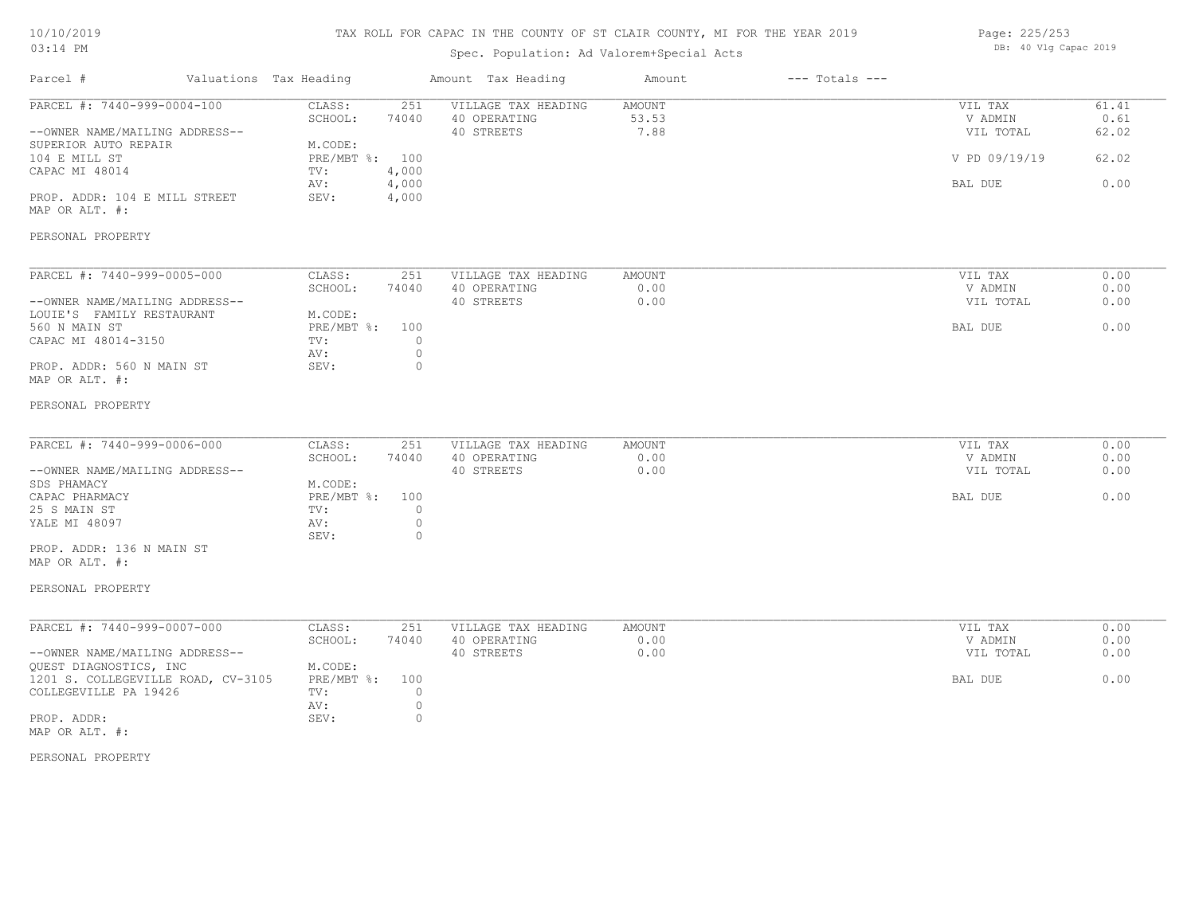# TAX ROLL FOR CAPAC IN THE COUNTY OF ST CLAIR COUNTY, MI FOR THE YEAR 2019

10/10/2019
03:14 PM

Spec. Population: Ad Valorem+Special Acts

DB: 40 Vlg Capac 2019

| Parcel # | Valuations | Tax Heading | Amount | Tax Heading | Amount | --- Totals --- | |
|---|---|---|---|---|---|---|---|

## PARCEL #: 7440-999-0004-100

| | | | | | |
|---|---|---|---|---|---|
| --OWNER NAME/MAILING ADDRESS-- | CLASS: | 251 | VILLAGE TAX HEADING | AMOUNT | |
| SUPERIOR AUTO REPAIR | SCHOOL: | 74040 | 40 OPERATING | 53.53 | |
| 104 E MILL ST | M.CODE: | | 40 STREETS | 7.88 | |
| CAPAC MI 48014 | PRE/MBT %: | 100 | | | |
| | TV: | 4,000 | | | |
| PROP. ADDR: 104 E MILL STREET | AV: | 4,000 | | | |
| MAP OR ALT. #: | SEV: | 4,000 | | | |

| Totals | |
|---|---|
| VIL TAX | 61.41 |
| V ADMIN | 0.61 |
| VIL TOTAL | 62.02 |
| V PD 09/19/19 | 62.02 |
| BAL DUE | 0.00 |

PERSONAL PROPERTY

## PARCEL #: 7440-999-0005-000

| | | | | | |
|---|---|---|---|---|---|
| --OWNER NAME/MAILING ADDRESS-- | CLASS: | 251 | VILLAGE TAX HEADING | AMOUNT | |
| LOUIE'S FAMILY RESTAURANT | SCHOOL: | 74040 | 40 OPERATING | 0.00 | |
| 560 N MAIN ST | M.CODE: | | 40 STREETS | 0.00 | |
| CAPAC MI 48014-3150 | PRE/MBT %: | 100 | | | |
| | TV: | 0 | | | |
| PROP. ADDR: 560 N MAIN ST | AV: | 0 | | | |
| MAP OR ALT. #: | SEV: | 0 | | | |

| Totals | |
|---|---|
| VIL TAX | 0.00 |
| V ADMIN | 0.00 |
| VIL TOTAL | 0.00 |
| BAL DUE | 0.00 |

PERSONAL PROPERTY

## PARCEL #: 7440-999-0006-000

| | | | | | |
|---|---|---|---|---|---|
| --OWNER NAME/MAILING ADDRESS-- | CLASS: | 251 | VILLAGE TAX HEADING | AMOUNT | |
| SDS PHAMACY | SCHOOL: | 74040 | 40 OPERATING | 0.00 | |
| CAPAC PHARMACY | M.CODE: | | 40 STREETS | 0.00 | |
| 25 S MAIN ST | PRE/MBT %: | 100 | | | |
| YALE MI 48097 | TV: | 0 | | | |
| PROP. ADDR: 136 N MAIN ST | AV: | 0 | | | |
| MAP OR ALT. #: | SEV: | 0 | | | |

| Totals | |
|---|---|
| VIL TAX | 0.00 |
| V ADMIN | 0.00 |
| VIL TOTAL | 0.00 |
| BAL DUE | 0.00 |

PERSONAL PROPERTY

## PARCEL #: 7440-999-0007-000

| | | | | | |
|---|---|---|---|---|---|
| --OWNER NAME/MAILING ADDRESS-- | CLASS: | 251 | VILLAGE TAX HEADING | AMOUNT | |
| QUEST DIAGNOSTICS, INC | SCHOOL: | 74040 | 40 OPERATING | 0.00 | |
| 1201 S. COLLEGEVILLE ROAD, CV-3105 | M.CODE: | | 40 STREETS | 0.00 | |
| COLLEGEVILLE PA 19426 | PRE/MBT %: | 100 | | | |
| | TV: | 0 | | | |
| PROP. ADDR: | AV: | 0 | | | |
| MAP OR ALT. #: | SEV: | 0 | | | |

| Totals | |
|---|---|
| VIL TAX | 0.00 |
| V ADMIN | 0.00 |
| VIL TOTAL | 0.00 |
| BAL DUE | 0.00 |

PERSONAL PROPERTY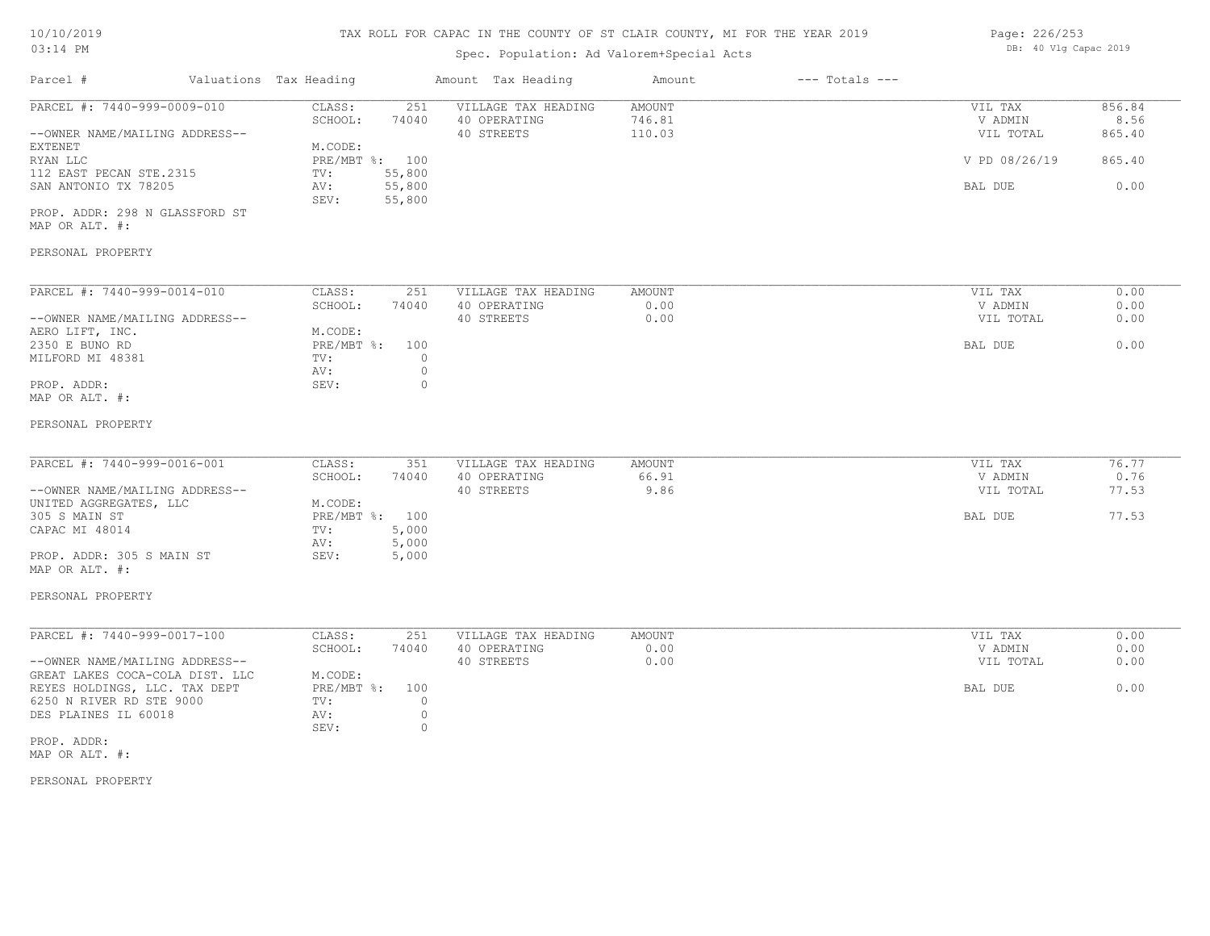# TAX ROLL FOR CAPAC IN THE COUNTY OF ST CLAIR COUNTY, MI FOR THE YEAR 2019

10/10/2019
03:14 PM

Spec. Population: Ad Valorem+Special Acts

DB: 40 Vlg Capac 2019

| Parcel # | Valuations | Tax Heading | Amount | Tax Heading | Amount | --- Totals --- | |
|---|---|---|---|---|---|---|---|
| PARCEL #: 7440-999-0009-010 | CLASS: | 251 | VILLAGE TAX HEADING | AMOUNT | | VIL TAX | 856.84 |
| | SCHOOL: | 74040 | 40 OPERATING | 746.81 | | V ADMIN | 8.56 |
| --OWNER NAME/MAILING ADDRESS-- | | | 40 STREETS | 110.03 | | VIL TOTAL | 865.40 |
| EXTENET | M.CODE: | | | | | | |
| RYAN LLC | PRE/MBT %: | 100 | | | | V PD 08/26/19 | 865.40 |
| 112 EAST PECAN STE.2315 | TV: | 55,800 | | | | | |
| SAN ANTONIO TX 78205 | AV: | 55,800 | | | | BAL DUE | 0.00 |
| | SEV: | 55,800 | | | | | |
| PROP. ADDR: 298 N GLASSFORD ST | | | | | | | |
| MAP OR ALT. #: | | | | | | | |

PERSONAL PROPERTY

| Parcel # | Valuations | Tax Heading | Amount | Tax Heading | Amount | --- Totals --- | |
|---|---|---|---|---|---|---|---|
| PARCEL #: 7440-999-0014-010 | CLASS: | 251 | VILLAGE TAX HEADING | AMOUNT | | VIL TAX | 0.00 |
| | SCHOOL: | 74040 | 40 OPERATING | 0.00 | | V ADMIN | 0.00 |
| --OWNER NAME/MAILING ADDRESS-- | | | 40 STREETS | 0.00 | | VIL TOTAL | 0.00 |
| AERO LIFT, INC. | M.CODE: | | | | | | |
| 2350 E BUNO RD | PRE/MBT %: | 100 | | | | BAL DUE | 0.00 |
| MILFORD MI 48381 | TV: | 0 | | | | | |
| | AV: | 0 | | | | | |
| PROP. ADDR: | SEV: | 0 | | | | | |
| MAP OR ALT. #: | | | | | | | |

PERSONAL PROPERTY

| Parcel # | Valuations | Tax Heading | Amount | Tax Heading | Amount | --- Totals --- | |
|---|---|---|---|---|---|---|---|
| PARCEL #: 7440-999-0016-001 | CLASS: | 351 | VILLAGE TAX HEADING | AMOUNT | | VIL TAX | 76.77 |
| | SCHOOL: | 74040 | 40 OPERATING | 66.91 | | V ADMIN | 0.76 |
| --OWNER NAME/MAILING ADDRESS-- | | | 40 STREETS | 9.86 | | VIL TOTAL | 77.53 |
| UNITED AGGREGATES, LLC | M.CODE: | | | | | | |
| 305 S MAIN ST | PRE/MBT %: | 100 | | | | BAL DUE | 77.53 |
| CAPAC MI 48014 | TV: | 5,000 | | | | | |
| | AV: | 5,000 | | | | | |
| PROP. ADDR: 305 S MAIN ST | SEV: | 5,000 | | | | | |
| MAP OR ALT. #: | | | | | | | |

PERSONAL PROPERTY

| Parcel # | Valuations | Tax Heading | Amount | Tax Heading | Amount | --- Totals --- | |
|---|---|---|---|---|---|---|---|
| PARCEL #: 7440-999-0017-100 | CLASS: | 251 | VILLAGE TAX HEADING | AMOUNT | | VIL TAX | 0.00 |
| | SCHOOL: | 74040 | 40 OPERATING | 0.00 | | V ADMIN | 0.00 |
| --OWNER NAME/MAILING ADDRESS-- | | | 40 STREETS | 0.00 | | VIL TOTAL | 0.00 |
| GREAT LAKES COCA-COLA DIST. LLC | M.CODE: | | | | | | |
| REYES HOLDINGS, LLC. TAX DEPT | PRE/MBT %: | 100 | | | | BAL DUE | 0.00 |
| 6250 N RIVER RD STE 9000 | TV: | 0 | | | | | |
| DES PLAINES IL 60018 | AV: | 0 | | | | | |
| | SEV: | 0 | | | | | |
| PROP. ADDR: | | | | | | | |
| MAP OR ALT. #: | | | | | | | |

PERSONAL PROPERTY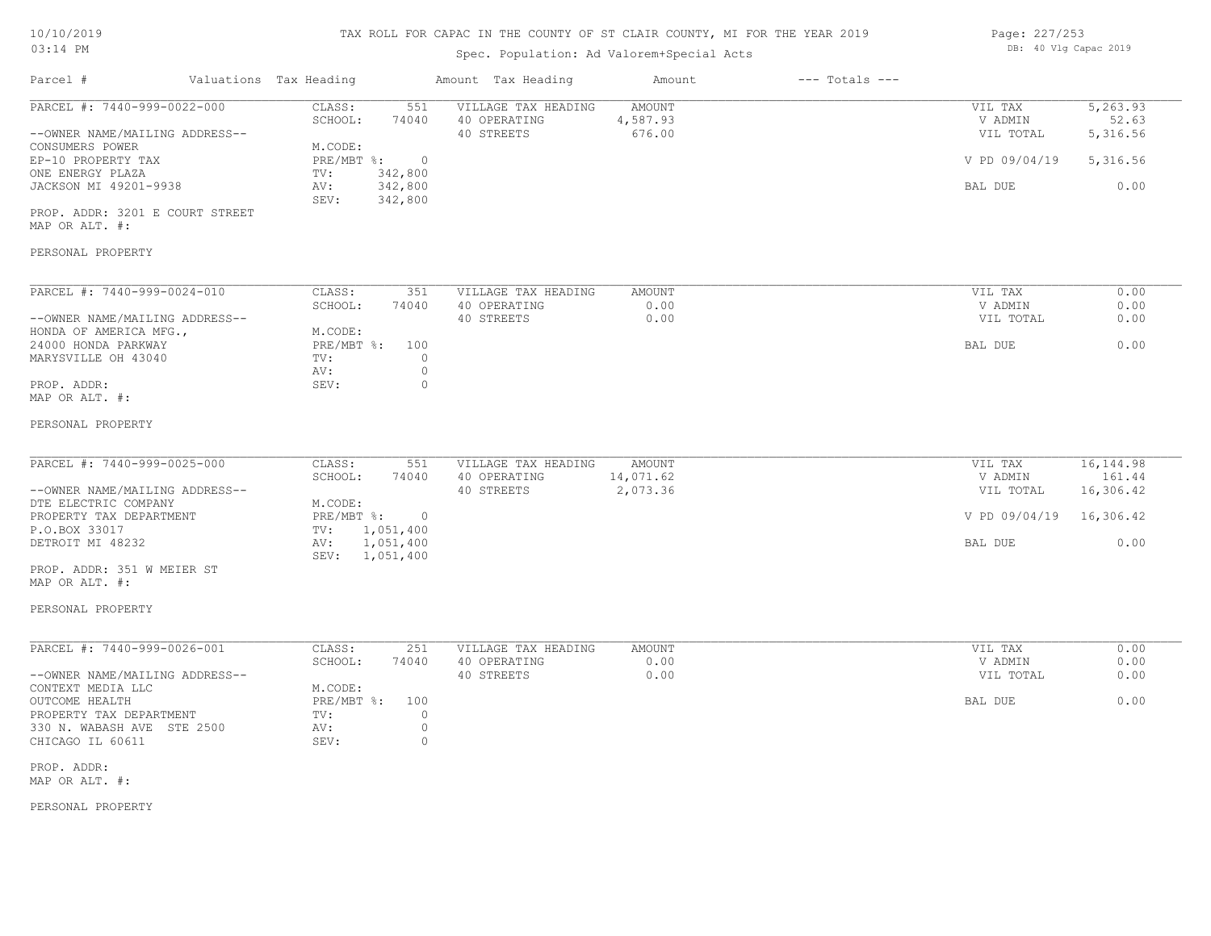# TAX ROLL FOR CAPAC IN THE COUNTY OF ST CLAIR COUNTY, MI FOR THE YEAR 2019

Spec. Population: Ad Valorem+Special Acts

10/10/2019
03:14 PM

DB: 40 Vlg Capac 2019

| Parcel # | Valuations Tax Heading | | Amount Tax Heading | Amount | --- Totals --- | |
|---|---|---|---|---|---|---|

---

**PARCEL #: 7440-999-0022-000**

| | | | | | | |
|---|---|---|---|---|---|---|
| --OWNER NAME/MAILING ADDRESS-- | CLASS: | 551 | VILLAGE TAX HEADING | AMOUNT | VIL TAX | 5,263.93 |
| CONSUMERS POWER | SCHOOL: | 74040 | 40 OPERATING | 4,587.93 | V ADMIN | 52.63 |
| EP-10 PROPERTY TAX | M.CODE: | | 40 STREETS | 676.00 | VIL TOTAL | 5,316.56 |
| ONE ENERGY PLAZA | PRE/MBT %: | 0 | | | V PD 09/04/19 | 5,316.56 |
| JACKSON MI 49201-9938 | TV: | 342,800 | | | | |
| | AV: | 342,800 | | | BAL DUE | 0.00 |
| | SEV: | 342,800 | | | | |

PROP. ADDR: 3201 E COURT STREET
MAP OR ALT. #:

PERSONAL PROPERTY

---

**PARCEL #: 7440-999-0024-010**

| | | | | | | |
|---|---|---|---|---|---|---|
| --OWNER NAME/MAILING ADDRESS-- | CLASS: | 351 | VILLAGE TAX HEADING | AMOUNT | VIL TAX | 0.00 |
| HONDA OF AMERICA MFG., | SCHOOL: | 74040 | 40 OPERATING | 0.00 | V ADMIN | 0.00 |
| 24000 HONDA PARKWAY | M.CODE: | | 40 STREETS | 0.00 | VIL TOTAL | 0.00 |
| MARYSVILLE OH 43040 | PRE/MBT %: | 100 | | | BAL DUE | 0.00 |
| | TV: | 0 | | | | |
| | AV: | 0 | | | | |
| | SEV: | 0 | | | | |

PROP. ADDR:
MAP OR ALT. #:

PERSONAL PROPERTY

---

**PARCEL #: 7440-999-0025-000**

| | | | | | | |
|---|---|---|---|---|---|---|
| --OWNER NAME/MAILING ADDRESS-- | CLASS: | 551 | VILLAGE TAX HEADING | AMOUNT | VIL TAX | 16,144.98 |
| DTE ELECTRIC COMPANY | SCHOOL: | 74040 | 40 OPERATING | 14,071.62 | V ADMIN | 161.44 |
| PROPERTY TAX DEPARTMENT | M.CODE: | | 40 STREETS | 2,073.36 | VIL TOTAL | 16,306.42 |
| P.O.BOX 33017 | PRE/MBT %: | 0 | | | V PD 09/04/19 | 16,306.42 |
| DETROIT MI 48232 | TV: | 1,051,400 | | | | |
| | AV: | 1,051,400 | | | BAL DUE | 0.00 |
| | SEV: | 1,051,400 | | | | |

PROP. ADDR: 351 W MEIER ST
MAP OR ALT. #:

PERSONAL PROPERTY

---

**PARCEL #: 7440-999-0026-001**

| | | | | | | |
|---|---|---|---|---|---|---|
| --OWNER NAME/MAILING ADDRESS-- | CLASS: | 251 | VILLAGE TAX HEADING | AMOUNT | VIL TAX | 0.00 |
| CONTEXT MEDIA LLC | SCHOOL: | 74040 | 40 OPERATING | 0.00 | V ADMIN | 0.00 |
| OUTCOME HEALTH | M.CODE: | | 40 STREETS | 0.00 | VIL TOTAL | 0.00 |
| PROPERTY TAX DEPARTMENT | PRE/MBT %: | 100 | | | BAL DUE | 0.00 |
| 330 N. WABASH AVE STE 2500 | TV: | 0 | | | | |
| CHICAGO IL 60611 | AV: | 0 | | | | |
| | SEV: | 0 | | | | |

PROP. ADDR:
MAP OR ALT. #:

PERSONAL PROPERTY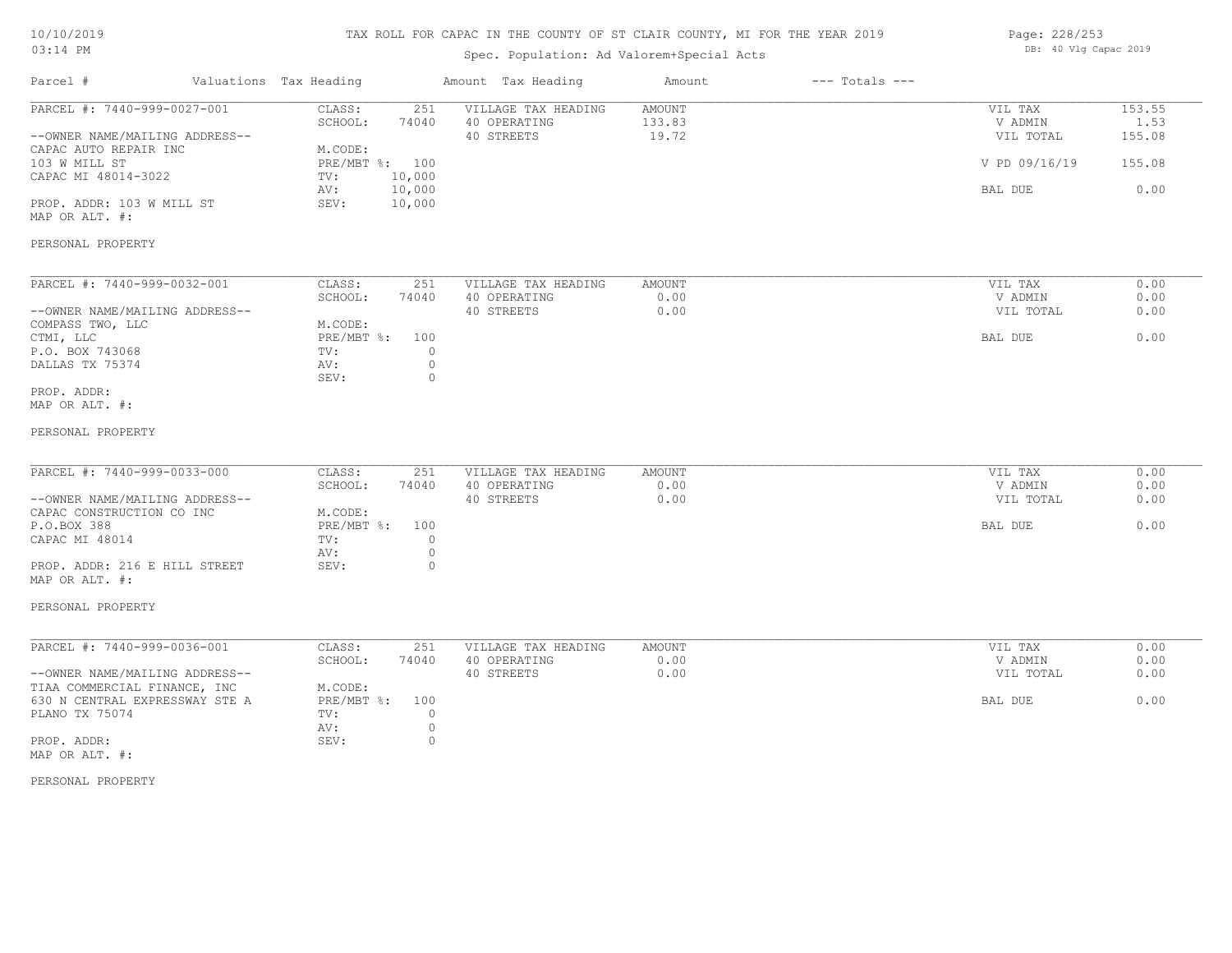# TAX ROLL FOR CAPAC IN THE COUNTY OF ST CLAIR COUNTY, MI FOR THE YEAR 2019

Spec. Population: Ad Valorem+Special Acts

10/10/2019
03:14 PM

DB: 40 Vlg Capac 2019

| Parcel # | Valuations Tax Heading | | Amount Tax Heading | Amount | --- Totals --- | |
|---|---|---|---|---|---|---|

## PARCEL #: 7440-999-0027-001

| | | | | | | |
|---|---|---|---|---|---|---|
| | CLASS: | 251 | VILLAGE TAX HEADING | AMOUNT | VIL TAX | 153.55 |
| --OWNER NAME/MAILING ADDRESS-- | SCHOOL: | 74040 | 40 OPERATING | 133.83 | V ADMIN | 1.53 |
| CAPAC AUTO REPAIR INC | M.CODE: | | 40 STREETS | 19.72 | VIL TOTAL | 155.08 |
| 103 W MILL ST | PRE/MBT %: | 100 | | | | |
| CAPAC MI 48014-3022 | TV: | 10,000 | | | V PD 09/16/19 | 155.08 |
| | AV: | 10,000 | | | | |
| PROP. ADDR: 103 W MILL ST | SEV: | 10,000 | | | BAL DUE | 0.00 |
| MAP OR ALT. #: | | | | | | |

PERSONAL PROPERTY

## PARCEL #: 7440-999-0032-001

| | | | | | | |
|---|---|---|---|---|---|---|
| | CLASS: | 251 | VILLAGE TAX HEADING | AMOUNT | VIL TAX | 0.00 |
| --OWNER NAME/MAILING ADDRESS-- | SCHOOL: | 74040 | 40 OPERATING | 0.00 | V ADMIN | 0.00 |
| COMPASS TWO, LLC | M.CODE: | | 40 STREETS | 0.00 | VIL TOTAL | 0.00 |
| CTMI, LLC | PRE/MBT %: | 100 | | | BAL DUE | 0.00 |
| P.O. BOX 743068 | TV: | 0 | | | | |
| DALLAS TX 75374 | AV: | 0 | | | | |
| | SEV: | 0 | | | | |
| PROP. ADDR: | | | | | | |
| MAP OR ALT. #: | | | | | | |

PERSONAL PROPERTY

## PARCEL #: 7440-999-0033-000

| | | | | | | |
|---|---|---|---|---|---|---|
| | CLASS: | 251 | VILLAGE TAX HEADING | AMOUNT | VIL TAX | 0.00 |
| --OWNER NAME/MAILING ADDRESS-- | SCHOOL: | 74040 | 40 OPERATING | 0.00 | V ADMIN | 0.00 |
| CAPAC CONSTRUCTION CO INC | M.CODE: | | 40 STREETS | 0.00 | VIL TOTAL | 0.00 |
| P.O.BOX 388 | PRE/MBT %: | 100 | | | BAL DUE | 0.00 |
| CAPAC MI 48014 | TV: | 0 | | | | |
| | AV: | 0 | | | | |
| PROP. ADDR: 216 E HILL STREET | SEV: | 0 | | | | |
| MAP OR ALT. #: | | | | | | |

PERSONAL PROPERTY

## PARCEL #: 7440-999-0036-001

| | | | | | | |
|---|---|---|---|---|---|---|
| | CLASS: | 251 | VILLAGE TAX HEADING | AMOUNT | VIL TAX | 0.00 |
| --OWNER NAME/MAILING ADDRESS-- | SCHOOL: | 74040 | 40 OPERATING | 0.00 | V ADMIN | 0.00 |
| TIAA COMMERCIAL FINANCE, INC | M.CODE: | | 40 STREETS | 0.00 | VIL TOTAL | 0.00 |
| 630 N CENTRAL EXPRESSWAY STE A | PRE/MBT %: | 100 | | | BAL DUE | 0.00 |
| PLANO TX 75074 | TV: | 0 | | | | |
| | AV: | 0 | | | | |
| PROP. ADDR: | SEV: | 0 | | | | |
| MAP OR ALT. #: | | | | | | |

PERSONAL PROPERTY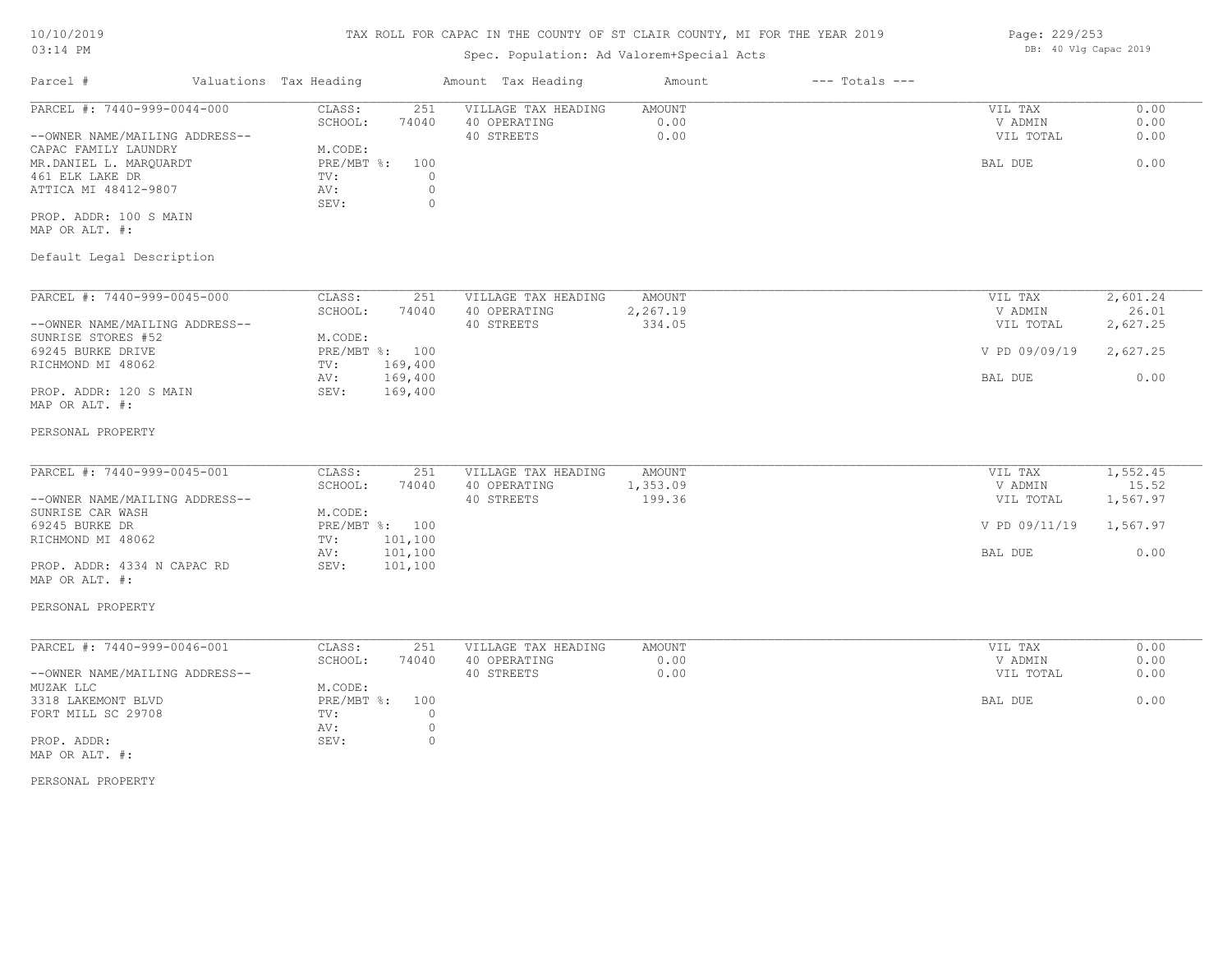# TAX ROLL FOR CAPAC IN THE COUNTY OF ST CLAIR COUNTY, MI FOR THE YEAR 2019

10/10/2019
03:14 PM

Spec. Population: Ad Valorem+Special Acts

DB: 40 Vlg Capac 2019

| Parcel # | Valuations | Tax Heading | Amount | Tax Heading | Amount | --- Totals --- | |
|---|---|---|---|---|---|---|---|

---

**PARCEL #: 7440-999-0044-000**

--OWNER NAME/MAILING ADDRESS--
CAPAC FAMILY LAUNDRY
MR.DANIEL L. MARQUARDT
461 ELK LAKE DR
ATTICA MI 48412-9807

PROP. ADDR: 100 S MAIN
MAP OR ALT. #:

Default Legal Description

| Valuations | | Tax Heading | Amount | Totals | |
|---|---|---|---|---|---|
| CLASS: | 251 | VILLAGE TAX HEADING | AMOUNT | VIL TAX | 0.00 |
| SCHOOL: | 74040 | 40 OPERATING | 0.00 | V ADMIN | 0.00 |
| M.CODE: | | 40 STREETS | 0.00 | VIL TOTAL | 0.00 |
| PRE/MBT %: | 100 | | | BAL DUE | 0.00 |
| TV: | 0 | | | | |
| AV: | 0 | | | | |
| SEV: | 0 | | | | |

---

**PARCEL #: 7440-999-0045-000**

--OWNER NAME/MAILING ADDRESS--
SUNRISE STORES #52
69245 BURKE DRIVE
RICHMOND MI 48062

PROP. ADDR: 120 S MAIN
MAP OR ALT. #:

PERSONAL PROPERTY

| Valuations | | Tax Heading | Amount | Totals | |
|---|---|---|---|---|---|
| CLASS: | 251 | VILLAGE TAX HEADING | AMOUNT | VIL TAX | 2,601.24 |
| SCHOOL: | 74040 | 40 OPERATING | 2,267.19 | V ADMIN | 26.01 |
| M.CODE: | | 40 STREETS | 334.05 | VIL TOTAL | 2,627.25 |
| PRE/MBT %: | 100 | | | V PD 09/09/19 | 2,627.25 |
| TV: | 169,400 | | | | |
| AV: | 169,400 | | | BAL DUE | 0.00 |
| SEV: | 169,400 | | | | |

---

**PARCEL #: 7440-999-0045-001**

--OWNER NAME/MAILING ADDRESS--
SUNRISE CAR WASH
69245 BURKE DR
RICHMOND MI 48062

PROP. ADDR: 4334 N CAPAC RD
MAP OR ALT. #:

PERSONAL PROPERTY

| Valuations | | Tax Heading | Amount | Totals | |
|---|---|---|---|---|---|
| CLASS: | 251 | VILLAGE TAX HEADING | AMOUNT | VIL TAX | 1,552.45 |
| SCHOOL: | 74040 | 40 OPERATING | 1,353.09 | V ADMIN | 15.52 |
| M.CODE: | | 40 STREETS | 199.36 | VIL TOTAL | 1,567.97 |
| PRE/MBT %: | 100 | | | V PD 09/11/19 | 1,567.97 |
| TV: | 101,100 | | | | |
| AV: | 101,100 | | | BAL DUE | 0.00 |
| SEV: | 101,100 | | | | |

---

**PARCEL #: 7440-999-0046-001**

--OWNER NAME/MAILING ADDRESS--
MUZAK LLC
3318 LAKEMONT BLVD
FORT MILL SC 29708

PROP. ADDR:
MAP OR ALT. #:

PERSONAL PROPERTY

| Valuations | | Tax Heading | Amount | Totals | |
|---|---|---|---|---|---|
| CLASS: | 251 | VILLAGE TAX HEADING | AMOUNT | VIL TAX | 0.00 |
| SCHOOL: | 74040 | 40 OPERATING | 0.00 | V ADMIN | 0.00 |
| M.CODE: | | 40 STREETS | 0.00 | VIL TOTAL | 0.00 |
| PRE/MBT %: | 100 | | | BAL DUE | 0.00 |
| TV: | 0 | | | | |
| AV: | 0 | | | | |
| SEV: | 0 | | | | |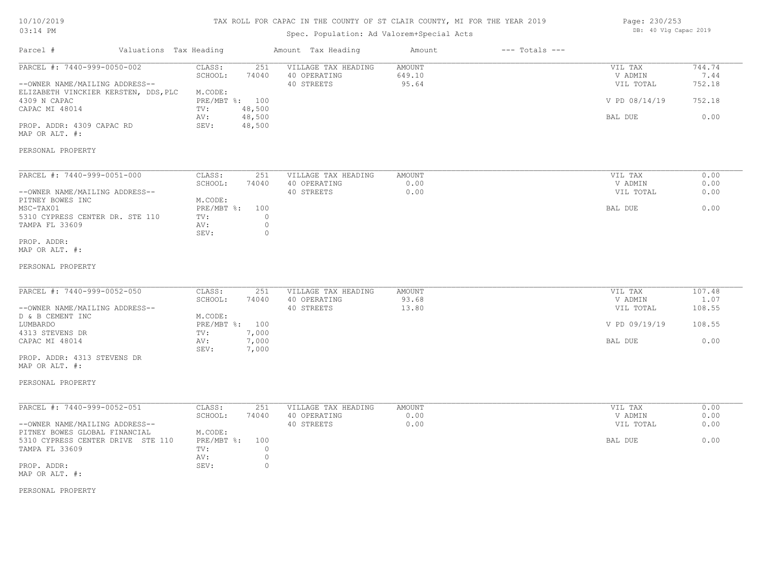## TAX ROLL FOR CAPAC IN THE COUNTY OF ST CLAIR COUNTY, MI FOR THE YEAR 2019

Spec. Population: Ad Valorem+Special Acts

DB: 40 Vlg Capac 2019

| Parcel # | Valuations | Tax Heading | Amount | Tax Heading | Amount | --- Totals --- | |
|---|---|---|---|---|---|---|---|
| PARCEL #: 7440-999-0050-002 | CLASS: | 251 | VILLAGE TAX HEADING | AMOUNT | | VIL TAX | 744.74 |
| | SCHOOL: | 74040 | 40 OPERATING | 649.10 | | V ADMIN | 7.44 |
| --OWNER NAME/MAILING ADDRESS-- | | | 40 STREETS | 95.64 | | VIL TOTAL | 752.18 |
| ELIZABETH VINCKIER KERSTEN, DDS,PLC | M.CODE: | | | | | | |
| 4309 N CAPAC | PRE/MBT %: | 100 | | | | V PD 08/14/19 | 752.18 |
| CAPAC MI 48014 | TV: | 48,500 | | | | | |
| | AV: | 48,500 | | | | BAL DUE | 0.00 |
| PROP. ADDR: 4309 CAPAC RD | SEV: | 48,500 | | | | | |
| MAP OR ALT. #: | | | | | | | |
| PERSONAL PROPERTY | | | | | | | |

| Parcel # | Valuations | Tax Heading | Amount | Tax Heading | Amount | --- Totals --- | |
|---|---|---|---|---|---|---|---|
| PARCEL #: 7440-999-0051-000 | CLASS: | 251 | VILLAGE TAX HEADING | AMOUNT | | VIL TAX | 0.00 |
| | SCHOOL: | 74040 | 40 OPERATING | 0.00 | | V ADMIN | 0.00 |
| --OWNER NAME/MAILING ADDRESS-- | | | 40 STREETS | 0.00 | | VIL TOTAL | 0.00 |
| PITNEY BOWES INC | M.CODE: | | | | | | |
| MSC-TAX01 | PRE/MBT %: | 100 | | | | BAL DUE | 0.00 |
| 5310 CYPRESS CENTER DR. STE 110 | TV: | 0 | | | | | |
| TAMPA FL 33609 | AV: | 0 | | | | | |
| | SEV: | 0 | | | | | |
| PROP. ADDR: | | | | | | | |
| MAP OR ALT. #: | | | | | | | |
| PERSONAL PROPERTY | | | | | | | |

| Parcel # | Valuations | Tax Heading | Amount | Tax Heading | Amount | --- Totals --- | |
|---|---|---|---|---|---|---|---|
| PARCEL #: 7440-999-0052-050 | CLASS: | 251 | VILLAGE TAX HEADING | AMOUNT | | VIL TAX | 107.48 |
| | SCHOOL: | 74040 | 40 OPERATING | 93.68 | | V ADMIN | 1.07 |
| --OWNER NAME/MAILING ADDRESS-- | | | 40 STREETS | 13.80 | | VIL TOTAL | 108.55 |
| D & B CEMENT INC | M.CODE: | | | | | | |
| LUMBARDO | PRE/MBT %: | 100 | | | | V PD 09/19/19 | 108.55 |
| 4313 STEVENS DR | TV: | 7,000 | | | | | |
| CAPAC MI 48014 | AV: | 7,000 | | | | BAL DUE | 0.00 |
| | SEV: | 7,000 | | | | | |
| PROP. ADDR: 4313 STEVENS DR | | | | | | | |
| MAP OR ALT. #: | | | | | | | |
| PERSONAL PROPERTY | | | | | | | |

| Parcel # | Valuations | Tax Heading | Amount | Tax Heading | Amount | --- Totals --- | |
|---|---|---|---|---|---|---|---|
| PARCEL #: 7440-999-0052-051 | CLASS: | 251 | VILLAGE TAX HEADING | AMOUNT | | VIL TAX | 0.00 |
| | SCHOOL: | 74040 | 40 OPERATING | 0.00 | | V ADMIN | 0.00 |
| --OWNER NAME/MAILING ADDRESS-- | | | 40 STREETS | 0.00 | | VIL TOTAL | 0.00 |
| PITNEY BOWES GLOBAL FINANCIAL | M.CODE: | | | | | | |
| 5310 CYPRESS CENTER DRIVE STE 110 | PRE/MBT %: | 100 | | | | BAL DUE | 0.00 |
| TAMPA FL 33609 | TV: | 0 | | | | | |
| | AV: | 0 | | | | | |
| PROP. ADDR: | SEV: | 0 | | | | | |
| MAP OR ALT. #: | | | | | | | |
| PERSONAL PROPERTY | | | | | | | |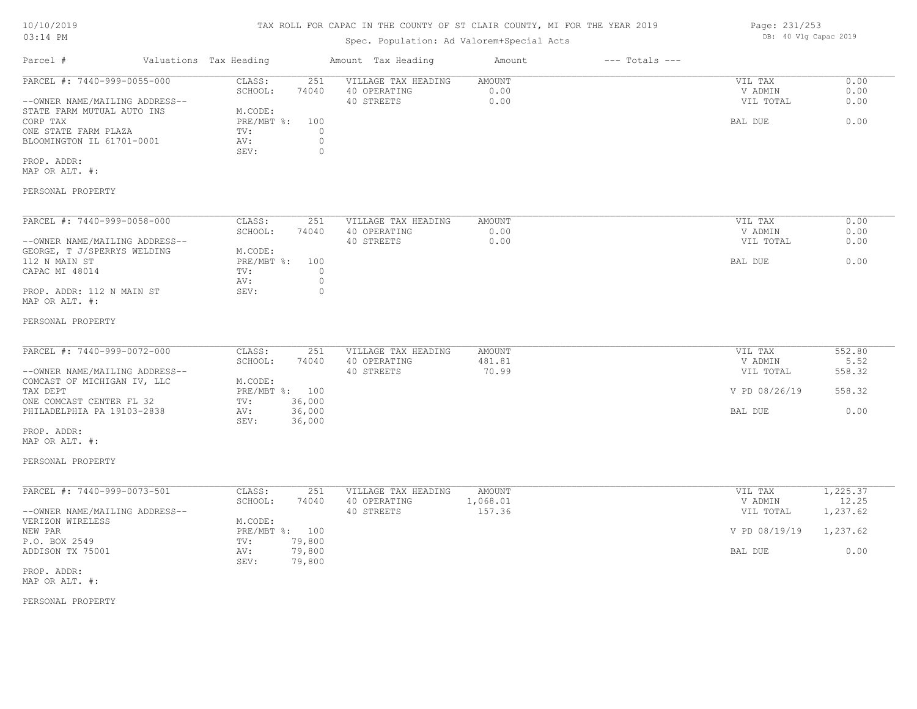# TAX ROLL FOR CAPAC IN THE COUNTY OF ST CLAIR COUNTY, MI FOR THE YEAR 2019

Spec. Population: Ad Valorem+Special Acts

10/10/2019
03:14 PM

DB: 40 Vlg Capac 2019

| Parcel # | Valuations | Tax Heading | Amount | Tax Heading | Amount | --- Totals --- | |
|---|---|---|---|---|---|---|---|
| PARCEL #: 7440-999-0055-000 | CLASS: | 251 | VILLAGE TAX HEADING | AMOUNT | | VIL TAX | 0.00 |
| | SCHOOL: | 74040 | 40 OPERATING | 0.00 | | V ADMIN | 0.00 |
| --OWNER NAME/MAILING ADDRESS-- | | | 40 STREETS | 0.00 | | VIL TOTAL | 0.00 |
| STATE FARM MUTUAL AUTO INS | M.CODE: | | | | | | |
| CORP TAX | PRE/MBT %: | 100 | | | | BAL DUE | 0.00 |
| ONE STATE FARM PLAZA | TV: | 0 | | | | | |
| BLOOMINGTON IL 61701-0001 | AV: | 0 | | | | | |
| | SEV: | 0 | | | | | |
| PROP. ADDR: | | | | | | | |
| MAP OR ALT. #: | | | | | | | |
| PERSONAL PROPERTY | | | | | | | |

| Parcel # | Valuations | Tax Heading | Amount | Tax Heading | Amount | --- Totals --- | |
|---|---|---|---|---|---|---|---|
| PARCEL #: 7440-999-0058-000 | CLASS: | 251 | VILLAGE TAX HEADING | AMOUNT | | VIL TAX | 0.00 |
| | SCHOOL: | 74040 | 40 OPERATING | 0.00 | | V ADMIN | 0.00 |
| --OWNER NAME/MAILING ADDRESS-- | | | 40 STREETS | 0.00 | | VIL TOTAL | 0.00 |
| GEORGE, T J/SPERRYS WELDING | M.CODE: | | | | | | |
| 112 N MAIN ST | PRE/MBT %: | 100 | | | | BAL DUE | 0.00 |
| CAPAC MI 48014 | TV: | 0 | | | | | |
| | AV: | 0 | | | | | |
| PROP. ADDR: 112 N MAIN ST | SEV: | 0 | | | | | |
| MAP OR ALT. #: | | | | | | | |
| PERSONAL PROPERTY | | | | | | | |

| Parcel # | Valuations | Tax Heading | Amount | Tax Heading | Amount | --- Totals --- | |
|---|---|---|---|---|---|---|---|
| PARCEL #: 7440-999-0072-000 | CLASS: | 251 | VILLAGE TAX HEADING | AMOUNT | | VIL TAX | 552.80 |
| | SCHOOL: | 74040 | 40 OPERATING | 481.81 | | V ADMIN | 5.52 |
| --OWNER NAME/MAILING ADDRESS-- | | | 40 STREETS | 70.99 | | VIL TOTAL | 558.32 |
| COMCAST OF MICHIGAN IV, LLC | M.CODE: | | | | | | |
| TAX DEPT | PRE/MBT %: | 100 | | | | V PD 08/26/19 | 558.32 |
| ONE COMCAST CENTER FL 32 | TV: | 36,000 | | | | | |
| PHILADELPHIA PA 19103-2838 | AV: | 36,000 | | | | BAL DUE | 0.00 |
| | SEV: | 36,000 | | | | | |
| PROP. ADDR: | | | | | | | |
| MAP OR ALT. #: | | | | | | | |
| PERSONAL PROPERTY | | | | | | | |

| Parcel # | Valuations | Tax Heading | Amount | Tax Heading | Amount | --- Totals --- | |
|---|---|---|---|---|---|---|---|
| PARCEL #: 7440-999-0073-501 | CLASS: | 251 | VILLAGE TAX HEADING | AMOUNT | | VIL TAX | 1,225.37 |
| | SCHOOL: | 74040 | 40 OPERATING | 1,068.01 | | V ADMIN | 12.25 |
| --OWNER NAME/MAILING ADDRESS-- | | | 40 STREETS | 157.36 | | VIL TOTAL | 1,237.62 |
| VERIZON WIRELESS | M.CODE: | | | | | | |
| NEW PAR | PRE/MBT %: | 100 | | | | V PD 08/19/19 | 1,237.62 |
| P.O. BOX 2549 | TV: | 79,800 | | | | | |
| ADDISON TX 75001 | AV: | 79,800 | | | | BAL DUE | 0.00 |
| | SEV: | 79,800 | | | | | |
| PROP. ADDR: | | | | | | | |
| MAP OR ALT. #: | | | | | | | |
| PERSONAL PROPERTY | | | | | | | |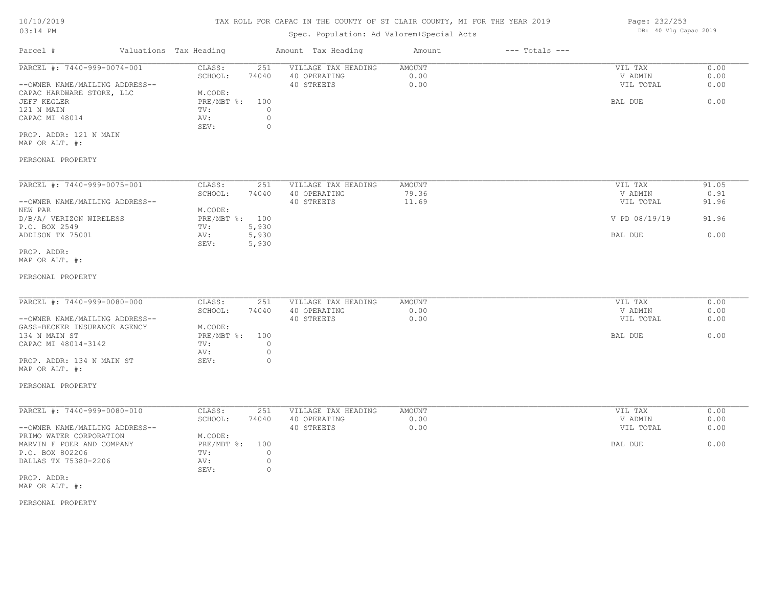# TAX ROLL FOR CAPAC IN THE COUNTY OF ST CLAIR COUNTY, MI FOR THE YEAR 2019

Spec. Population: Ad Valorem+Special Acts

DB: 40 Vlg Capac 2019

| Parcel # | Valuations | Tax Heading | Amount | Tax Heading | Amount | --- Totals --- | |
|---|---|---|---|---|---|---|---|
| PARCEL #: 7440-999-0074-001 | CLASS: | 251 | VILLAGE TAX HEADING | AMOUNT | | VIL TAX | 0.00 |
| | SCHOOL: | 74040 | 40 OPERATING | 0.00 | | V ADMIN | 0.00 |
| --OWNER NAME/MAILING ADDRESS-- | | | 40 STREETS | 0.00 | | VIL TOTAL | 0.00 |
| CAPAC HARDWARE STORE, LLC | M.CODE: | | | | | | |
| JEFF KEGLER | PRE/MBT %: | 100 | | | | BAL DUE | 0.00 |
| 121 N MAIN | TV: | 0 | | | | | |
| CAPAC MI 48014 | AV: | 0 | | | | | |
| | SEV: | 0 | | | | | |
| PROP. ADDR: 121 N MAIN | | | | | | | |
| MAP OR ALT. #: | | | | | | | |
| PERSONAL PROPERTY | | | | | | | |

| Parcel # | Valuations | Tax Heading | Amount | Tax Heading | Amount | --- Totals --- | |
|---|---|---|---|---|---|---|---|
| PARCEL #: 7440-999-0075-001 | CLASS: | 251 | VILLAGE TAX HEADING | AMOUNT | | VIL TAX | 91.05 |
| | SCHOOL: | 74040 | 40 OPERATING | 79.36 | | V ADMIN | 0.91 |
| --OWNER NAME/MAILING ADDRESS-- | | | 40 STREETS | 11.69 | | VIL TOTAL | 91.96 |
| NEW PAR | M.CODE: | | | | | | |
| D/B/A/ VERIZON WIRELESS | PRE/MBT %: | 100 | | | | V PD 08/19/19 | 91.96 |
| P.O. BOX 2549 | TV: | 5,930 | | | | | |
| ADDISON TX 75001 | AV: | 5,930 | | | | BAL DUE | 0.00 |
| | SEV: | 5,930 | | | | | |
| PROP. ADDR: | | | | | | | |
| MAP OR ALT. #: | | | | | | | |
| PERSONAL PROPERTY | | | | | | | |

| Parcel # | Valuations | Tax Heading | Amount | Tax Heading | Amount | --- Totals --- | |
|---|---|---|---|---|---|---|---|
| PARCEL #: 7440-999-0080-000 | CLASS: | 251 | VILLAGE TAX HEADING | AMOUNT | | VIL TAX | 0.00 |
| | SCHOOL: | 74040 | 40 OPERATING | 0.00 | | V ADMIN | 0.00 |
| --OWNER NAME/MAILING ADDRESS-- | | | 40 STREETS | 0.00 | | VIL TOTAL | 0.00 |
| GASS-BECKER INSURANCE AGENCY | M.CODE: | | | | | | |
| 134 N MAIN ST | PRE/MBT %: | 100 | | | | BAL DUE | 0.00 |
| CAPAC MI 48014-3142 | TV: | 0 | | | | | |
| | AV: | 0 | | | | | |
| PROP. ADDR: 134 N MAIN ST | SEV: | 0 | | | | | |
| MAP OR ALT. #: | | | | | | | |
| PERSONAL PROPERTY | | | | | | | |

| Parcel # | Valuations | Tax Heading | Amount | Tax Heading | Amount | --- Totals --- | |
|---|---|---|---|---|---|---|---|
| PARCEL #: 7440-999-0080-010 | CLASS: | 251 | VILLAGE TAX HEADING | AMOUNT | | VIL TAX | 0.00 |
| | SCHOOL: | 74040 | 40 OPERATING | 0.00 | | V ADMIN | 0.00 |
| --OWNER NAME/MAILING ADDRESS-- | | | 40 STREETS | 0.00 | | VIL TOTAL | 0.00 |
| PRIMO WATER CORPORATION | M.CODE: | | | | | | |
| MARVIN F POER AND COMPANY | PRE/MBT %: | 100 | | | | BAL DUE | 0.00 |
| P.O. BOX 802206 | TV: | 0 | | | | | |
| DALLAS TX 75380-2206 | AV: | 0 | | | | | |
| | SEV: | 0 | | | | | |
| PROP. ADDR: | | | | | | | |
| MAP OR ALT. #: | | | | | | | |
| PERSONAL PROPERTY | | | | | | | |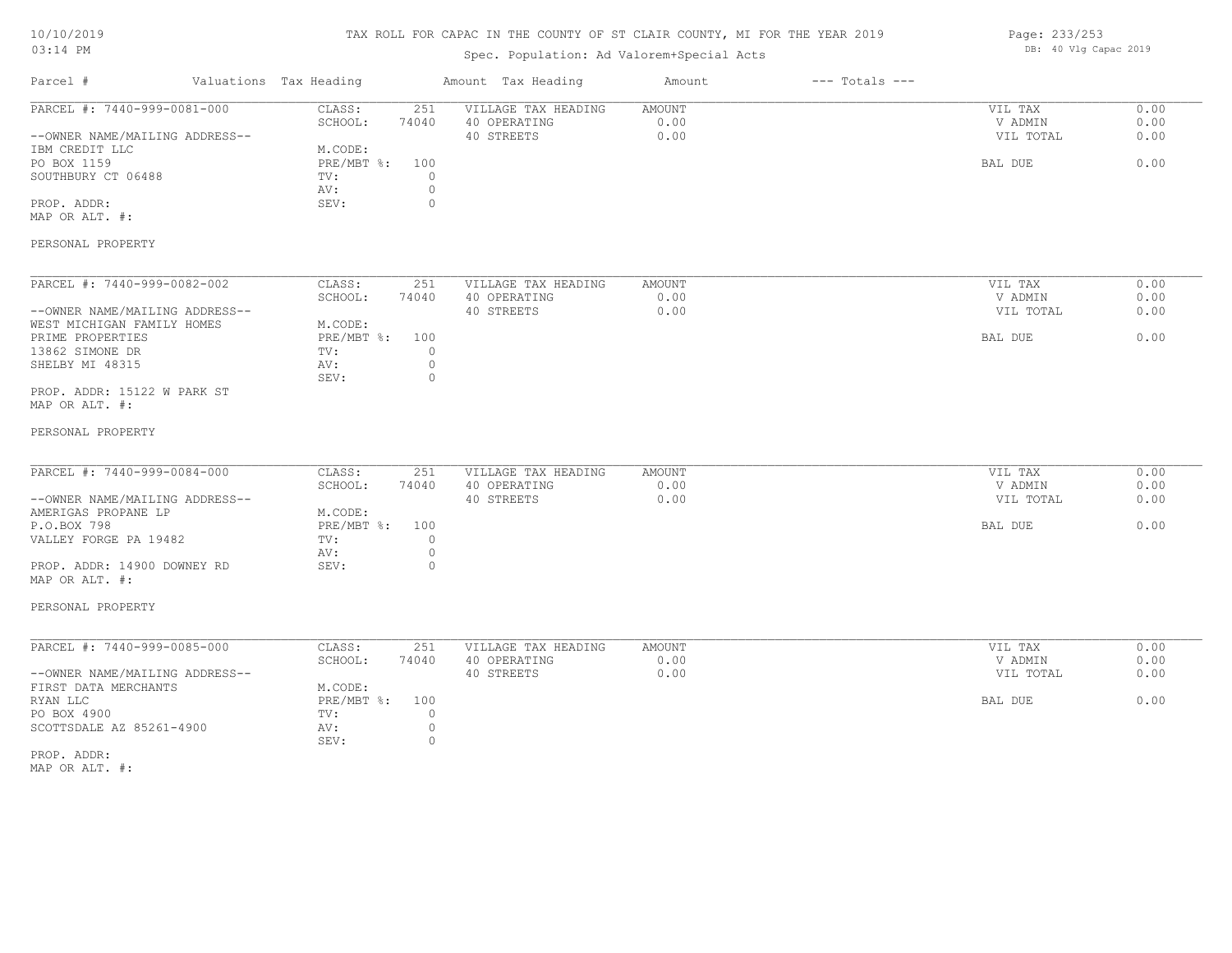# TAX ROLL FOR CAPAC IN THE COUNTY OF ST CLAIR COUNTY, MI FOR THE YEAR 2019

Spec. Population: Ad Valorem+Special Acts

| Parcel # | Valuations Tax Heading | | Amount Tax Heading | Amount | --- Totals --- | |
|---|---|---|---|---|---|---|
| PARCEL #: 7440-999-0081-000 | CLASS: | 251 | VILLAGE TAX HEADING | AMOUNT | VIL TAX | 0.00 |
| | SCHOOL: | 74040 | 40 OPERATING | 0.00 | V ADMIN | 0.00 |
| --OWNER NAME/MAILING ADDRESS-- | | | 40 STREETS | 0.00 | VIL TOTAL | 0.00 |
| IBM CREDIT LLC | M.CODE: | | | | | |
| PO BOX 1159 | PRE/MBT %: | 100 | | | BAL DUE | 0.00 |
| SOUTHBURY CT 06488 | TV: | 0 | | | | |
| | AV: | 0 | | | | |
| PROP. ADDR: | SEV: | 0 | | | | |
| MAP OR ALT. #: | | | | | | |
| PERSONAL PROPERTY | | | | | | |

| Parcel # | Valuations Tax Heading | | Amount Tax Heading | Amount | --- Totals --- | |
|---|---|---|---|---|---|---|
| PARCEL #: 7440-999-0082-002 | CLASS: | 251 | VILLAGE TAX HEADING | AMOUNT | VIL TAX | 0.00 |
| | SCHOOL: | 74040 | 40 OPERATING | 0.00 | V ADMIN | 0.00 |
| --OWNER NAME/MAILING ADDRESS-- | | | 40 STREETS | 0.00 | VIL TOTAL | 0.00 |
| WEST MICHIGAN FAMILY HOMES | M.CODE: | | | | | |
| PRIME PROPERTIES | PRE/MBT %: | 100 | | | BAL DUE | 0.00 |
| 13862 SIMONE DR | TV: | 0 | | | | |
| SHELBY MI 48315 | AV: | 0 | | | | |
| | SEV: | 0 | | | | |
| PROP. ADDR: 15122 W PARK ST | | | | | | |
| MAP OR ALT. #: | | | | | | |
| PERSONAL PROPERTY | | | | | | |

| Parcel # | Valuations Tax Heading | | Amount Tax Heading | Amount | --- Totals --- | |
|---|---|---|---|---|---|---|
| PARCEL #: 7440-999-0084-000 | CLASS: | 251 | VILLAGE TAX HEADING | AMOUNT | VIL TAX | 0.00 |
| | SCHOOL: | 74040 | 40 OPERATING | 0.00 | V ADMIN | 0.00 |
| --OWNER NAME/MAILING ADDRESS-- | | | 40 STREETS | 0.00 | VIL TOTAL | 0.00 |
| AMERIGAS PROPANE LP | M.CODE: | | | | | |
| P.O.BOX 798 | PRE/MBT %: | 100 | | | BAL DUE | 0.00 |
| VALLEY FORGE PA 19482 | TV: | 0 | | | | |
| | AV: | 0 | | | | |
| PROP. ADDR: 14900 DOWNEY RD | SEV: | 0 | | | | |
| MAP OR ALT. #: | | | | | | |
| PERSONAL PROPERTY | | | | | | |

| Parcel # | Valuations Tax Heading | | Amount Tax Heading | Amount | --- Totals --- | |
|---|---|---|---|---|---|---|
| PARCEL #: 7440-999-0085-000 | CLASS: | 251 | VILLAGE TAX HEADING | AMOUNT | VIL TAX | 0.00 |
| | SCHOOL: | 74040 | 40 OPERATING | 0.00 | V ADMIN | 0.00 |
| --OWNER NAME/MAILING ADDRESS-- | | | 40 STREETS | 0.00 | VIL TOTAL | 0.00 |
| FIRST DATA MERCHANTS | M.CODE: | | | | | |
| RYAN LLC | PRE/MBT %: | 100 | | | BAL DUE | 0.00 |
| PO BOX 4900 | TV: | 0 | | | | |
| SCOTTSDALE AZ 85261-4900 | AV: | 0 | | | | |
| | SEV: | 0 | | | | |
| PROP. ADDR: | | | | | | |
| MAP OR ALT. #: | | | | | | |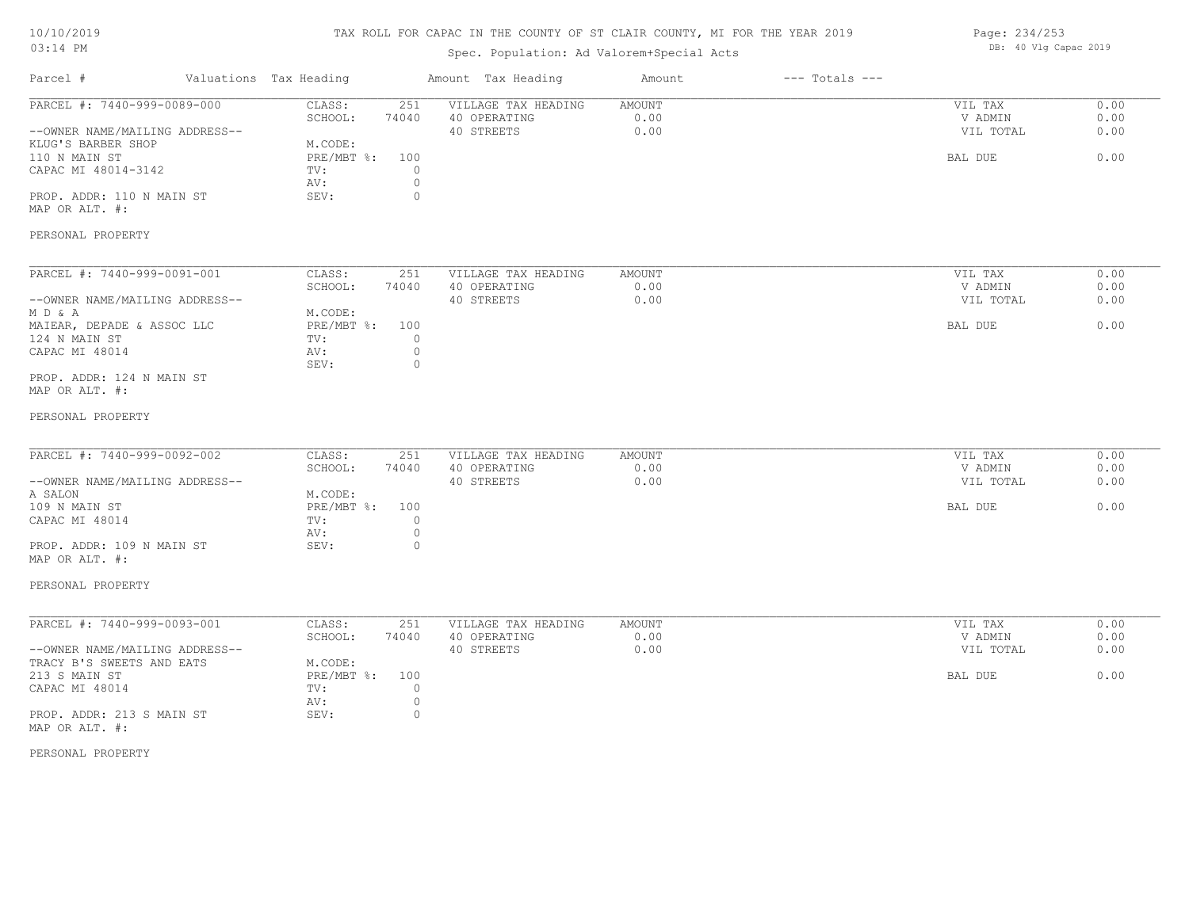# TAX ROLL FOR CAPAC IN THE COUNTY OF ST CLAIR COUNTY, MI FOR THE YEAR 2019

10/10/2019
03:14 PM

Spec. Population: Ad Valorem+Special Acts

DB: 40 Vlg Capac 2019

| Parcel # | Valuations Tax Heading | | Amount Tax Heading | Amount | --- Totals --- | |
|---|---|---|---|---|---|---|
| PARCEL #: 7440-999-0089-000 | CLASS: | 251 | VILLAGE TAX HEADING | AMOUNT | VIL TAX | 0.00 |
| | SCHOOL: | 74040 | 40 OPERATING | 0.00 | V ADMIN | 0.00 |
| --OWNER NAME/MAILING ADDRESS-- | | | 40 STREETS | 0.00 | VIL TOTAL | 0.00 |
| KLUG'S BARBER SHOP | M.CODE: | | | | | |
| 110 N MAIN ST | PRE/MBT %: | 100 | | | BAL DUE | 0.00 |
| CAPAC MI 48014-3142 | TV: | 0 | | | | |
| | AV: | 0 | | | | |
| PROP. ADDR: 110 N MAIN ST | SEV: | 0 | | | | |
| MAP OR ALT. #: | | | | | | |
| PERSONAL PROPERTY | | | | | | |

| Parcel # | Valuations Tax Heading | | Amount Tax Heading | Amount | --- Totals --- | |
|---|---|---|---|---|---|---|
| PARCEL #: 7440-999-0091-001 | CLASS: | 251 | VILLAGE TAX HEADING | AMOUNT | VIL TAX | 0.00 |
| | SCHOOL: | 74040 | 40 OPERATING | 0.00 | V ADMIN | 0.00 |
| --OWNER NAME/MAILING ADDRESS-- | | | 40 STREETS | 0.00 | VIL TOTAL | 0.00 |
| M D & A | M.CODE: | | | | | |
| MAIEAR, DEPADE & ASSOC LLC | PRE/MBT %: | 100 | | | BAL DUE | 0.00 |
| 124 N MAIN ST | TV: | 0 | | | | |
| CAPAC MI 48014 | AV: | 0 | | | | |
| | SEV: | 0 | | | | |
| PROP. ADDR: 124 N MAIN ST | | | | | | |
| MAP OR ALT. #: | | | | | | |
| PERSONAL PROPERTY | | | | | | |

| Parcel # | Valuations Tax Heading | | Amount Tax Heading | Amount | --- Totals --- | |
|---|---|---|---|---|---|---|
| PARCEL #: 7440-999-0092-002 | CLASS: | 251 | VILLAGE TAX HEADING | AMOUNT | VIL TAX | 0.00 |
| | SCHOOL: | 74040 | 40 OPERATING | 0.00 | V ADMIN | 0.00 |
| --OWNER NAME/MAILING ADDRESS-- | | | 40 STREETS | 0.00 | VIL TOTAL | 0.00 |
| A SALON | M.CODE: | | | | | |
| 109 N MAIN ST | PRE/MBT %: | 100 | | | BAL DUE | 0.00 |
| CAPAC MI 48014 | TV: | 0 | | | | |
| | AV: | 0 | | | | |
| PROP. ADDR: 109 N MAIN ST | SEV: | 0 | | | | |
| MAP OR ALT. #: | | | | | | |
| PERSONAL PROPERTY | | | | | | |

| Parcel # | Valuations Tax Heading | | Amount Tax Heading | Amount | --- Totals --- | |
|---|---|---|---|---|---|---|
| PARCEL #: 7440-999-0093-001 | CLASS: | 251 | VILLAGE TAX HEADING | AMOUNT | VIL TAX | 0.00 |
| | SCHOOL: | 74040 | 40 OPERATING | 0.00 | V ADMIN | 0.00 |
| --OWNER NAME/MAILING ADDRESS-- | | | 40 STREETS | 0.00 | VIL TOTAL | 0.00 |
| TRACY B'S SWEETS AND EATS | M.CODE: | | | | | |
| 213 S MAIN ST | PRE/MBT %: | 100 | | | BAL DUE | 0.00 |
| CAPAC MI 48014 | TV: | 0 | | | | |
| | AV: | 0 | | | | |
| PROP. ADDR: 213 S MAIN ST | SEV: | 0 | | | | |
| MAP OR ALT. #: | | | | | | |
| PERSONAL PROPERTY | | | | | | |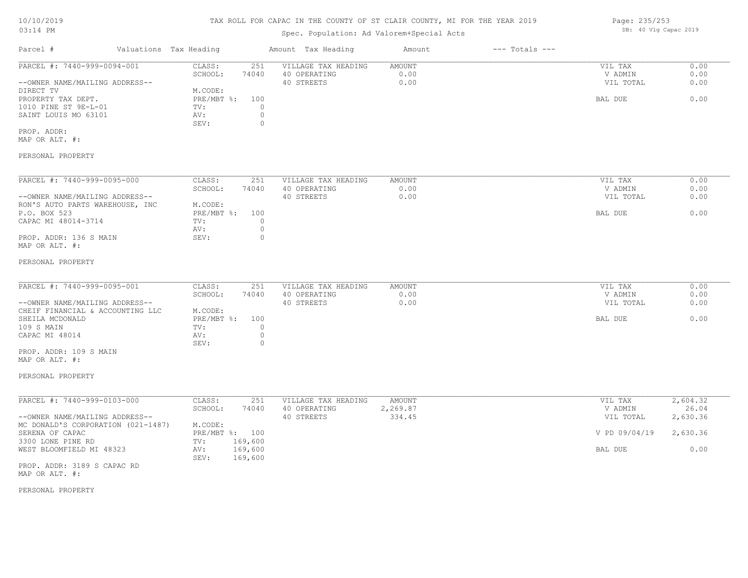TAX ROLL FOR CAPAC IN THE COUNTY OF ST CLAIR COUNTY, MI FOR THE YEAR 2019

Spec. Population: Ad Valorem+Special Acts

DB: 40 Vlg Capac 2019

| Parcel # | Valuations | Tax Heading | Amount | Tax Heading | Amount | --- Totals --- | |
|---|---|---|---|---|---|---|---|
| PARCEL #: 7440-999-0094-001 | CLASS: | 251 | VILLAGE TAX HEADING | AMOUNT | | VIL TAX | 0.00 |
| | SCHOOL: | 74040 | 40 OPERATING | 0.00 | | V ADMIN | 0.00 |
| --OWNER NAME/MAILING ADDRESS-- | | | 40 STREETS | 0.00 | | VIL TOTAL | 0.00 |
| DIRECT TV | M.CODE: | | | | | | |
| PROPERTY TAX DEPT. | PRE/MBT %: | 100 | | | | BAL DUE | 0.00 |
| 1010 PINE ST 9E-L-01 | TV: | 0 | | | | | |
| SAINT LOUIS MO 63101 | AV: | 0 | | | | | |
| | SEV: | 0 | | | | | |
| PROP. ADDR: | | | | | | | |
| MAP OR ALT. #: | | | | | | | |
| PERSONAL PROPERTY | | | | | | | |

| Parcel # | Valuations | Tax Heading | Amount | Tax Heading | Amount | --- Totals --- | |
|---|---|---|---|---|---|---|---|
| PARCEL #: 7440-999-0095-000 | CLASS: | 251 | VILLAGE TAX HEADING | AMOUNT | | VIL TAX | 0.00 |
| | SCHOOL: | 74040 | 40 OPERATING | 0.00 | | V ADMIN | 0.00 |
| --OWNER NAME/MAILING ADDRESS-- | | | 40 STREETS | 0.00 | | VIL TOTAL | 0.00 |
| RON'S AUTO PARTS WAREHOUSE, INC | M.CODE: | | | | | | |
| P.O. BOX 523 | PRE/MBT %: | 100 | | | | BAL DUE | 0.00 |
| CAPAC MI 48014-3714 | TV: | 0 | | | | | |
| | AV: | 0 | | | | | |
| PROP. ADDR: 136 S MAIN | SEV: | 0 | | | | | |
| MAP OR ALT. #: | | | | | | | |
| PERSONAL PROPERTY | | | | | | | |

| Parcel # | Valuations | Tax Heading | Amount | Tax Heading | Amount | --- Totals --- | |
|---|---|---|---|---|---|---|---|
| PARCEL #: 7440-999-0095-001 | CLASS: | 251 | VILLAGE TAX HEADING | AMOUNT | | VIL TAX | 0.00 |
| | SCHOOL: | 74040 | 40 OPERATING | 0.00 | | V ADMIN | 0.00 |
| --OWNER NAME/MAILING ADDRESS-- | | | 40 STREETS | 0.00 | | VIL TOTAL | 0.00 |
| CHEIF FINANCIAL & ACCOUNTING LLC | M.CODE: | | | | | | |
| SHEILA MCDONALD | PRE/MBT %: | 100 | | | | BAL DUE | 0.00 |
| 109 S MAIN | TV: | 0 | | | | | |
| CAPAC MI 48014 | AV: | 0 | | | | | |
| | SEV: | 0 | | | | | |
| PROP. ADDR: 109 S MAIN | | | | | | | |
| MAP OR ALT. #: | | | | | | | |
| PERSONAL PROPERTY | | | | | | | |

| Parcel # | Valuations | Tax Heading | Amount | Tax Heading | Amount | --- Totals --- | |
|---|---|---|---|---|---|---|---|
| PARCEL #: 7440-999-0103-000 | CLASS: | 251 | VILLAGE TAX HEADING | AMOUNT | | VIL TAX | 2,604.32 |
| | SCHOOL: | 74040 | 40 OPERATING | 2,269.87 | | V ADMIN | 26.04 |
| --OWNER NAME/MAILING ADDRESS-- | | | 40 STREETS | 334.45 | | VIL TOTAL | 2,630.36 |
| MC DONALD'S CORPORATION (021-1487) | M.CODE: | | | | | | |
| SERENA OF CAPAC | PRE/MBT %: | 100 | | | | V PD 09/04/19 | 2,630.36 |
| 3300 LONE PINE RD | TV: | 169,600 | | | | | |
| WEST BLOOMFIELD MI 48323 | AV: | 169,600 | | | | BAL DUE | 0.00 |
| | SEV: | 169,600 | | | | | |
| PROP. ADDR: 3189 S CAPAC RD | | | | | | | |
| MAP OR ALT. #: | | | | | | | |
| PERSONAL PROPERTY | | | | | | | |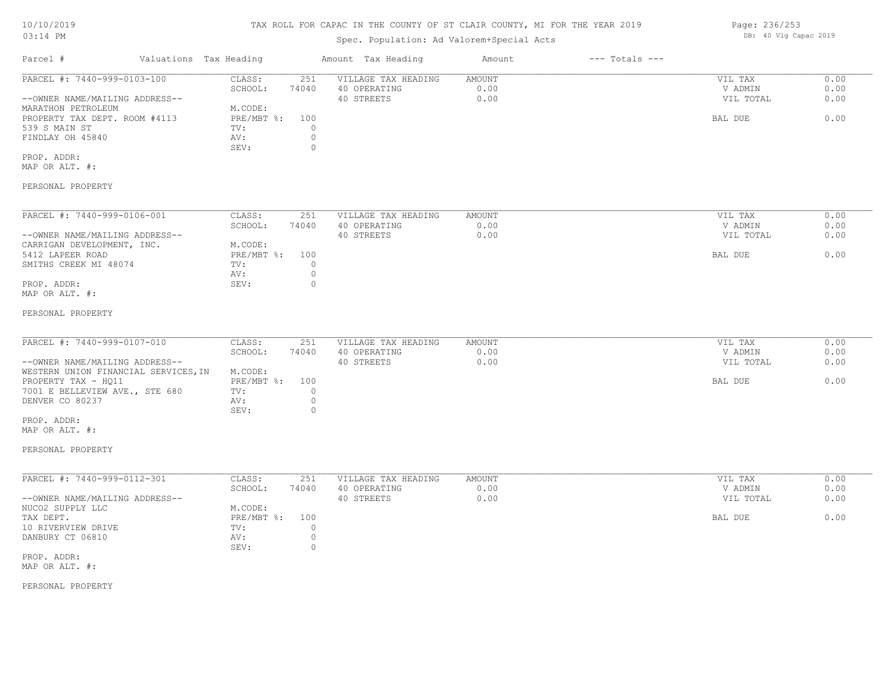TAX ROLL FOR CAPAC IN THE COUNTY OF ST CLAIR COUNTY, MI FOR THE YEAR 2019

Spec. Population: Ad Valorem+Special Acts

DB: 40 Vlg Capac 2019

| Parcel # | Valuations | Tax Heading | Amount | Tax Heading | Amount | --- Totals --- | |
|---|---|---|---|---|---|---|---|
| PARCEL #: 7440-999-0103-100 | CLASS: | 251 | VILLAGE TAX HEADING | AMOUNT | | VIL TAX | 0.00 |
| | SCHOOL: | 74040 | 40 OPERATING | 0.00 | | V ADMIN | 0.00 |
| --OWNER NAME/MAILING ADDRESS-- | | | 40 STREETS | 0.00 | | VIL TOTAL | 0.00 |
| MARATHON PETROLEUM | M.CODE: | | | | | | |
| PROPERTY TAX DEPT. ROOM #4113 | PRE/MBT %: | 100 | | | | BAL DUE | 0.00 |
| 539 S MAIN ST | TV: | 0 | | | | | |
| FINDLAY OH 45840 | AV: | 0 | | | | | |
| | SEV: | 0 | | | | | |
| PROP. ADDR: | | | | | | | |
| MAP OR ALT. #: | | | | | | | |
| PERSONAL PROPERTY | | | | | | | |

| Parcel # | Valuations | Tax Heading | Amount | Tax Heading | Amount | --- Totals --- | |
|---|---|---|---|---|---|---|---|
| PARCEL #: 7440-999-0106-001 | CLASS: | 251 | VILLAGE TAX HEADING | AMOUNT | | VIL TAX | 0.00 |
| | SCHOOL: | 74040 | 40 OPERATING | 0.00 | | V ADMIN | 0.00 |
| --OWNER NAME/MAILING ADDRESS-- | | | 40 STREETS | 0.00 | | VIL TOTAL | 0.00 |
| CARRIGAN DEVELOPMENT, INC. | M.CODE: | | | | | | |
| 5412 LAPEER ROAD | PRE/MBT %: | 100 | | | | BAL DUE | 0.00 |
| SMITHS CREEK MI 48074 | TV: | 0 | | | | | |
| | AV: | 0 | | | | | |
| PROP. ADDR: | SEV: | 0 | | | | | |
| MAP OR ALT. #: | | | | | | | |
| PERSONAL PROPERTY | | | | | | | |

| Parcel # | Valuations | Tax Heading | Amount | Tax Heading | Amount | --- Totals --- | |
|---|---|---|---|---|---|---|---|
| PARCEL #: 7440-999-0107-010 | CLASS: | 251 | VILLAGE TAX HEADING | AMOUNT | | VIL TAX | 0.00 |
| | SCHOOL: | 74040 | 40 OPERATING | 0.00 | | V ADMIN | 0.00 |
| --OWNER NAME/MAILING ADDRESS-- | | | 40 STREETS | 0.00 | | VIL TOTAL | 0.00 |
| WESTERN UNION FINANCIAL SERVICES,IN | M.CODE: | | | | | | |
| PROPERTY TAX - HQ11 | PRE/MBT %: | 100 | | | | BAL DUE | 0.00 |
| 7001 E BELLEVIEW AVE., STE 680 | TV: | 0 | | | | | |
| DENVER CO 80237 | AV: | 0 | | | | | |
| | SEV: | 0 | | | | | |
| PROP. ADDR: | | | | | | | |
| MAP OR ALT. #: | | | | | | | |
| PERSONAL PROPERTY | | | | | | | |

| Parcel # | Valuations | Tax Heading | Amount | Tax Heading | Amount | --- Totals --- | |
|---|---|---|---|---|---|---|---|
| PARCEL #: 7440-999-0112-301 | CLASS: | 251 | VILLAGE TAX HEADING | AMOUNT | | VIL TAX | 0.00 |
| | SCHOOL: | 74040 | 40 OPERATING | 0.00 | | V ADMIN | 0.00 |
| --OWNER NAME/MAILING ADDRESS-- | | | 40 STREETS | 0.00 | | VIL TOTAL | 0.00 |
| NUCO2 SUPPLY LLC | M.CODE: | | | | | | |
| TAX DEPT. | PRE/MBT %: | 100 | | | | BAL DUE | 0.00 |
| 10 RIVERVIEW DRIVE | TV: | 0 | | | | | |
| DANBURY CT 06810 | AV: | 0 | | | | | |
| | SEV: | 0 | | | | | |
| PROP. ADDR: | | | | | | | |
| MAP OR ALT. #: | | | | | | | |
| PERSONAL PROPERTY | | | | | | | |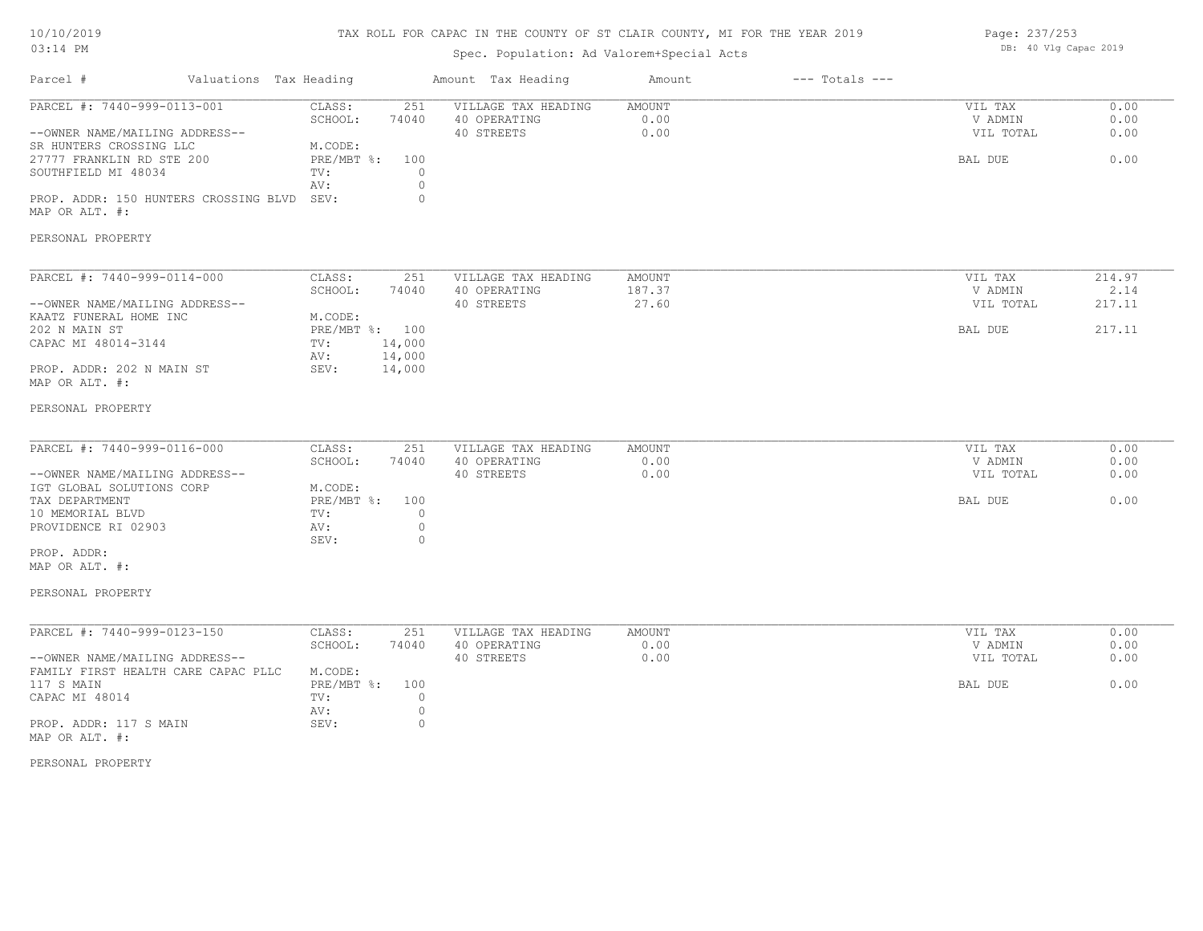# TAX ROLL FOR CAPAC IN THE COUNTY OF ST CLAIR COUNTY, MI FOR THE YEAR 2019

Spec. Population: Ad Valorem+Special Acts

| Parcel # | Valuations | Tax Heading | Amount | Tax Heading | Amount | --- Totals --- | |
|---|---|---|---|---|---|---|---|
| PARCEL #: 7440-999-0113-001 | CLASS: | 251 | VILLAGE TAX HEADING | AMOUNT | | VIL TAX | 0.00 |
| | SCHOOL: | 74040 | 40 OPERATING | 0.00 | | V ADMIN | 0.00 |
| --OWNER NAME/MAILING ADDRESS-- | | | 40 STREETS | 0.00 | | VIL TOTAL | 0.00 |
| SR HUNTERS CROSSING LLC | M.CODE: | | | | | | |
| 27777 FRANKLIN RD STE 200 | PRE/MBT %: | 100 | | | | BAL DUE | 0.00 |
| SOUTHFIELD MI 48034 | TV: | 0 | | | | | |
| | AV: | 0 | | | | | |
| PROP. ADDR: 150 HUNTERS CROSSING BLVD | SEV: | 0 | | | | | |
| MAP OR ALT. #: | | | | | | | |
| PERSONAL PROPERTY | | | | | | | |

| Parcel # | Valuations | Tax Heading | Amount | Tax Heading | Amount | --- Totals --- | |
|---|---|---|---|---|---|---|---|
| PARCEL #: 7440-999-0114-000 | CLASS: | 251 | VILLAGE TAX HEADING | AMOUNT | | VIL TAX | 214.97 |
| | SCHOOL: | 74040 | 40 OPERATING | 187.37 | | V ADMIN | 2.14 |
| --OWNER NAME/MAILING ADDRESS-- | | | 40 STREETS | 27.60 | | VIL TOTAL | 217.11 |
| KAATZ FUNERAL HOME INC | M.CODE: | | | | | | |
| 202 N MAIN ST | PRE/MBT %: | 100 | | | | BAL DUE | 217.11 |
| CAPAC MI 48014-3144 | TV: | 14,000 | | | | | |
| | AV: | 14,000 | | | | | |
| PROP. ADDR: 202 N MAIN ST | SEV: | 14,000 | | | | | |
| MAP OR ALT. #: | | | | | | | |
| PERSONAL PROPERTY | | | | | | | |

| Parcel # | Valuations | Tax Heading | Amount | Tax Heading | Amount | --- Totals --- | |
|---|---|---|---|---|---|---|---|
| PARCEL #: 7440-999-0116-000 | CLASS: | 251 | VILLAGE TAX HEADING | AMOUNT | | VIL TAX | 0.00 |
| | SCHOOL: | 74040 | 40 OPERATING | 0.00 | | V ADMIN | 0.00 |
| --OWNER NAME/MAILING ADDRESS-- | | | 40 STREETS | 0.00 | | VIL TOTAL | 0.00 |
| IGT GLOBAL SOLUTIONS CORP | M.CODE: | | | | | | |
| TAX DEPARTMENT | PRE/MBT %: | 100 | | | | BAL DUE | 0.00 |
| 10 MEMORIAL BLVD | TV: | 0 | | | | | |
| PROVIDENCE RI 02903 | AV: | 0 | | | | | |
| | SEV: | 0 | | | | | |
| PROP. ADDR: | | | | | | | |
| MAP OR ALT. #: | | | | | | | |
| PERSONAL PROPERTY | | | | | | | |

| Parcel # | Valuations | Tax Heading | Amount | Tax Heading | Amount | --- Totals --- | |
|---|---|---|---|---|---|---|---|
| PARCEL #: 7440-999-0123-150 | CLASS: | 251 | VILLAGE TAX HEADING | AMOUNT | | VIL TAX | 0.00 |
| | SCHOOL: | 74040 | 40 OPERATING | 0.00 | | V ADMIN | 0.00 |
| --OWNER NAME/MAILING ADDRESS-- | | | 40 STREETS | 0.00 | | VIL TOTAL | 0.00 |
| FAMILY FIRST HEALTH CARE CAPAC PLLC | M.CODE: | | | | | | |
| 117 S MAIN | PRE/MBT %: | 100 | | | | BAL DUE | 0.00 |
| CAPAC MI 48014 | TV: | 0 | | | | | |
| | AV: | 0 | | | | | |
| PROP. ADDR: 117 S MAIN | SEV: | 0 | | | | | |
| MAP OR ALT. #: | | | | | | | |
| PERSONAL PROPERTY | | | | | | | |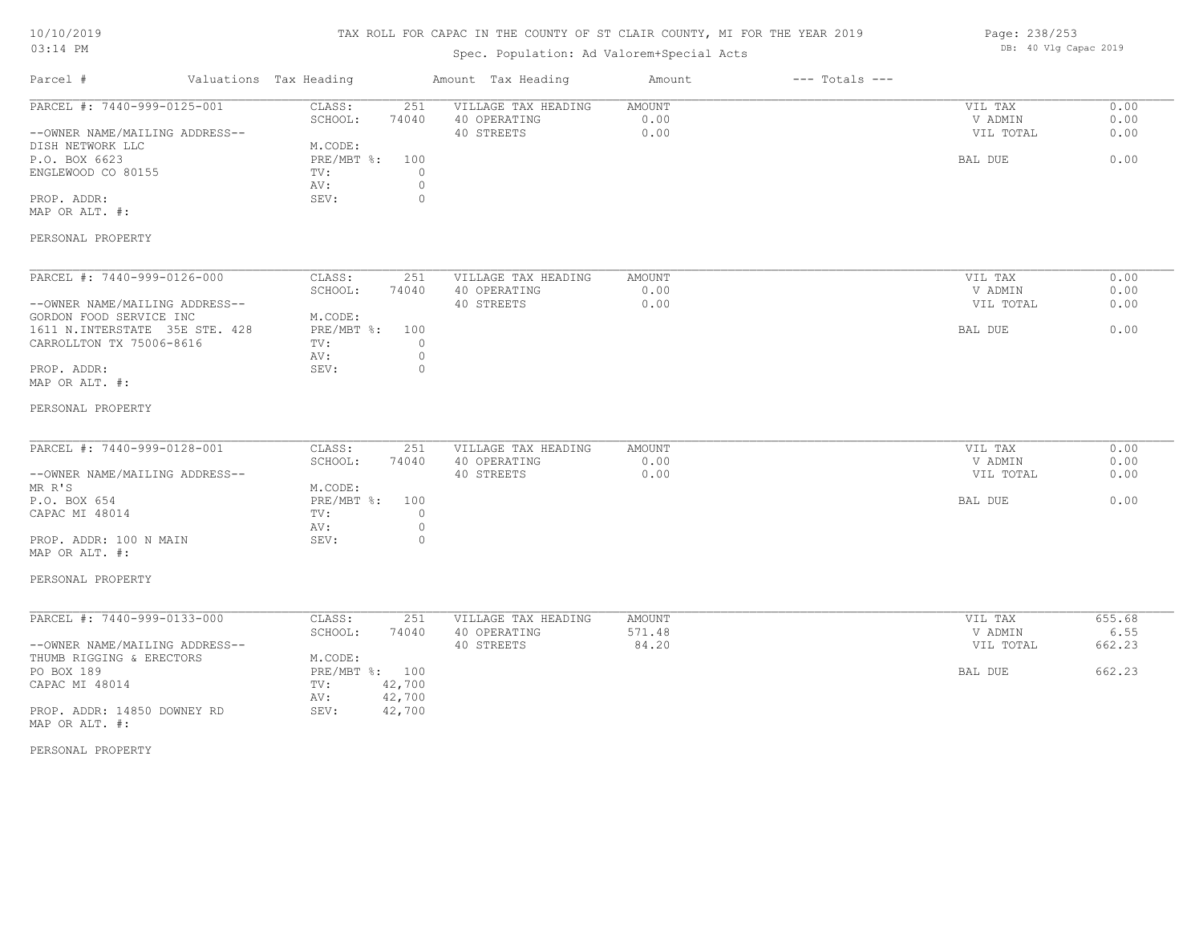# TAX ROLL FOR CAPAC IN THE COUNTY OF ST CLAIR COUNTY, MI FOR THE YEAR 2019

## Spec. Population: Ad Valorem+Special Acts

| Parcel # | Valuations | Tax Heading | Amount | Tax Heading | Amount | --- Totals --- | |
|---|---|---|---|---|---|---|---|
| PARCEL #: 7440-999-0125-001 | CLASS: | 251 | VILLAGE TAX HEADING | AMOUNT | | VIL TAX | 0.00 |
| | SCHOOL: | 74040 | 40 OPERATING | 0.00 | | V ADMIN | 0.00 |
| --OWNER NAME/MAILING ADDRESS-- | | | 40 STREETS | 0.00 | | VIL TOTAL | 0.00 |
| DISH NETWORK LLC | M.CODE: | | | | | | |
| P.O. BOX 6623 | PRE/MBT %: | 100 | | | | BAL DUE | 0.00 |
| ENGLEWOOD CO 80155 | TV: | 0 | | | | | |
| | AV: | 0 | | | | | |
| PROP. ADDR: | SEV: | 0 | | | | | |
| MAP OR ALT. #: | | | | | | | |
| PERSONAL PROPERTY | | | | | | | |

| Parcel # | Valuations | Tax Heading | Amount | Tax Heading | Amount | --- Totals --- | |
|---|---|---|---|---|---|---|---|
| PARCEL #: 7440-999-0126-000 | CLASS: | 251 | VILLAGE TAX HEADING | AMOUNT | | VIL TAX | 0.00 |
| | SCHOOL: | 74040 | 40 OPERATING | 0.00 | | V ADMIN | 0.00 |
| --OWNER NAME/MAILING ADDRESS-- | | | 40 STREETS | 0.00 | | VIL TOTAL | 0.00 |
| GORDON FOOD SERVICE INC | M.CODE: | | | | | | |
| 1611 N.INTERSTATE 35E STE. 428 | PRE/MBT %: | 100 | | | | BAL DUE | 0.00 |
| CARROLLTON TX 75006-8616 | TV: | 0 | | | | | |
| | AV: | 0 | | | | | |
| PROP. ADDR: | SEV: | 0 | | | | | |
| MAP OR ALT. #: | | | | | | | |
| PERSONAL PROPERTY | | | | | | | |

| Parcel # | Valuations | Tax Heading | Amount | Tax Heading | Amount | --- Totals --- | |
|---|---|---|---|---|---|---|---|
| PARCEL #: 7440-999-0128-001 | CLASS: | 251 | VILLAGE TAX HEADING | AMOUNT | | VIL TAX | 0.00 |
| | SCHOOL: | 74040 | 40 OPERATING | 0.00 | | V ADMIN | 0.00 |
| --OWNER NAME/MAILING ADDRESS-- | | | 40 STREETS | 0.00 | | VIL TOTAL | 0.00 |
| MR R'S | M.CODE: | | | | | | |
| P.O. BOX 654 | PRE/MBT %: | 100 | | | | BAL DUE | 0.00 |
| CAPAC MI 48014 | TV: | 0 | | | | | |
| | AV: | 0 | | | | | |
| PROP. ADDR: 100 N MAIN | SEV: | 0 | | | | | |
| MAP OR ALT. #: | | | | | | | |
| PERSONAL PROPERTY | | | | | | | |

| Parcel # | Valuations | Tax Heading | Amount | Tax Heading | Amount | --- Totals --- | |
|---|---|---|---|---|---|---|---|
| PARCEL #: 7440-999-0133-000 | CLASS: | 251 | VILLAGE TAX HEADING | AMOUNT | | VIL TAX | 655.68 |
| | SCHOOL: | 74040 | 40 OPERATING | 571.48 | | V ADMIN | 6.55 |
| --OWNER NAME/MAILING ADDRESS-- | | | 40 STREETS | 84.20 | | VIL TOTAL | 662.23 |
| THUMB RIGGING & ERECTORS | M.CODE: | | | | | | |
| PO BOX 189 | PRE/MBT %: | 100 | | | | BAL DUE | 662.23 |
| CAPAC MI 48014 | TV: | 42,700 | | | | | |
| | AV: | 42,700 | | | | | |
| PROP. ADDR: 14850 DOWNEY RD | SEV: | 42,700 | | | | | |
| MAP OR ALT. #: | | | | | | | |
| PERSONAL PROPERTY | | | | | | | |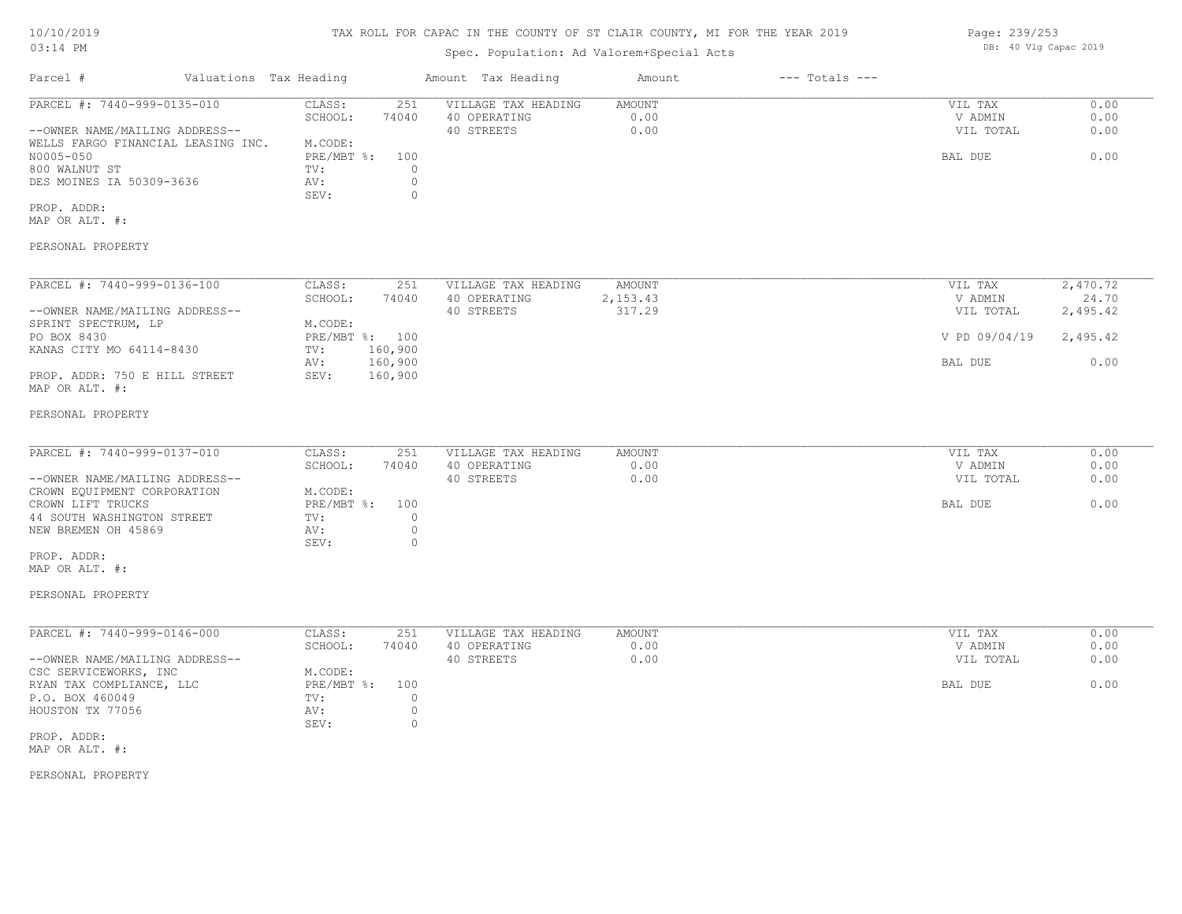# TAX ROLL FOR CAPAC IN THE COUNTY OF ST CLAIR COUNTY, MI FOR THE YEAR 2019

Spec. Population: Ad Valorem+Special Acts

10/10/2019
03:14 PM

DB: 40 Vlg Capac 2019

| Parcel # | Valuations Tax Heading | Amount Tax Heading | Amount | --- Totals --- |
|---|---|---|---|---|

---

**PARCEL #: 7440-999-0135-010**

--OWNER NAME/MAILING ADDRESS--
WELLS FARGO FINANCIAL LEASING INC.
N0005-050
800 WALNUT ST
DES MOINES IA 50309-3636

PROP. ADDR:
MAP OR ALT. #:

PERSONAL PROPERTY

| | | | | | |
|---|---|---|---|---|---|
| CLASS: | 251 | VILLAGE TAX HEADING | AMOUNT | VIL TAX | 0.00 |
| SCHOOL: | 74040 | 40 OPERATING | 0.00 | V ADMIN | 0.00 |
| M.CODE: | | 40 STREETS | 0.00 | VIL TOTAL | 0.00 |
| PRE/MBT %: | 100 | | | BAL DUE | 0.00 |
| TV: | 0 | | | | |
| AV: | 0 | | | | |
| SEV: | 0 | | | | |

---

**PARCEL #: 7440-999-0136-100**

--OWNER NAME/MAILING ADDRESS--
SPRINT SPECTRUM, LP
PO BOX 8430
KANAS CITY MO 64114-8430

PROP. ADDR: 750 E HILL STREET
MAP OR ALT. #:

PERSONAL PROPERTY

| | | | | | |
|---|---|---|---|---|---|
| CLASS: | 251 | VILLAGE TAX HEADING | AMOUNT | VIL TAX | 2,470.72 |
| SCHOOL: | 74040 | 40 OPERATING | 2,153.43 | V ADMIN | 24.70 |
| M.CODE: | | 40 STREETS | 317.29 | VIL TOTAL | 2,495.42 |
| PRE/MBT %: | 100 | | | V PD 09/04/19 | 2,495.42 |
| TV: | 160,900 | | | | |
| AV: | 160,900 | | | BAL DUE | 0.00 |
| SEV: | 160,900 | | | | |

---

**PARCEL #: 7440-999-0137-010**

--OWNER NAME/MAILING ADDRESS--
CROWN EQUIPMENT CORPORATION
CROWN LIFT TRUCKS
44 SOUTH WASHINGTON STREET
NEW BREMEN OH 45869

PROP. ADDR:
MAP OR ALT. #:

PERSONAL PROPERTY

| | | | | | |
|---|---|---|---|---|---|
| CLASS: | 251 | VILLAGE TAX HEADING | AMOUNT | VIL TAX | 0.00 |
| SCHOOL: | 74040 | 40 OPERATING | 0.00 | V ADMIN | 0.00 |
| M.CODE: | | 40 STREETS | 0.00 | VIL TOTAL | 0.00 |
| PRE/MBT %: | 100 | | | BAL DUE | 0.00 |
| TV: | 0 | | | | |
| AV: | 0 | | | | |
| SEV: | 0 | | | | |

---

**PARCEL #: 7440-999-0146-000**

--OWNER NAME/MAILING ADDRESS--
CSC SERVICEWORKS, INC
RYAN TAX COMPLIANCE, LLC
P.O. BOX 460049
HOUSTON TX 77056

PROP. ADDR:
MAP OR ALT. #:

PERSONAL PROPERTY

| | | | | | |
|---|---|---|---|---|---|
| CLASS: | 251 | VILLAGE TAX HEADING | AMOUNT | VIL TAX | 0.00 |
| SCHOOL: | 74040 | 40 OPERATING | 0.00 | V ADMIN | 0.00 |
| M.CODE: | | 40 STREETS | 0.00 | VIL TOTAL | 0.00 |
| PRE/MBT %: | 100 | | | BAL DUE | 0.00 |
| TV: | 0 | | | | |
| AV: | 0 | | | | |
| SEV: | 0 | | | | |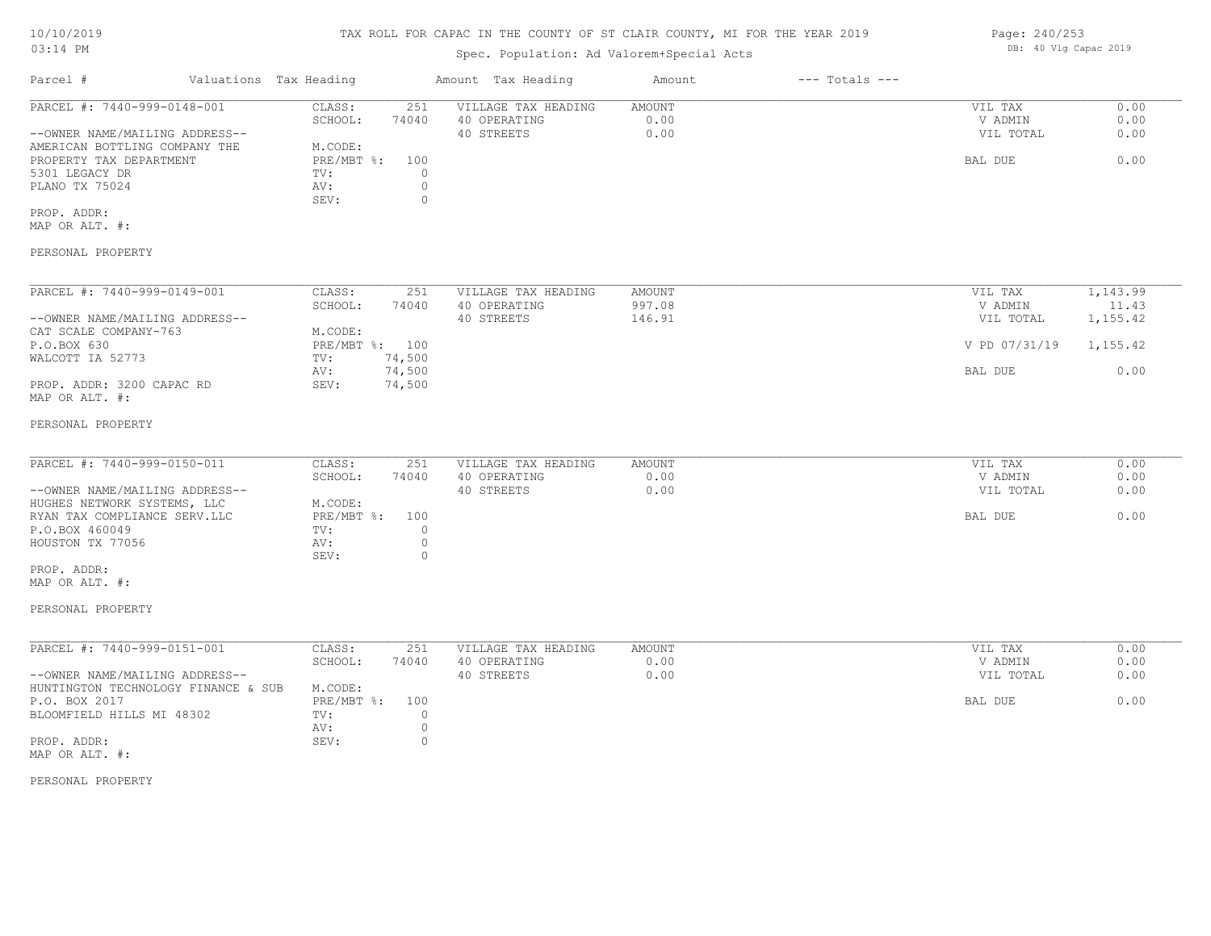TAX ROLL FOR CAPAC IN THE COUNTY OF ST CLAIR COUNTY, MI FOR THE YEAR 2019

Spec. Population: Ad Valorem+Special Acts

DB: 40 Vlg Capac 2019

| Parcel # | Valuations | Tax Heading | Amount | Tax Heading | Amount | --- Totals --- | |
|---|---|---|---|---|---|---|---|
| PARCEL #: 7440-999-0148-001 | CLASS: | 251 | VILLAGE TAX HEADING | AMOUNT | | VIL TAX | 0.00 |
| | SCHOOL: | 74040 | 40 OPERATING | 0.00 | | V ADMIN | 0.00 |
| --OWNER NAME/MAILING ADDRESS-- | | | 40 STREETS | 0.00 | | VIL TOTAL | 0.00 |
| AMERICAN BOTTLING COMPANY THE | M.CODE: | | | | | | |
| PROPERTY TAX DEPARTMENT | PRE/MBT %: | 100 | | | | BAL DUE | 0.00 |
| 5301 LEGACY DR | TV: | 0 | | | | | |
| PLANO TX 75024 | AV: | 0 | | | | | |
| | SEV: | 0 | | | | | |
| PROP. ADDR: | | | | | | | |
| MAP OR ALT. #: | | | | | | | |
| PERSONAL PROPERTY | | | | | | | |

| Parcel # | Valuations | Tax Heading | Amount | Tax Heading | Amount | --- Totals --- | |
|---|---|---|---|---|---|---|---|
| PARCEL #: 7440-999-0149-001 | CLASS: | 251 | VILLAGE TAX HEADING | AMOUNT | | VIL TAX | 1,143.99 |
| | SCHOOL: | 74040 | 40 OPERATING | 997.08 | | V ADMIN | 11.43 |
| --OWNER NAME/MAILING ADDRESS-- | | | 40 STREETS | 146.91 | | VIL TOTAL | 1,155.42 |
| CAT SCALE COMPANY-763 | M.CODE: | | | | | | |
| P.O.BOX 630 | PRE/MBT %: | 100 | | | | V PD 07/31/19 | 1,155.42 |
| WALCOTT IA 52773 | TV: | 74,500 | | | | | |
| | AV: | 74,500 | | | | BAL DUE | 0.00 |
| PROP. ADDR: 3200 CAPAC RD | SEV: | 74,500 | | | | | |
| MAP OR ALT. #: | | | | | | | |
| PERSONAL PROPERTY | | | | | | | |

| Parcel # | Valuations | Tax Heading | Amount | Tax Heading | Amount | --- Totals --- | |
|---|---|---|---|---|---|---|---|
| PARCEL #: 7440-999-0150-011 | CLASS: | 251 | VILLAGE TAX HEADING | AMOUNT | | VIL TAX | 0.00 |
| | SCHOOL: | 74040 | 40 OPERATING | 0.00 | | V ADMIN | 0.00 |
| --OWNER NAME/MAILING ADDRESS-- | | | 40 STREETS | 0.00 | | VIL TOTAL | 0.00 |
| HUGHES NETWORK SYSTEMS, LLC | M.CODE: | | | | | | |
| RYAN TAX COMPLIANCE SERV.LLC | PRE/MBT %: | 100 | | | | BAL DUE | 0.00 |
| P.O.BOX 460049 | TV: | 0 | | | | | |
| HOUSTON TX 77056 | AV: | 0 | | | | | |
| | SEV: | 0 | | | | | |
| PROP. ADDR: | | | | | | | |
| MAP OR ALT. #: | | | | | | | |
| PERSONAL PROPERTY | | | | | | | |

| Parcel # | Valuations | Tax Heading | Amount | Tax Heading | Amount | --- Totals --- | |
|---|---|---|---|---|---|---|---|
| PARCEL #: 7440-999-0151-001 | CLASS: | 251 | VILLAGE TAX HEADING | AMOUNT | | VIL TAX | 0.00 |
| | SCHOOL: | 74040 | 40 OPERATING | 0.00 | | V ADMIN | 0.00 |
| --OWNER NAME/MAILING ADDRESS-- | | | 40 STREETS | 0.00 | | VIL TOTAL | 0.00 |
| HUNTINGTON TECHNOLOGY FINANCE & SUB | M.CODE: | | | | | | |
| P.O. BOX 2017 | PRE/MBT %: | 100 | | | | BAL DUE | 0.00 |
| BLOOMFIELD HILLS MI 48302 | TV: | 0 | | | | | |
| | AV: | 0 | | | | | |
| PROP. ADDR: | SEV: | 0 | | | | | |
| MAP OR ALT. #: | | | | | | | |
| PERSONAL PROPERTY | | | | | | | |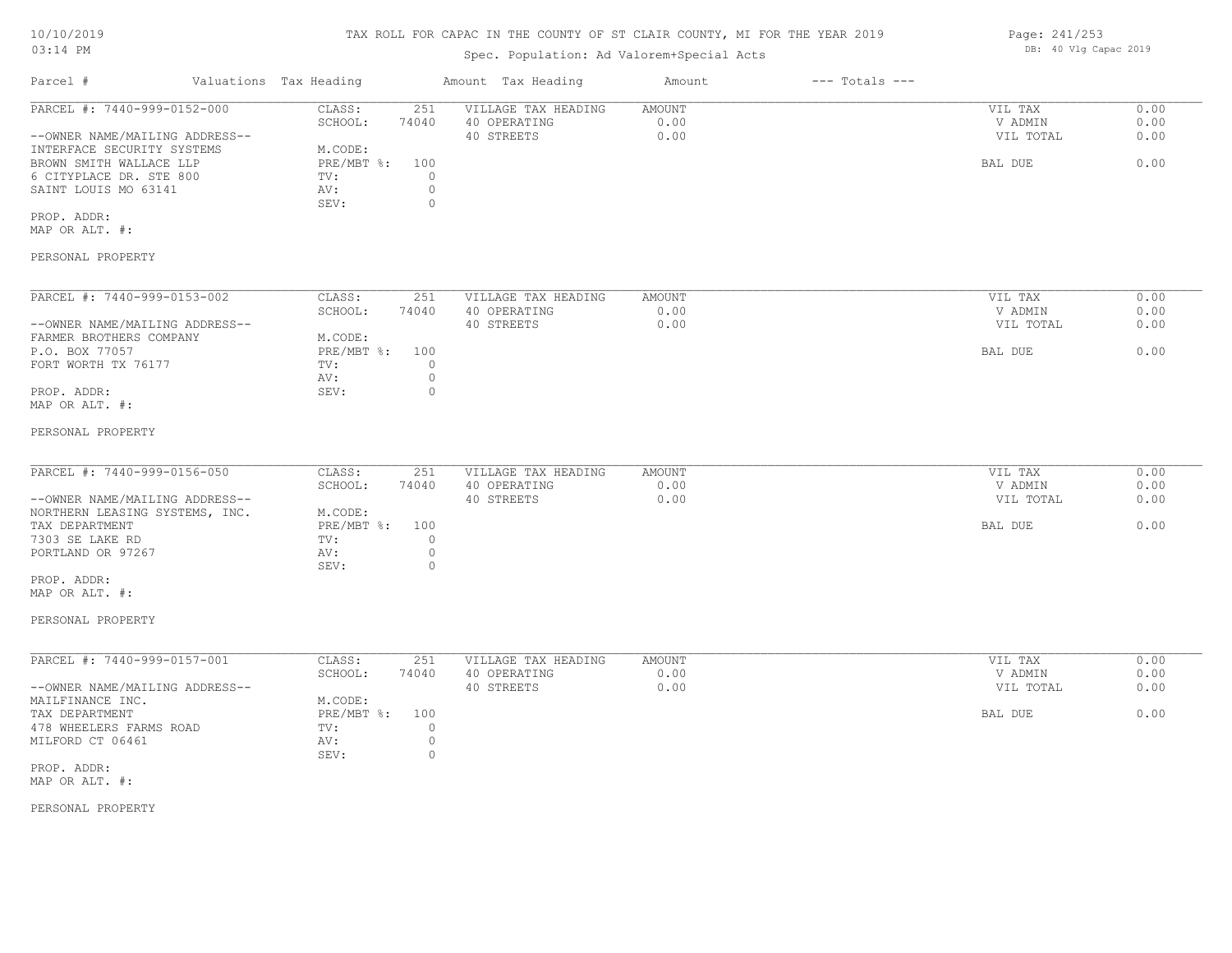TAX ROLL FOR CAPAC IN THE COUNTY OF ST CLAIR COUNTY, MI FOR THE YEAR 2019

Spec. Population: Ad Valorem+Special Acts

10/10/2019
03:14 PM

DB: 40 Vlg Capac 2019

| Parcel # | Valuations Tax Heading | | Amount Tax Heading | Amount | --- Totals --- | |
|---|---|---|---|---|---|---|

**PARCEL #: 7440-999-0152-000**

| | | | | | |
|---|---|---|---|---|---|
| CLASS: | 251 | VILLAGE TAX HEADING | AMOUNT | VIL TAX | 0.00 |
| SCHOOL: | 74040 | 40 OPERATING | 0.00 | V ADMIN | 0.00 |
| M.CODE: | | 40 STREETS | 0.00 | VIL TOTAL | 0.00 |
| PRE/MBT %: | 100 | | | BAL DUE | 0.00 |
| TV: | 0 | | | | |
| AV: | 0 | | | | |
| SEV: | 0 | | | | |

--OWNER NAME/MAILING ADDRESS--
INTERFACE SECURITY SYSTEMS
BROWN SMITH WALLACE LLP
6 CITYPLACE DR. STE 800
SAINT LOUIS MO 63141

PROP. ADDR:
MAP OR ALT. #:

PERSONAL PROPERTY

**PARCEL #: 7440-999-0153-002**

| | | | | | |
|---|---|---|---|---|---|
| CLASS: | 251 | VILLAGE TAX HEADING | AMOUNT | VIL TAX | 0.00 |
| SCHOOL: | 74040 | 40 OPERATING | 0.00 | V ADMIN | 0.00 |
| M.CODE: | | 40 STREETS | 0.00 | VIL TOTAL | 0.00 |
| PRE/MBT %: | 100 | | | BAL DUE | 0.00 |
| TV: | 0 | | | | |
| AV: | 0 | | | | |
| SEV: | 0 | | | | |

--OWNER NAME/MAILING ADDRESS--
FARMER BROTHERS COMPANY
P.O. BOX 77057
FORT WORTH TX 76177

PROP. ADDR:
MAP OR ALT. #:

PERSONAL PROPERTY

**PARCEL #: 7440-999-0156-050**

| | | | | | |
|---|---|---|---|---|---|
| CLASS: | 251 | VILLAGE TAX HEADING | AMOUNT | VIL TAX | 0.00 |
| SCHOOL: | 74040 | 40 OPERATING | 0.00 | V ADMIN | 0.00 |
| M.CODE: | | 40 STREETS | 0.00 | VIL TOTAL | 0.00 |
| PRE/MBT %: | 100 | | | BAL DUE | 0.00 |
| TV: | 0 | | | | |
| AV: | 0 | | | | |
| SEV: | 0 | | | | |

--OWNER NAME/MAILING ADDRESS--
NORTHERN LEASING SYSTEMS, INC.
TAX DEPARTMENT
7303 SE LAKE RD
PORTLAND OR 97267

PROP. ADDR:
MAP OR ALT. #:

PERSONAL PROPERTY

**PARCEL #: 7440-999-0157-001**

| | | | | | |
|---|---|---|---|---|---|
| CLASS: | 251 | VILLAGE TAX HEADING | AMOUNT | VIL TAX | 0.00 |
| SCHOOL: | 74040 | 40 OPERATING | 0.00 | V ADMIN | 0.00 |
| M.CODE: | | 40 STREETS | 0.00 | VIL TOTAL | 0.00 |
| PRE/MBT %: | 100 | | | BAL DUE | 0.00 |
| TV: | 0 | | | | |
| AV: | 0 | | | | |
| SEV: | 0 | | | | |

--OWNER NAME/MAILING ADDRESS--
MAILFINANCE INC.
TAX DEPARTMENT
478 WHEELERS FARMS ROAD
MILFORD CT 06461

PROP. ADDR:
MAP OR ALT. #:

PERSONAL PROPERTY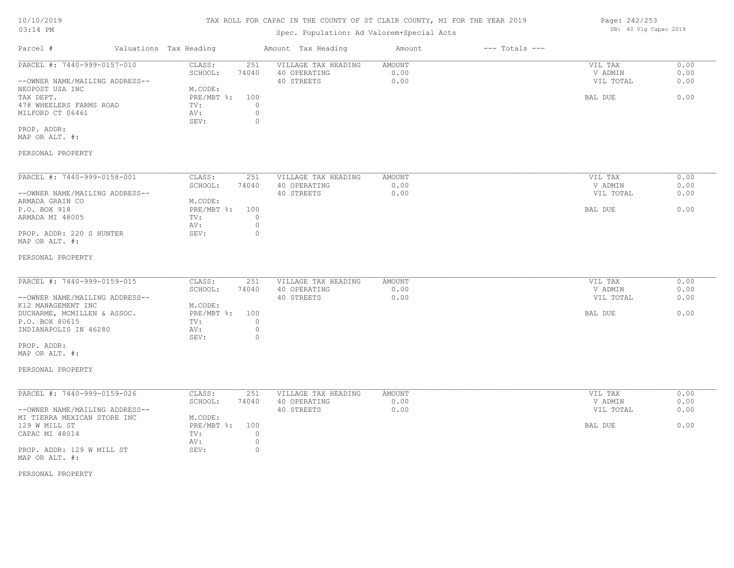# TAX ROLL FOR CAPAC IN THE COUNTY OF ST CLAIR COUNTY, MI FOR THE YEAR 2019

Spec. Population: Ad Valorem+Special Acts

10/10/2019
03:14 PM

DB: 40 Vlg Capac 2019

| Parcel # | Valuations | Tax Heading | Amount | Tax Heading | Amount | --- Totals --- | |
|---|---|---|---|---|---|---|---|
| PARCEL #: 7440-999-0157-010 | CLASS: | 251 | VILLAGE TAX HEADING | AMOUNT | | VIL TAX | 0.00 |
| | SCHOOL: | 74040 | 40 OPERATING | 0.00 | | V ADMIN | 0.00 |
| --OWNER NAME/MAILING ADDRESS-- | | | 40 STREETS | 0.00 | | VIL TOTAL | 0.00 |
| NEOPOST USA INC | M.CODE: | | | | | | |
| TAX DEPT. | PRE/MBT %: | 100 | | | | BAL DUE | 0.00 |
| 478 WHEELERS FARMS ROAD | TV: | 0 | | | | | |
| MILFORD CT 06461 | AV: | 0 | | | | | |
| | SEV: | 0 | | | | | |
| PROP. ADDR: | | | | | | | |
| MAP OR ALT. #: | | | | | | | |
| PERSONAL PROPERTY | | | | | | | |

| Parcel # | Valuations | Tax Heading | Amount | Tax Heading | Amount | --- Totals --- | |
|---|---|---|---|---|---|---|---|
| PARCEL #: 7440-999-0158-001 | CLASS: | 251 | VILLAGE TAX HEADING | AMOUNT | | VIL TAX | 0.00 |
| | SCHOOL: | 74040 | 40 OPERATING | 0.00 | | V ADMIN | 0.00 |
| --OWNER NAME/MAILING ADDRESS-- | | | 40 STREETS | 0.00 | | VIL TOTAL | 0.00 |
| ARMADA GRAIN CO | M.CODE: | | | | | | |
| P.O. BOX 918 | PRE/MBT %: | 100 | | | | BAL DUE | 0.00 |
| ARMADA MI 48005 | TV: | 0 | | | | | |
| | AV: | 0 | | | | | |
| PROP. ADDR: 220 S HUNTER | SEV: | 0 | | | | | |
| MAP OR ALT. #: | | | | | | | |
| PERSONAL PROPERTY | | | | | | | |

| Parcel # | Valuations | Tax Heading | Amount | Tax Heading | Amount | --- Totals --- | |
|---|---|---|---|---|---|---|---|
| PARCEL #: 7440-999-0159-015 | CLASS: | 251 | VILLAGE TAX HEADING | AMOUNT | | VIL TAX | 0.00 |
| | SCHOOL: | 74040 | 40 OPERATING | 0.00 | | V ADMIN | 0.00 |
| --OWNER NAME/MAILING ADDRESS-- | | | 40 STREETS | 0.00 | | VIL TOTAL | 0.00 |
| K12 MANAGEMENT INC | M.CODE: | | | | | | |
| DUCHARME, MCMILLEN & ASSOC. | PRE/MBT %: | 100 | | | | BAL DUE | 0.00 |
| P.O. BOX 80615 | TV: | 0 | | | | | |
| INDIANAPOLIS IN 46280 | AV: | 0 | | | | | |
| | SEV: | 0 | | | | | |
| PROP. ADDR: | | | | | | | |
| MAP OR ALT. #: | | | | | | | |
| PERSONAL PROPERTY | | | | | | | |

| Parcel # | Valuations | Tax Heading | Amount | Tax Heading | Amount | --- Totals --- | |
|---|---|---|---|---|---|---|---|
| PARCEL #: 7440-999-0159-026 | CLASS: | 251 | VILLAGE TAX HEADING | AMOUNT | | VIL TAX | 0.00 |
| | SCHOOL: | 74040 | 40 OPERATING | 0.00 | | V ADMIN | 0.00 |
| --OWNER NAME/MAILING ADDRESS-- | | | 40 STREETS | 0.00 | | VIL TOTAL | 0.00 |
| MI TIERRA MEXICAN STORE INC | M.CODE: | | | | | | |
| 129 W MILL ST | PRE/MBT %: | 100 | | | | BAL DUE | 0.00 |
| CAPAC MI 48014 | TV: | 0 | | | | | |
| | AV: | 0 | | | | | |
| PROP. ADDR: 129 W MILL ST | SEV: | 0 | | | | | |
| MAP OR ALT. #: | | | | | | | |
| PERSONAL PROPERTY | | | | | | | |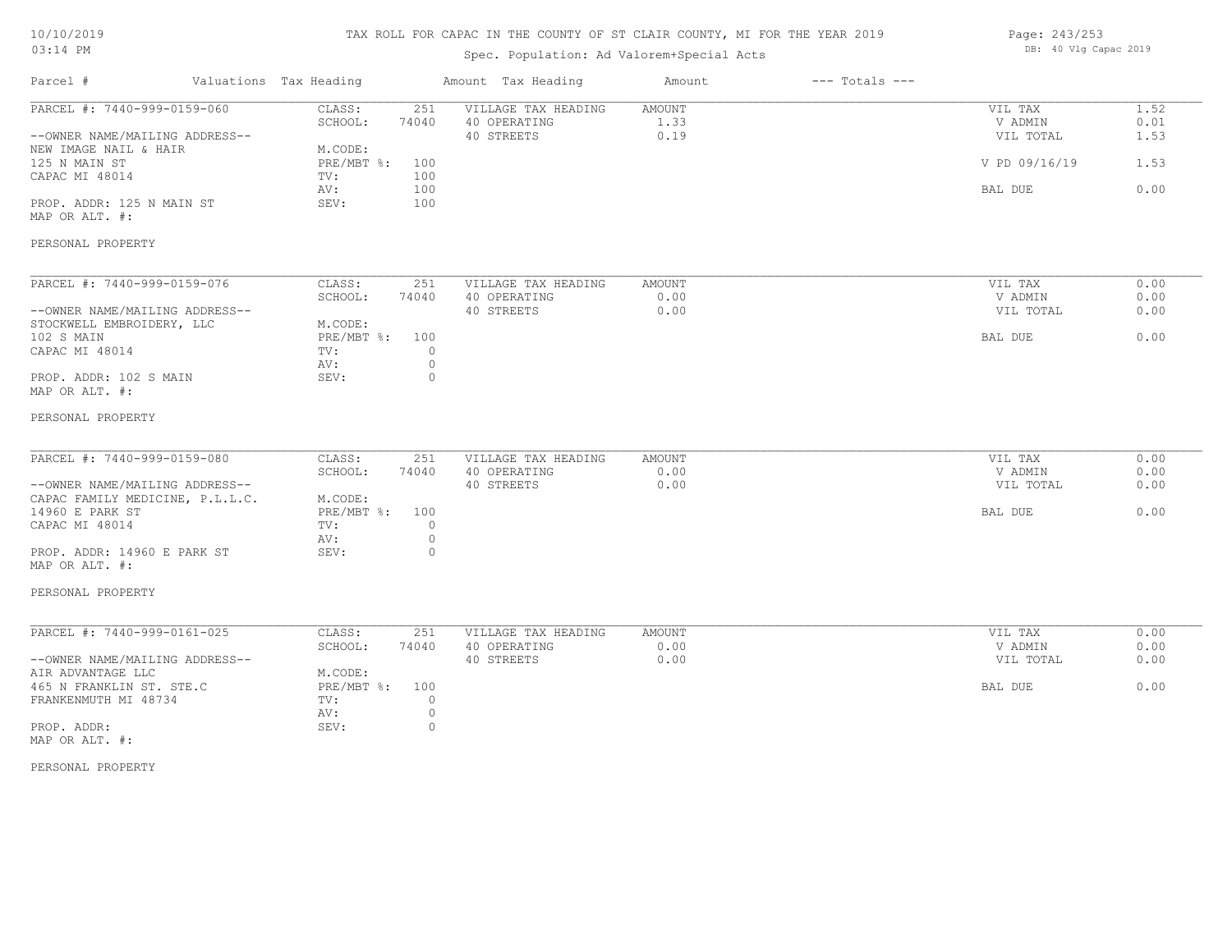# TAX ROLL FOR CAPAC IN THE COUNTY OF ST CLAIR COUNTY, MI FOR THE YEAR 2019

10/10/2019
03:14 PM

Spec. Population: Ad Valorem+Special Acts

DB: 40 Vlg Capac 2019

| Parcel # | Valuations Tax Heading | | Amount Tax Heading | Amount | --- Totals --- | |
|---|---|---|---|---|---|---|
| PARCEL #: 7440-999-0159-060 | CLASS: | 251 | VILLAGE TAX HEADING | AMOUNT | VIL TAX | 1.52 |
| | SCHOOL: | 74040 | 40 OPERATING | 1.33 | V ADMIN | 0.01 |
| --OWNER NAME/MAILING ADDRESS-- | | | 40 STREETS | 0.19 | VIL TOTAL | 1.53 |
| NEW IMAGE NAIL & HAIR | M.CODE: | | | | | |
| 125 N MAIN ST | PRE/MBT %: | 100 | | | V PD 09/16/19 | 1.53 |
| CAPAC MI 48014 | TV: | 100 | | | | |
| | AV: | 100 | | | BAL DUE | 0.00 |
| PROP. ADDR: 125 N MAIN ST | SEV: | 100 | | | | |
| MAP OR ALT. #: | | | | | | |
| PERSONAL PROPERTY | | | | | | |

| Parcel # | Valuations Tax Heading | | Amount Tax Heading | Amount | --- Totals --- | |
|---|---|---|---|---|---|---|
| PARCEL #: 7440-999-0159-076 | CLASS: | 251 | VILLAGE TAX HEADING | AMOUNT | VIL TAX | 0.00 |
| | SCHOOL: | 74040 | 40 OPERATING | 0.00 | V ADMIN | 0.00 |
| --OWNER NAME/MAILING ADDRESS-- | | | 40 STREETS | 0.00 | VIL TOTAL | 0.00 |
| STOCKWELL EMBROIDERY, LLC | M.CODE: | | | | | |
| 102 S MAIN | PRE/MBT %: | 100 | | | BAL DUE | 0.00 |
| CAPAC MI 48014 | TV: | 0 | | | | |
| | AV: | 0 | | | | |
| PROP. ADDR: 102 S MAIN | SEV: | 0 | | | | |
| MAP OR ALT. #: | | | | | | |
| PERSONAL PROPERTY | | | | | | |

| Parcel # | Valuations Tax Heading | | Amount Tax Heading | Amount | --- Totals --- | |
|---|---|---|---|---|---|---|
| PARCEL #: 7440-999-0159-080 | CLASS: | 251 | VILLAGE TAX HEADING | AMOUNT | VIL TAX | 0.00 |
| | SCHOOL: | 74040 | 40 OPERATING | 0.00 | V ADMIN | 0.00 |
| --OWNER NAME/MAILING ADDRESS-- | | | 40 STREETS | 0.00 | VIL TOTAL | 0.00 |
| CAPAC FAMILY MEDICINE, P.L.L.C. | M.CODE: | | | | | |
| 14960 E PARK ST | PRE/MBT %: | 100 | | | BAL DUE | 0.00 |
| CAPAC MI 48014 | TV: | 0 | | | | |
| | AV: | 0 | | | | |
| PROP. ADDR: 14960 E PARK ST | SEV: | 0 | | | | |
| MAP OR ALT. #: | | | | | | |
| PERSONAL PROPERTY | | | | | | |

| Parcel # | Valuations Tax Heading | | Amount Tax Heading | Amount | --- Totals --- | |
|---|---|---|---|---|---|---|
| PARCEL #: 7440-999-0161-025 | CLASS: | 251 | VILLAGE TAX HEADING | AMOUNT | VIL TAX | 0.00 |
| | SCHOOL: | 74040 | 40 OPERATING | 0.00 | V ADMIN | 0.00 |
| --OWNER NAME/MAILING ADDRESS-- | | | 40 STREETS | 0.00 | VIL TOTAL | 0.00 |
| AIR ADVANTAGE LLC | M.CODE: | | | | | |
| 465 N FRANKLIN ST. STE.C | PRE/MBT %: | 100 | | | BAL DUE | 0.00 |
| FRANKENMUTH MI 48734 | TV: | 0 | | | | |
| | AV: | 0 | | | | |
| PROP. ADDR: | SEV: | 0 | | | | |
| MAP OR ALT. #: | | | | | | |
| PERSONAL PROPERTY | | | | | | |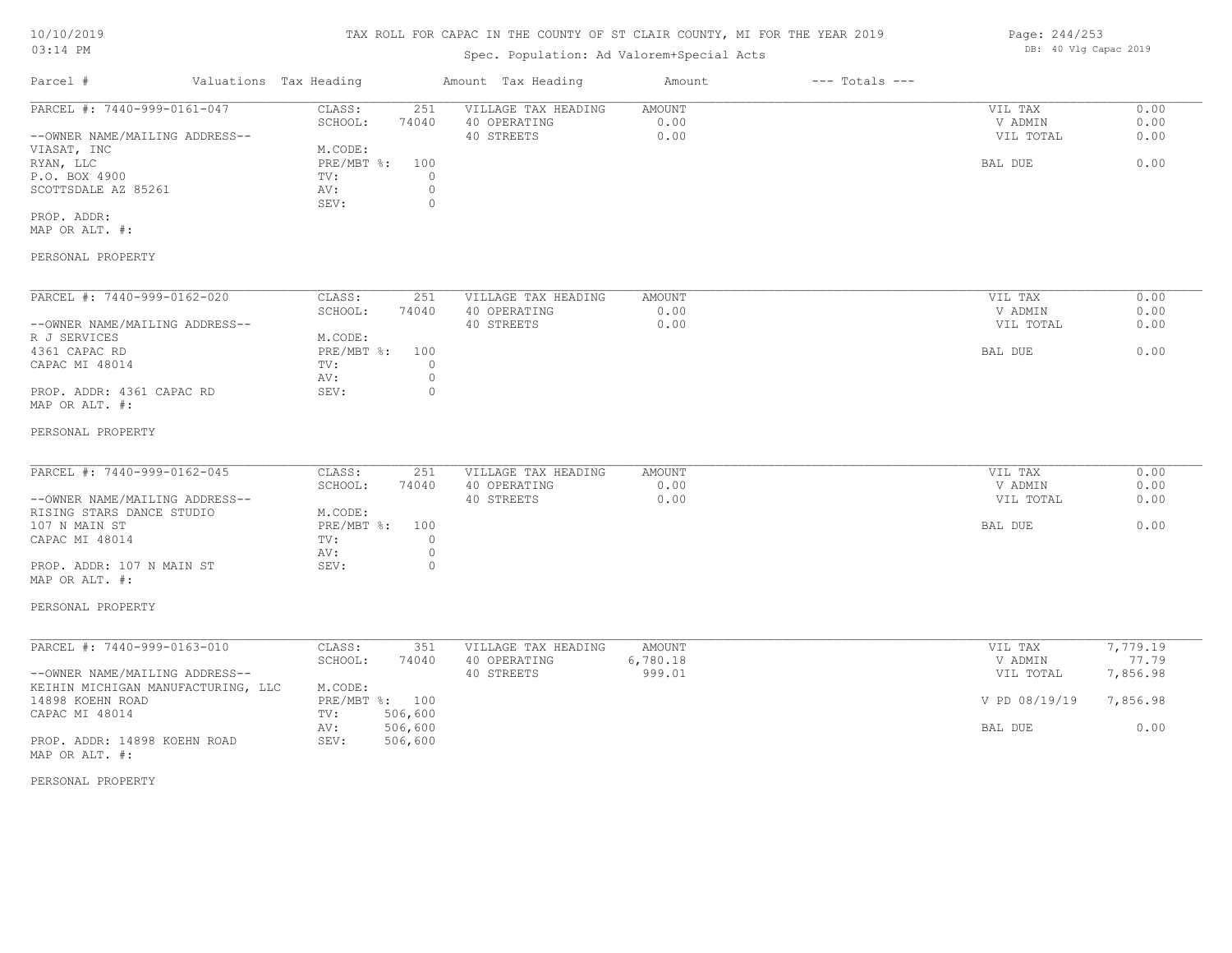# TAX ROLL FOR CAPAC IN THE COUNTY OF ST CLAIR COUNTY, MI FOR THE YEAR 2019

Spec. Population: Ad Valorem+Special Acts

10/10/2019
03:14 PM

DB: 40 Vlg Capac 2019

| Parcel # | Valuations | Tax Heading | Amount | Tax Heading | Amount | --- Totals --- | |
|---|---|---|---|---|---|---|---|

---

**PARCEL #: 7440-999-0161-047**

| | | | | | |
|---|---|---|---|---|---|
| CLASS: | 251 | VILLAGE TAX HEADING | AMOUNT | VIL TAX | 0.00 |
| SCHOOL: | 74040 | 40 OPERATING | 0.00 | V ADMIN | 0.00 |
| | | 40 STREETS | 0.00 | VIL TOTAL | 0.00 |
| M.CODE: | | | | | |
| PRE/MBT %: | 100 | | | BAL DUE | 0.00 |
| TV: | 0 | | | | |
| AV: | 0 | | | | |
| SEV: | 0 | | | | |

--OWNER NAME/MAILING ADDRESS--
VIASAT, INC
RYAN, LLC
P.O. BOX 4900
SCOTTSDALE AZ 85261

PROP. ADDR:
MAP OR ALT. #:

PERSONAL PROPERTY

---

**PARCEL #: 7440-999-0162-020**

| | | | | | |
|---|---|---|---|---|---|
| CLASS: | 251 | VILLAGE TAX HEADING | AMOUNT | VIL TAX | 0.00 |
| SCHOOL: | 74040 | 40 OPERATING | 0.00 | V ADMIN | 0.00 |
| | | 40 STREETS | 0.00 | VIL TOTAL | 0.00 |
| M.CODE: | | | | | |
| PRE/MBT %: | 100 | | | BAL DUE | 0.00 |
| TV: | 0 | | | | |
| AV: | 0 | | | | |
| SEV: | 0 | | | | |

--OWNER NAME/MAILING ADDRESS--
R J SERVICES
4361 CAPAC RD
CAPAC MI 48014

PROP. ADDR: 4361 CAPAC RD
MAP OR ALT. #:

PERSONAL PROPERTY

---

**PARCEL #: 7440-999-0162-045**

| | | | | | |
|---|---|---|---|---|---|
| CLASS: | 251 | VILLAGE TAX HEADING | AMOUNT | VIL TAX | 0.00 |
| SCHOOL: | 74040 | 40 OPERATING | 0.00 | V ADMIN | 0.00 |
| | | 40 STREETS | 0.00 | VIL TOTAL | 0.00 |
| M.CODE: | | | | | |
| PRE/MBT %: | 100 | | | BAL DUE | 0.00 |
| TV: | 0 | | | | |
| AV: | 0 | | | | |
| SEV: | 0 | | | | |

--OWNER NAME/MAILING ADDRESS--
RISING STARS DANCE STUDIO
107 N MAIN ST
CAPAC MI 48014

PROP. ADDR: 107 N MAIN ST
MAP OR ALT. #:

PERSONAL PROPERTY

---

**PARCEL #: 7440-999-0163-010**

| | | | | | |
|---|---|---|---|---|---|
| CLASS: | 351 | VILLAGE TAX HEADING | AMOUNT | VIL TAX | 7,779.19 |
| SCHOOL: | 74040 | 40 OPERATING | 6,780.18 | V ADMIN | 77.79 |
| | | 40 STREETS | 999.01 | VIL TOTAL | 7,856.98 |
| M.CODE: | | | | | |
| PRE/MBT %: | 100 | | | V PD 08/19/19 | 7,856.98 |
| TV: | 506,600 | | | | |
| AV: | 506,600 | | | BAL DUE | 0.00 |
| SEV: | 506,600 | | | | |

--OWNER NAME/MAILING ADDRESS--
KEIHIN MICHIGAN MANUFACTURING, LLC
14898 KOEHN ROAD
CAPAC MI 48014

PROP. ADDR: 14898 KOEHN ROAD
MAP OR ALT. #:

PERSONAL PROPERTY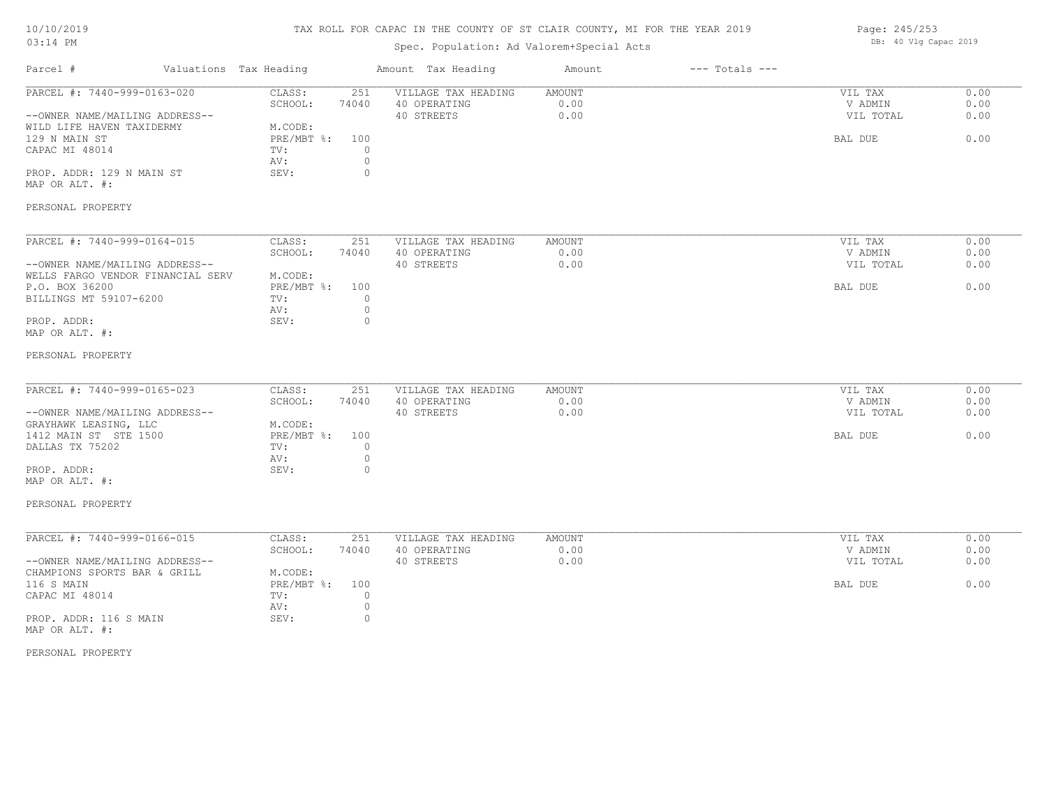# TAX ROLL FOR CAPAC IN THE COUNTY OF ST CLAIR COUNTY, MI FOR THE YEAR 2019

Spec. Population: Ad Valorem+Special Acts

DB: 40 Vlg Capac 2019

| Parcel # | Valuations | Tax Heading | Amount | Tax Heading | Amount | --- Totals --- | |
|---|---|---|---|---|---|---|---|
| PARCEL #: 7440-999-0163-020 | CLASS: | 251 | VILLAGE TAX HEADING | AMOUNT | | VIL TAX | 0.00 |
| | SCHOOL: | 74040 | 40 OPERATING | 0.00 | | V ADMIN | 0.00 |
| --OWNER NAME/MAILING ADDRESS-- | | | 40 STREETS | 0.00 | | VIL TOTAL | 0.00 |
| WILD LIFE HAVEN TAXIDERMY | M.CODE: | | | | | | |
| 129 N MAIN ST | PRE/MBT %: | 100 | | | | BAL DUE | 0.00 |
| CAPAC MI 48014 | TV: | 0 | | | | | |
| | AV: | 0 | | | | | |
| PROP. ADDR: 129 N MAIN ST | SEV: | 0 | | | | | |
| MAP OR ALT. #: | | | | | | | |
| PERSONAL PROPERTY | | | | | | | |

| Parcel # | Valuations | Tax Heading | Amount | Tax Heading | Amount | --- Totals --- | |
|---|---|---|---|---|---|---|---|
| PARCEL #: 7440-999-0164-015 | CLASS: | 251 | VILLAGE TAX HEADING | AMOUNT | | VIL TAX | 0.00 |
| | SCHOOL: | 74040 | 40 OPERATING | 0.00 | | V ADMIN | 0.00 |
| --OWNER NAME/MAILING ADDRESS-- | | | 40 STREETS | 0.00 | | VIL TOTAL | 0.00 |
| WELLS FARGO VENDOR FINANCIAL SERV | M.CODE: | | | | | | |
| P.O. BOX 36200 | PRE/MBT %: | 100 | | | | BAL DUE | 0.00 |
| BILLINGS MT 59107-6200 | TV: | 0 | | | | | |
| | AV: | 0 | | | | | |
| PROP. ADDR: | SEV: | 0 | | | | | |
| MAP OR ALT. #: | | | | | | | |
| PERSONAL PROPERTY | | | | | | | |

| Parcel # | Valuations | Tax Heading | Amount | Tax Heading | Amount | --- Totals --- | |
|---|---|---|---|---|---|---|---|
| PARCEL #: 7440-999-0165-023 | CLASS: | 251 | VILLAGE TAX HEADING | AMOUNT | | VIL TAX | 0.00 |
| | SCHOOL: | 74040 | 40 OPERATING | 0.00 | | V ADMIN | 0.00 |
| --OWNER NAME/MAILING ADDRESS-- | | | 40 STREETS | 0.00 | | VIL TOTAL | 0.00 |
| GRAYHAWK LEASING, LLC | M.CODE: | | | | | | |
| 1412 MAIN ST STE 1500 | PRE/MBT %: | 100 | | | | BAL DUE | 0.00 |
| DALLAS TX 75202 | TV: | 0 | | | | | |
| | AV: | 0 | | | | | |
| PROP. ADDR: | SEV: | 0 | | | | | |
| MAP OR ALT. #: | | | | | | | |
| PERSONAL PROPERTY | | | | | | | |

| Parcel # | Valuations | Tax Heading | Amount | Tax Heading | Amount | --- Totals --- | |
|---|---|---|---|---|---|---|---|
| PARCEL #: 7440-999-0166-015 | CLASS: | 251 | VILLAGE TAX HEADING | AMOUNT | | VIL TAX | 0.00 |
| | SCHOOL: | 74040 | 40 OPERATING | 0.00 | | V ADMIN | 0.00 |
| --OWNER NAME/MAILING ADDRESS-- | | | 40 STREETS | 0.00 | | VIL TOTAL | 0.00 |
| CHAMPIONS SPORTS BAR & GRILL | M.CODE: | | | | | | |
| 116 S MAIN | PRE/MBT %: | 100 | | | | BAL DUE | 0.00 |
| CAPAC MI 48014 | TV: | 0 | | | | | |
| | AV: | 0 | | | | | |
| PROP. ADDR: 116 S MAIN | SEV: | 0 | | | | | |
| MAP OR ALT. #: | | | | | | | |
| PERSONAL PROPERTY | | | | | | | |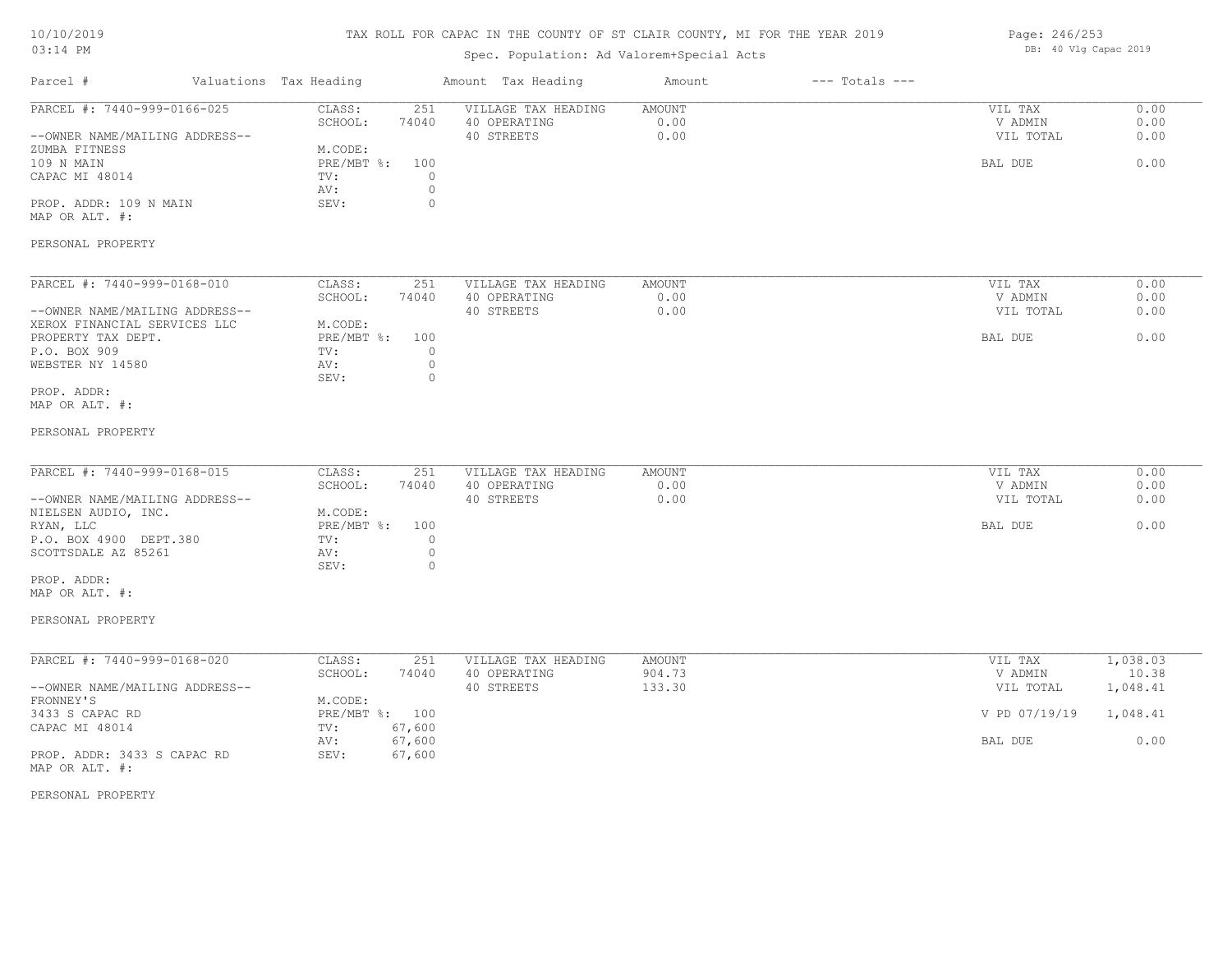TAX ROLL FOR CAPAC IN THE COUNTY OF ST CLAIR COUNTY, MI FOR THE YEAR 2019

Spec. Population: Ad Valorem+Special Acts

DB: 40 Vlg Capac 2019

| Parcel # | Valuations Tax Heading | | Amount Tax Heading | Amount | --- Totals --- | |
|---|---|---|---|---|---|---|
| PARCEL #: 7440-999-0166-025 | CLASS: | 251 | VILLAGE TAX HEADING | AMOUNT | VIL TAX | 0.00 |
| | SCHOOL: | 74040 | 40 OPERATING | 0.00 | V ADMIN | 0.00 |
| --OWNER NAME/MAILING ADDRESS-- | | | 40 STREETS | 0.00 | VIL TOTAL | 0.00 |
| ZUMBA FITNESS | M.CODE: | | | | | |
| 109 N MAIN | PRE/MBT %: | 100 | | | BAL DUE | 0.00 |
| CAPAC MI 48014 | TV: | 0 | | | | |
| | AV: | 0 | | | | |
| PROP. ADDR: 109 N MAIN | SEV: | 0 | | | | |
| MAP OR ALT. #: | | | | | | |
| PERSONAL PROPERTY | | | | | | |
| PARCEL #: 7440-999-0168-010 | CLASS: | 251 | VILLAGE TAX HEADING | AMOUNT | VIL TAX | 0.00 |
| | SCHOOL: | 74040 | 40 OPERATING | 0.00 | V ADMIN | 0.00 |
| --OWNER NAME/MAILING ADDRESS-- | | | 40 STREETS | 0.00 | VIL TOTAL | 0.00 |
| XEROX FINANCIAL SERVICES LLC | M.CODE: | | | | | |
| PROPERTY TAX DEPT. | PRE/MBT %: | 100 | | | BAL DUE | 0.00 |
| P.O. BOX 909 | TV: | 0 | | | | |
| WEBSTER NY 14580 | AV: | 0 | | | | |
| | SEV: | 0 | | | | |
| PROP. ADDR: | | | | | | |
| MAP OR ALT. #: | | | | | | |
| PERSONAL PROPERTY | | | | | | |
| PARCEL #: 7440-999-0168-015 | CLASS: | 251 | VILLAGE TAX HEADING | AMOUNT | VIL TAX | 0.00 |
| | SCHOOL: | 74040 | 40 OPERATING | 0.00 | V ADMIN | 0.00 |
| --OWNER NAME/MAILING ADDRESS-- | | | 40 STREETS | 0.00 | VIL TOTAL | 0.00 |
| NIELSEN AUDIO, INC. | M.CODE: | | | | | |
| RYAN, LLC | PRE/MBT %: | 100 | | | BAL DUE | 0.00 |
| P.O. BOX 4900 DEPT.380 | TV: | 0 | | | | |
| SCOTTSDALE AZ 85261 | AV: | 0 | | | | |
| | SEV: | 0 | | | | |
| PROP. ADDR: | | | | | | |
| MAP OR ALT. #: | | | | | | |
| PERSONAL PROPERTY | | | | | | |
| PARCEL #: 7440-999-0168-020 | CLASS: | 251 | VILLAGE TAX HEADING | AMOUNT | VIL TAX | 1,038.03 |
| | SCHOOL: | 74040 | 40 OPERATING | 904.73 | V ADMIN | 10.38 |
| --OWNER NAME/MAILING ADDRESS-- | | | 40 STREETS | 133.30 | VIL TOTAL | 1,048.41 |
| FRONNEY'S | M.CODE: | | | | | |
| 3433 S CAPAC RD | PRE/MBT %: | 100 | | | V PD 07/19/19 | 1,048.41 |
| CAPAC MI 48014 | TV: | 67,600 | | | | |
| | AV: | 67,600 | | | BAL DUE | 0.00 |
| PROP. ADDR: 3433 S CAPAC RD | SEV: | 67,600 | | | | |
| MAP OR ALT. #: | | | | | | |
| PERSONAL PROPERTY | | | | | | |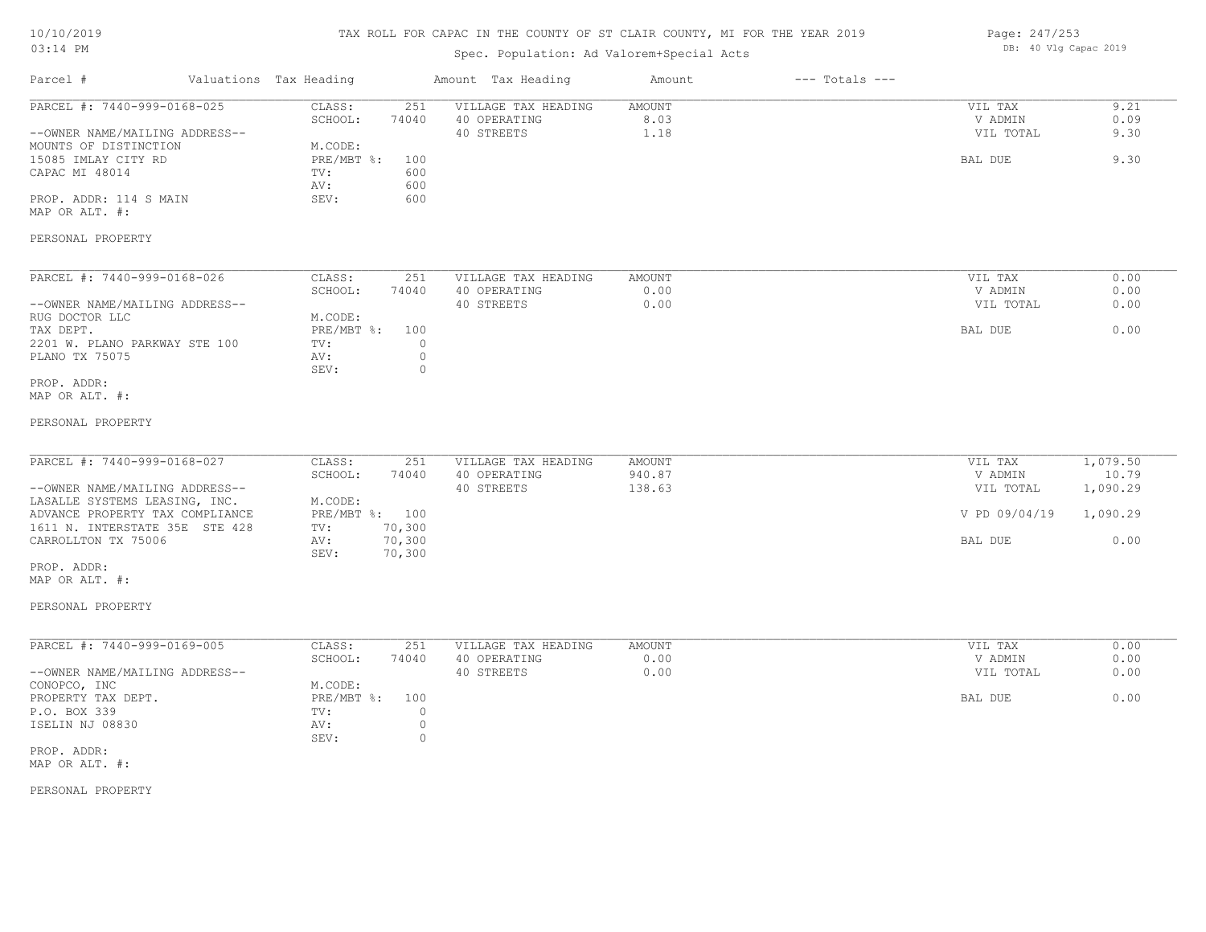TAX ROLL FOR CAPAC IN THE COUNTY OF ST CLAIR COUNTY, MI FOR THE YEAR 2019

Spec. Population: Ad Valorem+Special Acts

10/10/2019
03:14 PM

DB: 40 Vlg Capac 2019

| Parcel # | Valuations | Tax Heading | Amount | Tax Heading | Amount | --- Totals --- | |
|---|---|---|---|---|---|---|---|

---

**PARCEL #: 7440-999-0168-025**

| | | | | | |
|---|---|---|---|---|---|
| CLASS: | 251 | VILLAGE TAX HEADING | AMOUNT | VIL TAX | 9.21 |
| SCHOOL: | 74040 | 40 OPERATING | 8.03 | V ADMIN | 0.09 |
| | | 40 STREETS | 1.18 | VIL TOTAL | 9.30 |
| M.CODE: | | | | | |
| PRE/MBT %: | 100 | | | BAL DUE | 9.30 |
| TV: | 600 | | | | |
| AV: | 600 | | | | |
| SEV: | 600 | | | | |

--OWNER NAME/MAILING ADDRESS--
MOUNTS OF DISTINCTION
15085 IMLAY CITY RD
CAPAC MI 48014

PROP. ADDR: 114 S MAIN
MAP OR ALT. #:

PERSONAL PROPERTY

---

**PARCEL #: 7440-999-0168-026**

| | | | | | |
|---|---|---|---|---|---|
| CLASS: | 251 | VILLAGE TAX HEADING | AMOUNT | VIL TAX | 0.00 |
| SCHOOL: | 74040 | 40 OPERATING | 0.00 | V ADMIN | 0.00 |
| | | 40 STREETS | 0.00 | VIL TOTAL | 0.00 |
| M.CODE: | | | | | |
| PRE/MBT %: | 100 | | | BAL DUE | 0.00 |
| TV: | 0 | | | | |
| AV: | 0 | | | | |
| SEV: | 0 | | | | |

--OWNER NAME/MAILING ADDRESS--
RUG DOCTOR LLC
TAX DEPT.
2201 W. PLANO PARKWAY STE 100
PLANO TX 75075

PROP. ADDR:
MAP OR ALT. #:

PERSONAL PROPERTY

---

**PARCEL #: 7440-999-0168-027**

| | | | | | |
|---|---|---|---|---|---|
| CLASS: | 251 | VILLAGE TAX HEADING | AMOUNT | VIL TAX | 1,079.50 |
| SCHOOL: | 74040 | 40 OPERATING | 940.87 | V ADMIN | 10.79 |
| | | 40 STREETS | 138.63 | VIL TOTAL | 1,090.29 |
| M.CODE: | | | | | |
| PRE/MBT %: | 100 | | | V PD 09/04/19 | 1,090.29 |
| TV: | 70,300 | | | | |
| AV: | 70,300 | | | BAL DUE | 0.00 |
| SEV: | 70,300 | | | | |

--OWNER NAME/MAILING ADDRESS--
LASALLE SYSTEMS LEASING, INC.
ADVANCE PROPERTY TAX COMPLIANCE
1611 N. INTERSTATE 35E STE 428
CARROLLTON TX 75006

PROP. ADDR:
MAP OR ALT. #:

PERSONAL PROPERTY

---

**PARCEL #: 7440-999-0169-005**

| | | | | | |
|---|---|---|---|---|---|
| CLASS: | 251 | VILLAGE TAX HEADING | AMOUNT | VIL TAX | 0.00 |
| SCHOOL: | 74040 | 40 OPERATING | 0.00 | V ADMIN | 0.00 |
| | | 40 STREETS | 0.00 | VIL TOTAL | 0.00 |
| M.CODE: | | | | | |
| PRE/MBT %: | 100 | | | BAL DUE | 0.00 |
| TV: | 0 | | | | |
| AV: | 0 | | | | |
| SEV: | 0 | | | | |

--OWNER NAME/MAILING ADDRESS--
CONOPCO, INC
PROPERTY TAX DEPT.
P.O. BOX 339
ISELIN NJ 08830

PROP. ADDR:
MAP OR ALT. #:

PERSONAL PROPERTY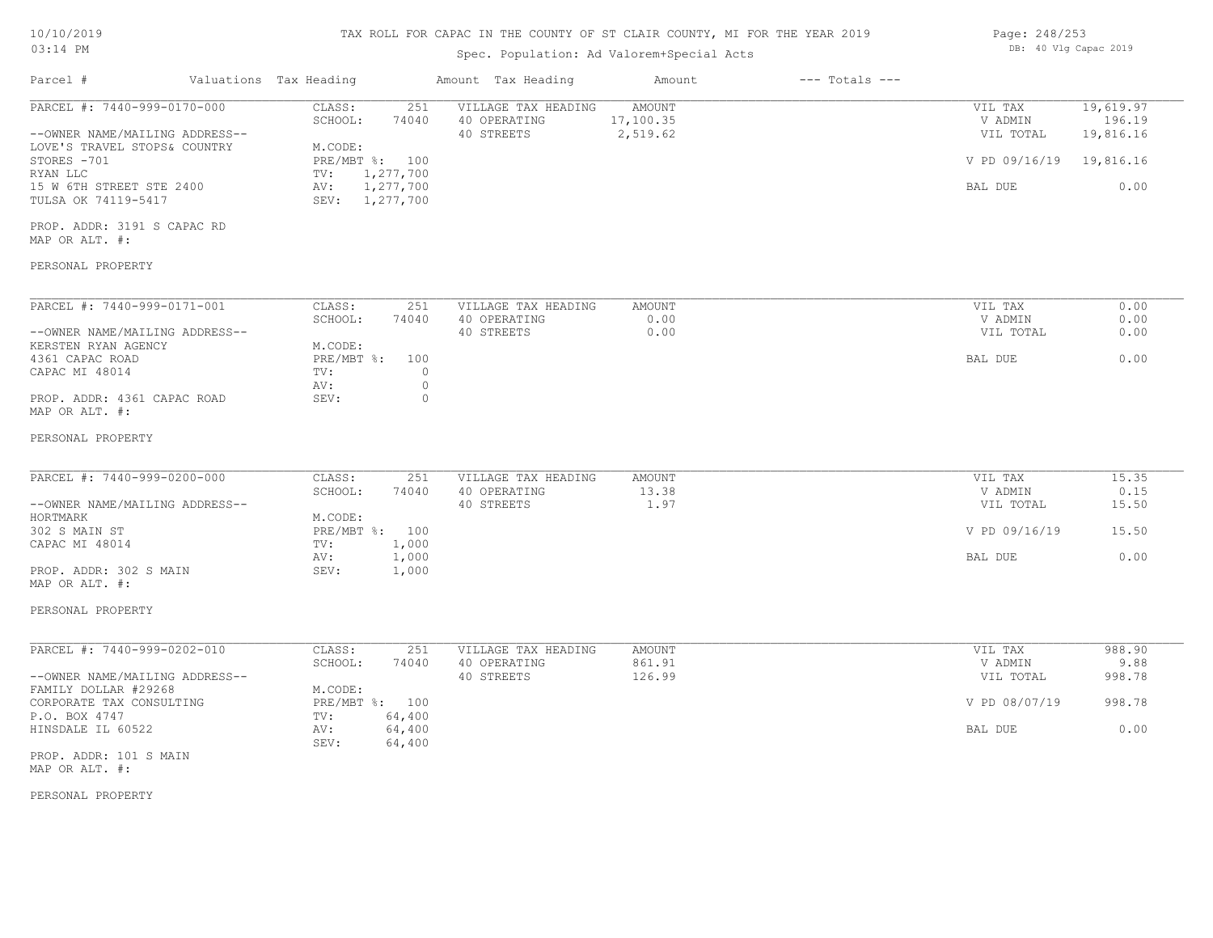# TAX ROLL FOR CAPAC IN THE COUNTY OF ST CLAIR COUNTY, MI FOR THE YEAR 2019

10/10/2019
03:14 PM

Spec. Population: Ad Valorem+Special Acts

DB: 40 Vlg Capac 2019

| Parcel # | Valuations Tax Heading | Amount Tax Heading | Amount | --- Totals --- | |
|---|---|---|---|---|---|

---

**PARCEL #: 7440-999-0170-000**

--OWNER NAME/MAILING ADDRESS--
LOVE'S TRAVEL STOPS& COUNTRY
STORES -701
RYAN LLC
15 W 6TH STREET STE 2400
TULSA OK 74119-5417

PROP. ADDR: 3191 S CAPAC RD
MAP OR ALT. #:

PERSONAL PROPERTY

| Valuations | | Tax Heading | Amount | Totals | |
|---|---|---|---|---|---|
| CLASS: | 251 | VILLAGE TAX HEADING | AMOUNT | VIL TAX | 19,619.97 |
| SCHOOL: | 74040 | 40 OPERATING | 17,100.35 | V ADMIN | 196.19 |
| M.CODE: | | 40 STREETS | 2,519.62 | VIL TOTAL | 19,816.16 |
| PRE/MBT %: | 100 | | | V PD 09/16/19 | 19,816.16 |
| TV: | 1,277,700 | | | | |
| AV: | 1,277,700 | | | BAL DUE | 0.00 |
| SEV: | 1,277,700 | | | | |

---

**PARCEL #: 7440-999-0171-001**

--OWNER NAME/MAILING ADDRESS--
KERSTEN RYAN AGENCY
4361 CAPAC ROAD
CAPAC MI 48014

PROP. ADDR: 4361 CAPAC ROAD
MAP OR ALT. #:

PERSONAL PROPERTY

| Valuations | | Tax Heading | Amount | Totals | |
|---|---|---|---|---|---|
| CLASS: | 251 | VILLAGE TAX HEADING | AMOUNT | VIL TAX | 0.00 |
| SCHOOL: | 74040 | 40 OPERATING | 0.00 | V ADMIN | 0.00 |
| M.CODE: | | 40 STREETS | 0.00 | VIL TOTAL | 0.00 |
| PRE/MBT %: | 100 | | | BAL DUE | 0.00 |
| TV: | 0 | | | | |
| AV: | 0 | | | | |
| SEV: | 0 | | | | |

---

**PARCEL #: 7440-999-0200-000**

--OWNER NAME/MAILING ADDRESS--
HORTMARK
302 S MAIN ST
CAPAC MI 48014

PROP. ADDR: 302 S MAIN
MAP OR ALT. #:

PERSONAL PROPERTY

| Valuations | | Tax Heading | Amount | Totals | |
|---|---|---|---|---|---|
| CLASS: | 251 | VILLAGE TAX HEADING | AMOUNT | VIL TAX | 15.35 |
| SCHOOL: | 74040 | 40 OPERATING | 13.38 | V ADMIN | 0.15 |
| M.CODE: | | 40 STREETS | 1.97 | VIL TOTAL | 15.50 |
| PRE/MBT %: | 100 | | | V PD 09/16/19 | 15.50 |
| TV: | 1,000 | | | | |
| AV: | 1,000 | | | BAL DUE | 0.00 |
| SEV: | 1,000 | | | | |

---

**PARCEL #: 7440-999-0202-010**

--OWNER NAME/MAILING ADDRESS--
FAMILY DOLLAR #29268
CORPORATE TAX CONSULTING
P.O. BOX 4747
HINSDALE IL 60522

PROP. ADDR: 101 S MAIN
MAP OR ALT. #:

PERSONAL PROPERTY

| Valuations | | Tax Heading | Amount | Totals | |
|---|---|---|---|---|---|
| CLASS: | 251 | VILLAGE TAX HEADING | AMOUNT | VIL TAX | 988.90 |
| SCHOOL: | 74040 | 40 OPERATING | 861.91 | V ADMIN | 9.88 |
| M.CODE: | | 40 STREETS | 126.99 | VIL TOTAL | 998.78 |
| PRE/MBT %: | 100 | | | V PD 08/07/19 | 998.78 |
| TV: | 64,400 | | | | |
| AV: | 64,400 | | | BAL DUE | 0.00 |
| SEV: | 64,400 | | | | |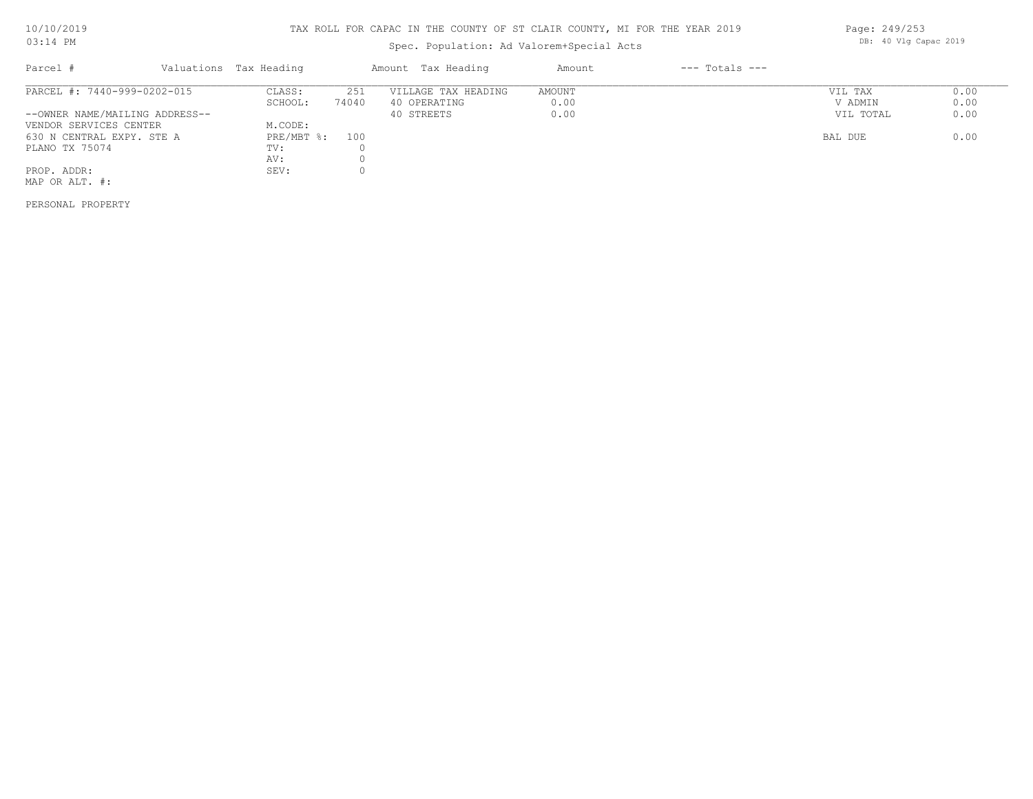TAX ROLL FOR CAPAC IN THE COUNTY OF ST CLAIR COUNTY, MI FOR THE YEAR 2019

Spec. Population: Ad Valorem+Special Acts

DB: 40 Vlg Capac 2019

| Parcel # | Valuations Tax Heading | | Amount Tax Heading | Amount | --- Totals --- | |
|---|---|---|---|---|---|---|
| PARCEL #: 7440-999-0202-015 | CLASS: | 251 | VILLAGE TAX HEADING | AMOUNT | VIL TAX | 0.00 |
| | SCHOOL: | 74040 | 40 OPERATING | 0.00 | V ADMIN | 0.00 |
| --OWNER NAME/MAILING ADDRESS-- | | | 40 STREETS | 0.00 | VIL TOTAL | 0.00 |
| VENDOR SERVICES CENTER | M.CODE: | | | | | |
| 630 N CENTRAL EXPY. STE A | PRE/MBT %: | 100 | | | BAL DUE | 0.00 |
| PLANO TX 75074 | TV: | 0 | | | | |
| | AV: | 0 | | | | |
| PROP. ADDR: | SEV: | 0 | | | | |
| MAP OR ALT. #: | | | | | | |

PERSONAL PROPERTY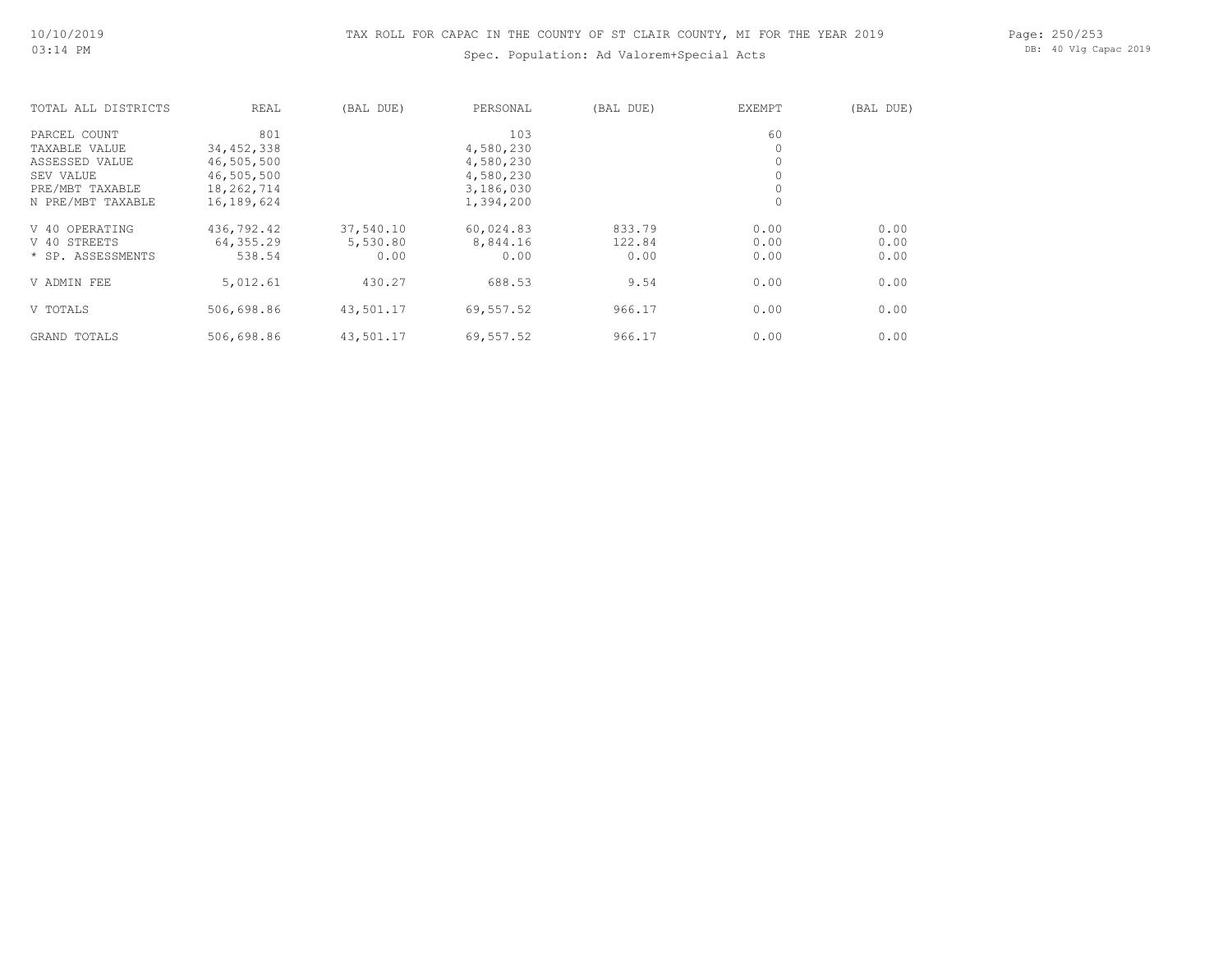TAX ROLL FOR CAPAC IN THE COUNTY OF ST CLAIR COUNTY, MI FOR THE YEAR 2019

Spec. Population: Ad Valorem+Special Acts

| TOTAL ALL DISTRICTS | REAL | (BAL DUE) | PERSONAL | (BAL DUE) | EXEMPT | (BAL DUE) |
|---|---|---|---|---|---|---|
| PARCEL COUNT | 801 | | 103 | | 60 | |
| TAXABLE VALUE | 34,452,338 | | 4,580,230 | | 0 | |
| ASSESSED VALUE | 46,505,500 | | 4,580,230 | | 0 | |
| SEV VALUE | 46,505,500 | | 4,580,230 | | 0 | |
| PRE/MBT TAXABLE | 18,262,714 | | 3,186,030 | | 0 | |
| N PRE/MBT TAXABLE | 16,189,624 | | 1,394,200 | | 0 | |
| V 40 OPERATING | 436,792.42 | 37,540.10 | 60,024.83 | 833.79 | 0.00 | 0.00 |
| V 40 STREETS | 64,355.29 | 5,530.80 | 8,844.16 | 122.84 | 0.00 | 0.00 |
| * SP. ASSESSMENTS | 538.54 | 0.00 | 0.00 | 0.00 | 0.00 | 0.00 |
| V ADMIN FEE | 5,012.61 | 430.27 | 688.53 | 9.54 | 0.00 | 0.00 |
| V TOTALS | 506,698.86 | 43,501.17 | 69,557.52 | 966.17 | 0.00 | 0.00 |
| GRAND TOTALS | 506,698.86 | 43,501.17 | 69,557.52 | 966.17 | 0.00 | 0.00 |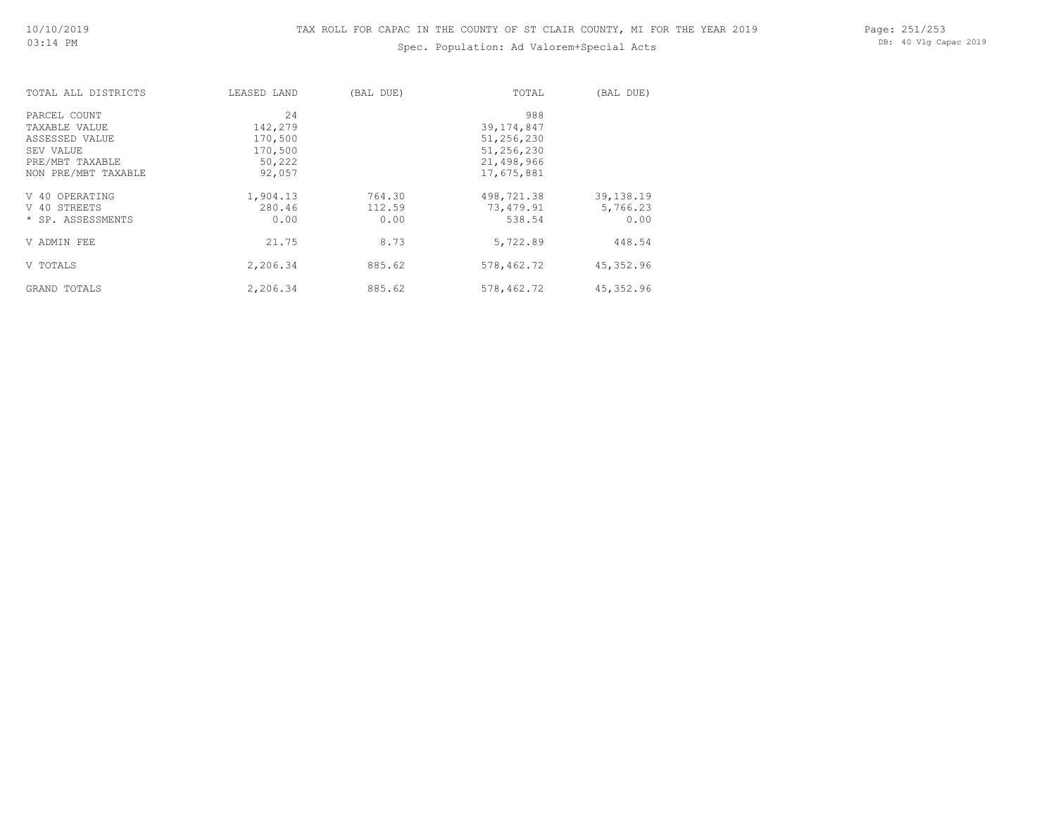TAX ROLL FOR CAPAC IN THE COUNTY OF ST CLAIR COUNTY, MI FOR THE YEAR 2019

Spec. Population: Ad Valorem+Special Acts

| TOTAL ALL DISTRICTS | LEASED LAND | (BAL DUE) | TOTAL | (BAL DUE) |
|---|---|---|---|---|
| PARCEL COUNT | 24 | | 988 | |
| TAXABLE VALUE | 142,279 | | 39,174,847 | |
| ASSESSED VALUE | 170,500 | | 51,256,230 | |
| SEV VALUE | 170,500 | | 51,256,230 | |
| PRE/MBT TAXABLE | 50,222 | | 21,498,966 | |
| NON PRE/MBT TAXABLE | 92,057 | | 17,675,881 | |
| V 40 OPERATING | 1,904.13 | 764.30 | 498,721.38 | 39,138.19 |
| V 40 STREETS | 280.46 | 112.59 | 73,479.91 | 5,766.23 |
| * SP. ASSESSMENTS | 0.00 | 0.00 | 538.54 | 0.00 |
| V ADMIN FEE | 21.75 | 8.73 | 5,722.89 | 448.54 |
| V TOTALS | 2,206.34 | 885.62 | 578,462.72 | 45,352.96 |
| GRAND TOTALS | 2,206.34 | 885.62 | 578,462.72 | 45,352.96 |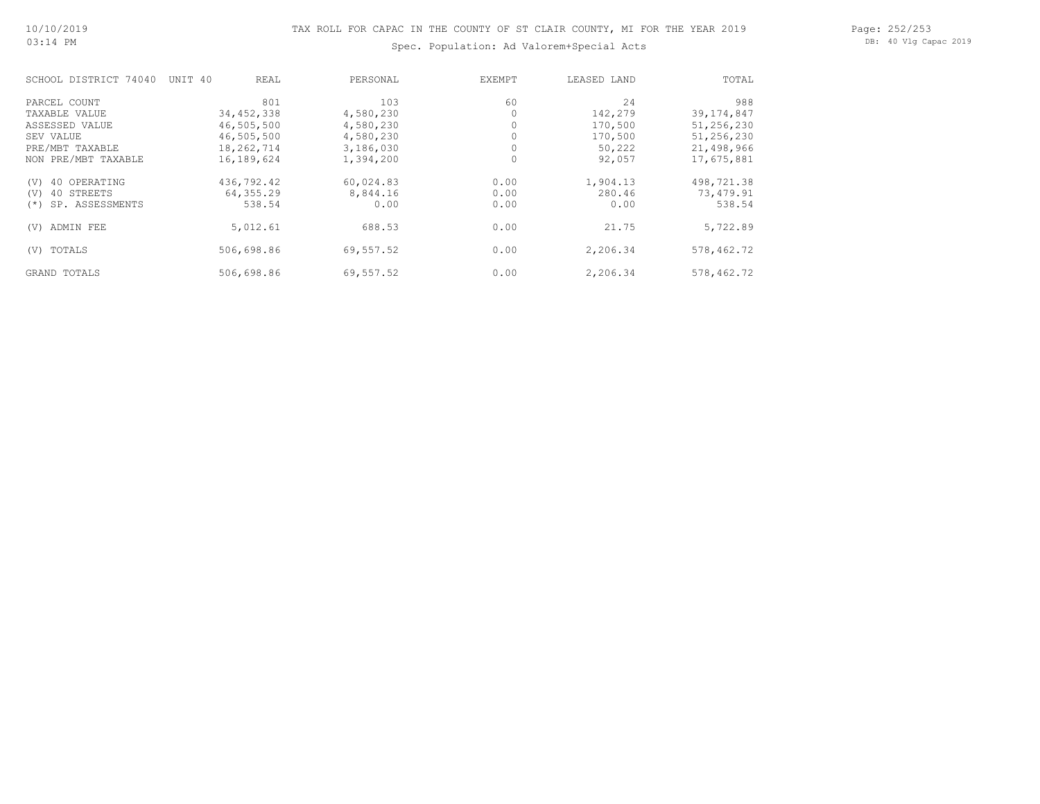# TAX ROLL FOR CAPAC IN THE COUNTY OF ST CLAIR COUNTY, MI FOR THE YEAR 2019

## Spec. Population: Ad Valorem+Special Acts

| SCHOOL DISTRICT 74040 UNIT 40 | REAL | PERSONAL | EXEMPT | LEASED LAND | TOTAL |
|---|---|---|---|---|---|
| PARCEL COUNT | 801 | 103 | 60 | 24 | 988 |
| TAXABLE VALUE | 34,452,338 | 4,580,230 | 0 | 142,279 | 39,174,847 |
| ASSESSED VALUE | 46,505,500 | 4,580,230 | 0 | 170,500 | 51,256,230 |
| SEV VALUE | 46,505,500 | 4,580,230 | 0 | 170,500 | 51,256,230 |
| PRE/MBT TAXABLE | 18,262,714 | 3,186,030 | 0 | 50,222 | 21,498,966 |
| NON PRE/MBT TAXABLE | 16,189,624 | 1,394,200 | 0 | 92,057 | 17,675,881 |
| (V) 40 OPERATING | 436,792.42 | 60,024.83 | 0.00 | 1,904.13 | 498,721.38 |
| (V) 40 STREETS | 64,355.29 | 8,844.16 | 0.00 | 280.46 | 73,479.91 |
| (*) SP. ASSESSMENTS | 538.54 | 0.00 | 0.00 | 0.00 | 538.54 |
| (V) ADMIN FEE | 5,012.61 | 688.53 | 0.00 | 21.75 | 5,722.89 |
| (V) TOTALS | 506,698.86 | 69,557.52 | 0.00 | 2,206.34 | 578,462.72 |
| GRAND TOTALS | 506,698.86 | 69,557.52 | 0.00 | 2,206.34 | 578,462.72 |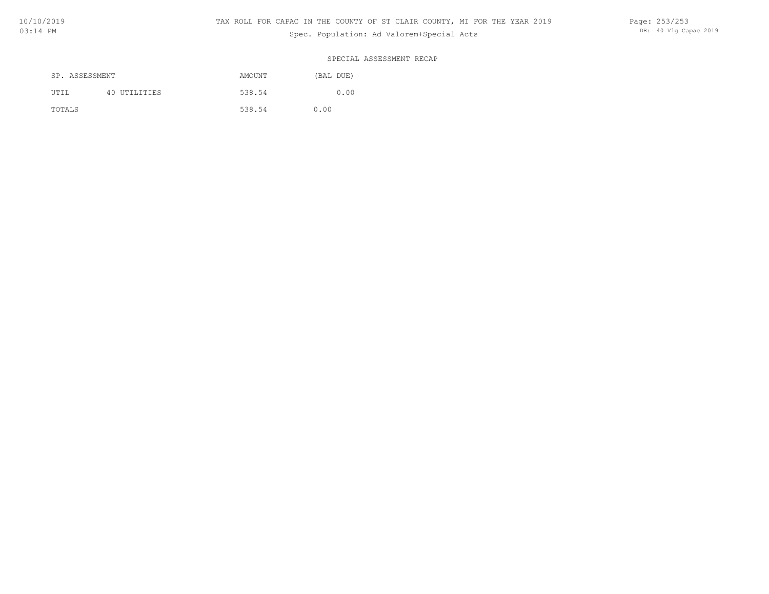## SPECIAL ASSESSMENT RECAP

| SP. ASSESSMENT | | AMOUNT | (BAL DUE) |
|---|---|---|---|
| UTIL | 40 UTILITIES | 538.54 | 0.00 |
| TOTALS | | 538.54 | 0.00 |